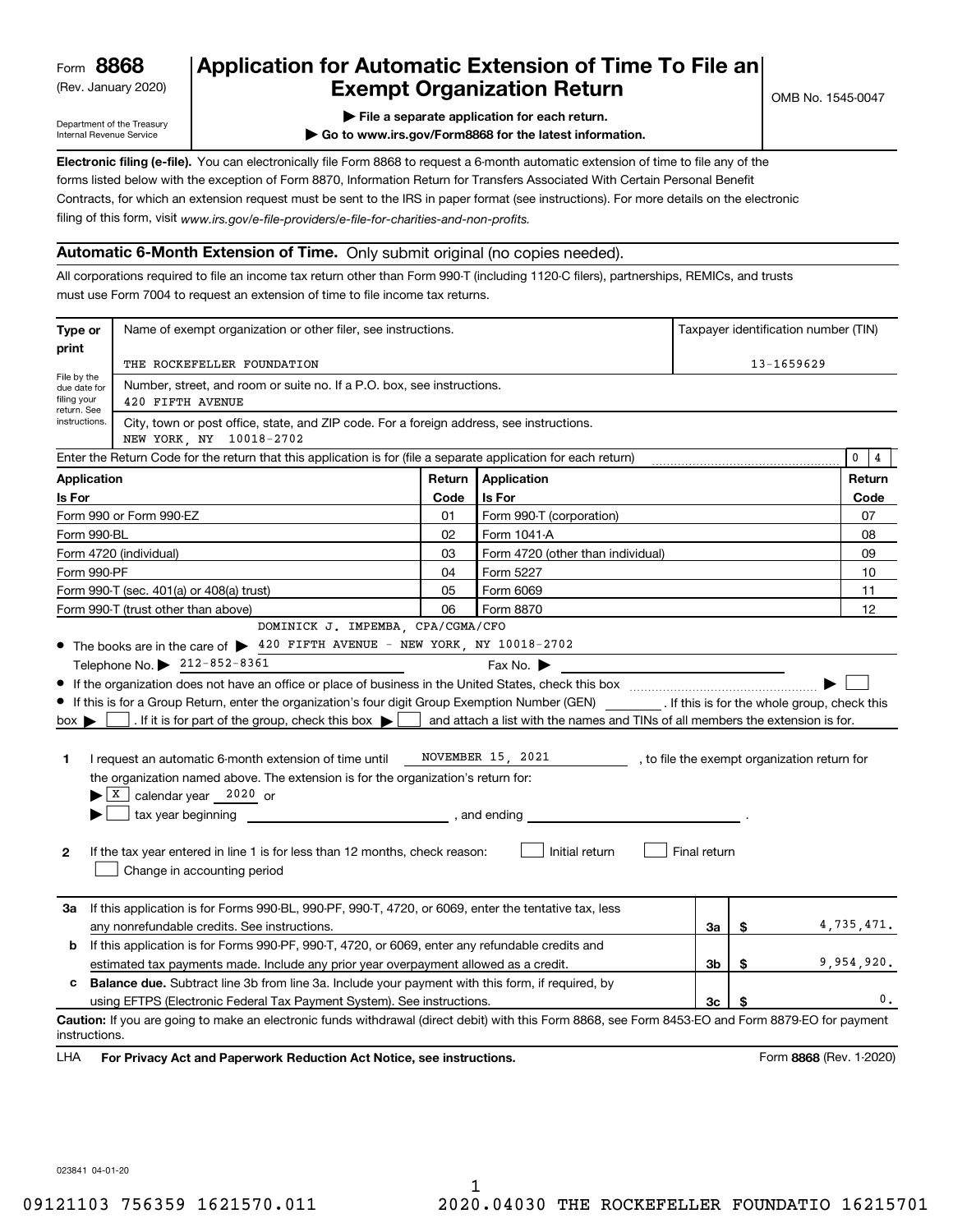Form **8868** (Rev. January 2020)

Department of the Treasury
Internal Revenue Service

# Application for Automatic Extension of Time To File an Exempt Organization Return

OMB No. 1545-0047

▶ File a separate application for each return.

▶ Go to www.irs.gov/Form8868 for the latest information.

**Electronic filing (e-file).** You can electronically file Form 8868 to request a 6-month automatic extension of time to file any of the forms listed below with the exception of Form 8870, Information Return for Transfers Associated With Certain Personal Benefit Contracts, for which an extension request must be sent to the IRS in paper format (see instructions). For more details on the electronic filing of this form, visit *www.irs.gov/e-file-providers/e-file-for-charities-and-non-profits.*

## Automatic 6-Month Extension of Time. Only submit original (no copies needed).

All corporations required to file an income tax return other than Form 990-T (including 1120-C filers), partnerships, REMICs, and trusts must use Form 7004 to request an extension of time to file income tax returns.

**Type or print**

File by the due date for filing your return. See instructions.

Name of exempt organization or other filer, see instructions: THE ROCKEFELLER FOUNDATION

Taxpayer identification number (TIN): 13-1659629

Number, street, and room or suite no. If a P.O. box, see instructions: 420 FIFTH AVENUE

City, town or post office, state, and ZIP code. For a foreign address, see instructions: NEW YORK, NY 10018-2702

Enter the Return Code for the return that this application is for (file a separate application for each return): 0 4

| Application Is For | Return Code | Application Is For | Return Code |
|---|---|---|---|
| Form 990 or Form 990-EZ | 01 | Form 990-T (corporation) | 07 |
| Form 990-BL | 02 | Form 1041-A | 08 |
| Form 4720 (individual) | 03 | Form 4720 (other than individual) | 09 |
| Form 990-PF | 04 | Form 5227 | 10 |
| Form 990-T (sec. 401(a) or 408(a) trust) | 05 | Form 6069 | 11 |
| Form 990-T (trust other than above) | 06 | Form 8870 | 12 |

- The books are in the care of ▶ DOMINICK J. IMPEMBA, CPA/CGMA/CFO 420 FIFTH AVENUE - NEW YORK, NY 10018-2702

  Telephone No. ▶ 212-852-8361 Fax No. ▶
- If the organization does not have an office or place of business in the United States, check this box ▶ ☐
- If this is for a Group Return, enter the organization's four digit Group Exemption Number (GEN) ______ . If this is for the whole group, check this box ▶ ☐ . If it is for part of the group, check this box ▶ ☐ and attach a list with the names and TINs of all members the extension is for.

**1** I request an automatic 6-month extension of time until NOVEMBER 15, 2021, to file the exempt organization return for the organization named above. The extension is for the organization's return for:

▶ ☒ calendar year 2020 or

▶ ☐ tax year beginning ______, and ending ______.

**2** If the tax year entered in line 1 is for less than 12 months, check reason: ☐ Initial return ☐ Final return ☐ Change in accounting period

| | | | |
|---|---|---|---|
| **3a** | If this application is for Forms 990-BL, 990-PF, 990-T, 4720, or 6069, enter the tentative tax, less any nonrefundable credits. See instructions. | 3a | $ 4,735,471. |
| **b** | If this application is for Forms 990-PF, 990-T, 4720, or 6069, enter any refundable credits and estimated tax payments made. Include any prior year overpayment allowed as a credit. | 3b | $ 9,954,920. |
| **c** | **Balance due.** Subtract line 3b from line 3a. Include your payment with this form, if required, by using EFTPS (Electronic Federal Tax Payment System). See instructions. | 3c | $ 0. |

**Caution:** If you are going to make an electronic funds withdrawal (direct debit) with this Form 8868, see Form 8453-EO and Form 8879-EO for payment instructions.

LHA **For Privacy Act and Paperwork Reduction Act Notice, see instructions.** Form **8868** (Rev. 1-2020)

023841 04-01-20

09121103 756359 1621570.011 2020.04030 THE ROCKEFELLER FOUNDATIO 16215701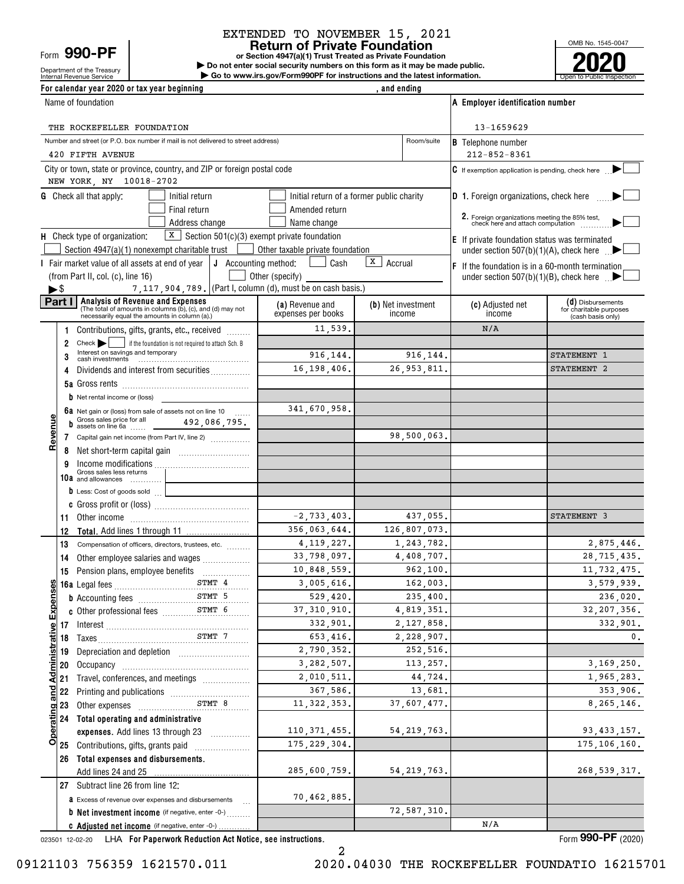EXTENDED TO NOVEMBER 15, 2021

Form **990-PF**

Department of the Treasury
Internal Revenue Service

# Return of Private Foundation

**or Section 4947(a)(1) Trust Treated as Private Foundation**

▶ Do not enter social security numbers on this form as it may be made public.

▶ Go to www.irs.gov/Form990PF for instructions and the latest information.

OMB No. 1545-0047

**2020**

Open to Public Inspection

For calendar year 2020 or tax year beginning , and ending

Name of foundation: THE ROCKEFELLER FOUNDATION

A Employer identification number: 13-1659629

Number and street (or P.O. box number if mail is not delivered to street address): 420 FIFTH AVENUE | Room/suite:

B Telephone number: 212-852-8361

City or town, state or province, country, and ZIP or foreign postal code: NEW YORK, NY 10018-2702

C If exemption application is pending, check here ▶ ☐

G Check all that apply: ☐ Initial return ☐ Initial return of a former public charity ☐ Final return ☐ Amended return ☐ Address change ☐ Name change

D 1. Foreign organizations, check here ▶ ☐
2. Foreign organizations meeting the 85% test, check here and attach computation ▶ ☐

H Check type of organization: [X] Section 501(c)(3) exempt private foundation ☐ Section 4947(a)(1) nonexempt charitable trust ☐ Other taxable private foundation

E If private foundation status was terminated under section 507(b)(1)(A), check here ▶ ☐

I Fair market value of all assets at end of year (from Part II, col. (c), line 16) ▶$ 7,117,904,789.

J Accounting method: ☐ Cash [X] Accrual ☐ Other (specify) (Part I, column (d), must be on cash basis.)

F If the foundation is in a 60-month termination under section 507(b)(1)(B), check here ▶ ☐

**Part I Analysis of Revenue and Expenses** (The total of amounts in columns (b), (c), and (d) may not necessarily equal the amounts in column (a).)

| | Line | (a) Revenue and expenses per books | (b) Net investment income | (c) Adjusted net income | (d) Disbursements for charitable purposes (cash basis only) |
|---|---|---|---|---|---|
| Revenue | 1 Contributions, gifts, grants, etc., received | 11,539. | | N/A | |
| | 2 Check ▶ ☐ if the foundation is not required to attach Sch. B | | | | |
| | 3 Interest on savings and temporary cash investments | 916,144. | 916,144. | | STATEMENT 1 |
| | 4 Dividends and interest from securities | 16,198,406. | 26,953,811. | | STATEMENT 2 |
| | 5a Gross rents | | | | |
| | b Net rental income or (loss) | | | | |
| | 6a Net gain or (loss) from sale of assets not on line 10 | 341,670,958. | | | |
| | b Gross sales price for all assets on line 6a 492,086,795. | | | | |
| | 7 Capital gain net income (from Part IV, line 2) | | 98,500,063. | | |
| | 8 Net short-term capital gain | | | | |
| | 9 Income modifications | | | | |
| | 10a Gross sales less returns and allowances | | | | |
| | b Less: Cost of goods sold | | | | |
| | c Gross profit or (loss) | | | | |
| | 11 Other income | -2,733,403. | 437,055. | | STATEMENT 3 |
| | 12 **Total.** Add lines 1 through 11 | 356,063,644. | 126,807,073. | | |
| Operating and Administrative Expenses | 13 Compensation of officers, directors, trustees, etc. | 4,119,227. | 1,243,782. | | 2,875,446. |
| | 14 Other employee salaries and wages | 33,798,097. | 4,408,707. | | 28,715,435. |
| | 15 Pension plans, employee benefits | 10,848,559. | 962,100. | | 11,732,475. |
| | 16a Legal fees STMT 4 | 3,005,616. | 162,003. | | 3,579,939. |
| | b Accounting fees STMT 5 | 529,420. | 235,400. | | 236,020. |
| | c Other professional fees STMT 6 | 37,310,910. | 4,819,351. | | 32,207,356. |
| | 17 Interest | 332,901. | 2,127,858. | | 332,901. |
| | 18 Taxes STMT 7 | 653,416. | 2,228,907. | | 0. |
| | 19 Depreciation and depletion | 2,790,352. | 252,516. | | |
| | 20 Occupancy | 3,282,507. | 113,257. | | 3,169,250. |
| | 21 Travel, conferences, and meetings | 2,010,511. | 44,724. | | 1,965,283. |
| | 22 Printing and publications | 367,586. | 13,681. | | 353,906. |
| | 23 Other expenses STMT 8 | 11,322,353. | 37,607,477. | | 8,265,146. |
| | 24 **Total operating and administrative expenses.** Add lines 13 through 23 | 110,371,455. | 54,219,763. | | 93,433,157. |
| | 25 Contributions, gifts, grants paid | 175,229,304. | | | 175,106,160. |
| | 26 **Total expenses and disbursements.** Add lines 24 and 25 | 285,600,759. | 54,219,763. | | 268,539,317. |
| | 27 Subtract line 26 from line 12: | | | | |
| | a Excess of revenue over expenses and disbursements | 70,462,885. | | | |
| | b **Net investment income** (if negative, enter -0-) | | 72,587,310. | | |
| | c **Adjusted net income** (if negative, enter -0-) | | | N/A | |

023501 12-02-20 LHA **For Paperwork Reduction Act Notice, see instructions.** Form **990-PF** (2020)

09121103 756359 1621570.011 2020.04030 THE ROCKEFELLER FOUNDATIO 16215701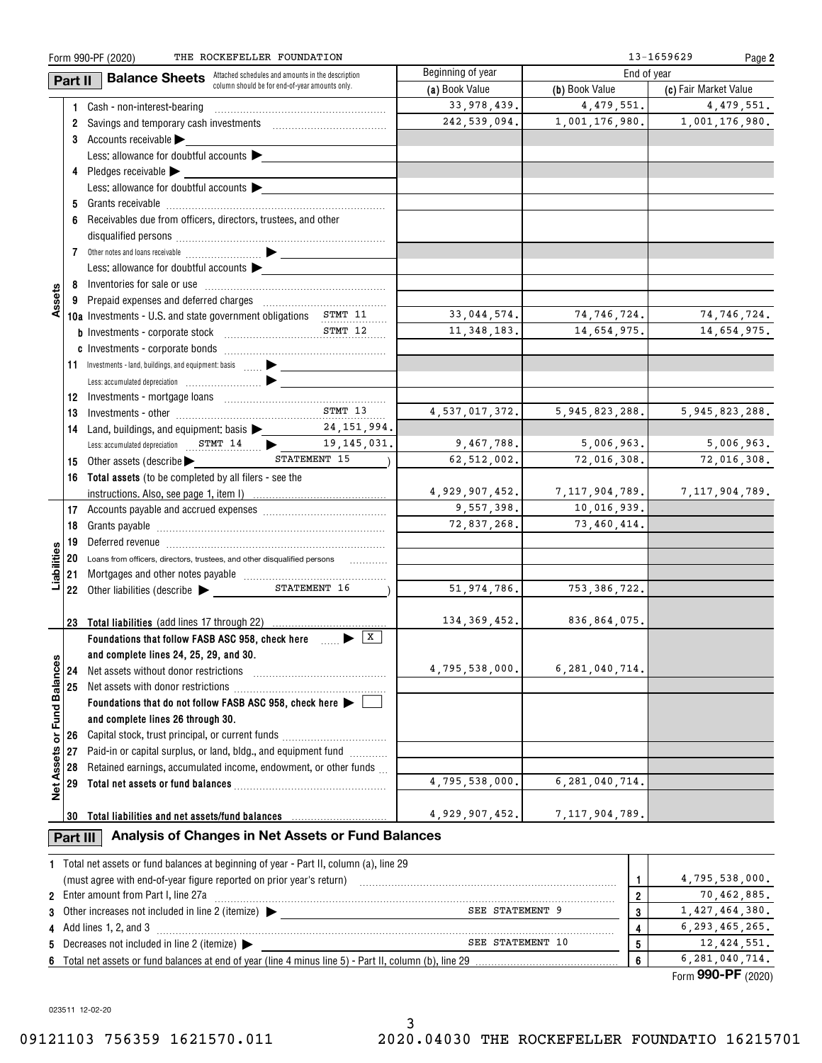Form 990-PF (2020) THE ROCKEFELLER FOUNDATION 13-1659629 Page **2**

## Part II Balance Sheets

Attached schedules and amounts in the description column should be for end-of-year amounts only.

| | | | Beginning of year | End of year | |
|---|---|---|---|---|---|
| | | | (a) Book Value | (b) Book Value | (c) Fair Market Value |
| **Assets** | 1 | Cash - non-interest-bearing | 33,978,439. | 4,479,551. | 4,479,551. |
| | 2 | Savings and temporary cash investments | 242,539,094. | 1,001,176,980. | 1,001,176,980. |
| | 3 | Accounts receivable ▶ | | | |
| | | Less: allowance for doubtful accounts ▶ | | | |
| | 4 | Pledges receivable ▶ | | | |
| | | Less: allowance for doubtful accounts ▶ | | | |
| | 5 | Grants receivable | | | |
| | 6 | Receivables due from officers, directors, trustees, and other disqualified persons | | | |
| | 7 | Other notes and loans receivable ▶ | | | |
| | | Less: allowance for doubtful accounts ▶ | | | |
| | 8 | Inventories for sale or use | | | |
| | 9 | Prepaid expenses and deferred charges | | | |
| | 10a | Investments - U.S. and state government obligations STMT 11 | 33,044,574. | 74,746,724. | 74,746,724. |
| | b | Investments - corporate stock STMT 12 | 11,348,183. | 14,654,975. | 14,654,975. |
| | c | Investments - corporate bonds | | | |
| | 11 | Investments - land, buildings, and equipment: basis ▶ | | | |
| | | Less: accumulated depreciation ▶ | | | |
| | 12 | Investments - mortgage loans | | | |
| | 13 | Investments - other STMT 13 | 4,537,017,372. | 5,945,823,288. | 5,945,823,288. |
| | 14 | Land, buildings, and equipment: basis ▶ 24,151,994. | | | |
| | | Less: accumulated depreciation STMT 14 ▶ 19,145,031. | 9,467,788. | 5,006,963. | 5,006,963. |
| | 15 | Other assets (describe ▶ STATEMENT 15 ) | 62,512,002. | 72,016,308. | 72,016,308. |
| | 16 | **Total assets** (to be completed by all filers - see the instructions. Also, see page 1, item I) | 4,929,907,452. | 7,117,904,789. | 7,117,904,789. |
| **Liabilities** | 17 | Accounts payable and accrued expenses | 9,557,398. | 10,016,939. | |
| | 18 | Grants payable | 72,837,268. | 73,460,414. | |
| | 19 | Deferred revenue | | | |
| | 20 | Loans from officers, directors, trustees, and other disqualified persons | | | |
| | 21 | Mortgages and other notes payable | | | |
| | 22 | Other liabilities (describe ▶ STATEMENT 16 ) | 51,974,786. | 753,386,722. | |
| | 23 | **Total liabilities** (add lines 17 through 22) | 134,369,452. | 836,864,075. | |
| **Net Assets or Fund Balances** | | **Foundations that follow FASB ASC 958, check here** ▶ [X] **and complete lines 24, 25, 29, and 30.** | | | |
| | 24 | Net assets without donor restrictions | 4,795,538,000. | 6,281,040,714. | |
| | 25 | Net assets with donor restrictions | | | |
| | | **Foundations that do not follow FASB ASC 958, check here** ▶ [ ] **and complete lines 26 through 30.** | | | |
| | 26 | Capital stock, trust principal, or current funds | | | |
| | 27 | Paid-in or capital surplus, or land, bldg., and equipment fund | | | |
| | 28 | Retained earnings, accumulated income, endowment, or other funds | | | |
| | 29 | **Total net assets or fund balances** | 4,795,538,000. | 6,281,040,714. | |
| | 30 | **Total liabilities and net assets/fund balances** | 4,929,907,452. | 7,117,904,789. | |

## Part III Analysis of Changes in Net Assets or Fund Balances

| | | | |
|---|---|---|---|
| 1 | Total net assets or fund balances at beginning of year - Part II, column (a), line 29 (must agree with end-of-year figure reported on prior year's return) | 1 | 4,795,538,000. |
| 2 | Enter amount from Part I, line 27a | 2 | 70,462,885. |
| 3 | Other increases not included in line 2 (itemize) ▶ SEE STATEMENT 9 | 3 | 1,427,464,380. |
| 4 | Add lines 1, 2, and 3 | 4 | 6,293,465,265. |
| 5 | Decreases not included in line 2 (itemize) ▶ SEE STATEMENT 10 | 5 | 12,424,551. |
| 6 | Total net assets or fund balances at end of year (line 4 minus line 5) - Part II, column (b), line 29 | 6 | 6,281,040,714. |

Form **990-PF** (2020)

023511 12-02-20

09121103 756359 1621570.011 2020.04030 THE ROCKEFELLER FOUNDATIO 16215701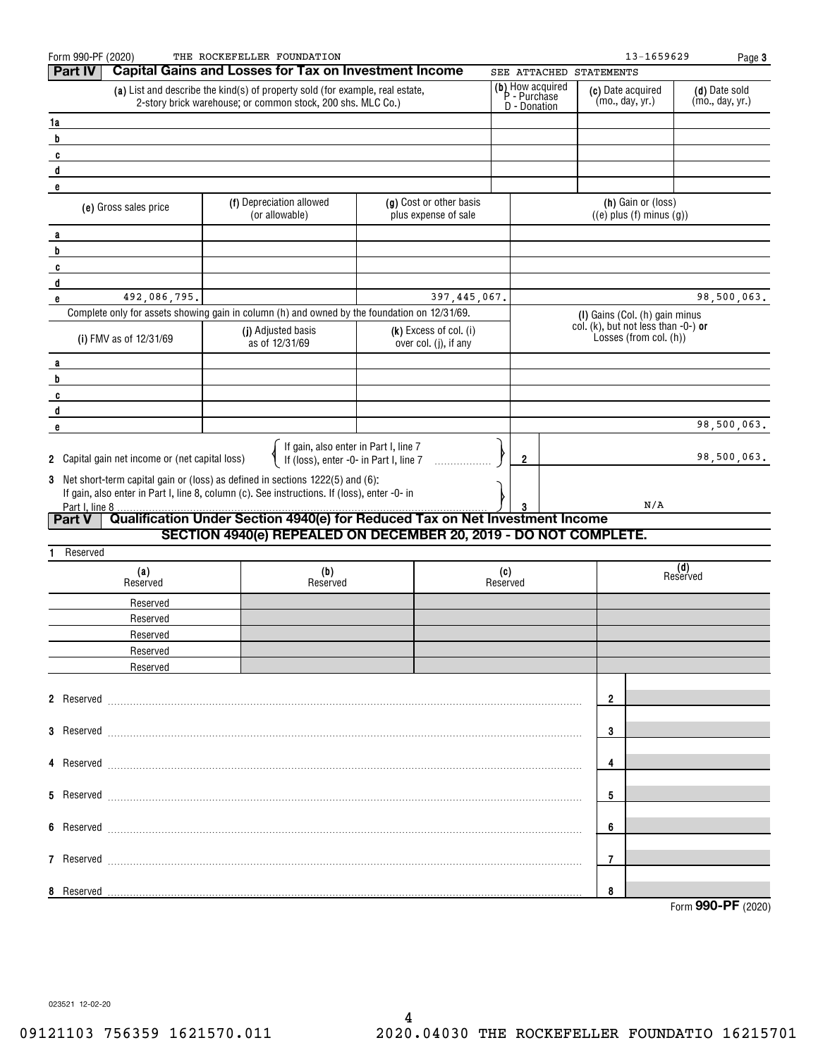Form 990-PF (2020) THE ROCKEFELLER FOUNDATION 13-1659629 Page 3

## Part IV Capital Gains and Losses for Tax on Investment Income

SEE ATTACHED STATEMENTS

| | (a) List and describe the kind(s) of property sold (for example, real estate, 2-story brick warehouse; or common stock, 200 shs. MLC Co.) | (b) How acquired P - Purchase D - Donation | (c) Date acquired (mo., day, yr.) | (d) Date sold (mo., day, yr.) |
|---|---|---|---|---|
| 1a | | | | |
| b | | | | |
| c | | | | |
| d | | | | |
| e | | | | |

| | (e) Gross sales price | (f) Depreciation allowed (or allowable) | (g) Cost or other basis plus expense of sale | (h) Gain or (loss) ((e) plus (f) minus (g)) |
|---|---|---|---|---|
| a | | | | |
| b | | | | |
| c | | | | |
| d | | | | |
| e | 492,086,795. | | 397,445,067. | 98,500,063. |

Complete only for assets showing gain in column (h) and owned by the foundation on 12/31/69.

| | (i) FMV as of 12/31/69 | (j) Adjusted basis as of 12/31/69 | (k) Excess of col. (i) over col. (j), if any | (l) Gains (Col. (h) gain minus col. (k), but not less than -0-) or Losses (from col. (h)) |
|---|---|---|---|---|
| a | | | | |
| b | | | | |
| c | | | | |
| d | | | | |
| e | | | | 98,500,063. |

2 Capital gain net income or (net capital loss) { If gain, also enter in Part I, line 7; If (loss), enter -0- in Part I, line 7 } ..... **2** 98,500,063.

3 Net short-term capital gain or (loss) as defined in sections 1222(5) and (6): If gain, also enter in Part I, line 8, column (c). See instructions. If (loss), enter -0- in Part I, line 8 ..... **3** N/A

## Part V Qualification Under Section 4940(e) for Reduced Tax on Net Investment Income

**SECTION 4940(e) REPEALED ON DECEMBER 20, 2019 - DO NOT COMPLETE.**

1 Reserved

| (a) Reserved | (b) Reserved | (c) Reserved | (d) Reserved |
|---|---|---|---|
| Reserved | | | |
| Reserved | | | |
| Reserved | | | |
| Reserved | | | |
| Reserved | | | |

2 Reserved ..... **2**

3 Reserved ..... **3**

4 Reserved ..... **4**

5 Reserved ..... **5**

6 Reserved ..... **6**

7 Reserved ..... **7**

8 Reserved ..... **8**

Form **990-PF** (2020)

023521 12-02-20

09121103 756359 1621570.011 2020.04030 THE ROCKEFELLER FOUNDATIO 16215701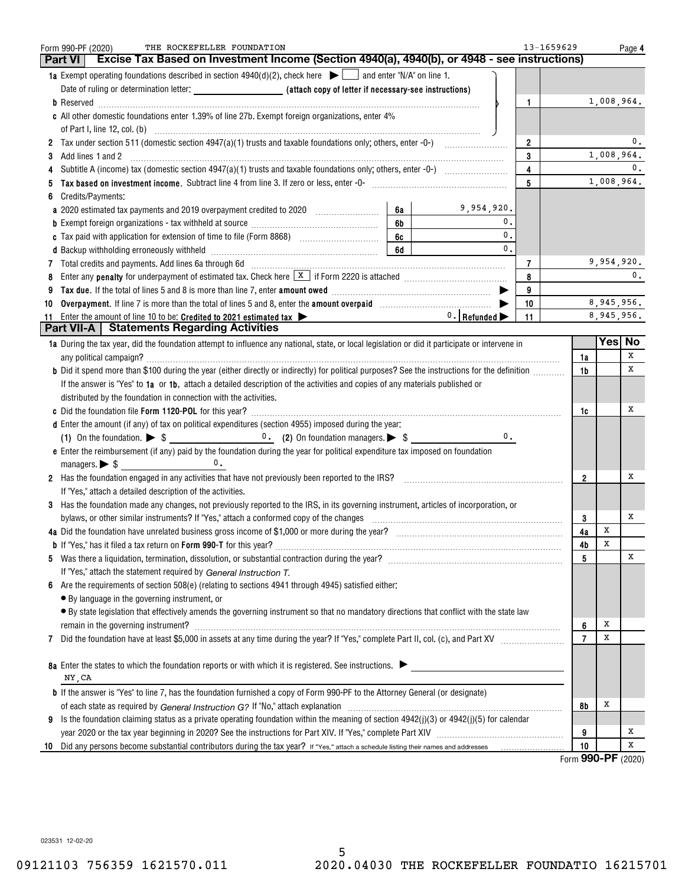Form 990-PF (2020) THE ROCKEFELLER FOUNDATION 13-1659629

## Part VI Excise Tax Based on Investment Income (Section 4940(a), 4940(b), or 4948 - see instructions)

| | | | |
|---|---|---|---|
| **1a** Exempt operating foundations described in section 4940(d)(2), check here ▶ ☐ and enter "N/A" on line 1. Date of ruling or determination letter: ________ **(attach copy of letter if necessary-see instructions)** | | | |
| **b** Reserved | | 1 | 1,008,964. |
| **c** All other domestic foundations enter 1.39% of line 27b. Exempt foreign organizations, enter 4% of Part I, line 12, col. (b) | | | |
| **2** Tax under section 511 (domestic section 4947(a)(1) trusts and taxable foundations only; others, enter -0-) | | 2 | 0. |
| **3** Add lines 1 and 2 | | 3 | 1,008,964. |
| **4** Subtitle A (income) tax (domestic section 4947(a)(1) trusts and taxable foundations only; others, enter -0-) | | 4 | 0. |
| **5** **Tax based on investment income.** Subtract line 4 from line 3. If zero or less, enter -0- | | 5 | 1,008,964. |
| **6** Credits/Payments: | | | |
| **a** 2020 estimated tax payments and 2019 overpayment credited to 2020 | 6a 9,954,920. | | |
| **b** Exempt foreign organizations - tax withheld at source | 6b 0. | | |
| **c** Tax paid with application for extension of time to file (Form 8868) | 6c 0. | | |
| **d** Backup withholding erroneously withheld | 6d 0. | | |
| **7** Total credits and payments. Add lines 6a through 6d | | 7 | 9,954,920. |
| **8** Enter any **penalty** for underpayment of estimated tax. Check here ☒ if Form 2220 is attached | | 8 | 0. |
| **9** **Tax due.** If the total of lines 5 and 8 is more than line 7, enter **amount owed** ▶ | | 9 | |
| **10** **Overpayment.** If line 7 is more than the total of lines 5 and 8, enter the **amount overpaid** ▶ | | 10 | 8,945,956. |
| **11** Enter the amount of line 10 to be: **Credited to 2021 estimated tax** ▶ 0. **Refunded** ▶ | | 11 | 8,945,956. |

## Part VII-A Statements Regarding Activities

| | | Yes | No |
|---|---|---|---|
| **1a** During the tax year, did the foundation attempt to influence any national, state, or local legislation or did it participate or intervene in any political campaign? | 1a | | X |
| **b** Did it spend more than $100 during the year (either directly or indirectly) for political purposes? See the instructions for the definition | 1b | | X |
| If the answer is "Yes" to **1a** or **1b**, attach a detailed description of the activities and copies of any materials published or distributed by the foundation in connection with the activities. | | | |
| **c** Did the foundation file **Form 1120-POL** for this year? | 1c | | X |
| **d** Enter the amount (if any) of tax on political expenditures (section 4955) imposed during the year: (1) On the foundation. ▶ $ 0. (2) On foundation managers. ▶ $ 0. | | | |
| **e** Enter the reimbursement (if any) paid by the foundation during the year for political expenditure tax imposed on foundation managers. ▶ $ 0. | | | |
| **2** Has the foundation engaged in any activities that have not previously been reported to the IRS? If "Yes," attach a detailed description of the activities. | 2 | | X |
| **3** Has the foundation made any changes, not previously reported to the IRS, in its governing instrument, articles of incorporation, or bylaws, or other similar instruments? If "Yes," attach a conformed copy of the changes | 3 | | X |
| **4a** Did the foundation have unrelated business gross income of $1,000 or more during the year? | 4a | X | |
| **b** If "Yes," has it filed a tax return on **Form 990-T** for this year? | 4b | X | |
| **5** Was there a liquidation, termination, dissolution, or substantial contraction during the year? If "Yes," attach the statement required by *General Instruction T.* | 5 | | X |
| **6** Are the requirements of section 508(e) (relating to sections 4941 through 4945) satisfied either: • By language in the governing instrument, or • By state legislation that effectively amends the governing instrument so that no mandatory directions that conflict with the state law remain in the governing instrument? | 6 | X | |
| **7** Did the foundation have at least $5,000 in assets at any time during the year? If "Yes," complete Part II, col. (c), and Part XV | 7 | X | |
| **8a** Enter the states to which the foundation reports or with which it is registered. See instructions. ▶ NY,CA | | | |
| **b** If the answer is "Yes" to line 7, has the foundation furnished a copy of Form 990-PF to the Attorney General (or designate) of each state as required by *General Instruction G?* If "No," attach explanation | 8b | X | |
| **9** Is the foundation claiming status as a private operating foundation within the meaning of section 4942(j)(3) or 4942(j)(5) for calendar year 2020 or the tax year beginning in 2020? See the instructions for Part XIV. If "Yes," complete Part XIV | 9 | | X |
| **10** Did any persons become substantial contributors during the tax year? If "Yes," attach a schedule listing their names and addresses | 10 | | X |

Form **990-PF** (2020)

023531 12-02-20

09121103 756359 1621570.011 2020.04030 THE ROCKEFELLER FOUNDATIO 16215701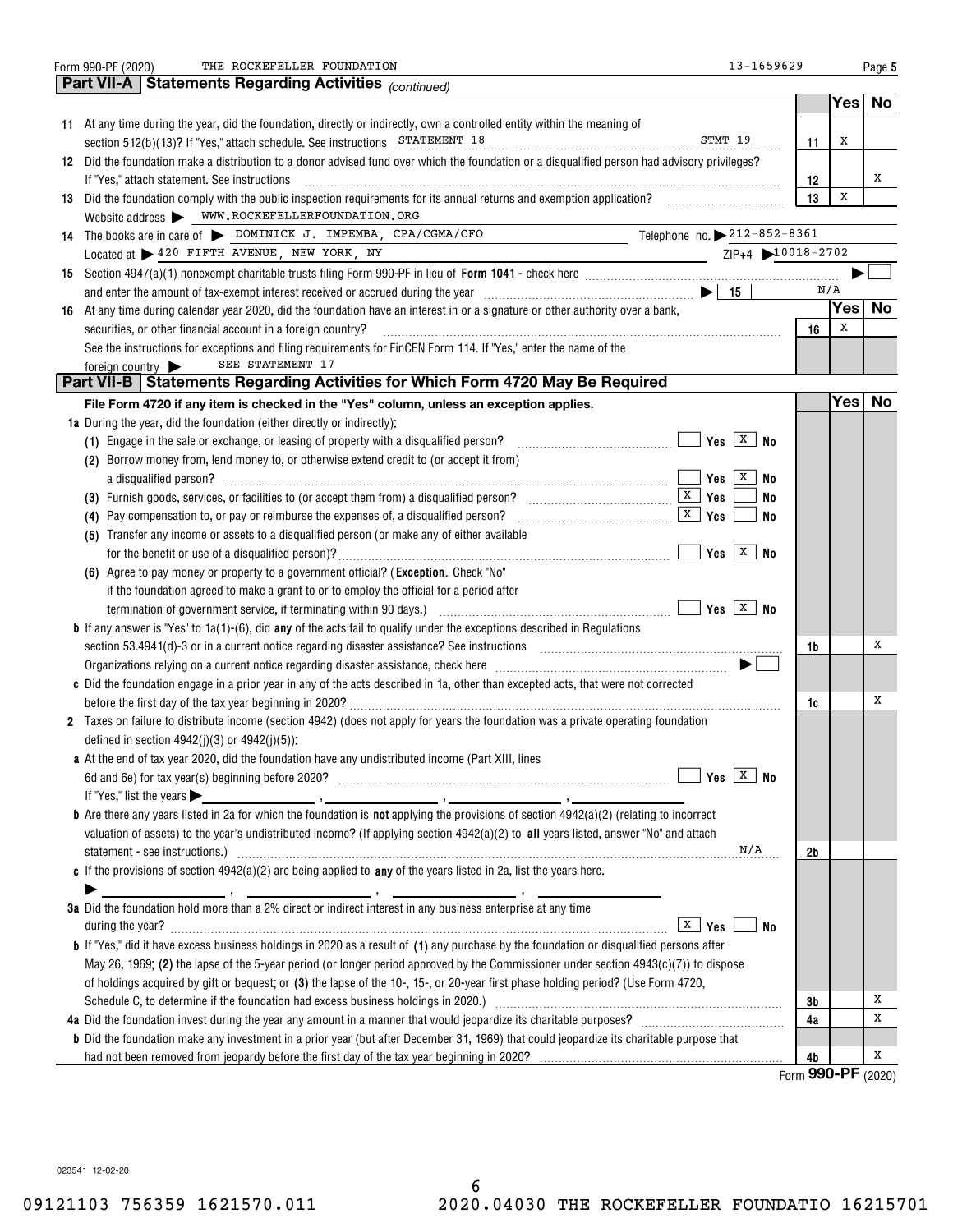Form 990-PF (2020) THE ROCKEFELLER FOUNDATION 13-1659629

## Part VII-A Statements Regarding Activities *(continued)*

| | | | Yes | No |
|---|---|---|---|---|
| 11 | At any time during the year, did the foundation, directly or indirectly, own a controlled entity within the meaning of section 512(b)(13)? If "Yes," attach schedule. See instructions STATEMENT 18 STMT 19 | 11 | X | |
| 12 | Did the foundation make a distribution to a donor advised fund over which the foundation or a disqualified person had advisory privileges? If "Yes," attach statement. See instructions | 12 | | X |
| 13 | Did the foundation comply with the public inspection requirements for its annual returns and exemption application? | 13 | X | |
| | Website address ▶ WWW.ROCKEFELLERFOUNDATION.ORG | | | |
| 14 | The books are in care of ▶ DOMINICK J. IMPEMBA, CPA/CGMA/CFO Telephone no. ▶ 212-852-8361 | | | |
| | Located at ▶ 420 FIFTH AVENUE, NEW YORK, NY ZIP+4 ▶ 10018-2702 | | | |
| 15 | Section 4947(a)(1) nonexempt charitable trusts filing Form 990-PF in lieu of **Form 1041** - check here ▶ ☐ and enter the amount of tax-exempt interest received or accrued during the year ▶ 15 | | N/A | |
| 16 | At any time during calendar year 2020, did the foundation have an interest in or a signature or other authority over a bank, securities, or other financial account in a foreign country? | 16 | X | |
| | See the instructions for exceptions and filing requirements for FinCEN Form 114. If "Yes," enter the name of the foreign country ▶ SEE STATEMENT 17 | | | |

## Part VII-B Statements Regarding Activities for Which Form 4720 May Be Required

**File Form 4720 if any item is checked in the "Yes" column, unless an exception applies.**

| | | | Yes | No |
|---|---|---|---|---|
| **1a** | During the year, did the foundation (either directly or indirectly): | | | |
| | (1) Engage in the sale or exchange, or leasing of property with a disqualified person? ☐ Yes ☒ No | | | |
| | (2) Borrow money from, lend money to, or otherwise extend credit to (or accept it from) a disqualified person? ☐ Yes ☒ No | | | |
| | (3) Furnish goods, services, or facilities to (or accept them from) a disqualified person? ☒ Yes ☐ No | | | |
| | (4) Pay compensation to, or pay or reimburse the expenses of, a disqualified person? ☒ Yes ☐ No | | | |
| | (5) Transfer any income or assets to a disqualified person (or make any of either available for the benefit or use of a disqualified person)? ☐ Yes ☒ No | | | |
| | (6) Agree to pay money or property to a government official? (**Exception**. Check "No" if the foundation agreed to make a grant to or to employ the official for a period after termination of government service, if terminating within 90 days.) ☐ Yes ☒ No | | | |
| **b** | If any answer is "Yes" to 1a(1)-(6), did **any** of the acts fail to qualify under the exceptions described in Regulations section 53.4941(d)-3 or in a current notice regarding disaster assistance? See instructions | 1b | | X |
| | Organizations relying on a current notice regarding disaster assistance, check here ▶ ☐ | | | |
| **c** | Did the foundation engage in a prior year in any of the acts described in 1a, other than excepted acts, that were not corrected before the first day of the tax year beginning in 2020? | 1c | | X |
| **2** | Taxes on failure to distribute income (section 4942) (does not apply for years the foundation was a private operating foundation defined in section 4942(j)(3) or 4942(j)(5)): | | | |
| **a** | At the end of tax year 2020, did the foundation have any undistributed income (Part XIII, lines 6d and 6e) for tax year(s) beginning before 2020? ☐ Yes ☒ No | | | |
| | If "Yes," list the years ▶ ____, ____, ____, ____ | | | |
| **b** | Are there any years listed in 2a for which the foundation is **not** applying the provisions of section 4942(a)(2) (relating to incorrect valuation of assets) to the year's undistributed income? (If applying section 4942(a)(2) to **all** years listed, answer "No" and attach statement - see instructions.) N/A | 2b | | |
| **c** | If the provisions of section 4942(a)(2) are being applied to **any** of the years listed in 2a, list the years here. ▶ ____, ____, ____, ____ | | | |
| **3a** | Did the foundation hold more than a 2% direct or indirect interest in any business enterprise at any time during the year? ☒ Yes ☐ No | | | |
| **b** | If "Yes," did it have excess business holdings in 2020 as a result of **(1)** any purchase by the foundation or disqualified persons after May 26, 1969; **(2)** the lapse of the 5-year period (or longer period approved by the Commissioner under section 4943(c)(7)) to dispose of holdings acquired by gift or bequest; or **(3)** the lapse of the 10-, 15-, or 20-year first phase holding period? (Use Form 4720, Schedule C, to determine if the foundation had excess business holdings in 2020.) | 3b | | X |
| **4a** | Did the foundation invest during the year any amount in a manner that would jeopardize its charitable purposes? | 4a | | X |
| **b** | Did the foundation make any investment in a prior year (but after December 31, 1969) that could jeopardize its charitable purpose that had not been removed from jeopardy before the first day of the tax year beginning in 2020? | 4b | | X |

Form **990-PF** (2020)

023541 12-02-20

09121103 756359 1621570.011 2020.04030 THE ROCKEFELLER FOUNDATIO 16215701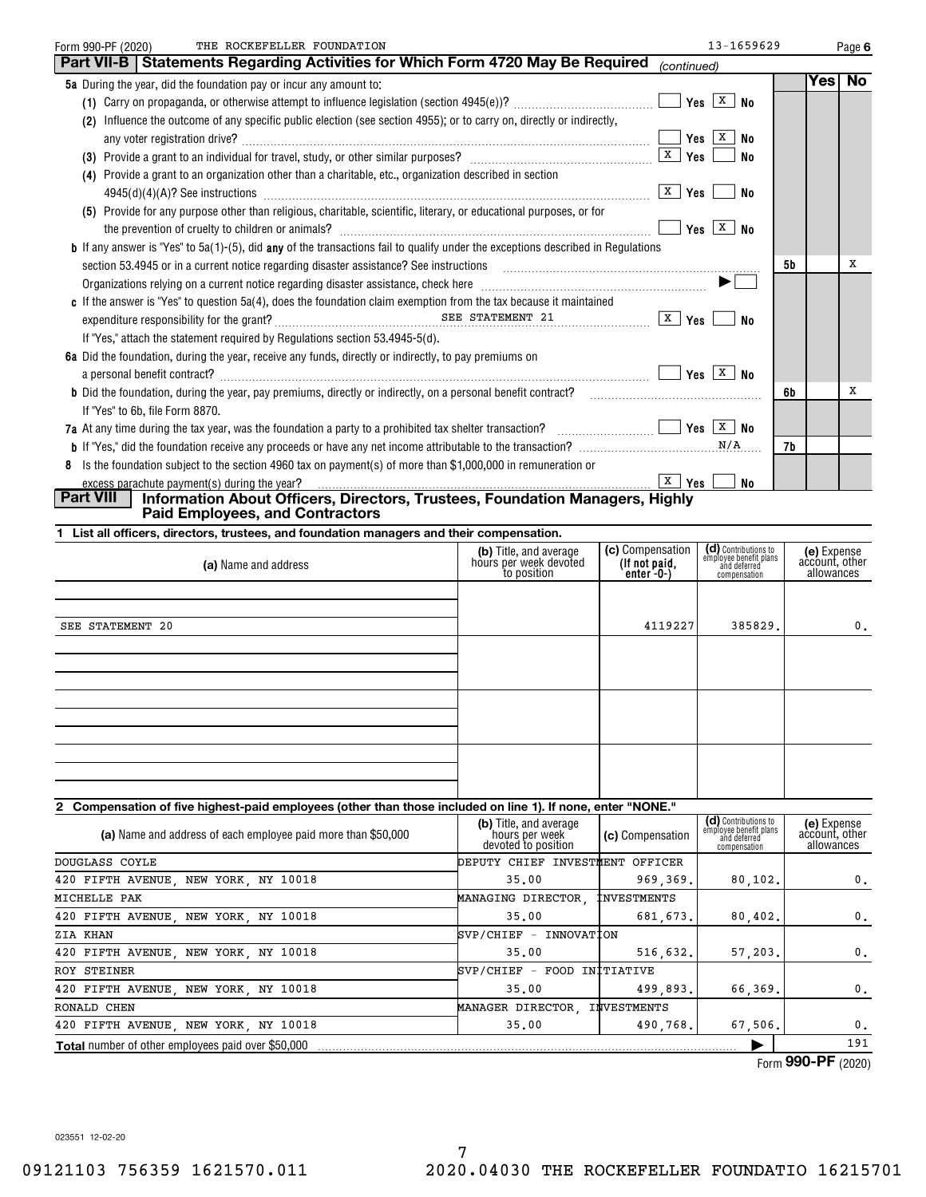Form 990-PF (2020) THE ROCKEFELLER FOUNDATION 13-1659629 Page 6

## Part VII-B Statements Regarding Activities for Which Form 4720 May Be Required *(continued)*

| | | Yes | No |
|---|---|---|---|
| **5a** During the year, did the foundation pay or incur any amount to: | | | |
| (1) Carry on propaganda, or otherwise attempt to influence legislation (section 4945(e))? ☐ Yes ☒ No | | | |
| (2) Influence the outcome of any specific public election (see section 4955); or to carry on, directly or indirectly, any voter registration drive? ☐ Yes ☒ No | | | |
| (3) Provide a grant to an individual for travel, study, or other similar purposes? ☒ Yes ☐ No | | | |
| (4) Provide a grant to an organization other than a charitable, etc., organization described in section 4945(d)(4)(A)? See instructions ☒ Yes ☐ No | | | |
| (5) Provide for any purpose other than religious, charitable, scientific, literary, or educational purposes, or for the prevention of cruelty to children or animals? ☐ Yes ☒ No | | | |
| **b** If any answer is "Yes" to 5a(1)-(5), did **any** of the transactions fail to qualify under the exceptions described in Regulations section 53.4945 or in a current notice regarding disaster assistance? See instructions | 5b | | X |
| Organizations relying on a current notice regarding disaster assistance, check here ▶ ☐ | | | |
| **c** If the answer is "Yes" to question 5a(4), does the foundation claim exemption from the tax because it maintained expenditure responsibility for the grant? SEE STATEMENT 21 ☒ Yes ☐ No | | | |
| If "Yes," attach the statement required by Regulations section 53.4945-5(d). | | | |
| **6a** Did the foundation, during the year, receive any funds, directly or indirectly, to pay premiums on a personal benefit contract? ☐ Yes ☒ No | | | |
| **b** Did the foundation, during the year, pay premiums, directly or indirectly, on a personal benefit contract? | 6b | | X |
| If "Yes" to 6b, file Form 8870. | | | |
| **7a** At any time during the tax year, was the foundation a party to a prohibited tax shelter transaction? ☐ Yes ☒ No | | | |
| **b** If "Yes," did the foundation receive any proceeds or have any net income attributable to the transaction? N/A | 7b | | |
| **8** Is the foundation subject to the section 4960 tax on payment(s) of more than $1,000,000 in remuneration or excess parachute payment(s) during the year? ☒ Yes ☐ No | | | |

## Part VIII Information About Officers, Directors, Trustees, Foundation Managers, Highly Paid Employees, and Contractors

**1 List all officers, directors, trustees, and foundation managers and their compensation.**

| (a) Name and address | (b) Title, and average hours per week devoted to position | (c) Compensation (If not paid, enter -0-) | (d) Contributions to employee benefit plans and deferred compensation | (e) Expense account, other allowances |
|---|---|---|---|---|
| SEE STATEMENT 20 | | 4119227 | 385829. | 0. |

**2 Compensation of five highest-paid employees (other than those included on line 1). If none, enter "NONE."**

| (a) Name and address of each employee paid more than $50,000 | (b) Title, and average hours per week devoted to position | (c) Compensation | (d) Contributions to employee benefit plans and deferred compensation | (e) Expense account, other allowances |
|---|---|---|---|---|
| DOUGLASS COYLE<br>420 FIFTH AVENUE, NEW YORK, NY 10018 | DEPUTY CHIEF INVESTMENT OFFICER<br>35.00 | 969,369. | 80,102. | 0. |
| MICHELLE PAK<br>420 FIFTH AVENUE, NEW YORK, NY 10018 | MANAGING DIRECTOR, INVESTMENTS<br>35.00 | 681,673. | 80,402. | 0. |
| ZIA KHAN<br>420 FIFTH AVENUE, NEW YORK, NY 10018 | SVP/CHIEF - INNOVATION<br>35.00 | 516,632. | 57,203. | 0. |
| ROY STEINER<br>420 FIFTH AVENUE, NEW YORK, NY 10018 | SVP/CHIEF - FOOD INITIATIVE<br>35.00 | 499,893. | 66,369. | 0. |
| RONALD CHEN<br>420 FIFTH AVENUE, NEW YORK, NY 10018 | MANAGER DIRECTOR, INVESTMENTS<br>35.00 | 490,768. | 67,506. | 0. |
| **Total** number of other employees paid over $50,000 | | | ▶ | 191 |

Form **990-PF** (2020)

023551 12-02-20

09121103 756359 1621570.011 2020.04030 THE ROCKEFELLER FOUNDATIO 16215701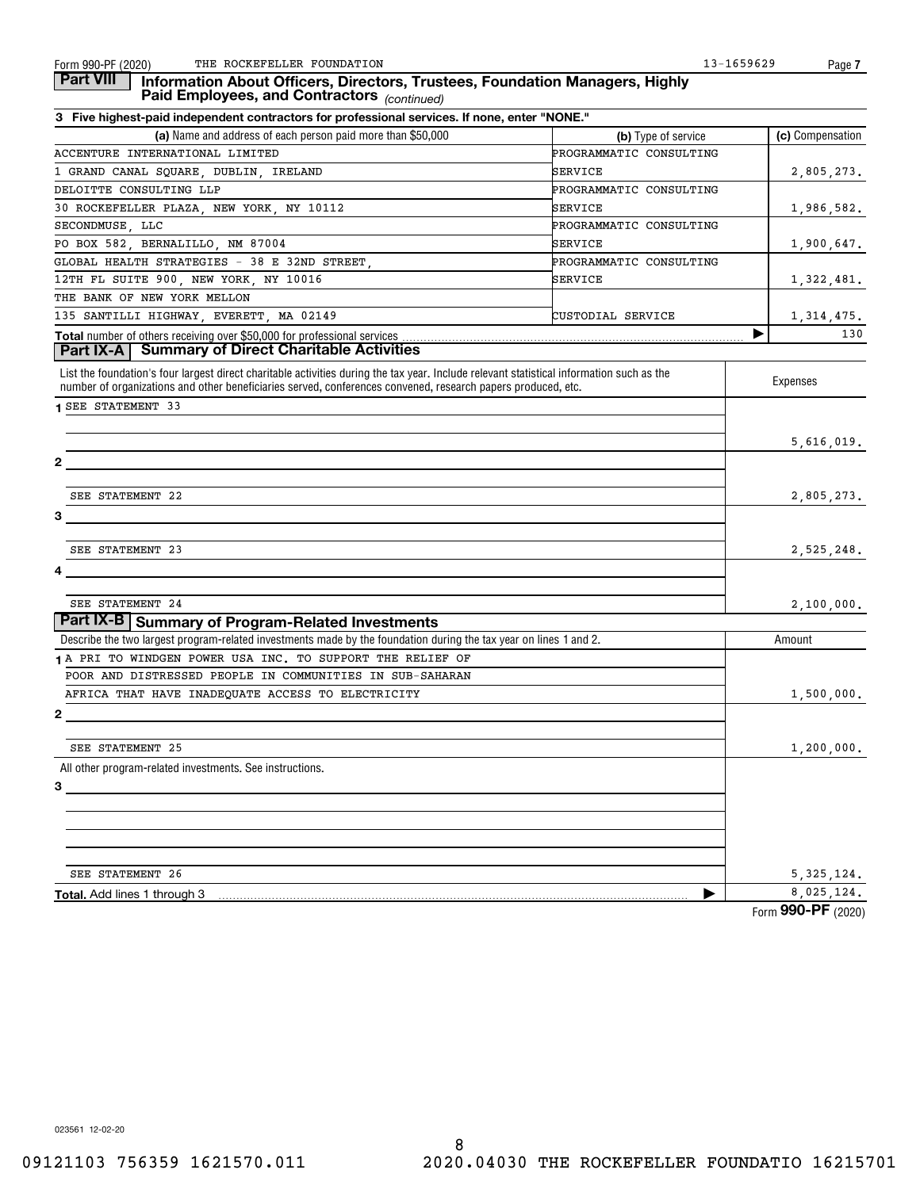## Part VIII Information About Officers, Directors, Trustees, Foundation Managers, Highly Paid Employees, and Contractors *(continued)*

**3 Five highest-paid independent contractors for professional services. If none, enter "NONE."**

| (a) Name and address of each person paid more than $50,000 | (b) Type of service | (c) Compensation |
|---|---|---|
| ACCENTURE INTERNATIONAL LIMITED<br>1 GRAND CANAL SQUARE, DUBLIN, IRELAND | PROGRAMMATIC CONSULTING SERVICE | 2,805,273. |
| DELOITTE CONSULTING LLP<br>30 ROCKEFELLER PLAZA, NEW YORK, NY 10112 | PROGRAMMATIC CONSULTING SERVICE | 1,986,582. |
| SECONDMUSE, LLC<br>PO BOX 582, BERNALILLO, NM 87004 | PROGRAMMATIC CONSULTING SERVICE | 1,900,647. |
| GLOBAL HEALTH STRATEGIES - 38 E 32ND STREET,<br>12TH FL SUITE 900, NEW YORK, NY 10016 | PROGRAMMATIC CONSULTING SERVICE | 1,322,481. |
| THE BANK OF NEW YORK MELLON<br>135 SANTILLI HIGHWAY, EVERETT, MA 02149 | CUSTODIAL SERVICE | 1,314,475. |
| **Total** number of others receiving over $50,000 for professional services | ▶ | 130 |

## Part IX-A Summary of Direct Charitable Activities

| List the foundation's four largest direct charitable activities during the tax year. Include relevant statistical information such as the number of organizations and other beneficiaries served, conferences convened, research papers produced, etc. | Expenses |
|---|---|
| 1 SEE STATEMENT 33 | 5,616,019. |
| 2 SEE STATEMENT 22 | 2,805,273. |
| 3 SEE STATEMENT 23 | 2,525,248. |
| 4 SEE STATEMENT 24 | 2,100,000. |

## Part IX-B Summary of Program-Related Investments

| Describe the two largest program-related investments made by the foundation during the tax year on lines 1 and 2. | Amount |
|---|---|
| 1 A PRI TO WINDGEN POWER USA INC. TO SUPPORT THE RELIEF OF POOR AND DISTRESSED PEOPLE IN COMMUNITIES IN SUB-SAHARAN AFRICA THAT HAVE INADEQUATE ACCESS TO ELECTRICITY | 1,500,000. |
| 2 SEE STATEMENT 25 | 1,200,000. |
| All other program-related investments. See instructions. | |
| 3 SEE STATEMENT 26 | 5,325,124. |
| **Total.** Add lines 1 through 3 ▶ | 8,025,124. |

Form **990-PF** (2020)

023561 12-02-20

09121103 756359 1621570.011 2020.04030 THE ROCKEFELLER FOUNDATIO 16215701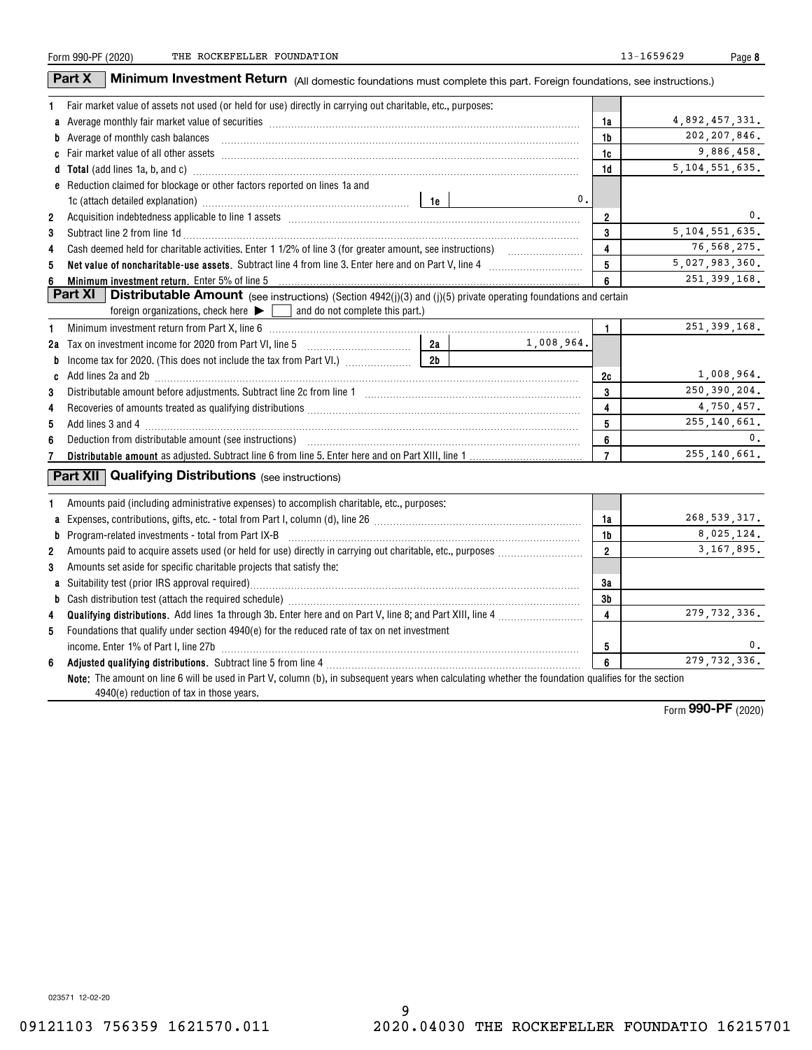Form 990-PF (2020) THE ROCKEFELLER FOUNDATION 13-1659629 Page **8**

## Part X Minimum Investment Return (All domestic foundations must complete this part. Foreign foundations, see instructions.)

| | | | |
|---|---|---|---|
| **1** | Fair market value of assets not used (or held for use) directly in carrying out charitable, etc., purposes: | | |
| **a** | Average monthly fair market value of securities | 1a | 4,892,457,331. |
| **b** | Average of monthly cash balances | 1b | 202,207,846. |
| **c** | Fair market value of all other assets | 1c | 9,886,458. |
| **d** | **Total** (add lines 1a, b, and c) | 1d | 5,104,551,635. |
| **e** | Reduction claimed for blockage or other factors reported on lines 1a and 1c (attach detailed explanation) — 1e: 0. | | |
| **2** | Acquisition indebtedness applicable to line 1 assets | 2 | 0. |
| **3** | Subtract line 2 from line 1d | 3 | 5,104,551,635. |
| **4** | Cash deemed held for charitable activities. Enter 1 1/2% of line 3 (for greater amount, see instructions) | 4 | 76,568,275. |
| **5** | **Net value of noncharitable-use assets**. Subtract line 4 from line 3. Enter here and on Part V, line 4 | 5 | 5,027,983,360. |
| **6** | **Minimum investment return**. Enter 5% of line 5 | 6 | 251,399,168. |

## Part XI Distributable Amount (see instructions) (Section 4942(j)(3) and (j)(5) private operating foundations and certain foreign organizations, check here ▶ ☐ and do not complete this part.)

| | | | |
|---|---|---|---|
| **1** | Minimum investment return from Part X, line 6 | 1 | 251,399,168. |
| **2a** | Tax on investment income for 2020 from Part VI, line 5 — 2a: 1,008,964. | | |
| **b** | Income tax for 2020. (This does not include the tax from Part VI.) — 2b: | | |
| **c** | Add lines 2a and 2b | 2c | 1,008,964. |
| **3** | Distributable amount before adjustments. Subtract line 2c from line 1 | 3 | 250,390,204. |
| **4** | Recoveries of amounts treated as qualifying distributions | 4 | 4,750,457. |
| **5** | Add lines 3 and 4 | 5 | 255,140,661. |
| **6** | Deduction from distributable amount (see instructions) | 6 | 0. |
| **7** | **Distributable amount** as adjusted. Subtract line 6 from line 5. Enter here and on Part XIII, line 1 | 7 | 255,140,661. |

## Part XII Qualifying Distributions (see instructions)

| | | | |
|---|---|---|---|
| **1** | Amounts paid (including administrative expenses) to accomplish charitable, etc., purposes: | | |
| **a** | Expenses, contributions, gifts, etc. - total from Part I, column (d), line 26 | 1a | 268,539,317. |
| **b** | Program-related investments - total from Part IX-B | 1b | 8,025,124. |
| **2** | Amounts paid to acquire assets used (or held for use) directly in carrying out charitable, etc., purposes | 2 | 3,167,895. |
| **3** | Amounts set aside for specific charitable projects that satisfy the: | | |
| **a** | Suitability test (prior IRS approval required) | 3a | |
| **b** | Cash distribution test (attach the required schedule) | 3b | |
| **4** | **Qualifying distributions**. Add lines 1a through 3b. Enter here and on Part V, line 8; and Part XIII, line 4 | 4 | 279,732,336. |
| **5** | Foundations that qualify under section 4940(e) for the reduced rate of tax on net investment income. Enter 1% of Part I, line 27b | 5 | 0. |
| **6** | **Adjusted qualifying distributions**. Subtract line 5 from line 4 | 6 | 279,732,336. |

**Note:** The amount on line 6 will be used in Part V, column (b), in subsequent years when calculating whether the foundation qualifies for the section 4940(e) reduction of tax in those years.

Form **990-PF** (2020)

023571 12-02-20

09121103 756359 1621570.011 2020.04030 THE ROCKEFELLER FOUNDATIO 16215701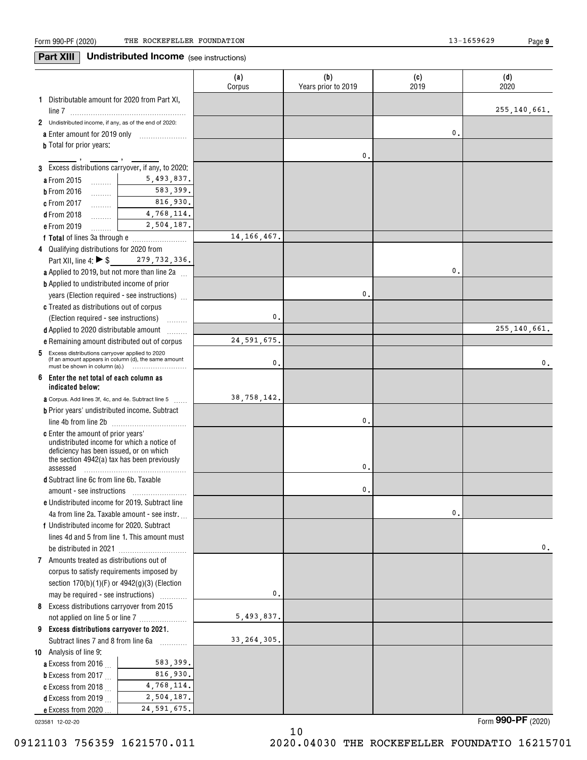Form 990-PF (2020) THE ROCKEFELLER FOUNDATION 13-1659629

## Part XIII Undistributed Income (see instructions)

| | (a) Corpus | (b) Years prior to 2019 | (c) 2019 | (d) 2020 |
|---|---|---|---|---|
| **1** Distributable amount for 2020 from Part XI, line 7 | | | | 255,140,661. |
| **2** Undistributed income, if any, as of the end of 2020: | | | | |
| **a** Enter amount for 2019 only | | | 0. | |
| **b** Total for prior years: ___ , ___ , ___ | | 0. | | |
| **3** Excess distributions carryover, if any, to 2020: | | | | |
| **a** From 2015 ... 5,493,837. | | | | |
| **b** From 2016 ... 583,399. | | | | |
| **c** From 2017 ... 816,930. | | | | |
| **d** From 2018 ... 4,768,114. | | | | |
| **e** From 2019 ... 2,504,187. | | | | |
| **f Total** of lines 3a through e | 14,166,467. | | | |
| **4** Qualifying distributions for 2020 from Part XII, line 4: ▶ $ 279,732,336. | | | | |
| **a** Applied to 2019, but not more than line 2a | | | 0. | |
| **b** Applied to undistributed income of prior years (Election required - see instructions) | | 0. | | |
| **c** Treated as distributions out of corpus (Election required - see instructions) | 0. | | | |
| **d** Applied to 2020 distributable amount | | | | 255,140,661. |
| **e** Remaining amount distributed out of corpus | 24,591,675. | | | |
| **5** Excess distributions carryover applied to 2020 (If an amount appears in column (d), the same amount must be shown in column (a).) | 0. | | | 0. |
| **6 Enter the net total of each column as indicated below:** | | | | |
| **a** Corpus. Add lines 3f, 4c, and 4e. Subtract line 5 | 38,758,142. | | | |
| **b** Prior years' undistributed income. Subtract line 4b from line 2b | | 0. | | |
| **c** Enter the amount of prior years' undistributed income for which a notice of deficiency has been issued, or on which the section 4942(a) tax has been previously assessed | | 0. | | |
| **d** Subtract line 6c from line 6b. Taxable amount - see instructions | | 0. | | |
| **e** Undistributed income for 2019. Subtract line 4a from line 2a. Taxable amount - see instr. | | | 0. | |
| **f** Undistributed income for 2020. Subtract lines 4d and 5 from line 1. This amount must be distributed in 2021 | | | | 0. |
| **7** Amounts treated as distributions out of corpus to satisfy requirements imposed by section 170(b)(1)(F) or 4942(g)(3) (Election may be required - see instructions) | 0. | | | |
| **8** Excess distributions carryover from 2015 not applied on line 5 or line 7 | 5,493,837. | | | |
| **9 Excess distributions carryover to 2021.** Subtract lines 7 and 8 from line 6a | 33,264,305. | | | |
| **10** Analysis of line 9: | | | | |
| **a** Excess from 2016 ... 583,399. | | | | |
| **b** Excess from 2017 ... 816,930. | | | | |
| **c** Excess from 2018 ... 4,768,114. | | | | |
| **d** Excess from 2019 ... 2,504,187. | | | | |
| **e** Excess from 2020 ... 24,591,675. | | | | |

023581 12-02-20 Form **990-PF** (2020)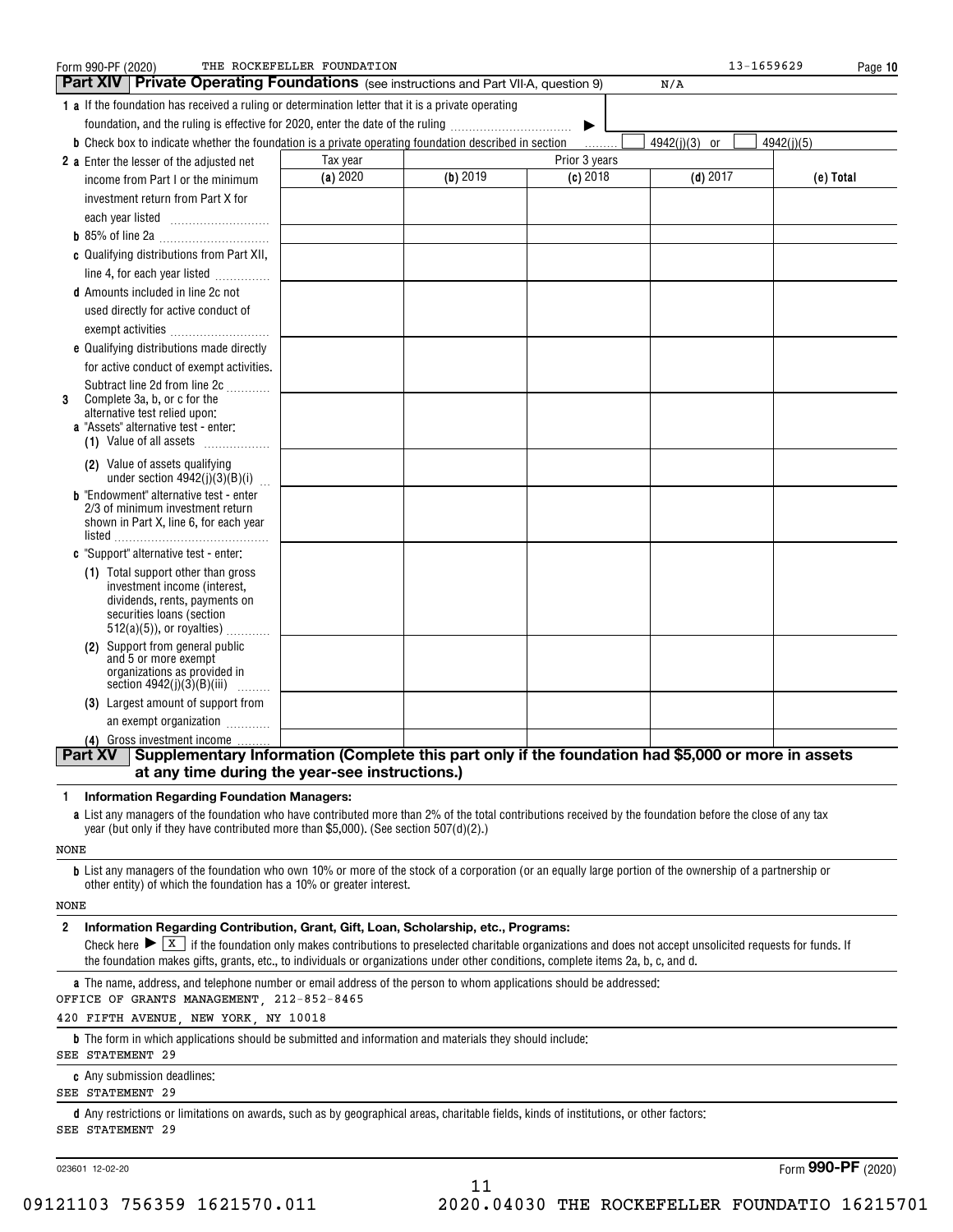Form 990-PF (2020) THE ROCKEFELLER FOUNDATION 13-1659629 Page **10**

## Part XIV Private Operating Foundations (see instructions and Part VII-A, question 9) N/A

**1 a** If the foundation has received a ruling or determination letter that it is a private operating foundation, and the ruling is effective for 2020, enter the date of the ruling ▶

**b** Check box to indicate whether the foundation is a private operating foundation described in section ☐ 4942(j)(3) or ☐ 4942(j)(5)

| | Tax year | Prior 3 years | | | |
|---|---|---|---|---|---|
| | **(a)** 2020 | **(b)** 2019 | **(c)** 2018 | **(d)** 2017 | **(e) Total** |
| **2 a** Enter the lesser of the adjusted net income from Part I or the minimum investment return from Part X for each year listed | | | | | |
| **b** 85% of line 2a | | | | | |
| **c** Qualifying distributions from Part XII, line 4, for each year listed | | | | | |
| **d** Amounts included in line 2c not used directly for active conduct of exempt activities | | | | | |
| **e** Qualifying distributions made directly for active conduct of exempt activities. Subtract line 2d from line 2c | | | | | |
| **3** Complete 3a, b, or c for the alternative test relied upon: **a** "Assets" alternative test - enter: **(1)** Value of all assets | | | | | |
| **(2)** Value of assets qualifying under section 4942(j)(3)(B)(i) | | | | | |
| **b** "Endowment" alternative test - enter 2/3 of minimum investment return shown in Part X, line 6, for each year listed | | | | | |
| **c** "Support" alternative test - enter: **(1)** Total support other than gross investment income (interest, dividends, rents, payments on securities loans (section 512(a)(5)), or royalties) | | | | | |
| **(2)** Support from general public and 5 or more exempt organizations as provided in section 4942(j)(3)(B)(iii) | | | | | |
| **(3)** Largest amount of support from an exempt organization | | | | | |
| **(4)** Gross investment income | | | | | |

## Part XV Supplementary Information (Complete this part only if the foundation had $5,000 or more in assets at any time during the year-see instructions.)

**1 Information Regarding Foundation Managers:**

**a** List any managers of the foundation who have contributed more than 2% of the total contributions received by the foundation before the close of any tax year (but only if they have contributed more than $5,000). (See section 507(d)(2).)

NONE

**b** List any managers of the foundation who own 10% or more of the stock of a corporation (or an equally large portion of the ownership of a partnership or other entity) of which the foundation has a 10% or greater interest.

NONE

**2 Information Regarding Contribution, Grant, Gift, Loan, Scholarship, etc., Programs:**

Check here ▶ ☒ if the foundation only makes contributions to preselected charitable organizations and does not accept unsolicited requests for funds. If the foundation makes gifts, grants, etc., to individuals or organizations under other conditions, complete items 2a, b, c, and d.

**a** The name, address, and telephone number or email address of the person to whom applications should be addressed:

OFFICE OF GRANTS MANAGEMENT, 212-852-8465
420 FIFTH AVENUE, NEW YORK, NY 10018

**b** The form in which applications should be submitted and information and materials they should include:

SEE STATEMENT 29

**c** Any submission deadlines:

SEE STATEMENT 29

**d** Any restrictions or limitations on awards, such as by geographical areas, charitable fields, kinds of institutions, or other factors:

SEE STATEMENT 29

023601 12-02-20 Form **990-PF** (2020)

09121103 756359 1621570.011 2020.04030 THE ROCKEFELLER FOUNDATIO 16215701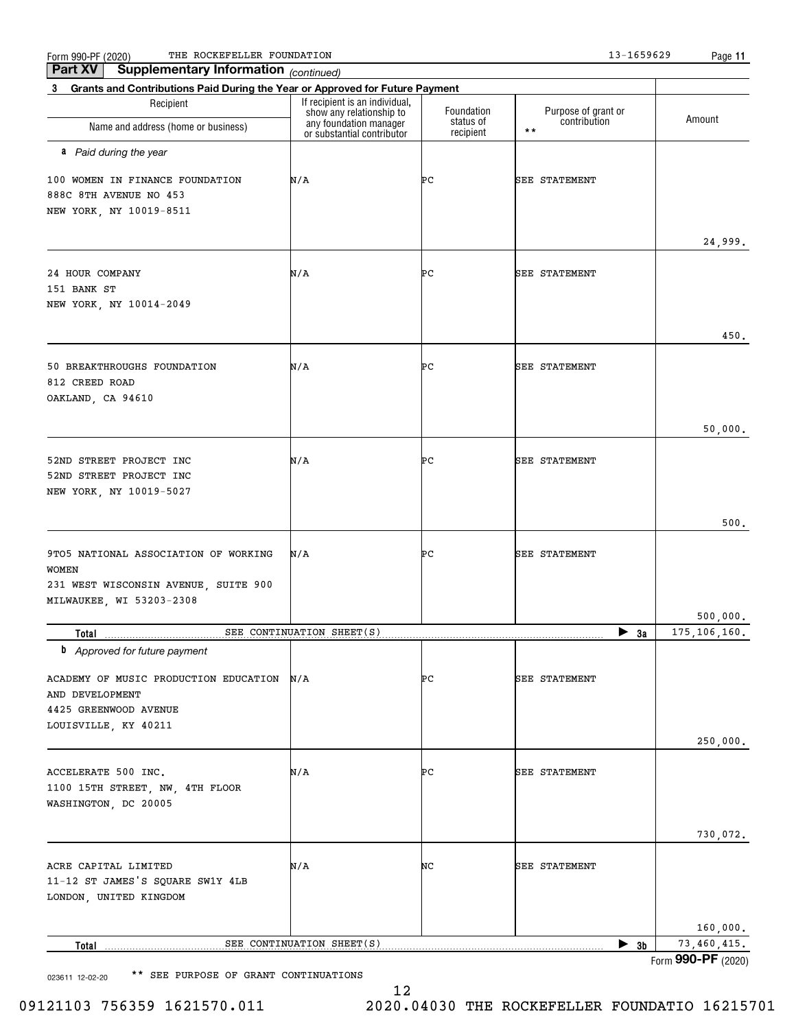Form 990-PF (2020) THE ROCKEFELLER FOUNDATION 13-1659629

**Part XV Supplementary Information** *(continued)*

**3 Grants and Contributions Paid During the Year or Approved for Future Payment**

| Recipient Name and address (home or business) | If recipient is an individual, show any relationship to any foundation manager or substantial contributor | Foundation status of recipient | Purpose of grant or contribution ** | Amount |
|---|---|---|---|---|
| ***a** Paid during the year* | | | | |
| 100 WOMEN IN FINANCE FOUNDATION<br>888C 8TH AVENUE NO 453<br>NEW YORK, NY 10019-8511 | N/A | PC | SEE STATEMENT | 24,999. |
| 24 HOUR COMPANY<br>151 BANK ST<br>NEW YORK, NY 10014-2049 | N/A | PC | SEE STATEMENT | 450. |
| 50 BREAKTHROUGHS FOUNDATION<br>812 CREED ROAD<br>OAKLAND, CA 94610 | N/A | PC | SEE STATEMENT | 50,000. |
| 52ND STREET PROJECT INC<br>52ND STREET PROJECT INC<br>NEW YORK, NY 10019-5027 | N/A | PC | SEE STATEMENT | 500. |
| 9TO5 NATIONAL ASSOCIATION OF WORKING WOMEN<br>231 WEST WISCONSIN AVENUE, SUITE 900<br>MILWAUKEE, WI 53203-2308 | N/A | PC | SEE STATEMENT | 500,000. |
| **Total** | SEE CONTINUATION SHEET(S) | | ▶ **3a** | 175,106,160. |
| ***b** Approved for future payment* | | | | |
| ACADEMY OF MUSIC PRODUCTION EDUCATION AND DEVELOPMENT<br>4425 GREENWOOD AVENUE<br>LOUISVILLE, KY 40211 | N/A | PC | SEE STATEMENT | 250,000. |
| ACCELERATE 500 INC.<br>1100 15TH STREET, NW, 4TH FLOOR<br>WASHINGTON, DC 20005 | N/A | PC | SEE STATEMENT | 730,072. |
| ACRE CAPITAL LIMITED<br>11-12 ST JAMES'S SQUARE SW1Y 4LB<br>LONDON, UNITED KINGDOM | N/A | NC | SEE STATEMENT | 160,000. |
| **Total** | SEE CONTINUATION SHEET(S) | | ▶ **3b** | 73,460,415. |

Form **990-PF** (2020)

023611 12-02-20 ** SEE PURPOSE OF GRANT CONTINUATIONS

09121103 756359 1621570.011 2020.04030 THE ROCKEFELLER FOUNDATIO 16215701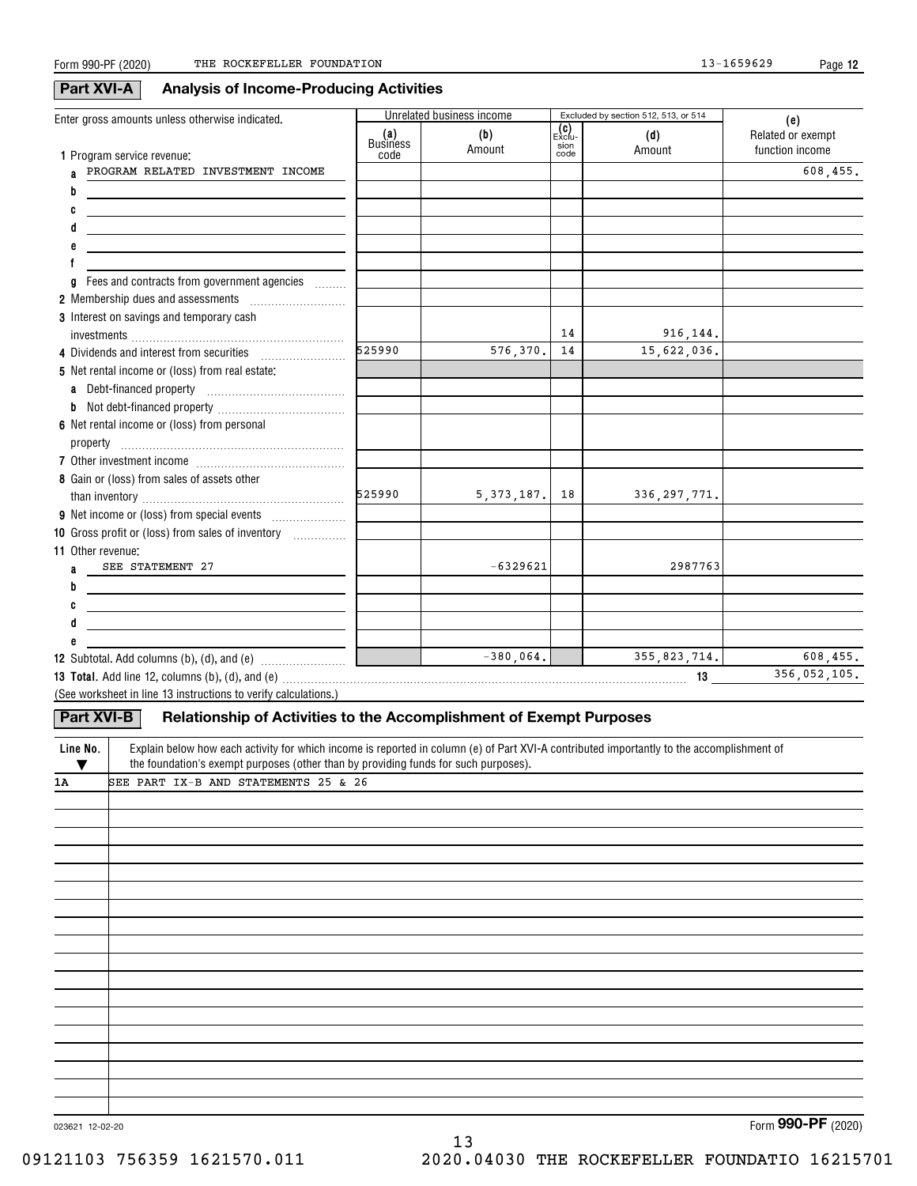Form 990-PF (2020) THE ROCKEFELLER FOUNDATION 13-1659629

## Part XVI-A Analysis of Income-Producing Activities

| Enter gross amounts unless otherwise indicated. | Unrelated business income | | Excluded by section 512, 513, or 514 | | (e) |
|---|---|---|---|---|---|
| | (a) Business code | (b) Amount | (c) Exclusion code | (d) Amount | Related or exempt function income |
| **1** Program service revenue: | | | | | |
| a PROGRAM RELATED INVESTMENT INCOME | | | | | 608,455. |
| b | | | | | |
| c | | | | | |
| d | | | | | |
| e | | | | | |
| f | | | | | |
| g Fees and contracts from government agencies | | | | | |
| **2** Membership dues and assessments | | | | | |
| **3** Interest on savings and temporary cash investments | | | 14 | 916,144. | |
| **4** Dividends and interest from securities | 525990 | 576,370. | 14 | 15,622,036. | |
| **5** Net rental income or (loss) from real estate: | | | | | |
| a Debt-financed property | | | | | |
| b Not debt-financed property | | | | | |
| **6** Net rental income or (loss) from personal property | | | | | |
| **7** Other investment income | | | | | |
| **8** Gain or (loss) from sales of assets other than inventory | 525990 | 5,373,187. | 18 | 336,297,771. | |
| **9** Net income or (loss) from special events | | | | | |
| **10** Gross profit or (loss) from sales of inventory | | | | | |
| **11** Other revenue: | | | | | |
| a SEE STATEMENT 27 | | -6329621 | | 2987763 | |
| b | | | | | |
| c | | | | | |
| d | | | | | |
| e | | | | | |
| **12** Subtotal. Add columns (b), (d), and (e) | | -380,064. | | 355,823,714. | 608,455. |

**13 Total.** Add line 12, columns (b), (d), and (e) ........ **13** 356,052,105.

(See worksheet in line 13 instructions to verify calculations.)

## Part XVI-B Relationship of Activities to the Accomplishment of Exempt Purposes

| Line No. ▼ | Explain below how each activity for which income is reported in column (e) of Part XVI-A contributed importantly to the accomplishment of the foundation's exempt purposes (other than by providing funds for such purposes). |
|---|---|
| 1A | SEE PART IX-B AND STATEMENTS 25 & 26 |

023621 12-02-20 Form **990-PF** (2020)

09121103 756359 1621570.011 2020.04030 THE ROCKEFELLER FOUNDATIO 16215701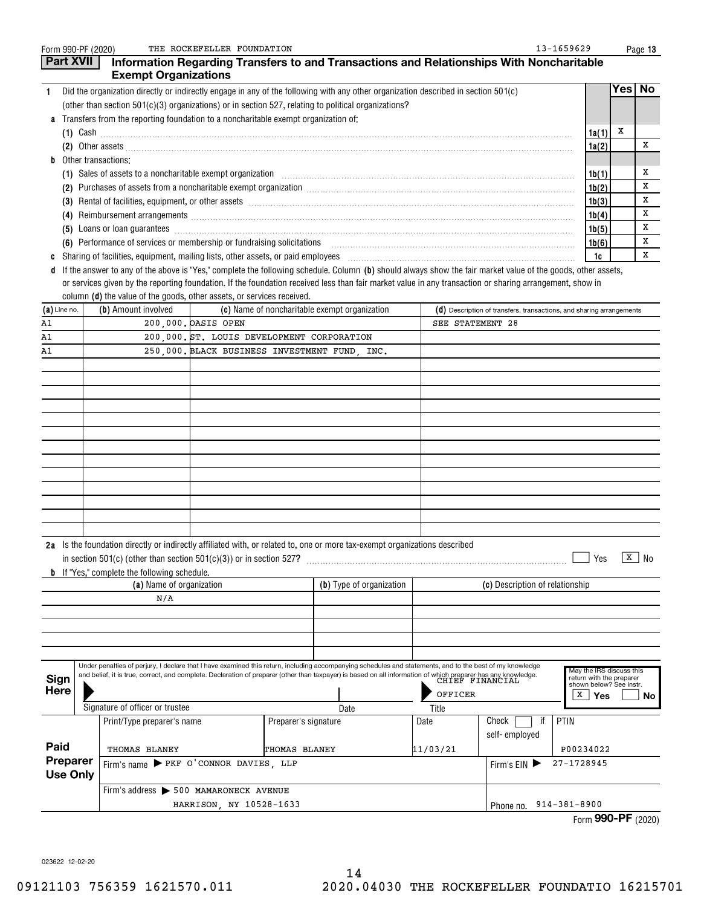Form 990-PF (2020) THE ROCKEFELLER FOUNDATION 13-1659629 Page 13

## Part XVII Information Regarding Transfers to and Transactions and Relationships With Noncharitable Exempt Organizations

| | | | Yes | No |
|---|---|---|---|---|
| **1** | Did the organization directly or indirectly engage in any of the following with any other organization described in section 501(c) (other than section 501(c)(3) organizations) or in section 527, relating to political organizations? | | | |
| **a** | Transfers from the reporting foundation to a noncharitable exempt organization of: | | | |
| | (1) Cash | 1a(1) | X | |
| | (2) Other assets | 1a(2) | | X |
| **b** | Other transactions: | | | |
| | (1) Sales of assets to a noncharitable exempt organization | 1b(1) | | X |
| | (2) Purchases of assets from a noncharitable exempt organization | 1b(2) | | X |
| | (3) Rental of facilities, equipment, or other assets | 1b(3) | | X |
| | (4) Reimbursement arrangements | 1b(4) | | X |
| | (5) Loans or loan guarantees | 1b(5) | | X |
| | (6) Performance of services or membership or fundraising solicitations | 1b(6) | | X |
| **c** | Sharing of facilities, equipment, mailing lists, other assets, or paid employees | 1c | | X |

**d** If the answer to any of the above is "Yes," complete the following schedule. Column **(b)** should always show the fair market value of the goods, other assets, or services given by the reporting foundation. If the foundation received less than fair market value in any transaction or sharing arrangement, show in column **(d)** the value of the goods, other assets, or services received.

| (a) Line no. | (b) Amount involved | (c) Name of noncharitable exempt organization | (d) Description of transfers, transactions, and sharing arrangements |
|---|---|---|---|
| A1 | 200,000. | OASIS OPEN | SEE STATEMENT 28 |
| A1 | 200,000. | ST. LOUIS DEVELOPMENT CORPORATION | |
| A1 | 250,000. | BLACK BUSINESS INVESTMENT FUND, INC. | |

**2a** Is the foundation directly or indirectly affiliated with, or related to, one or more tax-exempt organizations described in section 501(c) (other than section 501(c)(3)) or in section 527? ☐ Yes ☒ No

**b** If "Yes," complete the following schedule.

| (a) Name of organization | (b) Type of organization | (c) Description of relationship |
|---|---|---|
| N/A | | |

**Sign Here**

Under penalties of perjury, I declare that I have examined this return, including accompanying schedules and statements, and to the best of my knowledge and belief, it is true, correct, and complete. Declaration of preparer (other than taxpayer) is based on all information of which preparer has any knowledge.

Signature of officer or trustee | Date | Title: CHIEF FINANCIAL OFFICER

May the IRS discuss this return with the preparer shown below? See instr. ☒ Yes ☐ No

**Paid Preparer Use Only**

| Print/Type preparer's name | Preparer's signature | Date | Check ☐ if self-employed | PTIN |
|---|---|---|---|---|
| THOMAS BLANEY | THOMAS BLANEY | 11/03/21 | | P00234022 |

Firm's name ▶ PKF O'CONNOR DAVIES, LLP — Firm's EIN ▶ 27-1728945

Firm's address ▶ 500 MAMARONECK AVENUE, HARRISON, NY 10528-1633 — Phone no. 914-381-8900

Form **990-PF** (2020)

023622 12-02-20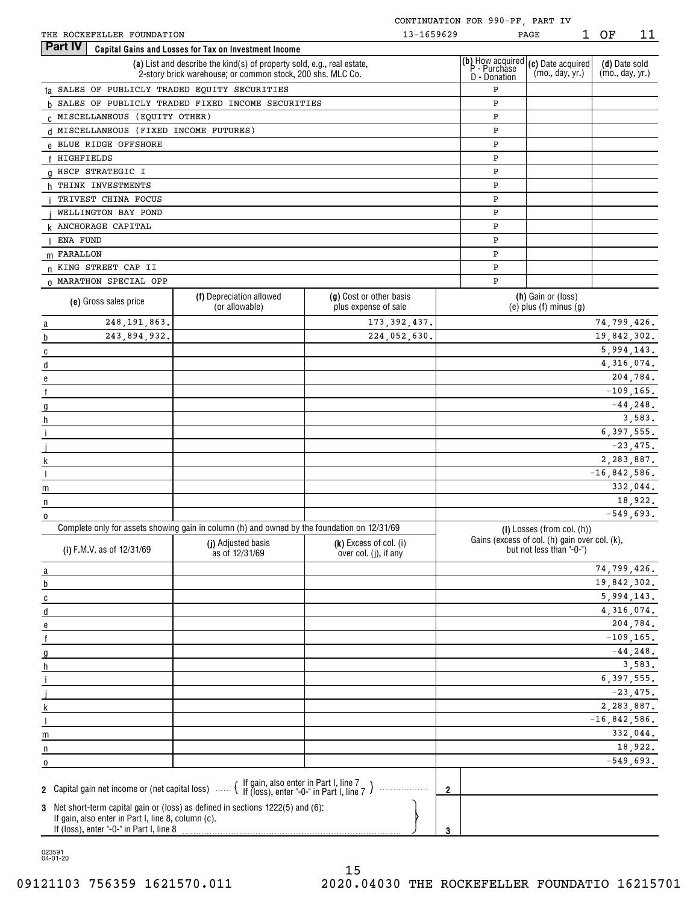CONTINUATION FOR 990-PF, PART IV

THE ROCKEFELLER FOUNDATION 13-1659629 PAGE 1 OF 11

**Part IV Capital Gains and Losses for Tax on Investment Income**

| | (a) List and describe the kind(s) of property sold, e.g., real estate, 2-story brick warehouse; or common stock, 200 shs. MLC Co. | (b) How acquired P - Purchase D - Donation | (c) Date acquired (mo., day, yr.) | (d) Date sold (mo., day, yr.) |
|---|---|---|---|---|
| 1a | SALES OF PUBLICLY TRADED EQUITY SECURITIES | P | | |
| b | SALES OF PUBLICLY TRADED FIXED INCOME SECURITIES | P | | |
| c | MISCELLANEOUS (EQUITY OTHER) | P | | |
| d | MISCELLANEOUS (FIXED INCOME FUTURES) | P | | |
| e | BLUE RIDGE OFFSHORE | P | | |
| f | HIGHFIELDS | P | | |
| g | HSCP STRATEGIC I | P | | |
| h | THINK INVESTMENTS | P | | |
| i | TRIVEST CHINA FOCUS | P | | |
| j | WELLINGTON BAY POND | P | | |
| k | ANCHORAGE CAPITAL | P | | |
| l | ENA FUND | P | | |
| m | FARALLON | P | | |
| n | KING STREET CAP II | P | | |
| o | MARATHON SPECIAL OPP | P | | |

| | (e) Gross sales price | (f) Depreciation allowed (or allowable) | (g) Cost or other basis plus expense of sale | (h) Gain or (loss) (e) plus (f) minus (g) |
|---|---|---|---|---|
| a | 248,191,863. | | 173,392,437. | 74,799,426. |
| b | 243,894,932. | | 224,052,630. | 19,842,302. |
| c | | | | 5,994,143. |
| d | | | | 4,316,074. |
| e | | | | 204,784. |
| f | | | | -109,165. |
| g | | | | -44,248. |
| h | | | | 3,583. |
| i | | | | 6,397,555. |
| j | | | | -23,475. |
| k | | | | 2,283,887. |
| l | | | | -16,842,586. |
| m | | | | 332,044. |
| n | | | | 18,922. |
| o | | | | -549,693. |

Complete only for assets showing gain in column (h) and owned by the foundation on 12/31/69

| | (i) F.M.V. as of 12/31/69 | (j) Adjusted basis as of 12/31/69 | (k) Excess of col. (i) over col. (j), if any | (l) Losses (from col. (h)) Gains (excess of col. (h) gain over col. (k), but not less than "-0-") |
|---|---|---|---|---|
| a | | | | 74,799,426. |
| b | | | | 19,842,302. |
| c | | | | 5,994,143. |
| d | | | | 4,316,074. |
| e | | | | 204,784. |
| f | | | | -109,165. |
| g | | | | -44,248. |
| h | | | | 3,583. |
| i | | | | 6,397,555. |
| j | | | | -23,475. |
| k | | | | 2,283,887. |
| l | | | | -16,842,586. |
| m | | | | 332,044. |
| n | | | | 18,922. |
| o | | | | -549,693. |

| | | | |
|---|---|---|---|
| 2 | Capital gain net income or (net capital loss) { If gain, also enter in Part I, line 7 / If (loss), enter "-0-" in Part I, line 7 } | 2 | |
| 3 | Net short-term capital gain or (loss) as defined in sections 1222(5) and (6): If gain, also enter in Part I, line 8, column (c). If (loss), enter "-0-" in Part I, line 8 | 3 | |

023591 04-01-20

09121103 756359 1621570.011 2020.04030 THE ROCKEFELLER FOUNDATIO 16215701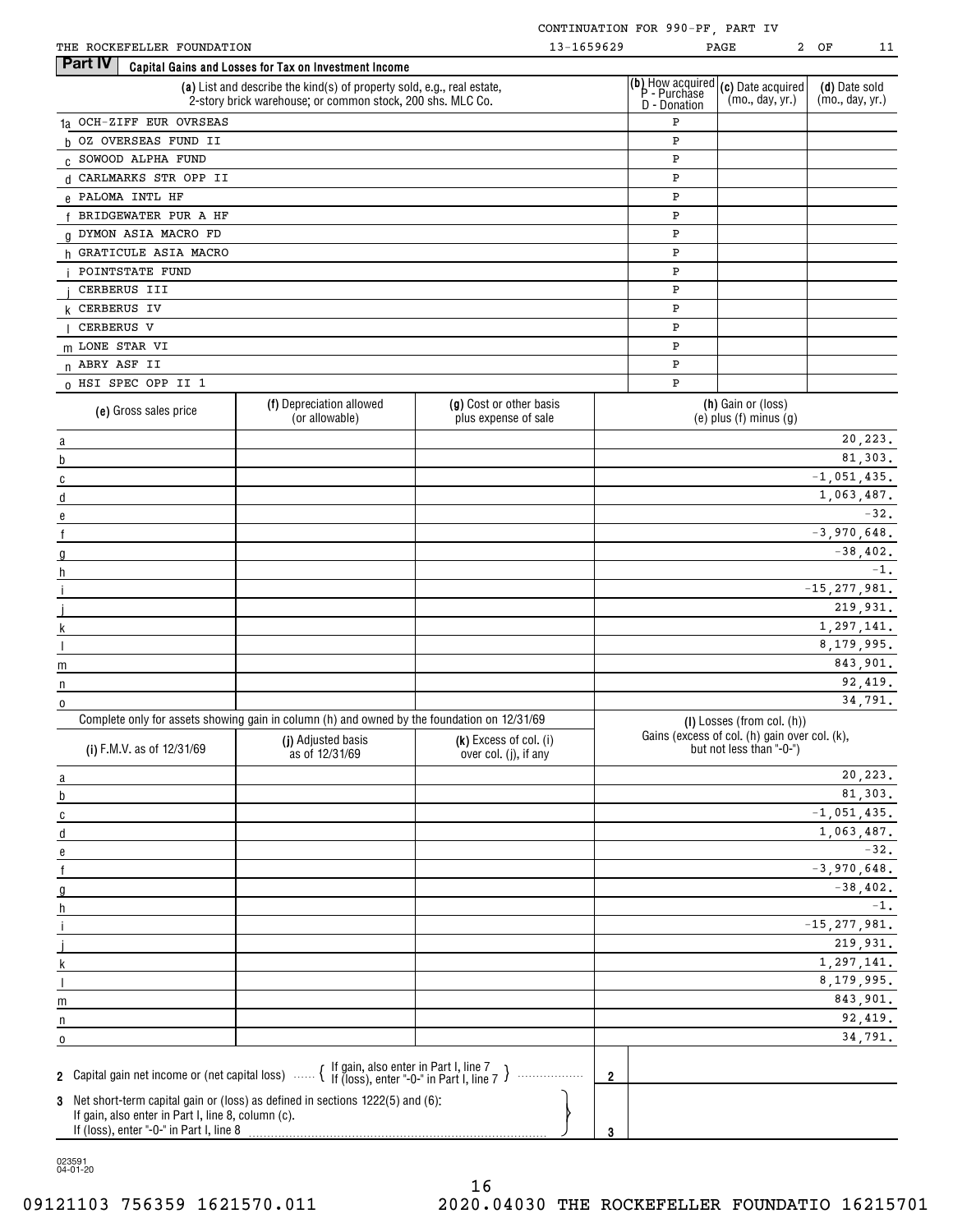CONTINUATION FOR 990-PF, PART IV

THE ROCKEFELLER FOUNDATION 13-1659629 PAGE 2 OF 11

## Part IV Capital Gains and Losses for Tax on Investment Income

| | (a) List and describe the kind(s) of property sold, e.g., real estate, 2-story brick warehouse; or common stock, 200 shs. MLC Co. | (b) How acquired P - Purchase D - Donation | (c) Date acquired (mo., day, yr.) | (d) Date sold (mo., day, yr.) |
|---|---|---|---|---|
| 1a | OCH-ZIFF EUR OVRSEAS | P | | |
| b | OZ OVERSEAS FUND II | P | | |
| c | SOWOOD ALPHA FUND | P | | |
| d | CARLMARKS STR OPP II | P | | |
| e | PALOMA INTL HF | P | | |
| f | BRIDGEWATER PUR A HF | P | | |
| g | DYMON ASIA MACRO FD | P | | |
| h | GRATICULE ASIA MACRO | P | | |
| i | POINTSTATE FUND | P | | |
| j | CERBERUS III | P | | |
| k | CERBERUS IV | P | | |
| l | CERBERUS V | P | | |
| m | LONE STAR VI | P | | |
| n | ABRY ASF II | P | | |
| o | HSI SPEC OPP II 1 | P | | |

| | (e) Gross sales price | (f) Depreciation allowed (or allowable) | (g) Cost or other basis plus expense of sale | (h) Gain or (loss) (e) plus (f) minus (g) |
|---|---|---|---|---|
| a | | | | 20,223. |
| b | | | | 81,303. |
| c | | | | -1,051,435. |
| d | | | | 1,063,487. |
| e | | | | -32. |
| f | | | | -3,970,648. |
| g | | | | -38,402. |
| h | | | | -1. |
| i | | | | -15,277,981. |
| j | | | | 219,931. |
| k | | | | 1,297,141. |
| l | | | | 8,179,995. |
| m | | | | 843,901. |
| n | | | | 92,419. |
| o | | | | 34,791. |

Complete only for assets showing gain in column (h) and owned by the foundation on 12/31/69

| | (i) F.M.V. as of 12/31/69 | (j) Adjusted basis as of 12/31/69 | (k) Excess of col. (i) over col. (j), if any | (l) Losses (from col. (h)) Gains (excess of col. (h) gain over col. (k), but not less than "-0-") |
|---|---|---|---|---|
| a | | | | 20,223. |
| b | | | | 81,303. |
| c | | | | -1,051,435. |
| d | | | | 1,063,487. |
| e | | | | -32. |
| f | | | | -3,970,648. |
| g | | | | -38,402. |
| h | | | | -1. |
| i | | | | -15,277,981. |
| j | | | | 219,931. |
| k | | | | 1,297,141. |
| l | | | | 8,179,995. |
| m | | | | 843,901. |
| n | | | | 92,419. |
| o | | | | 34,791. |

| | | | |
|---|---|---|---|
| 2 | Capital gain net income or (net capital loss) { If gain, also enter in Part I, line 7; If (loss), enter "-0-" in Part I, line 7 } | 2 | |
| 3 | Net short-term capital gain or (loss) as defined in sections 1222(5) and (6): If gain, also enter in Part I, line 8, column (c). If (loss), enter "-0-" in Part I, line 8 | 3 | |

023591 04-01-20

09121103 756359 1621570.011 2020.04030 THE ROCKEFELLER FOUNDATIO 16215701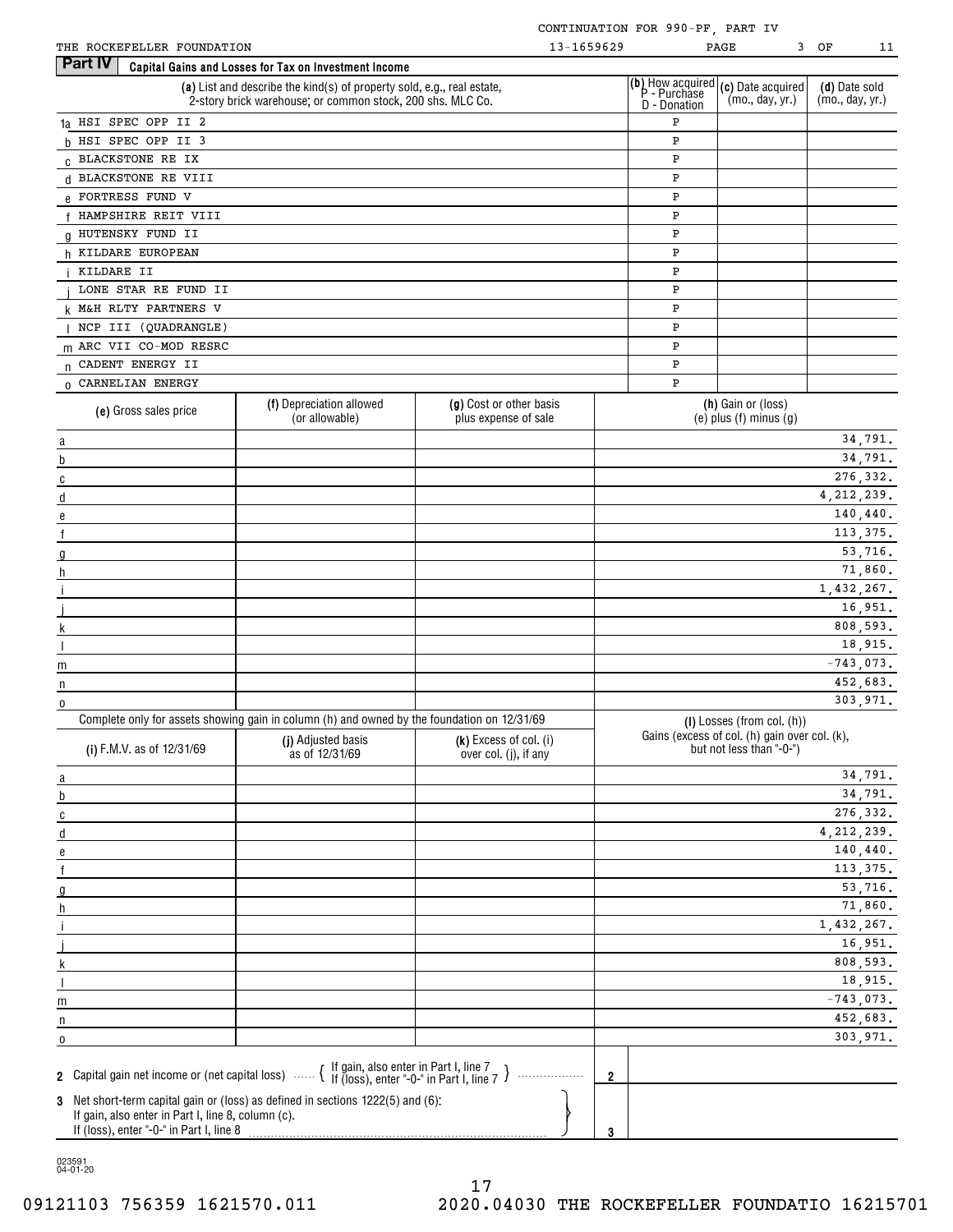CONTINUATION FOR 990-PF, PART IV

THE ROCKEFELLER FOUNDATION 13-1659629

## Part IV Capital Gains and Losses for Tax on Investment Income

| | (a) List and describe the kind(s) of property sold, e.g., real estate, 2-story brick warehouse; or common stock, 200 shs. MLC Co. | (b) How acquired P - Purchase D - Donation | (c) Date acquired (mo., day, yr.) | (d) Date sold (mo., day, yr.) |
|---|---|---|---|---|
| 1a | HSI SPEC OPP II 2 | P | | |
| b | HSI SPEC OPP II 3 | P | | |
| c | BLACKSTONE RE IX | P | | |
| d | BLACKSTONE RE VIII | P | | |
| e | FORTRESS FUND V | P | | |
| f | HAMPSHIRE REIT VIII | P | | |
| g | HUTENSKY FUND II | P | | |
| h | KILDARE EUROPEAN | P | | |
| i | KILDARE II | P | | |
| j | LONE STAR RE FUND II | P | | |
| k | M&H RLTY PARTNERS V | P | | |
| l | NCP III (QUADRANGLE) | P | | |
| m | ARC VII CO-MOD RESRC | P | | |
| n | CADENT ENERGY II | P | | |
| o | CARNELIAN ENERGY | P | | |

| | (e) Gross sales price | (f) Depreciation allowed (or allowable) | (g) Cost or other basis plus expense of sale | (h) Gain or (loss) (e) plus (f) minus (g) |
|---|---|---|---|---|
| a | | | | 34,791. |
| b | | | | 34,791. |
| c | | | | 276,332. |
| d | | | | 4,212,239. |
| e | | | | 140,440. |
| f | | | | 113,375. |
| g | | | | 53,716. |
| h | | | | 71,860. |
| i | | | | 1,432,267. |
| j | | | | 16,951. |
| k | | | | 808,593. |
| l | | | | 18,915. |
| m | | | | -743,073. |
| n | | | | 452,683. |
| o | | | | 303,971. |

Complete only for assets showing gain in column (h) and owned by the foundation on 12/31/69

| | (i) F.M.V. as of 12/31/69 | (j) Adjusted basis as of 12/31/69 | (k) Excess of col. (i) over col. (j), if any | (l) Losses (from col. (h)) Gains (excess of col. (h) gain over col. (k), but not less than "-0-") |
|---|---|---|---|---|
| a | | | | 34,791. |
| b | | | | 34,791. |
| c | | | | 276,332. |
| d | | | | 4,212,239. |
| e | | | | 140,440. |
| f | | | | 113,375. |
| g | | | | 53,716. |
| h | | | | 71,860. |
| i | | | | 1,432,267. |
| j | | | | 16,951. |
| k | | | | 808,593. |
| l | | | | 18,915. |
| m | | | | -743,073. |
| n | | | | 452,683. |
| o | | | | 303,971. |

| | | |
|---|---|---|
| 2 | Capital gain net income or (net capital loss) { If gain, also enter in Part I, line 7 / If (loss), enter "-0-" in Part I, line 7 } | 2 | |
| 3 | Net short-term capital gain or (loss) as defined in sections 1222(5) and (6): If gain, also enter in Part I, line 8, column (c). If (loss), enter "-0-" in Part I, line 8 | 3 | |

023591 04-01-20

09121103 756359 1621570.011 2020.04030 THE ROCKEFELLER FOUNDATIO 16215701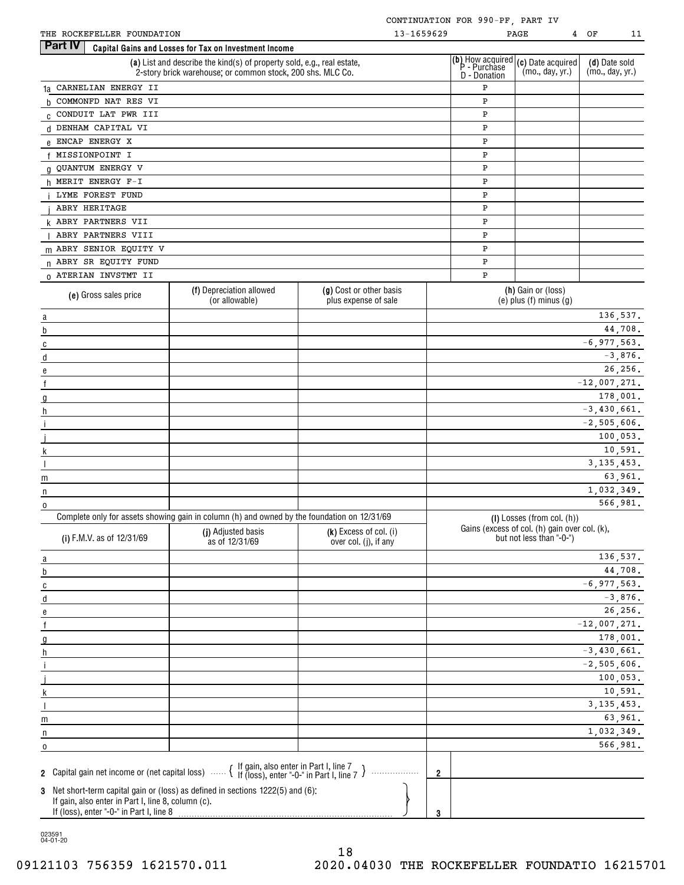CONTINUATION FOR 990-PF, PART IV

THE ROCKEFELLER FOUNDATION 13-1659629

## Part IV Capital Gains and Losses for Tax on Investment Income

| | (a) List and describe the kind(s) of property sold, e.g., real estate, 2-story brick warehouse; or common stock, 200 shs. MLC Co. | (b) How acquired P - Purchase D - Donation | (c) Date acquired (mo., day, yr.) | (d) Date sold (mo., day, yr.) |
|---|---|---|---|---|
| 1a | CARNELIAN ENERGY II | P | | |
| b | COMMONFD NAT RES VI | P | | |
| c | CONDUIT LAT PWR III | P | | |
| d | DENHAM CAPITAL VI | P | | |
| e | ENCAP ENERGY X | P | | |
| f | MISSIONPOINT I | P | | |
| g | QUANTUM ENERGY V | P | | |
| h | MERIT ENERGY F-I | P | | |
| i | LYME FOREST FUND | P | | |
| j | ABRY HERITAGE | P | | |
| k | ABRY PARTNERS VII | P | | |
| l | ABRY PARTNERS VIII | P | | |
| m | ABRY SENIOR EQUITY V | P | | |
| n | ABRY SR EQUITY FUND | P | | |
| o | ATERIAN INVSTMT II | P | | |

| | (e) Gross sales price | (f) Depreciation allowed (or allowable) | (g) Cost or other basis plus expense of sale | (h) Gain or (loss) (e) plus (f) minus (g) |
|---|---|---|---|---|
| a | | | | 136,537. |
| b | | | | 44,708. |
| c | | | | -6,977,563. |
| d | | | | -3,876. |
| e | | | | 26,256. |
| f | | | | -12,007,271. |
| g | | | | 178,001. |
| h | | | | -3,430,661. |
| i | | | | -2,505,606. |
| j | | | | 100,053. |
| k | | | | 10,591. |
| l | | | | 3,135,453. |
| m | | | | 63,961. |
| n | | | | 1,032,349. |
| o | | | | 566,981. |

Complete only for assets showing gain in column (h) and owned by the foundation on 12/31/69

| | (i) F.M.V. as of 12/31/69 | (j) Adjusted basis as of 12/31/69 | (k) Excess of col. (i) over col. (j), if any | (l) Losses (from col. (h)) Gains (excess of col. (h) gain over col. (k), but not less than "-0-") |
|---|---|---|---|---|
| a | | | | 136,537. |
| b | | | | 44,708. |
| c | | | | -6,977,563. |
| d | | | | -3,876. |
| e | | | | 26,256. |
| f | | | | -12,007,271. |
| g | | | | 178,001. |
| h | | | | -3,430,661. |
| i | | | | -2,505,606. |
| j | | | | 100,053. |
| k | | | | 10,591. |
| l | | | | 3,135,453. |
| m | | | | 63,961. |
| n | | | | 1,032,349. |
| o | | | | 566,981. |

| | | | |
|---|---|---|---|
| 2 | Capital gain net income or (net capital loss) { If gain, also enter in Part I, line 7; If (loss), enter "-0-" in Part I, line 7 } | 2 | |
| 3 | Net short-term capital gain or (loss) as defined in sections 1222(5) and (6): If gain, also enter in Part I, line 8, column (c). If (loss), enter "-0-" in Part I, line 8 | 3 | |

023591 04-01-20

09121103 756359 1621570.011 2020.04030 THE ROCKEFELLER FOUNDATIO 16215701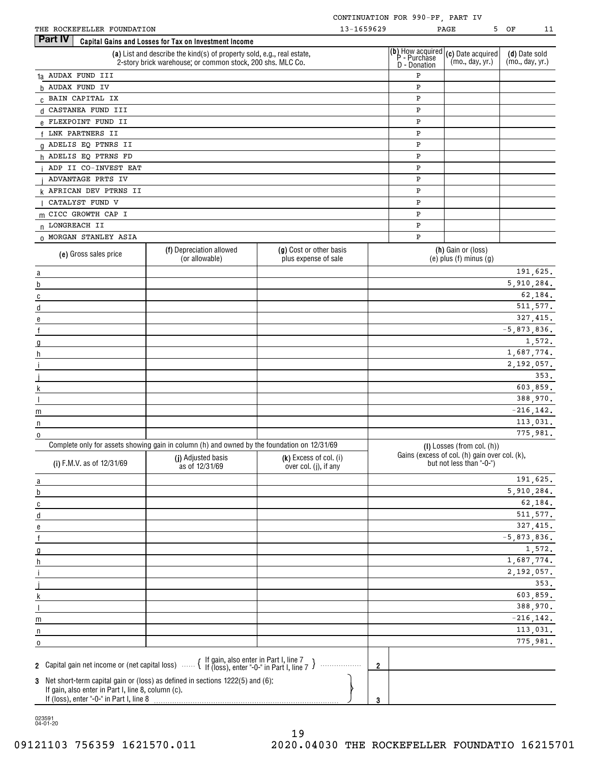CONTINUATION FOR 990-PF, PART IV

THE ROCKEFELLER FOUNDATION 13-1659629 PAGE 5 OF 11

## Part IV Capital Gains and Losses for Tax on Investment Income

| | (a) List and describe the kind(s) of property sold, e.g., real estate, 2-story brick warehouse; or common stock, 200 shs. MLC Co. | (b) How acquired P - Purchase D - Donation | (c) Date acquired (mo., day, yr.) | (d) Date sold (mo., day, yr.) |
|---|---|---|---|---|
| 1a | AUDAX FUND III | P | | |
| b | AUDAX FUND IV | P | | |
| c | BAIN CAPITAL IX | P | | |
| d | CASTANEA FUND III | P | | |
| e | FLEXPOINT FUND II | P | | |
| f | LNK PARTNERS II | P | | |
| g | ADELIS EQ PTNRS II | P | | |
| h | ADELIS EQ PTRNS FD | P | | |
| i | ADP II CO-INVEST EAT | P | | |
| j | ADVANTAGE PRTS IV | P | | |
| k | AFRICAN DEV PTRNS II | P | | |
| l | CATALYST FUND V | P | | |
| m | CICC GROWTH CAP I | P | | |
| n | LONGREACH II | P | | |
| o | MORGAN STANLEY ASIA | P | | |

| | (e) Gross sales price | (f) Depreciation allowed (or allowable) | (g) Cost or other basis plus expense of sale | (h) Gain or (loss) (e) plus (f) minus (g) |
|---|---|---|---|---|
| a | | | | 191,625. |
| b | | | | 5,910,284. |
| c | | | | 62,184. |
| d | | | | 511,577. |
| e | | | | 327,415. |
| f | | | | -5,873,836. |
| g | | | | 1,572. |
| h | | | | 1,687,774. |
| i | | | | 2,192,057. |
| j | | | | 353. |
| k | | | | 603,859. |
| l | | | | 388,970. |
| m | | | | -216,142. |
| n | | | | 113,031. |
| o | | | | 775,981. |

Complete only for assets showing gain in column (h) and owned by the foundation on 12/31/69

| | (i) F.M.V. as of 12/31/69 | (j) Adjusted basis as of 12/31/69 | (k) Excess of col. (i) over col. (j), if any | (l) Losses (from col. (h)) Gains (excess of col. (h) gain over col. (k), but not less than "-0-") |
|---|---|---|---|---|
| a | | | | 191,625. |
| b | | | | 5,910,284. |
| c | | | | 62,184. |
| d | | | | 511,577. |
| e | | | | 327,415. |
| f | | | | -5,873,836. |
| g | | | | 1,572. |
| h | | | | 1,687,774. |
| i | | | | 2,192,057. |
| j | | | | 353. |
| k | | | | 603,859. |
| l | | | | 388,970. |
| m | | | | -216,142. |
| n | | | | 113,031. |
| o | | | | 775,981. |

| | | |
|---|---|---|
| 2 Capital gain net income or (net capital loss) { If gain, also enter in Part I, line 7 / If (loss), enter "-0-" in Part I, line 7 } | 2 | |
| 3 Net short-term capital gain or (loss) as defined in sections 1222(5) and (6): If gain, also enter in Part I, line 8, column (c). If (loss), enter "-0-" in Part I, line 8 | 3 | |

023591 04-01-20

09121103 756359 1621570.011 2020.04030 THE ROCKEFELLER FOUNDATIO 16215701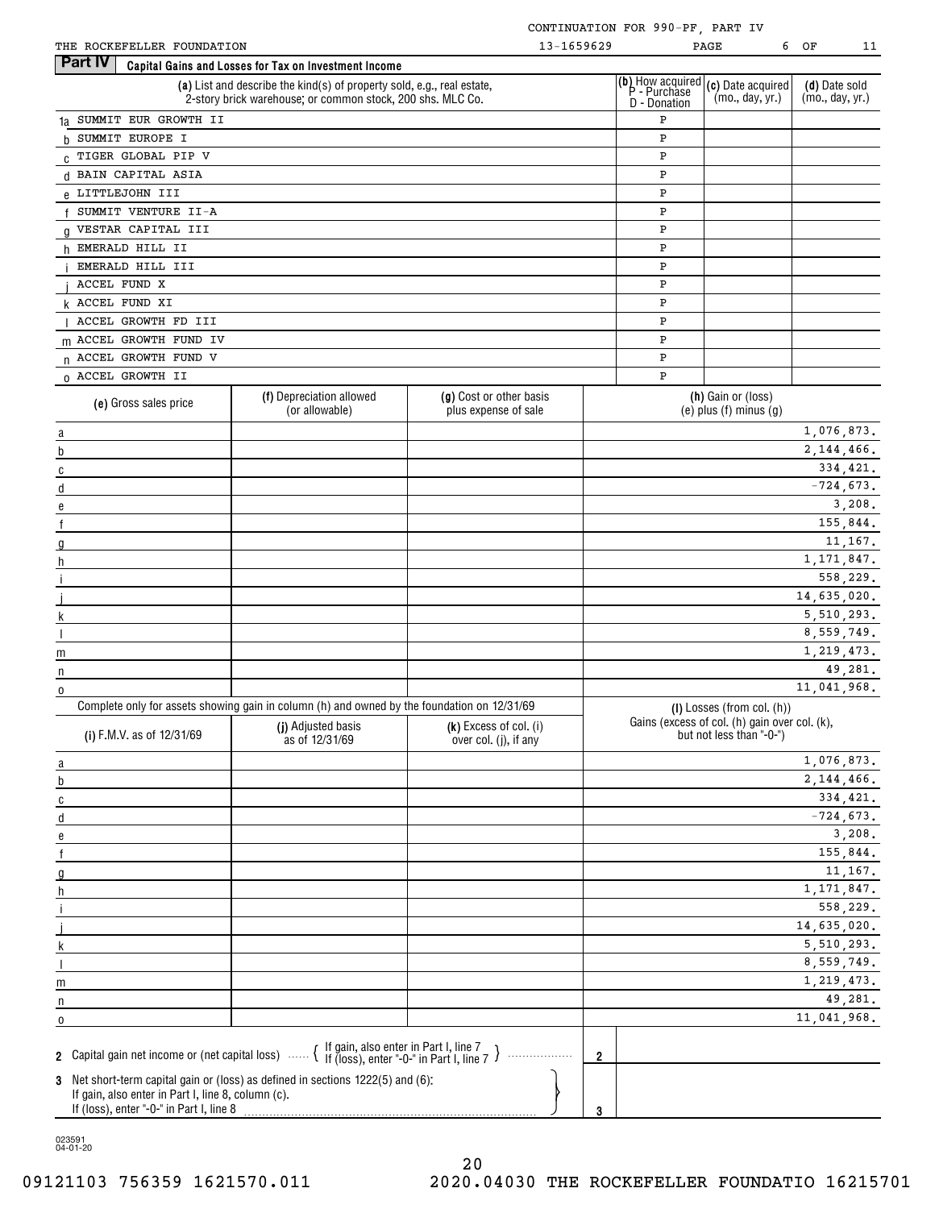CONTINUATION FOR 990-PF, PART IV

THE ROCKEFELLER FOUNDATION 13-1659629 PAGE 6 OF 11

## Part IV Capital Gains and Losses for Tax on Investment Income

| | (a) List and describe the kind(s) of property sold, e.g., real estate, 2-story brick warehouse; or common stock, 200 shs. MLC Co. | (b) How acquired P - Purchase D - Donation | (c) Date acquired (mo., day, yr.) | (d) Date sold (mo., day, yr.) |
|---|---|---|---|---|
| 1a | SUMMIT EUR GROWTH II | P | | |
| b | SUMMIT EUROPE I | P | | |
| c | TIGER GLOBAL PIP V | P | | |
| d | BAIN CAPITAL ASIA | P | | |
| e | LITTLEJOHN III | P | | |
| f | SUMMIT VENTURE II-A | P | | |
| g | VESTAR CAPITAL III | P | | |
| h | EMERALD HILL II | P | | |
| i | EMERALD HILL III | P | | |
| j | ACCEL FUND X | P | | |
| k | ACCEL FUND XI | P | | |
| l | ACCEL GROWTH FD III | P | | |
| m | ACCEL GROWTH FUND IV | P | | |
| n | ACCEL GROWTH FUND V | P | | |
| o | ACCEL GROWTH II | P | | |

| | (e) Gross sales price | (f) Depreciation allowed (or allowable) | (g) Cost or other basis plus expense of sale | (h) Gain or (loss) (e) plus (f) minus (g) |
|---|---|---|---|---|
| a | | | | 1,076,873. |
| b | | | | 2,144,466. |
| c | | | | 334,421. |
| d | | | | -724,673. |
| e | | | | 3,208. |
| f | | | | 155,844. |
| g | | | | 11,167. |
| h | | | | 1,171,847. |
| i | | | | 558,229. |
| j | | | | 14,635,020. |
| k | | | | 5,510,293. |
| l | | | | 8,559,749. |
| m | | | | 1,219,473. |
| n | | | | 49,281. |
| o | | | | 11,041,968. |

Complete only for assets showing gain in column (h) and owned by the foundation on 12/31/69

| | (i) F.M.V. as of 12/31/69 | (j) Adjusted basis as of 12/31/69 | (k) Excess of col. (i) over col. (j), if any | (l) Losses (from col. (h)) Gains (excess of col. (h) gain over col. (k), but not less than "-0-") |
|---|---|---|---|---|
| a | | | | 1,076,873. |
| b | | | | 2,144,466. |
| c | | | | 334,421. |
| d | | | | -724,673. |
| e | | | | 3,208. |
| f | | | | 155,844. |
| g | | | | 11,167. |
| h | | | | 1,171,847. |
| i | | | | 558,229. |
| j | | | | 14,635,020. |
| k | | | | 5,510,293. |
| l | | | | 8,559,749. |
| m | | | | 1,219,473. |
| n | | | | 49,281. |
| o | | | | 11,041,968. |

| | | |
|---|---|---|
| **2** Capital gain net income or (net capital loss) { If gain, also enter in Part I, line 7; If (loss), enter "-0-" in Part I, line 7 } | 2 | |
| **3** Net short-term capital gain or (loss) as defined in sections 1222(5) and (6): If gain, also enter in Part I, line 8, column (c). If (loss), enter "-0-" in Part I, line 8 | 3 | |

023591 04-01-20

09121103 756359 1621570.011 2020.04030 THE ROCKEFELLER FOUNDATIO 16215701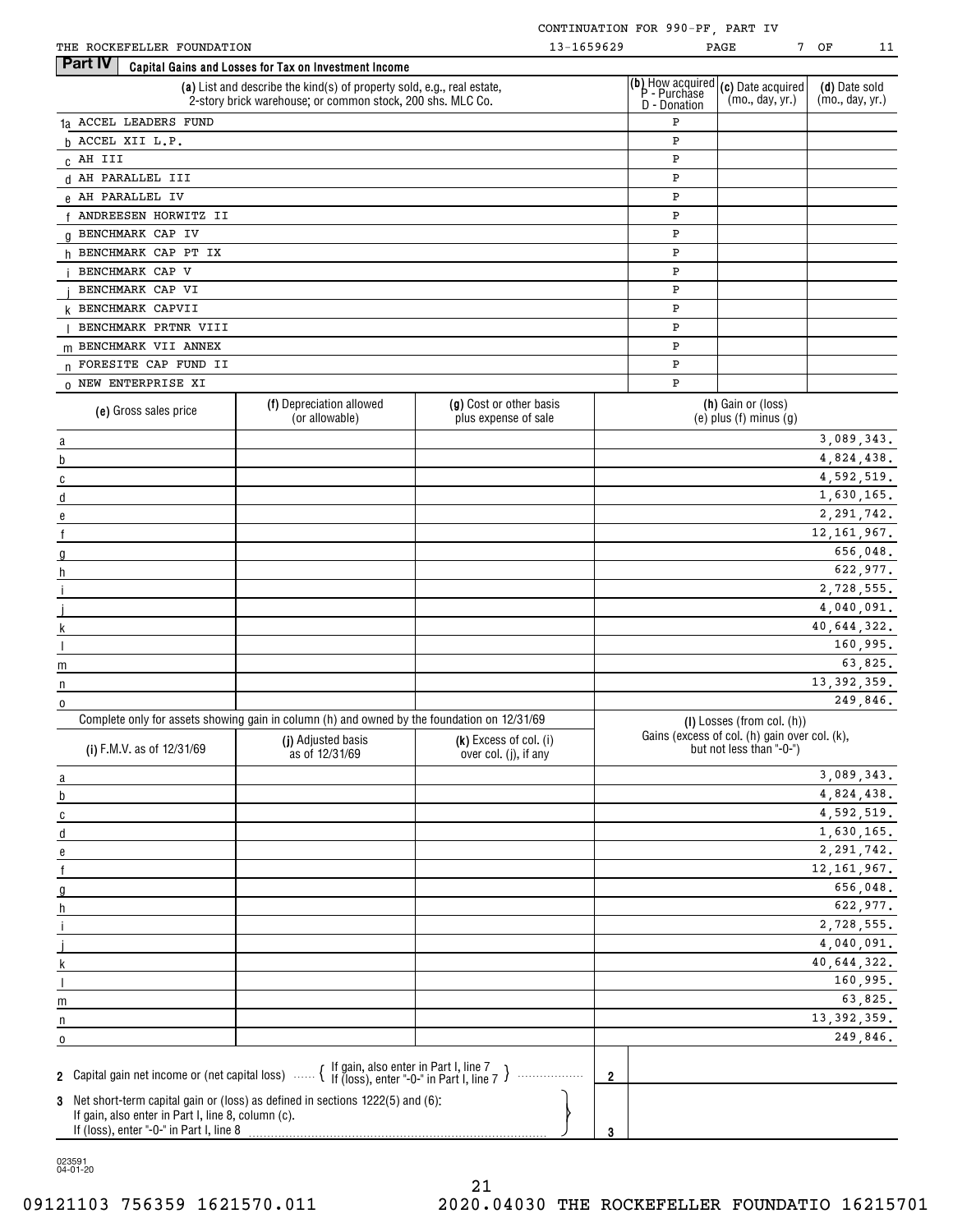CONTINUATION FOR 990-PF, PART IV

THE ROCKEFELLER FOUNDATION 13-1659629 PAGE 7 OF 11

## Part IV Capital Gains and Losses for Tax on Investment Income

| | (a) List and describe the kind(s) of property sold, e.g., real estate, 2-story brick warehouse; or common stock, 200 shs. MLC Co. | (b) How acquired P - Purchase D - Donation | (c) Date acquired (mo., day, yr.) | (d) Date sold (mo., day, yr.) |
|---|---|---|---|---|
| 1a | ACCEL LEADERS FUND | P | | |
| b | ACCEL XII L.P. | P | | |
| c | AH III | P | | |
| d | AH PARALLEL III | P | | |
| e | AH PARALLEL IV | P | | |
| f | ANDREESEN HORWITZ II | P | | |
| g | BENCHMARK CAP IV | P | | |
| h | BENCHMARK CAP PT IX | P | | |
| i | BENCHMARK CAP V | P | | |
| j | BENCHMARK CAP VI | P | | |
| k | BENCHMARK CAPVII | P | | |
| l | BENCHMARK PRTNR VIII | P | | |
| m | BENCHMARK VII ANNEX | P | | |
| n | FORESITE CAP FUND II | P | | |
| o | NEW ENTERPRISE XI | P | | |

| | (e) Gross sales price | (f) Depreciation allowed (or allowable) | (g) Cost or other basis plus expense of sale | (h) Gain or (loss) (e) plus (f) minus (g) |
|---|---|---|---|---|
| a | | | | 3,089,343. |
| b | | | | 4,824,438. |
| c | | | | 4,592,519. |
| d | | | | 1,630,165. |
| e | | | | 2,291,742. |
| f | | | | 12,161,967. |
| g | | | | 656,048. |
| h | | | | 622,977. |
| i | | | | 2,728,555. |
| j | | | | 4,040,091. |
| k | | | | 40,644,322. |
| l | | | | 160,995. |
| m | | | | 63,825. |
| n | | | | 13,392,359. |
| o | | | | 249,846. |

Complete only for assets showing gain in column (h) and owned by the foundation on 12/31/69

| | (i) F.M.V. as of 12/31/69 | (j) Adjusted basis as of 12/31/69 | (k) Excess of col. (i) over col. (j), if any | (l) Losses (from col. (h)) Gains (excess of col. (h) gain over col. (k), but not less than "-0-") |
|---|---|---|---|---|
| a | | | | 3,089,343. |
| b | | | | 4,824,438. |
| c | | | | 4,592,519. |
| d | | | | 1,630,165. |
| e | | | | 2,291,742. |
| f | | | | 12,161,967. |
| g | | | | 656,048. |
| h | | | | 622,977. |
| i | | | | 2,728,555. |
| j | | | | 4,040,091. |
| k | | | | 40,644,322. |
| l | | | | 160,995. |
| m | | | | 63,825. |
| n | | | | 13,392,359. |
| o | | | | 249,846. |

| | | | |
|---|---|---|---|
| 2 | Capital gain net income or (net capital loss) { If gain, also enter in Part I, line 7 / If (loss), enter "-0-" in Part I, line 7 } | 2 | |
| 3 | Net short-term capital gain or (loss) as defined in sections 1222(5) and (6): If gain, also enter in Part I, line 8, column (c). If (loss), enter "-0-" in Part I, line 8 | 3 | |

023591 04-01-20

09121103 756359 1621570.011 2020.04030 THE ROCKEFELLER FOUNDATIO 16215701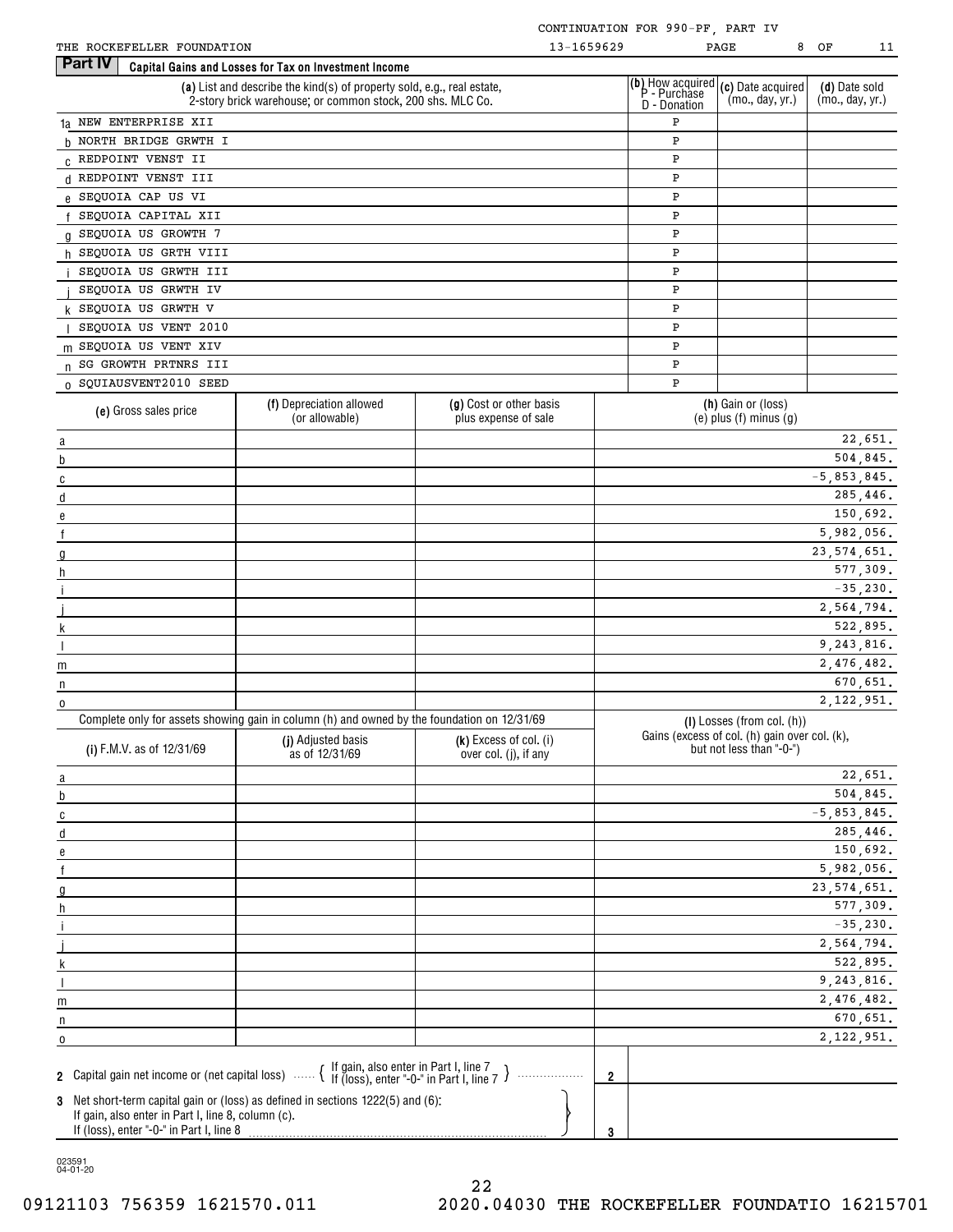CONTINUATION FOR 990-PF, PART IV

THE ROCKEFELLER FOUNDATION 13-1659629

## Part IV Capital Gains and Losses for Tax on Investment Income

| | (a) List and describe the kind(s) of property sold, e.g., real estate, 2-story brick warehouse; or common stock, 200 shs. MLC Co. | (b) How acquired P - Purchase D - Donation | (c) Date acquired (mo., day, yr.) | (d) Date sold (mo., day, yr.) |
|---|---|---|---|---|
| 1a | NEW ENTERPRISE XII | P | | |
| b | NORTH BRIDGE GRWTH I | P | | |
| c | REDPOINT VENST II | P | | |
| d | REDPOINT VENST III | P | | |
| e | SEQUOIA CAP US VI | P | | |
| f | SEQUOIA CAPITAL XII | P | | |
| g | SEQUOIA US GROWTH 7 | P | | |
| h | SEQUOIA US GRTH VIII | P | | |
| i | SEQUOIA US GRWTH III | P | | |
| j | SEQUOIA US GRWTH IV | P | | |
| k | SEQUOIA US GRWTH V | P | | |
| l | SEQUOIA US VENT 2010 | P | | |
| m | SEQUOIA US VENT XIV | P | | |
| n | SG GROWTH PRTNRS III | P | | |
| o | SQUIAUSVENT2010 SEED | P | | |

| | (e) Gross sales price | (f) Depreciation allowed (or allowable) | (g) Cost or other basis plus expense of sale | (h) Gain or (loss) (e) plus (f) minus (g) |
|---|---|---|---|---|
| a | | | | 22,651. |
| b | | | | 504,845. |
| c | | | | -5,853,845. |
| d | | | | 285,446. |
| e | | | | 150,692. |
| f | | | | 5,982,056. |
| g | | | | 23,574,651. |
| h | | | | 577,309. |
| i | | | | -35,230. |
| j | | | | 2,564,794. |
| k | | | | 522,895. |
| l | | | | 9,243,816. |
| m | | | | 2,476,482. |
| n | | | | 670,651. |
| o | | | | 2,122,951. |

Complete only for assets showing gain in column (h) and owned by the foundation on 12/31/69

| | (i) F.M.V. as of 12/31/69 | (j) Adjusted basis as of 12/31/69 | (k) Excess of col. (i) over col. (j), if any | (l) Losses (from col. (h)) Gains (excess of col. (h) gain over col. (k), but not less than "-0-") |
|---|---|---|---|---|
| a | | | | 22,651. |
| b | | | | 504,845. |
| c | | | | -5,853,845. |
| d | | | | 285,446. |
| e | | | | 150,692. |
| f | | | | 5,982,056. |
| g | | | | 23,574,651. |
| h | | | | 577,309. |
| i | | | | -35,230. |
| j | | | | 2,564,794. |
| k | | | | 522,895. |
| l | | | | 9,243,816. |
| m | | | | 2,476,482. |
| n | | | | 670,651. |
| o | | | | 2,122,951. |

| | | | |
|---|---|---|---|
| 2 | Capital gain net income or (net capital loss) { If gain, also enter in Part I, line 7; If (loss), enter "-0-" in Part I, line 7 } | 2 | |
| 3 | Net short-term capital gain or (loss) as defined in sections 1222(5) and (6): If gain, also enter in Part I, line 8, column (c). If (loss), enter "-0-" in Part I, line 8 | 3 | |

023591 04-01-20

09121103 756359 1621570.011 2020.04030 THE ROCKEFELLER FOUNDATIO 16215701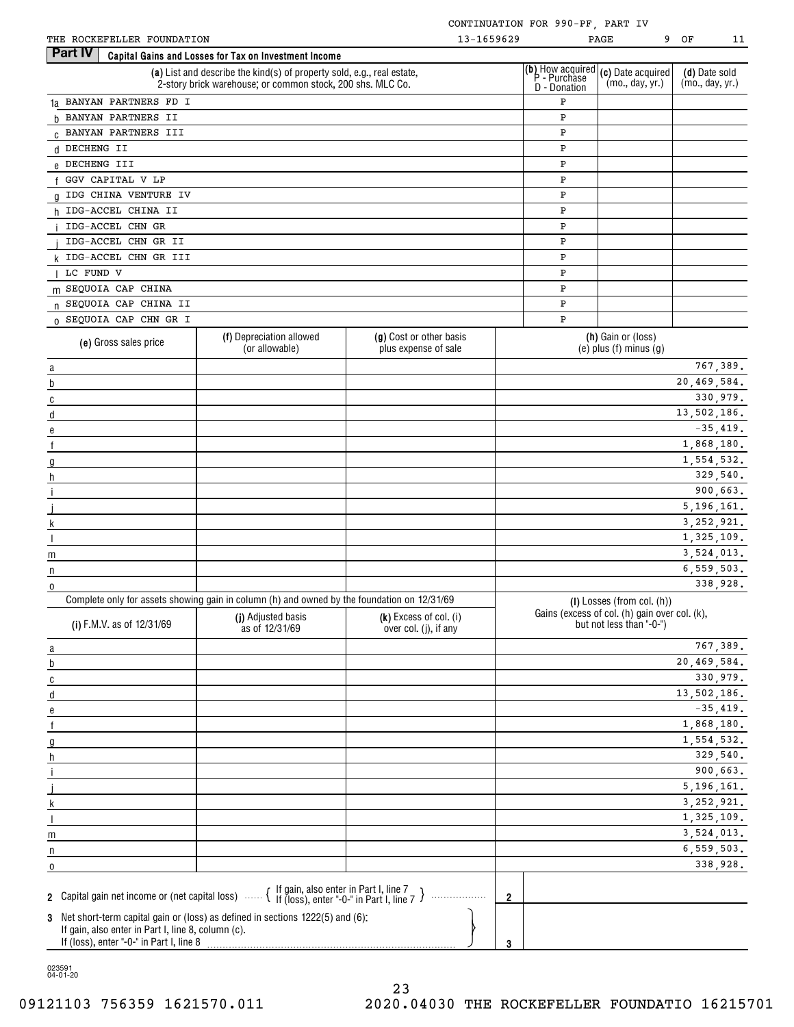CONTINUATION FOR 990-PF, PART IV

THE ROCKEFELLER FOUNDATION 13-1659629

## Part IV Capital Gains and Losses for Tax on Investment Income

| | (a) List and describe the kind(s) of property sold, e.g., real estate, 2-story brick warehouse; or common stock, 200 shs. MLC Co. | (b) How acquired P - Purchase D - Donation | (c) Date acquired (mo., day, yr.) | (d) Date sold (mo., day, yr.) |
|---|---|---|---|---|
| 1a | BANYAN PARTNERS FD I | P | | |
| b | BANYAN PARTNERS II | P | | |
| c | BANYAN PARTNERS III | P | | |
| d | DECHENG II | P | | |
| e | DECHENG III | P | | |
| f | GGV CAPITAL V LP | P | | |
| g | IDG CHINA VENTURE IV | P | | |
| h | IDG-ACCEL CHINA II | P | | |
| i | IDG-ACCEL CHN GR | P | | |
| j | IDG-ACCEL CHN GR II | P | | |
| k | IDG-ACCEL CHN GR III | P | | |
| l | LC FUND V | P | | |
| m | SEQUOIA CAP CHINA | P | | |
| n | SEQUOIA CAP CHINA II | P | | |
| o | SEQUOIA CAP CHN GR I | P | | |

| | (e) Gross sales price | (f) Depreciation allowed (or allowable) | (g) Cost or other basis plus expense of sale | (h) Gain or (loss) (e) plus (f) minus (g) |
|---|---|---|---|---|
| a | | | | 767,389. |
| b | | | | 20,469,584. |
| c | | | | 330,979. |
| d | | | | 13,502,186. |
| e | | | | -35,419. |
| f | | | | 1,868,180. |
| g | | | | 1,554,532. |
| h | | | | 329,540. |
| i | | | | 900,663. |
| j | | | | 5,196,161. |
| k | | | | 3,252,921. |
| l | | | | 1,325,109. |
| m | | | | 3,524,013. |
| n | | | | 6,559,503. |
| o | | | | 338,928. |

Complete only for assets showing gain in column (h) and owned by the foundation on 12/31/69

| | (i) F.M.V. as of 12/31/69 | (j) Adjusted basis as of 12/31/69 | (k) Excess of col. (i) over col. (j), if any | (l) Losses (from col. (h)) Gains (excess of col. (h) gain over col. (k), but not less than "-0-") |
|---|---|---|---|---|
| a | | | | 767,389. |
| b | | | | 20,469,584. |
| c | | | | 330,979. |
| d | | | | 13,502,186. |
| e | | | | -35,419. |
| f | | | | 1,868,180. |
| g | | | | 1,554,532. |
| h | | | | 329,540. |
| i | | | | 900,663. |
| j | | | | 5,196,161. |
| k | | | | 3,252,921. |
| l | | | | 1,325,109. |
| m | | | | 3,524,013. |
| n | | | | 6,559,503. |
| o | | | | 338,928. |

2 Capital gain net income or (net capital loss) { If gain, also enter in Part I, line 7; If (loss), enter "-0-" in Part I, line 7 } ..... 2

3 Net short-term capital gain or (loss) as defined in sections 1222(5) and (6): If gain, also enter in Part I, line 8, column (c). If (loss), enter "-0-" in Part I, line 8 ..... 3

023591 04-01-20

09121103 756359 1621570.011 2020.04030 THE ROCKEFELLER FOUNDATIO 16215701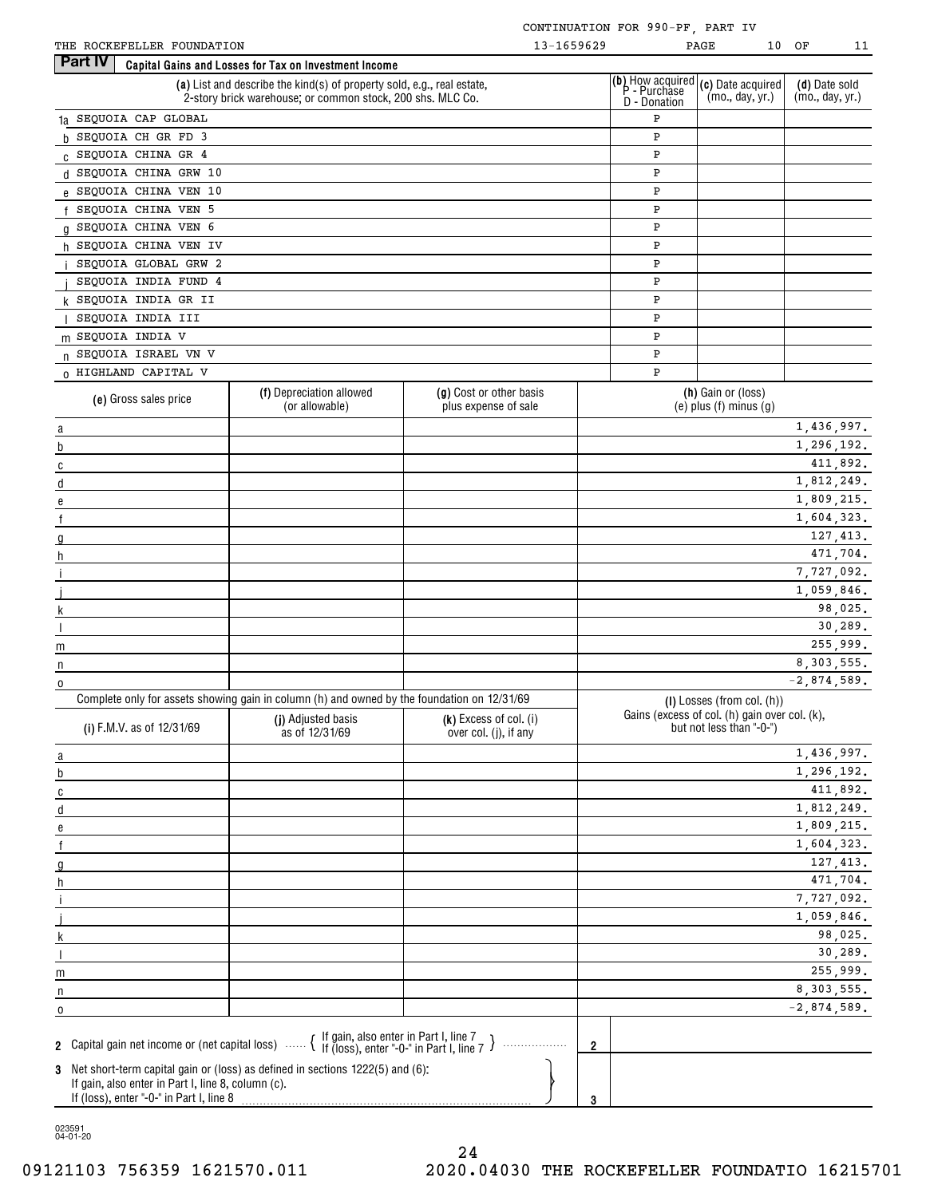CONTINUATION FOR 990-PF, PART IV

THE ROCKEFELLER FOUNDATION 13-1659629

## Part IV Capital Gains and Losses for Tax on Investment Income

| | (a) List and describe the kind(s) of property sold, e.g., real estate, 2-story brick warehouse; or common stock, 200 shs. MLC Co. | (b) How acquired P - Purchase D - Donation | (c) Date acquired (mo., day, yr.) | (d) Date sold (mo., day, yr.) |
|---|---|---|---|---|
| 1a | SEQUOIA CAP GLOBAL | P | | |
| b | SEQUOIA CH GR FD 3 | P | | |
| c | SEQUOIA CHINA GR 4 | P | | |
| d | SEQUOIA CHINA GRW 10 | P | | |
| e | SEQUOIA CHINA VEN 10 | P | | |
| f | SEQUOIA CHINA VEN 5 | P | | |
| g | SEQUOIA CHINA VEN 6 | P | | |
| h | SEQUOIA CHINA VEN IV | P | | |
| i | SEQUOIA GLOBAL GRW 2 | P | | |
| j | SEQUOIA INDIA FUND 4 | P | | |
| k | SEQUOIA INDIA GR II | P | | |
| l | SEQUOIA INDIA III | P | | |
| m | SEQUOIA INDIA V | P | | |
| n | SEQUOIA ISRAEL VN V | P | | |
| o | HIGHLAND CAPITAL V | P | | |

| | (e) Gross sales price | (f) Depreciation allowed (or allowable) | (g) Cost or other basis plus expense of sale | (h) Gain or (loss) (e) plus (f) minus (g) |
|---|---|---|---|---|
| a | | | | 1,436,997. |
| b | | | | 1,296,192. |
| c | | | | 411,892. |
| d | | | | 1,812,249. |
| e | | | | 1,809,215. |
| f | | | | 1,604,323. |
| g | | | | 127,413. |
| h | | | | 471,704. |
| i | | | | 7,727,092. |
| j | | | | 1,059,846. |
| k | | | | 98,025. |
| l | | | | 30,289. |
| m | | | | 255,999. |
| n | | | | 8,303,555. |
| o | | | | -2,874,589. |

Complete only for assets showing gain in column (h) and owned by the foundation on 12/31/69

| | (i) F.M.V. as of 12/31/69 | (j) Adjusted basis as of 12/31/69 | (k) Excess of col. (i) over col. (j), if any | (l) Losses (from col. (h)) Gains (excess of col. (h) gain over col. (k), but not less than "-0-") |
|---|---|---|---|---|
| a | | | | 1,436,997. |
| b | | | | 1,296,192. |
| c | | | | 411,892. |
| d | | | | 1,812,249. |
| e | | | | 1,809,215. |
| f | | | | 1,604,323. |
| g | | | | 127,413. |
| h | | | | 471,704. |
| i | | | | 7,727,092. |
| j | | | | 1,059,846. |
| k | | | | 98,025. |
| l | | | | 30,289. |
| m | | | | 255,999. |
| n | | | | 8,303,555. |
| o | | | | -2,874,589. |

2 Capital gain net income or (net capital loss) { If gain, also enter in Part I, line 7 / If (loss), enter "-0-" in Part I, line 7 } ..... **2**

3 Net short-term capital gain or (loss) as defined in sections 1222(5) and (6): If gain, also enter in Part I, line 8, column (c). If (loss), enter "-0-" in Part I, line 8 ..... **3**

023591 04-01-20

09121103 756359 1621570.011 2020.04030 THE ROCKEFELLER FOUNDATIO 16215701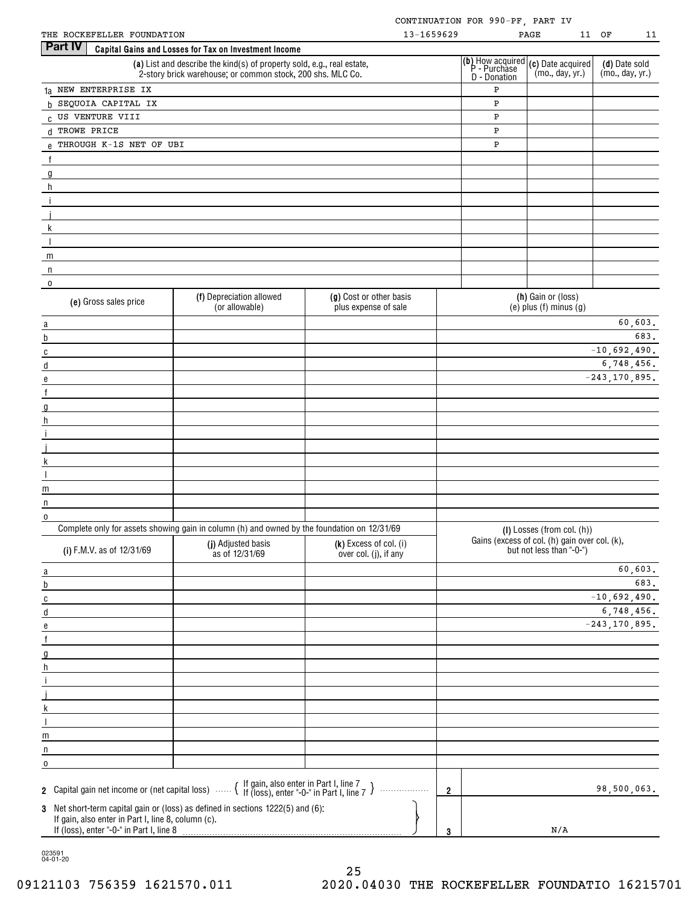CONTINUATION FOR 990-PF, PART IV

THE ROCKEFELLER FOUNDATION 13-1659629 PAGE 11 OF 11

**Part IV** **Capital Gains and Losses for Tax on Investment Income**

| | (a) List and describe the kind(s) of property sold, e.g., real estate, 2-story brick warehouse; or common stock, 200 shs. MLC Co. | (b) How acquired P - Purchase D - Donation | (c) Date acquired (mo., day, yr.) | (d) Date sold (mo., day, yr.) |
|---|---|---|---|---|
| 1a | NEW ENTERPRISE IX | P | | |
| b | SEQUOIA CAPITAL IX | P | | |
| c | US VENTURE VIII | P | | |
| d | TROWE PRICE | P | | |
| e | THROUGH K-1S NET OF UBI | P | | |
| f | | | | |
| g | | | | |
| h | | | | |
| i | | | | |
| j | | | | |
| k | | | | |
| l | | | | |
| m | | | | |
| n | | | | |
| o | | | | |

| | (e) Gross sales price | (f) Depreciation allowed (or allowable) | (g) Cost or other basis plus expense of sale | (h) Gain or (loss) (e) plus (f) minus (g) |
|---|---|---|---|---|
| a | | | | 60,603. |
| b | | | | 683. |
| c | | | | -10,692,490. |
| d | | | | 6,748,456. |
| e | | | | -243,170,895. |
| f | | | | |
| g | | | | |
| h | | | | |
| i | | | | |
| j | | | | |
| k | | | | |
| l | | | | |
| m | | | | |
| n | | | | |
| o | | | | |

Complete only for assets showing gain in column (h) and owned by the foundation on 12/31/69

| | (i) F.M.V. as of 12/31/69 | (j) Adjusted basis as of 12/31/69 | (k) Excess of col. (i) over col. (j), if any | (l) Losses (from col. (h)) Gains (excess of col. (h) gain over col. (k), but not less than "-0-") |
|---|---|---|---|---|
| a | | | | 60,603. |
| b | | | | 683. |
| c | | | | -10,692,490. |
| d | | | | 6,748,456. |
| e | | | | -243,170,895. |
| f | | | | |
| g | | | | |
| h | | | | |
| i | | | | |
| j | | | | |
| k | | | | |
| l | | | | |
| m | | | | |
| n | | | | |
| o | | | | |

| | | | |
|---|---|---|---|
| 2 | Capital gain net income or (net capital loss) { If gain, also enter in Part I, line 7 / If (loss), enter "-0-" in Part I, line 7 } | 2 | 98,500,063. |
| 3 | Net short-term capital gain or (loss) as defined in sections 1222(5) and (6): If gain, also enter in Part I, line 8, column (c). If (loss), enter "-0-" in Part I, line 8 | 3 | N/A |

023591 04-01-20

09121103 756359 1621570.011 2020.04030 THE ROCKEFELLER FOUNDATIO 16215701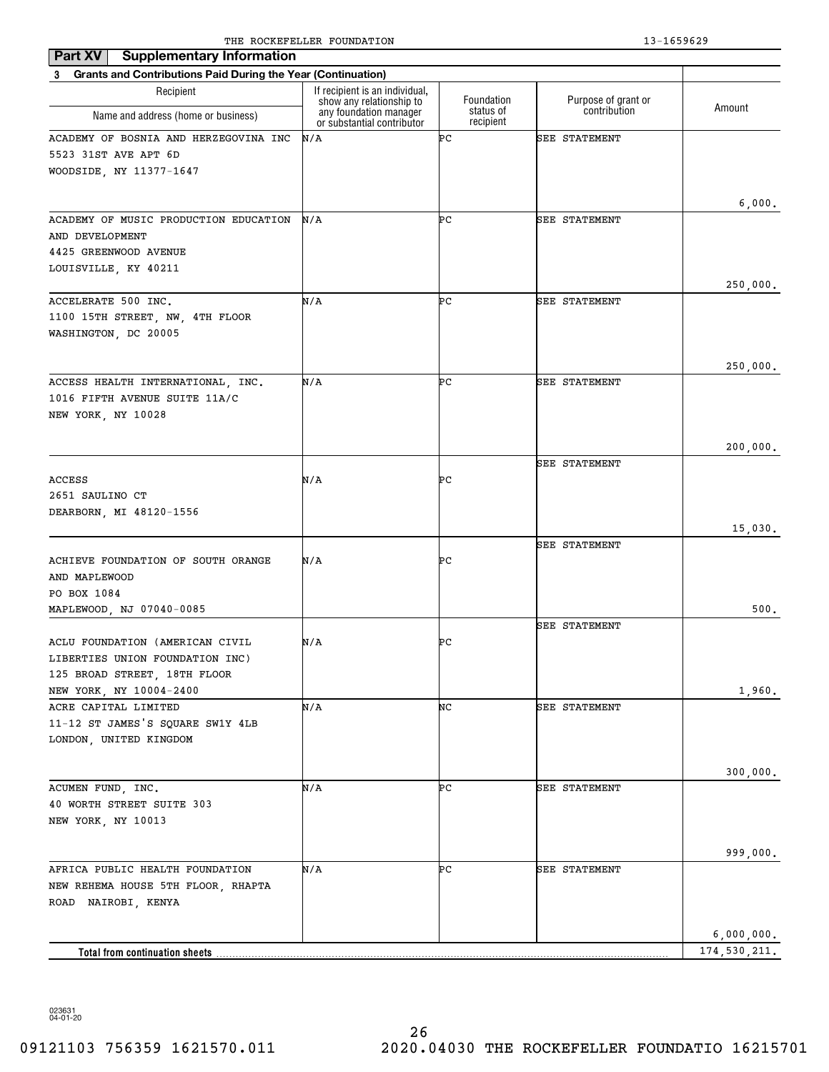THE ROCKEFELLER FOUNDATION 13-1659629

**Part XV Supplementary Information**

**3 Grants and Contributions Paid During the Year (Continuation)**

| Recipient<br>Name and address (home or business) | If recipient is an individual, show any relationship to any foundation manager or substantial contributor | Foundation status of recipient | Purpose of grant or contribution | Amount |
|---|---|---|---|---|
| ACADEMY OF BOSNIA AND HERZEGOVINA INC<br>5523 31ST AVE APT 6D<br>WOODSIDE, NY 11377-1647 | N/A | PC | SEE STATEMENT | 6,000. |
| ACADEMY OF MUSIC PRODUCTION EDUCATION AND DEVELOPMENT<br>4425 GREENWOOD AVENUE<br>LOUISVILLE, KY 40211 | N/A | PC | SEE STATEMENT | 250,000. |
| ACCELERATE 500 INC.<br>1100 15TH STREET, NW, 4TH FLOOR<br>WASHINGTON, DC 20005 | N/A | PC | SEE STATEMENT | 250,000. |
| ACCESS HEALTH INTERNATIONAL, INC.<br>1016 FIFTH AVENUE SUITE 11A/C<br>NEW YORK, NY 10028 | N/A | PC | SEE STATEMENT | 200,000. |
| ACCESS<br>2651 SAULINO CT<br>DEARBORN, MI 48120-1556 | N/A | PC | SEE STATEMENT | 15,030. |
| ACHIEVE FOUNDATION OF SOUTH ORANGE AND MAPLEWOOD<br>PO BOX 1084<br>MAPLEWOOD, NJ 07040-0085 | N/A | PC | SEE STATEMENT | 500. |
| ACLU FOUNDATION (AMERICAN CIVIL LIBERTIES UNION FOUNDATION INC)<br>125 BROAD STREET, 18TH FLOOR<br>NEW YORK, NY 10004-2400 | N/A | PC | SEE STATEMENT | 1,960. |
| ACRE CAPITAL LIMITED<br>11-12 ST JAMES'S SQUARE SW1Y 4LB<br>LONDON, UNITED KINGDOM | N/A | NC | SEE STATEMENT | 300,000. |
| ACUMEN FUND, INC.<br>40 WORTH STREET SUITE 303<br>NEW YORK, NY 10013 | N/A | PC | SEE STATEMENT | 999,000. |
| AFRICA PUBLIC HEALTH FOUNDATION<br>NEW REHEMA HOUSE 5TH FLOOR, RHAPTA ROAD NAIROBI, KENYA | N/A | PC | SEE STATEMENT | 6,000,000. |
| **Total from continuation sheets** | | | | 174,530,211. |

023631
04-01-20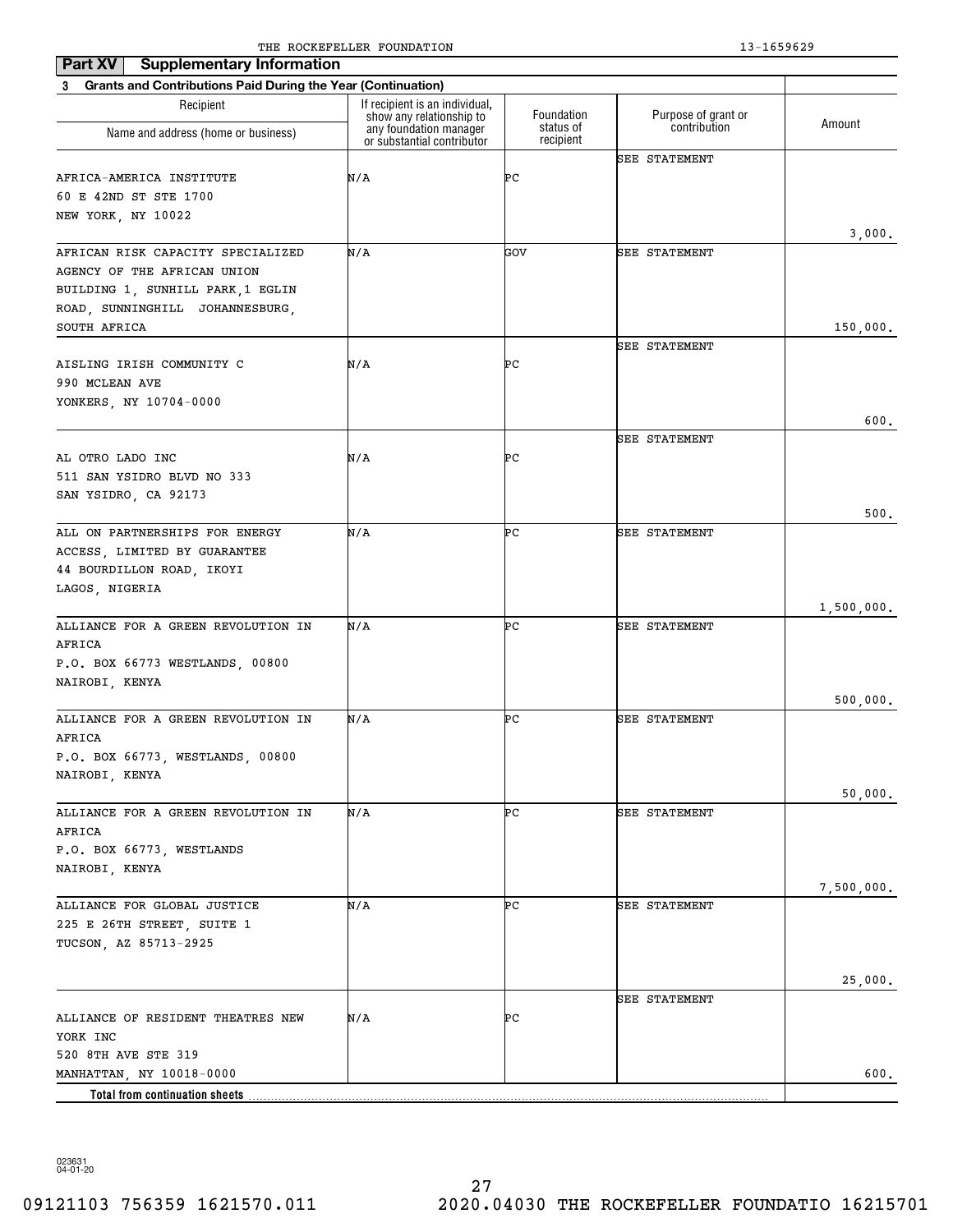THE ROCKEFELLER FOUNDATION 13-1659629

## Part XV Supplementary Information

**3 Grants and Contributions Paid During the Year (Continuation)**

| Recipient Name and address (home or business) | If recipient is an individual, show any relationship to any foundation manager or substantial contributor | Foundation status of recipient | Purpose of grant or contribution | Amount |
|---|---|---|---|---|
| AFRICA-AMERICA INSTITUTE 60 E 42ND ST STE 1700 NEW YORK, NY 10022 | N/A | PC | SEE STATEMENT | 3,000. |
| AFRICAN RISK CAPACITY SPECIALIZED AGENCY OF THE AFRICAN UNION BUILDING 1, SUNHILL PARK,1 EGLIN ROAD, SUNNINGHILL JOHANNESBURG, SOUTH AFRICA | N/A | GOV | SEE STATEMENT | 150,000. |
| AISLING IRISH COMMUNITY C 990 MCLEAN AVE YONKERS, NY 10704-0000 | N/A | PC | SEE STATEMENT | 600. |
| AL OTRO LADO INC 511 SAN YSIDRO BLVD NO 333 SAN YSIDRO, CA 92173 | N/A | PC | SEE STATEMENT | 500. |
| ALL ON PARTNERSHIPS FOR ENERGY ACCESS, LIMITED BY GUARANTEE 44 BOURDILLON ROAD, IKOYI LAGOS, NIGERIA | N/A | PC | SEE STATEMENT | 1,500,000. |
| ALLIANCE FOR A GREEN REVOLUTION IN AFRICA P.O. BOX 66773 WESTLANDS, 00800 NAIROBI, KENYA | N/A | PC | SEE STATEMENT | 500,000. |
| ALLIANCE FOR A GREEN REVOLUTION IN AFRICA P.O. BOX 66773, WESTLANDS, 00800 NAIROBI, KENYA | N/A | PC | SEE STATEMENT | 50,000. |
| ALLIANCE FOR A GREEN REVOLUTION IN AFRICA P.O. BOX 66773, WESTLANDS NAIROBI, KENYA | N/A | PC | SEE STATEMENT | 7,500,000. |
| ALLIANCE FOR GLOBAL JUSTICE 225 E 26TH STREET, SUITE 1 TUCSON, AZ 85713-2925 | N/A | PC | SEE STATEMENT | 25,000. |
| ALLIANCE OF RESIDENT THEATRES NEW YORK INC 520 8TH AVE STE 319 MANHATTAN, NY 10018-0000 | N/A | PC | SEE STATEMENT | 600. |
| **Total from continuation sheets** | | | | |

023631 04-01-20

09121103 756359 1621570.011 2020.04030 THE ROCKEFELLER FOUNDATIO 16215701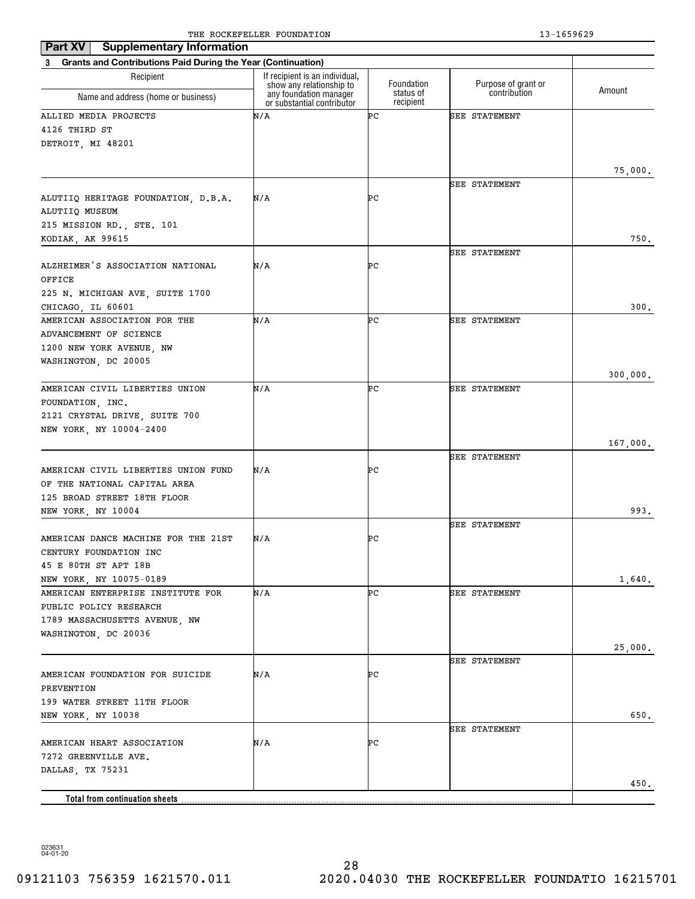THE ROCKEFELLER FOUNDATION 13-1659629

**Part XV Supplementary Information**

**3 Grants and Contributions Paid During the Year (Continuation)**

| Recipient Name and address (home or business) | If recipient is an individual, show any relationship to any foundation manager or substantial contributor | Foundation status of recipient | Purpose of grant or contribution | Amount |
|---|---|---|---|---|
| ALLIED MEDIA PROJECTS 4126 THIRD ST DETROIT, MI 48201 | N/A | PC | SEE STATEMENT | 75,000. |
| ALUTIIQ HERITAGE FOUNDATION, D.B.A. ALUTIIQ MUSEUM 215 MISSION RD., STE. 101 KODIAK, AK 99615 | N/A | PC | SEE STATEMENT | 750. |
| ALZHEIMER'S ASSOCIATION NATIONAL OFFICE 225 N. MICHIGAN AVE, SUITE 1700 CHICAGO, IL 60601 | N/A | PC | SEE STATEMENT | 300. |
| AMERICAN ASSOCIATION FOR THE ADVANCEMENT OF SCIENCE 1200 NEW YORK AVENUE, NW WASHINGTON, DC 20005 | N/A | PC | SEE STATEMENT | 300,000. |
| AMERICAN CIVIL LIBERTIES UNION FOUNDATION, INC. 2121 CRYSTAL DRIVE, SUITE 700 NEW YORK, NY 10004-2400 | N/A | PC | SEE STATEMENT | 167,000. |
| AMERICAN CIVIL LIBERTIES UNION FUND OF THE NATIONAL CAPITAL AREA 125 BROAD STREET 18TH FLOOR NEW YORK, NY 10004 | N/A | PC | SEE STATEMENT | 993. |
| AMERICAN DANCE MACHINE FOR THE 21ST CENTURY FOUNDATION INC 45 E 80TH ST APT 18B NEW YORK, NY 10075-0189 | N/A | PC | SEE STATEMENT | 1,640. |
| AMERICAN ENTERPRISE INSTITUTE FOR PUBLIC POLICY RESEARCH 1789 MASSACHUSETTS AVENUE, NW WASHINGTON, DC 20036 | N/A | PC | SEE STATEMENT | 25,000. |
| AMERICAN FOUNDATION FOR SUICIDE PREVENTION 199 WATER STREET 11TH FLOOR NEW YORK, NY 10038 | N/A | PC | SEE STATEMENT | 650. |
| AMERICAN HEART ASSOCIATION 7272 GREENVILLE AVE. DALLAS, TX 75231 | N/A | PC | SEE STATEMENT | 450. |
| **Total from continuation sheets** | | | | |

023631 04-01-20

09121103 756359 1621570.011 2020.04030 THE ROCKEFELLER FOUNDATIO 16215701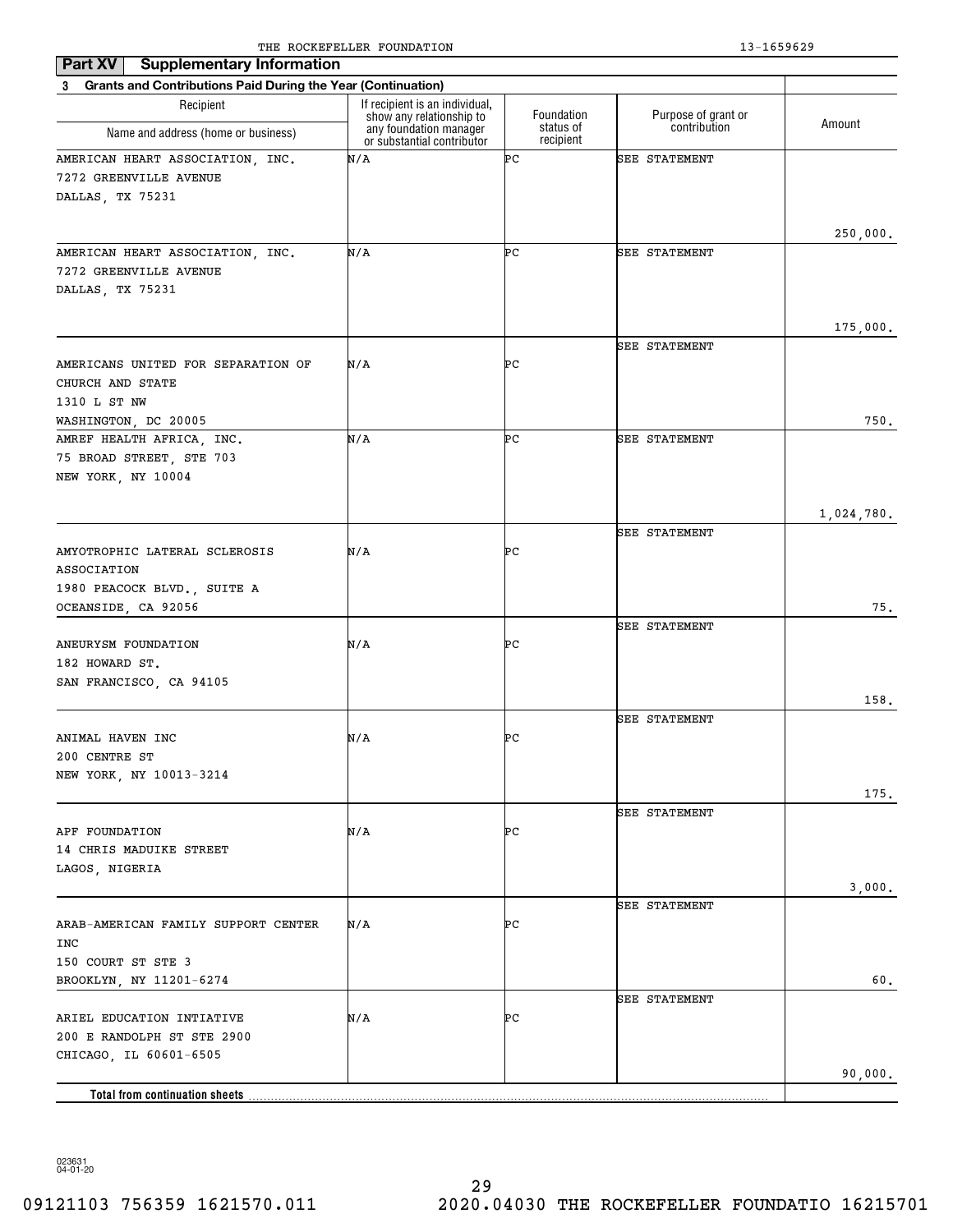THE ROCKEFELLER FOUNDATION 13-1659629

## Part XV Supplementary Information

**3 Grants and Contributions Paid During the Year (Continuation)**

| Recipient Name and address (home or business) | If recipient is an individual, show any relationship to any foundation manager or substantial contributor | Foundation status of recipient | Purpose of grant or contribution | Amount |
|---|---|---|---|---|
| AMERICAN HEART ASSOCIATION, INC.<br>7272 GREENVILLE AVENUE<br>DALLAS, TX 75231 | N/A | PC | SEE STATEMENT | 250,000. |
| AMERICAN HEART ASSOCIATION, INC.<br>7272 GREENVILLE AVENUE<br>DALLAS, TX 75231 | N/A | PC | SEE STATEMENT | 175,000. |
| AMERICANS UNITED FOR SEPARATION OF CHURCH AND STATE<br>1310 L ST NW<br>WASHINGTON, DC 20005 | N/A | PC | SEE STATEMENT | 750. |
| AMREF HEALTH AFRICA, INC.<br>75 BROAD STREET, STE 703<br>NEW YORK, NY 10004 | N/A | PC | SEE STATEMENT | 1,024,780. |
| AMYOTROPHIC LATERAL SCLEROSIS ASSOCIATION<br>1980 PEACOCK BLVD., SUITE A<br>OCEANSIDE, CA 92056 | N/A | PC | SEE STATEMENT | 75. |
| ANEURYSM FOUNDATION<br>182 HOWARD ST.<br>SAN FRANCISCO, CA 94105 | N/A | PC | SEE STATEMENT | 158. |
| ANIMAL HAVEN INC<br>200 CENTRE ST<br>NEW YORK, NY 10013-3214 | N/A | PC | SEE STATEMENT | 175. |
| APF FOUNDATION<br>14 CHRIS MADUIKE STREET<br>LAGOS, NIGERIA | N/A | PC | SEE STATEMENT | 3,000. |
| ARAB-AMERICAN FAMILY SUPPORT CENTER INC<br>150 COURT ST STE 3<br>BROOKLYN, NY 11201-6274 | N/A | PC | SEE STATEMENT | 60. |
| ARIEL EDUCATION INTIATIVE<br>200 E RANDOLPH ST STE 2900<br>CHICAGO, IL 60601-6505 | N/A | PC | SEE STATEMENT | 90,000. |
| **Total from continuation sheets** | | | | |

023631 04-01-20

09121103 756359 1621570.011 2020.04030 THE ROCKEFELLER FOUNDATIO 16215701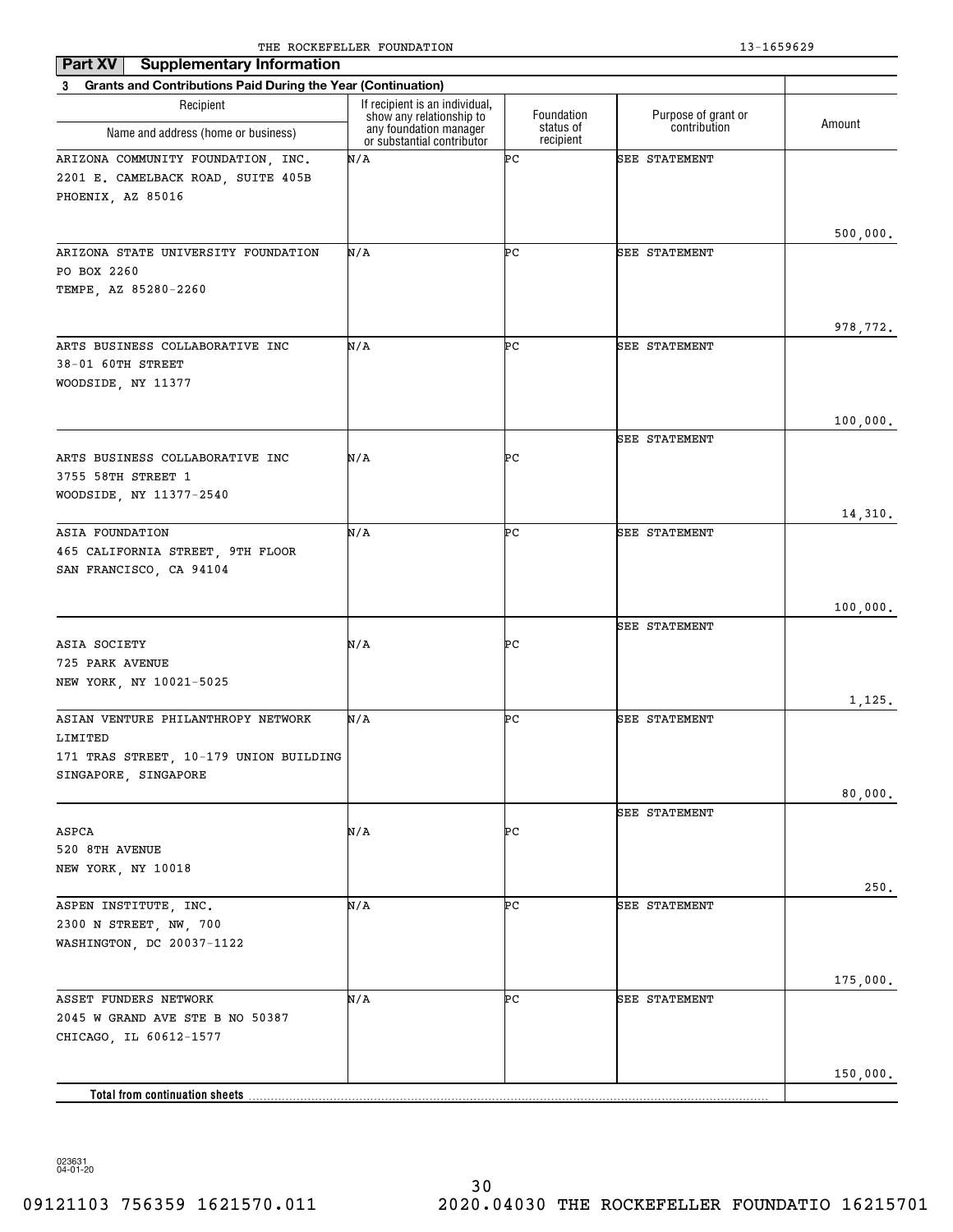THE ROCKEFELLER FOUNDATION 13-1659629

**Part XV Supplementary Information**

**3 Grants and Contributions Paid During the Year (Continuation)**

| Recipient Name and address (home or business) | If recipient is an individual, show any relationship to any foundation manager or substantial contributor | Foundation status of recipient | Purpose of grant or contribution | Amount |
|---|---|---|---|---|
| ARIZONA COMMUNITY FOUNDATION, INC.<br>2201 E. CAMELBACK ROAD, SUITE 405B<br>PHOENIX, AZ 85016 | N/A | PC | SEE STATEMENT | 500,000. |
| ARIZONA STATE UNIVERSITY FOUNDATION<br>PO BOX 2260<br>TEMPE, AZ 85280-2260 | N/A | PC | SEE STATEMENT | 978,772. |
| ARTS BUSINESS COLLABORATIVE INC<br>38-01 60TH STREET<br>WOODSIDE, NY 11377 | N/A | PC | SEE STATEMENT | 100,000. |
| ARTS BUSINESS COLLABORATIVE INC<br>3755 58TH STREET 1<br>WOODSIDE, NY 11377-2540 | N/A | PC | SEE STATEMENT | 14,310. |
| ASIA FOUNDATION<br>465 CALIFORNIA STREET, 9TH FLOOR<br>SAN FRANCISCO, CA 94104 | N/A | PC | SEE STATEMENT | 100,000. |
| ASIA SOCIETY<br>725 PARK AVENUE<br>NEW YORK, NY 10021-5025 | N/A | PC | SEE STATEMENT | 1,125. |
| ASIAN VENTURE PHILANTHROPY NETWORK LIMITED<br>171 TRAS STREET, 10-179 UNION BUILDING<br>SINGAPORE, SINGAPORE | N/A | PC | SEE STATEMENT | 80,000. |
| ASPCA<br>520 8TH AVENUE<br>NEW YORK, NY 10018 | N/A | PC | SEE STATEMENT | 250. |
| ASPEN INSTITUTE, INC.<br>2300 N STREET, NW, 700<br>WASHINGTON, DC 20037-1122 | N/A | PC | SEE STATEMENT | 175,000. |
| ASSET FUNDERS NETWORK<br>2045 W GRAND AVE STE B NO 50387<br>CHICAGO, IL 60612-1577 | N/A | PC | SEE STATEMENT | 150,000. |
| **Total from continuation sheets** | | | | |

023631 04-01-20

09121103 756359 1621570.011 2020.04030 THE ROCKEFELLER FOUNDATIO 16215701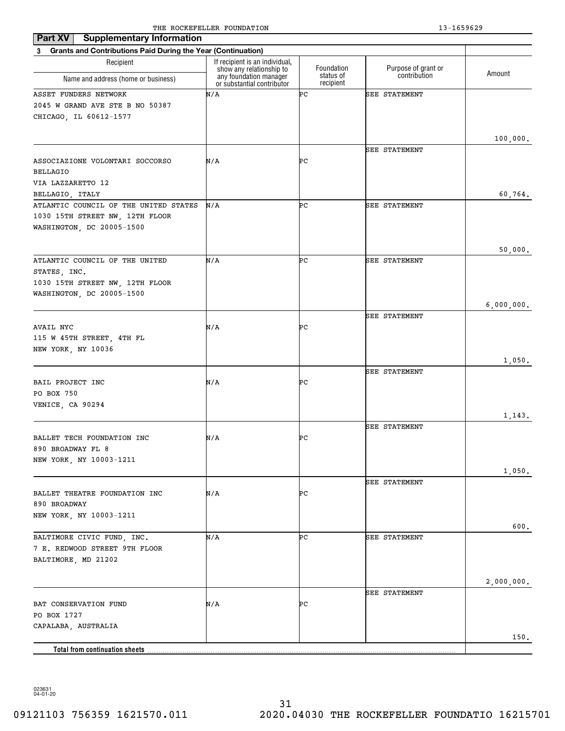THE ROCKEFELLER FOUNDATION 13-1659629

**Part XV Supplementary Information**

**3 Grants and Contributions Paid During the Year (Continuation)**

| Recipient Name and address (home or business) | If recipient is an individual, show any relationship to any foundation manager or substantial contributor | Foundation status of recipient | Purpose of grant or contribution | Amount |
|---|---|---|---|---|
| ASSET FUNDERS NETWORK<br>2045 W GRAND AVE STE B NO 50387<br>CHICAGO, IL 60612-1577 | N/A | PC | SEE STATEMENT | 100,000. |
| ASSOCIAZIONE VOLONTARI SOCCORSO BELLAGIO<br>VIA LAZZARETTO 12<br>BELLAGIO, ITALY | N/A | PC | SEE STATEMENT | 60,764. |
| ATLANTIC COUNCIL OF THE UNITED STATES<br>1030 15TH STREET NW, 12TH FLOOR<br>WASHINGTON, DC 20005-1500 | N/A | PC | SEE STATEMENT | 50,000. |
| ATLANTIC COUNCIL OF THE UNITED STATES, INC.<br>1030 15TH STREET NW, 12TH FLOOR<br>WASHINGTON, DC 20005-1500 | N/A | PC | SEE STATEMENT | 6,000,000. |
| AVAIL NYC<br>115 W 45TH STREET, 4TH FL<br>NEW YORK, NY 10036 | N/A | PC | SEE STATEMENT | 1,050. |
| BAIL PROJECT INC<br>PO BOX 750<br>VENICE, CA 90294 | N/A | PC | SEE STATEMENT | 1,143. |
| BALLET TECH FOUNDATION INC<br>890 BROADWAY FL 8<br>NEW YORK, NY 10003-1211 | N/A | PC | SEE STATEMENT | 1,050. |
| BALLET THEATRE FOUNDATION INC<br>890 BROADWAY<br>NEW YORK, NY 10003-1211 | N/A | PC | SEE STATEMENT | 600. |
| BALTIMORE CIVIC FUND, INC.<br>7 E. REDWOOD STREET 9TH FLOOR<br>BALTIMORE, MD 21202 | N/A | PC | SEE STATEMENT | 2,000,000. |
| BAT CONSERVATION FUND<br>PO BOX 1727<br>CAPALABA, AUSTRALIA | N/A | PC | SEE STATEMENT | 150. |
| **Total from continuation sheets** | | | | |

023631 04-01-20

09121103 756359 1621570.011 2020.04030 THE ROCKEFELLER FOUNDATIO 16215701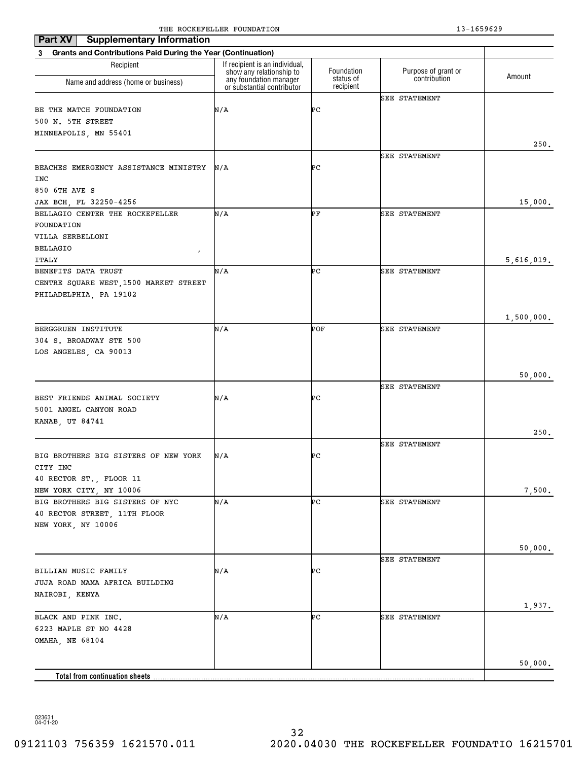## Part XV Supplementary Information

### 3 Grants and Contributions Paid During the Year (Continuation)

| Recipient<br>Name and address (home or business) | If recipient is an individual, show any relationship to any foundation manager or substantial contributor | Foundation status of recipient | Purpose of grant or contribution | Amount |
|---|---|---|---|---|
| BE THE MATCH FOUNDATION<br>500 N. 5TH STREET<br>MINNEAPOLIS, MN 55401 | N/A | PC | SEE STATEMENT | 250. |
| BEACHES EMERGENCY ASSISTANCE MINISTRY INC<br>850 6TH AVE S<br>JAX BCH, FL 32250-4256 | N/A | PC | SEE STATEMENT | 15,000. |
| BELLAGIO CENTER THE ROCKEFELLER FOUNDATION<br>VILLA SERBELLONI<br>BELLAGIO ,<br>ITALY | N/A | PF | SEE STATEMENT | 5,616,019. |
| BENEFITS DATA TRUST<br>CENTRE SQUARE WEST,1500 MARKET STREET<br>PHILADELPHIA, PA 19102 | N/A | PC | SEE STATEMENT | 1,500,000. |
| BERGGRUEN INSTITUTE<br>304 S. BROADWAY STE 500<br>LOS ANGELES, CA 90013 | N/A | POF | SEE STATEMENT | 50,000. |
| BEST FRIENDS ANIMAL SOCIETY<br>5001 ANGEL CANYON ROAD<br>KANAB, UT 84741 | N/A | PC | SEE STATEMENT | 250. |
| BIG BROTHERS BIG SISTERS OF NEW YORK CITY INC<br>40 RECTOR ST., FLOOR 11<br>NEW YORK CITY, NY 10006 | N/A | PC | SEE STATEMENT | 7,500. |
| BIG BROTHERS BIG SISTERS OF NYC<br>40 RECTOR STREET, 11TH FLOOR<br>NEW YORK, NY 10006 | N/A | PC | SEE STATEMENT | 50,000. |
| BILLIAN MUSIC FAMILY<br>JUJA ROAD MAMA AFRICA BUILDING<br>NAIROBI, KENYA | N/A | PC | SEE STATEMENT | 1,937. |
| BLACK AND PINK INC.<br>6223 MAPLE ST NO 4428<br>OMAHA, NE 68104 | N/A | PC | SEE STATEMENT | 50,000. |
| **Total from continuation sheets** | | | | |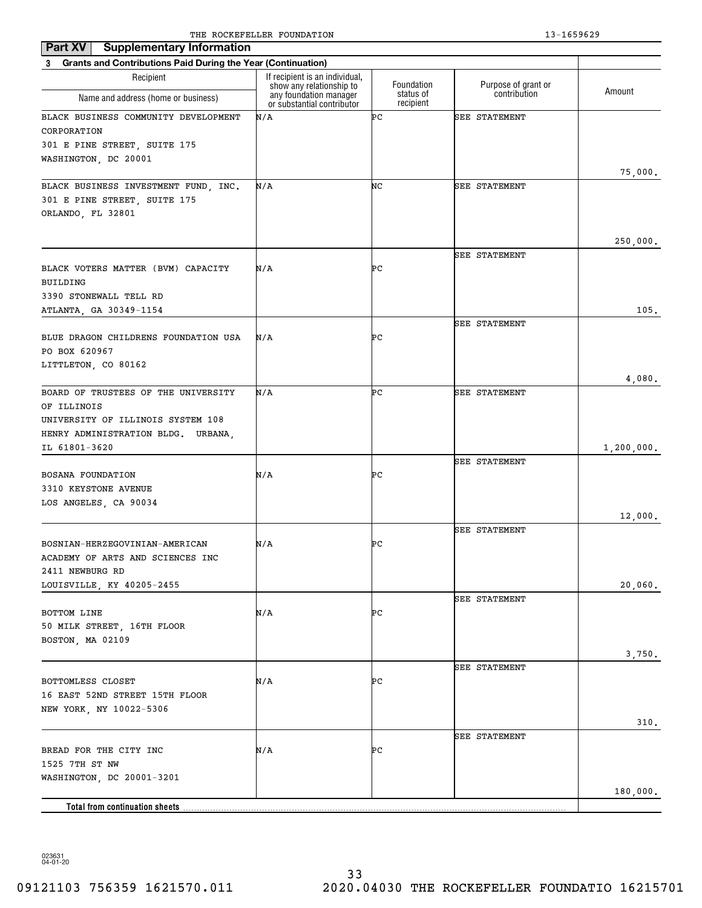**Part XV Supplementary Information**

**3 Grants and Contributions Paid During the Year (Continuation)**

| Recipient Name and address (home or business) | If recipient is an individual, show any relationship to any foundation manager or substantial contributor | Foundation status of recipient | Purpose of grant or contribution | Amount |
|---|---|---|---|---|
| BLACK BUSINESS COMMUNITY DEVELOPMENT CORPORATION 301 E PINE STREET, SUITE 175 WASHINGTON, DC 20001 | N/A | PC | SEE STATEMENT | 75,000. |
| BLACK BUSINESS INVESTMENT FUND, INC. 301 E PINE STREET, SUITE 175 ORLANDO, FL 32801 | N/A | NC | SEE STATEMENT | 250,000. |
| BLACK VOTERS MATTER (BVM) CAPACITY BUILDING 3390 STONEWALL TELL RD ATLANTA, GA 30349-1154 | N/A | PC | SEE STATEMENT | 105. |
| BLUE DRAGON CHILDRENS FOUNDATION USA PO BOX 620967 LITTLETON, CO 80162 | N/A | PC | SEE STATEMENT | 4,080. |
| BOARD OF TRUSTEES OF THE UNIVERSITY OF ILLINOIS UNIVERSITY OF ILLINOIS SYSTEM 108 HENRY ADMINISTRATION BLDG. URBANA, IL 61801-3620 | N/A | PC | SEE STATEMENT | 1,200,000. |
| BOSANA FOUNDATION 3310 KEYSTONE AVENUE LOS ANGELES, CA 90034 | N/A | PC | SEE STATEMENT | 12,000. |
| BOSNIAN-HERZEGOVINIAN-AMERICAN ACADEMY OF ARTS AND SCIENCES INC 2411 NEWBURG RD LOUISVILLE, KY 40205-2455 | N/A | PC | SEE STATEMENT | 20,060. |
| BOTTOM LINE 50 MILK STREET, 16TH FLOOR BOSTON, MA 02109 | N/A | PC | SEE STATEMENT | 3,750. |
| BOTTOMLESS CLOSET 16 EAST 52ND STREET 15TH FLOOR NEW YORK, NY 10022-5306 | N/A | PC | SEE STATEMENT | 310. |
| BREAD FOR THE CITY INC 1525 7TH ST NW WASHINGTON, DC 20001-3201 | N/A | PC | SEE STATEMENT | 180,000. |
| **Total from continuation sheets** | | | | |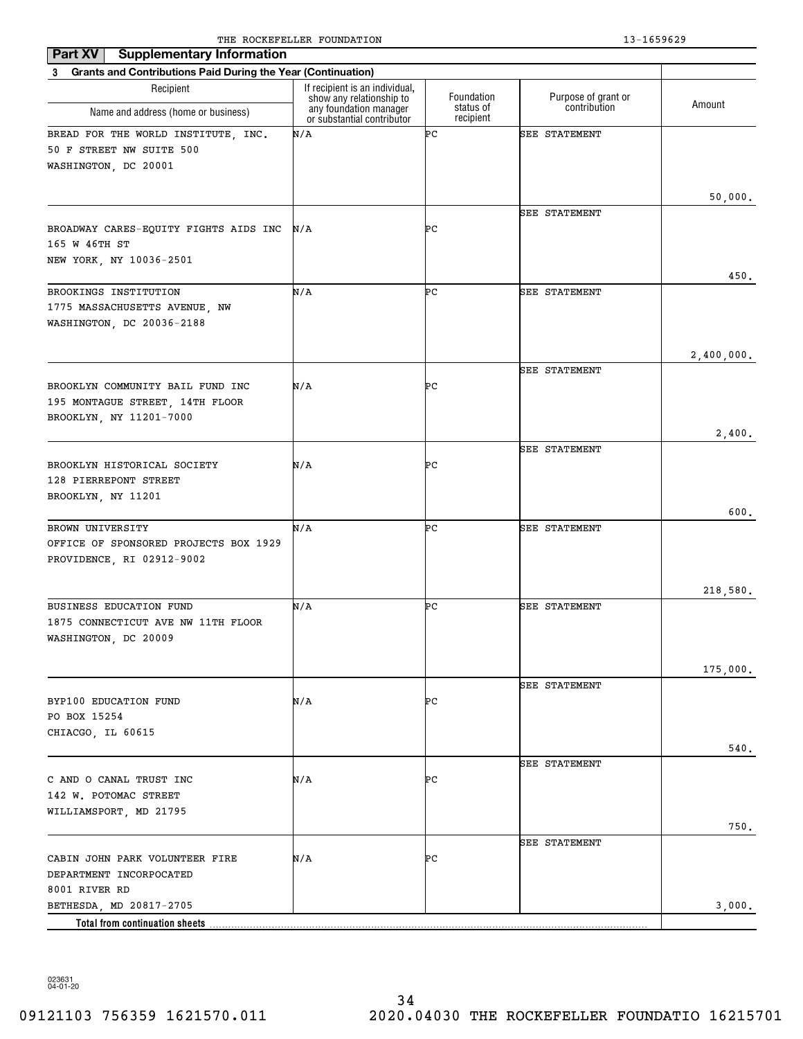THE ROCKEFELLER FOUNDATION 13-1659629

**Part XV Supplementary Information**

**3 Grants and Contributions Paid During the Year (Continuation)**

| Recipient<br>Name and address (home or business) | If recipient is an individual, show any relationship to any foundation manager or substantial contributor | Foundation status of recipient | Purpose of grant or contribution | Amount |
|---|---|---|---|---|
| BREAD FOR THE WORLD INSTITUTE, INC.<br>50 F STREET NW SUITE 500<br>WASHINGTON, DC 20001 | N/A | PC | SEE STATEMENT | 50,000. |
| BROADWAY CARES-EQUITY FIGHTS AIDS INC<br>165 W 46TH ST<br>NEW YORK, NY 10036-2501 | N/A | PC | SEE STATEMENT | 450. |
| BROOKINGS INSTITUTION<br>1775 MASSACHUSETTS AVENUE, NW<br>WASHINGTON, DC 20036-2188 | N/A | PC | SEE STATEMENT | 2,400,000. |
| BROOKLYN COMMUNITY BAIL FUND INC<br>195 MONTAGUE STREET, 14TH FLOOR<br>BROOKLYN, NY 11201-7000 | N/A | PC | SEE STATEMENT | 2,400. |
| BROOKLYN HISTORICAL SOCIETY<br>128 PIERREPONT STREET<br>BROOKLYN, NY 11201 | N/A | PC | SEE STATEMENT | 600. |
| BROWN UNIVERSITY<br>OFFICE OF SPONSORED PROJECTS BOX 1929<br>PROVIDENCE, RI 02912-9002 | N/A | PC | SEE STATEMENT | 218,580. |
| BUSINESS EDUCATION FUND<br>1875 CONNECTICUT AVE NW 11TH FLOOR<br>WASHINGTON, DC 20009 | N/A | PC | SEE STATEMENT | 175,000. |
| BYP100 EDUCATION FUND<br>PO BOX 15254<br>CHIACGO, IL 60615 | N/A | PC | SEE STATEMENT | 540. |
| C AND O CANAL TRUST INC<br>142 W. POTOMAC STREET<br>WILLIAMSPORT, MD 21795 | N/A | PC | SEE STATEMENT | 750. |
| CABIN JOHN PARK VOLUNTEER FIRE DEPARTMENT INCORPOCATED<br>8001 RIVER RD<br>BETHESDA, MD 20817-2705 | N/A | PC | SEE STATEMENT | 3,000. |
| **Total from continuation sheets** | | | | |

023631 04-01-20

09121103 756359 1621570.011 2020.04030 THE ROCKEFELLER FOUNDATIO 16215701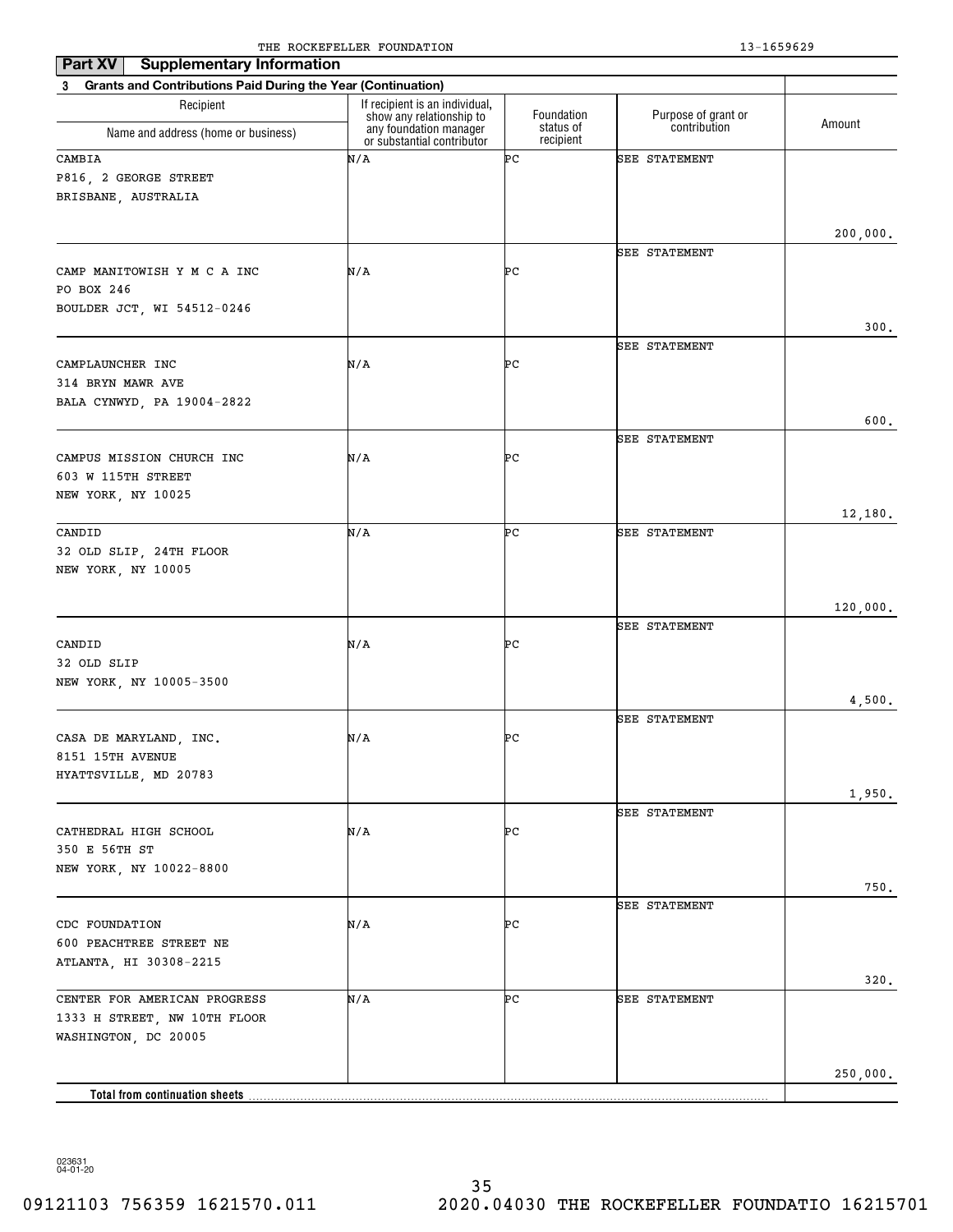**Part XV Supplementary Information**

**3 Grants and Contributions Paid During the Year (Continuation)**

| Recipient Name and address (home or business) | If recipient is an individual, show any relationship to any foundation manager or substantial contributor | Foundation status of recipient | Purpose of grant or contribution | Amount |
|---|---|---|---|---|
| CAMBIA<br>P816, 2 GEORGE STREET<br>BRISBANE, AUSTRALIA | N/A | PC | SEE STATEMENT | 200,000. |
| CAMP MANITOWISH Y M C A INC<br>PO BOX 246<br>BOULDER JCT, WI 54512-0246 | N/A | PC | SEE STATEMENT | 300. |
| CAMPLAUNCHER INC<br>314 BRYN MAWR AVE<br>BALA CYNWYD, PA 19004-2822 | N/A | PC | SEE STATEMENT | 600. |
| CAMPUS MISSION CHURCH INC<br>603 W 115TH STREET<br>NEW YORK, NY 10025 | N/A | PC | SEE STATEMENT | 12,180. |
| CANDID<br>32 OLD SLIP, 24TH FLOOR<br>NEW YORK, NY 10005 | N/A | PC | SEE STATEMENT | 120,000. |
| CANDID<br>32 OLD SLIP<br>NEW YORK, NY 10005-3500 | N/A | PC | SEE STATEMENT | 4,500. |
| CASA DE MARYLAND, INC.<br>8151 15TH AVENUE<br>HYATTSVILLE, MD 20783 | N/A | PC | SEE STATEMENT | 1,950. |
| CATHEDRAL HIGH SCHOOL<br>350 E 56TH ST<br>NEW YORK, NY 10022-8800 | N/A | PC | SEE STATEMENT | 750. |
| CDC FOUNDATION<br>600 PEACHTREE STREET NE<br>ATLANTA, HI 30308-2215 | N/A | PC | SEE STATEMENT | 320. |
| CENTER FOR AMERICAN PROGRESS<br>1333 H STREET, NW 10TH FLOOR<br>WASHINGTON, DC 20005 | N/A | PC | SEE STATEMENT | 250,000. |
| **Total from continuation sheets** | | | | |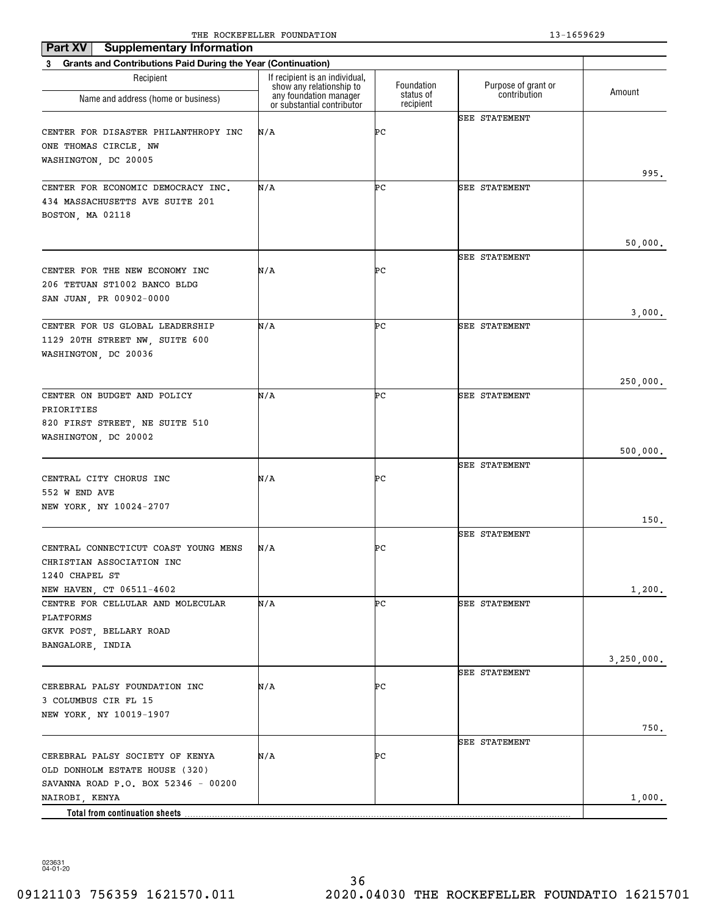THE ROCKEFELLER FOUNDATION 13-1659629

**Part XV | Supplementary Information**

**3 Grants and Contributions Paid During the Year (Continuation)**

| Recipient<br>Name and address (home or business) | If recipient is an individual, show any relationship to any foundation manager or substantial contributor | Foundation status of recipient | Purpose of grant or contribution | Amount |
|---|---|---|---|---|
| CENTER FOR DISASTER PHILANTHROPY INC<br>ONE THOMAS CIRCLE, NW<br>WASHINGTON, DC 20005 | N/A | PC | SEE STATEMENT | 995. |
| CENTER FOR ECONOMIC DEMOCRACY INC.<br>434 MASSACHUSETTS AVE SUITE 201<br>BOSTON, MA 02118 | N/A | PC | SEE STATEMENT | 50,000. |
| CENTER FOR THE NEW ECONOMY INC<br>206 TETUAN ST1002 BANCO BLDG<br>SAN JUAN, PR 00902-0000 | N/A | PC | SEE STATEMENT | 3,000. |
| CENTER FOR US GLOBAL LEADERSHIP<br>1129 20TH STREET NW, SUITE 600<br>WASHINGTON, DC 20036 | N/A | PC | SEE STATEMENT | 250,000. |
| CENTER ON BUDGET AND POLICY PRIORITIES<br>820 FIRST STREET, NE SUITE 510<br>WASHINGTON, DC 20002 | N/A | PC | SEE STATEMENT | 500,000. |
| CENTRAL CITY CHORUS INC<br>552 W END AVE<br>NEW YORK, NY 10024-2707 | N/A | PC | SEE STATEMENT | 150. |
| CENTRAL CONNECTICUT COAST YOUNG MENS CHRISTIAN ASSOCIATION INC<br>1240 CHAPEL ST<br>NEW HAVEN, CT 06511-4602 | N/A | PC | SEE STATEMENT | 1,200. |
| CENTRE FOR CELLULAR AND MOLECULAR PLATFORMS<br>GKVK POST, BELLARY ROAD<br>BANGALORE, INDIA | N/A | PC | SEE STATEMENT | 3,250,000. |
| CEREBRAL PALSY FOUNDATION INC<br>3 COLUMBUS CIR FL 15<br>NEW YORK, NY 10019-1907 | N/A | PC | SEE STATEMENT | 750. |
| CEREBRAL PALSY SOCIETY OF KENYA<br>OLD DONHOLM ESTATE HOUSE (320)<br>SAVANNA ROAD P.O. BOX 52346 - 00200<br>NAIROBI, KENYA | N/A | PC | SEE STATEMENT | 1,000. |
| **Total from continuation sheets** | | | | |

023631 04-01-20

09121103 756359 1621570.011 2020.04030 THE ROCKEFELLER FOUNDATIO 16215701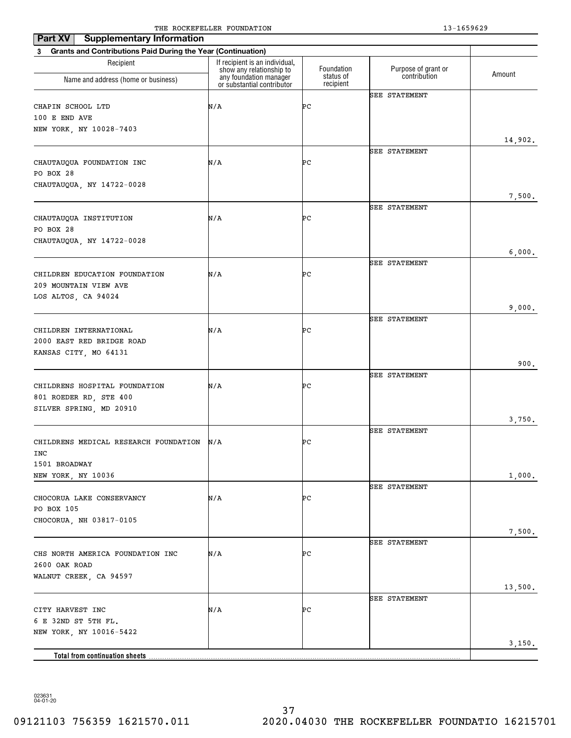THE ROCKEFELLER FOUNDATION 13-1659629

**Part XV Supplementary Information**

**3 Grants and Contributions Paid During the Year (Continuation)**

| Recipient Name and address (home or business) | If recipient is an individual, show any relationship to any foundation manager or substantial contributor | Foundation status of recipient | Purpose of grant or contribution | Amount |
|---|---|---|---|---|
| CHAPIN SCHOOL LTD<br>100 E END AVE<br>NEW YORK, NY 10028-7403 | N/A | PC | SEE STATEMENT | 14,902. |
| CHAUTAUQUA FOUNDATION INC<br>PO BOX 28<br>CHAUTAUQUA, NY 14722-0028 | N/A | PC | SEE STATEMENT | 7,500. |
| CHAUTAUQUA INSTITUTION<br>PO BOX 28<br>CHAUTAUQUA, NY 14722-0028 | N/A | PC | SEE STATEMENT | 6,000. |
| CHILDREN EDUCATION FOUNDATION<br>209 MOUNTAIN VIEW AVE<br>LOS ALTOS, CA 94024 | N/A | PC | SEE STATEMENT | 9,000. |
| CHILDREN INTERNATIONAL<br>2000 EAST RED BRIDGE ROAD<br>KANSAS CITY, MO 64131 | N/A | PC | SEE STATEMENT | 900. |
| CHILDRENS HOSPITAL FOUNDATION<br>801 ROEDER RD, STE 400<br>SILVER SPRING, MD 20910 | N/A | PC | SEE STATEMENT | 3,750. |
| CHILDRENS MEDICAL RESEARCH FOUNDATION INC<br>1501 BROADWAY<br>NEW YORK, NY 10036 | N/A | PC | SEE STATEMENT | 1,000. |
| CHOCORUA LAKE CONSERVANCY<br>PO BOX 105<br>CHOCORUA, NH 03817-0105 | N/A | PC | SEE STATEMENT | 7,500. |
| CHS NORTH AMERICA FOUNDATION INC<br>2600 OAK ROAD<br>WALNUT CREEK, CA 94597 | N/A | PC | SEE STATEMENT | 13,500. |
| CITY HARVEST INC<br>6 E 32ND ST 5TH FL.<br>NEW YORK, NY 10016-5422 | N/A | PC | SEE STATEMENT | 3,150. |
| **Total from continuation sheets** | | | | |

023631 04-01-20

09121103 756359 1621570.011 2020.04030 THE ROCKEFELLER FOUNDATIO 16215701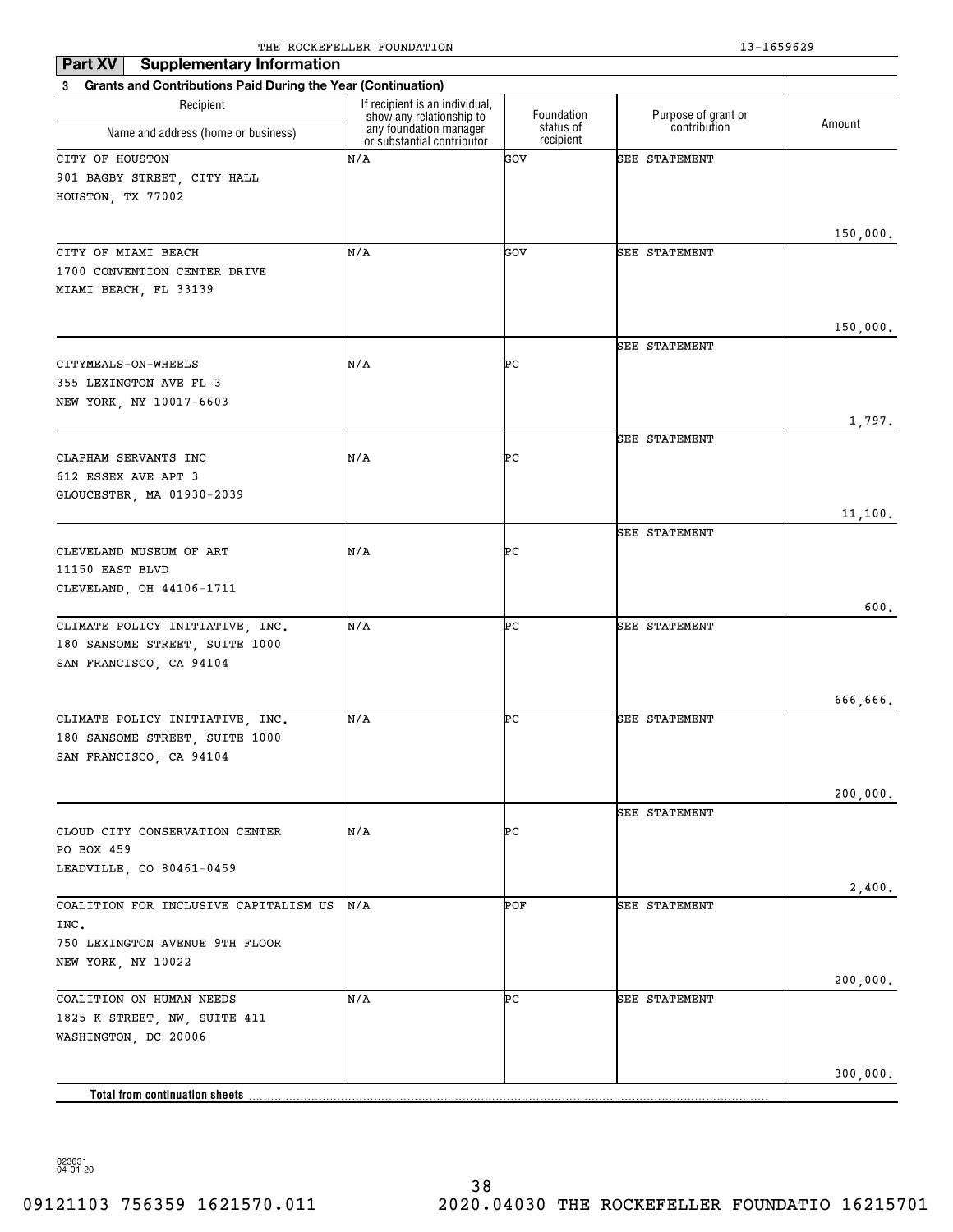THE ROCKEFELLER FOUNDATION 13-1659629

## Part XV Supplementary Information

**3 Grants and Contributions Paid During the Year (Continuation)**

| Recipient Name and address (home or business) | If recipient is an individual, show any relationship to any foundation manager or substantial contributor | Foundation status of recipient | Purpose of grant or contribution | Amount |
|---|---|---|---|---|
| CITY OF HOUSTON<br>901 BAGBY STREET, CITY HALL<br>HOUSTON, TX 77002 | N/A | GOV | SEE STATEMENT | 150,000. |
| CITY OF MIAMI BEACH<br>1700 CONVENTION CENTER DRIVE<br>MIAMI BEACH, FL 33139 | N/A | GOV | SEE STATEMENT | 150,000. |
| CITYMEALS-ON-WHEELS<br>355 LEXINGTON AVE FL 3<br>NEW YORK, NY 10017-6603 | N/A | PC | SEE STATEMENT | 1,797. |
| CLAPHAM SERVANTS INC<br>612 ESSEX AVE APT 3<br>GLOUCESTER, MA 01930-2039 | N/A | PC | SEE STATEMENT | 11,100. |
| CLEVELAND MUSEUM OF ART<br>11150 EAST BLVD<br>CLEVELAND, OH 44106-1711 | N/A | PC | SEE STATEMENT | 600. |
| CLIMATE POLICY INITIATIVE, INC.<br>180 SANSOME STREET, SUITE 1000<br>SAN FRANCISCO, CA 94104 | N/A | PC | SEE STATEMENT | 666,666. |
| CLIMATE POLICY INITIATIVE, INC.<br>180 SANSOME STREET, SUITE 1000<br>SAN FRANCISCO, CA 94104 | N/A | PC | SEE STATEMENT | 200,000. |
| CLOUD CITY CONSERVATION CENTER<br>PO BOX 459<br>LEADVILLE, CO 80461-0459 | N/A | PC | SEE STATEMENT | 2,400. |
| COALITION FOR INCLUSIVE CAPITALISM US INC.<br>750 LEXINGTON AVENUE 9TH FLOOR<br>NEW YORK, NY 10022 | N/A | POF | SEE STATEMENT | 200,000. |
| COALITION ON HUMAN NEEDS<br>1825 K STREET, NW, SUITE 411<br>WASHINGTON, DC 20006 | N/A | PC | SEE STATEMENT | 300,000. |
| **Total from continuation sheets** | | | | |

023631 04-01-20

09121103 756359 1621570.011 2020.04030 THE ROCKEFELLER FOUNDATIO 16215701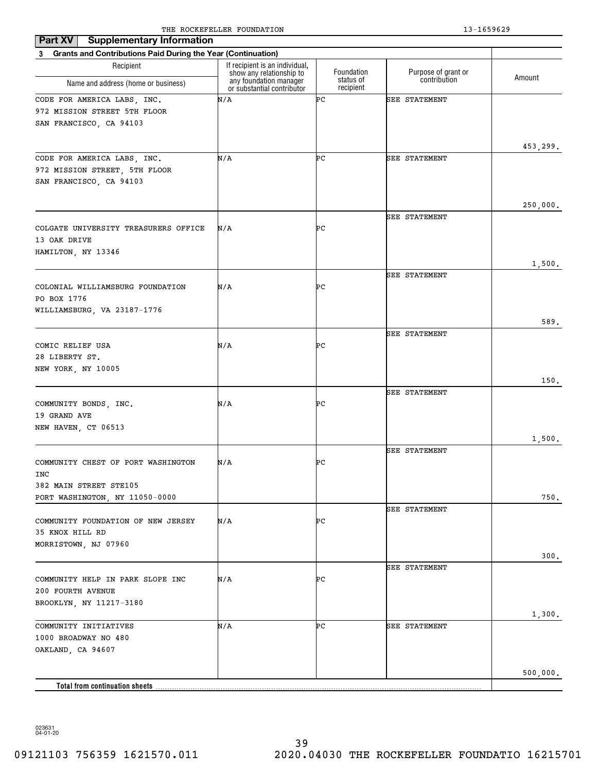THE ROCKEFELLER FOUNDATION 13-1659629

## Part XV Supplementary Information

**3 Grants and Contributions Paid During the Year (Continuation)**

| Recipient Name and address (home or business) | If recipient is an individual, show any relationship to any foundation manager or substantial contributor | Foundation status of recipient | Purpose of grant or contribution | Amount |
|---|---|---|---|---|
| CODE FOR AMERICA LABS, INC.<br>972 MISSION STREET 5TH FLOOR<br>SAN FRANCISCO, CA 94103 | N/A | PC | SEE STATEMENT | 453,299. |
| CODE FOR AMERICA LABS, INC.<br>972 MISSION STREET, 5TH FLOOR<br>SAN FRANCISCO, CA 94103 | N/A | PC | SEE STATEMENT | 250,000. |
| COLGATE UNIVERSITY TREASURERS OFFICE<br>13 OAK DRIVE<br>HAMILTON, NY 13346 | N/A | PC | SEE STATEMENT | 1,500. |
| COLONIAL WILLIAMSBURG FOUNDATION<br>PO BOX 1776<br>WILLIAMSBURG, VA 23187-1776 | N/A | PC | SEE STATEMENT | 589. |
| COMIC RELIEF USA<br>28 LIBERTY ST.<br>NEW YORK, NY 10005 | N/A | PC | SEE STATEMENT | 150. |
| COMMUNITY BONDS, INC.<br>19 GRAND AVE<br>NEW HAVEN, CT 06513 | N/A | PC | SEE STATEMENT | 1,500. |
| COMMUNITY CHEST OF PORT WASHINGTON INC<br>382 MAIN STREET STE105<br>PORT WASHINGTON, NY 11050-0000 | N/A | PC | SEE STATEMENT | 750. |
| COMMUNITY FOUNDATION OF NEW JERSEY<br>35 KNOX HILL RD<br>MORRISTOWN, NJ 07960 | N/A | PC | SEE STATEMENT | 300. |
| COMMUNITY HELP IN PARK SLOPE INC<br>200 FOURTH AVENUE<br>BROOKLYN, NY 11217-3180 | N/A | PC | SEE STATEMENT | 1,300. |
| COMMUNITY INITIATIVES<br>1000 BROADWAY NO 480<br>OAKLAND, CA 94607 | N/A | PC | SEE STATEMENT | 500,000. |
| **Total from continuation sheets** | | | | |

023631 04-01-20

09121103 756359 1621570.011 2020.04030 THE ROCKEFELLER FOUNDATIO 16215701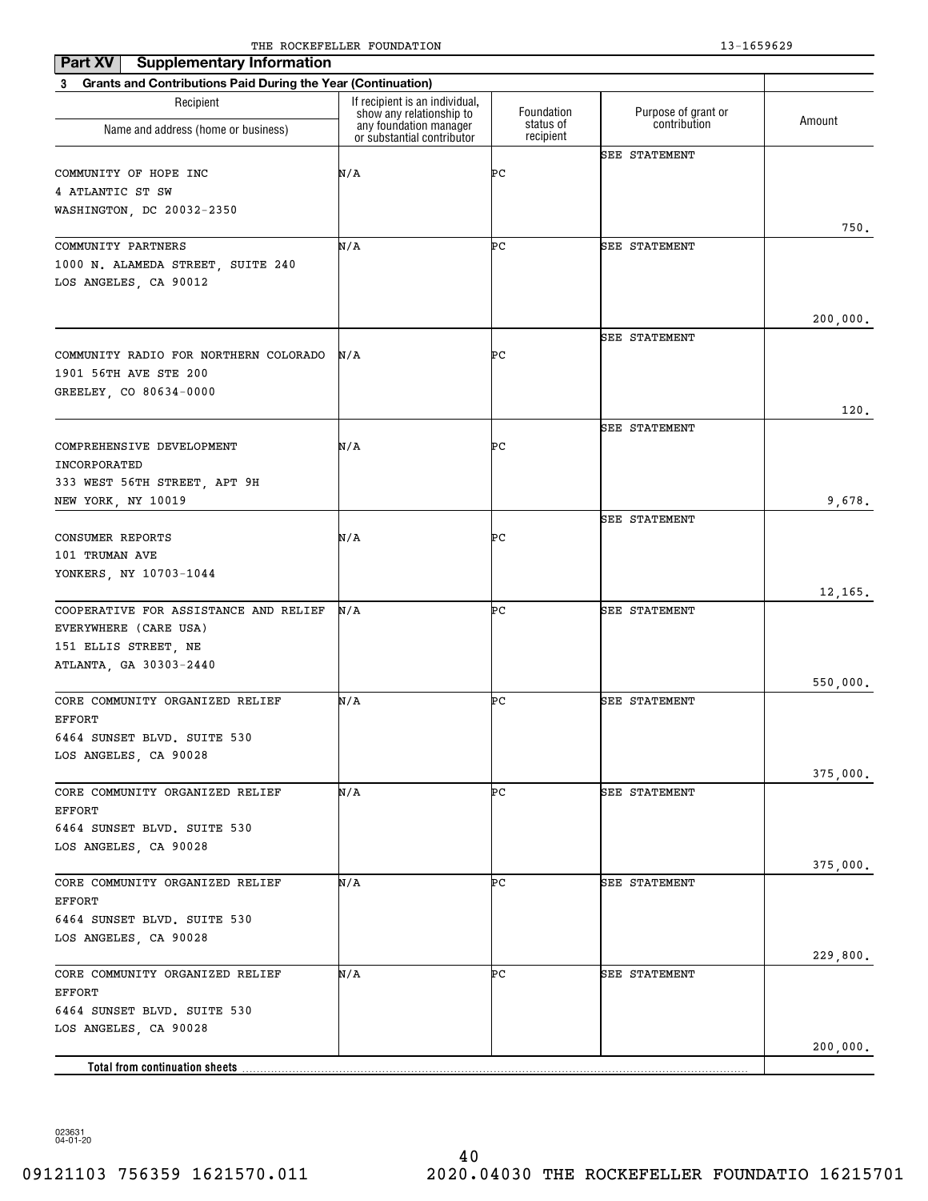THE ROCKEFELLER FOUNDATION 13-1659629

## Part XV Supplementary Information

**3 Grants and Contributions Paid During the Year (Continuation)**

| Recipient Name and address (home or business) | If recipient is an individual, show any relationship to any foundation manager or substantial contributor | Foundation status of recipient | Purpose of grant or contribution | Amount |
|---|---|---|---|---|
| COMMUNITY OF HOPE INC<br>4 ATLANTIC ST SW<br>WASHINGTON, DC 20032-2350 | N/A | PC | SEE STATEMENT | 750. |
| COMMUNITY PARTNERS<br>1000 N. ALAMEDA STREET, SUITE 240<br>LOS ANGELES, CA 90012 | N/A | PC | SEE STATEMENT | 200,000. |
| COMMUNITY RADIO FOR NORTHERN COLORADO<br>1901 56TH AVE STE 200<br>GREELEY, CO 80634-0000 | N/A | PC | SEE STATEMENT | 120. |
| COMPREHENSIVE DEVELOPMENT INCORPORATED<br>333 WEST 56TH STREET, APT 9H<br>NEW YORK, NY 10019 | N/A | PC | SEE STATEMENT | 9,678. |
| CONSUMER REPORTS<br>101 TRUMAN AVE<br>YONKERS, NY 10703-1044 | N/A | PC | SEE STATEMENT | 12,165. |
| COOPERATIVE FOR ASSISTANCE AND RELIEF EVERYWHERE (CARE USA)<br>151 ELLIS STREET, NE<br>ATLANTA, GA 30303-2440 | N/A | PC | SEE STATEMENT | 550,000. |
| CORE COMMUNITY ORGANIZED RELIEF EFFORT<br>6464 SUNSET BLVD. SUITE 530<br>LOS ANGELES, CA 90028 | N/A | PC | SEE STATEMENT | 375,000. |
| CORE COMMUNITY ORGANIZED RELIEF EFFORT<br>6464 SUNSET BLVD. SUITE 530<br>LOS ANGELES, CA 90028 | N/A | PC | SEE STATEMENT | 375,000. |
| CORE COMMUNITY ORGANIZED RELIEF EFFORT<br>6464 SUNSET BLVD. SUITE 530<br>LOS ANGELES, CA 90028 | N/A | PC | SEE STATEMENT | 229,800. |
| CORE COMMUNITY ORGANIZED RELIEF EFFORT<br>6464 SUNSET BLVD. SUITE 530<br>LOS ANGELES, CA 90028 | N/A | PC | SEE STATEMENT | 200,000. |
| **Total from continuation sheets** | | | | |

023631 04-01-20

09121103 756359 1621570.011 2020.04030 THE ROCKEFELLER FOUNDATIO 16215701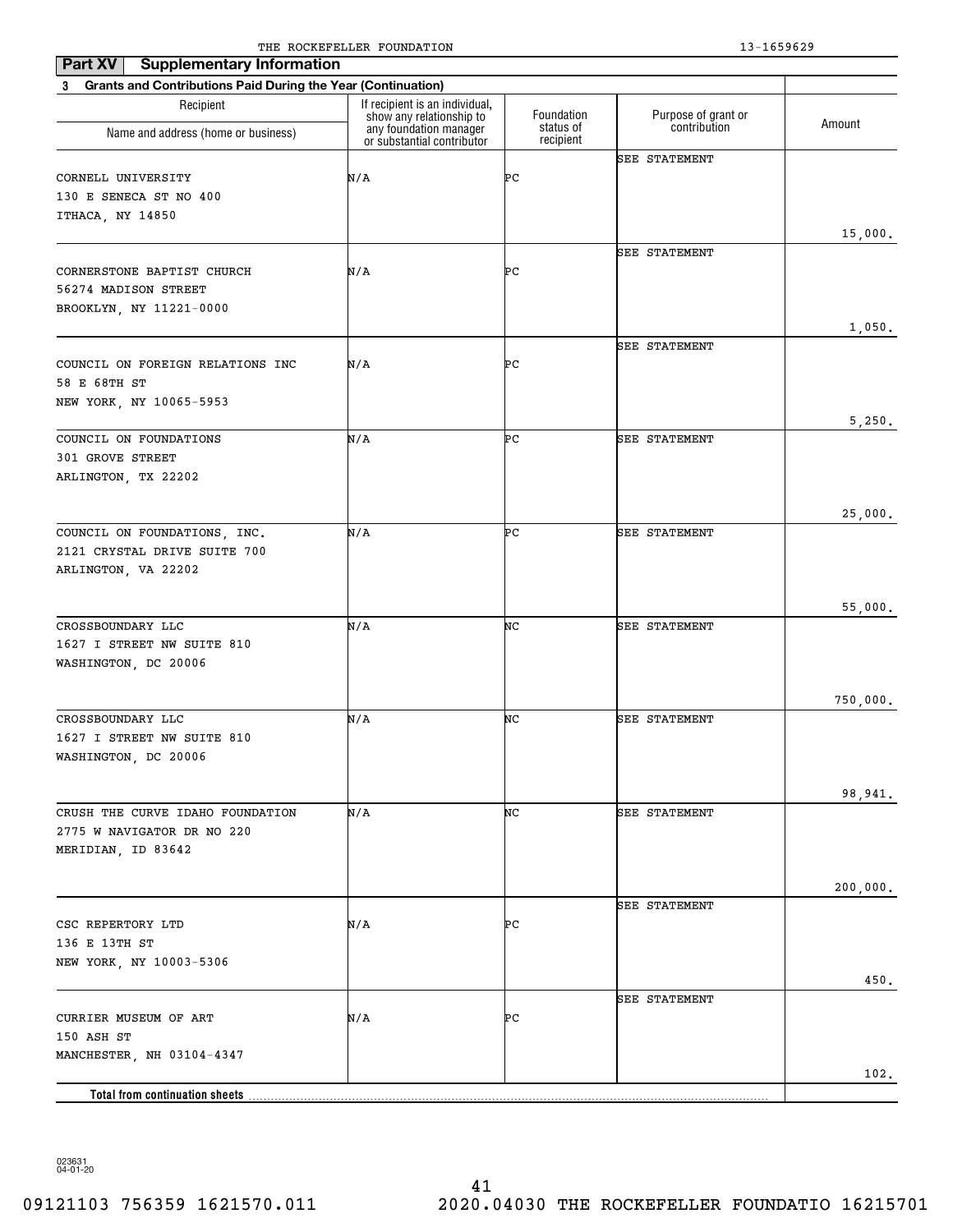THE ROCKEFELLER FOUNDATION 13-1659629

## Part XV Supplementary Information

**3 Grants and Contributions Paid During the Year (Continuation)**

| Recipient Name and address (home or business) | If recipient is an individual, show any relationship to any foundation manager or substantial contributor | Foundation status of recipient | Purpose of grant or contribution | Amount |
|---|---|---|---|---|
| CORNELL UNIVERSITY<br>130 E SENECA ST NO 400<br>ITHACA, NY 14850 | N/A | PC | SEE STATEMENT | 15,000. |
| CORNERSTONE BAPTIST CHURCH<br>56274 MADISON STREET<br>BROOKLYN, NY 11221-0000 | N/A | PC | SEE STATEMENT | 1,050. |
| COUNCIL ON FOREIGN RELATIONS INC<br>58 E 68TH ST<br>NEW YORK, NY 10065-5953 | N/A | PC | SEE STATEMENT | 5,250. |
| COUNCIL ON FOUNDATIONS<br>301 GROVE STREET<br>ARLINGTON, TX 22202 | N/A | PC | SEE STATEMENT | 25,000. |
| COUNCIL ON FOUNDATIONS, INC.<br>2121 CRYSTAL DRIVE SUITE 700<br>ARLINGTON, VA 22202 | N/A | PC | SEE STATEMENT | 55,000. |
| CROSSBOUNDARY LLC<br>1627 I STREET NW SUITE 810<br>WASHINGTON, DC 20006 | N/A | NC | SEE STATEMENT | 750,000. |
| CROSSBOUNDARY LLC<br>1627 I STREET NW SUITE 810<br>WASHINGTON, DC 20006 | N/A | NC | SEE STATEMENT | 98,941. |
| CRUSH THE CURVE IDAHO FOUNDATION<br>2775 W NAVIGATOR DR NO 220<br>MERIDIAN, ID 83642 | N/A | NC | SEE STATEMENT | 200,000. |
| CSC REPERTORY LTD<br>136 E 13TH ST<br>NEW YORK, NY 10003-5306 | N/A | PC | SEE STATEMENT | 450. |
| CURRIER MUSEUM OF ART<br>150 ASH ST<br>MANCHESTER, NH 03104-4347 | N/A | PC | SEE STATEMENT | 102. |
| **Total from continuation sheets** | | | | |

023631
04-01-20

09121103 756359 1621570.011 2020.04030 THE ROCKEFELLER FOUNDATIO 16215701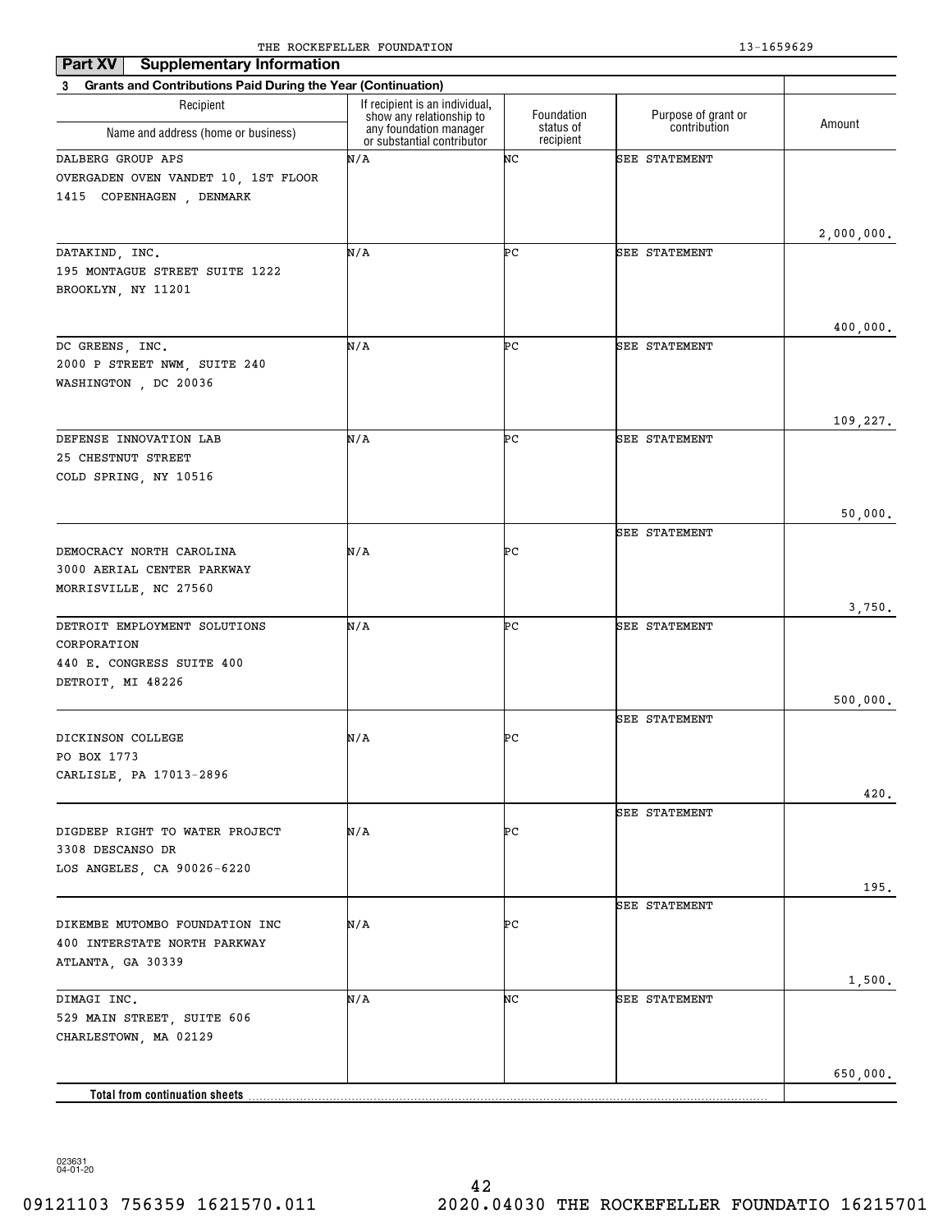THE ROCKEFELLER FOUNDATION 13-1659629

**Part XV Supplementary Information**

**3 Grants and Contributions Paid During the Year (Continuation)**

| Recipient<br>Name and address (home or business) | If recipient is an individual, show any relationship to any foundation manager or substantial contributor | Foundation status of recipient | Purpose of grant or contribution | Amount |
|---|---|---|---|---|
| DALBERG GROUP APS<br>OVERGADEN OVEN VANDET 10, 1ST FLOOR<br>1415 COPENHAGEN , DENMARK | N/A | NC | SEE STATEMENT | 2,000,000. |
| DATAKIND, INC.<br>195 MONTAGUE STREET SUITE 1222<br>BROOKLYN, NY 11201 | N/A | PC | SEE STATEMENT | 400,000. |
| DC GREENS, INC.<br>2000 P STREET NWM, SUITE 240<br>WASHINGTON , DC 20036 | N/A | PC | SEE STATEMENT | 109,227. |
| DEFENSE INNOVATION LAB<br>25 CHESTNUT STREET<br>COLD SPRING, NY 10516 | N/A | PC | SEE STATEMENT | 50,000. |
| DEMOCRACY NORTH CAROLINA<br>3000 AERIAL CENTER PARKWAY<br>MORRISVILLE, NC 27560 | N/A | PC | SEE STATEMENT | 3,750. |
| DETROIT EMPLOYMENT SOLUTIONS CORPORATION<br>440 E. CONGRESS SUITE 400<br>DETROIT, MI 48226 | N/A | PC | SEE STATEMENT | 500,000. |
| DICKINSON COLLEGE<br>PO BOX 1773<br>CARLISLE, PA 17013-2896 | N/A | PC | SEE STATEMENT | 420. |
| DIGDEEP RIGHT TO WATER PROJECT<br>3308 DESCANSO DR<br>LOS ANGELES, CA 90026-6220 | N/A | PC | SEE STATEMENT | 195. |
| DIKEMBE MUTOMBO FOUNDATION INC<br>400 INTERSTATE NORTH PARKWAY<br>ATLANTA, GA 30339 | N/A | PC | SEE STATEMENT | 1,500. |
| DIMAGI INC.<br>529 MAIN STREET, SUITE 606<br>CHARLESTOWN, MA 02129 | N/A | NC | SEE STATEMENT | 650,000. |
| **Total from continuation sheets** | | | | |

023631 04-01-20

09121103 756359 1621570.011 2020.04030 THE ROCKEFELLER FOUNDATIO 16215701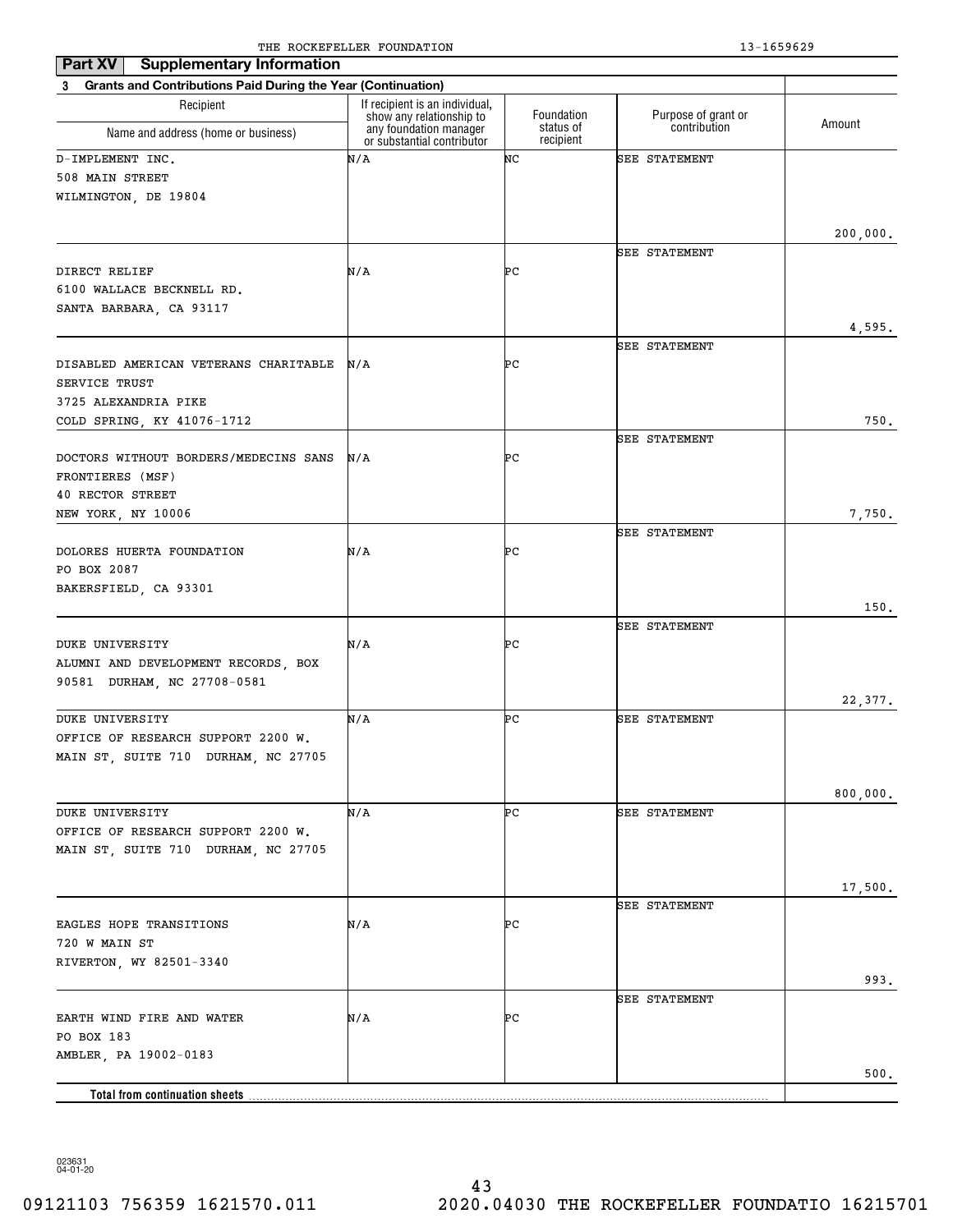THE ROCKEFELLER FOUNDATION 13-1659629

**Part XV Supplementary Information**

**3 Grants and Contributions Paid During the Year (Continuation)**

| Recipient Name and address (home or business) | If recipient is an individual, show any relationship to any foundation manager or substantial contributor | Foundation status of recipient | Purpose of grant or contribution | Amount |
|---|---|---|---|---|
| D-IMPLEMENT INC. 508 MAIN STREET WILMINGTON, DE 19804 | N/A | NC | SEE STATEMENT | 200,000. |
| DIRECT RELIEF 6100 WALLACE BECKNELL RD. SANTA BARBARA, CA 93117 | N/A | PC | SEE STATEMENT | 4,595. |
| DISABLED AMERICAN VETERANS CHARITABLE SERVICE TRUST 3725 ALEXANDRIA PIKE COLD SPRING, KY 41076-1712 | N/A | PC | SEE STATEMENT | 750. |
| DOCTORS WITHOUT BORDERS/MEDECINS SANS FRONTIERES (MSF) 40 RECTOR STREET NEW YORK, NY 10006 | N/A | PC | SEE STATEMENT | 7,750. |
| DOLORES HUERTA FOUNDATION PO BOX 2087 BAKERSFIELD, CA 93301 | N/A | PC | SEE STATEMENT | 150. |
| DUKE UNIVERSITY ALUMNI AND DEVELOPMENT RECORDS, BOX 90581 DURHAM, NC 27708-0581 | N/A | PC | SEE STATEMENT | 22,377. |
| DUKE UNIVERSITY OFFICE OF RESEARCH SUPPORT 2200 W. MAIN ST, SUITE 710 DURHAM, NC 27705 | N/A | PC | SEE STATEMENT | 800,000. |
| DUKE UNIVERSITY OFFICE OF RESEARCH SUPPORT 2200 W. MAIN ST, SUITE 710 DURHAM, NC 27705 | N/A | PC | SEE STATEMENT | 17,500. |
| EAGLES HOPE TRANSITIONS 720 W MAIN ST RIVERTON, WY 82501-3340 | N/A | PC | SEE STATEMENT | 993. |
| EARTH WIND FIRE AND WATER PO BOX 183 AMBLER, PA 19002-0183 | N/A | PC | SEE STATEMENT | 500. |
| **Total from continuation sheets** | | | | |

023631 04-01-20

09121103 756359 1621570.011 2020.04030 THE ROCKEFELLER FOUNDATIO 16215701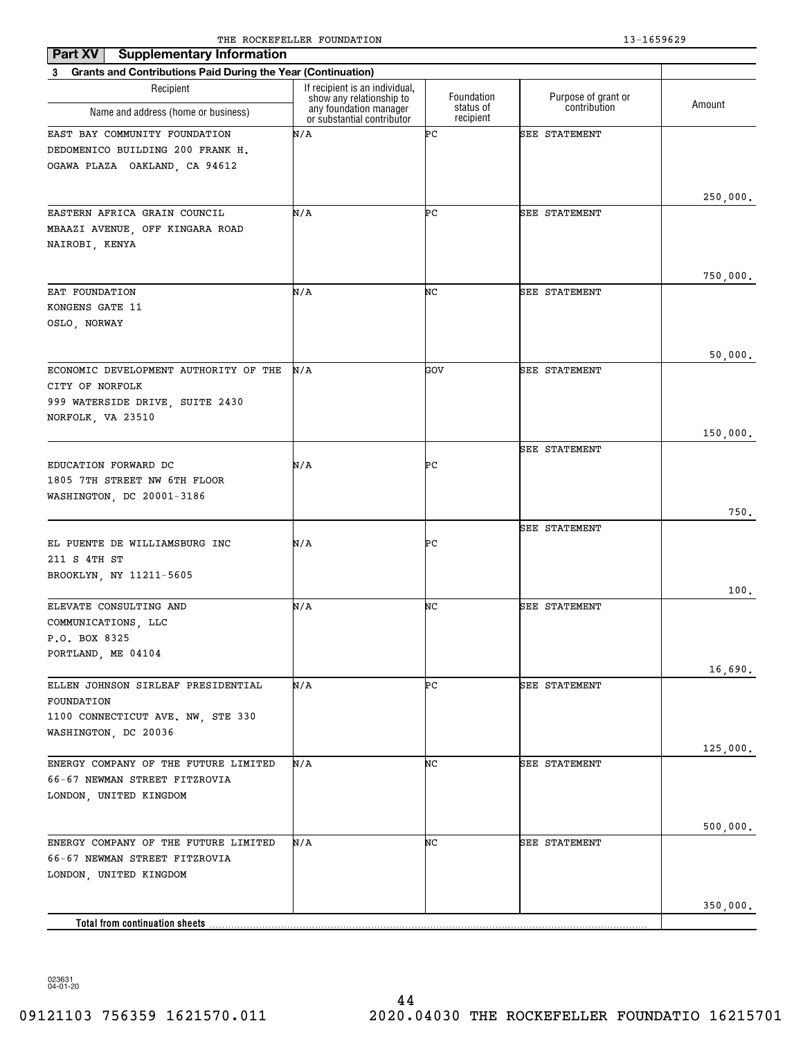THE ROCKEFELLER FOUNDATION 13-1659629

**Part XV Supplementary Information**

**3 Grants and Contributions Paid During the Year (Continuation)**

| Recipient<br>Name and address (home or business) | If recipient is an individual, show any relationship to any foundation manager or substantial contributor | Foundation status of recipient | Purpose of grant or contribution | Amount |
|---|---|---|---|---|
| EAST BAY COMMUNITY FOUNDATION<br>DEDOMENICO BUILDING 200 FRANK H.<br>OGAWA PLAZA OAKLAND, CA 94612 | N/A | PC | SEE STATEMENT | 250,000. |
| EASTERN AFRICA GRAIN COUNCIL<br>MBAAZI AVENUE, OFF KINGARA ROAD<br>NAIROBI, KENYA | N/A | PC | SEE STATEMENT | 750,000. |
| EAT FOUNDATION<br>KONGENS GATE 11<br>OSLO, NORWAY | N/A | NC | SEE STATEMENT | 50,000. |
| ECONOMIC DEVELOPMENT AUTHORITY OF THE<br>CITY OF NORFOLK<br>999 WATERSIDE DRIVE, SUITE 2430<br>NORFOLK, VA 23510 | N/A | GOV | SEE STATEMENT | 150,000. |
| EDUCATION FORWARD DC<br>1805 7TH STREET NW 6TH FLOOR<br>WASHINGTON, DC 20001-3186 | N/A | PC | SEE STATEMENT | 750. |
| EL PUENTE DE WILLIAMSBURG INC<br>211 S 4TH ST<br>BROOKLYN, NY 11211-5605 | N/A | PC | SEE STATEMENT | 100. |
| ELEVATE CONSULTING AND<br>COMMUNICATIONS, LLC<br>P.O. BOX 8325<br>PORTLAND, ME 04104 | N/A | NC | SEE STATEMENT | 16,690. |
| ELLEN JOHNSON SIRLEAF PRESIDENTIAL<br>FOUNDATION<br>1100 CONNECTICUT AVE. NW, STE 330<br>WASHINGTON, DC 20036 | N/A | PC | SEE STATEMENT | 125,000. |
| ENERGY COMPANY OF THE FUTURE LIMITED<br>66-67 NEWMAN STREET FITZROVIA<br>LONDON, UNITED KINGDOM | N/A | NC | SEE STATEMENT | 500,000. |
| ENERGY COMPANY OF THE FUTURE LIMITED<br>66-67 NEWMAN STREET FITZROVIA<br>LONDON, UNITED KINGDOM | N/A | NC | SEE STATEMENT | 350,000. |
| **Total from continuation sheets** | | | | |

023631 04-01-20

09121103 756359 1621570.011 2020.04030 THE ROCKEFELLER FOUNDATIO 16215701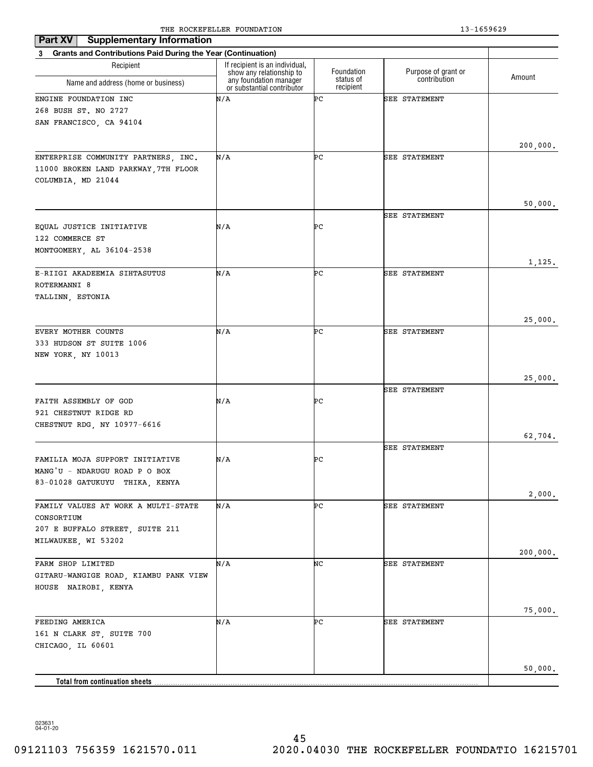THE ROCKEFELLER FOUNDATION 13-1659629

**Part XV Supplementary Information**

**3 Grants and Contributions Paid During the Year (Continuation)**

| Recipient Name and address (home or business) | If recipient is an individual, show any relationship to any foundation manager or substantial contributor | Foundation status of recipient | Purpose of grant or contribution | Amount |
|---|---|---|---|---|
| ENGINE FOUNDATION INC<br>268 BUSH ST. NO 2727<br>SAN FRANCISCO, CA 94104 | N/A | PC | SEE STATEMENT | 200,000. |
| ENTERPRISE COMMUNITY PARTNERS, INC.<br>11000 BROKEN LAND PARKWAY,7TH FLOOR<br>COLUMBIA, MD 21044 | N/A | PC | SEE STATEMENT | 50,000. |
| EQUAL JUSTICE INITIATIVE<br>122 COMMERCE ST<br>MONTGOMERY, AL 36104-2538 | N/A | PC | SEE STATEMENT | 1,125. |
| E-RIIGI AKADEEMIA SIHTASUTUS<br>ROTERMANNI 8<br>TALLINN, ESTONIA | N/A | PC | SEE STATEMENT | 25,000. |
| EVERY MOTHER COUNTS<br>333 HUDSON ST SUITE 1006<br>NEW YORK, NY 10013 | N/A | PC | SEE STATEMENT | 25,000. |
| FAITH ASSEMBLY OF GOD<br>921 CHESTNUT RIDGE RD<br>CHESTNUT RDG, NY 10977-6616 | N/A | PC | SEE STATEMENT | 62,704. |
| FAMILIA MOJA SUPPORT INITIATIVE<br>MANG'U - NDARUGU ROAD P O BOX<br>83-01028 GATUKUYU THIKA, KENYA | N/A | PC | SEE STATEMENT | 2,000. |
| FAMILY VALUES AT WORK A MULTI-STATE CONSORTIUM<br>207 E BUFFALO STREET, SUITE 211<br>MILWAUKEE, WI 53202 | N/A | PC | SEE STATEMENT | 200,000. |
| FARM SHOP LIMITED<br>GITARU-WANGIGE ROAD, KIAMBU PANK VIEW HOUSE NAIROBI, KENYA | N/A | NC | SEE STATEMENT | 75,000. |
| FEEDING AMERICA<br>161 N CLARK ST, SUITE 700<br>CHICAGO, IL 60601 | N/A | PC | SEE STATEMENT | 50,000. |
| **Total from continuation sheets** | | | | |

023631 04-01-20

09121103 756359 1621570.011 2020.04030 THE ROCKEFELLER FOUNDATIO 16215701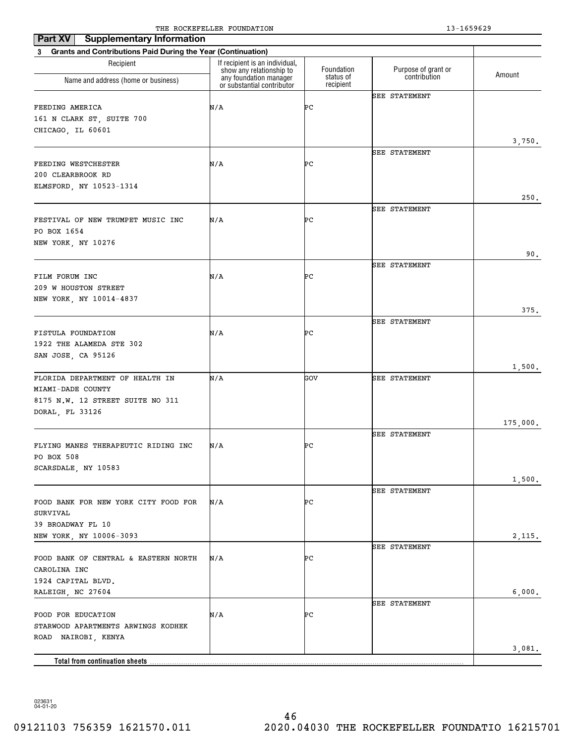THE ROCKEFELLER FOUNDATION 13-1659629

## Part XV Supplementary Information

### 3 Grants and Contributions Paid During the Year (Continuation)

| Recipient Name and address (home or business) | If recipient is an individual, show any relationship to any foundation manager or substantial contributor | Foundation status of recipient | Purpose of grant or contribution | Amount |
|---|---|---|---|---|
| FEEDING AMERICA<br>161 N CLARK ST, SUITE 700<br>CHICAGO, IL 60601 | N/A | PC | SEE STATEMENT | 3,750. |
| FEEDING WESTCHESTER<br>200 CLEARBROOK RD<br>ELMSFORD, NY 10523-1314 | N/A | PC | SEE STATEMENT | 250. |
| FESTIVAL OF NEW TRUMPET MUSIC INC<br>PO BOX 1654<br>NEW YORK, NY 10276 | N/A | PC | SEE STATEMENT | 90. |
| FILM FORUM INC<br>209 W HOUSTON STREET<br>NEW YORK, NY 10014-4837 | N/A | PC | SEE STATEMENT | 375. |
| FISTULA FOUNDATION<br>1922 THE ALAMEDA STE 302<br>SAN JOSE, CA 95126 | N/A | PC | SEE STATEMENT | 1,500. |
| FLORIDA DEPARTMENT OF HEALTH IN MIAMI-DADE COUNTY<br>8175 N.W. 12 STREET SUITE NO 311<br>DORAL, FL 33126 | N/A | GOV | SEE STATEMENT | 175,000. |
| FLYING MANES THERAPEUTIC RIDING INC<br>PO BOX 508<br>SCARSDALE, NY 10583 | N/A | PC | SEE STATEMENT | 1,500. |
| FOOD BANK FOR NEW YORK CITY FOOD FOR SURVIVAL<br>39 BROADWAY FL 10<br>NEW YORK, NY 10006-3093 | N/A | PC | SEE STATEMENT | 2,115. |
| FOOD BANK OF CENTRAL & EASTERN NORTH CAROLINA INC<br>1924 CAPITAL BLVD.<br>RALEIGH, NC 27604 | N/A | PC | SEE STATEMENT | 6,000. |
| FOOD FOR EDUCATION<br>STARWOOD APARTMENTS ARWINGS KODHEK ROAD NAIROBI, KENYA | N/A | PC | SEE STATEMENT | 3,081. |
| **Total from continuation sheets** | | | | |

023631 04-01-20

09121103 756359 1621570.011 2020.04030 THE ROCKEFELLER FOUNDATIO 16215701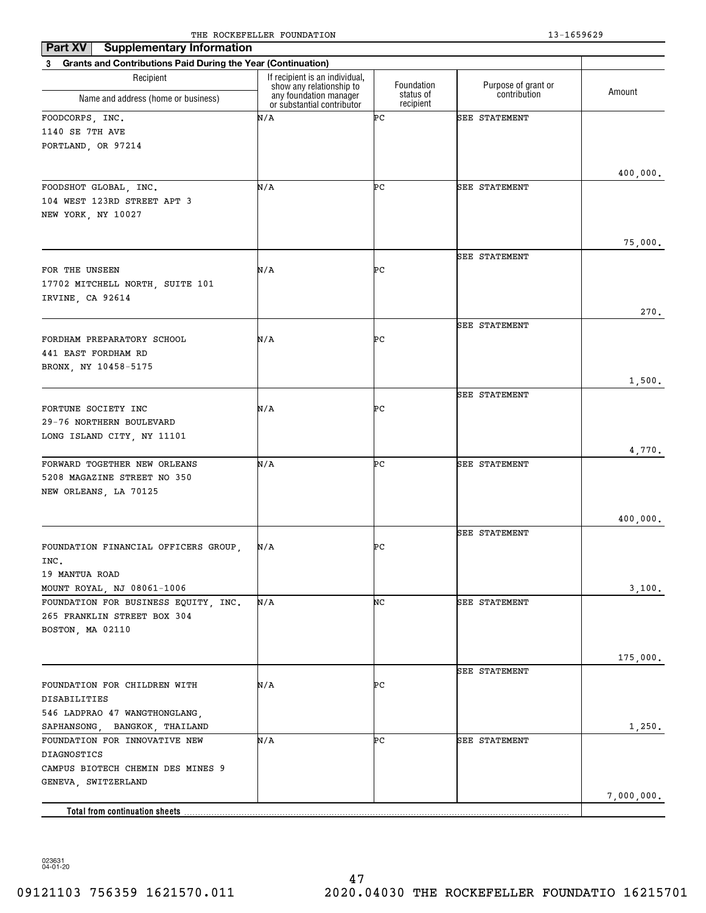## Part XV Supplementary Information

### 3 Grants and Contributions Paid During the Year (Continuation)

| Recipient Name and address (home or business) | If recipient is an individual, show any relationship to any foundation manager or substantial contributor | Foundation status of recipient | Purpose of grant or contribution | Amount |
|---|---|---|---|---|
| FOODCORPS, INC.<br>1140 SE 7TH AVE<br>PORTLAND, OR 97214 | N/A | PC | SEE STATEMENT | 400,000. |
| FOODSHOT GLOBAL, INC.<br>104 WEST 123RD STREET APT 3<br>NEW YORK, NY 10027 | N/A | PC | SEE STATEMENT | 75,000. |
| FOR THE UNSEEN<br>17702 MITCHELL NORTH, SUITE 101<br>IRVINE, CA 92614 | N/A | PC | SEE STATEMENT | 270. |
| FORDHAM PREPARATORY SCHOOL<br>441 EAST FORDHAM RD<br>BRONX, NY 10458-5175 | N/A | PC | SEE STATEMENT | 1,500. |
| FORTUNE SOCIETY INC<br>29-76 NORTHERN BOULEVARD<br>LONG ISLAND CITY, NY 11101 | N/A | PC | SEE STATEMENT | 4,770. |
| FORWARD TOGETHER NEW ORLEANS<br>5208 MAGAZINE STREET NO 350<br>NEW ORLEANS, LA 70125 | N/A | PC | SEE STATEMENT | 400,000. |
| FOUNDATION FINANCIAL OFFICERS GROUP, INC.<br>19 MANTUA ROAD<br>MOUNT ROYAL, NJ 08061-1006 | N/A | PC | SEE STATEMENT | 3,100. |
| FOUNDATION FOR BUSINESS EQUITY, INC.<br>265 FRANKLIN STREET BOX 304<br>BOSTON, MA 02110 | N/A | NC | SEE STATEMENT | 175,000. |
| FOUNDATION FOR CHILDREN WITH DISABILITIES<br>546 LADPRAO 47 WANGTHONGLANG,<br>SAPHANSONG, BANGKOK, THAILAND | N/A | PC | SEE STATEMENT | 1,250. |
| FOUNDATION FOR INNOVATIVE NEW DIAGNOSTICS<br>CAMPUS BIOTECH CHEMIN DES MINES 9<br>GENEVA, SWITZERLAND | N/A | PC | SEE STATEMENT | 7,000,000. |
| **Total from continuation sheets** | | | | |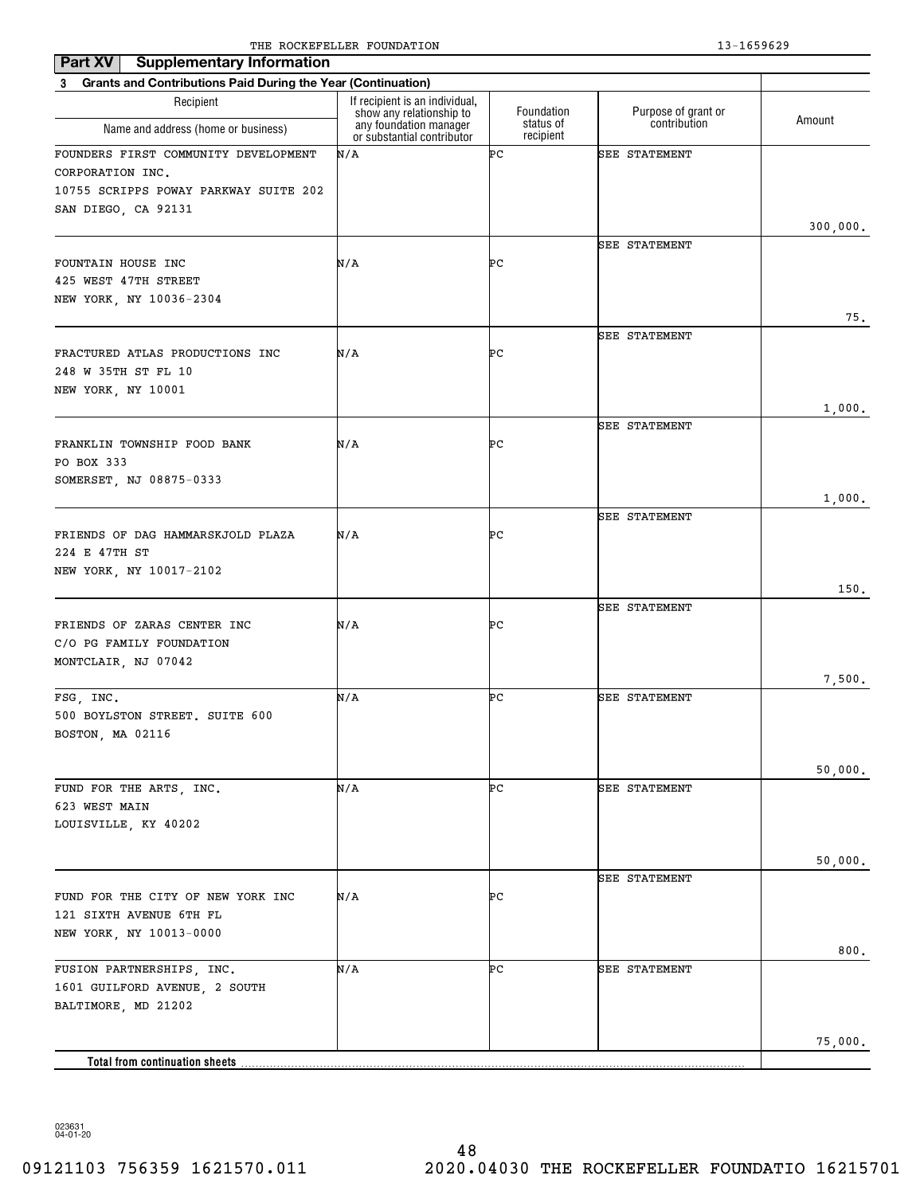## Part XV Supplementary Information

**3 Grants and Contributions Paid During the Year (Continuation)**

| Recipient Name and address (home or business) | If recipient is an individual, show any relationship to any foundation manager or substantial contributor | Foundation status of recipient | Purpose of grant or contribution | Amount |
|---|---|---|---|---|
| FOUNDERS FIRST COMMUNITY DEVELOPMENT CORPORATION INC. 10755 SCRIPPS POWAY PARKWAY SUITE 202 SAN DIEGO, CA 92131 | N/A | PC | SEE STATEMENT | 300,000. |
| FOUNTAIN HOUSE INC 425 WEST 47TH STREET NEW YORK, NY 10036-2304 | N/A | PC | SEE STATEMENT | 75. |
| FRACTURED ATLAS PRODUCTIONS INC 248 W 35TH ST FL 10 NEW YORK, NY 10001 | N/A | PC | SEE STATEMENT | 1,000. |
| FRANKLIN TOWNSHIP FOOD BANK PO BOX 333 SOMERSET, NJ 08875-0333 | N/A | PC | SEE STATEMENT | 1,000. |
| FRIENDS OF DAG HAMMARSKJOLD PLAZA 224 E 47TH ST NEW YORK, NY 10017-2102 | N/A | PC | SEE STATEMENT | 150. |
| FRIENDS OF ZARAS CENTER INC C/O PG FAMILY FOUNDATION MONTCLAIR, NJ 07042 | N/A | PC | SEE STATEMENT | 7,500. |
| FSG, INC. 500 BOYLSTON STREET. SUITE 600 BOSTON, MA 02116 | N/A | PC | SEE STATEMENT | 50,000. |
| FUND FOR THE ARTS, INC. 623 WEST MAIN LOUISVILLE, KY 40202 | N/A | PC | SEE STATEMENT | 50,000. |
| FUND FOR THE CITY OF NEW YORK INC 121 SIXTH AVENUE 6TH FL NEW YORK, NY 10013-0000 | N/A | PC | SEE STATEMENT | 800. |
| FUSION PARTNERSHIPS, INC. 1601 GUILFORD AVENUE, 2 SOUTH BALTIMORE, MD 21202 | N/A | PC | SEE STATEMENT | 75,000. |
| **Total from continuation sheets** | | | | |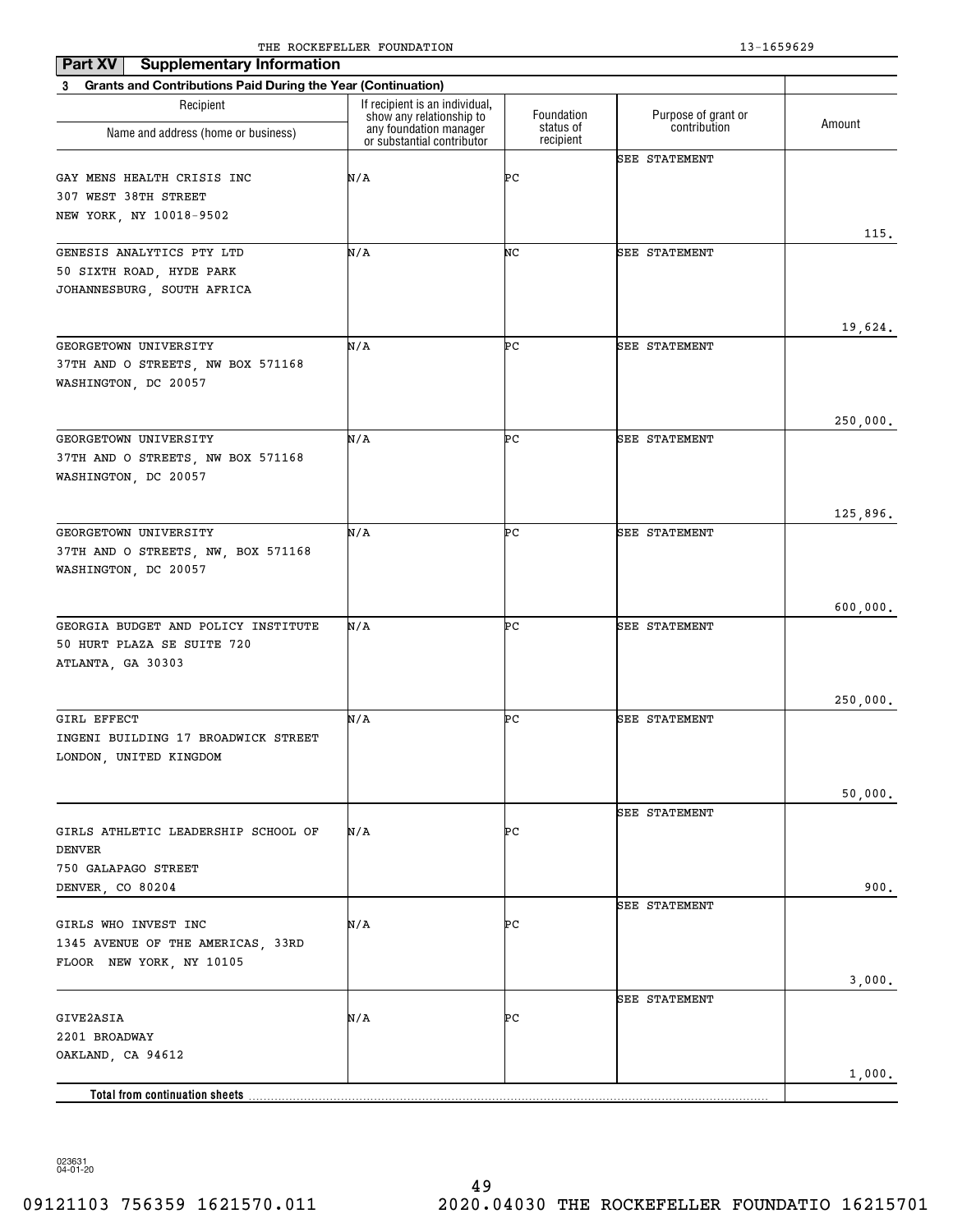THE ROCKEFELLER FOUNDATION 13-1659629

**Part XV Supplementary Information**

**3 Grants and Contributions Paid During the Year (Continuation)**

| Recipient Name and address (home or business) | If recipient is an individual, show any relationship to any foundation manager or substantial contributor | Foundation status of recipient | Purpose of grant or contribution | Amount |
|---|---|---|---|---|
| GAY MENS HEALTH CRISIS INC 307 WEST 38TH STREET NEW YORK, NY 10018-9502 | N/A | PC | SEE STATEMENT | 115. |
| GENESIS ANALYTICS PTY LTD 50 SIXTH ROAD, HYDE PARK JOHANNESBURG, SOUTH AFRICA | N/A | NC | SEE STATEMENT | 19,624. |
| GEORGETOWN UNIVERSITY 37TH AND O STREETS, NW BOX 571168 WASHINGTON, DC 20057 | N/A | PC | SEE STATEMENT | 250,000. |
| GEORGETOWN UNIVERSITY 37TH AND O STREETS, NW BOX 571168 WASHINGTON, DC 20057 | N/A | PC | SEE STATEMENT | 125,896. |
| GEORGETOWN UNIVERSITY 37TH AND O STREETS, NW, BOX 571168 WASHINGTON, DC 20057 | N/A | PC | SEE STATEMENT | 600,000. |
| GEORGIA BUDGET AND POLICY INSTITUTE 50 HURT PLAZA SE SUITE 720 ATLANTA, GA 30303 | N/A | PC | SEE STATEMENT | 250,000. |
| GIRL EFFECT INGENI BUILDING 17 BROADWICK STREET LONDON, UNITED KINGDOM | N/A | PC | SEE STATEMENT | 50,000. |
| GIRLS ATHLETIC LEADERSHIP SCHOOL OF DENVER 750 GALAPAGO STREET DENVER, CO 80204 | N/A | PC | SEE STATEMENT | 900. |
| GIRLS WHO INVEST INC 1345 AVENUE OF THE AMERICAS, 33RD FLOOR NEW YORK, NY 10105 | N/A | PC | SEE STATEMENT | 3,000. |
| GIVE2ASIA 2201 BROADWAY OAKLAND, CA 94612 | N/A | PC | SEE STATEMENT | 1,000. |
| **Total from continuation sheets** | | | | |

023631 04-01-20

09121103 756359 1621570.011 2020.04030 THE ROCKEFELLER FOUNDATIO 16215701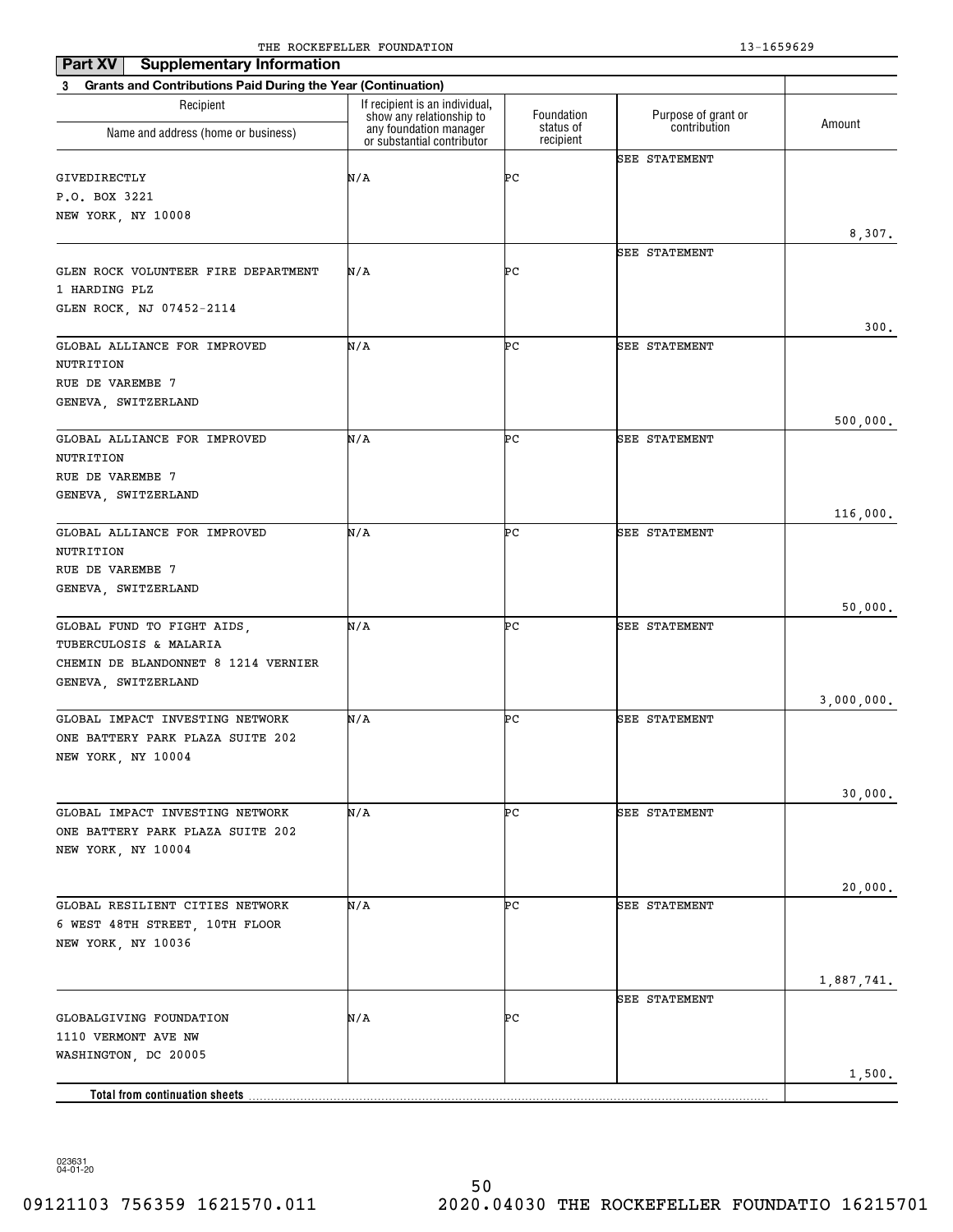THE ROCKEFELLER FOUNDATION 13-1659629

## Part XV Supplementary Information

**3 Grants and Contributions Paid During the Year (Continuation)**

| Recipient Name and address (home or business) | If recipient is an individual, show any relationship to any foundation manager or substantial contributor | Foundation status of recipient | Purpose of grant or contribution | Amount |
|---|---|---|---|---|
| GIVEDIRECTLY<br>P.O. BOX 3221<br>NEW YORK, NY 10008 | N/A | PC | SEE STATEMENT | 8,307. |
| GLEN ROCK VOLUNTEER FIRE DEPARTMENT<br>1 HARDING PLZ<br>GLEN ROCK, NJ 07452-2114 | N/A | PC | SEE STATEMENT | 300. |
| GLOBAL ALLIANCE FOR IMPROVED NUTRITION<br>RUE DE VAREMBE 7<br>GENEVA, SWITZERLAND | N/A | PC | SEE STATEMENT | 500,000. |
| GLOBAL ALLIANCE FOR IMPROVED NUTRITION<br>RUE DE VAREMBE 7<br>GENEVA, SWITZERLAND | N/A | PC | SEE STATEMENT | 116,000. |
| GLOBAL ALLIANCE FOR IMPROVED NUTRITION<br>RUE DE VAREMBE 7<br>GENEVA, SWITZERLAND | N/A | PC | SEE STATEMENT | 50,000. |
| GLOBAL FUND TO FIGHT AIDS, TUBERCULOSIS & MALARIA<br>CHEMIN DE BLANDONNET 8 1214 VERNIER<br>GENEVA, SWITZERLAND | N/A | PC | SEE STATEMENT | 3,000,000. |
| GLOBAL IMPACT INVESTING NETWORK<br>ONE BATTERY PARK PLAZA SUITE 202<br>NEW YORK, NY 10004 | N/A | PC | SEE STATEMENT | 30,000. |
| GLOBAL IMPACT INVESTING NETWORK<br>ONE BATTERY PARK PLAZA SUITE 202<br>NEW YORK, NY 10004 | N/A | PC | SEE STATEMENT | 20,000. |
| GLOBAL RESILIENT CITIES NETWORK<br>6 WEST 48TH STREET, 10TH FLOOR<br>NEW YORK, NY 10036 | N/A | PC | SEE STATEMENT | 1,887,741. |
| GLOBALGIVING FOUNDATION<br>1110 VERMONT AVE NW<br>WASHINGTON, DC 20005 | N/A | PC | SEE STATEMENT | 1,500. |
| **Total from continuation sheets** | | | | |

023631 04-01-20

09121103 756359 1621570.011 2020.04030 THE ROCKEFELLER FOUNDATIO 16215701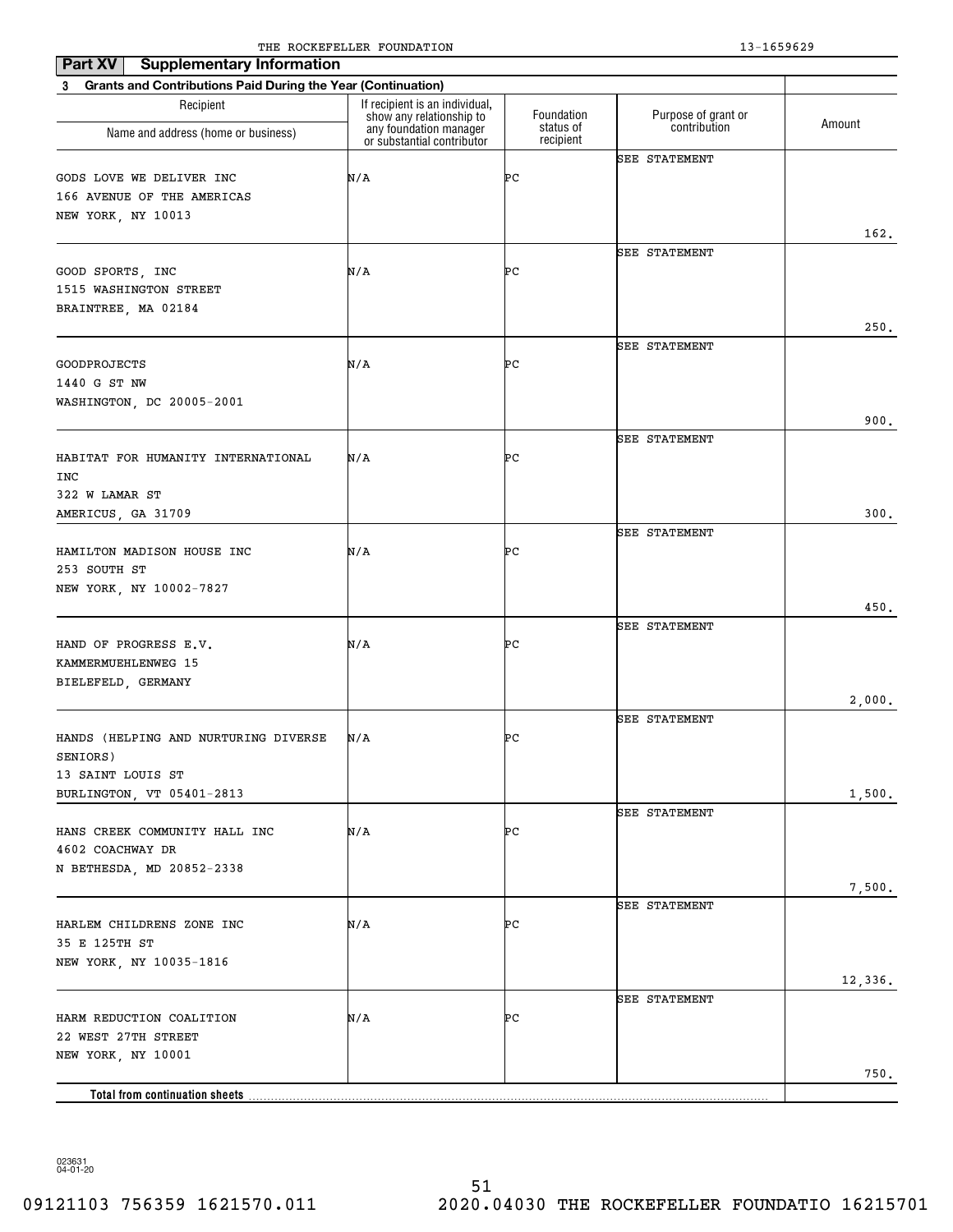THE ROCKEFELLER FOUNDATION 13-1659629

**Part XV Supplementary Information**

**3 Grants and Contributions Paid During the Year (Continuation)**

| Recipient Name and address (home or business) | If recipient is an individual, show any relationship to any foundation manager or substantial contributor | Foundation status of recipient | Purpose of grant or contribution | Amount |
|---|---|---|---|---|
| GODS LOVE WE DELIVER INC<br>166 AVENUE OF THE AMERICAS<br>NEW YORK, NY 10013 | N/A | PC | SEE STATEMENT | 162. |
| GOOD SPORTS, INC<br>1515 WASHINGTON STREET<br>BRAINTREE, MA 02184 | N/A | PC | SEE STATEMENT | 250. |
| GOODPROJECTS<br>1440 G ST NW<br>WASHINGTON, DC 20005-2001 | N/A | PC | SEE STATEMENT | 900. |
| HABITAT FOR HUMANITY INTERNATIONAL INC<br>322 W LAMAR ST<br>AMERICUS, GA 31709 | N/A | PC | SEE STATEMENT | 300. |
| HAMILTON MADISON HOUSE INC<br>253 SOUTH ST<br>NEW YORK, NY 10002-7827 | N/A | PC | SEE STATEMENT | 450. |
| HAND OF PROGRESS E.V.<br>KAMMERMUEHLENWEG 15<br>BIELEFELD, GERMANY | N/A | PC | SEE STATEMENT | 2,000. |
| HANDS (HELPING AND NURTURING DIVERSE SENIORS)<br>13 SAINT LOUIS ST<br>BURLINGTON, VT 05401-2813 | N/A | PC | SEE STATEMENT | 1,500. |
| HANS CREEK COMMUNITY HALL INC<br>4602 COACHWAY DR<br>N BETHESDA, MD 20852-2338 | N/A | PC | SEE STATEMENT | 7,500. |
| HARLEM CHILDRENS ZONE INC<br>35 E 125TH ST<br>NEW YORK, NY 10035-1816 | N/A | PC | SEE STATEMENT | 12,336. |
| HARM REDUCTION COALITION<br>22 WEST 27TH STREET<br>NEW YORK, NY 10001 | N/A | PC | SEE STATEMENT | 750. |
| **Total from continuation sheets** | | | | |

023631 04-01-20

09121103 756359 1621570.011 2020.04030 THE ROCKEFELLER FOUNDATIO 16215701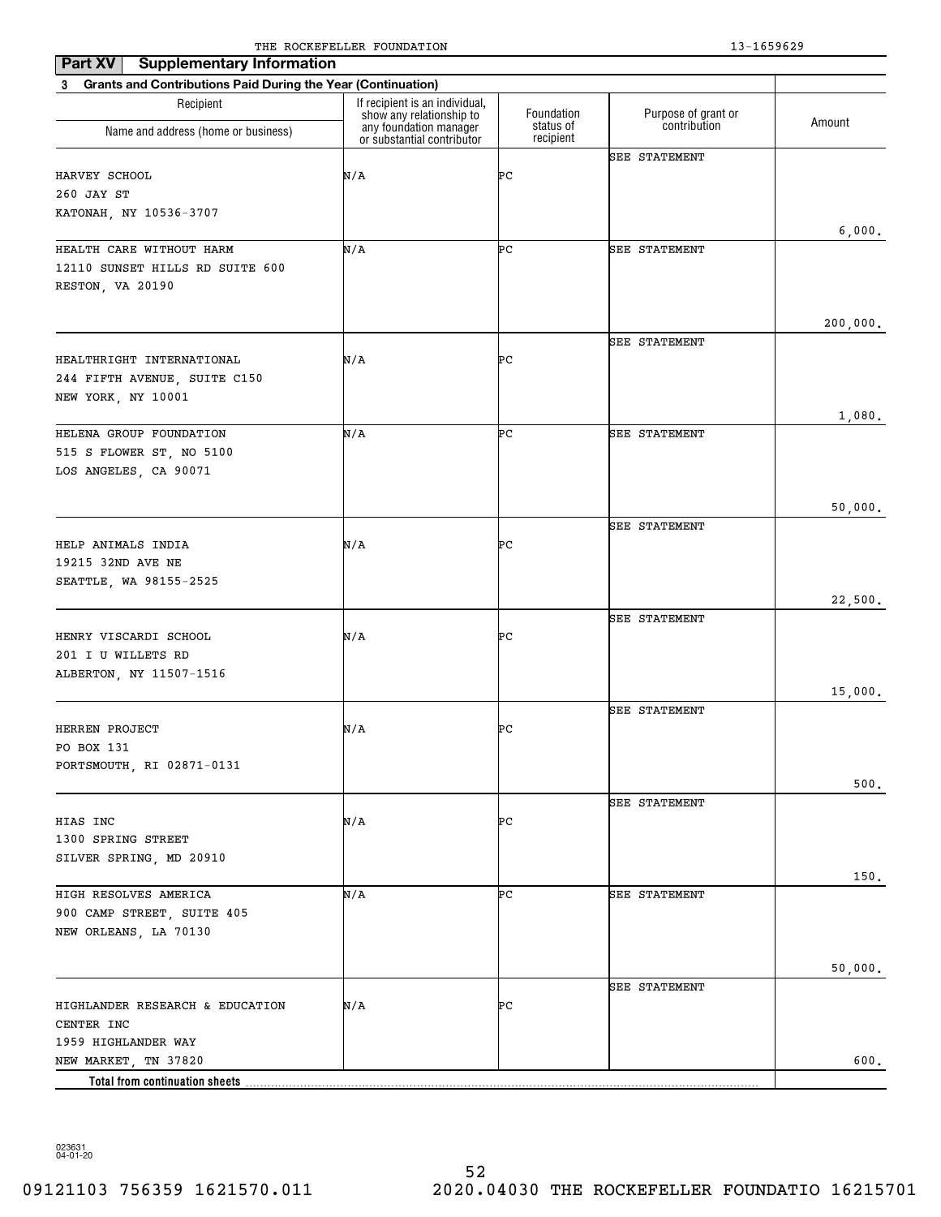THE ROCKEFELLER FOUNDATION 13-1659629

**Part XV Supplementary Information**

**3 Grants and Contributions Paid During the Year (Continuation)**

| Recipient Name and address (home or business) | If recipient is an individual, show any relationship to any foundation manager or substantial contributor | Foundation status of recipient | Purpose of grant or contribution | Amount |
|---|---|---|---|---|
| HARVEY SCHOOL 260 JAY ST KATONAH, NY 10536-3707 | N/A | PC | SEE STATEMENT | 6,000. |
| HEALTH CARE WITHOUT HARM 12110 SUNSET HILLS RD SUITE 600 RESTON, VA 20190 | N/A | PC | SEE STATEMENT | 200,000. |
| HEALTHRIGHT INTERNATIONAL 244 FIFTH AVENUE, SUITE C150 NEW YORK, NY 10001 | N/A | PC | SEE STATEMENT | 1,080. |
| HELENA GROUP FOUNDATION 515 S FLOWER ST, NO 5100 LOS ANGELES, CA 90071 | N/A | PC | SEE STATEMENT | 50,000. |
| HELP ANIMALS INDIA 19215 32ND AVE NE SEATTLE, WA 98155-2525 | N/A | PC | SEE STATEMENT | 22,500. |
| HENRY VISCARDI SCHOOL 201 I U WILLETS RD ALBERTON, NY 11507-1516 | N/A | PC | SEE STATEMENT | 15,000. |
| HERREN PROJECT PO BOX 131 PORTSMOUTH, RI 02871-0131 | N/A | PC | SEE STATEMENT | 500. |
| HIAS INC 1300 SPRING STREET SILVER SPRING, MD 20910 | N/A | PC | SEE STATEMENT | 150. |
| HIGH RESOLVES AMERICA 900 CAMP STREET, SUITE 405 NEW ORLEANS, LA 70130 | N/A | PC | SEE STATEMENT | 50,000. |
| HIGHLANDER RESEARCH & EDUCATION CENTER INC 1959 HIGHLANDER WAY NEW MARKET, TN 37820 | N/A | PC | SEE STATEMENT | 600. |
| **Total from continuation sheets** | | | | |

023631 04-01-20

09121103 756359 1621570.011 2020.04030 THE ROCKEFELLER FOUNDATIO 16215701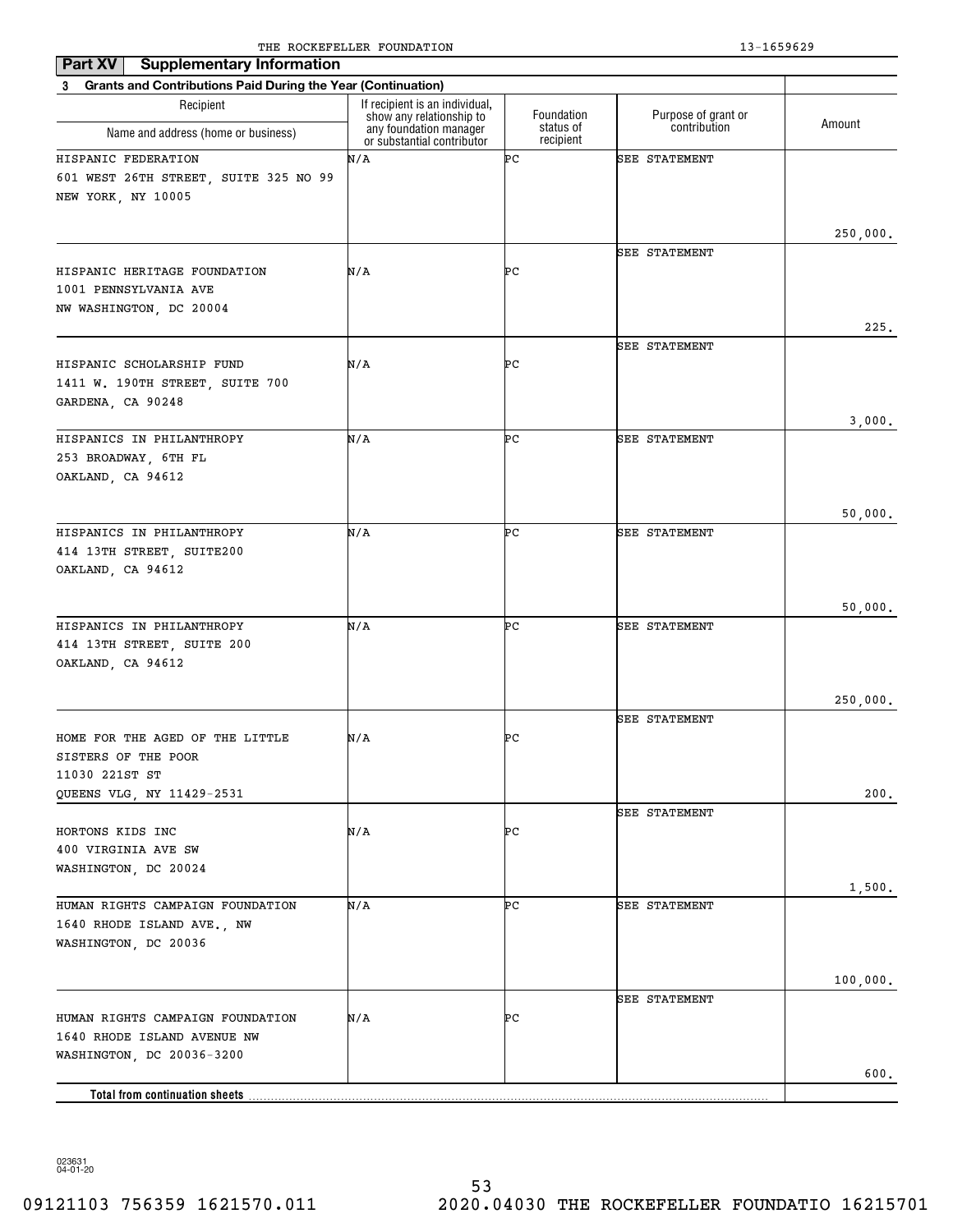THE ROCKEFELLER FOUNDATION 13-1659629

**Part XV Supplementary Information**

**3 Grants and Contributions Paid During the Year (Continuation)**

| Recipient Name and address (home or business) | If recipient is an individual, show any relationship to any foundation manager or substantial contributor | Foundation status of recipient | Purpose of grant or contribution | Amount |
|---|---|---|---|---|
| HISPANIC FEDERATION<br>601 WEST 26TH STREET, SUITE 325 NO 99<br>NEW YORK, NY 10005 | N/A | PC | SEE STATEMENT | 250,000. |
| HISPANIC HERITAGE FOUNDATION<br>1001 PENNSYLVANIA AVE<br>NW WASHINGTON, DC 20004 | N/A | PC | SEE STATEMENT | 225. |
| HISPANIC SCHOLARSHIP FUND<br>1411 W. 190TH STREET, SUITE 700<br>GARDENA, CA 90248 | N/A | PC | SEE STATEMENT | 3,000. |
| HISPANICS IN PHILANTHROPY<br>253 BROADWAY, 6TH FL<br>OAKLAND, CA 94612 | N/A | PC | SEE STATEMENT | 50,000. |
| HISPANICS IN PHILANTHROPY<br>414 13TH STREET, SUITE200<br>OAKLAND, CA 94612 | N/A | PC | SEE STATEMENT | 50,000. |
| HISPANICS IN PHILANTHROPY<br>414 13TH STREET, SUITE 200<br>OAKLAND, CA 94612 | N/A | PC | SEE STATEMENT | 250,000. |
| HOME FOR THE AGED OF THE LITTLE SISTERS OF THE POOR<br>11030 221ST ST<br>QUEENS VLG, NY 11429-2531 | N/A | PC | SEE STATEMENT | 200. |
| HORTONS KIDS INC<br>400 VIRGINIA AVE SW<br>WASHINGTON, DC 20024 | N/A | PC | SEE STATEMENT | 1,500. |
| HUMAN RIGHTS CAMPAIGN FOUNDATION<br>1640 RHODE ISLAND AVE., NW<br>WASHINGTON, DC 20036 | N/A | PC | SEE STATEMENT | 100,000. |
| HUMAN RIGHTS CAMPAIGN FOUNDATION<br>1640 RHODE ISLAND AVENUE NW<br>WASHINGTON, DC 20036-3200 | N/A | PC | SEE STATEMENT | 600. |
| **Total from continuation sheets** | | | | |

023631 04-01-20

09121103 756359 1621570.011 2020.04030 THE ROCKEFELLER FOUNDATIO 16215701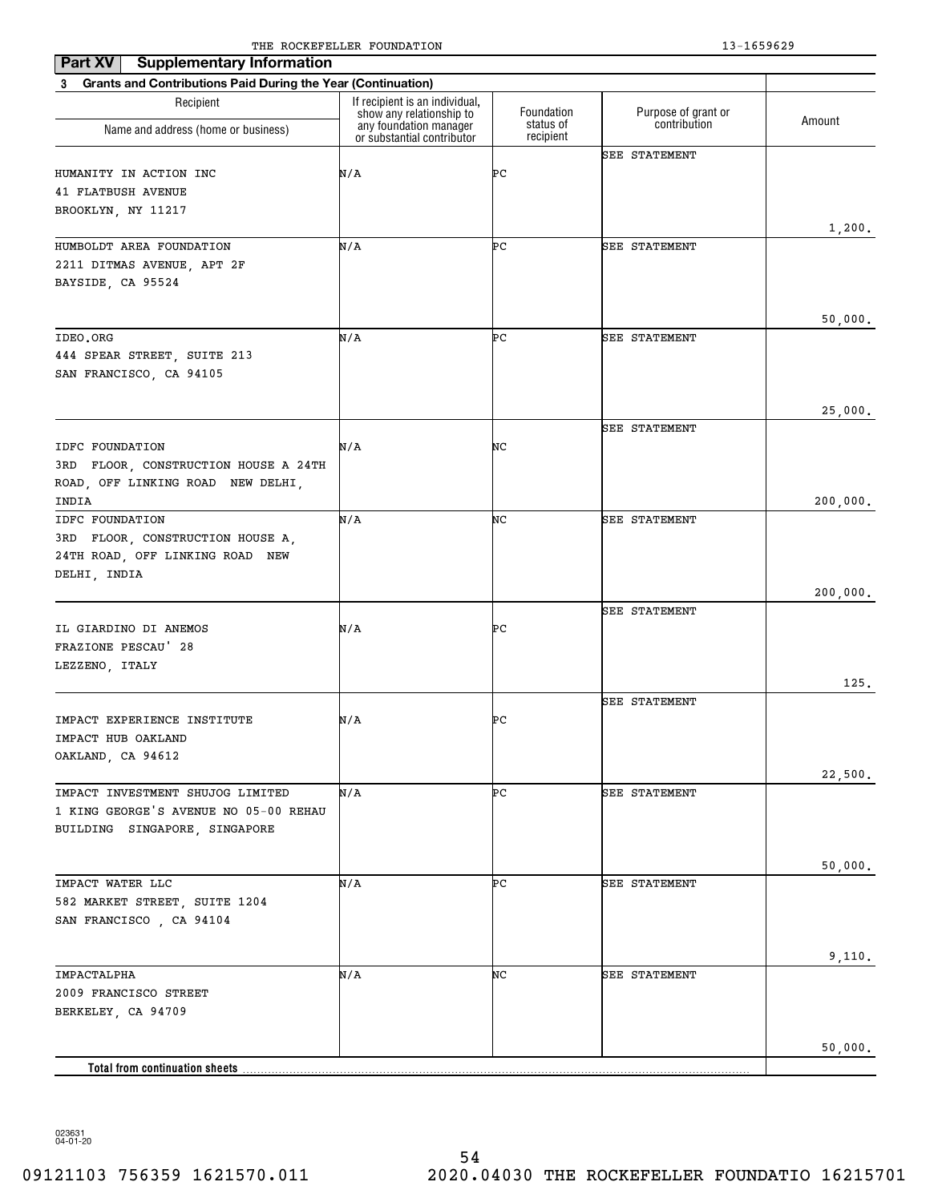THE ROCKEFELLER FOUNDATION 13-1659629

**Part XV Supplementary Information**

**3 Grants and Contributions Paid During the Year (Continuation)**

| Recipient<br>Name and address (home or business) | If recipient is an individual, show any relationship to any foundation manager or substantial contributor | Foundation status of recipient | Purpose of grant or contribution | Amount |
|---|---|---|---|---|
| HUMANITY IN ACTION INC<br>41 FLATBUSH AVENUE<br>BROOKLYN, NY 11217 | N/A | PC | SEE STATEMENT | 1,200. |
| HUMBOLDT AREA FOUNDATION<br>2211 DITMAS AVENUE, APT 2F<br>BAYSIDE, CA 95524 | N/A | PC | SEE STATEMENT | 50,000. |
| IDEO.ORG<br>444 SPEAR STREET, SUITE 213<br>SAN FRANCISCO, CA 94105 | N/A | PC | SEE STATEMENT | 25,000. |
| IDFC FOUNDATION<br>3RD FLOOR, CONSTRUCTION HOUSE A 24TH ROAD, OFF LINKING ROAD NEW DELHI, INDIA | N/A | NC | SEE STATEMENT | 200,000. |
| IDFC FOUNDATION<br>3RD FLOOR, CONSTRUCTION HOUSE A, 24TH ROAD, OFF LINKING ROAD NEW DELHI, INDIA | N/A | NC | SEE STATEMENT | 200,000. |
| IL GIARDINO DI ANEMOS<br>FRAZIONE PESCAU' 28<br>LEZZENO, ITALY | N/A | PC | SEE STATEMENT | 125. |
| IMPACT EXPERIENCE INSTITUTE<br>IMPACT HUB OAKLAND<br>OAKLAND, CA 94612 | N/A | PC | SEE STATEMENT | 22,500. |
| IMPACT INVESTMENT SHUJOG LIMITED<br>1 KING GEORGE'S AVENUE NO 05-00 REHAU BUILDING SINGAPORE, SINGAPORE | N/A | PC | SEE STATEMENT | 50,000. |
| IMPACT WATER LLC<br>582 MARKET STREET, SUITE 1204<br>SAN FRANCISCO , CA 94104 | N/A | PC | SEE STATEMENT | 9,110. |
| IMPACTALPHA<br>2009 FRANCISCO STREET<br>BERKELEY, CA 94709 | N/A | NC | SEE STATEMENT | 50,000. |
| **Total from continuation sheets** | | | | |

023631 04-01-20

09121103 756359 1621570.011 2020.04030 THE ROCKEFELLER FOUNDATIO 16215701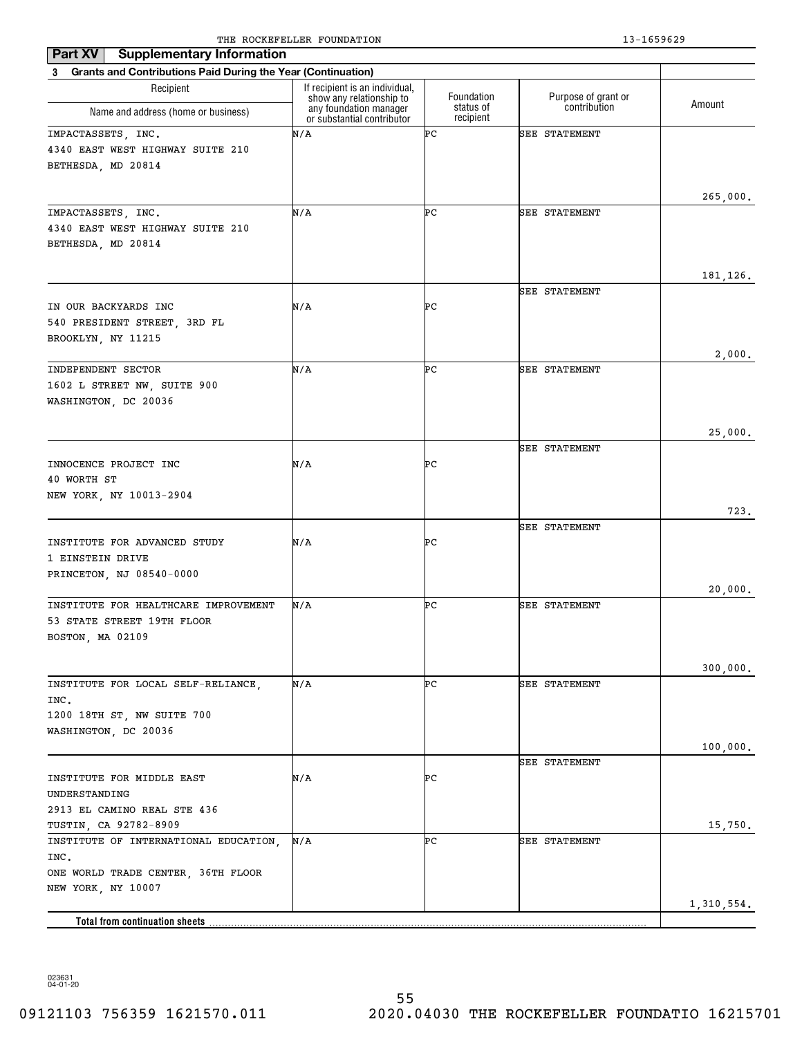THE ROCKEFELLER FOUNDATION 13-1659629

**Part XV** **Supplementary Information**

**3 Grants and Contributions Paid During the Year (Continuation)**

| Recipient Name and address (home or business) | If recipient is an individual, show any relationship to any foundation manager or substantial contributor | Foundation status of recipient | Purpose of grant or contribution | Amount |
|---|---|---|---|---|
| IMPACTASSETS, INC. 4340 EAST WEST HIGHWAY SUITE 210 BETHESDA, MD 20814 | N/A | PC | SEE STATEMENT | 265,000. |
| IMPACTASSETS, INC. 4340 EAST WEST HIGHWAY SUITE 210 BETHESDA, MD 20814 | N/A | PC | SEE STATEMENT | 181,126. |
| IN OUR BACKYARDS INC 540 PRESIDENT STREET, 3RD FL BROOKLYN, NY 11215 | N/A | PC | SEE STATEMENT | 2,000. |
| INDEPENDENT SECTOR 1602 L STREET NW, SUITE 900 WASHINGTON, DC 20036 | N/A | PC | SEE STATEMENT | 25,000. |
| INNOCENCE PROJECT INC 40 WORTH ST NEW YORK, NY 10013-2904 | N/A | PC | SEE STATEMENT | 723. |
| INSTITUTE FOR ADVANCED STUDY 1 EINSTEIN DRIVE PRINCETON, NJ 08540-0000 | N/A | PC | SEE STATEMENT | 20,000. |
| INSTITUTE FOR HEALTHCARE IMPROVEMENT 53 STATE STREET 19TH FLOOR BOSTON, MA 02109 | N/A | PC | SEE STATEMENT | 300,000. |
| INSTITUTE FOR LOCAL SELF-RELIANCE, INC. 1200 18TH ST, NW SUITE 700 WASHINGTON, DC 20036 | N/A | PC | SEE STATEMENT | 100,000. |
| INSTITUTE FOR MIDDLE EAST UNDERSTANDING 2913 EL CAMINO REAL STE 436 TUSTIN, CA 92782-8909 | N/A | PC | SEE STATEMENT | 15,750. |
| INSTITUTE OF INTERNATIONAL EDUCATION, INC. ONE WORLD TRADE CENTER, 36TH FLOOR NEW YORK, NY 10007 | N/A | PC | SEE STATEMENT | 1,310,554. |
| **Total from continuation sheets** | | | | |

023631 04-01-20

09121103 756359 1621570.011 2020.04030 THE ROCKEFELLER FOUNDATIO 16215701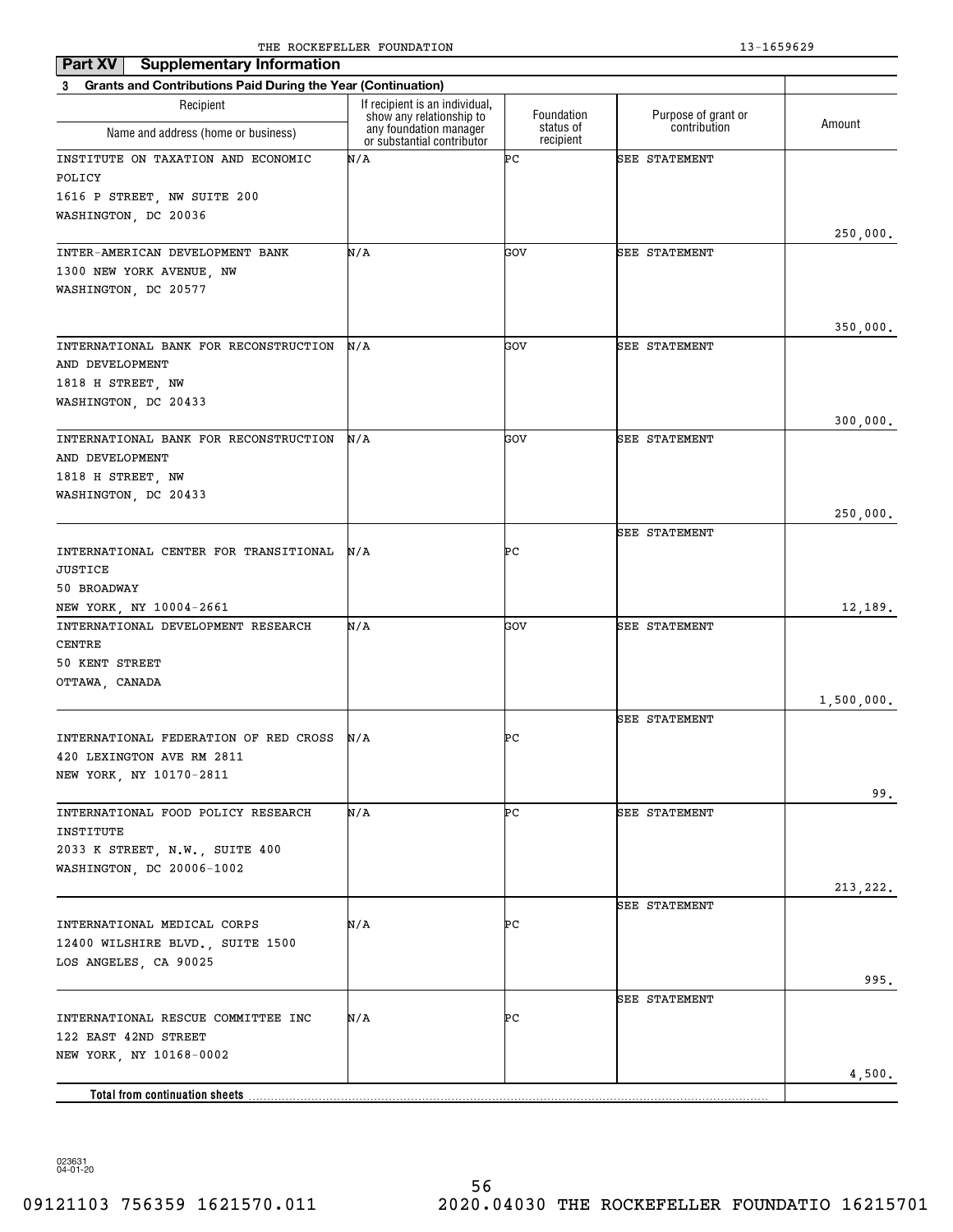## Part XV Supplementary Information

**3 Grants and Contributions Paid During the Year (Continuation)**

| Recipient Name and address (home or business) | If recipient is an individual, show any relationship to any foundation manager or substantial contributor | Foundation status of recipient | Purpose of grant or contribution | Amount |
|---|---|---|---|---|
| INSTITUTE ON TAXATION AND ECONOMIC POLICY<br>1616 P STREET, NW SUITE 200<br>WASHINGTON, DC 20036 | N/A | PC | SEE STATEMENT | 250,000. |
| INTER-AMERICAN DEVELOPMENT BANK<br>1300 NEW YORK AVENUE, NW<br>WASHINGTON, DC 20577 | N/A | GOV | SEE STATEMENT | 350,000. |
| INTERNATIONAL BANK FOR RECONSTRUCTION AND DEVELOPMENT<br>1818 H STREET, NW<br>WASHINGTON, DC 20433 | N/A | GOV | SEE STATEMENT | 300,000. |
| INTERNATIONAL BANK FOR RECONSTRUCTION AND DEVELOPMENT<br>1818 H STREET, NW<br>WASHINGTON, DC 20433 | N/A | GOV | SEE STATEMENT | 250,000. |
| INTERNATIONAL CENTER FOR TRANSITIONAL JUSTICE<br>50 BROADWAY<br>NEW YORK, NY 10004-2661 | N/A | PC | SEE STATEMENT | 12,189. |
| INTERNATIONAL DEVELOPMENT RESEARCH CENTRE<br>50 KENT STREET<br>OTTAWA, CANADA | N/A | GOV | SEE STATEMENT | 1,500,000. |
| INTERNATIONAL FEDERATION OF RED CROSS<br>420 LEXINGTON AVE RM 2811<br>NEW YORK, NY 10170-2811 | N/A | PC | SEE STATEMENT | 99. |
| INTERNATIONAL FOOD POLICY RESEARCH INSTITUTE<br>2033 K STREET, N.W., SUITE 400<br>WASHINGTON, DC 20006-1002 | N/A | PC | SEE STATEMENT | 213,222. |
| INTERNATIONAL MEDICAL CORPS<br>12400 WILSHIRE BLVD., SUITE 1500<br>LOS ANGELES, CA 90025 | N/A | PC | SEE STATEMENT | 995. |
| INTERNATIONAL RESCUE COMMITTEE INC<br>122 EAST 42ND STREET<br>NEW YORK, NY 10168-0002 | N/A | PC | SEE STATEMENT | 4,500. |
| **Total from continuation sheets** | | | | |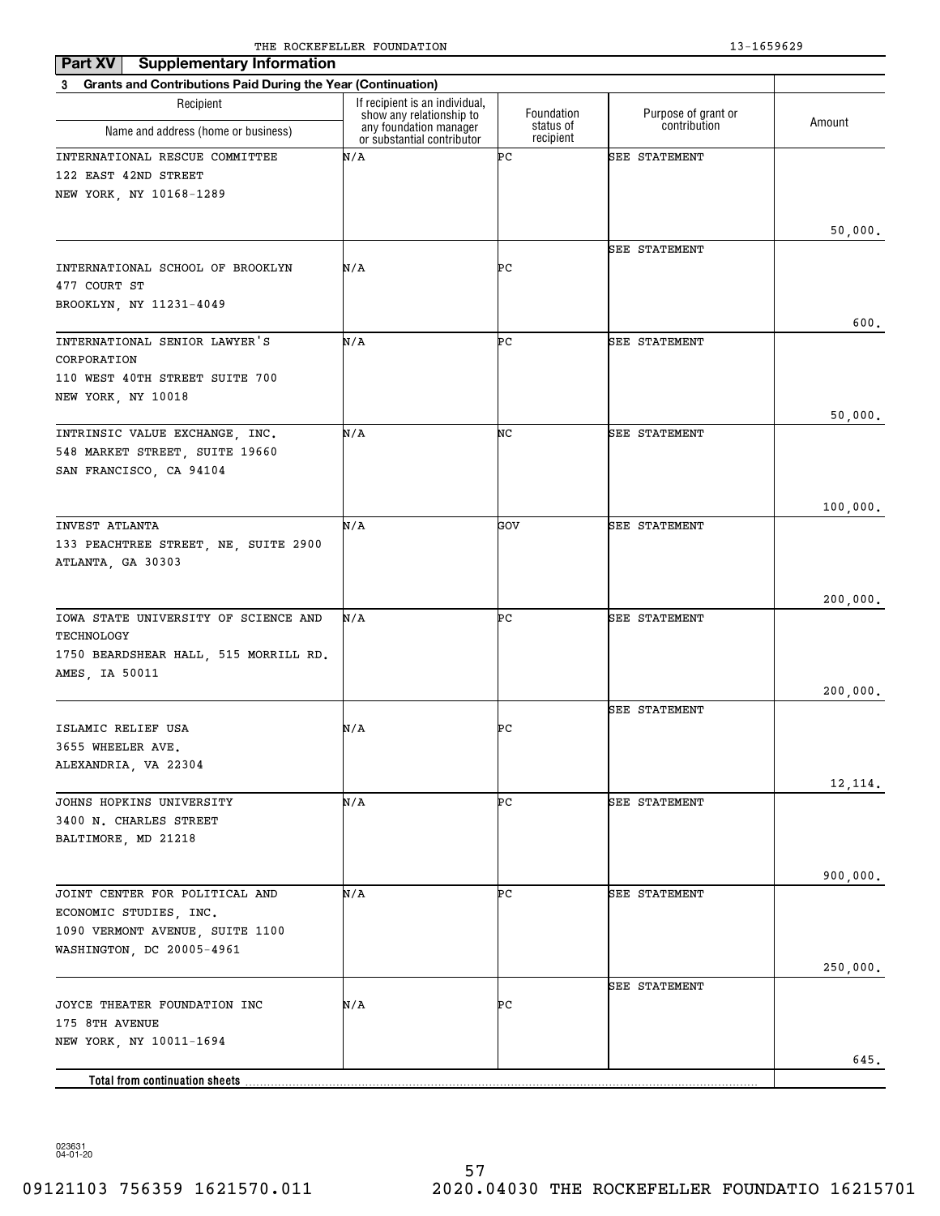THE ROCKEFELLER FOUNDATION 13-1659629

## Part XV Supplementary Information

**3 Grants and Contributions Paid During the Year (Continuation)**

| Recipient Name and address (home or business) | If recipient is an individual, show any relationship to any foundation manager or substantial contributor | Foundation status of recipient | Purpose of grant or contribution | Amount |
|---|---|---|---|---|
| INTERNATIONAL RESCUE COMMITTEE<br>122 EAST 42ND STREET<br>NEW YORK, NY 10168-1289 | N/A | PC | SEE STATEMENT | 50,000. |
| INTERNATIONAL SCHOOL OF BROOKLYN<br>477 COURT ST<br>BROOKLYN, NY 11231-4049 | N/A | PC | SEE STATEMENT | 600. |
| INTERNATIONAL SENIOR LAWYER'S CORPORATION<br>110 WEST 40TH STREET SUITE 700<br>NEW YORK, NY 10018 | N/A | PC | SEE STATEMENT | 50,000. |
| INTRINSIC VALUE EXCHANGE, INC.<br>548 MARKET STREET, SUITE 19660<br>SAN FRANCISCO, CA 94104 | N/A | NC | SEE STATEMENT | 100,000. |
| INVEST ATLANTA<br>133 PEACHTREE STREET, NE, SUITE 2900<br>ATLANTA, GA 30303 | N/A | GOV | SEE STATEMENT | 200,000. |
| IOWA STATE UNIVERSITY OF SCIENCE AND TECHNOLOGY<br>1750 BEARDSHEAR HALL, 515 MORRILL RD.<br>AMES, IA 50011 | N/A | PC | SEE STATEMENT | 200,000. |
| ISLAMIC RELIEF USA<br>3655 WHEELER AVE.<br>ALEXANDRIA, VA 22304 | N/A | PC | SEE STATEMENT | 12,114. |
| JOHNS HOPKINS UNIVERSITY<br>3400 N. CHARLES STREET<br>BALTIMORE, MD 21218 | N/A | PC | SEE STATEMENT | 900,000. |
| JOINT CENTER FOR POLITICAL AND ECONOMIC STUDIES, INC.<br>1090 VERMONT AVENUE, SUITE 1100<br>WASHINGTON, DC 20005-4961 | N/A | PC | SEE STATEMENT | 250,000. |
| JOYCE THEATER FOUNDATION INC<br>175 8TH AVENUE<br>NEW YORK, NY 10011-1694 | N/A | PC | SEE STATEMENT | 645. |
| **Total from continuation sheets** | | | | |

023631 04-01-20

09121103 756359 1621570.011 2020.04030 THE ROCKEFELLER FOUNDATIO 16215701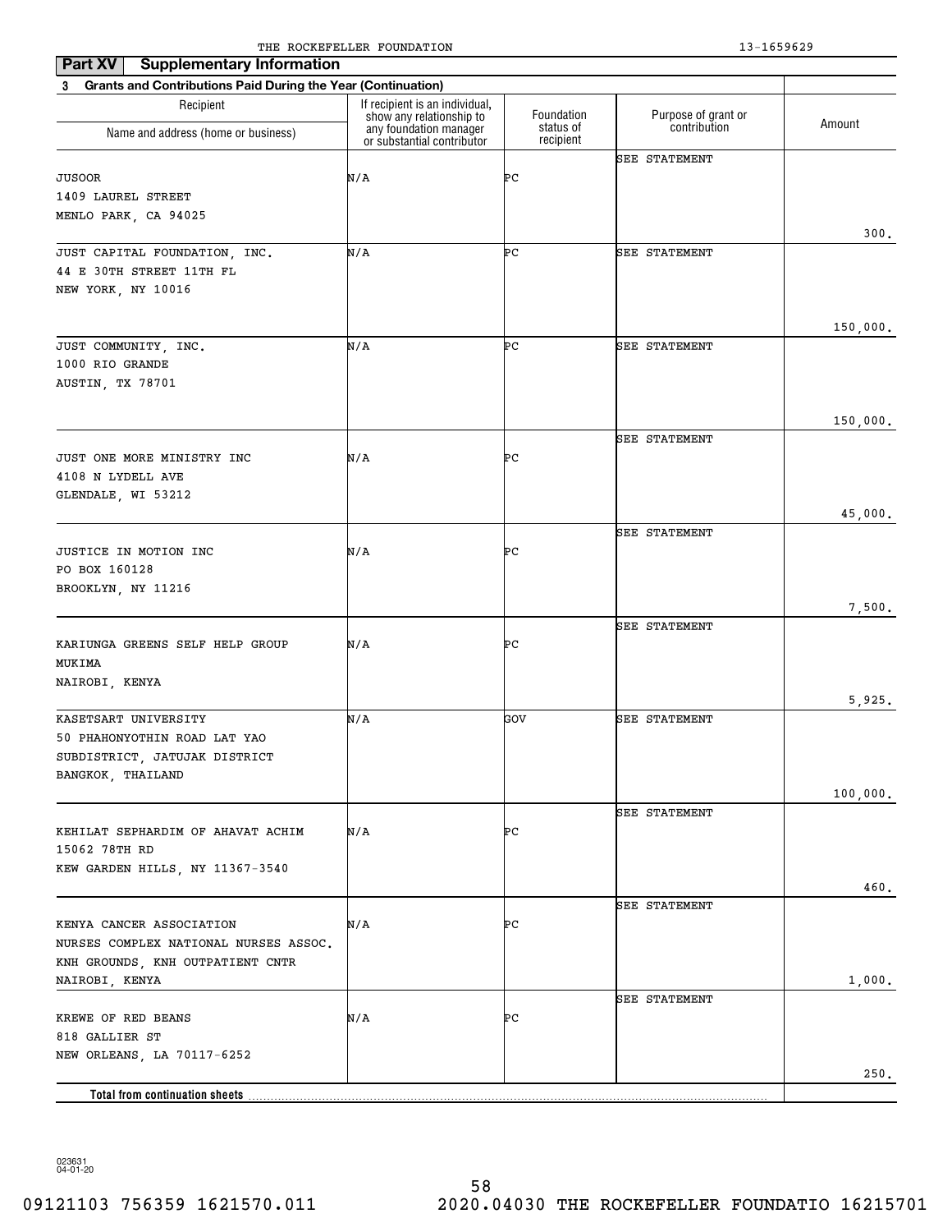THE ROCKEFELLER FOUNDATION 13-1659629

**Part XV Supplementary Information**

**3 Grants and Contributions Paid During the Year (Continuation)**

| Recipient Name and address (home or business) | If recipient is an individual, show any relationship to any foundation manager or substantial contributor | Foundation status of recipient | Purpose of grant or contribution | Amount |
|---|---|---|---|---|
| JUSOOR<br>1409 LAUREL STREET<br>MENLO PARK, CA 94025 | N/A | PC | SEE STATEMENT | 300. |
| JUST CAPITAL FOUNDATION, INC.<br>44 E 30TH STREET 11TH FL<br>NEW YORK, NY 10016 | N/A | PC | SEE STATEMENT | 150,000. |
| JUST COMMUNITY, INC.<br>1000 RIO GRANDE<br>AUSTIN, TX 78701 | N/A | PC | SEE STATEMENT | 150,000. |
| JUST ONE MORE MINISTRY INC<br>4108 N LYDELL AVE<br>GLENDALE, WI 53212 | N/A | PC | SEE STATEMENT | 45,000. |
| JUSTICE IN MOTION INC<br>PO BOX 160128<br>BROOKLYN, NY 11216 | N/A | PC | SEE STATEMENT | 7,500. |
| KARIUNGA GREENS SELF HELP GROUP<br>MUKIMA<br>NAIROBI, KENYA | N/A | PC | SEE STATEMENT | 5,925. |
| KASETSART UNIVERSITY<br>50 PHAHONYOTHIN ROAD LAT YAO<br>SUBDISTRICT, JATUJAK DISTRICT<br>BANGKOK, THAILAND | N/A | GOV | SEE STATEMENT | 100,000. |
| KEHILAT SEPHARDIM OF AHAVAT ACHIM<br>15062 78TH RD<br>KEW GARDEN HILLS, NY 11367-3540 | N/A | PC | SEE STATEMENT | 460. |
| KENYA CANCER ASSOCIATION<br>NURSES COMPLEX NATIONAL NURSES ASSOC.<br>KNH GROUNDS, KNH OUTPATIENT CNTR<br>NAIROBI, KENYA | N/A | PC | SEE STATEMENT | 1,000. |
| KREWE OF RED BEANS<br>818 GALLIER ST<br>NEW ORLEANS, LA 70117-6252 | N/A | PC | SEE STATEMENT | 250. |
| **Total from continuation sheets** | | | | |

023631 04-01-20

09121103 756359 1621570.011 2020.04030 THE ROCKEFELLER FOUNDATIO 16215701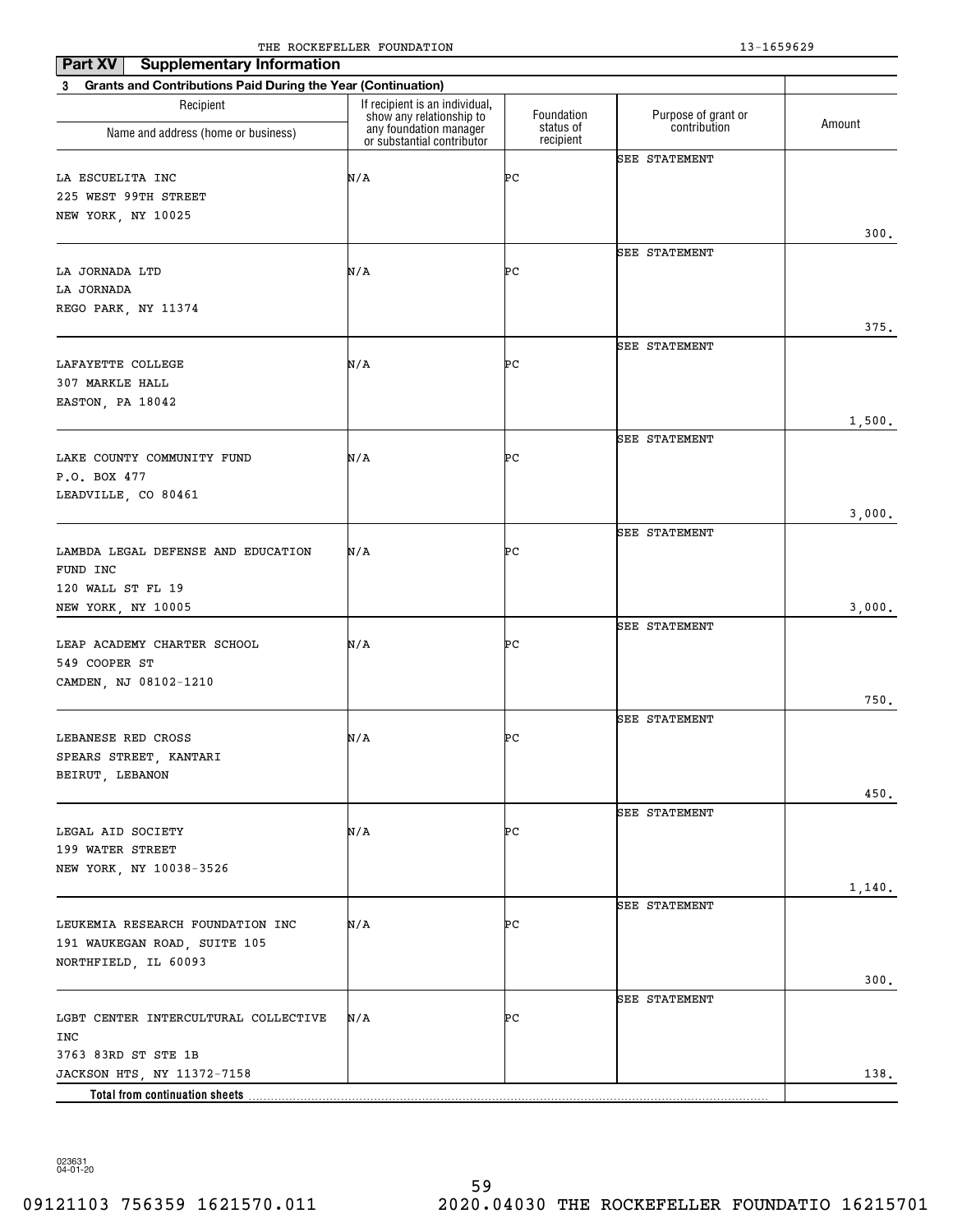THE ROCKEFELLER FOUNDATION 13-1659629

**Part XV Supplementary Information**

**3 Grants and Contributions Paid During the Year (Continuation)**

| Recipient Name and address (home or business) | If recipient is an individual, show any relationship to any foundation manager or substantial contributor | Foundation status of recipient | Purpose of grant or contribution | Amount |
|---|---|---|---|---|
| LA ESCUELITA INC<br>225 WEST 99TH STREET<br>NEW YORK, NY 10025 | N/A | PC | SEE STATEMENT | 300. |
| LA JORNADA LTD<br>LA JORNADA<br>REGO PARK, NY 11374 | N/A | PC | SEE STATEMENT | 375. |
| LAFAYETTE COLLEGE<br>307 MARKLE HALL<br>EASTON, PA 18042 | N/A | PC | SEE STATEMENT | 1,500. |
| LAKE COUNTY COMMUNITY FUND<br>P.O. BOX 477<br>LEADVILLE, CO 80461 | N/A | PC | SEE STATEMENT | 3,000. |
| LAMBDA LEGAL DEFENSE AND EDUCATION FUND INC<br>120 WALL ST FL 19<br>NEW YORK, NY 10005 | N/A | PC | SEE STATEMENT | 3,000. |
| LEAP ACADEMY CHARTER SCHOOL<br>549 COOPER ST<br>CAMDEN, NJ 08102-1210 | N/A | PC | SEE STATEMENT | 750. |
| LEBANESE RED CROSS<br>SPEARS STREET, KANTARI<br>BEIRUT, LEBANON | N/A | PC | SEE STATEMENT | 450. |
| LEGAL AID SOCIETY<br>199 WATER STREET<br>NEW YORK, NY 10038-3526 | N/A | PC | SEE STATEMENT | 1,140. |
| LEUKEMIA RESEARCH FOUNDATION INC<br>191 WAUKEGAN ROAD, SUITE 105<br>NORTHFIELD, IL 60093 | N/A | PC | SEE STATEMENT | 300. |
| LGBT CENTER INTERCULTURAL COLLECTIVE INC<br>3763 83RD ST STE 1B<br>JACKSON HTS, NY 11372-7158 | N/A | PC | SEE STATEMENT | 138. |
| **Total from continuation sheets** | | | | |

023631 04-01-20

09121103 756359 1621570.011 2020.04030 THE ROCKEFELLER FOUNDATIO 16215701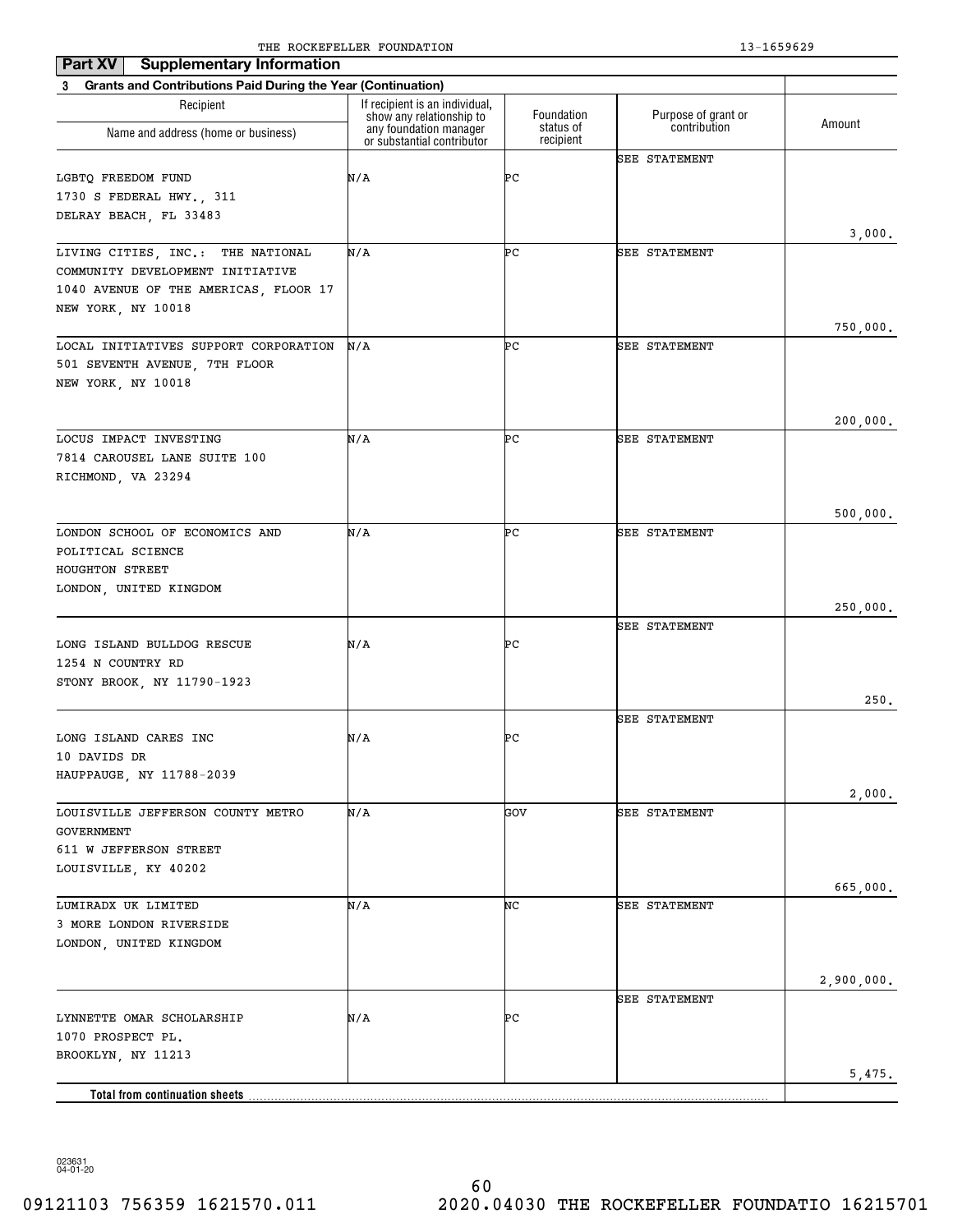THE ROCKEFELLER FOUNDATION 13-1659629

**Part XV Supplementary Information**

**3 Grants and Contributions Paid During the Year (Continuation)**

| Recipient<br>Name and address (home or business) | If recipient is an individual, show any relationship to any foundation manager or substantial contributor | Foundation status of recipient | Purpose of grant or contribution | Amount |
|---|---|---|---|---|
| LGBTQ FREEDOM FUND<br>1730 S FEDERAL HWY., 311<br>DELRAY BEACH, FL 33483 | N/A | PC | SEE STATEMENT | 3,000. |
| LIVING CITIES, INC.: THE NATIONAL COMMUNITY DEVELOPMENT INITIATIVE<br>1040 AVENUE OF THE AMERICAS, FLOOR 17<br>NEW YORK, NY 10018 | N/A | PC | SEE STATEMENT | 750,000. |
| LOCAL INITIATIVES SUPPORT CORPORATION<br>501 SEVENTH AVENUE, 7TH FLOOR<br>NEW YORK, NY 10018 | N/A | PC | SEE STATEMENT | 200,000. |
| LOCUS IMPACT INVESTING<br>7814 CAROUSEL LANE SUITE 100<br>RICHMOND, VA 23294 | N/A | PC | SEE STATEMENT | 500,000. |
| LONDON SCHOOL OF ECONOMICS AND POLITICAL SCIENCE<br>HOUGHTON STREET<br>LONDON, UNITED KINGDOM | N/A | PC | SEE STATEMENT | 250,000. |
| LONG ISLAND BULLDOG RESCUE<br>1254 N COUNTRY RD<br>STONY BROOK, NY 11790-1923 | N/A | PC | SEE STATEMENT | 250. |
| LONG ISLAND CARES INC<br>10 DAVIDS DR<br>HAUPPAUGE, NY 11788-2039 | N/A | PC | SEE STATEMENT | 2,000. |
| LOUISVILLE JEFFERSON COUNTY METRO GOVERNMENT<br>611 W JEFFERSON STREET<br>LOUISVILLE, KY 40202 | N/A | GOV | SEE STATEMENT | 665,000. |
| LUMIRADX UK LIMITED<br>3 MORE LONDON RIVERSIDE<br>LONDON, UNITED KINGDOM | N/A | NC | SEE STATEMENT | 2,900,000. |
| LYNNETTE OMAR SCHOLARSHIP<br>1070 PROSPECT PL.<br>BROOKLYN, NY 11213 | N/A | PC | SEE STATEMENT | 5,475. |
| **Total from continuation sheets** | | | | |

023631 04-01-20

09121103 756359 1621570.011 2020.04030 THE ROCKEFELLER FOUNDATIO 16215701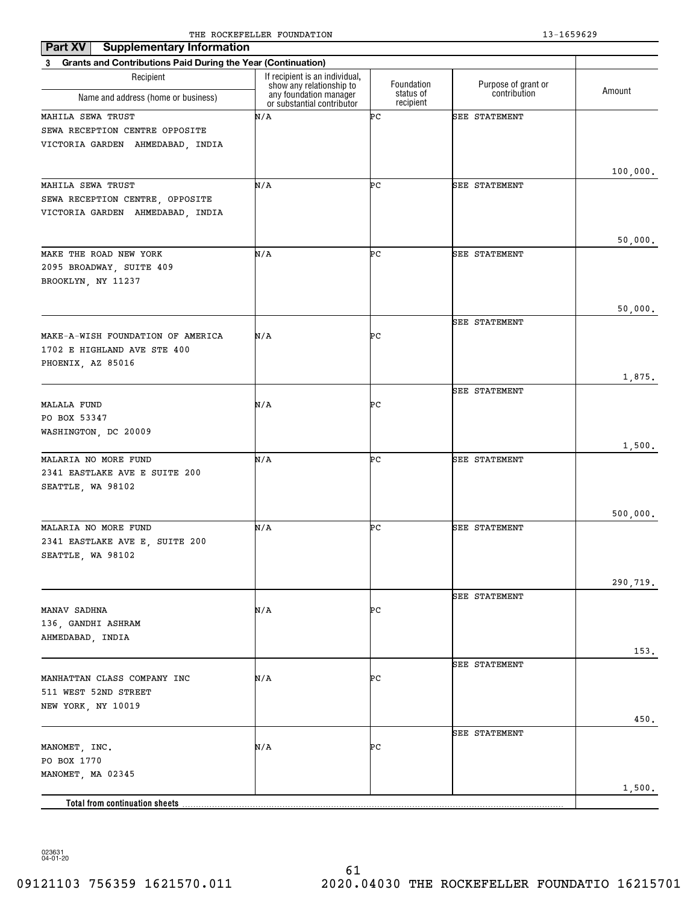THE ROCKEFELLER FOUNDATION 13-1659629

**Part XV Supplementary Information**

**3 Grants and Contributions Paid During the Year (Continuation)**

| Recipient Name and address (home or business) | If recipient is an individual, show any relationship to any foundation manager or substantial contributor | Foundation status of recipient | Purpose of grant or contribution | Amount |
|---|---|---|---|---|
| MAHILA SEWA TRUST<br>SEWA RECEPTION CENTRE OPPOSITE<br>VICTORIA GARDEN AHMEDABAD, INDIA | N/A | PC | SEE STATEMENT | 100,000. |
| MAHILA SEWA TRUST<br>SEWA RECEPTION CENTRE, OPPOSITE<br>VICTORIA GARDEN AHMEDABAD, INDIA | N/A | PC | SEE STATEMENT | 50,000. |
| MAKE THE ROAD NEW YORK<br>2095 BROADWAY, SUITE 409<br>BROOKLYN, NY 11237 | N/A | PC | SEE STATEMENT | 50,000. |
| MAKE-A-WISH FOUNDATION OF AMERICA<br>1702 E HIGHLAND AVE STE 400<br>PHOENIX, AZ 85016 | N/A | PC | SEE STATEMENT | 1,875. |
| MALALA FUND<br>PO BOX 53347<br>WASHINGTON, DC 20009 | N/A | PC | SEE STATEMENT | 1,500. |
| MALARIA NO MORE FUND<br>2341 EASTLAKE AVE E SUITE 200<br>SEATTLE, WA 98102 | N/A | PC | SEE STATEMENT | 500,000. |
| MALARIA NO MORE FUND<br>2341 EASTLAKE AVE E, SUITE 200<br>SEATTLE, WA 98102 | N/A | PC | SEE STATEMENT | 290,719. |
| MANAV SADHNA<br>136, GANDHI ASHRAM<br>AHMEDABAD, INDIA | N/A | PC | SEE STATEMENT | 153. |
| MANHATTAN CLASS COMPANY INC<br>511 WEST 52ND STREET<br>NEW YORK, NY 10019 | N/A | PC | SEE STATEMENT | 450. |
| MANOMET, INC.<br>PO BOX 1770<br>MANOMET, MA 02345 | N/A | PC | SEE STATEMENT | 1,500. |
| **Total from continuation sheets** | | | | |

023631
04-01-20

09121103 756359 1621570.011 2020.04030 THE ROCKEFELLER FOUNDATIO 16215701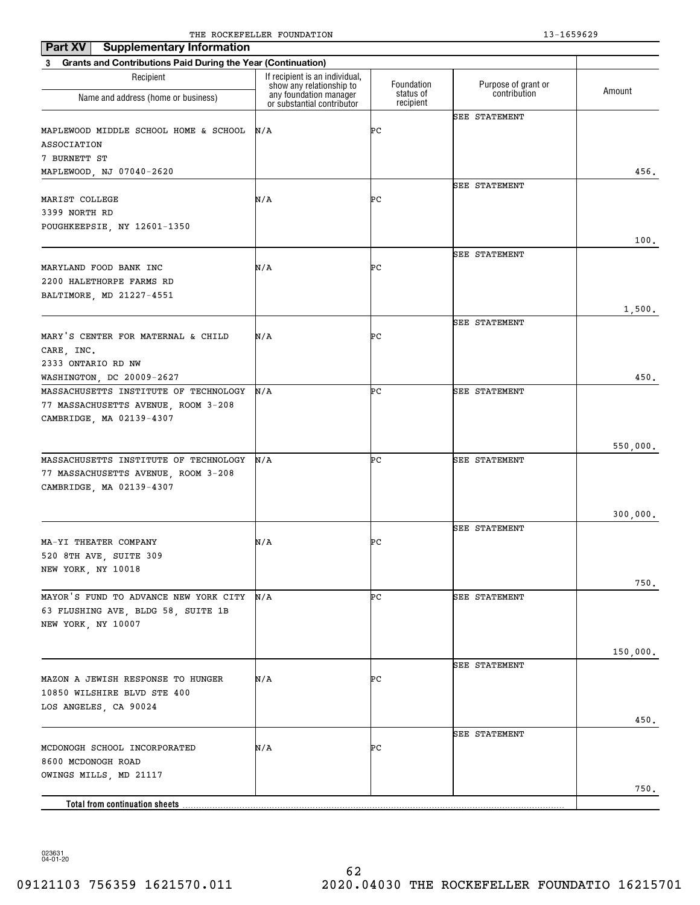THE ROCKEFELLER FOUNDATION 13-1659629

**Part XV Supplementary Information**

**3 Grants and Contributions Paid During the Year (Continuation)**

| Recipient Name and address (home or business) | If recipient is an individual, show any relationship to any foundation manager or substantial contributor | Foundation status of recipient | Purpose of grant or contribution | Amount |
|---|---|---|---|---|
| MAPLEWOOD MIDDLE SCHOOL HOME & SCHOOL ASSOCIATION<br>7 BURNETT ST<br>MAPLEWOOD, NJ 07040-2620 | N/A | PC | SEE STATEMENT | 456. |
| MARIST COLLEGE<br>3399 NORTH RD<br>POUGHKEEPSIE, NY 12601-1350 | N/A | PC | SEE STATEMENT | 100. |
| MARYLAND FOOD BANK INC<br>2200 HALETHORPE FARMS RD<br>BALTIMORE, MD 21227-4551 | N/A | PC | SEE STATEMENT | 1,500. |
| MARY'S CENTER FOR MATERNAL & CHILD CARE, INC.<br>2333 ONTARIO RD NW<br>WASHINGTON, DC 20009-2627 | N/A | PC | SEE STATEMENT | 450. |
| MASSACHUSETTS INSTITUTE OF TECHNOLOGY<br>77 MASSACHUSETTS AVENUE, ROOM 3-208<br>CAMBRIDGE, MA 02139-4307 | N/A | PC | SEE STATEMENT | 550,000. |
| MASSACHUSETTS INSTITUTE OF TECHNOLOGY<br>77 MASSACHUSETTS AVENUE, ROOM 3-208<br>CAMBRIDGE, MA 02139-4307 | N/A | PC | SEE STATEMENT | 300,000. |
| MA-YI THEATER COMPANY<br>520 8TH AVE, SUITE 309<br>NEW YORK, NY 10018 | N/A | PC | SEE STATEMENT | 750. |
| MAYOR'S FUND TO ADVANCE NEW YORK CITY<br>63 FLUSHING AVE, BLDG 58, SUITE 1B<br>NEW YORK, NY 10007 | N/A | PC | SEE STATEMENT | 150,000. |
| MAZON A JEWISH RESPONSE TO HUNGER<br>10850 WILSHIRE BLVD STE 400<br>LOS ANGELES, CA 90024 | N/A | PC | SEE STATEMENT | 450. |
| MCDONOGH SCHOOL INCORPORATED<br>8600 MCDONOGH ROAD<br>OWINGS MILLS, MD 21117 | N/A | PC | SEE STATEMENT | 750. |
| **Total from continuation sheets** | | | | |

023631 04-01-20

09121103 756359 1621570.011 2020.04030 THE ROCKEFELLER FOUNDATIO 16215701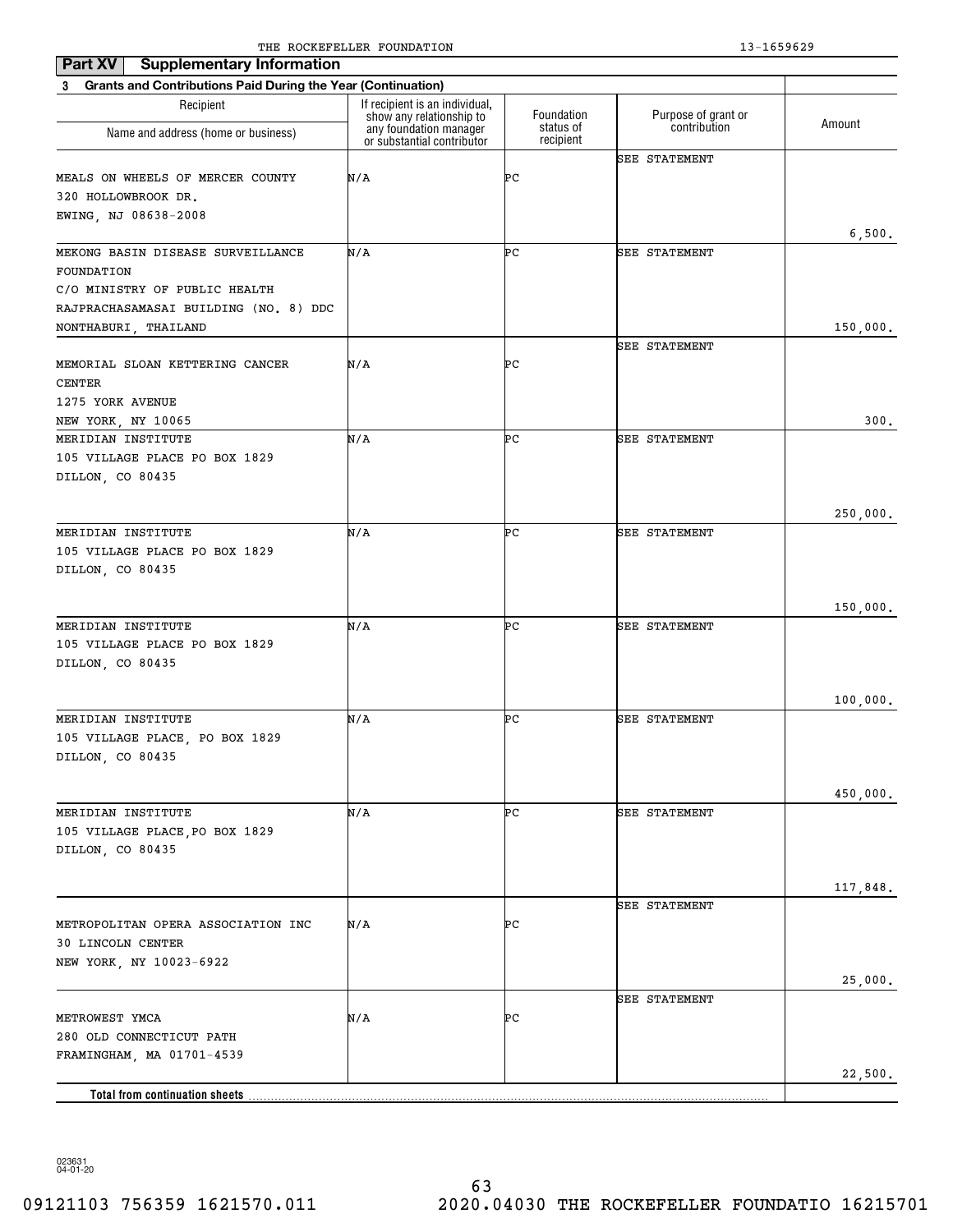THE ROCKEFELLER FOUNDATION 13-1659629

**Part XV Supplementary Information**

**3 Grants and Contributions Paid During the Year (Continuation)**

| Recipient Name and address (home or business) | If recipient is an individual, show any relationship to any foundation manager or substantial contributor | Foundation status of recipient | Purpose of grant or contribution | Amount |
|---|---|---|---|---|
| MEALS ON WHEELS OF MERCER COUNTY 320 HOLLOWBROOK DR. EWING, NJ 08638-2008 | N/A | PC | SEE STATEMENT | 6,500. |
| MEKONG BASIN DISEASE SURVEILLANCE FOUNDATION C/O MINISTRY OF PUBLIC HEALTH RAJPRACHASAMASAI BUILDING (NO. 8) DDC NONTHABURI, THAILAND | N/A | PC | SEE STATEMENT | 150,000. |
| MEMORIAL SLOAN KETTERING CANCER CENTER 1275 YORK AVENUE NEW YORK, NY 10065 | N/A | PC | SEE STATEMENT | 300. |
| MERIDIAN INSTITUTE 105 VILLAGE PLACE PO BOX 1829 DILLON, CO 80435 | N/A | PC | SEE STATEMENT | 250,000. |
| MERIDIAN INSTITUTE 105 VILLAGE PLACE PO BOX 1829 DILLON, CO 80435 | N/A | PC | SEE STATEMENT | 150,000. |
| MERIDIAN INSTITUTE 105 VILLAGE PLACE PO BOX 1829 DILLON, CO 80435 | N/A | PC | SEE STATEMENT | 100,000. |
| MERIDIAN INSTITUTE 105 VILLAGE PLACE, PO BOX 1829 DILLON, CO 80435 | N/A | PC | SEE STATEMENT | 450,000. |
| MERIDIAN INSTITUTE 105 VILLAGE PLACE,PO BOX 1829 DILLON, CO 80435 | N/A | PC | SEE STATEMENT | 117,848. |
| METROPOLITAN OPERA ASSOCIATION INC 30 LINCOLN CENTER NEW YORK, NY 10023-6922 | N/A | PC | SEE STATEMENT | 25,000. |
| METROWEST YMCA 280 OLD CONNECTICUT PATH FRAMINGHAM, MA 01701-4539 | N/A | PC | SEE STATEMENT | 22,500. |
| **Total from continuation sheets** | | | | |

023631 04-01-20

09121103 756359 1621570.011 2020.04030 THE ROCKEFELLER FOUNDATIO 16215701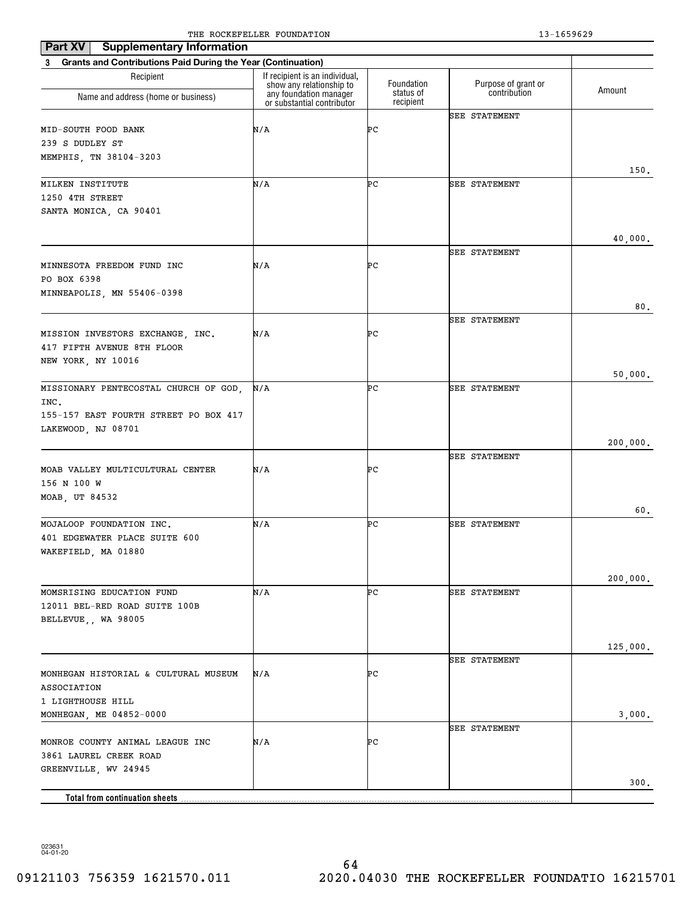## Part XV Supplementary Information

**3 Grants and Contributions Paid During the Year (Continuation)**

| Recipient Name and address (home or business) | If recipient is an individual, show any relationship to any foundation manager or substantial contributor | Foundation status of recipient | Purpose of grant or contribution | Amount |
|---|---|---|---|---|
| MID-SOUTH FOOD BANK<br>239 S DUDLEY ST<br>MEMPHIS, TN 38104-3203 | N/A | PC | SEE STATEMENT | 150. |
| MILKEN INSTITUTE<br>1250 4TH STREET<br>SANTA MONICA, CA 90401 | N/A | PC | SEE STATEMENT | 40,000. |
| MINNESOTA FREEDOM FUND INC<br>PO BOX 6398<br>MINNEAPOLIS, MN 55406-0398 | N/A | PC | SEE STATEMENT | 80. |
| MISSION INVESTORS EXCHANGE, INC.<br>417 FIFTH AVENUE 8TH FLOOR<br>NEW YORK, NY 10016 | N/A | PC | SEE STATEMENT | 50,000. |
| MISSIONARY PENTECOSTAL CHURCH OF GOD, INC.<br>155-157 EAST FOURTH STREET PO BOX 417<br>LAKEWOOD, NJ 08701 | N/A | PC | SEE STATEMENT | 200,000. |
| MOAB VALLEY MULTICULTURAL CENTER<br>156 N 100 W<br>MOAB, UT 84532 | N/A | PC | SEE STATEMENT | 60. |
| MOJALOOP FOUNDATION INC.<br>401 EDGEWATER PLACE SUITE 600<br>WAKEFIELD, MA 01880 | N/A | PC | SEE STATEMENT | 200,000. |
| MOMSRISING EDUCATION FUND<br>12011 BEL-RED ROAD SUITE 100B<br>BELLEVUE,, WA 98005 | N/A | PC | SEE STATEMENT | 125,000. |
| MONHEGAN HISTORIAL & CULTURAL MUSEUM ASSOCIATION<br>1 LIGHTHOUSE HILL<br>MONHEGAN, ME 04852-0000 | N/A | PC | SEE STATEMENT | 3,000. |
| MONROE COUNTY ANIMAL LEAGUE INC<br>3861 LAUREL CREEK ROAD<br>GREENVILLE, WV 24945 | N/A | PC | SEE STATEMENT | 300. |
| **Total from continuation sheets** | | | | |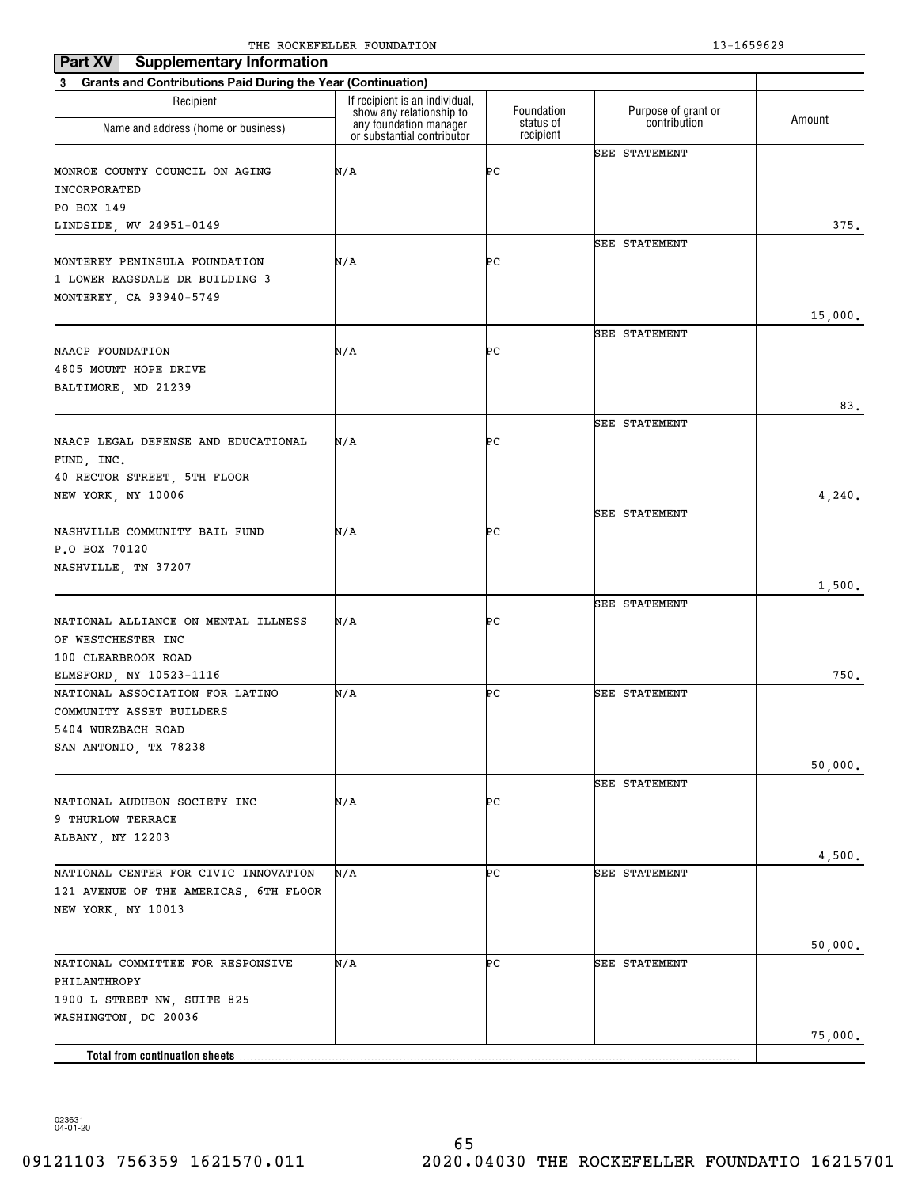THE ROCKEFELLER FOUNDATION 13-1659629

**Part XV Supplementary Information**

**3 Grants and Contributions Paid During the Year (Continuation)**

| Recipient Name and address (home or business) | If recipient is an individual, show any relationship to any foundation manager or substantial contributor | Foundation status of recipient | Purpose of grant or contribution | Amount |
|---|---|---|---|---|
| MONROE COUNTY COUNCIL ON AGING INCORPORATED<br>PO BOX 149<br>LINDSIDE, WV 24951-0149 | N/A | PC | SEE STATEMENT | 375. |
| MONTEREY PENINSULA FOUNDATION<br>1 LOWER RAGSDALE DR BUILDING 3<br>MONTEREY, CA 93940-5749 | N/A | PC | SEE STATEMENT | 15,000. |
| NAACP FOUNDATION<br>4805 MOUNT HOPE DRIVE<br>BALTIMORE, MD 21239 | N/A | PC | SEE STATEMENT | 83. |
| NAACP LEGAL DEFENSE AND EDUCATIONAL FUND, INC.<br>40 RECTOR STREET, 5TH FLOOR<br>NEW YORK, NY 10006 | N/A | PC | SEE STATEMENT | 4,240. |
| NASHVILLE COMMUNITY BAIL FUND<br>P.O BOX 70120<br>NASHVILLE, TN 37207 | N/A | PC | SEE STATEMENT | 1,500. |
| NATIONAL ALLIANCE ON MENTAL ILLNESS OF WESTCHESTER INC<br>100 CLEARBROOK ROAD<br>ELMSFORD, NY 10523-1116 | N/A | PC | SEE STATEMENT | 750. |
| NATIONAL ASSOCIATION FOR LATINO COMMUNITY ASSET BUILDERS<br>5404 WURZBACH ROAD<br>SAN ANTONIO, TX 78238 | N/A | PC | SEE STATEMENT | 50,000. |
| NATIONAL AUDUBON SOCIETY INC<br>9 THURLOW TERRACE<br>ALBANY, NY 12203 | N/A | PC | SEE STATEMENT | 4,500. |
| NATIONAL CENTER FOR CIVIC INNOVATION<br>121 AVENUE OF THE AMERICAS, 6TH FLOOR<br>NEW YORK, NY 10013 | N/A | PC | SEE STATEMENT | 50,000. |
| NATIONAL COMMITTEE FOR RESPONSIVE PHILANTHROPY<br>1900 L STREET NW, SUITE 825<br>WASHINGTON, DC 20036 | N/A | PC | SEE STATEMENT | 75,000. |
| **Total from continuation sheets** | | | | |

023631 04-01-20

09121103 756359 1621570.011 2020.04030 THE ROCKEFELLER FOUNDATIO 16215701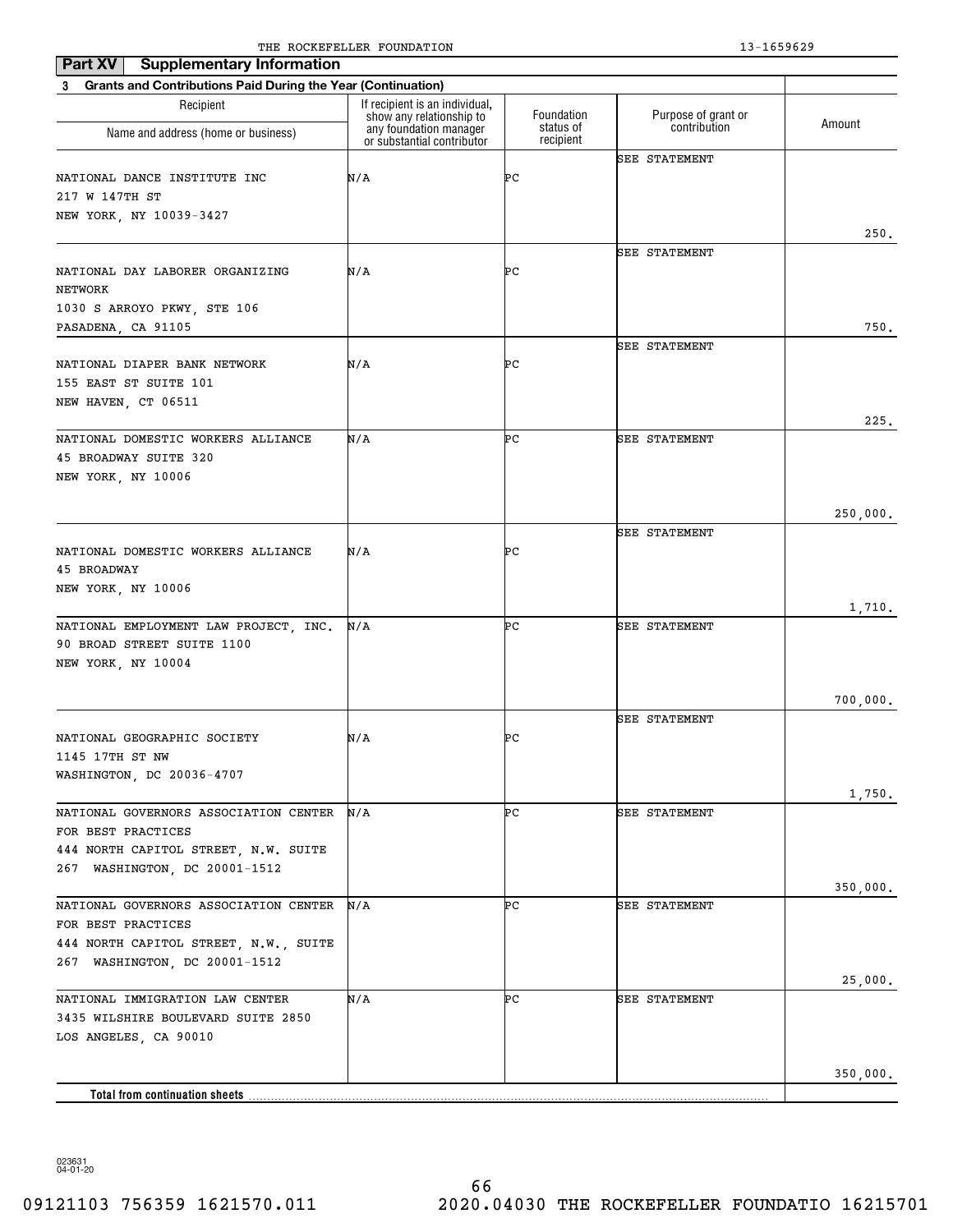**Part XV Supplementary Information**

**3 Grants and Contributions Paid During the Year (Continuation)**

| Recipient Name and address (home or business) | If recipient is an individual, show any relationship to any foundation manager or substantial contributor | Foundation status of recipient | Purpose of grant or contribution | Amount |
|---|---|---|---|---|
| NATIONAL DANCE INSTITUTE INC<br>217 W 147TH ST<br>NEW YORK, NY 10039-3427 | N/A | PC | SEE STATEMENT | 250. |
| NATIONAL DAY LABORER ORGANIZING NETWORK<br>1030 S ARROYO PKWY, STE 106<br>PASADENA, CA 91105 | N/A | PC | SEE STATEMENT | 750. |
| NATIONAL DIAPER BANK NETWORK<br>155 EAST ST SUITE 101<br>NEW HAVEN, CT 06511 | N/A | PC | SEE STATEMENT | 225. |
| NATIONAL DOMESTIC WORKERS ALLIANCE<br>45 BROADWAY SUITE 320<br>NEW YORK, NY 10006 | N/A | PC | SEE STATEMENT | 250,000. |
| NATIONAL DOMESTIC WORKERS ALLIANCE<br>45 BROADWAY<br>NEW YORK, NY 10006 | N/A | PC | SEE STATEMENT | 1,710. |
| NATIONAL EMPLOYMENT LAW PROJECT, INC.<br>90 BROAD STREET SUITE 1100<br>NEW YORK, NY 10004 | N/A | PC | SEE STATEMENT | 700,000. |
| NATIONAL GEOGRAPHIC SOCIETY<br>1145 17TH ST NW<br>WASHINGTON, DC 20036-4707 | N/A | PC | SEE STATEMENT | 1,750. |
| NATIONAL GOVERNORS ASSOCIATION CENTER FOR BEST PRACTICES<br>444 NORTH CAPITOL STREET, N.W. SUITE 267 WASHINGTON, DC 20001-1512 | N/A | PC | SEE STATEMENT | 350,000. |
| NATIONAL GOVERNORS ASSOCIATION CENTER FOR BEST PRACTICES<br>444 NORTH CAPITOL STREET, N.W., SUITE 267 WASHINGTON, DC 20001-1512 | N/A | PC | SEE STATEMENT | 25,000. |
| NATIONAL IMMIGRATION LAW CENTER<br>3435 WILSHIRE BOULEVARD SUITE 2850<br>LOS ANGELES, CA 90010 | N/A | PC | SEE STATEMENT | 350,000. |
| **Total from continuation sheets** | | | | |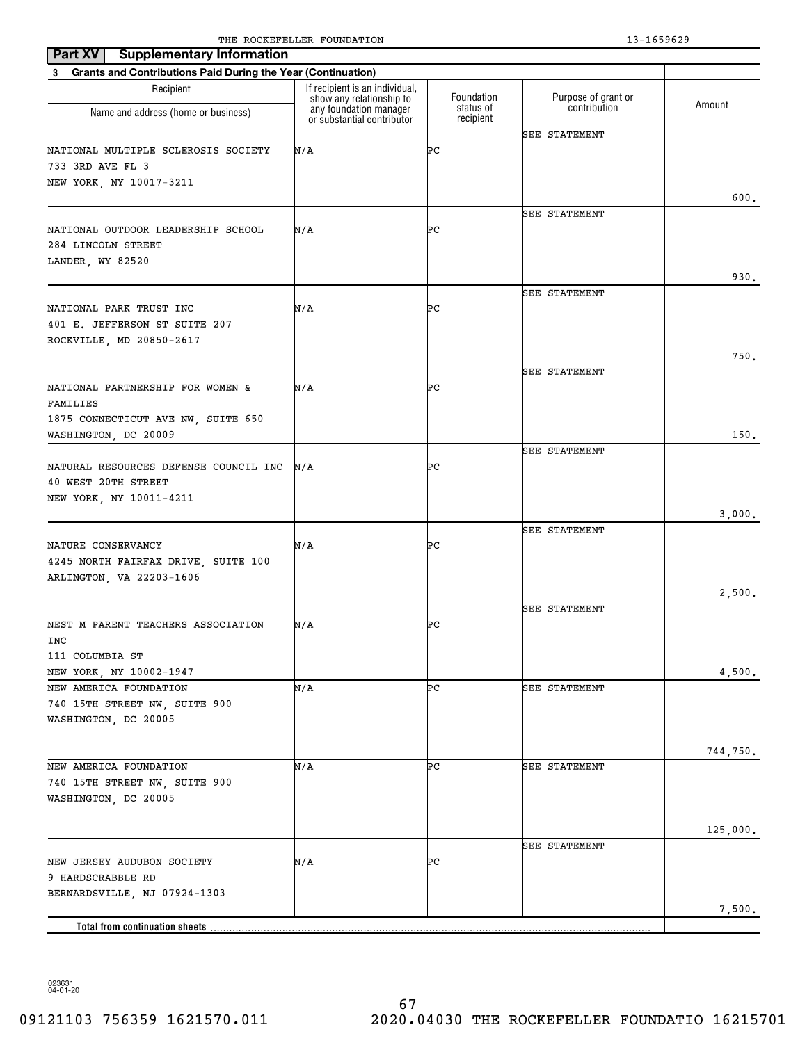THE ROCKEFELLER FOUNDATION 13-1659629

**Part XV Supplementary Information**

**3 Grants and Contributions Paid During the Year (Continuation)**

| Recipient Name and address (home or business) | If recipient is an individual, show any relationship to any foundation manager or substantial contributor | Foundation status of recipient | Purpose of grant or contribution | Amount |
|---|---|---|---|---|
| NATIONAL MULTIPLE SCLEROSIS SOCIETY 733 3RD AVE FL 3 NEW YORK, NY 10017-3211 | N/A | PC | SEE STATEMENT | 600. |
| NATIONAL OUTDOOR LEADERSHIP SCHOOL 284 LINCOLN STREET LANDER, WY 82520 | N/A | PC | SEE STATEMENT | 930. |
| NATIONAL PARK TRUST INC 401 E. JEFFERSON ST SUITE 207 ROCKVILLE, MD 20850-2617 | N/A | PC | SEE STATEMENT | 750. |
| NATIONAL PARTNERSHIP FOR WOMEN & FAMILIES 1875 CONNECTICUT AVE NW, SUITE 650 WASHINGTON, DC 20009 | N/A | PC | SEE STATEMENT | 150. |
| NATURAL RESOURCES DEFENSE COUNCIL INC 40 WEST 20TH STREET NEW YORK, NY 10011-4211 | N/A | PC | SEE STATEMENT | 3,000. |
| NATURE CONSERVANCY 4245 NORTH FAIRFAX DRIVE, SUITE 100 ARLINGTON, VA 22203-1606 | N/A | PC | SEE STATEMENT | 2,500. |
| NEST M PARENT TEACHERS ASSOCIATION INC 111 COLUMBIA ST NEW YORK, NY 10002-1947 | N/A | PC | SEE STATEMENT | 4,500. |
| NEW AMERICA FOUNDATION 740 15TH STREET NW, SUITE 900 WASHINGTON, DC 20005 | N/A | PC | SEE STATEMENT | 744,750. |
| NEW AMERICA FOUNDATION 740 15TH STREET NW, SUITE 900 WASHINGTON, DC 20005 | N/A | PC | SEE STATEMENT | 125,000. |
| NEW JERSEY AUDUBON SOCIETY 9 HARDSCRABBLE RD BERNARDSVILLE, NJ 07924-1303 | N/A | PC | SEE STATEMENT | 7,500. |
| **Total from continuation sheets** | | | | |

023631 04-01-20

09121103 756359 1621570.011 2020.04030 THE ROCKEFELLER FOUNDATIO 16215701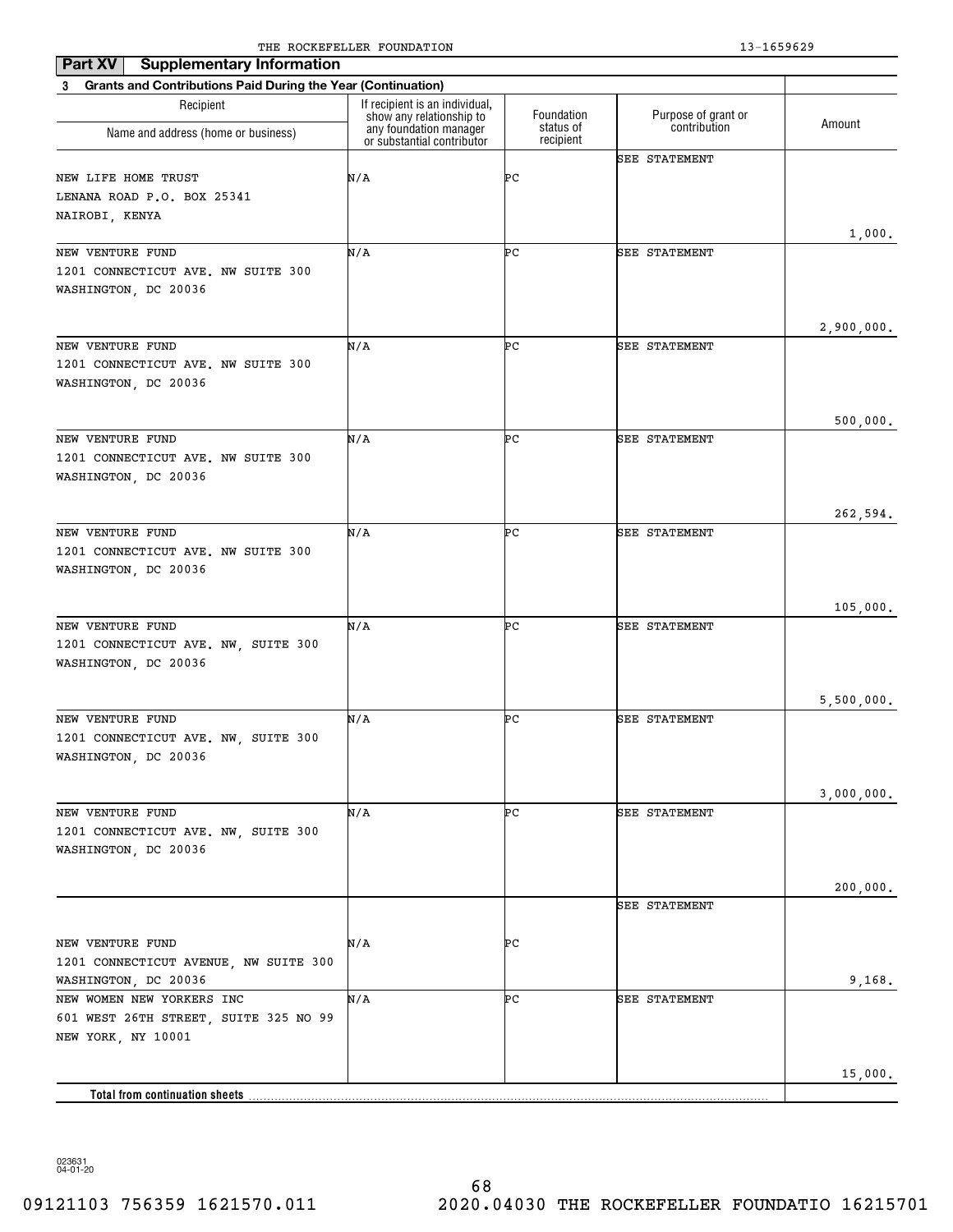THE ROCKEFELLER FOUNDATION 13-1659629

## Part XV Supplementary Information

**3 Grants and Contributions Paid During the Year (Continuation)**

| Recipient Name and address (home or business) | If recipient is an individual, show any relationship to any foundation manager or substantial contributor | Foundation status of recipient | Purpose of grant or contribution | Amount |
|---|---|---|---|---|
| NEW LIFE HOME TRUST<br>LENANA ROAD P.O. BOX 25341<br>NAIROBI, KENYA | N/A | PC | SEE STATEMENT | 1,000. |
| NEW VENTURE FUND<br>1201 CONNECTICUT AVE. NW SUITE 300<br>WASHINGTON, DC 20036 | N/A | PC | SEE STATEMENT | 2,900,000. |
| NEW VENTURE FUND<br>1201 CONNECTICUT AVE. NW SUITE 300<br>WASHINGTON, DC 20036 | N/A | PC | SEE STATEMENT | 500,000. |
| NEW VENTURE FUND<br>1201 CONNECTICUT AVE. NW SUITE 300<br>WASHINGTON, DC 20036 | N/A | PC | SEE STATEMENT | 262,594. |
| NEW VENTURE FUND<br>1201 CONNECTICUT AVE. NW SUITE 300<br>WASHINGTON, DC 20036 | N/A | PC | SEE STATEMENT | 105,000. |
| NEW VENTURE FUND<br>1201 CONNECTICUT AVE. NW, SUITE 300<br>WASHINGTON, DC 20036 | N/A | PC | SEE STATEMENT | 5,500,000. |
| NEW VENTURE FUND<br>1201 CONNECTICUT AVE. NW, SUITE 300<br>WASHINGTON, DC 20036 | N/A | PC | SEE STATEMENT | 3,000,000. |
| NEW VENTURE FUND<br>1201 CONNECTICUT AVE. NW, SUITE 300<br>WASHINGTON, DC 20036 | N/A | PC | SEE STATEMENT | 200,000. |
| NEW VENTURE FUND<br>1201 CONNECTICUT AVENUE, NW SUITE 300<br>WASHINGTON, DC 20036 | N/A | PC | SEE STATEMENT | 9,168. |
| NEW WOMEN NEW YORKERS INC<br>601 WEST 26TH STREET, SUITE 325 NO 99<br>NEW YORK, NY 10001 | N/A | PC | SEE STATEMENT | 15,000. |
| **Total from continuation sheets** | | | | |

023631 04-01-20

09121103 756359 1621570.011 2020.04030 THE ROCKEFELLER FOUNDATIO 16215701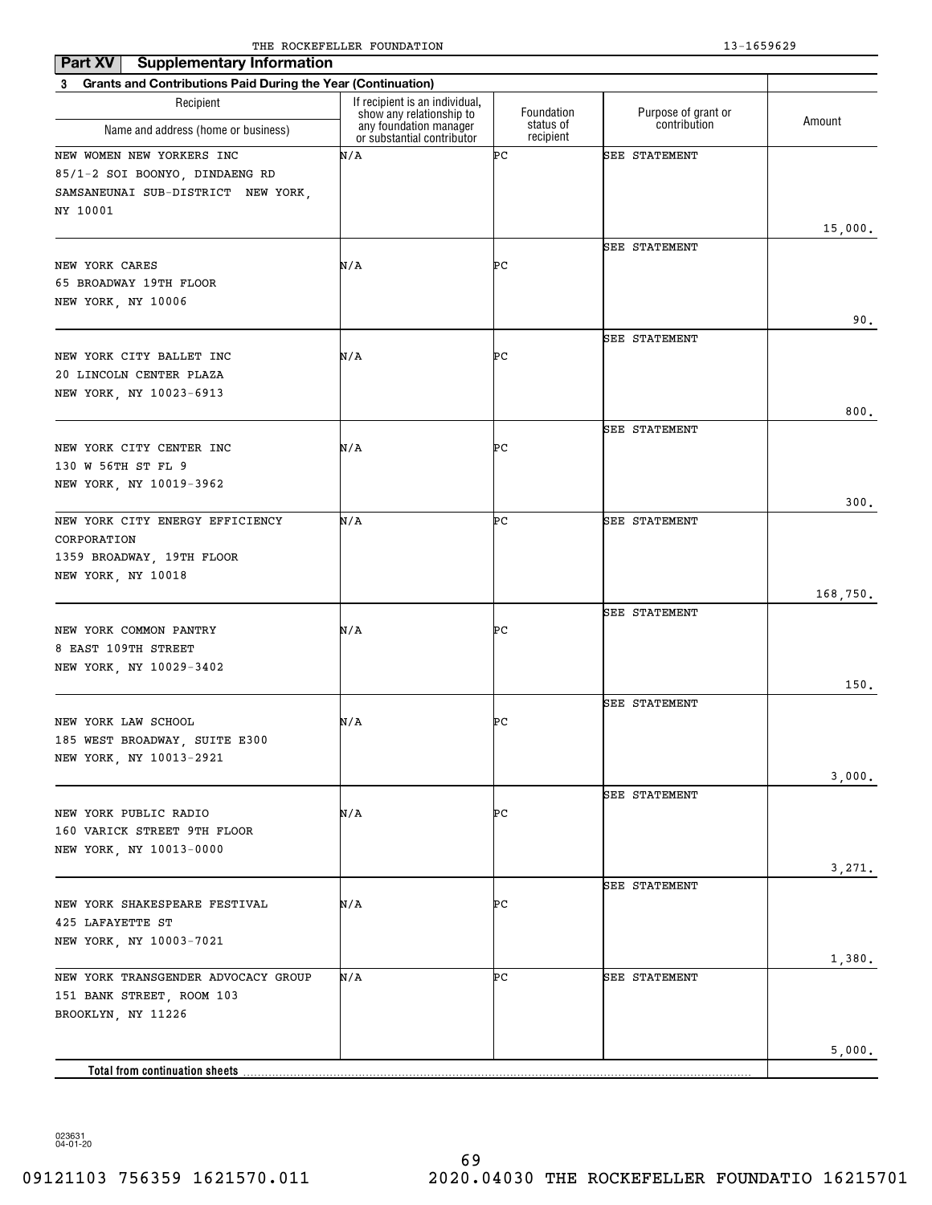THE ROCKEFELLER FOUNDATION 13-1659629

**Part XV Supplementary Information**

**3 Grants and Contributions Paid During the Year (Continuation)**

| Recipient Name and address (home or business) | If recipient is an individual, show any relationship to any foundation manager or substantial contributor | Foundation status of recipient | Purpose of grant or contribution | Amount |
|---|---|---|---|---|
| NEW WOMEN NEW YORKERS INC 85/1-2 SOI BOONYO, DINDAENG RD SAMSANEUNAI SUB-DISTRICT NEW YORK, NY 10001 | N/A | PC | SEE STATEMENT | 15,000. |
| NEW YORK CARES 65 BROADWAY 19TH FLOOR NEW YORK, NY 10006 | N/A | PC | SEE STATEMENT | 90. |
| NEW YORK CITY BALLET INC 20 LINCOLN CENTER PLAZA NEW YORK, NY 10023-6913 | N/A | PC | SEE STATEMENT | 800. |
| NEW YORK CITY CENTER INC 130 W 56TH ST FL 9 NEW YORK, NY 10019-3962 | N/A | PC | SEE STATEMENT | 300. |
| NEW YORK CITY ENERGY EFFICIENCY CORPORATION 1359 BROADWAY, 19TH FLOOR NEW YORK, NY 10018 | N/A | PC | SEE STATEMENT | 168,750. |
| NEW YORK COMMON PANTRY 8 EAST 109TH STREET NEW YORK, NY 10029-3402 | N/A | PC | SEE STATEMENT | 150. |
| NEW YORK LAW SCHOOL 185 WEST BROADWAY, SUITE E300 NEW YORK, NY 10013-2921 | N/A | PC | SEE STATEMENT | 3,000. |
| NEW YORK PUBLIC RADIO 160 VARICK STREET 9TH FLOOR NEW YORK, NY 10013-0000 | N/A | PC | SEE STATEMENT | 3,271. |
| NEW YORK SHAKESPEARE FESTIVAL 425 LAFAYETTE ST NEW YORK, NY 10003-7021 | N/A | PC | SEE STATEMENT | 1,380. |
| NEW YORK TRANSGENDER ADVOCACY GROUP 151 BANK STREET, ROOM 103 BROOKLYN, NY 11226 | N/A | PC | SEE STATEMENT | 5,000. |
| **Total from continuation sheets** | | | | |

023631 04-01-20

09121103 756359 1621570.011 2020.04030 THE ROCKEFELLER FOUNDATIO 16215701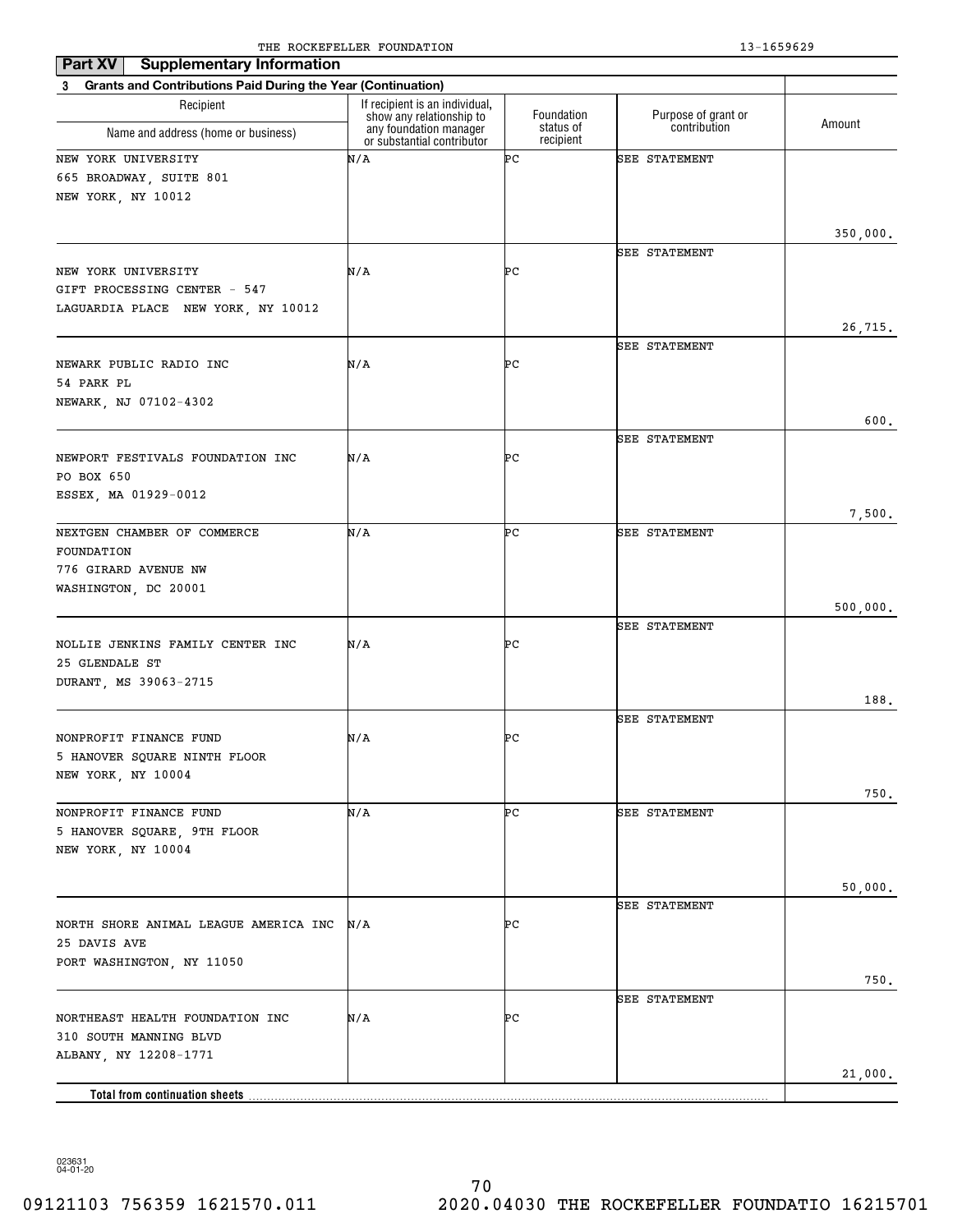THE ROCKEFELLER FOUNDATION 13-1659629

**Part XV Supplementary Information**

**3 Grants and Contributions Paid During the Year (Continuation)**

| Recipient Name and address (home or business) | If recipient is an individual, show any relationship to any foundation manager or substantial contributor | Foundation status of recipient | Purpose of grant or contribution | Amount |
|---|---|---|---|---|
| NEW YORK UNIVERSITY 665 BROADWAY, SUITE 801 NEW YORK, NY 10012 | N/A | PC | SEE STATEMENT | 350,000. |
| NEW YORK UNIVERSITY GIFT PROCESSING CENTER - 547 LAGUARDIA PLACE NEW YORK, NY 10012 | N/A | PC | SEE STATEMENT | 26,715. |
| NEWARK PUBLIC RADIO INC 54 PARK PL NEWARK, NJ 07102-4302 | N/A | PC | SEE STATEMENT | 600. |
| NEWPORT FESTIVALS FOUNDATION INC PO BOX 650 ESSEX, MA 01929-0012 | N/A | PC | SEE STATEMENT | 7,500. |
| NEXTGEN CHAMBER OF COMMERCE FOUNDATION 776 GIRARD AVENUE NW WASHINGTON, DC 20001 | N/A | PC | SEE STATEMENT | 500,000. |
| NOLLIE JENKINS FAMILY CENTER INC 25 GLENDALE ST DURANT, MS 39063-2715 | N/A | PC | SEE STATEMENT | 188. |
| NONPROFIT FINANCE FUND 5 HANOVER SQUARE NINTH FLOOR NEW YORK, NY 10004 | N/A | PC | SEE STATEMENT | 750. |
| NONPROFIT FINANCE FUND 5 HANOVER SQUARE, 9TH FLOOR NEW YORK, NY 10004 | N/A | PC | SEE STATEMENT | 50,000. |
| NORTH SHORE ANIMAL LEAGUE AMERICA INC 25 DAVIS AVE PORT WASHINGTON, NY 11050 | N/A | PC | SEE STATEMENT | 750. |
| NORTHEAST HEALTH FOUNDATION INC 310 SOUTH MANNING BLVD ALBANY, NY 12208-1771 | N/A | PC | SEE STATEMENT | 21,000. |
| **Total from continuation sheets** | | | | |

023631 04-01-20

09121103 756359 1621570.011 2020.04030 THE ROCKEFELLER FOUNDATIO 16215701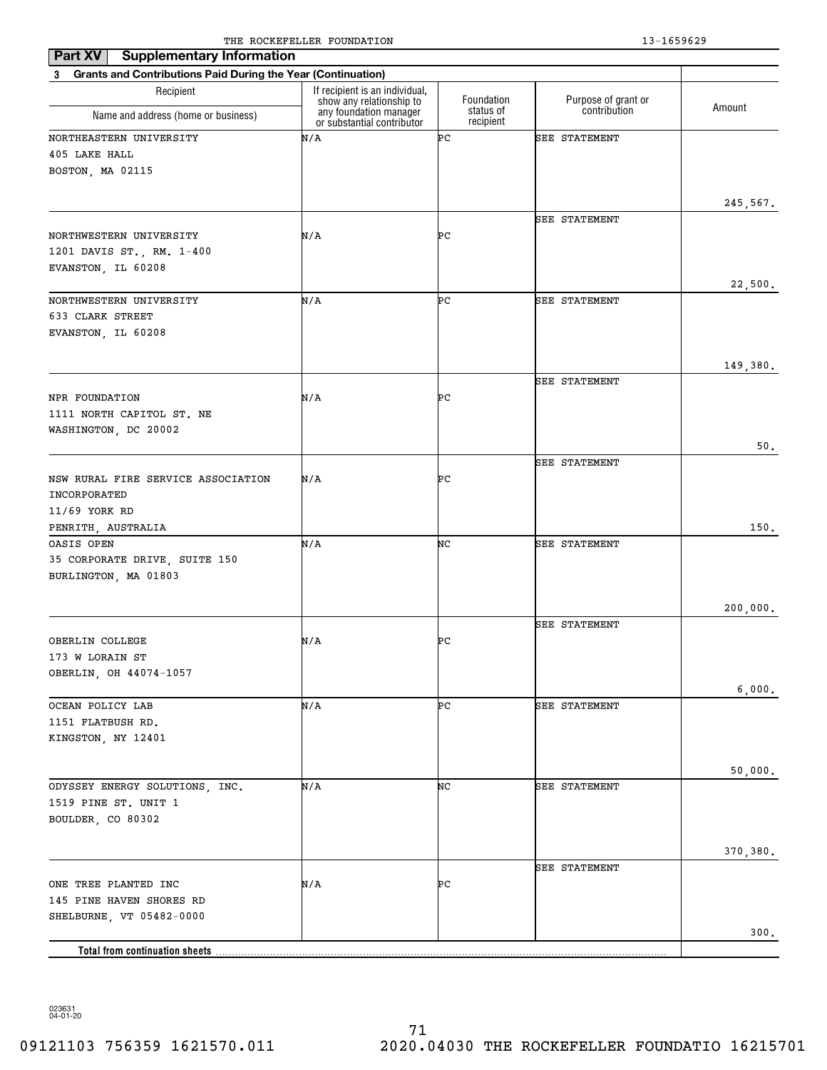## Part XV Supplementary Information

**3 Grants and Contributions Paid During the Year (Continuation)**

| Recipient Name and address (home or business) | If recipient is an individual, show any relationship to any foundation manager or substantial contributor | Foundation status of recipient | Purpose of grant or contribution | Amount |
|---|---|---|---|---|
| NORTHEASTERN UNIVERSITY<br>405 LAKE HALL<br>BOSTON, MA 02115 | N/A | PC | SEE STATEMENT | 245,567. |
| NORTHWESTERN UNIVERSITY<br>1201 DAVIS ST., RM. 1-400<br>EVANSTON, IL 60208 | N/A | PC | SEE STATEMENT | 22,500. |
| NORTHWESTERN UNIVERSITY<br>633 CLARK STREET<br>EVANSTON, IL 60208 | N/A | PC | SEE STATEMENT | 149,380. |
| NPR FOUNDATION<br>1111 NORTH CAPITOL ST. NE<br>WASHINGTON, DC 20002 | N/A | PC | SEE STATEMENT | 50. |
| NSW RURAL FIRE SERVICE ASSOCIATION INCORPORATED<br>11/69 YORK RD<br>PENRITH, AUSTRALIA | N/A | PC | SEE STATEMENT | 150. |
| OASIS OPEN<br>35 CORPORATE DRIVE, SUITE 150<br>BURLINGTON, MA 01803 | N/A | NC | SEE STATEMENT | 200,000. |
| OBERLIN COLLEGE<br>173 W LORAIN ST<br>OBERLIN, OH 44074-1057 | N/A | PC | SEE STATEMENT | 6,000. |
| OCEAN POLICY LAB<br>1151 FLATBUSH RD.<br>KINGSTON, NY 12401 | N/A | PC | SEE STATEMENT | 50,000. |
| ODYSSEY ENERGY SOLUTIONS, INC.<br>1519 PINE ST. UNIT 1<br>BOULDER, CO 80302 | N/A | NC | SEE STATEMENT | 370,380. |
| ONE TREE PLANTED INC<br>145 PINE HAVEN SHORES RD<br>SHELBURNE, VT 05482-0000 | N/A | PC | SEE STATEMENT | 300. |
| **Total from continuation sheets** | | | | |

023631
04-01-20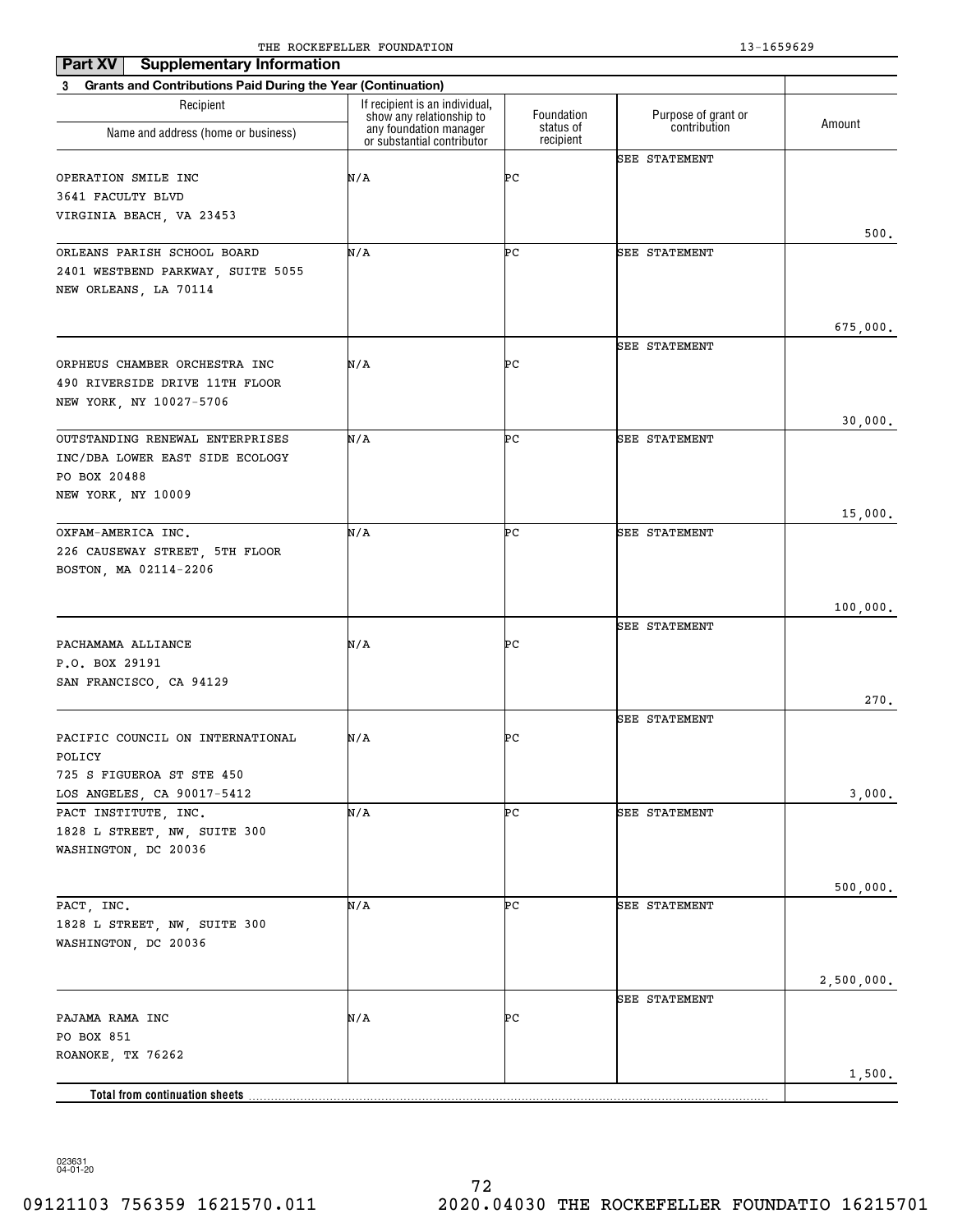THE ROCKEFELLER FOUNDATION 13-1659629

**Part XV Supplementary Information**

**3 Grants and Contributions Paid During the Year (Continuation)**

| Recipient Name and address (home or business) | If recipient is an individual, show any relationship to any foundation manager or substantial contributor | Foundation status of recipient | Purpose of grant or contribution | Amount |
|---|---|---|---|---|
| OPERATION SMILE INC<br>3641 FACULTY BLVD<br>VIRGINIA BEACH, VA 23453 | N/A | PC | SEE STATEMENT | 500. |
| ORLEANS PARISH SCHOOL BOARD<br>2401 WESTBEND PARKWAY, SUITE 5055<br>NEW ORLEANS, LA 70114 | N/A | PC | SEE STATEMENT | 675,000. |
| ORPHEUS CHAMBER ORCHESTRA INC<br>490 RIVERSIDE DRIVE 11TH FLOOR<br>NEW YORK, NY 10027-5706 | N/A | PC | SEE STATEMENT | 30,000. |
| OUTSTANDING RENEWAL ENTERPRISES INC/DBA LOWER EAST SIDE ECOLOGY<br>PO BOX 20488<br>NEW YORK, NY 10009 | N/A | PC | SEE STATEMENT | 15,000. |
| OXFAM-AMERICA INC.<br>226 CAUSEWAY STREET, 5TH FLOOR<br>BOSTON, MA 02114-2206 | N/A | PC | SEE STATEMENT | 100,000. |
| PACHAMAMA ALLIANCE<br>P.O. BOX 29191<br>SAN FRANCISCO, CA 94129 | N/A | PC | SEE STATEMENT | 270. |
| PACIFIC COUNCIL ON INTERNATIONAL POLICY<br>725 S FIGUEROA ST STE 450<br>LOS ANGELES, CA 90017-5412 | N/A | PC | SEE STATEMENT | 3,000. |
| PACT INSTITUTE, INC.<br>1828 L STREET, NW, SUITE 300<br>WASHINGTON, DC 20036 | N/A | PC | SEE STATEMENT | 500,000. |
| PACT, INC.<br>1828 L STREET, NW, SUITE 300<br>WASHINGTON, DC 20036 | N/A | PC | SEE STATEMENT | 2,500,000. |
| PAJAMA RAMA INC<br>PO BOX 851<br>ROANOKE, TX 76262 | N/A | PC | SEE STATEMENT | 1,500. |
| **Total from continuation sheets** | | | | |

023631 04-01-20

09121103 756359 1621570.011 2020.04030 THE ROCKEFELLER FOUNDATIO 16215701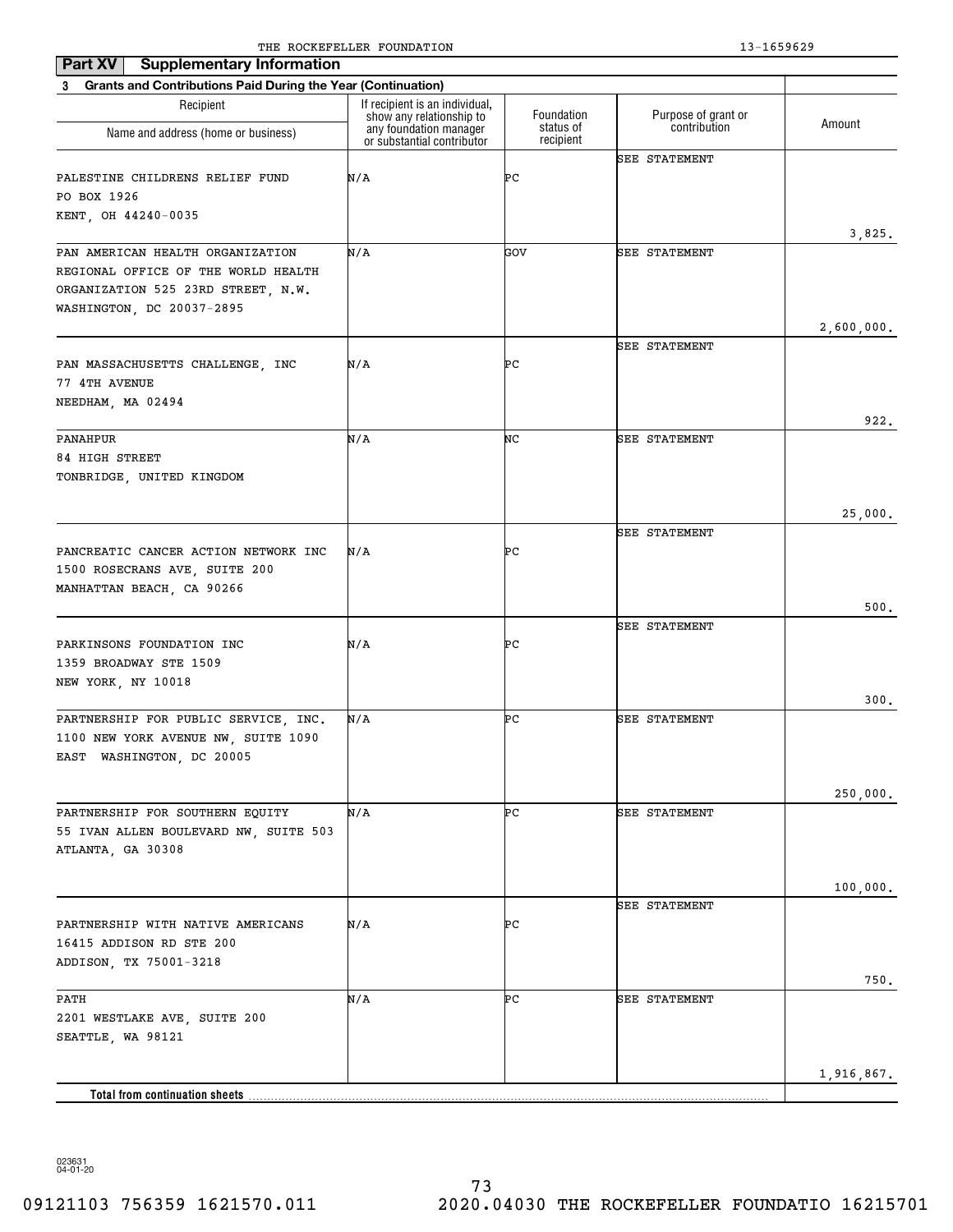THE ROCKEFELLER FOUNDATION 13-1659629

**Part XV Supplementary Information**

**3 Grants and Contributions Paid During the Year (Continuation)**

| Recipient Name and address (home or business) | If recipient is an individual, show any relationship to any foundation manager or substantial contributor | Foundation status of recipient | Purpose of grant or contribution | Amount |
|---|---|---|---|---|
| PALESTINE CHILDRENS RELIEF FUND<br>PO BOX 1926<br>KENT, OH 44240-0035 | N/A | PC | SEE STATEMENT | 3,825. |
| PAN AMERICAN HEALTH ORGANIZATION<br>REGIONAL OFFICE OF THE WORLD HEALTH<br>ORGANIZATION 525 23RD STREET, N.W.<br>WASHINGTON, DC 20037-2895 | N/A | GOV | SEE STATEMENT | 2,600,000. |
| PAN MASSACHUSETTS CHALLENGE, INC<br>77 4TH AVENUE<br>NEEDHAM, MA 02494 | N/A | PC | SEE STATEMENT | 922. |
| PANAHPUR<br>84 HIGH STREET<br>TONBRIDGE, UNITED KINGDOM | N/A | NC | SEE STATEMENT | 25,000. |
| PANCREATIC CANCER ACTION NETWORK INC<br>1500 ROSECRANS AVE, SUITE 200<br>MANHATTAN BEACH, CA 90266 | N/A | PC | SEE STATEMENT | 500. |
| PARKINSONS FOUNDATION INC<br>1359 BROADWAY STE 1509<br>NEW YORK, NY 10018 | N/A | PC | SEE STATEMENT | 300. |
| PARTNERSHIP FOR PUBLIC SERVICE, INC.<br>1100 NEW YORK AVENUE NW, SUITE 1090<br>EAST WASHINGTON, DC 20005 | N/A | PC | SEE STATEMENT | 250,000. |
| PARTNERSHIP FOR SOUTHERN EQUITY<br>55 IVAN ALLEN BOULEVARD NW, SUITE 503<br>ATLANTA, GA 30308 | N/A | PC | SEE STATEMENT | 100,000. |
| PARTNERSHIP WITH NATIVE AMERICANS<br>16415 ADDISON RD STE 200<br>ADDISON, TX 75001-3218 | N/A | PC | SEE STATEMENT | 750. |
| PATH<br>2201 WESTLAKE AVE, SUITE 200<br>SEATTLE, WA 98121 | N/A | PC | SEE STATEMENT | 1,916,867. |
| **Total from continuation sheets** | | | | |

023631 04-01-20

09121103 756359 1621570.011 2020.04030 THE ROCKEFELLER FOUNDATIO 16215701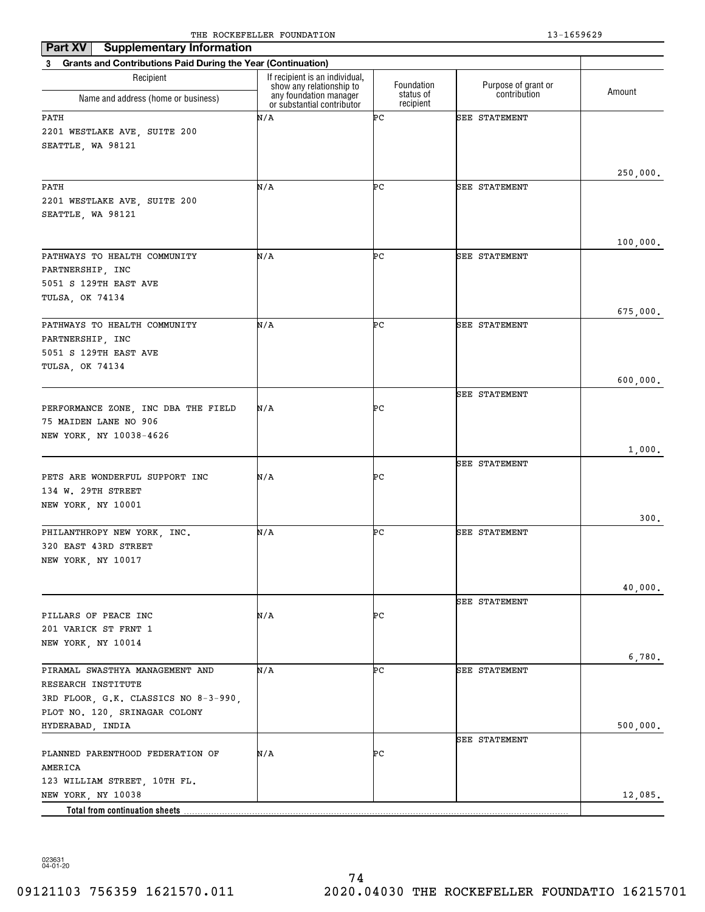THE ROCKEFELLER FOUNDATION 13-1659629

## Part XV Supplementary Information

**3 Grants and Contributions Paid During the Year (Continuation)**

| Recipient Name and address (home or business) | If recipient is an individual, show any relationship to any foundation manager or substantial contributor | Foundation status of recipient | Purpose of grant or contribution | Amount |
|---|---|---|---|---|
| PATH<br>2201 WESTLAKE AVE, SUITE 200<br>SEATTLE, WA 98121 | N/A | PC | SEE STATEMENT | 250,000. |
| PATH<br>2201 WESTLAKE AVE, SUITE 200<br>SEATTLE, WA 98121 | N/A | PC | SEE STATEMENT | 100,000. |
| PATHWAYS TO HEALTH COMMUNITY PARTNERSHIP, INC<br>5051 S 129TH EAST AVE<br>TULSA, OK 74134 | N/A | PC | SEE STATEMENT | 675,000. |
| PATHWAYS TO HEALTH COMMUNITY PARTNERSHIP, INC<br>5051 S 129TH EAST AVE<br>TULSA, OK 74134 | N/A | PC | SEE STATEMENT | 600,000. |
| PERFORMANCE ZONE, INC DBA THE FIELD<br>75 MAIDEN LANE NO 906<br>NEW YORK, NY 10038-4626 | N/A | PC | SEE STATEMENT | 1,000. |
| PETS ARE WONDERFUL SUPPORT INC<br>134 W. 29TH STREET<br>NEW YORK, NY 10001 | N/A | PC | SEE STATEMENT | 300. |
| PHILANTHROPY NEW YORK, INC.<br>320 EAST 43RD STREET<br>NEW YORK, NY 10017 | N/A | PC | SEE STATEMENT | 40,000. |
| PILLARS OF PEACE INC<br>201 VARICK ST FRNT 1<br>NEW YORK, NY 10014 | N/A | PC | SEE STATEMENT | 6,780. |
| PIRAMAL SWASTHYA MANAGEMENT AND RESEARCH INSTITUTE<br>3RD FLOOR, G.K. CLASSICS NO 8-3-990, PLOT NO. 120, SRINAGAR COLONY<br>HYDERABAD, INDIA | N/A | PC | SEE STATEMENT | 500,000. |
| PLANNED PARENTHOOD FEDERATION OF AMERICA<br>123 WILLIAM STREET, 10TH FL.<br>NEW YORK, NY 10038 | N/A | PC | SEE STATEMENT | 12,085. |
| **Total from continuation sheets** | | | | |

023631 04-01-20

09121103 756359 1621570.011 2020.04030 THE ROCKEFELLER FOUNDATIO 16215701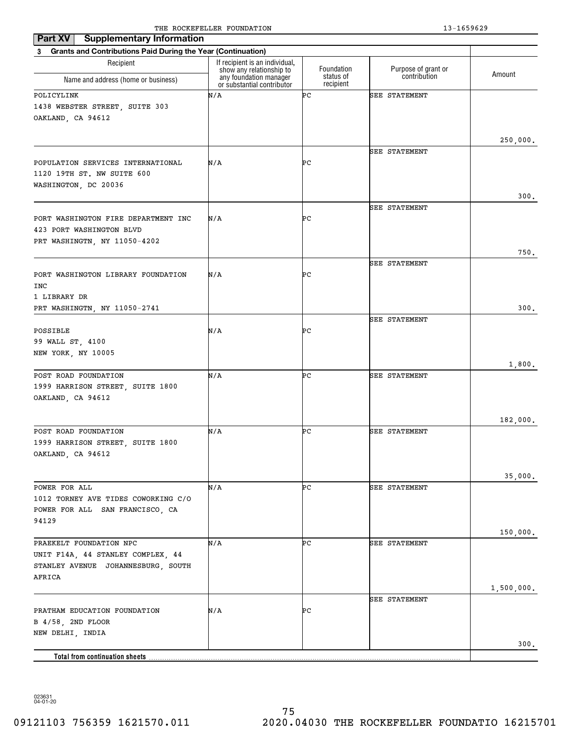THE ROCKEFELLER FOUNDATION 13-1659629

**Part XV** **Supplementary Information**

**3 Grants and Contributions Paid During the Year (Continuation)**

| Recipient<br>Name and address (home or business) | If recipient is an individual, show any relationship to any foundation manager or substantial contributor | Foundation status of recipient | Purpose of grant or contribution | Amount |
|---|---|---|---|---|
| POLICYLINK<br>1438 WEBSTER STREET, SUITE 303<br>OAKLAND, CA 94612 | N/A | PC | SEE STATEMENT | 250,000. |
| POPULATION SERVICES INTERNATIONAL<br>1120 19TH ST. NW SUITE 600<br>WASHINGTON, DC 20036 | N/A | PC | SEE STATEMENT | 300. |
| PORT WASHINGTON FIRE DEPARTMENT INC<br>423 PORT WASHINGTON BLVD<br>PRT WASHINGTN, NY 11050-4202 | N/A | PC | SEE STATEMENT | 750. |
| PORT WASHINGTON LIBRARY FOUNDATION INC<br>1 LIBRARY DR<br>PRT WASHINGTN, NY 11050-2741 | N/A | PC | SEE STATEMENT | 300. |
| POSSIBLE<br>99 WALL ST, 4100<br>NEW YORK, NY 10005 | N/A | PC | SEE STATEMENT | 1,800. |
| POST ROAD FOUNDATION<br>1999 HARRISON STREET, SUITE 1800<br>OAKLAND, CA 94612 | N/A | PC | SEE STATEMENT | 182,000. |
| POST ROAD FOUNDATION<br>1999 HARRISON STREET, SUITE 1800<br>OAKLAND, CA 94612 | N/A | PC | SEE STATEMENT | 35,000. |
| POWER FOR ALL<br>1012 TORNEY AVE TIDES COWORKING C/O POWER FOR ALL SAN FRANCISCO, CA 94129 | N/A | PC | SEE STATEMENT | 150,000. |
| PRAEKELT FOUNDATION NPC<br>UNIT F14A, 44 STANLEY COMPLEX, 44 STANLEY AVENUE JOHANNESBURG, SOUTH AFRICA | N/A | PC | SEE STATEMENT | 1,500,000. |
| PRATHAM EDUCATION FOUNDATION<br>B 4/58, 2ND FLOOR<br>NEW DELHI, INDIA | N/A | PC | SEE STATEMENT | 300. |
| **Total from continuation sheets** | | | | |

023631
04-01-20

09121103 756359 1621570.011 2020.04030 THE ROCKEFELLER FOUNDATIO 16215701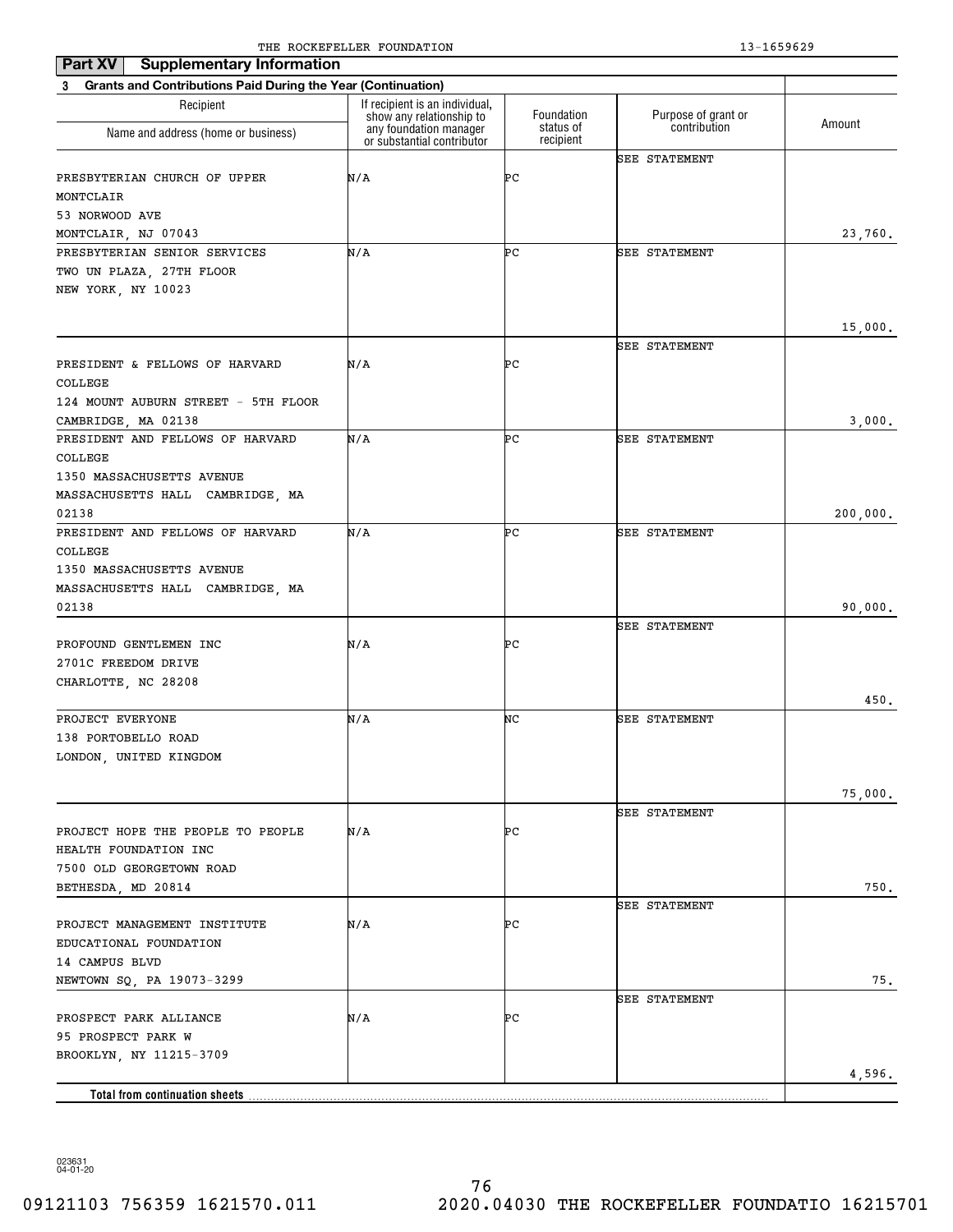THE ROCKEFELLER FOUNDATION 13-1659629

**Part XV Supplementary Information**

**3 Grants and Contributions Paid During the Year (Continuation)**

| Recipient Name and address (home or business) | If recipient is an individual, show any relationship to any foundation manager or substantial contributor | Foundation status of recipient | Purpose of grant or contribution | Amount |
|---|---|---|---|---|
| PRESBYTERIAN CHURCH OF UPPER MONTCLAIR 53 NORWOOD AVE MONTCLAIR, NJ 07043 | N/A | PC | SEE STATEMENT | 23,760. |
| PRESBYTERIAN SENIOR SERVICES TWO UN PLAZA, 27TH FLOOR NEW YORK, NY 10023 | N/A | PC | SEE STATEMENT | 15,000. |
| PRESIDENT & FELLOWS OF HARVARD COLLEGE 124 MOUNT AUBURN STREET - 5TH FLOOR CAMBRIDGE, MA 02138 | N/A | PC | SEE STATEMENT | 3,000. |
| PRESIDENT AND FELLOWS OF HARVARD COLLEGE 1350 MASSACHUSETTS AVENUE MASSACHUSETTS HALL CAMBRIDGE, MA 02138 | N/A | PC | SEE STATEMENT | 200,000. |
| PRESIDENT AND FELLOWS OF HARVARD COLLEGE 1350 MASSACHUSETTS AVENUE MASSACHUSETTS HALL CAMBRIDGE, MA 02138 | N/A | PC | SEE STATEMENT | 90,000. |
| PROFOUND GENTLEMEN INC 2701C FREEDOM DRIVE CHARLOTTE, NC 28208 | N/A | PC | SEE STATEMENT | 450. |
| PROJECT EVERYONE 138 PORTOBELLO ROAD LONDON, UNITED KINGDOM | N/A | NC | SEE STATEMENT | 75,000. |
| PROJECT HOPE THE PEOPLE TO PEOPLE HEALTH FOUNDATION INC 7500 OLD GEORGETOWN ROAD BETHESDA, MD 20814 | N/A | PC | SEE STATEMENT | 750. |
| PROJECT MANAGEMENT INSTITUTE EDUCATIONAL FOUNDATION 14 CAMPUS BLVD NEWTOWN SQ, PA 19073-3299 | N/A | PC | SEE STATEMENT | 75. |
| PROSPECT PARK ALLIANCE 95 PROSPECT PARK W BROOKLYN, NY 11215-3709 | N/A | PC | SEE STATEMENT | 4,596. |
| **Total from continuation sheets** | | | | |

023631 04-01-20

09121103 756359 1621570.011 2020.04030 THE ROCKEFELLER FOUNDATIO 16215701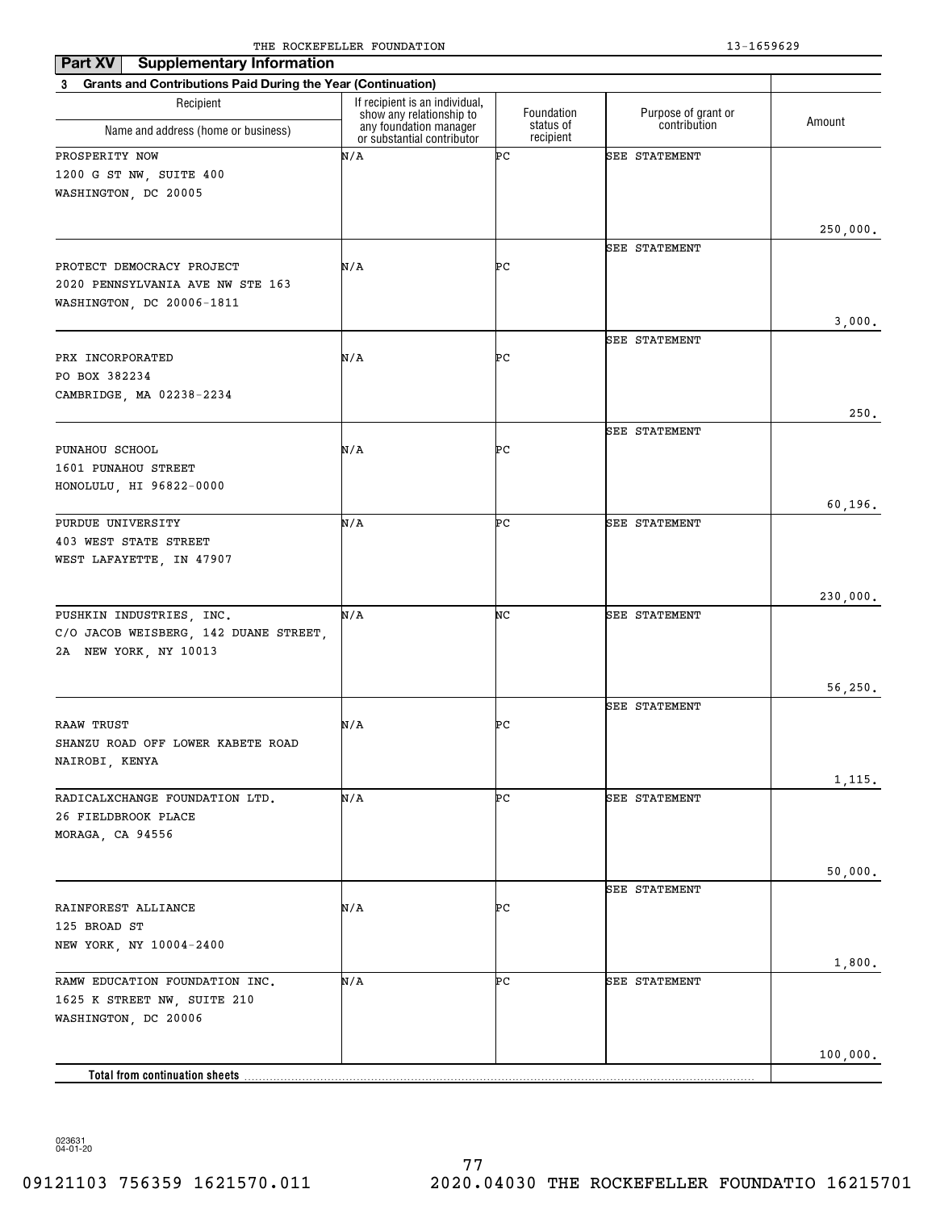## Part XV Supplementary Information

**3 Grants and Contributions Paid During the Year (Continuation)**

| Recipient Name and address (home or business) | If recipient is an individual, show any relationship to any foundation manager or substantial contributor | Foundation status of recipient | Purpose of grant or contribution | Amount |
|---|---|---|---|---|
| PROSPERITY NOW<br>1200 G ST NW, SUITE 400<br>WASHINGTON, DC 20005 | N/A | PC | SEE STATEMENT | 250,000. |
| PROTECT DEMOCRACY PROJECT<br>2020 PENNSYLVANIA AVE NW STE 163<br>WASHINGTON, DC 20006-1811 | N/A | PC | SEE STATEMENT | 3,000. |
| PRX INCORPORATED<br>PO BOX 382234<br>CAMBRIDGE, MA 02238-2234 | N/A | PC | SEE STATEMENT | 250. |
| PUNAHOU SCHOOL<br>1601 PUNAHOU STREET<br>HONOLULU, HI 96822-0000 | N/A | PC | SEE STATEMENT | 60,196. |
| PURDUE UNIVERSITY<br>403 WEST STATE STREET<br>WEST LAFAYETTE, IN 47907 | N/A | PC | SEE STATEMENT | 230,000. |
| PUSHKIN INDUSTRIES, INC.<br>C/O JACOB WEISBERG, 142 DUANE STREET,<br>2A NEW YORK, NY 10013 | N/A | NC | SEE STATEMENT | 56,250. |
| RAAW TRUST<br>SHANZU ROAD OFF LOWER KABETE ROAD<br>NAIROBI, KENYA | N/A | PC | SEE STATEMENT | 1,115. |
| RADICALXCHANGE FOUNDATION LTD.<br>26 FIELDBROOK PLACE<br>MORAGA, CA 94556 | N/A | PC | SEE STATEMENT | 50,000. |
| RAINFOREST ALLIANCE<br>125 BROAD ST<br>NEW YORK, NY 10004-2400 | N/A | PC | SEE STATEMENT | 1,800. |
| RAMW EDUCATION FOUNDATION INC.<br>1625 K STREET NW, SUITE 210<br>WASHINGTON, DC 20006 | N/A | PC | SEE STATEMENT | 100,000. |
| **Total from continuation sheets** | | | | |

023631 04-01-20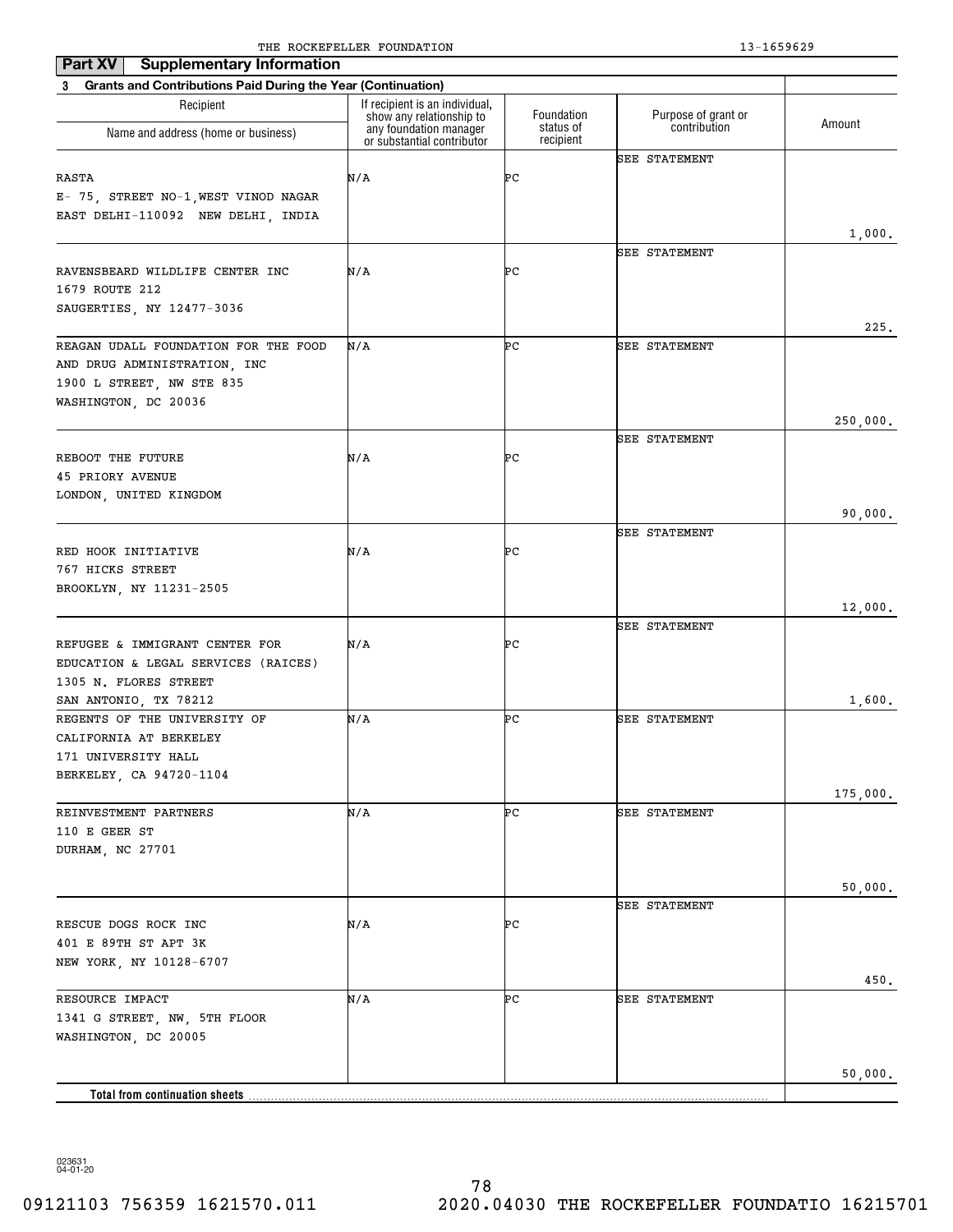THE ROCKEFELLER FOUNDATION 13-1659629

**Part XV Supplementary Information**

**3 Grants and Contributions Paid During the Year (Continuation)**

| Recipient Name and address (home or business) | If recipient is an individual, show any relationship to any foundation manager or substantial contributor | Foundation status of recipient | Purpose of grant or contribution | Amount |
|---|---|---|---|---|
| RASTA<br>E- 75, STREET NO-1,WEST VINOD NAGAR<br>EAST DELHI-110092 NEW DELHI, INDIA | N/A | PC | SEE STATEMENT | 1,000. |
| RAVENSBEARD WILDLIFE CENTER INC<br>1679 ROUTE 212<br>SAUGERTIES, NY 12477-3036 | N/A | PC | SEE STATEMENT | 225. |
| REAGAN UDALL FOUNDATION FOR THE FOOD AND DRUG ADMINISTRATION, INC<br>1900 L STREET, NW STE 835<br>WASHINGTON, DC 20036 | N/A | PC | SEE STATEMENT | 250,000. |
| REBOOT THE FUTURE<br>45 PRIORY AVENUE<br>LONDON, UNITED KINGDOM | N/A | PC | SEE STATEMENT | 90,000. |
| RED HOOK INITIATIVE<br>767 HICKS STREET<br>BROOKLYN, NY 11231-2505 | N/A | PC | SEE STATEMENT | 12,000. |
| REFUGEE & IMMIGRANT CENTER FOR EDUCATION & LEGAL SERVICES (RAICES)<br>1305 N. FLORES STREET<br>SAN ANTONIO, TX 78212 | N/A | PC | SEE STATEMENT | 1,600. |
| REGENTS OF THE UNIVERSITY OF CALIFORNIA AT BERKELEY<br>171 UNIVERSITY HALL<br>BERKELEY, CA 94720-1104 | N/A | PC | SEE STATEMENT | 175,000. |
| REINVESTMENT PARTNERS<br>110 E GEER ST<br>DURHAM, NC 27701 | N/A | PC | SEE STATEMENT | 50,000. |
| RESCUE DOGS ROCK INC<br>401 E 89TH ST APT 3K<br>NEW YORK, NY 10128-6707 | N/A | PC | SEE STATEMENT | 450. |
| RESOURCE IMPACT<br>1341 G STREET, NW, 5TH FLOOR<br>WASHINGTON, DC 20005 | N/A | PC | SEE STATEMENT | 50,000. |
| **Total from continuation sheets** | | | | |

023631 04-01-20

09121103 756359 1621570.011 2020.04030 THE ROCKEFELLER FOUNDATIO 16215701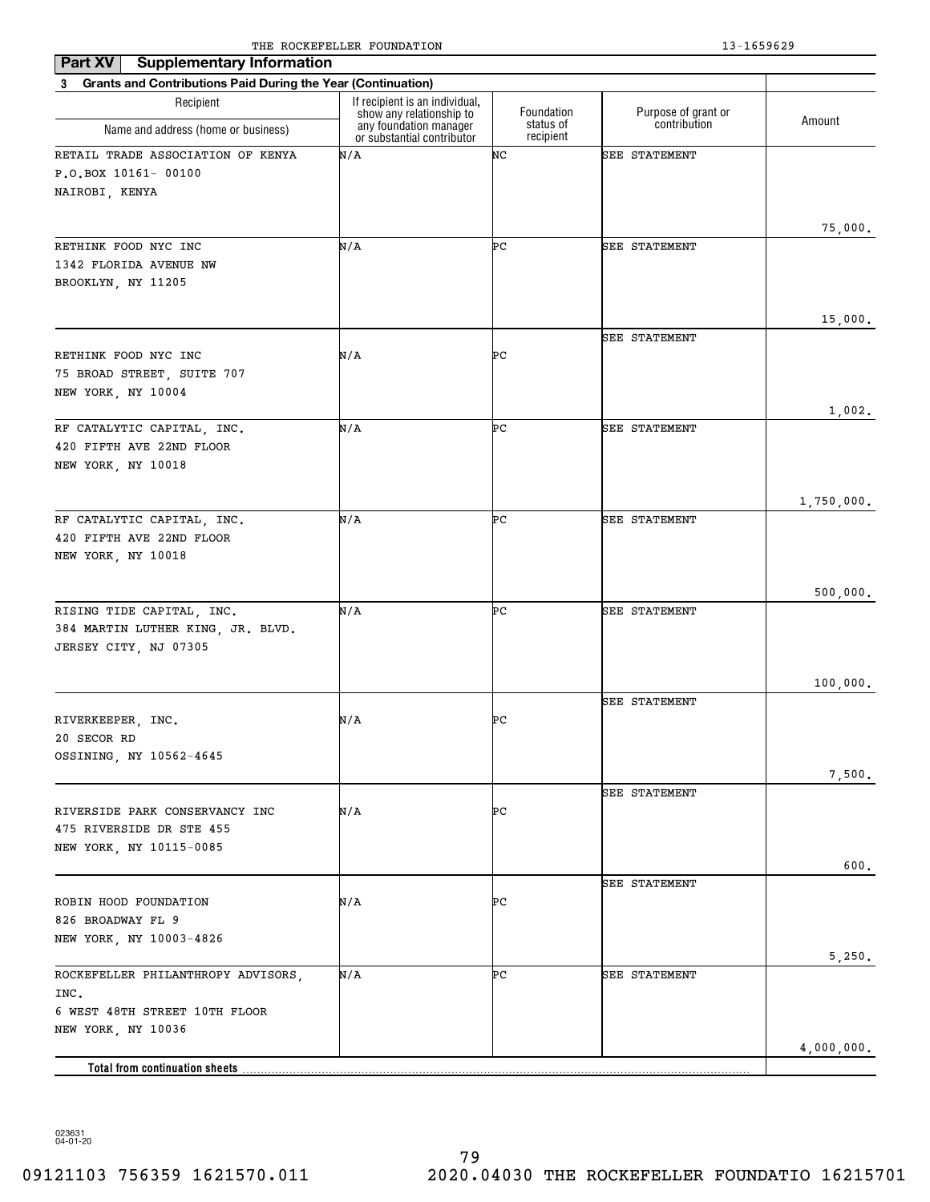## Part XV Supplementary Information

**3 Grants and Contributions Paid During the Year (Continuation)**

| Recipient Name and address (home or business) | If recipient is an individual, show any relationship to any foundation manager or substantial contributor | Foundation status of recipient | Purpose of grant or contribution | Amount |
|---|---|---|---|---|
| RETAIL TRADE ASSOCIATION OF KENYA<br>P.O.BOX 10161- 00100<br>NAIROBI, KENYA | N/A | NC | SEE STATEMENT | 75,000. |
| RETHINK FOOD NYC INC<br>1342 FLORIDA AVENUE NW<br>BROOKLYN, NY 11205 | N/A | PC | SEE STATEMENT | 15,000. |
| RETHINK FOOD NYC INC<br>75 BROAD STREET, SUITE 707<br>NEW YORK, NY 10004 | N/A | PC | SEE STATEMENT | 1,002. |
| RF CATALYTIC CAPITAL, INC.<br>420 FIFTH AVE 22ND FLOOR<br>NEW YORK, NY 10018 | N/A | PC | SEE STATEMENT | 1,750,000. |
| RF CATALYTIC CAPITAL, INC.<br>420 FIFTH AVE 22ND FLOOR<br>NEW YORK, NY 10018 | N/A | PC | SEE STATEMENT | 500,000. |
| RISING TIDE CAPITAL, INC.<br>384 MARTIN LUTHER KING, JR. BLVD.<br>JERSEY CITY, NJ 07305 | N/A | PC | SEE STATEMENT | 100,000. |
| RIVERKEEPER, INC.<br>20 SECOR RD<br>OSSINING, NY 10562-4645 | N/A | PC | SEE STATEMENT | 7,500. |
| RIVERSIDE PARK CONSERVANCY INC<br>475 RIVERSIDE DR STE 455<br>NEW YORK, NY 10115-0085 | N/A | PC | SEE STATEMENT | 600. |
| ROBIN HOOD FOUNDATION<br>826 BROADWAY FL 9<br>NEW YORK, NY 10003-4826 | N/A | PC | SEE STATEMENT | 5,250. |
| ROCKEFELLER PHILANTHROPY ADVISORS, INC.<br>6 WEST 48TH STREET 10TH FLOOR<br>NEW YORK, NY 10036 | N/A | PC | SEE STATEMENT | 4,000,000. |
| **Total from continuation sheets** | | | | |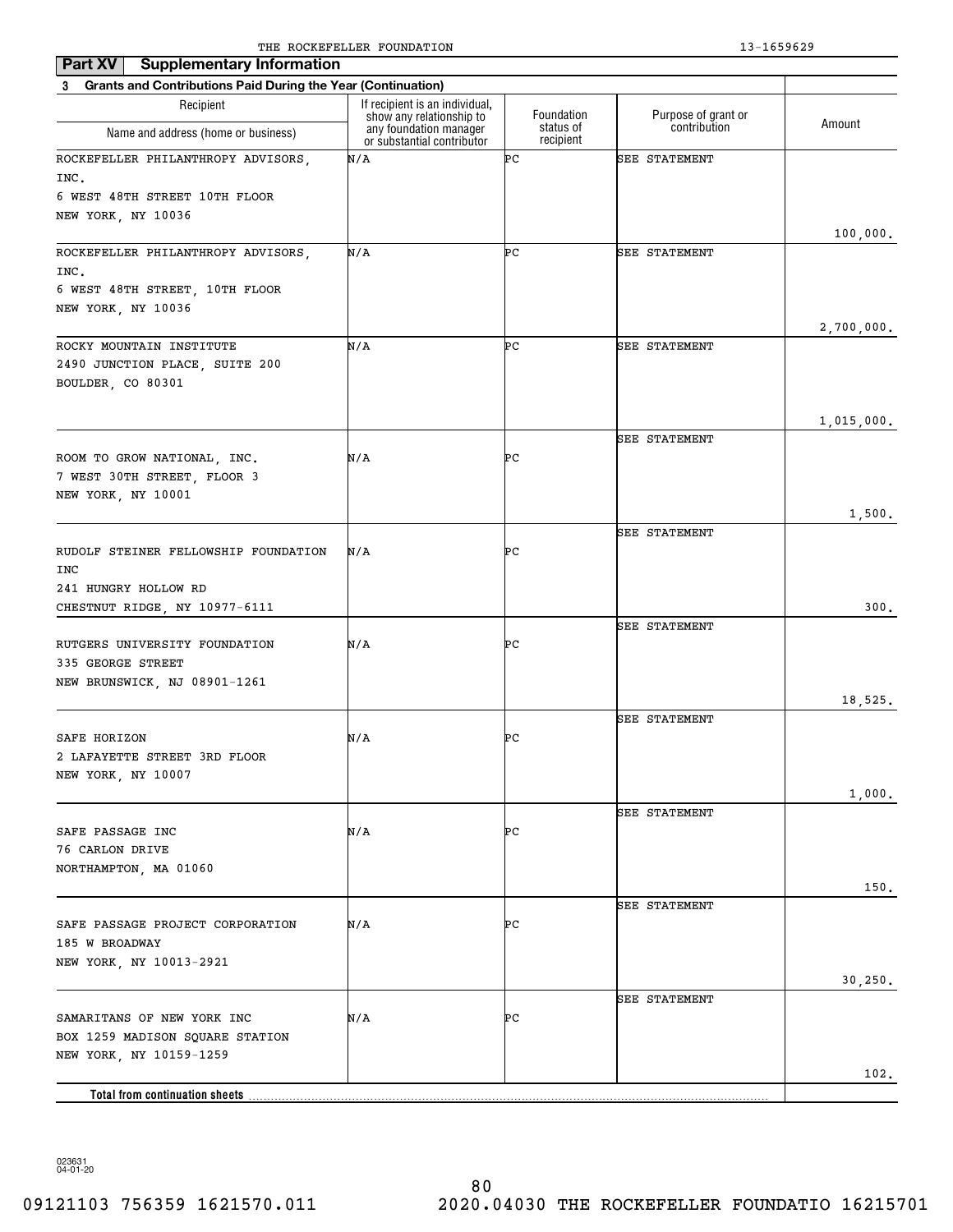THE ROCKEFELLER FOUNDATION 13-1659629

## Part XV Supplementary Information

**3 Grants and Contributions Paid During the Year (Continuation)**

| Recipient Name and address (home or business) | If recipient is an individual, show any relationship to any foundation manager or substantial contributor | Foundation status of recipient | Purpose of grant or contribution | Amount |
|---|---|---|---|---|
| ROCKEFELLER PHILANTHROPY ADVISORS, INC. 6 WEST 48TH STREET 10TH FLOOR NEW YORK, NY 10036 | N/A | PC | SEE STATEMENT | 100,000. |
| ROCKEFELLER PHILANTHROPY ADVISORS, INC. 6 WEST 48TH STREET, 10TH FLOOR NEW YORK, NY 10036 | N/A | PC | SEE STATEMENT | 2,700,000. |
| ROCKY MOUNTAIN INSTITUTE 2490 JUNCTION PLACE, SUITE 200 BOULDER, CO 80301 | N/A | PC | SEE STATEMENT | 1,015,000. |
| ROOM TO GROW NATIONAL, INC. 7 WEST 30TH STREET, FLOOR 3 NEW YORK, NY 10001 | N/A | PC | SEE STATEMENT | 1,500. |
| RUDOLF STEINER FELLOWSHIP FOUNDATION INC 241 HUNGRY HOLLOW RD CHESTNUT RIDGE, NY 10977-6111 | N/A | PC | SEE STATEMENT | 300. |
| RUTGERS UNIVERSITY FOUNDATION 335 GEORGE STREET NEW BRUNSWICK, NJ 08901-1261 | N/A | PC | SEE STATEMENT | 18,525. |
| SAFE HORIZON 2 LAFAYETTE STREET 3RD FLOOR NEW YORK, NY 10007 | N/A | PC | SEE STATEMENT | 1,000. |
| SAFE PASSAGE INC 76 CARLON DRIVE NORTHAMPTON, MA 01060 | N/A | PC | SEE STATEMENT | 150. |
| SAFE PASSAGE PROJECT CORPORATION 185 W BROADWAY NEW YORK, NY 10013-2921 | N/A | PC | SEE STATEMENT | 30,250. |
| SAMARITANS OF NEW YORK INC BOX 1259 MADISON SQUARE STATION NEW YORK, NY 10159-1259 | N/A | PC | SEE STATEMENT | 102. |
| **Total from continuation sheets** | | | | |

023631 04-01-20

09121103 756359 1621570.011 2020.04030 THE ROCKEFELLER FOUNDATIO 16215701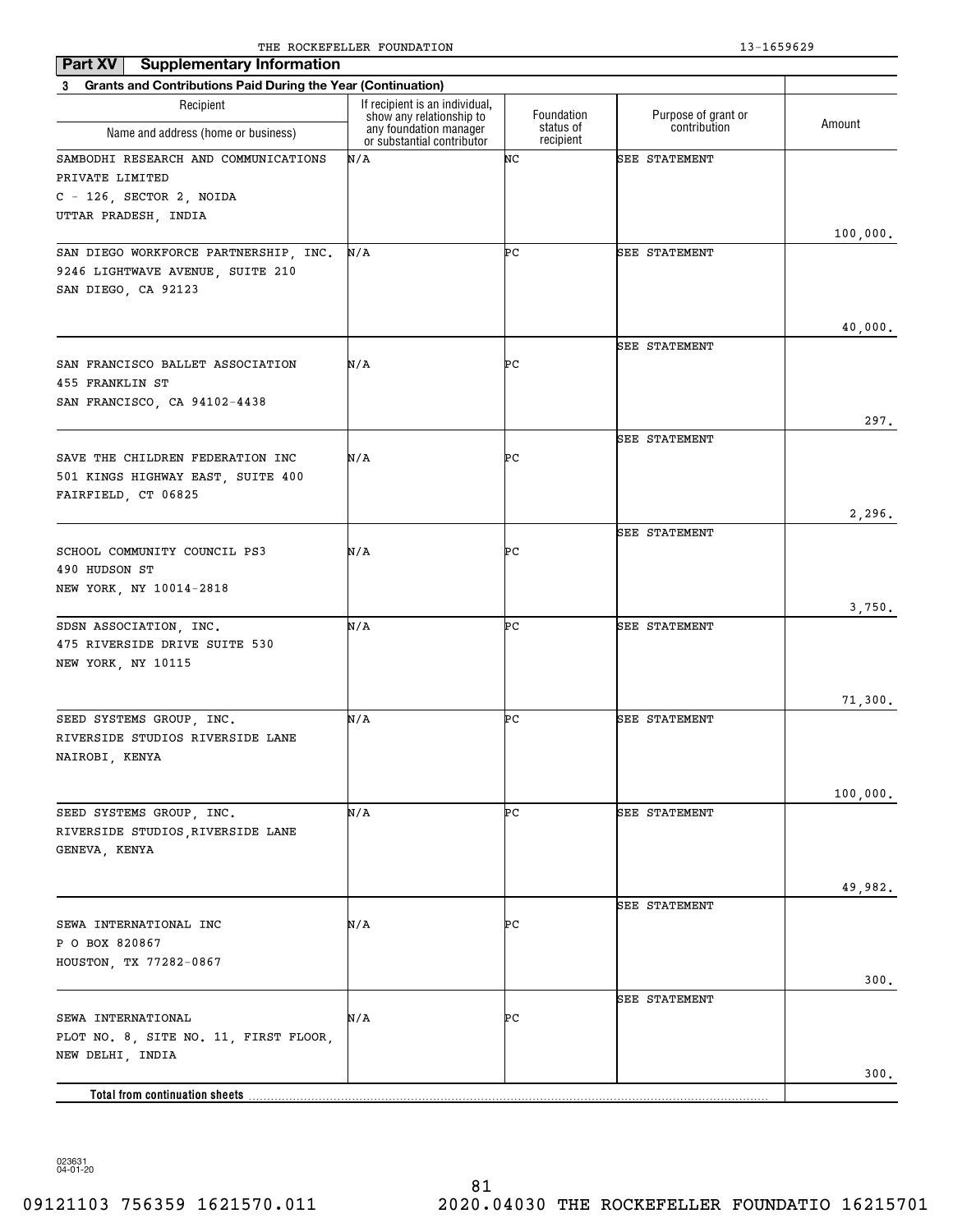THE ROCKEFELLER FOUNDATION 13-1659629

**Part XV Supplementary Information**

**3 Grants and Contributions Paid During the Year (Continuation)**

| Recipient<br>Name and address (home or business) | If recipient is an individual, show any relationship to any foundation manager or substantial contributor | Foundation status of recipient | Purpose of grant or contribution | Amount |
|---|---|---|---|---|
| SAMBODHI RESEARCH AND COMMUNICATIONS PRIVATE LIMITED<br>C - 126, SECTOR 2, NOIDA<br>UTTAR PRADESH, INDIA | N/A | NC | SEE STATEMENT | 100,000. |
| SAN DIEGO WORKFORCE PARTNERSHIP, INC.<br>9246 LIGHTWAVE AVENUE, SUITE 210<br>SAN DIEGO, CA 92123 | N/A | PC | SEE STATEMENT | 40,000. |
| SAN FRANCISCO BALLET ASSOCIATION<br>455 FRANKLIN ST<br>SAN FRANCISCO, CA 94102-4438 | N/A | PC | SEE STATEMENT | 297. |
| SAVE THE CHILDREN FEDERATION INC<br>501 KINGS HIGHWAY EAST, SUITE 400<br>FAIRFIELD, CT 06825 | N/A | PC | SEE STATEMENT | 2,296. |
| SCHOOL COMMUNITY COUNCIL PS3<br>490 HUDSON ST<br>NEW YORK, NY 10014-2818 | N/A | PC | SEE STATEMENT | 3,750. |
| SDSN ASSOCIATION, INC.<br>475 RIVERSIDE DRIVE SUITE 530<br>NEW YORK, NY 10115 | N/A | PC | SEE STATEMENT | 71,300. |
| SEED SYSTEMS GROUP, INC.<br>RIVERSIDE STUDIOS RIVERSIDE LANE<br>NAIROBI, KENYA | N/A | PC | SEE STATEMENT | 100,000. |
| SEED SYSTEMS GROUP, INC.<br>RIVERSIDE STUDIOS,RIVERSIDE LANE<br>GENEVA, KENYA | N/A | PC | SEE STATEMENT | 49,982. |
| SEWA INTERNATIONAL INC<br>P O BOX 820867<br>HOUSTON, TX 77282-0867 | N/A | PC | SEE STATEMENT | 300. |
| SEWA INTERNATIONAL<br>PLOT NO. 8, SITE NO. 11, FIRST FLOOR,<br>NEW DELHI, INDIA | N/A | PC | SEE STATEMENT | 300. |
| **Total from continuation sheets** | | | | |

023631
04-01-20

09121103 756359 1621570.011 2020.04030 THE ROCKEFELLER FOUNDATIO 16215701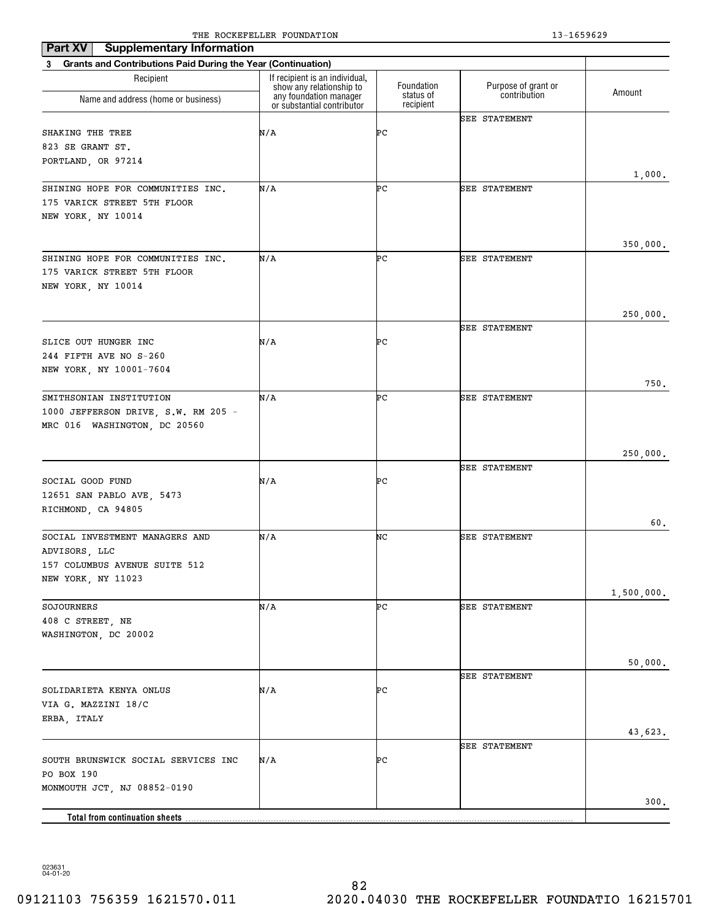THE ROCKEFELLER FOUNDATION 13-1659629

**Part XV Supplementary Information**

**3 Grants and Contributions Paid During the Year (Continuation)**

| Recipient<br>Name and address (home or business) | If recipient is an individual, show any relationship to any foundation manager or substantial contributor | Foundation status of recipient | Purpose of grant or contribution | Amount |
|---|---|---|---|---|
| SHAKING THE TREE<br>823 SE GRANT ST.<br>PORTLAND, OR 97214 | N/A | PC | SEE STATEMENT | 1,000. |
| SHINING HOPE FOR COMMUNITIES INC.<br>175 VARICK STREET 5TH FLOOR<br>NEW YORK, NY 10014 | N/A | PC | SEE STATEMENT | 350,000. |
| SHINING HOPE FOR COMMUNITIES INC.<br>175 VARICK STREET 5TH FLOOR<br>NEW YORK, NY 10014 | N/A | PC | SEE STATEMENT | 250,000. |
| SLICE OUT HUNGER INC<br>244 FIFTH AVE NO S-260<br>NEW YORK, NY 10001-7604 | N/A | PC | SEE STATEMENT | 750. |
| SMITHSONIAN INSTITUTION<br>1000 JEFFERSON DRIVE, S.W. RM 205 - MRC 016 WASHINGTON, DC 20560 | N/A | PC | SEE STATEMENT | 250,000. |
| SOCIAL GOOD FUND<br>12651 SAN PABLO AVE, 5473<br>RICHMOND, CA 94805 | N/A | PC | SEE STATEMENT | 60. |
| SOCIAL INVESTMENT MANAGERS AND ADVISORS, LLC<br>157 COLUMBUS AVENUE SUITE 512<br>NEW YORK, NY 11023 | N/A | NC | SEE STATEMENT | 1,500,000. |
| SOJOURNERS<br>408 C STREET, NE<br>WASHINGTON, DC 20002 | N/A | PC | SEE STATEMENT | 50,000. |
| SOLIDARIETA KENYA ONLUS<br>VIA G. MAZZINI 18/C<br>ERBA, ITALY | N/A | PC | SEE STATEMENT | 43,623. |
| SOUTH BRUNSWICK SOCIAL SERVICES INC<br>PO BOX 190<br>MONMOUTH JCT, NJ 08852-0190 | N/A | PC | SEE STATEMENT | 300. |
| **Total from continuation sheets** | | | | |

023631 04-01-20

09121103 756359 1621570.011 2020.04030 THE ROCKEFELLER FOUNDATIO 16215701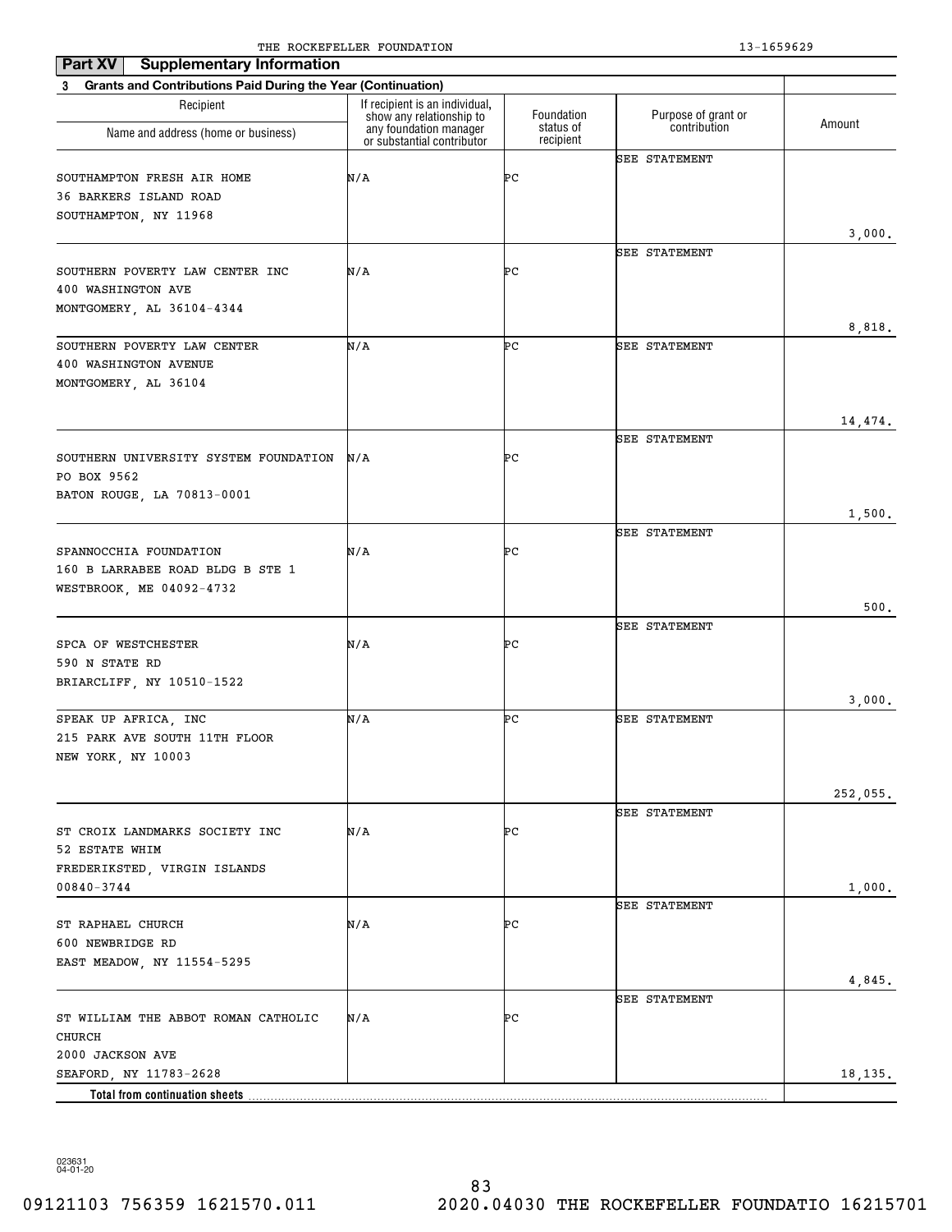THE ROCKEFELLER FOUNDATION 13-1659629

**Part XV Supplementary Information**

**3 Grants and Contributions Paid During the Year (Continuation)**

| Recipient Name and address (home or business) | If recipient is an individual, show any relationship to any foundation manager or substantial contributor | Foundation status of recipient | Purpose of grant or contribution | Amount |
|---|---|---|---|---|
| SOUTHAMPTON FRESH AIR HOME<br>36 BARKERS ISLAND ROAD<br>SOUTHAMPTON, NY 11968 | N/A | PC | SEE STATEMENT | 3,000. |
| SOUTHERN POVERTY LAW CENTER INC<br>400 WASHINGTON AVE<br>MONTGOMERY, AL 36104-4344 | N/A | PC | SEE STATEMENT | 8,818. |
| SOUTHERN POVERTY LAW CENTER<br>400 WASHINGTON AVENUE<br>MONTGOMERY, AL 36104 | N/A | PC | SEE STATEMENT | 14,474. |
| SOUTHERN UNIVERSITY SYSTEM FOUNDATION<br>PO BOX 9562<br>BATON ROUGE, LA 70813-0001 | N/A | PC | SEE STATEMENT | 1,500. |
| SPANNOCCHIA FOUNDATION<br>160 B LARRABEE ROAD BLDG B STE 1<br>WESTBROOK, ME 04092-4732 | N/A | PC | SEE STATEMENT | 500. |
| SPCA OF WESTCHESTER<br>590 N STATE RD<br>BRIARCLIFF, NY 10510-1522 | N/A | PC | SEE STATEMENT | 3,000. |
| SPEAK UP AFRICA, INC<br>215 PARK AVE SOUTH 11TH FLOOR<br>NEW YORK, NY 10003 | N/A | PC | SEE STATEMENT | 252,055. |
| ST CROIX LANDMARKS SOCIETY INC<br>52 ESTATE WHIM<br>FREDERIKSTED, VIRGIN ISLANDS<br>00840-3744 | N/A | PC | SEE STATEMENT | 1,000. |
| ST RAPHAEL CHURCH<br>600 NEWBRIDGE RD<br>EAST MEADOW, NY 11554-5295 | N/A | PC | SEE STATEMENT | 4,845. |
| ST WILLIAM THE ABBOT ROMAN CATHOLIC CHURCH<br>2000 JACKSON AVE<br>SEAFORD, NY 11783-2628 | N/A | PC | SEE STATEMENT | 18,135. |
| **Total from continuation sheets** | | | | |

023631 04-01-20

09121103 756359 1621570.011 2020.04030 THE ROCKEFELLER FOUNDATIO 16215701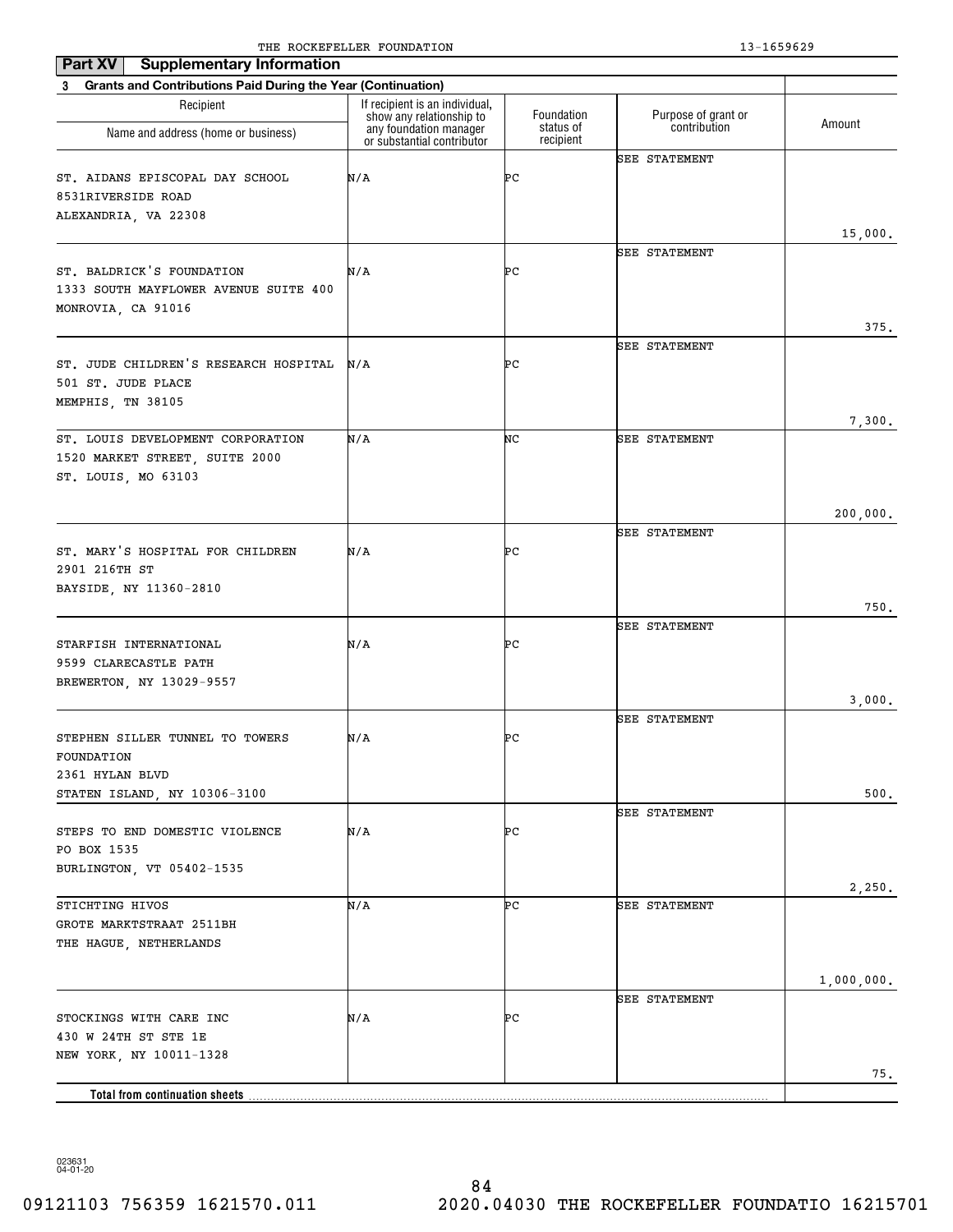THE ROCKEFELLER FOUNDATION 13-1659629

**Part XV Supplementary Information**

**3 Grants and Contributions Paid During the Year (Continuation)**

| Recipient Name and address (home or business) | If recipient is an individual, show any relationship to any foundation manager or substantial contributor | Foundation status of recipient | Purpose of grant or contribution | Amount |
|---|---|---|---|---|
| ST. AIDANS EPISCOPAL DAY SCHOOL<br>8531RIVERSIDE ROAD<br>ALEXANDRIA, VA 22308 | N/A | PC | SEE STATEMENT | 15,000. |
| ST. BALDRICK'S FOUNDATION<br>1333 SOUTH MAYFLOWER AVENUE SUITE 400<br>MONROVIA, CA 91016 | N/A | PC | SEE STATEMENT | 375. |
| ST. JUDE CHILDREN'S RESEARCH HOSPITAL<br>501 ST. JUDE PLACE<br>MEMPHIS, TN 38105 | N/A | PC | SEE STATEMENT | 7,300. |
| ST. LOUIS DEVELOPMENT CORPORATION<br>1520 MARKET STREET, SUITE 2000<br>ST. LOUIS, MO 63103 | N/A | NC | SEE STATEMENT | 200,000. |
| ST. MARY'S HOSPITAL FOR CHILDREN<br>2901 216TH ST<br>BAYSIDE, NY 11360-2810 | N/A | PC | SEE STATEMENT | 750. |
| STARFISH INTERNATIONAL<br>9599 CLARECASTLE PATH<br>BREWERTON, NY 13029-9557 | N/A | PC | SEE STATEMENT | 3,000. |
| STEPHEN SILLER TUNNEL TO TOWERS FOUNDATION<br>2361 HYLAN BLVD<br>STATEN ISLAND, NY 10306-3100 | N/A | PC | SEE STATEMENT | 500. |
| STEPS TO END DOMESTIC VIOLENCE<br>PO BOX 1535<br>BURLINGTON, VT 05402-1535 | N/A | PC | SEE STATEMENT | 2,250. |
| STICHTING HIVOS<br>GROTE MARKTSTRAAT 2511BH<br>THE HAGUE, NETHERLANDS | N/A | PC | SEE STATEMENT | 1,000,000. |
| STOCKINGS WITH CARE INC<br>430 W 24TH ST STE 1E<br>NEW YORK, NY 10011-1328 | N/A | PC | SEE STATEMENT | 75. |
| **Total from continuation sheets** | | | | |

023631 04-01-20

09121103 756359 1621570.011 2020.04030 THE ROCKEFELLER FOUNDATIO 16215701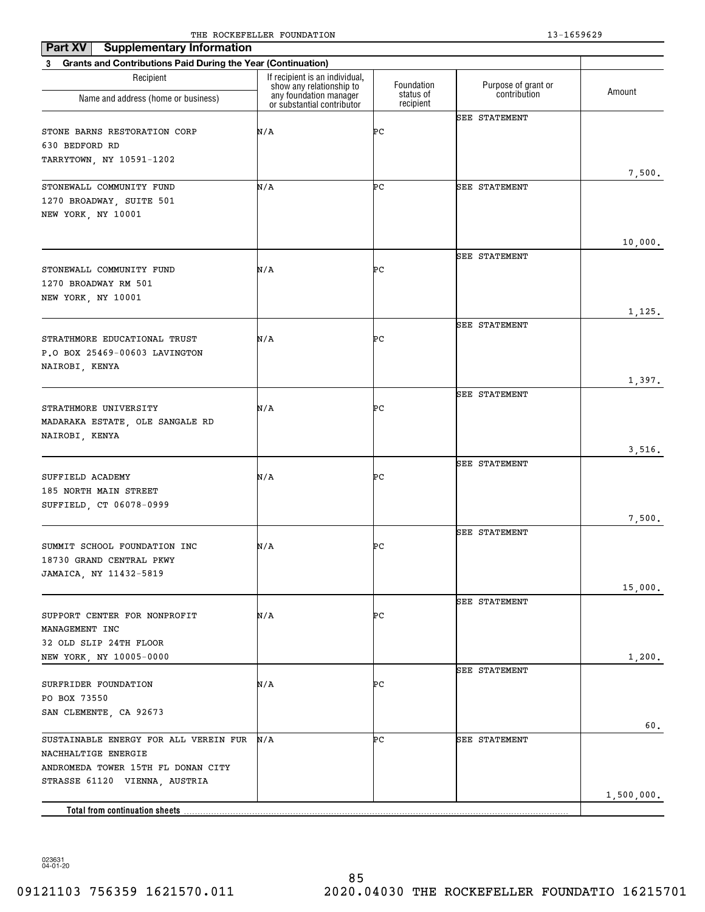THE ROCKEFELLER FOUNDATION 13-1659629

**Part XV Supplementary Information**

**3 Grants and Contributions Paid During the Year (Continuation)**

| Recipient Name and address (home or business) | If recipient is an individual, show any relationship to any foundation manager or substantial contributor | Foundation status of recipient | Purpose of grant or contribution | Amount |
|---|---|---|---|---|
| STONE BARNS RESTORATION CORP 630 BEDFORD RD TARRYTOWN, NY 10591-1202 | N/A | PC | SEE STATEMENT | 7,500. |
| STONEWALL COMMUNITY FUND 1270 BROADWAY, SUITE 501 NEW YORK, NY 10001 | N/A | PC | SEE STATEMENT | 10,000. |
| STONEWALL COMMUNITY FUND 1270 BROADWAY RM 501 NEW YORK, NY 10001 | N/A | PC | SEE STATEMENT | 1,125. |
| STRATHMORE EDUCATIONAL TRUST P.O BOX 25469-00603 LAVINGTON NAIROBI, KENYA | N/A | PC | SEE STATEMENT | 1,397. |
| STRATHMORE UNIVERSITY MADARAKA ESTATE, OLE SANGALE RD NAIROBI, KENYA | N/A | PC | SEE STATEMENT | 3,516. |
| SUFFIELD ACADEMY 185 NORTH MAIN STREET SUFFIELD, CT 06078-0999 | N/A | PC | SEE STATEMENT | 7,500. |
| SUMMIT SCHOOL FOUNDATION INC 18730 GRAND CENTRAL PKWY JAMAICA, NY 11432-5819 | N/A | PC | SEE STATEMENT | 15,000. |
| SUPPORT CENTER FOR NONPROFIT MANAGEMENT INC 32 OLD SLIP 24TH FLOOR NEW YORK, NY 10005-0000 | N/A | PC | SEE STATEMENT | 1,200. |
| SURFRIDER FOUNDATION PO BOX 73550 SAN CLEMENTE, CA 92673 | N/A | PC | SEE STATEMENT | 60. |
| SUSTAINABLE ENERGY FOR ALL VEREIN FUR NACHHALTIGE ENERGIE ANDROMEDA TOWER 15TH FL DONAN CITY STRASSE 61120 VIENNA, AUSTRIA | N/A | PC | SEE STATEMENT | 1,500,000. |
| **Total from continuation sheets** | | | | |

023631 04-01-20

09121103 756359 1621570.011 2020.04030 THE ROCKEFELLER FOUNDATIO 16215701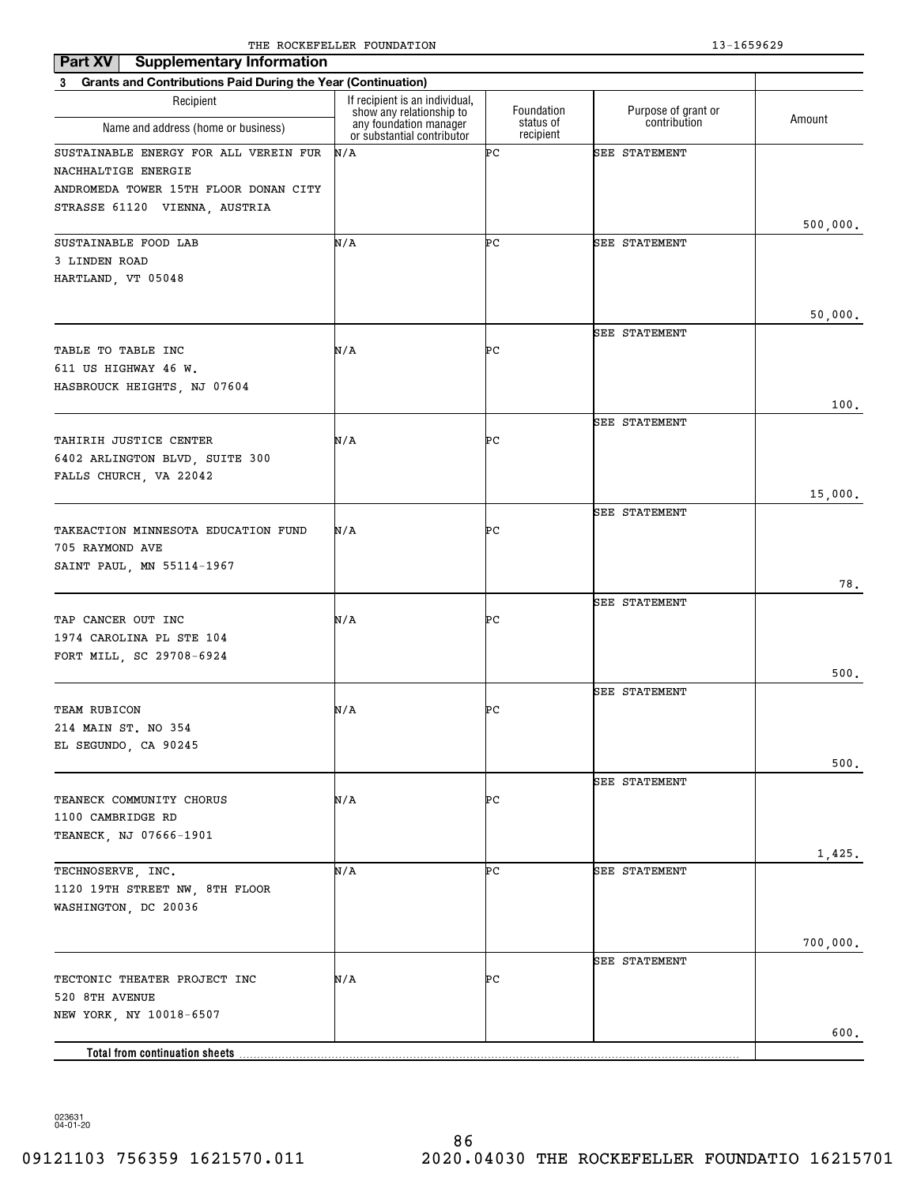THE ROCKEFELLER FOUNDATION 13-1659629

**Part XV Supplementary Information**

**3 Grants and Contributions Paid During the Year (Continuation)**

| Recipient<br>Name and address (home or business) | If recipient is an individual, show any relationship to any foundation manager or substantial contributor | Foundation status of recipient | Purpose of grant or contribution | Amount |
|---|---|---|---|---|
| SUSTAINABLE ENERGY FOR ALL VEREIN FUR NACHHALTIGE ENERGIE<br>ANDROMEDA TOWER 15TH FLOOR DONAN CITY STRASSE 61120 VIENNA, AUSTRIA | N/A | PC | SEE STATEMENT | 500,000. |
| SUSTAINABLE FOOD LAB<br>3 LINDEN ROAD<br>HARTLAND, VT 05048 | N/A | PC | SEE STATEMENT | 50,000. |
| TABLE TO TABLE INC<br>611 US HIGHWAY 46 W.<br>HASBROUCK HEIGHTS, NJ 07604 | N/A | PC | SEE STATEMENT | 100. |
| TAHIRIH JUSTICE CENTER<br>6402 ARLINGTON BLVD, SUITE 300<br>FALLS CHURCH, VA 22042 | N/A | PC | SEE STATEMENT | 15,000. |
| TAKEACTION MINNESOTA EDUCATION FUND<br>705 RAYMOND AVE<br>SAINT PAUL, MN 55114-1967 | N/A | PC | SEE STATEMENT | 78. |
| TAP CANCER OUT INC<br>1974 CAROLINA PL STE 104<br>FORT MILL, SC 29708-6924 | N/A | PC | SEE STATEMENT | 500. |
| TEAM RUBICON<br>214 MAIN ST. NO 354<br>EL SEGUNDO, CA 90245 | N/A | PC | SEE STATEMENT | 500. |
| TEANECK COMMUNITY CHORUS<br>1100 CAMBRIDGE RD<br>TEANECK, NJ 07666-1901 | N/A | PC | SEE STATEMENT | 1,425. |
| TECHNOSERVE, INC.<br>1120 19TH STREET NW, 8TH FLOOR<br>WASHINGTON, DC 20036 | N/A | PC | SEE STATEMENT | 700,000. |
| TECTONIC THEATER PROJECT INC<br>520 8TH AVENUE<br>NEW YORK, NY 10018-6507 | N/A | PC | SEE STATEMENT | 600. |
| **Total from continuation sheets** | | | | |

023631 04-01-20

09121103 756359 1621570.011 2020.04030 THE ROCKEFELLER FOUNDATIO 16215701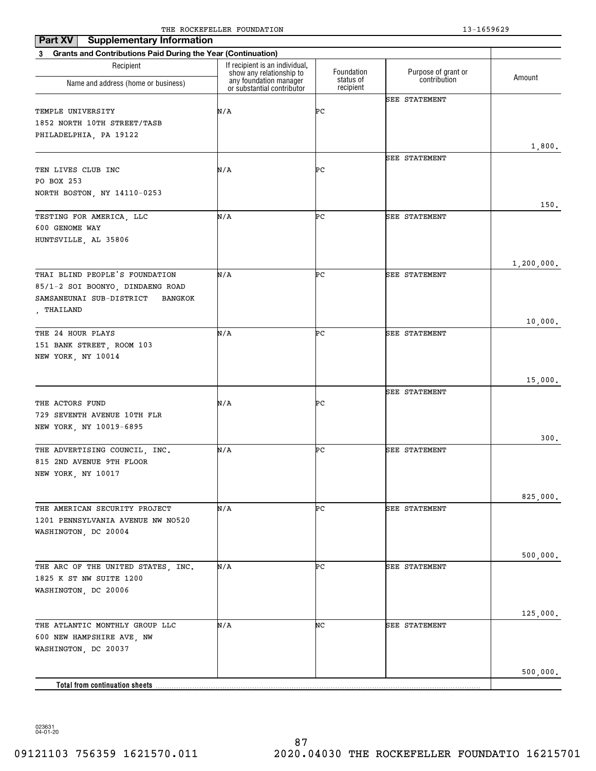THE ROCKEFELLER FOUNDATION 13-1659629

**Part XV Supplementary Information**

**3 Grants and Contributions Paid During the Year (Continuation)**

| Recipient<br>Name and address (home or business) | If recipient is an individual, show any relationship to any foundation manager or substantial contributor | Foundation status of recipient | Purpose of grant or contribution | Amount |
|---|---|---|---|---|
| TEMPLE UNIVERSITY<br>1852 NORTH 10TH STREET/TASB<br>PHILADELPHIA, PA 19122 | N/A | PC | SEE STATEMENT | 1,800. |
| TEN LIVES CLUB INC<br>PO BOX 253<br>NORTH BOSTON, NY 14110-0253 | N/A | PC | SEE STATEMENT | 150. |
| TESTING FOR AMERICA, LLC<br>600 GENOME WAY<br>HUNTSVILLE, AL 35806 | N/A | PC | SEE STATEMENT | 1,200,000. |
| THAI BLIND PEOPLE'S FOUNDATION<br>85/1-2 SOI BOONYO, DINDAENG ROAD<br>SAMSANEUNAI SUB-DISTRICT BANGKOK<br>, THAILAND | N/A | PC | SEE STATEMENT | 10,000. |
| THE 24 HOUR PLAYS<br>151 BANK STREET, ROOM 103<br>NEW YORK, NY 10014 | N/A | PC | SEE STATEMENT | 15,000. |
| THE ACTORS FUND<br>729 SEVENTH AVENUE 10TH FLR<br>NEW YORK, NY 10019-6895 | N/A | PC | SEE STATEMENT | 300. |
| THE ADVERTISING COUNCIL, INC.<br>815 2ND AVENUE 9TH FLOOR<br>NEW YORK, NY 10017 | N/A | PC | SEE STATEMENT | 825,000. |
| THE AMERICAN SECURITY PROJECT<br>1201 PENNSYLVANIA AVENUE NW NO520<br>WASHINGTON, DC 20004 | N/A | PC | SEE STATEMENT | 500,000. |
| THE ARC OF THE UNITED STATES, INC.<br>1825 K ST NW SUITE 1200<br>WASHINGTON, DC 20006 | N/A | PC | SEE STATEMENT | 125,000. |
| THE ATLANTIC MONTHLY GROUP LLC<br>600 NEW HAMPSHIRE AVE, NW<br>WASHINGTON, DC 20037 | N/A | NC | SEE STATEMENT | 500,000. |
| **Total from continuation sheets** | | | | |

023631 04-01-20

09121103 756359 1621570.011 2020.04030 THE ROCKEFELLER FOUNDATIO 16215701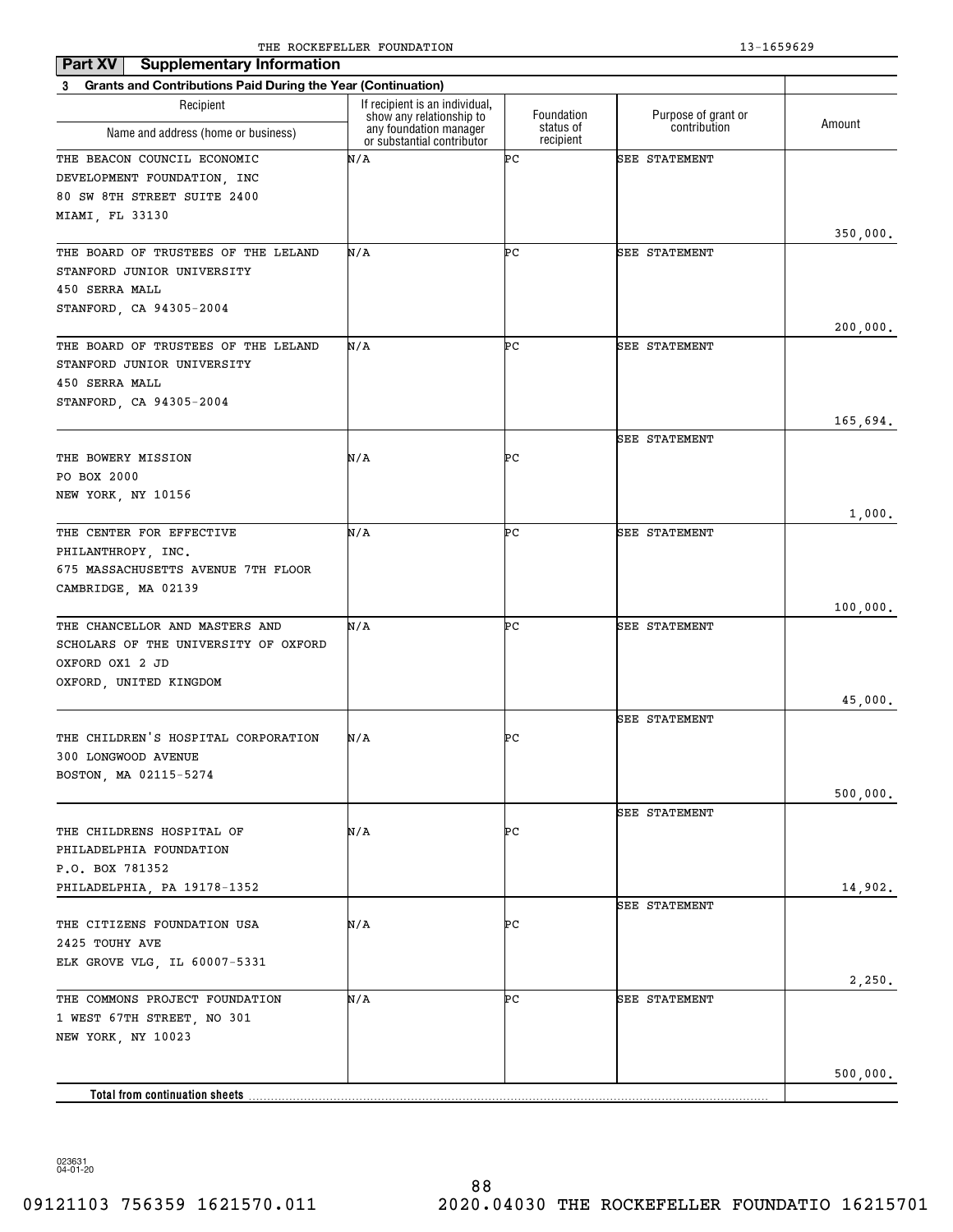THE ROCKEFELLER FOUNDATION 13-1659629

**Part XV Supplementary Information**

**3 Grants and Contributions Paid During the Year (Continuation)**

| Recipient<br>Name and address (home or business) | If recipient is an individual, show any relationship to any foundation manager or substantial contributor | Foundation status of recipient | Purpose of grant or contribution | Amount |
|---|---|---|---|---|
| THE BEACON COUNCIL ECONOMIC DEVELOPMENT FOUNDATION, INC<br>80 SW 8TH STREET SUITE 2400<br>MIAMI, FL 33130 | N/A | PC | SEE STATEMENT | 350,000. |
| THE BOARD OF TRUSTEES OF THE LELAND STANFORD JUNIOR UNIVERSITY<br>450 SERRA MALL<br>STANFORD, CA 94305-2004 | N/A | PC | SEE STATEMENT | 200,000. |
| THE BOARD OF TRUSTEES OF THE LELAND STANFORD JUNIOR UNIVERSITY<br>450 SERRA MALL<br>STANFORD, CA 94305-2004 | N/A | PC | SEE STATEMENT | 165,694. |
| THE BOWERY MISSION<br>PO BOX 2000<br>NEW YORK, NY 10156 | N/A | PC | SEE STATEMENT | 1,000. |
| THE CENTER FOR EFFECTIVE PHILANTHROPY, INC.<br>675 MASSACHUSETTS AVENUE 7TH FLOOR<br>CAMBRIDGE, MA 02139 | N/A | PC | SEE STATEMENT | 100,000. |
| THE CHANCELLOR AND MASTERS AND SCHOLARS OF THE UNIVERSITY OF OXFORD<br>OXFORD OX1 2 JD<br>OXFORD, UNITED KINGDOM | N/A | PC | SEE STATEMENT | 45,000. |
| THE CHILDREN'S HOSPITAL CORPORATION<br>300 LONGWOOD AVENUE<br>BOSTON, MA 02115-5274 | N/A | PC | SEE STATEMENT | 500,000. |
| THE CHILDRENS HOSPITAL OF PHILADELPHIA FOUNDATION<br>P.O. BOX 781352<br>PHILADELPHIA, PA 19178-1352 | N/A | PC | SEE STATEMENT | 14,902. |
| THE CITIZENS FOUNDATION USA<br>2425 TOUHY AVE<br>ELK GROVE VLG, IL 60007-5331 | N/A | PC | SEE STATEMENT | 2,250. |
| THE COMMONS PROJECT FOUNDATION<br>1 WEST 67TH STREET, NO 301<br>NEW YORK, NY 10023 | N/A | PC | SEE STATEMENT | 500,000. |
| **Total from continuation sheets** | | | | |

023631 04-01-20

09121103 756359 1621570.011 2020.04030 THE ROCKEFELLER FOUNDATIO 16215701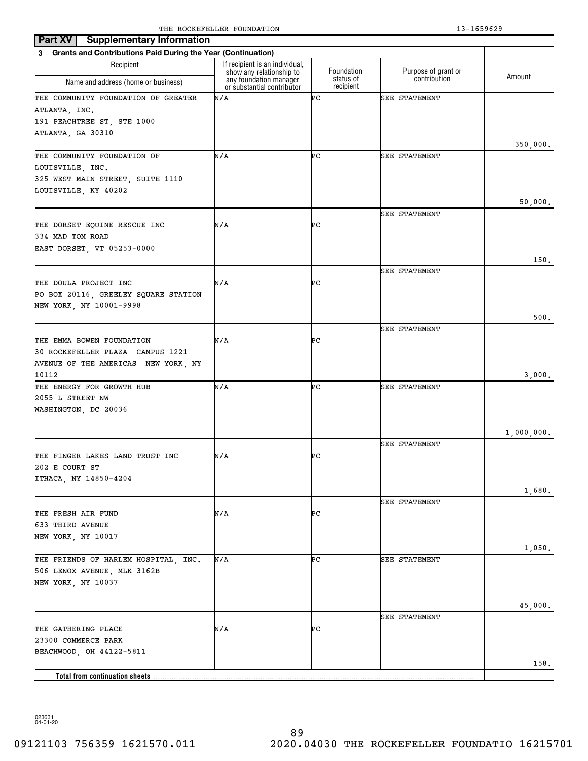THE ROCKEFELLER FOUNDATION 13-1659629

**Part XV Supplementary Information**

**3 Grants and Contributions Paid During the Year (Continuation)**

| Recipient<br>Name and address (home or business) | If recipient is an individual, show any relationship to any foundation manager or substantial contributor | Foundation status of recipient | Purpose of grant or contribution | Amount |
|---|---|---|---|---|
| THE COMMUNITY FOUNDATION OF GREATER ATLANTA, INC.<br>191 PEACHTREE ST, STE 1000<br>ATLANTA, GA 30310 | N/A | PC | SEE STATEMENT | 350,000. |
| THE COMMUNITY FOUNDATION OF LOUISVILLE, INC.<br>325 WEST MAIN STREET, SUITE 1110<br>LOUISVILLE, KY 40202 | N/A | PC | SEE STATEMENT | 50,000. |
| THE DORSET EQUINE RESCUE INC<br>334 MAD TOM ROAD<br>EAST DORSET, VT 05253-0000 | N/A | PC | SEE STATEMENT | 150. |
| THE DOULA PROJECT INC<br>PO BOX 20116, GREELEY SQUARE STATION<br>NEW YORK, NY 10001-9998 | N/A | PC | SEE STATEMENT | 500. |
| THE EMMA BOWEN FOUNDATION<br>30 ROCKEFELLER PLAZA CAMPUS 1221<br>AVENUE OF THE AMERICAS NEW YORK, NY<br>10112 | N/A | PC | SEE STATEMENT | 3,000. |
| THE ENERGY FOR GROWTH HUB<br>2055 L STREET NW<br>WASHINGTON, DC 20036 | N/A | PC | SEE STATEMENT | 1,000,000. |
| THE FINGER LAKES LAND TRUST INC<br>202 E COURT ST<br>ITHACA, NY 14850-4204 | N/A | PC | SEE STATEMENT | 1,680. |
| THE FRESH AIR FUND<br>633 THIRD AVENUE<br>NEW YORK, NY 10017 | N/A | PC | SEE STATEMENT | 1,050. |
| THE FRIENDS OF HARLEM HOSPITAL, INC.<br>506 LENOX AVENUE, MLK 3162B<br>NEW YORK, NY 10037 | N/A | PC | SEE STATEMENT | 45,000. |
| THE GATHERING PLACE<br>23300 COMMERCE PARK<br>BEACHWOOD, OH 44122-5811 | N/A | PC | SEE STATEMENT | 158. |
| **Total from continuation sheets** | | | | |

023631 04-01-20

09121103 756359 1621570.011 2020.04030 THE ROCKEFELLER FOUNDATIO 16215701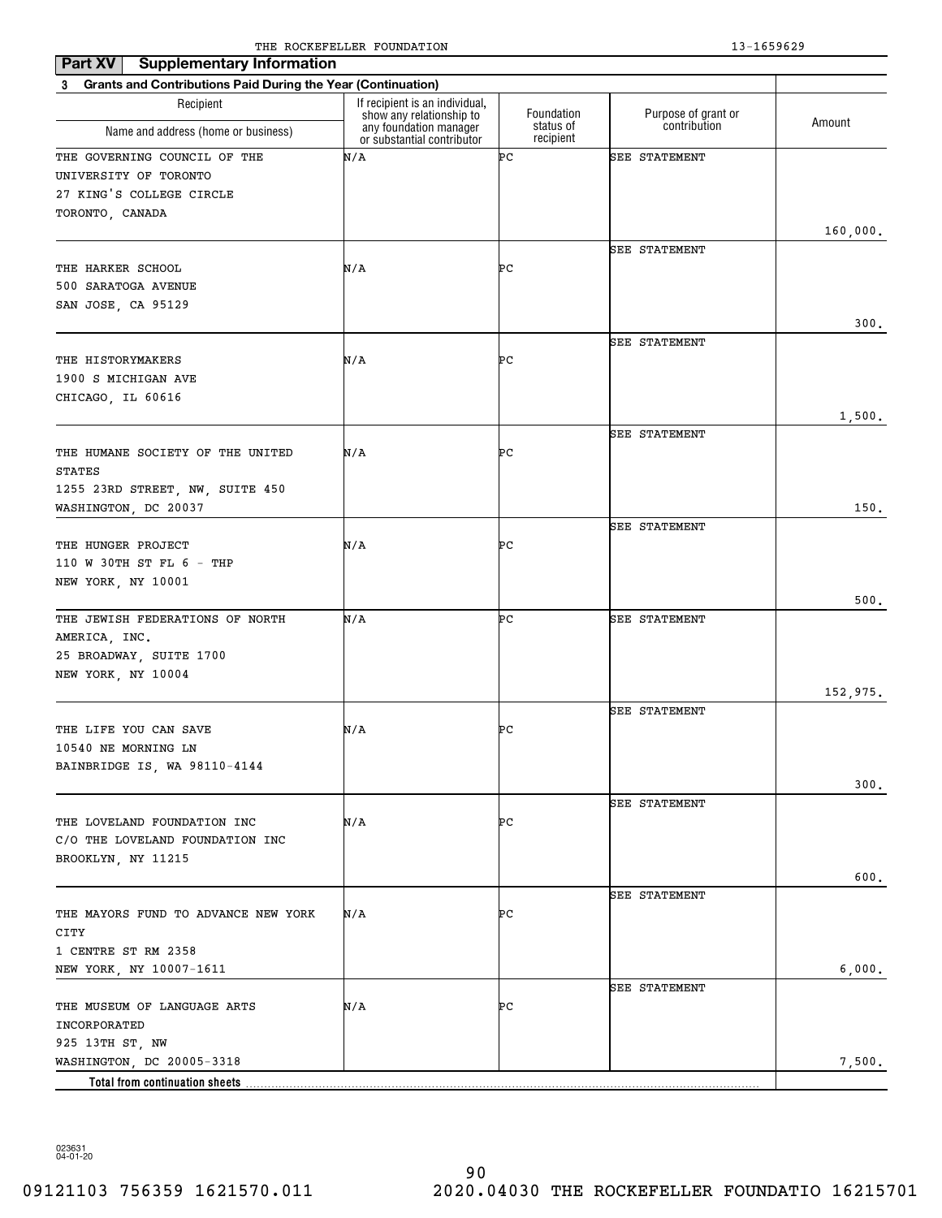THE ROCKEFELLER FOUNDATION 13-1659629

## Part XV Supplementary Information

**3 Grants and Contributions Paid During the Year (Continuation)**

| Recipient Name and address (home or business) | If recipient is an individual, show any relationship to any foundation manager or substantial contributor | Foundation status of recipient | Purpose of grant or contribution | Amount |
|---|---|---|---|---|
| THE GOVERNING COUNCIL OF THE UNIVERSITY OF TORONTO 27 KING'S COLLEGE CIRCLE TORONTO, CANADA | N/A | PC | SEE STATEMENT | 160,000. |
| THE HARKER SCHOOL 500 SARATOGA AVENUE SAN JOSE, CA 95129 | N/A | PC | SEE STATEMENT | 300. |
| THE HISTORYMAKERS 1900 S MICHIGAN AVE CHICAGO, IL 60616 | N/A | PC | SEE STATEMENT | 1,500. |
| THE HUMANE SOCIETY OF THE UNITED STATES 1255 23RD STREET, NW, SUITE 450 WASHINGTON, DC 20037 | N/A | PC | SEE STATEMENT | 150. |
| THE HUNGER PROJECT 110 W 30TH ST FL 6 - THP NEW YORK, NY 10001 | N/A | PC | SEE STATEMENT | 500. |
| THE JEWISH FEDERATIONS OF NORTH AMERICA, INC. 25 BROADWAY, SUITE 1700 NEW YORK, NY 10004 | N/A | PC | SEE STATEMENT | 152,975. |
| THE LIFE YOU CAN SAVE 10540 NE MORNING LN BAINBRIDGE IS, WA 98110-4144 | N/A | PC | SEE STATEMENT | 300. |
| THE LOVELAND FOUNDATION INC C/O THE LOVELAND FOUNDATION INC BROOKLYN, NY 11215 | N/A | PC | SEE STATEMENT | 600. |
| THE MAYORS FUND TO ADVANCE NEW YORK CITY 1 CENTRE ST RM 2358 NEW YORK, NY 10007-1611 | N/A | PC | SEE STATEMENT | 6,000. |
| THE MUSEUM OF LANGUAGE ARTS INCORPORATED 925 13TH ST, NW WASHINGTON, DC 20005-3318 | N/A | PC | SEE STATEMENT | 7,500. |
| **Total from continuation sheets** | | | | |

023631 04-01-20

09121103 756359 1621570.011 2020.04030 THE ROCKEFELLER FOUNDATIO 16215701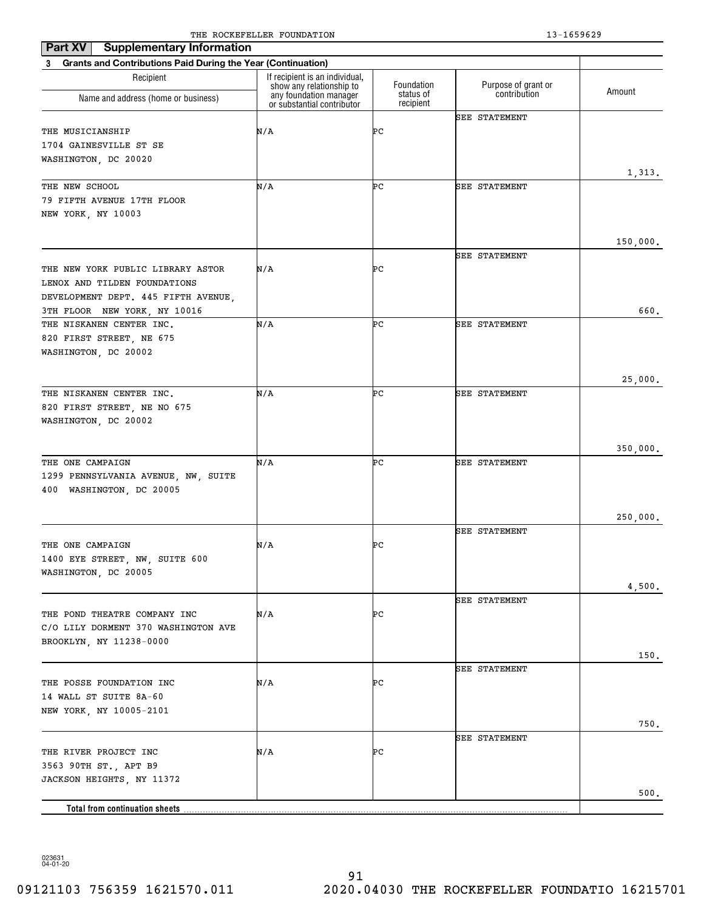THE ROCKEFELLER FOUNDATION 13-1659629

**Part XV Supplementary Information**

**3 Grants and Contributions Paid During the Year (Continuation)**

| Recipient Name and address (home or business) | If recipient is an individual, show any relationship to any foundation manager or substantial contributor | Foundation status of recipient | Purpose of grant or contribution | Amount |
|---|---|---|---|---|
| THE MUSICIANSHIP 1704 GAINESVILLE ST SE WASHINGTON, DC 20020 | N/A | PC | SEE STATEMENT | 1,313. |
| THE NEW SCHOOL 79 FIFTH AVENUE 17TH FLOOR NEW YORK, NY 10003 | N/A | PC | SEE STATEMENT | 150,000. |
| THE NEW YORK PUBLIC LIBRARY ASTOR LENOX AND TILDEN FOUNDATIONS DEVELOPMENT DEPT. 445 FIFTH AVENUE, 3TH FLOOR NEW YORK, NY 10016 | N/A | PC | SEE STATEMENT | 660. |
| THE NISKANEN CENTER INC. 820 FIRST STREET, NE 675 WASHINGTON, DC 20002 | N/A | PC | SEE STATEMENT | 25,000. |
| THE NISKANEN CENTER INC. 820 FIRST STREET, NE NO 675 WASHINGTON, DC 20002 | N/A | PC | SEE STATEMENT | 350,000. |
| THE ONE CAMPAIGN 1299 PENNSYLVANIA AVENUE, NW, SUITE 400 WASHINGTON, DC 20005 | N/A | PC | SEE STATEMENT | 250,000. |
| THE ONE CAMPAIGN 1400 EYE STREET, NW, SUITE 600 WASHINGTON, DC 20005 | N/A | PC | SEE STATEMENT | 4,500. |
| THE POND THEATRE COMPANY INC C/O LILY DORMENT 370 WASHINGTON AVE BROOKLYN, NY 11238-0000 | N/A | PC | SEE STATEMENT | 150. |
| THE POSSE FOUNDATION INC 14 WALL ST SUITE 8A-60 NEW YORK, NY 10005-2101 | N/A | PC | SEE STATEMENT | 750. |
| THE RIVER PROJECT INC 3563 90TH ST., APT B9 JACKSON HEIGHTS, NY 11372 | N/A | PC | SEE STATEMENT | 500. |
| **Total from continuation sheets** | | | | |

023631 04-01-20

09121103 756359 1621570.011 2020.04030 THE ROCKEFELLER FOUNDATIO 16215701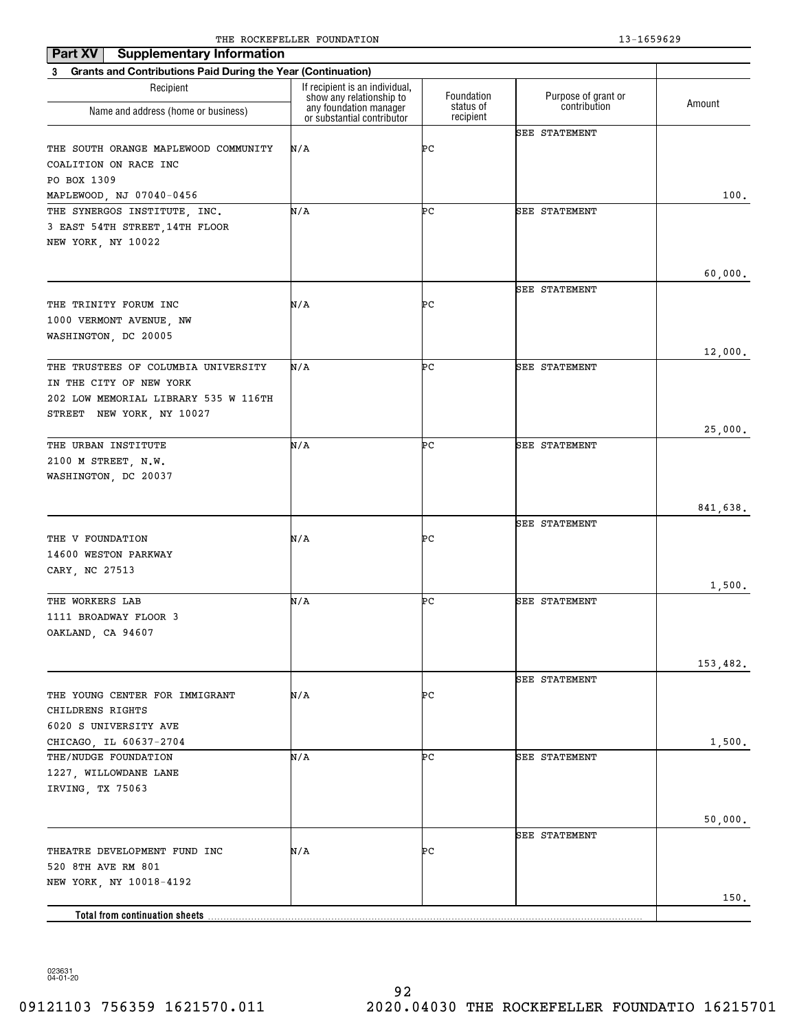THE ROCKEFELLER FOUNDATION 13-1659629

**Part XV Supplementary Information**

**3 Grants and Contributions Paid During the Year (Continuation)**

| Recipient<br>Name and address (home or business) | If recipient is an individual, show any relationship to any foundation manager or substantial contributor | Foundation status of recipient | Purpose of grant or contribution | Amount |
|---|---|---|---|---|
| THE SOUTH ORANGE MAPLEWOOD COMMUNITY COALITION ON RACE INC<br>PO BOX 1309<br>MAPLEWOOD, NJ 07040-0456 | N/A | PC | SEE STATEMENT | 100. |
| THE SYNERGOS INSTITUTE, INC.<br>3 EAST 54TH STREET,14TH FLOOR<br>NEW YORK, NY 10022 | N/A | PC | SEE STATEMENT | 60,000. |
| THE TRINITY FORUM INC<br>1000 VERMONT AVENUE, NW<br>WASHINGTON, DC 20005 | N/A | PC | SEE STATEMENT | 12,000. |
| THE TRUSTEES OF COLUMBIA UNIVERSITY IN THE CITY OF NEW YORK<br>202 LOW MEMORIAL LIBRARY 535 W 116TH STREET NEW YORK, NY 10027 | N/A | PC | SEE STATEMENT | 25,000. |
| THE URBAN INSTITUTE<br>2100 M STREET, N.W.<br>WASHINGTON, DC 20037 | N/A | PC | SEE STATEMENT | 841,638. |
| THE V FOUNDATION<br>14600 WESTON PARKWAY<br>CARY, NC 27513 | N/A | PC | SEE STATEMENT | 1,500. |
| THE WORKERS LAB<br>1111 BROADWAY FLOOR 3<br>OAKLAND, CA 94607 | N/A | PC | SEE STATEMENT | 153,482. |
| THE YOUNG CENTER FOR IMMIGRANT CHILDRENS RIGHTS<br>6020 S UNIVERSITY AVE<br>CHICAGO, IL 60637-2704 | N/A | PC | SEE STATEMENT | 1,500. |
| THE/NUDGE FOUNDATION<br>1227, WILLOWDANE LANE<br>IRVING, TX 75063 | N/A | PC | SEE STATEMENT | 50,000. |
| THEATRE DEVELOPMENT FUND INC<br>520 8TH AVE RM 801<br>NEW YORK, NY 10018-4192 | N/A | PC | SEE STATEMENT | 150. |
| **Total from continuation sheets** | | | | |

023631 04-01-20

09121103 756359 1621570.011 2020.04030 THE ROCKEFELLER FOUNDATIO 16215701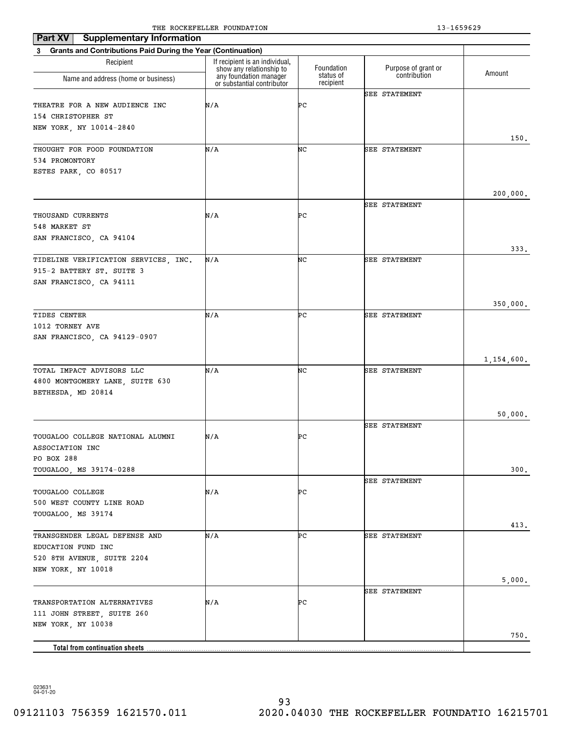THE ROCKEFELLER FOUNDATION 13-1659629

**Part XV** **Supplementary Information**

**3 Grants and Contributions Paid During the Year (Continuation)**

| Recipient Name and address (home or business) | If recipient is an individual, show any relationship to any foundation manager or substantial contributor | Foundation status of recipient | Purpose of grant or contribution | Amount |
|---|---|---|---|---|
| THEATRE FOR A NEW AUDIENCE INC<br>154 CHRISTOPHER ST<br>NEW YORK, NY 10014-2840 | N/A | PC | SEE STATEMENT | 150. |
| THOUGHT FOR FOOD FOUNDATION<br>534 PROMONTORY<br>ESTES PARK, CO 80517 | N/A | NC | SEE STATEMENT | 200,000. |
| THOUSAND CURRENTS<br>548 MARKET ST<br>SAN FRANCISCO, CA 94104 | N/A | PC | SEE STATEMENT | 333. |
| TIDELINE VERIFICATION SERVICES, INC.<br>915-2 BATTERY ST. SUITE 3<br>SAN FRANCISCO, CA 94111 | N/A | NC | SEE STATEMENT | 350,000. |
| TIDES CENTER<br>1012 TORNEY AVE<br>SAN FRANCISCO, CA 94129-0907 | N/A | PC | SEE STATEMENT | 1,154,600. |
| TOTAL IMPACT ADVISORS LLC<br>4800 MONTGOMERY LANE, SUITE 630<br>BETHESDA, MD 20814 | N/A | NC | SEE STATEMENT | 50,000. |
| TOUGALOO COLLEGE NATIONAL ALUMNI ASSOCIATION INC<br>PO BOX 288<br>TOUGALOO, MS 39174-0288 | N/A | PC | SEE STATEMENT | 300. |
| TOUGALOO COLLEGE<br>500 WEST COUNTY LINE ROAD<br>TOUGALOO, MS 39174 | N/A | PC | SEE STATEMENT | 413. |
| TRANSGENDER LEGAL DEFENSE AND EDUCATION FUND INC<br>520 8TH AVENUE, SUITE 2204<br>NEW YORK, NY 10018 | N/A | PC | SEE STATEMENT | 5,000. |
| TRANSPORTATION ALTERNATIVES<br>111 JOHN STREET, SUITE 260<br>NEW YORK, NY 10038 | N/A | PC | SEE STATEMENT | 750. |
| **Total from continuation sheets** | | | | |

023631 04-01-20

09121103 756359 1621570.011 2020.04030 THE ROCKEFELLER FOUNDATIO 16215701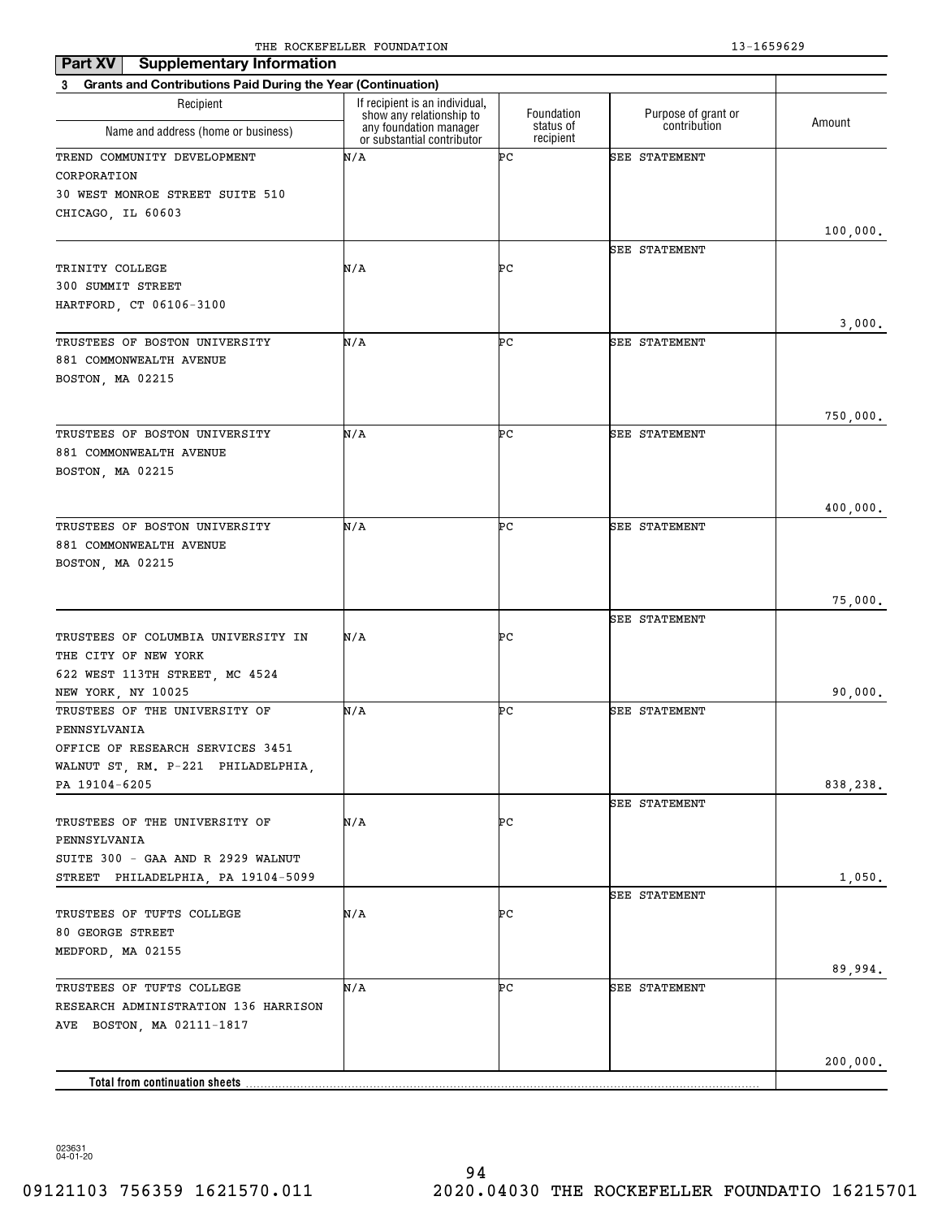THE ROCKEFELLER FOUNDATION 13-1659629

**Part XV Supplementary Information**

**3 Grants and Contributions Paid During the Year (Continuation)**

| Recipient Name and address (home or business) | If recipient is an individual, show any relationship to any foundation manager or substantial contributor | Foundation status of recipient | Purpose of grant or contribution | Amount |
|---|---|---|---|---|
| TREND COMMUNITY DEVELOPMENT CORPORATION 30 WEST MONROE STREET SUITE 510 CHICAGO, IL 60603 | N/A | PC | SEE STATEMENT | 100,000. |
| TRINITY COLLEGE 300 SUMMIT STREET HARTFORD, CT 06106-3100 | N/A | PC | SEE STATEMENT | 3,000. |
| TRUSTEES OF BOSTON UNIVERSITY 881 COMMONWEALTH AVENUE BOSTON, MA 02215 | N/A | PC | SEE STATEMENT | 750,000. |
| TRUSTEES OF BOSTON UNIVERSITY 881 COMMONWEALTH AVENUE BOSTON, MA 02215 | N/A | PC | SEE STATEMENT | 400,000. |
| TRUSTEES OF BOSTON UNIVERSITY 881 COMMONWEALTH AVENUE BOSTON, MA 02215 | N/A | PC | SEE STATEMENT | 75,000. |
| TRUSTEES OF COLUMBIA UNIVERSITY IN THE CITY OF NEW YORK 622 WEST 113TH STREET, MC 4524 NEW YORK, NY 10025 | N/A | PC | SEE STATEMENT | 90,000. |
| TRUSTEES OF THE UNIVERSITY OF PENNSYLVANIA OFFICE OF RESEARCH SERVICES 3451 WALNUT ST, RM. P-221 PHILADELPHIA, PA 19104-6205 | N/A | PC | SEE STATEMENT | 838,238. |
| TRUSTEES OF THE UNIVERSITY OF PENNSYLVANIA SUITE 300 - GAA AND R 2929 WALNUT STREET PHILADELPHIA, PA 19104-5099 | N/A | PC | SEE STATEMENT | 1,050. |
| TRUSTEES OF TUFTS COLLEGE 80 GEORGE STREET MEDFORD, MA 02155 | N/A | PC | SEE STATEMENT | 89,994. |
| TRUSTEES OF TUFTS COLLEGE RESEARCH ADMINISTRATION 136 HARRISON AVE BOSTON, MA 02111-1817 | N/A | PC | SEE STATEMENT | 200,000. |
| **Total from continuation sheets** | | | | |

023631 04-01-20

09121103 756359 1621570.011 2020.04030 THE ROCKEFELLER FOUNDATIO 16215701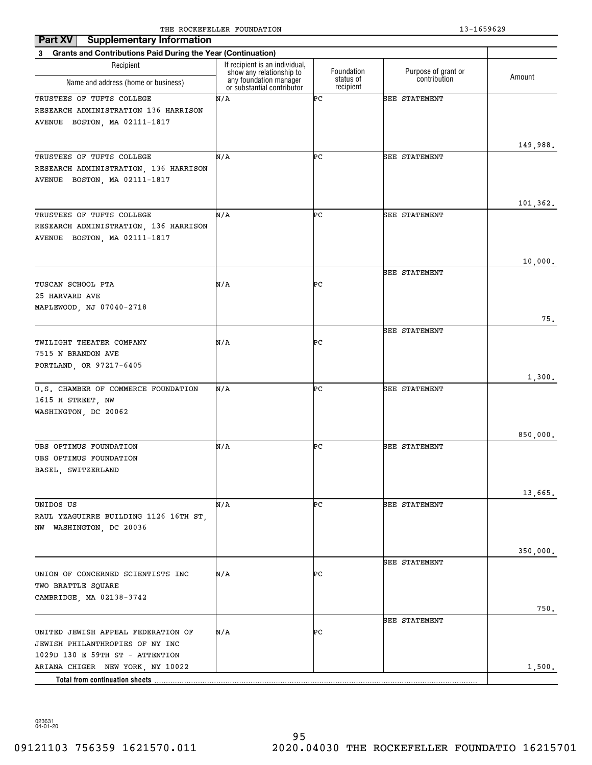THE ROCKEFELLER FOUNDATION 13-1659629

## Part XV Supplementary Information

### 3 Grants and Contributions Paid During the Year (Continuation)

| Recipient Name and address (home or business) | If recipient is an individual, show any relationship to any foundation manager or substantial contributor | Foundation status of recipient | Purpose of grant or contribution | Amount |
|---|---|---|---|---|
| TRUSTEES OF TUFTS COLLEGE RESEARCH ADMINISTRATION 136 HARRISON AVENUE BOSTON, MA 02111-1817 | N/A | PC | SEE STATEMENT | 149,988. |
| TRUSTEES OF TUFTS COLLEGE RESEARCH ADMINISTRATION, 136 HARRISON AVENUE BOSTON, MA 02111-1817 | N/A | PC | SEE STATEMENT | 101,362. |
| TRUSTEES OF TUFTS COLLEGE RESEARCH ADMINISTRATION, 136 HARRISON AVENUE BOSTON, MA 02111-1817 | N/A | PC | SEE STATEMENT | 10,000. |
| TUSCAN SCHOOL PTA 25 HARVARD AVE MAPLEWOOD, NJ 07040-2718 | N/A | PC | SEE STATEMENT | 75. |
| TWILIGHT THEATER COMPANY 7515 N BRANDON AVE PORTLAND, OR 97217-6405 | N/A | PC | SEE STATEMENT | 1,300. |
| U.S. CHAMBER OF COMMERCE FOUNDATION 1615 H STREET, NW WASHINGTON, DC 20062 | N/A | PC | SEE STATEMENT | 850,000. |
| UBS OPTIMUS FOUNDATION UBS OPTIMUS FOUNDATION BASEL, SWITZERLAND | N/A | PC | SEE STATEMENT | 13,665. |
| UNIDOS US RAUL YZAGUIRRE BUILDING 1126 16TH ST, NW WASHINGTON, DC 20036 | N/A | PC | SEE STATEMENT | 350,000. |
| UNION OF CONCERNED SCIENTISTS INC TWO BRATTLE SQUARE CAMBRIDGE, MA 02138-3742 | N/A | PC | SEE STATEMENT | 750. |
| UNITED JEWISH APPEAL FEDERATION OF JEWISH PHILANTHROPIES OF NY INC 1029D 130 E 59TH ST - ATTENTION ARIANA CHIGER NEW YORK, NY 10022 | N/A | PC | SEE STATEMENT | 1,500. |
| **Total from continuation sheets** | | | | |

023631 04-01-20

09121103 756359 1621570.011 2020.04030 THE ROCKEFELLER FOUNDATIO 16215701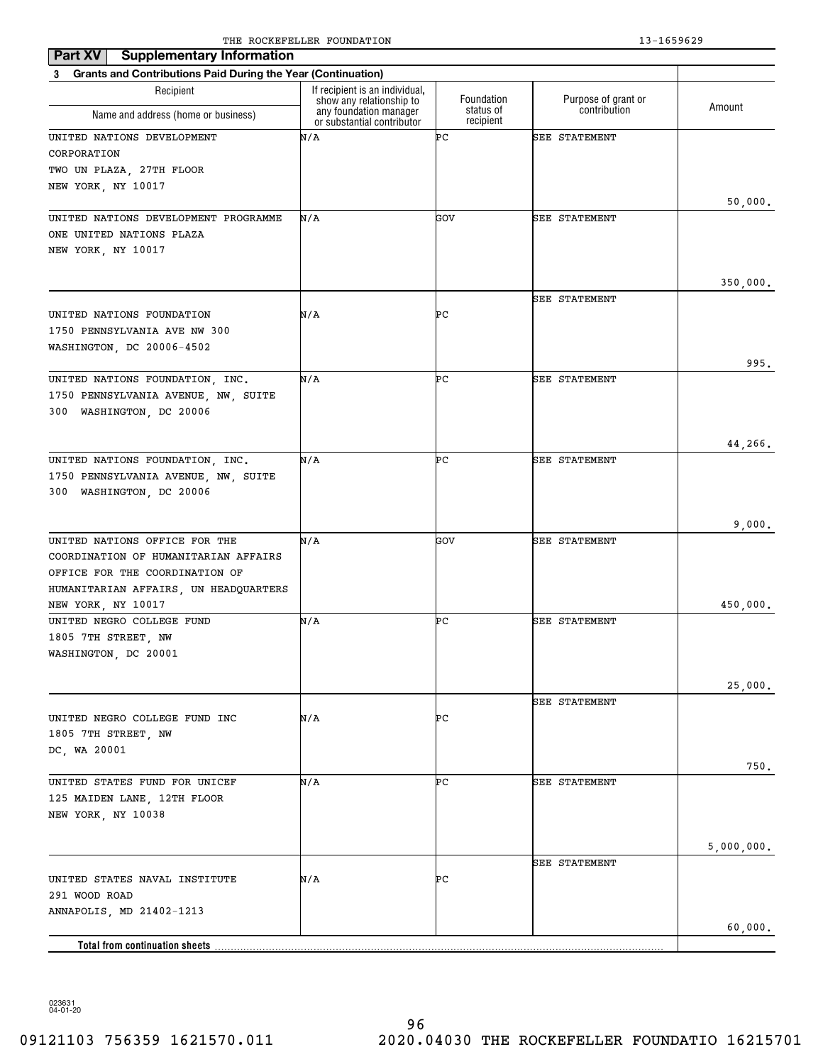## Part XV Supplementary Information

**3 Grants and Contributions Paid During the Year (Continuation)**

| Recipient Name and address (home or business) | If recipient is an individual, show any relationship to any foundation manager or substantial contributor | Foundation status of recipient | Purpose of grant or contribution | Amount |
|---|---|---|---|---|
| UNITED NATIONS DEVELOPMENT CORPORATION TWO UN PLAZA, 27TH FLOOR NEW YORK, NY 10017 | N/A | PC | SEE STATEMENT | 50,000. |
| UNITED NATIONS DEVELOPMENT PROGRAMME ONE UNITED NATIONS PLAZA NEW YORK, NY 10017 | N/A | GOV | SEE STATEMENT | 350,000. |
| UNITED NATIONS FOUNDATION 1750 PENNSYLVANIA AVE NW 300 WASHINGTON, DC 20006-4502 | N/A | PC | SEE STATEMENT | 995. |
| UNITED NATIONS FOUNDATION, INC. 1750 PENNSYLVANIA AVENUE, NW, SUITE 300 WASHINGTON, DC 20006 | N/A | PC | SEE STATEMENT | 44,266. |
| UNITED NATIONS FOUNDATION, INC. 1750 PENNSYLVANIA AVENUE, NW, SUITE 300 WASHINGTON, DC 20006 | N/A | PC | SEE STATEMENT | 9,000. |
| UNITED NATIONS OFFICE FOR THE COORDINATION OF HUMANITARIAN AFFAIRS OFFICE FOR THE COORDINATION OF HUMANITARIAN AFFAIRS, UN HEADQUARTERS NEW YORK, NY 10017 | N/A | GOV | SEE STATEMENT | 450,000. |
| UNITED NEGRO COLLEGE FUND 1805 7TH STREET, NW WASHINGTON, DC 20001 | N/A | PC | SEE STATEMENT | 25,000. |
| UNITED NEGRO COLLEGE FUND INC 1805 7TH STREET, NW DC, WA 20001 | N/A | PC | SEE STATEMENT | 750. |
| UNITED STATES FUND FOR UNICEF 125 MAIDEN LANE, 12TH FLOOR NEW YORK, NY 10038 | N/A | PC | SEE STATEMENT | 5,000,000. |
| UNITED STATES NAVAL INSTITUTE 291 WOOD ROAD ANNAPOLIS, MD 21402-1213 | N/A | PC | SEE STATEMENT | 60,000. |
| **Total from continuation sheets** | | | | |

023631 04-01-20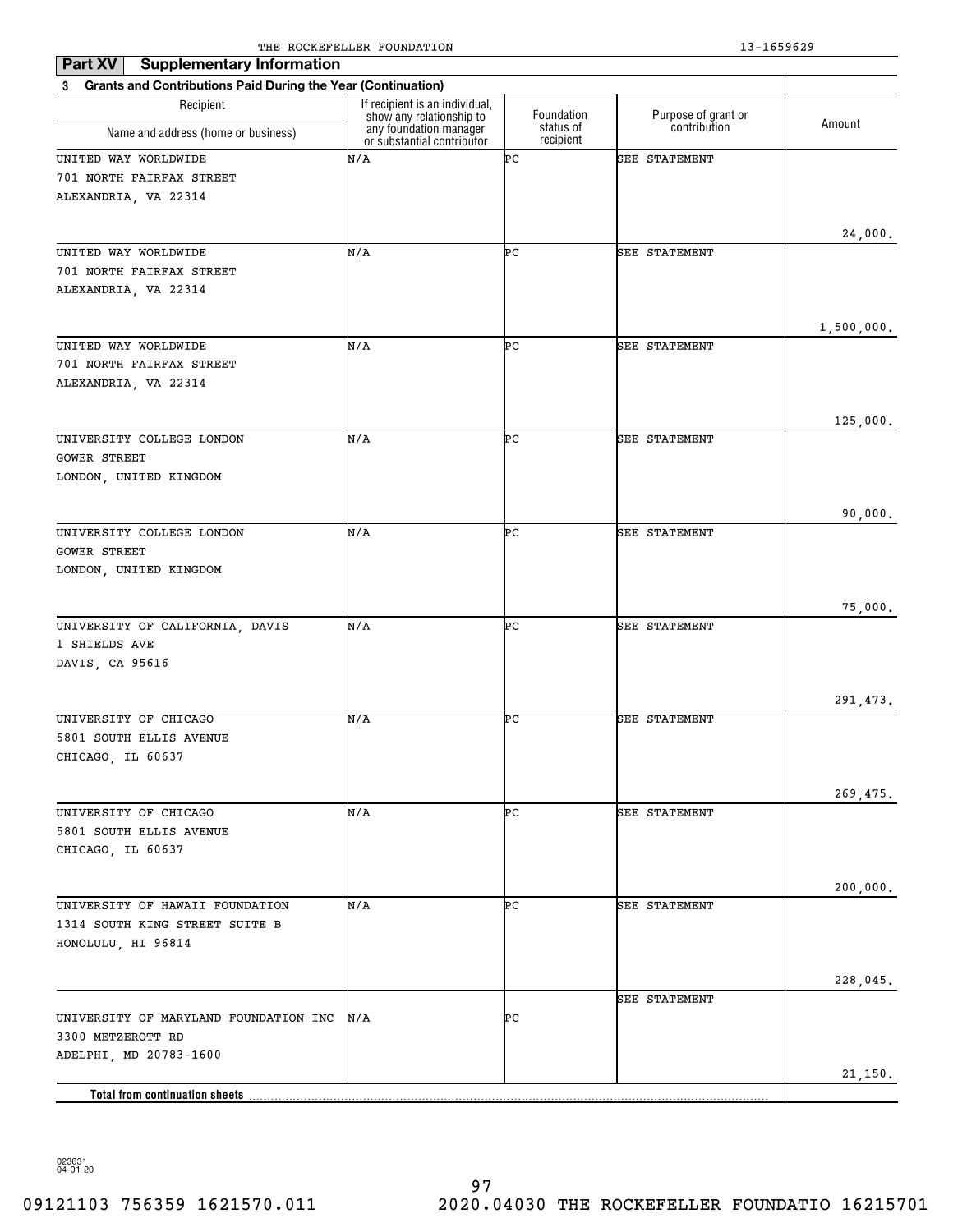## Part XV Supplementary Information

**3 Grants and Contributions Paid During the Year (Continuation)**

| Recipient Name and address (home or business) | If recipient is an individual, show any relationship to any foundation manager or substantial contributor | Foundation status of recipient | Purpose of grant or contribution | Amount |
|---|---|---|---|---|
| UNITED WAY WORLDWIDE<br>701 NORTH FAIRFAX STREET<br>ALEXANDRIA, VA 22314 | N/A | PC | SEE STATEMENT | 24,000. |
| UNITED WAY WORLDWIDE<br>701 NORTH FAIRFAX STREET<br>ALEXANDRIA, VA 22314 | N/A | PC | SEE STATEMENT | 1,500,000. |
| UNITED WAY WORLDWIDE<br>701 NORTH FAIRFAX STREET<br>ALEXANDRIA, VA 22314 | N/A | PC | SEE STATEMENT | 125,000. |
| UNIVERSITY COLLEGE LONDON<br>GOWER STREET<br>LONDON, UNITED KINGDOM | N/A | PC | SEE STATEMENT | 90,000. |
| UNIVERSITY COLLEGE LONDON<br>GOWER STREET<br>LONDON, UNITED KINGDOM | N/A | PC | SEE STATEMENT | 75,000. |
| UNIVERSITY OF CALIFORNIA, DAVIS<br>1 SHIELDS AVE<br>DAVIS, CA 95616 | N/A | PC | SEE STATEMENT | 291,473. |
| UNIVERSITY OF CHICAGO<br>5801 SOUTH ELLIS AVENUE<br>CHICAGO, IL 60637 | N/A | PC | SEE STATEMENT | 269,475. |
| UNIVERSITY OF CHICAGO<br>5801 SOUTH ELLIS AVENUE<br>CHICAGO, IL 60637 | N/A | PC | SEE STATEMENT | 200,000. |
| UNIVERSITY OF HAWAII FOUNDATION<br>1314 SOUTH KING STREET SUITE B<br>HONOLULU, HI 96814 | N/A | PC | SEE STATEMENT | 228,045. |
| UNIVERSITY OF MARYLAND FOUNDATION INC<br>3300 METZEROTT RD<br>ADELPHI, MD 20783-1600 | N/A | PC | SEE STATEMENT | 21,150. |
| **Total from continuation sheets** | | | | |

023631 04-01-20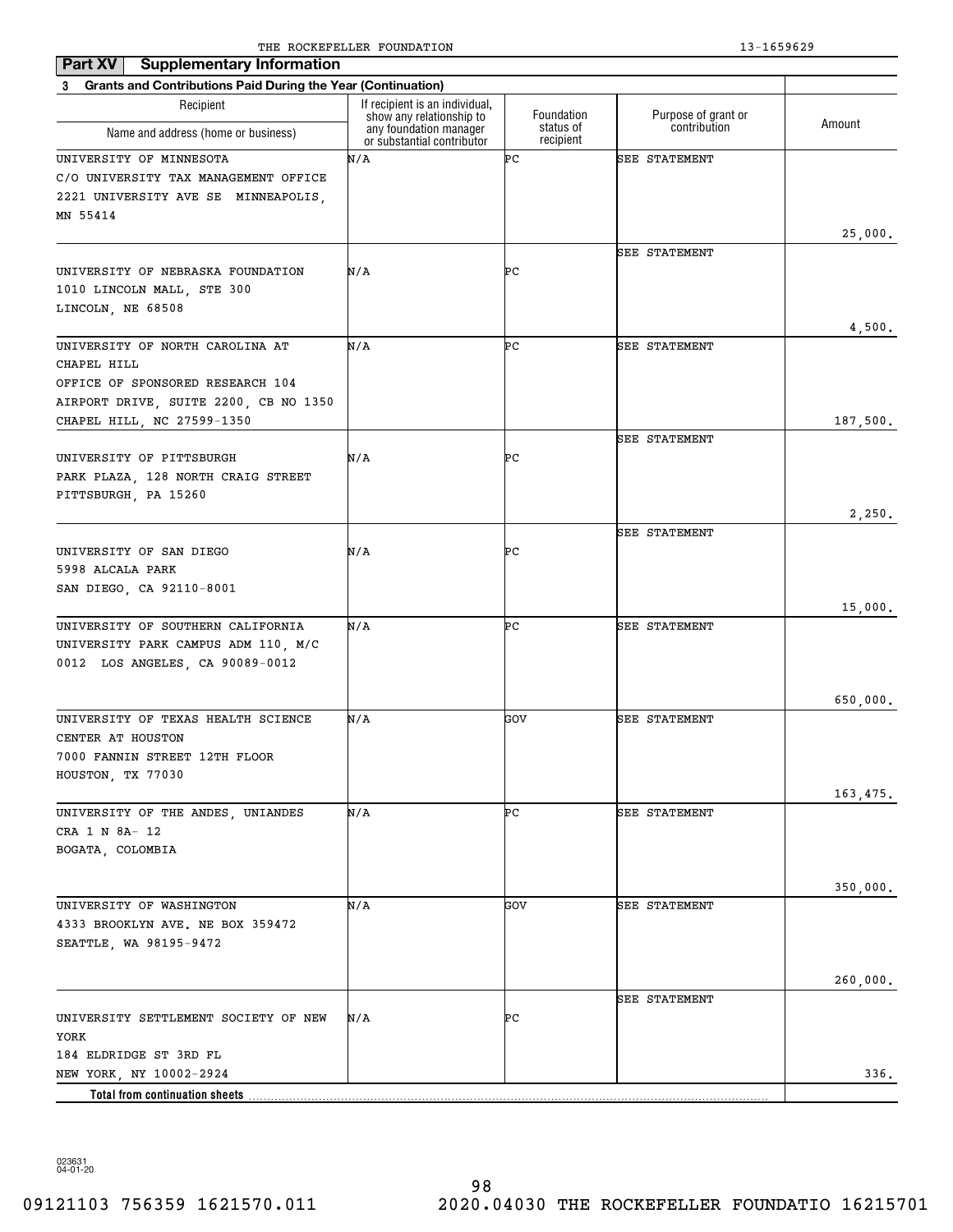## Part XV Supplementary Information

**3 Grants and Contributions Paid During the Year (Continuation)**

| Recipient Name and address (home or business) | If recipient is an individual, show any relationship to any foundation manager or substantial contributor | Foundation status of recipient | Purpose of grant or contribution | Amount |
|---|---|---|---|---|
| UNIVERSITY OF MINNESOTA C/O UNIVERSITY TAX MANAGEMENT OFFICE 2221 UNIVERSITY AVE SE MINNEAPOLIS, MN 55414 | N/A | PC | SEE STATEMENT | 25,000. |
| UNIVERSITY OF NEBRASKA FOUNDATION 1010 LINCOLN MALL, STE 300 LINCOLN, NE 68508 | N/A | PC | SEE STATEMENT | 4,500. |
| UNIVERSITY OF NORTH CAROLINA AT CHAPEL HILL OFFICE OF SPONSORED RESEARCH 104 AIRPORT DRIVE, SUITE 2200, CB NO 1350 CHAPEL HILL, NC 27599-1350 | N/A | PC | SEE STATEMENT | 187,500. |
| UNIVERSITY OF PITTSBURGH PARK PLAZA, 128 NORTH CRAIG STREET PITTSBURGH, PA 15260 | N/A | PC | SEE STATEMENT | 2,250. |
| UNIVERSITY OF SAN DIEGO 5998 ALCALA PARK SAN DIEGO, CA 92110-8001 | N/A | PC | SEE STATEMENT | 15,000. |
| UNIVERSITY OF SOUTHERN CALIFORNIA UNIVERSITY PARK CAMPUS ADM 110, M/C 0012 LOS ANGELES, CA 90089-0012 | N/A | PC | SEE STATEMENT | 650,000. |
| UNIVERSITY OF TEXAS HEALTH SCIENCE CENTER AT HOUSTON 7000 FANNIN STREET 12TH FLOOR HOUSTON, TX 77030 | N/A | GOV | SEE STATEMENT | 163,475. |
| UNIVERSITY OF THE ANDES, UNIANDES CRA 1 N 8A- 12 BOGATA, COLOMBIA | N/A | PC | SEE STATEMENT | 350,000. |
| UNIVERSITY OF WASHINGTON 4333 BROOKLYN AVE. NE BOX 359472 SEATTLE, WA 98195-9472 | N/A | GOV | SEE STATEMENT | 260,000. |
| UNIVERSITY SETTLEMENT SOCIETY OF NEW YORK 184 ELDRIDGE ST 3RD FL NEW YORK, NY 10002-2924 | N/A | PC | SEE STATEMENT | 336. |
| **Total from continuation sheets** | | | | |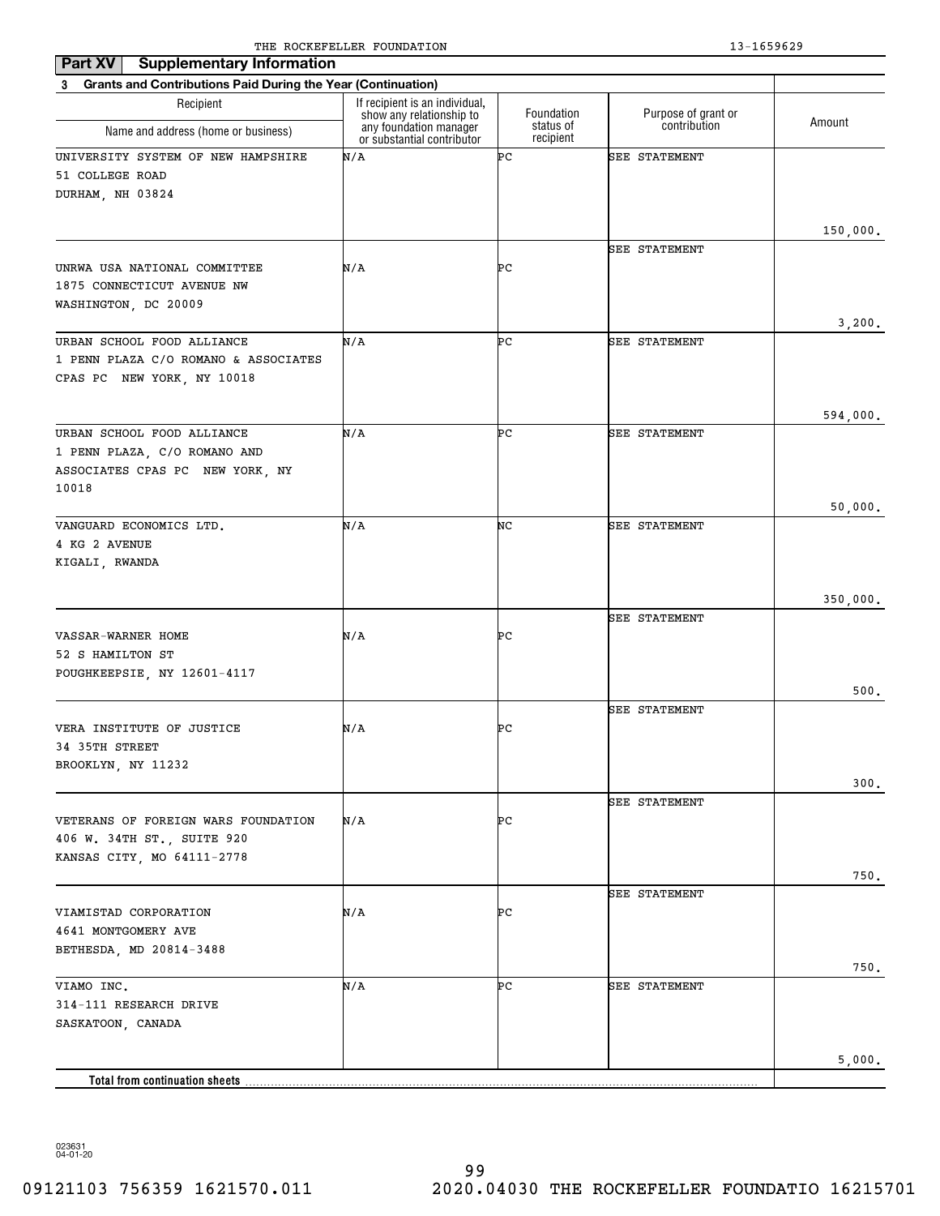THE ROCKEFELLER FOUNDATION 13-1659629

**Part XV Supplementary Information**

**3 Grants and Contributions Paid During the Year (Continuation)**

| Recipient<br>Name and address (home or business) | If recipient is an individual, show any relationship to any foundation manager or substantial contributor | Foundation status of recipient | Purpose of grant or contribution | Amount |
|---|---|---|---|---|
| UNIVERSITY SYSTEM OF NEW HAMPSHIRE<br>51 COLLEGE ROAD<br>DURHAM, NH 03824 | N/A | PC | SEE STATEMENT | 150,000. |
| UNRWA USA NATIONAL COMMITTEE<br>1875 CONNECTICUT AVENUE NW<br>WASHINGTON, DC 20009 | N/A | PC | SEE STATEMENT | 3,200. |
| URBAN SCHOOL FOOD ALLIANCE<br>1 PENN PLAZA C/O ROMANO & ASSOCIATES<br>CPAS PC NEW YORK, NY 10018 | N/A | PC | SEE STATEMENT | 594,000. |
| URBAN SCHOOL FOOD ALLIANCE<br>1 PENN PLAZA, C/O ROMANO AND<br>ASSOCIATES CPAS PC NEW YORK, NY<br>10018 | N/A | PC | SEE STATEMENT | 50,000. |
| VANGUARD ECONOMICS LTD.<br>4 KG 2 AVENUE<br>KIGALI, RWANDA | N/A | NC | SEE STATEMENT | 350,000. |
| VASSAR-WARNER HOME<br>52 S HAMILTON ST<br>POUGHKEEPSIE, NY 12601-4117 | N/A | PC | SEE STATEMENT | 500. |
| VERA INSTITUTE OF JUSTICE<br>34 35TH STREET<br>BROOKLYN, NY 11232 | N/A | PC | SEE STATEMENT | 300. |
| VETERANS OF FOREIGN WARS FOUNDATION<br>406 W. 34TH ST., SUITE 920<br>KANSAS CITY, MO 64111-2778 | N/A | PC | SEE STATEMENT | 750. |
| VIAMISTAD CORPORATION<br>4641 MONTGOMERY AVE<br>BETHESDA, MD 20814-3488 | N/A | PC | SEE STATEMENT | 750. |
| VIAMO INC.<br>314-111 RESEARCH DRIVE<br>SASKATOON, CANADA | N/A | PC | SEE STATEMENT | 5,000. |
| **Total from continuation sheets** | | | | |

023631 04-01-20

09121103 756359 1621570.011 2020.04030 THE ROCKEFELLER FOUNDATIO 16215701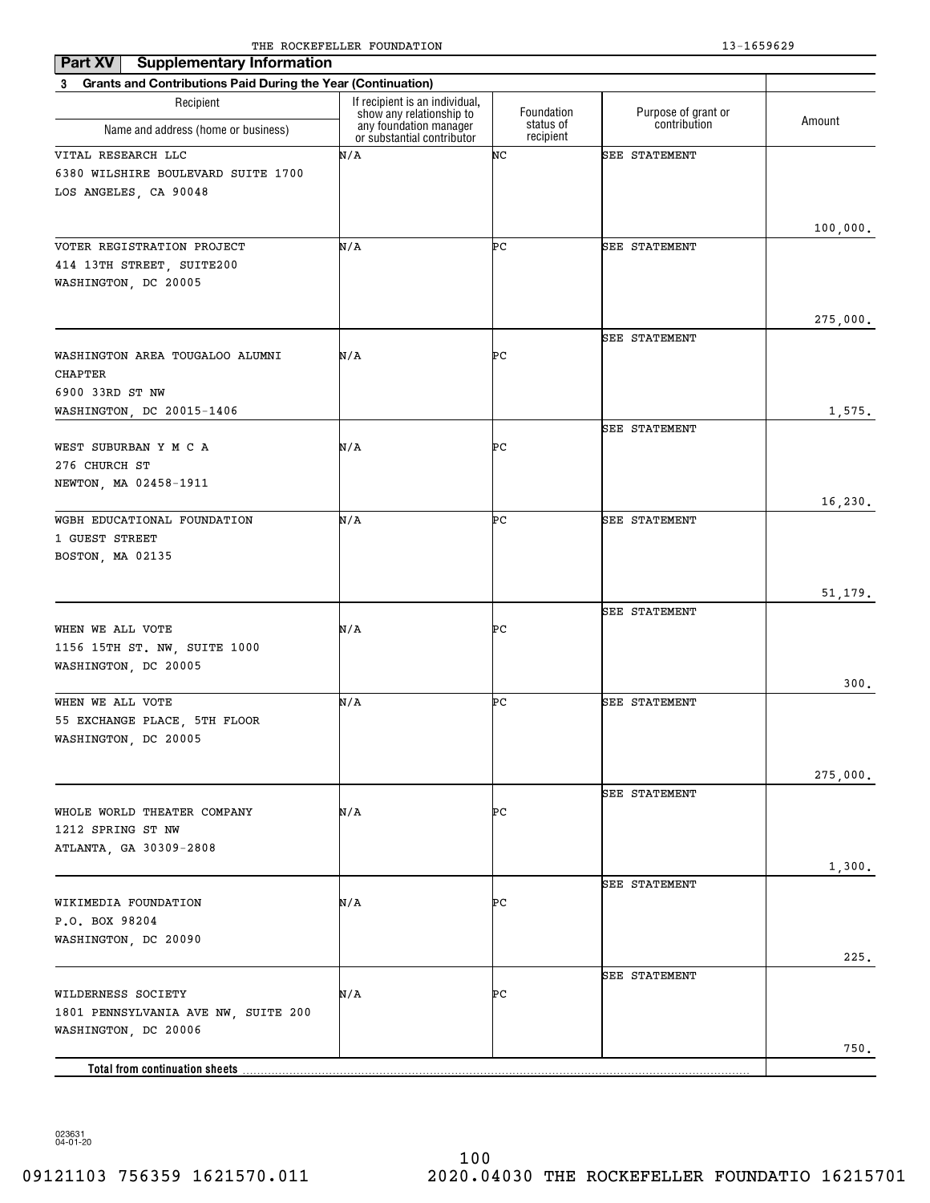THE ROCKEFELLER FOUNDATION 13-1659629

## Part XV Supplementary Information

**3 Grants and Contributions Paid During the Year (Continuation)**

| Recipient Name and address (home or business) | If recipient is an individual, show any relationship to any foundation manager or substantial contributor | Foundation status of recipient | Purpose of grant or contribution | Amount |
|---|---|---|---|---|
| VITAL RESEARCH LLC<br>6380 WILSHIRE BOULEVARD SUITE 1700<br>LOS ANGELES, CA 90048 | N/A | NC | SEE STATEMENT | 100,000. |
| VOTER REGISTRATION PROJECT<br>414 13TH STREET, SUITE200<br>WASHINGTON, DC 20005 | N/A | PC | SEE STATEMENT | 275,000. |
| WASHINGTON AREA TOUGALOO ALUMNI CHAPTER<br>6900 33RD ST NW<br>WASHINGTON, DC 20015-1406 | N/A | PC | SEE STATEMENT | 1,575. |
| WEST SUBURBAN Y M C A<br>276 CHURCH ST<br>NEWTON, MA 02458-1911 | N/A | PC | SEE STATEMENT | 16,230. |
| WGBH EDUCATIONAL FOUNDATION<br>1 GUEST STREET<br>BOSTON, MA 02135 | N/A | PC | SEE STATEMENT | 51,179. |
| WHEN WE ALL VOTE<br>1156 15TH ST. NW, SUITE 1000<br>WASHINGTON, DC 20005 | N/A | PC | SEE STATEMENT | 300. |
| WHEN WE ALL VOTE<br>55 EXCHANGE PLACE, 5TH FLOOR<br>WASHINGTON, DC 20005 | N/A | PC | SEE STATEMENT | 275,000. |
| WHOLE WORLD THEATER COMPANY<br>1212 SPRING ST NW<br>ATLANTA, GA 30309-2808 | N/A | PC | SEE STATEMENT | 1,300. |
| WIKIMEDIA FOUNDATION<br>P.O. BOX 98204<br>WASHINGTON, DC 20090 | N/A | PC | SEE STATEMENT | 225. |
| WILDERNESS SOCIETY<br>1801 PENNSYLVANIA AVE NW, SUITE 200<br>WASHINGTON, DC 20006 | N/A | PC | SEE STATEMENT | 750. |
| **Total from continuation sheets** | | | | |

023631 04-01-20

09121103 756359 1621570.011 2020.04030 THE ROCKEFELLER FOUNDATIO 16215701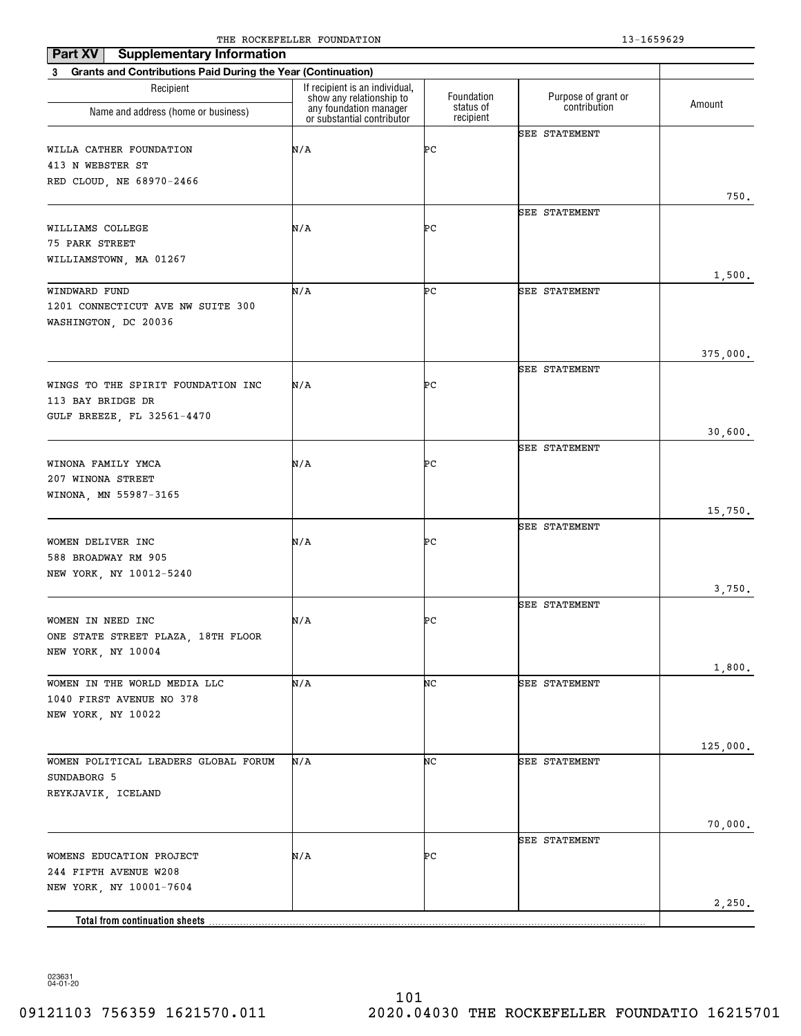THE ROCKEFELLER FOUNDATION 13-1659629

**Part XV Supplementary Information**

**3 Grants and Contributions Paid During the Year (Continuation)**

| Recipient Name and address (home or business) | If recipient is an individual, show any relationship to any foundation manager or substantial contributor | Foundation status of recipient | Purpose of grant or contribution | Amount |
|---|---|---|---|---|
| WILLA CATHER FOUNDATION<br>413 N WEBSTER ST<br>RED CLOUD, NE 68970-2466 | N/A | PC | SEE STATEMENT | 750. |
| WILLIAMS COLLEGE<br>75 PARK STREET<br>WILLIAMSTOWN, MA 01267 | N/A | PC | SEE STATEMENT | 1,500. |
| WINDWARD FUND<br>1201 CONNECTICUT AVE NW SUITE 300<br>WASHINGTON, DC 20036 | N/A | PC | SEE STATEMENT | 375,000. |
| WINGS TO THE SPIRIT FOUNDATION INC<br>113 BAY BRIDGE DR<br>GULF BREEZE, FL 32561-4470 | N/A | PC | SEE STATEMENT | 30,600. |
| WINONA FAMILY YMCA<br>207 WINONA STREET<br>WINONA, MN 55987-3165 | N/A | PC | SEE STATEMENT | 15,750. |
| WOMEN DELIVER INC<br>588 BROADWAY RM 905<br>NEW YORK, NY 10012-5240 | N/A | PC | SEE STATEMENT | 3,750. |
| WOMEN IN NEED INC<br>ONE STATE STREET PLAZA, 18TH FLOOR<br>NEW YORK, NY 10004 | N/A | PC | SEE STATEMENT | 1,800. |
| WOMEN IN THE WORLD MEDIA LLC<br>1040 FIRST AVENUE NO 378<br>NEW YORK, NY 10022 | N/A | NC | SEE STATEMENT | 125,000. |
| WOMEN POLITICAL LEADERS GLOBAL FORUM<br>SUNDABORG 5<br>REYKJAVIK, ICELAND | N/A | NC | SEE STATEMENT | 70,000. |
| WOMENS EDUCATION PROJECT<br>244 FIFTH AVENUE W208<br>NEW YORK, NY 10001-7604 | N/A | PC | SEE STATEMENT | 2,250. |
| **Total from continuation sheets** | | | | |

023631 04-01-20

09121103 756359 1621570.011 2020.04030 THE ROCKEFELLER FOUNDATIO 16215701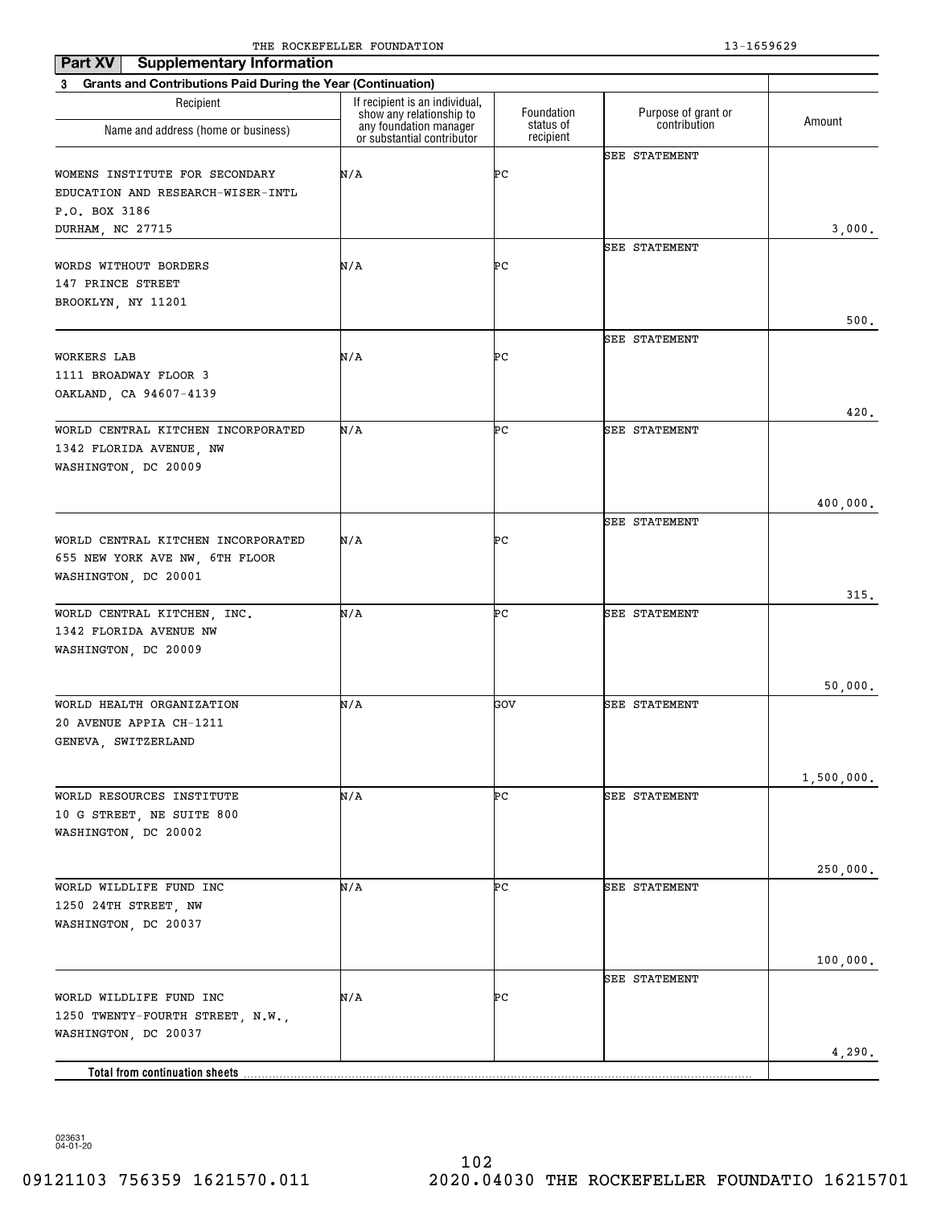THE ROCKEFELLER FOUNDATION 13-1659629

## Part XV Supplementary Information

**3 Grants and Contributions Paid During the Year (Continuation)**

| Recipient Name and address (home or business) | If recipient is an individual, show any relationship to any foundation manager or substantial contributor | Foundation status of recipient | Purpose of grant or contribution | Amount |
|---|---|---|---|---|
| WOMENS INSTITUTE FOR SECONDARY EDUCATION AND RESEARCH-WISER-INTL<br>P.O. BOX 3186<br>DURHAM, NC 27715 | N/A | PC | SEE STATEMENT | 3,000. |
| WORDS WITHOUT BORDERS<br>147 PRINCE STREET<br>BROOKLYN, NY 11201 | N/A | PC | SEE STATEMENT | 500. |
| WORKERS LAB<br>1111 BROADWAY FLOOR 3<br>OAKLAND, CA 94607-4139 | N/A | PC | SEE STATEMENT | 420. |
| WORLD CENTRAL KITCHEN INCORPORATED<br>1342 FLORIDA AVENUE, NW<br>WASHINGTON, DC 20009 | N/A | PC | SEE STATEMENT | 400,000. |
| WORLD CENTRAL KITCHEN INCORPORATED<br>655 NEW YORK AVE NW, 6TH FLOOR<br>WASHINGTON, DC 20001 | N/A | PC | SEE STATEMENT | 315. |
| WORLD CENTRAL KITCHEN, INC.<br>1342 FLORIDA AVENUE NW<br>WASHINGTON, DC 20009 | N/A | PC | SEE STATEMENT | 50,000. |
| WORLD HEALTH ORGANIZATION<br>20 AVENUE APPIA CH-1211<br>GENEVA, SWITZERLAND | N/A | GOV | SEE STATEMENT | 1,500,000. |
| WORLD RESOURCES INSTITUTE<br>10 G STREET, NE SUITE 800<br>WASHINGTON, DC 20002 | N/A | PC | SEE STATEMENT | 250,000. |
| WORLD WILDLIFE FUND INC<br>1250 24TH STREET, NW<br>WASHINGTON, DC 20037 | N/A | PC | SEE STATEMENT | 100,000. |
| WORLD WILDLIFE FUND INC<br>1250 TWENTY-FOURTH STREET, N.W.,<br>WASHINGTON, DC 20037 | N/A | PC | SEE STATEMENT | 4,290. |
| **Total from continuation sheets** | | | | |

023631 04-01-20

09121103 756359 1621570.011 2020.04030 THE ROCKEFELLER FOUNDATIO 16215701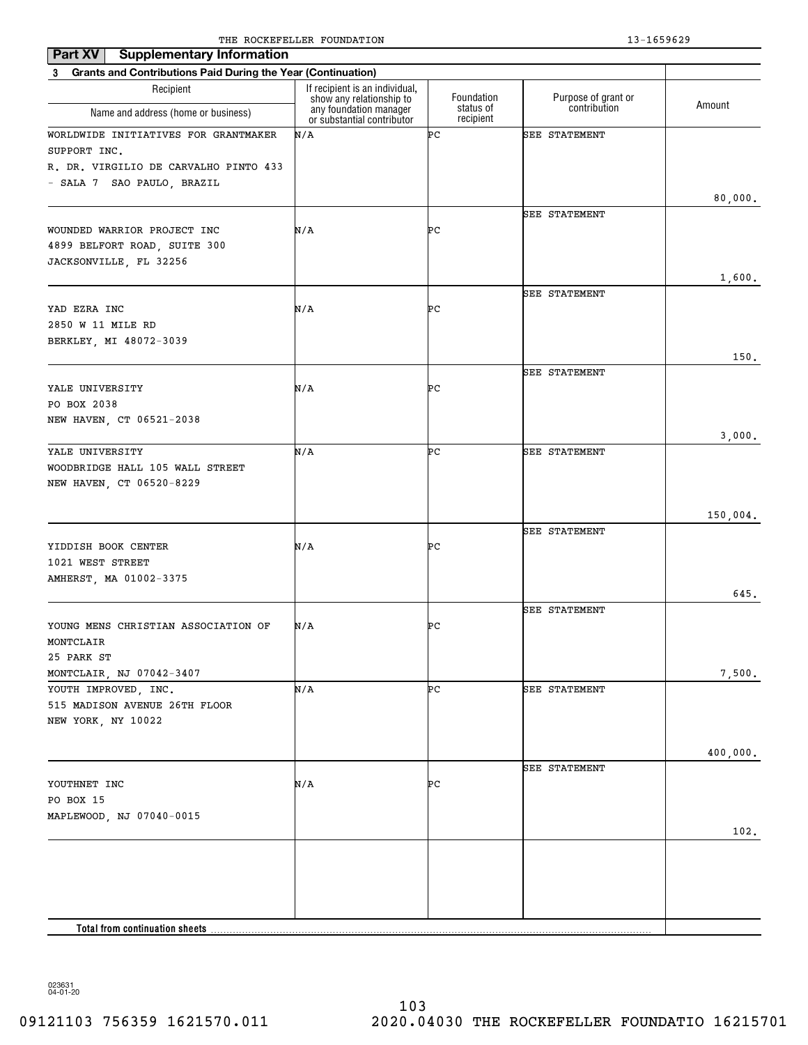**Part XV Supplementary Information**

**3 Grants and Contributions Paid During the Year (Continuation)**

| Recipient<br>Name and address (home or business) | If recipient is an individual, show any relationship to any foundation manager or substantial contributor | Foundation status of recipient | Purpose of grant or contribution | Amount |
|---|---|---|---|---|
| WORLDWIDE INITIATIVES FOR GRANTMAKER SUPPORT INC.<br>R. DR. VIRGILIO DE CARVALHO PINTO 433 - SALA 7 SAO PAULO, BRAZIL | N/A | PC | SEE STATEMENT | 80,000. |
| WOUNDED WARRIOR PROJECT INC<br>4899 BELFORT ROAD, SUITE 300<br>JACKSONVILLE, FL 32256 | N/A | PC | SEE STATEMENT | 1,600. |
| YAD EZRA INC<br>2850 W 11 MILE RD<br>BERKLEY, MI 48072-3039 | N/A | PC | SEE STATEMENT | 150. |
| YALE UNIVERSITY<br>PO BOX 2038<br>NEW HAVEN, CT 06521-2038 | N/A | PC | SEE STATEMENT | 3,000. |
| YALE UNIVERSITY<br>WOODBRIDGE HALL 105 WALL STREET<br>NEW HAVEN, CT 06520-8229 | N/A | PC | SEE STATEMENT | 150,004. |
| YIDDISH BOOK CENTER<br>1021 WEST STREET<br>AMHERST, MA 01002-3375 | N/A | PC | SEE STATEMENT | 645. |
| YOUNG MENS CHRISTIAN ASSOCIATION OF MONTCLAIR<br>25 PARK ST<br>MONTCLAIR, NJ 07042-3407 | N/A | PC | SEE STATEMENT | 7,500. |
| YOUTH IMPROVED, INC.<br>515 MADISON AVENUE 26TH FLOOR<br>NEW YORK, NY 10022 | N/A | PC | SEE STATEMENT | 400,000. |
| YOUTHNET INC<br>PO BOX 15<br>MAPLEWOOD, NJ 07040-0015 | N/A | PC | SEE STATEMENT | 102. |
| | | | | |
| **Total from continuation sheets** | | | | |

023631
04-01-20

09121103 756359 1621570.011 2020.04030 THE ROCKEFELLER FOUNDATIO 16215701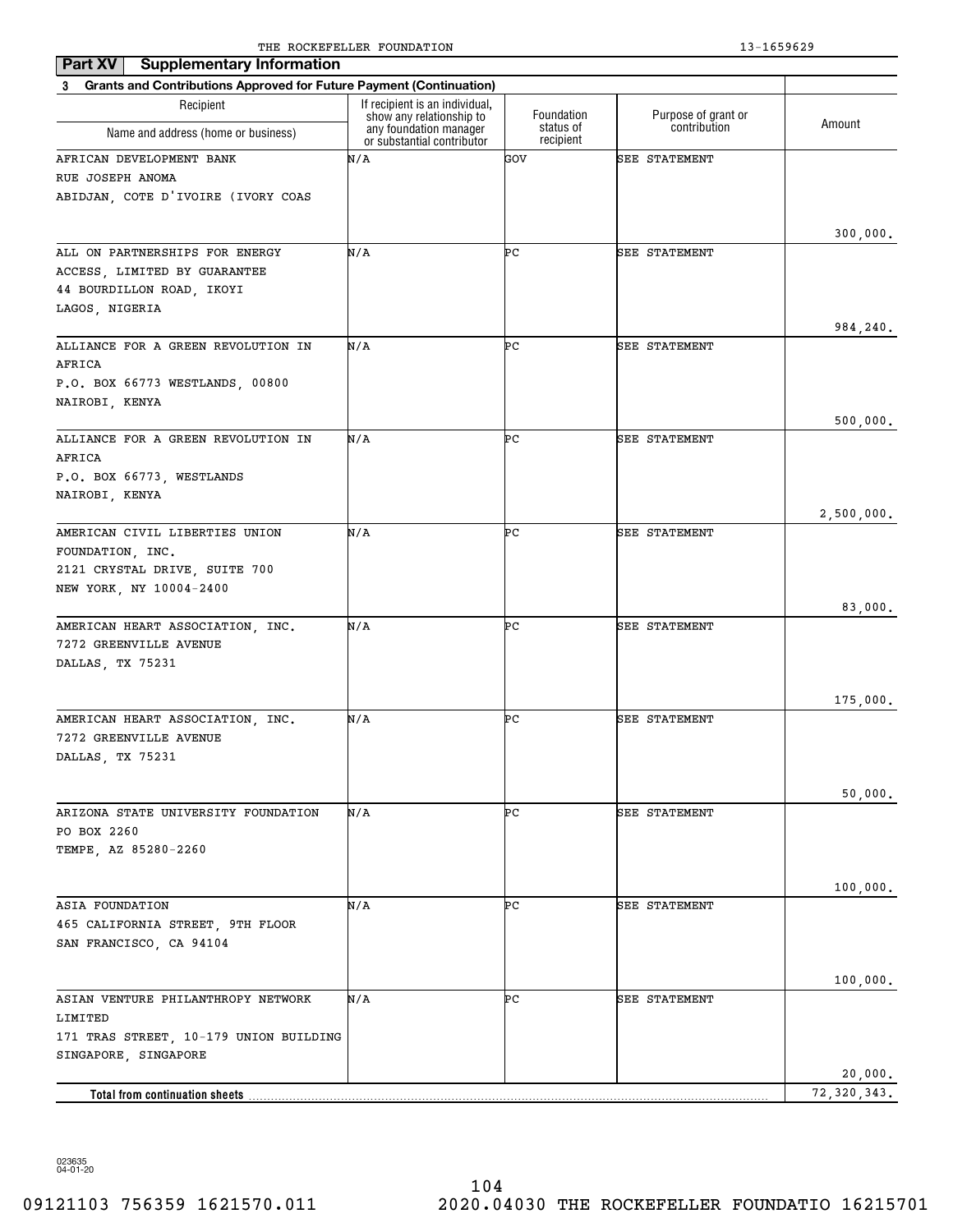THE ROCKEFELLER FOUNDATION 13-1659629

## Part XV Supplementary Information

### 3 Grants and Contributions Approved for Future Payment (Continuation)

| Recipient<br>Name and address (home or business) | If recipient is an individual, show any relationship to any foundation manager or substantial contributor | Foundation status of recipient | Purpose of grant or contribution | Amount |
|---|---|---|---|---|
| AFRICAN DEVELOPMENT BANK<br>RUE JOSEPH ANOMA<br>ABIDJAN, COTE D'IVOIRE (IVORY COAS | N/A | GOV | SEE STATEMENT | 300,000. |
| ALL ON PARTNERSHIPS FOR ENERGY ACCESS, LIMITED BY GUARANTEE<br>44 BOURDILLON ROAD, IKOYI<br>LAGOS, NIGERIA | N/A | PC | SEE STATEMENT | 984,240. |
| ALLIANCE FOR A GREEN REVOLUTION IN AFRICA<br>P.O. BOX 66773 WESTLANDS, 00800<br>NAIROBI, KENYA | N/A | PC | SEE STATEMENT | 500,000. |
| ALLIANCE FOR A GREEN REVOLUTION IN AFRICA<br>P.O. BOX 66773, WESTLANDS<br>NAIROBI, KENYA | N/A | PC | SEE STATEMENT | 2,500,000. |
| AMERICAN CIVIL LIBERTIES UNION FOUNDATION, INC.<br>2121 CRYSTAL DRIVE, SUITE 700<br>NEW YORK, NY 10004-2400 | N/A | PC | SEE STATEMENT | 83,000. |
| AMERICAN HEART ASSOCIATION, INC.<br>7272 GREENVILLE AVENUE<br>DALLAS, TX 75231 | N/A | PC | SEE STATEMENT | 175,000. |
| AMERICAN HEART ASSOCIATION, INC.<br>7272 GREENVILLE AVENUE<br>DALLAS, TX 75231 | N/A | PC | SEE STATEMENT | 50,000. |
| ARIZONA STATE UNIVERSITY FOUNDATION<br>PO BOX 2260<br>TEMPE, AZ 85280-2260 | N/A | PC | SEE STATEMENT | 100,000. |
| ASIA FOUNDATION<br>465 CALIFORNIA STREET, 9TH FLOOR<br>SAN FRANCISCO, CA 94104 | N/A | PC | SEE STATEMENT | 100,000. |
| ASIAN VENTURE PHILANTHROPY NETWORK LIMITED<br>171 TRAS STREET, 10-179 UNION BUILDING<br>SINGAPORE, SINGAPORE | N/A | PC | SEE STATEMENT | 20,000. |
| **Total from continuation sheets** | | | | 72,320,343. |

023635 04-01-20

09121103 756359 1621570.011 2020.04030 THE ROCKEFELLER FOUNDATIO 16215701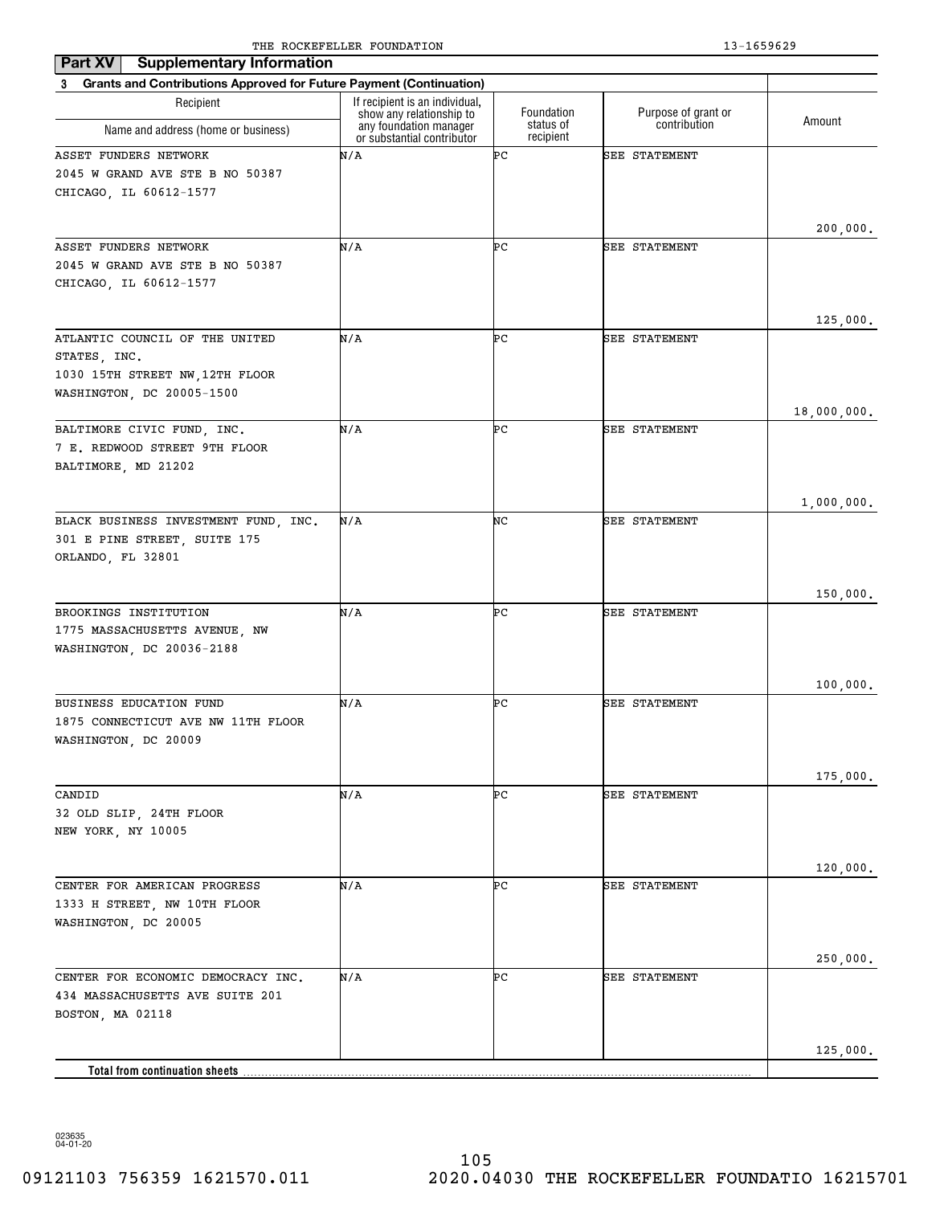THE ROCKEFELLER FOUNDATION 13-1659629

**Part XV Supplementary Information**

**3 Grants and Contributions Approved for Future Payment (Continuation)**

| Recipient<br>Name and address (home or business) | If recipient is an individual, show any relationship to any foundation manager or substantial contributor | Foundation status of recipient | Purpose of grant or contribution | Amount |
|---|---|---|---|---|
| ASSET FUNDERS NETWORK<br>2045 W GRAND AVE STE B NO 50387<br>CHICAGO, IL 60612-1577 | N/A | PC | SEE STATEMENT | 200,000. |
| ASSET FUNDERS NETWORK<br>2045 W GRAND AVE STE B NO 50387<br>CHICAGO, IL 60612-1577 | N/A | PC | SEE STATEMENT | 125,000. |
| ATLANTIC COUNCIL OF THE UNITED STATES, INC.<br>1030 15TH STREET NW,12TH FLOOR<br>WASHINGTON, DC 20005-1500 | N/A | PC | SEE STATEMENT | 18,000,000. |
| BALTIMORE CIVIC FUND, INC.<br>7 E. REDWOOD STREET 9TH FLOOR<br>BALTIMORE, MD 21202 | N/A | PC | SEE STATEMENT | 1,000,000. |
| BLACK BUSINESS INVESTMENT FUND, INC.<br>301 E PINE STREET, SUITE 175<br>ORLANDO, FL 32801 | N/A | NC | SEE STATEMENT | 150,000. |
| BROOKINGS INSTITUTION<br>1775 MASSACHUSETTS AVENUE, NW<br>WASHINGTON, DC 20036-2188 | N/A | PC | SEE STATEMENT | 100,000. |
| BUSINESS EDUCATION FUND<br>1875 CONNECTICUT AVE NW 11TH FLOOR<br>WASHINGTON, DC 20009 | N/A | PC | SEE STATEMENT | 175,000. |
| CANDID<br>32 OLD SLIP, 24TH FLOOR<br>NEW YORK, NY 10005 | N/A | PC | SEE STATEMENT | 120,000. |
| CENTER FOR AMERICAN PROGRESS<br>1333 H STREET, NW 10TH FLOOR<br>WASHINGTON, DC 20005 | N/A | PC | SEE STATEMENT | 250,000. |
| CENTER FOR ECONOMIC DEMOCRACY INC.<br>434 MASSACHUSETTS AVE SUITE 201<br>BOSTON, MA 02118 | N/A | PC | SEE STATEMENT | 125,000. |
| **Total from continuation sheets** | | | | |

023635 04-01-20

09121103 756359 1621570.011 2020.04030 THE ROCKEFELLER FOUNDATIO 16215701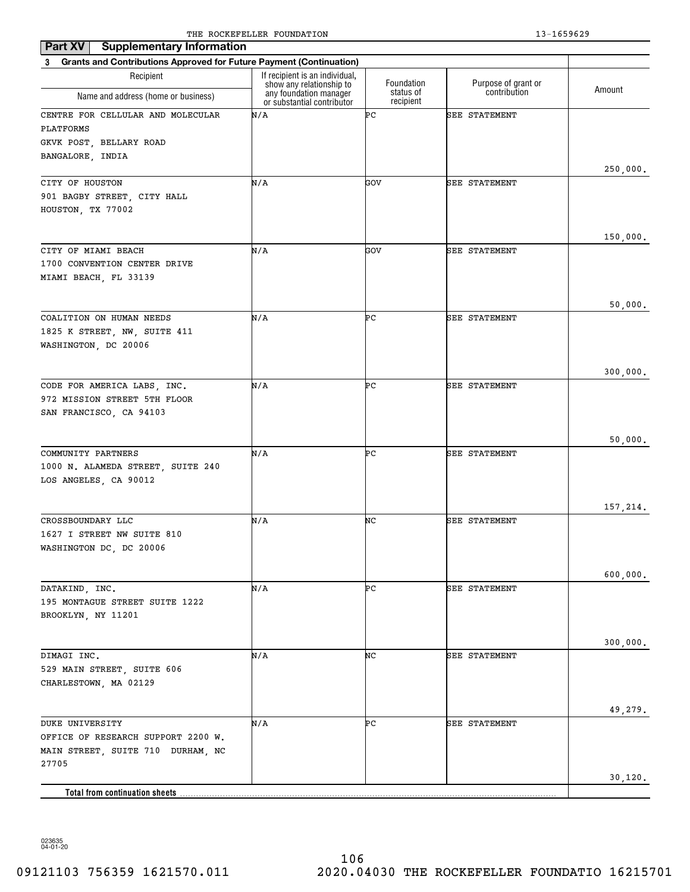THE ROCKEFELLER FOUNDATION 13-1659629

**Part XV Supplementary Information**

**3 Grants and Contributions Approved for Future Payment (Continuation)**

| Recipient Name and address (home or business) | If recipient is an individual, show any relationship to any foundation manager or substantial contributor | Foundation status of recipient | Purpose of grant or contribution | Amount |
|---|---|---|---|---|
| CENTRE FOR CELLULAR AND MOLECULAR PLATFORMS GKVK POST, BELLARY ROAD BANGALORE, INDIA | N/A | PC | SEE STATEMENT | 250,000. |
| CITY OF HOUSTON 901 BAGBY STREET, CITY HALL HOUSTON, TX 77002 | N/A | GOV | SEE STATEMENT | 150,000. |
| CITY OF MIAMI BEACH 1700 CONVENTION CENTER DRIVE MIAMI BEACH, FL 33139 | N/A | GOV | SEE STATEMENT | 50,000. |
| COALITION ON HUMAN NEEDS 1825 K STREET, NW, SUITE 411 WASHINGTON, DC 20006 | N/A | PC | SEE STATEMENT | 300,000. |
| CODE FOR AMERICA LABS, INC. 972 MISSION STREET 5TH FLOOR SAN FRANCISCO, CA 94103 | N/A | PC | SEE STATEMENT | 50,000. |
| COMMUNITY PARTNERS 1000 N. ALAMEDA STREET, SUITE 240 LOS ANGELES, CA 90012 | N/A | PC | SEE STATEMENT | 157,214. |
| CROSSBOUNDARY LLC 1627 I STREET NW SUITE 810 WASHINGTON DC, DC 20006 | N/A | NC | SEE STATEMENT | 600,000. |
| DATAKIND, INC. 195 MONTAGUE STREET SUITE 1222 BROOKLYN, NY 11201 | N/A | PC | SEE STATEMENT | 300,000. |
| DIMAGI INC. 529 MAIN STREET, SUITE 606 CHARLESTOWN, MA 02129 | N/A | NC | SEE STATEMENT | 49,279. |
| DUKE UNIVERSITY OFFICE OF RESEARCH SUPPORT 2200 W. MAIN STREET, SUITE 710 DURHAM, NC 27705 | N/A | PC | SEE STATEMENT | 30,120. |
| **Total from continuation sheets** | | | | |

023635 04-01-20

09121103 756359 1621570.011 2020.04030 THE ROCKEFELLER FOUNDATIO 16215701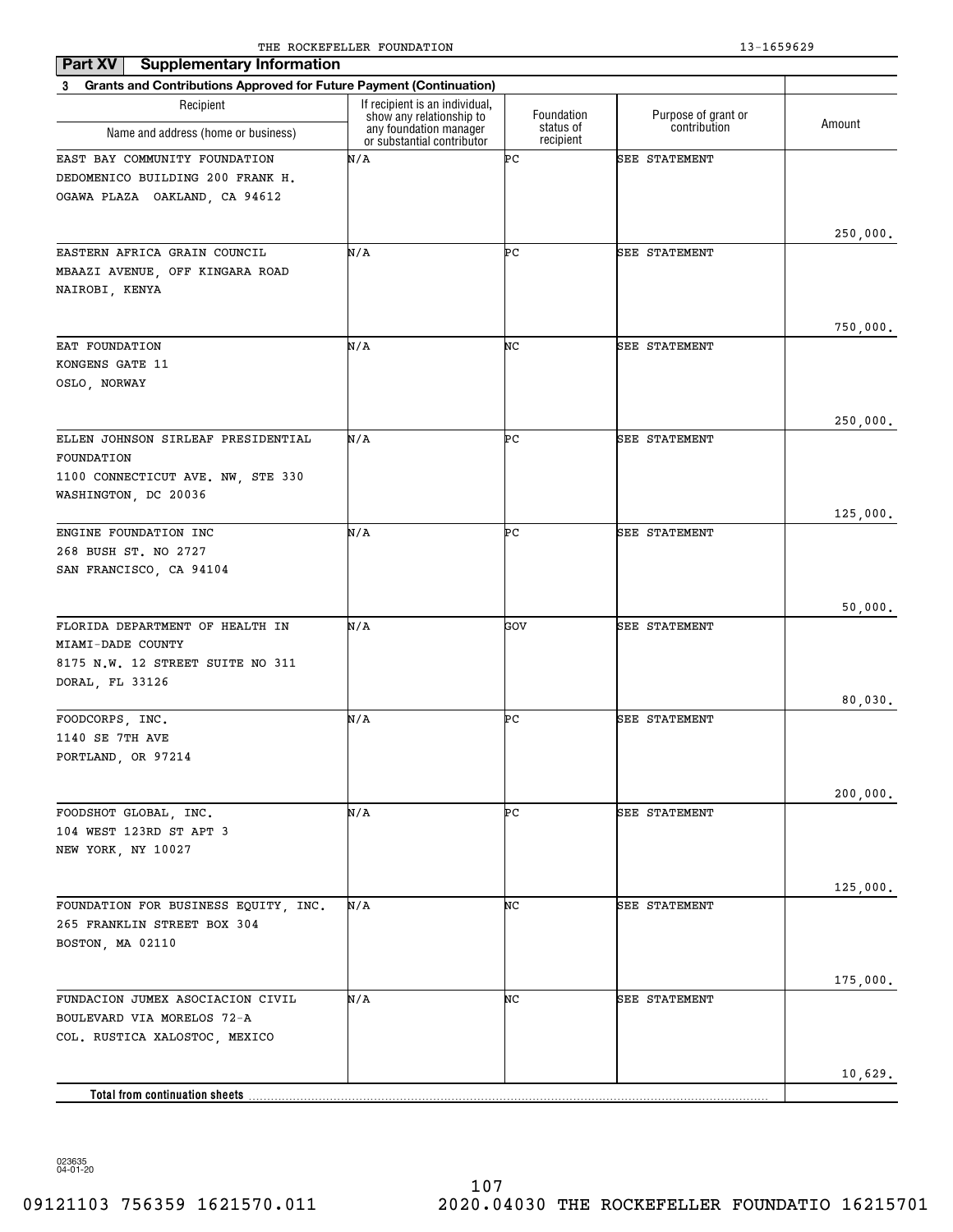THE ROCKEFELLER FOUNDATION 13-1659629

## Part XV Supplementary Information

**3 Grants and Contributions Approved for Future Payment (Continuation)**

| Recipient Name and address (home or business) | If recipient is an individual, show any relationship to any foundation manager or substantial contributor | Foundation status of recipient | Purpose of grant or contribution | Amount |
|---|---|---|---|---|
| EAST BAY COMMUNITY FOUNDATION<br>DEDOMENICO BUILDING 200 FRANK H.<br>OGAWA PLAZA OAKLAND, CA 94612 | N/A | PC | SEE STATEMENT | 250,000. |
| EASTERN AFRICA GRAIN COUNCIL<br>MBAAZI AVENUE, OFF KINGARA ROAD<br>NAIROBI, KENYA | N/A | PC | SEE STATEMENT | 750,000. |
| EAT FOUNDATION<br>KONGENS GATE 11<br>OSLO, NORWAY | N/A | NC | SEE STATEMENT | 250,000. |
| ELLEN JOHNSON SIRLEAF PRESIDENTIAL FOUNDATION<br>1100 CONNECTICUT AVE. NW, STE 330<br>WASHINGTON, DC 20036 | N/A | PC | SEE STATEMENT | 125,000. |
| ENGINE FOUNDATION INC<br>268 BUSH ST. NO 2727<br>SAN FRANCISCO, CA 94104 | N/A | PC | SEE STATEMENT | 50,000. |
| FLORIDA DEPARTMENT OF HEALTH IN MIAMI-DADE COUNTY<br>8175 N.W. 12 STREET SUITE NO 311<br>DORAL, FL 33126 | N/A | GOV | SEE STATEMENT | 80,030. |
| FOODCORPS, INC.<br>1140 SE 7TH AVE<br>PORTLAND, OR 97214 | N/A | PC | SEE STATEMENT | 200,000. |
| FOODSHOT GLOBAL, INC.<br>104 WEST 123RD ST APT 3<br>NEW YORK, NY 10027 | N/A | PC | SEE STATEMENT | 125,000. |
| FOUNDATION FOR BUSINESS EQUITY, INC.<br>265 FRANKLIN STREET BOX 304<br>BOSTON, MA 02110 | N/A | NC | SEE STATEMENT | 175,000. |
| FUNDACION JUMEX ASOCIACION CIVIL<br>BOULEVARD VIA MORELOS 72-A<br>COL. RUSTICA XALOSTOC, MEXICO | N/A | NC | SEE STATEMENT | 10,629. |
| **Total from continuation sheets** | | | | |

023635 04-01-20

09121103 756359 1621570.011 2020.04030 THE ROCKEFELLER FOUNDATIO 16215701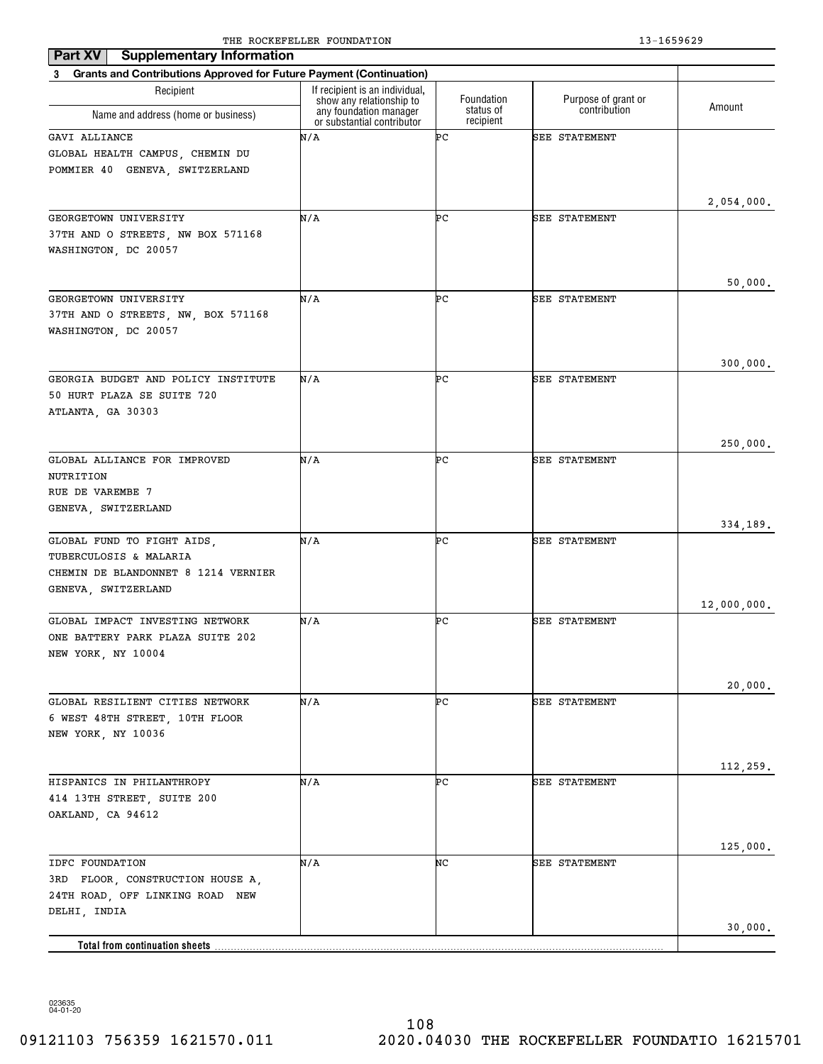THE ROCKEFELLER FOUNDATION 13-1659629

## Part XV Supplementary Information

### 3 Grants and Contributions Approved for Future Payment (Continuation)

| Recipient<br>Name and address (home or business) | If recipient is an individual, show any relationship to any foundation manager or substantial contributor | Foundation status of recipient | Purpose of grant or contribution | Amount |
|---|---|---|---|---|
| GAVI ALLIANCE<br>GLOBAL HEALTH CAMPUS, CHEMIN DU POMMIER 40 GENEVA, SWITZERLAND | N/A | PC | SEE STATEMENT | 2,054,000. |
| GEORGETOWN UNIVERSITY<br>37TH AND O STREETS, NW BOX 571168<br>WASHINGTON, DC 20057 | N/A | PC | SEE STATEMENT | 50,000. |
| GEORGETOWN UNIVERSITY<br>37TH AND O STREETS, NW, BOX 571168<br>WASHINGTON, DC 20057 | N/A | PC | SEE STATEMENT | 300,000. |
| GEORGIA BUDGET AND POLICY INSTITUTE<br>50 HURT PLAZA SE SUITE 720<br>ATLANTA, GA 30303 | N/A | PC | SEE STATEMENT | 250,000. |
| GLOBAL ALLIANCE FOR IMPROVED NUTRITION<br>RUE DE VAREMBE 7<br>GENEVA, SWITZERLAND | N/A | PC | SEE STATEMENT | 334,189. |
| GLOBAL FUND TO FIGHT AIDS, TUBERCULOSIS & MALARIA<br>CHEMIN DE BLANDONNET 8 1214 VERNIER<br>GENEVA, SWITZERLAND | N/A | PC | SEE STATEMENT | 12,000,000. |
| GLOBAL IMPACT INVESTING NETWORK<br>ONE BATTERY PARK PLAZA SUITE 202<br>NEW YORK, NY 10004 | N/A | PC | SEE STATEMENT | 20,000. |
| GLOBAL RESILIENT CITIES NETWORK<br>6 WEST 48TH STREET, 10TH FLOOR<br>NEW YORK, NY 10036 | N/A | PC | SEE STATEMENT | 112,259. |
| HISPANICS IN PHILANTHROPY<br>414 13TH STREET, SUITE 200<br>OAKLAND, CA 94612 | N/A | PC | SEE STATEMENT | 125,000. |
| IDFC FOUNDATION<br>3RD FLOOR, CONSTRUCTION HOUSE A, 24TH ROAD, OFF LINKING ROAD NEW DELHI, INDIA | N/A | NC | SEE STATEMENT | 30,000. |
| **Total from continuation sheets** | | | | |

023635 04-01-20

09121103 756359 1621570.011 2020.04030 THE ROCKEFELLER FOUNDATIO 16215701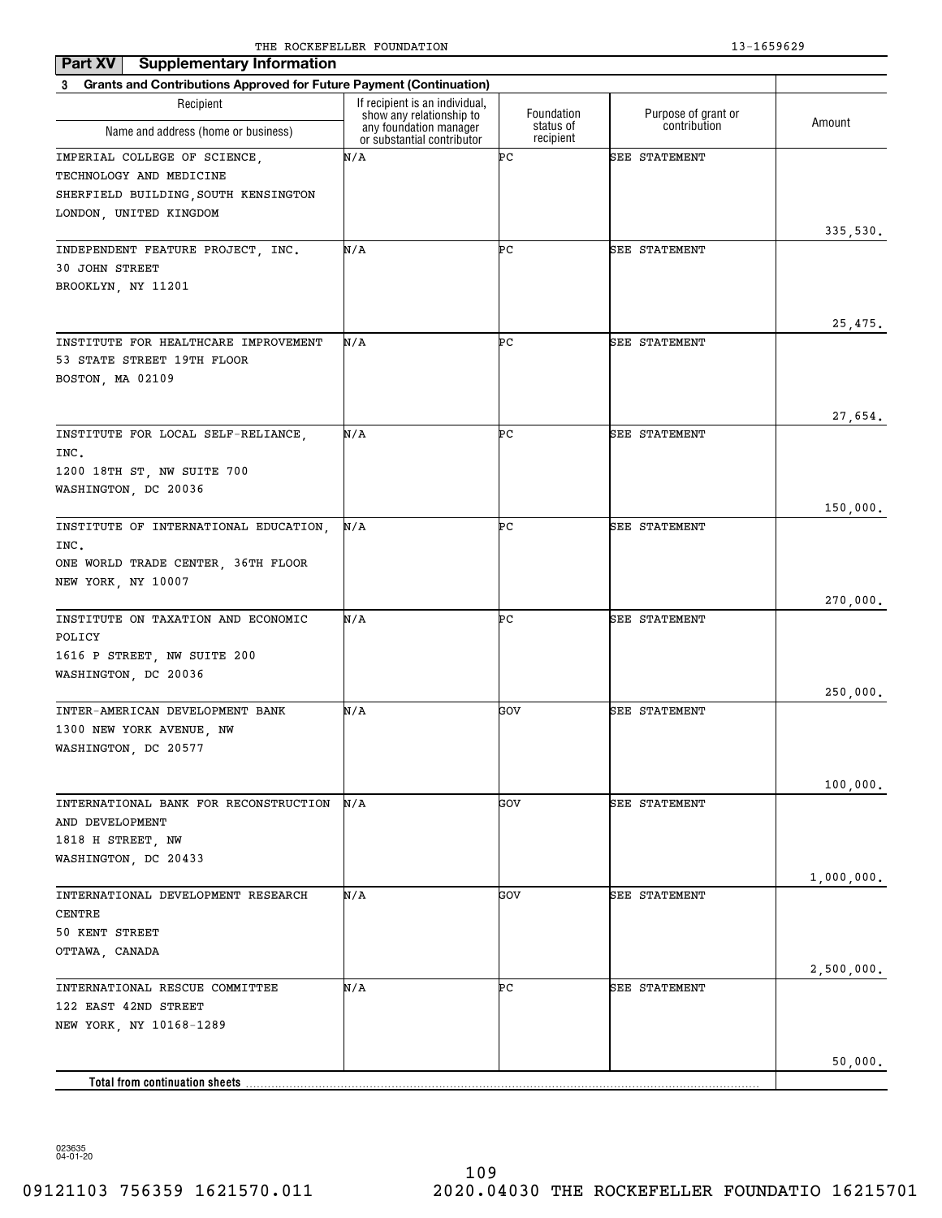THE ROCKEFELLER FOUNDATION 13-1659629

**Part XV Supplementary Information**

**3 Grants and Contributions Approved for Future Payment (Continuation)**

| Recipient<br>Name and address (home or business) | If recipient is an individual, show any relationship to any foundation manager or substantial contributor | Foundation status of recipient | Purpose of grant or contribution | Amount |
|---|---|---|---|---|
| IMPERIAL COLLEGE OF SCIENCE, TECHNOLOGY AND MEDICINE<br>SHERFIELD BUILDING,SOUTH KENSINGTON<br>LONDON, UNITED KINGDOM | N/A | PC | SEE STATEMENT | 335,530. |
| INDEPENDENT FEATURE PROJECT, INC.<br>30 JOHN STREET<br>BROOKLYN, NY 11201 | N/A | PC | SEE STATEMENT | 25,475. |
| INSTITUTE FOR HEALTHCARE IMPROVEMENT<br>53 STATE STREET 19TH FLOOR<br>BOSTON, MA 02109 | N/A | PC | SEE STATEMENT | 27,654. |
| INSTITUTE FOR LOCAL SELF-RELIANCE, INC.<br>1200 18TH ST, NW SUITE 700<br>WASHINGTON, DC 20036 | N/A | PC | SEE STATEMENT | 150,000. |
| INSTITUTE OF INTERNATIONAL EDUCATION, INC.<br>ONE WORLD TRADE CENTER, 36TH FLOOR<br>NEW YORK, NY 10007 | N/A | PC | SEE STATEMENT | 270,000. |
| INSTITUTE ON TAXATION AND ECONOMIC POLICY<br>1616 P STREET, NW SUITE 200<br>WASHINGTON, DC 20036 | N/A | PC | SEE STATEMENT | 250,000. |
| INTER-AMERICAN DEVELOPMENT BANK<br>1300 NEW YORK AVENUE, NW<br>WASHINGTON, DC 20577 | N/A | GOV | SEE STATEMENT | 100,000. |
| INTERNATIONAL BANK FOR RECONSTRUCTION AND DEVELOPMENT<br>1818 H STREET, NW<br>WASHINGTON, DC 20433 | N/A | GOV | SEE STATEMENT | 1,000,000. |
| INTERNATIONAL DEVELOPMENT RESEARCH CENTRE<br>50 KENT STREET<br>OTTAWA, CANADA | N/A | GOV | SEE STATEMENT | 2,500,000. |
| INTERNATIONAL RESCUE COMMITTEE<br>122 EAST 42ND STREET<br>NEW YORK, NY 10168-1289 | N/A | PC | SEE STATEMENT | 50,000. |
| **Total from continuation sheets** | | | | |

023635 04-01-20

09121103 756359 1621570.011 2020.04030 THE ROCKEFELLER FOUNDATIO 16215701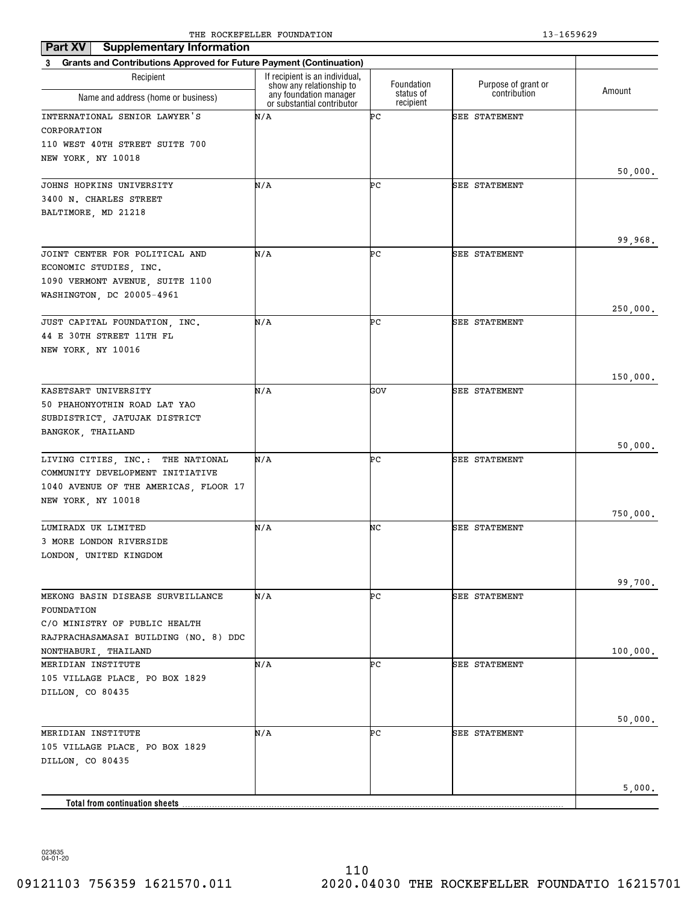THE ROCKEFELLER FOUNDATION 13-1659629

**Part XV Supplementary Information**

**3 Grants and Contributions Approved for Future Payment (Continuation)**

| Recipient Name and address (home or business) | If recipient is an individual, show any relationship to any foundation manager or substantial contributor | Foundation status of recipient | Purpose of grant or contribution | Amount |
|---|---|---|---|---|
| INTERNATIONAL SENIOR LAWYER'S CORPORATION 110 WEST 40TH STREET SUITE 700 NEW YORK, NY 10018 | N/A | PC | SEE STATEMENT | 50,000. |
| JOHNS HOPKINS UNIVERSITY 3400 N. CHARLES STREET BALTIMORE, MD 21218 | N/A | PC | SEE STATEMENT | 99,968. |
| JOINT CENTER FOR POLITICAL AND ECONOMIC STUDIES, INC. 1090 VERMONT AVENUE, SUITE 1100 WASHINGTON, DC 20005-4961 | N/A | PC | SEE STATEMENT | 250,000. |
| JUST CAPITAL FOUNDATION, INC. 44 E 30TH STREET 11TH FL NEW YORK, NY 10016 | N/A | PC | SEE STATEMENT | 150,000. |
| KASETSART UNIVERSITY 50 PHAHONYOTHIN ROAD LAT YAO SUBDISTRICT, JATUJAK DISTRICT BANGKOK, THAILAND | N/A | GOV | SEE STATEMENT | 50,000. |
| LIVING CITIES, INC.: THE NATIONAL COMMUNITY DEVELOPMENT INITIATIVE 1040 AVENUE OF THE AMERICAS, FLOOR 17 NEW YORK, NY 10018 | N/A | PC | SEE STATEMENT | 750,000. |
| LUMIRADX UK LIMITED 3 MORE LONDON RIVERSIDE LONDON, UNITED KINGDOM | N/A | NC | SEE STATEMENT | 99,700. |
| MEKONG BASIN DISEASE SURVEILLANCE FOUNDATION C/O MINISTRY OF PUBLIC HEALTH RAJPRACHASAMASAI BUILDING (NO. 8) DDC NONTHABURI, THAILAND | N/A | PC | SEE STATEMENT | 100,000. |
| MERIDIAN INSTITUTE 105 VILLAGE PLACE, PO BOX 1829 DILLON, CO 80435 | N/A | PC | SEE STATEMENT | 50,000. |
| MERIDIAN INSTITUTE 105 VILLAGE PLACE, PO BOX 1829 DILLON, CO 80435 | N/A | PC | SEE STATEMENT | 5,000. |
| **Total from continuation sheets** | | | | |

023635 04-01-20

09121103 756359 1621570.011 2020.04030 THE ROCKEFELLER FOUNDATIO 16215701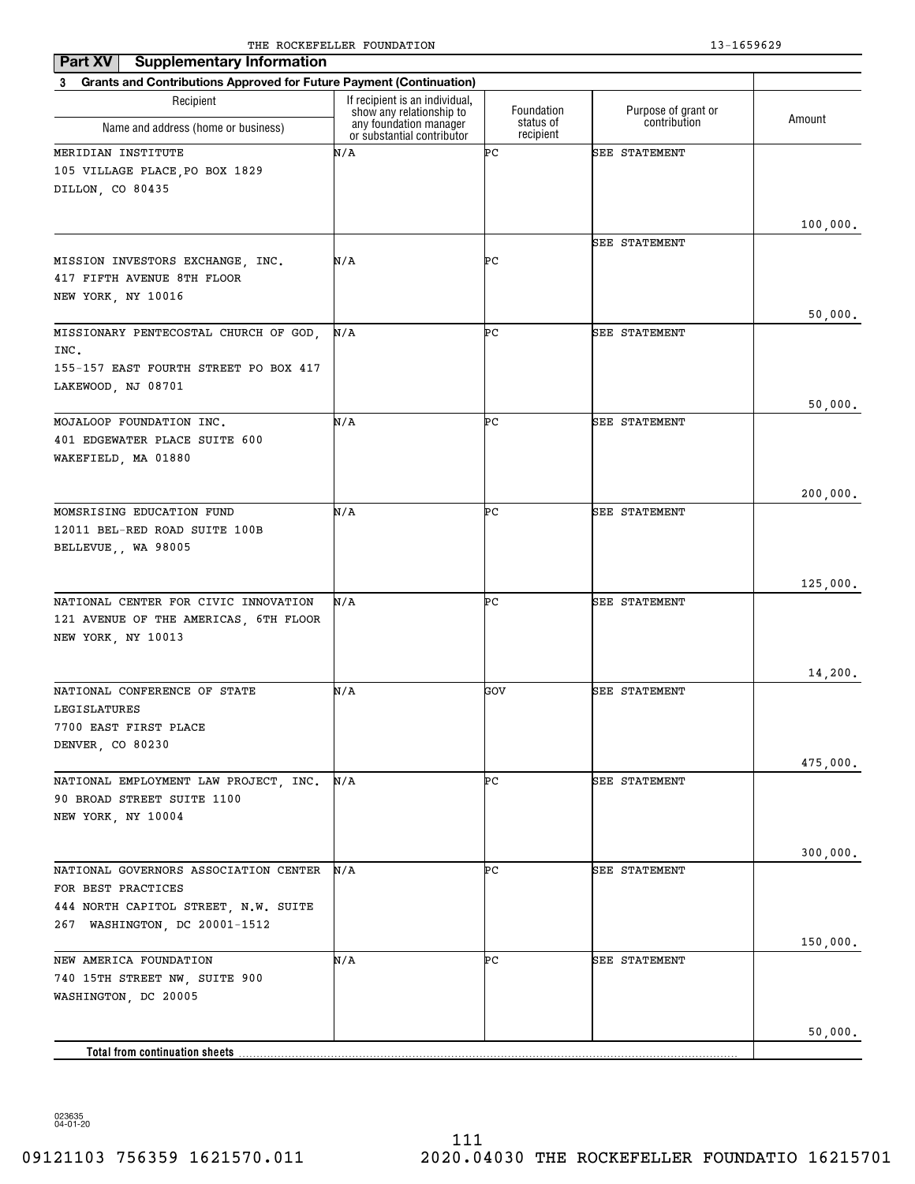THE ROCKEFELLER FOUNDATION 13-1659629

**Part XV Supplementary Information**

**3 Grants and Contributions Approved for Future Payment (Continuation)**

| Recipient<br>Name and address (home or business) | If recipient is an individual, show any relationship to any foundation manager or substantial contributor | Foundation status of recipient | Purpose of grant or contribution | Amount |
|---|---|---|---|---|
| MERIDIAN INSTITUTE<br>105 VILLAGE PLACE,PO BOX 1829<br>DILLON, CO 80435 | N/A | PC | SEE STATEMENT | 100,000. |
| MISSION INVESTORS EXCHANGE, INC.<br>417 FIFTH AVENUE 8TH FLOOR<br>NEW YORK, NY 10016 | N/A | PC | SEE STATEMENT | 50,000. |
| MISSIONARY PENTECOSTAL CHURCH OF GOD, INC.<br>155-157 EAST FOURTH STREET PO BOX 417<br>LAKEWOOD, NJ 08701 | N/A | PC | SEE STATEMENT | 50,000. |
| MOJALOOP FOUNDATION INC.<br>401 EDGEWATER PLACE SUITE 600<br>WAKEFIELD, MA 01880 | N/A | PC | SEE STATEMENT | 200,000. |
| MOMSRISING EDUCATION FUND<br>12011 BEL-RED ROAD SUITE 100B<br>BELLEVUE,, WA 98005 | N/A | PC | SEE STATEMENT | 125,000. |
| NATIONAL CENTER FOR CIVIC INNOVATION<br>121 AVENUE OF THE AMERICAS, 6TH FLOOR<br>NEW YORK, NY 10013 | N/A | PC | SEE STATEMENT | 14,200. |
| NATIONAL CONFERENCE OF STATE LEGISLATURES<br>7700 EAST FIRST PLACE<br>DENVER, CO 80230 | N/A | GOV | SEE STATEMENT | 475,000. |
| NATIONAL EMPLOYMENT LAW PROJECT, INC.<br>90 BROAD STREET SUITE 1100<br>NEW YORK, NY 10004 | N/A | PC | SEE STATEMENT | 300,000. |
| NATIONAL GOVERNORS ASSOCIATION CENTER FOR BEST PRACTICES<br>444 NORTH CAPITOL STREET, N.W. SUITE 267 WASHINGTON, DC 20001-1512 | N/A | PC | SEE STATEMENT | 150,000. |
| NEW AMERICA FOUNDATION<br>740 15TH STREET NW, SUITE 900<br>WASHINGTON, DC 20005 | N/A | PC | SEE STATEMENT | 50,000. |
| **Total from continuation sheets** | | | | |

023635 04-01-20

09121103 756359 1621570.011 2020.04030 THE ROCKEFELLER FOUNDATIO 16215701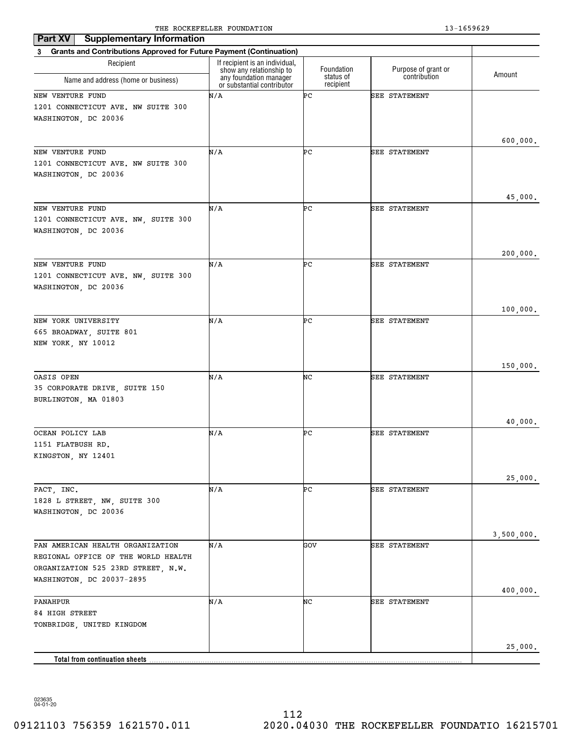## Part XV Supplementary Information

**3 Grants and Contributions Approved for Future Payment (Continuation)**

| Recipient Name and address (home or business) | If recipient is an individual, show any relationship to any foundation manager or substantial contributor | Foundation status of recipient | Purpose of grant or contribution | Amount |
|---|---|---|---|---|
| NEW VENTURE FUND<br>1201 CONNECTICUT AVE. NW SUITE 300<br>WASHINGTON, DC 20036 | N/A | PC | SEE STATEMENT | 600,000. |
| NEW VENTURE FUND<br>1201 CONNECTICUT AVE. NW SUITE 300<br>WASHINGTON, DC 20036 | N/A | PC | SEE STATEMENT | 45,000. |
| NEW VENTURE FUND<br>1201 CONNECTICUT AVE. NW, SUITE 300<br>WASHINGTON, DC 20036 | N/A | PC | SEE STATEMENT | 200,000. |
| NEW VENTURE FUND<br>1201 CONNECTICUT AVE. NW, SUITE 300<br>WASHINGTON, DC 20036 | N/A | PC | SEE STATEMENT | 100,000. |
| NEW YORK UNIVERSITY<br>665 BROADWAY, SUITE 801<br>NEW YORK, NY 10012 | N/A | PC | SEE STATEMENT | 150,000. |
| OASIS OPEN<br>35 CORPORATE DRIVE, SUITE 150<br>BURLINGTON, MA 01803 | N/A | NC | SEE STATEMENT | 40,000. |
| OCEAN POLICY LAB<br>1151 FLATBUSH RD.<br>KINGSTON, NY 12401 | N/A | PC | SEE STATEMENT | 25,000. |
| PACT, INC.<br>1828 L STREET, NW, SUITE 300<br>WASHINGTON, DC 20036 | N/A | PC | SEE STATEMENT | 3,500,000. |
| PAN AMERICAN HEALTH ORGANIZATION<br>REGIONAL OFFICE OF THE WORLD HEALTH<br>ORGANIZATION 525 23RD STREET, N.W.<br>WASHINGTON, DC 20037-2895 | N/A | GOV | SEE STATEMENT | 400,000. |
| PANAHPUR<br>84 HIGH STREET<br>TONBRIDGE, UNITED KINGDOM | N/A | NC | SEE STATEMENT | 25,000. |
| **Total from continuation sheets** | | | | |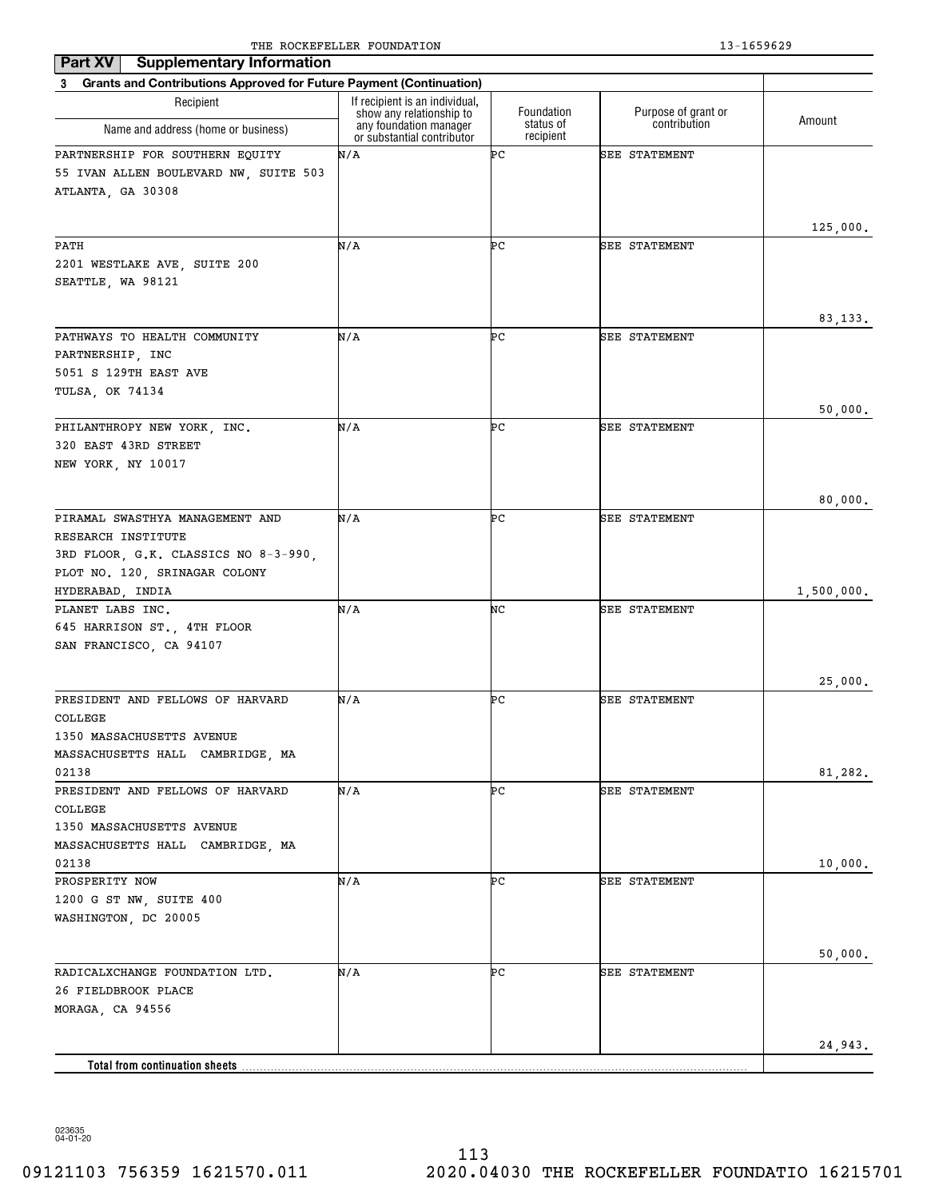THE ROCKEFELLER FOUNDATION 13-1659629

**Part XV Supplementary Information**

**3 Grants and Contributions Approved for Future Payment (Continuation)**

| Recipient Name and address (home or business) | If recipient is an individual, show any relationship to any foundation manager or substantial contributor | Foundation status of recipient | Purpose of grant or contribution | Amount |
|---|---|---|---|---|
| PARTNERSHIP FOR SOUTHERN EQUITY 55 IVAN ALLEN BOULEVARD NW, SUITE 503 ATLANTA, GA 30308 | N/A | PC | SEE STATEMENT | 125,000. |
| PATH 2201 WESTLAKE AVE, SUITE 200 SEATTLE, WA 98121 | N/A | PC | SEE STATEMENT | 83,133. |
| PATHWAYS TO HEALTH COMMUNITY PARTNERSHIP, INC 5051 S 129TH EAST AVE TULSA, OK 74134 | N/A | PC | SEE STATEMENT | 50,000. |
| PHILANTHROPY NEW YORK, INC. 320 EAST 43RD STREET NEW YORK, NY 10017 | N/A | PC | SEE STATEMENT | 80,000. |
| PIRAMAL SWASTHYA MANAGEMENT AND RESEARCH INSTITUTE 3RD FLOOR, G.K. CLASSICS NO 8-3-990, PLOT NO. 120, SRINAGAR COLONY HYDERABAD, INDIA | N/A | PC | SEE STATEMENT | 1,500,000. |
| PLANET LABS INC. 645 HARRISON ST., 4TH FLOOR SAN FRANCISCO, CA 94107 | N/A | NC | SEE STATEMENT | 25,000. |
| PRESIDENT AND FELLOWS OF HARVARD COLLEGE 1350 MASSACHUSETTS AVENUE MASSACHUSETTS HALL CAMBRIDGE, MA 02138 | N/A | PC | SEE STATEMENT | 81,282. |
| PRESIDENT AND FELLOWS OF HARVARD COLLEGE 1350 MASSACHUSETTS AVENUE MASSACHUSETTS HALL CAMBRIDGE, MA 02138 | N/A | PC | SEE STATEMENT | 10,000. |
| PROSPERITY NOW 1200 G ST NW, SUITE 400 WASHINGTON, DC 20005 | N/A | PC | SEE STATEMENT | 50,000. |
| RADICALXCHANGE FOUNDATION LTD. 26 FIELDBROOK PLACE MORAGA, CA 94556 | N/A | PC | SEE STATEMENT | 24,943. |
| **Total from continuation sheets** | | | | |

023635 04-01-20

09121103 756359 1621570.011 2020.04030 THE ROCKEFELLER FOUNDATIO 16215701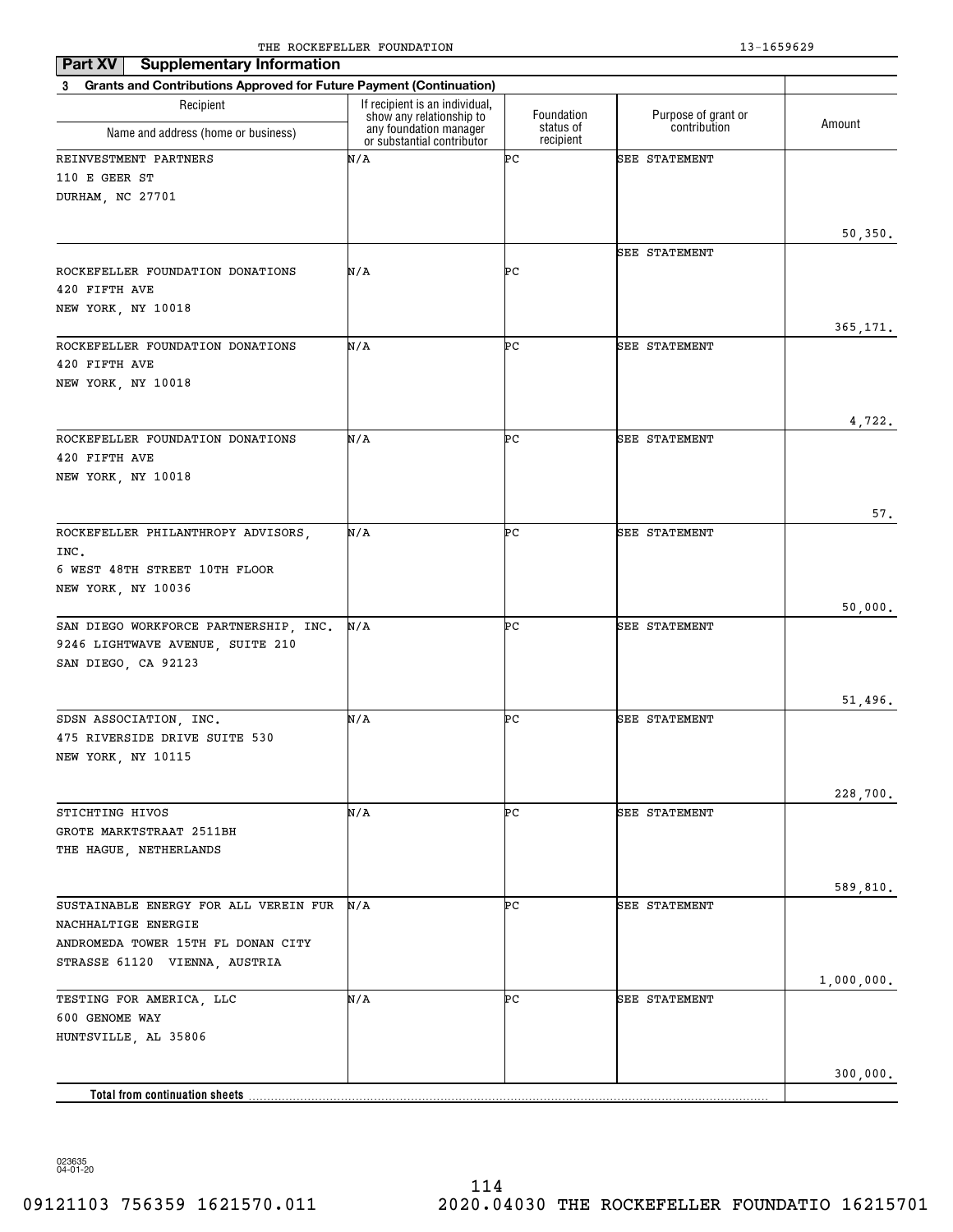## Part XV Supplementary Information

**3 Grants and Contributions Approved for Future Payment (Continuation)**

| Recipient Name and address (home or business) | If recipient is an individual, show any relationship to any foundation manager or substantial contributor | Foundation status of recipient | Purpose of grant or contribution | Amount |
|---|---|---|---|---|
| REINVESTMENT PARTNERS<br>110 E GEER ST<br>DURHAM, NC 27701 | N/A | PC | SEE STATEMENT | 50,350. |
| ROCKEFELLER FOUNDATION DONATIONS<br>420 FIFTH AVE<br>NEW YORK, NY 10018 | N/A | PC | SEE STATEMENT | 365,171. |
| ROCKEFELLER FOUNDATION DONATIONS<br>420 FIFTH AVE<br>NEW YORK, NY 10018 | N/A | PC | SEE STATEMENT | 4,722. |
| ROCKEFELLER FOUNDATION DONATIONS<br>420 FIFTH AVE<br>NEW YORK, NY 10018 | N/A | PC | SEE STATEMENT | 57. |
| ROCKEFELLER PHILANTHROPY ADVISORS, INC.<br>6 WEST 48TH STREET 10TH FLOOR<br>NEW YORK, NY 10036 | N/A | PC | SEE STATEMENT | 50,000. |
| SAN DIEGO WORKFORCE PARTNERSHIP, INC.<br>9246 LIGHTWAVE AVENUE, SUITE 210<br>SAN DIEGO, CA 92123 | N/A | PC | SEE STATEMENT | 51,496. |
| SDSN ASSOCIATION, INC.<br>475 RIVERSIDE DRIVE SUITE 530<br>NEW YORK, NY 10115 | N/A | PC | SEE STATEMENT | 228,700. |
| STICHTING HIVOS<br>GROTE MARKTSTRAAT 2511BH<br>THE HAGUE, NETHERLANDS | N/A | PC | SEE STATEMENT | 589,810. |
| SUSTAINABLE ENERGY FOR ALL VEREIN FUR NACHHALTIGE ENERGIE<br>ANDROMEDA TOWER 15TH FL DONAN CITY STRASSE 61120 VIENNA, AUSTRIA | N/A | PC | SEE STATEMENT | 1,000,000. |
| TESTING FOR AMERICA, LLC<br>600 GENOME WAY<br>HUNTSVILLE, AL 35806 | N/A | PC | SEE STATEMENT | 300,000. |
| **Total from continuation sheets** | | | | |

023635 04-01-20

09121103 756359 1621570.011 2020.04030 THE ROCKEFELLER FOUNDATIO 16215701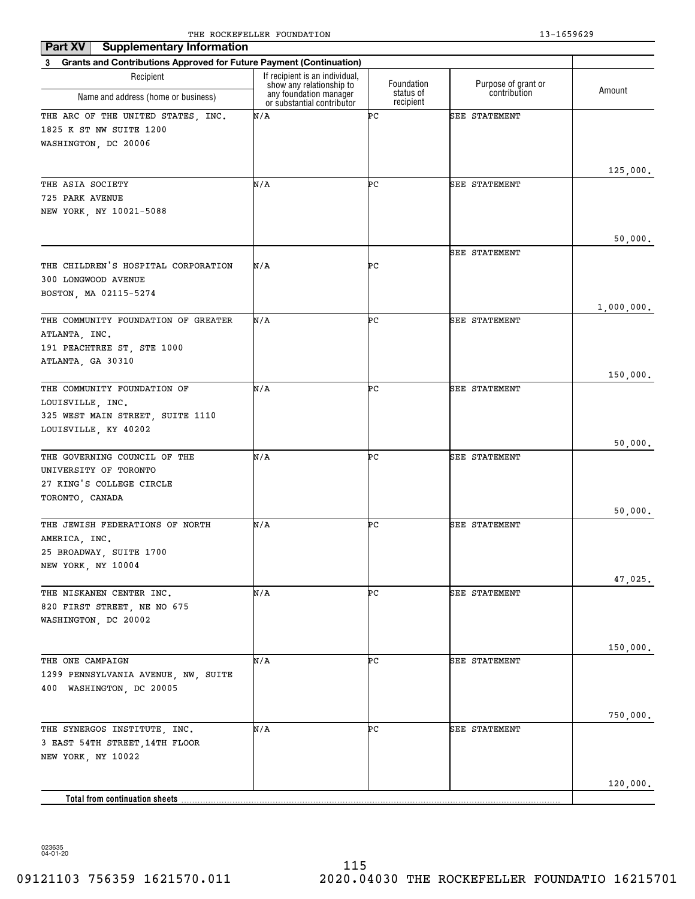THE ROCKEFELLER FOUNDATION 13-1659629

**Part XV Supplementary Information**

**3 Grants and Contributions Approved for Future Payment (Continuation)**

| Recipient Name and address (home or business) | If recipient is an individual, show any relationship to any foundation manager or substantial contributor | Foundation status of recipient | Purpose of grant or contribution | Amount |
|---|---|---|---|---|
| THE ARC OF THE UNITED STATES, INC. 1825 K ST NW SUITE 1200 WASHINGTON, DC 20006 | N/A | PC | SEE STATEMENT | 125,000. |
| THE ASIA SOCIETY 725 PARK AVENUE NEW YORK, NY 10021-5088 | N/A | PC | SEE STATEMENT | 50,000. |
| THE CHILDREN'S HOSPITAL CORPORATION 300 LONGWOOD AVENUE BOSTON, MA 02115-5274 | N/A | PC | SEE STATEMENT | 1,000,000. |
| THE COMMUNITY FOUNDATION OF GREATER ATLANTA, INC. 191 PEACHTREE ST, STE 1000 ATLANTA, GA 30310 | N/A | PC | SEE STATEMENT | 150,000. |
| THE COMMUNITY FOUNDATION OF LOUISVILLE, INC. 325 WEST MAIN STREET, SUITE 1110 LOUISVILLE, KY 40202 | N/A | PC | SEE STATEMENT | 50,000. |
| THE GOVERNING COUNCIL OF THE UNIVERSITY OF TORONTO 27 KING'S COLLEGE CIRCLE TORONTO, CANADA | N/A | PC | SEE STATEMENT | 50,000. |
| THE JEWISH FEDERATIONS OF NORTH AMERICA, INC. 25 BROADWAY, SUITE 1700 NEW YORK, NY 10004 | N/A | PC | SEE STATEMENT | 47,025. |
| THE NISKANEN CENTER INC. 820 FIRST STREET, NE NO 675 WASHINGTON, DC 20002 | N/A | PC | SEE STATEMENT | 150,000. |
| THE ONE CAMPAIGN 1299 PENNSYLVANIA AVENUE, NW, SUITE 400 WASHINGTON, DC 20005 | N/A | PC | SEE STATEMENT | 750,000. |
| THE SYNERGOS INSTITUTE, INC. 3 EAST 54TH STREET,14TH FLOOR NEW YORK, NY 10022 | N/A | PC | SEE STATEMENT | 120,000. |
| **Total from continuation sheets** | | | | |

023635 04-01-20

09121103 756359 1621570.011 2020.04030 THE ROCKEFELLER FOUNDATIO 16215701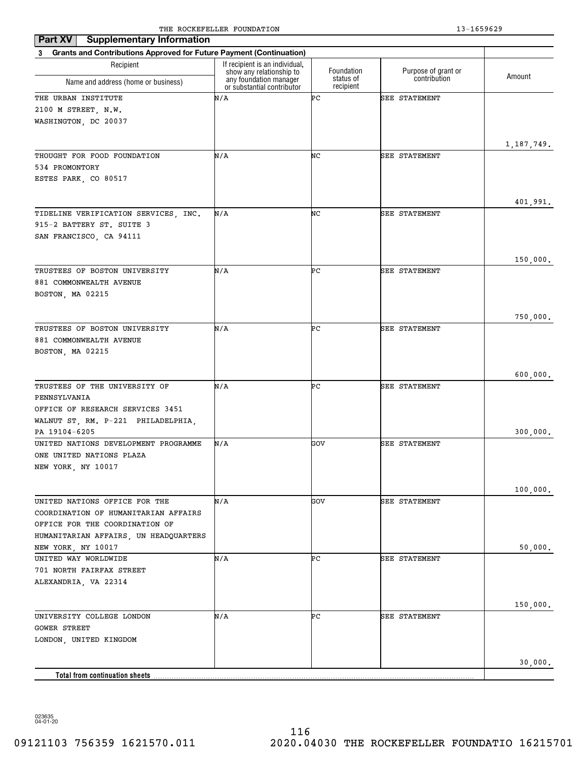THE ROCKEFELLER FOUNDATION 13-1659629

**Part XV Supplementary Information**

**3 Grants and Contributions Approved for Future Payment (Continuation)**

| Recipient<br>Name and address (home or business) | If recipient is an individual, show any relationship to any foundation manager or substantial contributor | Foundation status of recipient | Purpose of grant or contribution | Amount |
|---|---|---|---|---|
| THE URBAN INSTITUTE<br>2100 M STREET, N.W.<br>WASHINGTON, DC 20037 | N/A | PC | SEE STATEMENT | 1,187,749. |
| THOUGHT FOR FOOD FOUNDATION<br>534 PROMONTORY<br>ESTES PARK, CO 80517 | N/A | NC | SEE STATEMENT | 401,991. |
| TIDELINE VERIFICATION SERVICES, INC.<br>915-2 BATTERY ST. SUITE 3<br>SAN FRANCISCO, CA 94111 | N/A | NC | SEE STATEMENT | 150,000. |
| TRUSTEES OF BOSTON UNIVERSITY<br>881 COMMONWEALTH AVENUE<br>BOSTON, MA 02215 | N/A | PC | SEE STATEMENT | 750,000. |
| TRUSTEES OF BOSTON UNIVERSITY<br>881 COMMONWEALTH AVENUE<br>BOSTON, MA 02215 | N/A | PC | SEE STATEMENT | 600,000. |
| TRUSTEES OF THE UNIVERSITY OF PENNSYLVANIA<br>OFFICE OF RESEARCH SERVICES 3451 WALNUT ST, RM. P-221 PHILADELPHIA, PA 19104-6205 | N/A | PC | SEE STATEMENT | 300,000. |
| UNITED NATIONS DEVELOPMENT PROGRAMME<br>ONE UNITED NATIONS PLAZA<br>NEW YORK, NY 10017 | N/A | GOV | SEE STATEMENT | 100,000. |
| UNITED NATIONS OFFICE FOR THE COORDINATION OF HUMANITARIAN AFFAIRS<br>OFFICE FOR THE COORDINATION OF HUMANITARIAN AFFAIRS, UN HEADQUARTERS<br>NEW YORK, NY 10017 | N/A | GOV | SEE STATEMENT | 50,000. |
| UNITED WAY WORLDWIDE<br>701 NORTH FAIRFAX STREET<br>ALEXANDRIA, VA 22314 | N/A | PC | SEE STATEMENT | 150,000. |
| UNIVERSITY COLLEGE LONDON<br>GOWER STREET<br>LONDON, UNITED KINGDOM | N/A | PC | SEE STATEMENT | 30,000. |
| **Total from continuation sheets** | | | | |

023635 04-01-20

09121103 756359 1621570.011 2020.04030 THE ROCKEFELLER FOUNDATIO 16215701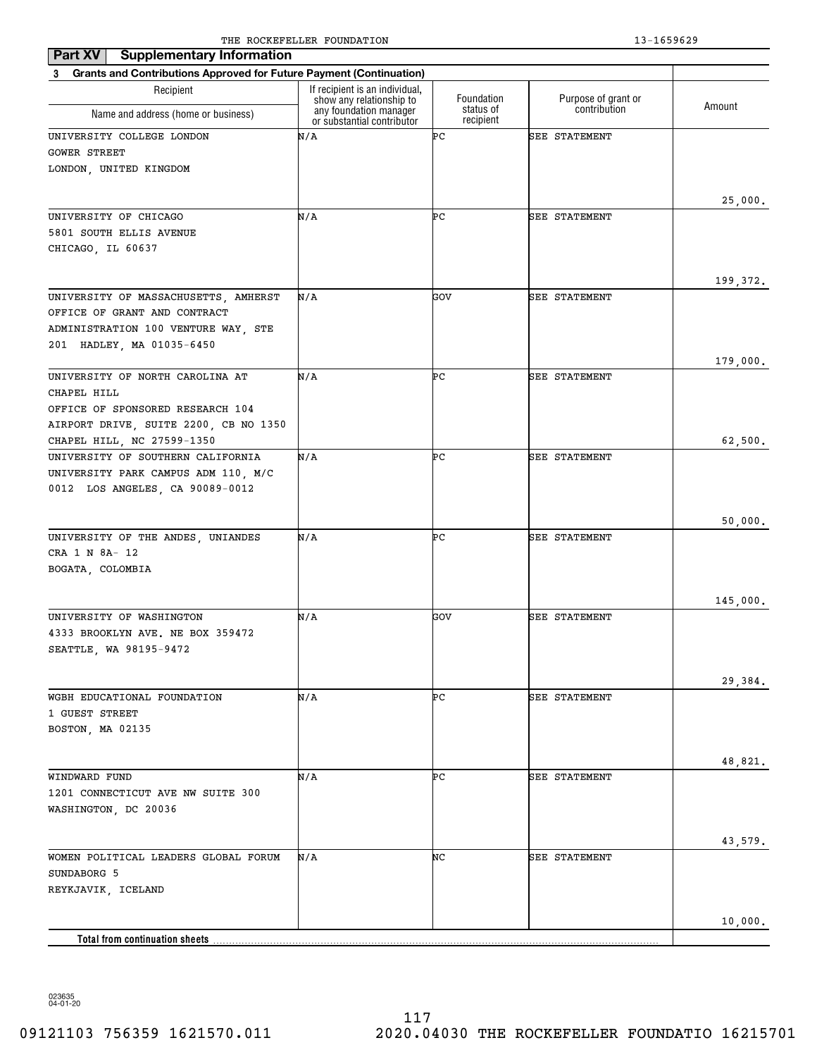THE ROCKEFELLER FOUNDATION 13-1659629

## Part XV Supplementary Information

**3 Grants and Contributions Approved for Future Payment (Continuation)**

| Recipient Name and address (home or business) | If recipient is an individual, show any relationship to any foundation manager or substantial contributor | Foundation status of recipient | Purpose of grant or contribution | Amount |
|---|---|---|---|---|
| UNIVERSITY COLLEGE LONDON GOWER STREET LONDON, UNITED KINGDOM | N/A | PC | SEE STATEMENT | 25,000. |
| UNIVERSITY OF CHICAGO 5801 SOUTH ELLIS AVENUE CHICAGO, IL 60637 | N/A | PC | SEE STATEMENT | 199,372. |
| UNIVERSITY OF MASSACHUSETTS, AMHERST OFFICE OF GRANT AND CONTRACT ADMINISTRATION 100 VENTURE WAY, STE 201 HADLEY, MA 01035-6450 | N/A | GOV | SEE STATEMENT | 179,000. |
| UNIVERSITY OF NORTH CAROLINA AT CHAPEL HILL OFFICE OF SPONSORED RESEARCH 104 AIRPORT DRIVE, SUITE 2200, CB NO 1350 CHAPEL HILL, NC 27599-1350 | N/A | PC | SEE STATEMENT | 62,500. |
| UNIVERSITY OF SOUTHERN CALIFORNIA UNIVERSITY PARK CAMPUS ADM 110, M/C 0012 LOS ANGELES, CA 90089-0012 | N/A | PC | SEE STATEMENT | 50,000. |
| UNIVERSITY OF THE ANDES, UNIANDES CRA 1 N 8A- 12 BOGATA, COLOMBIA | N/A | PC | SEE STATEMENT | 145,000. |
| UNIVERSITY OF WASHINGTON 4333 BROOKLYN AVE. NE BOX 359472 SEATTLE, WA 98195-9472 | N/A | GOV | SEE STATEMENT | 29,384. |
| WGBH EDUCATIONAL FOUNDATION 1 GUEST STREET BOSTON, MA 02135 | N/A | PC | SEE STATEMENT | 48,821. |
| WINDWARD FUND 1201 CONNECTICUT AVE NW SUITE 300 WASHINGTON, DC 20036 | N/A | PC | SEE STATEMENT | 43,579. |
| WOMEN POLITICAL LEADERS GLOBAL FORUM SUNDABORG 5 REYKJAVIK, ICELAND | N/A | NC | SEE STATEMENT | 10,000. |
| **Total from continuation sheets** | | | | |

023635 04-01-20

09121103 756359 1621570.011 2020.04030 THE ROCKEFELLER FOUNDATIO 16215701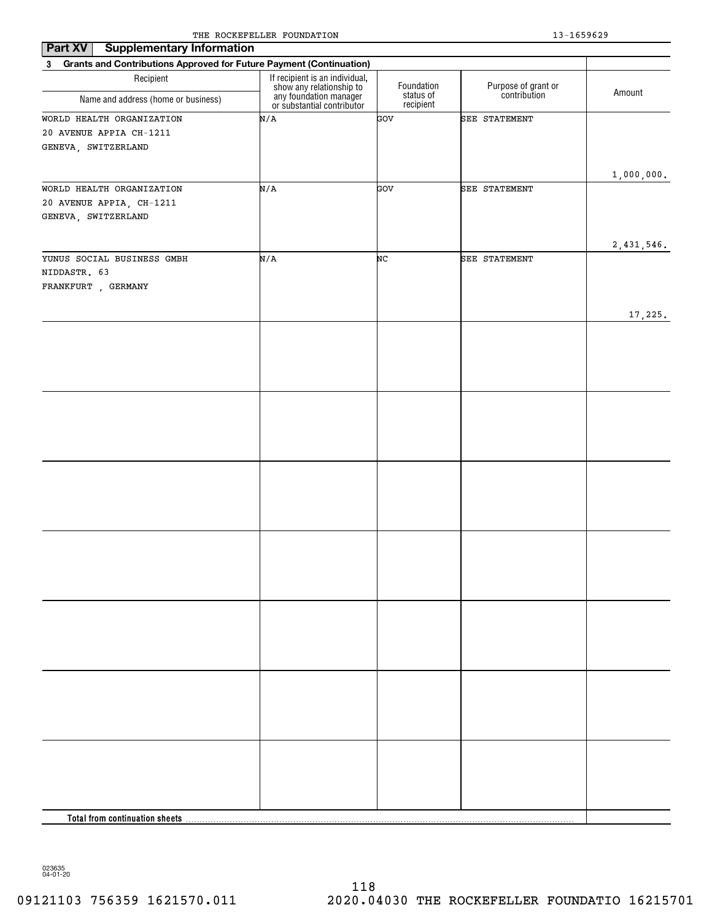THE ROCKEFELLER FOUNDATION 13-1659629

## Part XV Supplementary Information

**3 Grants and Contributions Approved for Future Payment (Continuation)**

| Recipient Name and address (home or business) | If recipient is an individual, show any relationship to any foundation manager or substantial contributor | Foundation status of recipient | Purpose of grant or contribution | Amount |
|---|---|---|---|---|
| WORLD HEALTH ORGANIZATION 20 AVENUE APPIA CH-1211 GENEVA, SWITZERLAND | N/A | GOV | SEE STATEMENT | 1,000,000. |
| WORLD HEALTH ORGANIZATION 20 AVENUE APPIA, CH-1211 GENEVA, SWITZERLAND | N/A | GOV | SEE STATEMENT | 2,431,546. |
| YUNUS SOCIAL BUSINESS GMBH NIDDASTR. 63 FRANKFURT , GERMANY | N/A | NC | SEE STATEMENT | 17,225. |
| | | | | |
| | | | | |
| | | | | |
| | | | | |
| | | | | |
| | | | | |
| | | | | |
| **Total from continuation sheets** | | | | |

023635 04-01-20

09121103 756359 1621570.011 2020.04030 THE ROCKEFELLER FOUNDATIO 16215701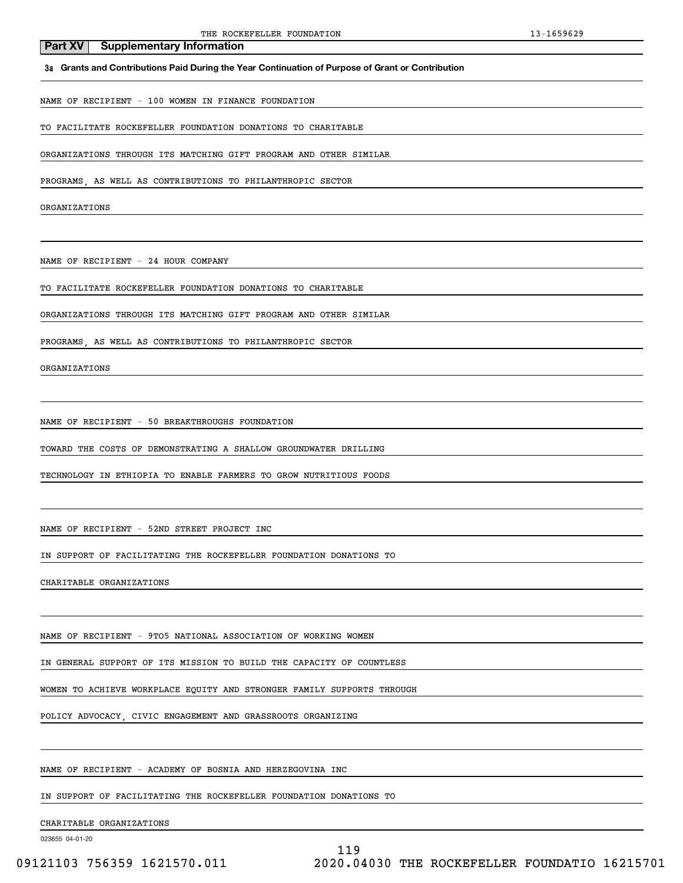## Part XV Supplementary Information

**3a Grants and Contributions Paid During the Year Continuation of Purpose of Grant or Contribution**

NAME OF RECIPIENT - 100 WOMEN IN FINANCE FOUNDATION

TO FACILITATE ROCKEFELLER FOUNDATION DONATIONS TO CHARITABLE ORGANIZATIONS THROUGH ITS MATCHING GIFT PROGRAM AND OTHER SIMILAR PROGRAMS, AS WELL AS CONTRIBUTIONS TO PHILANTHROPIC SECTOR ORGANIZATIONS

NAME OF RECIPIENT - 24 HOUR COMPANY

TO FACILITATE ROCKEFELLER FOUNDATION DONATIONS TO CHARITABLE ORGANIZATIONS THROUGH ITS MATCHING GIFT PROGRAM AND OTHER SIMILAR PROGRAMS, AS WELL AS CONTRIBUTIONS TO PHILANTHROPIC SECTOR ORGANIZATIONS

NAME OF RECIPIENT - 50 BREAKTHROUGHS FOUNDATION

TOWARD THE COSTS OF DEMONSTRATING A SHALLOW GROUNDWATER DRILLING TECHNOLOGY IN ETHIOPIA TO ENABLE FARMERS TO GROW NUTRITIOUS FOODS

NAME OF RECIPIENT - 52ND STREET PROJECT INC

IN SUPPORT OF FACILITATING THE ROCKEFELLER FOUNDATION DONATIONS TO CHARITABLE ORGANIZATIONS

NAME OF RECIPIENT - 9TO5 NATIONAL ASSOCIATION OF WORKING WOMEN

IN GENERAL SUPPORT OF ITS MISSION TO BUILD THE CAPACITY OF COUNTLESS WOMEN TO ACHIEVE WORKPLACE EQUITY AND STRONGER FAMILY SUPPORTS THROUGH POLICY ADVOCACY, CIVIC ENGAGEMENT AND GRASSROOTS ORGANIZING

NAME OF RECIPIENT - ACADEMY OF BOSNIA AND HERZEGOVINA INC

IN SUPPORT OF FACILITATING THE ROCKEFELLER FOUNDATION DONATIONS TO CHARITABLE ORGANIZATIONS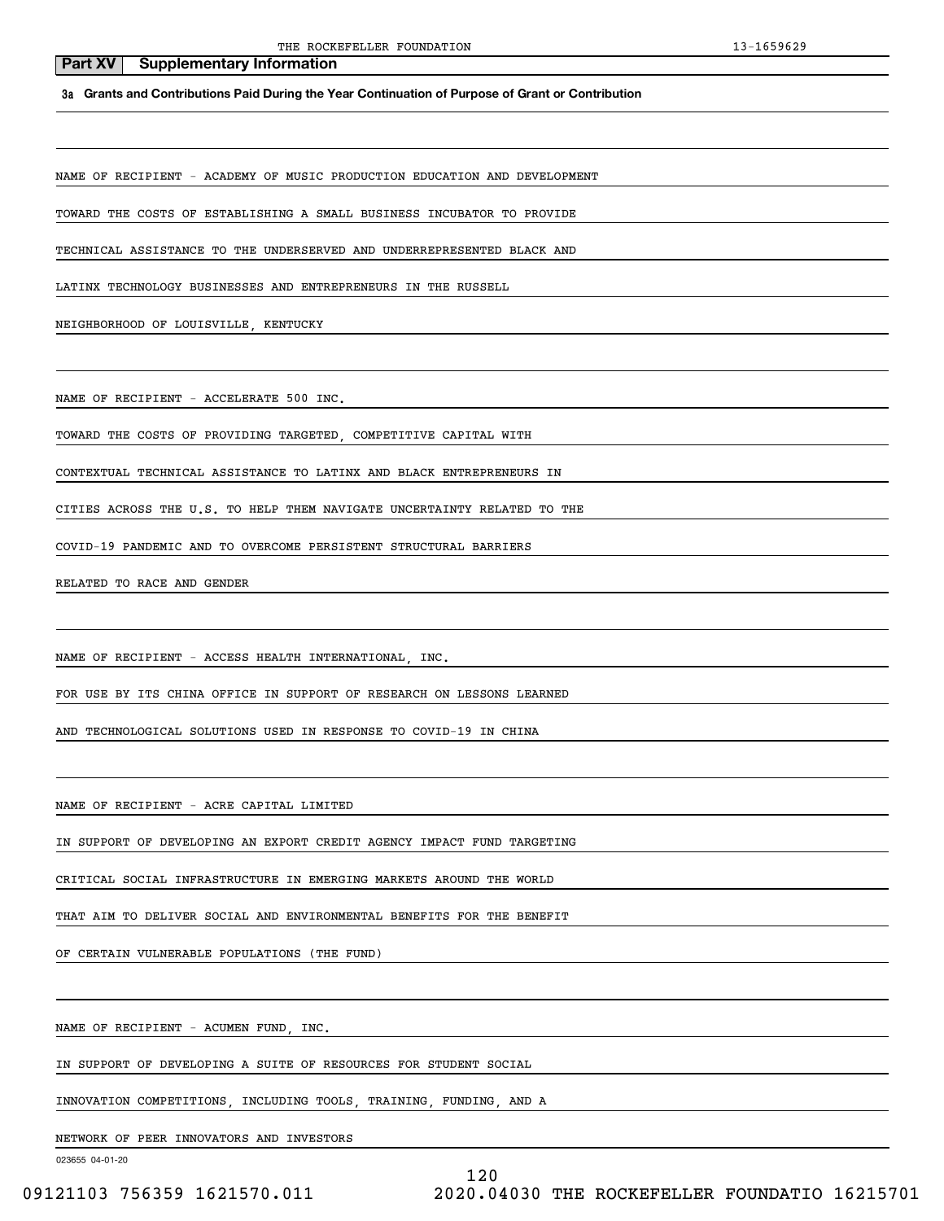## Part XV Supplementary Information

**3a Grants and Contributions Paid During the Year Continuation of Purpose of Grant or Contribution**

NAME OF RECIPIENT - ACADEMY OF MUSIC PRODUCTION EDUCATION AND DEVELOPMENT

TOWARD THE COSTS OF ESTABLISHING A SMALL BUSINESS INCUBATOR TO PROVIDE TECHNICAL ASSISTANCE TO THE UNDERSERVED AND UNDERREPRESENTED BLACK AND LATINX TECHNOLOGY BUSINESSES AND ENTREPRENEURS IN THE RUSSELL NEIGHBORHOOD OF LOUISVILLE, KENTUCKY

NAME OF RECIPIENT - ACCELERATE 500 INC.

TOWARD THE COSTS OF PROVIDING TARGETED, COMPETITIVE CAPITAL WITH CONTEXTUAL TECHNICAL ASSISTANCE TO LATINX AND BLACK ENTREPRENEURS IN CITIES ACROSS THE U.S. TO HELP THEM NAVIGATE UNCERTAINTY RELATED TO THE COVID-19 PANDEMIC AND TO OVERCOME PERSISTENT STRUCTURAL BARRIERS RELATED TO RACE AND GENDER

NAME OF RECIPIENT - ACCESS HEALTH INTERNATIONAL, INC.

FOR USE BY ITS CHINA OFFICE IN SUPPORT OF RESEARCH ON LESSONS LEARNED AND TECHNOLOGICAL SOLUTIONS USED IN RESPONSE TO COVID-19 IN CHINA

NAME OF RECIPIENT - ACRE CAPITAL LIMITED

IN SUPPORT OF DEVELOPING AN EXPORT CREDIT AGENCY IMPACT FUND TARGETING CRITICAL SOCIAL INFRASTRUCTURE IN EMERGING MARKETS AROUND THE WORLD THAT AIM TO DELIVER SOCIAL AND ENVIRONMENTAL BENEFITS FOR THE BENEFIT OF CERTAIN VULNERABLE POPULATIONS (THE FUND)

NAME OF RECIPIENT - ACUMEN FUND, INC.

IN SUPPORT OF DEVELOPING A SUITE OF RESOURCES FOR STUDENT SOCIAL INNOVATION COMPETITIONS, INCLUDING TOOLS, TRAINING, FUNDING, AND A NETWORK OF PEER INNOVATORS AND INVESTORS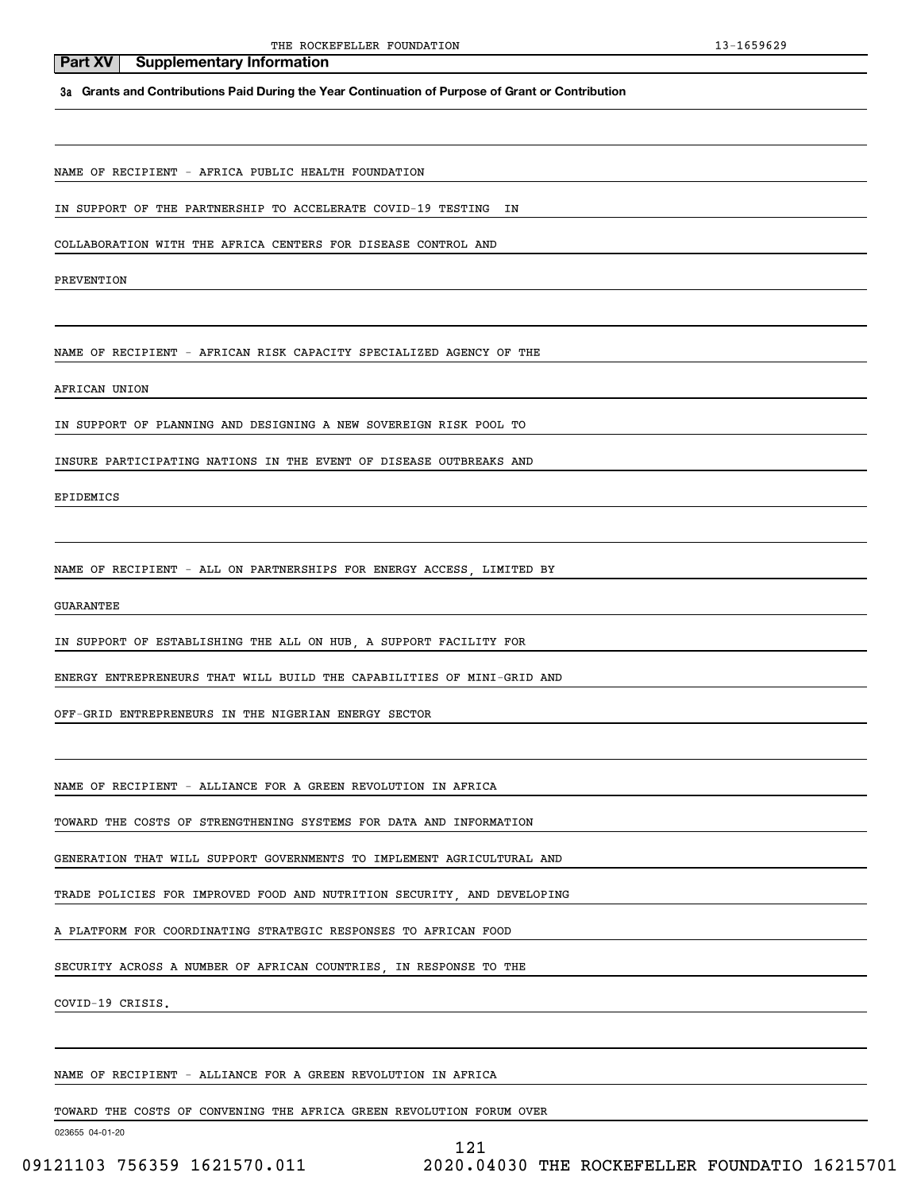## Part XV Supplementary Information

**3a Grants and Contributions Paid During the Year Continuation of Purpose of Grant or Contribution**

NAME OF RECIPIENT - AFRICA PUBLIC HEALTH FOUNDATION

IN SUPPORT OF THE PARTNERSHIP TO ACCELERATE COVID-19 TESTING IN COLLABORATION WITH THE AFRICA CENTERS FOR DISEASE CONTROL AND PREVENTION

NAME OF RECIPIENT - AFRICAN RISK CAPACITY SPECIALIZED AGENCY OF THE AFRICAN UNION

IN SUPPORT OF PLANNING AND DESIGNING A NEW SOVEREIGN RISK POOL TO INSURE PARTICIPATING NATIONS IN THE EVENT OF DISEASE OUTBREAKS AND EPIDEMICS

NAME OF RECIPIENT - ALL ON PARTNERSHIPS FOR ENERGY ACCESS, LIMITED BY GUARANTEE

IN SUPPORT OF ESTABLISHING THE ALL ON HUB, A SUPPORT FACILITY FOR ENERGY ENTREPRENEURS THAT WILL BUILD THE CAPABILITIES OF MINI-GRID AND OFF-GRID ENTREPRENEURS IN THE NIGERIAN ENERGY SECTOR

NAME OF RECIPIENT - ALLIANCE FOR A GREEN REVOLUTION IN AFRICA

TOWARD THE COSTS OF STRENGTHENING SYSTEMS FOR DATA AND INFORMATION GENERATION THAT WILL SUPPORT GOVERNMENTS TO IMPLEMENT AGRICULTURAL AND TRADE POLICIES FOR IMPROVED FOOD AND NUTRITION SECURITY, AND DEVELOPING A PLATFORM FOR COORDINATING STRATEGIC RESPONSES TO AFRICAN FOOD SECURITY ACROSS A NUMBER OF AFRICAN COUNTRIES, IN RESPONSE TO THE COVID-19 CRISIS.

NAME OF RECIPIENT - ALLIANCE FOR A GREEN REVOLUTION IN AFRICA

TOWARD THE COSTS OF CONVENING THE AFRICA GREEN REVOLUTION FORUM OVER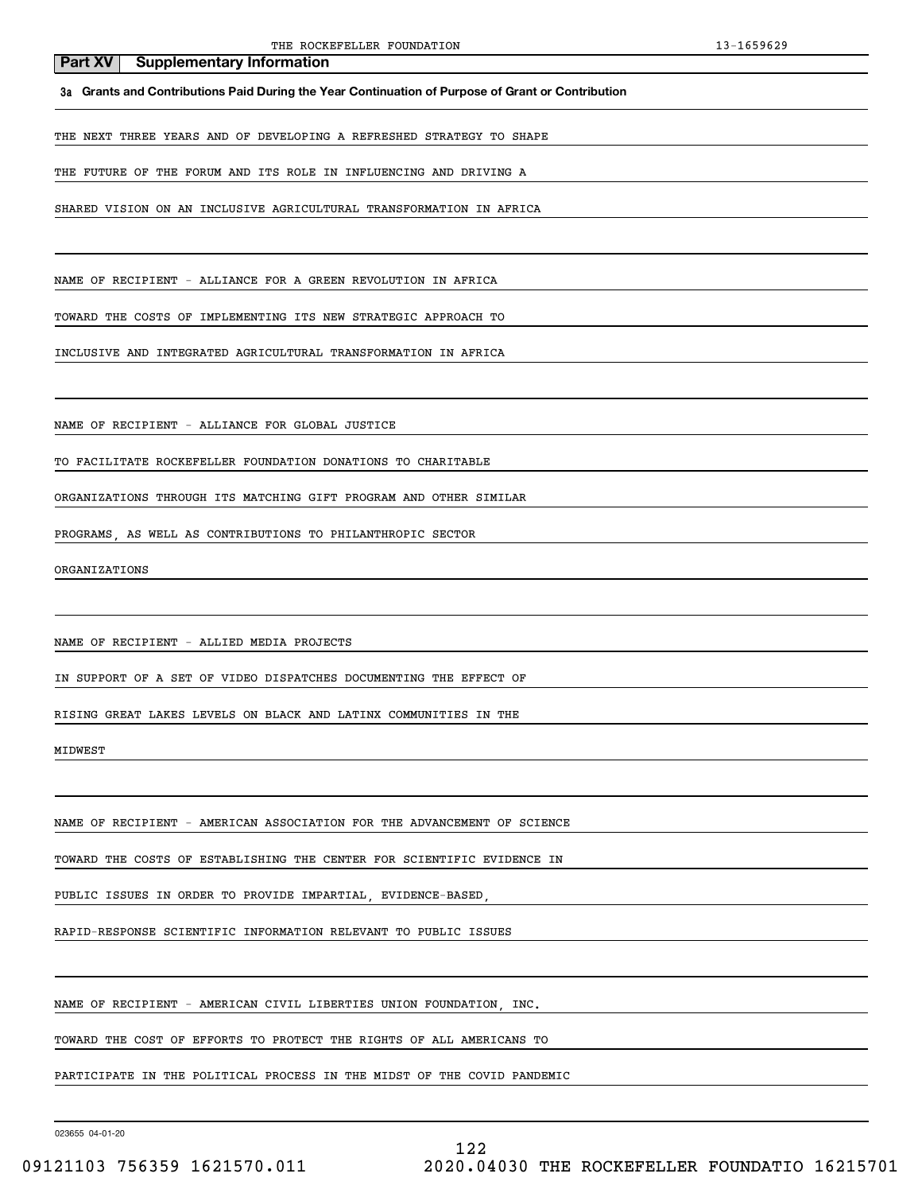## Part XV Supplementary Information

**3a Grants and Contributions Paid During the Year Continuation of Purpose of Grant or Contribution**

THE NEXT THREE YEARS AND OF DEVELOPING A REFRESHED STRATEGY TO SHAPE THE FUTURE OF THE FORUM AND ITS ROLE IN INFLUENCING AND DRIVING A SHARED VISION ON AN INCLUSIVE AGRICULTURAL TRANSFORMATION IN AFRICA

NAME OF RECIPIENT - ALLIANCE FOR A GREEN REVOLUTION IN AFRICA

TOWARD THE COSTS OF IMPLEMENTING ITS NEW STRATEGIC APPROACH TO INCLUSIVE AND INTEGRATED AGRICULTURAL TRANSFORMATION IN AFRICA

NAME OF RECIPIENT - ALLIANCE FOR GLOBAL JUSTICE

TO FACILITATE ROCKEFELLER FOUNDATION DONATIONS TO CHARITABLE ORGANIZATIONS THROUGH ITS MATCHING GIFT PROGRAM AND OTHER SIMILAR PROGRAMS, AS WELL AS CONTRIBUTIONS TO PHILANTHROPIC SECTOR ORGANIZATIONS

NAME OF RECIPIENT - ALLIED MEDIA PROJECTS

IN SUPPORT OF A SET OF VIDEO DISPATCHES DOCUMENTING THE EFFECT OF RISING GREAT LAKES LEVELS ON BLACK AND LATINX COMMUNITIES IN THE MIDWEST

NAME OF RECIPIENT - AMERICAN ASSOCIATION FOR THE ADVANCEMENT OF SCIENCE

TOWARD THE COSTS OF ESTABLISHING THE CENTER FOR SCIENTIFIC EVIDENCE IN PUBLIC ISSUES IN ORDER TO PROVIDE IMPARTIAL, EVIDENCE-BASED, RAPID-RESPONSE SCIENTIFIC INFORMATION RELEVANT TO PUBLIC ISSUES

NAME OF RECIPIENT - AMERICAN CIVIL LIBERTIES UNION FOUNDATION, INC.

TOWARD THE COST OF EFFORTS TO PROTECT THE RIGHTS OF ALL AMERICANS TO PARTICIPATE IN THE POLITICAL PROCESS IN THE MIDST OF THE COVID PANDEMIC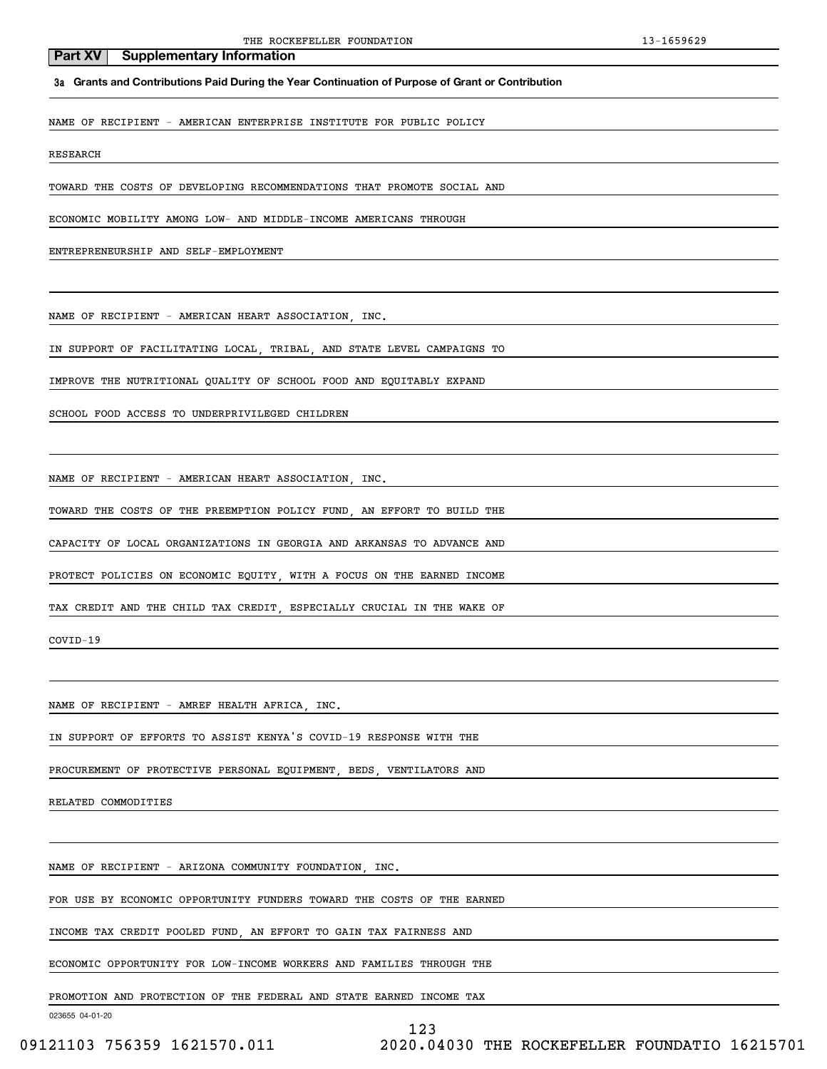## Part XV Supplementary Information

**3a Grants and Contributions Paid During the Year Continuation of Purpose of Grant or Contribution**

NAME OF RECIPIENT - AMERICAN ENTERPRISE INSTITUTE FOR PUBLIC POLICY RESEARCH

TOWARD THE COSTS OF DEVELOPING RECOMMENDATIONS THAT PROMOTE SOCIAL AND ECONOMIC MOBILITY AMONG LOW- AND MIDDLE-INCOME AMERICANS THROUGH ENTREPRENEURSHIP AND SELF-EMPLOYMENT

NAME OF RECIPIENT - AMERICAN HEART ASSOCIATION, INC.

IN SUPPORT OF FACILITATING LOCAL, TRIBAL, AND STATE LEVEL CAMPAIGNS TO IMPROVE THE NUTRITIONAL QUALITY OF SCHOOL FOOD AND EQUITABLY EXPAND SCHOOL FOOD ACCESS TO UNDERPRIVILEGED CHILDREN

NAME OF RECIPIENT - AMERICAN HEART ASSOCIATION, INC.

TOWARD THE COSTS OF THE PREEMPTION POLICY FUND, AN EFFORT TO BUILD THE CAPACITY OF LOCAL ORGANIZATIONS IN GEORGIA AND ARKANSAS TO ADVANCE AND PROTECT POLICIES ON ECONOMIC EQUITY, WITH A FOCUS ON THE EARNED INCOME TAX CREDIT AND THE CHILD TAX CREDIT, ESPECIALLY CRUCIAL IN THE WAKE OF COVID-19

NAME OF RECIPIENT - AMREF HEALTH AFRICA, INC.

IN SUPPORT OF EFFORTS TO ASSIST KENYA'S COVID-19 RESPONSE WITH THE PROCUREMENT OF PROTECTIVE PERSONAL EQUIPMENT, BEDS, VENTILATORS AND RELATED COMMODITIES

NAME OF RECIPIENT - ARIZONA COMMUNITY FOUNDATION, INC.

FOR USE BY ECONOMIC OPPORTUNITY FUNDERS TOWARD THE COSTS OF THE EARNED INCOME TAX CREDIT POOLED FUND, AN EFFORT TO GAIN TAX FAIRNESS AND ECONOMIC OPPORTUNITY FOR LOW-INCOME WORKERS AND FAMILIES THROUGH THE PROMOTION AND PROTECTION OF THE FEDERAL AND STATE EARNED INCOME TAX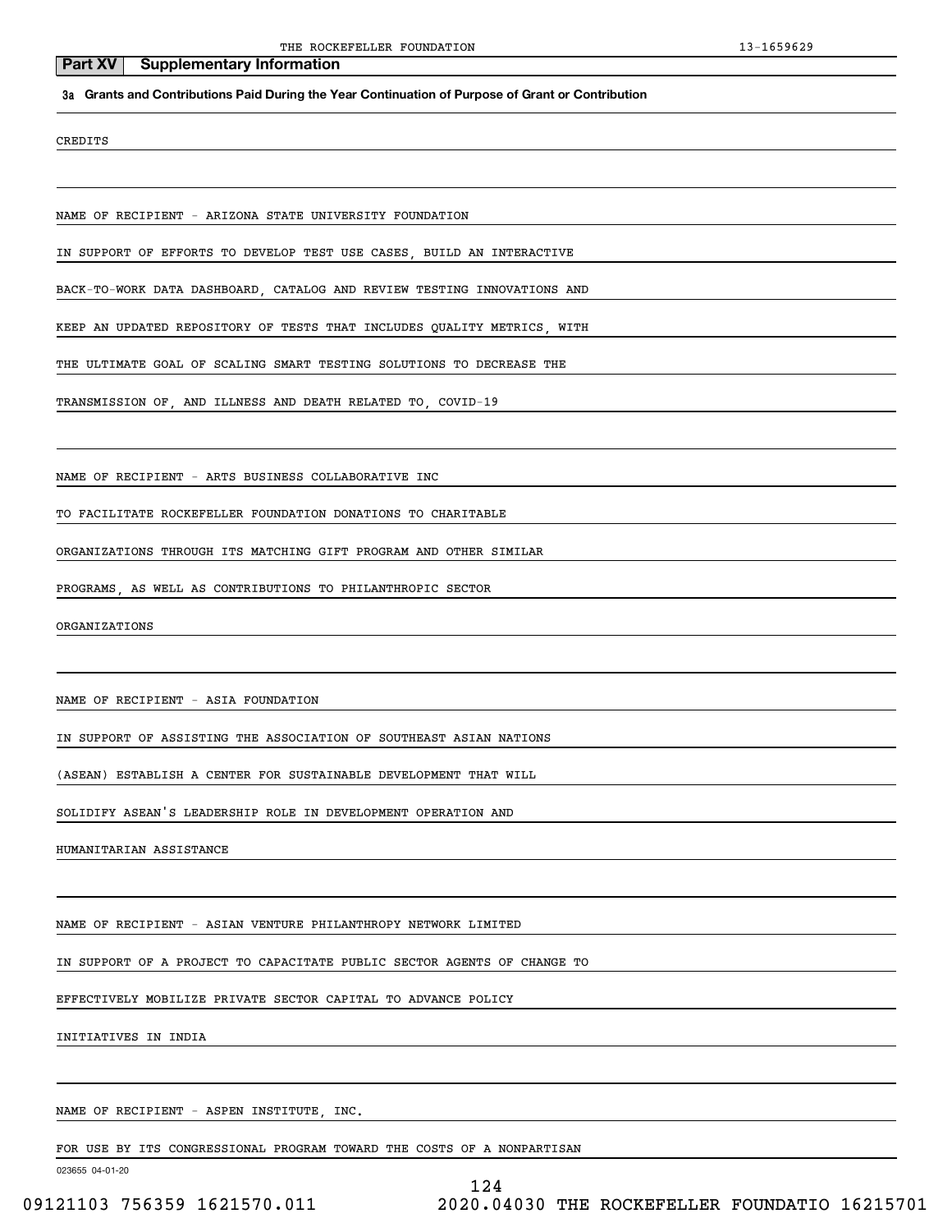## Part XV Supplementary Information

**3a Grants and Contributions Paid During the Year Continuation of Purpose of Grant or Contribution**

CREDITS

NAME OF RECIPIENT - ARIZONA STATE UNIVERSITY FOUNDATION

IN SUPPORT OF EFFORTS TO DEVELOP TEST USE CASES, BUILD AN INTERACTIVE BACK-TO-WORK DATA DASHBOARD, CATALOG AND REVIEW TESTING INNOVATIONS AND KEEP AN UPDATED REPOSITORY OF TESTS THAT INCLUDES QUALITY METRICS, WITH THE ULTIMATE GOAL OF SCALING SMART TESTING SOLUTIONS TO DECREASE THE TRANSMISSION OF, AND ILLNESS AND DEATH RELATED TO, COVID-19

NAME OF RECIPIENT - ARTS BUSINESS COLLABORATIVE INC

TO FACILITATE ROCKEFELLER FOUNDATION DONATIONS TO CHARITABLE ORGANIZATIONS THROUGH ITS MATCHING GIFT PROGRAM AND OTHER SIMILAR PROGRAMS, AS WELL AS CONTRIBUTIONS TO PHILANTHROPIC SECTOR ORGANIZATIONS

NAME OF RECIPIENT - ASIA FOUNDATION

IN SUPPORT OF ASSISTING THE ASSOCIATION OF SOUTHEAST ASIAN NATIONS (ASEAN) ESTABLISH A CENTER FOR SUSTAINABLE DEVELOPMENT THAT WILL SOLIDIFY ASEAN'S LEADERSHIP ROLE IN DEVELOPMENT OPERATION AND HUMANITARIAN ASSISTANCE

NAME OF RECIPIENT - ASIAN VENTURE PHILANTHROPY NETWORK LIMITED

IN SUPPORT OF A PROJECT TO CAPACITATE PUBLIC SECTOR AGENTS OF CHANGE TO EFFECTIVELY MOBILIZE PRIVATE SECTOR CAPITAL TO ADVANCE POLICY INITIATIVES IN INDIA

NAME OF RECIPIENT - ASPEN INSTITUTE, INC.

FOR USE BY ITS CONGRESSIONAL PROGRAM TOWARD THE COSTS OF A NONPARTISAN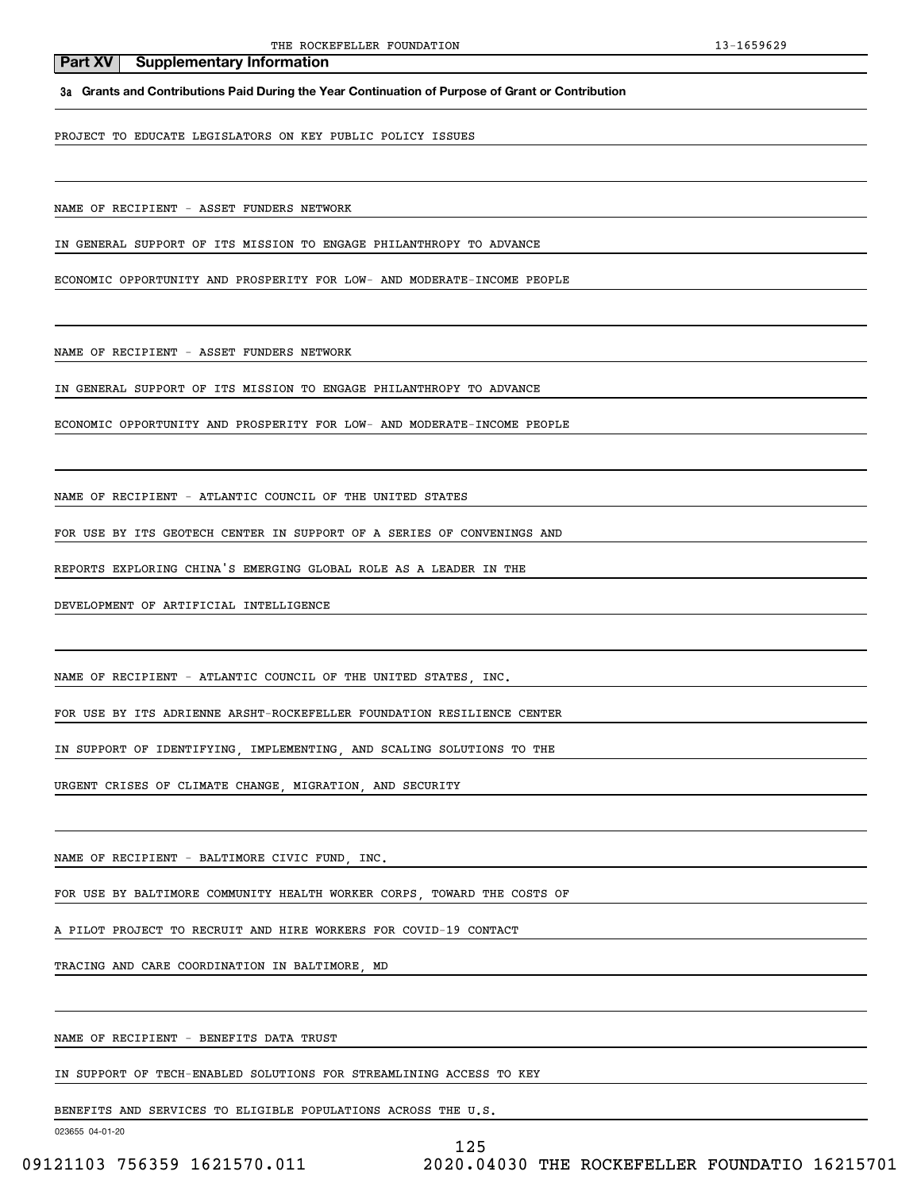## Part XV Supplementary Information

**3a Grants and Contributions Paid During the Year Continuation of Purpose of Grant or Contribution**

PROJECT TO EDUCATE LEGISLATORS ON KEY PUBLIC POLICY ISSUES

NAME OF RECIPIENT - ASSET FUNDERS NETWORK

IN GENERAL SUPPORT OF ITS MISSION TO ENGAGE PHILANTHROPY TO ADVANCE

ECONOMIC OPPORTUNITY AND PROSPERITY FOR LOW- AND MODERATE-INCOME PEOPLE

NAME OF RECIPIENT - ASSET FUNDERS NETWORK

IN GENERAL SUPPORT OF ITS MISSION TO ENGAGE PHILANTHROPY TO ADVANCE

ECONOMIC OPPORTUNITY AND PROSPERITY FOR LOW- AND MODERATE-INCOME PEOPLE

NAME OF RECIPIENT - ATLANTIC COUNCIL OF THE UNITED STATES

FOR USE BY ITS GEOTECH CENTER IN SUPPORT OF A SERIES OF CONVENINGS AND

REPORTS EXPLORING CHINA'S EMERGING GLOBAL ROLE AS A LEADER IN THE

DEVELOPMENT OF ARTIFICIAL INTELLIGENCE

NAME OF RECIPIENT - ATLANTIC COUNCIL OF THE UNITED STATES, INC.

FOR USE BY ITS ADRIENNE ARSHT-ROCKEFELLER FOUNDATION RESILIENCE CENTER

IN SUPPORT OF IDENTIFYING, IMPLEMENTING, AND SCALING SOLUTIONS TO THE

URGENT CRISES OF CLIMATE CHANGE, MIGRATION, AND SECURITY

NAME OF RECIPIENT - BALTIMORE CIVIC FUND, INC.

FOR USE BY BALTIMORE COMMUNITY HEALTH WORKER CORPS, TOWARD THE COSTS OF

A PILOT PROJECT TO RECRUIT AND HIRE WORKERS FOR COVID-19 CONTACT

TRACING AND CARE COORDINATION IN BALTIMORE, MD

NAME OF RECIPIENT - BENEFITS DATA TRUST

IN SUPPORT OF TECH-ENABLED SOLUTIONS FOR STREAMLINING ACCESS TO KEY

BENEFITS AND SERVICES TO ELIGIBLE POPULATIONS ACROSS THE U.S.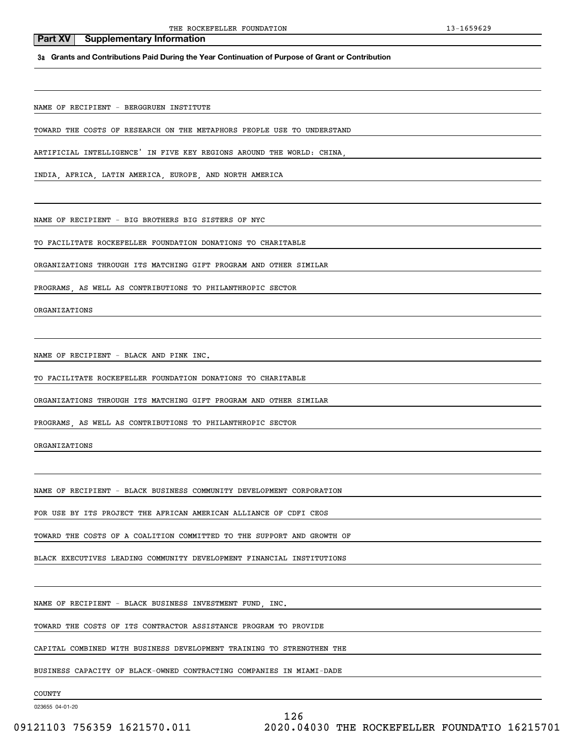## Part XV Supplementary Information

**3a Grants and Contributions Paid During the Year Continuation of Purpose of Grant or Contribution**

NAME OF RECIPIENT - BERGGRUEN INSTITUTE

TOWARD THE COSTS OF RESEARCH ON THE METAPHORS PEOPLE USE TO UNDERSTAND ARTIFICIAL INTELLIGENCE' IN FIVE KEY REGIONS AROUND THE WORLD: CHINA, INDIA, AFRICA, LATIN AMERICA, EUROPE, AND NORTH AMERICA

NAME OF RECIPIENT - BIG BROTHERS BIG SISTERS OF NYC

TO FACILITATE ROCKEFELLER FOUNDATION DONATIONS TO CHARITABLE ORGANIZATIONS THROUGH ITS MATCHING GIFT PROGRAM AND OTHER SIMILAR PROGRAMS, AS WELL AS CONTRIBUTIONS TO PHILANTHROPIC SECTOR ORGANIZATIONS

NAME OF RECIPIENT - BLACK AND PINK INC.

TO FACILITATE ROCKEFELLER FOUNDATION DONATIONS TO CHARITABLE ORGANIZATIONS THROUGH ITS MATCHING GIFT PROGRAM AND OTHER SIMILAR PROGRAMS, AS WELL AS CONTRIBUTIONS TO PHILANTHROPIC SECTOR ORGANIZATIONS

NAME OF RECIPIENT - BLACK BUSINESS COMMUNITY DEVELOPMENT CORPORATION

FOR USE BY ITS PROJECT THE AFRICAN AMERICAN ALLIANCE OF CDFI CEOS TOWARD THE COSTS OF A COALITION COMMITTED TO THE SUPPORT AND GROWTH OF BLACK EXECUTIVES LEADING COMMUNITY DEVELOPMENT FINANCIAL INSTITUTIONS

NAME OF RECIPIENT - BLACK BUSINESS INVESTMENT FUND, INC.

TOWARD THE COSTS OF ITS CONTRACTOR ASSISTANCE PROGRAM TO PROVIDE CAPITAL COMBINED WITH BUSINESS DEVELOPMENT TRAINING TO STRENGTHEN THE BUSINESS CAPACITY OF BLACK-OWNED CONTRACTING COMPANIES IN MIAMI-DADE COUNTY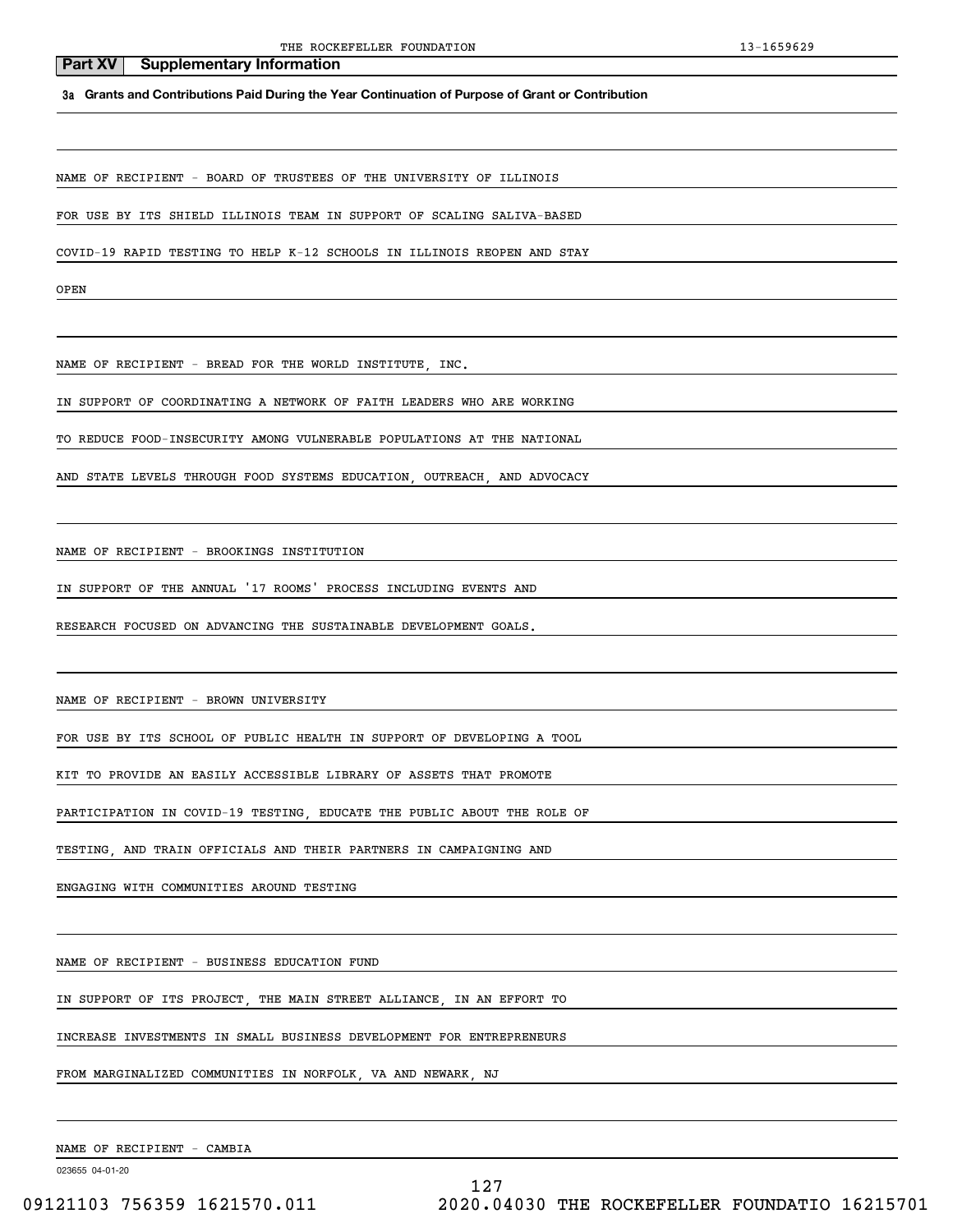## Part XV Supplementary Information

**3a Grants and Contributions Paid During the Year Continuation of Purpose of Grant or Contribution**

NAME OF RECIPIENT - BOARD OF TRUSTEES OF THE UNIVERSITY OF ILLINOIS

FOR USE BY ITS SHIELD ILLINOIS TEAM IN SUPPORT OF SCALING SALIVA-BASED COVID-19 RAPID TESTING TO HELP K-12 SCHOOLS IN ILLINOIS REOPEN AND STAY OPEN

NAME OF RECIPIENT - BREAD FOR THE WORLD INSTITUTE, INC.

IN SUPPORT OF COORDINATING A NETWORK OF FAITH LEADERS WHO ARE WORKING TO REDUCE FOOD-INSECURITY AMONG VULNERABLE POPULATIONS AT THE NATIONAL AND STATE LEVELS THROUGH FOOD SYSTEMS EDUCATION, OUTREACH, AND ADVOCACY

NAME OF RECIPIENT - BROOKINGS INSTITUTION

IN SUPPORT OF THE ANNUAL '17 ROOMS' PROCESS INCLUDING EVENTS AND RESEARCH FOCUSED ON ADVANCING THE SUSTAINABLE DEVELOPMENT GOALS.

NAME OF RECIPIENT - BROWN UNIVERSITY

FOR USE BY ITS SCHOOL OF PUBLIC HEALTH IN SUPPORT OF DEVELOPING A TOOL KIT TO PROVIDE AN EASILY ACCESSIBLE LIBRARY OF ASSETS THAT PROMOTE PARTICIPATION IN COVID-19 TESTING, EDUCATE THE PUBLIC ABOUT THE ROLE OF TESTING, AND TRAIN OFFICIALS AND THEIR PARTNERS IN CAMPAIGNING AND ENGAGING WITH COMMUNITIES AROUND TESTING

NAME OF RECIPIENT - BUSINESS EDUCATION FUND

IN SUPPORT OF ITS PROJECT, THE MAIN STREET ALLIANCE, IN AN EFFORT TO INCREASE INVESTMENTS IN SMALL BUSINESS DEVELOPMENT FOR ENTREPRENEURS FROM MARGINALIZED COMMUNITIES IN NORFOLK, VA AND NEWARK, NJ

NAME OF RECIPIENT - CAMBIA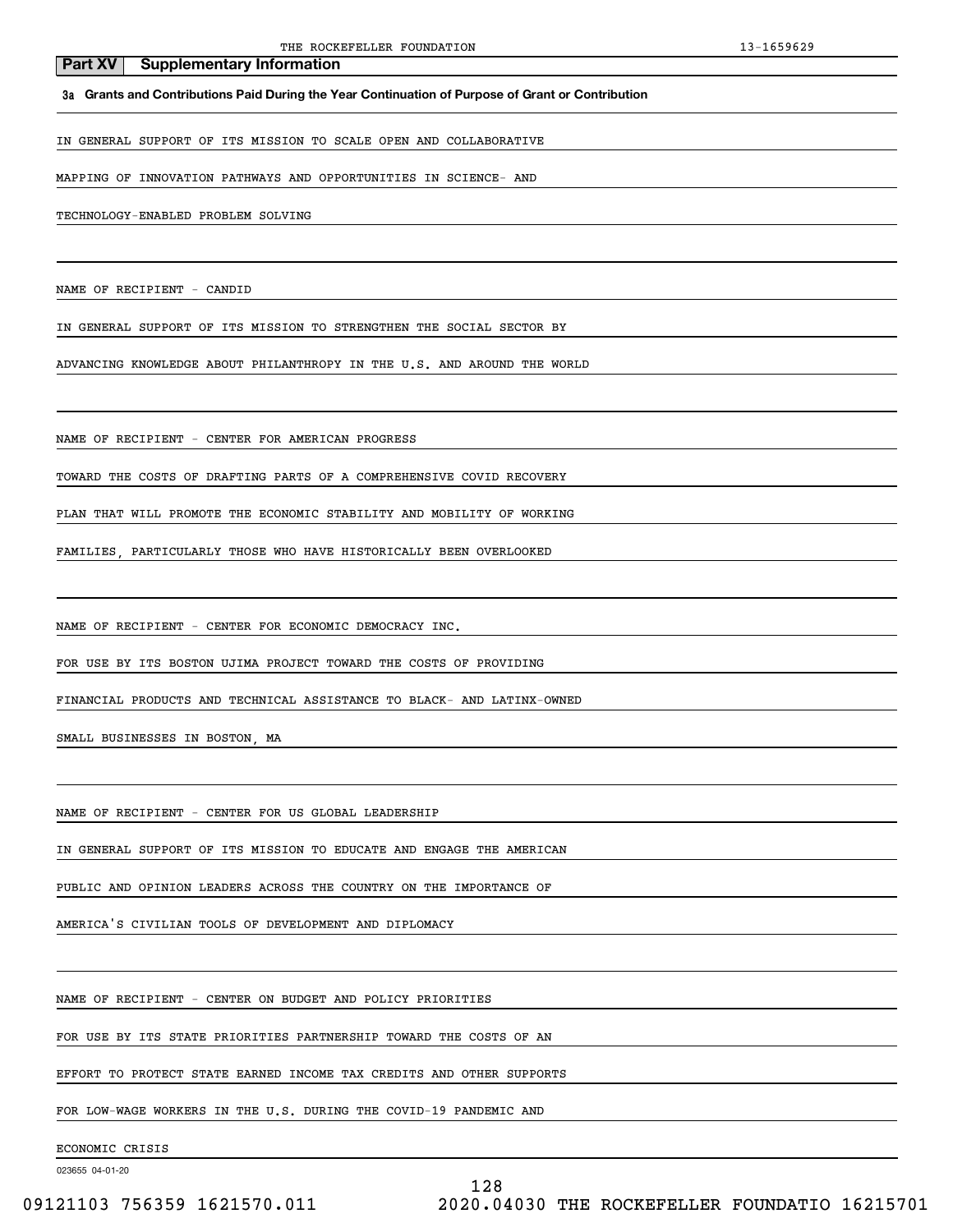## Part XV Supplementary Information

**3a Grants and Contributions Paid During the Year Continuation of Purpose of Grant or Contribution**

IN GENERAL SUPPORT OF ITS MISSION TO SCALE OPEN AND COLLABORATIVE MAPPING OF INNOVATION PATHWAYS AND OPPORTUNITIES IN SCIENCE- AND TECHNOLOGY-ENABLED PROBLEM SOLVING

NAME OF RECIPIENT - CANDID

IN GENERAL SUPPORT OF ITS MISSION TO STRENGTHEN THE SOCIAL SECTOR BY ADVANCING KNOWLEDGE ABOUT PHILANTHROPY IN THE U.S. AND AROUND THE WORLD

NAME OF RECIPIENT - CENTER FOR AMERICAN PROGRESS

TOWARD THE COSTS OF DRAFTING PARTS OF A COMPREHENSIVE COVID RECOVERY PLAN THAT WILL PROMOTE THE ECONOMIC STABILITY AND MOBILITY OF WORKING FAMILIES, PARTICULARLY THOSE WHO HAVE HISTORICALLY BEEN OVERLOOKED

NAME OF RECIPIENT - CENTER FOR ECONOMIC DEMOCRACY INC.

FOR USE BY ITS BOSTON UJIMA PROJECT TOWARD THE COSTS OF PROVIDING FINANCIAL PRODUCTS AND TECHNICAL ASSISTANCE TO BLACK- AND LATINX-OWNED SMALL BUSINESSES IN BOSTON, MA

NAME OF RECIPIENT - CENTER FOR US GLOBAL LEADERSHIP

IN GENERAL SUPPORT OF ITS MISSION TO EDUCATE AND ENGAGE THE AMERICAN PUBLIC AND OPINION LEADERS ACROSS THE COUNTRY ON THE IMPORTANCE OF AMERICA'S CIVILIAN TOOLS OF DEVELOPMENT AND DIPLOMACY

NAME OF RECIPIENT - CENTER ON BUDGET AND POLICY PRIORITIES

FOR USE BY ITS STATE PRIORITIES PARTNERSHIP TOWARD THE COSTS OF AN EFFORT TO PROTECT STATE EARNED INCOME TAX CREDITS AND OTHER SUPPORTS FOR LOW-WAGE WORKERS IN THE U.S. DURING THE COVID-19 PANDEMIC AND ECONOMIC CRISIS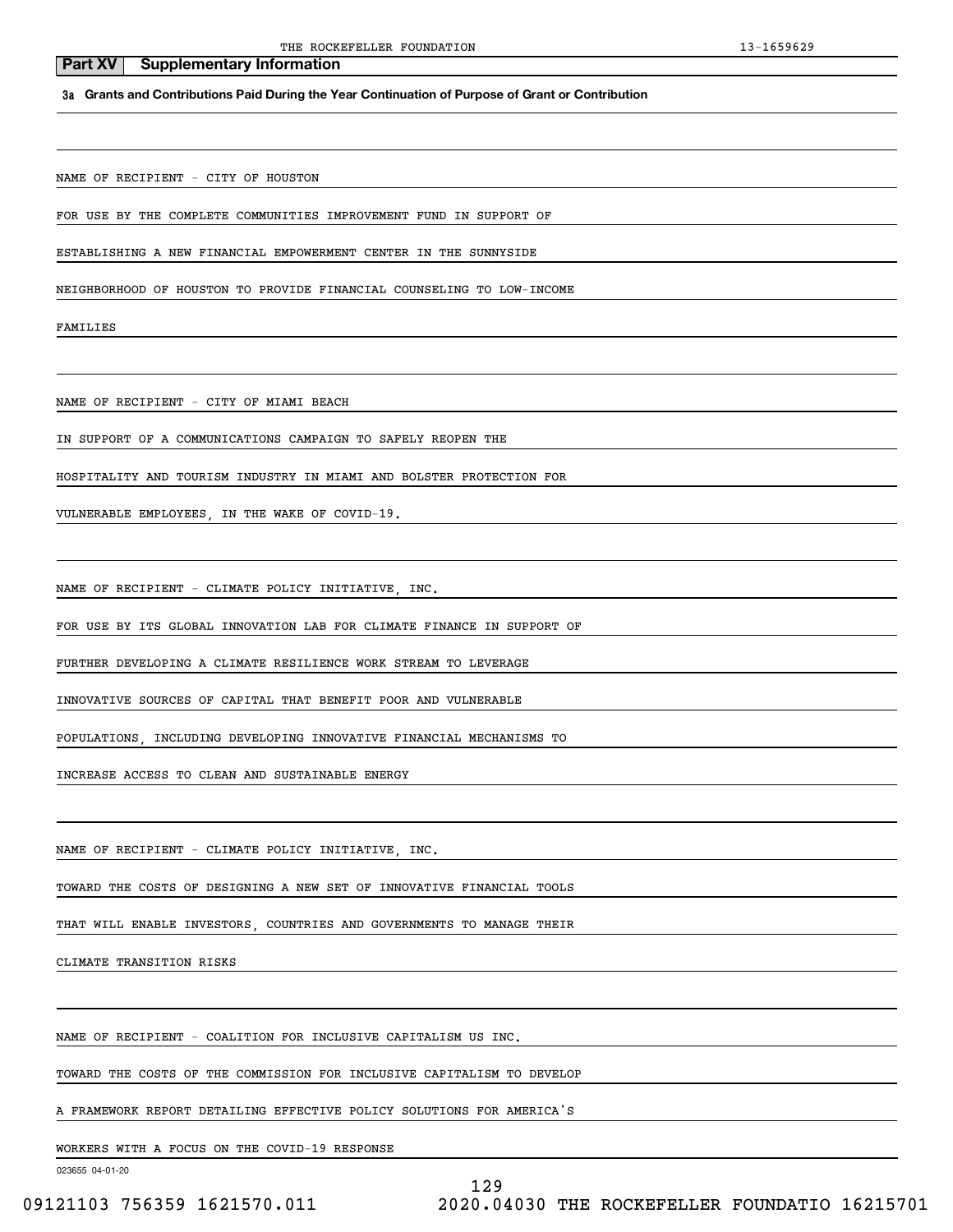## Part XV Supplementary Information

**3a Grants and Contributions Paid During the Year Continuation of Purpose of Grant or Contribution**

NAME OF RECIPIENT - CITY OF HOUSTON

FOR USE BY THE COMPLETE COMMUNITIES IMPROVEMENT FUND IN SUPPORT OF ESTABLISHING A NEW FINANCIAL EMPOWERMENT CENTER IN THE SUNNYSIDE NEIGHBORHOOD OF HOUSTON TO PROVIDE FINANCIAL COUNSELING TO LOW-INCOME FAMILIES

NAME OF RECIPIENT - CITY OF MIAMI BEACH

IN SUPPORT OF A COMMUNICATIONS CAMPAIGN TO SAFELY REOPEN THE HOSPITALITY AND TOURISM INDUSTRY IN MIAMI AND BOLSTER PROTECTION FOR VULNERABLE EMPLOYEES, IN THE WAKE OF COVID-19.

NAME OF RECIPIENT - CLIMATE POLICY INITIATIVE, INC.

FOR USE BY ITS GLOBAL INNOVATION LAB FOR CLIMATE FINANCE IN SUPPORT OF FURTHER DEVELOPING A CLIMATE RESILIENCE WORK STREAM TO LEVERAGE INNOVATIVE SOURCES OF CAPITAL THAT BENEFIT POOR AND VULNERABLE POPULATIONS, INCLUDING DEVELOPING INNOVATIVE FINANCIAL MECHANISMS TO INCREASE ACCESS TO CLEAN AND SUSTAINABLE ENERGY

NAME OF RECIPIENT - CLIMATE POLICY INITIATIVE, INC.

TOWARD THE COSTS OF DESIGNING A NEW SET OF INNOVATIVE FINANCIAL TOOLS THAT WILL ENABLE INVESTORS, COUNTRIES AND GOVERNMENTS TO MANAGE THEIR CLIMATE TRANSITION RISKS

NAME OF RECIPIENT - COALITION FOR INCLUSIVE CAPITALISM US INC.

TOWARD THE COSTS OF THE COMMISSION FOR INCLUSIVE CAPITALISM TO DEVELOP A FRAMEWORK REPORT DETAILING EFFECTIVE POLICY SOLUTIONS FOR AMERICA'S WORKERS WITH A FOCUS ON THE COVID-19 RESPONSE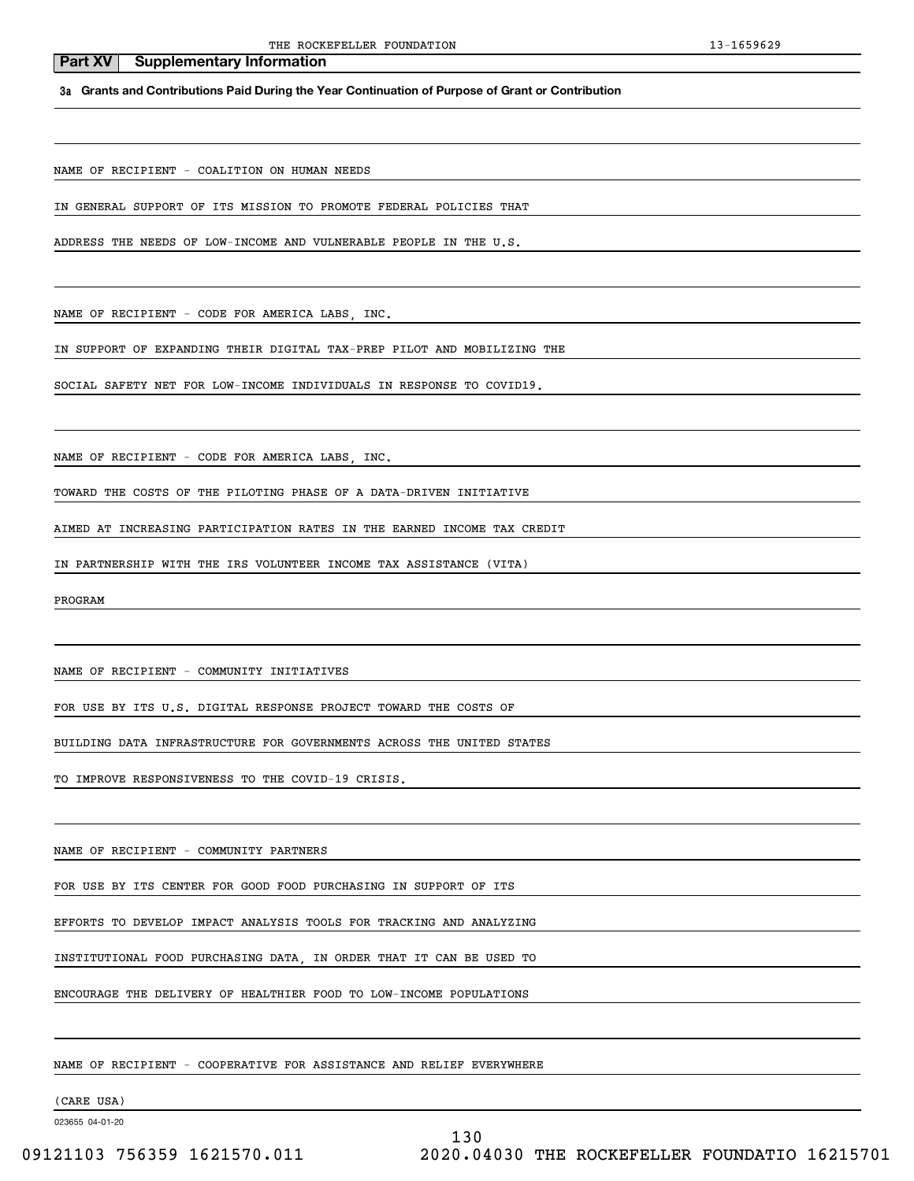## Part XV Supplementary Information

**3a Grants and Contributions Paid During the Year Continuation of Purpose of Grant or Contribution**

NAME OF RECIPIENT - COALITION ON HUMAN NEEDS

IN GENERAL SUPPORT OF ITS MISSION TO PROMOTE FEDERAL POLICIES THAT ADDRESS THE NEEDS OF LOW-INCOME AND VULNERABLE PEOPLE IN THE U.S.

NAME OF RECIPIENT - CODE FOR AMERICA LABS, INC.

IN SUPPORT OF EXPANDING THEIR DIGITAL TAX-PREP PILOT AND MOBILIZING THE SOCIAL SAFETY NET FOR LOW-INCOME INDIVIDUALS IN RESPONSE TO COVID19.

NAME OF RECIPIENT - CODE FOR AMERICA LABS, INC.

TOWARD THE COSTS OF THE PILOTING PHASE OF A DATA-DRIVEN INITIATIVE AIMED AT INCREASING PARTICIPATION RATES IN THE EARNED INCOME TAX CREDIT IN PARTNERSHIP WITH THE IRS VOLUNTEER INCOME TAX ASSISTANCE (VITA) PROGRAM

NAME OF RECIPIENT - COMMUNITY INITIATIVES

FOR USE BY ITS U.S. DIGITAL RESPONSE PROJECT TOWARD THE COSTS OF BUILDING DATA INFRASTRUCTURE FOR GOVERNMENTS ACROSS THE UNITED STATES TO IMPROVE RESPONSIVENESS TO THE COVID-19 CRISIS.

NAME OF RECIPIENT - COMMUNITY PARTNERS

FOR USE BY ITS CENTER FOR GOOD FOOD PURCHASING IN SUPPORT OF ITS EFFORTS TO DEVELOP IMPACT ANALYSIS TOOLS FOR TRACKING AND ANALYZING INSTITUTIONAL FOOD PURCHASING DATA, IN ORDER THAT IT CAN BE USED TO ENCOURAGE THE DELIVERY OF HEALTHIER FOOD TO LOW-INCOME POPULATIONS

NAME OF RECIPIENT - COOPERATIVE FOR ASSISTANCE AND RELIEF EVERYWHERE (CARE USA)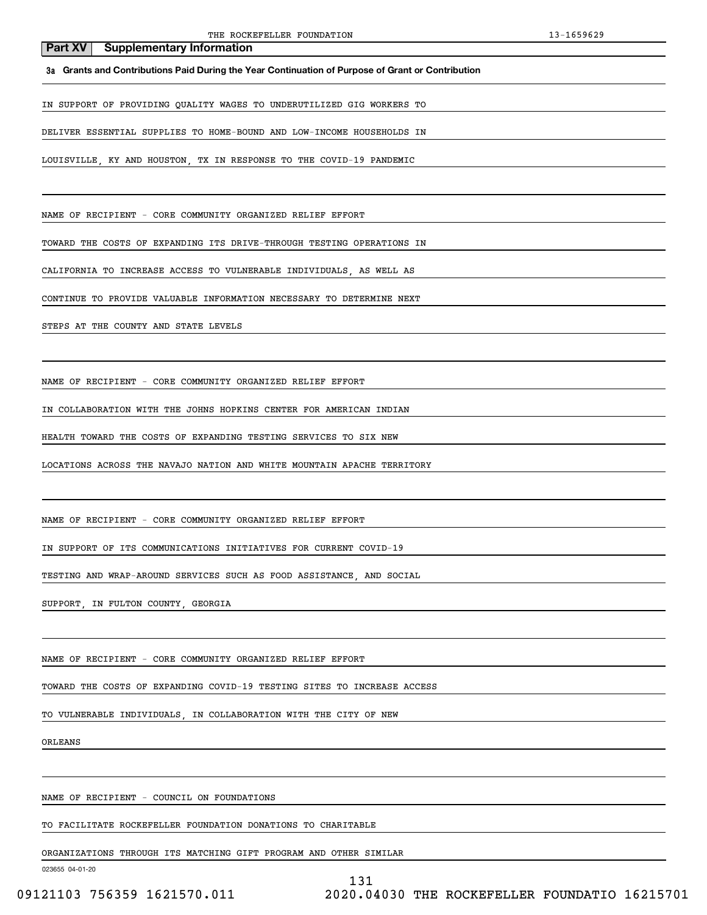## Part XV Supplementary Information

**3a Grants and Contributions Paid During the Year Continuation of Purpose of Grant or Contribution**

IN SUPPORT OF PROVIDING QUALITY WAGES TO UNDERUTILIZED GIG WORKERS TO DELIVER ESSENTIAL SUPPLIES TO HOME-BOUND AND LOW-INCOME HOUSEHOLDS IN LOUISVILLE, KY AND HOUSTON, TX IN RESPONSE TO THE COVID-19 PANDEMIC

NAME OF RECIPIENT - CORE COMMUNITY ORGANIZED RELIEF EFFORT

TOWARD THE COSTS OF EXPANDING ITS DRIVE-THROUGH TESTING OPERATIONS IN CALIFORNIA TO INCREASE ACCESS TO VULNERABLE INDIVIDUALS, AS WELL AS CONTINUE TO PROVIDE VALUABLE INFORMATION NECESSARY TO DETERMINE NEXT STEPS AT THE COUNTY AND STATE LEVELS

NAME OF RECIPIENT - CORE COMMUNITY ORGANIZED RELIEF EFFORT

IN COLLABORATION WITH THE JOHNS HOPKINS CENTER FOR AMERICAN INDIAN HEALTH TOWARD THE COSTS OF EXPANDING TESTING SERVICES TO SIX NEW LOCATIONS ACROSS THE NAVAJO NATION AND WHITE MOUNTAIN APACHE TERRITORY

NAME OF RECIPIENT - CORE COMMUNITY ORGANIZED RELIEF EFFORT

IN SUPPORT OF ITS COMMUNICATIONS INITIATIVES FOR CURRENT COVID-19 TESTING AND WRAP-AROUND SERVICES SUCH AS FOOD ASSISTANCE, AND SOCIAL SUPPORT, IN FULTON COUNTY, GEORGIA

NAME OF RECIPIENT - CORE COMMUNITY ORGANIZED RELIEF EFFORT

TOWARD THE COSTS OF EXPANDING COVID-19 TESTING SITES TO INCREASE ACCESS TO VULNERABLE INDIVIDUALS, IN COLLABORATION WITH THE CITY OF NEW ORLEANS

NAME OF RECIPIENT - COUNCIL ON FOUNDATIONS

TO FACILITATE ROCKEFELLER FOUNDATION DONATIONS TO CHARITABLE ORGANIZATIONS THROUGH ITS MATCHING GIFT PROGRAM AND OTHER SIMILAR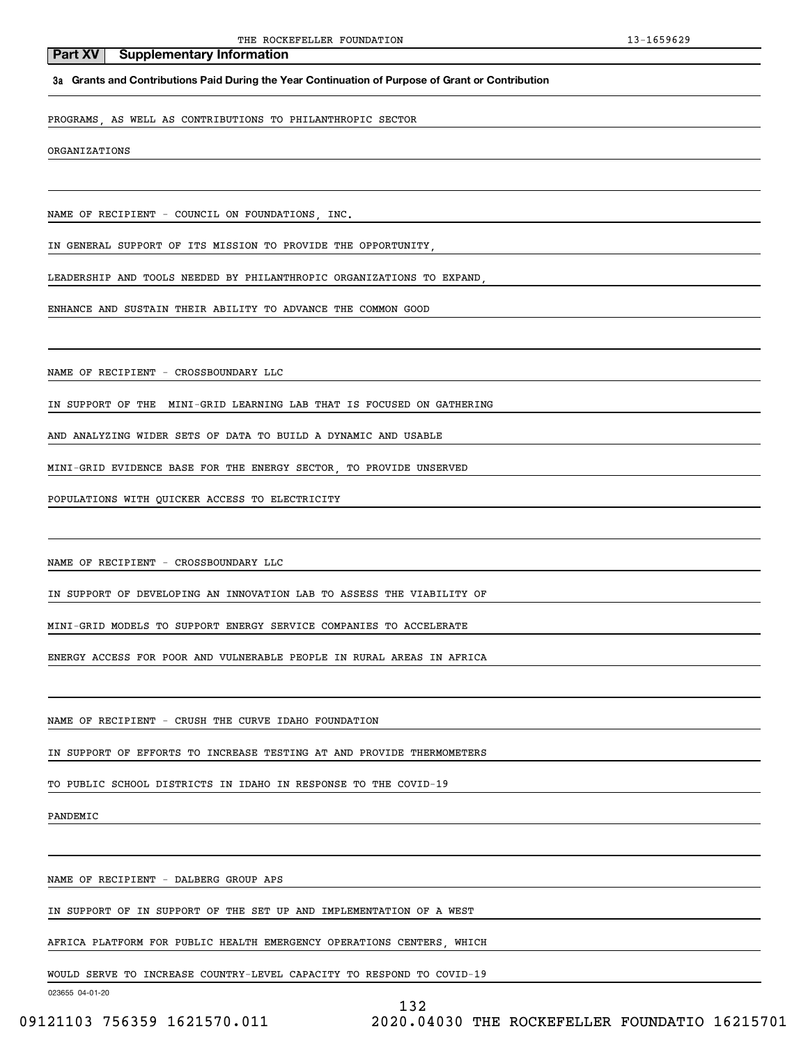## Part XV Supplementary Information

**3a Grants and Contributions Paid During the Year Continuation of Purpose of Grant or Contribution**

PROGRAMS, AS WELL AS CONTRIBUTIONS TO PHILANTHROPIC SECTOR

ORGANIZATIONS

NAME OF RECIPIENT - COUNCIL ON FOUNDATIONS, INC.

IN GENERAL SUPPORT OF ITS MISSION TO PROVIDE THE OPPORTUNITY,

LEADERSHIP AND TOOLS NEEDED BY PHILANTHROPIC ORGANIZATIONS TO EXPAND,

ENHANCE AND SUSTAIN THEIR ABILITY TO ADVANCE THE COMMON GOOD

NAME OF RECIPIENT - CROSSBOUNDARY LLC

IN SUPPORT OF THE MINI-GRID LEARNING LAB THAT IS FOCUSED ON GATHERING

AND ANALYZING WIDER SETS OF DATA TO BUILD A DYNAMIC AND USABLE

MINI-GRID EVIDENCE BASE FOR THE ENERGY SECTOR, TO PROVIDE UNSERVED

POPULATIONS WITH QUICKER ACCESS TO ELECTRICITY

NAME OF RECIPIENT - CROSSBOUNDARY LLC

IN SUPPORT OF DEVELOPING AN INNOVATION LAB TO ASSESS THE VIABILITY OF

MINI-GRID MODELS TO SUPPORT ENERGY SERVICE COMPANIES TO ACCELERATE

ENERGY ACCESS FOR POOR AND VULNERABLE PEOPLE IN RURAL AREAS IN AFRICA

NAME OF RECIPIENT - CRUSH THE CURVE IDAHO FOUNDATION

IN SUPPORT OF EFFORTS TO INCREASE TESTING AT AND PROVIDE THERMOMETERS

TO PUBLIC SCHOOL DISTRICTS IN IDAHO IN RESPONSE TO THE COVID-19

PANDEMIC

NAME OF RECIPIENT - DALBERG GROUP APS

IN SUPPORT OF IN SUPPORT OF THE SET UP AND IMPLEMENTATION OF A WEST

AFRICA PLATFORM FOR PUBLIC HEALTH EMERGENCY OPERATIONS CENTERS, WHICH

WOULD SERVE TO INCREASE COUNTRY-LEVEL CAPACITY TO RESPOND TO COVID-19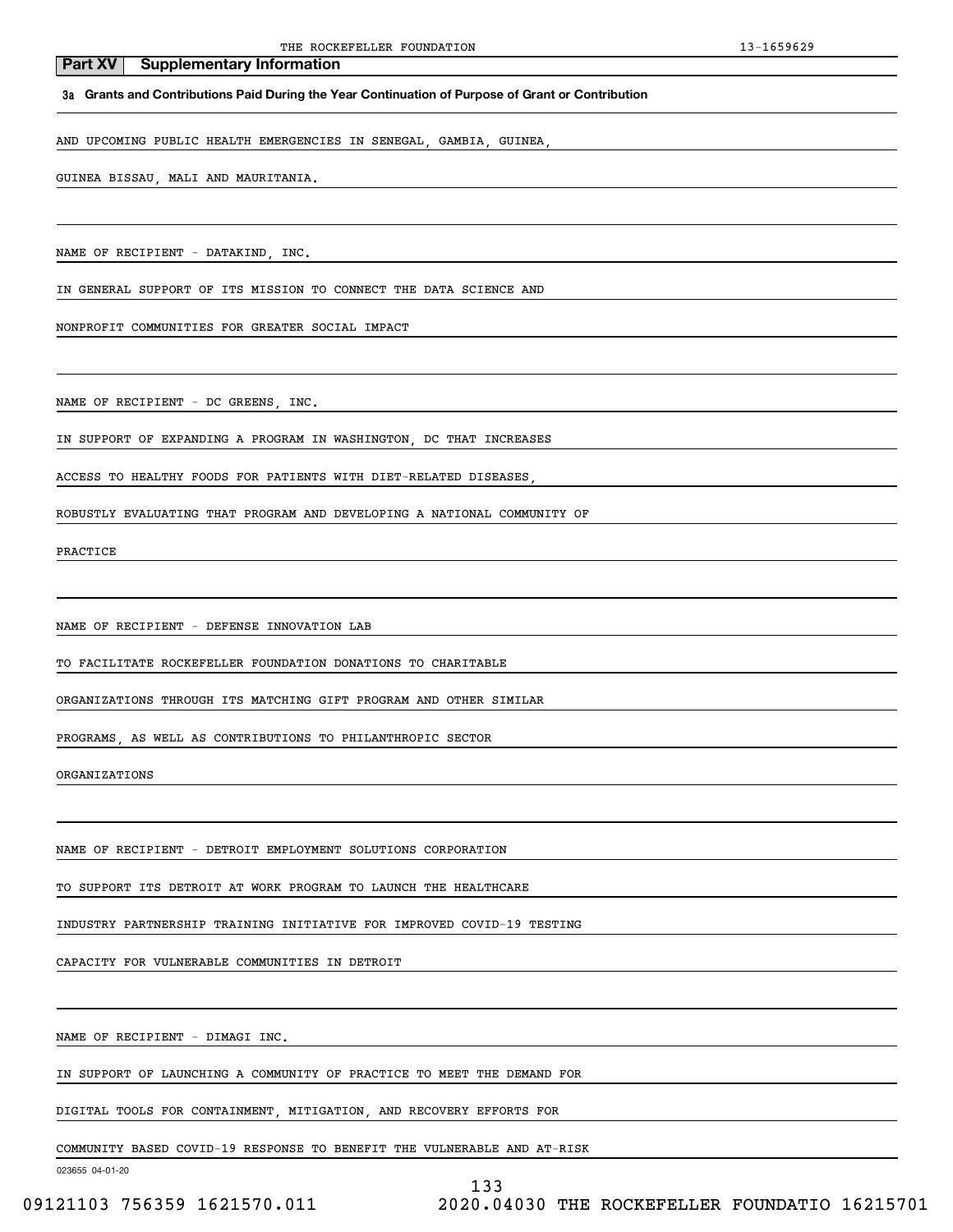## Part XV Supplementary Information

**3a Grants and Contributions Paid During the Year Continuation of Purpose of Grant or Contribution**

AND UPCOMING PUBLIC HEALTH EMERGENCIES IN SENEGAL, GAMBIA, GUINEA, GUINEA BISSAU, MALI AND MAURITANIA.

NAME OF RECIPIENT - DATAKIND, INC.

IN GENERAL SUPPORT OF ITS MISSION TO CONNECT THE DATA SCIENCE AND NONPROFIT COMMUNITIES FOR GREATER SOCIAL IMPACT

NAME OF RECIPIENT - DC GREENS, INC.

IN SUPPORT OF EXPANDING A PROGRAM IN WASHINGTON, DC THAT INCREASES ACCESS TO HEALTHY FOODS FOR PATIENTS WITH DIET-RELATED DISEASES, ROBUSTLY EVALUATING THAT PROGRAM AND DEVELOPING A NATIONAL COMMUNITY OF PRACTICE

NAME OF RECIPIENT - DEFENSE INNOVATION LAB

TO FACILITATE ROCKEFELLER FOUNDATION DONATIONS TO CHARITABLE ORGANIZATIONS THROUGH ITS MATCHING GIFT PROGRAM AND OTHER SIMILAR PROGRAMS, AS WELL AS CONTRIBUTIONS TO PHILANTHROPIC SECTOR ORGANIZATIONS

NAME OF RECIPIENT - DETROIT EMPLOYMENT SOLUTIONS CORPORATION

TO SUPPORT ITS DETROIT AT WORK PROGRAM TO LAUNCH THE HEALTHCARE INDUSTRY PARTNERSHIP TRAINING INITIATIVE FOR IMPROVED COVID-19 TESTING CAPACITY FOR VULNERABLE COMMUNITIES IN DETROIT

NAME OF RECIPIENT - DIMAGI INC.

IN SUPPORT OF LAUNCHING A COMMUNITY OF PRACTICE TO MEET THE DEMAND FOR DIGITAL TOOLS FOR CONTAINMENT, MITIGATION, AND RECOVERY EFFORTS FOR COMMUNITY BASED COVID-19 RESPONSE TO BENEFIT THE VULNERABLE AND AT-RISK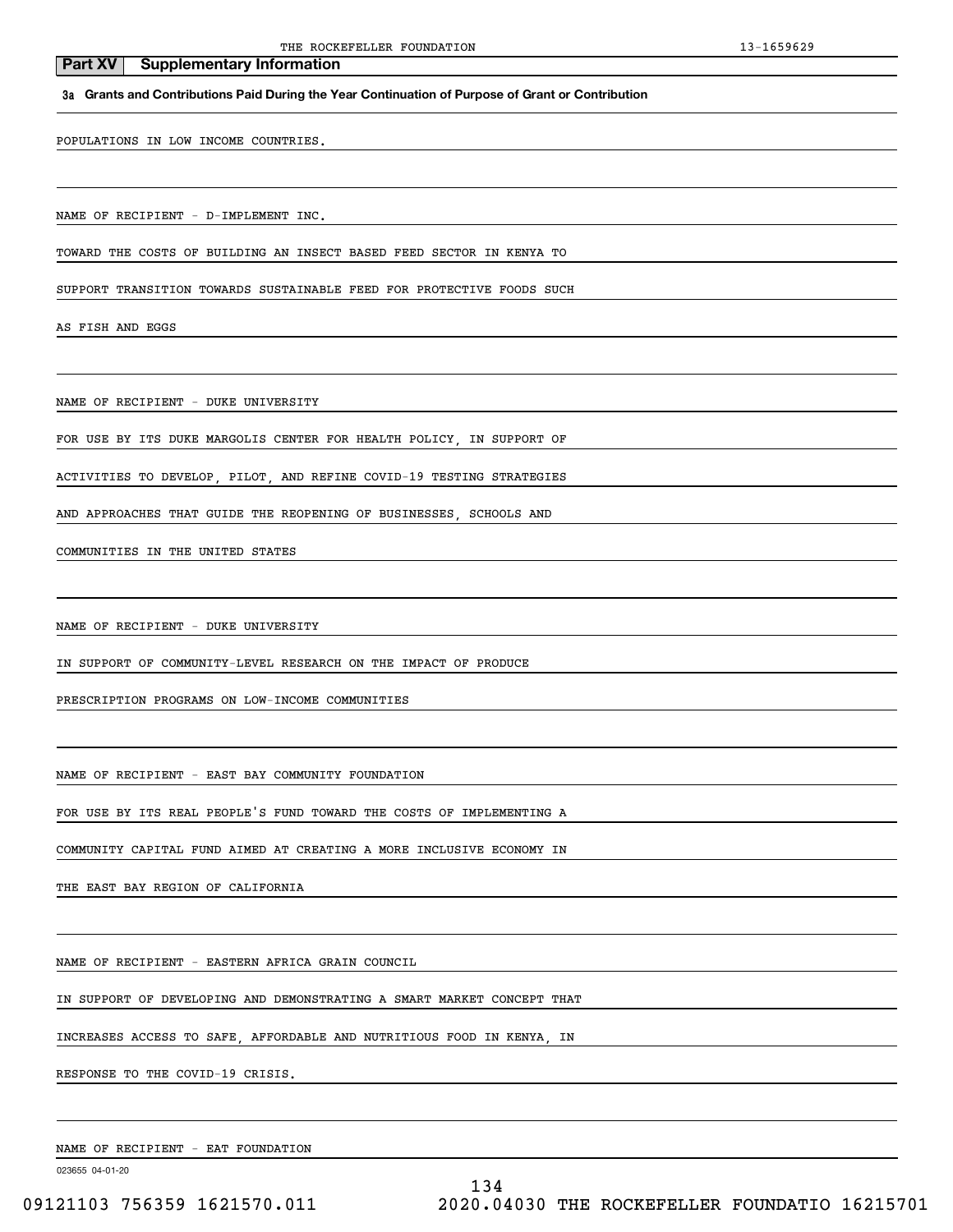## Part XV Supplementary Information

**3a Grants and Contributions Paid During the Year Continuation of Purpose of Grant or Contribution**

POPULATIONS IN LOW INCOME COUNTRIES.

NAME OF RECIPIENT - D-IMPLEMENT INC.

TOWARD THE COSTS OF BUILDING AN INSECT BASED FEED SECTOR IN KENYA TO SUPPORT TRANSITION TOWARDS SUSTAINABLE FEED FOR PROTECTIVE FOODS SUCH AS FISH AND EGGS

NAME OF RECIPIENT - DUKE UNIVERSITY

FOR USE BY ITS DUKE MARGOLIS CENTER FOR HEALTH POLICY, IN SUPPORT OF ACTIVITIES TO DEVELOP, PILOT, AND REFINE COVID-19 TESTING STRATEGIES AND APPROACHES THAT GUIDE THE REOPENING OF BUSINESSES, SCHOOLS AND COMMUNITIES IN THE UNITED STATES

NAME OF RECIPIENT - DUKE UNIVERSITY

IN SUPPORT OF COMMUNITY-LEVEL RESEARCH ON THE IMPACT OF PRODUCE PRESCRIPTION PROGRAMS ON LOW-INCOME COMMUNITIES

NAME OF RECIPIENT - EAST BAY COMMUNITY FOUNDATION

FOR USE BY ITS REAL PEOPLE'S FUND TOWARD THE COSTS OF IMPLEMENTING A COMMUNITY CAPITAL FUND AIMED AT CREATING A MORE INCLUSIVE ECONOMY IN THE EAST BAY REGION OF CALIFORNIA

NAME OF RECIPIENT - EASTERN AFRICA GRAIN COUNCIL

IN SUPPORT OF DEVELOPING AND DEMONSTRATING A SMART MARKET CONCEPT THAT INCREASES ACCESS TO SAFE, AFFORDABLE AND NUTRITIOUS FOOD IN KENYA, IN RESPONSE TO THE COVID-19 CRISIS.

NAME OF RECIPIENT - EAT FOUNDATION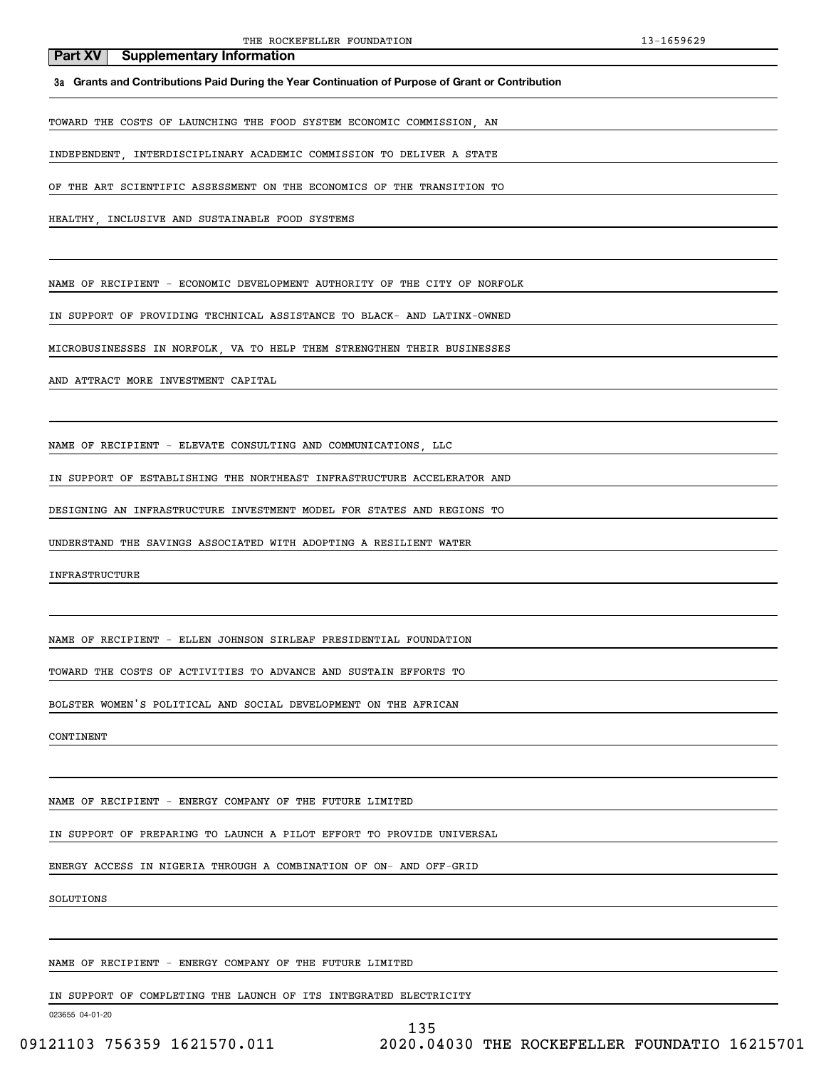## Part XV Supplementary Information

**3a Grants and Contributions Paid During the Year Continuation of Purpose of Grant or Contribution**

TOWARD THE COSTS OF LAUNCHING THE FOOD SYSTEM ECONOMIC COMMISSION, AN INDEPENDENT, INTERDISCIPLINARY ACADEMIC COMMISSION TO DELIVER A STATE OF THE ART SCIENTIFIC ASSESSMENT ON THE ECONOMICS OF THE TRANSITION TO HEALTHY, INCLUSIVE AND SUSTAINABLE FOOD SYSTEMS

NAME OF RECIPIENT - ECONOMIC DEVELOPMENT AUTHORITY OF THE CITY OF NORFOLK

IN SUPPORT OF PROVIDING TECHNICAL ASSISTANCE TO BLACK- AND LATINX-OWNED MICROBUSINESSES IN NORFOLK, VA TO HELP THEM STRENGTHEN THEIR BUSINESSES AND ATTRACT MORE INVESTMENT CAPITAL

NAME OF RECIPIENT - ELEVATE CONSULTING AND COMMUNICATIONS, LLC

IN SUPPORT OF ESTABLISHING THE NORTHEAST INFRASTRUCTURE ACCELERATOR AND DESIGNING AN INFRASTRUCTURE INVESTMENT MODEL FOR STATES AND REGIONS TO UNDERSTAND THE SAVINGS ASSOCIATED WITH ADOPTING A RESILIENT WATER INFRASTRUCTURE

NAME OF RECIPIENT - ELLEN JOHNSON SIRLEAF PRESIDENTIAL FOUNDATION

TOWARD THE COSTS OF ACTIVITIES TO ADVANCE AND SUSTAIN EFFORTS TO BOLSTER WOMEN'S POLITICAL AND SOCIAL DEVELOPMENT ON THE AFRICAN CONTINENT

NAME OF RECIPIENT - ENERGY COMPANY OF THE FUTURE LIMITED

IN SUPPORT OF PREPARING TO LAUNCH A PILOT EFFORT TO PROVIDE UNIVERSAL ENERGY ACCESS IN NIGERIA THROUGH A COMBINATION OF ON- AND OFF-GRID SOLUTIONS

NAME OF RECIPIENT - ENERGY COMPANY OF THE FUTURE LIMITED

IN SUPPORT OF COMPLETING THE LAUNCH OF ITS INTEGRATED ELECTRICITY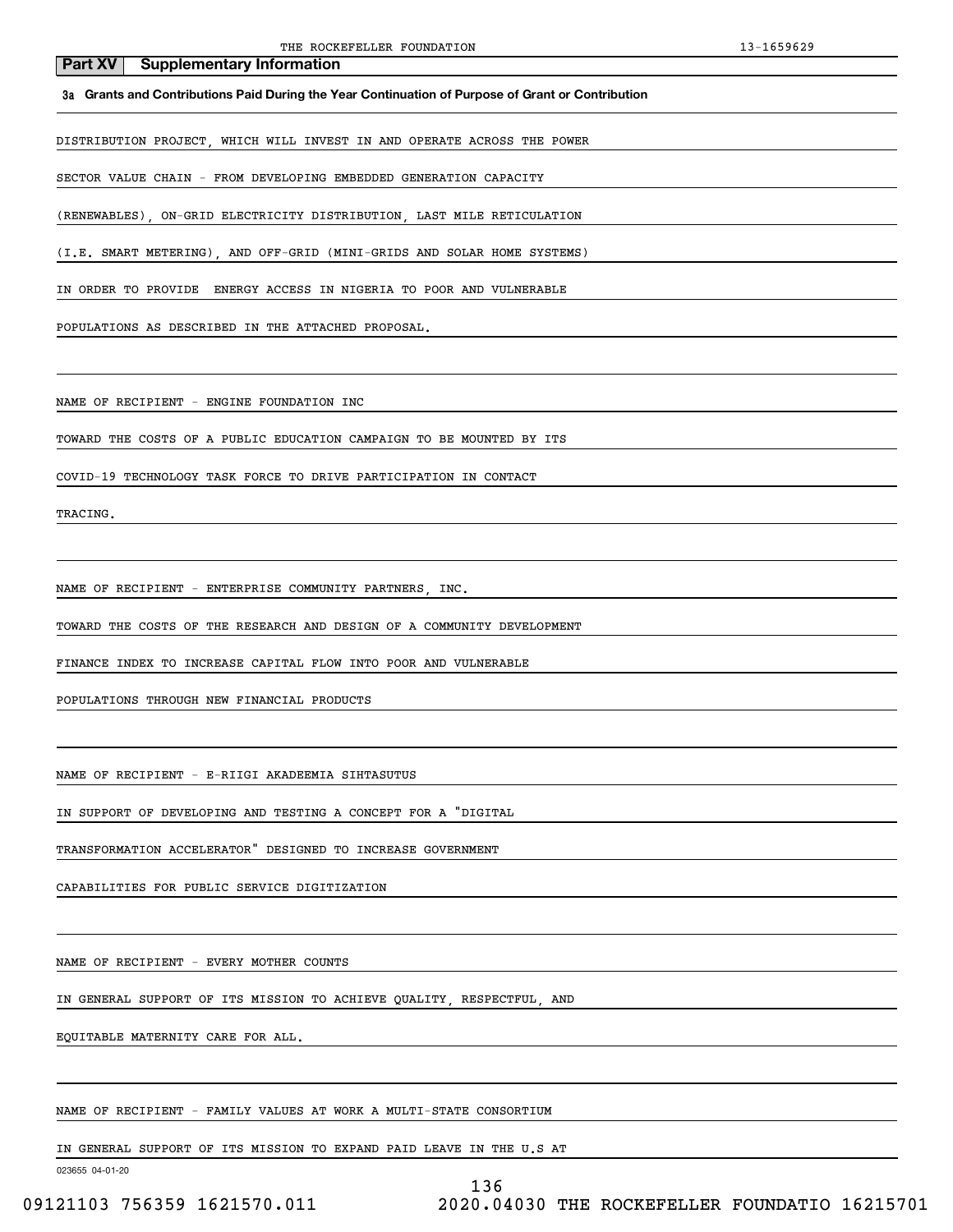## Part XV Supplementary Information

**3a Grants and Contributions Paid During the Year Continuation of Purpose of Grant or Contribution**

DISTRIBUTION PROJECT, WHICH WILL INVEST IN AND OPERATE ACROSS THE POWER SECTOR VALUE CHAIN - FROM DEVELOPING EMBEDDED GENERATION CAPACITY (RENEWABLES), ON-GRID ELECTRICITY DISTRIBUTION, LAST MILE RETICULATION (I.E. SMART METERING), AND OFF-GRID (MINI-GRIDS AND SOLAR HOME SYSTEMS) IN ORDER TO PROVIDE ENERGY ACCESS IN NIGERIA TO POOR AND VULNERABLE POPULATIONS AS DESCRIBED IN THE ATTACHED PROPOSAL.

NAME OF RECIPIENT - ENGINE FOUNDATION INC

TOWARD THE COSTS OF A PUBLIC EDUCATION CAMPAIGN TO BE MOUNTED BY ITS COVID-19 TECHNOLOGY TASK FORCE TO DRIVE PARTICIPATION IN CONTACT TRACING.

NAME OF RECIPIENT - ENTERPRISE COMMUNITY PARTNERS, INC.

TOWARD THE COSTS OF THE RESEARCH AND DESIGN OF A COMMUNITY DEVELOPMENT FINANCE INDEX TO INCREASE CAPITAL FLOW INTO POOR AND VULNERABLE POPULATIONS THROUGH NEW FINANCIAL PRODUCTS

NAME OF RECIPIENT - E-RIIGI AKADEEMIA SIHTASUTUS

IN SUPPORT OF DEVELOPING AND TESTING A CONCEPT FOR A "DIGITAL TRANSFORMATION ACCELERATOR" DESIGNED TO INCREASE GOVERNMENT CAPABILITIES FOR PUBLIC SERVICE DIGITIZATION

NAME OF RECIPIENT - EVERY MOTHER COUNTS

IN GENERAL SUPPORT OF ITS MISSION TO ACHIEVE QUALITY, RESPECTFUL, AND EQUITABLE MATERNITY CARE FOR ALL.

NAME OF RECIPIENT - FAMILY VALUES AT WORK A MULTI-STATE CONSORTIUM

IN GENERAL SUPPORT OF ITS MISSION TO EXPAND PAID LEAVE IN THE U.S AT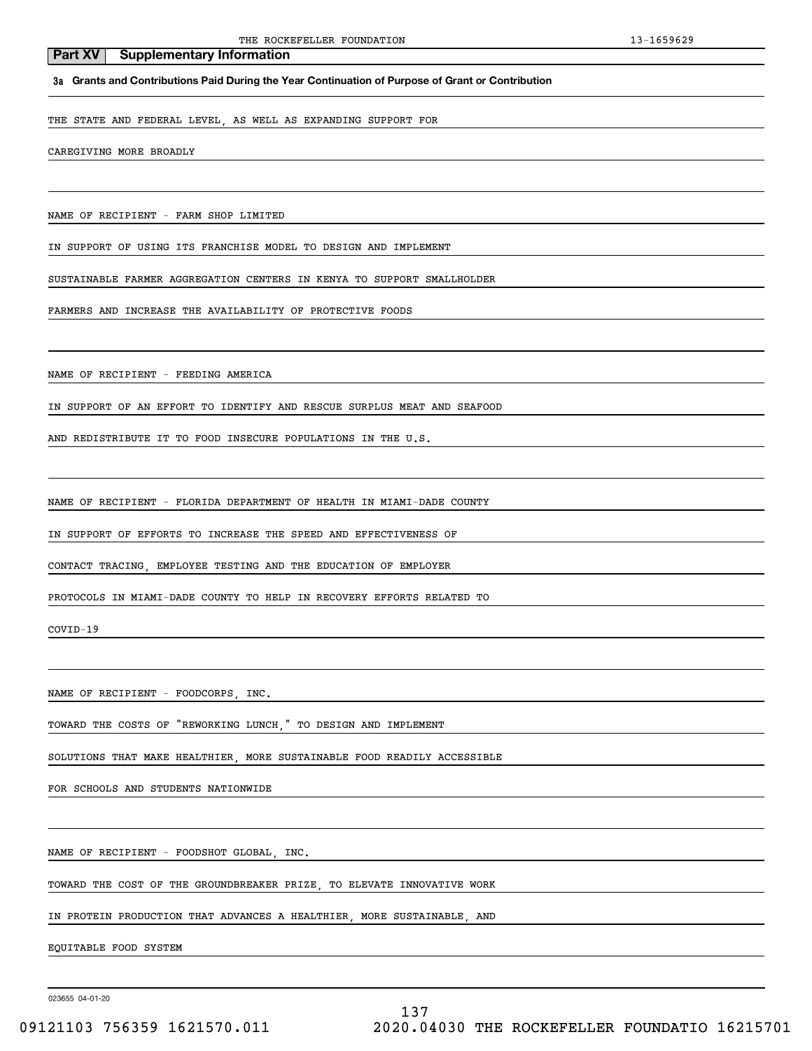## Part XV Supplementary Information

**3a Grants and Contributions Paid During the Year Continuation of Purpose of Grant or Contribution**

THE STATE AND FEDERAL LEVEL, AS WELL AS EXPANDING SUPPORT FOR CAREGIVING MORE BROADLY

NAME OF RECIPIENT - FARM SHOP LIMITED

IN SUPPORT OF USING ITS FRANCHISE MODEL TO DESIGN AND IMPLEMENT SUSTAINABLE FARMER AGGREGATION CENTERS IN KENYA TO SUPPORT SMALLHOLDER FARMERS AND INCREASE THE AVAILABILITY OF PROTECTIVE FOODS

NAME OF RECIPIENT - FEEDING AMERICA

IN SUPPORT OF AN EFFORT TO IDENTIFY AND RESCUE SURPLUS MEAT AND SEAFOOD AND REDISTRIBUTE IT TO FOOD INSECURE POPULATIONS IN THE U.S.

NAME OF RECIPIENT - FLORIDA DEPARTMENT OF HEALTH IN MIAMI-DADE COUNTY

IN SUPPORT OF EFFORTS TO INCREASE THE SPEED AND EFFECTIVENESS OF CONTACT TRACING, EMPLOYEE TESTING AND THE EDUCATION OF EMPLOYER PROTOCOLS IN MIAMI-DADE COUNTY TO HELP IN RECOVERY EFFORTS RELATED TO COVID-19

NAME OF RECIPIENT - FOODCORPS, INC.

TOWARD THE COSTS OF "REWORKING LUNCH," TO DESIGN AND IMPLEMENT SOLUTIONS THAT MAKE HEALTHIER, MORE SUSTAINABLE FOOD READILY ACCESSIBLE FOR SCHOOLS AND STUDENTS NATIONWIDE

NAME OF RECIPIENT - FOODSHOT GLOBAL, INC.

TOWARD THE COST OF THE GROUNDBREAKER PRIZE, TO ELEVATE INNOVATIVE WORK IN PROTEIN PRODUCTION THAT ADVANCES A HEALTHIER, MORE SUSTAINABLE, AND EQUITABLE FOOD SYSTEM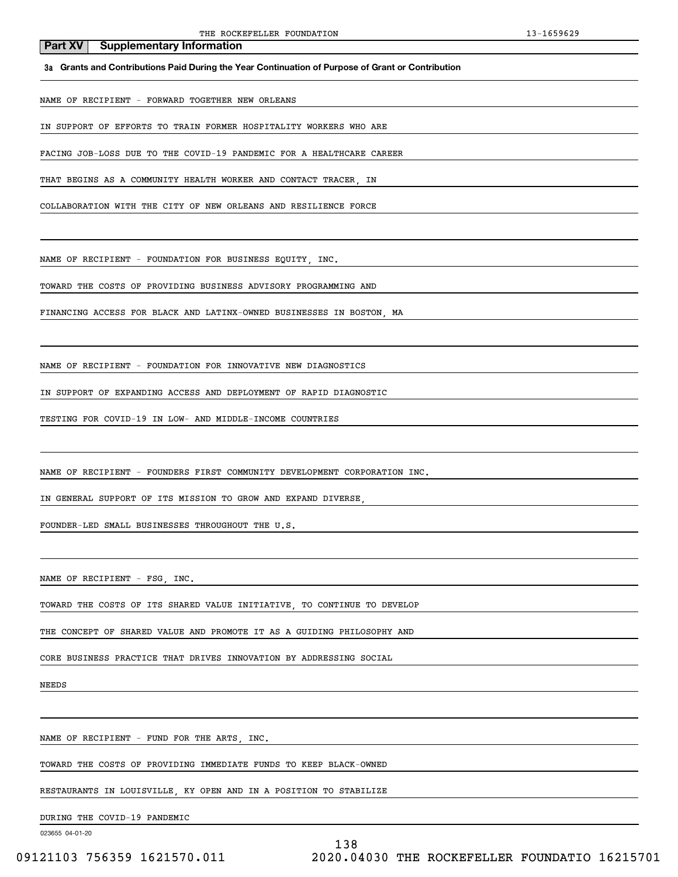## Part XV Supplementary Information

**3a Grants and Contributions Paid During the Year Continuation of Purpose of Grant or Contribution**

NAME OF RECIPIENT - FORWARD TOGETHER NEW ORLEANS

IN SUPPORT OF EFFORTS TO TRAIN FORMER HOSPITALITY WORKERS WHO ARE FACING JOB-LOSS DUE TO THE COVID-19 PANDEMIC FOR A HEALTHCARE CAREER THAT BEGINS AS A COMMUNITY HEALTH WORKER AND CONTACT TRACER, IN COLLABORATION WITH THE CITY OF NEW ORLEANS AND RESILIENCE FORCE

NAME OF RECIPIENT - FOUNDATION FOR BUSINESS EQUITY, INC.

TOWARD THE COSTS OF PROVIDING BUSINESS ADVISORY PROGRAMMING AND FINANCING ACCESS FOR BLACK AND LATINX-OWNED BUSINESSES IN BOSTON, MA

NAME OF RECIPIENT - FOUNDATION FOR INNOVATIVE NEW DIAGNOSTICS

IN SUPPORT OF EXPANDING ACCESS AND DEPLOYMENT OF RAPID DIAGNOSTIC TESTING FOR COVID-19 IN LOW- AND MIDDLE-INCOME COUNTRIES

NAME OF RECIPIENT - FOUNDERS FIRST COMMUNITY DEVELOPMENT CORPORATION INC.

IN GENERAL SUPPORT OF ITS MISSION TO GROW AND EXPAND DIVERSE, FOUNDER-LED SMALL BUSINESSES THROUGHOUT THE U.S.

NAME OF RECIPIENT - FSG, INC.

TOWARD THE COSTS OF ITS SHARED VALUE INITIATIVE, TO CONTINUE TO DEVELOP THE CONCEPT OF SHARED VALUE AND PROMOTE IT AS A GUIDING PHILOSOPHY AND CORE BUSINESS PRACTICE THAT DRIVES INNOVATION BY ADDRESSING SOCIAL NEEDS

NAME OF RECIPIENT - FUND FOR THE ARTS, INC.

TOWARD THE COSTS OF PROVIDING IMMEDIATE FUNDS TO KEEP BLACK-OWNED RESTAURANTS IN LOUISVILLE, KY OPEN AND IN A POSITION TO STABILIZE DURING THE COVID-19 PANDEMIC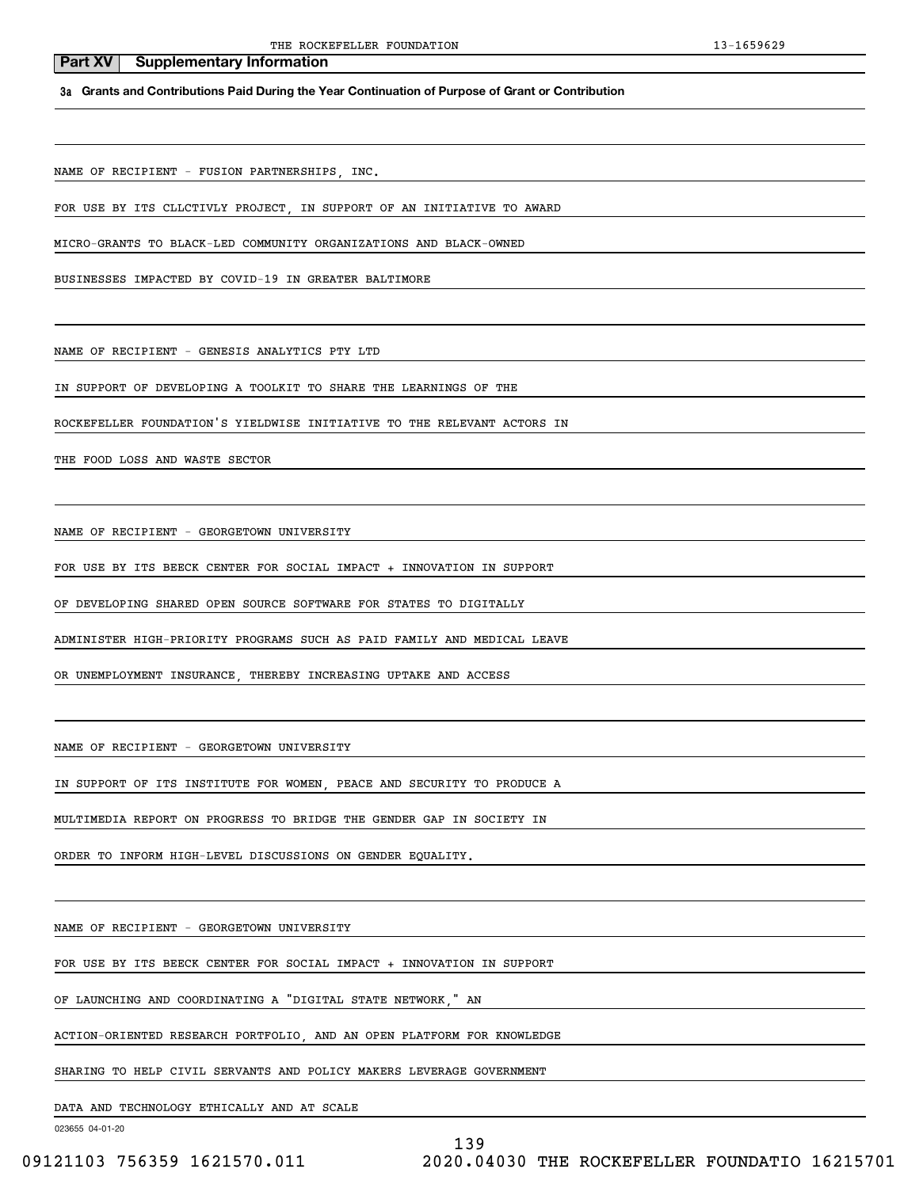## Part XV Supplementary Information

**3a Grants and Contributions Paid During the Year Continuation of Purpose of Grant or Contribution**

NAME OF RECIPIENT - FUSION PARTNERSHIPS, INC.

FOR USE BY ITS CLLCTIVLY PROJECT, IN SUPPORT OF AN INITIATIVE TO AWARD MICRO-GRANTS TO BLACK-LED COMMUNITY ORGANIZATIONS AND BLACK-OWNED BUSINESSES IMPACTED BY COVID-19 IN GREATER BALTIMORE

NAME OF RECIPIENT - GENESIS ANALYTICS PTY LTD

IN SUPPORT OF DEVELOPING A TOOLKIT TO SHARE THE LEARNINGS OF THE ROCKEFELLER FOUNDATION'S YIELDWISE INITIATIVE TO THE RELEVANT ACTORS IN THE FOOD LOSS AND WASTE SECTOR

NAME OF RECIPIENT - GEORGETOWN UNIVERSITY

FOR USE BY ITS BEECK CENTER FOR SOCIAL IMPACT + INNOVATION IN SUPPORT OF DEVELOPING SHARED OPEN SOURCE SOFTWARE FOR STATES TO DIGITALLY ADMINISTER HIGH-PRIORITY PROGRAMS SUCH AS PAID FAMILY AND MEDICAL LEAVE OR UNEMPLOYMENT INSURANCE, THEREBY INCREASING UPTAKE AND ACCESS

NAME OF RECIPIENT - GEORGETOWN UNIVERSITY

IN SUPPORT OF ITS INSTITUTE FOR WOMEN, PEACE AND SECURITY TO PRODUCE A MULTIMEDIA REPORT ON PROGRESS TO BRIDGE THE GENDER GAP IN SOCIETY IN ORDER TO INFORM HIGH-LEVEL DISCUSSIONS ON GENDER EQUALITY.

NAME OF RECIPIENT - GEORGETOWN UNIVERSITY

FOR USE BY ITS BEECK CENTER FOR SOCIAL IMPACT + INNOVATION IN SUPPORT OF LAUNCHING AND COORDINATING A "DIGITAL STATE NETWORK," AN ACTION-ORIENTED RESEARCH PORTFOLIO, AND AN OPEN PLATFORM FOR KNOWLEDGE SHARING TO HELP CIVIL SERVANTS AND POLICY MAKERS LEVERAGE GOVERNMENT DATA AND TECHNOLOGY ETHICALLY AND AT SCALE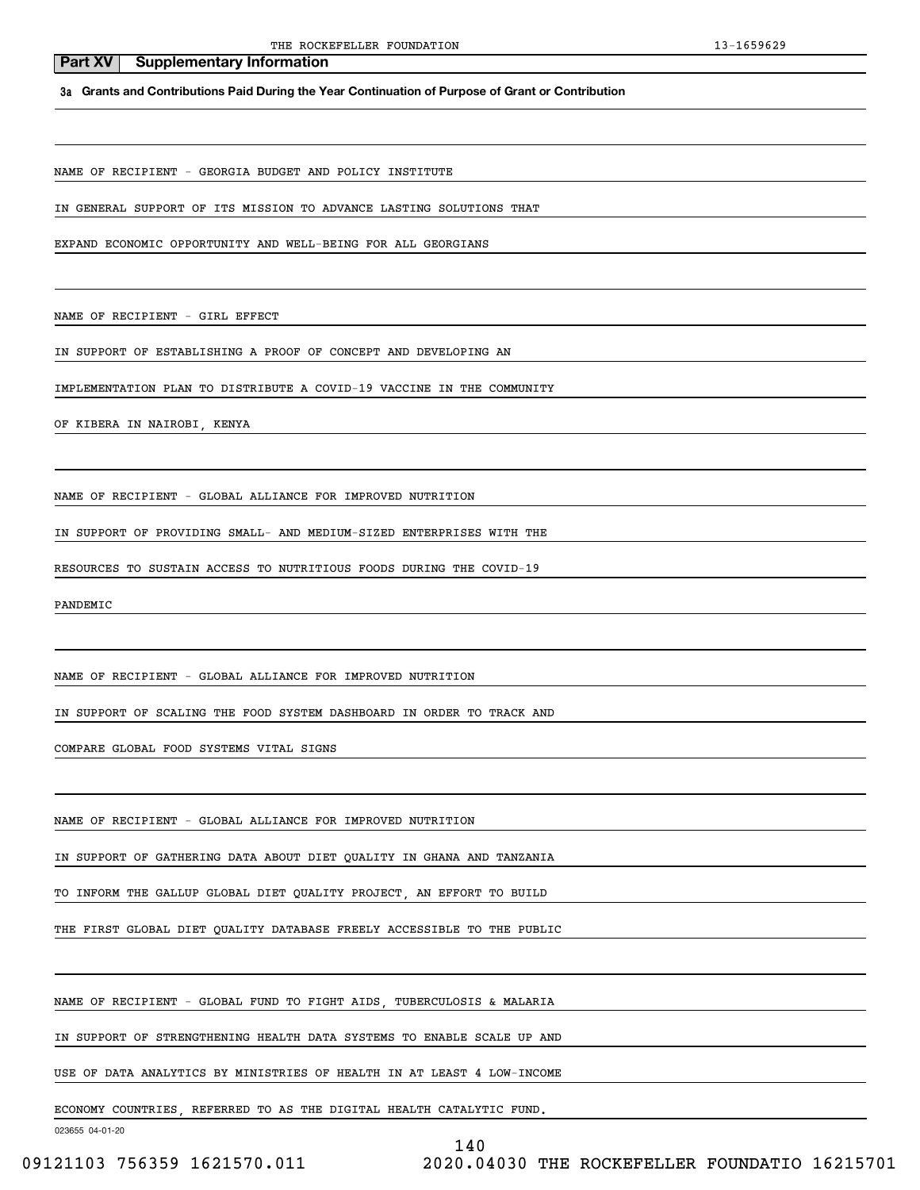## Part XV Supplementary Information

**3a Grants and Contributions Paid During the Year Continuation of Purpose of Grant or Contribution**

NAME OF RECIPIENT - GEORGIA BUDGET AND POLICY INSTITUTE

IN GENERAL SUPPORT OF ITS MISSION TO ADVANCE LASTING SOLUTIONS THAT EXPAND ECONOMIC OPPORTUNITY AND WELL-BEING FOR ALL GEORGIANS

NAME OF RECIPIENT - GIRL EFFECT

IN SUPPORT OF ESTABLISHING A PROOF OF CONCEPT AND DEVELOPING AN IMPLEMENTATION PLAN TO DISTRIBUTE A COVID-19 VACCINE IN THE COMMUNITY OF KIBERA IN NAIROBI, KENYA

NAME OF RECIPIENT - GLOBAL ALLIANCE FOR IMPROVED NUTRITION

IN SUPPORT OF PROVIDING SMALL- AND MEDIUM-SIZED ENTERPRISES WITH THE RESOURCES TO SUSTAIN ACCESS TO NUTRITIOUS FOODS DURING THE COVID-19 PANDEMIC

NAME OF RECIPIENT - GLOBAL ALLIANCE FOR IMPROVED NUTRITION

IN SUPPORT OF SCALING THE FOOD SYSTEM DASHBOARD IN ORDER TO TRACK AND COMPARE GLOBAL FOOD SYSTEMS VITAL SIGNS

NAME OF RECIPIENT - GLOBAL ALLIANCE FOR IMPROVED NUTRITION

IN SUPPORT OF GATHERING DATA ABOUT DIET QUALITY IN GHANA AND TANZANIA TO INFORM THE GALLUP GLOBAL DIET QUALITY PROJECT, AN EFFORT TO BUILD THE FIRST GLOBAL DIET QUALITY DATABASE FREELY ACCESSIBLE TO THE PUBLIC

NAME OF RECIPIENT - GLOBAL FUND TO FIGHT AIDS, TUBERCULOSIS & MALARIA

IN SUPPORT OF STRENGTHENING HEALTH DATA SYSTEMS TO ENABLE SCALE UP AND USE OF DATA ANALYTICS BY MINISTRIES OF HEALTH IN AT LEAST 4 LOW-INCOME ECONOMY COUNTRIES, REFERRED TO AS THE DIGITAL HEALTH CATALYTIC FUND.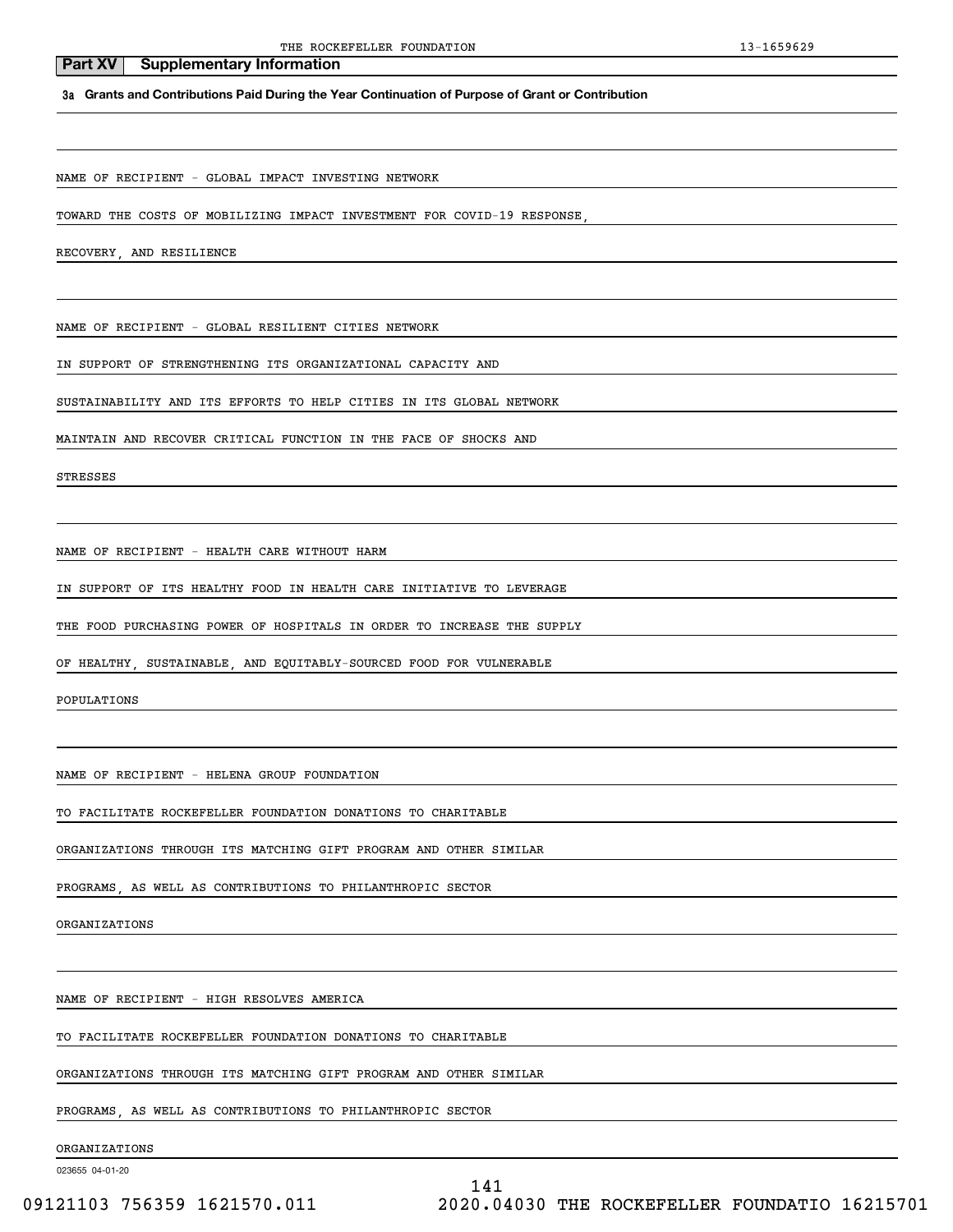## Part XV Supplementary Information

**3a Grants and Contributions Paid During the Year Continuation of Purpose of Grant or Contribution**

NAME OF RECIPIENT - GLOBAL IMPACT INVESTING NETWORK

TOWARD THE COSTS OF MOBILIZING IMPACT INVESTMENT FOR COVID-19 RESPONSE, RECOVERY, AND RESILIENCE

NAME OF RECIPIENT - GLOBAL RESILIENT CITIES NETWORK

IN SUPPORT OF STRENGTHENING ITS ORGANIZATIONAL CAPACITY AND SUSTAINABILITY AND ITS EFFORTS TO HELP CITIES IN ITS GLOBAL NETWORK MAINTAIN AND RECOVER CRITICAL FUNCTION IN THE FACE OF SHOCKS AND STRESSES

NAME OF RECIPIENT - HEALTH CARE WITHOUT HARM

IN SUPPORT OF ITS HEALTHY FOOD IN HEALTH CARE INITIATIVE TO LEVERAGE THE FOOD PURCHASING POWER OF HOSPITALS IN ORDER TO INCREASE THE SUPPLY OF HEALTHY, SUSTAINABLE, AND EQUITABLY-SOURCED FOOD FOR VULNERABLE POPULATIONS

NAME OF RECIPIENT - HELENA GROUP FOUNDATION

TO FACILITATE ROCKEFELLER FOUNDATION DONATIONS TO CHARITABLE ORGANIZATIONS THROUGH ITS MATCHING GIFT PROGRAM AND OTHER SIMILAR PROGRAMS, AS WELL AS CONTRIBUTIONS TO PHILANTHROPIC SECTOR ORGANIZATIONS

NAME OF RECIPIENT - HIGH RESOLVES AMERICA

TO FACILITATE ROCKEFELLER FOUNDATION DONATIONS TO CHARITABLE ORGANIZATIONS THROUGH ITS MATCHING GIFT PROGRAM AND OTHER SIMILAR PROGRAMS, AS WELL AS CONTRIBUTIONS TO PHILANTHROPIC SECTOR ORGANIZATIONS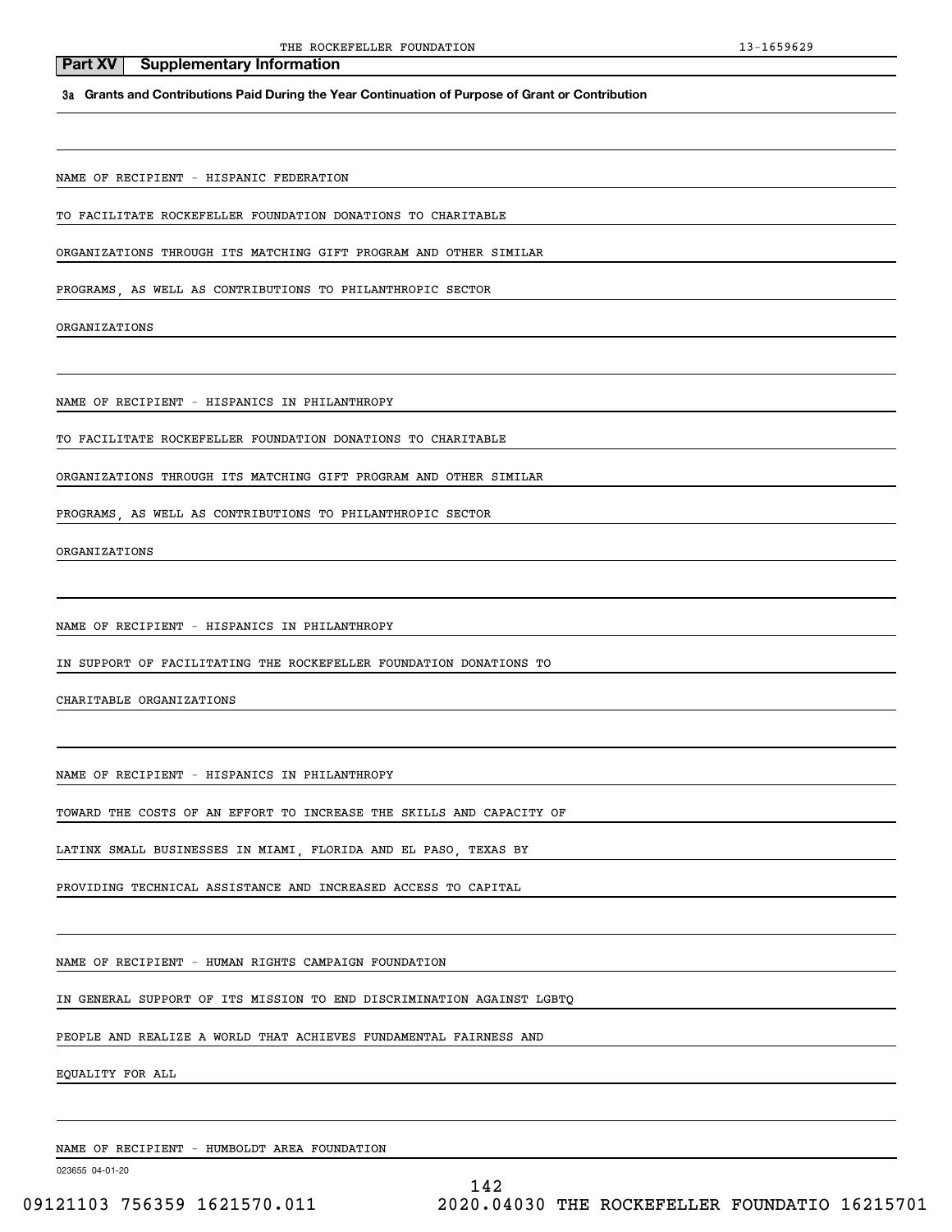## Part XV Supplementary Information

**3a Grants and Contributions Paid During the Year Continuation of Purpose of Grant or Contribution**

NAME OF RECIPIENT - HISPANIC FEDERATION

TO FACILITATE ROCKEFELLER FOUNDATION DONATIONS TO CHARITABLE ORGANIZATIONS THROUGH ITS MATCHING GIFT PROGRAM AND OTHER SIMILAR PROGRAMS, AS WELL AS CONTRIBUTIONS TO PHILANTHROPIC SECTOR ORGANIZATIONS

NAME OF RECIPIENT - HISPANICS IN PHILANTHROPY

TO FACILITATE ROCKEFELLER FOUNDATION DONATIONS TO CHARITABLE ORGANIZATIONS THROUGH ITS MATCHING GIFT PROGRAM AND OTHER SIMILAR PROGRAMS, AS WELL AS CONTRIBUTIONS TO PHILANTHROPIC SECTOR ORGANIZATIONS

NAME OF RECIPIENT - HISPANICS IN PHILANTHROPY

IN SUPPORT OF FACILITATING THE ROCKEFELLER FOUNDATION DONATIONS TO CHARITABLE ORGANIZATIONS

NAME OF RECIPIENT - HISPANICS IN PHILANTHROPY

TOWARD THE COSTS OF AN EFFORT TO INCREASE THE SKILLS AND CAPACITY OF LATINX SMALL BUSINESSES IN MIAMI, FLORIDA AND EL PASO, TEXAS BY PROVIDING TECHNICAL ASSISTANCE AND INCREASED ACCESS TO CAPITAL

NAME OF RECIPIENT - HUMAN RIGHTS CAMPAIGN FOUNDATION

IN GENERAL SUPPORT OF ITS MISSION TO END DISCRIMINATION AGAINST LGBTQ PEOPLE AND REALIZE A WORLD THAT ACHIEVES FUNDAMENTAL FAIRNESS AND EQUALITY FOR ALL

NAME OF RECIPIENT - HUMBOLDT AREA FOUNDATION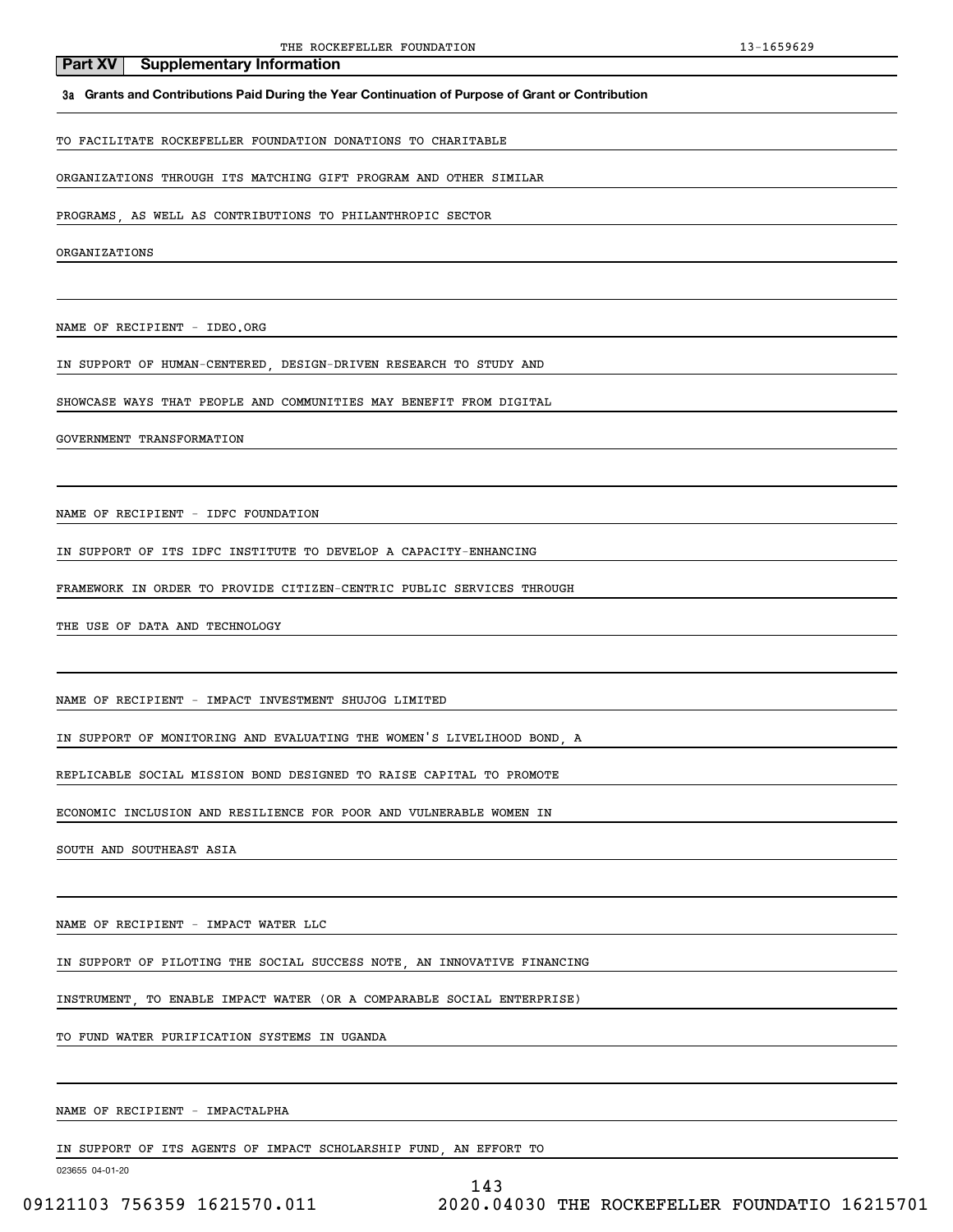## Part XV Supplementary Information

**3a Grants and Contributions Paid During the Year Continuation of Purpose of Grant or Contribution**

TO FACILITATE ROCKEFELLER FOUNDATION DONATIONS TO CHARITABLE ORGANIZATIONS THROUGH ITS MATCHING GIFT PROGRAM AND OTHER SIMILAR PROGRAMS, AS WELL AS CONTRIBUTIONS TO PHILANTHROPIC SECTOR ORGANIZATIONS

NAME OF RECIPIENT - IDEO.ORG

IN SUPPORT OF HUMAN-CENTERED, DESIGN-DRIVEN RESEARCH TO STUDY AND SHOWCASE WAYS THAT PEOPLE AND COMMUNITIES MAY BENEFIT FROM DIGITAL GOVERNMENT TRANSFORMATION

NAME OF RECIPIENT - IDFC FOUNDATION

IN SUPPORT OF ITS IDFC INSTITUTE TO DEVELOP A CAPACITY-ENHANCING FRAMEWORK IN ORDER TO PROVIDE CITIZEN-CENTRIC PUBLIC SERVICES THROUGH THE USE OF DATA AND TECHNOLOGY

NAME OF RECIPIENT - IMPACT INVESTMENT SHUJOG LIMITED

IN SUPPORT OF MONITORING AND EVALUATING THE WOMEN'S LIVELIHOOD BOND, A REPLICABLE SOCIAL MISSION BOND DESIGNED TO RAISE CAPITAL TO PROMOTE ECONOMIC INCLUSION AND RESILIENCE FOR POOR AND VULNERABLE WOMEN IN SOUTH AND SOUTHEAST ASIA

NAME OF RECIPIENT - IMPACT WATER LLC

IN SUPPORT OF PILOTING THE SOCIAL SUCCESS NOTE, AN INNOVATIVE FINANCING INSTRUMENT, TO ENABLE IMPACT WATER (OR A COMPARABLE SOCIAL ENTERPRISE) TO FUND WATER PURIFICATION SYSTEMS IN UGANDA

NAME OF RECIPIENT - IMPACTALPHA

IN SUPPORT OF ITS AGENTS OF IMPACT SCHOLARSHIP FUND, AN EFFORT TO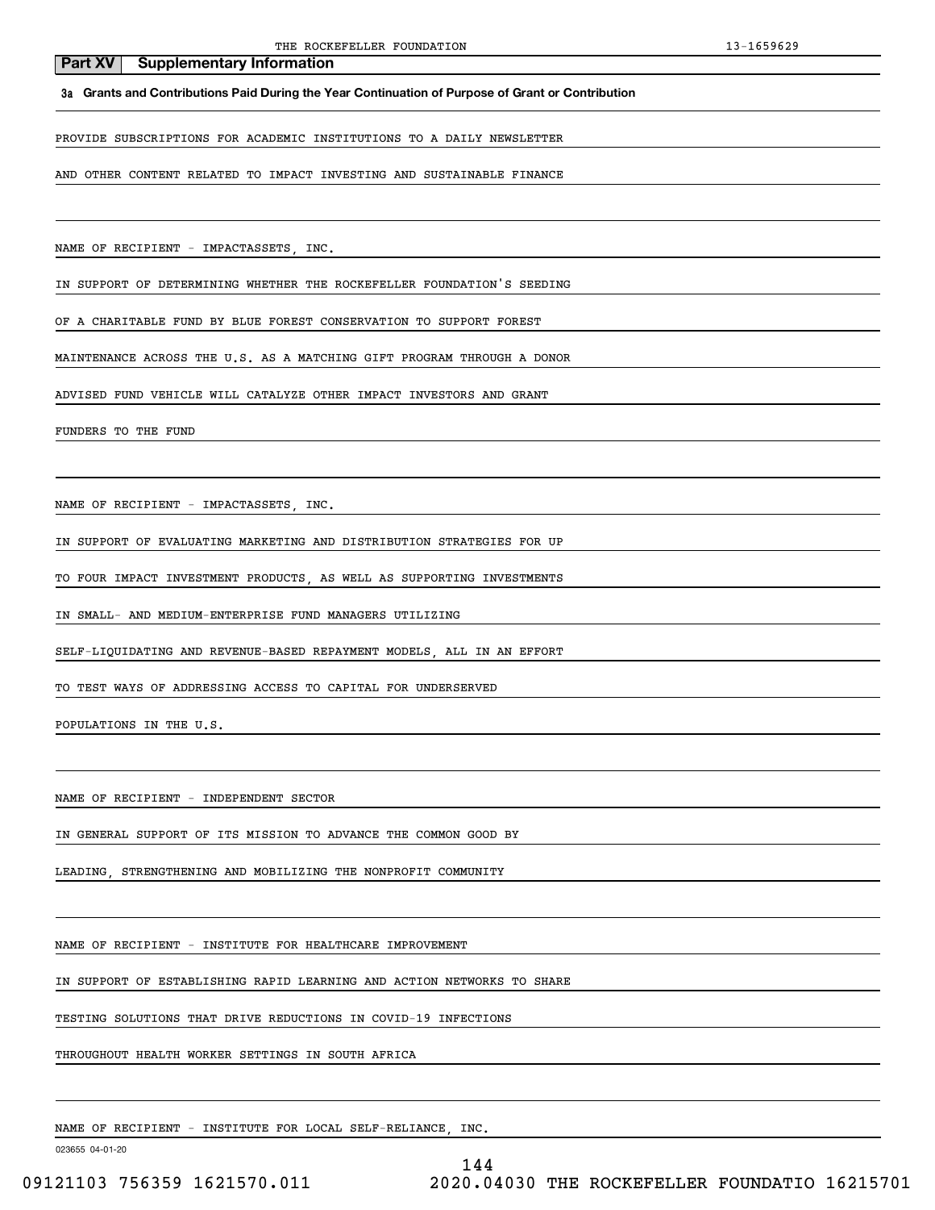## Part XV Supplementary Information

**3a Grants and Contributions Paid During the Year Continuation of Purpose of Grant or Contribution**

PROVIDE SUBSCRIPTIONS FOR ACADEMIC INSTITUTIONS TO A DAILY NEWSLETTER AND OTHER CONTENT RELATED TO IMPACT INVESTING AND SUSTAINABLE FINANCE

NAME OF RECIPIENT - IMPACTASSETS, INC.

IN SUPPORT OF DETERMINING WHETHER THE ROCKEFELLER FOUNDATION'S SEEDING OF A CHARITABLE FUND BY BLUE FOREST CONSERVATION TO SUPPORT FOREST MAINTENANCE ACROSS THE U.S. AS A MATCHING GIFT PROGRAM THROUGH A DONOR ADVISED FUND VEHICLE WILL CATALYZE OTHER IMPACT INVESTORS AND GRANT FUNDERS TO THE FUND

NAME OF RECIPIENT - IMPACTASSETS, INC.

IN SUPPORT OF EVALUATING MARKETING AND DISTRIBUTION STRATEGIES FOR UP TO FOUR IMPACT INVESTMENT PRODUCTS, AS WELL AS SUPPORTING INVESTMENTS IN SMALL- AND MEDIUM-ENTERPRISE FUND MANAGERS UTILIZING SELF-LIQUIDATING AND REVENUE-BASED REPAYMENT MODELS, ALL IN AN EFFORT TO TEST WAYS OF ADDRESSING ACCESS TO CAPITAL FOR UNDERSERVED POPULATIONS IN THE U.S.

NAME OF RECIPIENT - INDEPENDENT SECTOR

IN GENERAL SUPPORT OF ITS MISSION TO ADVANCE THE COMMON GOOD BY LEADING, STRENGTHENING AND MOBILIZING THE NONPROFIT COMMUNITY

NAME OF RECIPIENT - INSTITUTE FOR HEALTHCARE IMPROVEMENT

IN SUPPORT OF ESTABLISHING RAPID LEARNING AND ACTION NETWORKS TO SHARE TESTING SOLUTIONS THAT DRIVE REDUCTIONS IN COVID-19 INFECTIONS THROUGHOUT HEALTH WORKER SETTINGS IN SOUTH AFRICA

NAME OF RECIPIENT - INSTITUTE FOR LOCAL SELF-RELIANCE, INC.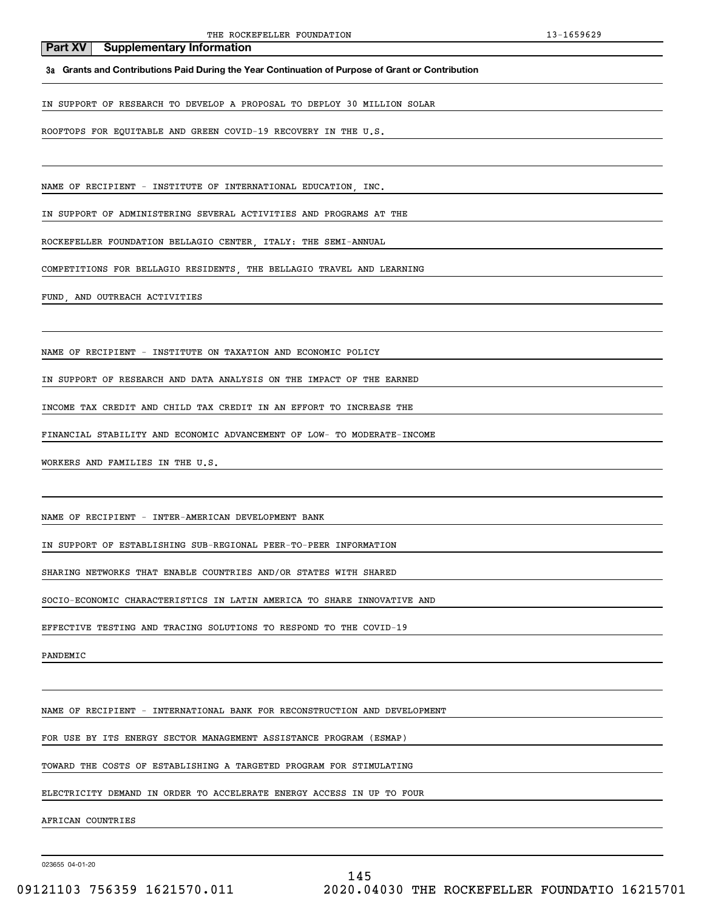## Part XV Supplementary Information

**3a Grants and Contributions Paid During the Year Continuation of Purpose of Grant or Contribution**

IN SUPPORT OF RESEARCH TO DEVELOP A PROPOSAL TO DEPLOY 30 MILLION SOLAR ROOFTOPS FOR EQUITABLE AND GREEN COVID-19 RECOVERY IN THE U.S.

NAME OF RECIPIENT - INSTITUTE OF INTERNATIONAL EDUCATION, INC.

IN SUPPORT OF ADMINISTERING SEVERAL ACTIVITIES AND PROGRAMS AT THE ROCKEFELLER FOUNDATION BELLAGIO CENTER, ITALY: THE SEMI-ANNUAL COMPETITIONS FOR BELLAGIO RESIDENTS, THE BELLAGIO TRAVEL AND LEARNING FUND, AND OUTREACH ACTIVITIES

NAME OF RECIPIENT - INSTITUTE ON TAXATION AND ECONOMIC POLICY

IN SUPPORT OF RESEARCH AND DATA ANALYSIS ON THE IMPACT OF THE EARNED INCOME TAX CREDIT AND CHILD TAX CREDIT IN AN EFFORT TO INCREASE THE FINANCIAL STABILITY AND ECONOMIC ADVANCEMENT OF LOW- TO MODERATE-INCOME WORKERS AND FAMILIES IN THE U.S.

NAME OF RECIPIENT - INTER-AMERICAN DEVELOPMENT BANK

IN SUPPORT OF ESTABLISHING SUB-REGIONAL PEER-TO-PEER INFORMATION SHARING NETWORKS THAT ENABLE COUNTRIES AND/OR STATES WITH SHARED SOCIO-ECONOMIC CHARACTERISTICS IN LATIN AMERICA TO SHARE INNOVATIVE AND EFFECTIVE TESTING AND TRACING SOLUTIONS TO RESPOND TO THE COVID-19 PANDEMIC

NAME OF RECIPIENT - INTERNATIONAL BANK FOR RECONSTRUCTION AND DEVELOPMENT

FOR USE BY ITS ENERGY SECTOR MANAGEMENT ASSISTANCE PROGRAM (ESMAP) TOWARD THE COSTS OF ESTABLISHING A TARGETED PROGRAM FOR STIMULATING ELECTRICITY DEMAND IN ORDER TO ACCELERATE ENERGY ACCESS IN UP TO FOUR AFRICAN COUNTRIES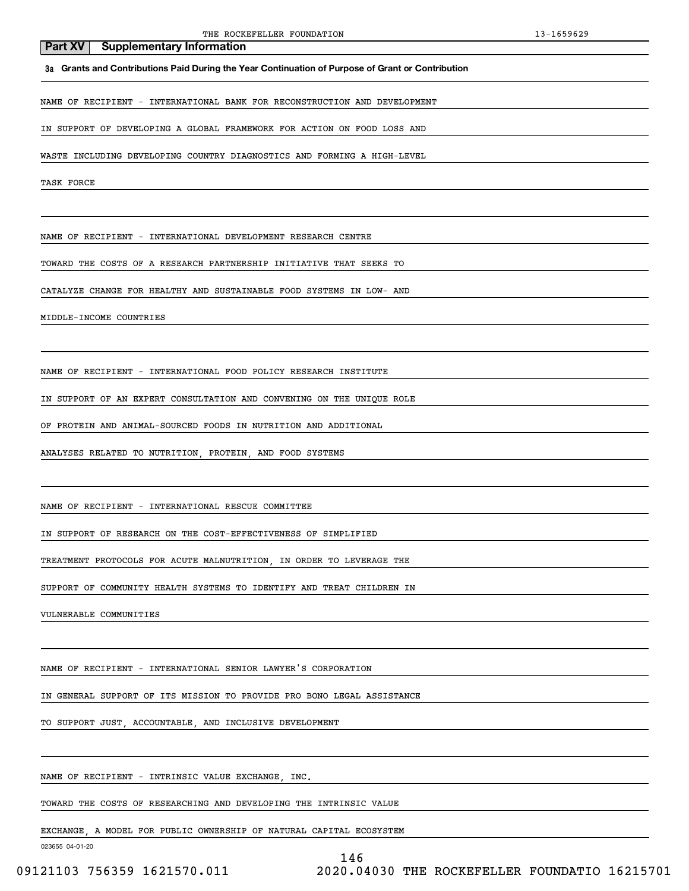## Part XV Supplementary Information

**3a Grants and Contributions Paid During the Year Continuation of Purpose of Grant or Contribution**

NAME OF RECIPIENT - INTERNATIONAL BANK FOR RECONSTRUCTION AND DEVELOPMENT

IN SUPPORT OF DEVELOPING A GLOBAL FRAMEWORK FOR ACTION ON FOOD LOSS AND WASTE INCLUDING DEVELOPING COUNTRY DIAGNOSTICS AND FORMING A HIGH-LEVEL TASK FORCE

NAME OF RECIPIENT - INTERNATIONAL DEVELOPMENT RESEARCH CENTRE

TOWARD THE COSTS OF A RESEARCH PARTNERSHIP INITIATIVE THAT SEEKS TO CATALYZE CHANGE FOR HEALTHY AND SUSTAINABLE FOOD SYSTEMS IN LOW- AND MIDDLE-INCOME COUNTRIES

NAME OF RECIPIENT - INTERNATIONAL FOOD POLICY RESEARCH INSTITUTE

IN SUPPORT OF AN EXPERT CONSULTATION AND CONVENING ON THE UNIQUE ROLE OF PROTEIN AND ANIMAL-SOURCED FOODS IN NUTRITION AND ADDITIONAL ANALYSES RELATED TO NUTRITION, PROTEIN, AND FOOD SYSTEMS

NAME OF RECIPIENT - INTERNATIONAL RESCUE COMMITTEE

IN SUPPORT OF RESEARCH ON THE COST-EFFECTIVENESS OF SIMPLIFIED TREATMENT PROTOCOLS FOR ACUTE MALNUTRITION, IN ORDER TO LEVERAGE THE SUPPORT OF COMMUNITY HEALTH SYSTEMS TO IDENTIFY AND TREAT CHILDREN IN VULNERABLE COMMUNITIES

NAME OF RECIPIENT - INTERNATIONAL SENIOR LAWYER'S CORPORATION

IN GENERAL SUPPORT OF ITS MISSION TO PROVIDE PRO BONO LEGAL ASSISTANCE TO SUPPORT JUST, ACCOUNTABLE, AND INCLUSIVE DEVELOPMENT

NAME OF RECIPIENT - INTRINSIC VALUE EXCHANGE, INC.

TOWARD THE COSTS OF RESEARCHING AND DEVELOPING THE INTRINSIC VALUE EXCHANGE, A MODEL FOR PUBLIC OWNERSHIP OF NATURAL CAPITAL ECOSYSTEM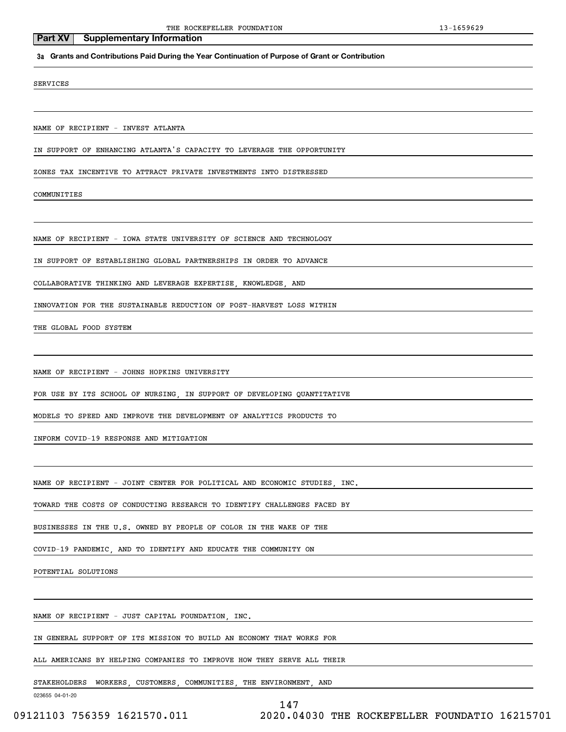## Part XV Supplementary Information

**3a Grants and Contributions Paid During the Year Continuation of Purpose of Grant or Contribution**

SERVICES

NAME OF RECIPIENT - INVEST ATLANTA

IN SUPPORT OF ENHANCING ATLANTA'S CAPACITY TO LEVERAGE THE OPPORTUNITY ZONES TAX INCENTIVE TO ATTRACT PRIVATE INVESTMENTS INTO DISTRESSED COMMUNITIES

NAME OF RECIPIENT - IOWA STATE UNIVERSITY OF SCIENCE AND TECHNOLOGY

IN SUPPORT OF ESTABLISHING GLOBAL PARTNERSHIPS IN ORDER TO ADVANCE COLLABORATIVE THINKING AND LEVERAGE EXPERTISE, KNOWLEDGE, AND INNOVATION FOR THE SUSTAINABLE REDUCTION OF POST-HARVEST LOSS WITHIN THE GLOBAL FOOD SYSTEM

NAME OF RECIPIENT - JOHNS HOPKINS UNIVERSITY

FOR USE BY ITS SCHOOL OF NURSING, IN SUPPORT OF DEVELOPING QUANTITATIVE MODELS TO SPEED AND IMPROVE THE DEVELOPMENT OF ANALYTICS PRODUCTS TO INFORM COVID-19 RESPONSE AND MITIGATION

NAME OF RECIPIENT - JOINT CENTER FOR POLITICAL AND ECONOMIC STUDIES, INC.

TOWARD THE COSTS OF CONDUCTING RESEARCH TO IDENTIFY CHALLENGES FACED BY BUSINESSES IN THE U.S. OWNED BY PEOPLE OF COLOR IN THE WAKE OF THE COVID-19 PANDEMIC, AND TO IDENTIFY AND EDUCATE THE COMMUNITY ON POTENTIAL SOLUTIONS

NAME OF RECIPIENT - JUST CAPITAL FOUNDATION, INC.

IN GENERAL SUPPORT OF ITS MISSION TO BUILD AN ECONOMY THAT WORKS FOR ALL AMERICANS BY HELPING COMPANIES TO IMPROVE HOW THEY SERVE ALL THEIR STAKEHOLDERS WORKERS, CUSTOMERS, COMMUNITIES, THE ENVIRONMENT, AND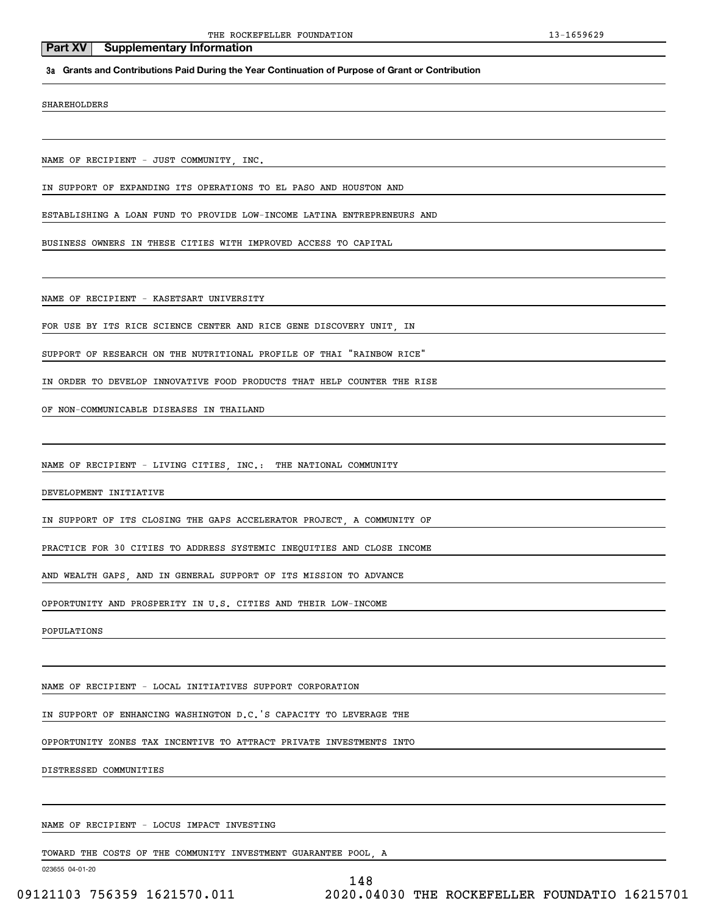## Part XV Supplementary Information

**3a Grants and Contributions Paid During the Year Continuation of Purpose of Grant or Contribution**

SHAREHOLDERS

NAME OF RECIPIENT - JUST COMMUNITY, INC.

IN SUPPORT OF EXPANDING ITS OPERATIONS TO EL PASO AND HOUSTON AND ESTABLISHING A LOAN FUND TO PROVIDE LOW-INCOME LATINA ENTREPRENEURS AND BUSINESS OWNERS IN THESE CITIES WITH IMPROVED ACCESS TO CAPITAL

NAME OF RECIPIENT - KASETSART UNIVERSITY

FOR USE BY ITS RICE SCIENCE CENTER AND RICE GENE DISCOVERY UNIT, IN SUPPORT OF RESEARCH ON THE NUTRITIONAL PROFILE OF THAI "RAINBOW RICE" IN ORDER TO DEVELOP INNOVATIVE FOOD PRODUCTS THAT HELP COUNTER THE RISE OF NON-COMMUNICABLE DISEASES IN THAILAND

NAME OF RECIPIENT - LIVING CITIES, INC.: THE NATIONAL COMMUNITY DEVELOPMENT INITIATIVE

IN SUPPORT OF ITS CLOSING THE GAPS ACCELERATOR PROJECT, A COMMUNITY OF PRACTICE FOR 30 CITIES TO ADDRESS SYSTEMIC INEQUITIES AND CLOSE INCOME AND WEALTH GAPS, AND IN GENERAL SUPPORT OF ITS MISSION TO ADVANCE OPPORTUNITY AND PROSPERITY IN U.S. CITIES AND THEIR LOW-INCOME POPULATIONS

NAME OF RECIPIENT - LOCAL INITIATIVES SUPPORT CORPORATION

IN SUPPORT OF ENHANCING WASHINGTON D.C.'S CAPACITY TO LEVERAGE THE OPPORTUNITY ZONES TAX INCENTIVE TO ATTRACT PRIVATE INVESTMENTS INTO DISTRESSED COMMUNITIES

NAME OF RECIPIENT - LOCUS IMPACT INVESTING

TOWARD THE COSTS OF THE COMMUNITY INVESTMENT GUARANTEE POOL, A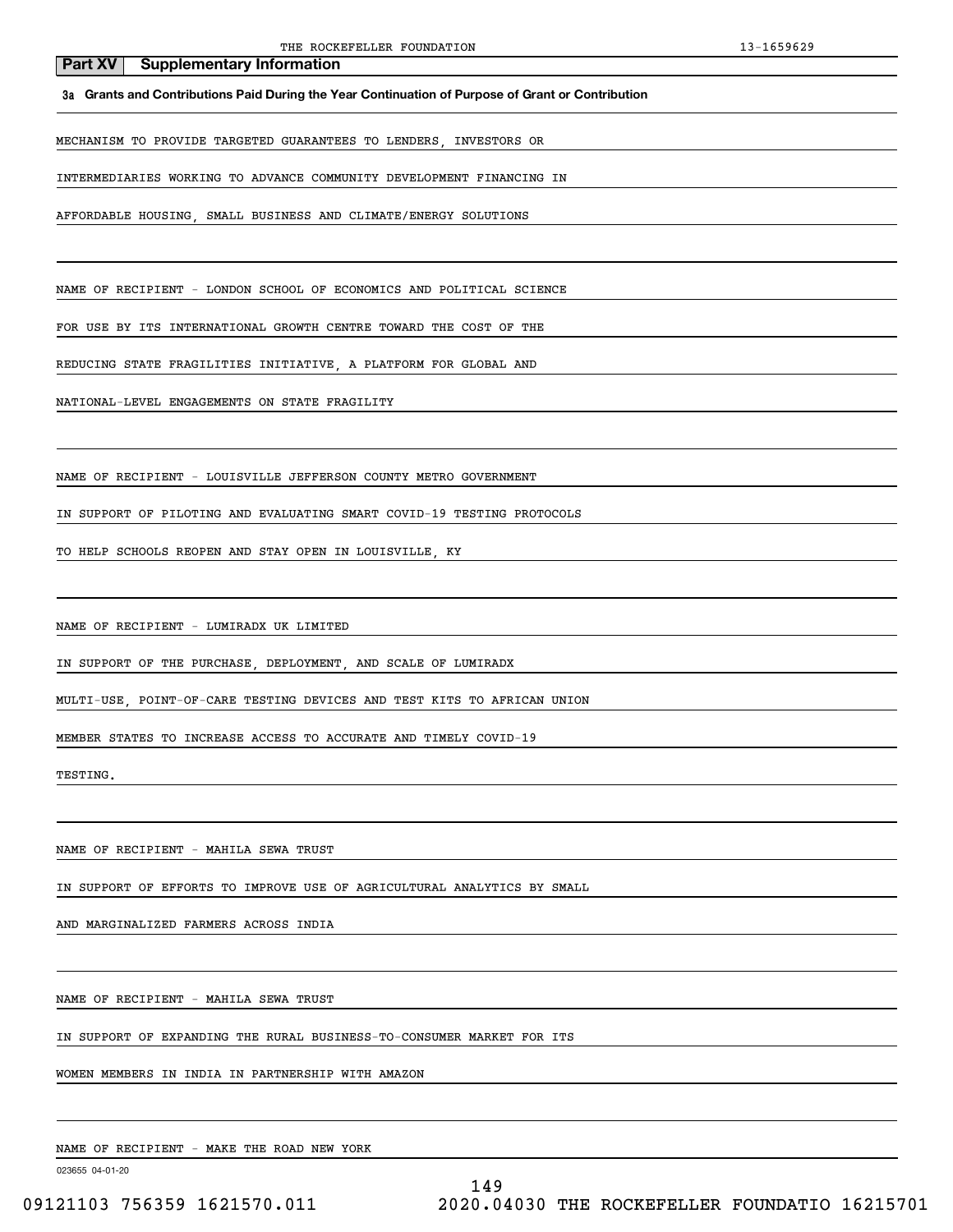## Part XV Supplementary Information

**3a Grants and Contributions Paid During the Year Continuation of Purpose of Grant or Contribution**

MECHANISM TO PROVIDE TARGETED GUARANTEES TO LENDERS, INVESTORS OR INTERMEDIARIES WORKING TO ADVANCE COMMUNITY DEVELOPMENT FINANCING IN AFFORDABLE HOUSING, SMALL BUSINESS AND CLIMATE/ENERGY SOLUTIONS

NAME OF RECIPIENT - LONDON SCHOOL OF ECONOMICS AND POLITICAL SCIENCE

FOR USE BY ITS INTERNATIONAL GROWTH CENTRE TOWARD THE COST OF THE REDUCING STATE FRAGILITIES INITIATIVE, A PLATFORM FOR GLOBAL AND NATIONAL-LEVEL ENGAGEMENTS ON STATE FRAGILITY

NAME OF RECIPIENT - LOUISVILLE JEFFERSON COUNTY METRO GOVERNMENT

IN SUPPORT OF PILOTING AND EVALUATING SMART COVID-19 TESTING PROTOCOLS TO HELP SCHOOLS REOPEN AND STAY OPEN IN LOUISVILLE, KY

NAME OF RECIPIENT - LUMIRADX UK LIMITED

IN SUPPORT OF THE PURCHASE, DEPLOYMENT, AND SCALE OF LUMIRADX MULTI-USE, POINT-OF-CARE TESTING DEVICES AND TEST KITS TO AFRICAN UNION MEMBER STATES TO INCREASE ACCESS TO ACCURATE AND TIMELY COVID-19 TESTING.

NAME OF RECIPIENT - MAHILA SEWA TRUST

IN SUPPORT OF EFFORTS TO IMPROVE USE OF AGRICULTURAL ANALYTICS BY SMALL AND MARGINALIZED FARMERS ACROSS INDIA

NAME OF RECIPIENT - MAHILA SEWA TRUST

IN SUPPORT OF EXPANDING THE RURAL BUSINESS-TO-CONSUMER MARKET FOR ITS WOMEN MEMBERS IN INDIA IN PARTNERSHIP WITH AMAZON

NAME OF RECIPIENT - MAKE THE ROAD NEW YORK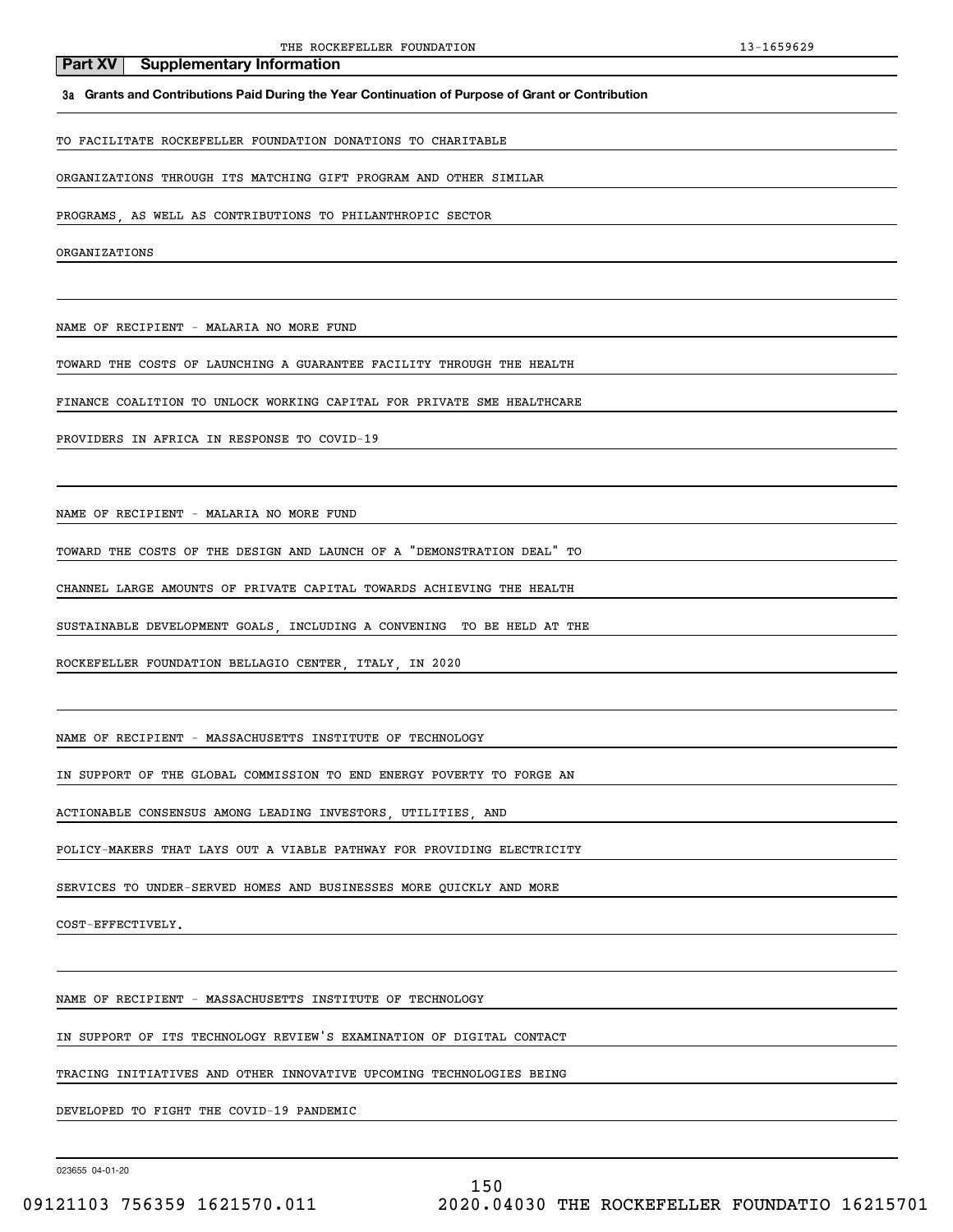**Part XV Supplementary Information**

**3a Grants and Contributions Paid During the Year Continuation of Purpose of Grant or Contribution**

TO FACILITATE ROCKEFELLER FOUNDATION DONATIONS TO CHARITABLE ORGANIZATIONS THROUGH ITS MATCHING GIFT PROGRAM AND OTHER SIMILAR PROGRAMS, AS WELL AS CONTRIBUTIONS TO PHILANTHROPIC SECTOR ORGANIZATIONS

NAME OF RECIPIENT - MALARIA NO MORE FUND

TOWARD THE COSTS OF LAUNCHING A GUARANTEE FACILITY THROUGH THE HEALTH FINANCE COALITION TO UNLOCK WORKING CAPITAL FOR PRIVATE SME HEALTHCARE PROVIDERS IN AFRICA IN RESPONSE TO COVID-19

NAME OF RECIPIENT - MALARIA NO MORE FUND

TOWARD THE COSTS OF THE DESIGN AND LAUNCH OF A "DEMONSTRATION DEAL" TO CHANNEL LARGE AMOUNTS OF PRIVATE CAPITAL TOWARDS ACHIEVING THE HEALTH SUSTAINABLE DEVELOPMENT GOALS, INCLUDING A CONVENING TO BE HELD AT THE ROCKEFELLER FOUNDATION BELLAGIO CENTER, ITALY, IN 2020

NAME OF RECIPIENT - MASSACHUSETTS INSTITUTE OF TECHNOLOGY

IN SUPPORT OF THE GLOBAL COMMISSION TO END ENERGY POVERTY TO FORGE AN ACTIONABLE CONSENSUS AMONG LEADING INVESTORS, UTILITIES, AND POLICY-MAKERS THAT LAYS OUT A VIABLE PATHWAY FOR PROVIDING ELECTRICITY SERVICES TO UNDER-SERVED HOMES AND BUSINESSES MORE QUICKLY AND MORE COST-EFFECTIVELY.

NAME OF RECIPIENT - MASSACHUSETTS INSTITUTE OF TECHNOLOGY

IN SUPPORT OF ITS TECHNOLOGY REVIEW'S EXAMINATION OF DIGITAL CONTACT TRACING INITIATIVES AND OTHER INNOVATIVE UPCOMING TECHNOLOGIES BEING DEVELOPED TO FIGHT THE COVID-19 PANDEMIC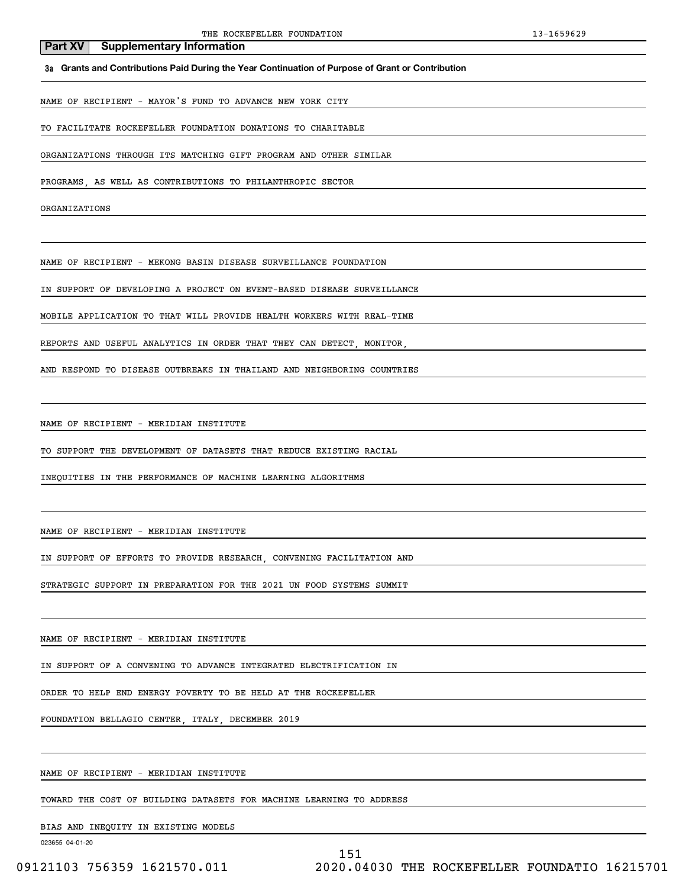## Part XV Supplementary Information

**3a Grants and Contributions Paid During the Year Continuation of Purpose of Grant or Contribution**

NAME OF RECIPIENT - MAYOR'S FUND TO ADVANCE NEW YORK CITY

TO FACILITATE ROCKEFELLER FOUNDATION DONATIONS TO CHARITABLE ORGANIZATIONS THROUGH ITS MATCHING GIFT PROGRAM AND OTHER SIMILAR PROGRAMS, AS WELL AS CONTRIBUTIONS TO PHILANTHROPIC SECTOR ORGANIZATIONS

NAME OF RECIPIENT - MEKONG BASIN DISEASE SURVEILLANCE FOUNDATION

IN SUPPORT OF DEVELOPING A PROJECT ON EVENT-BASED DISEASE SURVEILLANCE MOBILE APPLICATION TO THAT WILL PROVIDE HEALTH WORKERS WITH REAL-TIME REPORTS AND USEFUL ANALYTICS IN ORDER THAT THEY CAN DETECT, MONITOR, AND RESPOND TO DISEASE OUTBREAKS IN THAILAND AND NEIGHBORING COUNTRIES

NAME OF RECIPIENT - MERIDIAN INSTITUTE

TO SUPPORT THE DEVELOPMENT OF DATASETS THAT REDUCE EXISTING RACIAL INEQUITIES IN THE PERFORMANCE OF MACHINE LEARNING ALGORITHMS

NAME OF RECIPIENT - MERIDIAN INSTITUTE

IN SUPPORT OF EFFORTS TO PROVIDE RESEARCH, CONVENING FACILITATION AND STRATEGIC SUPPORT IN PREPARATION FOR THE 2021 UN FOOD SYSTEMS SUMMIT

NAME OF RECIPIENT - MERIDIAN INSTITUTE

IN SUPPORT OF A CONVENING TO ADVANCE INTEGRATED ELECTRIFICATION IN ORDER TO HELP END ENERGY POVERTY TO BE HELD AT THE ROCKEFELLER FOUNDATION BELLAGIO CENTER, ITALY, DECEMBER 2019

NAME OF RECIPIENT - MERIDIAN INSTITUTE

TOWARD THE COST OF BUILDING DATASETS FOR MACHINE LEARNING TO ADDRESS BIAS AND INEQUITY IN EXISTING MODELS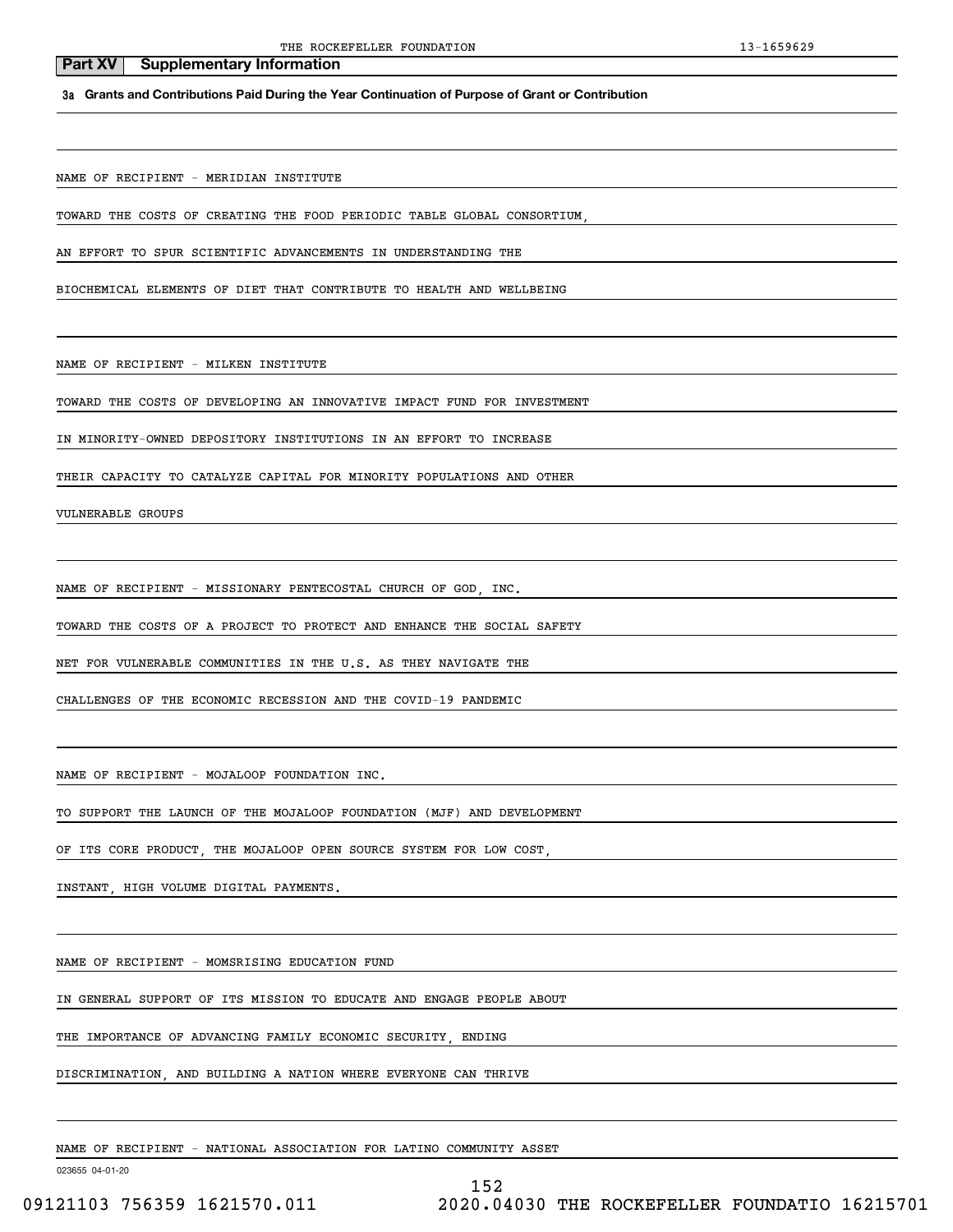## Part XV Supplementary Information

**3a Grants and Contributions Paid During the Year Continuation of Purpose of Grant or Contribution**

NAME OF RECIPIENT - MERIDIAN INSTITUTE

TOWARD THE COSTS OF CREATING THE FOOD PERIODIC TABLE GLOBAL CONSORTIUM, AN EFFORT TO SPUR SCIENTIFIC ADVANCEMENTS IN UNDERSTANDING THE BIOCHEMICAL ELEMENTS OF DIET THAT CONTRIBUTE TO HEALTH AND WELLBEING

NAME OF RECIPIENT - MILKEN INSTITUTE

TOWARD THE COSTS OF DEVELOPING AN INNOVATIVE IMPACT FUND FOR INVESTMENT IN MINORITY-OWNED DEPOSITORY INSTITUTIONS IN AN EFFORT TO INCREASE THEIR CAPACITY TO CATALYZE CAPITAL FOR MINORITY POPULATIONS AND OTHER VULNERABLE GROUPS

NAME OF RECIPIENT - MISSIONARY PENTECOSTAL CHURCH OF GOD, INC.

TOWARD THE COSTS OF A PROJECT TO PROTECT AND ENHANCE THE SOCIAL SAFETY NET FOR VULNERABLE COMMUNITIES IN THE U.S. AS THEY NAVIGATE THE CHALLENGES OF THE ECONOMIC RECESSION AND THE COVID-19 PANDEMIC

NAME OF RECIPIENT - MOJALOOP FOUNDATION INC.

TO SUPPORT THE LAUNCH OF THE MOJALOOP FOUNDATION (MJF) AND DEVELOPMENT OF ITS CORE PRODUCT, THE MOJALOOP OPEN SOURCE SYSTEM FOR LOW COST, INSTANT, HIGH VOLUME DIGITAL PAYMENTS.

NAME OF RECIPIENT - MOMSRISING EDUCATION FUND

IN GENERAL SUPPORT OF ITS MISSION TO EDUCATE AND ENGAGE PEOPLE ABOUT THE IMPORTANCE OF ADVANCING FAMILY ECONOMIC SECURITY, ENDING DISCRIMINATION, AND BUILDING A NATION WHERE EVERYONE CAN THRIVE

NAME OF RECIPIENT - NATIONAL ASSOCIATION FOR LATINO COMMUNITY ASSET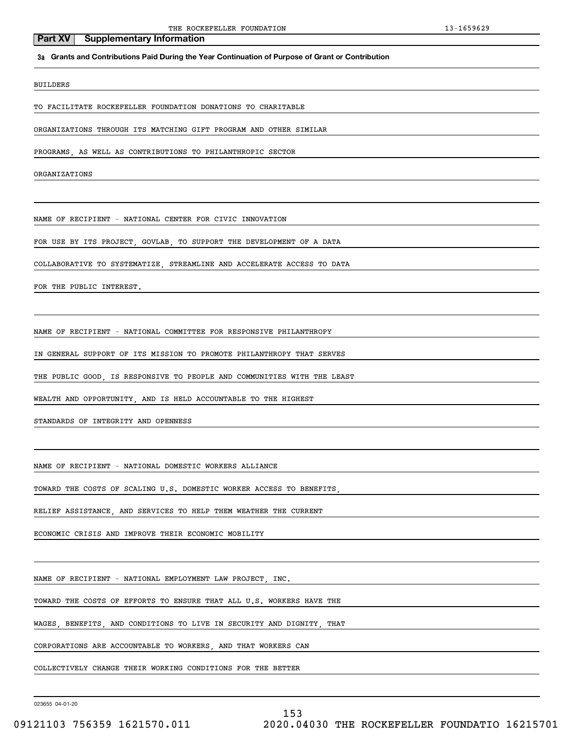## Part XV Supplementary Information

**3a Grants and Contributions Paid During the Year Continuation of Purpose of Grant or Contribution**

BUILDERS

TO FACILITATE ROCKEFELLER FOUNDATION DONATIONS TO CHARITABLE

ORGANIZATIONS THROUGH ITS MATCHING GIFT PROGRAM AND OTHER SIMILAR

PROGRAMS, AS WELL AS CONTRIBUTIONS TO PHILANTHROPIC SECTOR

ORGANIZATIONS

NAME OF RECIPIENT - NATIONAL CENTER FOR CIVIC INNOVATION

FOR USE BY ITS PROJECT, GOVLAB, TO SUPPORT THE DEVELOPMENT OF A DATA

COLLABORATIVE TO SYSTEMATIZE, STREAMLINE AND ACCELERATE ACCESS TO DATA

FOR THE PUBLIC INTEREST.

NAME OF RECIPIENT - NATIONAL COMMITTEE FOR RESPONSIVE PHILANTHROPY

IN GENERAL SUPPORT OF ITS MISSION TO PROMOTE PHILANTHROPY THAT SERVES

THE PUBLIC GOOD, IS RESPONSIVE TO PEOPLE AND COMMUNITIES WITH THE LEAST

WEALTH AND OPPORTUNITY, AND IS HELD ACCOUNTABLE TO THE HIGHEST

STANDARDS OF INTEGRITY AND OPENNESS

NAME OF RECIPIENT - NATIONAL DOMESTIC WORKERS ALLIANCE

TOWARD THE COSTS OF SCALING U.S. DOMESTIC WORKER ACCESS TO BENEFITS,

RELIEF ASSISTANCE, AND SERVICES TO HELP THEM WEATHER THE CURRENT

ECONOMIC CRISIS AND IMPROVE THEIR ECONOMIC MOBILITY

NAME OF RECIPIENT - NATIONAL EMPLOYMENT LAW PROJECT, INC.

TOWARD THE COSTS OF EFFORTS TO ENSURE THAT ALL U.S. WORKERS HAVE THE

WAGES, BENEFITS, AND CONDITIONS TO LIVE IN SECURITY AND DIGNITY, THAT

CORPORATIONS ARE ACCOUNTABLE TO WORKERS, AND THAT WORKERS CAN

COLLECTIVELY CHANGE THEIR WORKING CONDITIONS FOR THE BETTER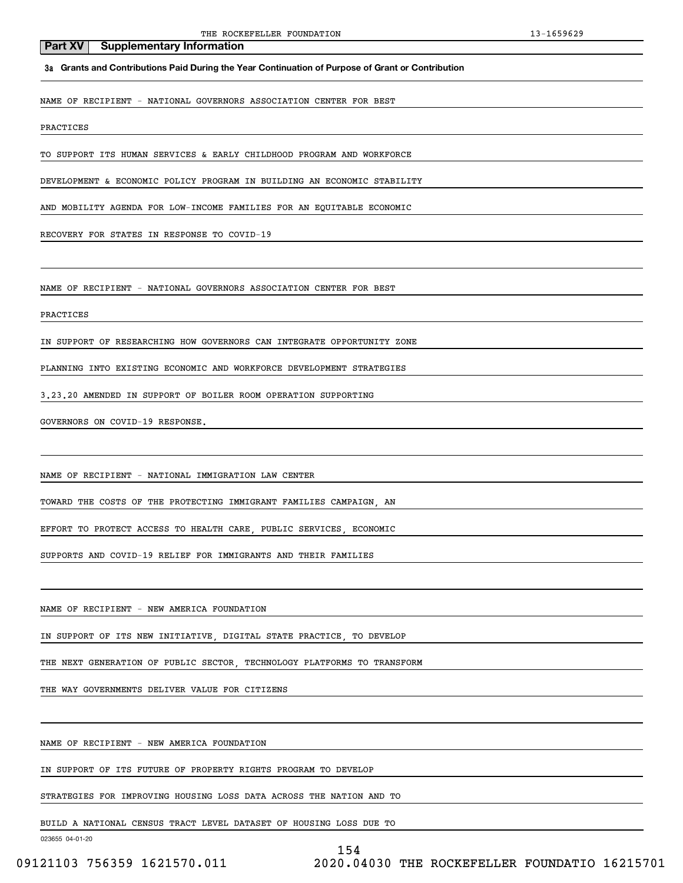## Part XV Supplementary Information

**3a Grants and Contributions Paid During the Year Continuation of Purpose of Grant or Contribution**

NAME OF RECIPIENT - NATIONAL GOVERNORS ASSOCIATION CENTER FOR BEST PRACTICES

TO SUPPORT ITS HUMAN SERVICES & EARLY CHILDHOOD PROGRAM AND WORKFORCE DEVELOPMENT & ECONOMIC POLICY PROGRAM IN BUILDING AN ECONOMIC STABILITY AND MOBILITY AGENDA FOR LOW-INCOME FAMILIES FOR AN EQUITABLE ECONOMIC RECOVERY FOR STATES IN RESPONSE TO COVID-19

NAME OF RECIPIENT - NATIONAL GOVERNORS ASSOCIATION CENTER FOR BEST PRACTICES

IN SUPPORT OF RESEARCHING HOW GOVERNORS CAN INTEGRATE OPPORTUNITY ZONE PLANNING INTO EXISTING ECONOMIC AND WORKFORCE DEVELOPMENT STRATEGIES 3.23.20 AMENDED IN SUPPORT OF BOILER ROOM OPERATION SUPPORTING GOVERNORS ON COVID-19 RESPONSE.

NAME OF RECIPIENT - NATIONAL IMMIGRATION LAW CENTER

TOWARD THE COSTS OF THE PROTECTING IMMIGRANT FAMILIES CAMPAIGN, AN EFFORT TO PROTECT ACCESS TO HEALTH CARE, PUBLIC SERVICES, ECONOMIC SUPPORTS AND COVID-19 RELIEF FOR IMMIGRANTS AND THEIR FAMILIES

NAME OF RECIPIENT - NEW AMERICA FOUNDATION

IN SUPPORT OF ITS NEW INITIATIVE, DIGITAL STATE PRACTICE, TO DEVELOP THE NEXT GENERATION OF PUBLIC SECTOR, TECHNOLOGY PLATFORMS TO TRANSFORM THE WAY GOVERNMENTS DELIVER VALUE FOR CITIZENS

NAME OF RECIPIENT - NEW AMERICA FOUNDATION

IN SUPPORT OF ITS FUTURE OF PROPERTY RIGHTS PROGRAM TO DEVELOP STRATEGIES FOR IMPROVING HOUSING LOSS DATA ACROSS THE NATION AND TO BUILD A NATIONAL CENSUS TRACT LEVEL DATASET OF HOUSING LOSS DUE TO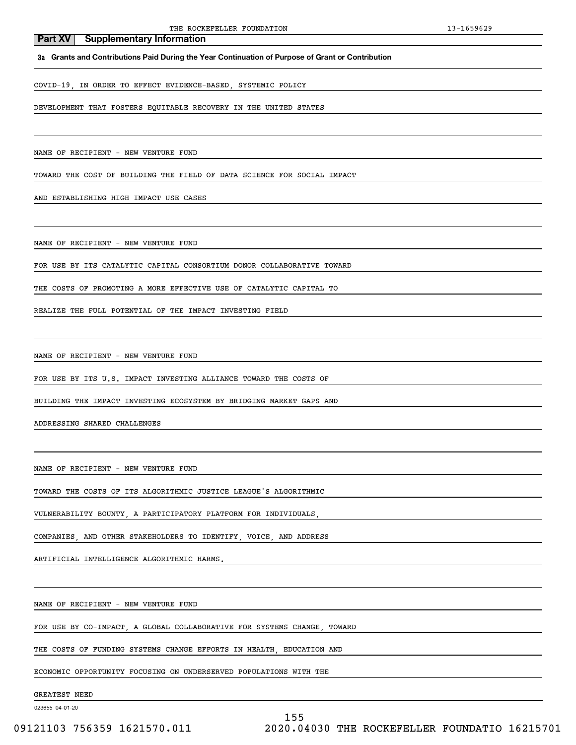## Part XV Supplementary Information

**3a Grants and Contributions Paid During the Year Continuation of Purpose of Grant or Contribution**

COVID-19, IN ORDER TO EFFECT EVIDENCE-BASED, SYSTEMIC POLICY
DEVELOPMENT THAT FOSTERS EQUITABLE RECOVERY IN THE UNITED STATES

NAME OF RECIPIENT - NEW VENTURE FUND
TOWARD THE COST OF BUILDING THE FIELD OF DATA SCIENCE FOR SOCIAL IMPACT
AND ESTABLISHING HIGH IMPACT USE CASES

NAME OF RECIPIENT - NEW VENTURE FUND
FOR USE BY ITS CATALYTIC CAPITAL CONSORTIUM DONOR COLLABORATIVE TOWARD
THE COSTS OF PROMOTING A MORE EFFECTIVE USE OF CATALYTIC CAPITAL TO
REALIZE THE FULL POTENTIAL OF THE IMPACT INVESTING FIELD

NAME OF RECIPIENT - NEW VENTURE FUND
FOR USE BY ITS U.S. IMPACT INVESTING ALLIANCE TOWARD THE COSTS OF
BUILDING THE IMPACT INVESTING ECOSYSTEM BY BRIDGING MARKET GAPS AND
ADDRESSING SHARED CHALLENGES

NAME OF RECIPIENT - NEW VENTURE FUND
TOWARD THE COSTS OF ITS ALGORITHMIC JUSTICE LEAGUE'S ALGORITHMIC
VULNERABILITY BOUNTY, A PARTICIPATORY PLATFORM FOR INDIVIDUALS,
COMPANIES, AND OTHER STAKEHOLDERS TO IDENTIFY, VOICE, AND ADDRESS
ARTIFICIAL INTELLIGENCE ALGORITHMIC HARMS.

NAME OF RECIPIENT - NEW VENTURE FUND
FOR USE BY CO-IMPACT, A GLOBAL COLLABORATIVE FOR SYSTEMS CHANGE, TOWARD
THE COSTS OF FUNDING SYSTEMS CHANGE EFFORTS IN HEALTH, EDUCATION AND
ECONOMIC OPPORTUNITY FOCUSING ON UNDERSERVED POPULATIONS WITH THE
GREATEST NEED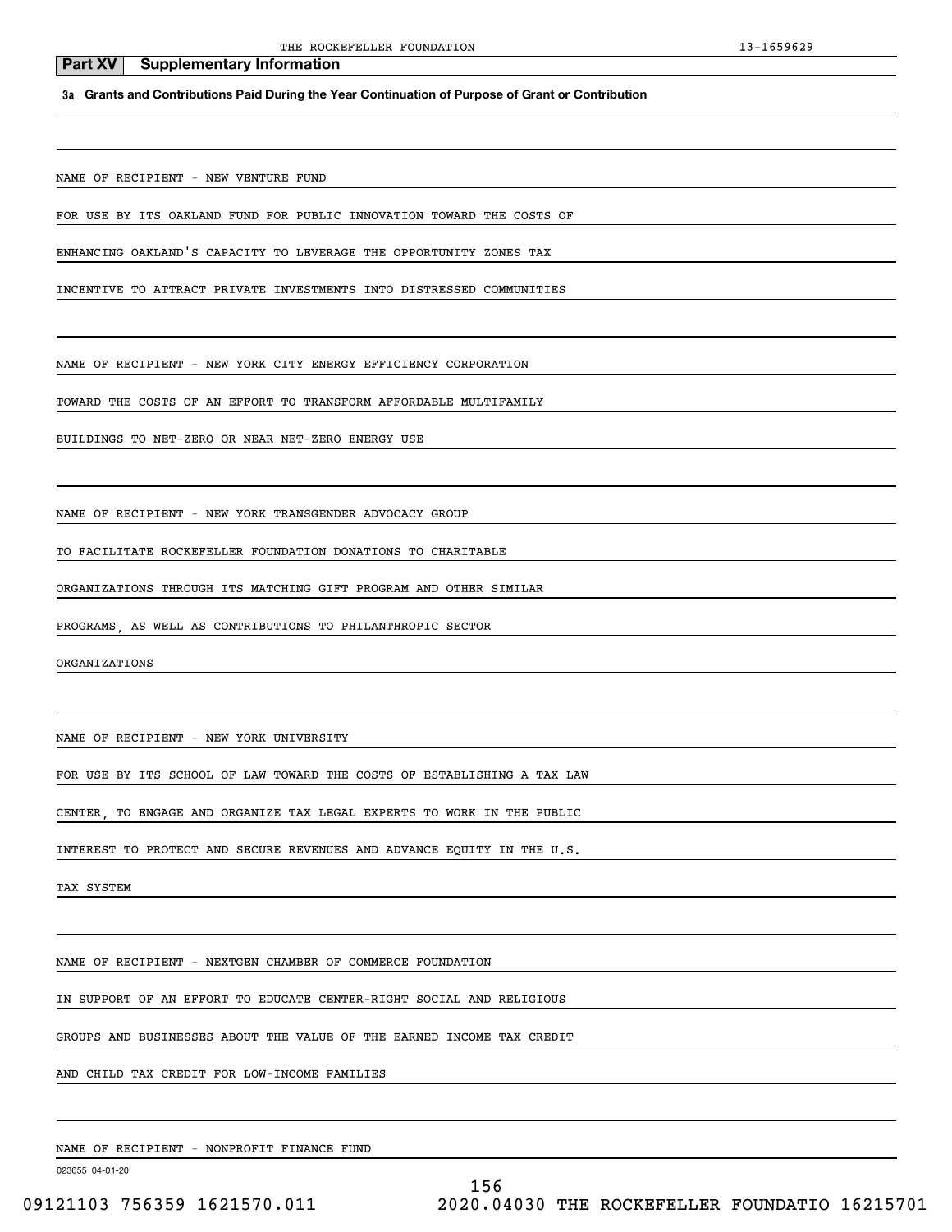**Part XV Supplementary Information**

**3a Grants and Contributions Paid During the Year Continuation of Purpose of Grant or Contribution**

NAME OF RECIPIENT - NEW VENTURE FUND

FOR USE BY ITS OAKLAND FUND FOR PUBLIC INNOVATION TOWARD THE COSTS OF ENHANCING OAKLAND'S CAPACITY TO LEVERAGE THE OPPORTUNITY ZONES TAX INCENTIVE TO ATTRACT PRIVATE INVESTMENTS INTO DISTRESSED COMMUNITIES

NAME OF RECIPIENT - NEW YORK CITY ENERGY EFFICIENCY CORPORATION

TOWARD THE COSTS OF AN EFFORT TO TRANSFORM AFFORDABLE MULTIFAMILY BUILDINGS TO NET-ZERO OR NEAR NET-ZERO ENERGY USE

NAME OF RECIPIENT - NEW YORK TRANSGENDER ADVOCACY GROUP

TO FACILITATE ROCKEFELLER FOUNDATION DONATIONS TO CHARITABLE ORGANIZATIONS THROUGH ITS MATCHING GIFT PROGRAM AND OTHER SIMILAR PROGRAMS, AS WELL AS CONTRIBUTIONS TO PHILANTHROPIC SECTOR ORGANIZATIONS

NAME OF RECIPIENT - NEW YORK UNIVERSITY

FOR USE BY ITS SCHOOL OF LAW TOWARD THE COSTS OF ESTABLISHING A TAX LAW CENTER, TO ENGAGE AND ORGANIZE TAX LEGAL EXPERTS TO WORK IN THE PUBLIC INTEREST TO PROTECT AND SECURE REVENUES AND ADVANCE EQUITY IN THE U.S. TAX SYSTEM

NAME OF RECIPIENT - NEXTGEN CHAMBER OF COMMERCE FOUNDATION

IN SUPPORT OF AN EFFORT TO EDUCATE CENTER-RIGHT SOCIAL AND RELIGIOUS GROUPS AND BUSINESSES ABOUT THE VALUE OF THE EARNED INCOME TAX CREDIT AND CHILD TAX CREDIT FOR LOW-INCOME FAMILIES

NAME OF RECIPIENT - NONPROFIT FINANCE FUND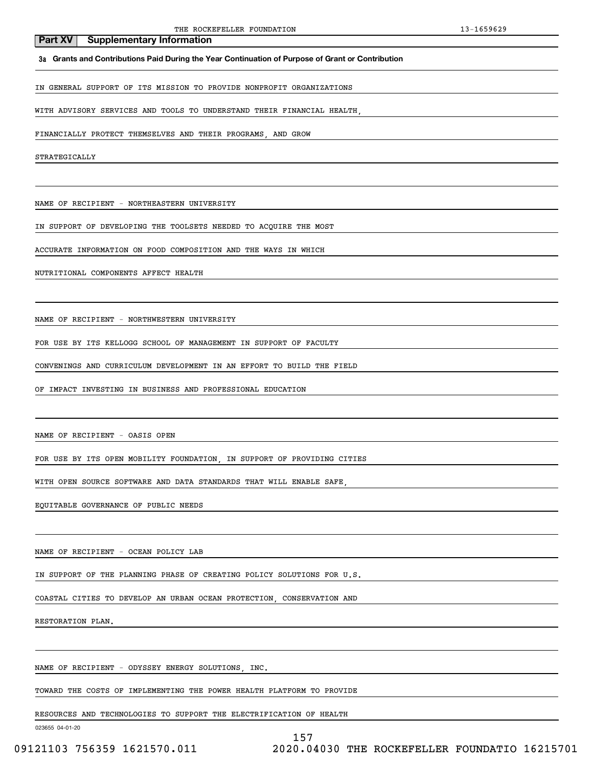## Part XV Supplementary Information

**3a Grants and Contributions Paid During the Year Continuation of Purpose of Grant or Contribution**

IN GENERAL SUPPORT OF ITS MISSION TO PROVIDE NONPROFIT ORGANIZATIONS WITH ADVISORY SERVICES AND TOOLS TO UNDERSTAND THEIR FINANCIAL HEALTH, FINANCIALLY PROTECT THEMSELVES AND THEIR PROGRAMS, AND GROW STRATEGICALLY

NAME OF RECIPIENT - NORTHEASTERN UNIVERSITY

IN SUPPORT OF DEVELOPING THE TOOLSETS NEEDED TO ACQUIRE THE MOST ACCURATE INFORMATION ON FOOD COMPOSITION AND THE WAYS IN WHICH NUTRITIONAL COMPONENTS AFFECT HEALTH

NAME OF RECIPIENT - NORTHWESTERN UNIVERSITY

FOR USE BY ITS KELLOGG SCHOOL OF MANAGEMENT IN SUPPORT OF FACULTY CONVENINGS AND CURRICULUM DEVELOPMENT IN AN EFFORT TO BUILD THE FIELD OF IMPACT INVESTING IN BUSINESS AND PROFESSIONAL EDUCATION

NAME OF RECIPIENT - OASIS OPEN

FOR USE BY ITS OPEN MOBILITY FOUNDATION, IN SUPPORT OF PROVIDING CITIES WITH OPEN SOURCE SOFTWARE AND DATA STANDARDS THAT WILL ENABLE SAFE, EQUITABLE GOVERNANCE OF PUBLIC NEEDS

NAME OF RECIPIENT - OCEAN POLICY LAB

IN SUPPORT OF THE PLANNING PHASE OF CREATING POLICY SOLUTIONS FOR U.S. COASTAL CITIES TO DEVELOP AN URBAN OCEAN PROTECTION, CONSERVATION AND RESTORATION PLAN.

NAME OF RECIPIENT - ODYSSEY ENERGY SOLUTIONS, INC.

TOWARD THE COSTS OF IMPLEMENTING THE POWER HEALTH PLATFORM TO PROVIDE RESOURCES AND TECHNOLOGIES TO SUPPORT THE ELECTRIFICATION OF HEALTH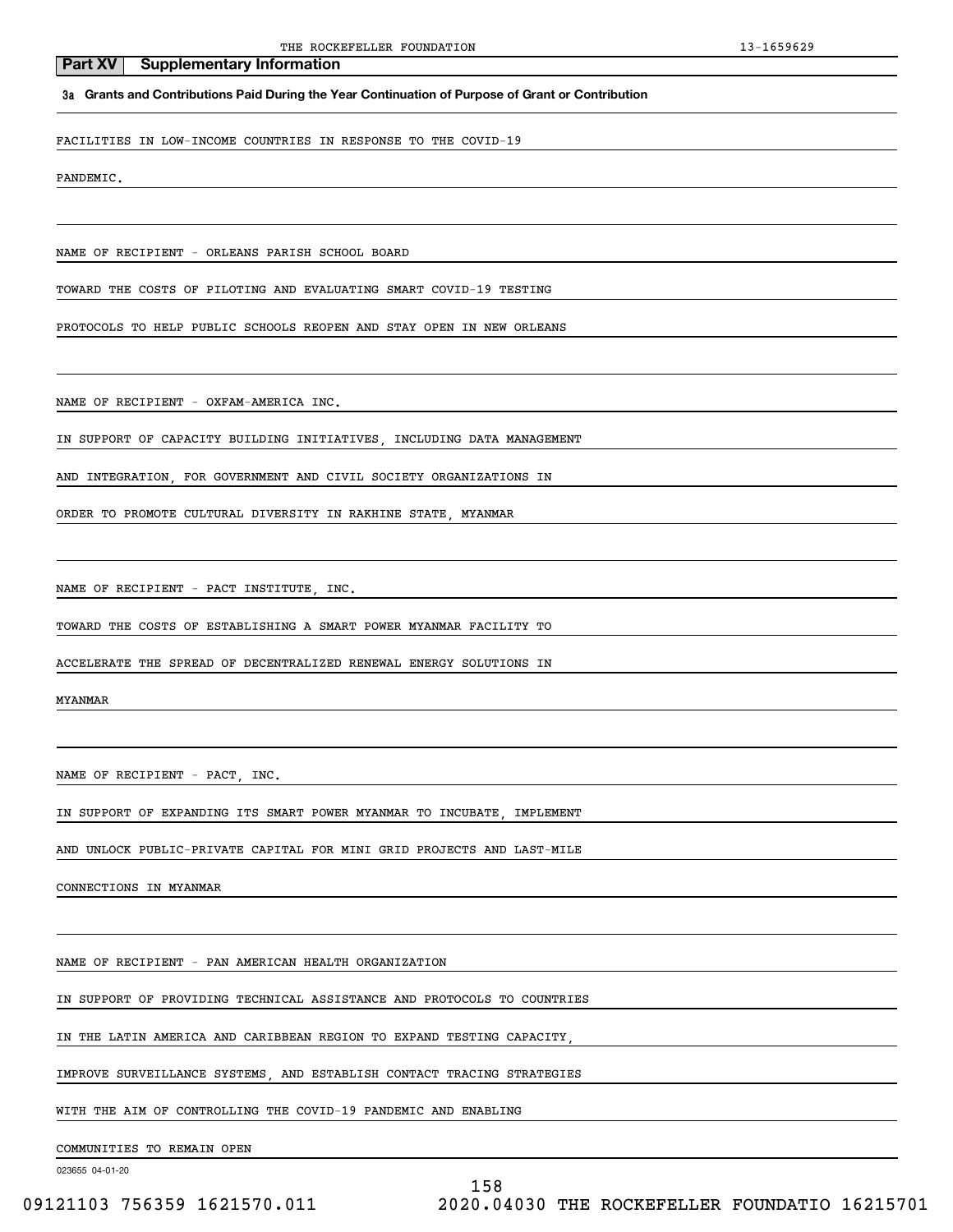## Part XV Supplementary Information

**3a Grants and Contributions Paid During the Year Continuation of Purpose of Grant or Contribution**

FACILITIES IN LOW-INCOME COUNTRIES IN RESPONSE TO THE COVID-19 PANDEMIC.

NAME OF RECIPIENT - ORLEANS PARISH SCHOOL BOARD

TOWARD THE COSTS OF PILOTING AND EVALUATING SMART COVID-19 TESTING PROTOCOLS TO HELP PUBLIC SCHOOLS REOPEN AND STAY OPEN IN NEW ORLEANS

NAME OF RECIPIENT - OXFAM-AMERICA INC.

IN SUPPORT OF CAPACITY BUILDING INITIATIVES, INCLUDING DATA MANAGEMENT AND INTEGRATION, FOR GOVERNMENT AND CIVIL SOCIETY ORGANIZATIONS IN ORDER TO PROMOTE CULTURAL DIVERSITY IN RAKHINE STATE, MYANMAR

NAME OF RECIPIENT - PACT INSTITUTE, INC.

TOWARD THE COSTS OF ESTABLISHING A SMART POWER MYANMAR FACILITY TO ACCELERATE THE SPREAD OF DECENTRALIZED RENEWAL ENERGY SOLUTIONS IN MYANMAR

NAME OF RECIPIENT - PACT, INC.

IN SUPPORT OF EXPANDING ITS SMART POWER MYANMAR TO INCUBATE, IMPLEMENT AND UNLOCK PUBLIC-PRIVATE CAPITAL FOR MINI GRID PROJECTS AND LAST-MILE CONNECTIONS IN MYANMAR

NAME OF RECIPIENT - PAN AMERICAN HEALTH ORGANIZATION

IN SUPPORT OF PROVIDING TECHNICAL ASSISTANCE AND PROTOCOLS TO COUNTRIES IN THE LATIN AMERICA AND CARIBBEAN REGION TO EXPAND TESTING CAPACITY, IMPROVE SURVEILLANCE SYSTEMS, AND ESTABLISH CONTACT TRACING STRATEGIES WITH THE AIM OF CONTROLLING THE COVID-19 PANDEMIC AND ENABLING COMMUNITIES TO REMAIN OPEN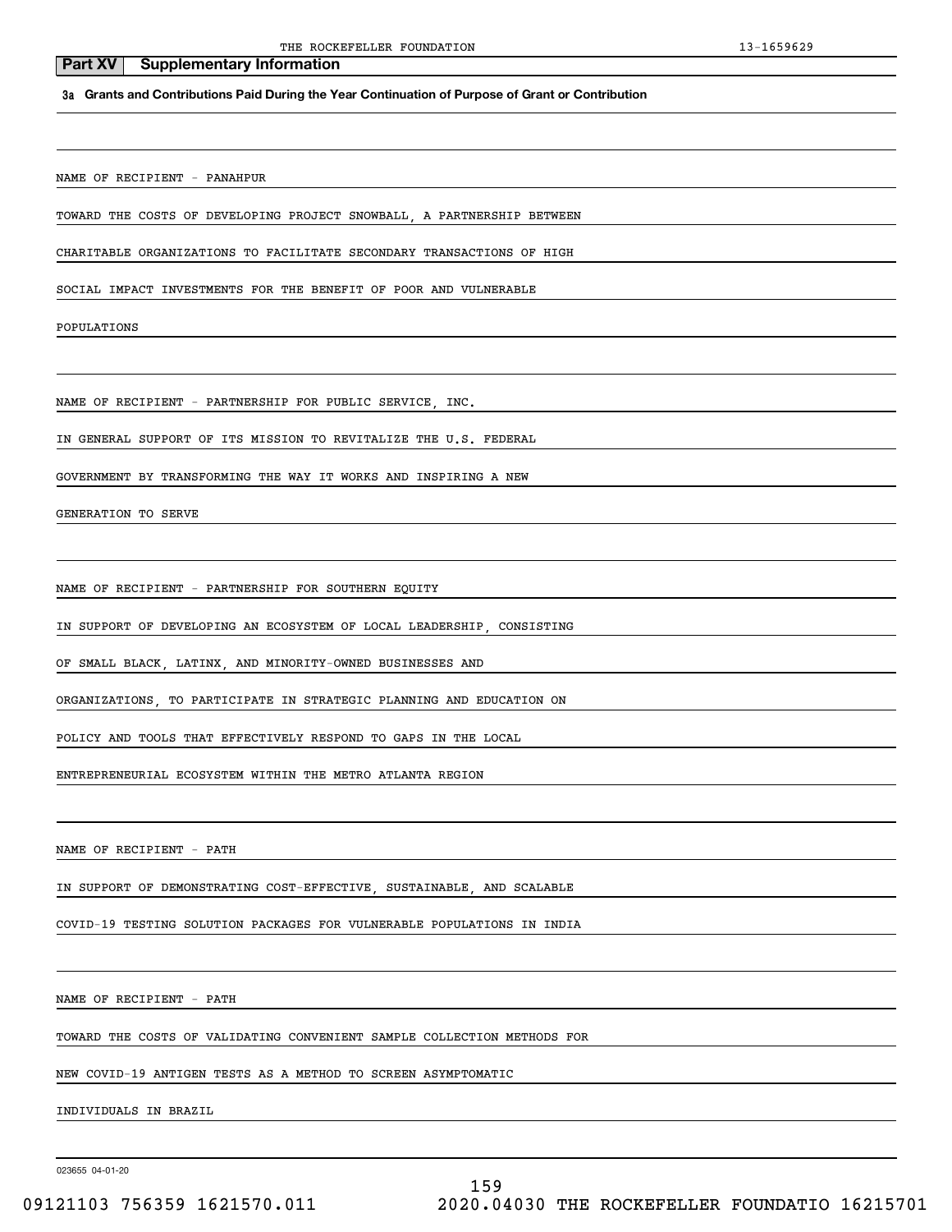## Part XV Supplementary Information

**3a Grants and Contributions Paid During the Year Continuation of Purpose of Grant or Contribution**

NAME OF RECIPIENT - PANAHPUR

TOWARD THE COSTS OF DEVELOPING PROJECT SNOWBALL, A PARTNERSHIP BETWEEN CHARITABLE ORGANIZATIONS TO FACILITATE SECONDARY TRANSACTIONS OF HIGH SOCIAL IMPACT INVESTMENTS FOR THE BENEFIT OF POOR AND VULNERABLE POPULATIONS

NAME OF RECIPIENT - PARTNERSHIP FOR PUBLIC SERVICE, INC.

IN GENERAL SUPPORT OF ITS MISSION TO REVITALIZE THE U.S. FEDERAL GOVERNMENT BY TRANSFORMING THE WAY IT WORKS AND INSPIRING A NEW GENERATION TO SERVE

NAME OF RECIPIENT - PARTNERSHIP FOR SOUTHERN EQUITY

IN SUPPORT OF DEVELOPING AN ECOSYSTEM OF LOCAL LEADERSHIP, CONSISTING OF SMALL BLACK, LATINX, AND MINORITY-OWNED BUSINESSES AND ORGANIZATIONS, TO PARTICIPATE IN STRATEGIC PLANNING AND EDUCATION ON POLICY AND TOOLS THAT EFFECTIVELY RESPOND TO GAPS IN THE LOCAL ENTREPRENEURIAL ECOSYSTEM WITHIN THE METRO ATLANTA REGION

NAME OF RECIPIENT - PATH

IN SUPPORT OF DEMONSTRATING COST-EFFECTIVE, SUSTAINABLE, AND SCALABLE COVID-19 TESTING SOLUTION PACKAGES FOR VULNERABLE POPULATIONS IN INDIA

NAME OF RECIPIENT - PATH

TOWARD THE COSTS OF VALIDATING CONVENIENT SAMPLE COLLECTION METHODS FOR NEW COVID-19 ANTIGEN TESTS AS A METHOD TO SCREEN ASYMPTOMATIC INDIVIDUALS IN BRAZIL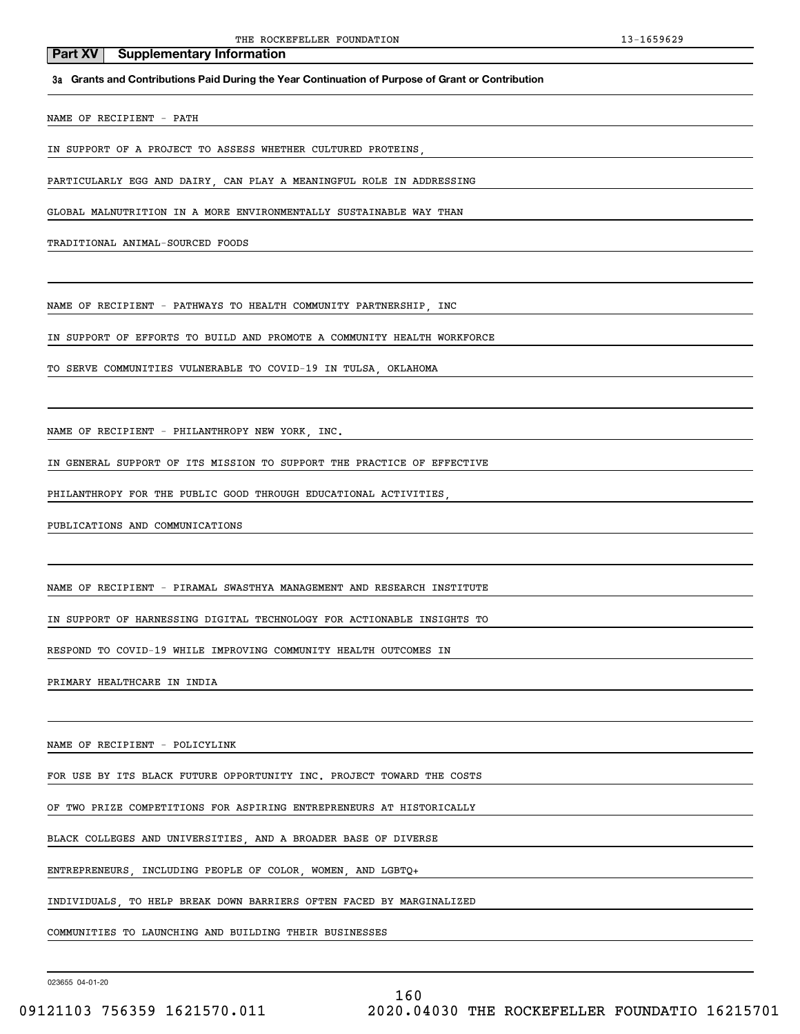## Part XV Supplementary Information

**3a Grants and Contributions Paid During the Year Continuation of Purpose of Grant or Contribution**

NAME OF RECIPIENT - PATH

IN SUPPORT OF A PROJECT TO ASSESS WHETHER CULTURED PROTEINS, PARTICULARLY EGG AND DAIRY, CAN PLAY A MEANINGFUL ROLE IN ADDRESSING GLOBAL MALNUTRITION IN A MORE ENVIRONMENTALLY SUSTAINABLE WAY THAN TRADITIONAL ANIMAL-SOURCED FOODS

NAME OF RECIPIENT - PATHWAYS TO HEALTH COMMUNITY PARTNERSHIP, INC

IN SUPPORT OF EFFORTS TO BUILD AND PROMOTE A COMMUNITY HEALTH WORKFORCE TO SERVE COMMUNITIES VULNERABLE TO COVID-19 IN TULSA, OKLAHOMA

NAME OF RECIPIENT - PHILANTHROPY NEW YORK, INC.

IN GENERAL SUPPORT OF ITS MISSION TO SUPPORT THE PRACTICE OF EFFECTIVE PHILANTHROPY FOR THE PUBLIC GOOD THROUGH EDUCATIONAL ACTIVITIES, PUBLICATIONS AND COMMUNICATIONS

NAME OF RECIPIENT - PIRAMAL SWASTHYA MANAGEMENT AND RESEARCH INSTITUTE

IN SUPPORT OF HARNESSING DIGITAL TECHNOLOGY FOR ACTIONABLE INSIGHTS TO RESPOND TO COVID-19 WHILE IMPROVING COMMUNITY HEALTH OUTCOMES IN PRIMARY HEALTHCARE IN INDIA

NAME OF RECIPIENT - POLICYLINK

FOR USE BY ITS BLACK FUTURE OPPORTUNITY INC. PROJECT TOWARD THE COSTS OF TWO PRIZE COMPETITIONS FOR ASPIRING ENTREPRENEURS AT HISTORICALLY BLACK COLLEGES AND UNIVERSITIES, AND A BROADER BASE OF DIVERSE ENTREPRENEURS, INCLUDING PEOPLE OF COLOR, WOMEN, AND LGBTQ+ INDIVIDUALS, TO HELP BREAK DOWN BARRIERS OFTEN FACED BY MARGINALIZED COMMUNITIES TO LAUNCHING AND BUILDING THEIR BUSINESSES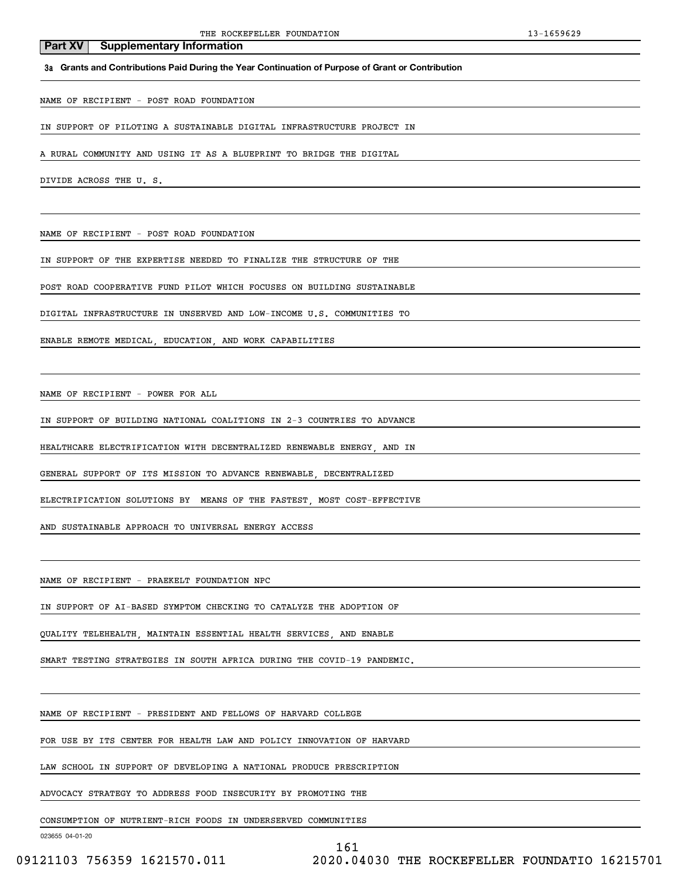## Part XV Supplementary Information

**3a Grants and Contributions Paid During the Year Continuation of Purpose of Grant or Contribution**

NAME OF RECIPIENT - POST ROAD FOUNDATION

IN SUPPORT OF PILOTING A SUSTAINABLE DIGITAL INFRASTRUCTURE PROJECT IN A RURAL COMMUNITY AND USING IT AS A BLUEPRINT TO BRIDGE THE DIGITAL DIVIDE ACROSS THE U. S.

NAME OF RECIPIENT - POST ROAD FOUNDATION

IN SUPPORT OF THE EXPERTISE NEEDED TO FINALIZE THE STRUCTURE OF THE POST ROAD COOPERATIVE FUND PILOT WHICH FOCUSES ON BUILDING SUSTAINABLE DIGITAL INFRASTRUCTURE IN UNSERVED AND LOW-INCOME U.S. COMMUNITIES TO ENABLE REMOTE MEDICAL, EDUCATION, AND WORK CAPABILITIES

NAME OF RECIPIENT - POWER FOR ALL

IN SUPPORT OF BUILDING NATIONAL COALITIONS IN 2-3 COUNTRIES TO ADVANCE HEALTHCARE ELECTRIFICATION WITH DECENTRALIZED RENEWABLE ENERGY, AND IN GENERAL SUPPORT OF ITS MISSION TO ADVANCE RENEWABLE, DECENTRALIZED ELECTRIFICATION SOLUTIONS BY MEANS OF THE FASTEST, MOST COST-EFFECTIVE AND SUSTAINABLE APPROACH TO UNIVERSAL ENERGY ACCESS

NAME OF RECIPIENT - PRAEKELT FOUNDATION NPC

IN SUPPORT OF AI-BASED SYMPTOM CHECKING TO CATALYZE THE ADOPTION OF QUALITY TELEHEALTH, MAINTAIN ESSENTIAL HEALTH SERVICES, AND ENABLE SMART TESTING STRATEGIES IN SOUTH AFRICA DURING THE COVID-19 PANDEMIC.

NAME OF RECIPIENT - PRESIDENT AND FELLOWS OF HARVARD COLLEGE

FOR USE BY ITS CENTER FOR HEALTH LAW AND POLICY INNOVATION OF HARVARD LAW SCHOOL IN SUPPORT OF DEVELOPING A NATIONAL PRODUCE PRESCRIPTION ADVOCACY STRATEGY TO ADDRESS FOOD INSECURITY BY PROMOTING THE CONSUMPTION OF NUTRIENT-RICH FOODS IN UNDERSERVED COMMUNITIES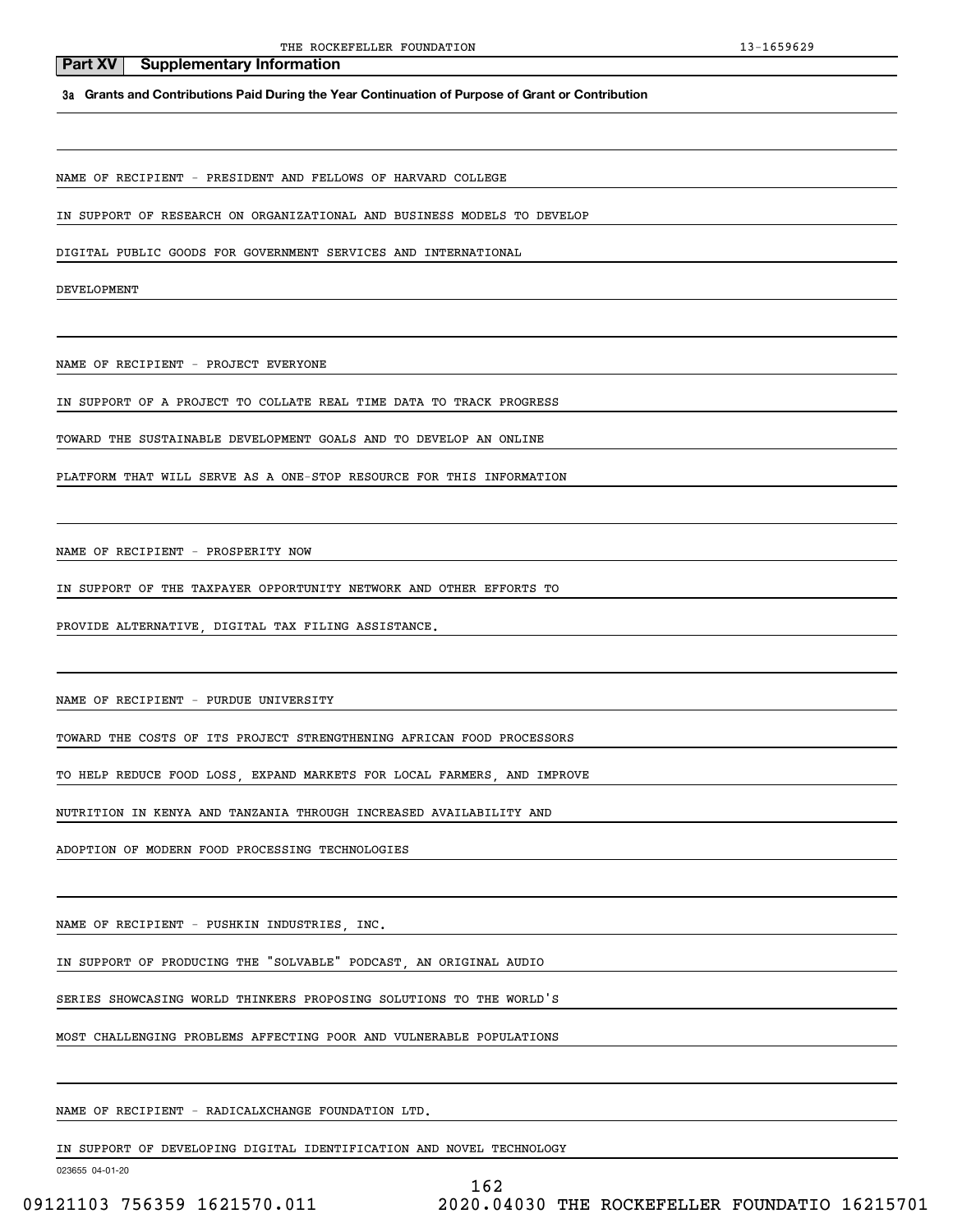## Part XV Supplementary Information

**3a Grants and Contributions Paid During the Year Continuation of Purpose of Grant or Contribution**

NAME OF RECIPIENT - PRESIDENT AND FELLOWS OF HARVARD COLLEGE

IN SUPPORT OF RESEARCH ON ORGANIZATIONAL AND BUSINESS MODELS TO DEVELOP DIGITAL PUBLIC GOODS FOR GOVERNMENT SERVICES AND INTERNATIONAL DEVELOPMENT

NAME OF RECIPIENT - PROJECT EVERYONE

IN SUPPORT OF A PROJECT TO COLLATE REAL TIME DATA TO TRACK PROGRESS TOWARD THE SUSTAINABLE DEVELOPMENT GOALS AND TO DEVELOP AN ONLINE PLATFORM THAT WILL SERVE AS A ONE-STOP RESOURCE FOR THIS INFORMATION

NAME OF RECIPIENT - PROSPERITY NOW

IN SUPPORT OF THE TAXPAYER OPPORTUNITY NETWORK AND OTHER EFFORTS TO PROVIDE ALTERNATIVE, DIGITAL TAX FILING ASSISTANCE.

NAME OF RECIPIENT - PURDUE UNIVERSITY

TOWARD THE COSTS OF ITS PROJECT STRENGTHENING AFRICAN FOOD PROCESSORS TO HELP REDUCE FOOD LOSS, EXPAND MARKETS FOR LOCAL FARMERS, AND IMPROVE NUTRITION IN KENYA AND TANZANIA THROUGH INCREASED AVAILABILITY AND ADOPTION OF MODERN FOOD PROCESSING TECHNOLOGIES

NAME OF RECIPIENT - PUSHKIN INDUSTRIES, INC.

IN SUPPORT OF PRODUCING THE "SOLVABLE" PODCAST, AN ORIGINAL AUDIO SERIES SHOWCASING WORLD THINKERS PROPOSING SOLUTIONS TO THE WORLD'S MOST CHALLENGING PROBLEMS AFFECTING POOR AND VULNERABLE POPULATIONS

NAME OF RECIPIENT - RADICALXCHANGE FOUNDATION LTD.

IN SUPPORT OF DEVELOPING DIGITAL IDENTIFICATION AND NOVEL TECHNOLOGY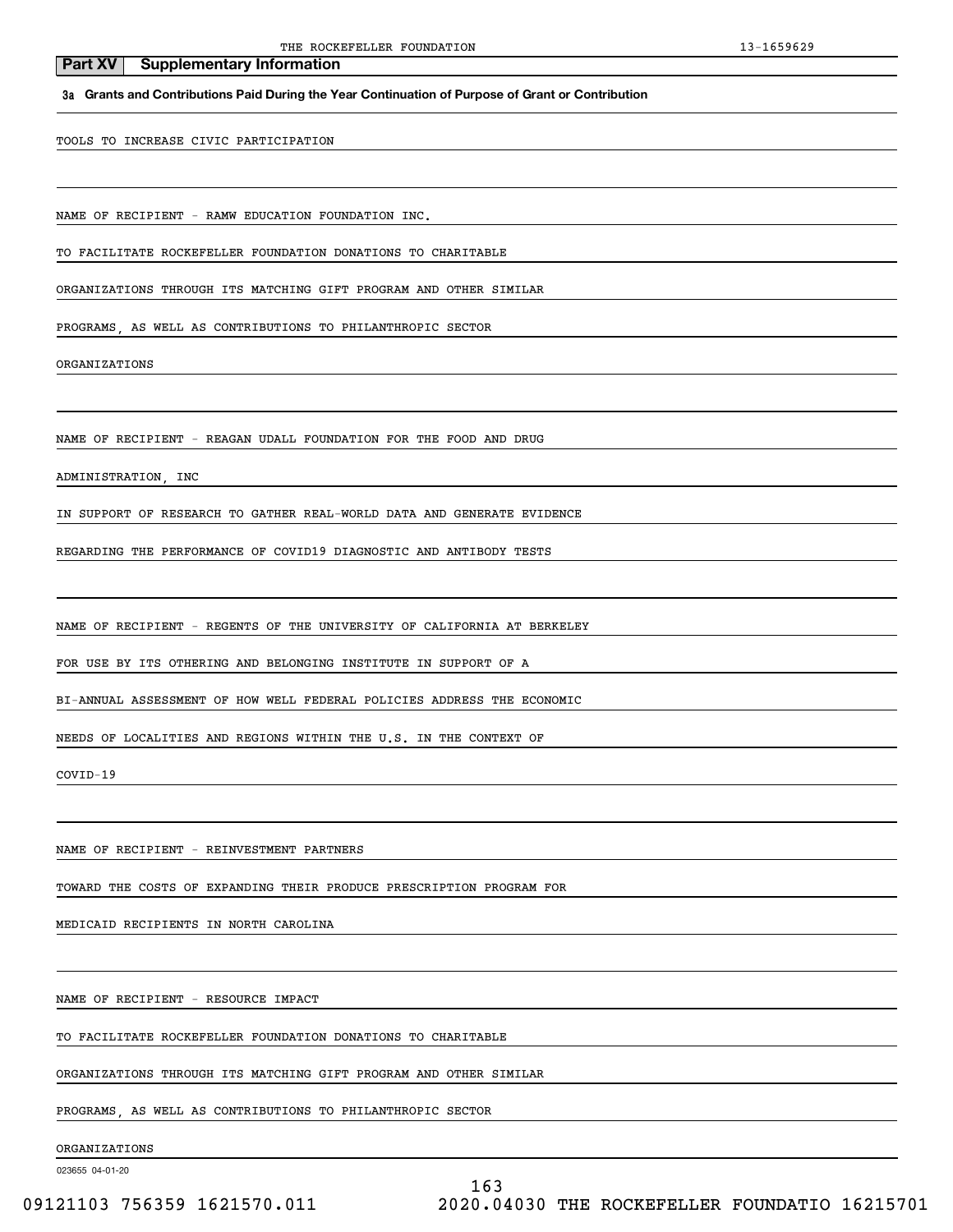## Part XV Supplementary Information

**3a Grants and Contributions Paid During the Year Continuation of Purpose of Grant or Contribution**

TOOLS TO INCREASE CIVIC PARTICIPATION

NAME OF RECIPIENT - RAMW EDUCATION FOUNDATION INC.

TO FACILITATE ROCKEFELLER FOUNDATION DONATIONS TO CHARITABLE ORGANIZATIONS THROUGH ITS MATCHING GIFT PROGRAM AND OTHER SIMILAR PROGRAMS, AS WELL AS CONTRIBUTIONS TO PHILANTHROPIC SECTOR ORGANIZATIONS

NAME OF RECIPIENT - REAGAN UDALL FOUNDATION FOR THE FOOD AND DRUG ADMINISTRATION, INC

IN SUPPORT OF RESEARCH TO GATHER REAL-WORLD DATA AND GENERATE EVIDENCE REGARDING THE PERFORMANCE OF COVID19 DIAGNOSTIC AND ANTIBODY TESTS

NAME OF RECIPIENT - REGENTS OF THE UNIVERSITY OF CALIFORNIA AT BERKELEY

FOR USE BY ITS OTHERING AND BELONGING INSTITUTE IN SUPPORT OF A BI-ANNUAL ASSESSMENT OF HOW WELL FEDERAL POLICIES ADDRESS THE ECONOMIC NEEDS OF LOCALITIES AND REGIONS WITHIN THE U.S. IN THE CONTEXT OF COVID-19

NAME OF RECIPIENT - REINVESTMENT PARTNERS

TOWARD THE COSTS OF EXPANDING THEIR PRODUCE PRESCRIPTION PROGRAM FOR MEDICAID RECIPIENTS IN NORTH CAROLINA

NAME OF RECIPIENT - RESOURCE IMPACT

TO FACILITATE ROCKEFELLER FOUNDATION DONATIONS TO CHARITABLE ORGANIZATIONS THROUGH ITS MATCHING GIFT PROGRAM AND OTHER SIMILAR PROGRAMS, AS WELL AS CONTRIBUTIONS TO PHILANTHROPIC SECTOR ORGANIZATIONS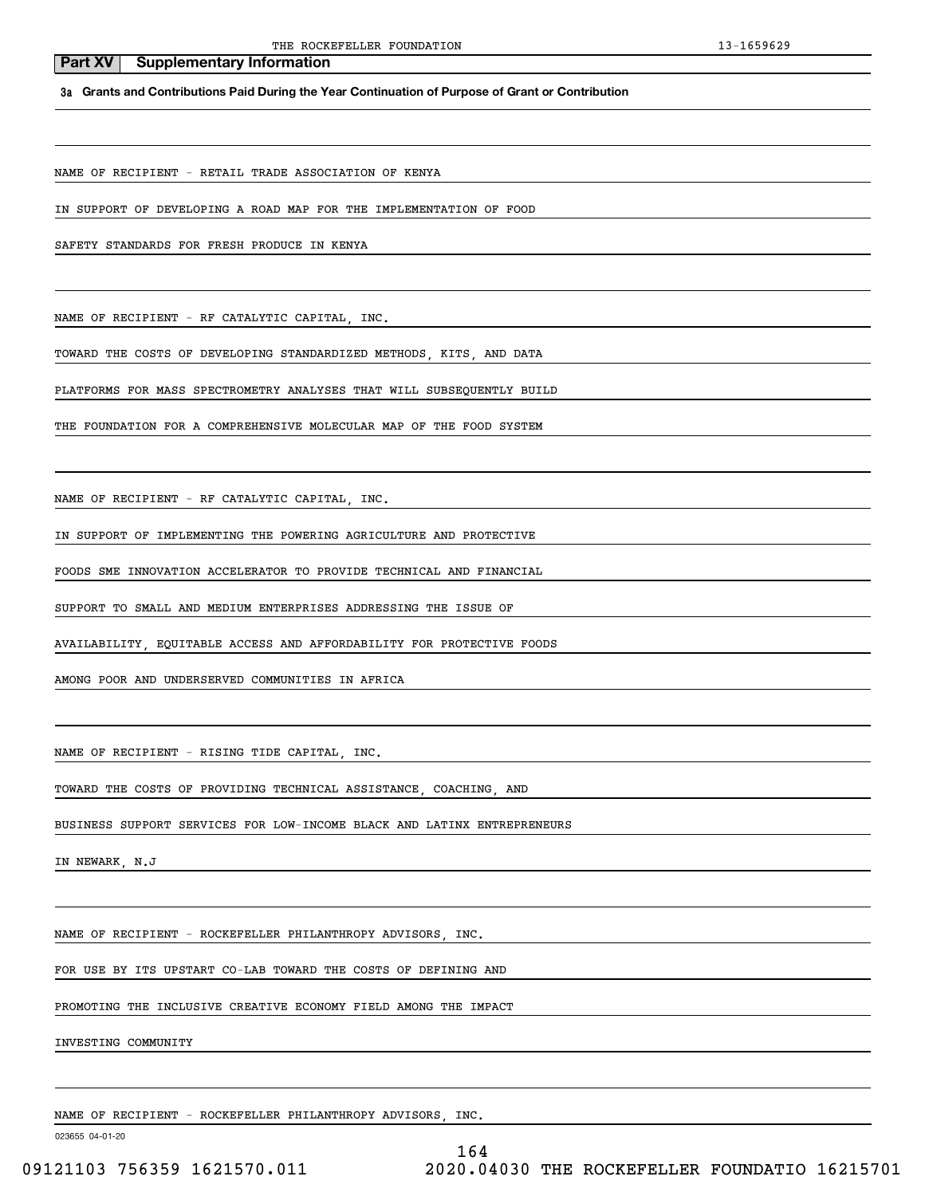## Part XV Supplementary Information

**3a Grants and Contributions Paid During the Year Continuation of Purpose of Grant or Contribution**

NAME OF RECIPIENT - RETAIL TRADE ASSOCIATION OF KENYA

IN SUPPORT OF DEVELOPING A ROAD MAP FOR THE IMPLEMENTATION OF FOOD SAFETY STANDARDS FOR FRESH PRODUCE IN KENYA

NAME OF RECIPIENT - RF CATALYTIC CAPITAL, INC.

TOWARD THE COSTS OF DEVELOPING STANDARDIZED METHODS, KITS, AND DATA PLATFORMS FOR MASS SPECTROMETRY ANALYSES THAT WILL SUBSEQUENTLY BUILD THE FOUNDATION FOR A COMPREHENSIVE MOLECULAR MAP OF THE FOOD SYSTEM

NAME OF RECIPIENT - RF CATALYTIC CAPITAL, INC.

IN SUPPORT OF IMPLEMENTING THE POWERING AGRICULTURE AND PROTECTIVE FOODS SME INNOVATION ACCELERATOR TO PROVIDE TECHNICAL AND FINANCIAL SUPPORT TO SMALL AND MEDIUM ENTERPRISES ADDRESSING THE ISSUE OF AVAILABILITY, EQUITABLE ACCESS AND AFFORDABILITY FOR PROTECTIVE FOODS AMONG POOR AND UNDERSERVED COMMUNITIES IN AFRICA

NAME OF RECIPIENT - RISING TIDE CAPITAL, INC.

TOWARD THE COSTS OF PROVIDING TECHNICAL ASSISTANCE, COACHING, AND BUSINESS SUPPORT SERVICES FOR LOW-INCOME BLACK AND LATINX ENTREPRENEURS IN NEWARK, N.J

NAME OF RECIPIENT - ROCKEFELLER PHILANTHROPY ADVISORS, INC.

FOR USE BY ITS UPSTART CO-LAB TOWARD THE COSTS OF DEFINING AND PROMOTING THE INCLUSIVE CREATIVE ECONOMY FIELD AMONG THE IMPACT INVESTING COMMUNITY

NAME OF RECIPIENT - ROCKEFELLER PHILANTHROPY ADVISORS, INC.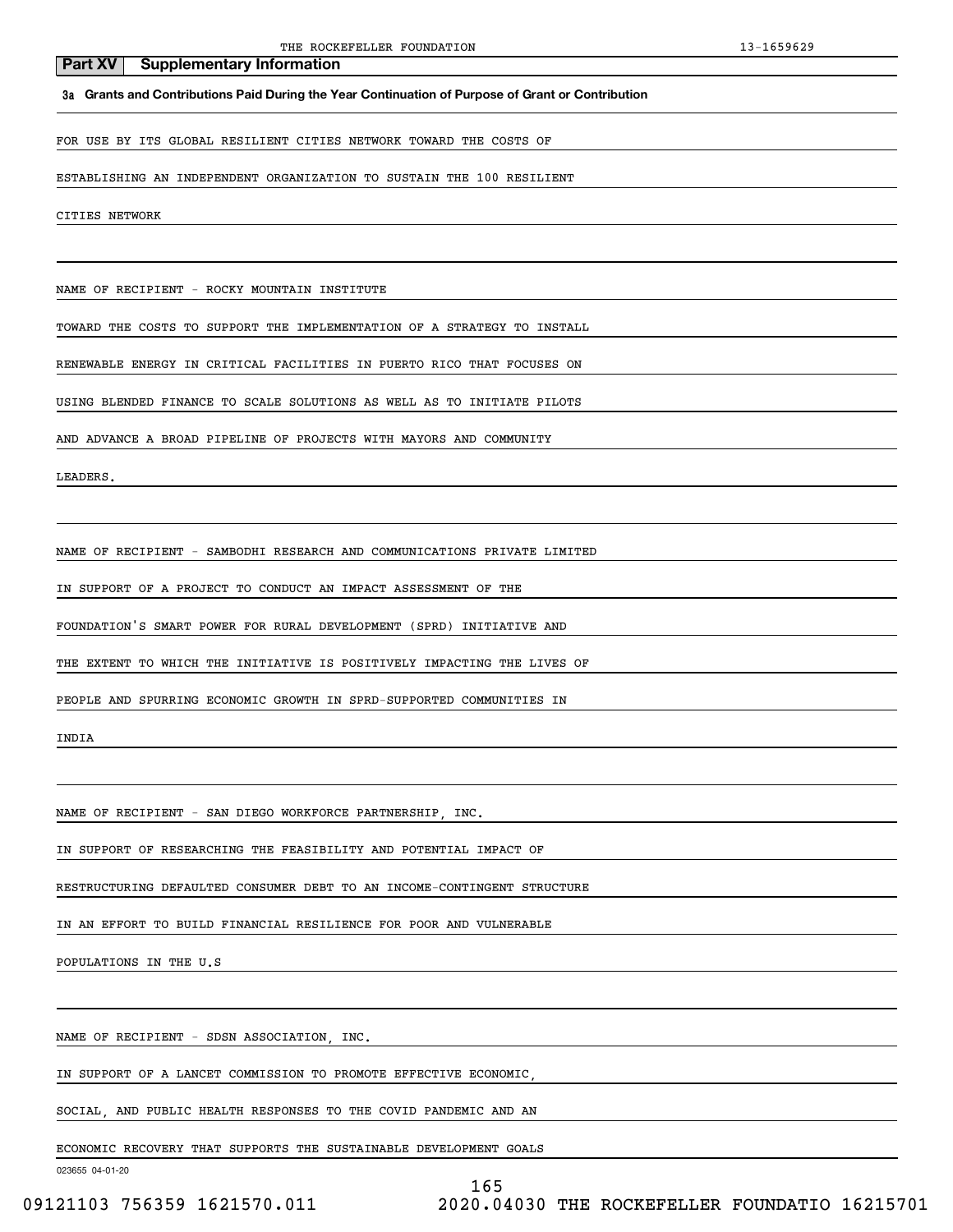## Part XV Supplementary Information

**3a Grants and Contributions Paid During the Year Continuation of Purpose of Grant or Contribution**

FOR USE BY ITS GLOBAL RESILIENT CITIES NETWORK TOWARD THE COSTS OF ESTABLISHING AN INDEPENDENT ORGANIZATION TO SUSTAIN THE 100 RESILIENT CITIES NETWORK

NAME OF RECIPIENT - ROCKY MOUNTAIN INSTITUTE

TOWARD THE COSTS TO SUPPORT THE IMPLEMENTATION OF A STRATEGY TO INSTALL RENEWABLE ENERGY IN CRITICAL FACILITIES IN PUERTO RICO THAT FOCUSES ON USING BLENDED FINANCE TO SCALE SOLUTIONS AS WELL AS TO INITIATE PILOTS AND ADVANCE A BROAD PIPELINE OF PROJECTS WITH MAYORS AND COMMUNITY LEADERS.

NAME OF RECIPIENT - SAMBODHI RESEARCH AND COMMUNICATIONS PRIVATE LIMITED

IN SUPPORT OF A PROJECT TO CONDUCT AN IMPACT ASSESSMENT OF THE FOUNDATION'S SMART POWER FOR RURAL DEVELOPMENT (SPRD) INITIATIVE AND THE EXTENT TO WHICH THE INITIATIVE IS POSITIVELY IMPACTING THE LIVES OF PEOPLE AND SPURRING ECONOMIC GROWTH IN SPRD-SUPPORTED COMMUNITIES IN INDIA

NAME OF RECIPIENT - SAN DIEGO WORKFORCE PARTNERSHIP, INC.

IN SUPPORT OF RESEARCHING THE FEASIBILITY AND POTENTIAL IMPACT OF RESTRUCTURING DEFAULTED CONSUMER DEBT TO AN INCOME-CONTINGENT STRUCTURE IN AN EFFORT TO BUILD FINANCIAL RESILIENCE FOR POOR AND VULNERABLE POPULATIONS IN THE U.S

NAME OF RECIPIENT - SDSN ASSOCIATION, INC.

IN SUPPORT OF A LANCET COMMISSION TO PROMOTE EFFECTIVE ECONOMIC, SOCIAL, AND PUBLIC HEALTH RESPONSES TO THE COVID PANDEMIC AND AN ECONOMIC RECOVERY THAT SUPPORTS THE SUSTAINABLE DEVELOPMENT GOALS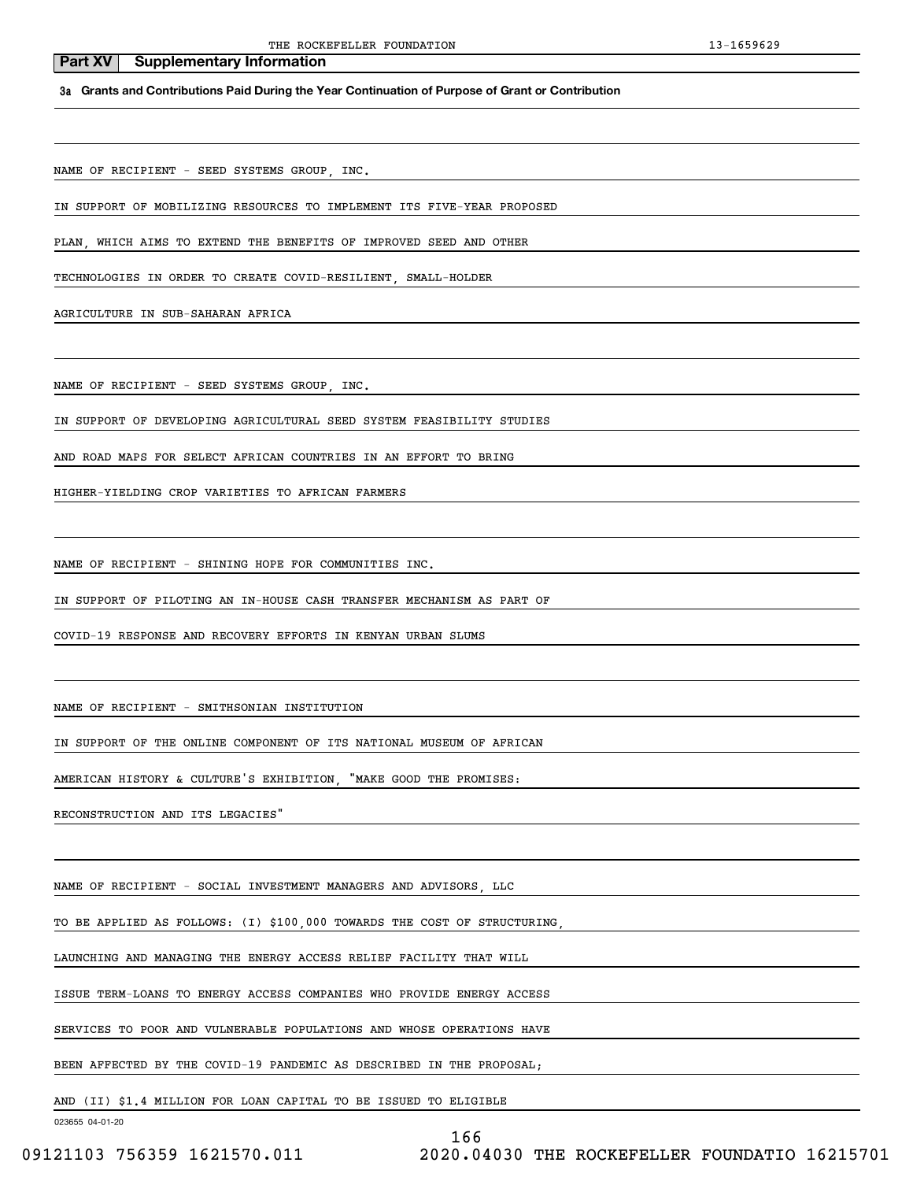## Part XV Supplementary Information

**3a Grants and Contributions Paid During the Year Continuation of Purpose of Grant or Contribution**

NAME OF RECIPIENT - SEED SYSTEMS GROUP, INC.

IN SUPPORT OF MOBILIZING RESOURCES TO IMPLEMENT ITS FIVE-YEAR PROPOSED PLAN, WHICH AIMS TO EXTEND THE BENEFITS OF IMPROVED SEED AND OTHER TECHNOLOGIES IN ORDER TO CREATE COVID-RESILIENT, SMALL-HOLDER AGRICULTURE IN SUB-SAHARAN AFRICA

NAME OF RECIPIENT - SEED SYSTEMS GROUP, INC.

IN SUPPORT OF DEVELOPING AGRICULTURAL SEED SYSTEM FEASIBILITY STUDIES AND ROAD MAPS FOR SELECT AFRICAN COUNTRIES IN AN EFFORT TO BRING HIGHER-YIELDING CROP VARIETIES TO AFRICAN FARMERS

NAME OF RECIPIENT - SHINING HOPE FOR COMMUNITIES INC.

IN SUPPORT OF PILOTING AN IN-HOUSE CASH TRANSFER MECHANISM AS PART OF COVID-19 RESPONSE AND RECOVERY EFFORTS IN KENYAN URBAN SLUMS

NAME OF RECIPIENT - SMITHSONIAN INSTITUTION

IN SUPPORT OF THE ONLINE COMPONENT OF ITS NATIONAL MUSEUM OF AFRICAN AMERICAN HISTORY & CULTURE'S EXHIBITION, "MAKE GOOD THE PROMISES: RECONSTRUCTION AND ITS LEGACIES"

NAME OF RECIPIENT - SOCIAL INVESTMENT MANAGERS AND ADVISORS, LLC

TO BE APPLIED AS FOLLOWS: (I) $100,000 TOWARDS THE COST OF STRUCTURING, LAUNCHING AND MANAGING THE ENERGY ACCESS RELIEF FACILITY THAT WILL ISSUE TERM-LOANS TO ENERGY ACCESS COMPANIES WHO PROVIDE ENERGY ACCESS SERVICES TO POOR AND VULNERABLE POPULATIONS AND WHOSE OPERATIONS HAVE BEEN AFFECTED BY THE COVID-19 PANDEMIC AS DESCRIBED IN THE PROPOSAL; AND (II) $1.4 MILLION FOR LOAN CAPITAL TO BE ISSUED TO ELIGIBLE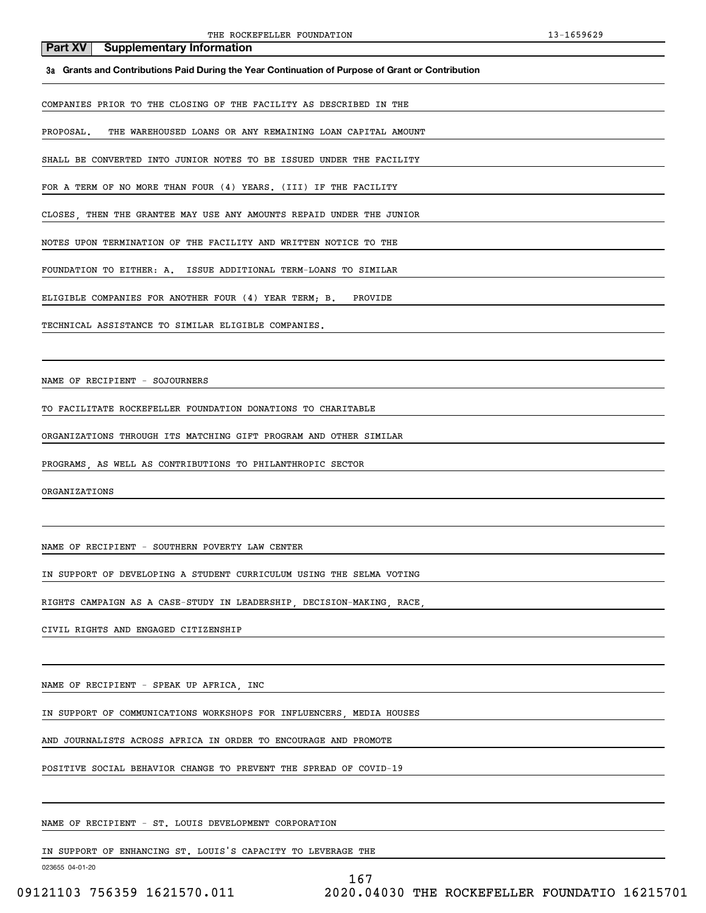## Part XV Supplementary Information

**3a Grants and Contributions Paid During the Year Continuation of Purpose of Grant or Contribution**

COMPANIES PRIOR TO THE CLOSING OF THE FACILITY AS DESCRIBED IN THE PROPOSAL. THE WAREHOUSED LOANS OR ANY REMAINING LOAN CAPITAL AMOUNT SHALL BE CONVERTED INTO JUNIOR NOTES TO BE ISSUED UNDER THE FACILITY FOR A TERM OF NO MORE THAN FOUR (4) YEARS. (III) IF THE FACILITY CLOSES, THEN THE GRANTEE MAY USE ANY AMOUNTS REPAID UNDER THE JUNIOR NOTES UPON TERMINATION OF THE FACILITY AND WRITTEN NOTICE TO THE FOUNDATION TO EITHER: A. ISSUE ADDITIONAL TERM-LOANS TO SIMILAR ELIGIBLE COMPANIES FOR ANOTHER FOUR (4) YEAR TERM; B. PROVIDE TECHNICAL ASSISTANCE TO SIMILAR ELIGIBLE COMPANIES.

NAME OF RECIPIENT - SOJOURNERS

TO FACILITATE ROCKEFELLER FOUNDATION DONATIONS TO CHARITABLE ORGANIZATIONS THROUGH ITS MATCHING GIFT PROGRAM AND OTHER SIMILAR PROGRAMS, AS WELL AS CONTRIBUTIONS TO PHILANTHROPIC SECTOR ORGANIZATIONS

NAME OF RECIPIENT - SOUTHERN POVERTY LAW CENTER

IN SUPPORT OF DEVELOPING A STUDENT CURRICULUM USING THE SELMA VOTING RIGHTS CAMPAIGN AS A CASE-STUDY IN LEADERSHIP, DECISION-MAKING, RACE, CIVIL RIGHTS AND ENGAGED CITIZENSHIP

NAME OF RECIPIENT - SPEAK UP AFRICA, INC

IN SUPPORT OF COMMUNICATIONS WORKSHOPS FOR INFLUENCERS, MEDIA HOUSES AND JOURNALISTS ACROSS AFRICA IN ORDER TO ENCOURAGE AND PROMOTE POSITIVE SOCIAL BEHAVIOR CHANGE TO PREVENT THE SPREAD OF COVID-19

NAME OF RECIPIENT - ST. LOUIS DEVELOPMENT CORPORATION

IN SUPPORT OF ENHANCING ST. LOUIS'S CAPACITY TO LEVERAGE THE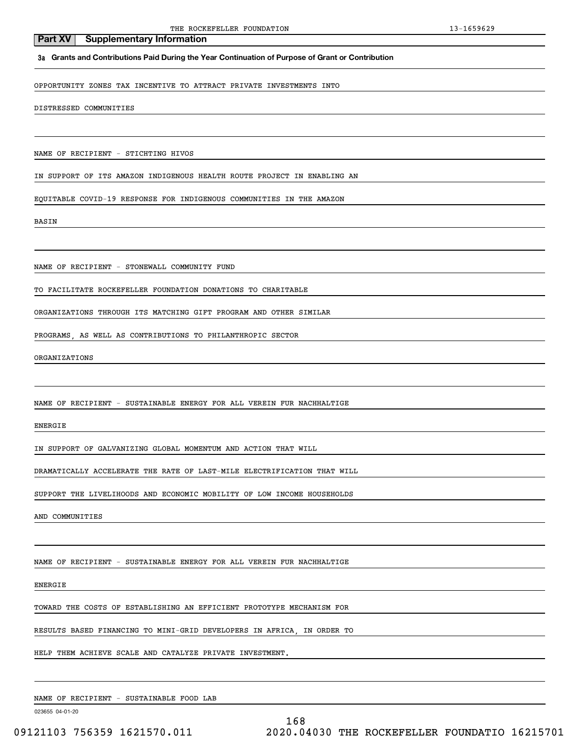**Part XV Supplementary Information**

**3a Grants and Contributions Paid During the Year Continuation of Purpose of Grant or Contribution**

OPPORTUNITY ZONES TAX INCENTIVE TO ATTRACT PRIVATE INVESTMENTS INTO DISTRESSED COMMUNITIES

NAME OF RECIPIENT - STICHTING HIVOS

IN SUPPORT OF ITS AMAZON INDIGENOUS HEALTH ROUTE PROJECT IN ENABLING AN EQUITABLE COVID-19 RESPONSE FOR INDIGENOUS COMMUNITIES IN THE AMAZON BASIN

NAME OF RECIPIENT - STONEWALL COMMUNITY FUND

TO FACILITATE ROCKEFELLER FOUNDATION DONATIONS TO CHARITABLE ORGANIZATIONS THROUGH ITS MATCHING GIFT PROGRAM AND OTHER SIMILAR PROGRAMS, AS WELL AS CONTRIBUTIONS TO PHILANTHROPIC SECTOR ORGANIZATIONS

NAME OF RECIPIENT - SUSTAINABLE ENERGY FOR ALL VEREIN FUR NACHHALTIGE ENERGIE

IN SUPPORT OF GALVANIZING GLOBAL MOMENTUM AND ACTION THAT WILL DRAMATICALLY ACCELERATE THE RATE OF LAST-MILE ELECTRIFICATION THAT WILL SUPPORT THE LIVELIHOODS AND ECONOMIC MOBILITY OF LOW INCOME HOUSEHOLDS AND COMMUNITIES

NAME OF RECIPIENT - SUSTAINABLE ENERGY FOR ALL VEREIN FUR NACHHALTIGE ENERGIE

TOWARD THE COSTS OF ESTABLISHING AN EFFICIENT PROTOTYPE MECHANISM FOR RESULTS BASED FINANCING TO MINI-GRID DEVELOPERS IN AFRICA, IN ORDER TO HELP THEM ACHIEVE SCALE AND CATALYZE PRIVATE INVESTMENT.

NAME OF RECIPIENT - SUSTAINABLE FOOD LAB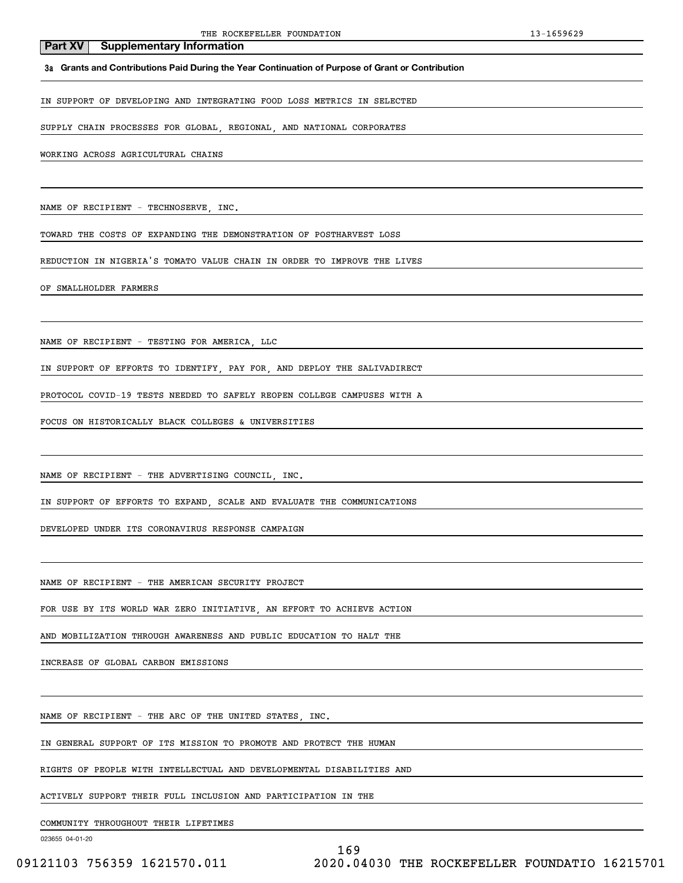## Part XV Supplementary Information

**3a Grants and Contributions Paid During the Year Continuation of Purpose of Grant or Contribution**

IN SUPPORT OF DEVELOPING AND INTEGRATING FOOD LOSS METRICS IN SELECTED SUPPLY CHAIN PROCESSES FOR GLOBAL, REGIONAL, AND NATIONAL CORPORATES WORKING ACROSS AGRICULTURAL CHAINS

NAME OF RECIPIENT - TECHNOSERVE, INC.

TOWARD THE COSTS OF EXPANDING THE DEMONSTRATION OF POSTHARVEST LOSS REDUCTION IN NIGERIA'S TOMATO VALUE CHAIN IN ORDER TO IMPROVE THE LIVES OF SMALLHOLDER FARMERS

NAME OF RECIPIENT - TESTING FOR AMERICA, LLC

IN SUPPORT OF EFFORTS TO IDENTIFY, PAY FOR, AND DEPLOY THE SALIVADIRECT PROTOCOL COVID-19 TESTS NEEDED TO SAFELY REOPEN COLLEGE CAMPUSES WITH A FOCUS ON HISTORICALLY BLACK COLLEGES & UNIVERSITIES

NAME OF RECIPIENT - THE ADVERTISING COUNCIL, INC.

IN SUPPORT OF EFFORTS TO EXPAND, SCALE AND EVALUATE THE COMMUNICATIONS DEVELOPED UNDER ITS CORONAVIRUS RESPONSE CAMPAIGN

NAME OF RECIPIENT - THE AMERICAN SECURITY PROJECT

FOR USE BY ITS WORLD WAR ZERO INITIATIVE, AN EFFORT TO ACHIEVE ACTION AND MOBILIZATION THROUGH AWARENESS AND PUBLIC EDUCATION TO HALT THE INCREASE OF GLOBAL CARBON EMISSIONS

NAME OF RECIPIENT - THE ARC OF THE UNITED STATES, INC.

IN GENERAL SUPPORT OF ITS MISSION TO PROMOTE AND PROTECT THE HUMAN RIGHTS OF PEOPLE WITH INTELLECTUAL AND DEVELOPMENTAL DISABILITIES AND ACTIVELY SUPPORT THEIR FULL INCLUSION AND PARTICIPATION IN THE COMMUNITY THROUGHOUT THEIR LIFETIMES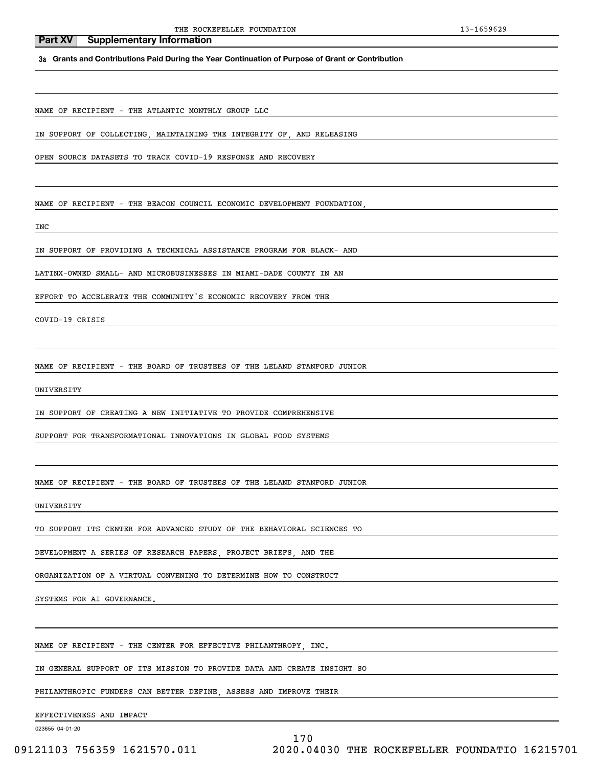## Part XV Supplementary Information

**3a Grants and Contributions Paid During the Year Continuation of Purpose of Grant or Contribution**

NAME OF RECIPIENT - THE ATLANTIC MONTHLY GROUP LLC

IN SUPPORT OF COLLECTING, MAINTAINING THE INTEGRITY OF, AND RELEASING OPEN SOURCE DATASETS TO TRACK COVID-19 RESPONSE AND RECOVERY

NAME OF RECIPIENT - THE BEACON COUNCIL ECONOMIC DEVELOPMENT FOUNDATION, INC

IN SUPPORT OF PROVIDING A TECHNICAL ASSISTANCE PROGRAM FOR BLACK- AND LATINX-OWNED SMALL- AND MICROBUSINESSES IN MIAMI-DADE COUNTY IN AN EFFORT TO ACCELERATE THE COMMUNITY'S ECONOMIC RECOVERY FROM THE COVID-19 CRISIS

NAME OF RECIPIENT - THE BOARD OF TRUSTEES OF THE LELAND STANFORD JUNIOR UNIVERSITY

IN SUPPORT OF CREATING A NEW INITIATIVE TO PROVIDE COMPREHENSIVE SUPPORT FOR TRANSFORMATIONAL INNOVATIONS IN GLOBAL FOOD SYSTEMS

NAME OF RECIPIENT - THE BOARD OF TRUSTEES OF THE LELAND STANFORD JUNIOR UNIVERSITY

TO SUPPORT ITS CENTER FOR ADVANCED STUDY OF THE BEHAVIORAL SCIENCES TO DEVELOPMENT A SERIES OF RESEARCH PAPERS, PROJECT BRIEFS, AND THE ORGANIZATION OF A VIRTUAL CONVENING TO DETERMINE HOW TO CONSTRUCT SYSTEMS FOR AI GOVERNANCE.

NAME OF RECIPIENT - THE CENTER FOR EFFECTIVE PHILANTHROPY, INC.

IN GENERAL SUPPORT OF ITS MISSION TO PROVIDE DATA AND CREATE INSIGHT SO PHILANTHROPIC FUNDERS CAN BETTER DEFINE, ASSESS AND IMPROVE THEIR EFFECTIVENESS AND IMPACT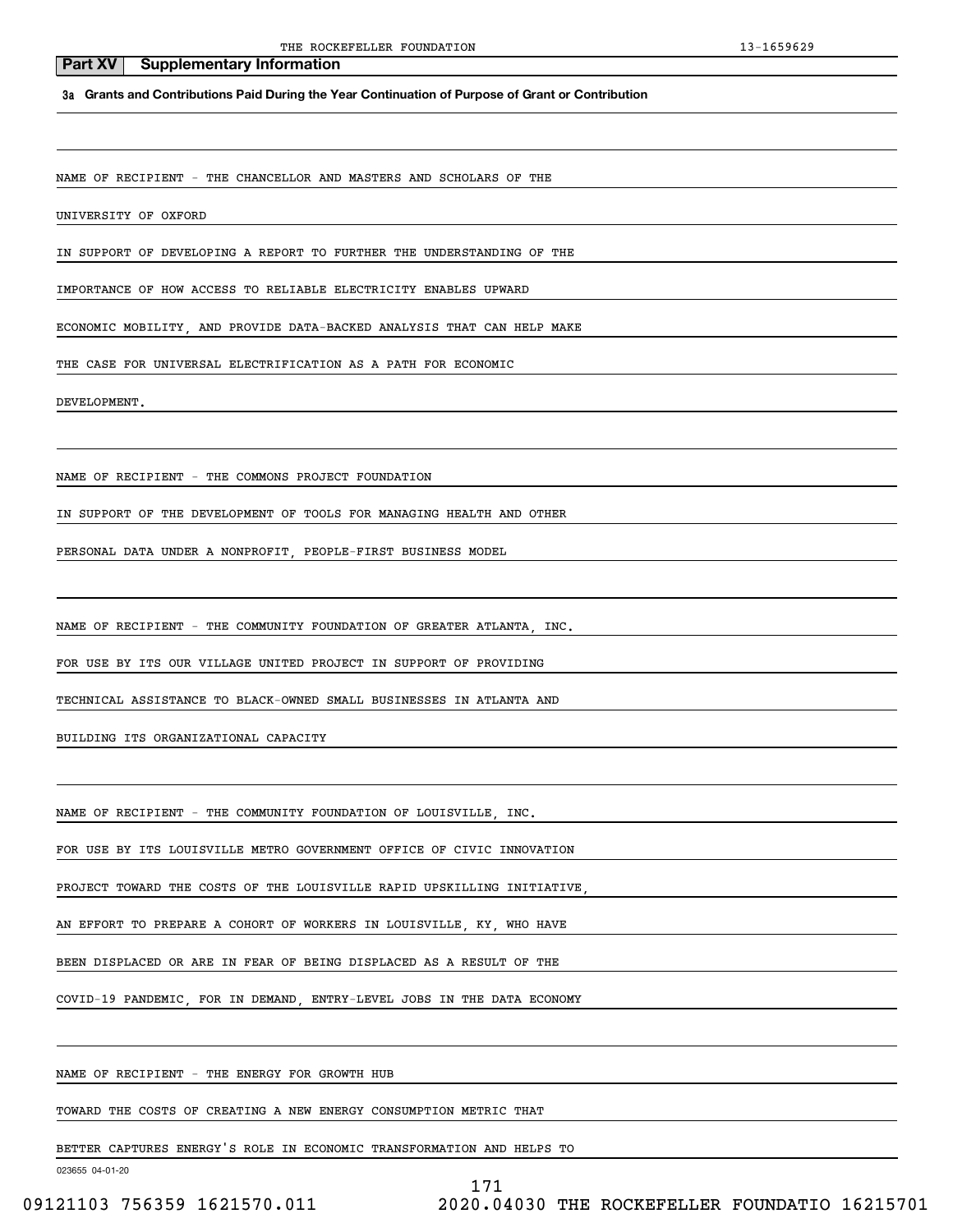## Part XV Supplementary Information

**3a Grants and Contributions Paid During the Year Continuation of Purpose of Grant or Contribution**

NAME OF RECIPIENT - THE CHANCELLOR AND MASTERS AND SCHOLARS OF THE UNIVERSITY OF OXFORD

IN SUPPORT OF DEVELOPING A REPORT TO FURTHER THE UNDERSTANDING OF THE IMPORTANCE OF HOW ACCESS TO RELIABLE ELECTRICITY ENABLES UPWARD ECONOMIC MOBILITY, AND PROVIDE DATA-BACKED ANALYSIS THAT CAN HELP MAKE THE CASE FOR UNIVERSAL ELECTRIFICATION AS A PATH FOR ECONOMIC DEVELOPMENT.

NAME OF RECIPIENT - THE COMMONS PROJECT FOUNDATION

IN SUPPORT OF THE DEVELOPMENT OF TOOLS FOR MANAGING HEALTH AND OTHER PERSONAL DATA UNDER A NONPROFIT, PEOPLE-FIRST BUSINESS MODEL

NAME OF RECIPIENT - THE COMMUNITY FOUNDATION OF GREATER ATLANTA, INC.

FOR USE BY ITS OUR VILLAGE UNITED PROJECT IN SUPPORT OF PROVIDING TECHNICAL ASSISTANCE TO BLACK-OWNED SMALL BUSINESSES IN ATLANTA AND BUILDING ITS ORGANIZATIONAL CAPACITY

NAME OF RECIPIENT - THE COMMUNITY FOUNDATION OF LOUISVILLE, INC.

FOR USE BY ITS LOUISVILLE METRO GOVERNMENT OFFICE OF CIVIC INNOVATION PROJECT TOWARD THE COSTS OF THE LOUISVILLE RAPID UPSKILLING INITIATIVE, AN EFFORT TO PREPARE A COHORT OF WORKERS IN LOUISVILLE, KY, WHO HAVE BEEN DISPLACED OR ARE IN FEAR OF BEING DISPLACED AS A RESULT OF THE COVID-19 PANDEMIC, FOR IN DEMAND, ENTRY-LEVEL JOBS IN THE DATA ECONOMY

NAME OF RECIPIENT - THE ENERGY FOR GROWTH HUB

TOWARD THE COSTS OF CREATING A NEW ENERGY CONSUMPTION METRIC THAT BETTER CAPTURES ENERGY'S ROLE IN ECONOMIC TRANSFORMATION AND HELPS TO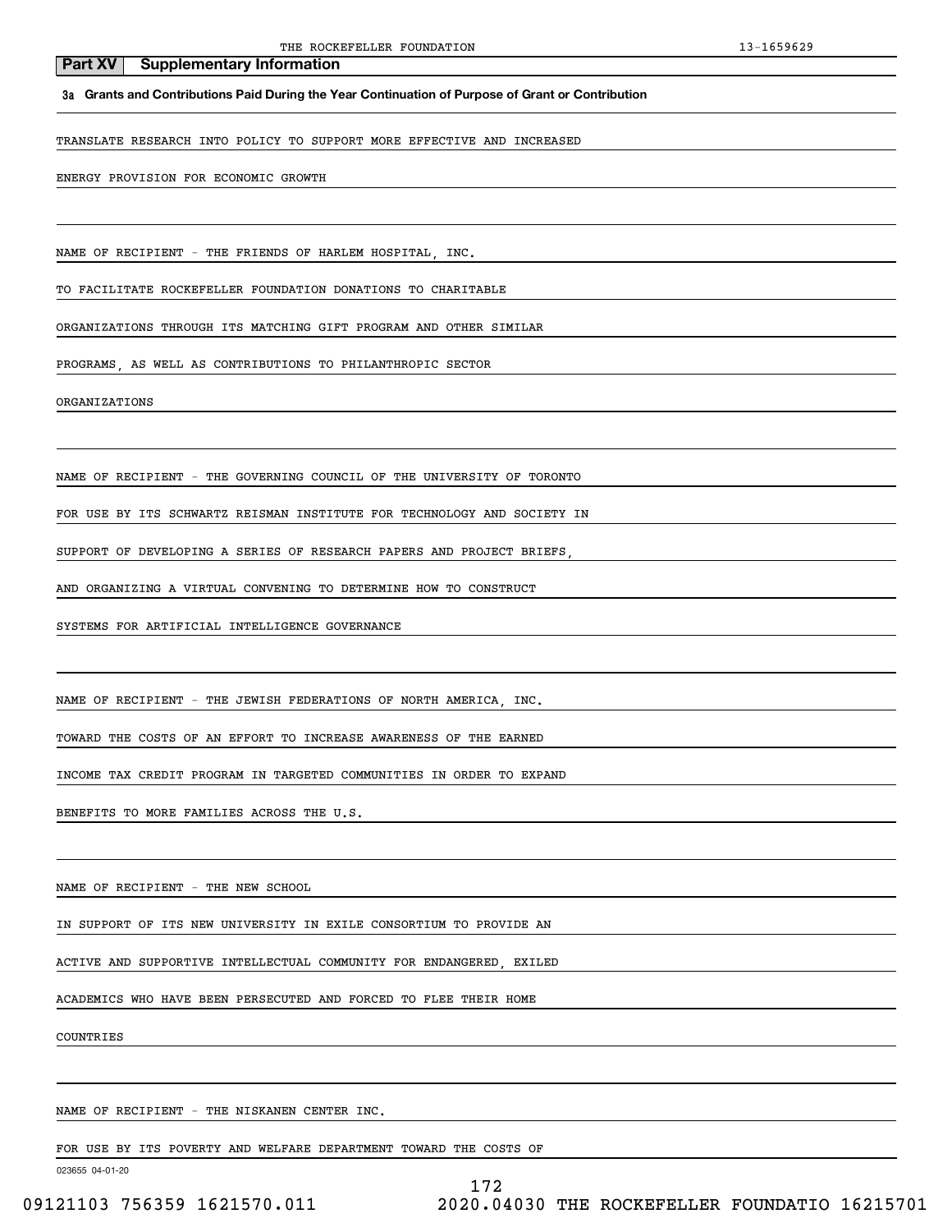## Part XV Supplementary Information

**3a Grants and Contributions Paid During the Year Continuation of Purpose of Grant or Contribution**

TRANSLATE RESEARCH INTO POLICY TO SUPPORT MORE EFFECTIVE AND INCREASED ENERGY PROVISION FOR ECONOMIC GROWTH

NAME OF RECIPIENT - THE FRIENDS OF HARLEM HOSPITAL, INC.

TO FACILITATE ROCKEFELLER FOUNDATION DONATIONS TO CHARITABLE ORGANIZATIONS THROUGH ITS MATCHING GIFT PROGRAM AND OTHER SIMILAR PROGRAMS, AS WELL AS CONTRIBUTIONS TO PHILANTHROPIC SECTOR ORGANIZATIONS

NAME OF RECIPIENT - THE GOVERNING COUNCIL OF THE UNIVERSITY OF TORONTO

FOR USE BY ITS SCHWARTZ REISMAN INSTITUTE FOR TECHNOLOGY AND SOCIETY IN SUPPORT OF DEVELOPING A SERIES OF RESEARCH PAPERS AND PROJECT BRIEFS, AND ORGANIZING A VIRTUAL CONVENING TO DETERMINE HOW TO CONSTRUCT SYSTEMS FOR ARTIFICIAL INTELLIGENCE GOVERNANCE

NAME OF RECIPIENT - THE JEWISH FEDERATIONS OF NORTH AMERICA, INC.

TOWARD THE COSTS OF AN EFFORT TO INCREASE AWARENESS OF THE EARNED INCOME TAX CREDIT PROGRAM IN TARGETED COMMUNITIES IN ORDER TO EXPAND BENEFITS TO MORE FAMILIES ACROSS THE U.S.

NAME OF RECIPIENT - THE NEW SCHOOL

IN SUPPORT OF ITS NEW UNIVERSITY IN EXILE CONSORTIUM TO PROVIDE AN ACTIVE AND SUPPORTIVE INTELLECTUAL COMMUNITY FOR ENDANGERED, EXILED ACADEMICS WHO HAVE BEEN PERSECUTED AND FORCED TO FLEE THEIR HOME COUNTRIES

NAME OF RECIPIENT - THE NISKANEN CENTER INC.

FOR USE BY ITS POVERTY AND WELFARE DEPARTMENT TOWARD THE COSTS OF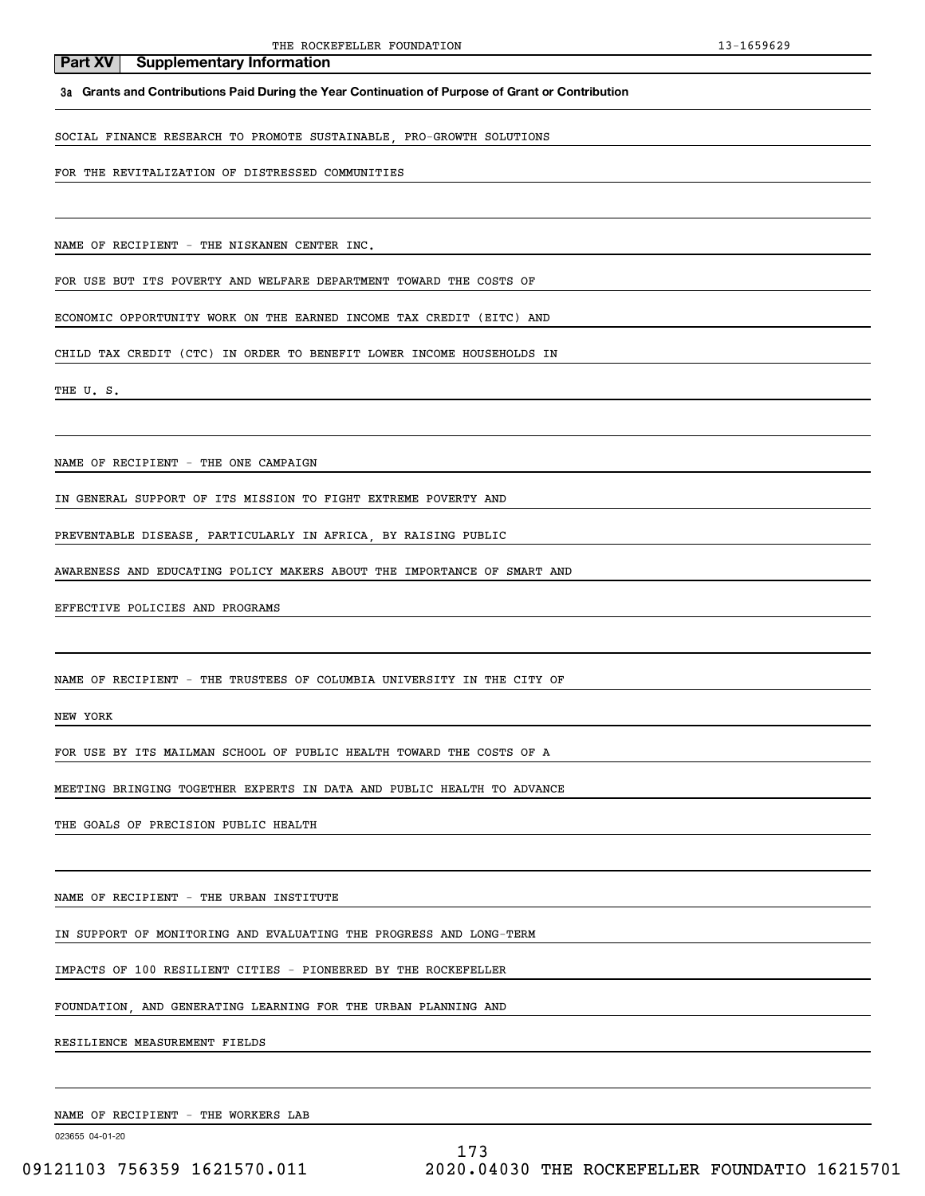## Part XV Supplementary Information

**3a Grants and Contributions Paid During the Year Continuation of Purpose of Grant or Contribution**

SOCIAL FINANCE RESEARCH TO PROMOTE SUSTAINABLE, PRO-GROWTH SOLUTIONS FOR THE REVITALIZATION OF DISTRESSED COMMUNITIES

NAME OF RECIPIENT - THE NISKANEN CENTER INC.

FOR USE BUT ITS POVERTY AND WELFARE DEPARTMENT TOWARD THE COSTS OF ECONOMIC OPPORTUNITY WORK ON THE EARNED INCOME TAX CREDIT (EITC) AND CHILD TAX CREDIT (CTC) IN ORDER TO BENEFIT LOWER INCOME HOUSEHOLDS IN THE U. S.

NAME OF RECIPIENT - THE ONE CAMPAIGN

IN GENERAL SUPPORT OF ITS MISSION TO FIGHT EXTREME POVERTY AND PREVENTABLE DISEASE, PARTICULARLY IN AFRICA, BY RAISING PUBLIC AWARENESS AND EDUCATING POLICY MAKERS ABOUT THE IMPORTANCE OF SMART AND EFFECTIVE POLICIES AND PROGRAMS

NAME OF RECIPIENT - THE TRUSTEES OF COLUMBIA UNIVERSITY IN THE CITY OF NEW YORK

FOR USE BY ITS MAILMAN SCHOOL OF PUBLIC HEALTH TOWARD THE COSTS OF A MEETING BRINGING TOGETHER EXPERTS IN DATA AND PUBLIC HEALTH TO ADVANCE THE GOALS OF PRECISION PUBLIC HEALTH

NAME OF RECIPIENT - THE URBAN INSTITUTE

IN SUPPORT OF MONITORING AND EVALUATING THE PROGRESS AND LONG-TERM IMPACTS OF 100 RESILIENT CITIES - PIONEERED BY THE ROCKEFELLER FOUNDATION, AND GENERATING LEARNING FOR THE URBAN PLANNING AND RESILIENCE MEASUREMENT FIELDS

NAME OF RECIPIENT - THE WORKERS LAB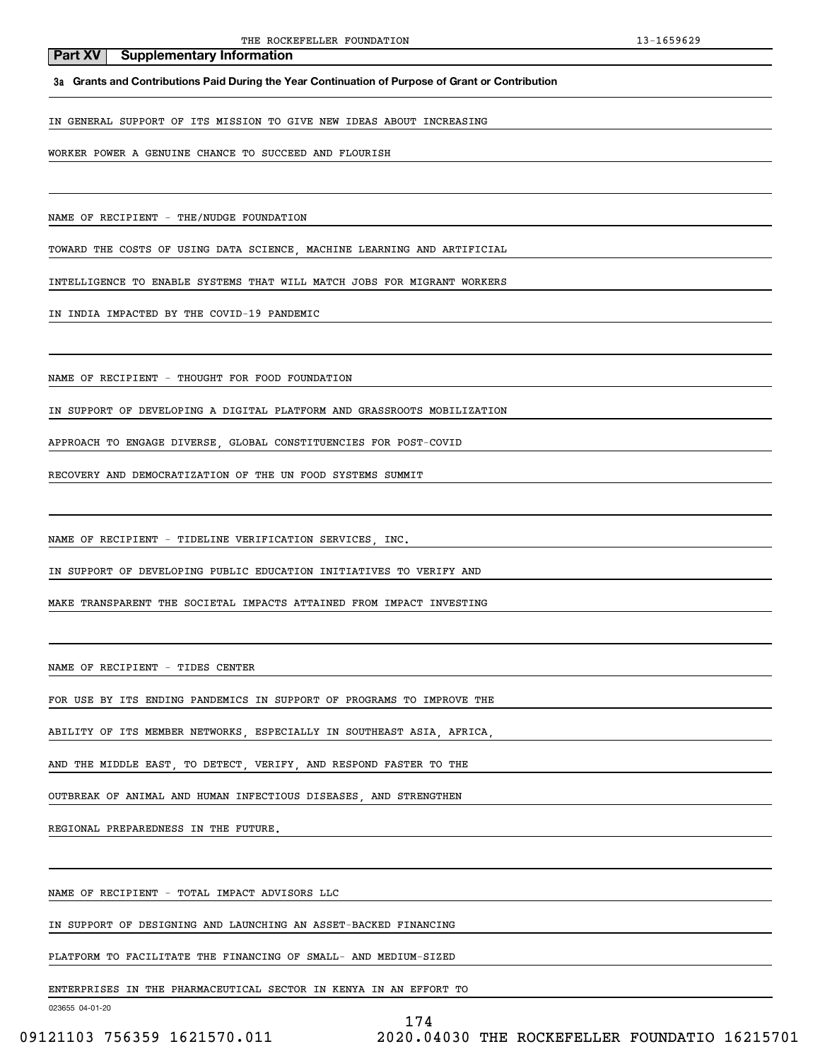## Part XV Supplementary Information

**3a Grants and Contributions Paid During the Year Continuation of Purpose of Grant or Contribution**

IN GENERAL SUPPORT OF ITS MISSION TO GIVE NEW IDEAS ABOUT INCREASING WORKER POWER A GENUINE CHANCE TO SUCCEED AND FLOURISH

NAME OF RECIPIENT - THE/NUDGE FOUNDATION

TOWARD THE COSTS OF USING DATA SCIENCE, MACHINE LEARNING AND ARTIFICIAL INTELLIGENCE TO ENABLE SYSTEMS THAT WILL MATCH JOBS FOR MIGRANT WORKERS IN INDIA IMPACTED BY THE COVID-19 PANDEMIC

NAME OF RECIPIENT - THOUGHT FOR FOOD FOUNDATION

IN SUPPORT OF DEVELOPING A DIGITAL PLATFORM AND GRASSROOTS MOBILIZATION APPROACH TO ENGAGE DIVERSE, GLOBAL CONSTITUENCIES FOR POST-COVID RECOVERY AND DEMOCRATIZATION OF THE UN FOOD SYSTEMS SUMMIT

NAME OF RECIPIENT - TIDELINE VERIFICATION SERVICES, INC.

IN SUPPORT OF DEVELOPING PUBLIC EDUCATION INITIATIVES TO VERIFY AND MAKE TRANSPARENT THE SOCIETAL IMPACTS ATTAINED FROM IMPACT INVESTING

NAME OF RECIPIENT - TIDES CENTER

FOR USE BY ITS ENDING PANDEMICS IN SUPPORT OF PROGRAMS TO IMPROVE THE ABILITY OF ITS MEMBER NETWORKS, ESPECIALLY IN SOUTHEAST ASIA, AFRICA, AND THE MIDDLE EAST, TO DETECT, VERIFY, AND RESPOND FASTER TO THE OUTBREAK OF ANIMAL AND HUMAN INFECTIOUS DISEASES, AND STRENGTHEN REGIONAL PREPAREDNESS IN THE FUTURE.

NAME OF RECIPIENT - TOTAL IMPACT ADVISORS LLC

IN SUPPORT OF DESIGNING AND LAUNCHING AN ASSET-BACKED FINANCING PLATFORM TO FACILITATE THE FINANCING OF SMALL- AND MEDIUM-SIZED ENTERPRISES IN THE PHARMACEUTICAL SECTOR IN KENYA IN AN EFFORT TO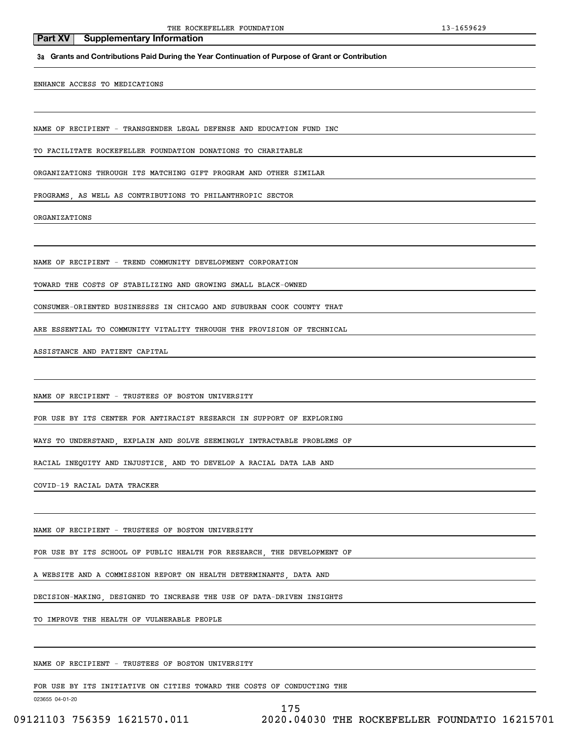## Part XV Supplementary Information

**3a Grants and Contributions Paid During the Year Continuation of Purpose of Grant or Contribution**

ENHANCE ACCESS TO MEDICATIONS

NAME OF RECIPIENT - TRANSGENDER LEGAL DEFENSE AND EDUCATION FUND INC

TO FACILITATE ROCKEFELLER FOUNDATION DONATIONS TO CHARITABLE ORGANIZATIONS THROUGH ITS MATCHING GIFT PROGRAM AND OTHER SIMILAR PROGRAMS, AS WELL AS CONTRIBUTIONS TO PHILANTHROPIC SECTOR ORGANIZATIONS

NAME OF RECIPIENT - TREND COMMUNITY DEVELOPMENT CORPORATION

TOWARD THE COSTS OF STABILIZING AND GROWING SMALL BLACK-OWNED CONSUMER-ORIENTED BUSINESSES IN CHICAGO AND SUBURBAN COOK COUNTY THAT ARE ESSENTIAL TO COMMUNITY VITALITY THROUGH THE PROVISION OF TECHNICAL ASSISTANCE AND PATIENT CAPITAL

NAME OF RECIPIENT - TRUSTEES OF BOSTON UNIVERSITY

FOR USE BY ITS CENTER FOR ANTIRACIST RESEARCH IN SUPPORT OF EXPLORING WAYS TO UNDERSTAND, EXPLAIN AND SOLVE SEEMINGLY INTRACTABLE PROBLEMS OF RACIAL INEQUITY AND INJUSTICE, AND TO DEVELOP A RACIAL DATA LAB AND COVID-19 RACIAL DATA TRACKER

NAME OF RECIPIENT - TRUSTEES OF BOSTON UNIVERSITY

FOR USE BY ITS SCHOOL OF PUBLIC HEALTH FOR RESEARCH, THE DEVELOPMENT OF A WEBSITE AND A COMMISSION REPORT ON HEALTH DETERMINANTS, DATA AND DECISION-MAKING, DESIGNED TO INCREASE THE USE OF DATA-DRIVEN INSIGHTS TO IMPROVE THE HEALTH OF VULNERABLE PEOPLE

NAME OF RECIPIENT - TRUSTEES OF BOSTON UNIVERSITY

FOR USE BY ITS INITIATIVE ON CITIES TOWARD THE COSTS OF CONDUCTING THE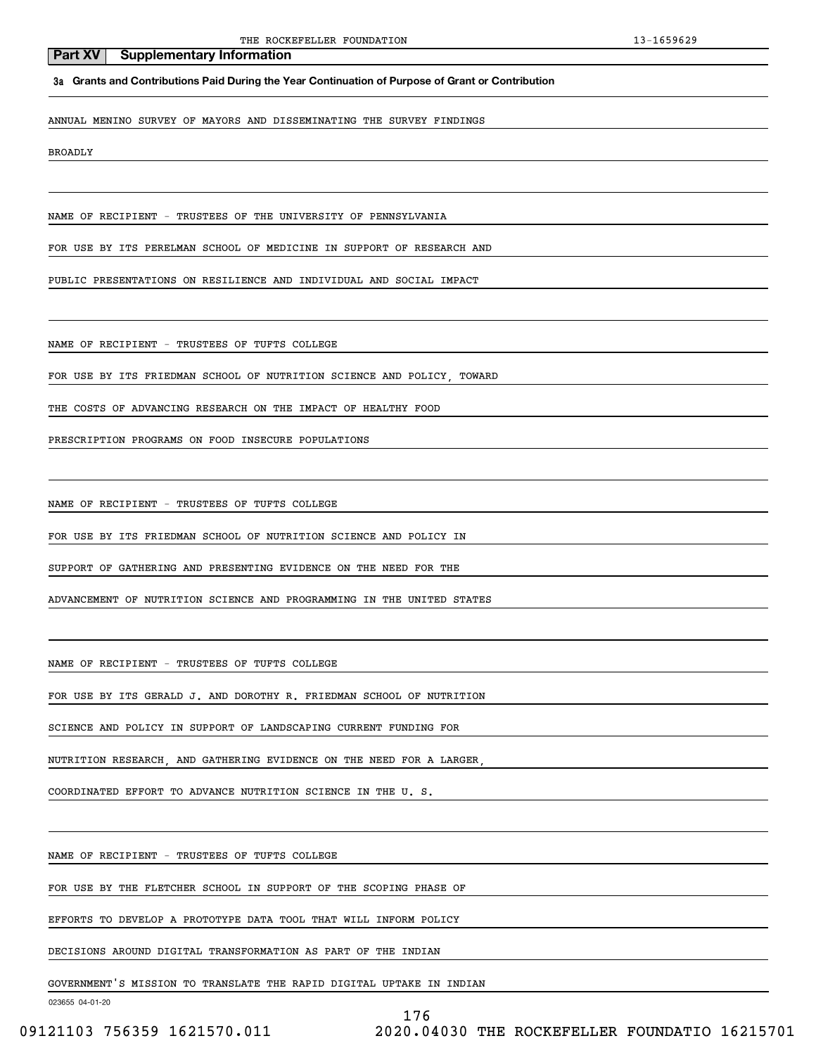## Part XV Supplementary Information

**3a Grants and Contributions Paid During the Year Continuation of Purpose of Grant or Contribution**

ANNUAL MENINO SURVEY OF MAYORS AND DISSEMINATING THE SURVEY FINDINGS BROADLY

NAME OF RECIPIENT - TRUSTEES OF THE UNIVERSITY OF PENNSYLVANIA

FOR USE BY ITS PERELMAN SCHOOL OF MEDICINE IN SUPPORT OF RESEARCH AND PUBLIC PRESENTATIONS ON RESILIENCE AND INDIVIDUAL AND SOCIAL IMPACT

NAME OF RECIPIENT - TRUSTEES OF TUFTS COLLEGE

FOR USE BY ITS FRIEDMAN SCHOOL OF NUTRITION SCIENCE AND POLICY, TOWARD THE COSTS OF ADVANCING RESEARCH ON THE IMPACT OF HEALTHY FOOD PRESCRIPTION PROGRAMS ON FOOD INSECURE POPULATIONS

NAME OF RECIPIENT - TRUSTEES OF TUFTS COLLEGE

FOR USE BY ITS FRIEDMAN SCHOOL OF NUTRITION SCIENCE AND POLICY IN SUPPORT OF GATHERING AND PRESENTING EVIDENCE ON THE NEED FOR THE ADVANCEMENT OF NUTRITION SCIENCE AND PROGRAMMING IN THE UNITED STATES

NAME OF RECIPIENT - TRUSTEES OF TUFTS COLLEGE

FOR USE BY ITS GERALD J. AND DOROTHY R. FRIEDMAN SCHOOL OF NUTRITION SCIENCE AND POLICY IN SUPPORT OF LANDSCAPING CURRENT FUNDING FOR NUTRITION RESEARCH, AND GATHERING EVIDENCE ON THE NEED FOR A LARGER, COORDINATED EFFORT TO ADVANCE NUTRITION SCIENCE IN THE U. S.

NAME OF RECIPIENT - TRUSTEES OF TUFTS COLLEGE

FOR USE BY THE FLETCHER SCHOOL IN SUPPORT OF THE SCOPING PHASE OF EFFORTS TO DEVELOP A PROTOTYPE DATA TOOL THAT WILL INFORM POLICY DECISIONS AROUND DIGITAL TRANSFORMATION AS PART OF THE INDIAN GOVERNMENT'S MISSION TO TRANSLATE THE RAPID DIGITAL UPTAKE IN INDIAN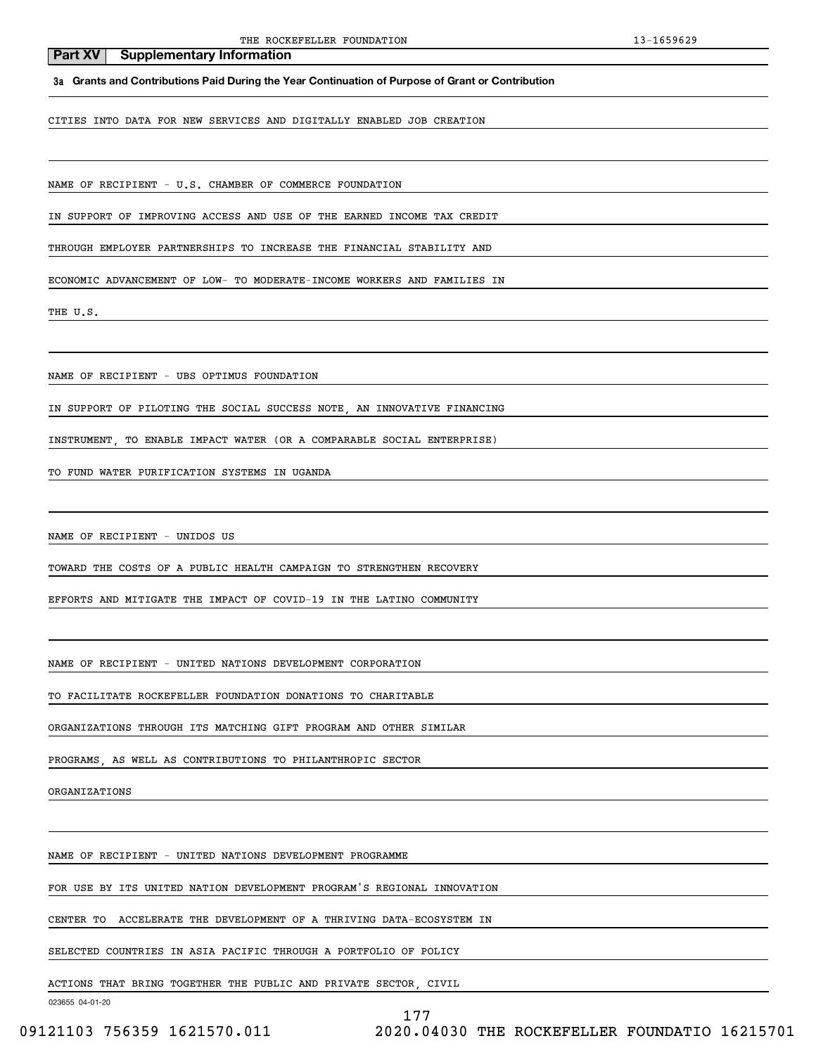## Part XV Supplementary Information

**3a Grants and Contributions Paid During the Year Continuation of Purpose of Grant or Contribution**

CITIES INTO DATA FOR NEW SERVICES AND DIGITALLY ENABLED JOB CREATION

NAME OF RECIPIENT - U.S. CHAMBER OF COMMERCE FOUNDATION

IN SUPPORT OF IMPROVING ACCESS AND USE OF THE EARNED INCOME TAX CREDIT THROUGH EMPLOYER PARTNERSHIPS TO INCREASE THE FINANCIAL STABILITY AND ECONOMIC ADVANCEMENT OF LOW- TO MODERATE-INCOME WORKERS AND FAMILIES IN THE U.S.

NAME OF RECIPIENT - UBS OPTIMUS FOUNDATION

IN SUPPORT OF PILOTING THE SOCIAL SUCCESS NOTE, AN INNOVATIVE FINANCING INSTRUMENT, TO ENABLE IMPACT WATER (OR A COMPARABLE SOCIAL ENTERPRISE) TO FUND WATER PURIFICATION SYSTEMS IN UGANDA

NAME OF RECIPIENT - UNIDOS US

TOWARD THE COSTS OF A PUBLIC HEALTH CAMPAIGN TO STRENGTHEN RECOVERY EFFORTS AND MITIGATE THE IMPACT OF COVID-19 IN THE LATINO COMMUNITY

NAME OF RECIPIENT - UNITED NATIONS DEVELOPMENT CORPORATION

TO FACILITATE ROCKEFELLER FOUNDATION DONATIONS TO CHARITABLE ORGANIZATIONS THROUGH ITS MATCHING GIFT PROGRAM AND OTHER SIMILAR PROGRAMS, AS WELL AS CONTRIBUTIONS TO PHILANTHROPIC SECTOR ORGANIZATIONS

NAME OF RECIPIENT - UNITED NATIONS DEVELOPMENT PROGRAMME

FOR USE BY ITS UNITED NATION DEVELOPMENT PROGRAM'S REGIONAL INNOVATION CENTER TO ACCELERATE THE DEVELOPMENT OF A THRIVING DATA-ECOSYSTEM IN SELECTED COUNTRIES IN ASIA PACIFIC THROUGH A PORTFOLIO OF POLICY ACTIONS THAT BRING TOGETHER THE PUBLIC AND PRIVATE SECTOR, CIVIL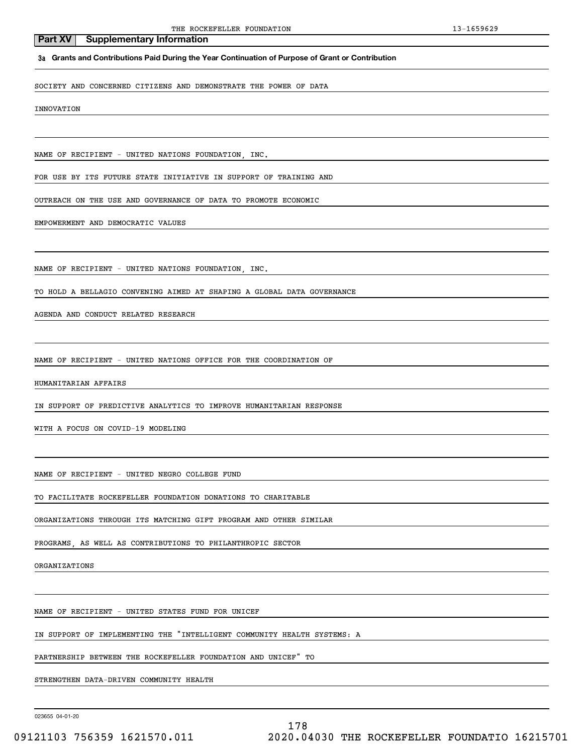## Part XV Supplementary Information

**3a Grants and Contributions Paid During the Year Continuation of Purpose of Grant or Contribution**

SOCIETY AND CONCERNED CITIZENS AND DEMONSTRATE THE POWER OF DATA

INNOVATION

NAME OF RECIPIENT - UNITED NATIONS FOUNDATION, INC.

FOR USE BY ITS FUTURE STATE INITIATIVE IN SUPPORT OF TRAINING AND

OUTREACH ON THE USE AND GOVERNANCE OF DATA TO PROMOTE ECONOMIC

EMPOWERMENT AND DEMOCRATIC VALUES

NAME OF RECIPIENT - UNITED NATIONS FOUNDATION, INC.

TO HOLD A BELLAGIO CONVENING AIMED AT SHAPING A GLOBAL DATA GOVERNANCE

AGENDA AND CONDUCT RELATED RESEARCH

NAME OF RECIPIENT - UNITED NATIONS OFFICE FOR THE COORDINATION OF

HUMANITARIAN AFFAIRS

IN SUPPORT OF PREDICTIVE ANALYTICS TO IMPROVE HUMANITARIAN RESPONSE

WITH A FOCUS ON COVID-19 MODELING

NAME OF RECIPIENT - UNITED NEGRO COLLEGE FUND

TO FACILITATE ROCKEFELLER FOUNDATION DONATIONS TO CHARITABLE

ORGANIZATIONS THROUGH ITS MATCHING GIFT PROGRAM AND OTHER SIMILAR

PROGRAMS, AS WELL AS CONTRIBUTIONS TO PHILANTHROPIC SECTOR

ORGANIZATIONS

NAME OF RECIPIENT - UNITED STATES FUND FOR UNICEF

IN SUPPORT OF IMPLEMENTING THE "INTELLIGENT COMMUNITY HEALTH SYSTEMS: A

PARTNERSHIP BETWEEN THE ROCKEFELLER FOUNDATION AND UNICEF" TO

STRENGTHEN DATA-DRIVEN COMMUNITY HEALTH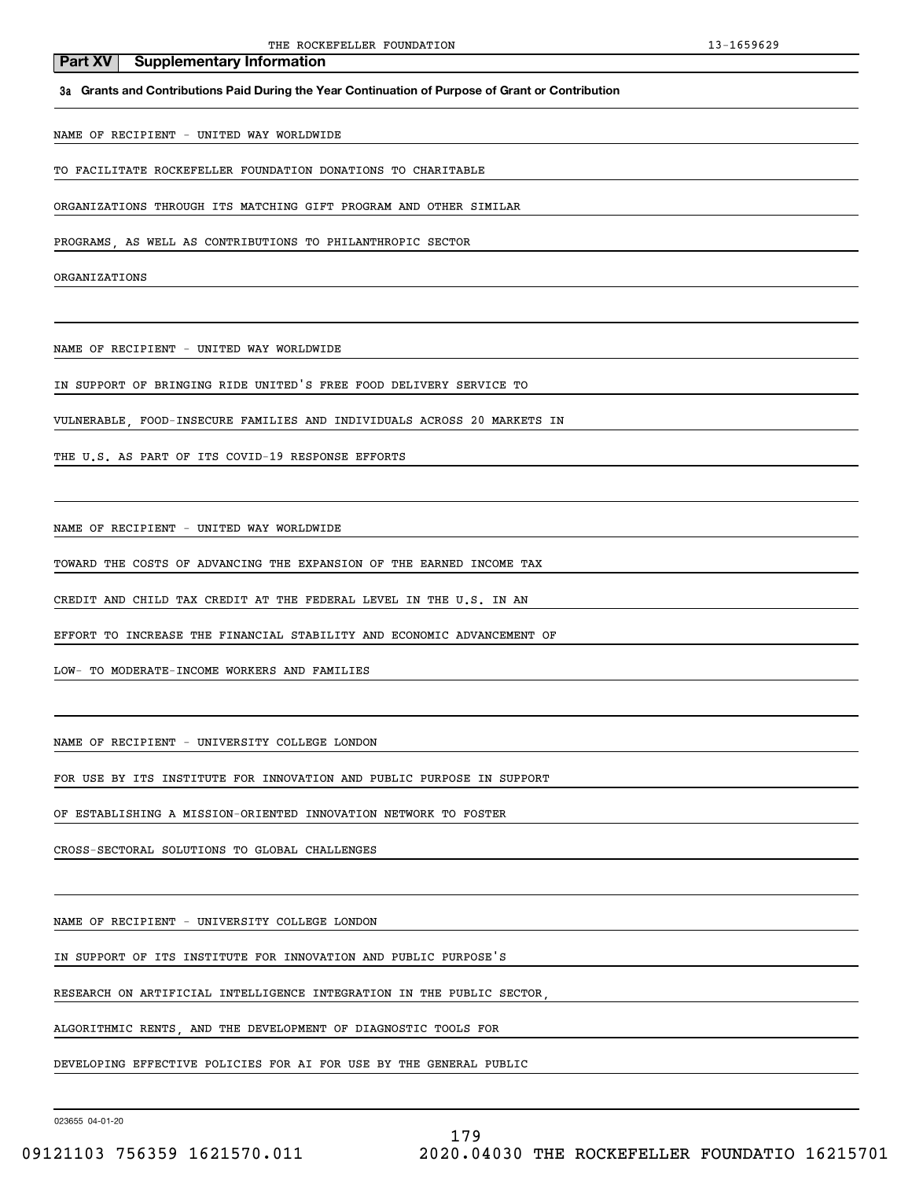## Part XV Supplementary Information

**3a Grants and Contributions Paid During the Year Continuation of Purpose of Grant or Contribution**

NAME OF RECIPIENT - UNITED WAY WORLDWIDE

TO FACILITATE ROCKEFELLER FOUNDATION DONATIONS TO CHARITABLE ORGANIZATIONS THROUGH ITS MATCHING GIFT PROGRAM AND OTHER SIMILAR PROGRAMS, AS WELL AS CONTRIBUTIONS TO PHILANTHROPIC SECTOR ORGANIZATIONS

NAME OF RECIPIENT - UNITED WAY WORLDWIDE

IN SUPPORT OF BRINGING RIDE UNITED'S FREE FOOD DELIVERY SERVICE TO VULNERABLE, FOOD-INSECURE FAMILIES AND INDIVIDUALS ACROSS 20 MARKETS IN THE U.S. AS PART OF ITS COVID-19 RESPONSE EFFORTS

NAME OF RECIPIENT - UNITED WAY WORLDWIDE

TOWARD THE COSTS OF ADVANCING THE EXPANSION OF THE EARNED INCOME TAX CREDIT AND CHILD TAX CREDIT AT THE FEDERAL LEVEL IN THE U.S. IN AN EFFORT TO INCREASE THE FINANCIAL STABILITY AND ECONOMIC ADVANCEMENT OF LOW- TO MODERATE-INCOME WORKERS AND FAMILIES

NAME OF RECIPIENT - UNIVERSITY COLLEGE LONDON

FOR USE BY ITS INSTITUTE FOR INNOVATION AND PUBLIC PURPOSE IN SUPPORT OF ESTABLISHING A MISSION-ORIENTED INNOVATION NETWORK TO FOSTER CROSS-SECTORAL SOLUTIONS TO GLOBAL CHALLENGES

NAME OF RECIPIENT - UNIVERSITY COLLEGE LONDON

IN SUPPORT OF ITS INSTITUTE FOR INNOVATION AND PUBLIC PURPOSE'S RESEARCH ON ARTIFICIAL INTELLIGENCE INTEGRATION IN THE PUBLIC SECTOR, ALGORITHMIC RENTS, AND THE DEVELOPMENT OF DIAGNOSTIC TOOLS FOR DEVELOPING EFFECTIVE POLICIES FOR AI FOR USE BY THE GENERAL PUBLIC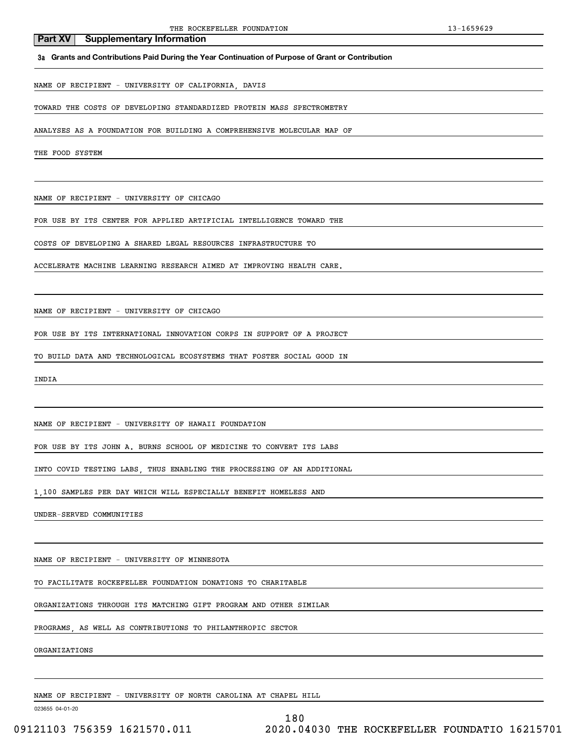## Part XV Supplementary Information

**3a Grants and Contributions Paid During the Year Continuation of Purpose of Grant or Contribution**

NAME OF RECIPIENT - UNIVERSITY OF CALIFORNIA, DAVIS

TOWARD THE COSTS OF DEVELOPING STANDARDIZED PROTEIN MASS SPECTROMETRY ANALYSES AS A FOUNDATION FOR BUILDING A COMPREHENSIVE MOLECULAR MAP OF THE FOOD SYSTEM

NAME OF RECIPIENT - UNIVERSITY OF CHICAGO

FOR USE BY ITS CENTER FOR APPLIED ARTIFICIAL INTELLIGENCE TOWARD THE COSTS OF DEVELOPING A SHARED LEGAL RESOURCES INFRASTRUCTURE TO ACCELERATE MACHINE LEARNING RESEARCH AIMED AT IMPROVING HEALTH CARE.

NAME OF RECIPIENT - UNIVERSITY OF CHICAGO

FOR USE BY ITS INTERNATIONAL INNOVATION CORPS IN SUPPORT OF A PROJECT TO BUILD DATA AND TECHNOLOGICAL ECOSYSTEMS THAT FOSTER SOCIAL GOOD IN INDIA

NAME OF RECIPIENT - UNIVERSITY OF HAWAII FOUNDATION

FOR USE BY ITS JOHN A. BURNS SCHOOL OF MEDICINE TO CONVERT ITS LABS INTO COVID TESTING LABS, THUS ENABLING THE PROCESSING OF AN ADDITIONAL 1,100 SAMPLES PER DAY WHICH WILL ESPECIALLY BENEFIT HOMELESS AND UNDER-SERVED COMMUNITIES

NAME OF RECIPIENT - UNIVERSITY OF MINNESOTA

TO FACILITATE ROCKEFELLER FOUNDATION DONATIONS TO CHARITABLE ORGANIZATIONS THROUGH ITS MATCHING GIFT PROGRAM AND OTHER SIMILAR PROGRAMS, AS WELL AS CONTRIBUTIONS TO PHILANTHROPIC SECTOR ORGANIZATIONS

NAME OF RECIPIENT - UNIVERSITY OF NORTH CAROLINA AT CHAPEL HILL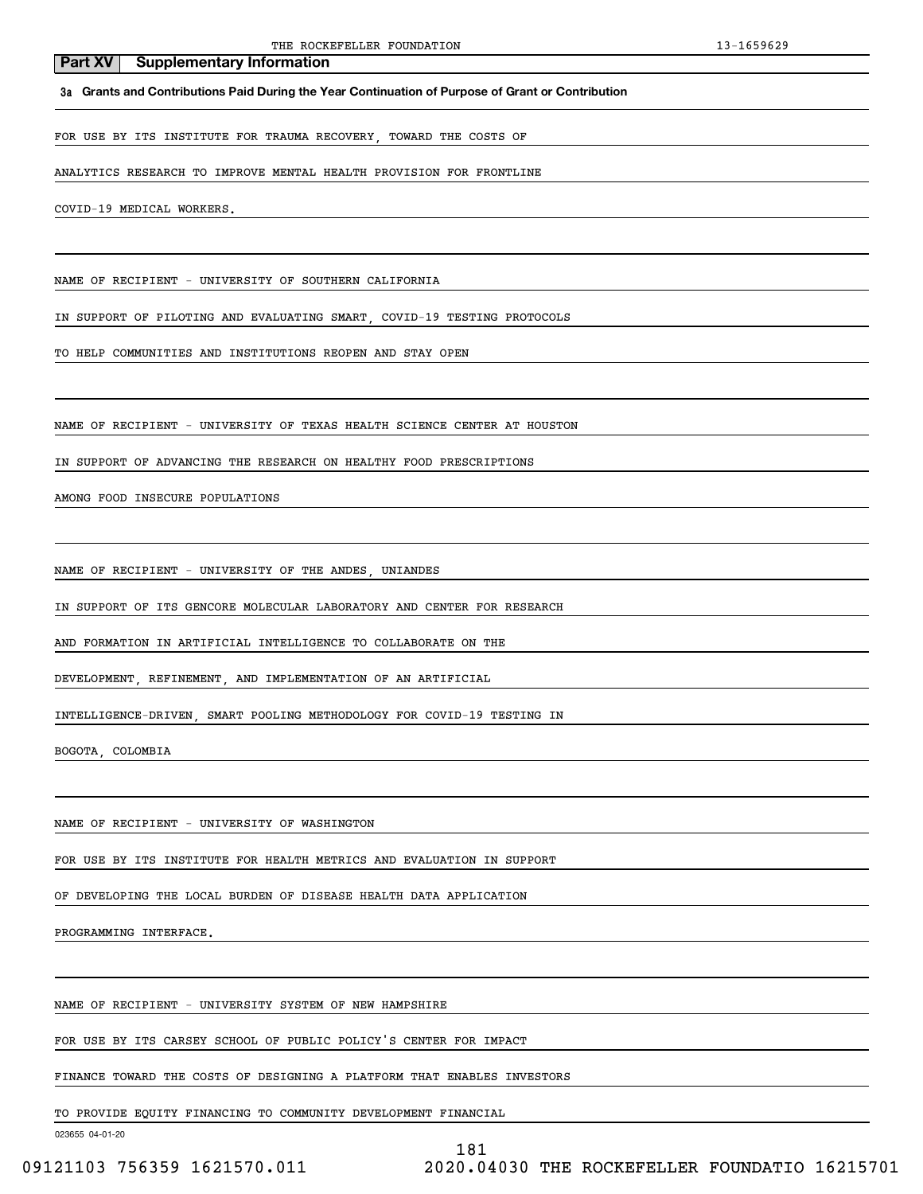**Part XV Supplementary Information**

**3a Grants and Contributions Paid During the Year Continuation of Purpose of Grant or Contribution**

FOR USE BY ITS INSTITUTE FOR TRAUMA RECOVERY, TOWARD THE COSTS OF ANALYTICS RESEARCH TO IMPROVE MENTAL HEALTH PROVISION FOR FRONTLINE COVID-19 MEDICAL WORKERS.

NAME OF RECIPIENT - UNIVERSITY OF SOUTHERN CALIFORNIA

IN SUPPORT OF PILOTING AND EVALUATING SMART, COVID-19 TESTING PROTOCOLS TO HELP COMMUNITIES AND INSTITUTIONS REOPEN AND STAY OPEN

NAME OF RECIPIENT - UNIVERSITY OF TEXAS HEALTH SCIENCE CENTER AT HOUSTON

IN SUPPORT OF ADVANCING THE RESEARCH ON HEALTHY FOOD PRESCRIPTIONS AMONG FOOD INSECURE POPULATIONS

NAME OF RECIPIENT - UNIVERSITY OF THE ANDES, UNIANDES

IN SUPPORT OF ITS GENCORE MOLECULAR LABORATORY AND CENTER FOR RESEARCH AND FORMATION IN ARTIFICIAL INTELLIGENCE TO COLLABORATE ON THE DEVELOPMENT, REFINEMENT, AND IMPLEMENTATION OF AN ARTIFICIAL INTELLIGENCE-DRIVEN, SMART POOLING METHODOLOGY FOR COVID-19 TESTING IN BOGOTA, COLOMBIA

NAME OF RECIPIENT - UNIVERSITY OF WASHINGTON

FOR USE BY ITS INSTITUTE FOR HEALTH METRICS AND EVALUATION IN SUPPORT OF DEVELOPING THE LOCAL BURDEN OF DISEASE HEALTH DATA APPLICATION PROGRAMMING INTERFACE.

NAME OF RECIPIENT - UNIVERSITY SYSTEM OF NEW HAMPSHIRE

FOR USE BY ITS CARSEY SCHOOL OF PUBLIC POLICY'S CENTER FOR IMPACT FINANCE TOWARD THE COSTS OF DESIGNING A PLATFORM THAT ENABLES INVESTORS TO PROVIDE EQUITY FINANCING TO COMMUNITY DEVELOPMENT FINANCIAL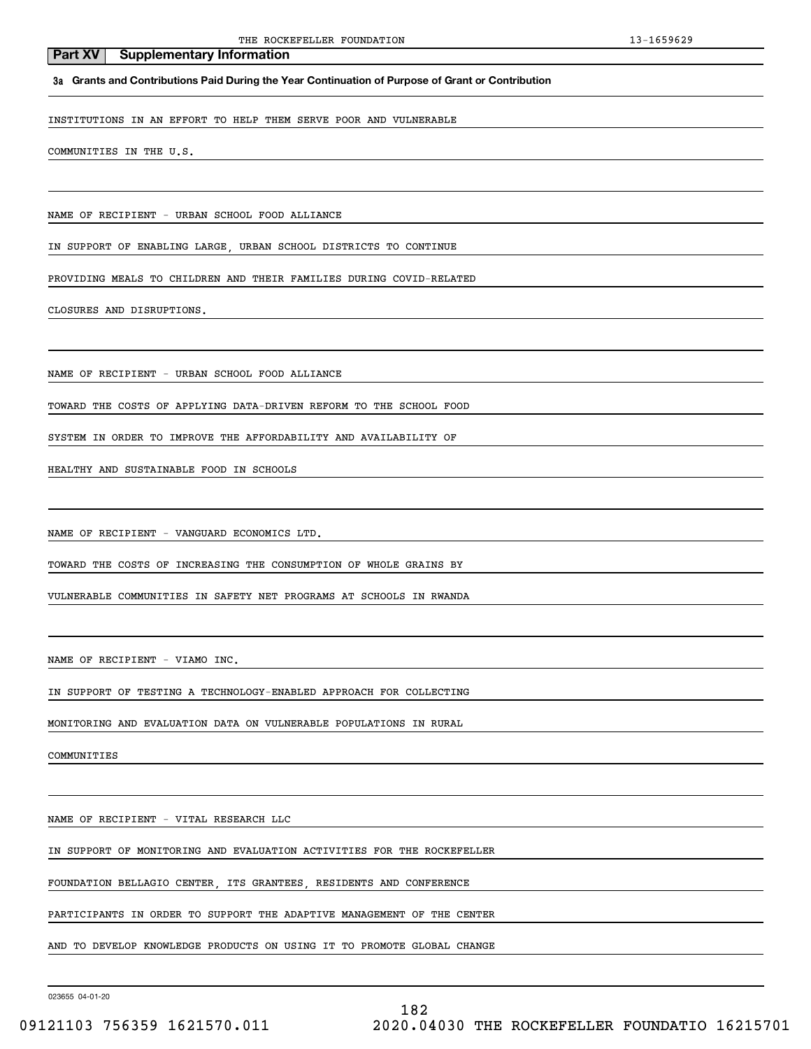## Part XV Supplementary Information

**3a Grants and Contributions Paid During the Year Continuation of Purpose of Grant or Contribution**

INSTITUTIONS IN AN EFFORT TO HELP THEM SERVE POOR AND VULNERABLE COMMUNITIES IN THE U.S.

NAME OF RECIPIENT - URBAN SCHOOL FOOD ALLIANCE

IN SUPPORT OF ENABLING LARGE, URBAN SCHOOL DISTRICTS TO CONTINUE PROVIDING MEALS TO CHILDREN AND THEIR FAMILIES DURING COVID-RELATED CLOSURES AND DISRUPTIONS.

NAME OF RECIPIENT - URBAN SCHOOL FOOD ALLIANCE

TOWARD THE COSTS OF APPLYING DATA-DRIVEN REFORM TO THE SCHOOL FOOD SYSTEM IN ORDER TO IMPROVE THE AFFORDABILITY AND AVAILABILITY OF HEALTHY AND SUSTAINABLE FOOD IN SCHOOLS

NAME OF RECIPIENT - VANGUARD ECONOMICS LTD.

TOWARD THE COSTS OF INCREASING THE CONSUMPTION OF WHOLE GRAINS BY VULNERABLE COMMUNITIES IN SAFETY NET PROGRAMS AT SCHOOLS IN RWANDA

NAME OF RECIPIENT - VIAMO INC.

IN SUPPORT OF TESTING A TECHNOLOGY-ENABLED APPROACH FOR COLLECTING MONITORING AND EVALUATION DATA ON VULNERABLE POPULATIONS IN RURAL COMMUNITIES

NAME OF RECIPIENT - VITAL RESEARCH LLC

IN SUPPORT OF MONITORING AND EVALUATION ACTIVITIES FOR THE ROCKEFELLER FOUNDATION BELLAGIO CENTER, ITS GRANTEES, RESIDENTS AND CONFERENCE PARTICIPANTS IN ORDER TO SUPPORT THE ADAPTIVE MANAGEMENT OF THE CENTER AND TO DEVELOP KNOWLEDGE PRODUCTS ON USING IT TO PROMOTE GLOBAL CHANGE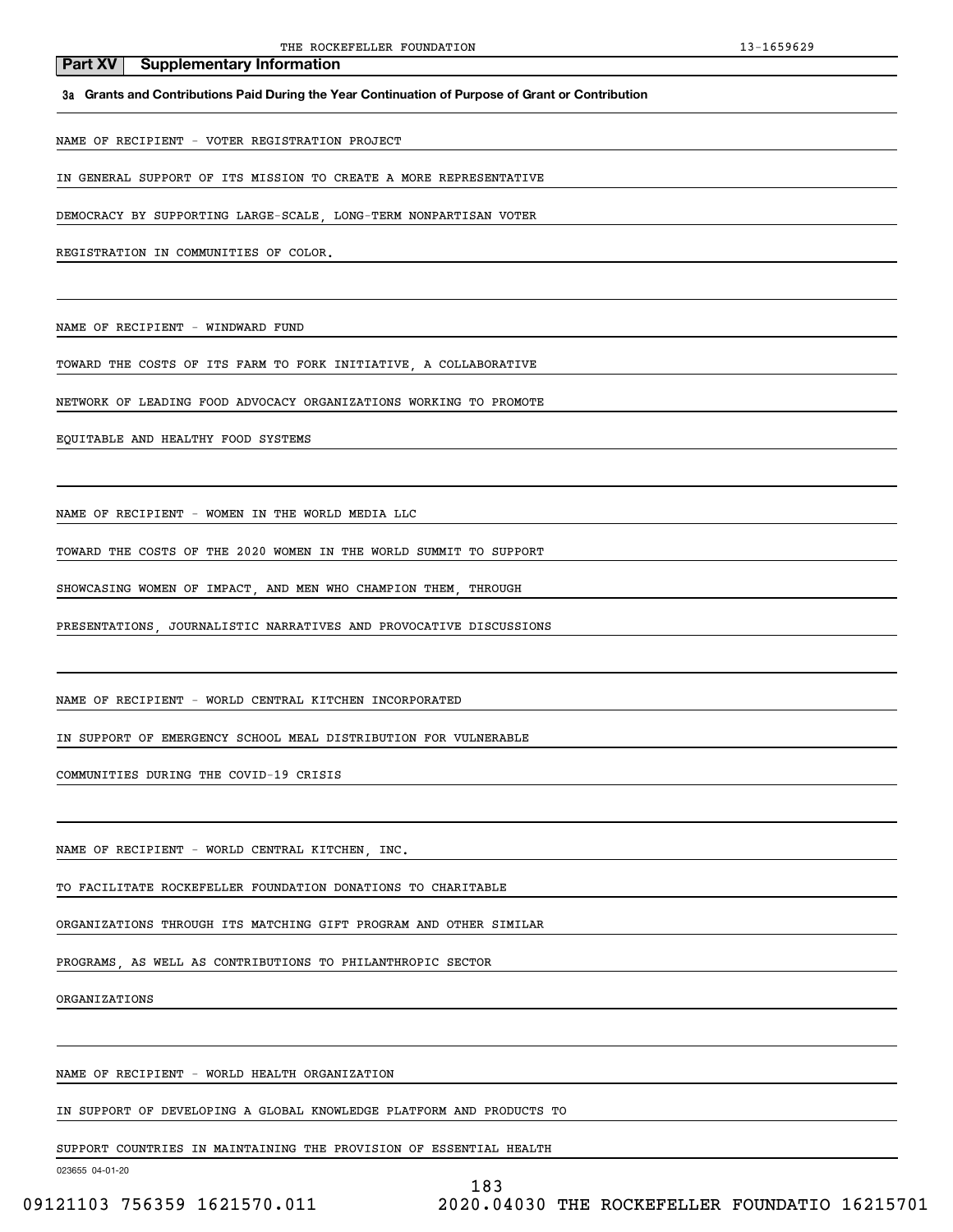## Part XV Supplementary Information

**3a Grants and Contributions Paid During the Year Continuation of Purpose of Grant or Contribution**

NAME OF RECIPIENT - VOTER REGISTRATION PROJECT

IN GENERAL SUPPORT OF ITS MISSION TO CREATE A MORE REPRESENTATIVE DEMOCRACY BY SUPPORTING LARGE-SCALE, LONG-TERM NONPARTISAN VOTER REGISTRATION IN COMMUNITIES OF COLOR.

NAME OF RECIPIENT - WINDWARD FUND

TOWARD THE COSTS OF ITS FARM TO FORK INITIATIVE, A COLLABORATIVE NETWORK OF LEADING FOOD ADVOCACY ORGANIZATIONS WORKING TO PROMOTE EQUITABLE AND HEALTHY FOOD SYSTEMS

NAME OF RECIPIENT - WOMEN IN THE WORLD MEDIA LLC

TOWARD THE COSTS OF THE 2020 WOMEN IN THE WORLD SUMMIT TO SUPPORT SHOWCASING WOMEN OF IMPACT, AND MEN WHO CHAMPION THEM, THROUGH PRESENTATIONS, JOURNALISTIC NARRATIVES AND PROVOCATIVE DISCUSSIONS

NAME OF RECIPIENT - WORLD CENTRAL KITCHEN INCORPORATED

IN SUPPORT OF EMERGENCY SCHOOL MEAL DISTRIBUTION FOR VULNERABLE COMMUNITIES DURING THE COVID-19 CRISIS

NAME OF RECIPIENT - WORLD CENTRAL KITCHEN, INC.

TO FACILITATE ROCKEFELLER FOUNDATION DONATIONS TO CHARITABLE ORGANIZATIONS THROUGH ITS MATCHING GIFT PROGRAM AND OTHER SIMILAR PROGRAMS, AS WELL AS CONTRIBUTIONS TO PHILANTHROPIC SECTOR ORGANIZATIONS

NAME OF RECIPIENT - WORLD HEALTH ORGANIZATION

IN SUPPORT OF DEVELOPING A GLOBAL KNOWLEDGE PLATFORM AND PRODUCTS TO SUPPORT COUNTRIES IN MAINTAINING THE PROVISION OF ESSENTIAL HEALTH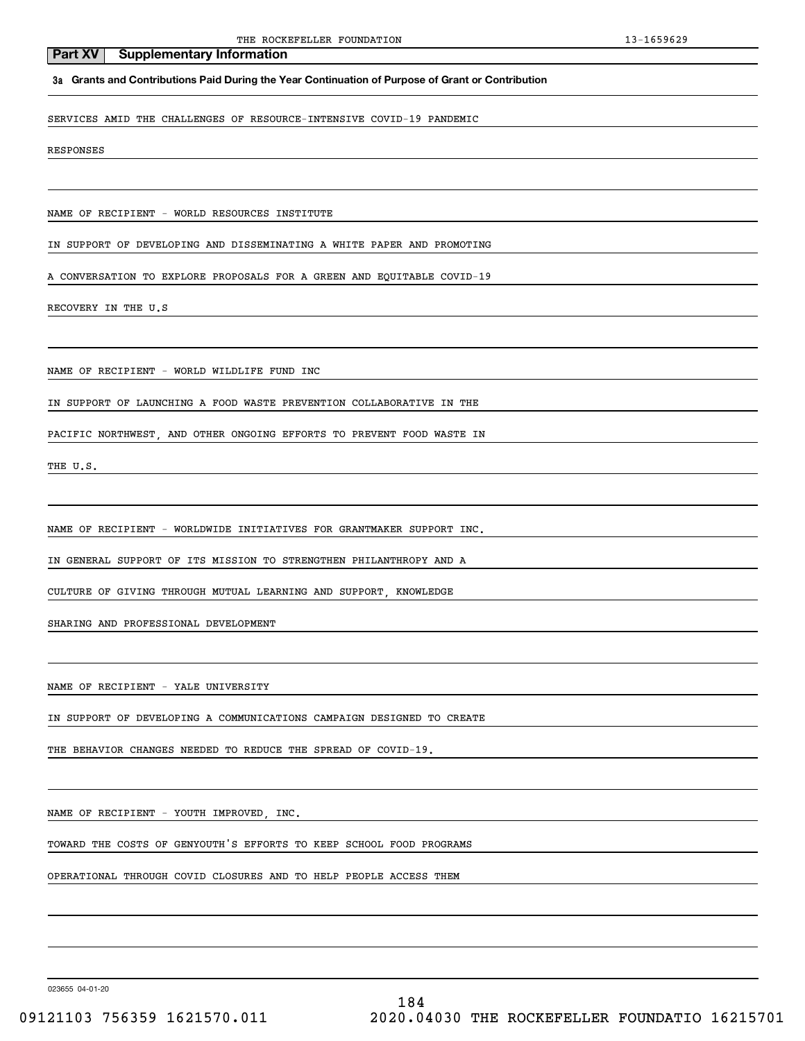## Part XV Supplementary Information

**3a Grants and Contributions Paid During the Year Continuation of Purpose of Grant or Contribution**

SERVICES AMID THE CHALLENGES OF RESOURCE-INTENSIVE COVID-19 PANDEMIC RESPONSES

NAME OF RECIPIENT - WORLD RESOURCES INSTITUTE

IN SUPPORT OF DEVELOPING AND DISSEMINATING A WHITE PAPER AND PROMOTING A CONVERSATION TO EXPLORE PROPOSALS FOR A GREEN AND EQUITABLE COVID-19 RECOVERY IN THE U.S

NAME OF RECIPIENT - WORLD WILDLIFE FUND INC

IN SUPPORT OF LAUNCHING A FOOD WASTE PREVENTION COLLABORATIVE IN THE PACIFIC NORTHWEST, AND OTHER ONGOING EFFORTS TO PREVENT FOOD WASTE IN THE U.S.

NAME OF RECIPIENT - WORLDWIDE INITIATIVES FOR GRANTMAKER SUPPORT INC.

IN GENERAL SUPPORT OF ITS MISSION TO STRENGTHEN PHILANTHROPY AND A CULTURE OF GIVING THROUGH MUTUAL LEARNING AND SUPPORT, KNOWLEDGE SHARING AND PROFESSIONAL DEVELOPMENT

NAME OF RECIPIENT - YALE UNIVERSITY

IN SUPPORT OF DEVELOPING A COMMUNICATIONS CAMPAIGN DESIGNED TO CREATE THE BEHAVIOR CHANGES NEEDED TO REDUCE THE SPREAD OF COVID-19.

NAME OF RECIPIENT - YOUTH IMPROVED, INC.

TOWARD THE COSTS OF GENYOUTH'S EFFORTS TO KEEP SCHOOL FOOD PROGRAMS OPERATIONAL THROUGH COVID CLOSURES AND TO HELP PEOPLE ACCESS THEM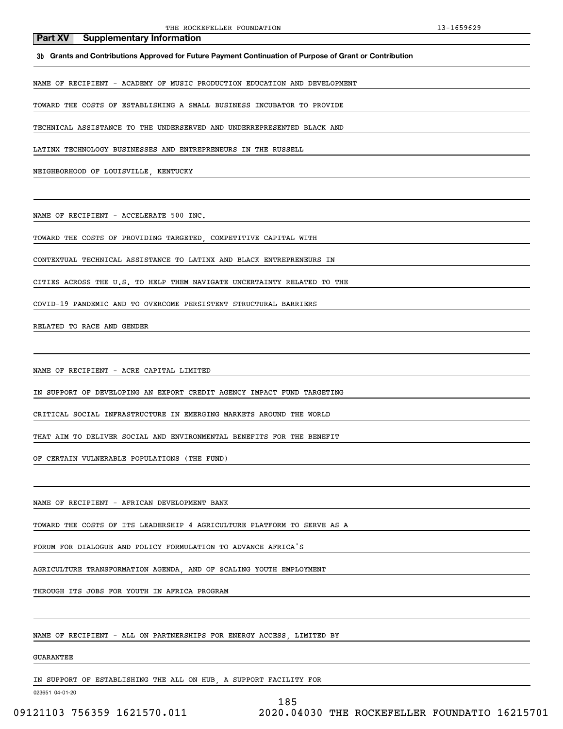## Part XV Supplementary Information

**3b Grants and Contributions Approved for Future Payment Continuation of Purpose of Grant or Contribution**

NAME OF RECIPIENT - ACADEMY OF MUSIC PRODUCTION EDUCATION AND DEVELOPMENT

TOWARD THE COSTS OF ESTABLISHING A SMALL BUSINESS INCUBATOR TO PROVIDE TECHNICAL ASSISTANCE TO THE UNDERSERVED AND UNDERREPRESENTED BLACK AND LATINX TECHNOLOGY BUSINESSES AND ENTREPRENEURS IN THE RUSSELL NEIGHBORHOOD OF LOUISVILLE, KENTUCKY

NAME OF RECIPIENT - ACCELERATE 500 INC.

TOWARD THE COSTS OF PROVIDING TARGETED, COMPETITIVE CAPITAL WITH CONTEXTUAL TECHNICAL ASSISTANCE TO LATINX AND BLACK ENTREPRENEURS IN CITIES ACROSS THE U.S. TO HELP THEM NAVIGATE UNCERTAINTY RELATED TO THE COVID-19 PANDEMIC AND TO OVERCOME PERSISTENT STRUCTURAL BARRIERS RELATED TO RACE AND GENDER

NAME OF RECIPIENT - ACRE CAPITAL LIMITED

IN SUPPORT OF DEVELOPING AN EXPORT CREDIT AGENCY IMPACT FUND TARGETING CRITICAL SOCIAL INFRASTRUCTURE IN EMERGING MARKETS AROUND THE WORLD THAT AIM TO DELIVER SOCIAL AND ENVIRONMENTAL BENEFITS FOR THE BENEFIT OF CERTAIN VULNERABLE POPULATIONS (THE FUND)

NAME OF RECIPIENT - AFRICAN DEVELOPMENT BANK

TOWARD THE COSTS OF ITS LEADERSHIP 4 AGRICULTURE PLATFORM TO SERVE AS A FORUM FOR DIALOGUE AND POLICY FORMULATION TO ADVANCE AFRICA'S AGRICULTURE TRANSFORMATION AGENDA, AND OF SCALING YOUTH EMPLOYMENT THROUGH ITS JOBS FOR YOUTH IN AFRICA PROGRAM

NAME OF RECIPIENT - ALL ON PARTNERSHIPS FOR ENERGY ACCESS, LIMITED BY GUARANTEE

IN SUPPORT OF ESTABLISHING THE ALL ON HUB, A SUPPORT FACILITY FOR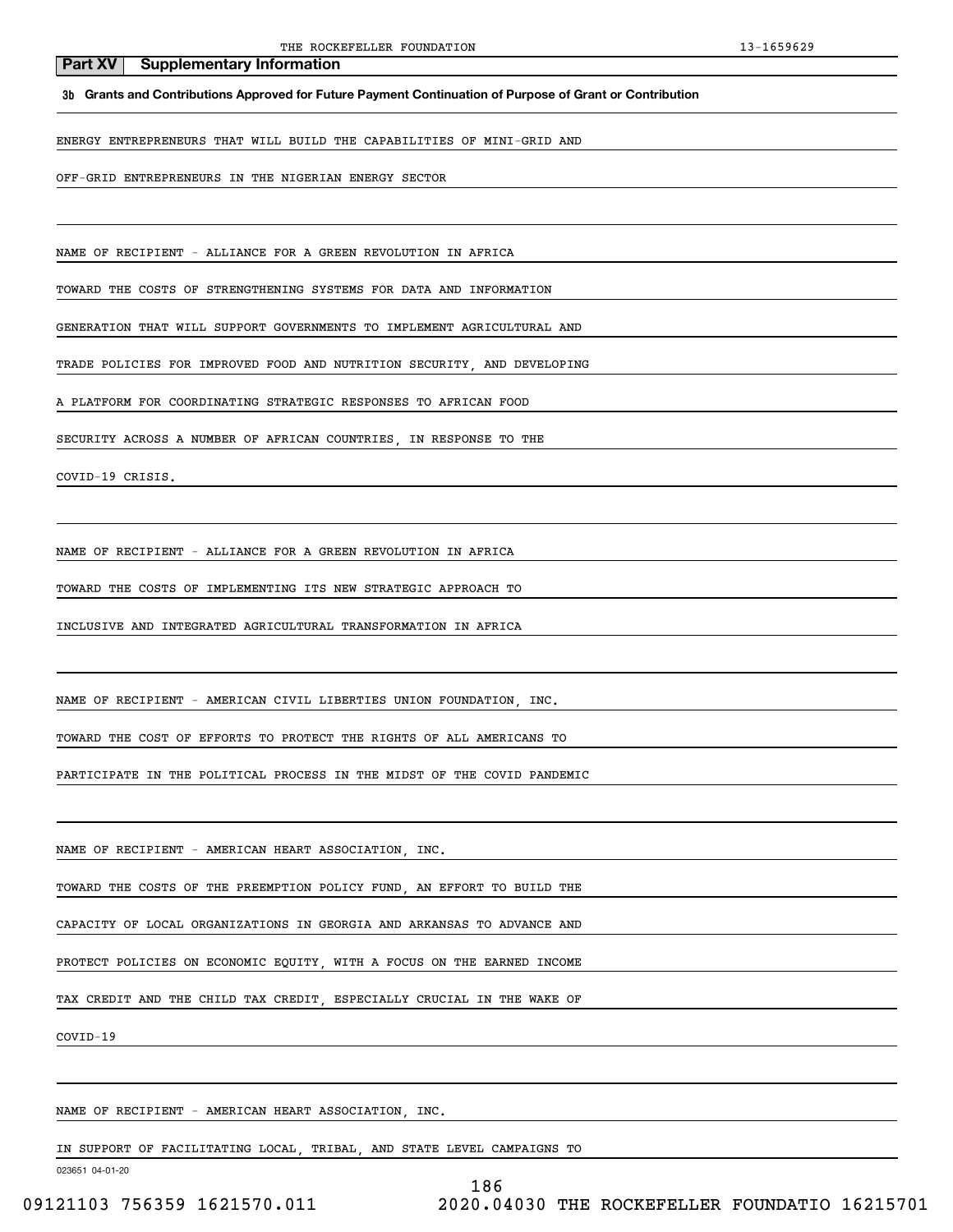## Part XV Supplementary Information

**3b Grants and Contributions Approved for Future Payment Continuation of Purpose of Grant or Contribution**

ENERGY ENTREPRENEURS THAT WILL BUILD THE CAPABILITIES OF MINI-GRID AND OFF-GRID ENTREPRENEURS IN THE NIGERIAN ENERGY SECTOR

NAME OF RECIPIENT - ALLIANCE FOR A GREEN REVOLUTION IN AFRICA

TOWARD THE COSTS OF STRENGTHENING SYSTEMS FOR DATA AND INFORMATION GENERATION THAT WILL SUPPORT GOVERNMENTS TO IMPLEMENT AGRICULTURAL AND TRADE POLICIES FOR IMPROVED FOOD AND NUTRITION SECURITY, AND DEVELOPING A PLATFORM FOR COORDINATING STRATEGIC RESPONSES TO AFRICAN FOOD SECURITY ACROSS A NUMBER OF AFRICAN COUNTRIES, IN RESPONSE TO THE COVID-19 CRISIS.

NAME OF RECIPIENT - ALLIANCE FOR A GREEN REVOLUTION IN AFRICA

TOWARD THE COSTS OF IMPLEMENTING ITS NEW STRATEGIC APPROACH TO INCLUSIVE AND INTEGRATED AGRICULTURAL TRANSFORMATION IN AFRICA

NAME OF RECIPIENT - AMERICAN CIVIL LIBERTIES UNION FOUNDATION, INC.

TOWARD THE COST OF EFFORTS TO PROTECT THE RIGHTS OF ALL AMERICANS TO PARTICIPATE IN THE POLITICAL PROCESS IN THE MIDST OF THE COVID PANDEMIC

NAME OF RECIPIENT - AMERICAN HEART ASSOCIATION, INC.

TOWARD THE COSTS OF THE PREEMPTION POLICY FUND, AN EFFORT TO BUILD THE CAPACITY OF LOCAL ORGANIZATIONS IN GEORGIA AND ARKANSAS TO ADVANCE AND PROTECT POLICIES ON ECONOMIC EQUITY, WITH A FOCUS ON THE EARNED INCOME TAX CREDIT AND THE CHILD TAX CREDIT, ESPECIALLY CRUCIAL IN THE WAKE OF COVID-19

NAME OF RECIPIENT - AMERICAN HEART ASSOCIATION, INC.

IN SUPPORT OF FACILITATING LOCAL, TRIBAL, AND STATE LEVEL CAMPAIGNS TO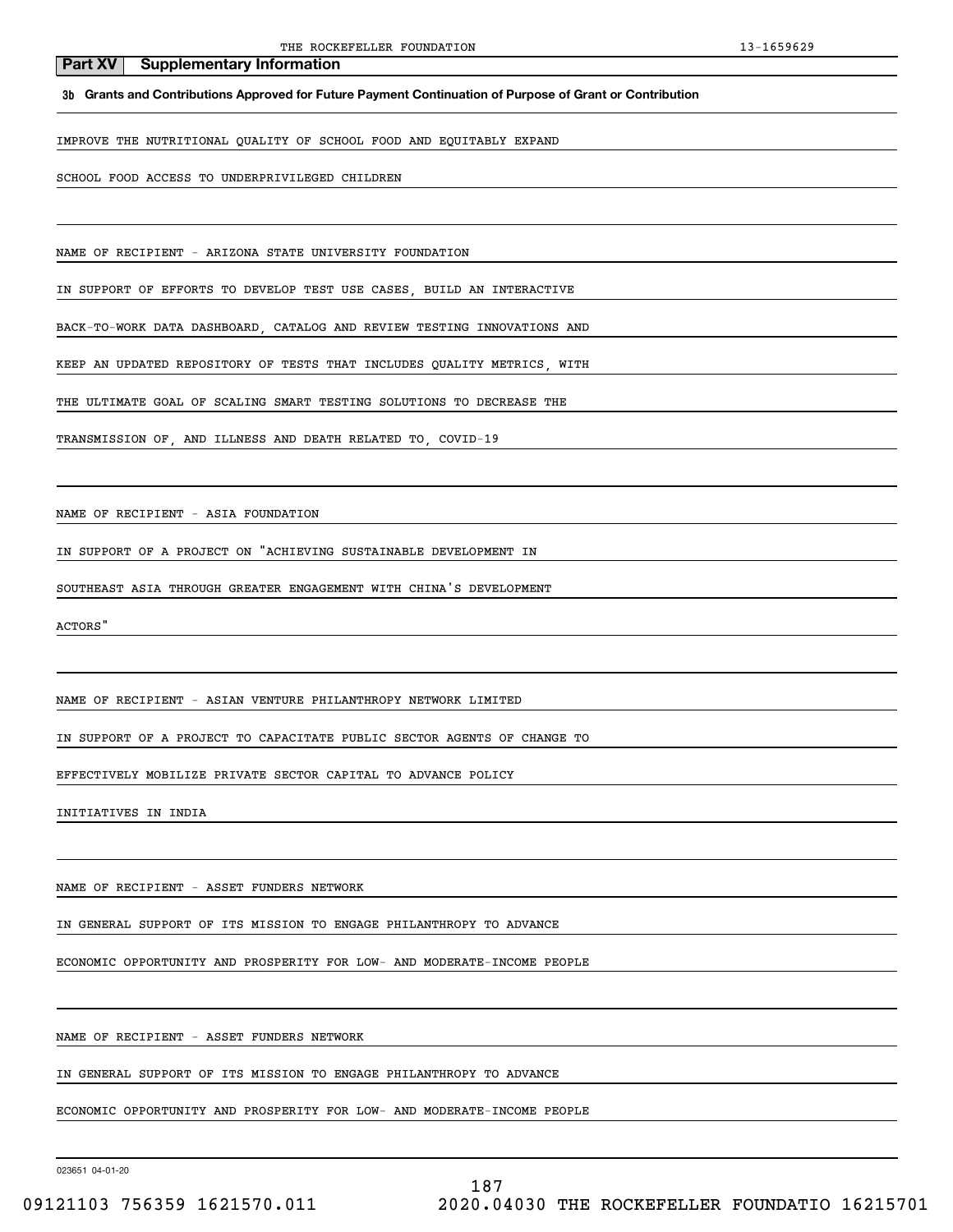## Part XV Supplementary Information

**3b Grants and Contributions Approved for Future Payment Continuation of Purpose of Grant or Contribution**

IMPROVE THE NUTRITIONAL QUALITY OF SCHOOL FOOD AND EQUITABLY EXPAND SCHOOL FOOD ACCESS TO UNDERPRIVILEGED CHILDREN

NAME OF RECIPIENT - ARIZONA STATE UNIVERSITY FOUNDATION

IN SUPPORT OF EFFORTS TO DEVELOP TEST USE CASES, BUILD AN INTERACTIVE BACK-TO-WORK DATA DASHBOARD, CATALOG AND REVIEW TESTING INNOVATIONS AND KEEP AN UPDATED REPOSITORY OF TESTS THAT INCLUDES QUALITY METRICS, WITH THE ULTIMATE GOAL OF SCALING SMART TESTING SOLUTIONS TO DECREASE THE TRANSMISSION OF, AND ILLNESS AND DEATH RELATED TO, COVID-19

NAME OF RECIPIENT - ASIA FOUNDATION

IN SUPPORT OF A PROJECT ON "ACHIEVING SUSTAINABLE DEVELOPMENT IN SOUTHEAST ASIA THROUGH GREATER ENGAGEMENT WITH CHINA'S DEVELOPMENT ACTORS"

NAME OF RECIPIENT - ASIAN VENTURE PHILANTHROPY NETWORK LIMITED

IN SUPPORT OF A PROJECT TO CAPACITATE PUBLIC SECTOR AGENTS OF CHANGE TO EFFECTIVELY MOBILIZE PRIVATE SECTOR CAPITAL TO ADVANCE POLICY INITIATIVES IN INDIA

NAME OF RECIPIENT - ASSET FUNDERS NETWORK

IN GENERAL SUPPORT OF ITS MISSION TO ENGAGE PHILANTHROPY TO ADVANCE ECONOMIC OPPORTUNITY AND PROSPERITY FOR LOW- AND MODERATE-INCOME PEOPLE

NAME OF RECIPIENT - ASSET FUNDERS NETWORK

IN GENERAL SUPPORT OF ITS MISSION TO ENGAGE PHILANTHROPY TO ADVANCE ECONOMIC OPPORTUNITY AND PROSPERITY FOR LOW- AND MODERATE-INCOME PEOPLE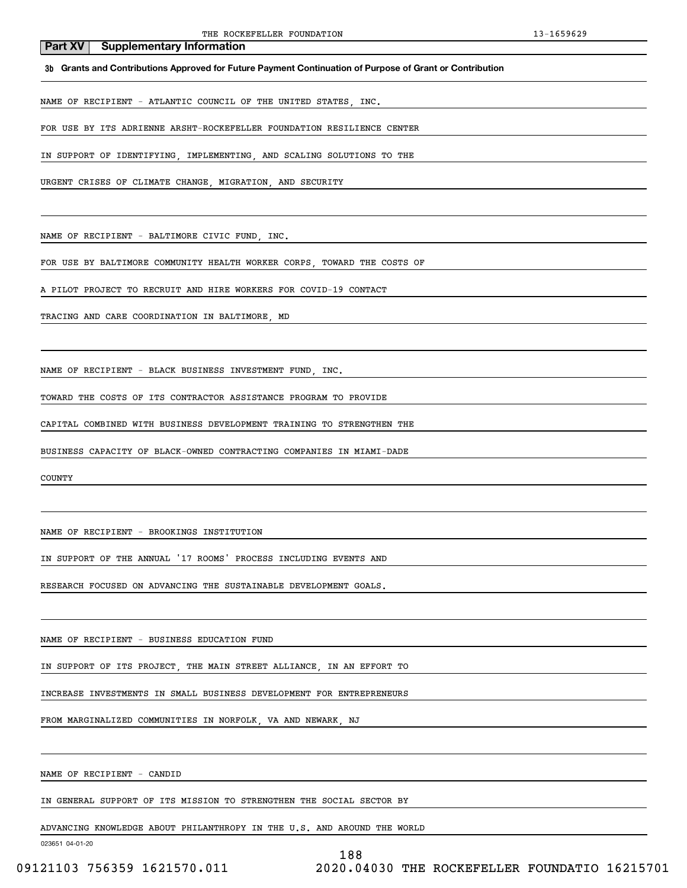## Part XV Supplementary Information

### 3b Grants and Contributions Approved for Future Payment Continuation of Purpose of Grant or Contribution

NAME OF RECIPIENT - ATLANTIC COUNCIL OF THE UNITED STATES, INC.

FOR USE BY ITS ADRIENNE ARSHT-ROCKEFELLER FOUNDATION RESILIENCE CENTER IN SUPPORT OF IDENTIFYING, IMPLEMENTING, AND SCALING SOLUTIONS TO THE URGENT CRISES OF CLIMATE CHANGE, MIGRATION, AND SECURITY

NAME OF RECIPIENT - BALTIMORE CIVIC FUND, INC.

FOR USE BY BALTIMORE COMMUNITY HEALTH WORKER CORPS, TOWARD THE COSTS OF A PILOT PROJECT TO RECRUIT AND HIRE WORKERS FOR COVID-19 CONTACT TRACING AND CARE COORDINATION IN BALTIMORE, MD

NAME OF RECIPIENT - BLACK BUSINESS INVESTMENT FUND, INC.

TOWARD THE COSTS OF ITS CONTRACTOR ASSISTANCE PROGRAM TO PROVIDE CAPITAL COMBINED WITH BUSINESS DEVELOPMENT TRAINING TO STRENGTHEN THE BUSINESS CAPACITY OF BLACK-OWNED CONTRACTING COMPANIES IN MIAMI-DADE COUNTY

NAME OF RECIPIENT - BROOKINGS INSTITUTION

IN SUPPORT OF THE ANNUAL '17 ROOMS' PROCESS INCLUDING EVENTS AND RESEARCH FOCUSED ON ADVANCING THE SUSTAINABLE DEVELOPMENT GOALS.

NAME OF RECIPIENT - BUSINESS EDUCATION FUND

IN SUPPORT OF ITS PROJECT, THE MAIN STREET ALLIANCE, IN AN EFFORT TO INCREASE INVESTMENTS IN SMALL BUSINESS DEVELOPMENT FOR ENTREPRENEURS FROM MARGINALIZED COMMUNITIES IN NORFOLK, VA AND NEWARK, NJ

NAME OF RECIPIENT - CANDID

IN GENERAL SUPPORT OF ITS MISSION TO STRENGTHEN THE SOCIAL SECTOR BY ADVANCING KNOWLEDGE ABOUT PHILANTHROPY IN THE U.S. AND AROUND THE WORLD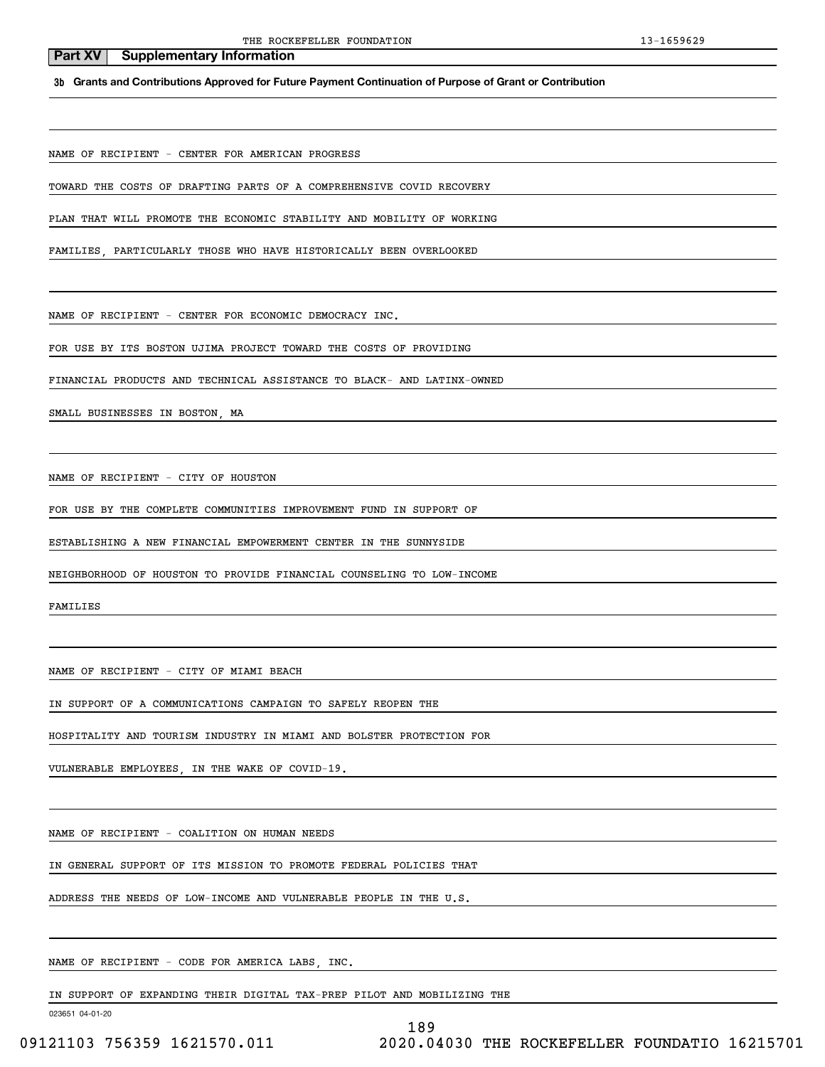## Part XV Supplementary Information

**3b Grants and Contributions Approved for Future Payment Continuation of Purpose of Grant or Contribution**

NAME OF RECIPIENT - CENTER FOR AMERICAN PROGRESS

TOWARD THE COSTS OF DRAFTING PARTS OF A COMPREHENSIVE COVID RECOVERY PLAN THAT WILL PROMOTE THE ECONOMIC STABILITY AND MOBILITY OF WORKING FAMILIES, PARTICULARLY THOSE WHO HAVE HISTORICALLY BEEN OVERLOOKED

NAME OF RECIPIENT - CENTER FOR ECONOMIC DEMOCRACY INC.

FOR USE BY ITS BOSTON UJIMA PROJECT TOWARD THE COSTS OF PROVIDING FINANCIAL PRODUCTS AND TECHNICAL ASSISTANCE TO BLACK- AND LATINX-OWNED SMALL BUSINESSES IN BOSTON, MA

NAME OF RECIPIENT - CITY OF HOUSTON

FOR USE BY THE COMPLETE COMMUNITIES IMPROVEMENT FUND IN SUPPORT OF ESTABLISHING A NEW FINANCIAL EMPOWERMENT CENTER IN THE SUNNYSIDE NEIGHBORHOOD OF HOUSTON TO PROVIDE FINANCIAL COUNSELING TO LOW-INCOME FAMILIES

NAME OF RECIPIENT - CITY OF MIAMI BEACH

IN SUPPORT OF A COMMUNICATIONS CAMPAIGN TO SAFELY REOPEN THE HOSPITALITY AND TOURISM INDUSTRY IN MIAMI AND BOLSTER PROTECTION FOR VULNERABLE EMPLOYEES, IN THE WAKE OF COVID-19.

NAME OF RECIPIENT - COALITION ON HUMAN NEEDS

IN GENERAL SUPPORT OF ITS MISSION TO PROMOTE FEDERAL POLICIES THAT ADDRESS THE NEEDS OF LOW-INCOME AND VULNERABLE PEOPLE IN THE U.S.

NAME OF RECIPIENT - CODE FOR AMERICA LABS, INC.

IN SUPPORT OF EXPANDING THEIR DIGITAL TAX-PREP PILOT AND MOBILIZING THE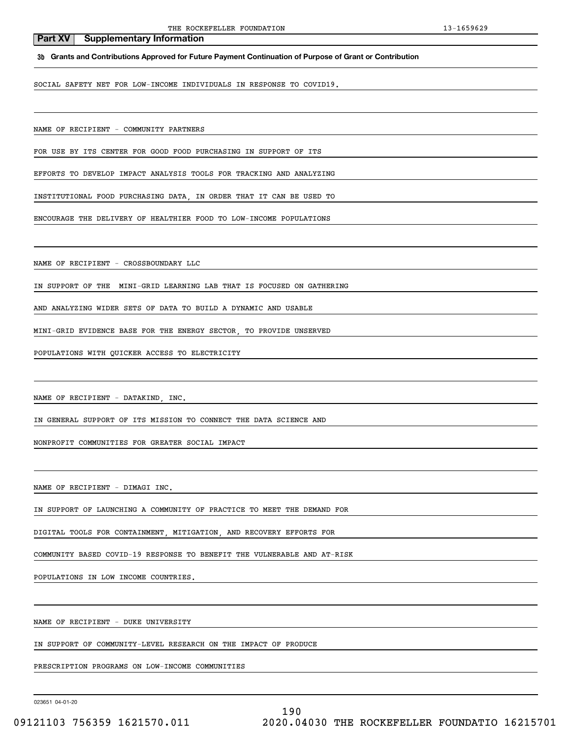**Part XV Supplementary Information**

**3b Grants and Contributions Approved for Future Payment Continuation of Purpose of Grant or Contribution**

SOCIAL SAFETY NET FOR LOW-INCOME INDIVIDUALS IN RESPONSE TO COVID19.

NAME OF RECIPIENT - COMMUNITY PARTNERS

FOR USE BY ITS CENTER FOR GOOD FOOD PURCHASING IN SUPPORT OF ITS EFFORTS TO DEVELOP IMPACT ANALYSIS TOOLS FOR TRACKING AND ANALYZING INSTITUTIONAL FOOD PURCHASING DATA, IN ORDER THAT IT CAN BE USED TO ENCOURAGE THE DELIVERY OF HEALTHIER FOOD TO LOW-INCOME POPULATIONS

NAME OF RECIPIENT - CROSSBOUNDARY LLC

IN SUPPORT OF THE MINI-GRID LEARNING LAB THAT IS FOCUSED ON GATHERING AND ANALYZING WIDER SETS OF DATA TO BUILD A DYNAMIC AND USABLE MINI-GRID EVIDENCE BASE FOR THE ENERGY SECTOR, TO PROVIDE UNSERVED POPULATIONS WITH QUICKER ACCESS TO ELECTRICITY

NAME OF RECIPIENT - DATAKIND, INC.

IN GENERAL SUPPORT OF ITS MISSION TO CONNECT THE DATA SCIENCE AND NONPROFIT COMMUNITIES FOR GREATER SOCIAL IMPACT

NAME OF RECIPIENT - DIMAGI INC.

IN SUPPORT OF LAUNCHING A COMMUNITY OF PRACTICE TO MEET THE DEMAND FOR DIGITAL TOOLS FOR CONTAINMENT, MITIGATION, AND RECOVERY EFFORTS FOR COMMUNITY BASED COVID-19 RESPONSE TO BENEFIT THE VULNERABLE AND AT-RISK POPULATIONS IN LOW INCOME COUNTRIES.

NAME OF RECIPIENT - DUKE UNIVERSITY

IN SUPPORT OF COMMUNITY-LEVEL RESEARCH ON THE IMPACT OF PRODUCE PRESCRIPTION PROGRAMS ON LOW-INCOME COMMUNITIES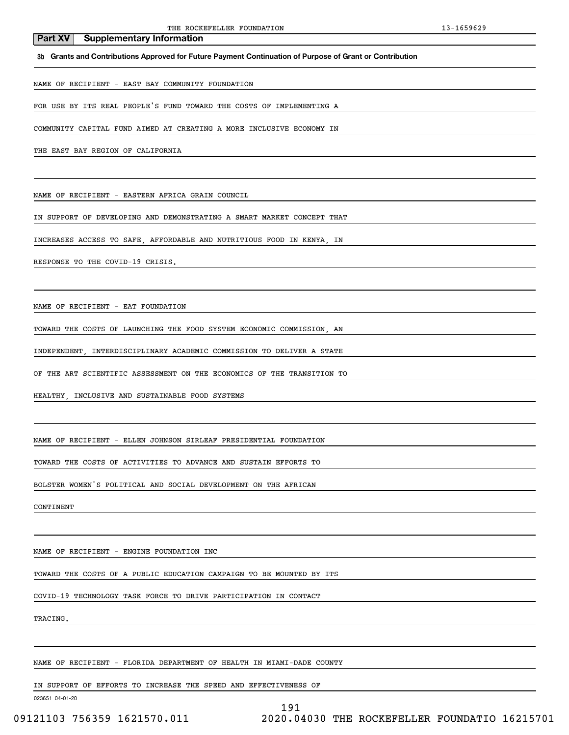## Part XV Supplementary Information

### 3b Grants and Contributions Approved for Future Payment Continuation of Purpose of Grant or Contribution

NAME OF RECIPIENT - EAST BAY COMMUNITY FOUNDATION

FOR USE BY ITS REAL PEOPLE'S FUND TOWARD THE COSTS OF IMPLEMENTING A COMMUNITY CAPITAL FUND AIMED AT CREATING A MORE INCLUSIVE ECONOMY IN THE EAST BAY REGION OF CALIFORNIA

NAME OF RECIPIENT - EASTERN AFRICA GRAIN COUNCIL

IN SUPPORT OF DEVELOPING AND DEMONSTRATING A SMART MARKET CONCEPT THAT INCREASES ACCESS TO SAFE, AFFORDABLE AND NUTRITIOUS FOOD IN KENYA, IN RESPONSE TO THE COVID-19 CRISIS.

NAME OF RECIPIENT - EAT FOUNDATION

TOWARD THE COSTS OF LAUNCHING THE FOOD SYSTEM ECONOMIC COMMISSION, AN INDEPENDENT, INTERDISCIPLINARY ACADEMIC COMMISSION TO DELIVER A STATE OF THE ART SCIENTIFIC ASSESSMENT ON THE ECONOMICS OF THE TRANSITION TO HEALTHY, INCLUSIVE AND SUSTAINABLE FOOD SYSTEMS

NAME OF RECIPIENT - ELLEN JOHNSON SIRLEAF PRESIDENTIAL FOUNDATION

TOWARD THE COSTS OF ACTIVITIES TO ADVANCE AND SUSTAIN EFFORTS TO BOLSTER WOMEN'S POLITICAL AND SOCIAL DEVELOPMENT ON THE AFRICAN CONTINENT

NAME OF RECIPIENT - ENGINE FOUNDATION INC

TOWARD THE COSTS OF A PUBLIC EDUCATION CAMPAIGN TO BE MOUNTED BY ITS COVID-19 TECHNOLOGY TASK FORCE TO DRIVE PARTICIPATION IN CONTACT TRACING.

NAME OF RECIPIENT - FLORIDA DEPARTMENT OF HEALTH IN MIAMI-DADE COUNTY

IN SUPPORT OF EFFORTS TO INCREASE THE SPEED AND EFFECTIVENESS OF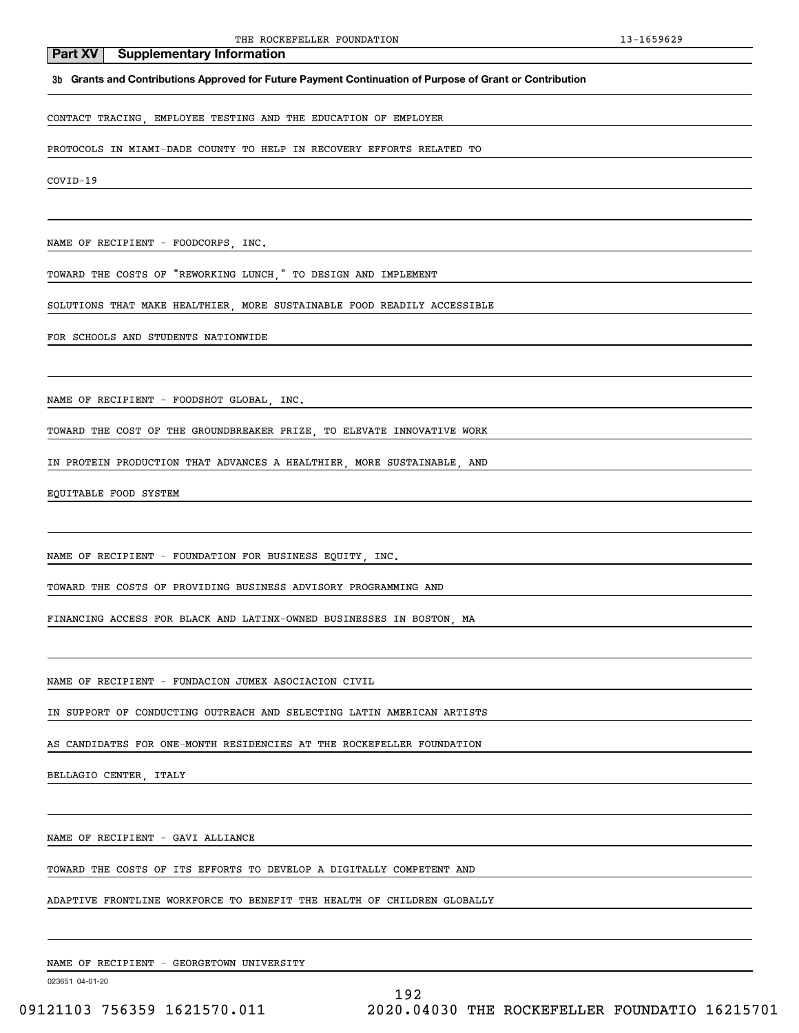## Part XV Supplementary Information

**3b Grants and Contributions Approved for Future Payment Continuation of Purpose of Grant or Contribution**

CONTACT TRACING, EMPLOYEE TESTING AND THE EDUCATION OF EMPLOYER PROTOCOLS IN MIAMI-DADE COUNTY TO HELP IN RECOVERY EFFORTS RELATED TO COVID-19

NAME OF RECIPIENT - FOODCORPS, INC.

TOWARD THE COSTS OF "REWORKING LUNCH," TO DESIGN AND IMPLEMENT SOLUTIONS THAT MAKE HEALTHIER, MORE SUSTAINABLE FOOD READILY ACCESSIBLE FOR SCHOOLS AND STUDENTS NATIONWIDE

NAME OF RECIPIENT - FOODSHOT GLOBAL, INC.

TOWARD THE COST OF THE GROUNDBREAKER PRIZE, TO ELEVATE INNOVATIVE WORK IN PROTEIN PRODUCTION THAT ADVANCES A HEALTHIER, MORE SUSTAINABLE, AND EQUITABLE FOOD SYSTEM

NAME OF RECIPIENT - FOUNDATION FOR BUSINESS EQUITY, INC.

TOWARD THE COSTS OF PROVIDING BUSINESS ADVISORY PROGRAMMING AND FINANCING ACCESS FOR BLACK AND LATINX-OWNED BUSINESSES IN BOSTON, MA

NAME OF RECIPIENT - FUNDACION JUMEX ASOCIACION CIVIL

IN SUPPORT OF CONDUCTING OUTREACH AND SELECTING LATIN AMERICAN ARTISTS AS CANDIDATES FOR ONE-MONTH RESIDENCIES AT THE ROCKEFELLER FOUNDATION BELLAGIO CENTER, ITALY

NAME OF RECIPIENT - GAVI ALLIANCE

TOWARD THE COSTS OF ITS EFFORTS TO DEVELOP A DIGITALLY COMPETENT AND ADAPTIVE FRONTLINE WORKFORCE TO BENEFIT THE HEALTH OF CHILDREN GLOBALLY

NAME OF RECIPIENT - GEORGETOWN UNIVERSITY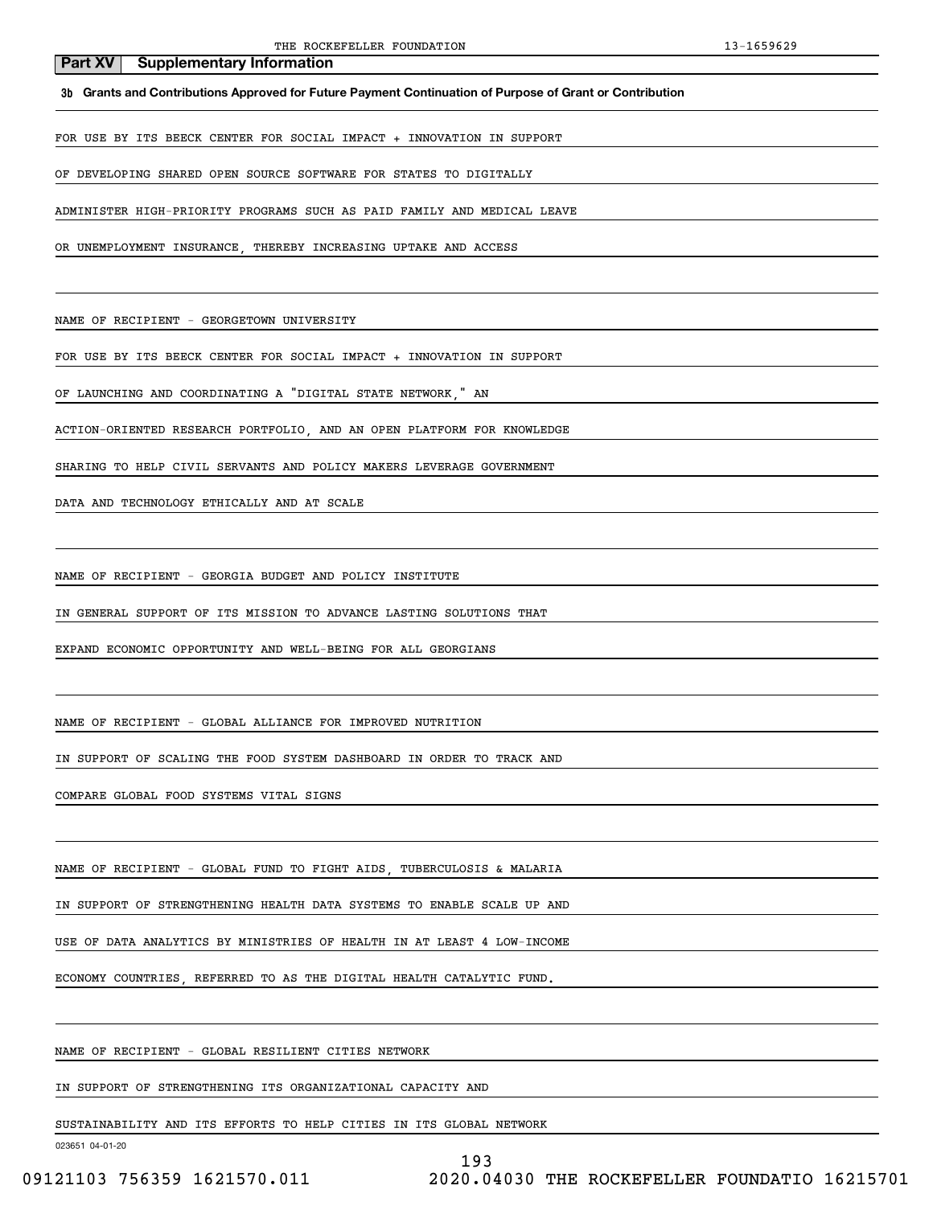**Part XV Supplementary Information**

**3b Grants and Contributions Approved for Future Payment Continuation of Purpose of Grant or Contribution**

FOR USE BY ITS BEECK CENTER FOR SOCIAL IMPACT + INNOVATION IN SUPPORT OF DEVELOPING SHARED OPEN SOURCE SOFTWARE FOR STATES TO DIGITALLY ADMINISTER HIGH-PRIORITY PROGRAMS SUCH AS PAID FAMILY AND MEDICAL LEAVE OR UNEMPLOYMENT INSURANCE, THEREBY INCREASING UPTAKE AND ACCESS

NAME OF RECIPIENT - GEORGETOWN UNIVERSITY

FOR USE BY ITS BEECK CENTER FOR SOCIAL IMPACT + INNOVATION IN SUPPORT OF LAUNCHING AND COORDINATING A "DIGITAL STATE NETWORK," AN ACTION-ORIENTED RESEARCH PORTFOLIO, AND AN OPEN PLATFORM FOR KNOWLEDGE SHARING TO HELP CIVIL SERVANTS AND POLICY MAKERS LEVERAGE GOVERNMENT DATA AND TECHNOLOGY ETHICALLY AND AT SCALE

NAME OF RECIPIENT - GEORGIA BUDGET AND POLICY INSTITUTE

IN GENERAL SUPPORT OF ITS MISSION TO ADVANCE LASTING SOLUTIONS THAT EXPAND ECONOMIC OPPORTUNITY AND WELL-BEING FOR ALL GEORGIANS

NAME OF RECIPIENT - GLOBAL ALLIANCE FOR IMPROVED NUTRITION

IN SUPPORT OF SCALING THE FOOD SYSTEM DASHBOARD IN ORDER TO TRACK AND COMPARE GLOBAL FOOD SYSTEMS VITAL SIGNS

NAME OF RECIPIENT - GLOBAL FUND TO FIGHT AIDS, TUBERCULOSIS & MALARIA

IN SUPPORT OF STRENGTHENING HEALTH DATA SYSTEMS TO ENABLE SCALE UP AND USE OF DATA ANALYTICS BY MINISTRIES OF HEALTH IN AT LEAST 4 LOW-INCOME ECONOMY COUNTRIES, REFERRED TO AS THE DIGITAL HEALTH CATALYTIC FUND.

NAME OF RECIPIENT - GLOBAL RESILIENT CITIES NETWORK

IN SUPPORT OF STRENGTHENING ITS ORGANIZATIONAL CAPACITY AND SUSTAINABILITY AND ITS EFFORTS TO HELP CITIES IN ITS GLOBAL NETWORK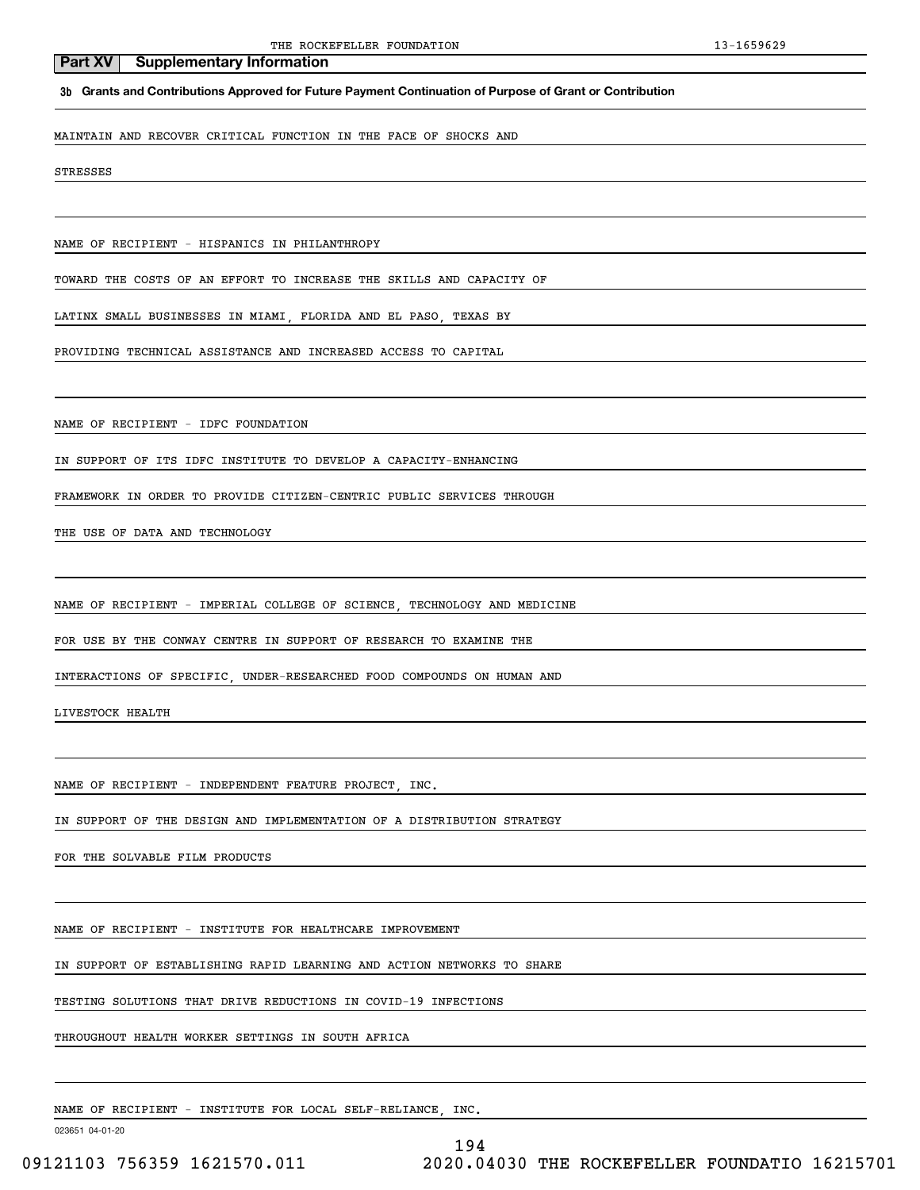## Part XV Supplementary Information

**3b Grants and Contributions Approved for Future Payment Continuation of Purpose of Grant or Contribution**

MAINTAIN AND RECOVER CRITICAL FUNCTION IN THE FACE OF SHOCKS AND STRESSES

NAME OF RECIPIENT - HISPANICS IN PHILANTHROPY

TOWARD THE COSTS OF AN EFFORT TO INCREASE THE SKILLS AND CAPACITY OF LATINX SMALL BUSINESSES IN MIAMI, FLORIDA AND EL PASO, TEXAS BY PROVIDING TECHNICAL ASSISTANCE AND INCREASED ACCESS TO CAPITAL

NAME OF RECIPIENT - IDFC FOUNDATION

IN SUPPORT OF ITS IDFC INSTITUTE TO DEVELOP A CAPACITY-ENHANCING FRAMEWORK IN ORDER TO PROVIDE CITIZEN-CENTRIC PUBLIC SERVICES THROUGH THE USE OF DATA AND TECHNOLOGY

NAME OF RECIPIENT - IMPERIAL COLLEGE OF SCIENCE, TECHNOLOGY AND MEDICINE

FOR USE BY THE CONWAY CENTRE IN SUPPORT OF RESEARCH TO EXAMINE THE INTERACTIONS OF SPECIFIC, UNDER-RESEARCHED FOOD COMPOUNDS ON HUMAN AND LIVESTOCK HEALTH

NAME OF RECIPIENT - INDEPENDENT FEATURE PROJECT, INC.

IN SUPPORT OF THE DESIGN AND IMPLEMENTATION OF A DISTRIBUTION STRATEGY FOR THE SOLVABLE FILM PRODUCTS

NAME OF RECIPIENT - INSTITUTE FOR HEALTHCARE IMPROVEMENT

IN SUPPORT OF ESTABLISHING RAPID LEARNING AND ACTION NETWORKS TO SHARE TESTING SOLUTIONS THAT DRIVE REDUCTIONS IN COVID-19 INFECTIONS THROUGHOUT HEALTH WORKER SETTINGS IN SOUTH AFRICA

NAME OF RECIPIENT - INSTITUTE FOR LOCAL SELF-RELIANCE, INC.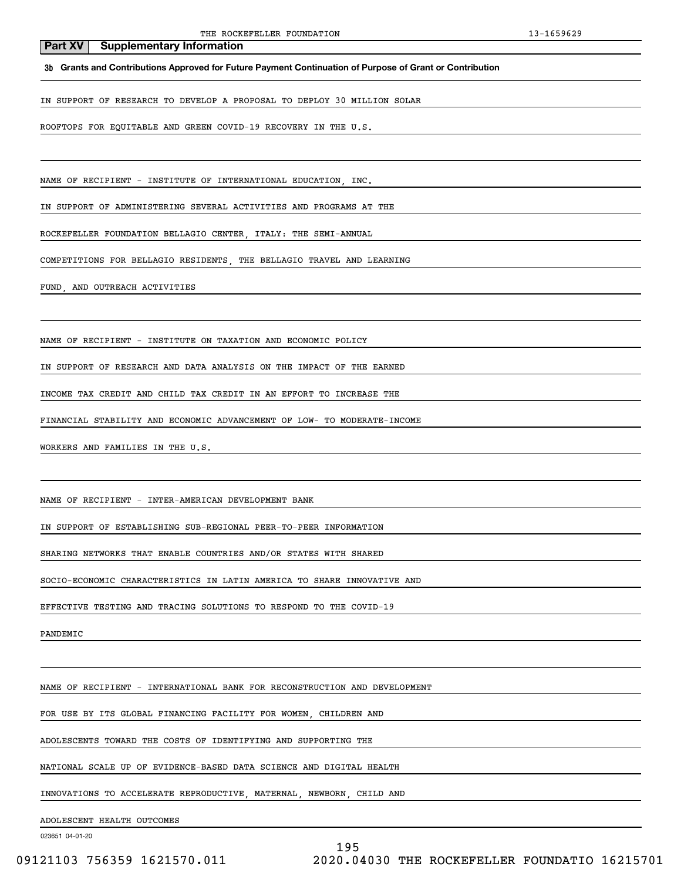## Part XV Supplementary Information

**3b Grants and Contributions Approved for Future Payment Continuation of Purpose of Grant or Contribution**

IN SUPPORT OF RESEARCH TO DEVELOP A PROPOSAL TO DEPLOY 30 MILLION SOLAR ROOFTOPS FOR EQUITABLE AND GREEN COVID-19 RECOVERY IN THE U.S.

NAME OF RECIPIENT - INSTITUTE OF INTERNATIONAL EDUCATION, INC.

IN SUPPORT OF ADMINISTERING SEVERAL ACTIVITIES AND PROGRAMS AT THE ROCKEFELLER FOUNDATION BELLAGIO CENTER, ITALY: THE SEMI-ANNUAL COMPETITIONS FOR BELLAGIO RESIDENTS, THE BELLAGIO TRAVEL AND LEARNING FUND, AND OUTREACH ACTIVITIES

NAME OF RECIPIENT - INSTITUTE ON TAXATION AND ECONOMIC POLICY

IN SUPPORT OF RESEARCH AND DATA ANALYSIS ON THE IMPACT OF THE EARNED INCOME TAX CREDIT AND CHILD TAX CREDIT IN AN EFFORT TO INCREASE THE FINANCIAL STABILITY AND ECONOMIC ADVANCEMENT OF LOW- TO MODERATE-INCOME WORKERS AND FAMILIES IN THE U.S.

NAME OF RECIPIENT - INTER-AMERICAN DEVELOPMENT BANK

IN SUPPORT OF ESTABLISHING SUB-REGIONAL PEER-TO-PEER INFORMATION SHARING NETWORKS THAT ENABLE COUNTRIES AND/OR STATES WITH SHARED SOCIO-ECONOMIC CHARACTERISTICS IN LATIN AMERICA TO SHARE INNOVATIVE AND EFFECTIVE TESTING AND TRACING SOLUTIONS TO RESPOND TO THE COVID-19 PANDEMIC

NAME OF RECIPIENT - INTERNATIONAL BANK FOR RECONSTRUCTION AND DEVELOPMENT

FOR USE BY ITS GLOBAL FINANCING FACILITY FOR WOMEN, CHILDREN AND ADOLESCENTS TOWARD THE COSTS OF IDENTIFYING AND SUPPORTING THE NATIONAL SCALE UP OF EVIDENCE-BASED DATA SCIENCE AND DIGITAL HEALTH INNOVATIONS TO ACCELERATE REPRODUCTIVE, MATERNAL, NEWBORN, CHILD AND ADOLESCENT HEALTH OUTCOMES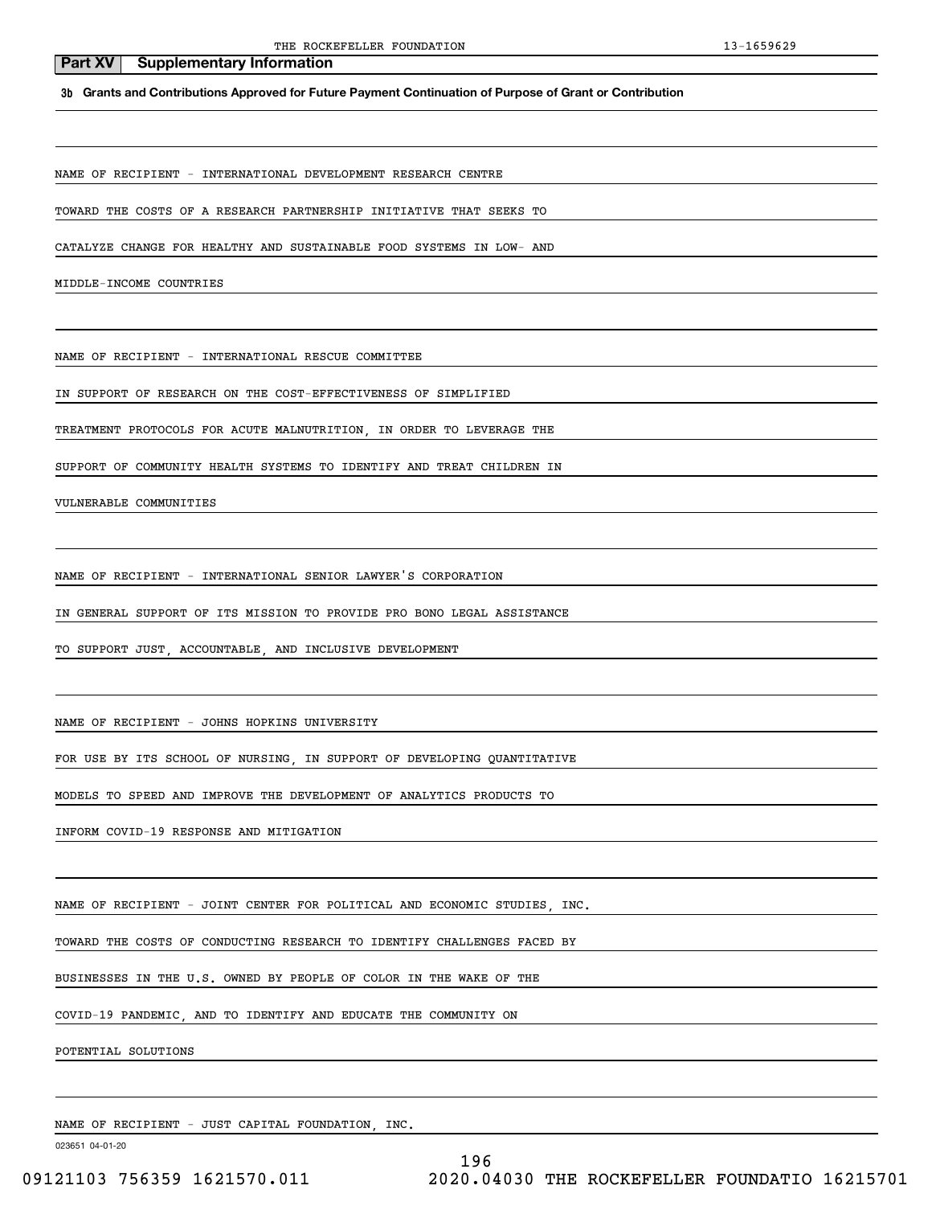## Part XV Supplementary Information

**3b Grants and Contributions Approved for Future Payment Continuation of Purpose of Grant or Contribution**

NAME OF RECIPIENT - INTERNATIONAL DEVELOPMENT RESEARCH CENTRE

TOWARD THE COSTS OF A RESEARCH PARTNERSHIP INITIATIVE THAT SEEKS TO CATALYZE CHANGE FOR HEALTHY AND SUSTAINABLE FOOD SYSTEMS IN LOW- AND MIDDLE-INCOME COUNTRIES

NAME OF RECIPIENT - INTERNATIONAL RESCUE COMMITTEE

IN SUPPORT OF RESEARCH ON THE COST-EFFECTIVENESS OF SIMPLIFIED TREATMENT PROTOCOLS FOR ACUTE MALNUTRITION, IN ORDER TO LEVERAGE THE SUPPORT OF COMMUNITY HEALTH SYSTEMS TO IDENTIFY AND TREAT CHILDREN IN VULNERABLE COMMUNITIES

NAME OF RECIPIENT - INTERNATIONAL SENIOR LAWYER'S CORPORATION

IN GENERAL SUPPORT OF ITS MISSION TO PROVIDE PRO BONO LEGAL ASSISTANCE TO SUPPORT JUST, ACCOUNTABLE, AND INCLUSIVE DEVELOPMENT

NAME OF RECIPIENT - JOHNS HOPKINS UNIVERSITY

FOR USE BY ITS SCHOOL OF NURSING, IN SUPPORT OF DEVELOPING QUANTITATIVE MODELS TO SPEED AND IMPROVE THE DEVELOPMENT OF ANALYTICS PRODUCTS TO INFORM COVID-19 RESPONSE AND MITIGATION

NAME OF RECIPIENT - JOINT CENTER FOR POLITICAL AND ECONOMIC STUDIES, INC.

TOWARD THE COSTS OF CONDUCTING RESEARCH TO IDENTIFY CHALLENGES FACED BY BUSINESSES IN THE U.S. OWNED BY PEOPLE OF COLOR IN THE WAKE OF THE COVID-19 PANDEMIC, AND TO IDENTIFY AND EDUCATE THE COMMUNITY ON POTENTIAL SOLUTIONS

NAME OF RECIPIENT - JUST CAPITAL FOUNDATION, INC.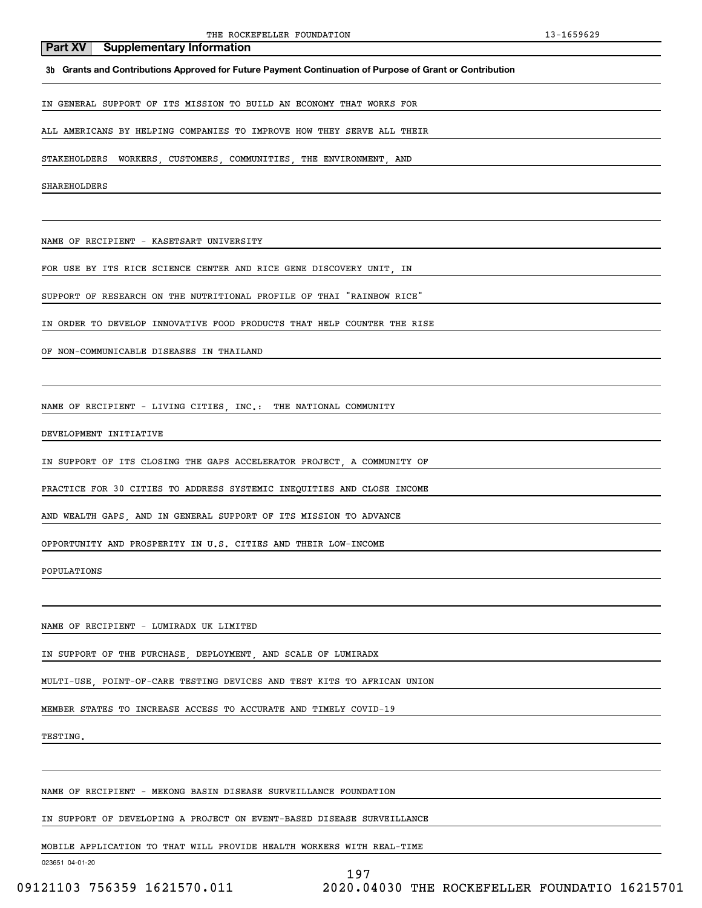## Part XV Supplementary Information

**3b Grants and Contributions Approved for Future Payment Continuation of Purpose of Grant or Contribution**

IN GENERAL SUPPORT OF ITS MISSION TO BUILD AN ECONOMY THAT WORKS FOR ALL AMERICANS BY HELPING COMPANIES TO IMPROVE HOW THEY SERVE ALL THEIR STAKEHOLDERS WORKERS, CUSTOMERS, COMMUNITIES, THE ENVIRONMENT, AND SHAREHOLDERS

NAME OF RECIPIENT - KASETSART UNIVERSITY

FOR USE BY ITS RICE SCIENCE CENTER AND RICE GENE DISCOVERY UNIT, IN SUPPORT OF RESEARCH ON THE NUTRITIONAL PROFILE OF THAI "RAINBOW RICE" IN ORDER TO DEVELOP INNOVATIVE FOOD PRODUCTS THAT HELP COUNTER THE RISE OF NON-COMMUNICABLE DISEASES IN THAILAND

NAME OF RECIPIENT - LIVING CITIES, INC.: THE NATIONAL COMMUNITY DEVELOPMENT INITIATIVE

IN SUPPORT OF ITS CLOSING THE GAPS ACCELERATOR PROJECT, A COMMUNITY OF PRACTICE FOR 30 CITIES TO ADDRESS SYSTEMIC INEQUITIES AND CLOSE INCOME AND WEALTH GAPS, AND IN GENERAL SUPPORT OF ITS MISSION TO ADVANCE OPPORTUNITY AND PROSPERITY IN U.S. CITIES AND THEIR LOW-INCOME POPULATIONS

NAME OF RECIPIENT - LUMIRADX UK LIMITED

IN SUPPORT OF THE PURCHASE, DEPLOYMENT, AND SCALE OF LUMIRADX MULTI-USE, POINT-OF-CARE TESTING DEVICES AND TEST KITS TO AFRICAN UNION MEMBER STATES TO INCREASE ACCESS TO ACCURATE AND TIMELY COVID-19 TESTING.

NAME OF RECIPIENT - MEKONG BASIN DISEASE SURVEILLANCE FOUNDATION

IN SUPPORT OF DEVELOPING A PROJECT ON EVENT-BASED DISEASE SURVEILLANCE MOBILE APPLICATION TO THAT WILL PROVIDE HEALTH WORKERS WITH REAL-TIME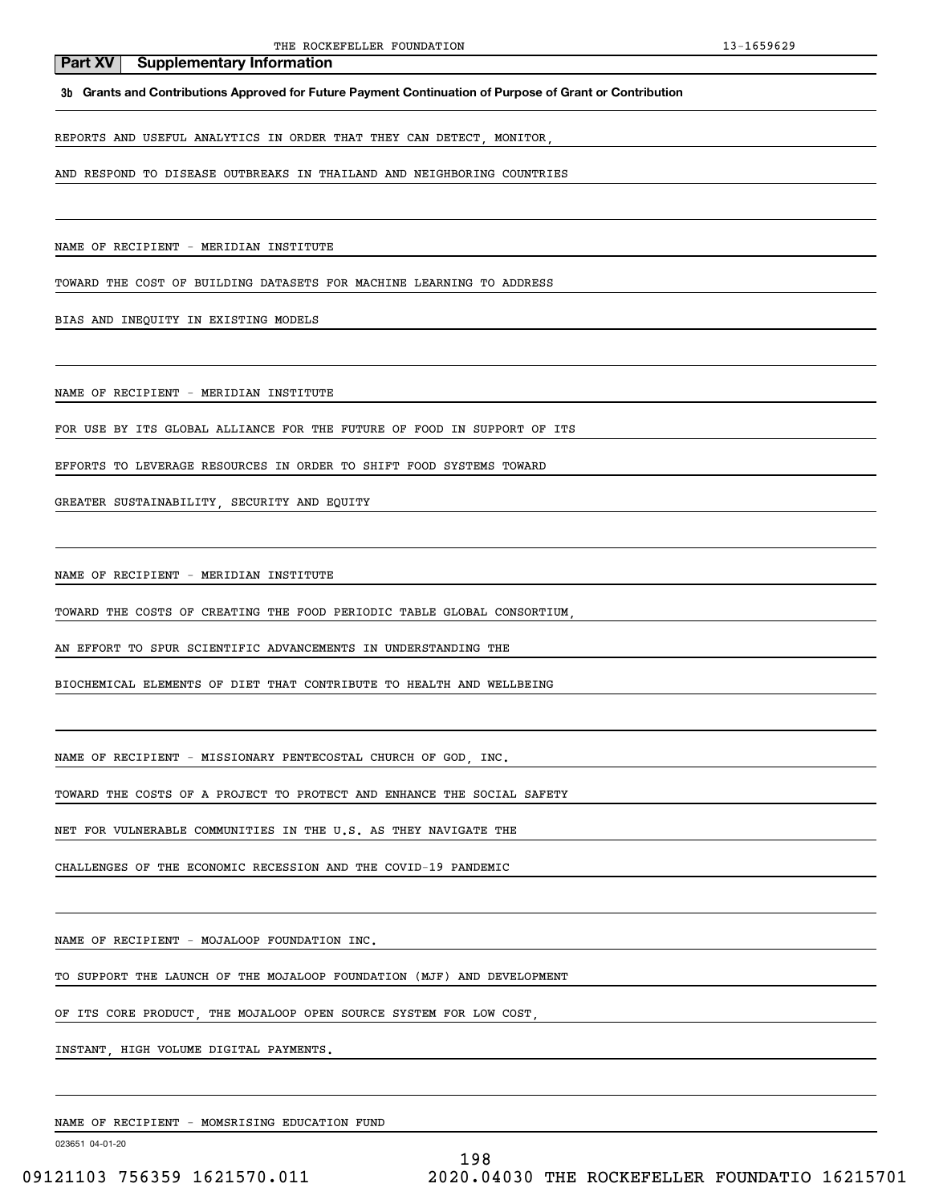## Part XV Supplementary Information

**3b Grants and Contributions Approved for Future Payment Continuation of Purpose of Grant or Contribution**

REPORTS AND USEFUL ANALYTICS IN ORDER THAT THEY CAN DETECT, MONITOR, AND RESPOND TO DISEASE OUTBREAKS IN THAILAND AND NEIGHBORING COUNTRIES

NAME OF RECIPIENT - MERIDIAN INSTITUTE

TOWARD THE COST OF BUILDING DATASETS FOR MACHINE LEARNING TO ADDRESS BIAS AND INEQUITY IN EXISTING MODELS

NAME OF RECIPIENT - MERIDIAN INSTITUTE

FOR USE BY ITS GLOBAL ALLIANCE FOR THE FUTURE OF FOOD IN SUPPORT OF ITS EFFORTS TO LEVERAGE RESOURCES IN ORDER TO SHIFT FOOD SYSTEMS TOWARD GREATER SUSTAINABILITY, SECURITY AND EQUITY

NAME OF RECIPIENT - MERIDIAN INSTITUTE

TOWARD THE COSTS OF CREATING THE FOOD PERIODIC TABLE GLOBAL CONSORTIUM, AN EFFORT TO SPUR SCIENTIFIC ADVANCEMENTS IN UNDERSTANDING THE BIOCHEMICAL ELEMENTS OF DIET THAT CONTRIBUTE TO HEALTH AND WELLBEING

NAME OF RECIPIENT - MISSIONARY PENTECOSTAL CHURCH OF GOD, INC.

TOWARD THE COSTS OF A PROJECT TO PROTECT AND ENHANCE THE SOCIAL SAFETY NET FOR VULNERABLE COMMUNITIES IN THE U.S. AS THEY NAVIGATE THE CHALLENGES OF THE ECONOMIC RECESSION AND THE COVID-19 PANDEMIC

NAME OF RECIPIENT - MOJALOOP FOUNDATION INC.

TO SUPPORT THE LAUNCH OF THE MOJALOOP FOUNDATION (MJF) AND DEVELOPMENT OF ITS CORE PRODUCT, THE MOJALOOP OPEN SOURCE SYSTEM FOR LOW COST, INSTANT, HIGH VOLUME DIGITAL PAYMENTS.

NAME OF RECIPIENT - MOMSRISING EDUCATION FUND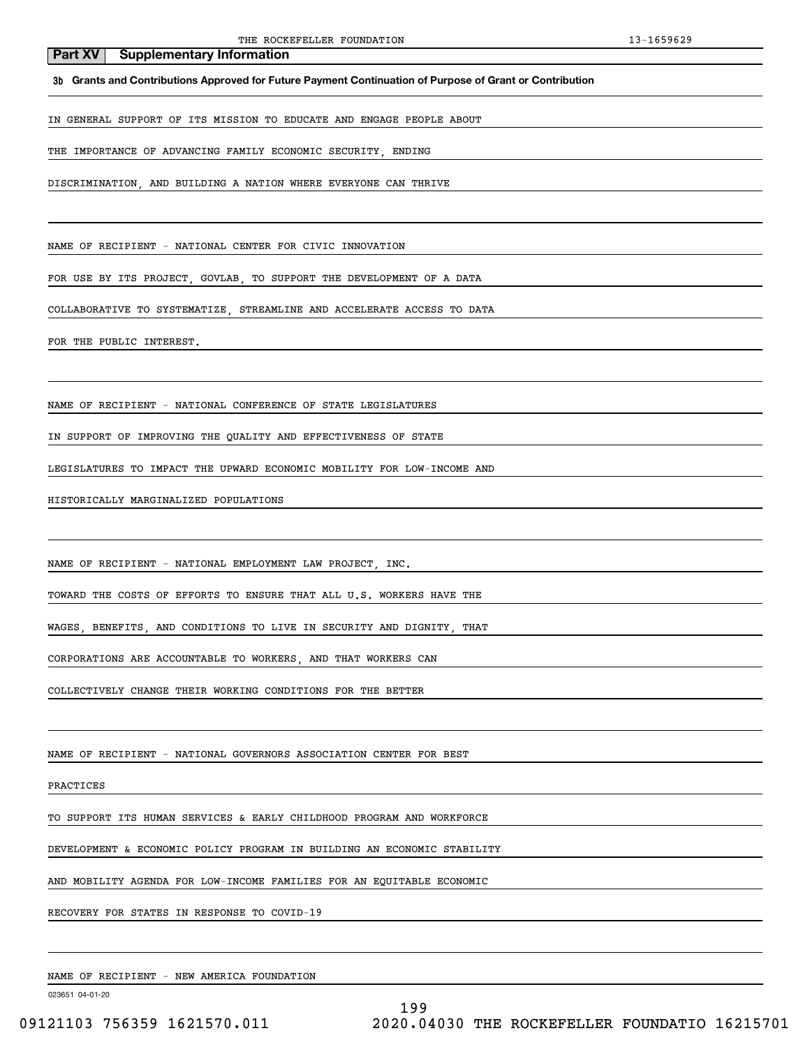## Part XV Supplementary Information

**3b Grants and Contributions Approved for Future Payment Continuation of Purpose of Grant or Contribution**

IN GENERAL SUPPORT OF ITS MISSION TO EDUCATE AND ENGAGE PEOPLE ABOUT THE IMPORTANCE OF ADVANCING FAMILY ECONOMIC SECURITY, ENDING DISCRIMINATION, AND BUILDING A NATION WHERE EVERYONE CAN THRIVE

NAME OF RECIPIENT - NATIONAL CENTER FOR CIVIC INNOVATION

FOR USE BY ITS PROJECT, GOVLAB, TO SUPPORT THE DEVELOPMENT OF A DATA COLLABORATIVE TO SYSTEMATIZE, STREAMLINE AND ACCELERATE ACCESS TO DATA FOR THE PUBLIC INTEREST.

NAME OF RECIPIENT - NATIONAL CONFERENCE OF STATE LEGISLATURES

IN SUPPORT OF IMPROVING THE QUALITY AND EFFECTIVENESS OF STATE LEGISLATURES TO IMPACT THE UPWARD ECONOMIC MOBILITY FOR LOW-INCOME AND HISTORICALLY MARGINALIZED POPULATIONS

NAME OF RECIPIENT - NATIONAL EMPLOYMENT LAW PROJECT, INC.

TOWARD THE COSTS OF EFFORTS TO ENSURE THAT ALL U.S. WORKERS HAVE THE WAGES, BENEFITS, AND CONDITIONS TO LIVE IN SECURITY AND DIGNITY, THAT CORPORATIONS ARE ACCOUNTABLE TO WORKERS, AND THAT WORKERS CAN COLLECTIVELY CHANGE THEIR WORKING CONDITIONS FOR THE BETTER

NAME OF RECIPIENT - NATIONAL GOVERNORS ASSOCIATION CENTER FOR BEST PRACTICES

TO SUPPORT ITS HUMAN SERVICES & EARLY CHILDHOOD PROGRAM AND WORKFORCE DEVELOPMENT & ECONOMIC POLICY PROGRAM IN BUILDING AN ECONOMIC STABILITY AND MOBILITY AGENDA FOR LOW-INCOME FAMILIES FOR AN EQUITABLE ECONOMIC RECOVERY FOR STATES IN RESPONSE TO COVID-19

NAME OF RECIPIENT - NEW AMERICA FOUNDATION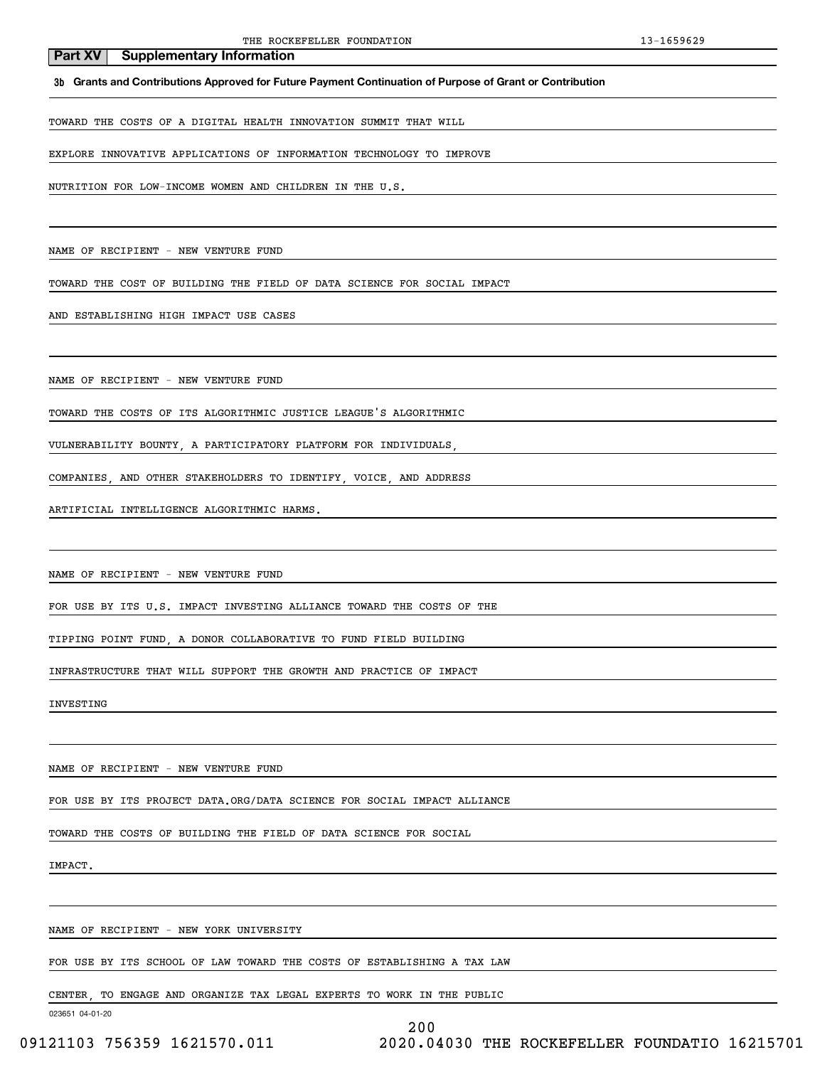## Part XV Supplementary Information

**3b Grants and Contributions Approved for Future Payment Continuation of Purpose of Grant or Contribution**

TOWARD THE COSTS OF A DIGITAL HEALTH INNOVATION SUMMIT THAT WILL EXPLORE INNOVATIVE APPLICATIONS OF INFORMATION TECHNOLOGY TO IMPROVE NUTRITION FOR LOW-INCOME WOMEN AND CHILDREN IN THE U.S.

NAME OF RECIPIENT - NEW VENTURE FUND

TOWARD THE COST OF BUILDING THE FIELD OF DATA SCIENCE FOR SOCIAL IMPACT AND ESTABLISHING HIGH IMPACT USE CASES

NAME OF RECIPIENT - NEW VENTURE FUND

TOWARD THE COSTS OF ITS ALGORITHMIC JUSTICE LEAGUE'S ALGORITHMIC VULNERABILITY BOUNTY, A PARTICIPATORY PLATFORM FOR INDIVIDUALS, COMPANIES, AND OTHER STAKEHOLDERS TO IDENTIFY, VOICE, AND ADDRESS ARTIFICIAL INTELLIGENCE ALGORITHMIC HARMS.

NAME OF RECIPIENT - NEW VENTURE FUND

FOR USE BY ITS U.S. IMPACT INVESTING ALLIANCE TOWARD THE COSTS OF THE TIPPING POINT FUND, A DONOR COLLABORATIVE TO FUND FIELD BUILDING INFRASTRUCTURE THAT WILL SUPPORT THE GROWTH AND PRACTICE OF IMPACT INVESTING

NAME OF RECIPIENT - NEW VENTURE FUND

FOR USE BY ITS PROJECT DATA.ORG/DATA SCIENCE FOR SOCIAL IMPACT ALLIANCE TOWARD THE COSTS OF BUILDING THE FIELD OF DATA SCIENCE FOR SOCIAL IMPACT.

NAME OF RECIPIENT - NEW YORK UNIVERSITY

FOR USE BY ITS SCHOOL OF LAW TOWARD THE COSTS OF ESTABLISHING A TAX LAW CENTER, TO ENGAGE AND ORGANIZE TAX LEGAL EXPERTS TO WORK IN THE PUBLIC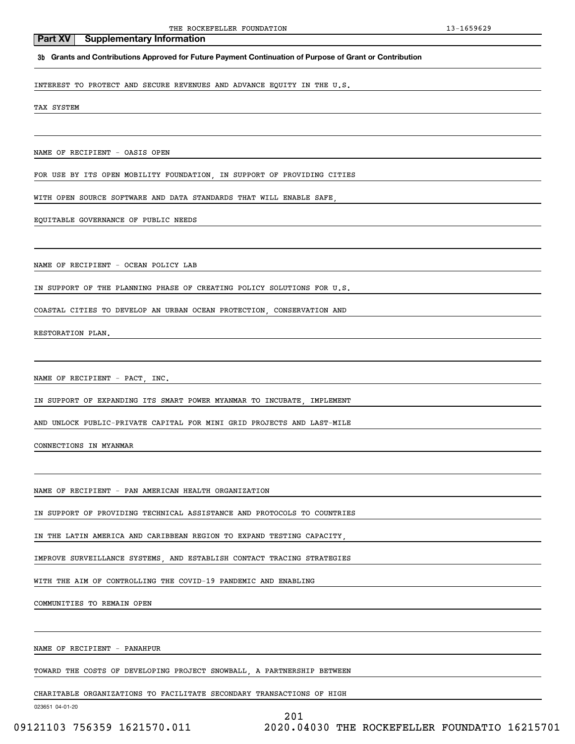**Part XV Supplementary Information**

**3b Grants and Contributions Approved for Future Payment Continuation of Purpose of Grant or Contribution**

INTEREST TO PROTECT AND SECURE REVENUES AND ADVANCE EQUITY IN THE U.S.

TAX SYSTEM

NAME OF RECIPIENT - OASIS OPEN

FOR USE BY ITS OPEN MOBILITY FOUNDATION, IN SUPPORT OF PROVIDING CITIES

WITH OPEN SOURCE SOFTWARE AND DATA STANDARDS THAT WILL ENABLE SAFE,

EQUITABLE GOVERNANCE OF PUBLIC NEEDS

NAME OF RECIPIENT - OCEAN POLICY LAB

IN SUPPORT OF THE PLANNING PHASE OF CREATING POLICY SOLUTIONS FOR U.S.

COASTAL CITIES TO DEVELOP AN URBAN OCEAN PROTECTION, CONSERVATION AND

RESTORATION PLAN.

NAME OF RECIPIENT - PACT, INC.

IN SUPPORT OF EXPANDING ITS SMART POWER MYANMAR TO INCUBATE, IMPLEMENT

AND UNLOCK PUBLIC-PRIVATE CAPITAL FOR MINI GRID PROJECTS AND LAST-MILE

CONNECTIONS IN MYANMAR

NAME OF RECIPIENT - PAN AMERICAN HEALTH ORGANIZATION

IN SUPPORT OF PROVIDING TECHNICAL ASSISTANCE AND PROTOCOLS TO COUNTRIES

IN THE LATIN AMERICA AND CARIBBEAN REGION TO EXPAND TESTING CAPACITY,

IMPROVE SURVEILLANCE SYSTEMS, AND ESTABLISH CONTACT TRACING STRATEGIES

WITH THE AIM OF CONTROLLING THE COVID-19 PANDEMIC AND ENABLING

COMMUNITIES TO REMAIN OPEN

NAME OF RECIPIENT - PANAHPUR

TOWARD THE COSTS OF DEVELOPING PROJECT SNOWBALL, A PARTNERSHIP BETWEEN

CHARITABLE ORGANIZATIONS TO FACILITATE SECONDARY TRANSACTIONS OF HIGH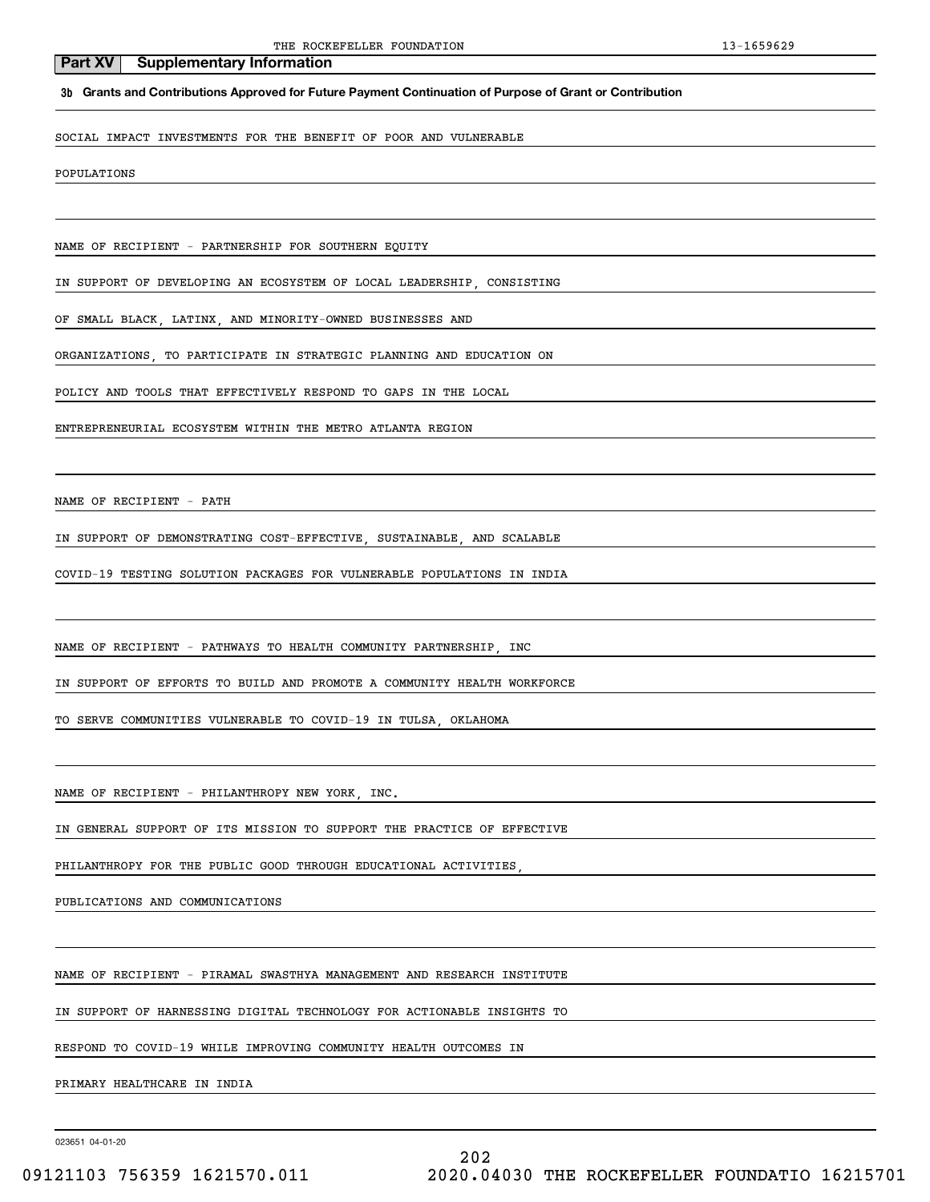## Part XV Supplementary Information

**3b Grants and Contributions Approved for Future Payment Continuation of Purpose of Grant or Contribution**

SOCIAL IMPACT INVESTMENTS FOR THE BENEFIT OF POOR AND VULNERABLE POPULATIONS

NAME OF RECIPIENT - PARTNERSHIP FOR SOUTHERN EQUITY

IN SUPPORT OF DEVELOPING AN ECOSYSTEM OF LOCAL LEADERSHIP, CONSISTING OF SMALL BLACK, LATINX, AND MINORITY-OWNED BUSINESSES AND ORGANIZATIONS, TO PARTICIPATE IN STRATEGIC PLANNING AND EDUCATION ON POLICY AND TOOLS THAT EFFECTIVELY RESPOND TO GAPS IN THE LOCAL ENTREPRENEURIAL ECOSYSTEM WITHIN THE METRO ATLANTA REGION

NAME OF RECIPIENT - PATH

IN SUPPORT OF DEMONSTRATING COST-EFFECTIVE, SUSTAINABLE, AND SCALABLE COVID-19 TESTING SOLUTION PACKAGES FOR VULNERABLE POPULATIONS IN INDIA

NAME OF RECIPIENT - PATHWAYS TO HEALTH COMMUNITY PARTNERSHIP, INC

IN SUPPORT OF EFFORTS TO BUILD AND PROMOTE A COMMUNITY HEALTH WORKFORCE TO SERVE COMMUNITIES VULNERABLE TO COVID-19 IN TULSA, OKLAHOMA

NAME OF RECIPIENT - PHILANTHROPY NEW YORK, INC.

IN GENERAL SUPPORT OF ITS MISSION TO SUPPORT THE PRACTICE OF EFFECTIVE PHILANTHROPY FOR THE PUBLIC GOOD THROUGH EDUCATIONAL ACTIVITIES, PUBLICATIONS AND COMMUNICATIONS

NAME OF RECIPIENT - PIRAMAL SWASTHYA MANAGEMENT AND RESEARCH INSTITUTE

IN SUPPORT OF HARNESSING DIGITAL TECHNOLOGY FOR ACTIONABLE INSIGHTS TO RESPOND TO COVID-19 WHILE IMPROVING COMMUNITY HEALTH OUTCOMES IN PRIMARY HEALTHCARE IN INDIA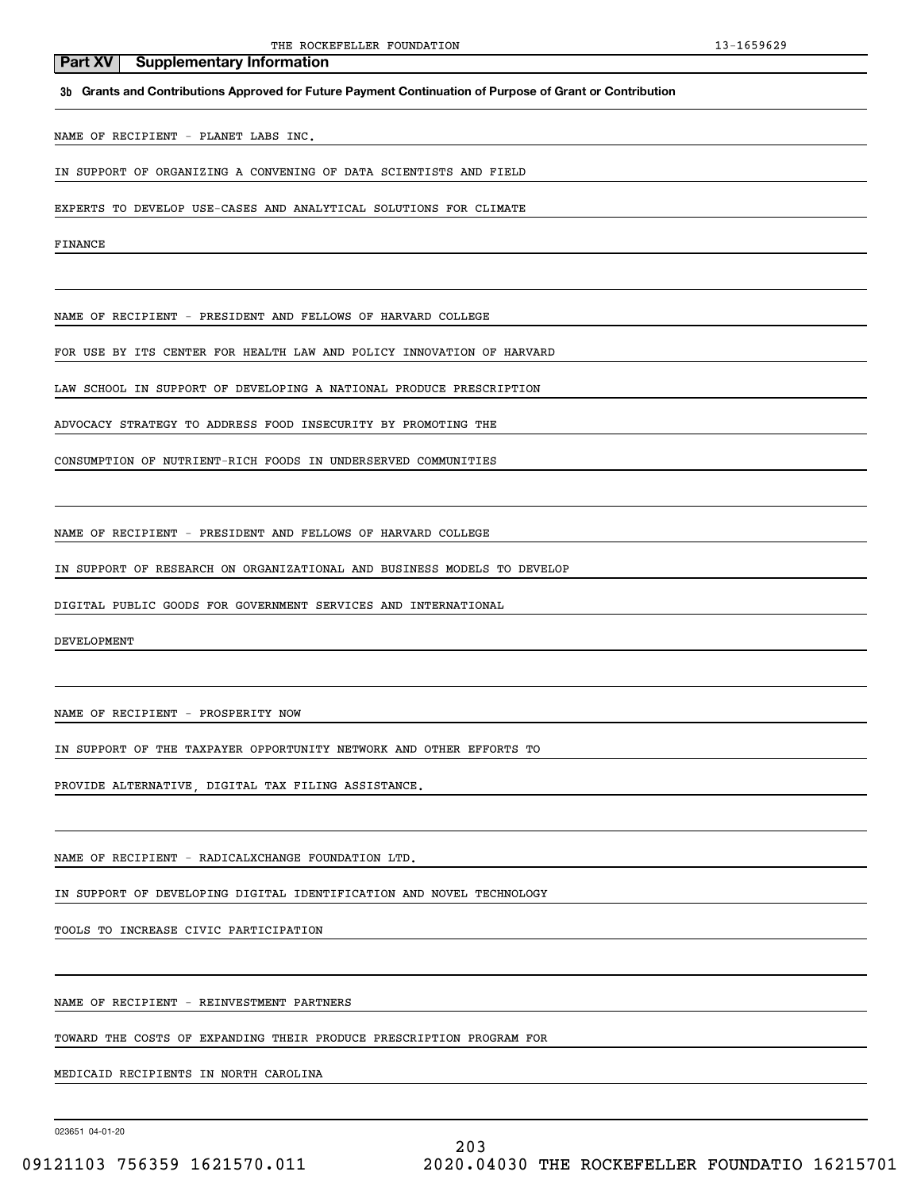## Part XV Supplementary Information

**3b Grants and Contributions Approved for Future Payment Continuation of Purpose of Grant or Contribution**

NAME OF RECIPIENT - PLANET LABS INC.

IN SUPPORT OF ORGANIZING A CONVENING OF DATA SCIENTISTS AND FIELD EXPERTS TO DEVELOP USE-CASES AND ANALYTICAL SOLUTIONS FOR CLIMATE FINANCE

NAME OF RECIPIENT - PRESIDENT AND FELLOWS OF HARVARD COLLEGE

FOR USE BY ITS CENTER FOR HEALTH LAW AND POLICY INNOVATION OF HARVARD LAW SCHOOL IN SUPPORT OF DEVELOPING A NATIONAL PRODUCE PRESCRIPTION ADVOCACY STRATEGY TO ADDRESS FOOD INSECURITY BY PROMOTING THE CONSUMPTION OF NUTRIENT-RICH FOODS IN UNDERSERVED COMMUNITIES

NAME OF RECIPIENT - PRESIDENT AND FELLOWS OF HARVARD COLLEGE

IN SUPPORT OF RESEARCH ON ORGANIZATIONAL AND BUSINESS MODELS TO DEVELOP DIGITAL PUBLIC GOODS FOR GOVERNMENT SERVICES AND INTERNATIONAL DEVELOPMENT

NAME OF RECIPIENT - PROSPERITY NOW

IN SUPPORT OF THE TAXPAYER OPPORTUNITY NETWORK AND OTHER EFFORTS TO PROVIDE ALTERNATIVE, DIGITAL TAX FILING ASSISTANCE.

NAME OF RECIPIENT - RADICALXCHANGE FOUNDATION LTD.

IN SUPPORT OF DEVELOPING DIGITAL IDENTIFICATION AND NOVEL TECHNOLOGY TOOLS TO INCREASE CIVIC PARTICIPATION

NAME OF RECIPIENT - REINVESTMENT PARTNERS

TOWARD THE COSTS OF EXPANDING THEIR PRODUCE PRESCRIPTION PROGRAM FOR MEDICAID RECIPIENTS IN NORTH CAROLINA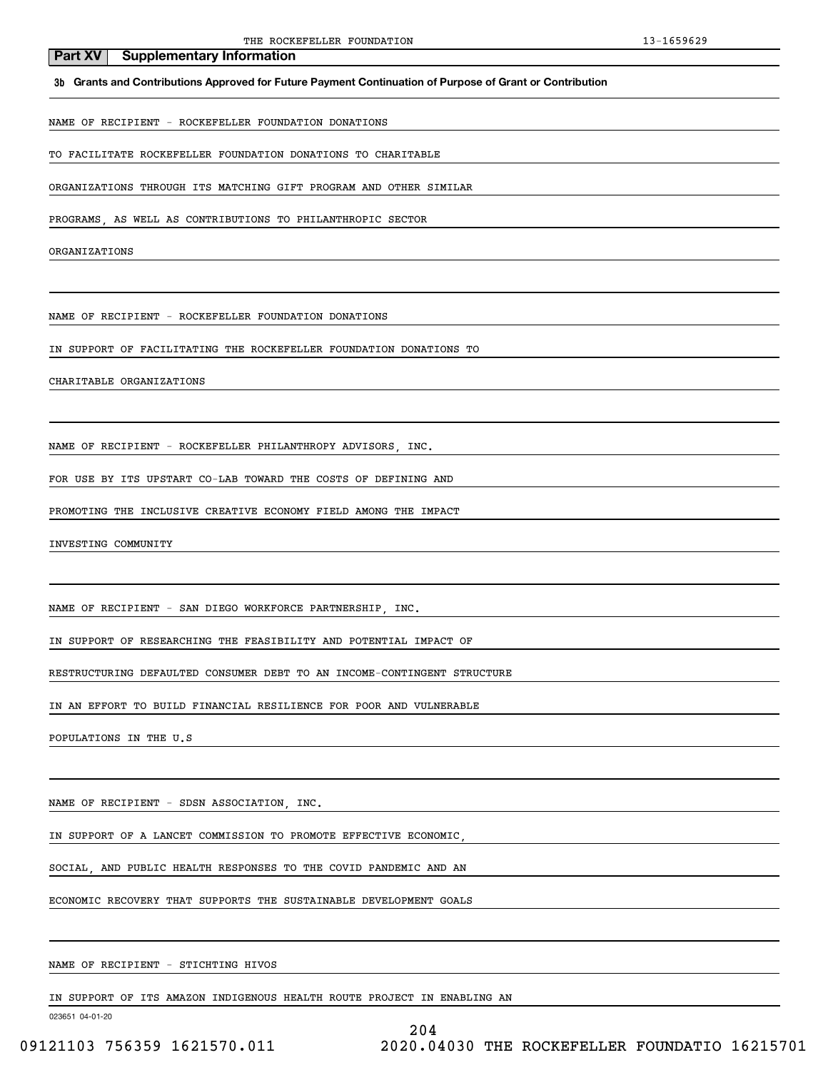## Part XV Supplementary Information

**3b Grants and Contributions Approved for Future Payment Continuation of Purpose of Grant or Contribution**

NAME OF RECIPIENT - ROCKEFELLER FOUNDATION DONATIONS

TO FACILITATE ROCKEFELLER FOUNDATION DONATIONS TO CHARITABLE ORGANIZATIONS THROUGH ITS MATCHING GIFT PROGRAM AND OTHER SIMILAR PROGRAMS, AS WELL AS CONTRIBUTIONS TO PHILANTHROPIC SECTOR ORGANIZATIONS

NAME OF RECIPIENT - ROCKEFELLER FOUNDATION DONATIONS

IN SUPPORT OF FACILITATING THE ROCKEFELLER FOUNDATION DONATIONS TO CHARITABLE ORGANIZATIONS

NAME OF RECIPIENT - ROCKEFELLER PHILANTHROPY ADVISORS, INC.

FOR USE BY ITS UPSTART CO-LAB TOWARD THE COSTS OF DEFINING AND PROMOTING THE INCLUSIVE CREATIVE ECONOMY FIELD AMONG THE IMPACT INVESTING COMMUNITY

NAME OF RECIPIENT - SAN DIEGO WORKFORCE PARTNERSHIP, INC.

IN SUPPORT OF RESEARCHING THE FEASIBILITY AND POTENTIAL IMPACT OF RESTRUCTURING DEFAULTED CONSUMER DEBT TO AN INCOME-CONTINGENT STRUCTURE IN AN EFFORT TO BUILD FINANCIAL RESILIENCE FOR POOR AND VULNERABLE POPULATIONS IN THE U.S

NAME OF RECIPIENT - SDSN ASSOCIATION, INC.

IN SUPPORT OF A LANCET COMMISSION TO PROMOTE EFFECTIVE ECONOMIC, SOCIAL, AND PUBLIC HEALTH RESPONSES TO THE COVID PANDEMIC AND AN ECONOMIC RECOVERY THAT SUPPORTS THE SUSTAINABLE DEVELOPMENT GOALS

NAME OF RECIPIENT - STICHTING HIVOS

IN SUPPORT OF ITS AMAZON INDIGENOUS HEALTH ROUTE PROJECT IN ENABLING AN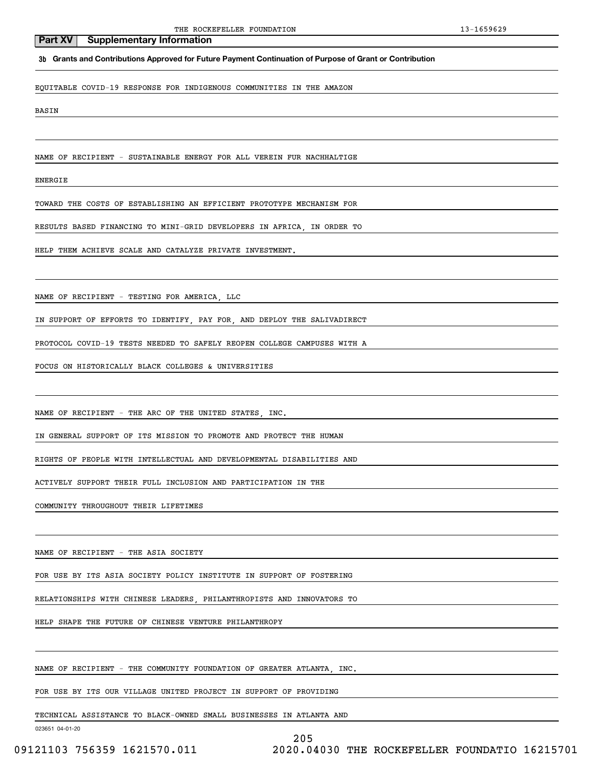## Part XV Supplementary Information

**3b Grants and Contributions Approved for Future Payment Continuation of Purpose of Grant or Contribution**

EQUITABLE COVID-19 RESPONSE FOR INDIGENOUS COMMUNITIES IN THE AMAZON BASIN

NAME OF RECIPIENT - SUSTAINABLE ENERGY FOR ALL VEREIN FUR NACHHALTIGE ENERGIE

TOWARD THE COSTS OF ESTABLISHING AN EFFICIENT PROTOTYPE MECHANISM FOR RESULTS BASED FINANCING TO MINI-GRID DEVELOPERS IN AFRICA, IN ORDER TO HELP THEM ACHIEVE SCALE AND CATALYZE PRIVATE INVESTMENT.

NAME OF RECIPIENT - TESTING FOR AMERICA, LLC

IN SUPPORT OF EFFORTS TO IDENTIFY, PAY FOR, AND DEPLOY THE SALIVADIRECT PROTOCOL COVID-19 TESTS NEEDED TO SAFELY REOPEN COLLEGE CAMPUSES WITH A FOCUS ON HISTORICALLY BLACK COLLEGES & UNIVERSITIES

NAME OF RECIPIENT - THE ARC OF THE UNITED STATES, INC.

IN GENERAL SUPPORT OF ITS MISSION TO PROMOTE AND PROTECT THE HUMAN RIGHTS OF PEOPLE WITH INTELLECTUAL AND DEVELOPMENTAL DISABILITIES AND ACTIVELY SUPPORT THEIR FULL INCLUSION AND PARTICIPATION IN THE COMMUNITY THROUGHOUT THEIR LIFETIMES

NAME OF RECIPIENT - THE ASIA SOCIETY

FOR USE BY ITS ASIA SOCIETY POLICY INSTITUTE IN SUPPORT OF FOSTERING RELATIONSHIPS WITH CHINESE LEADERS, PHILANTHROPISTS AND INNOVATORS TO HELP SHAPE THE FUTURE OF CHINESE VENTURE PHILANTHROPY

NAME OF RECIPIENT - THE COMMUNITY FOUNDATION OF GREATER ATLANTA, INC.

FOR USE BY ITS OUR VILLAGE UNITED PROJECT IN SUPPORT OF PROVIDING TECHNICAL ASSISTANCE TO BLACK-OWNED SMALL BUSINESSES IN ATLANTA AND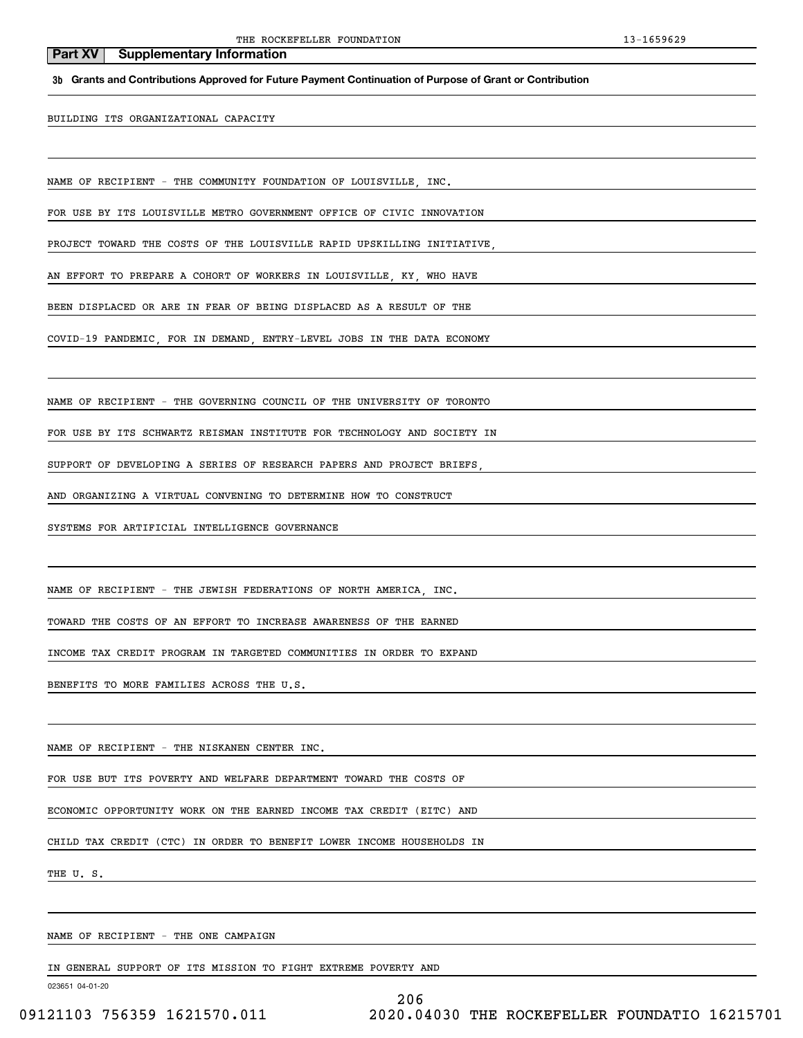## Part XV Supplementary Information

**3b Grants and Contributions Approved for Future Payment Continuation of Purpose of Grant or Contribution**

BUILDING ITS ORGANIZATIONAL CAPACITY

NAME OF RECIPIENT - THE COMMUNITY FOUNDATION OF LOUISVILLE, INC.

FOR USE BY ITS LOUISVILLE METRO GOVERNMENT OFFICE OF CIVIC INNOVATION

PROJECT TOWARD THE COSTS OF THE LOUISVILLE RAPID UPSKILLING INITIATIVE,

AN EFFORT TO PREPARE A COHORT OF WORKERS IN LOUISVILLE, KY, WHO HAVE

BEEN DISPLACED OR ARE IN FEAR OF BEING DISPLACED AS A RESULT OF THE

COVID-19 PANDEMIC, FOR IN DEMAND, ENTRY-LEVEL JOBS IN THE DATA ECONOMY

NAME OF RECIPIENT - THE GOVERNING COUNCIL OF THE UNIVERSITY OF TORONTO

FOR USE BY ITS SCHWARTZ REISMAN INSTITUTE FOR TECHNOLOGY AND SOCIETY IN

SUPPORT OF DEVELOPING A SERIES OF RESEARCH PAPERS AND PROJECT BRIEFS,

AND ORGANIZING A VIRTUAL CONVENING TO DETERMINE HOW TO CONSTRUCT

SYSTEMS FOR ARTIFICIAL INTELLIGENCE GOVERNANCE

NAME OF RECIPIENT - THE JEWISH FEDERATIONS OF NORTH AMERICA, INC.

TOWARD THE COSTS OF AN EFFORT TO INCREASE AWARENESS OF THE EARNED

INCOME TAX CREDIT PROGRAM IN TARGETED COMMUNITIES IN ORDER TO EXPAND

BENEFITS TO MORE FAMILIES ACROSS THE U.S.

NAME OF RECIPIENT - THE NISKANEN CENTER INC.

FOR USE BUT ITS POVERTY AND WELFARE DEPARTMENT TOWARD THE COSTS OF

ECONOMIC OPPORTUNITY WORK ON THE EARNED INCOME TAX CREDIT (EITC) AND

CHILD TAX CREDIT (CTC) IN ORDER TO BENEFIT LOWER INCOME HOUSEHOLDS IN

THE U. S.

NAME OF RECIPIENT - THE ONE CAMPAIGN

IN GENERAL SUPPORT OF ITS MISSION TO FIGHT EXTREME POVERTY AND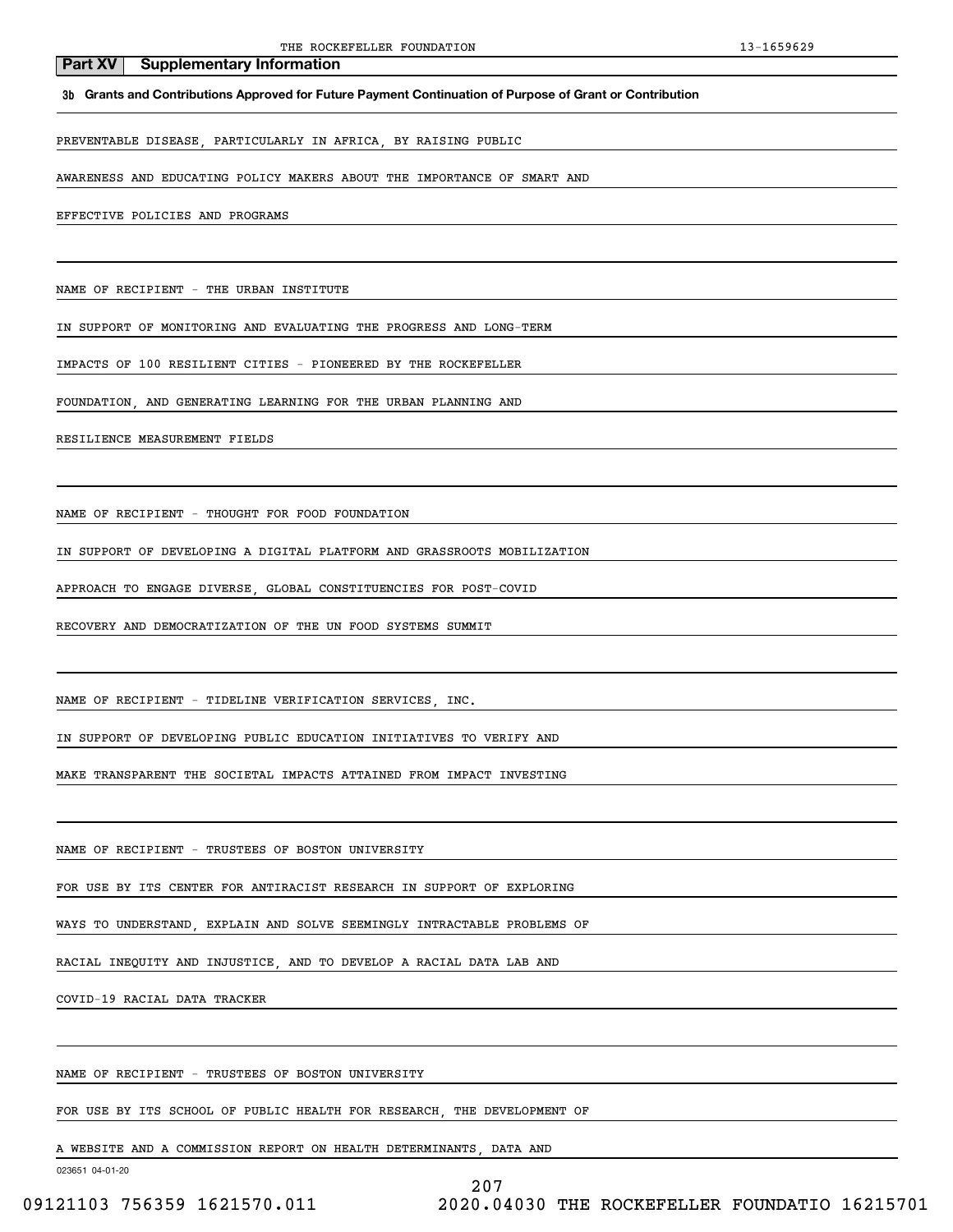## Part XV Supplementary Information

**3b Grants and Contributions Approved for Future Payment Continuation of Purpose of Grant or Contribution**

PREVENTABLE DISEASE, PARTICULARLY IN AFRICA, BY RAISING PUBLIC AWARENESS AND EDUCATING POLICY MAKERS ABOUT THE IMPORTANCE OF SMART AND EFFECTIVE POLICIES AND PROGRAMS

NAME OF RECIPIENT - THE URBAN INSTITUTE

IN SUPPORT OF MONITORING AND EVALUATING THE PROGRESS AND LONG-TERM IMPACTS OF 100 RESILIENT CITIES - PIONEERED BY THE ROCKEFELLER FOUNDATION, AND GENERATING LEARNING FOR THE URBAN PLANNING AND RESILIENCE MEASUREMENT FIELDS

NAME OF RECIPIENT - THOUGHT FOR FOOD FOUNDATION

IN SUPPORT OF DEVELOPING A DIGITAL PLATFORM AND GRASSROOTS MOBILIZATION APPROACH TO ENGAGE DIVERSE, GLOBAL CONSTITUENCIES FOR POST-COVID RECOVERY AND DEMOCRATIZATION OF THE UN FOOD SYSTEMS SUMMIT

NAME OF RECIPIENT - TIDELINE VERIFICATION SERVICES, INC.

IN SUPPORT OF DEVELOPING PUBLIC EDUCATION INITIATIVES TO VERIFY AND MAKE TRANSPARENT THE SOCIETAL IMPACTS ATTAINED FROM IMPACT INVESTING

NAME OF RECIPIENT - TRUSTEES OF BOSTON UNIVERSITY

FOR USE BY ITS CENTER FOR ANTIRACIST RESEARCH IN SUPPORT OF EXPLORING WAYS TO UNDERSTAND, EXPLAIN AND SOLVE SEEMINGLY INTRACTABLE PROBLEMS OF RACIAL INEQUITY AND INJUSTICE, AND TO DEVELOP A RACIAL DATA LAB AND COVID-19 RACIAL DATA TRACKER

NAME OF RECIPIENT - TRUSTEES OF BOSTON UNIVERSITY

FOR USE BY ITS SCHOOL OF PUBLIC HEALTH FOR RESEARCH, THE DEVELOPMENT OF A WEBSITE AND A COMMISSION REPORT ON HEALTH DETERMINANTS, DATA AND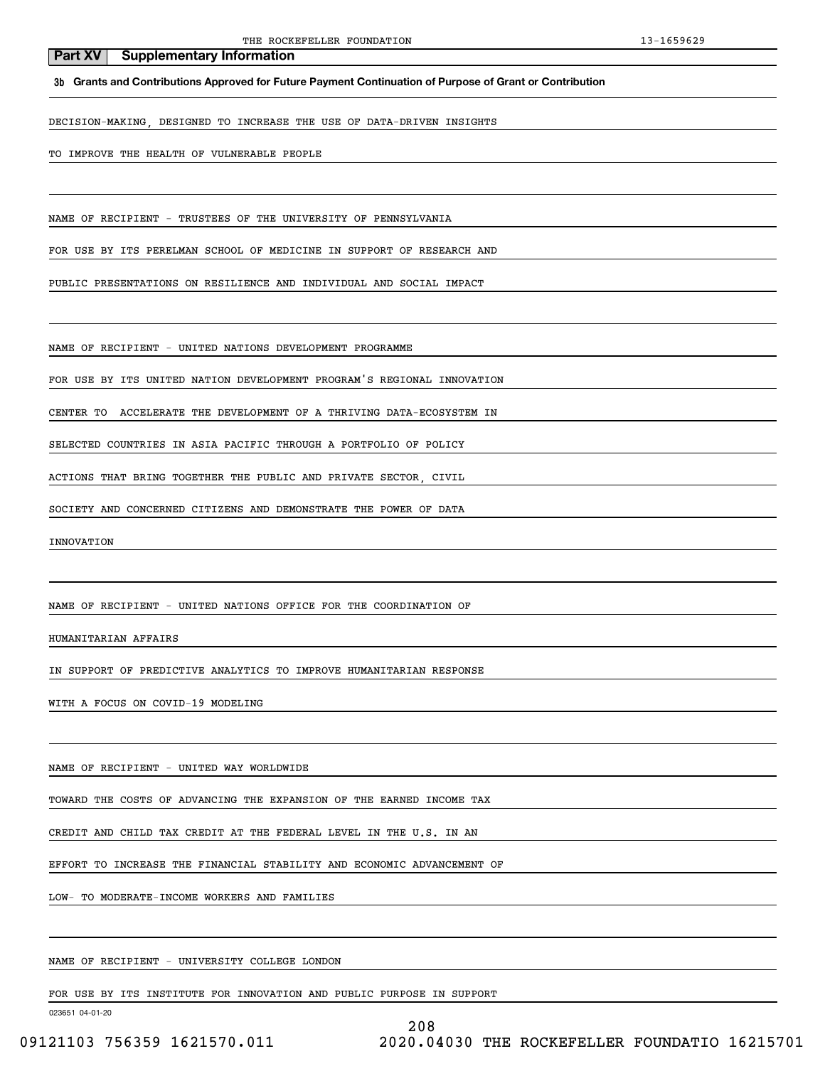**Part XV Supplementary Information**

**3b Grants and Contributions Approved for Future Payment Continuation of Purpose of Grant or Contribution**

DECISION-MAKING, DESIGNED TO INCREASE THE USE OF DATA-DRIVEN INSIGHTS
TO IMPROVE THE HEALTH OF VULNERABLE PEOPLE

NAME OF RECIPIENT - TRUSTEES OF THE UNIVERSITY OF PENNSYLVANIA
FOR USE BY ITS PERELMAN SCHOOL OF MEDICINE IN SUPPORT OF RESEARCH AND
PUBLIC PRESENTATIONS ON RESILIENCE AND INDIVIDUAL AND SOCIAL IMPACT

NAME OF RECIPIENT - UNITED NATIONS DEVELOPMENT PROGRAMME
FOR USE BY ITS UNITED NATION DEVELOPMENT PROGRAM'S REGIONAL INNOVATION
CENTER TO ACCELERATE THE DEVELOPMENT OF A THRIVING DATA-ECOSYSTEM IN
SELECTED COUNTRIES IN ASIA PACIFIC THROUGH A PORTFOLIO OF POLICY
ACTIONS THAT BRING TOGETHER THE PUBLIC AND PRIVATE SECTOR, CIVIL
SOCIETY AND CONCERNED CITIZENS AND DEMONSTRATE THE POWER OF DATA
INNOVATION

NAME OF RECIPIENT - UNITED NATIONS OFFICE FOR THE COORDINATION OF
HUMANITARIAN AFFAIRS
IN SUPPORT OF PREDICTIVE ANALYTICS TO IMPROVE HUMANITARIAN RESPONSE
WITH A FOCUS ON COVID-19 MODELING

NAME OF RECIPIENT - UNITED WAY WORLDWIDE
TOWARD THE COSTS OF ADVANCING THE EXPANSION OF THE EARNED INCOME TAX
CREDIT AND CHILD TAX CREDIT AT THE FEDERAL LEVEL IN THE U.S. IN AN
EFFORT TO INCREASE THE FINANCIAL STABILITY AND ECONOMIC ADVANCEMENT OF
LOW- TO MODERATE-INCOME WORKERS AND FAMILIES

NAME OF RECIPIENT - UNIVERSITY COLLEGE LONDON
FOR USE BY ITS INSTITUTE FOR INNOVATION AND PUBLIC PURPOSE IN SUPPORT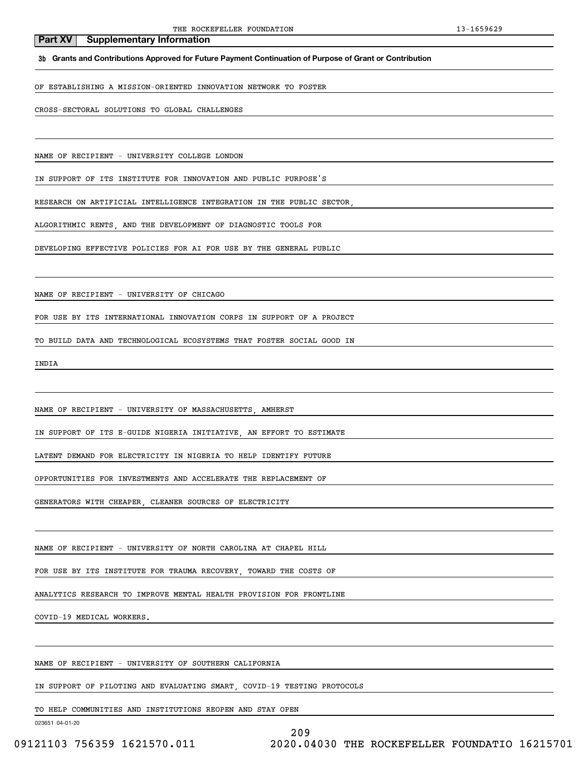## Part XV Supplementary Information

**3b Grants and Contributions Approved for Future Payment Continuation of Purpose of Grant or Contribution**

OF ESTABLISHING A MISSION-ORIENTED INNOVATION NETWORK TO FOSTER

CROSS-SECTORAL SOLUTIONS TO GLOBAL CHALLENGES

NAME OF RECIPIENT - UNIVERSITY COLLEGE LONDON

IN SUPPORT OF ITS INSTITUTE FOR INNOVATION AND PUBLIC PURPOSE'S

RESEARCH ON ARTIFICIAL INTELLIGENCE INTEGRATION IN THE PUBLIC SECTOR,

ALGORITHMIC RENTS, AND THE DEVELOPMENT OF DIAGNOSTIC TOOLS FOR

DEVELOPING EFFECTIVE POLICIES FOR AI FOR USE BY THE GENERAL PUBLIC

NAME OF RECIPIENT - UNIVERSITY OF CHICAGO

FOR USE BY ITS INTERNATIONAL INNOVATION CORPS IN SUPPORT OF A PROJECT

TO BUILD DATA AND TECHNOLOGICAL ECOSYSTEMS THAT FOSTER SOCIAL GOOD IN

INDIA

NAME OF RECIPIENT - UNIVERSITY OF MASSACHUSETTS, AMHERST

IN SUPPORT OF ITS E-GUIDE NIGERIA INITIATIVE, AN EFFORT TO ESTIMATE

LATENT DEMAND FOR ELECTRICITY IN NIGERIA TO HELP IDENTIFY FUTURE

OPPORTUNITIES FOR INVESTMENTS AND ACCELERATE THE REPLACEMENT OF

GENERATORS WITH CHEAPER, CLEANER SOURCES OF ELECTRICITY

NAME OF RECIPIENT - UNIVERSITY OF NORTH CAROLINA AT CHAPEL HILL

FOR USE BY ITS INSTITUTE FOR TRAUMA RECOVERY, TOWARD THE COSTS OF

ANALYTICS RESEARCH TO IMPROVE MENTAL HEALTH PROVISION FOR FRONTLINE

COVID-19 MEDICAL WORKERS.

NAME OF RECIPIENT - UNIVERSITY OF SOUTHERN CALIFORNIA

IN SUPPORT OF PILOTING AND EVALUATING SMART, COVID-19 TESTING PROTOCOLS

TO HELP COMMUNITIES AND INSTITUTIONS REOPEN AND STAY OPEN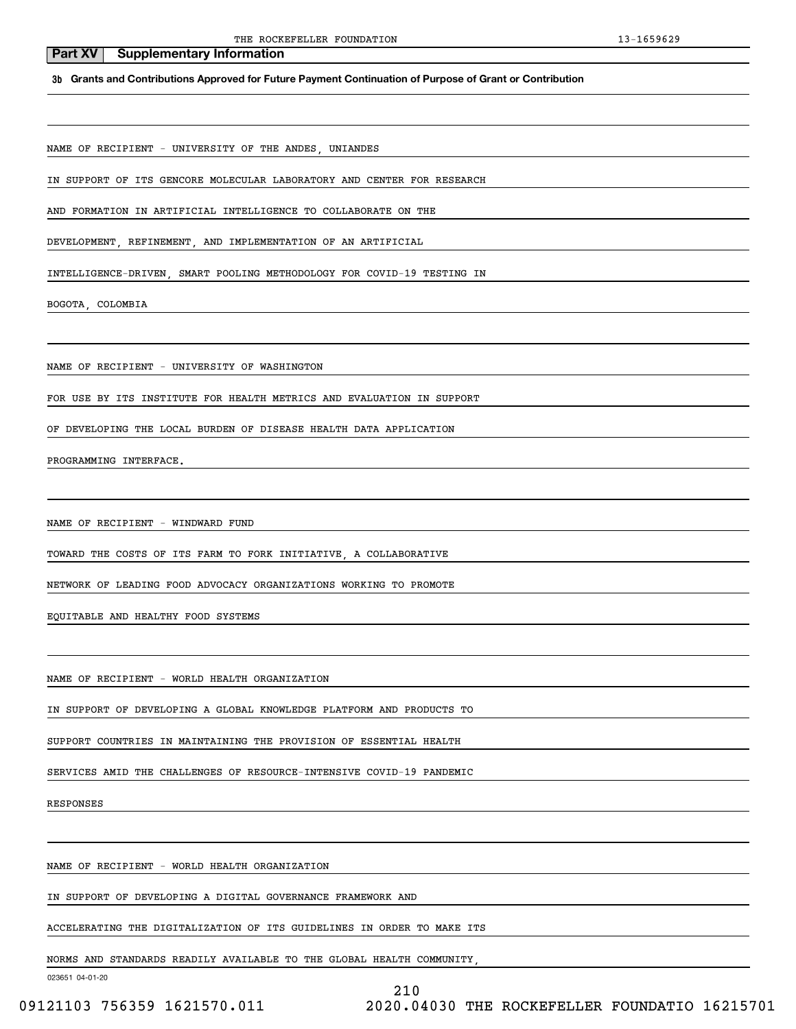## Part XV Supplementary Information

**3b Grants and Contributions Approved for Future Payment Continuation of Purpose of Grant or Contribution**

NAME OF RECIPIENT - UNIVERSITY OF THE ANDES, UNIANDES

IN SUPPORT OF ITS GENCORE MOLECULAR LABORATORY AND CENTER FOR RESEARCH AND FORMATION IN ARTIFICIAL INTELLIGENCE TO COLLABORATE ON THE DEVELOPMENT, REFINEMENT, AND IMPLEMENTATION OF AN ARTIFICIAL INTELLIGENCE-DRIVEN, SMART POOLING METHODOLOGY FOR COVID-19 TESTING IN BOGOTA, COLOMBIA

NAME OF RECIPIENT - UNIVERSITY OF WASHINGTON

FOR USE BY ITS INSTITUTE FOR HEALTH METRICS AND EVALUATION IN SUPPORT OF DEVELOPING THE LOCAL BURDEN OF DISEASE HEALTH DATA APPLICATION PROGRAMMING INTERFACE.

NAME OF RECIPIENT - WINDWARD FUND

TOWARD THE COSTS OF ITS FARM TO FORK INITIATIVE, A COLLABORATIVE NETWORK OF LEADING FOOD ADVOCACY ORGANIZATIONS WORKING TO PROMOTE EQUITABLE AND HEALTHY FOOD SYSTEMS

NAME OF RECIPIENT - WORLD HEALTH ORGANIZATION

IN SUPPORT OF DEVELOPING A GLOBAL KNOWLEDGE PLATFORM AND PRODUCTS TO SUPPORT COUNTRIES IN MAINTAINING THE PROVISION OF ESSENTIAL HEALTH SERVICES AMID THE CHALLENGES OF RESOURCE-INTENSIVE COVID-19 PANDEMIC RESPONSES

NAME OF RECIPIENT - WORLD HEALTH ORGANIZATION

IN SUPPORT OF DEVELOPING A DIGITAL GOVERNANCE FRAMEWORK AND ACCELERATING THE DIGITALIZATION OF ITS GUIDELINES IN ORDER TO MAKE ITS NORMS AND STANDARDS READILY AVAILABLE TO THE GLOBAL HEALTH COMMUNITY,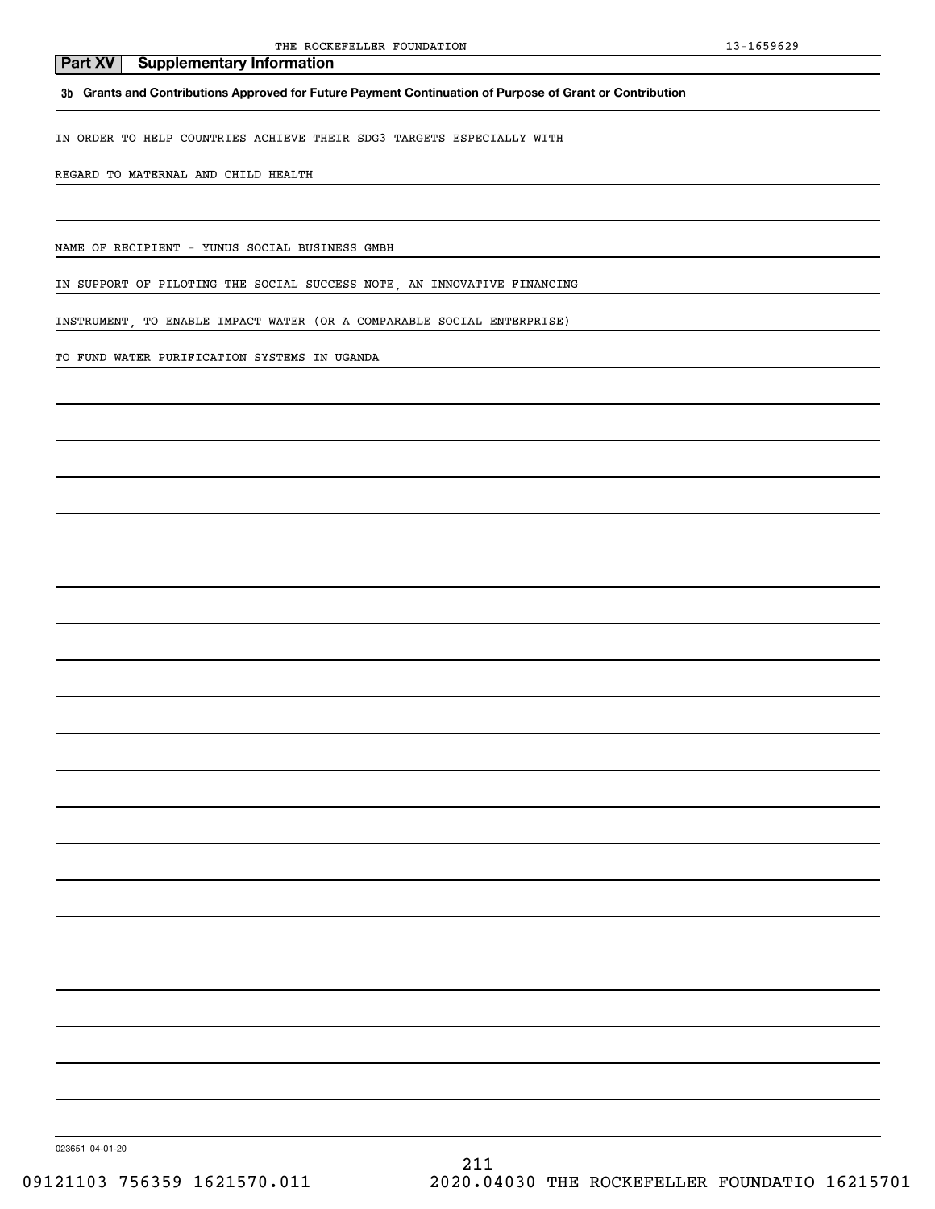## Part XV Supplementary Information

**3b Grants and Contributions Approved for Future Payment Continuation of Purpose of Grant or Contribution**

IN ORDER TO HELP COUNTRIES ACHIEVE THEIR SDG3 TARGETS ESPECIALLY WITH

REGARD TO MATERNAL AND CHILD HEALTH

NAME OF RECIPIENT - YUNUS SOCIAL BUSINESS GMBH

IN SUPPORT OF PILOTING THE SOCIAL SUCCESS NOTE, AN INNOVATIVE FINANCING

INSTRUMENT, TO ENABLE IMPACT WATER (OR A COMPARABLE SOCIAL ENTERPRISE)

TO FUND WATER PURIFICATION SYSTEMS IN UGANDA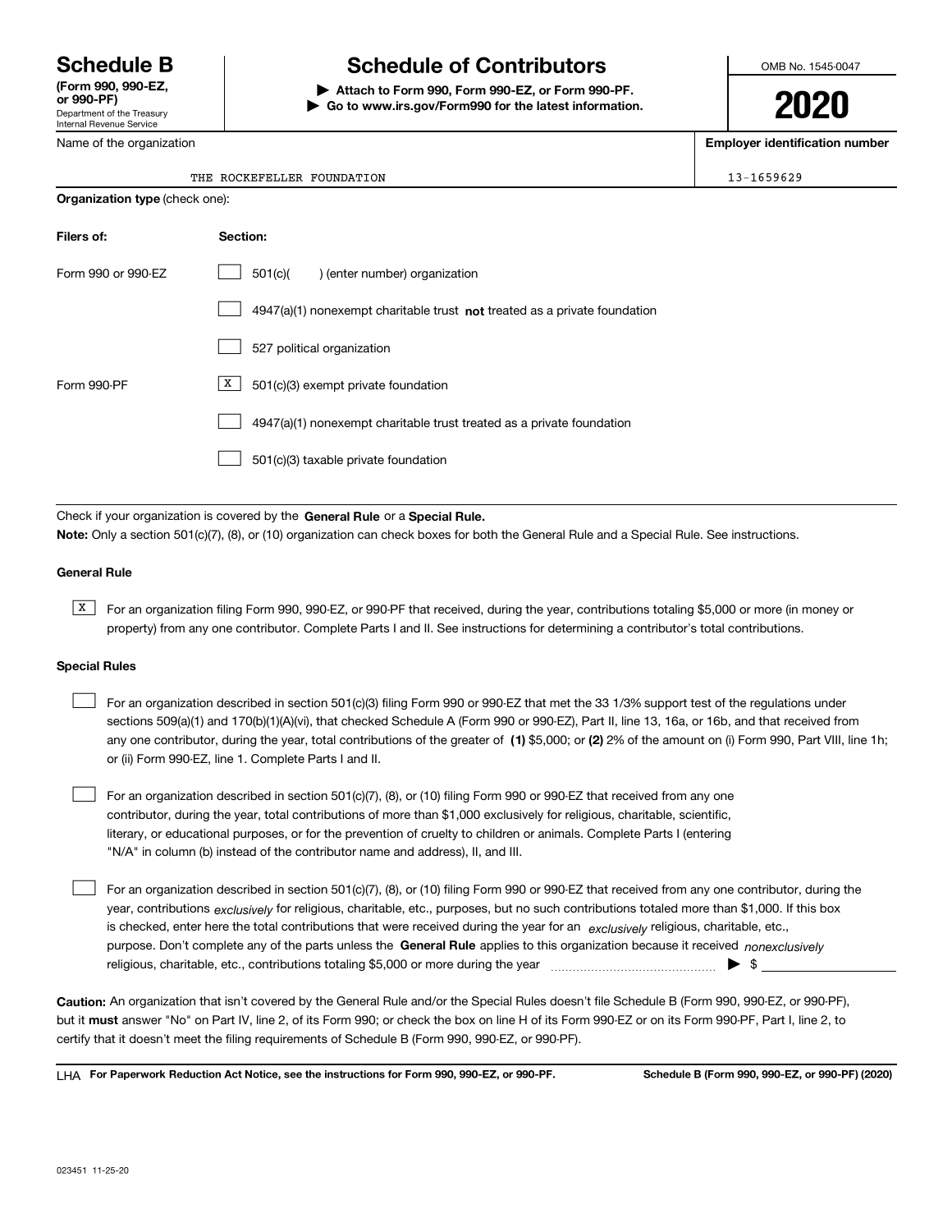# Schedule B

**(Form 990, 990-EZ, or 990-PF)**

Department of the Treasury
Internal Revenue Service

# Schedule of Contributors

**▶ Attach to Form 990, Form 990-EZ, or Form 990-PF.**
**▶ Go to www.irs.gov/Form990 for the latest information.**

OMB No. 1545-0047

**2020**

Name of the organization: THE ROCKEFELLER FOUNDATION

**Employer identification number:** 13-1659629

**Organization type** (check one):

| Filers of: | Section: |
|---|---|
| Form 990 or 990-EZ | ☐ 501(c)( ) (enter number) organization |
| | ☐ 4947(a)(1) nonexempt charitable trust **not** treated as a private foundation |
| | ☐ 527 political organization |
| Form 990-PF | ☒ 501(c)(3) exempt private foundation |
| | ☐ 4947(a)(1) nonexempt charitable trust treated as a private foundation |
| | ☐ 501(c)(3) taxable private foundation |

Check if your organization is covered by the **General Rule** or a **Special Rule.**

**Note:** Only a section 501(c)(7), (8), or (10) organization can check boxes for both the General Rule and a Special Rule. See instructions.

**General Rule**

☒ For an organization filing Form 990, 990-EZ, or 990-PF that received, during the year, contributions totaling $5,000 or more (in money or property) from any one contributor. Complete Parts I and II. See instructions for determining a contributor's total contributions.

**Special Rules**

☐ For an organization described in section 501(c)(3) filing Form 990 or 990-EZ that met the 33 1/3% support test of the regulations under sections 509(a)(1) and 170(b)(1)(A)(vi), that checked Schedule A (Form 990 or 990-EZ), Part II, line 13, 16a, or 16b, and that received from any one contributor, during the year, total contributions of the greater of **(1)** $5,000; or **(2)** 2% of the amount on (i) Form 990, Part VIII, line 1h; or (ii) Form 990-EZ, line 1. Complete Parts I and II.

☐ For an organization described in section 501(c)(7), (8), or (10) filing Form 990 or 990-EZ that received from any one contributor, during the year, total contributions of more than $1,000 exclusively for religious, charitable, scientific, literary, or educational purposes, or for the prevention of cruelty to children or animals. Complete Parts I (entering "N/A" in column (b) instead of the contributor name and address), II, and III.

☐ For an organization described in section 501(c)(7), (8), or (10) filing Form 990 or 990-EZ that received from any one contributor, during the year, contributions *exclusively* for religious, charitable, etc., purposes, but no such contributions totaled more than $1,000. If this box is checked, enter here the total contributions that were received during the year for an *exclusively* religious, charitable, etc., purpose. Don't complete any of the parts unless the **General Rule** applies to this organization because it received *nonexclusively* religious, charitable, etc., contributions totaling $5,000 or more during the year ▶ $ ______

**Caution:** An organization that isn't covered by the General Rule and/or the Special Rules doesn't file Schedule B (Form 990, 990-EZ, or 990-PF), but it **must** answer "No" on Part IV, line 2, of its Form 990; or check the box on line H of its Form 990-EZ or on its Form 990-PF, Part I, line 2, to certify that it doesn't meet the filing requirements of Schedule B (Form 990, 990-EZ, or 990-PF).

LHA **For Paperwork Reduction Act Notice, see the instructions for Form 990, 990-EZ, or 990-PF.** **Schedule B (Form 990, 990-EZ, or 990-PF) (2020)**

023451 11-25-20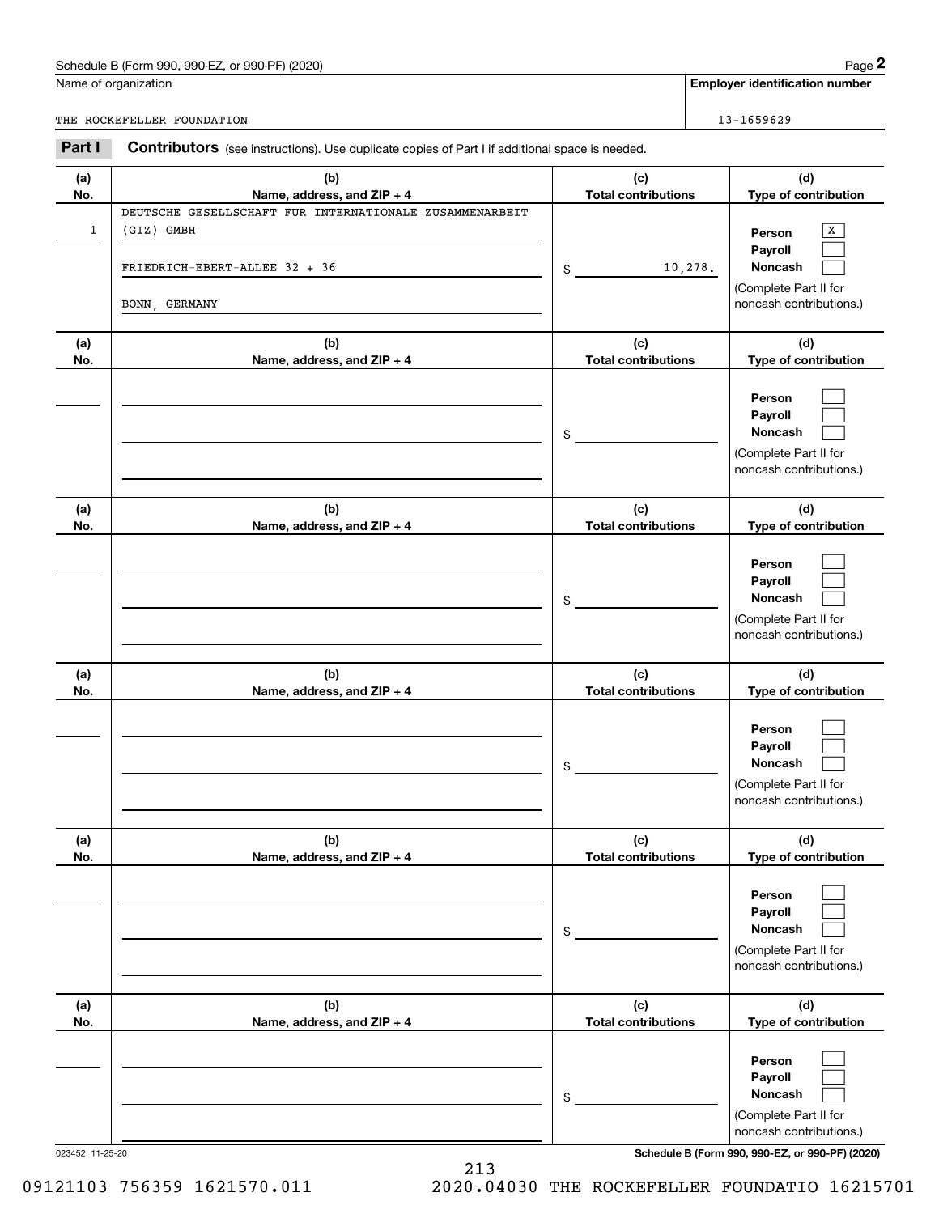Schedule B (Form 990, 990-EZ, or 990-PF) (2020)

Name of organization: THE ROCKEFELLER FOUNDATION

Employer identification number: 13-1659629

## Part I — Contributors (see instructions). Use duplicate copies of Part I if additional space is needed.

| (a) No. | (b) Name, address, and ZIP + 4 | (c) Total contributions | (d) Type of contribution |
|---|---|---|---|
| 1 | DEUTSCHE GESELLSCHAFT FUR INTERNATIONALE ZUSAMMENARBEIT (GIZ) GMBH<br>FRIEDRICH-EBERT-ALLEE 32 + 36<br>BONN, GERMANY | $ 10,278. | Person [X]<br>Payroll [ ]<br>Noncash [ ]<br>(Complete Part II for noncash contributions.) |
| | | $ | Person [ ]<br>Payroll [ ]<br>Noncash [ ]<br>(Complete Part II for noncash contributions.) |
| | | $ | Person [ ]<br>Payroll [ ]<br>Noncash [ ]<br>(Complete Part II for noncash contributions.) |
| | | $ | Person [ ]<br>Payroll [ ]<br>Noncash [ ]<br>(Complete Part II for noncash contributions.) |
| | | $ | Person [ ]<br>Payroll [ ]<br>Noncash [ ]<br>(Complete Part II for noncash contributions.) |
| | | $ | Person [ ]<br>Payroll [ ]<br>Noncash [ ]<br>(Complete Part II for noncash contributions.) |

023452 11-25-20

Schedule B (Form 990, 990-EZ, or 990-PF) (2020)

09121103 756359 1621570.011 2020.04030 THE ROCKEFELLER FOUNDATIO 16215701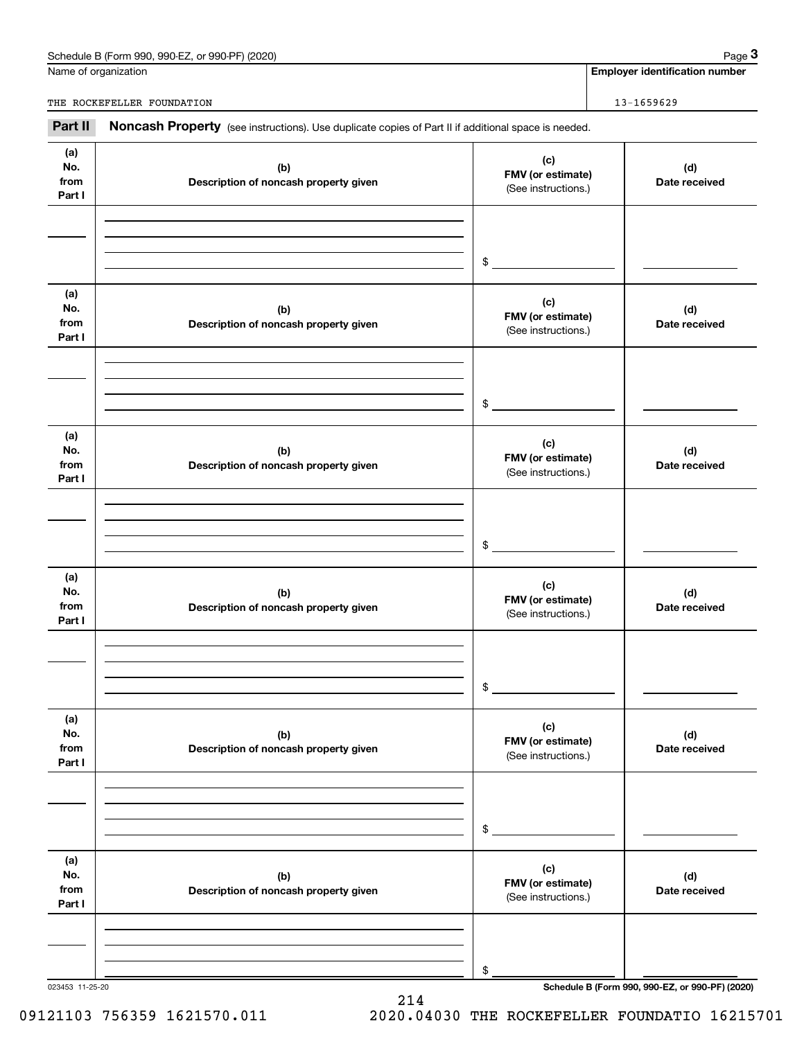Schedule B (Form 990, 990-EZ, or 990-PF) (2020) Page **3**

Name of organization: THE ROCKEFELLER FOUNDATION

**Employer identification number**: 13-1659629

**Part II** **Noncash Property** (see instructions). Use duplicate copies of Part II if additional space is needed.

| (a) No. from Part I | (b) Description of noncash property given | (c) FMV (or estimate) (See instructions.) | (d) Date received |
|---|---|---|---|
| | | $ | |

| (a) No. from Part I | (b) Description of noncash property given | (c) FMV (or estimate) (See instructions.) | (d) Date received |
|---|---|---|---|
| | | $ | |

| (a) No. from Part I | (b) Description of noncash property given | (c) FMV (or estimate) (See instructions.) | (d) Date received |
|---|---|---|---|
| | | $ | |

| (a) No. from Part I | (b) Description of noncash property given | (c) FMV (or estimate) (See instructions.) | (d) Date received |
|---|---|---|---|
| | | $ | |

| (a) No. from Part I | (b) Description of noncash property given | (c) FMV (or estimate) (See instructions.) | (d) Date received |
|---|---|---|---|
| | | $ | |

| (a) No. from Part I | (b) Description of noncash property given | (c) FMV (or estimate) (See instructions.) | (d) Date received |
|---|---|---|---|
| | | $ | |

023453 11-25-20 **Schedule B (Form 990, 990-EZ, or 990-PF) (2020)**

09121103 756359 1621570.011 2020.04030 THE ROCKEFELLER FOUNDATIO 16215701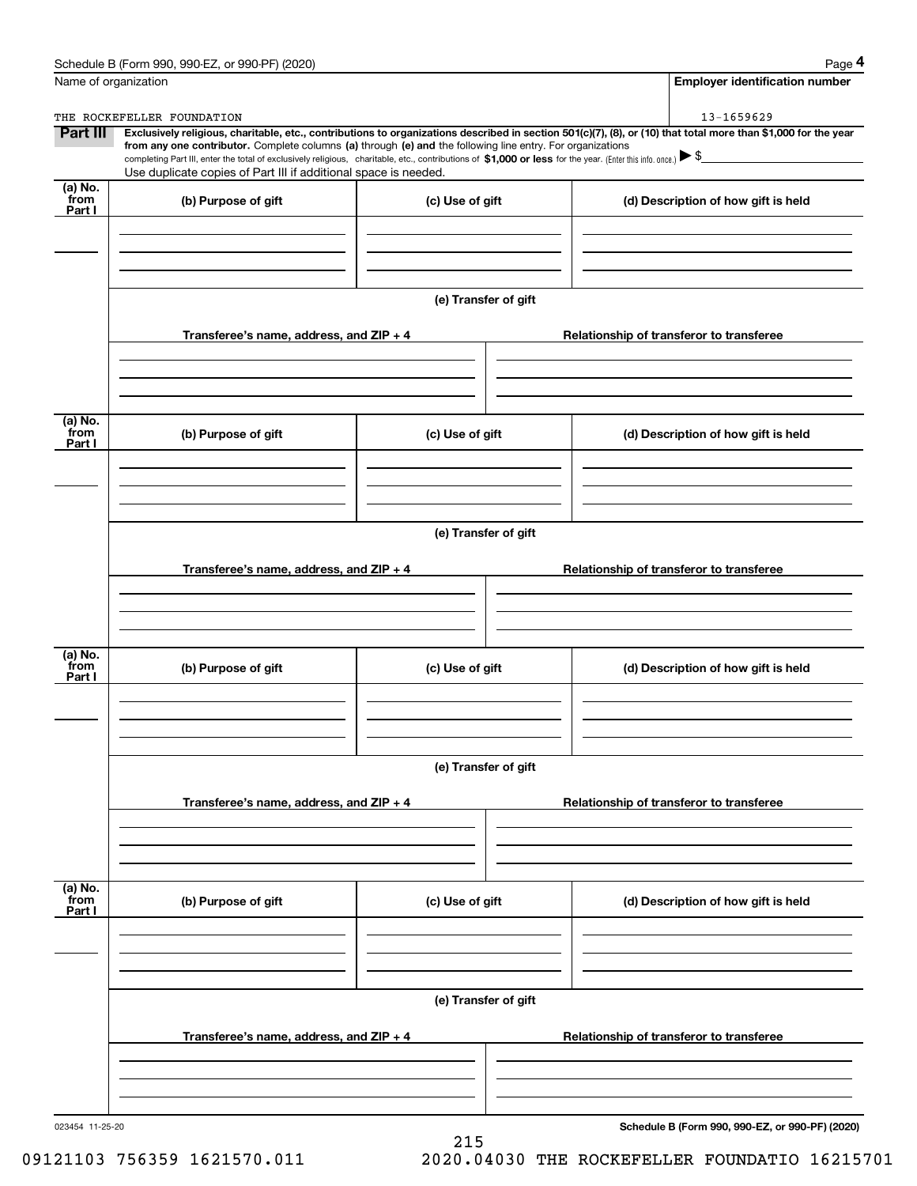Schedule B (Form 990, 990-EZ, or 990-PF) (2020)

Name of organization: THE ROCKEFELLER FOUNDATION

Employer identification number: 13-1659629

**Part III** **Exclusively religious, charitable, etc., contributions to organizations described in section 501(c)(7), (8), or (10) that total more than $1,000 for the year from any one contributor.** Complete columns **(a)** through **(e) and** the following line entry. For organizations completing Part III, enter the total of exclusively religious, charitable, etc., contributions of **$1,000 or less** for the year. (Enter this info. once.) ▶ $

Use duplicate copies of Part III if additional space is needed.

| (a) No. from Part I | (b) Purpose of gift | (c) Use of gift | (d) Description of how gift is held |
|---|---|---|---|
| | | | |

(e) Transfer of gift

| Transferee's name, address, and ZIP + 4 | Relationship of transferor to transferee |
|---|---|
| | |

| (a) No. from Part I | (b) Purpose of gift | (c) Use of gift | (d) Description of how gift is held |
|---|---|---|---|
| | | | |

(e) Transfer of gift

| Transferee's name, address, and ZIP + 4 | Relationship of transferor to transferee |
|---|---|
| | |

| (a) No. from Part I | (b) Purpose of gift | (c) Use of gift | (d) Description of how gift is held |
|---|---|---|---|
| | | | |

(e) Transfer of gift

| Transferee's name, address, and ZIP + 4 | Relationship of transferor to transferee |
|---|---|
| | |

| (a) No. from Part I | (b) Purpose of gift | (c) Use of gift | (d) Description of how gift is held |
|---|---|---|---|
| | | | |

(e) Transfer of gift

| Transferee's name, address, and ZIP + 4 | Relationship of transferor to transferee |
|---|---|
| | |

023454 11-25-20

**Schedule B (Form 990, 990-EZ, or 990-PF) (2020)**

09121103 756359 1621570.011 2020.04030 THE ROCKEFELLER FOUNDATIO 16215701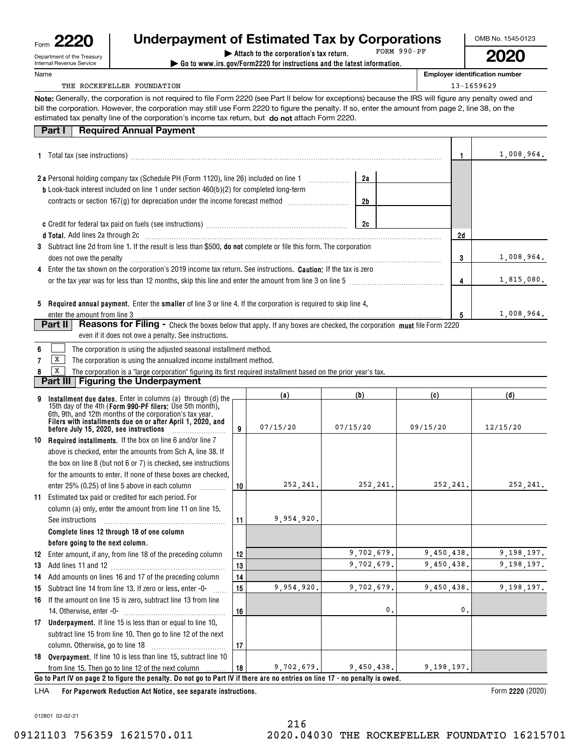Form **2220**

Department of the Treasury
Internal Revenue Service

# Underpayment of Estimated Tax by Corporations

▶ Attach to the corporation's tax return. FORM 990-PF

▶ Go to www.irs.gov/Form2220 for instructions and the latest information.

OMB No. 1545-0123

**2020**

Name: THE ROCKEFELLER FOUNDATION

Employer identification number: 13-1659629

**Note:** Generally, the corporation is not required to file Form 2220 (see Part II below for exceptions) because the IRS will figure any penalty owed and bill the corporation. However, the corporation may still use Form 2220 to figure the penalty. If so, enter the amount from page 2, line 38, on the estimated tax penalty line of the corporation's income tax return, but **do not** attach Form 2220.

## Part I Required Annual Payment

| | | | | |
|---|---|---|---|---|
| **1** | Total tax (see instructions) | | 1 | 1,008,964. |
| **2a** | Personal holding company tax (Schedule PH (Form 1120), line 26) included on line 1 | 2a | | |
| **b** | Look-back interest included on line 1 under section 460(b)(2) for completed long-term contracts or section 167(g) for depreciation under the income forecast method | 2b | | |
| **c** | Credit for federal tax paid on fuels (see instructions) | 2c | | |
| **d** | **Total.** Add lines 2a through 2c | | 2d | |
| **3** | Subtract line 2d from line 1. If the result is less than $500, **do not** complete or file this form. The corporation does not owe the penalty | | 3 | 1,008,964. |
| **4** | Enter the tax shown on the corporation's 2019 income tax return. See instructions. **Caution:** If the tax is zero or the tax year was for less than 12 months, skip this line and enter the amount from line 3 on line 5 | | 4 | 1,815,080. |
| **5** | **Required annual payment.** Enter the **smaller** of line 3 or line 4. If the corporation is required to skip line 4, enter the amount from line 3 | | 5 | 1,008,964. |

## Part II Reasons for Filing - Check the boxes below that apply. If any boxes are checked, the corporation **must** file Form 2220 even if it does not owe a penalty. See instructions.

- **6** [ ] The corporation is using the adjusted seasonal installment method.
- **7** [X] The corporation is using the annualized income installment method.
- **8** [X] The corporation is a "large corporation" figuring its first required installment based on the prior year's tax.

## Part III Figuring the Underpayment

| | | | (a) | (b) | (c) | (d) |
|---|---|---|---|---|---|---|
| **9** | **Installment due dates.** Enter in columns (a) through (d) the 15th day of the 4th (**Form 990-PF filers:** Use 5th month), 6th, 9th, and 12th months of the corporation's tax year. **Filers with installments due on or after April 1, 2020, and before July 15, 2020, see instructions** | 9 | 07/15/20 | 07/15/20 | 09/15/20 | 12/15/20 |
| **10** | **Required installments.** If the box on line 6 and/or line 7 above is checked, enter the amounts from Sch A, line 38. If the box on line 8 (but not 6 or 7) is checked, see instructions for the amounts to enter. If none of these boxes are checked, enter 25% (0.25) of line 5 above in each column | 10 | 252,241. | 252,241. | 252,241. | 252,241. |
| **11** | Estimated tax paid or credited for each period. For column (a) only, enter the amount from line 11 on line 15. See instructions | 11 | 9,954,920. | | | |
| | **Complete lines 12 through 18 of one column before going to the next column.** | | | | | |
| **12** | Enter amount, if any, from line 18 of the preceding column | 12 | | 9,702,679. | 9,450,438. | 9,198,197. |
| **13** | Add lines 11 and 12 | 13 | | 9,702,679. | 9,450,438. | 9,198,197. |
| **14** | Add amounts on lines 16 and 17 of the preceding column | 14 | | | | |
| **15** | Subtract line 14 from line 13. If zero or less, enter -0- | 15 | 9,954,920. | 9,702,679. | 9,450,438. | 9,198,197. |
| **16** | If the amount on line 15 is zero, subtract line 13 from line 14. Otherwise, enter -0- | 16 | | 0. | 0. | |
| **17** | **Underpayment.** If line 15 is less than or equal to line 10, subtract line 15 from line 10. Then go to line 12 of the next column. Otherwise, go to line 18 | 17 | | | | |
| **18** | **Overpayment.** If line 10 is less than line 15, subtract line 10 from line 15. Then go to line 12 of the next column | 18 | 9,702,679. | 9,450,438. | 9,198,197. | |

**Go to Part IV on page 2 to figure the penalty. Do not go to Part IV if there are no entries on line 17 - no penalty is owed.**

LHA **For Paperwork Reduction Act Notice, see separate instructions.** Form **2220** (2020)

012801 02-02-21

09121103 756359 1621570.011 2020.04030 THE ROCKEFELLER FOUNDATIO 16215701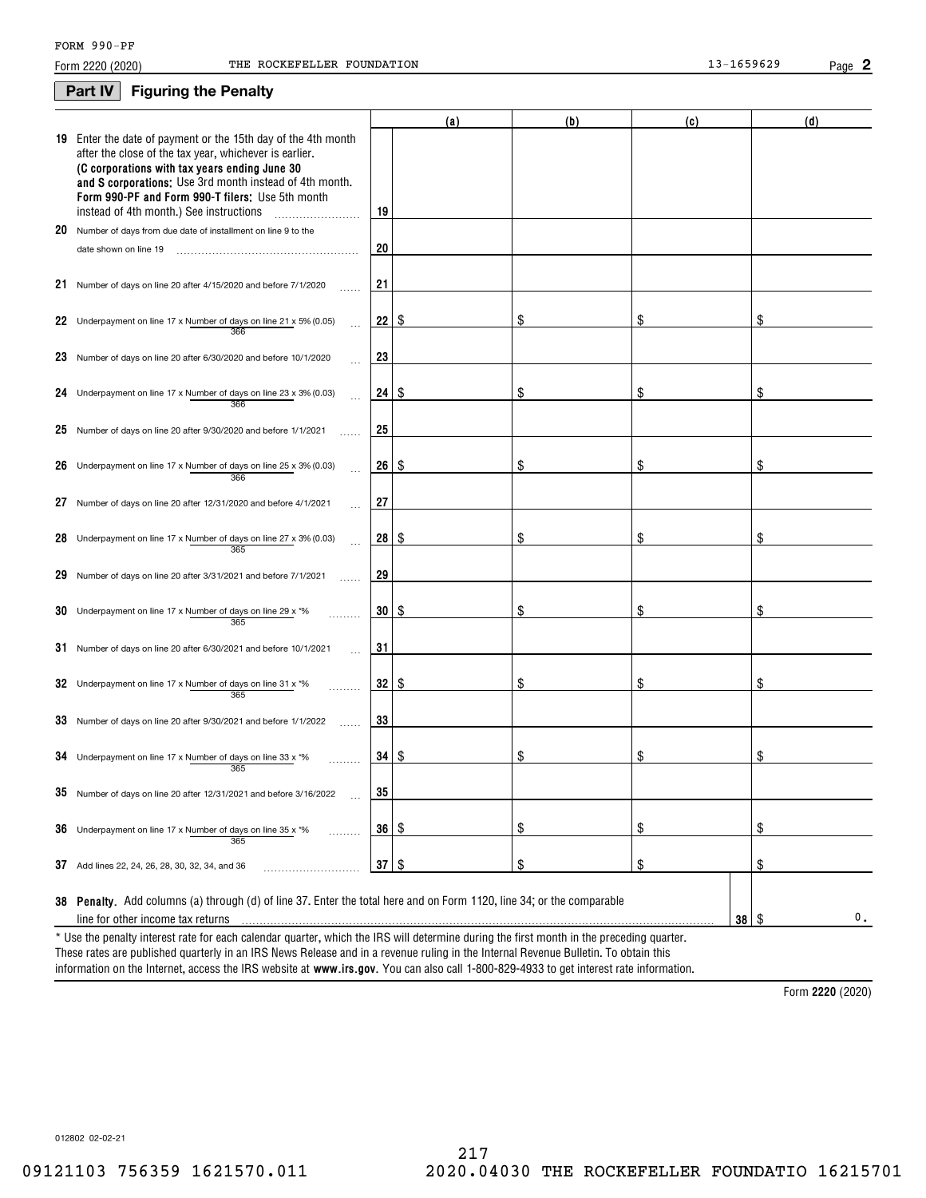FORM 990-PF

Form 2220 (2020) THE ROCKEFELLER FOUNDATION 13-1659629 Page **2**

## Part IV Figuring the Penalty

| | | (a) | (b) | (c) | (d) |
|---|---|---|---|---|---|
| **19** Enter the date of payment or the 15th day of the 4th month after the close of the tax year, whichever is earlier. **(C corporations with tax years ending June 30 and S corporations:** Use 3rd month instead of 4th month. **Form 990-PF and Form 990-T filers:** Use 5th month instead of 4th month.) See instructions | 19 | | | | |
| **20** Number of days from due date of installment on line 9 to the date shown on line 19 | 20 | | | | |
| **21** Number of days on line 20 after 4/15/2020 and before 7/1/2020 | 21 | | | | |
| **22** Underpayment on line 17 x Number of days on line 21 / 366 x 5% (0.05) | 22 | $ | $ | $ | $ |
| **23** Number of days on line 20 after 6/30/2020 and before 10/1/2020 | 23 | | | | |
| **24** Underpayment on line 17 x Number of days on line 23 / 366 x 3% (0.03) | 24 | $ | $ | $ | $ |
| **25** Number of days on line 20 after 9/30/2020 and before 1/1/2021 | 25 | | | | |
| **26** Underpayment on line 17 x Number of days on line 25 / 366 x 3% (0.03) | 26 | $ | $ | $ | $ |
| **27** Number of days on line 20 after 12/31/2020 and before 4/1/2021 | 27 | | | | |
| **28** Underpayment on line 17 x Number of days on line 27 / 365 x 3% (0.03) | 28 | $ | $ | $ | $ |
| **29** Number of days on line 20 after 3/31/2021 and before 7/1/2021 | 29 | | | | |
| **30** Underpayment on line 17 x Number of days on line 29 / 365 x *% | 30 | $ | $ | $ | $ |
| **31** Number of days on line 20 after 6/30/2021 and before 10/1/2021 | 31 | | | | |
| **32** Underpayment on line 17 x Number of days on line 31 / 365 x *% | 32 | $ | $ | $ | $ |
| **33** Number of days on line 20 after 9/30/2021 and before 1/1/2022 | 33 | | | | |
| **34** Underpayment on line 17 x Number of days on line 33 / 365 x *% | 34 | $ | $ | $ | $ |
| **35** Number of days on line 20 after 12/31/2021 and before 3/16/2022 | 35 | | | | |
| **36** Underpayment on line 17 x Number of days on line 35 / 365 x *% | 36 | $ | $ | $ | $ |
| **37** Add lines 22, 24, 26, 28, 30, 32, 34, and 36 | 37 | $ | $ | $ | $ |

**38 Penalty.** Add columns (a) through (d) of line 37. Enter the total here and on Form 1120, line 34; or the comparable line for other income tax returns ..... **38** $ 0.

\* Use the penalty interest rate for each calendar quarter, which the IRS will determine during the first month in the preceding quarter. These rates are published quarterly in an IRS News Release and in a revenue ruling in the Internal Revenue Bulletin. To obtain this information on the Internet, access the IRS website at **www.irs.gov**. You can also call 1-800-829-4933 to get interest rate information.

Form **2220** (2020)

012802 02-02-21

09121103 756359 1621570.011 2020.04030 THE ROCKEFELLER FOUNDATIO 16215701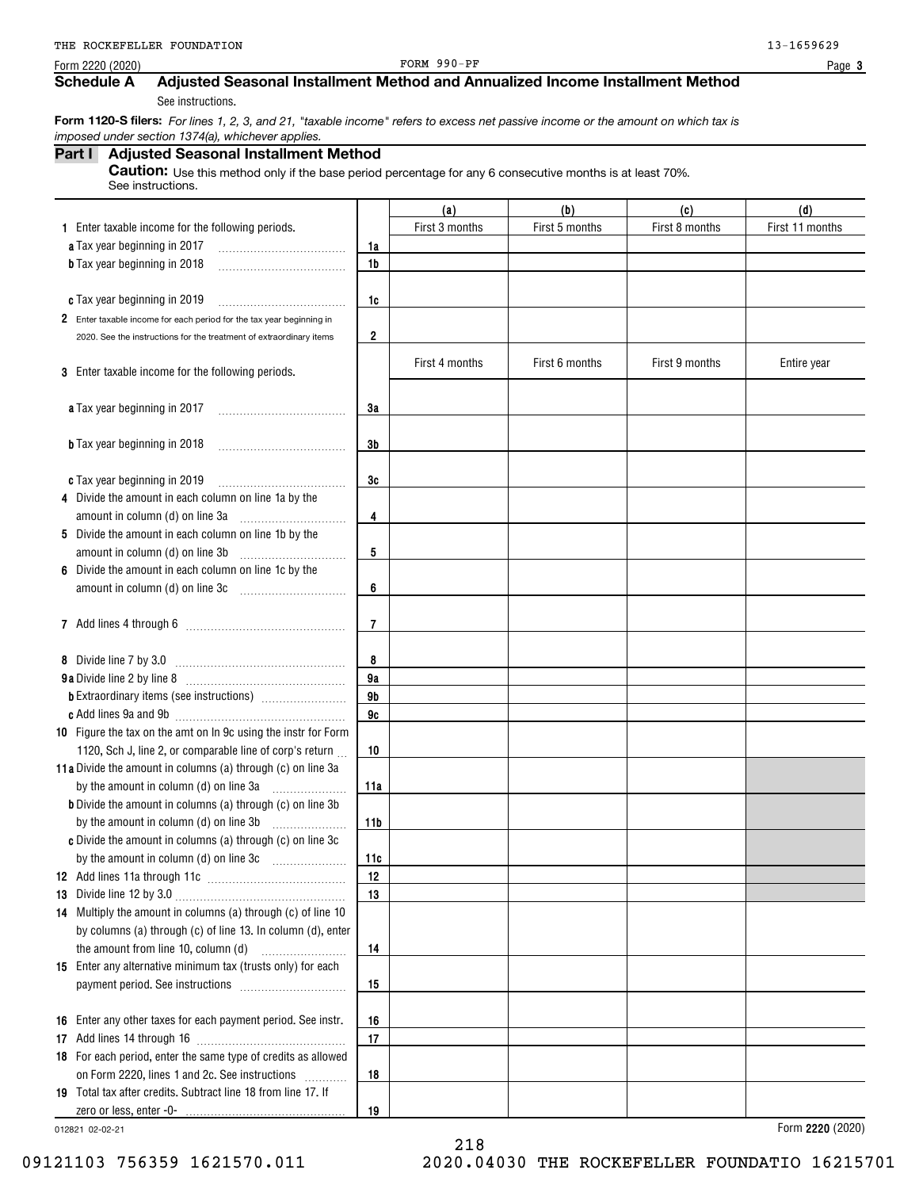THE ROCKEFELLER FOUNDATION 13-1659629

Form 2220 (2020) FORM 990-PF Page **3**

## Schedule A Adjusted Seasonal Installment Method and Annualized Income Installment Method

See instructions.

**Form 1120-S filers:** *For lines 1, 2, 3, and 21, "taxable income" refers to excess net passive income or the amount on which tax is imposed under section 1374(a), whichever applies.*

### Part I Adjusted Seasonal Installment Method

**Caution:** Use this method only if the base period percentage for any 6 consecutive months is at least 70%. See instructions.

| | | (a) | (b) | (c) | (d) |
|---|---|---|---|---|---|
| **1** Enter taxable income for the following periods. | | First 3 months | First 5 months | First 8 months | First 11 months |
| **a** Tax year beginning in 2017 | 1a | | | | |
| **b** Tax year beginning in 2018 | 1b | | | | |
| **c** Tax year beginning in 2019 | 1c | | | | |
| **2** Enter taxable income for each period for the tax year beginning in 2020. See the instructions for the treatment of extraordinary items | 2 | | | | |
| **3** Enter taxable income for the following periods. | | First 4 months | First 6 months | First 9 months | Entire year |
| **a** Tax year beginning in 2017 | 3a | | | | |
| **b** Tax year beginning in 2018 | 3b | | | | |
| **c** Tax year beginning in 2019 | 3c | | | | |
| **4** Divide the amount in each column on line 1a by the amount in column (d) on line 3a | 4 | | | | |
| **5** Divide the amount in each column on line 1b by the amount in column (d) on line 3b | 5 | | | | |
| **6** Divide the amount in each column on line 1c by the amount in column (d) on line 3c | 6 | | | | |
| **7** Add lines 4 through 6 | 7 | | | | |
| **8** Divide line 7 by 3.0 | 8 | | | | |
| **9a** Divide line 2 by line 8 | 9a | | | | |
| **b** Extraordinary items (see instructions) | 9b | | | | |
| **c** Add lines 9a and 9b | 9c | | | | |
| **10** Figure the tax on the amt on ln 9c using the instr for Form 1120, Sch J, line 2, or comparable line of corp's return | 10 | | | | |
| **11a** Divide the amount in columns (a) through (c) on line 3a by the amount in column (d) on line 3a | 11a | | | | |
| **b** Divide the amount in columns (a) through (c) on line 3b by the amount in column (d) on line 3b | 11b | | | | |
| **c** Divide the amount in columns (a) through (c) on line 3c by the amount in column (d) on line 3c | 11c | | | | |
| **12** Add lines 11a through 11c | 12 | | | | |
| **13** Divide line 12 by 3.0 | 13 | | | | |
| **14** Multiply the amount in columns (a) through (c) of line 10 by columns (a) through (c) of line 13. In column (d), enter the amount from line 10, column (d) | 14 | | | | |
| **15** Enter any alternative minimum tax (trusts only) for each payment period. See instructions | 15 | | | | |
| **16** Enter any other taxes for each payment period. See instr. | 16 | | | | |
| **17** Add lines 14 through 16 | 17 | | | | |
| **18** For each period, enter the same type of credits as allowed on Form 2220, lines 1 and 2c. See instructions | 18 | | | | |
| **19** Total tax after credits. Subtract line 18 from line 17. If zero or less, enter -0- | 19 | | | | |

012821 02-02-21 Form **2220** (2020)

09121103 756359 1621570.011 2020.04030 THE ROCKEFELLER FOUNDATIO 16215701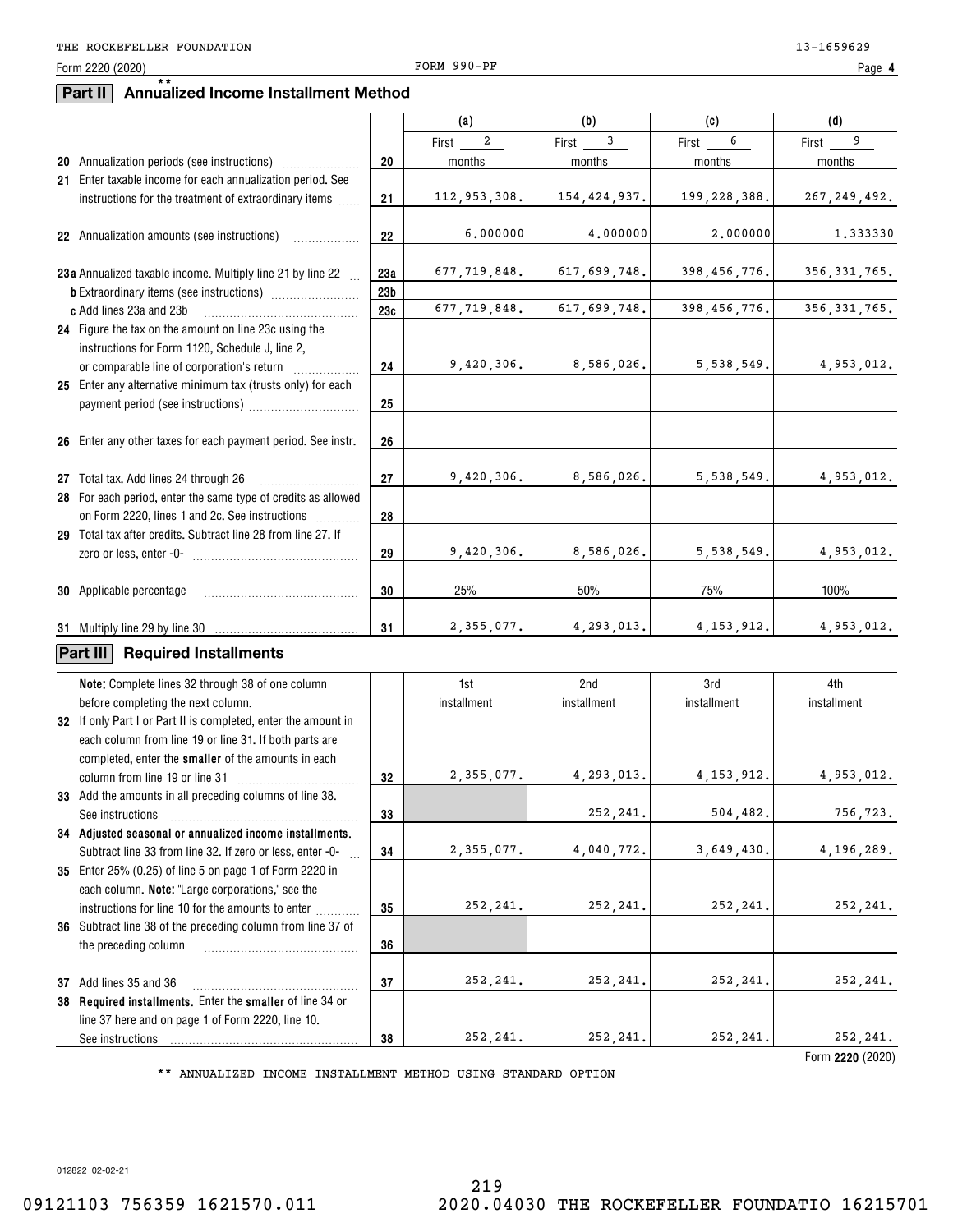THE ROCKEFELLER FOUNDATION 13-1659629

Form 2220 (2020) FORM 990-PF Page 4

## Part II Annualized Income Installment Method **

| | | | (a) | (b) | (c) | (d) |
|---|---|---|---|---|---|---|
| 20 | Annualization periods (see instructions) | 20 | First 2 months | First 3 months | First 6 months | First 9 months |
| 21 | Enter taxable income for each annualization period. See instructions for the treatment of extraordinary items | 21 | 112,953,308. | 154,424,937. | 199,228,388. | 267,249,492. |
| 22 | Annualization amounts (see instructions) | 22 | 6.000000 | 4.000000 | 2.000000 | 1.333330 |
| 23a | Annualized taxable income. Multiply line 21 by line 22 | 23a | 677,719,848. | 617,699,748. | 398,456,776. | 356,331,765. |
| b | Extraordinary items (see instructions) | 23b | | | | |
| c | Add lines 23a and 23b | 23c | 677,719,848. | 617,699,748. | 398,456,776. | 356,331,765. |
| 24 | Figure the tax on the amount on line 23c using the instructions for Form 1120, Schedule J, line 2, or comparable line of corporation's return | 24 | 9,420,306. | 8,586,026. | 5,538,549. | 4,953,012. |
| 25 | Enter any alternative minimum tax (trusts only) for each payment period (see instructions) | 25 | | | | |
| 26 | Enter any other taxes for each payment period. See instr. | 26 | | | | |
| 27 | Total tax. Add lines 24 through 26 | 27 | 9,420,306. | 8,586,026. | 5,538,549. | 4,953,012. |
| 28 | For each period, enter the same type of credits as allowed on Form 2220, lines 1 and 2c. See instructions | 28 | | | | |
| 29 | Total tax after credits. Subtract line 28 from line 27. If zero or less, enter -0- | 29 | 9,420,306. | 8,586,026. | 5,538,549. | 4,953,012. |
| 30 | Applicable percentage | 30 | 25% | 50% | 75% | 100% |
| 31 | Multiply line 29 by line 30 | 31 | 2,355,077. | 4,293,013. | 4,153,912. | 4,953,012. |

## Part III Required Installments

| | **Note:** Complete lines 32 through 38 of one column before completing the next column. | | 1st installment | 2nd installment | 3rd installment | 4th installment |
|---|---|---|---|---|---|---|
| 32 | If only Part I or Part II is completed, enter the amount in each column from line 19 or line 31. If both parts are completed, enter the **smaller** of the amounts in each column from line 19 or line 31 | 32 | 2,355,077. | 4,293,013. | 4,153,912. | 4,953,012. |
| 33 | Add the amounts in all preceding columns of line 38. See instructions | 33 | | 252,241. | 504,482. | 756,723. |
| 34 | **Adjusted seasonal or annualized income installments.** Subtract line 33 from line 32. If zero or less, enter -0- | 34 | 2,355,077. | 4,040,772. | 3,649,430. | 4,196,289. |
| 35 | Enter 25% (0.25) of line 5 on page 1 of Form 2220 in each column. **Note:** "Large corporations," see the instructions for line 10 for the amounts to enter | 35 | 252,241. | 252,241. | 252,241. | 252,241. |
| 36 | Subtract line 38 of the preceding column from line 37 of the preceding column | 36 | | | | |
| 37 | Add lines 35 and 36 | 37 | 252,241. | 252,241. | 252,241. | 252,241. |
| 38 | **Required installments.** Enter the **smaller** of line 34 or line 37 here and on page 1 of Form 2220, line 10. See instructions | 38 | 252,241. | 252,241. | 252,241. | 252,241. |

Form **2220** (2020)

** ANNUALIZED INCOME INSTALLMENT METHOD USING STANDARD OPTION

012822 02-02-21

09121103 756359 1621570.011 2020.04030 THE ROCKEFELLER FOUNDATIO 16215701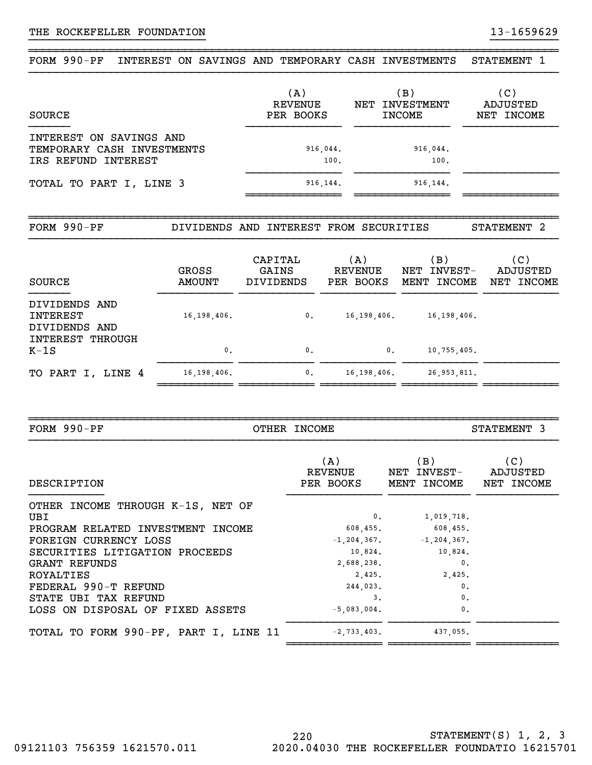THE ROCKEFELLER FOUNDATION 13-1659629

## FORM 990-PF INTEREST ON SAVINGS AND TEMPORARY CASH INVESTMENTS STATEMENT 1

| SOURCE | (A) REVENUE PER BOOKS | (B) NET INVESTMENT INCOME | (C) ADJUSTED NET INCOME |
|---|---|---|---|
| INTEREST ON SAVINGS AND TEMPORARY CASH INVESTMENTS | 916,044. | 916,044. | |
| IRS REFUND INTEREST | 100. | 100. | |
| TOTAL TO PART I, LINE 3 | 916,144. | 916,144. | |

## FORM 990-PF DIVIDENDS AND INTEREST FROM SECURITIES STATEMENT 2

| SOURCE | GROSS AMOUNT | CAPITAL GAINS DIVIDENDS | (A) REVENUE PER BOOKS | (B) NET INVEST- MENT INCOME | (C) ADJUSTED NET INCOME |
|---|---|---|---|---|---|
| DIVIDENDS AND INTEREST | 16,198,406. | 0. | 16,198,406. | 16,198,406. | |
| DIVIDENDS AND INTEREST THROUGH K-1S | 0. | 0. | 0. | 10,755,405. | |
| TO PART I, LINE 4 | 16,198,406. | 0. | 16,198,406. | 26,953,811. | |

## FORM 990-PF OTHER INCOME STATEMENT 3

| DESCRIPTION | (A) REVENUE PER BOOKS | (B) NET INVEST- MENT INCOME | (C) ADJUSTED NET INCOME |
|---|---|---|---|
| OTHER INCOME THROUGH K-1S, NET OF UBI | 0. | 1,019,718. | |
| PROGRAM RELATED INVESTMENT INCOME | 608,455. | 608,455. | |
| FOREIGN CURRENCY LOSS | -1,204,367. | -1,204,367. | |
| SECURITIES LITIGATION PROCEEDS | 10,824. | 10,824. | |
| GRANT REFUNDS | 2,688,238. | 0. | |
| ROYALTIES | 2,425. | 2,425. | |
| FEDERAL 990-T REFUND | 244,023. | 0. | |
| STATE UBI TAX REFUND | 3. | 0. | |
| LOSS ON DISPOSAL OF FIXED ASSETS | -5,083,004. | 0. | |
| TOTAL TO FORM 990-PF, PART I, LINE 11 | -2,733,403. | 437,055. | |

STATEMENT(S) 1, 2, 3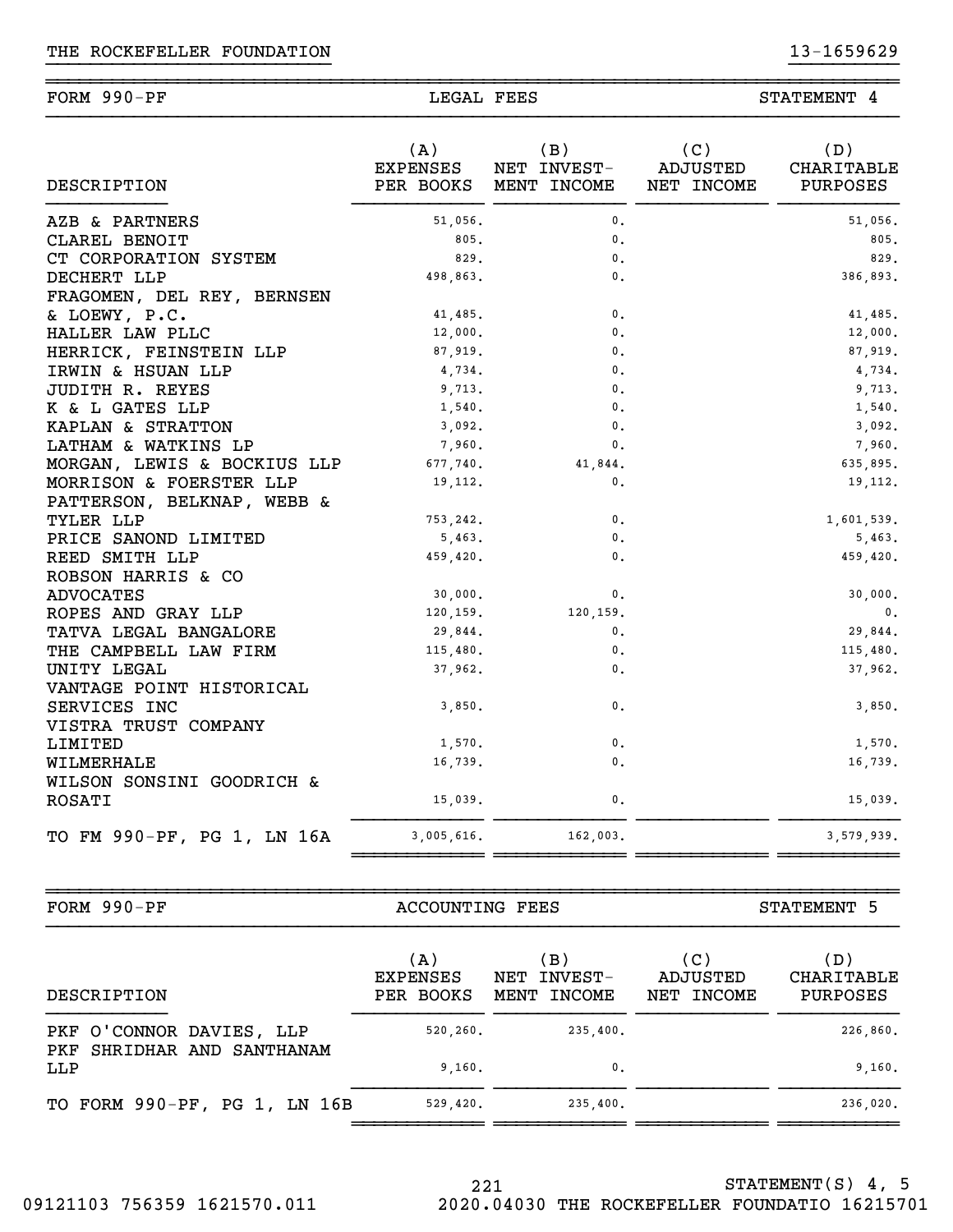THE ROCKEFELLER FOUNDATION 13-1659629

## FORM 990-PF — LEGAL FEES — STATEMENT 4

| DESCRIPTION | (A) EXPENSES PER BOOKS | (B) NET INVEST-MENT INCOME | (C) ADJUSTED NET INCOME | (D) CHARITABLE PURPOSES |
|---|---|---|---|---|
| AZB & PARTNERS | 51,056. | 0. | | 51,056. |
| CLAREL BENOIT | 805. | 0. | | 805. |
| CT CORPORATION SYSTEM | 829. | 0. | | 829. |
| DECHERT LLP | 498,863. | 0. | | 386,893. |
| FRAGOMEN, DEL REY, BERNSEN & LOEWY, P.C. | 41,485. | 0. | | 41,485. |
| HALLER LAW PLLC | 12,000. | 0. | | 12,000. |
| HERRICK, FEINSTEIN LLP | 87,919. | 0. | | 87,919. |
| IRWIN & HSUAN LLP | 4,734. | 0. | | 4,734. |
| JUDITH R. REYES | 9,713. | 0. | | 9,713. |
| K & L GATES LLP | 1,540. | 0. | | 1,540. |
| KAPLAN & STRATTON | 3,092. | 0. | | 3,092. |
| LATHAM & WATKINS LP | 7,960. | 0. | | 7,960. |
| MORGAN, LEWIS & BOCKIUS LLP | 677,740. | 41,844. | | 635,895. |
| MORRISON & FOERSTER LLP | 19,112. | 0. | | 19,112. |
| PATTERSON, BELKNAP, WEBB & TYLER LLP | 753,242. | 0. | | 1,601,539. |
| PRICE SANOND LIMITED | 5,463. | 0. | | 5,463. |
| REED SMITH LLP | 459,420. | 0. | | 459,420. |
| ROBSON HARRIS & CO ADVOCATES | 30,000. | 0. | | 30,000. |
| ROPES AND GRAY LLP | 120,159. | 120,159. | | 0. |
| TATVA LEGAL BANGALORE | 29,844. | 0. | | 29,844. |
| THE CAMPBELL LAW FIRM | 115,480. | 0. | | 115,480. |
| UNITY LEGAL | 37,962. | 0. | | 37,962. |
| VANTAGE POINT HISTORICAL SERVICES INC | 3,850. | 0. | | 3,850. |
| VISTRA TRUST COMPANY LIMITED | 1,570. | 0. | | 1,570. |
| WILMERHALE | 16,739. | 0. | | 16,739. |
| WILSON SONSINI GOODRICH & ROSATI | 15,039. | 0. | | 15,039. |
| TO FM 990-PF, PG 1, LN 16A | 3,005,616. | 162,003. | | 3,579,939. |

## FORM 990-PF — ACCOUNTING FEES — STATEMENT 5

| DESCRIPTION | (A) EXPENSES PER BOOKS | (B) NET INVEST-MENT INCOME | (C) ADJUSTED NET INCOME | (D) CHARITABLE PURPOSES |
|---|---|---|---|---|
| PKF O'CONNOR DAVIES, LLP | 520,260. | 235,400. | | 226,860. |
| PKF SHRIDHAR AND SANTHANAM LLP | 9,160. | 0. | | 9,160. |
| TO FORM 990-PF, PG 1, LN 16B | 529,420. | 235,400. | | 236,020. |

STATEMENT(S) 4, 5

09121103 756359 1621570.011 2020.04030 THE ROCKEFELLER FOUNDATIO 16215701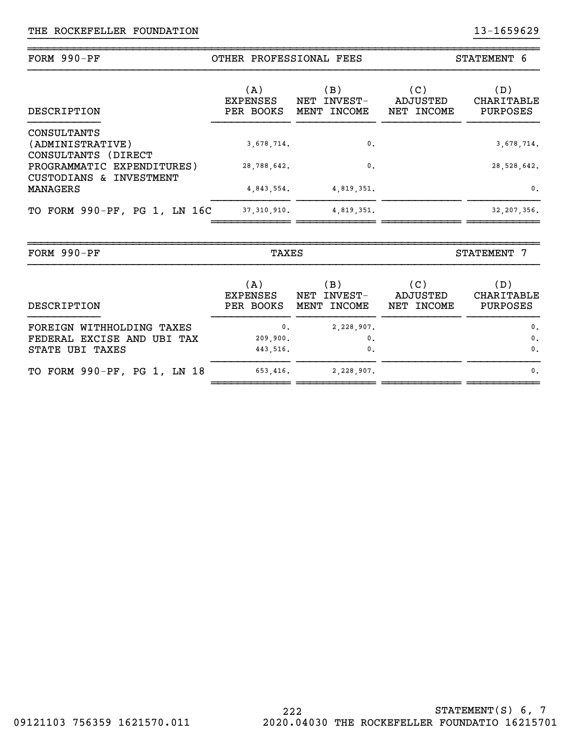THE ROCKEFELLER FOUNDATION 13-1659629

## FORM 990-PF — OTHER PROFESSIONAL FEES — STATEMENT 6

| DESCRIPTION | (A) EXPENSES PER BOOKS | (B) NET INVEST-MENT INCOME | (C) ADJUSTED NET INCOME | (D) CHARITABLE PURPOSES |
|---|---|---|---|---|
| CONSULTANTS (ADMINISTRATIVE) | 3,678,714. | 0. | | 3,678,714. |
| CONSULTANTS (DIRECT PROGRAMMATIC EXPENDITURES) | 28,788,642. | 0. | | 28,528,642. |
| CUSTODIANS & INVESTMENT MANAGERS | 4,843,554. | 4,819,351. | | 0. |
| TO FORM 990-PF, PG 1, LN 16C | 37,310,910. | 4,819,351. | | 32,207,356. |

## FORM 990-PF — TAXES — STATEMENT 7

| DESCRIPTION | (A) EXPENSES PER BOOKS | (B) NET INVEST-MENT INCOME | (C) ADJUSTED NET INCOME | (D) CHARITABLE PURPOSES |
|---|---|---|---|---|
| FOREIGN WITHHOLDING TAXES | 0. | 2,228,907. | | 0. |
| FEDERAL EXCISE AND UBI TAX | 209,900. | 0. | | 0. |
| STATE UBI TAXES | 443,516. | 0. | | 0. |
| TO FORM 990-PF, PG 1, LN 18 | 653,416. | 2,228,907. | | 0. |

STATEMENT(S) 6, 7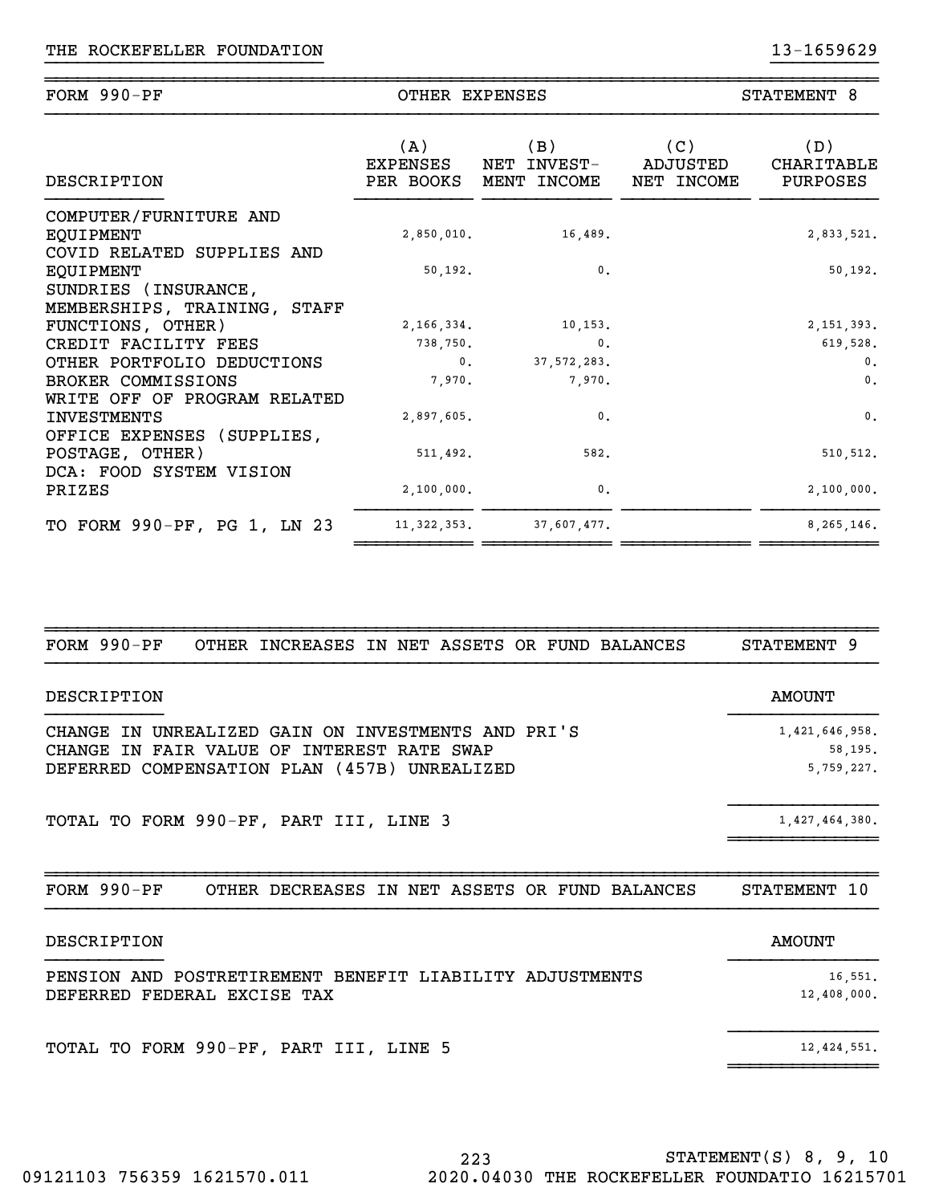THE ROCKEFELLER FOUNDATION 13-1659629

## FORM 990-PF — OTHER EXPENSES — STATEMENT 8

| DESCRIPTION | (A) EXPENSES PER BOOKS | (B) NET INVEST-MENT INCOME | (C) ADJUSTED NET INCOME | (D) CHARITABLE PURPOSES |
|---|---|---|---|---|
| COMPUTER/FURNITURE AND EQUIPMENT | 2,850,010. | 16,489. | | 2,833,521. |
| COVID RELATED SUPPLIES AND EQUIPMENT | 50,192. | 0. | | 50,192. |
| SUNDRIES (INSURANCE, MEMBERSHIPS, TRAINING, STAFF FUNCTIONS, OTHER) | 2,166,334. | 10,153. | | 2,151,393. |
| CREDIT FACILITY FEES | 738,750. | 0. | | 619,528. |
| OTHER PORTFOLIO DEDUCTIONS | 0. | 37,572,283. | | 0. |
| BROKER COMMISSIONS | 7,970. | 7,970. | | 0. |
| WRITE OFF OF PROGRAM RELATED INVESTMENTS | 2,897,605. | 0. | | 0. |
| OFFICE EXPENSES (SUPPLIES, POSTAGE, OTHER) | 511,492. | 582. | | 510,512. |
| DCA: FOOD SYSTEM VISION PRIZES | 2,100,000. | 0. | | 2,100,000. |
| TO FORM 990-PF, PG 1, LN 23 | 11,322,353. | 37,607,477. | | 8,265,146. |

## FORM 990-PF — OTHER INCREASES IN NET ASSETS OR FUND BALANCES — STATEMENT 9

| DESCRIPTION | AMOUNT |
|---|---|
| CHANGE IN UNREALIZED GAIN ON INVESTMENTS AND PRI'S | 1,421,646,958. |
| CHANGE IN FAIR VALUE OF INTEREST RATE SWAP | 58,195. |
| DEFERRED COMPENSATION PLAN (457B) UNREALIZED | 5,759,227. |
| TOTAL TO FORM 990-PF, PART III, LINE 3 | 1,427,464,380. |

## FORM 990-PF — OTHER DECREASES IN NET ASSETS OR FUND BALANCES — STATEMENT 10

| DESCRIPTION | AMOUNT |
|---|---|
| PENSION AND POSTRETIREMENT BENEFIT LIABILITY ADJUSTMENTS | 16,551. |
| DEFERRED FEDERAL EXCISE TAX | 12,408,000. |
| TOTAL TO FORM 990-PF, PART III, LINE 5 | 12,424,551. |

STATEMENT(S) 8, 9, 10

09121103 756359 1621570.011 2020.04030 THE ROCKEFELLER FOUNDATIO 16215701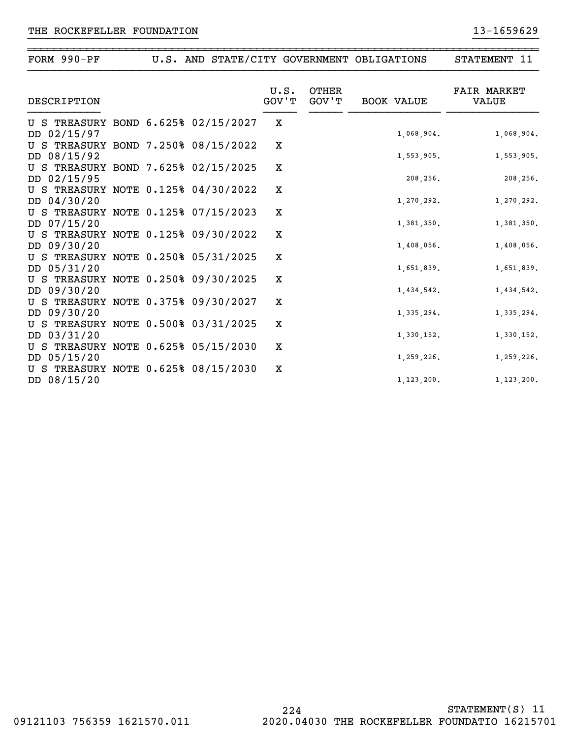THE ROCKEFELLER FOUNDATION 13-1659629

| FORM 990-PF | U.S. AND STATE/CITY GOVERNMENT OBLIGATIONS | STATEMENT 11 |
|---|---|---|

| DESCRIPTION | U.S. GOV'T | OTHER GOV'T | BOOK VALUE | FAIR MARKET VALUE |
|---|---|---|---|---|
| U S TREASURY BOND 6.625% 02/15/2027 DD 02/15/97 | X | | 1,068,904. | 1,068,904. |
| U S TREASURY BOND 7.250% 08/15/2022 DD 08/15/92 | X | | 1,553,905. | 1,553,905. |
| U S TREASURY BOND 7.625% 02/15/2025 DD 02/15/95 | X | | 208,256. | 208,256. |
| U S TREASURY NOTE 0.125% 04/30/2022 DD 04/30/20 | X | | 1,270,292. | 1,270,292. |
| U S TREASURY NOTE 0.125% 07/15/2023 DD 07/15/20 | X | | 1,381,350. | 1,381,350. |
| U S TREASURY NOTE 0.125% 09/30/2022 DD 09/30/20 | X | | 1,408,056. | 1,408,056. |
| U S TREASURY NOTE 0.250% 05/31/2025 DD 05/31/20 | X | | 1,651,839. | 1,651,839. |
| U S TREASURY NOTE 0.250% 09/30/2025 DD 09/30/20 | X | | 1,434,542. | 1,434,542. |
| U S TREASURY NOTE 0.375% 09/30/2027 DD 09/30/20 | X | | 1,335,294. | 1,335,294. |
| U S TREASURY NOTE 0.500% 03/31/2025 DD 03/31/20 | X | | 1,330,152. | 1,330,152. |
| U S TREASURY NOTE 0.625% 05/15/2030 DD 05/15/20 | X | | 1,259,226. | 1,259,226. |
| U S TREASURY NOTE 0.625% 08/15/2030 DD 08/15/20 | X | | 1,123,200. | 1,123,200. |

STATEMENT(S) 11

09121103 756359 1621570.011 2020.04030 THE ROCKEFELLER FOUNDATIO 16215701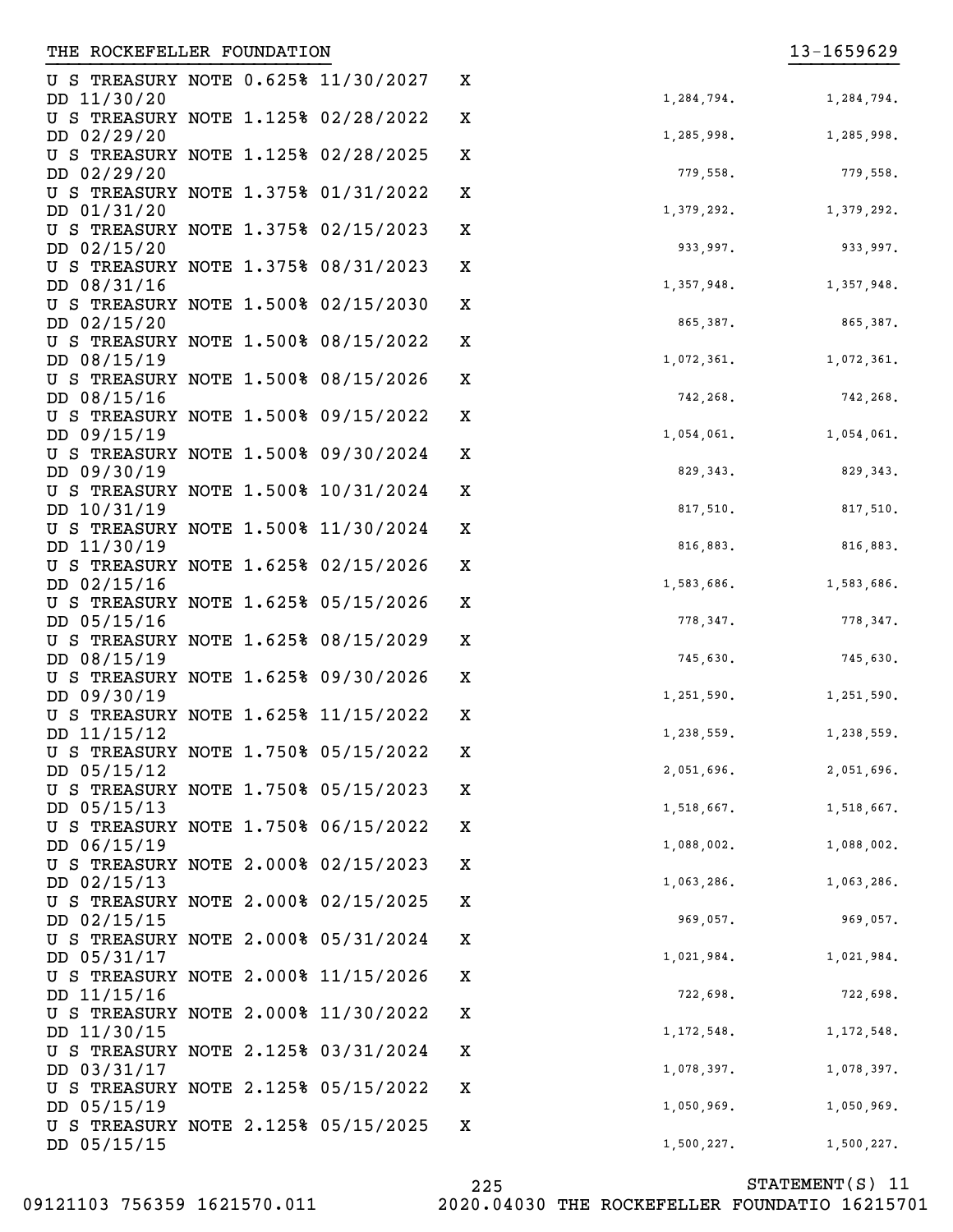THE ROCKEFELLER FOUNDATION 13-1659629

| Description | | Book Value | Fair Market Value |
|---|---|---|---|
| U S TREASURY NOTE 0.625% 11/30/2027 DD 11/30/20 | X | 1,284,794. | 1,284,794. |
| U S TREASURY NOTE 1.125% 02/28/2022 DD 02/29/20 | X | 1,285,998. | 1,285,998. |
| U S TREASURY NOTE 1.125% 02/28/2025 DD 02/29/20 | X | 779,558. | 779,558. |
| U S TREASURY NOTE 1.375% 01/31/2022 DD 01/31/20 | X | 1,379,292. | 1,379,292. |
| U S TREASURY NOTE 1.375% 02/15/2023 DD 02/15/20 | X | 933,997. | 933,997. |
| U S TREASURY NOTE 1.375% 08/31/2023 DD 08/31/16 | X | 1,357,948. | 1,357,948. |
| U S TREASURY NOTE 1.500% 02/15/2030 DD 02/15/20 | X | 865,387. | 865,387. |
| U S TREASURY NOTE 1.500% 08/15/2022 DD 08/15/19 | X | 1,072,361. | 1,072,361. |
| U S TREASURY NOTE 1.500% 08/15/2026 DD 08/15/16 | X | 742,268. | 742,268. |
| U S TREASURY NOTE 1.500% 09/15/2022 DD 09/15/19 | X | 1,054,061. | 1,054,061. |
| U S TREASURY NOTE 1.500% 09/30/2024 DD 09/30/19 | X | 829,343. | 829,343. |
| U S TREASURY NOTE 1.500% 10/31/2024 DD 10/31/19 | X | 817,510. | 817,510. |
| U S TREASURY NOTE 1.500% 11/30/2024 DD 11/30/19 | X | 816,883. | 816,883. |
| U S TREASURY NOTE 1.625% 02/15/2026 DD 02/15/16 | X | 1,583,686. | 1,583,686. |
| U S TREASURY NOTE 1.625% 05/15/2026 DD 05/15/16 | X | 778,347. | 778,347. |
| U S TREASURY NOTE 1.625% 08/15/2029 DD 08/15/19 | X | 745,630. | 745,630. |
| U S TREASURY NOTE 1.625% 09/30/2026 DD 09/30/19 | X | 1,251,590. | 1,251,590. |
| U S TREASURY NOTE 1.625% 11/15/2022 DD 11/15/12 | X | 1,238,559. | 1,238,559. |
| U S TREASURY NOTE 1.750% 05/15/2022 DD 05/15/12 | X | 2,051,696. | 2,051,696. |
| U S TREASURY NOTE 1.750% 05/15/2023 DD 05/15/13 | X | 1,518,667. | 1,518,667. |
| U S TREASURY NOTE 1.750% 06/15/2022 DD 06/15/19 | X | 1,088,002. | 1,088,002. |
| U S TREASURY NOTE 2.000% 02/15/2023 DD 02/15/13 | X | 1,063,286. | 1,063,286. |
| U S TREASURY NOTE 2.000% 02/15/2025 DD 02/15/15 | X | 969,057. | 969,057. |
| U S TREASURY NOTE 2.000% 05/31/2024 DD 05/31/17 | X | 1,021,984. | 1,021,984. |
| U S TREASURY NOTE 2.000% 11/15/2026 DD 11/15/16 | X | 722,698. | 722,698. |
| U S TREASURY NOTE 2.000% 11/30/2022 DD 11/30/15 | X | 1,172,548. | 1,172,548. |
| U S TREASURY NOTE 2.125% 03/31/2024 DD 03/31/17 | X | 1,078,397. | 1,078,397. |
| U S TREASURY NOTE 2.125% 05/15/2022 DD 05/15/19 | X | 1,050,969. | 1,050,969. |
| U S TREASURY NOTE 2.125% 05/15/2025 DD 05/15/15 | X | 1,500,227. | 1,500,227. |

STATEMENT(S) 11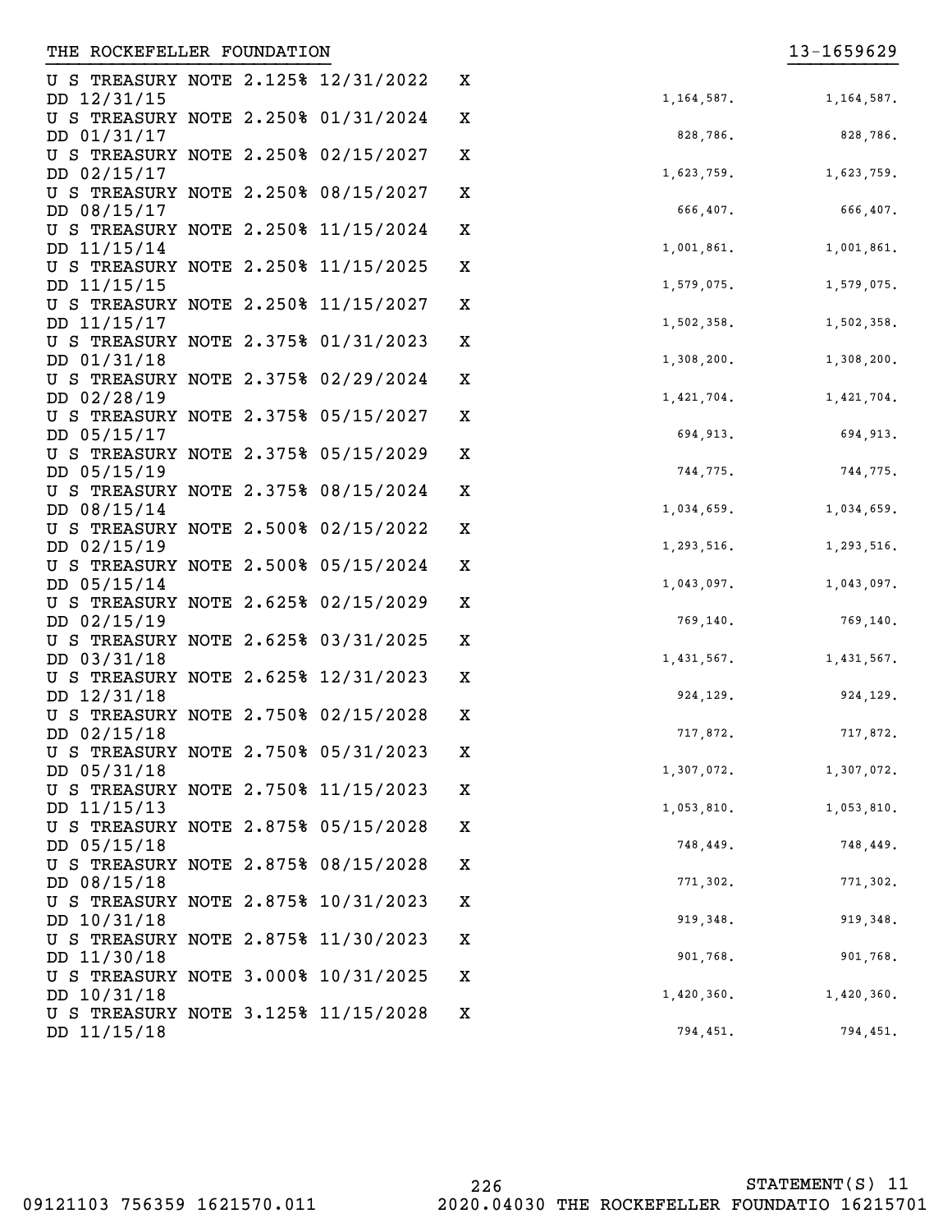THE ROCKEFELLER FOUNDATION 13-1659629

| Description | | | |
|---|---|---|---|
| U S TREASURY NOTE 2.125% 12/31/2022 DD 12/31/15 | X | 1,164,587. | 1,164,587. |
| U S TREASURY NOTE 2.250% 01/31/2024 DD 01/31/17 | X | 828,786. | 828,786. |
| U S TREASURY NOTE 2.250% 02/15/2027 DD 02/15/17 | X | 1,623,759. | 1,623,759. |
| U S TREASURY NOTE 2.250% 08/15/2027 DD 08/15/17 | X | 666,407. | 666,407. |
| U S TREASURY NOTE 2.250% 11/15/2024 DD 11/15/14 | X | 1,001,861. | 1,001,861. |
| U S TREASURY NOTE 2.250% 11/15/2025 DD 11/15/15 | X | 1,579,075. | 1,579,075. |
| U S TREASURY NOTE 2.250% 11/15/2027 DD 11/15/17 | X | 1,502,358. | 1,502,358. |
| U S TREASURY NOTE 2.375% 01/31/2023 DD 01/31/18 | X | 1,308,200. | 1,308,200. |
| U S TREASURY NOTE 2.375% 02/29/2024 DD 02/28/19 | X | 1,421,704. | 1,421,704. |
| U S TREASURY NOTE 2.375% 05/15/2027 DD 05/15/17 | X | 694,913. | 694,913. |
| U S TREASURY NOTE 2.375% 05/15/2029 DD 05/15/19 | X | 744,775. | 744,775. |
| U S TREASURY NOTE 2.375% 08/15/2024 DD 08/15/14 | X | 1,034,659. | 1,034,659. |
| U S TREASURY NOTE 2.500% 02/15/2022 DD 02/15/19 | X | 1,293,516. | 1,293,516. |
| U S TREASURY NOTE 2.500% 05/15/2024 DD 05/15/14 | X | 1,043,097. | 1,043,097. |
| U S TREASURY NOTE 2.625% 02/15/2029 DD 02/15/19 | X | 769,140. | 769,140. |
| U S TREASURY NOTE 2.625% 03/31/2025 DD 03/31/18 | X | 1,431,567. | 1,431,567. |
| U S TREASURY NOTE 2.625% 12/31/2023 DD 12/31/18 | X | 924,129. | 924,129. |
| U S TREASURY NOTE 2.750% 02/15/2028 DD 02/15/18 | X | 717,872. | 717,872. |
| U S TREASURY NOTE 2.750% 05/31/2023 DD 05/31/18 | X | 1,307,072. | 1,307,072. |
| U S TREASURY NOTE 2.750% 11/15/2023 DD 11/15/13 | X | 1,053,810. | 1,053,810. |
| U S TREASURY NOTE 2.875% 05/15/2028 DD 05/15/18 | X | 748,449. | 748,449. |
| U S TREASURY NOTE 2.875% 08/15/2028 DD 08/15/18 | X | 771,302. | 771,302. |
| U S TREASURY NOTE 2.875% 10/31/2023 DD 10/31/18 | X | 919,348. | 919,348. |
| U S TREASURY NOTE 2.875% 11/30/2023 DD 11/30/18 | X | 901,768. | 901,768. |
| U S TREASURY NOTE 3.000% 10/31/2025 DD 10/31/18 | X | 1,420,360. | 1,420,360. |
| U S TREASURY NOTE 3.125% 11/15/2028 DD 11/15/18 | X | 794,451. | 794,451. |

STATEMENT(S) 11

09121103 756359 1621570.011 2020.04030 THE ROCKEFELLER FOUNDATIO 16215701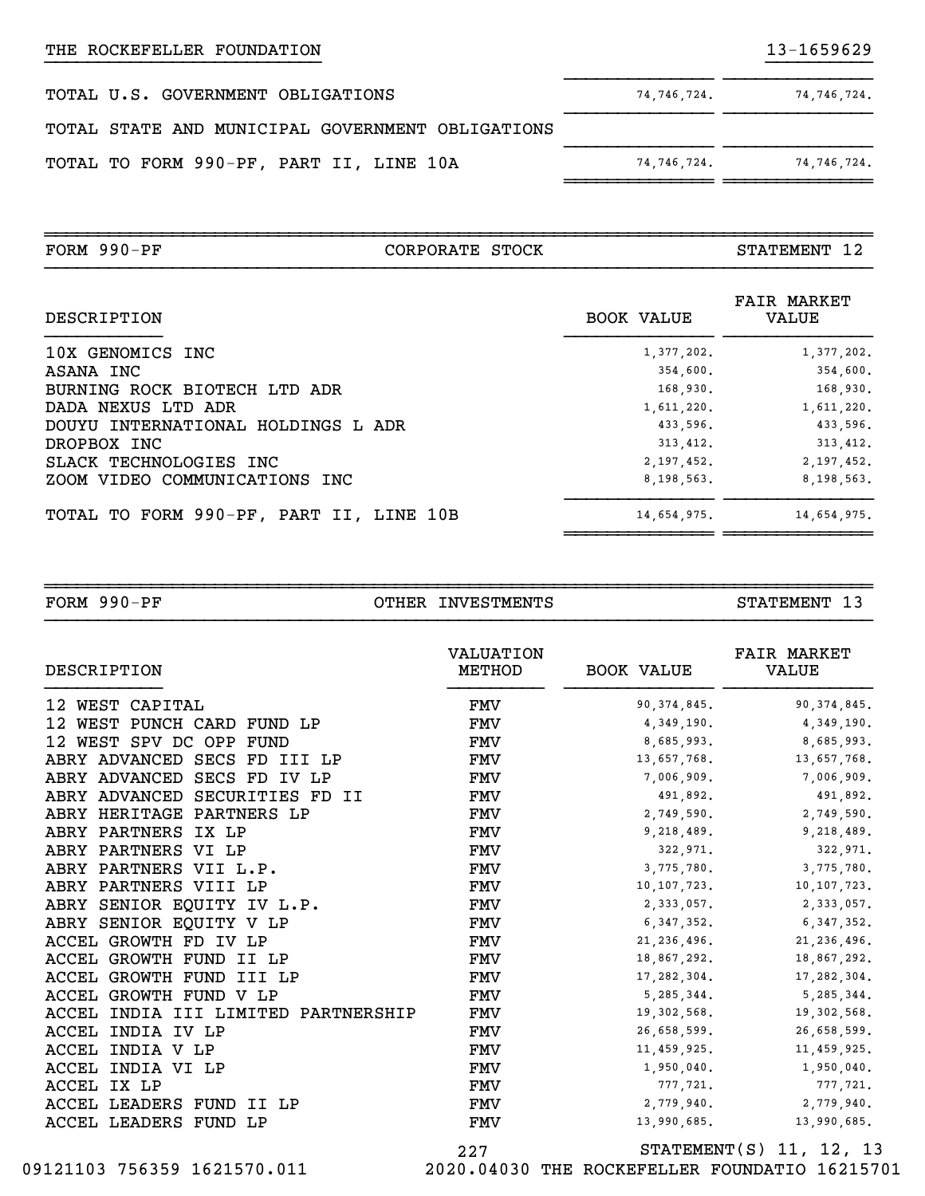THE ROCKEFELLER FOUNDATION 13-1659629

| | | |
|---|---|---|
| TOTAL U.S. GOVERNMENT OBLIGATIONS | 74,746,724. | 74,746,724. |
| TOTAL STATE AND MUNICIPAL GOVERNMENT OBLIGATIONS | | |
| TOTAL TO FORM 990-PF, PART II, LINE 10A | 74,746,724. | 74,746,724. |

## FORM 990-PF CORPORATE STOCK STATEMENT 12

| DESCRIPTION | BOOK VALUE | FAIR MARKET VALUE |
|---|---|---|
| 10X GENOMICS INC | 1,377,202. | 1,377,202. |
| ASANA INC | 354,600. | 354,600. |
| BURNING ROCK BIOTECH LTD ADR | 168,930. | 168,930. |
| DADA NEXUS LTD ADR | 1,611,220. | 1,611,220. |
| DOUYU INTERNATIONAL HOLDINGS L ADR | 433,596. | 433,596. |
| DROPBOX INC | 313,412. | 313,412. |
| SLACK TECHNOLOGIES INC | 2,197,452. | 2,197,452. |
| ZOOM VIDEO COMMUNICATIONS INC | 8,198,563. | 8,198,563. |
| TOTAL TO FORM 990-PF, PART II, LINE 10B | 14,654,975. | 14,654,975. |

## FORM 990-PF OTHER INVESTMENTS STATEMENT 13

| DESCRIPTION | VALUATION METHOD | BOOK VALUE | FAIR MARKET VALUE |
|---|---|---|---|
| 12 WEST CAPITAL | FMV | 90,374,845. | 90,374,845. |
| 12 WEST PUNCH CARD FUND LP | FMV | 4,349,190. | 4,349,190. |
| 12 WEST SPV DC OPP FUND | FMV | 8,685,993. | 8,685,993. |
| ABRY ADVANCED SECS FD III LP | FMV | 13,657,768. | 13,657,768. |
| ABRY ADVANCED SECS FD IV LP | FMV | 7,006,909. | 7,006,909. |
| ABRY ADVANCED SECURITIES FD II | FMV | 491,892. | 491,892. |
| ABRY HERITAGE PARTNERS LP | FMV | 2,749,590. | 2,749,590. |
| ABRY PARTNERS IX LP | FMV | 9,218,489. | 9,218,489. |
| ABRY PARTNERS VI LP | FMV | 322,971. | 322,971. |
| ABRY PARTNERS VII L.P. | FMV | 3,775,780. | 3,775,780. |
| ABRY PARTNERS VIII LP | FMV | 10,107,723. | 10,107,723. |
| ABRY SENIOR EQUITY IV L.P. | FMV | 2,333,057. | 2,333,057. |
| ABRY SENIOR EQUITY V LP | FMV | 6,347,352. | 6,347,352. |
| ACCEL GROWTH FD IV LP | FMV | 21,236,496. | 21,236,496. |
| ACCEL GROWTH FUND II LP | FMV | 18,867,292. | 18,867,292. |
| ACCEL GROWTH FUND III LP | FMV | 17,282,304. | 17,282,304. |
| ACCEL GROWTH FUND V LP | FMV | 5,285,344. | 5,285,344. |
| ACCEL INDIA III LIMITED PARTNERSHIP | FMV | 19,302,568. | 19,302,568. |
| ACCEL INDIA IV LP | FMV | 26,658,599. | 26,658,599. |
| ACCEL INDIA V LP | FMV | 11,459,925. | 11,459,925. |
| ACCEL INDIA VI LP | FMV | 1,950,040. | 1,950,040. |
| ACCEL IX LP | FMV | 777,721. | 777,721. |
| ACCEL LEADERS FUND II LP | FMV | 2,779,940. | 2,779,940. |
| ACCEL LEADERS FUND LP | FMV | 13,990,685. | 13,990,685. |

STATEMENT(S) 11, 12, 13

09121103 756359 1621570.011 2020.04030 THE ROCKEFELLER FOUNDATIO 16215701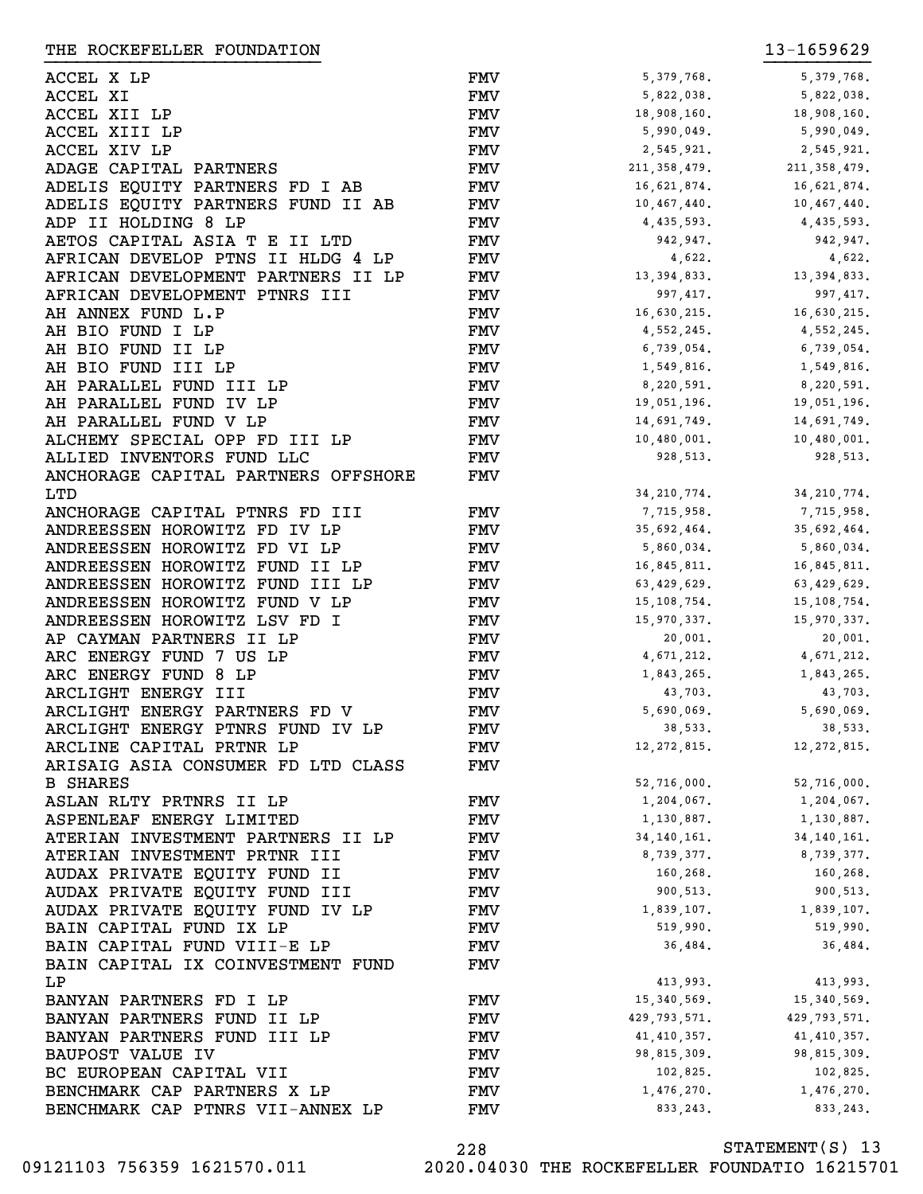THE ROCKEFELLER FOUNDATION 13-1659629

| | | | |
|---|---|---|---|
| ACCEL X LP | FMV | 5,379,768. | 5,379,768. |
| ACCEL XI | FMV | 5,822,038. | 5,822,038. |
| ACCEL XII LP | FMV | 18,908,160. | 18,908,160. |
| ACCEL XIII LP | FMV | 5,990,049. | 5,990,049. |
| ACCEL XIV LP | FMV | 2,545,921. | 2,545,921. |
| ADAGE CAPITAL PARTNERS | FMV | 211,358,479. | 211,358,479. |
| ADELIS EQUITY PARTNERS FD I AB | FMV | 16,621,874. | 16,621,874. |
| ADELIS EQUITY PARTNERS FUND II AB | FMV | 10,467,440. | 10,467,440. |
| ADP II HOLDING 8 LP | FMV | 4,435,593. | 4,435,593. |
| AETOS CAPITAL ASIA T E II LTD | FMV | 942,947. | 942,947. |
| AFRICAN DEVELOP PTNS II HLDG 4 LP | FMV | 4,622. | 4,622. |
| AFRICAN DEVELOPMENT PARTNERS II LP | FMV | 13,394,833. | 13,394,833. |
| AFRICAN DEVELOPMENT PTNRS III | FMV | 997,417. | 997,417. |
| AH ANNEX FUND L.P | FMV | 16,630,215. | 16,630,215. |
| AH BIO FUND I LP | FMV | 4,552,245. | 4,552,245. |
| AH BIO FUND II LP | FMV | 6,739,054. | 6,739,054. |
| AH BIO FUND III LP | FMV | 1,549,816. | 1,549,816. |
| AH PARALLEL FUND III LP | FMV | 8,220,591. | 8,220,591. |
| AH PARALLEL FUND IV LP | FMV | 19,051,196. | 19,051,196. |
| AH PARALLEL FUND V LP | FMV | 14,691,749. | 14,691,749. |
| ALCHEMY SPECIAL OPP FD III LP | FMV | 10,480,001. | 10,480,001. |
| ALLIED INVENTORS FUND LLC | FMV | 928,513. | 928,513. |
| ANCHORAGE CAPITAL PARTNERS OFFSHORE LTD | FMV | 34,210,774. | 34,210,774. |
| ANCHORAGE CAPITAL PTNRS FD III | FMV | 7,715,958. | 7,715,958. |
| ANDREESSEN HOROWITZ FD IV LP | FMV | 35,692,464. | 35,692,464. |
| ANDREESSEN HOROWITZ FD VI LP | FMV | 5,860,034. | 5,860,034. |
| ANDREESSEN HOROWITZ FUND II LP | FMV | 16,845,811. | 16,845,811. |
| ANDREESSEN HOROWITZ FUND III LP | FMV | 63,429,629. | 63,429,629. |
| ANDREESSEN HOROWITZ FUND V LP | FMV | 15,108,754. | 15,108,754. |
| ANDREESSEN HOROWITZ LSV FD I | FMV | 15,970,337. | 15,970,337. |
| AP CAYMAN PARTNERS II LP | FMV | 20,001. | 20,001. |
| ARC ENERGY FUND 7 US LP | FMV | 4,671,212. | 4,671,212. |
| ARC ENERGY FUND 8 LP | FMV | 1,843,265. | 1,843,265. |
| ARCLIGHT ENERGY III | FMV | 43,703. | 43,703. |
| ARCLIGHT ENERGY PARTNERS FD V | FMV | 5,690,069. | 5,690,069. |
| ARCLIGHT ENERGY PTNRS FUND IV LP | FMV | 38,533. | 38,533. |
| ARCLINE CAPITAL PRTNR LP | FMV | 12,272,815. | 12,272,815. |
| ARISAIG ASIA CONSUMER FD LTD CLASS B SHARES | FMV | 52,716,000. | 52,716,000. |
| ASLAN RLTY PRTNRS II LP | FMV | 1,204,067. | 1,204,067. |
| ASPENLEAF ENERGY LIMITED | FMV | 1,130,887. | 1,130,887. |
| ATERIAN INVESTMENT PARTNERS II LP | FMV | 34,140,161. | 34,140,161. |
| ATERIAN INVESTMENT PRTNR III | FMV | 8,739,377. | 8,739,377. |
| AUDAX PRIVATE EQUITY FUND II | FMV | 160,268. | 160,268. |
| AUDAX PRIVATE EQUITY FUND III | FMV | 900,513. | 900,513. |
| AUDAX PRIVATE EQUITY FUND IV LP | FMV | 1,839,107. | 1,839,107. |
| BAIN CAPITAL FUND IX LP | FMV | 519,990. | 519,990. |
| BAIN CAPITAL FUND VIII-E LP | FMV | 36,484. | 36,484. |
| BAIN CAPITAL IX COINVESTMENT FUND LP | FMV | 413,993. | 413,993. |
| BANYAN PARTNERS FD I LP | FMV | 15,340,569. | 15,340,569. |
| BANYAN PARTNERS FUND II LP | FMV | 429,793,571. | 429,793,571. |
| BANYAN PARTNERS FUND III LP | FMV | 41,410,357. | 41,410,357. |
| BAUPOST VALUE IV | FMV | 98,815,309. | 98,815,309. |
| BC EUROPEAN CAPITAL VII | FMV | 102,825. | 102,825. |
| BENCHMARK CAP PARTNERS X LP | FMV | 1,476,270. | 1,476,270. |
| BENCHMARK CAP PTNRS VII-ANNEX LP | FMV | 833,243. | 833,243. |

STATEMENT(S) 13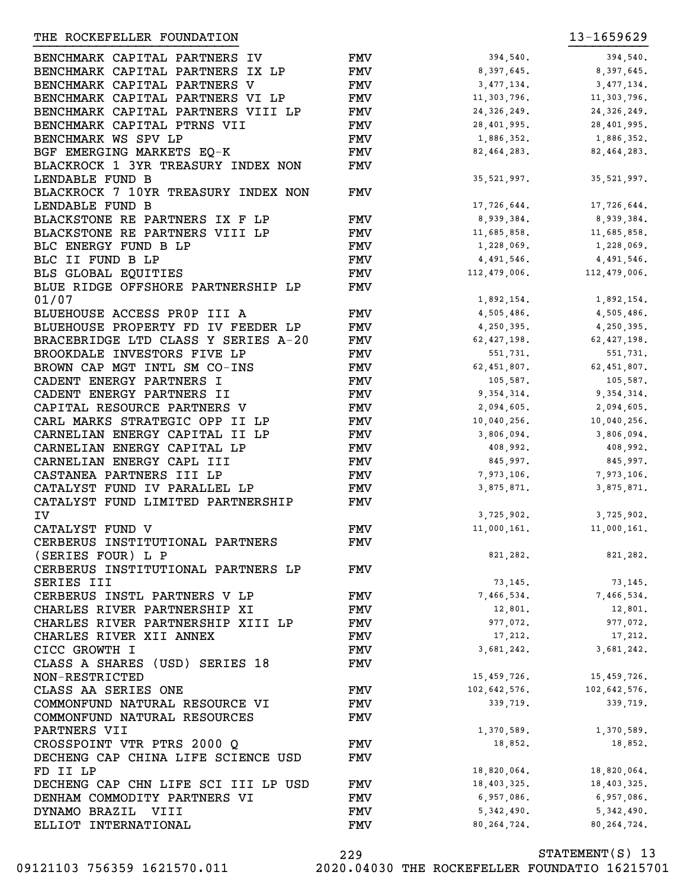THE ROCKEFELLER FOUNDATION 13-1659629

| | | | |
|---|---|---|---|
| BENCHMARK CAPITAL PARTNERS IV | FMV | 394,540. | 394,540. |
| BENCHMARK CAPITAL PARTNERS IX LP | FMV | 8,397,645. | 8,397,645. |
| BENCHMARK CAPITAL PARTNERS V | FMV | 3,477,134. | 3,477,134. |
| BENCHMARK CAPITAL PARTNERS VI LP | FMV | 11,303,796. | 11,303,796. |
| BENCHMARK CAPITAL PARTNERS VIII LP | FMV | 24,326,249. | 24,326,249. |
| BENCHMARK CAPITAL PTRNS VII | FMV | 28,401,995. | 28,401,995. |
| BENCHMARK WS SPV LP | FMV | 1,886,352. | 1,886,352. |
| BGF EMERGING MARKETS EQ-K | FMV | 82,464,283. | 82,464,283. |
| BLACKROCK 1 3YR TREASURY INDEX NON LENDABLE FUND B | FMV | 35,521,997. | 35,521,997. |
| BLACKROCK 7 10YR TREASURY INDEX NON LENDABLE FUND B | FMV | 17,726,644. | 17,726,644. |
| BLACKSTONE RE PARTNERS IX F LP | FMV | 8,939,384. | 8,939,384. |
| BLACKSTONE RE PARTNERS VIII LP | FMV | 11,685,858. | 11,685,858. |
| BLC ENERGY FUND B LP | FMV | 1,228,069. | 1,228,069. |
| BLC II FUND B LP | FMV | 4,491,546. | 4,491,546. |
| BLS GLOBAL EQUITIES | FMV | 112,479,006. | 112,479,006. |
| BLUE RIDGE OFFSHORE PARTNERSHIP LP 01/07 | FMV | 1,892,154. | 1,892,154. |
| BLUEHOUSE ACCESS PR0P III A | FMV | 4,505,486. | 4,505,486. |
| BLUEHOUSE PROPERTY FD IV FEEDER LP | FMV | 4,250,395. | 4,250,395. |
| BRACEBRIDGE LTD CLASS Y SERIES A-20 | FMV | 62,427,198. | 62,427,198. |
| BROOKDALE INVESTORS FIVE LP | FMV | 551,731. | 551,731. |
| BROWN CAP MGT INTL SM CO-INS | FMV | 62,451,807. | 62,451,807. |
| CADENT ENERGY PARTNERS I | FMV | 105,587. | 105,587. |
| CADENT ENERGY PARTNERS II | FMV | 9,354,314. | 9,354,314. |
| CAPITAL RESOURCE PARTNERS V | FMV | 2,094,605. | 2,094,605. |
| CARL MARKS STRATEGIC OPP II LP | FMV | 10,040,256. | 10,040,256. |
| CARNELIAN ENERGY CAPITAL II LP | FMV | 3,806,094. | 3,806,094. |
| CARNELIAN ENERGY CAPITAL LP | FMV | 408,992. | 408,992. |
| CARNELIAN ENERGY CAPL III | FMV | 845,997. | 845,997. |
| CASTANEA PARTNERS III LP | FMV | 7,973,106. | 7,973,106. |
| CATALYST FUND IV PARALLEL LP | FMV | 3,875,871. | 3,875,871. |
| CATALYST FUND LIMITED PARTNERSHIP IV | FMV | 3,725,902. | 3,725,902. |
| CATALYST FUND V | FMV | 11,000,161. | 11,000,161. |
| CERBERUS INSTITUTIONAL PARTNERS (SERIES FOUR) L P | FMV | 821,282. | 821,282. |
| CERBERUS INSTITUTIONAL PARTNERS LP SERIES III | FMV | 73,145. | 73,145. |
| CERBERUS INSTL PARTNERS V LP | FMV | 7,466,534. | 7,466,534. |
| CHARLES RIVER PARTNERSHIP XI | FMV | 12,801. | 12,801. |
| CHARLES RIVER PARTNERSHIP XIII LP | FMV | 977,072. | 977,072. |
| CHARLES RIVER XII ANNEX | FMV | 17,212. | 17,212. |
| CICC GROWTH I | FMV | 3,681,242. | 3,681,242. |
| CLASS A SHARES (USD) SERIES 18 NON-RESTRICTED | FMV | 15,459,726. | 15,459,726. |
| CLASS AA SERIES ONE | FMV | 102,642,576. | 102,642,576. |
| COMMONFUND NATURAL RESOURCE VI | FMV | 339,719. | 339,719. |
| COMMONFUND NATURAL RESOURCES PARTNERS VII | FMV | 1,370,589. | 1,370,589. |
| CROSSPOINT VTR PTRS 2000 Q | FMV | 18,852. | 18,852. |
| DECHENG CAP CHINA LIFE SCIENCE USD FD II LP | FMV | 18,820,064. | 18,820,064. |
| DECHENG CAP CHN LIFE SCI III LP USD | FMV | 18,403,325. | 18,403,325. |
| DENHAM COMMODITY PARTNERS VI | FMV | 6,957,086. | 6,957,086. |
| DYNAMO BRAZIL VIII | FMV | 5,342,490. | 5,342,490. |
| ELLIOT INTERNATIONAL | FMV | 80,264,724. | 80,264,724. |

STATEMENT(S) 13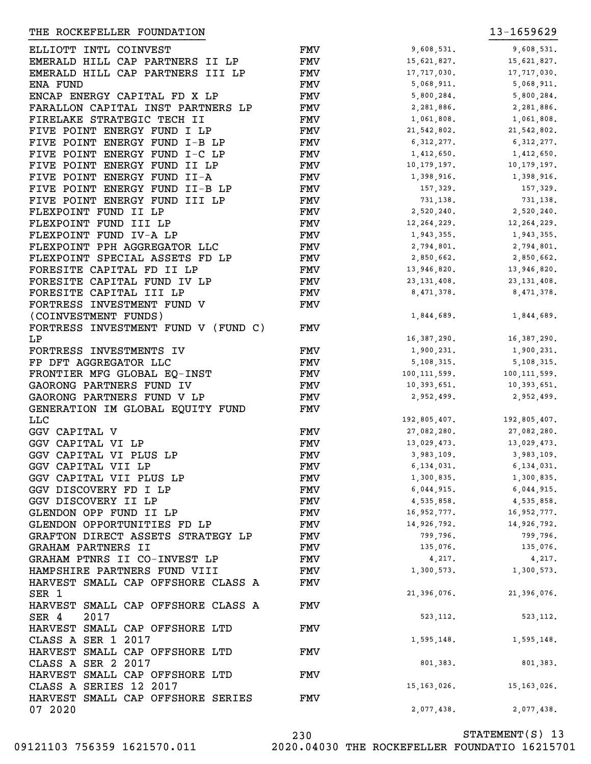THE ROCKEFELLER FOUNDATION 13-1659629

| | | | |
|---|---|---|---|
| ELLIOTT INTL COINVEST | FMV | 9,608,531. | 9,608,531. |
| EMERALD HILL CAP PARTNERS II LP | FMV | 15,621,827. | 15,621,827. |
| EMERALD HILL CAP PARTNERS III LP | FMV | 17,717,030. | 17,717,030. |
| ENA FUND | FMV | 5,068,911. | 5,068,911. |
| ENCAP ENERGY CAPITAL FD X LP | FMV | 5,800,284. | 5,800,284. |
| FARALLON CAPITAL INST PARTNERS LP | FMV | 2,281,886. | 2,281,886. |
| FIRELAKE STRATEGIC TECH II | FMV | 1,061,808. | 1,061,808. |
| FIVE POINT ENERGY FUND I LP | FMV | 21,542,802. | 21,542,802. |
| FIVE POINT ENERGY FUND I-B LP | FMV | 6,312,277. | 6,312,277. |
| FIVE POINT ENERGY FUND I-C LP | FMV | 1,412,650. | 1,412,650. |
| FIVE POINT ENERGY FUND II LP | FMV | 10,179,197. | 10,179,197. |
| FIVE POINT ENERGY FUND II-A | FMV | 1,398,916. | 1,398,916. |
| FIVE POINT ENERGY FUND II-B LP | FMV | 157,329. | 157,329. |
| FIVE POINT ENERGY FUND III LP | FMV | 731,138. | 731,138. |
| FLEXPOINT FUND II LP | FMV | 2,520,240. | 2,520,240. |
| FLEXPOINT FUND III LP | FMV | 12,264,229. | 12,264,229. |
| FLEXPOINT FUND IV-A LP | FMV | 1,943,355. | 1,943,355. |
| FLEXPOINT PPH AGGREGATOR LLC | FMV | 2,794,801. | 2,794,801. |
| FLEXPOINT SPECIAL ASSETS FD LP | FMV | 2,850,662. | 2,850,662. |
| FORESITE CAPITAL FD II LP | FMV | 13,946,820. | 13,946,820. |
| FORESITE CAPITAL FUND IV LP | FMV | 23,131,408. | 23,131,408. |
| FORESITE CAPITAL III LP | FMV | 8,471,378. | 8,471,378. |
| FORTRESS INVESTMENT FUND V (COINVESTMENT FUNDS) | FMV | 1,844,689. | 1,844,689. |
| FORTRESS INVESTMENT FUND V (FUND C) LP | FMV | 16,387,290. | 16,387,290. |
| FORTRESS INVESTMENTS IV | FMV | 1,900,231. | 1,900,231. |
| FP DFT AGGREGATOR LLC | FMV | 5,108,315. | 5,108,315. |
| FRONTIER MFG GLOBAL EQ-INST | FMV | 100,111,599. | 100,111,599. |
| GAORONG PARTNERS FUND IV | FMV | 10,393,651. | 10,393,651. |
| GAORONG PARTNERS FUND V LP | FMV | 2,952,499. | 2,952,499. |
| GENERATION IM GLOBAL EQUITY FUND LLC | FMV | 192,805,407. | 192,805,407. |
| GGV CAPITAL V | FMV | 27,082,280. | 27,082,280. |
| GGV CAPITAL VI LP | FMV | 13,029,473. | 13,029,473. |
| GGV CAPITAL VI PLUS LP | FMV | 3,983,109. | 3,983,109. |
| GGV CAPITAL VII LP | FMV | 6,134,031. | 6,134,031. |
| GGV CAPITAL VII PLUS LP | FMV | 1,300,835. | 1,300,835. |
| GGV DISCOVERY FD I LP | FMV | 6,044,915. | 6,044,915. |
| GGV DISCOVERY II LP | FMV | 4,535,858. | 4,535,858. |
| GLENDON OPP FUND II LP | FMV | 16,952,777. | 16,952,777. |
| GLENDON OPPORTUNITIES FD LP | FMV | 14,926,792. | 14,926,792. |
| GRAFTON DIRECT ASSETS STRATEGY LP | FMV | 799,796. | 799,796. |
| GRAHAM PARTNERS II | FMV | 135,076. | 135,076. |
| GRAHAM PTNRS II CO-INVEST LP | FMV | 4,217. | 4,217. |
| HAMPSHIRE PARTNERS FUND VIII | FMV | 1,300,573. | 1,300,573. |
| HARVEST SMALL CAP OFFSHORE CLASS A SER 1 | FMV | 21,396,076. | 21,396,076. |
| HARVEST SMALL CAP OFFSHORE CLASS A SER 4 2017 | FMV | 523,112. | 523,112. |
| HARVEST SMALL CAP OFFSHORE LTD CLASS A SER 1 2017 | FMV | 1,595,148. | 1,595,148. |
| HARVEST SMALL CAP OFFSHORE LTD CLASS A SER 2 2017 | FMV | 801,383. | 801,383. |
| HARVEST SMALL CAP OFFSHORE LTD CLASS A SERIES 12 2017 | FMV | 15,163,026. | 15,163,026. |
| HARVEST SMALL CAP OFFSHORE SERIES 07 2020 | FMV | 2,077,438. | 2,077,438. |

STATEMENT(S) 13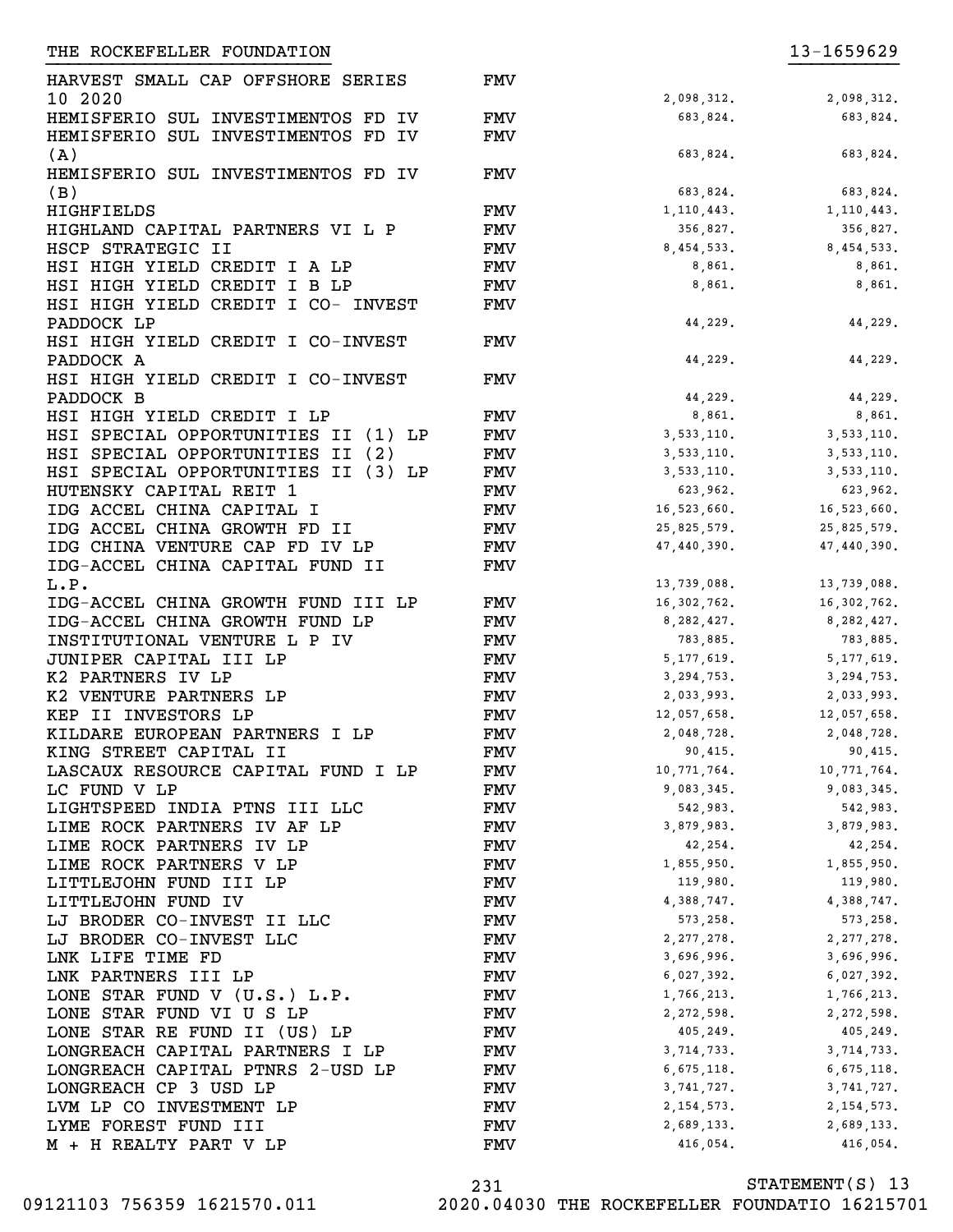| | | | |
|---|---|---|---|
| HARVEST SMALL CAP OFFSHORE SERIES 10 2020 | FMV | 2,098,312. | 2,098,312. |
| HEMISFERIO SUL INVESTIMENTOS FD IV | FMV | 683,824. | 683,824. |
| HEMISFERIO SUL INVESTIMENTOS FD IV (A) | FMV | 683,824. | 683,824. |
| HEMISFERIO SUL INVESTIMENTOS FD IV (B) | FMV | 683,824. | 683,824. |
| HIGHFIELDS | FMV | 1,110,443. | 1,110,443. |
| HIGHLAND CAPITAL PARTNERS VI L P | FMV | 356,827. | 356,827. |
| HSCP STRATEGIC II | FMV | 8,454,533. | 8,454,533. |
| HSI HIGH YIELD CREDIT I A LP | FMV | 8,861. | 8,861. |
| HSI HIGH YIELD CREDIT I B LP | FMV | 8,861. | 8,861. |
| HSI HIGH YIELD CREDIT I CO- INVEST PADDOCK LP | FMV | 44,229. | 44,229. |
| HSI HIGH YIELD CREDIT I CO-INVEST PADDOCK A | FMV | 44,229. | 44,229. |
| HSI HIGH YIELD CREDIT I CO-INVEST PADDOCK B | FMV | 44,229. | 44,229. |
| HSI HIGH YIELD CREDIT I LP | FMV | 8,861. | 8,861. |
| HSI SPECIAL OPPORTUNITIES II (1) LP | FMV | 3,533,110. | 3,533,110. |
| HSI SPECIAL OPPORTUNITIES II (2) | FMV | 3,533,110. | 3,533,110. |
| HSI SPECIAL OPPORTUNITIES II (3) LP | FMV | 3,533,110. | 3,533,110. |
| HUTENSKY CAPITAL REIT 1 | FMV | 623,962. | 623,962. |
| IDG ACCEL CHINA CAPITAL I | FMV | 16,523,660. | 16,523,660. |
| IDG ACCEL CHINA GROWTH FD II | FMV | 25,825,579. | 25,825,579. |
| IDG CHINA VENTURE CAP FD IV LP | FMV | 47,440,390. | 47,440,390. |
| IDG-ACCEL CHINA CAPITAL FUND II L.P. | FMV | 13,739,088. | 13,739,088. |
| IDG-ACCEL CHINA GROWTH FUND III LP | FMV | 16,302,762. | 16,302,762. |
| IDG-ACCEL CHINA GROWTH FUND LP | FMV | 8,282,427. | 8,282,427. |
| INSTITUTIONAL VENTURE L P IV | FMV | 783,885. | 783,885. |
| JUNIPER CAPITAL III LP | FMV | 5,177,619. | 5,177,619. |
| K2 PARTNERS IV LP | FMV | 3,294,753. | 3,294,753. |
| K2 VENTURE PARTNERS LP | FMV | 2,033,993. | 2,033,993. |
| KEP II INVESTORS LP | FMV | 12,057,658. | 12,057,658. |
| KILDARE EUROPEAN PARTNERS I LP | FMV | 2,048,728. | 2,048,728. |
| KING STREET CAPITAL II | FMV | 90,415. | 90,415. |
| LASCAUX RESOURCE CAPITAL FUND I LP | FMV | 10,771,764. | 10,771,764. |
| LC FUND V LP | FMV | 9,083,345. | 9,083,345. |
| LIGHTSPEED INDIA PTNS III LLC | FMV | 542,983. | 542,983. |
| LIME ROCK PARTNERS IV AF LP | FMV | 3,879,983. | 3,879,983. |
| LIME ROCK PARTNERS IV LP | FMV | 42,254. | 42,254. |
| LIME ROCK PARTNERS V LP | FMV | 1,855,950. | 1,855,950. |
| LITTLEJOHN FUND III LP | FMV | 119,980. | 119,980. |
| LITTLEJOHN FUND IV | FMV | 4,388,747. | 4,388,747. |
| LJ BRODER CO-INVEST II LLC | FMV | 573,258. | 573,258. |
| LJ BRODER CO-INVEST LLC | FMV | 2,277,278. | 2,277,278. |
| LNK LIFE TIME FD | FMV | 3,696,996. | 3,696,996. |
| LNK PARTNERS III LP | FMV | 6,027,392. | 6,027,392. |
| LONE STAR FUND V (U.S.) L.P. | FMV | 1,766,213. | 1,766,213. |
| LONE STAR FUND VI U S LP | FMV | 2,272,598. | 2,272,598. |
| LONE STAR RE FUND II (US) LP | FMV | 405,249. | 405,249. |
| LONGREACH CAPITAL PARTNERS I LP | FMV | 3,714,733. | 3,714,733. |
| LONGREACH CAPITAL PTNRS 2-USD LP | FMV | 6,675,118. | 6,675,118. |
| LONGREACH CP 3 USD LP | FMV | 3,741,727. | 3,741,727. |
| LVM LP CO INVESTMENT LP | FMV | 2,154,573. | 2,154,573. |
| LYME FOREST FUND III | FMV | 2,689,133. | 2,689,133. |
| M + H REALTY PART V LP | FMV | 416,054. | 416,054. |

STATEMENT(S) 13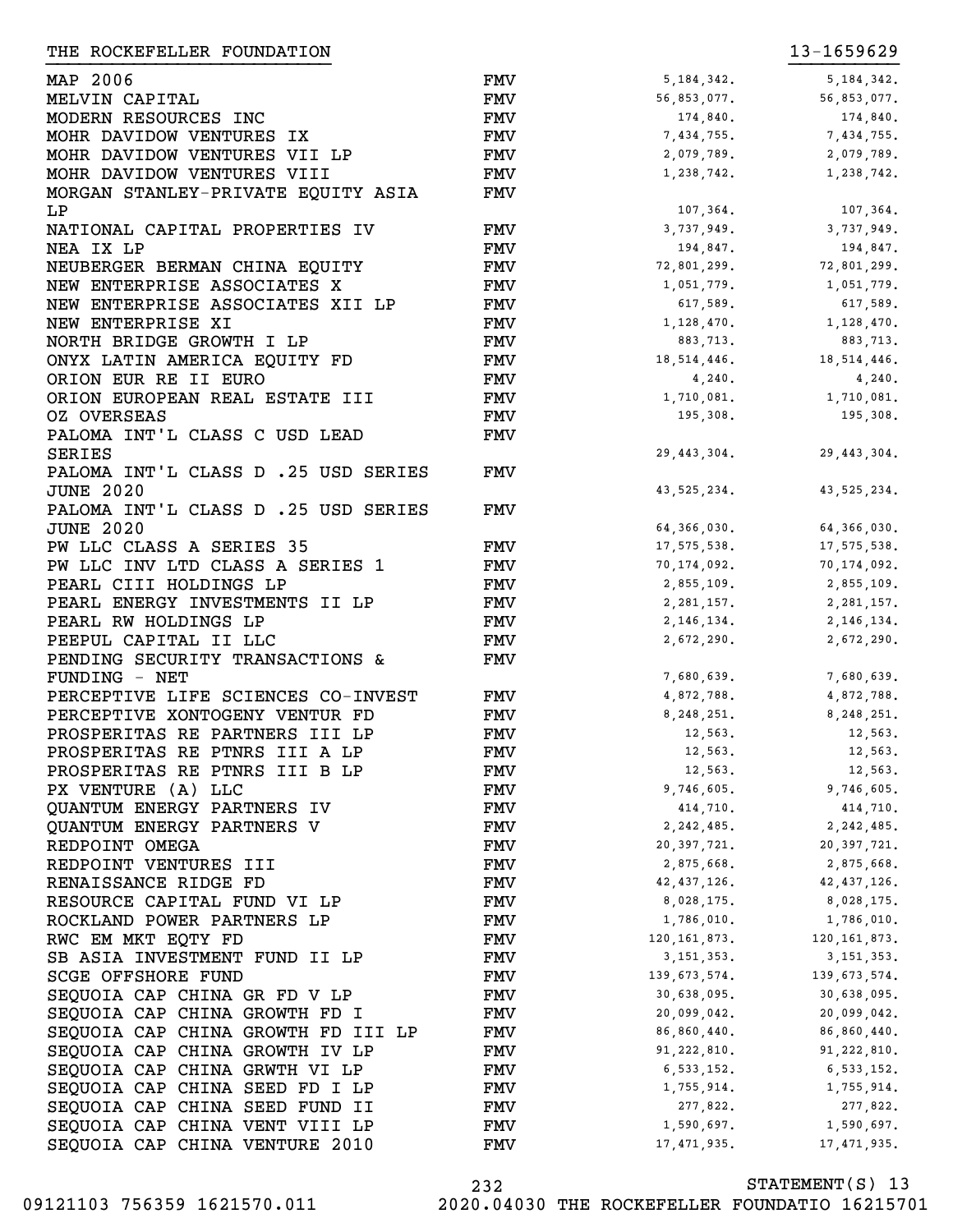THE ROCKEFELLER FOUNDATION 13-1659629

| | | | |
|---|---|---|---|
| MAP 2006 | FMV | 5,184,342. | 5,184,342. |
| MELVIN CAPITAL | FMV | 56,853,077. | 56,853,077. |
| MODERN RESOURCES INC | FMV | 174,840. | 174,840. |
| MOHR DAVIDOW VENTURES IX | FMV | 7,434,755. | 7,434,755. |
| MOHR DAVIDOW VENTURES VII LP | FMV | 2,079,789. | 2,079,789. |
| MOHR DAVIDOW VENTURES VIII | FMV | 1,238,742. | 1,238,742. |
| MORGAN STANLEY-PRIVATE EQUITY ASIA LP | FMV | 107,364. | 107,364. |
| NATIONAL CAPITAL PROPERTIES IV | FMV | 3,737,949. | 3,737,949. |
| NEA IX LP | FMV | 194,847. | 194,847. |
| NEUBERGER BERMAN CHINA EQUITY | FMV | 72,801,299. | 72,801,299. |
| NEW ENTERPRISE ASSOCIATES X | FMV | 1,051,779. | 1,051,779. |
| NEW ENTERPRISE ASSOCIATES XII LP | FMV | 617,589. | 617,589. |
| NEW ENTERPRISE XI | FMV | 1,128,470. | 1,128,470. |
| NORTH BRIDGE GROWTH I LP | FMV | 883,713. | 883,713. |
| ONYX LATIN AMERICA EQUITY FD | FMV | 18,514,446. | 18,514,446. |
| ORION EUR RE II EURO | FMV | 4,240. | 4,240. |
| ORION EUROPEAN REAL ESTATE III | FMV | 1,710,081. | 1,710,081. |
| OZ OVERSEAS | FMV | 195,308. | 195,308. |
| PALOMA INT'L CLASS C USD LEAD SERIES | FMV | 29,443,304. | 29,443,304. |
| PALOMA INT'L CLASS D .25 USD SERIES JUNE 2020 | FMV | 43,525,234. | 43,525,234. |
| PALOMA INT'L CLASS D .25 USD SERIES JUNE 2020 | FMV | 64,366,030. | 64,366,030. |
| PW LLC CLASS A SERIES 35 | FMV | 17,575,538. | 17,575,538. |
| PW LLC INV LTD CLASS A SERIES 1 | FMV | 70,174,092. | 70,174,092. |
| PEARL CIII HOLDINGS LP | FMV | 2,855,109. | 2,855,109. |
| PEARL ENERGY INVESTMENTS II LP | FMV | 2,281,157. | 2,281,157. |
| PEARL RW HOLDINGS LP | FMV | 2,146,134. | 2,146,134. |
| PEEPUL CAPITAL II LLC | FMV | 2,672,290. | 2,672,290. |
| PENDING SECURITY TRANSACTIONS & FUNDING - NET | FMV | 7,680,639. | 7,680,639. |
| PERCEPTIVE LIFE SCIENCES CO-INVEST | FMV | 4,872,788. | 4,872,788. |
| PERCEPTIVE XONTOGENY VENTUR FD | FMV | 8,248,251. | 8,248,251. |
| PROSPERITAS RE PARTNERS III LP | FMV | 12,563. | 12,563. |
| PROSPERITAS RE PTNRS III A LP | FMV | 12,563. | 12,563. |
| PROSPERITAS RE PTNRS III B LP | FMV | 12,563. | 12,563. |
| PX VENTURE (A) LLC | FMV | 9,746,605. | 9,746,605. |
| QUANTUM ENERGY PARTNERS IV | FMV | 414,710. | 414,710. |
| QUANTUM ENERGY PARTNERS V | FMV | 2,242,485. | 2,242,485. |
| REDPOINT OMEGA | FMV | 20,397,721. | 20,397,721. |
| REDPOINT VENTURES III | FMV | 2,875,668. | 2,875,668. |
| RENAISSANCE RIDGE FD | FMV | 42,437,126. | 42,437,126. |
| RESOURCE CAPITAL FUND VI LP | FMV | 8,028,175. | 8,028,175. |
| ROCKLAND POWER PARTNERS LP | FMV | 1,786,010. | 1,786,010. |
| RWC EM MKT EQTY FD | FMV | 120,161,873. | 120,161,873. |
| SB ASIA INVESTMENT FUND II LP | FMV | 3,151,353. | 3,151,353. |
| SCGE OFFSHORE FUND | FMV | 139,673,574. | 139,673,574. |
| SEQUOIA CAP CHINA GR FD V LP | FMV | 30,638,095. | 30,638,095. |
| SEQUOIA CAP CHINA GROWTH FD I | FMV | 20,099,042. | 20,099,042. |
| SEQUOIA CAP CHINA GROWTH FD III LP | FMV | 86,860,440. | 86,860,440. |
| SEQUOIA CAP CHINA GROWTH IV LP | FMV | 91,222,810. | 91,222,810. |
| SEQUOIA CAP CHINA GRWTH VI LP | FMV | 6,533,152. | 6,533,152. |
| SEQUOIA CAP CHINA SEED FD I LP | FMV | 1,755,914. | 1,755,914. |
| SEQUOIA CAP CHINA SEED FUND II | FMV | 277,822. | 277,822. |
| SEQUOIA CAP CHINA VENT VIII LP | FMV | 1,590,697. | 1,590,697. |
| SEQUOIA CAP CHINA VENTURE 2010 | FMV | 17,471,935. | 17,471,935. |

STATEMENT(S) 13

09121103 756359 1621570.011 2020.04030 THE ROCKEFELLER FOUNDATIO 16215701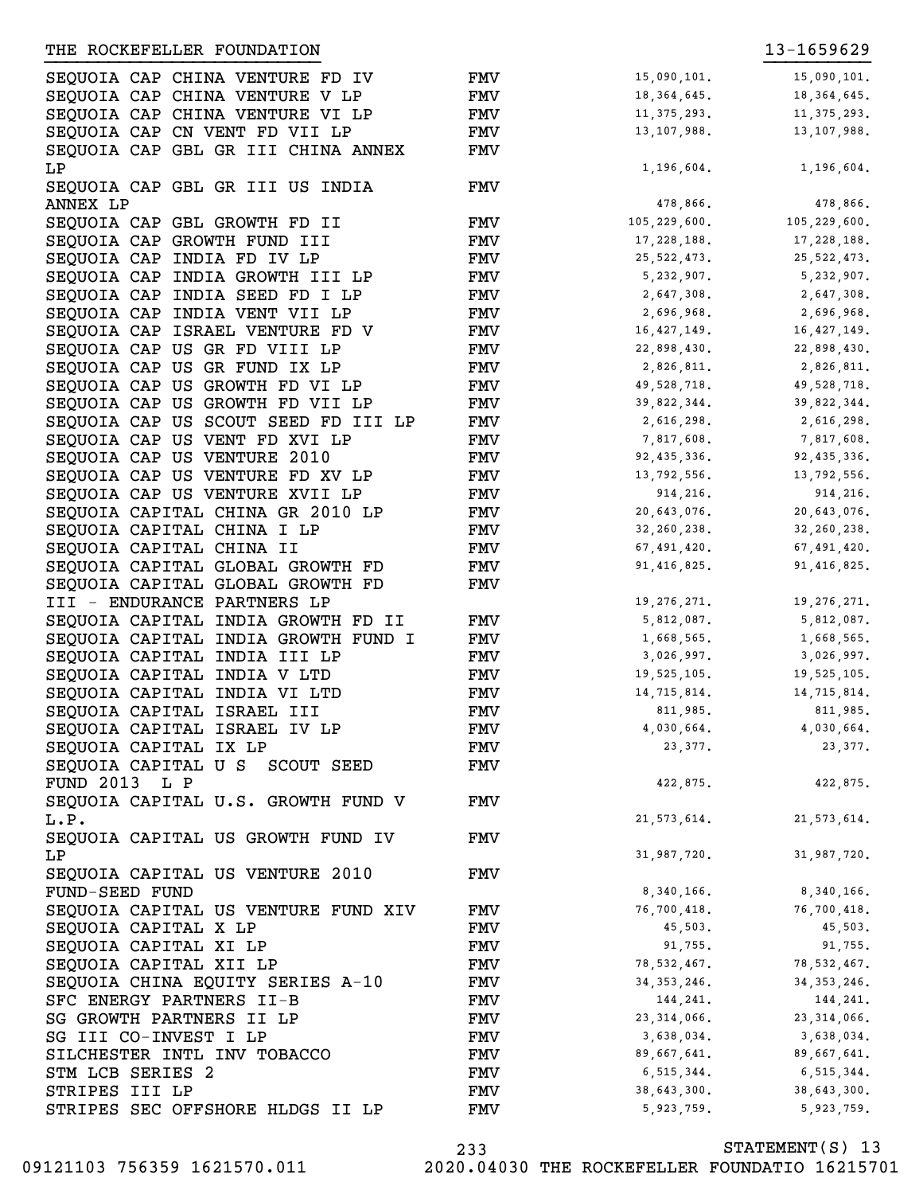THE ROCKEFELLER FOUNDATION 13-1659629

| | | | |
|---|---|---|---|
| SEQUOIA CAP CHINA VENTURE FD IV | FMV | 15,090,101. | 15,090,101. |
| SEQUOIA CAP CHINA VENTURE V LP | FMV | 18,364,645. | 18,364,645. |
| SEQUOIA CAP CHINA VENTURE VI LP | FMV | 11,375,293. | 11,375,293. |
| SEQUOIA CAP CN VENT FD VII LP | FMV | 13,107,988. | 13,107,988. |
| SEQUOIA CAP GBL GR III CHINA ANNEX LP | FMV | 1,196,604. | 1,196,604. |
| SEQUOIA CAP GBL GR III US INDIA ANNEX LP | FMV | 478,866. | 478,866. |
| SEQUOIA CAP GBL GROWTH FD II | FMV | 105,229,600. | 105,229,600. |
| SEQUOIA CAP GROWTH FUND III | FMV | 17,228,188. | 17,228,188. |
| SEQUOIA CAP INDIA FD IV LP | FMV | 25,522,473. | 25,522,473. |
| SEQUOIA CAP INDIA GROWTH III LP | FMV | 5,232,907. | 5,232,907. |
| SEQUOIA CAP INDIA SEED FD I LP | FMV | 2,647,308. | 2,647,308. |
| SEQUOIA CAP INDIA VENT VII LP | FMV | 2,696,968. | 2,696,968. |
| SEQUOIA CAP ISRAEL VENTURE FD V | FMV | 16,427,149. | 16,427,149. |
| SEQUOIA CAP US GR FD VIII LP | FMV | 22,898,430. | 22,898,430. |
| SEQUOIA CAP US GR FUND IX LP | FMV | 2,826,811. | 2,826,811. |
| SEQUOIA CAP US GROWTH FD VI LP | FMV | 49,528,718. | 49,528,718. |
| SEQUOIA CAP US GROWTH FD VII LP | FMV | 39,822,344. | 39,822,344. |
| SEQUOIA CAP US SCOUT SEED FD III LP | FMV | 2,616,298. | 2,616,298. |
| SEQUOIA CAP US VENT FD XVI LP | FMV | 7,817,608. | 7,817,608. |
| SEQUOIA CAP US VENTURE 2010 | FMV | 92,435,336. | 92,435,336. |
| SEQUOIA CAP US VENTURE FD XV LP | FMV | 13,792,556. | 13,792,556. |
| SEQUOIA CAP US VENTURE XVII LP | FMV | 914,216. | 914,216. |
| SEQUOIA CAPITAL CHINA GR 2010 LP | FMV | 20,643,076. | 20,643,076. |
| SEQUOIA CAPITAL CHINA I LP | FMV | 32,260,238. | 32,260,238. |
| SEQUOIA CAPITAL CHINA II | FMV | 67,491,420. | 67,491,420. |
| SEQUOIA CAPITAL GLOBAL GROWTH FD | FMV | 91,416,825. | 91,416,825. |
| SEQUOIA CAPITAL GLOBAL GROWTH FD III - ENDURANCE PARTNERS LP | FMV | 19,276,271. | 19,276,271. |
| SEQUOIA CAPITAL INDIA GROWTH FD II | FMV | 5,812,087. | 5,812,087. |
| SEQUOIA CAPITAL INDIA GROWTH FUND I | FMV | 1,668,565. | 1,668,565. |
| SEQUOIA CAPITAL INDIA III LP | FMV | 3,026,997. | 3,026,997. |
| SEQUOIA CAPITAL INDIA V LTD | FMV | 19,525,105. | 19,525,105. |
| SEQUOIA CAPITAL INDIA VI LTD | FMV | 14,715,814. | 14,715,814. |
| SEQUOIA CAPITAL ISRAEL III | FMV | 811,985. | 811,985. |
| SEQUOIA CAPITAL ISRAEL IV LP | FMV | 4,030,664. | 4,030,664. |
| SEQUOIA CAPITAL IX LP | FMV | 23,377. | 23,377. |
| SEQUOIA CAPITAL U S SCOUT SEED FUND 2013 L P | FMV | 422,875. | 422,875. |
| SEQUOIA CAPITAL U.S. GROWTH FUND V L.P. | FMV | 21,573,614. | 21,573,614. |
| SEQUOIA CAPITAL US GROWTH FUND IV LP | FMV | 31,987,720. | 31,987,720. |
| SEQUOIA CAPITAL US VENTURE 2010 FUND-SEED FUND | FMV | 8,340,166. | 8,340,166. |
| SEQUOIA CAPITAL US VENTURE FUND XIV | FMV | 76,700,418. | 76,700,418. |
| SEQUOIA CAPITAL X LP | FMV | 45,503. | 45,503. |
| SEQUOIA CAPITAL XI LP | FMV | 91,755. | 91,755. |
| SEQUOIA CAPITAL XII LP | FMV | 78,532,467. | 78,532,467. |
| SEQUOIA CHINA EQUITY SERIES A-10 | FMV | 34,353,246. | 34,353,246. |
| SFC ENERGY PARTNERS II-B | FMV | 144,241. | 144,241. |
| SG GROWTH PARTNERS II LP | FMV | 23,314,066. | 23,314,066. |
| SG III CO-INVEST I LP | FMV | 3,638,034. | 3,638,034. |
| SILCHESTER INTL INV TOBACCO | FMV | 89,667,641. | 89,667,641. |
| STM LCB SERIES 2 | FMV | 6,515,344. | 6,515,344. |
| STRIPES III LP | FMV | 38,643,300. | 38,643,300. |
| STRIPES SEC OFFSHORE HLDGS II LP | FMV | 5,923,759. | 5,923,759. |

STATEMENT(S) 13

09121103 756359 1621570.011 2020.04030 THE ROCKEFELLER FOUNDATIO 16215701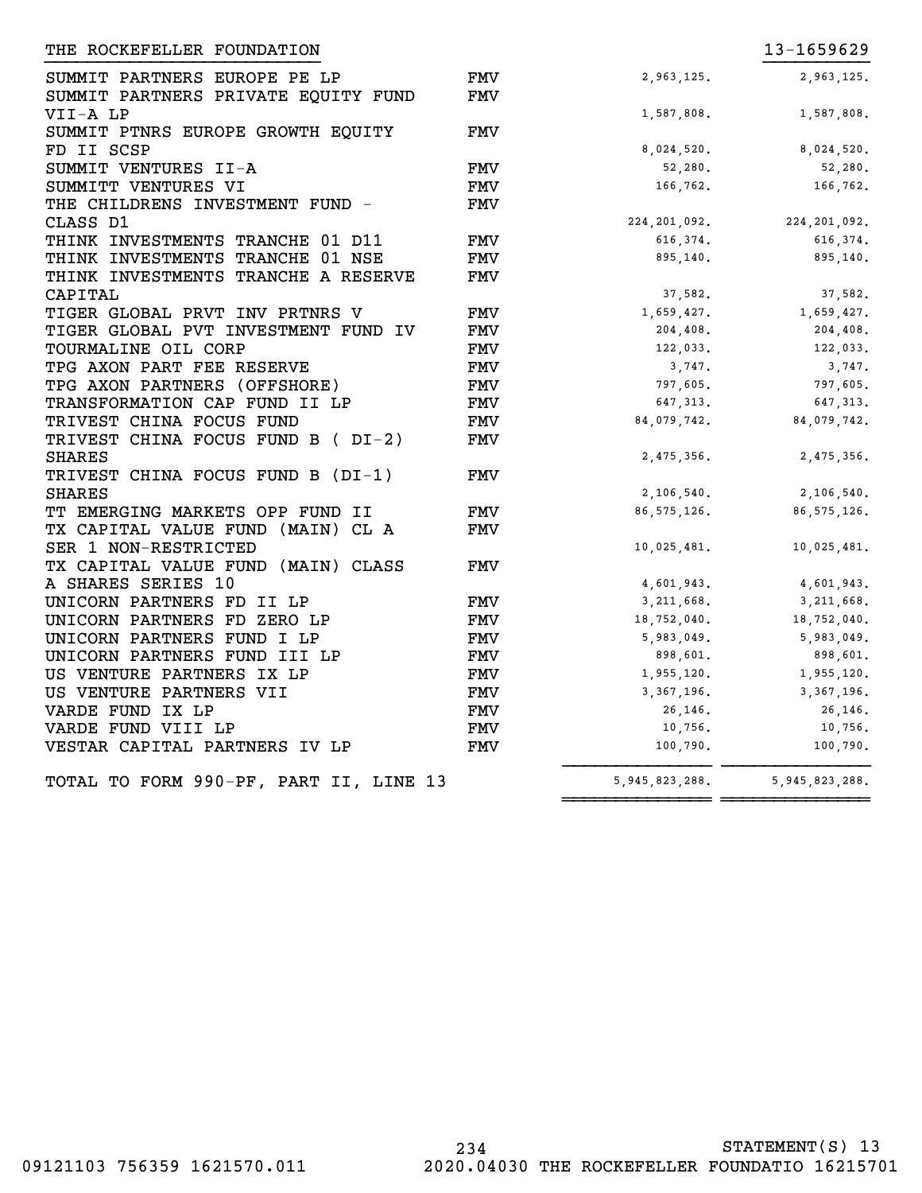THE ROCKEFELLER FOUNDATION 13-1659629

| | | | |
|---|---|---|---|
| SUMMIT PARTNERS EUROPE PE LP | FMV | 2,963,125. | 2,963,125. |
| SUMMIT PARTNERS PRIVATE EQUITY FUND VII-A LP | FMV | 1,587,808. | 1,587,808. |
| SUMMIT PTNRS EUROPE GROWTH EQUITY FD II SCSP | FMV | 8,024,520. | 8,024,520. |
| SUMMIT VENTURES II-A | FMV | 52,280. | 52,280. |
| SUMMITT VENTURES VI | FMV | 166,762. | 166,762. |
| THE CHILDRENS INVESTMENT FUND - CLASS D1 | FMV | 224,201,092. | 224,201,092. |
| THINK INVESTMENTS TRANCHE 01 D11 | FMV | 616,374. | 616,374. |
| THINK INVESTMENTS TRANCHE 01 NSE | FMV | 895,140. | 895,140. |
| THINK INVESTMENTS TRANCHE A RESERVE CAPITAL | FMV | 37,582. | 37,582. |
| TIGER GLOBAL PRVT INV PRTNRS V | FMV | 1,659,427. | 1,659,427. |
| TIGER GLOBAL PVT INVESTMENT FUND IV | FMV | 204,408. | 204,408. |
| TOURMALINE OIL CORP | FMV | 122,033. | 122,033. |
| TPG AXON PART FEE RESERVE | FMV | 3,747. | 3,747. |
| TPG AXON PARTNERS (OFFSHORE) | FMV | 797,605. | 797,605. |
| TRANSFORMATION CAP FUND II LP | FMV | 647,313. | 647,313. |
| TRIVEST CHINA FOCUS FUND | FMV | 84,079,742. | 84,079,742. |
| TRIVEST CHINA FOCUS FUND B ( DI-2) SHARES | FMV | 2,475,356. | 2,475,356. |
| TRIVEST CHINA FOCUS FUND B (DI-1) SHARES | FMV | 2,106,540. | 2,106,540. |
| TT EMERGING MARKETS OPP FUND II | FMV | 86,575,126. | 86,575,126. |
| TX CAPITAL VALUE FUND (MAIN) CL A SER 1 NON-RESTRICTED | FMV | 10,025,481. | 10,025,481. |
| TX CAPITAL VALUE FUND (MAIN) CLASS A SHARES SERIES 10 | FMV | 4,601,943. | 4,601,943. |
| UNICORN PARTNERS FD II LP | FMV | 3,211,668. | 3,211,668. |
| UNICORN PARTNERS FD ZERO LP | FMV | 18,752,040. | 18,752,040. |
| UNICORN PARTNERS FUND I LP | FMV | 5,983,049. | 5,983,049. |
| UNICORN PARTNERS FUND III LP | FMV | 898,601. | 898,601. |
| US VENTURE PARTNERS IX LP | FMV | 1,955,120. | 1,955,120. |
| US VENTURE PARTNERS VII | FMV | 3,367,196. | 3,367,196. |
| VARDE FUND IX LP | FMV | 26,146. | 26,146. |
| VARDE FUND VIII LP | FMV | 10,756. | 10,756. |
| VESTAR CAPITAL PARTNERS IV LP | FMV | 100,790. | 100,790. |
| TOTAL TO FORM 990-PF, PART II, LINE 13 | | 5,945,823,288. | 5,945,823,288. |

STATEMENT(S) 13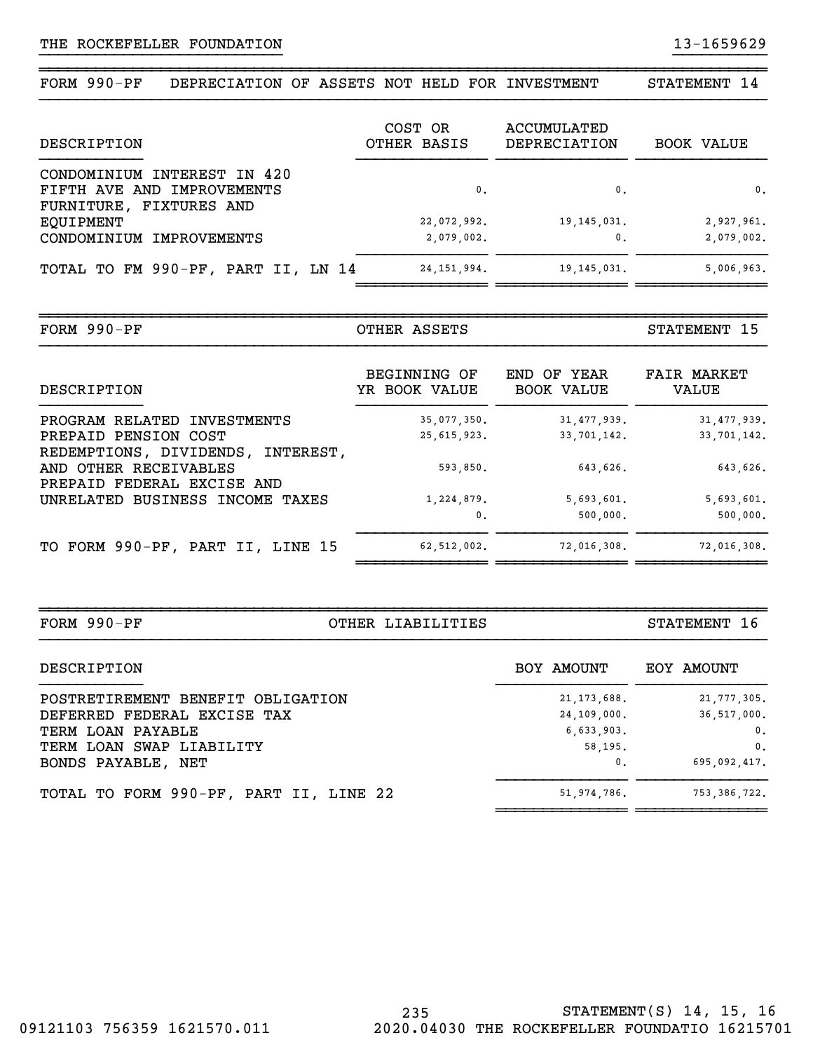THE ROCKEFELLER FOUNDATION 13-1659629

## FORM 990-PF DEPRECIATION OF ASSETS NOT HELD FOR INVESTMENT STATEMENT 14

| DESCRIPTION | COST OR OTHER BASIS | ACCUMULATED DEPRECIATION | BOOK VALUE |
|---|---|---|---|
| CONDOMINIUM INTEREST IN 420 FIFTH AVE AND IMPROVEMENTS | 0. | 0. | 0. |
| FURNITURE, FIXTURES AND EQUIPMENT | 22,072,992. | 19,145,031. | 2,927,961. |
| CONDOMINIUM IMPROVEMENTS | 2,079,002. | 0. | 2,079,002. |
| TOTAL TO FM 990-PF, PART II, LN 14 | 24,151,994. | 19,145,031. | 5,006,963. |

## FORM 990-PF OTHER ASSETS STATEMENT 15

| DESCRIPTION | BEGINNING OF YR BOOK VALUE | END OF YEAR BOOK VALUE | FAIR MARKET VALUE |
|---|---|---|---|
| PROGRAM RELATED INVESTMENTS | 35,077,350. | 31,477,939. | 31,477,939. |
| PREPAID PENSION COST | 25,615,923. | 33,701,142. | 33,701,142. |
| REDEMPTIONS, DIVIDENDS, INTEREST, AND OTHER RECEIVABLES | 593,850. | 643,626. | 643,626. |
| PREPAID FEDERAL EXCISE AND UNRELATED BUSINESS INCOME TAXES | 1,224,879. | 5,693,601. | 5,693,601. |
| | 0. | 500,000. | 500,000. |
| TO FORM 990-PF, PART II, LINE 15 | 62,512,002. | 72,016,308. | 72,016,308. |

## FORM 990-PF OTHER LIABILITIES STATEMENT 16

| DESCRIPTION | BOY AMOUNT | EOY AMOUNT |
|---|---|---|
| POSTRETIREMENT BENEFIT OBLIGATION | 21,173,688. | 21,777,305. |
| DEFERRED FEDERAL EXCISE TAX | 24,109,000. | 36,517,000. |
| TERM LOAN PAYABLE | 6,633,903. | 0. |
| TERM LOAN SWAP LIABILITY | 58,195. | 0. |
| BONDS PAYABLE, NET | 0. | 695,092,417. |
| TOTAL TO FORM 990-PF, PART II, LINE 22 | 51,974,786. | 753,386,722. |

STATEMENT(S) 14, 15, 16

09121103 756359 1621570.011 2020.04030 THE ROCKEFELLER FOUNDATIO 16215701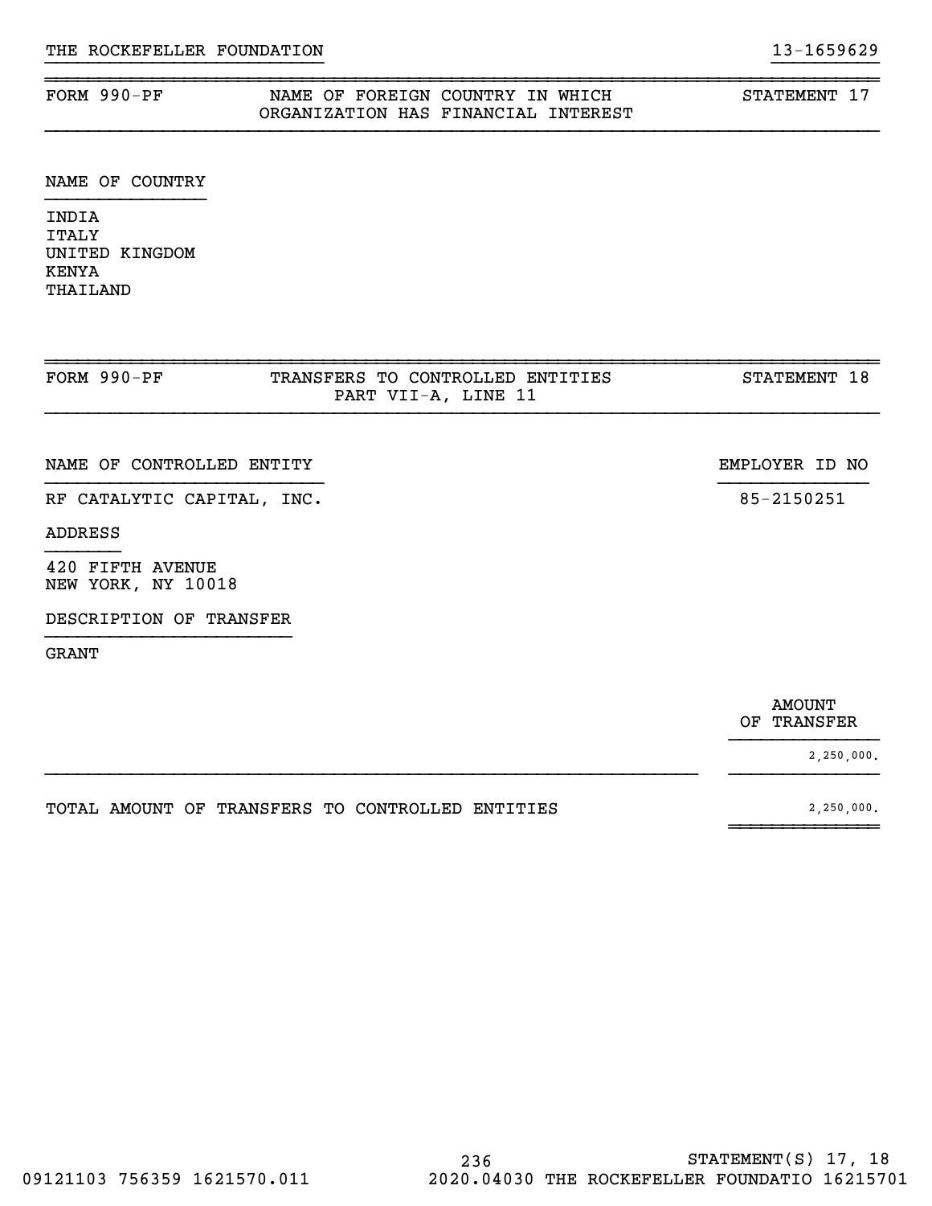THE ROCKEFELLER FOUNDATION 13-1659629

## FORM 990-PF — NAME OF FOREIGN COUNTRY IN WHICH ORGANIZATION HAS FINANCIAL INTEREST — STATEMENT 17

| NAME OF COUNTRY |
|---|
| INDIA |
| ITALY |
| UNITED KINGDOM |
| KENYA |
| THAILAND |

## FORM 990-PF — TRANSFERS TO CONTROLLED ENTITIES PART VII-A, LINE 11 — STATEMENT 18

| NAME OF CONTROLLED ENTITY | EMPLOYER ID NO |
|---|---|
| RF CATALYTIC CAPITAL, INC. | 85-2150251 |

ADDRESS

420 FIFTH AVENUE
NEW YORK, NY 10018

DESCRIPTION OF TRANSFER

GRANT

| | AMOUNT OF TRANSFER |
|---|---|
| | 2,250,000. |
| TOTAL AMOUNT OF TRANSFERS TO CONTROLLED ENTITIES | 2,250,000. |

STATEMENT(S) 17, 18

09121103 756359 1621570.011 2020.04030 THE ROCKEFELLER FOUNDATIO 16215701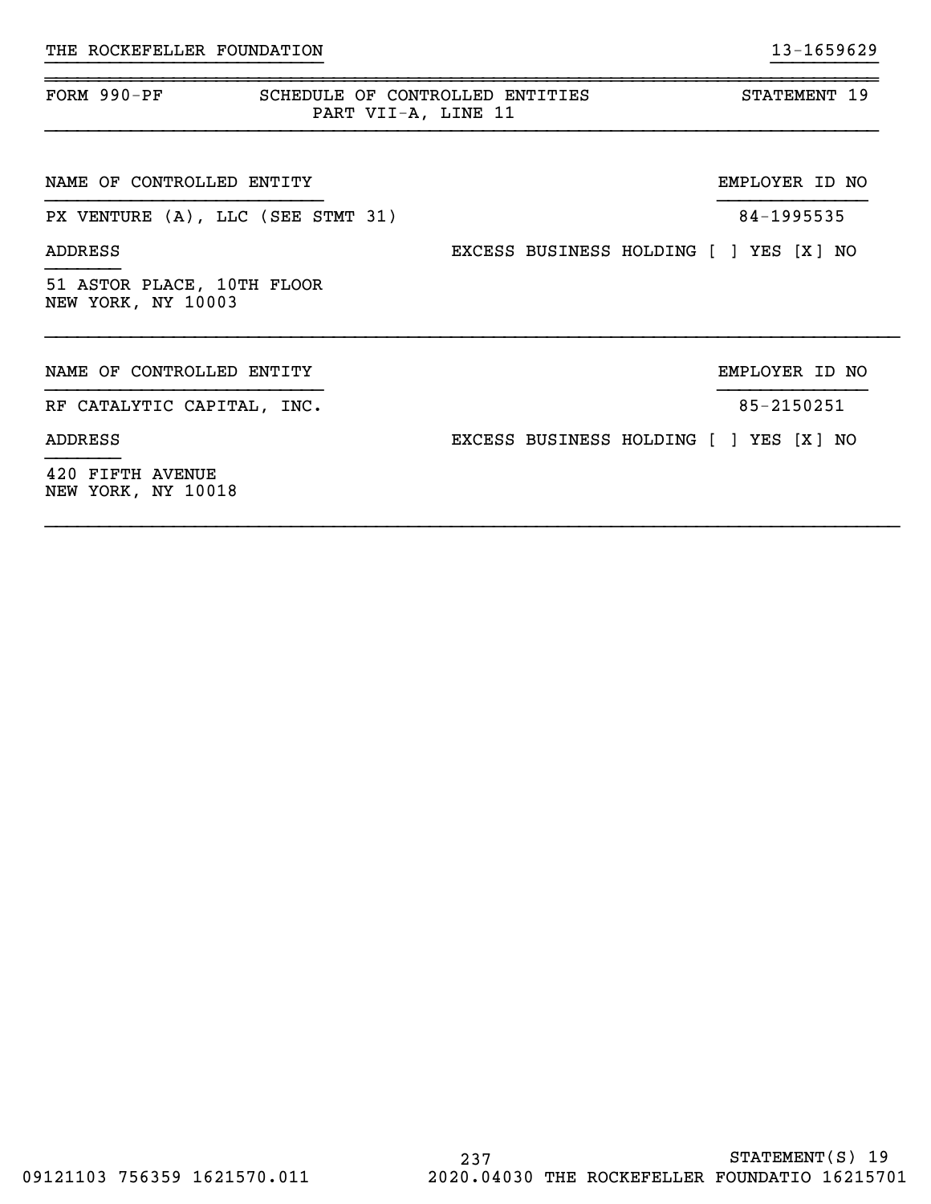THE ROCKEFELLER FOUNDATION 13-1659629

| FORM 990-PF | SCHEDULE OF CONTROLLED ENTITIES PART VII-A, LINE 11 | STATEMENT 19 |
|---|---|---|

NAME OF CONTROLLED ENTITY | EMPLOYER ID NO
PX VENTURE (A), LLC (SEE STMT 31) | 84-1995535

ADDRESS | EXCESS BUSINESS HOLDING [ ] YES [X] NO

51 ASTOR PLACE, 10TH FLOOR
NEW YORK, NY 10003

---

NAME OF CONTROLLED ENTITY | EMPLOYER ID NO
RF CATALYTIC CAPITAL, INC. | 85-2150251

ADDRESS | EXCESS BUSINESS HOLDING [ ] YES [X] NO

420 FIFTH AVENUE
NEW YORK, NY 10018

---

STATEMENT(S) 19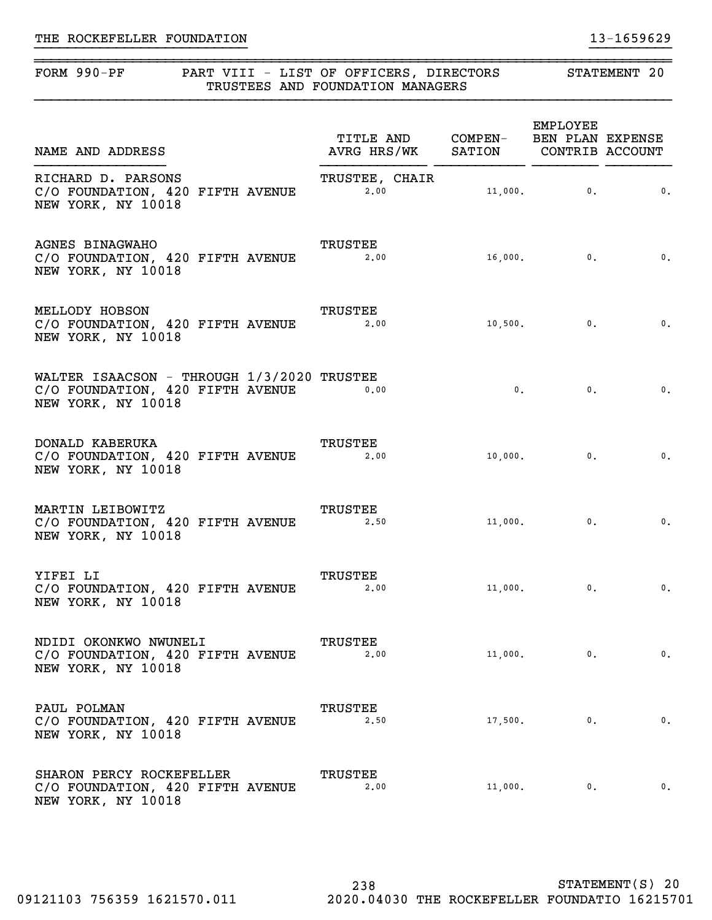THE ROCKEFELLER FOUNDATION 13-1659629

FORM 990-PF — PART VIII - LIST OF OFFICERS, DIRECTORS TRUSTEES AND FOUNDATION MANAGERS — STATEMENT 20

| NAME AND ADDRESS | TITLE AND AVRG HRS/WK | COMPEN-SATION | EMPLOYEE BEN PLAN CONTRIB | EXPENSE ACCOUNT |
|---|---|---|---|---|
| RICHARD D. PARSONS<br>C/O FOUNDATION, 420 FIFTH AVENUE<br>NEW YORK, NY 10018 | TRUSTEE, CHAIR<br>2.00 | 11,000. | 0. | 0. |
| AGNES BINAGWAHO<br>C/O FOUNDATION, 420 FIFTH AVENUE<br>NEW YORK, NY 10018 | TRUSTEE<br>2.00 | 16,000. | 0. | 0. |
| MELLODY HOBSON<br>C/O FOUNDATION, 420 FIFTH AVENUE<br>NEW YORK, NY 10018 | TRUSTEE<br>2.00 | 10,500. | 0. | 0. |
| WALTER ISAACSON - THROUGH 1/3/2020<br>C/O FOUNDATION, 420 FIFTH AVENUE<br>NEW YORK, NY 10018 | TRUSTEE<br>0.00 | 0. | 0. | 0. |
| DONALD KABERUKA<br>C/O FOUNDATION, 420 FIFTH AVENUE<br>NEW YORK, NY 10018 | TRUSTEE<br>2.00 | 10,000. | 0. | 0. |
| MARTIN LEIBOWITZ<br>C/O FOUNDATION, 420 FIFTH AVENUE<br>NEW YORK, NY 10018 | TRUSTEE<br>2.50 | 11,000. | 0. | 0. |
| YIFEI LI<br>C/O FOUNDATION, 420 FIFTH AVENUE<br>NEW YORK, NY 10018 | TRUSTEE<br>2.00 | 11,000. | 0. | 0. |
| NDIDI OKONKWO NWUNELI<br>C/O FOUNDATION, 420 FIFTH AVENUE<br>NEW YORK, NY 10018 | TRUSTEE<br>2.00 | 11,000. | 0. | 0. |
| PAUL POLMAN<br>C/O FOUNDATION, 420 FIFTH AVENUE<br>NEW YORK, NY 10018 | TRUSTEE<br>2.50 | 17,500. | 0. | 0. |
| SHARON PERCY ROCKEFELLER<br>C/O FOUNDATION, 420 FIFTH AVENUE<br>NEW YORK, NY 10018 | TRUSTEE<br>2.00 | 11,000. | 0. | 0. |

STATEMENT(S) 20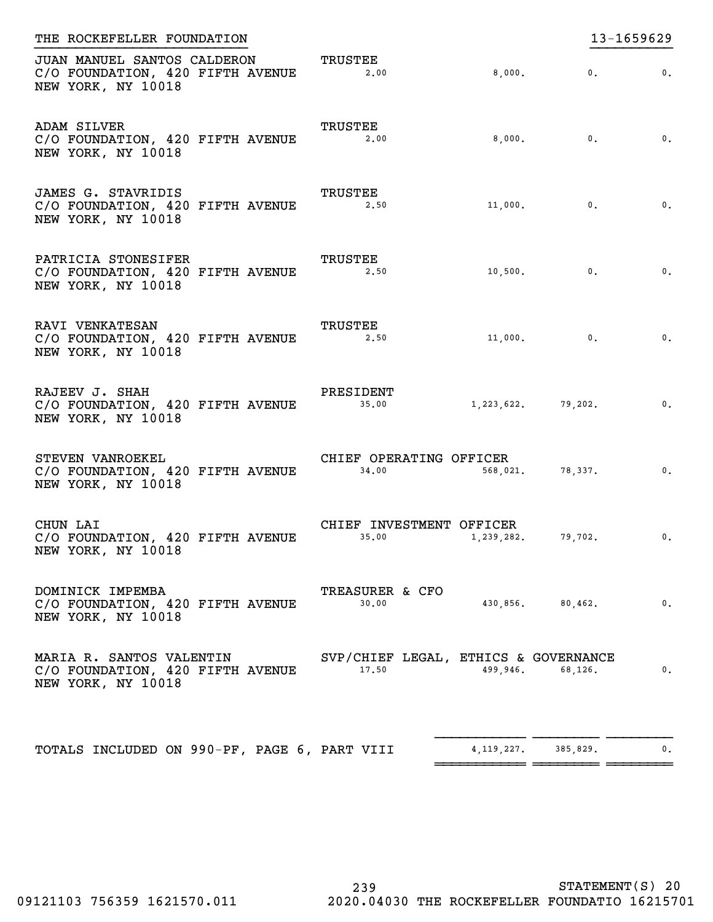THE ROCKEFELLER FOUNDATION 13-1659629

| Name and Address | Title and Average Hours | Compensation | Employee Benefit | Expense Account |
|---|---|---|---|---|
| JUAN MANUEL SANTOS CALDERON<br>C/O FOUNDATION, 420 FIFTH AVENUE<br>NEW YORK, NY 10018 | TRUSTEE<br>2.00 | 8,000. | 0. | 0. |
| ADAM SILVER<br>C/O FOUNDATION, 420 FIFTH AVENUE<br>NEW YORK, NY 10018 | TRUSTEE<br>2.00 | 8,000. | 0. | 0. |
| JAMES G. STAVRIDIS<br>C/O FOUNDATION, 420 FIFTH AVENUE<br>NEW YORK, NY 10018 | TRUSTEE<br>2.50 | 11,000. | 0. | 0. |
| PATRICIA STONESIFER<br>C/O FOUNDATION, 420 FIFTH AVENUE<br>NEW YORK, NY 10018 | TRUSTEE<br>2.50 | 10,500. | 0. | 0. |
| RAVI VENKATESAN<br>C/O FOUNDATION, 420 FIFTH AVENUE<br>NEW YORK, NY 10018 | TRUSTEE<br>2.50 | 11,000. | 0. | 0. |
| RAJEEV J. SHAH<br>C/O FOUNDATION, 420 FIFTH AVENUE<br>NEW YORK, NY 10018 | PRESIDENT<br>35.00 | 1,223,622. | 79,202. | 0. |
| STEVEN VANROEKEL<br>C/O FOUNDATION, 420 FIFTH AVENUE<br>NEW YORK, NY 10018 | CHIEF OPERATING OFFICER<br>34.00 | 568,021. | 78,337. | 0. |
| CHUN LAI<br>C/O FOUNDATION, 420 FIFTH AVENUE<br>NEW YORK, NY 10018 | CHIEF INVESTMENT OFFICER<br>35.00 | 1,239,282. | 79,702. | 0. |
| DOMINICK IMPEMBA<br>C/O FOUNDATION, 420 FIFTH AVENUE<br>NEW YORK, NY 10018 | TREASURER & CFO<br>30.00 | 430,856. | 80,462. | 0. |
| MARIA R. SANTOS VALENTIN<br>C/O FOUNDATION, 420 FIFTH AVENUE<br>NEW YORK, NY 10018 | SVP/CHIEF LEGAL, ETHICS & GOVERNANCE<br>17.50 | 499,946. | 68,126. | 0. |
| TOTALS INCLUDED ON 990-PF, PAGE 6, PART VIII | | 4,119,227. | 385,829. | 0. |

STATEMENT(S) 20

09121103 756359 1621570.011 2020.04030 THE ROCKEFELLER FOUNDATIO 16215701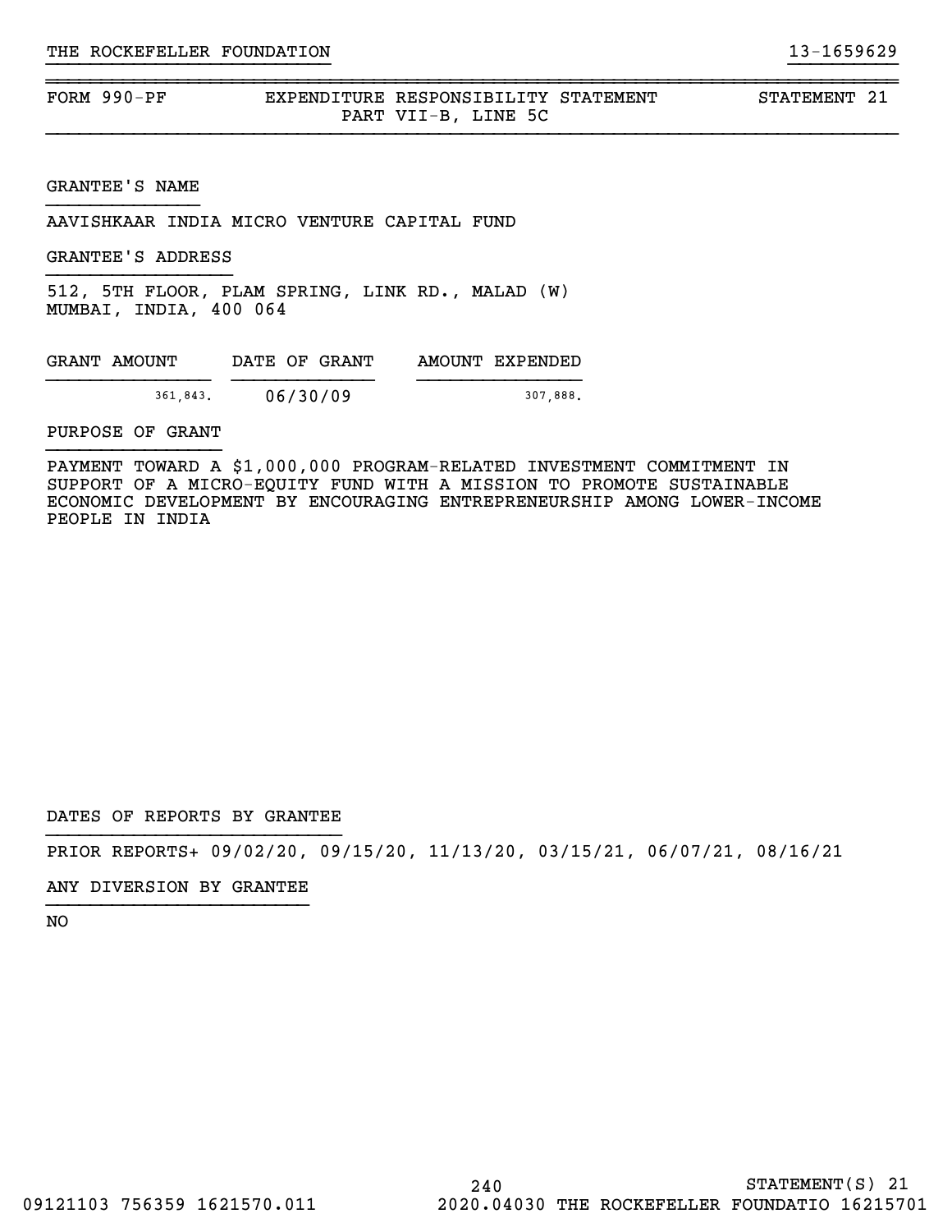FORM 990-PF | EXPENDITURE RESPONSIBILITY STATEMENT PART VII-B, LINE 5C | STATEMENT 21

GRANTEE'S NAME

AAVISHKAAR INDIA MICRO VENTURE CAPITAL FUND

GRANTEE'S ADDRESS

512, 5TH FLOOR, PLAM SPRING, LINK RD., MALAD (W)
MUMBAI, INDIA, 400 064

| GRANT AMOUNT | DATE OF GRANT | AMOUNT EXPENDED |
|---|---|---|
| 361,843. | 06/30/09 | 307,888. |

PURPOSE OF GRANT

PAYMENT TOWARD A $1,000,000 PROGRAM-RELATED INVESTMENT COMMITMENT IN SUPPORT OF A MICRO-EQUITY FUND WITH A MISSION TO PROMOTE SUSTAINABLE ECONOMIC DEVELOPMENT BY ENCOURAGING ENTREPRENEURSHIP AMONG LOWER-INCOME PEOPLE IN INDIA

DATES OF REPORTS BY GRANTEE

PRIOR REPORTS+ 09/02/20, 09/15/20, 11/13/20, 03/15/21, 06/07/21, 08/16/21

ANY DIVERSION BY GRANTEE

NO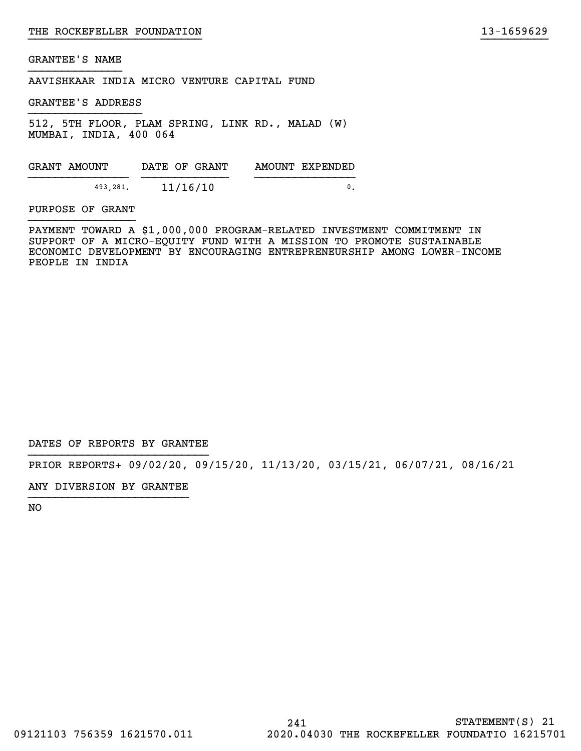GRANTEE'S NAME

AAVISHKAAR INDIA MICRO VENTURE CAPITAL FUND

GRANTEE'S ADDRESS

512, 5TH FLOOR, PLAM SPRING, LINK RD., MALAD (W)
MUMBAI, INDIA, 400 064

| GRANT AMOUNT | DATE OF GRANT | AMOUNT EXPENDED |
|---|---|---|
| 493,281. | 11/16/10 | 0. |

PURPOSE OF GRANT

PAYMENT TOWARD A $1,000,000 PROGRAM-RELATED INVESTMENT COMMITMENT IN SUPPORT OF A MICRO-EQUITY FUND WITH A MISSION TO PROMOTE SUSTAINABLE ECONOMIC DEVELOPMENT BY ENCOURAGING ENTREPRENEURSHIP AMONG LOWER-INCOME PEOPLE IN INDIA

DATES OF REPORTS BY GRANTEE

PRIOR REPORTS+ 09/02/20, 09/15/20, 11/13/20, 03/15/21, 06/07/21, 08/16/21

ANY DIVERSION BY GRANTEE

NO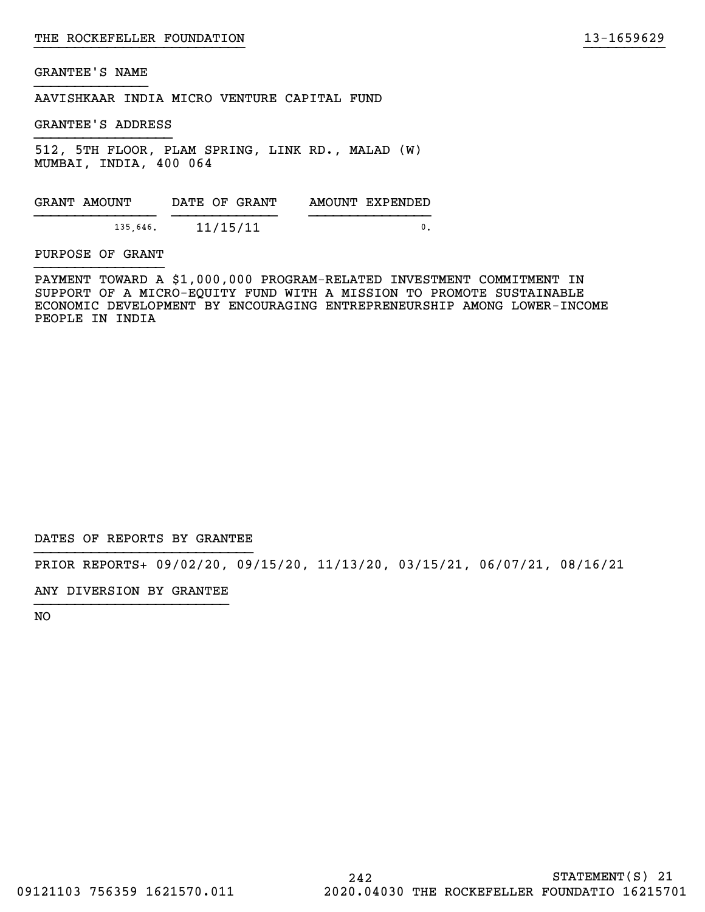THE ROCKEFELLER FOUNDATION 13-1659629

GRANTEE'S NAME

AAVISHKAAR INDIA MICRO VENTURE CAPITAL FUND

GRANTEE'S ADDRESS

512, 5TH FLOOR, PLAM SPRING, LINK RD., MALAD (W)
MUMBAI, INDIA, 400 064

| GRANT AMOUNT | DATE OF GRANT | AMOUNT EXPENDED |
|---|---|---|
| 135,646. | 11/15/11 | 0. |

PURPOSE OF GRANT

PAYMENT TOWARD A $1,000,000 PROGRAM-RELATED INVESTMENT COMMITMENT IN SUPPORT OF A MICRO-EQUITY FUND WITH A MISSION TO PROMOTE SUSTAINABLE ECONOMIC DEVELOPMENT BY ENCOURAGING ENTREPRENEURSHIP AMONG LOWER-INCOME PEOPLE IN INDIA

DATES OF REPORTS BY GRANTEE

PRIOR REPORTS+ 09/02/20, 09/15/20, 11/13/20, 03/15/21, 06/07/21, 08/16/21

ANY DIVERSION BY GRANTEE

NO

STATEMENT(S) 21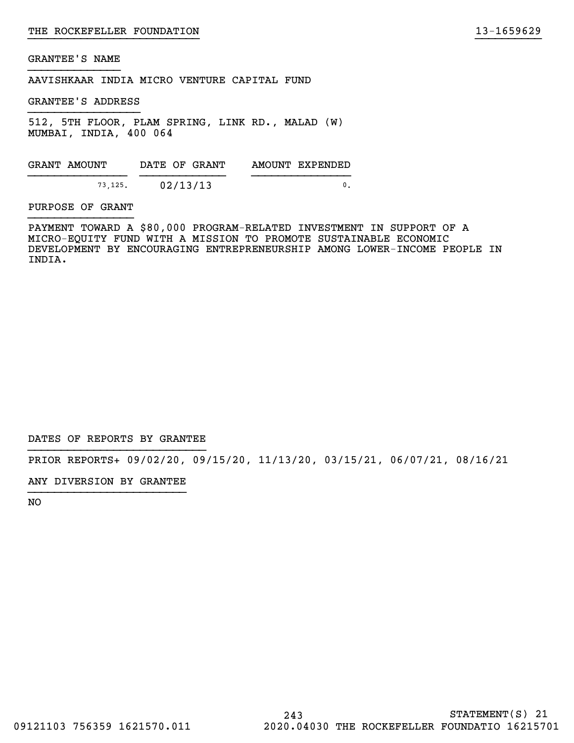GRANTEE'S NAME

AAVISHKAAR INDIA MICRO VENTURE CAPITAL FUND

GRANTEE'S ADDRESS

512, 5TH FLOOR, PLAM SPRING, LINK RD., MALAD (W)
MUMBAI, INDIA, 400 064

| GRANT AMOUNT | DATE OF GRANT | AMOUNT EXPENDED |
| --- | --- | --- |
| 73,125. | 02/13/13 | 0. |

PURPOSE OF GRANT

PAYMENT TOWARD A $80,000 PROGRAM-RELATED INVESTMENT IN SUPPORT OF A MICRO-EQUITY FUND WITH A MISSION TO PROMOTE SUSTAINABLE ECONOMIC DEVELOPMENT BY ENCOURAGING ENTREPRENEURSHIP AMONG LOWER-INCOME PEOPLE IN INDIA.

DATES OF REPORTS BY GRANTEE

PRIOR REPORTS+ 09/02/20, 09/15/20, 11/13/20, 03/15/21, 06/07/21, 08/16/21

ANY DIVERSION BY GRANTEE

NO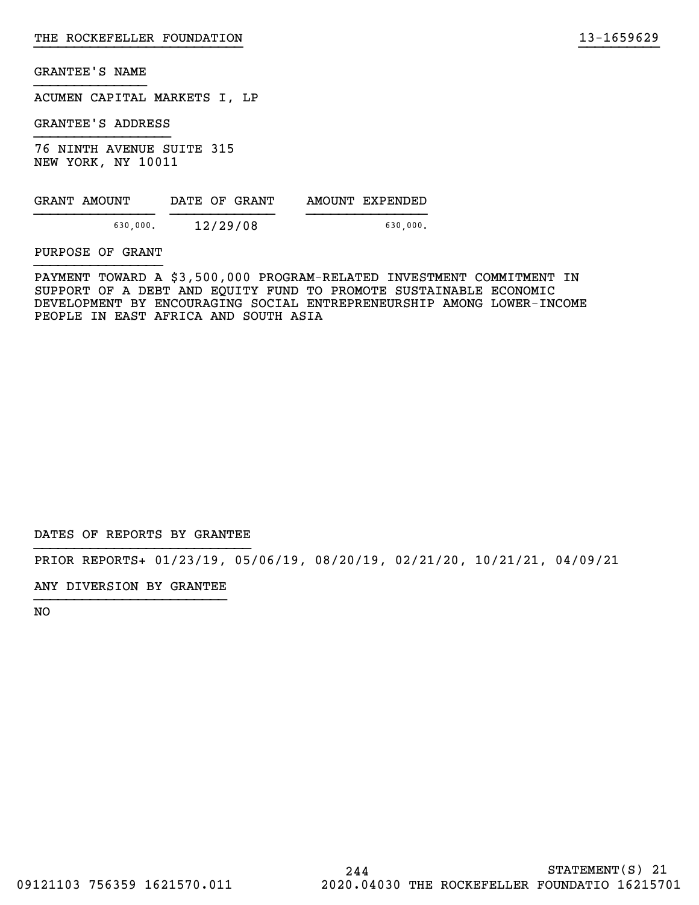GRANTEE'S NAME

ACUMEN CAPITAL MARKETS I, LP

GRANTEE'S ADDRESS

76 NINTH AVENUE SUITE 315
NEW YORK, NY 10011

| GRANT AMOUNT | DATE OF GRANT | AMOUNT EXPENDED |
|---|---|---|
| 630,000. | 12/29/08 | 630,000. |

PURPOSE OF GRANT

PAYMENT TOWARD A $3,500,000 PROGRAM-RELATED INVESTMENT COMMITMENT IN SUPPORT OF A DEBT AND EQUITY FUND TO PROMOTE SUSTAINABLE ECONOMIC DEVELOPMENT BY ENCOURAGING SOCIAL ENTREPRENEURSHIP AMONG LOWER-INCOME PEOPLE IN EAST AFRICA AND SOUTH ASIA

DATES OF REPORTS BY GRANTEE

PRIOR REPORTS+ 01/23/19, 05/06/19, 08/20/19, 02/21/20, 10/21/21, 04/09/21

ANY DIVERSION BY GRANTEE

NO

STATEMENT(S) 21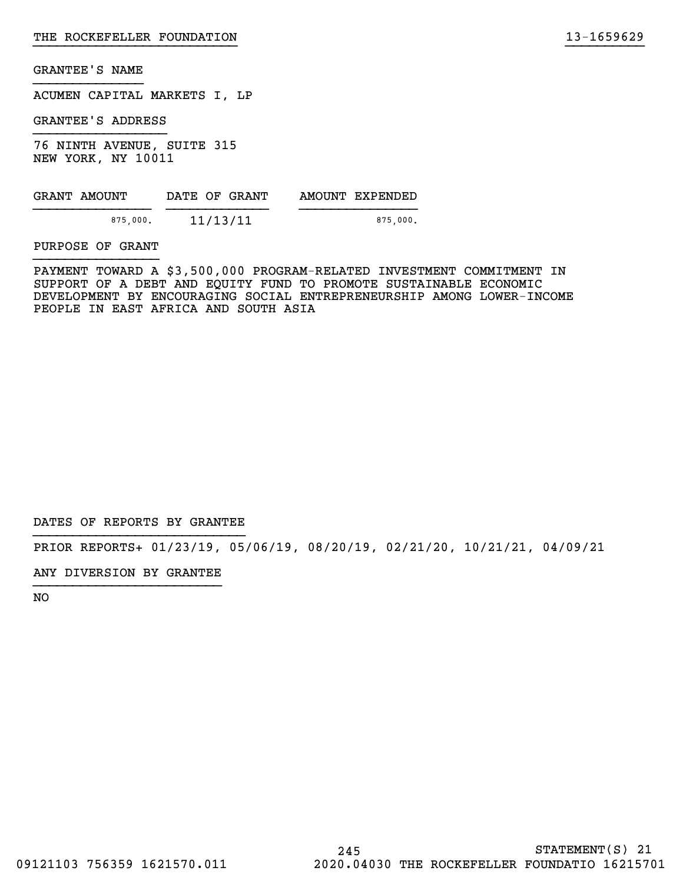GRANTEE'S NAME

ACUMEN CAPITAL MARKETS I, LP

GRANTEE'S ADDRESS

76 NINTH AVENUE, SUITE 315
NEW YORK, NY 10011

| GRANT AMOUNT | DATE OF GRANT | AMOUNT EXPENDED |
|---|---|---|
| 875,000. | 11/13/11 | 875,000. |

PURPOSE OF GRANT

PAYMENT TOWARD A $3,500,000 PROGRAM-RELATED INVESTMENT COMMITMENT IN SUPPORT OF A DEBT AND EQUITY FUND TO PROMOTE SUSTAINABLE ECONOMIC DEVELOPMENT BY ENCOURAGING SOCIAL ENTREPRENEURSHIP AMONG LOWER-INCOME PEOPLE IN EAST AFRICA AND SOUTH ASIA

DATES OF REPORTS BY GRANTEE

PRIOR REPORTS+ 01/23/19, 05/06/19, 08/20/19, 02/21/20, 10/21/21, 04/09/21

ANY DIVERSION BY GRANTEE

NO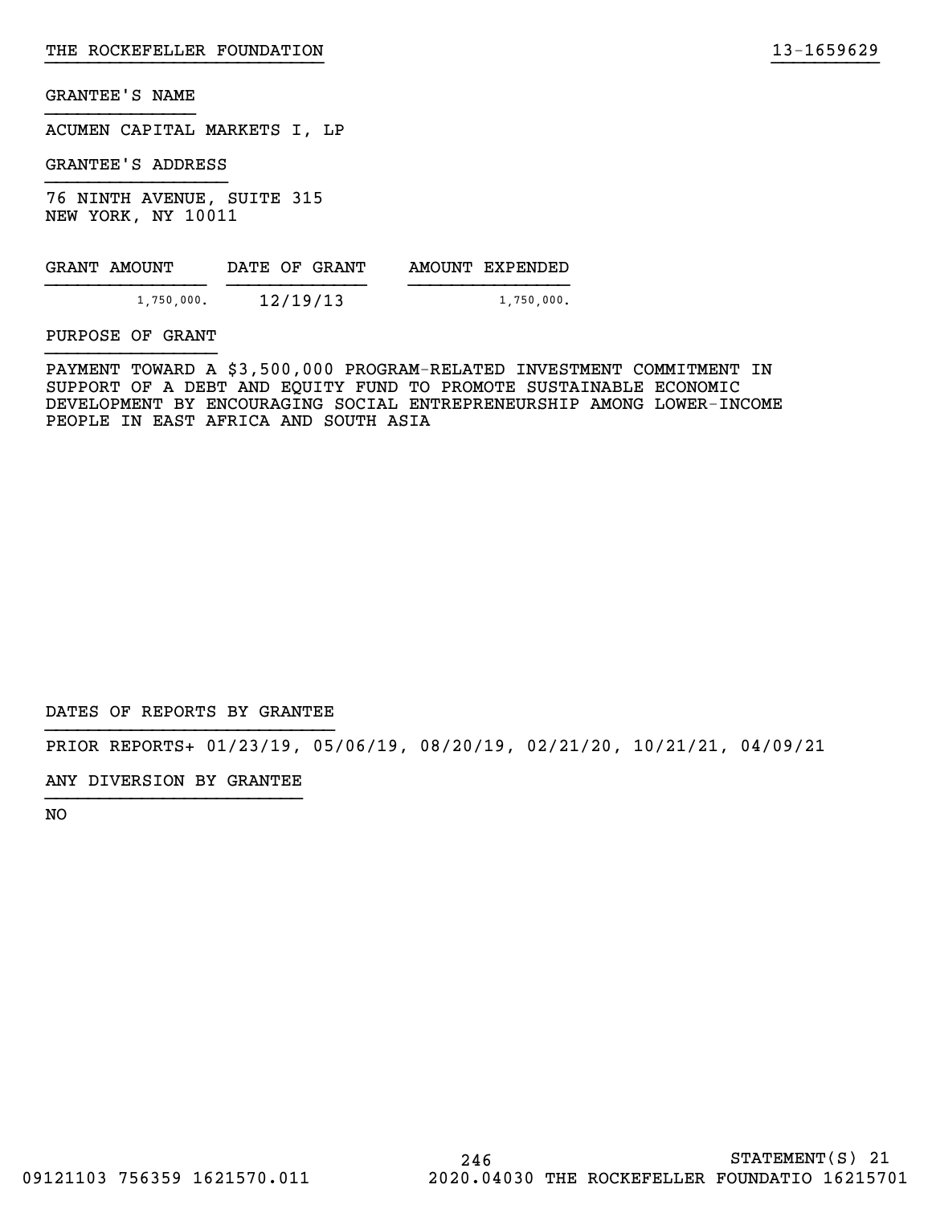GRANTEE'S NAME

ACUMEN CAPITAL MARKETS I, LP

GRANTEE'S ADDRESS

76 NINTH AVENUE, SUITE 315
NEW YORK, NY 10011

| GRANT AMOUNT | DATE OF GRANT | AMOUNT EXPENDED |
|---|---|---|
| 1,750,000. | 12/19/13 | 1,750,000. |

PURPOSE OF GRANT

PAYMENT TOWARD A $3,500,000 PROGRAM-RELATED INVESTMENT COMMITMENT IN SUPPORT OF A DEBT AND EQUITY FUND TO PROMOTE SUSTAINABLE ECONOMIC DEVELOPMENT BY ENCOURAGING SOCIAL ENTREPRENEURSHIP AMONG LOWER-INCOME PEOPLE IN EAST AFRICA AND SOUTH ASIA

DATES OF REPORTS BY GRANTEE

PRIOR REPORTS+ 01/23/19, 05/06/19, 08/20/19, 02/21/20, 10/21/21, 04/09/21

ANY DIVERSION BY GRANTEE

NO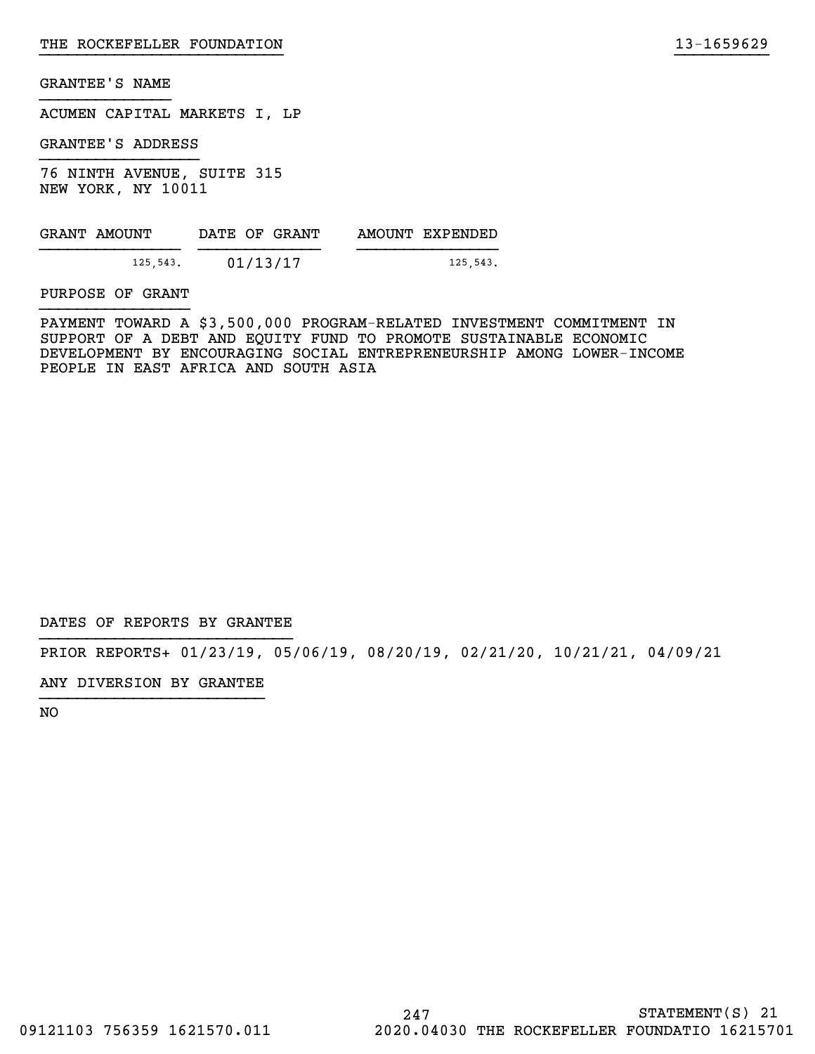THE ROCKEFELLER FOUNDATION 13-1659629

GRANTEE'S NAME

ACUMEN CAPITAL MARKETS I, LP

GRANTEE'S ADDRESS

76 NINTH AVENUE, SUITE 315
NEW YORK, NY 10011

| GRANT AMOUNT | DATE OF GRANT | AMOUNT EXPENDED |
|---|---|---|
| 125,543. | 01/13/17 | 125,543. |

PURPOSE OF GRANT

PAYMENT TOWARD A $3,500,000 PROGRAM-RELATED INVESTMENT COMMITMENT IN SUPPORT OF A DEBT AND EQUITY FUND TO PROMOTE SUSTAINABLE ECONOMIC DEVELOPMENT BY ENCOURAGING SOCIAL ENTREPRENEURSHIP AMONG LOWER-INCOME PEOPLE IN EAST AFRICA AND SOUTH ASIA

DATES OF REPORTS BY GRANTEE

PRIOR REPORTS+ 01/23/19, 05/06/19, 08/20/19, 02/21/20, 10/21/21, 04/09/21

ANY DIVERSION BY GRANTEE

NO

STATEMENT(S) 21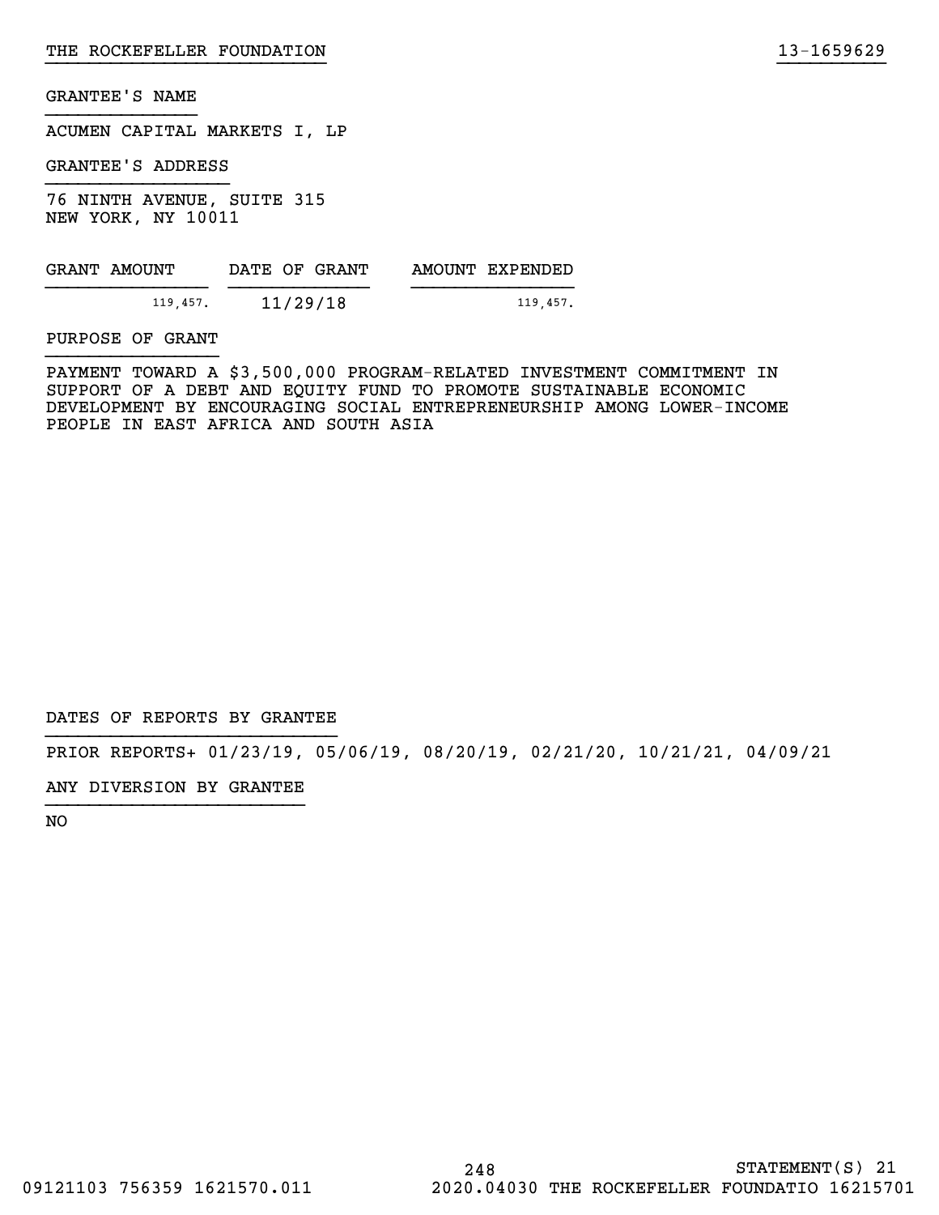THE ROCKEFELLER FOUNDATION 13-1659629

GRANTEE'S NAME

ACUMEN CAPITAL MARKETS I, LP

GRANTEE'S ADDRESS

76 NINTH AVENUE, SUITE 315
NEW YORK, NY 10011

| GRANT AMOUNT | DATE OF GRANT | AMOUNT EXPENDED |
| --- | --- | --- |
| 119,457. | 11/29/18 | 119,457. |

PURPOSE OF GRANT

PAYMENT TOWARD A $3,500,000 PROGRAM-RELATED INVESTMENT COMMITMENT IN SUPPORT OF A DEBT AND EQUITY FUND TO PROMOTE SUSTAINABLE ECONOMIC DEVELOPMENT BY ENCOURAGING SOCIAL ENTREPRENEURSHIP AMONG LOWER-INCOME PEOPLE IN EAST AFRICA AND SOUTH ASIA

DATES OF REPORTS BY GRANTEE

PRIOR REPORTS+ 01/23/19, 05/06/19, 08/20/19, 02/21/20, 10/21/21, 04/09/21

ANY DIVERSION BY GRANTEE

NO

STATEMENT(S) 21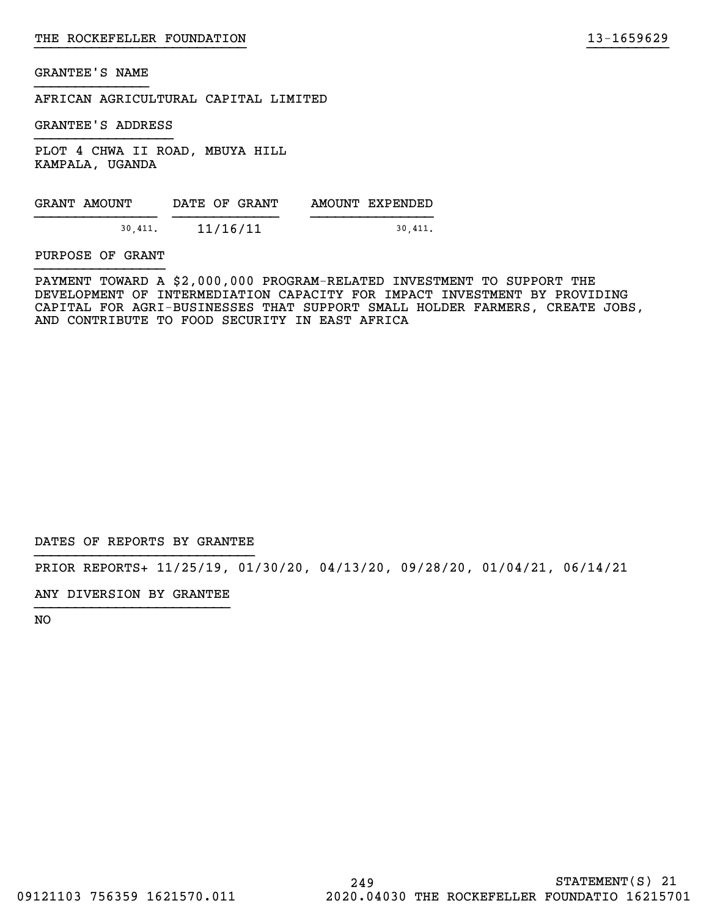GRANTEE'S NAME

AFRICAN AGRICULTURAL CAPITAL LIMITED

GRANTEE'S ADDRESS

PLOT 4 CHWA II ROAD, MBUYA HILL
KAMPALA, UGANDA

| GRANT AMOUNT | DATE OF GRANT | AMOUNT EXPENDED |
|---|---|---|
| 30,411. | 11/16/11 | 30,411. |

PURPOSE OF GRANT

PAYMENT TOWARD A $2,000,000 PROGRAM-RELATED INVESTMENT TO SUPPORT THE DEVELOPMENT OF INTERMEDIATION CAPACITY FOR IMPACT INVESTMENT BY PROVIDING CAPITAL FOR AGRI-BUSINESSES THAT SUPPORT SMALL HOLDER FARMERS, CREATE JOBS, AND CONTRIBUTE TO FOOD SECURITY IN EAST AFRICA

DATES OF REPORTS BY GRANTEE

PRIOR REPORTS+ 11/25/19, 01/30/20, 04/13/20, 09/28/20, 01/04/21, 06/14/21

ANY DIVERSION BY GRANTEE

NO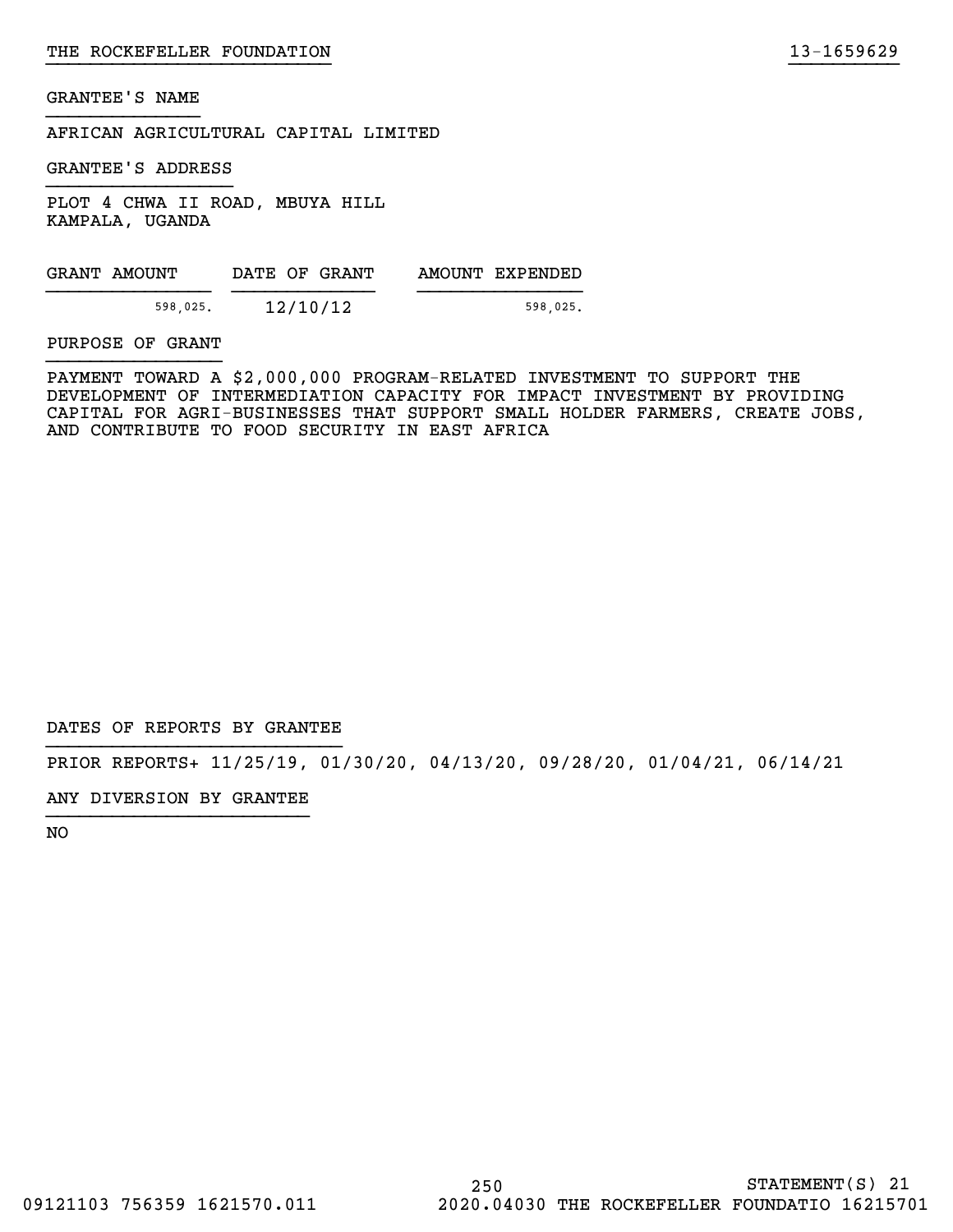GRANTEE'S NAME

AFRICAN AGRICULTURAL CAPITAL LIMITED

GRANTEE'S ADDRESS

PLOT 4 CHWA II ROAD, MBUYA HILL
KAMPALA, UGANDA

| GRANT AMOUNT | DATE OF GRANT | AMOUNT EXPENDED |
|---|---|---|
| 598,025. | 12/10/12 | 598,025. |

PURPOSE OF GRANT

PAYMENT TOWARD A $2,000,000 PROGRAM-RELATED INVESTMENT TO SUPPORT THE DEVELOPMENT OF INTERMEDIATION CAPACITY FOR IMPACT INVESTMENT BY PROVIDING CAPITAL FOR AGRI-BUSINESSES THAT SUPPORT SMALL HOLDER FARMERS, CREATE JOBS, AND CONTRIBUTE TO FOOD SECURITY IN EAST AFRICA

DATES OF REPORTS BY GRANTEE

PRIOR REPORTS+ 11/25/19, 01/30/20, 04/13/20, 09/28/20, 01/04/21, 06/14/21

ANY DIVERSION BY GRANTEE

NO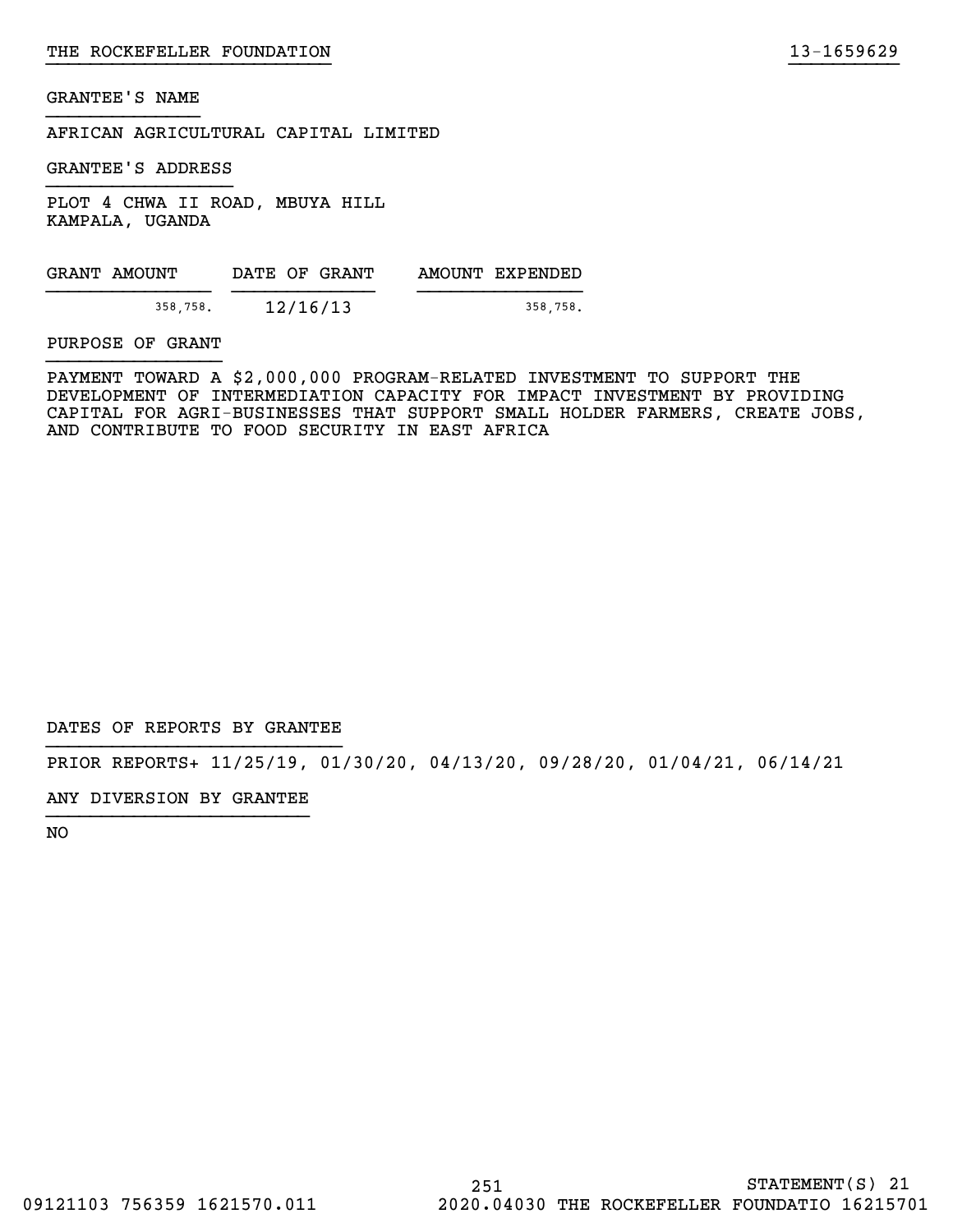THE ROCKEFELLER FOUNDATION 13-1659629

GRANTEE'S NAME

AFRICAN AGRICULTURAL CAPITAL LIMITED

GRANTEE'S ADDRESS

PLOT 4 CHWA II ROAD, MBUYA HILL
KAMPALA, UGANDA

| GRANT AMOUNT | DATE OF GRANT | AMOUNT EXPENDED |
|---|---|---|
| 358,758. | 12/16/13 | 358,758. |

PURPOSE OF GRANT

PAYMENT TOWARD A $2,000,000 PROGRAM-RELATED INVESTMENT TO SUPPORT THE DEVELOPMENT OF INTERMEDIATION CAPACITY FOR IMPACT INVESTMENT BY PROVIDING CAPITAL FOR AGRI-BUSINESSES THAT SUPPORT SMALL HOLDER FARMERS, CREATE JOBS, AND CONTRIBUTE TO FOOD SECURITY IN EAST AFRICA

DATES OF REPORTS BY GRANTEE

PRIOR REPORTS+ 11/25/19, 01/30/20, 04/13/20, 09/28/20, 01/04/21, 06/14/21

ANY DIVERSION BY GRANTEE

NO

STATEMENT(S) 21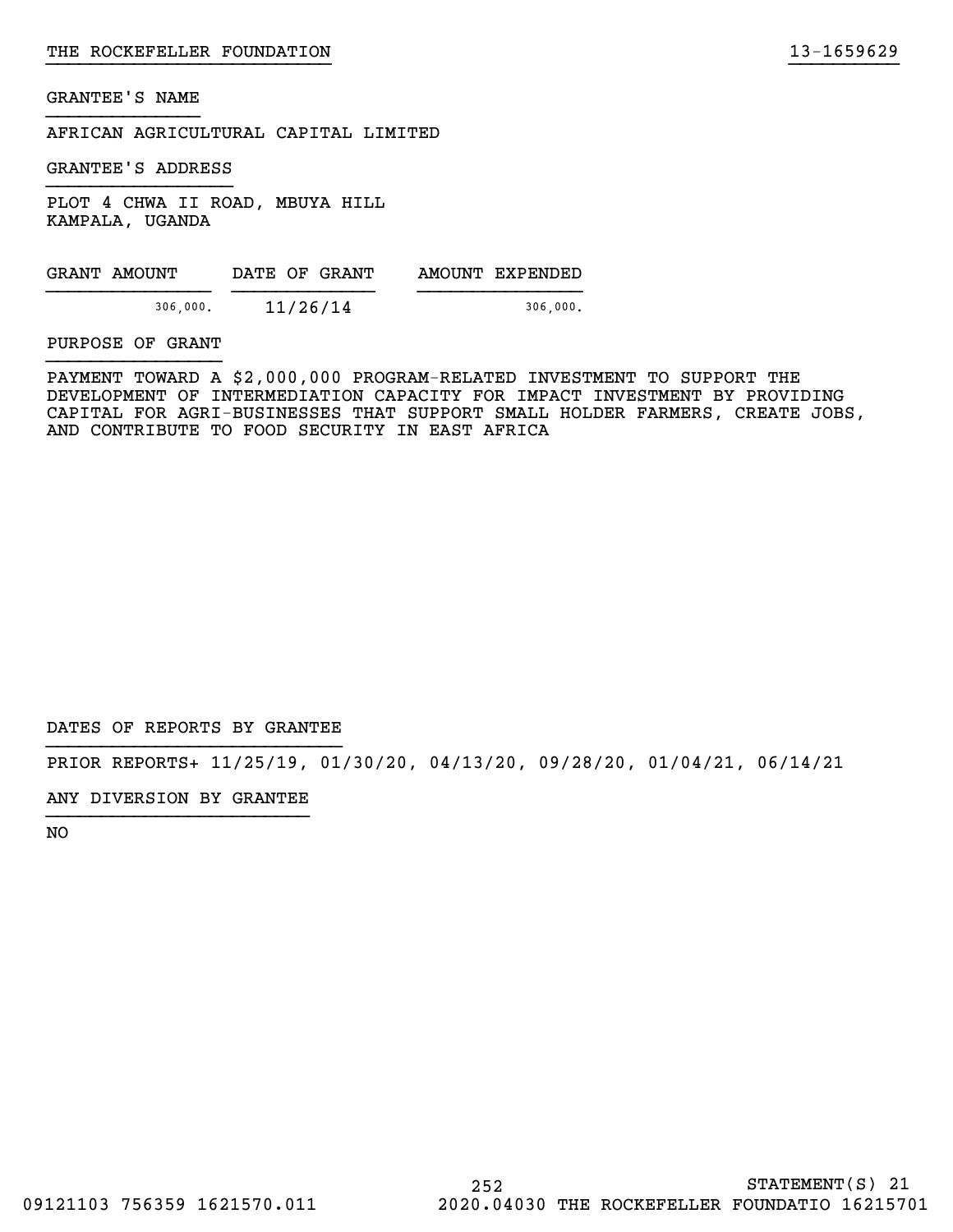GRANTEE'S NAME

AFRICAN AGRICULTURAL CAPITAL LIMITED

GRANTEE'S ADDRESS

PLOT 4 CHWA II ROAD, MBUYA HILL
KAMPALA, UGANDA

| GRANT AMOUNT | DATE OF GRANT | AMOUNT EXPENDED |
| --- | --- | --- |
| 306,000. | 11/26/14 | 306,000. |

PURPOSE OF GRANT

PAYMENT TOWARD A $2,000,000 PROGRAM-RELATED INVESTMENT TO SUPPORT THE DEVELOPMENT OF INTERMEDIATION CAPACITY FOR IMPACT INVESTMENT BY PROVIDING CAPITAL FOR AGRI-BUSINESSES THAT SUPPORT SMALL HOLDER FARMERS, CREATE JOBS, AND CONTRIBUTE TO FOOD SECURITY IN EAST AFRICA

DATES OF REPORTS BY GRANTEE

PRIOR REPORTS+ 11/25/19, 01/30/20, 04/13/20, 09/28/20, 01/04/21, 06/14/21

ANY DIVERSION BY GRANTEE

NO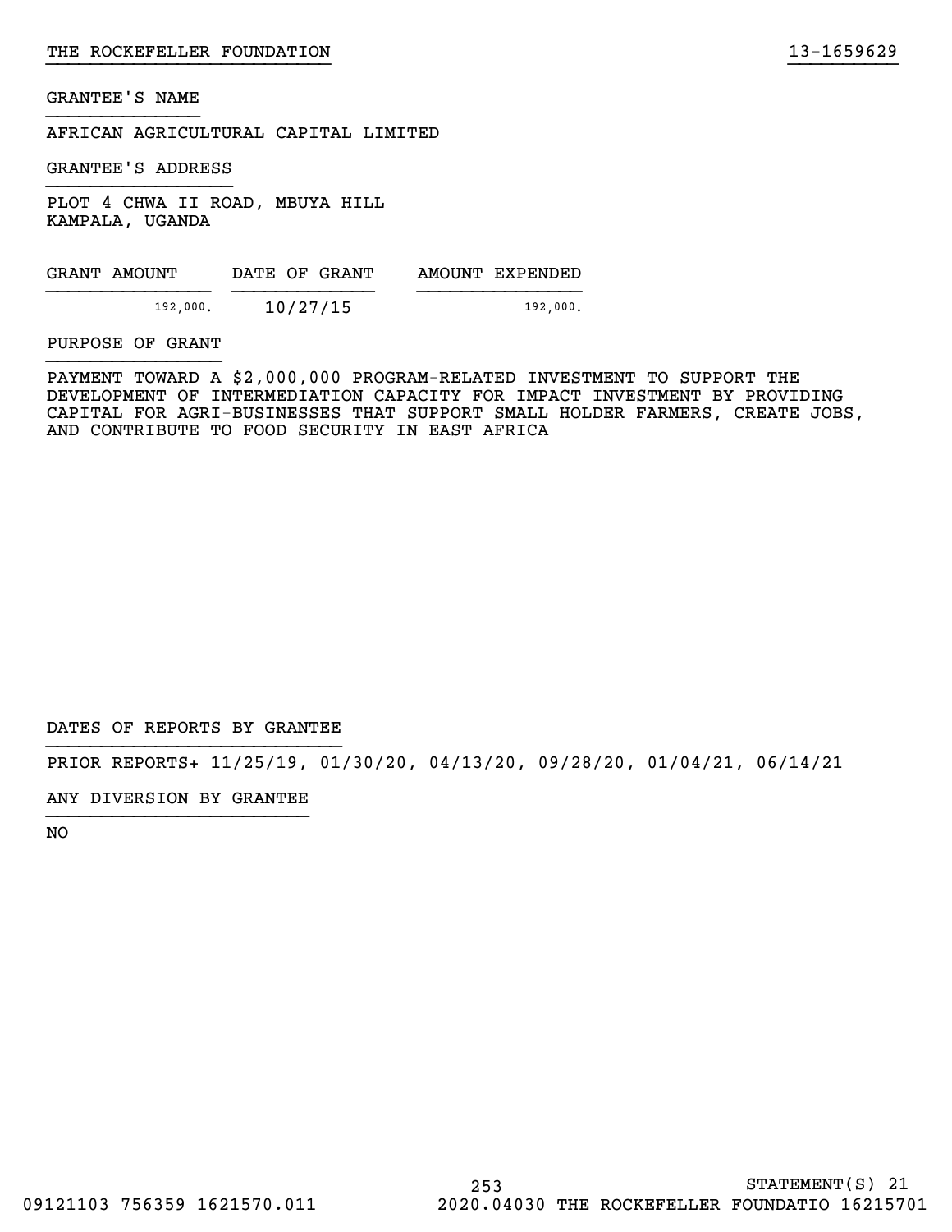GRANTEE'S NAME

AFRICAN AGRICULTURAL CAPITAL LIMITED

GRANTEE'S ADDRESS

PLOT 4 CHWA II ROAD, MBUYA HILL
KAMPALA, UGANDA

| GRANT AMOUNT | DATE OF GRANT | AMOUNT EXPENDED |
|---|---|---|
| 192,000. | 10/27/15 | 192,000. |

PURPOSE OF GRANT

PAYMENT TOWARD A $2,000,000 PROGRAM-RELATED INVESTMENT TO SUPPORT THE DEVELOPMENT OF INTERMEDIATION CAPACITY FOR IMPACT INVESTMENT BY PROVIDING CAPITAL FOR AGRI-BUSINESSES THAT SUPPORT SMALL HOLDER FARMERS, CREATE JOBS, AND CONTRIBUTE TO FOOD SECURITY IN EAST AFRICA

DATES OF REPORTS BY GRANTEE

PRIOR REPORTS+ 11/25/19, 01/30/20, 04/13/20, 09/28/20, 01/04/21, 06/14/21

ANY DIVERSION BY GRANTEE

NO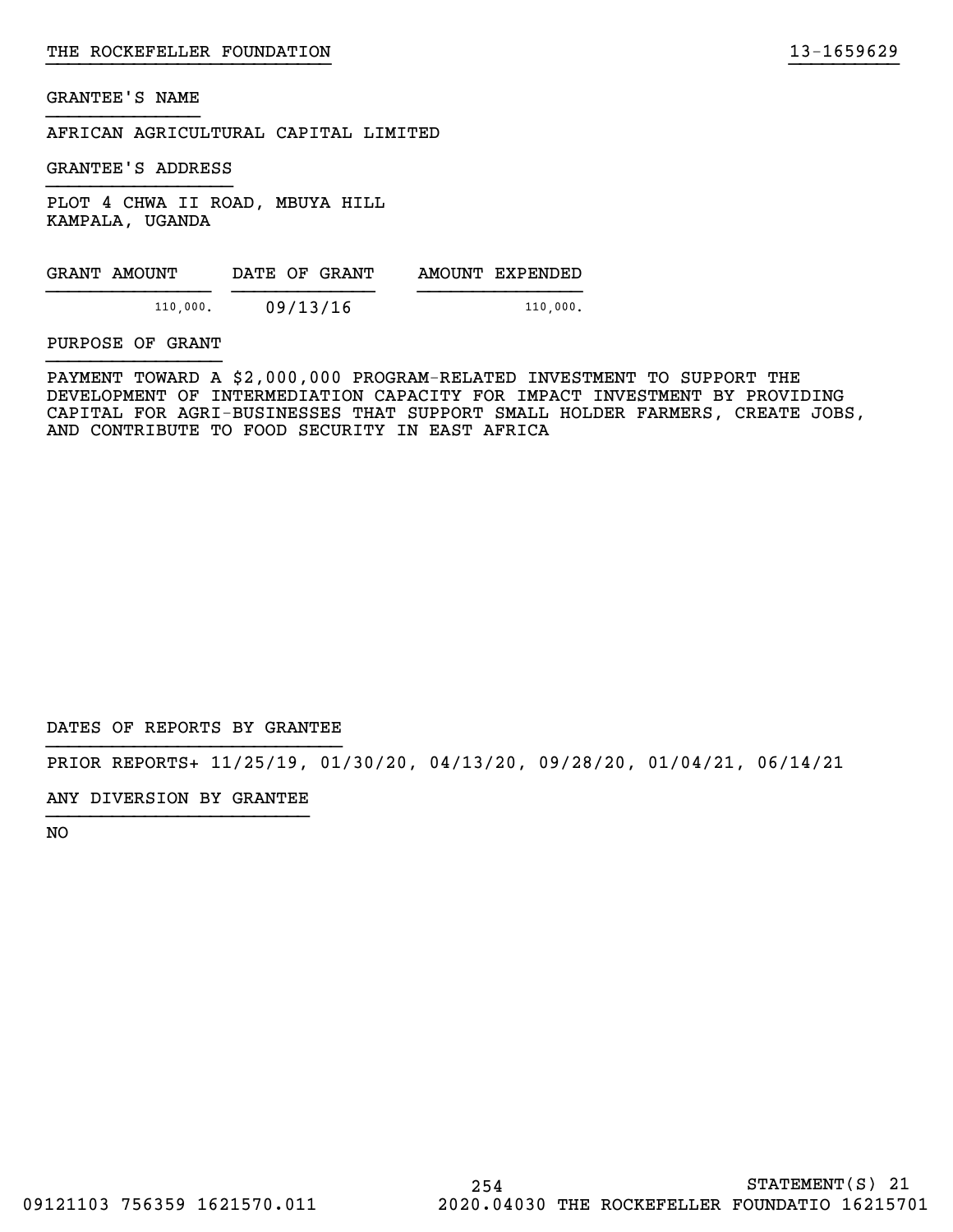GRANTEE'S NAME

AFRICAN AGRICULTURAL CAPITAL LIMITED

GRANTEE'S ADDRESS

PLOT 4 CHWA II ROAD, MBUYA HILL
KAMPALA, UGANDA

| GRANT AMOUNT | DATE OF GRANT | AMOUNT EXPENDED |
| --- | --- | --- |
| 110,000. | 09/13/16 | 110,000. |

PURPOSE OF GRANT

PAYMENT TOWARD A $2,000,000 PROGRAM-RELATED INVESTMENT TO SUPPORT THE DEVELOPMENT OF INTERMEDIATION CAPACITY FOR IMPACT INVESTMENT BY PROVIDING CAPITAL FOR AGRI-BUSINESSES THAT SUPPORT SMALL HOLDER FARMERS, CREATE JOBS, AND CONTRIBUTE TO FOOD SECURITY IN EAST AFRICA

DATES OF REPORTS BY GRANTEE

PRIOR REPORTS+ 11/25/19, 01/30/20, 04/13/20, 09/28/20, 01/04/21, 06/14/21

ANY DIVERSION BY GRANTEE

NO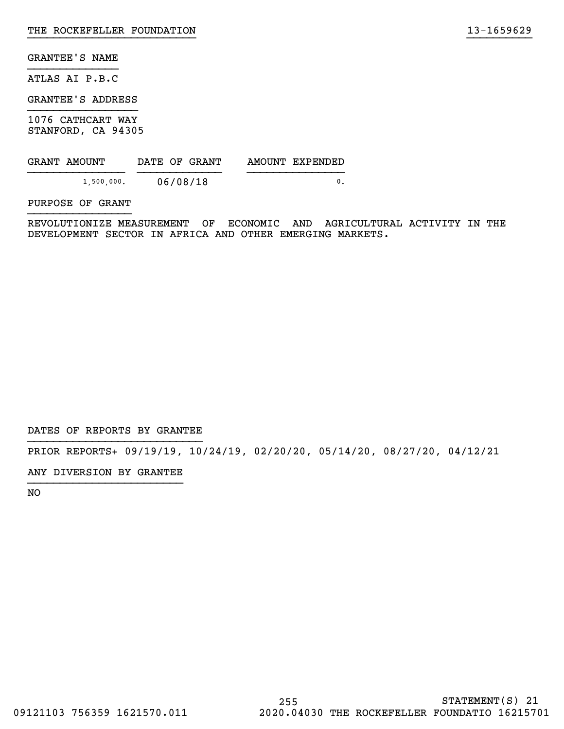GRANTEE'S NAME

ATLAS AI P.B.C

GRANTEE'S ADDRESS

1076 CATHCART WAY
STANFORD, CA 94305

| GRANT AMOUNT | DATE OF GRANT | AMOUNT EXPENDED |
| --- | --- | --- |
| 1,500,000. | 06/08/18 | 0. |

PURPOSE OF GRANT

REVOLUTIONIZE MEASUREMENT OF ECONOMIC AND AGRICULTURAL ACTIVITY IN THE DEVELOPMENT SECTOR IN AFRICA AND OTHER EMERGING MARKETS.

DATES OF REPORTS BY GRANTEE

PRIOR REPORTS+ 09/19/19, 10/24/19, 02/20/20, 05/14/20, 08/27/20, 04/12/21

ANY DIVERSION BY GRANTEE

NO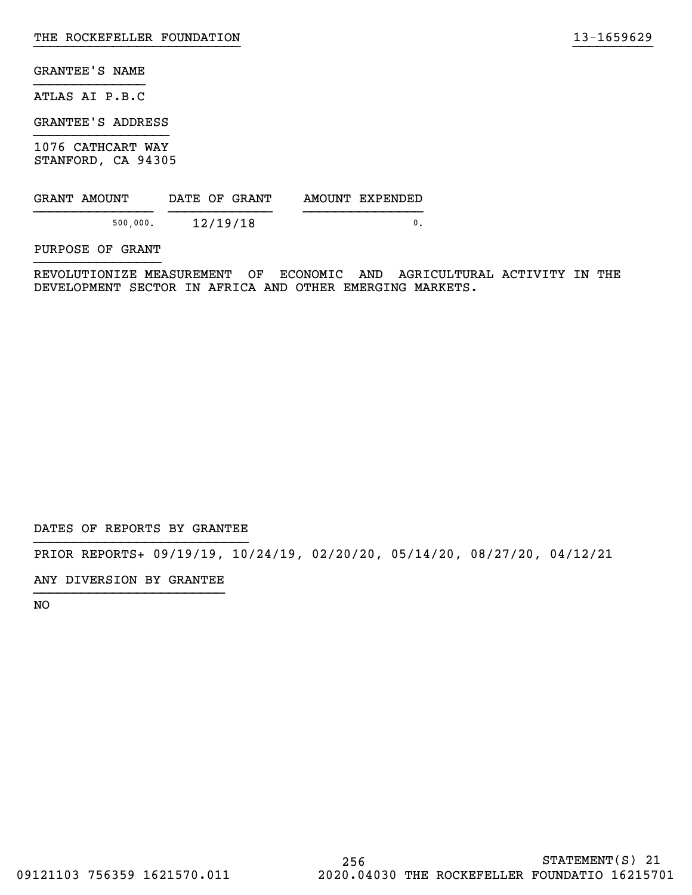GRANTEE'S NAME

ATLAS AI P.B.C

GRANTEE'S ADDRESS

1076 CATHCART WAY
STANFORD, CA 94305

| GRANT AMOUNT | DATE OF GRANT | AMOUNT EXPENDED |
|---|---|---|
| 500,000. | 12/19/18 | 0. |

PURPOSE OF GRANT

REVOLUTIONIZE MEASUREMENT OF ECONOMIC AND AGRICULTURAL ACTIVITY IN THE DEVELOPMENT SECTOR IN AFRICA AND OTHER EMERGING MARKETS.

DATES OF REPORTS BY GRANTEE

PRIOR REPORTS+ 09/19/19, 10/24/19, 02/20/20, 05/14/20, 08/27/20, 04/12/21

ANY DIVERSION BY GRANTEE

NO

STATEMENT(S) 21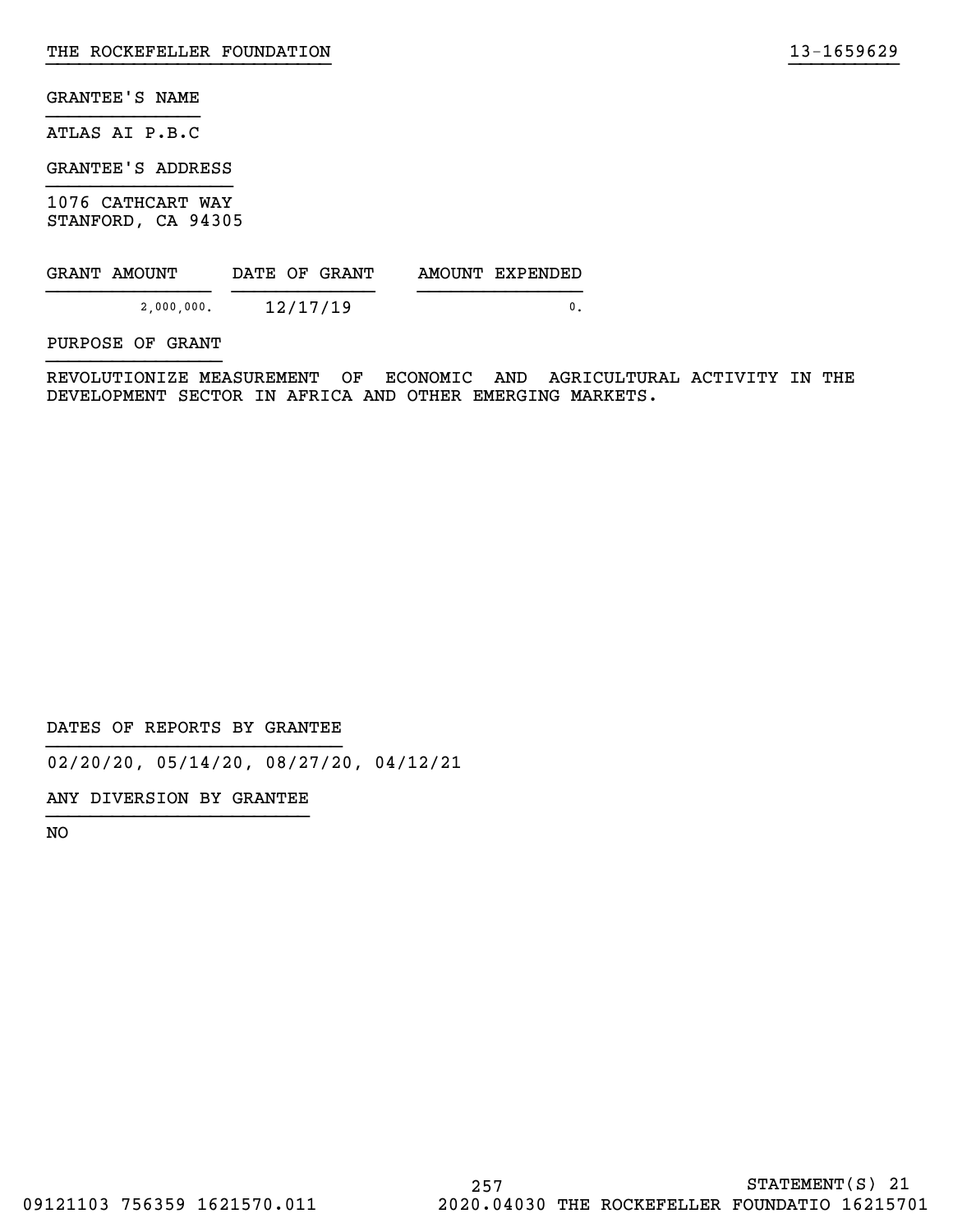GRANTEE'S NAME

ATLAS AI P.B.C

GRANTEE'S ADDRESS

1076 CATHCART WAY
STANFORD, CA 94305

| GRANT AMOUNT | DATE OF GRANT | AMOUNT EXPENDED |
|---|---|---|
| 2,000,000. | 12/17/19 | 0. |

PURPOSE OF GRANT

REVOLUTIONIZE MEASUREMENT OF ECONOMIC AND AGRICULTURAL ACTIVITY IN THE DEVELOPMENT SECTOR IN AFRICA AND OTHER EMERGING MARKETS.

DATES OF REPORTS BY GRANTEE

02/20/20, 05/14/20, 08/27/20, 04/12/21

ANY DIVERSION BY GRANTEE

NO

STATEMENT(S) 21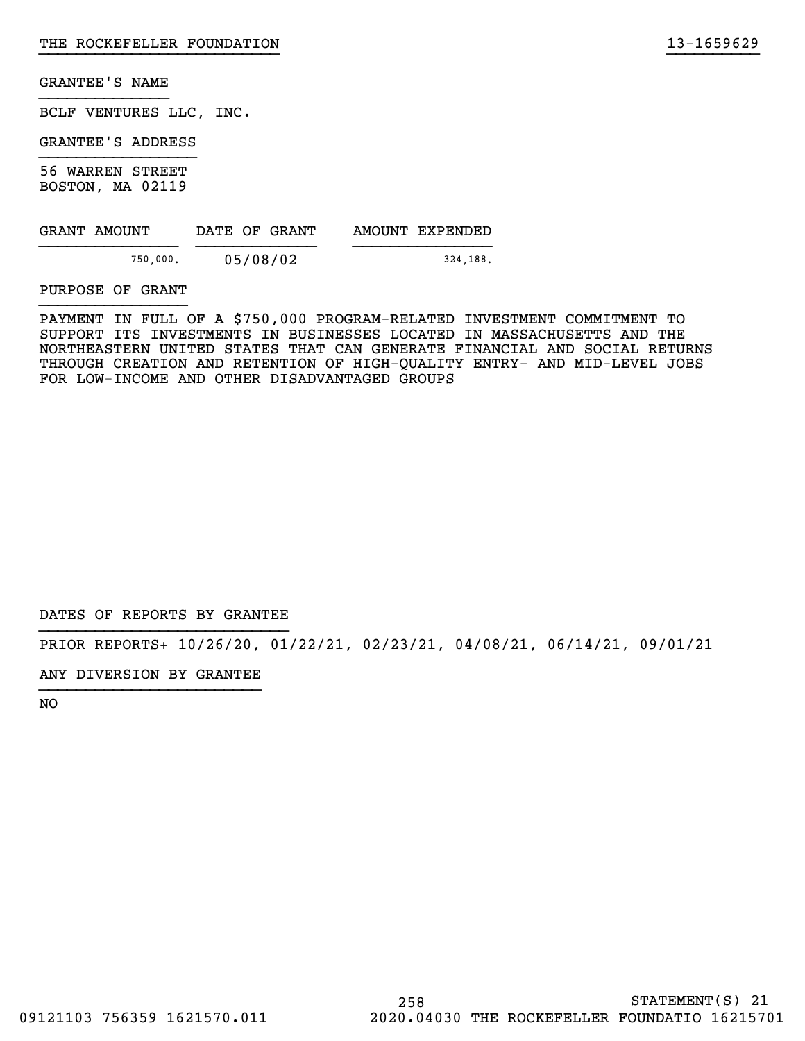THE ROCKEFELLER FOUNDATION 13-1659629

GRANTEE'S NAME

BCLF VENTURES LLC, INC.

GRANTEE'S ADDRESS

56 WARREN STREET
BOSTON, MA 02119

| GRANT AMOUNT | DATE OF GRANT | AMOUNT EXPENDED |
| --- | --- | --- |
| 750,000. | 05/08/02 | 324,188. |

PURPOSE OF GRANT

PAYMENT IN FULL OF A $750,000 PROGRAM-RELATED INVESTMENT COMMITMENT TO SUPPORT ITS INVESTMENTS IN BUSINESSES LOCATED IN MASSACHUSETTS AND THE NORTHEASTERN UNITED STATES THAT CAN GENERATE FINANCIAL AND SOCIAL RETURNS THROUGH CREATION AND RETENTION OF HIGH-QUALITY ENTRY- AND MID-LEVEL JOBS FOR LOW-INCOME AND OTHER DISADVANTAGED GROUPS

DATES OF REPORTS BY GRANTEE

PRIOR REPORTS+ 10/26/20, 01/22/21, 02/23/21, 04/08/21, 06/14/21, 09/01/21

ANY DIVERSION BY GRANTEE

NO

STATEMENT(S) 21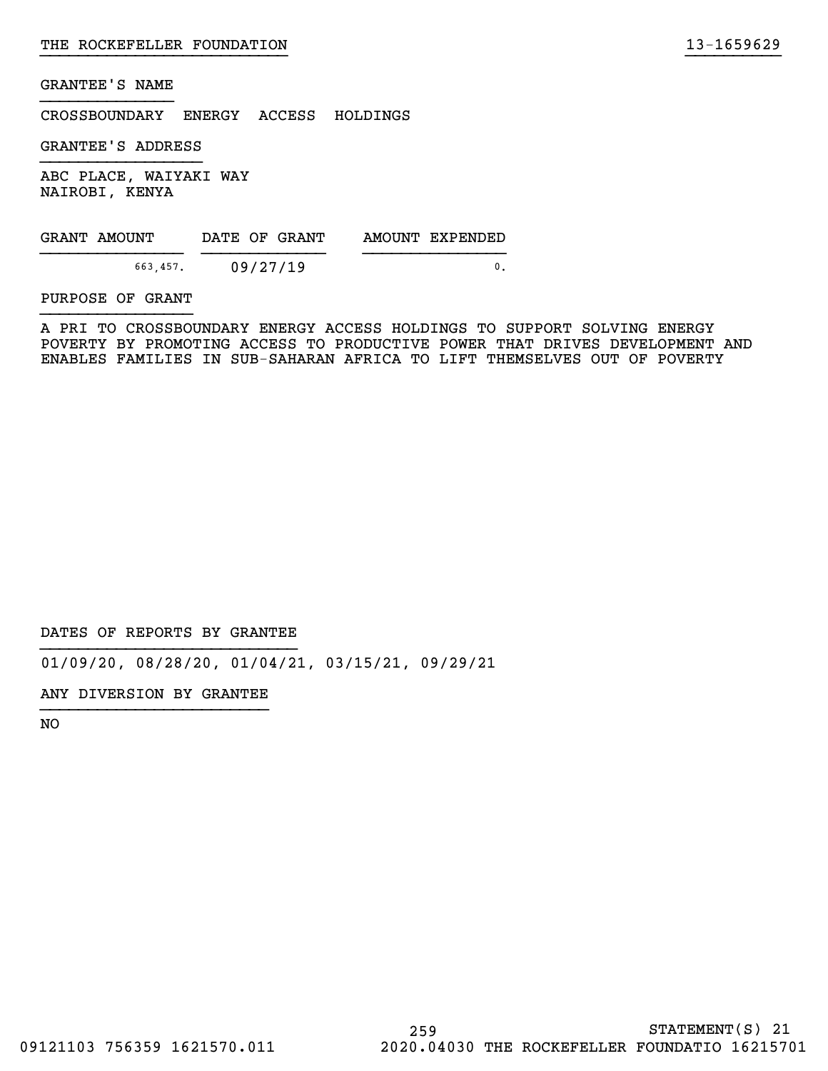GRANTEE'S NAME

CROSSBOUNDARY ENERGY ACCESS HOLDINGS

GRANTEE'S ADDRESS

ABC PLACE, WAIYAKI WAY
NAIROBI, KENYA

| GRANT AMOUNT | DATE OF GRANT | AMOUNT EXPENDED |
|---|---|---|
| 663,457. | 09/27/19 | 0. |

PURPOSE OF GRANT

A PRI TO CROSSBOUNDARY ENERGY ACCESS HOLDINGS TO SUPPORT SOLVING ENERGY POVERTY BY PROMOTING ACCESS TO PRODUCTIVE POWER THAT DRIVES DEVELOPMENT AND ENABLES FAMILIES IN SUB-SAHARAN AFRICA TO LIFT THEMSELVES OUT OF POVERTY

DATES OF REPORTS BY GRANTEE

01/09/20, 08/28/20, 01/04/21, 03/15/21, 09/29/21

ANY DIVERSION BY GRANTEE

NO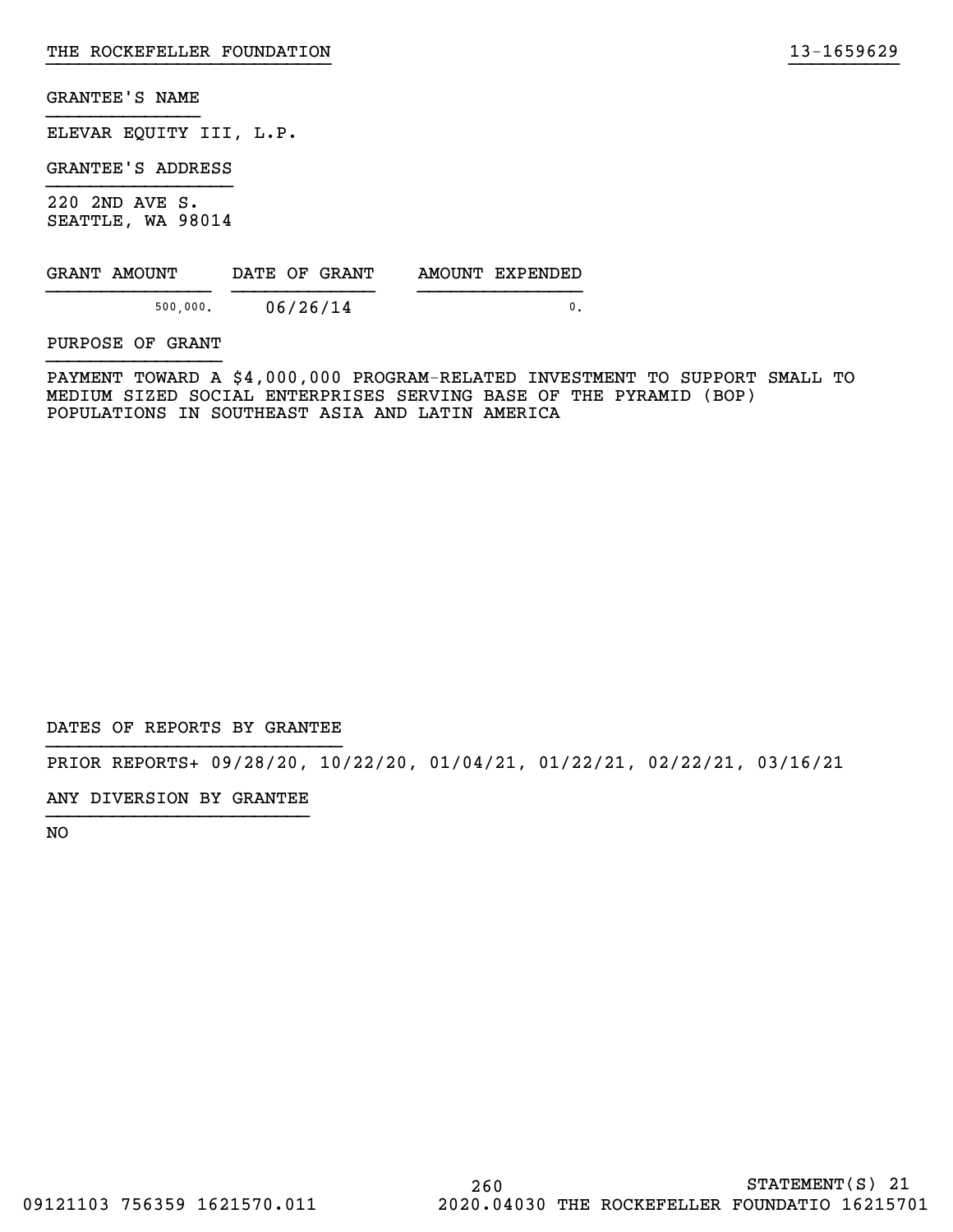THE ROCKEFELLER FOUNDATION 13-1659629

GRANTEE'S NAME

ELEVAR EQUITY III, L.P.

GRANTEE'S ADDRESS

220 2ND AVE S.
SEATTLE, WA 98014

| GRANT AMOUNT | DATE OF GRANT | AMOUNT EXPENDED |
|---|---|---|
| 500,000. | 06/26/14 | 0. |

PURPOSE OF GRANT

PAYMENT TOWARD A $4,000,000 PROGRAM-RELATED INVESTMENT TO SUPPORT SMALL TO MEDIUM SIZED SOCIAL ENTERPRISES SERVING BASE OF THE PYRAMID (BOP) POPULATIONS IN SOUTHEAST ASIA AND LATIN AMERICA

DATES OF REPORTS BY GRANTEE

PRIOR REPORTS+ 09/28/20, 10/22/20, 01/04/21, 01/22/21, 02/22/21, 03/16/21

ANY DIVERSION BY GRANTEE

NO

STATEMENT(S) 21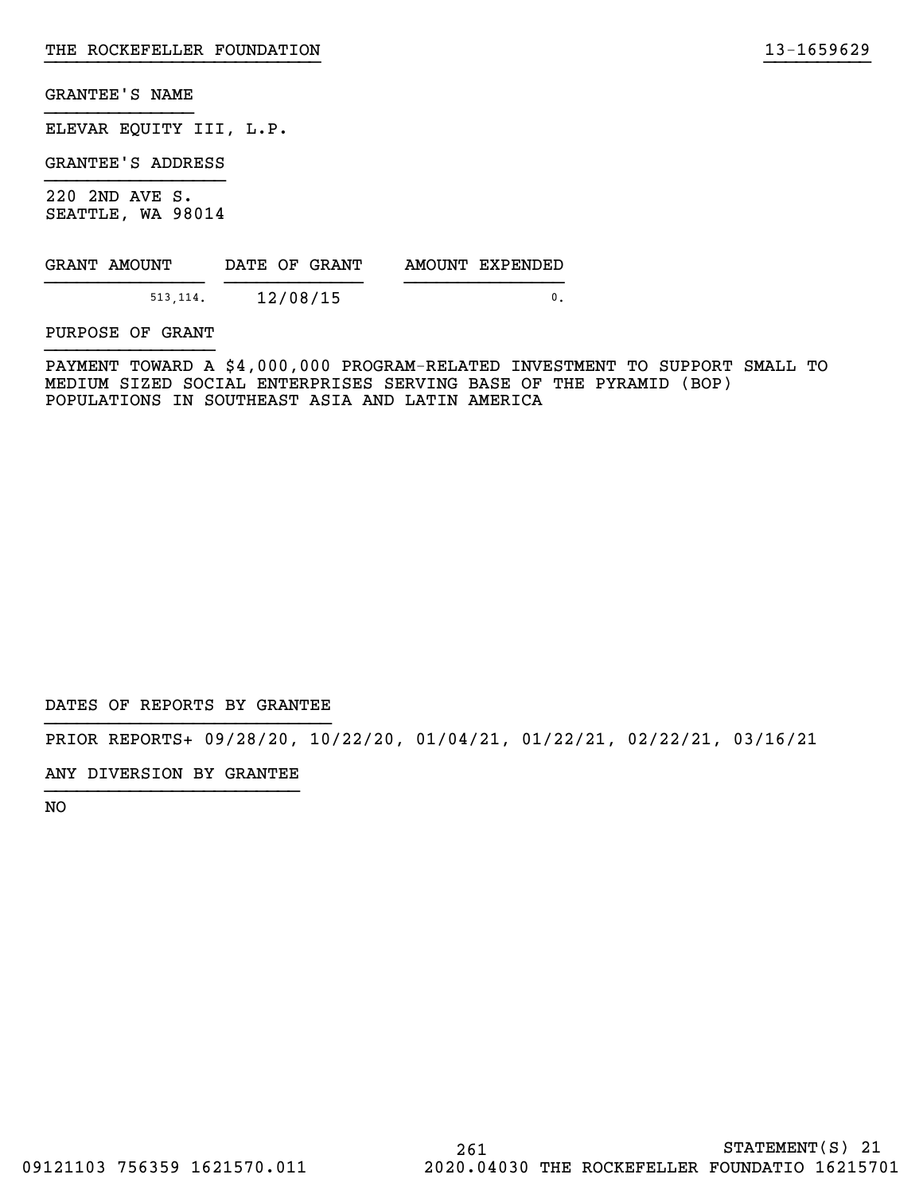GRANTEE'S NAME

ELEVAR EQUITY III, L.P.

GRANTEE'S ADDRESS

220 2ND AVE S.
SEATTLE, WA 98014

| GRANT AMOUNT | DATE OF GRANT | AMOUNT EXPENDED |
|---|---|---|
| 513,114. | 12/08/15 | 0. |

PURPOSE OF GRANT

PAYMENT TOWARD A $4,000,000 PROGRAM-RELATED INVESTMENT TO SUPPORT SMALL TO MEDIUM SIZED SOCIAL ENTERPRISES SERVING BASE OF THE PYRAMID (BOP) POPULATIONS IN SOUTHEAST ASIA AND LATIN AMERICA

DATES OF REPORTS BY GRANTEE

PRIOR REPORTS+ 09/28/20, 10/22/20, 01/04/21, 01/22/21, 02/22/21, 03/16/21

ANY DIVERSION BY GRANTEE

NO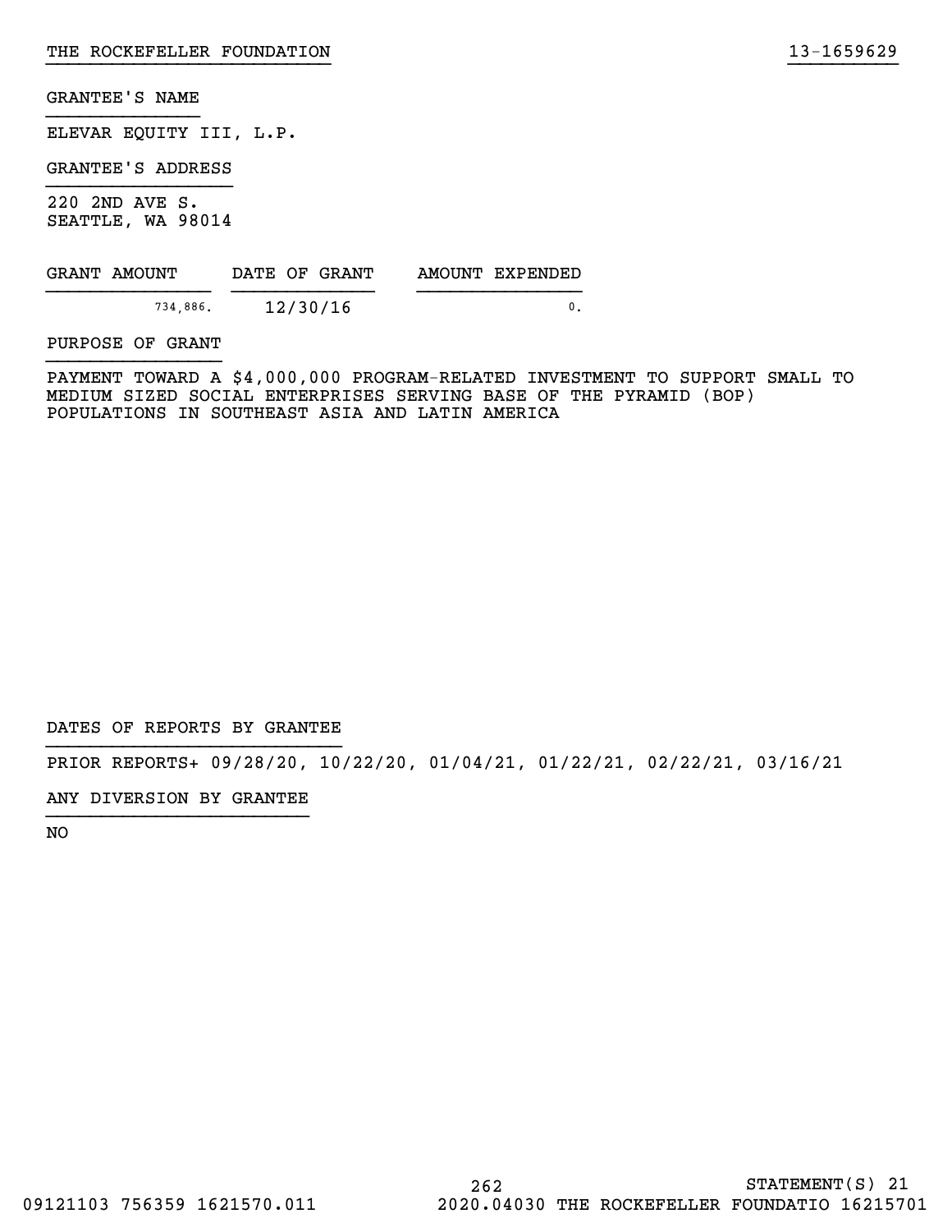GRANTEE'S NAME

ELEVAR EQUITY III, L.P.

GRANTEE'S ADDRESS

220 2ND AVE S.
SEATTLE, WA 98014

| GRANT AMOUNT | DATE OF GRANT | AMOUNT EXPENDED |
|---|---|---|
| 734,886. | 12/30/16 | 0. |

PURPOSE OF GRANT

PAYMENT TOWARD A $4,000,000 PROGRAM-RELATED INVESTMENT TO SUPPORT SMALL TO MEDIUM SIZED SOCIAL ENTERPRISES SERVING BASE OF THE PYRAMID (BOP) POPULATIONS IN SOUTHEAST ASIA AND LATIN AMERICA

DATES OF REPORTS BY GRANTEE

PRIOR REPORTS+ 09/28/20, 10/22/20, 01/04/21, 01/22/21, 02/22/21, 03/16/21

ANY DIVERSION BY GRANTEE

NO

STATEMENT(S) 21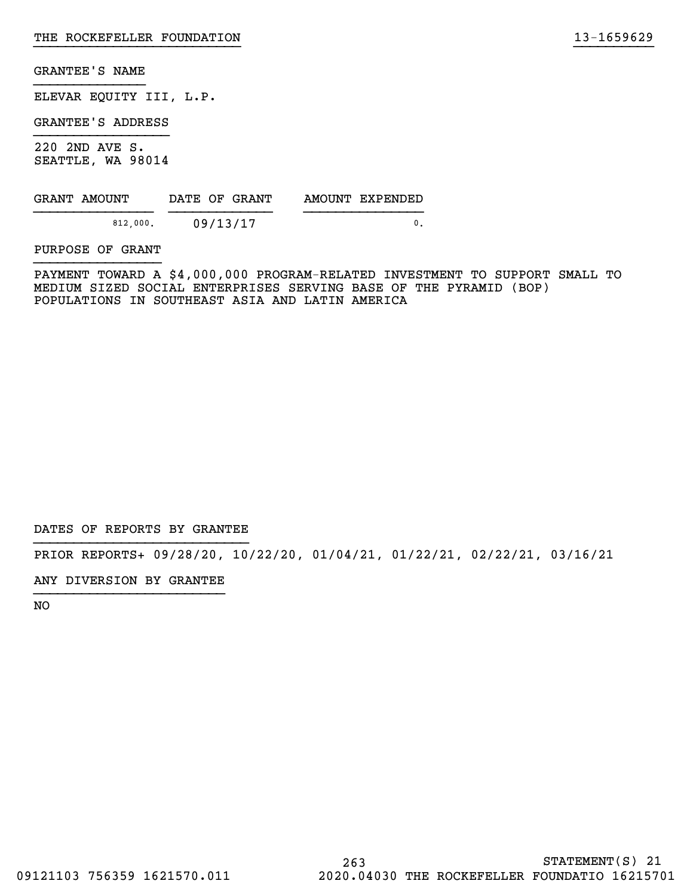GRANTEE'S NAME

ELEVAR EQUITY III, L.P.

GRANTEE'S ADDRESS

220 2ND AVE S.
SEATTLE, WA 98014

| GRANT AMOUNT | DATE OF GRANT | AMOUNT EXPENDED |
| --- | --- | --- |
| 812,000. | 09/13/17 | 0. |

PURPOSE OF GRANT

PAYMENT TOWARD A $4,000,000 PROGRAM-RELATED INVESTMENT TO SUPPORT SMALL TO MEDIUM SIZED SOCIAL ENTERPRISES SERVING BASE OF THE PYRAMID (BOP) POPULATIONS IN SOUTHEAST ASIA AND LATIN AMERICA

DATES OF REPORTS BY GRANTEE

PRIOR REPORTS+ 09/28/20, 10/22/20, 01/04/21, 01/22/21, 02/22/21, 03/16/21

ANY DIVERSION BY GRANTEE

NO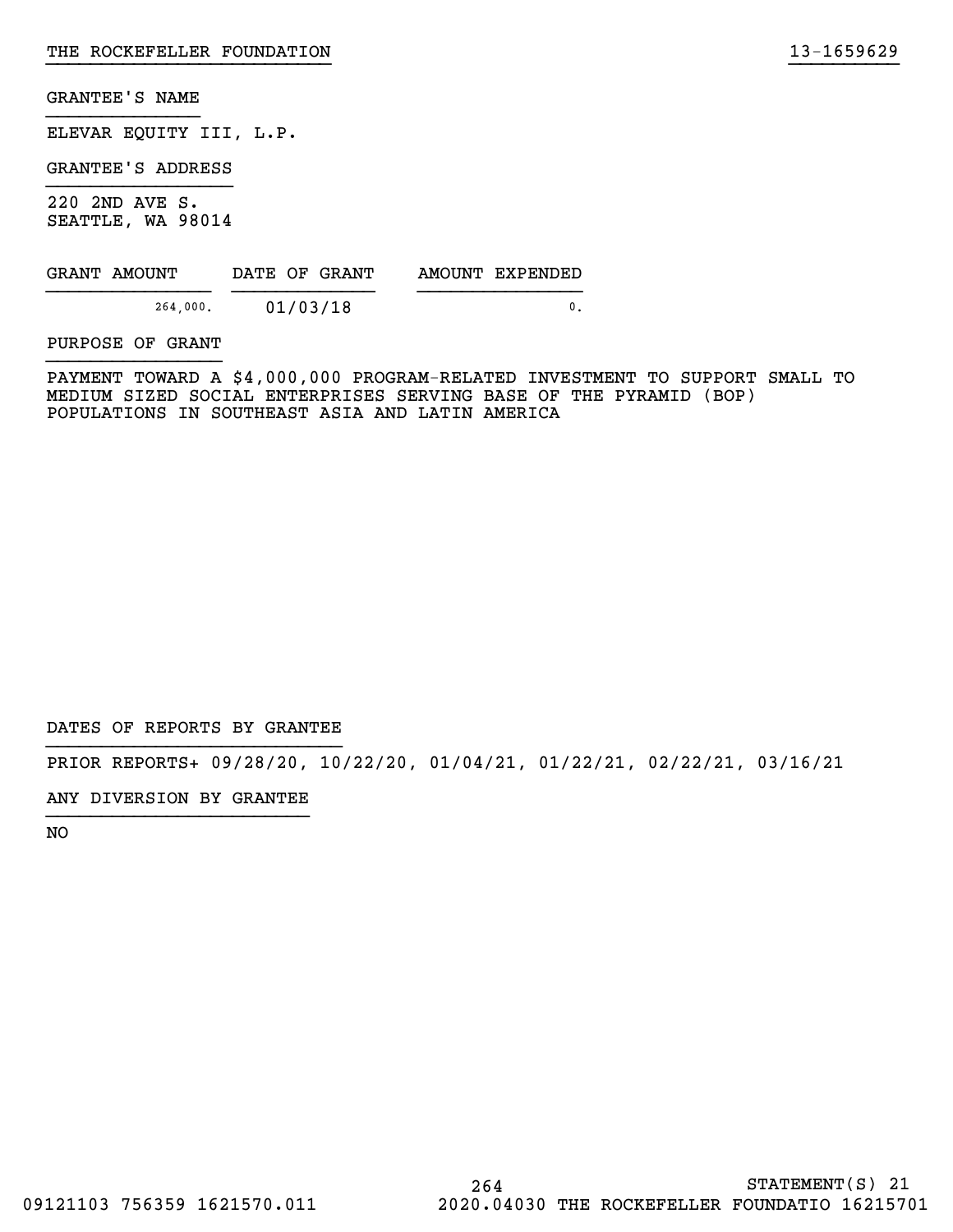GRANTEE'S NAME

ELEVAR EQUITY III, L.P.

GRANTEE'S ADDRESS

220 2ND AVE S.
SEATTLE, WA 98014

| GRANT AMOUNT | DATE OF GRANT | AMOUNT EXPENDED |
|---|---|---|
| 264,000. | 01/03/18 | 0. |

PURPOSE OF GRANT

PAYMENT TOWARD A $4,000,000 PROGRAM-RELATED INVESTMENT TO SUPPORT SMALL TO MEDIUM SIZED SOCIAL ENTERPRISES SERVING BASE OF THE PYRAMID (BOP) POPULATIONS IN SOUTHEAST ASIA AND LATIN AMERICA

DATES OF REPORTS BY GRANTEE

PRIOR REPORTS+ 09/28/20, 10/22/20, 01/04/21, 01/22/21, 02/22/21, 03/16/21

ANY DIVERSION BY GRANTEE

NO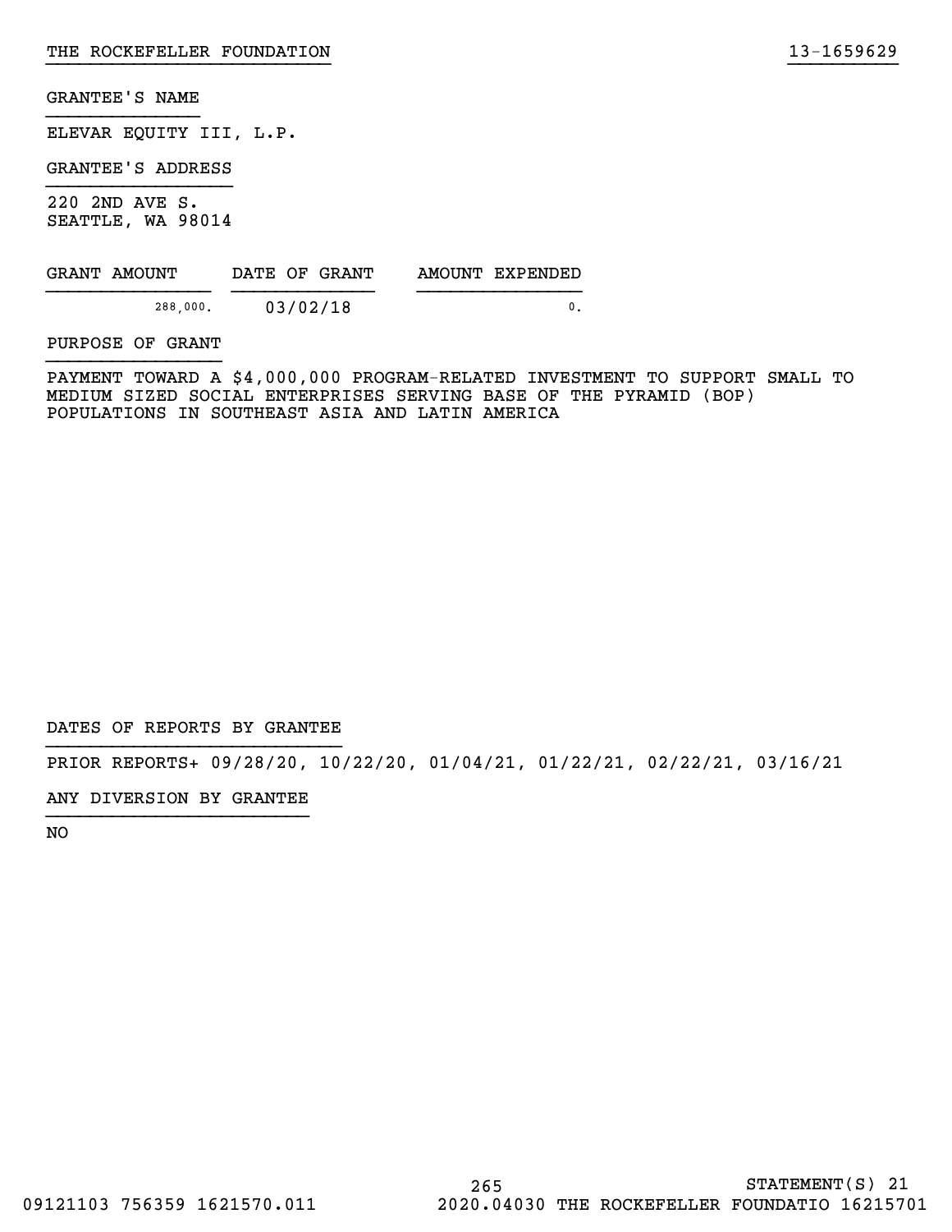GRANTEE'S NAME

ELEVAR EQUITY III, L.P.

GRANTEE'S ADDRESS

220 2ND AVE S.
SEATTLE, WA 98014

| GRANT AMOUNT | DATE OF GRANT | AMOUNT EXPENDED |
| --- | --- | --- |
| 288,000. | 03/02/18 | 0. |

PURPOSE OF GRANT

PAYMENT TOWARD A $4,000,000 PROGRAM-RELATED INVESTMENT TO SUPPORT SMALL TO MEDIUM SIZED SOCIAL ENTERPRISES SERVING BASE OF THE PYRAMID (BOP) POPULATIONS IN SOUTHEAST ASIA AND LATIN AMERICA

DATES OF REPORTS BY GRANTEE

PRIOR REPORTS+ 09/28/20, 10/22/20, 01/04/21, 01/22/21, 02/22/21, 03/16/21

ANY DIVERSION BY GRANTEE

NO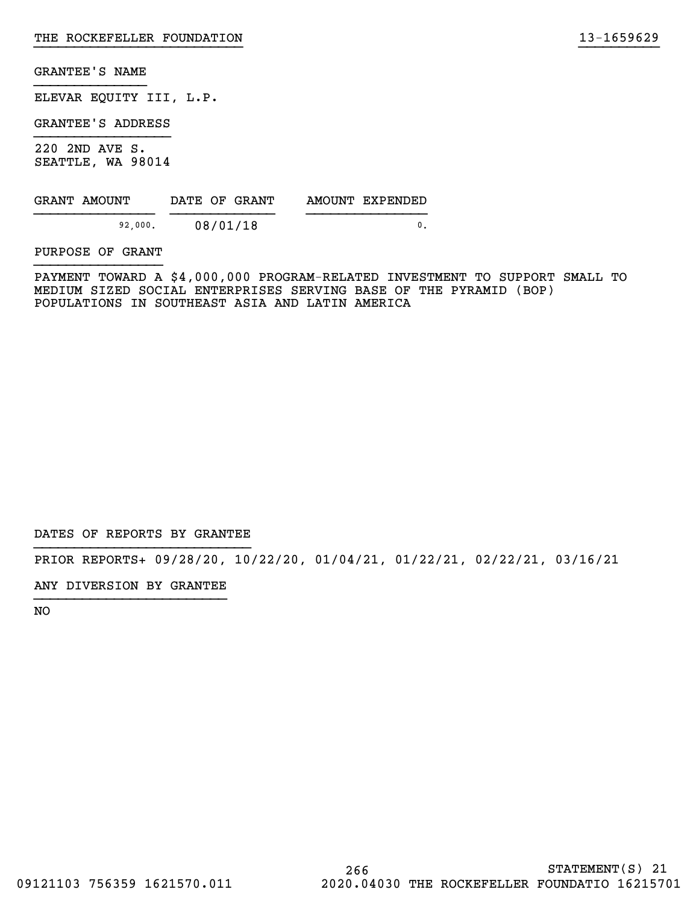THE ROCKEFELLER FOUNDATION 13-1659629

GRANTEE'S NAME

ELEVAR EQUITY III, L.P.

GRANTEE'S ADDRESS

220 2ND AVE S.
SEATTLE, WA 98014

| GRANT AMOUNT | DATE OF GRANT | AMOUNT EXPENDED |
|---|---|---|
| 92,000. | 08/01/18 | 0. |

PURPOSE OF GRANT

PAYMENT TOWARD A $4,000,000 PROGRAM-RELATED INVESTMENT TO SUPPORT SMALL TO MEDIUM SIZED SOCIAL ENTERPRISES SERVING BASE OF THE PYRAMID (BOP) POPULATIONS IN SOUTHEAST ASIA AND LATIN AMERICA

DATES OF REPORTS BY GRANTEE

PRIOR REPORTS+ 09/28/20, 10/22/20, 01/04/21, 01/22/21, 02/22/21, 03/16/21

ANY DIVERSION BY GRANTEE

NO

STATEMENT(S) 21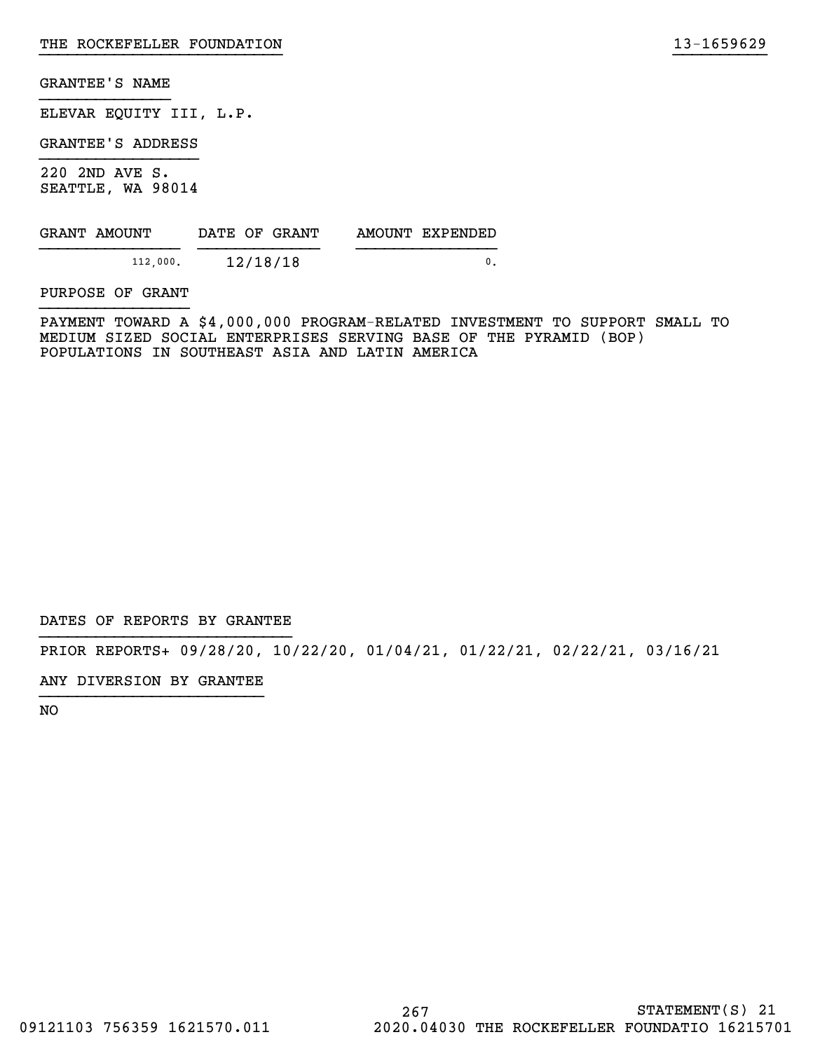THE ROCKEFELLER FOUNDATION 13-1659629

GRANTEE'S NAME

ELEVAR EQUITY III, L.P.

GRANTEE'S ADDRESS

220 2ND AVE S.
SEATTLE, WA 98014

| GRANT AMOUNT | DATE OF GRANT | AMOUNT EXPENDED |
|---|---|---|
| 112,000. | 12/18/18 | 0. |

PURPOSE OF GRANT

PAYMENT TOWARD A $4,000,000 PROGRAM-RELATED INVESTMENT TO SUPPORT SMALL TO MEDIUM SIZED SOCIAL ENTERPRISES SERVING BASE OF THE PYRAMID (BOP) POPULATIONS IN SOUTHEAST ASIA AND LATIN AMERICA

DATES OF REPORTS BY GRANTEE

PRIOR REPORTS+ 09/28/20, 10/22/20, 01/04/21, 01/22/21, 02/22/21, 03/16/21

ANY DIVERSION BY GRANTEE

NO

STATEMENT(S) 21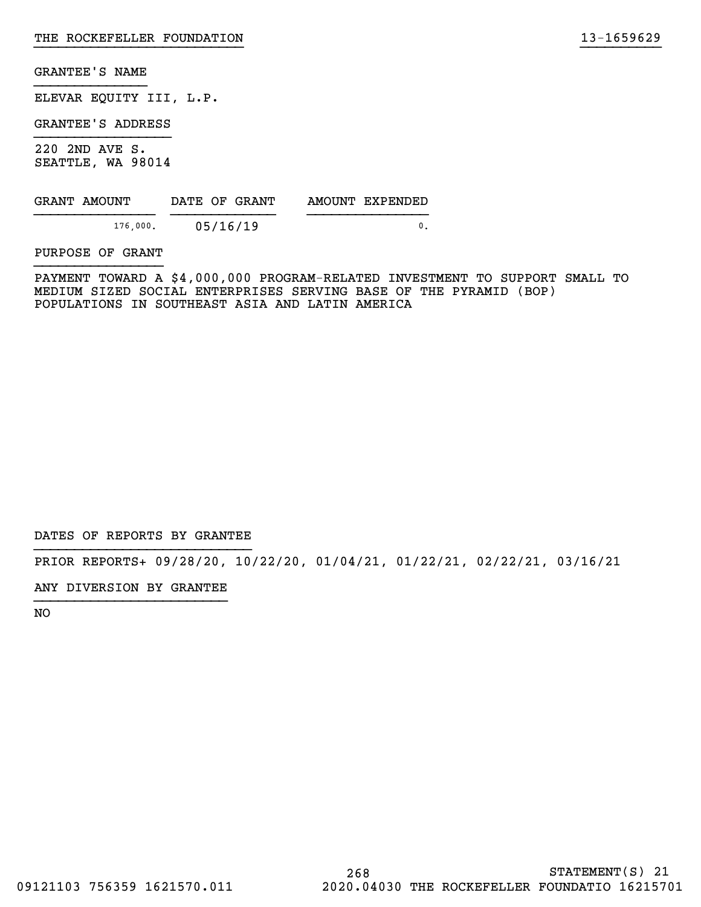THE ROCKEFELLER FOUNDATION 13-1659629

GRANTEE'S NAME

ELEVAR EQUITY III, L.P.

GRANTEE'S ADDRESS

220 2ND AVE S.
SEATTLE, WA 98014

| GRANT AMOUNT | DATE OF GRANT | AMOUNT EXPENDED |
|---|---|---|
| 176,000. | 05/16/19 | 0. |

PURPOSE OF GRANT

PAYMENT TOWARD A $4,000,000 PROGRAM-RELATED INVESTMENT TO SUPPORT SMALL TO MEDIUM SIZED SOCIAL ENTERPRISES SERVING BASE OF THE PYRAMID (BOP) POPULATIONS IN SOUTHEAST ASIA AND LATIN AMERICA

DATES OF REPORTS BY GRANTEE

PRIOR REPORTS+ 09/28/20, 10/22/20, 01/04/21, 01/22/21, 02/22/21, 03/16/21

ANY DIVERSION BY GRANTEE

NO

STATEMENT(S) 21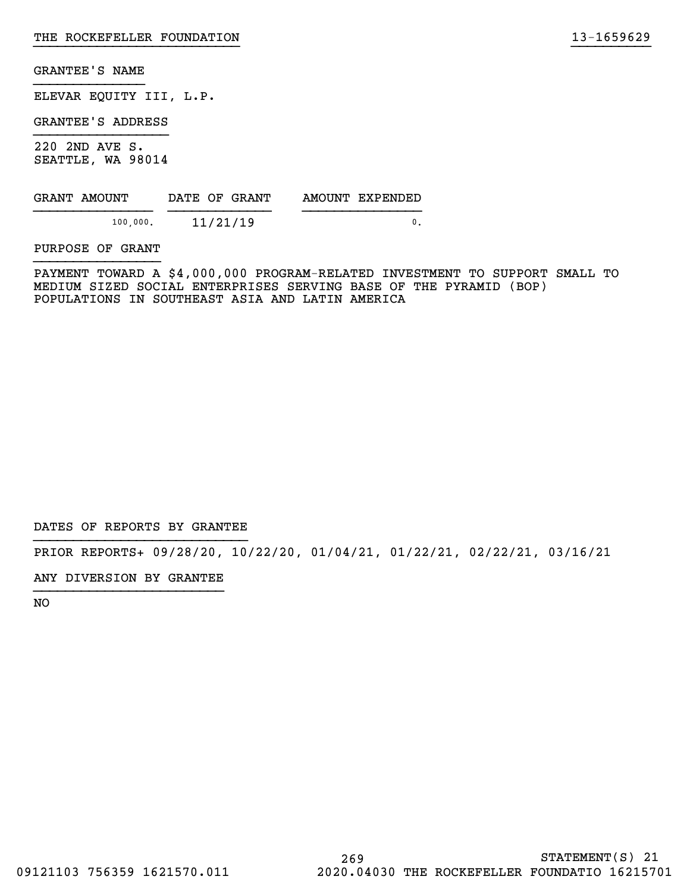GRANTEE'S NAME

ELEVAR EQUITY III, L.P.

GRANTEE'S ADDRESS

220 2ND AVE S.
SEATTLE, WA 98014

| GRANT AMOUNT | DATE OF GRANT | AMOUNT EXPENDED |
| --- | --- | --- |
| 100,000. | 11/21/19 | 0. |

PURPOSE OF GRANT

PAYMENT TOWARD A $4,000,000 PROGRAM-RELATED INVESTMENT TO SUPPORT SMALL TO MEDIUM SIZED SOCIAL ENTERPRISES SERVING BASE OF THE PYRAMID (BOP) POPULATIONS IN SOUTHEAST ASIA AND LATIN AMERICA

DATES OF REPORTS BY GRANTEE

PRIOR REPORTS+ 09/28/20, 10/22/20, 01/04/21, 01/22/21, 02/22/21, 03/16/21

ANY DIVERSION BY GRANTEE

NO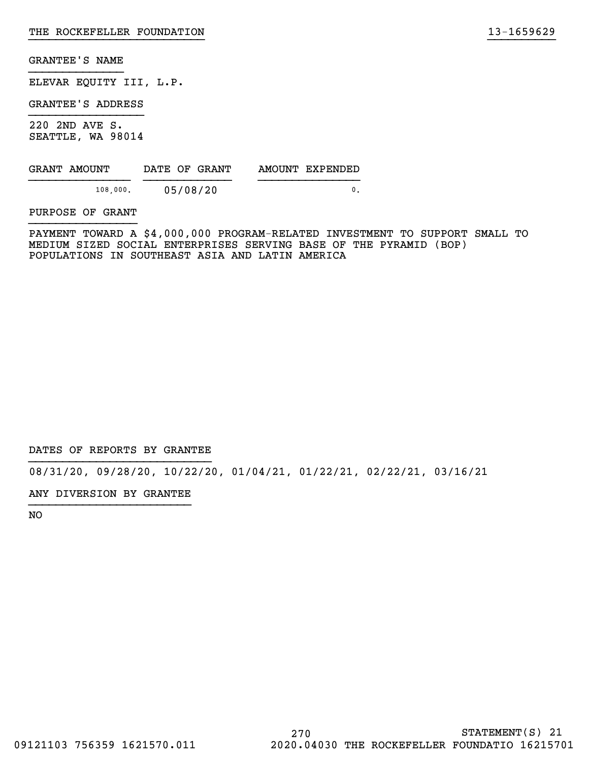THE ROCKEFELLER FOUNDATION 13-1659629

GRANTEE'S NAME

ELEVAR EQUITY III, L.P.

GRANTEE'S ADDRESS

220 2ND AVE S.
SEATTLE, WA 98014

| GRANT AMOUNT | DATE OF GRANT | AMOUNT EXPENDED |
| --- | --- | --- |
| 108,000. | 05/08/20 | 0. |

PURPOSE OF GRANT

PAYMENT TOWARD A $4,000,000 PROGRAM-RELATED INVESTMENT TO SUPPORT SMALL TO MEDIUM SIZED SOCIAL ENTERPRISES SERVING BASE OF THE PYRAMID (BOP) POPULATIONS IN SOUTHEAST ASIA AND LATIN AMERICA

DATES OF REPORTS BY GRANTEE

08/31/20, 09/28/20, 10/22/20, 01/04/21, 01/22/21, 02/22/21, 03/16/21

ANY DIVERSION BY GRANTEE

NO

STATEMENT(S) 21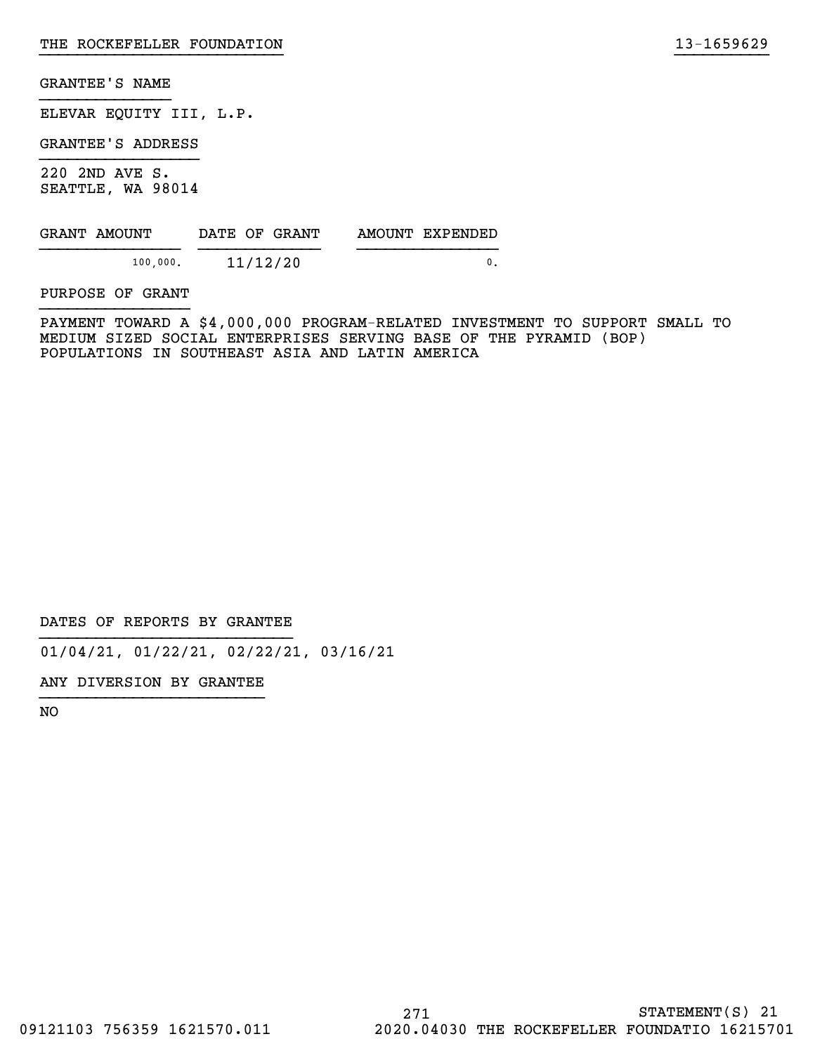GRANTEE'S NAME

ELEVAR EQUITY III, L.P.

GRANTEE'S ADDRESS

220 2ND AVE S.
SEATTLE, WA 98014

| GRANT AMOUNT | DATE OF GRANT | AMOUNT EXPENDED |
| --- | --- | --- |
| 100,000. | 11/12/20 | 0. |

PURPOSE OF GRANT

PAYMENT TOWARD A $4,000,000 PROGRAM-RELATED INVESTMENT TO SUPPORT SMALL TO MEDIUM SIZED SOCIAL ENTERPRISES SERVING BASE OF THE PYRAMID (BOP) POPULATIONS IN SOUTHEAST ASIA AND LATIN AMERICA

DATES OF REPORTS BY GRANTEE

01/04/21, 01/22/21, 02/22/21, 03/16/21

ANY DIVERSION BY GRANTEE

NO

STATEMENT(S) 21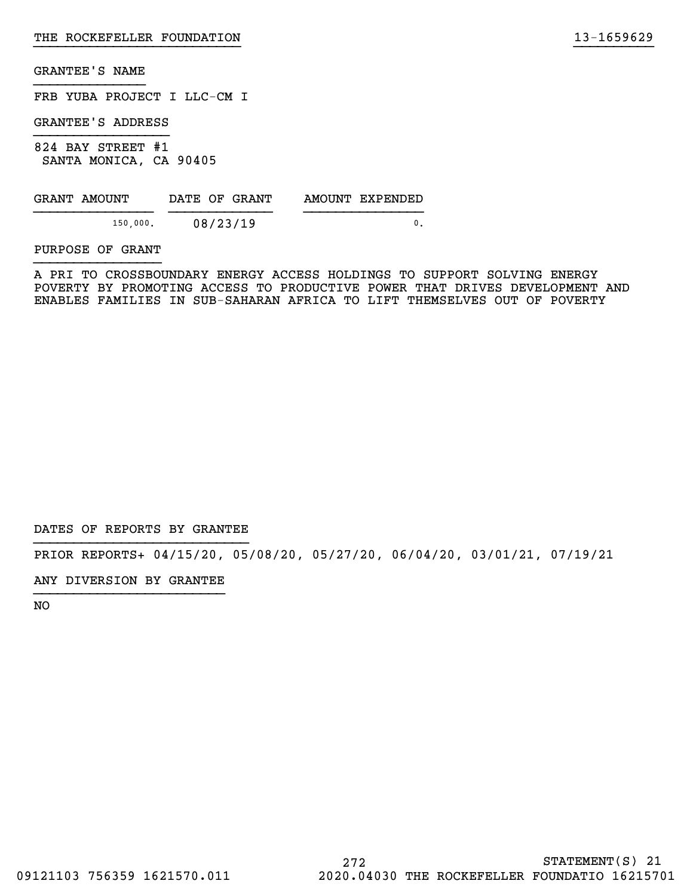GRANTEE'S NAME

FRB YUBA PROJECT I LLC-CM I

GRANTEE'S ADDRESS

824 BAY STREET #1
SANTA MONICA, CA 90405

| GRANT AMOUNT | DATE OF GRANT | AMOUNT EXPENDED |
| --- | --- | --- |
| 150,000. | 08/23/19 | 0. |

PURPOSE OF GRANT

A PRI TO CROSSBOUNDARY ENERGY ACCESS HOLDINGS TO SUPPORT SOLVING ENERGY POVERTY BY PROMOTING ACCESS TO PRODUCTIVE POWER THAT DRIVES DEVELOPMENT AND ENABLES FAMILIES IN SUB-SAHARAN AFRICA TO LIFT THEMSELVES OUT OF POVERTY

DATES OF REPORTS BY GRANTEE

PRIOR REPORTS+ 04/15/20, 05/08/20, 05/27/20, 06/04/20, 03/01/21, 07/19/21

ANY DIVERSION BY GRANTEE

NO

STATEMENT(S) 21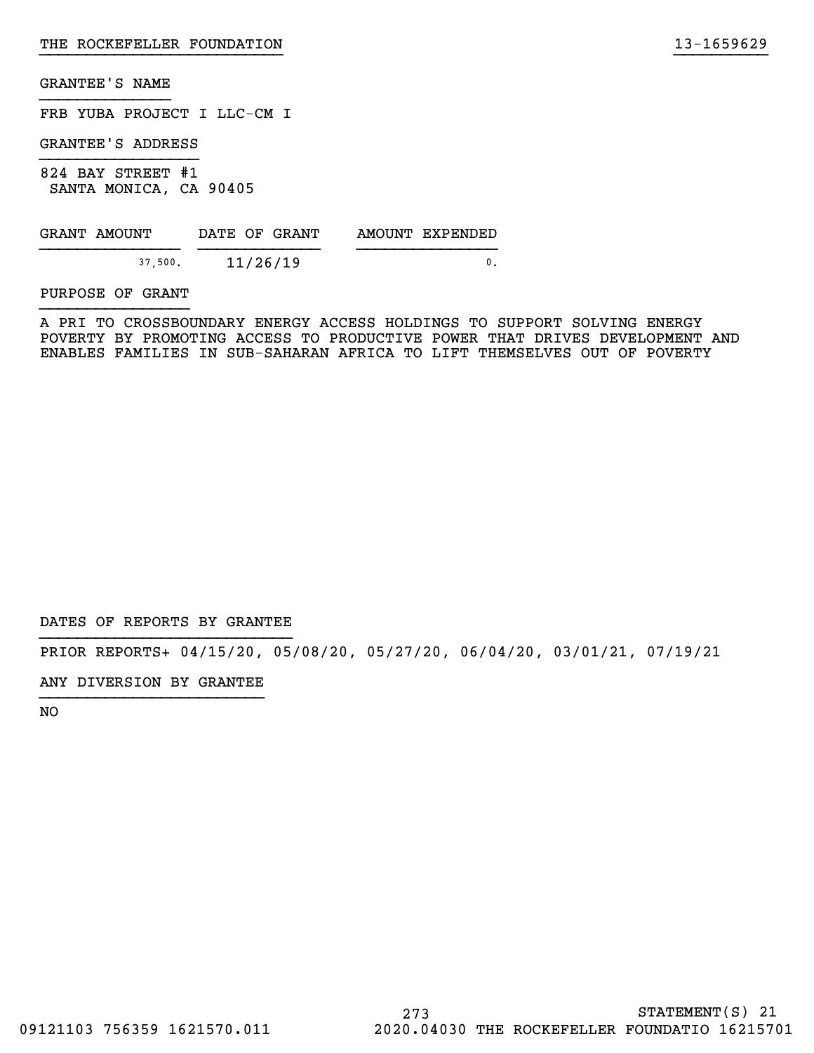GRANTEE'S NAME

FRB YUBA PROJECT I LLC-CM I

GRANTEE'S ADDRESS

824 BAY STREET #1
SANTA MONICA, CA 90405

| GRANT AMOUNT | DATE OF GRANT | AMOUNT EXPENDED |
|---|---|---|
| 37,500. | 11/26/19 | 0. |

PURPOSE OF GRANT

A PRI TO CROSSBOUNDARY ENERGY ACCESS HOLDINGS TO SUPPORT SOLVING ENERGY POVERTY BY PROMOTING ACCESS TO PRODUCTIVE POWER THAT DRIVES DEVELOPMENT AND ENABLES FAMILIES IN SUB-SAHARAN AFRICA TO LIFT THEMSELVES OUT OF POVERTY

DATES OF REPORTS BY GRANTEE

PRIOR REPORTS+ 04/15/20, 05/08/20, 05/27/20, 06/04/20, 03/01/21, 07/19/21

ANY DIVERSION BY GRANTEE

NO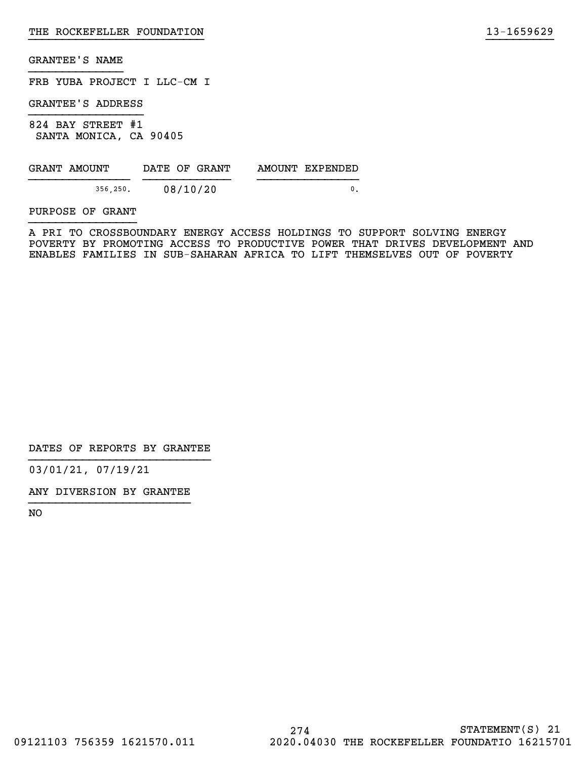GRANTEE'S NAME

FRB YUBA PROJECT I LLC-CM I

GRANTEE'S ADDRESS

824 BAY STREET #1
SANTA MONICA, CA 90405

| GRANT AMOUNT | DATE OF GRANT | AMOUNT EXPENDED |
| --- | --- | --- |
| 356,250. | 08/10/20 | 0. |

PURPOSE OF GRANT

A PRI TO CROSSBOUNDARY ENERGY ACCESS HOLDINGS TO SUPPORT SOLVING ENERGY POVERTY BY PROMOTING ACCESS TO PRODUCTIVE POWER THAT DRIVES DEVELOPMENT AND ENABLES FAMILIES IN SUB-SAHARAN AFRICA TO LIFT THEMSELVES OUT OF POVERTY

DATES OF REPORTS BY GRANTEE

03/01/21, 07/19/21

ANY DIVERSION BY GRANTEE

NO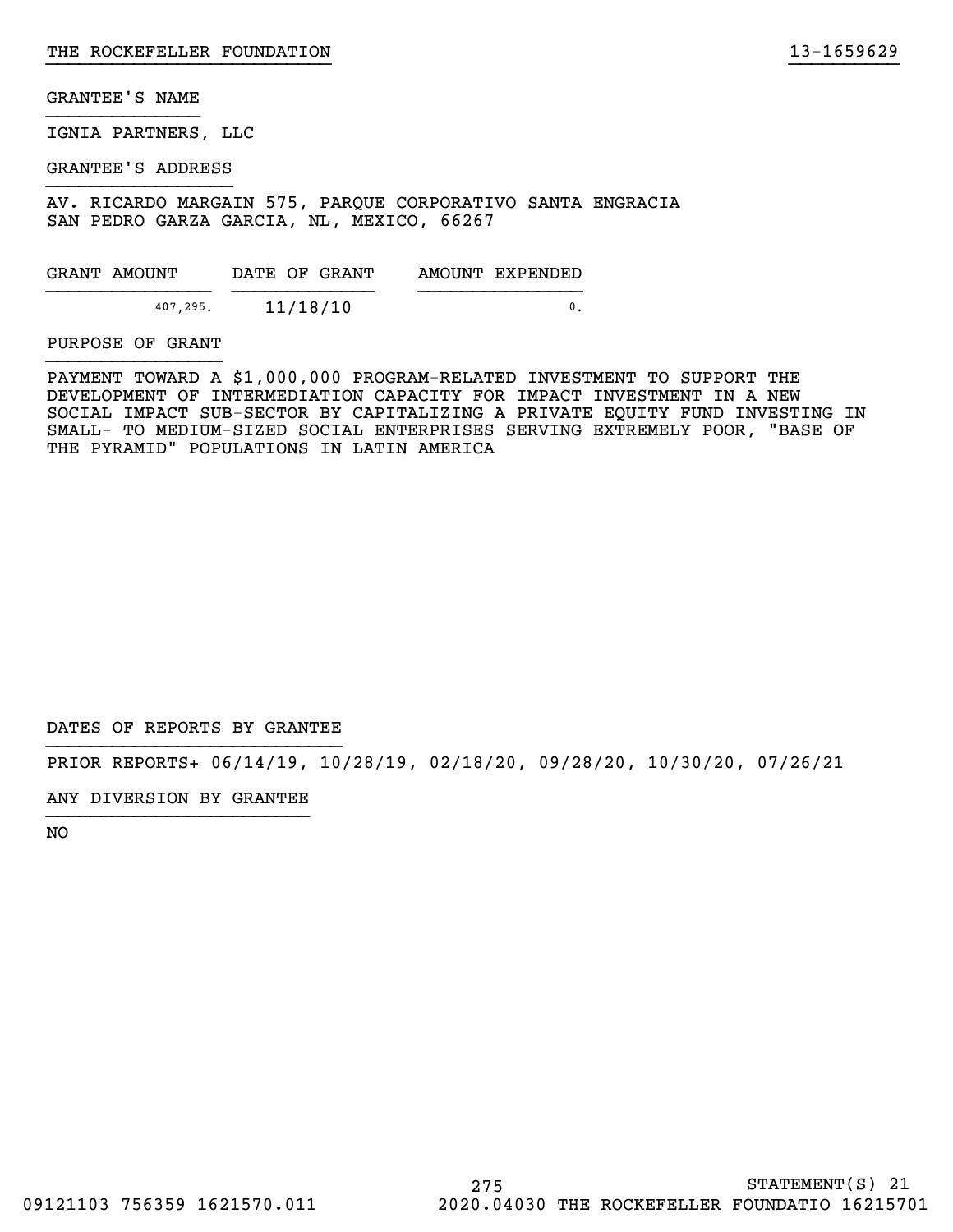GRANTEE'S NAME

IGNIA PARTNERS, LLC

GRANTEE'S ADDRESS

AV. RICARDO MARGAIN 575, PARQUE CORPORATIVO SANTA ENGRACIA
SAN PEDRO GARZA GARCIA, NL, MEXICO, 66267

| GRANT AMOUNT | DATE OF GRANT | AMOUNT EXPENDED |
|---|---|---|
| 407,295. | 11/18/10 | 0. |

PURPOSE OF GRANT

PAYMENT TOWARD A $1,000,000 PROGRAM-RELATED INVESTMENT TO SUPPORT THE DEVELOPMENT OF INTERMEDIATION CAPACITY FOR IMPACT INVESTMENT IN A NEW SOCIAL IMPACT SUB-SECTOR BY CAPITALIZING A PRIVATE EQUITY FUND INVESTING IN SMALL- TO MEDIUM-SIZED SOCIAL ENTERPRISES SERVING EXTREMELY POOR, "BASE OF THE PYRAMID" POPULATIONS IN LATIN AMERICA

DATES OF REPORTS BY GRANTEE

PRIOR REPORTS+ 06/14/19, 10/28/19, 02/18/20, 09/28/20, 10/30/20, 07/26/21

ANY DIVERSION BY GRANTEE

NO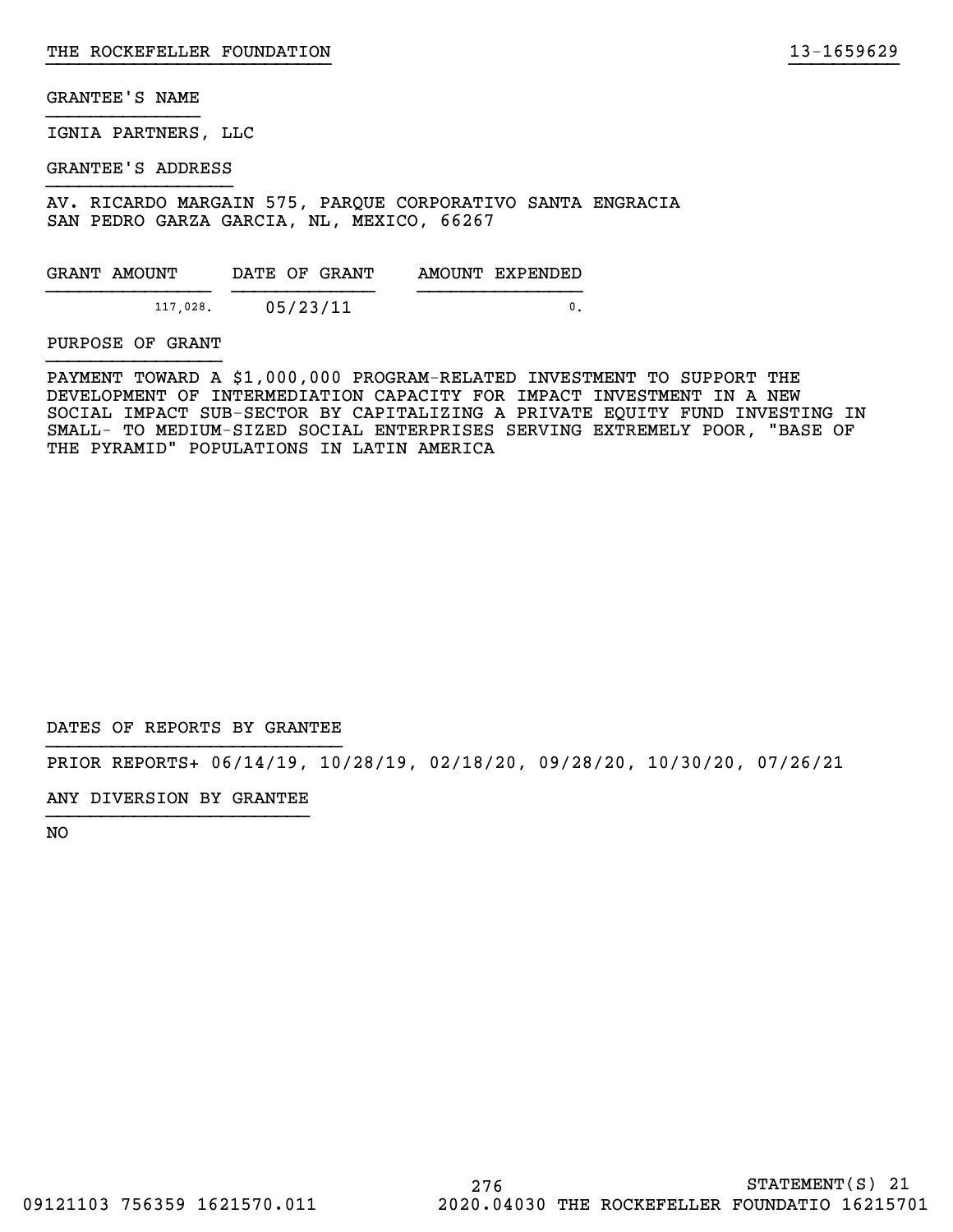GRANTEE'S NAME

IGNIA PARTNERS, LLC

GRANTEE'S ADDRESS

AV. RICARDO MARGAIN 575, PARQUE CORPORATIVO SANTA ENGRACIA
SAN PEDRO GARZA GARCIA, NL, MEXICO, 66267

| GRANT AMOUNT | DATE OF GRANT | AMOUNT EXPENDED |
|---|---|---|
| 117,028. | 05/23/11 | 0. |

PURPOSE OF GRANT

PAYMENT TOWARD A $1,000,000 PROGRAM-RELATED INVESTMENT TO SUPPORT THE DEVELOPMENT OF INTERMEDIATION CAPACITY FOR IMPACT INVESTMENT IN A NEW SOCIAL IMPACT SUB-SECTOR BY CAPITALIZING A PRIVATE EQUITY FUND INVESTING IN SMALL- TO MEDIUM-SIZED SOCIAL ENTERPRISES SERVING EXTREMELY POOR, "BASE OF THE PYRAMID" POPULATIONS IN LATIN AMERICA

DATES OF REPORTS BY GRANTEE

PRIOR REPORTS+ 06/14/19, 10/28/19, 02/18/20, 09/28/20, 10/30/20, 07/26/21

ANY DIVERSION BY GRANTEE

NO

STATEMENT(S) 21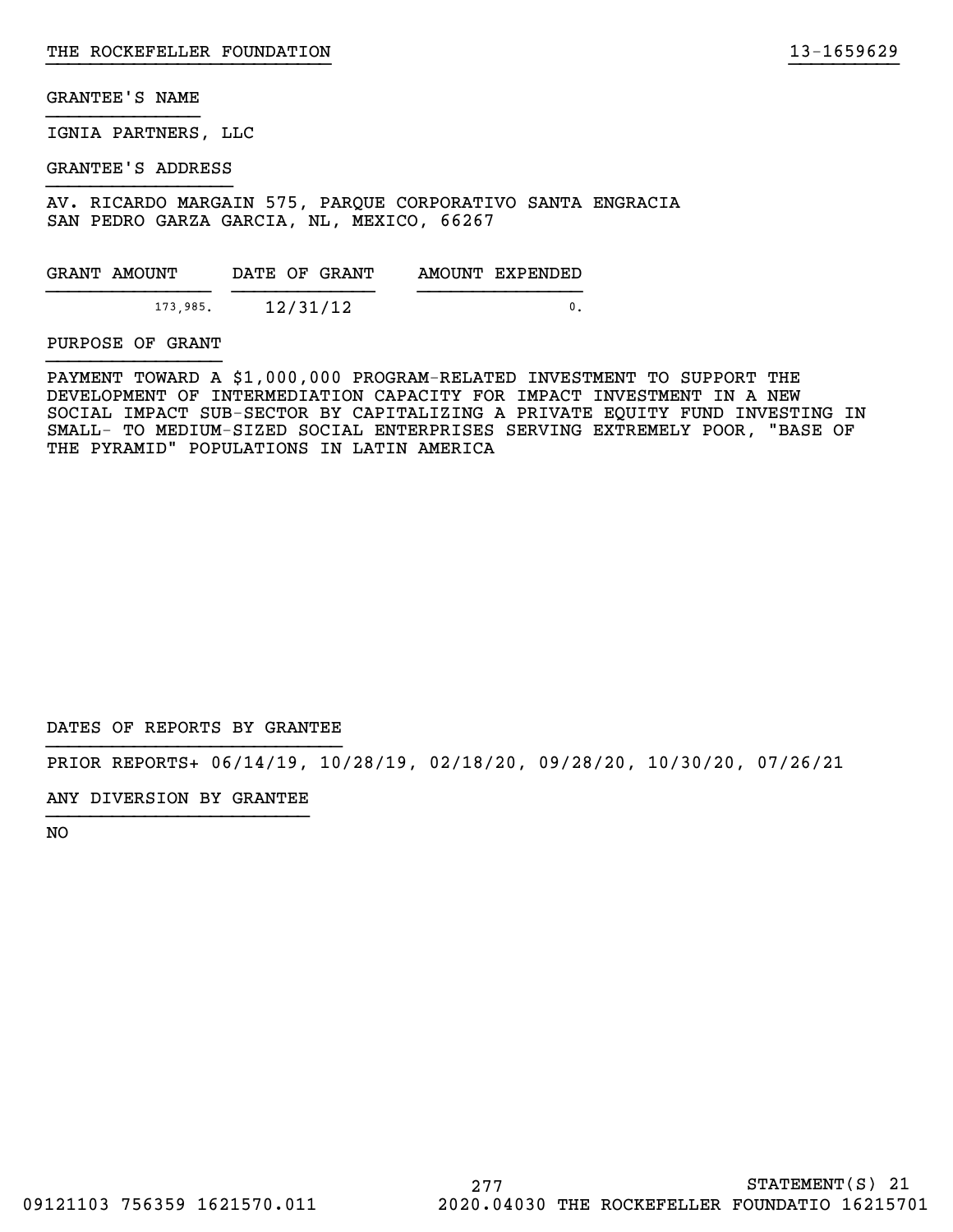THE ROCKEFELLER FOUNDATION 13-1659629

GRANTEE'S NAME

IGNIA PARTNERS, LLC

GRANTEE'S ADDRESS

AV. RICARDO MARGAIN 575, PARQUE CORPORATIVO SANTA ENGRACIA
SAN PEDRO GARZA GARCIA, NL, MEXICO, 66267

| GRANT AMOUNT | DATE OF GRANT | AMOUNT EXPENDED |
|---|---|---|
| 173,985. | 12/31/12 | 0. |

PURPOSE OF GRANT

PAYMENT TOWARD A $1,000,000 PROGRAM-RELATED INVESTMENT TO SUPPORT THE DEVELOPMENT OF INTERMEDIATION CAPACITY FOR IMPACT INVESTMENT IN A NEW SOCIAL IMPACT SUB-SECTOR BY CAPITALIZING A PRIVATE EQUITY FUND INVESTING IN SMALL- TO MEDIUM-SIZED SOCIAL ENTERPRISES SERVING EXTREMELY POOR, "BASE OF THE PYRAMID" POPULATIONS IN LATIN AMERICA

DATES OF REPORTS BY GRANTEE

PRIOR REPORTS+ 06/14/19, 10/28/19, 02/18/20, 09/28/20, 10/30/20, 07/26/21

ANY DIVERSION BY GRANTEE

NO

STATEMENT(S) 21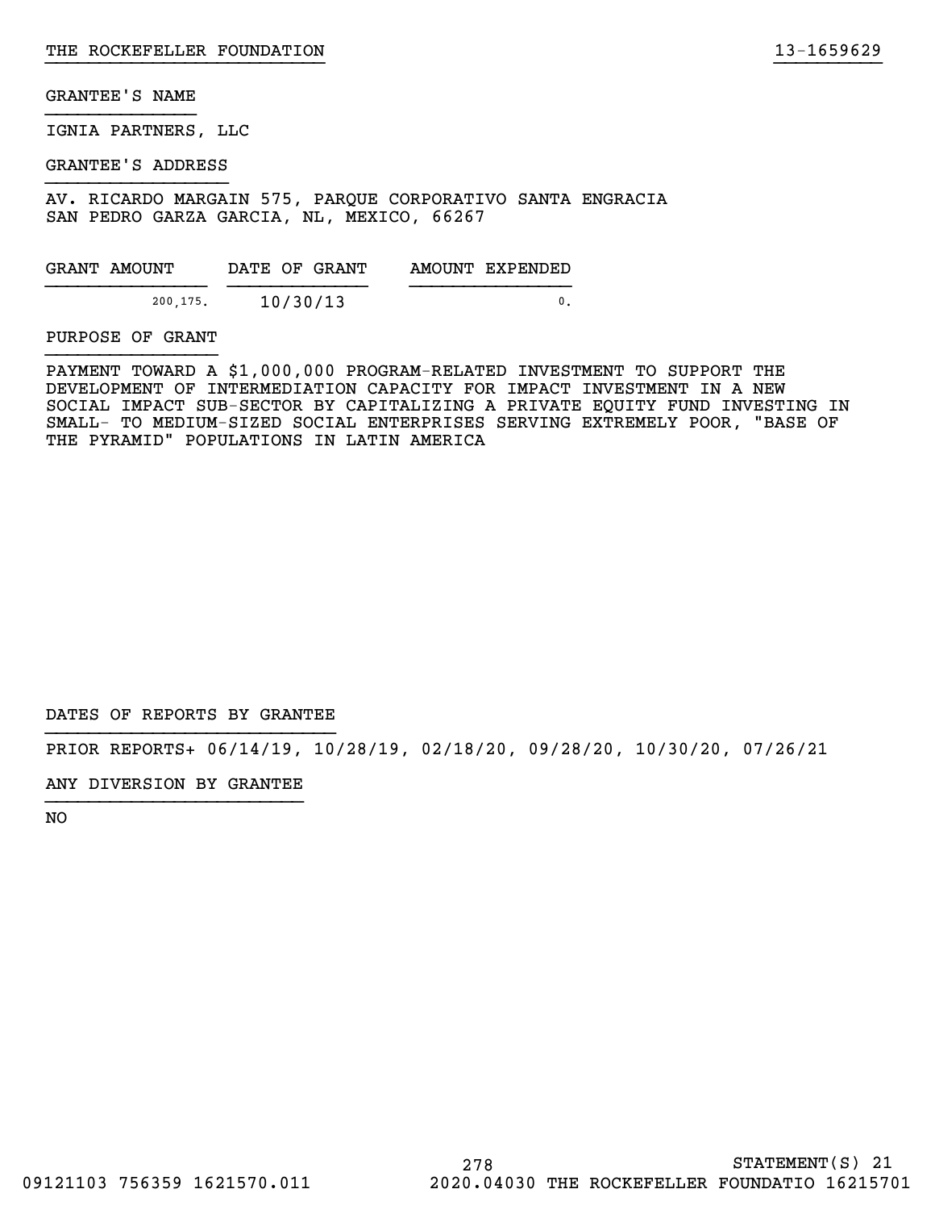THE ROCKEFELLER FOUNDATION 13-1659629

GRANTEE'S NAME

IGNIA PARTNERS, LLC

GRANTEE'S ADDRESS

AV. RICARDO MARGAIN 575, PARQUE CORPORATIVO SANTA ENGRACIA
SAN PEDRO GARZA GARCIA, NL, MEXICO, 66267

| GRANT AMOUNT | DATE OF GRANT | AMOUNT EXPENDED |
|---|---|---|
| 200,175. | 10/30/13 | 0. |

PURPOSE OF GRANT

PAYMENT TOWARD A $1,000,000 PROGRAM-RELATED INVESTMENT TO SUPPORT THE DEVELOPMENT OF INTERMEDIATION CAPACITY FOR IMPACT INVESTMENT IN A NEW SOCIAL IMPACT SUB-SECTOR BY CAPITALIZING A PRIVATE EQUITY FUND INVESTING IN SMALL- TO MEDIUM-SIZED SOCIAL ENTERPRISES SERVING EXTREMELY POOR, "BASE OF THE PYRAMID" POPULATIONS IN LATIN AMERICA

DATES OF REPORTS BY GRANTEE

PRIOR REPORTS+ 06/14/19, 10/28/19, 02/18/20, 09/28/20, 10/30/20, 07/26/21

ANY DIVERSION BY GRANTEE

NO

STATEMENT(S) 21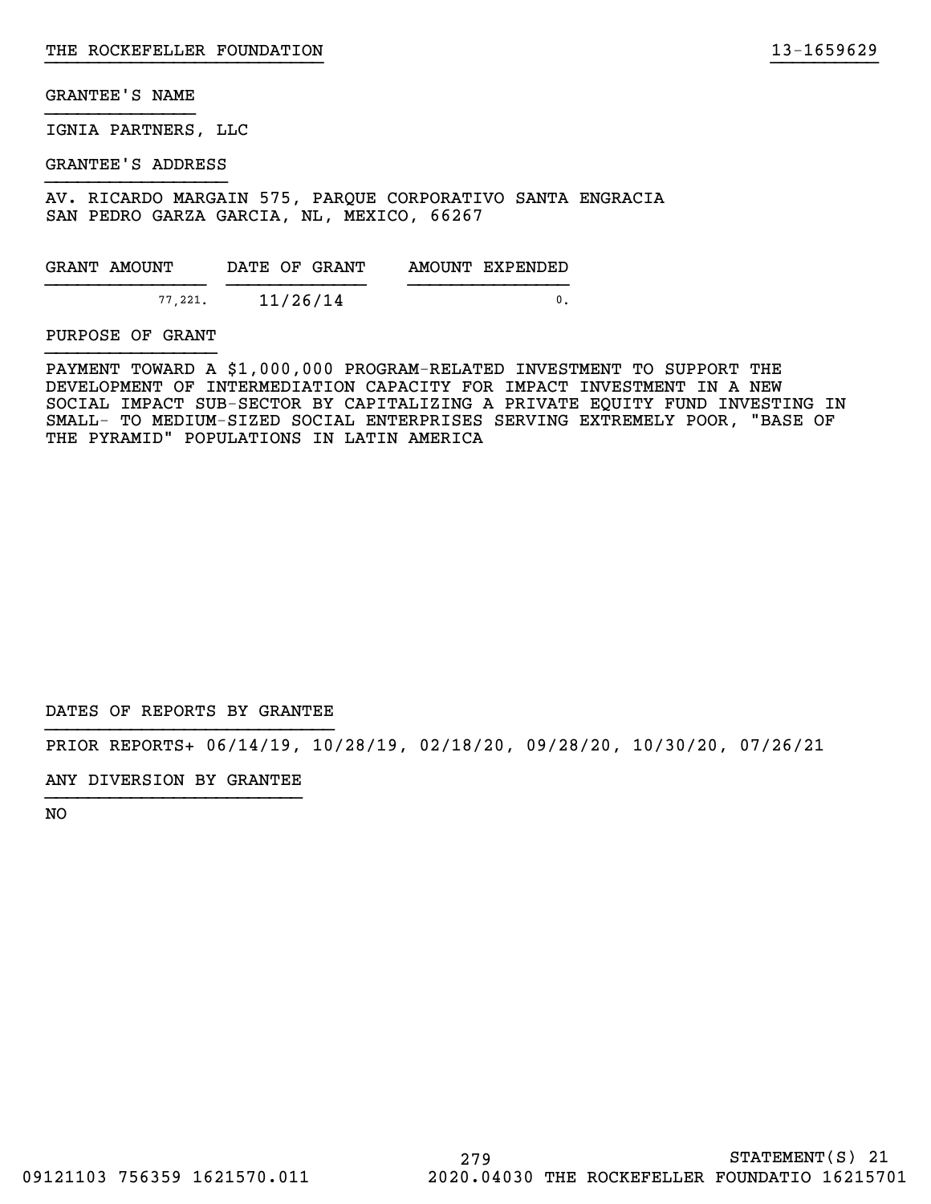GRANTEE'S NAME

IGNIA PARTNERS, LLC

GRANTEE'S ADDRESS

AV. RICARDO MARGAIN 575, PARQUE CORPORATIVO SANTA ENGRACIA
SAN PEDRO GARZA GARCIA, NL, MEXICO, 66267

| GRANT AMOUNT | DATE OF GRANT | AMOUNT EXPENDED |
| --- | --- | --- |
| 77,221. | 11/26/14 | 0. |

PURPOSE OF GRANT

PAYMENT TOWARD A $1,000,000 PROGRAM-RELATED INVESTMENT TO SUPPORT THE DEVELOPMENT OF INTERMEDIATION CAPACITY FOR IMPACT INVESTMENT IN A NEW SOCIAL IMPACT SUB-SECTOR BY CAPITALIZING A PRIVATE EQUITY FUND INVESTING IN SMALL- TO MEDIUM-SIZED SOCIAL ENTERPRISES SERVING EXTREMELY POOR, "BASE OF THE PYRAMID" POPULATIONS IN LATIN AMERICA

DATES OF REPORTS BY GRANTEE

PRIOR REPORTS+ 06/14/19, 10/28/19, 02/18/20, 09/28/20, 10/30/20, 07/26/21

ANY DIVERSION BY GRANTEE

NO

STATEMENT(S) 21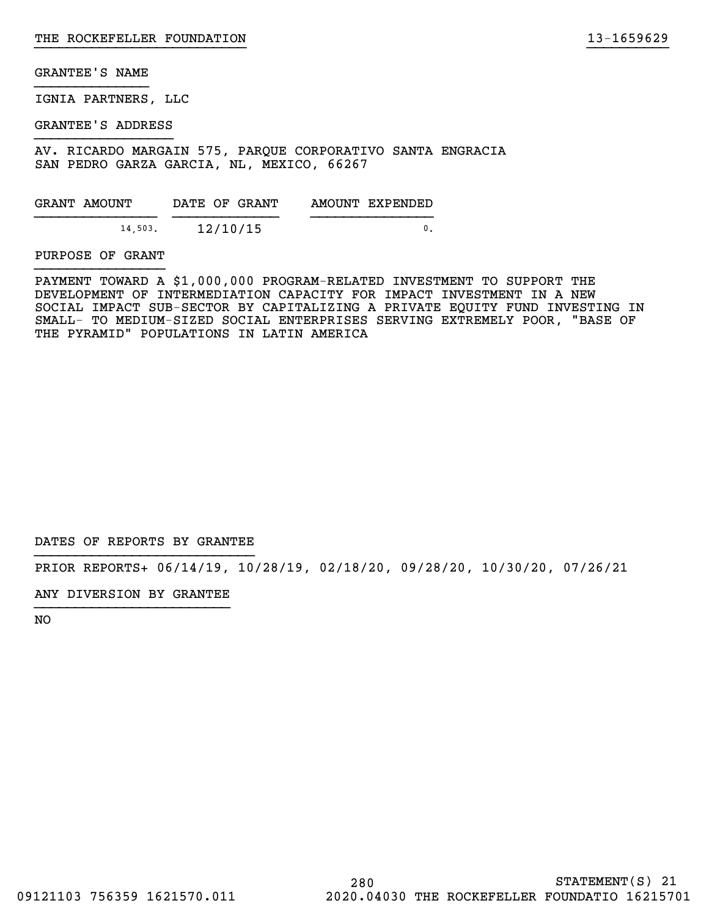THE ROCKEFELLER FOUNDATION 13-1659629

GRANTEE'S NAME

IGNIA PARTNERS, LLC

GRANTEE'S ADDRESS

AV. RICARDO MARGAIN 575, PARQUE CORPORATIVO SANTA ENGRACIA
SAN PEDRO GARZA GARCIA, NL, MEXICO, 66267

| GRANT AMOUNT | DATE OF GRANT | AMOUNT EXPENDED |
|---|---|---|
| 14,503. | 12/10/15 | 0. |

PURPOSE OF GRANT

PAYMENT TOWARD A $1,000,000 PROGRAM-RELATED INVESTMENT TO SUPPORT THE DEVELOPMENT OF INTERMEDIATION CAPACITY FOR IMPACT INVESTMENT IN A NEW SOCIAL IMPACT SUB-SECTOR BY CAPITALIZING A PRIVATE EQUITY FUND INVESTING IN SMALL- TO MEDIUM-SIZED SOCIAL ENTERPRISES SERVING EXTREMELY POOR, "BASE OF THE PYRAMID" POPULATIONS IN LATIN AMERICA

DATES OF REPORTS BY GRANTEE

PRIOR REPORTS+ 06/14/19, 10/28/19, 02/18/20, 09/28/20, 10/30/20, 07/26/21

ANY DIVERSION BY GRANTEE

NO

STATEMENT(S) 21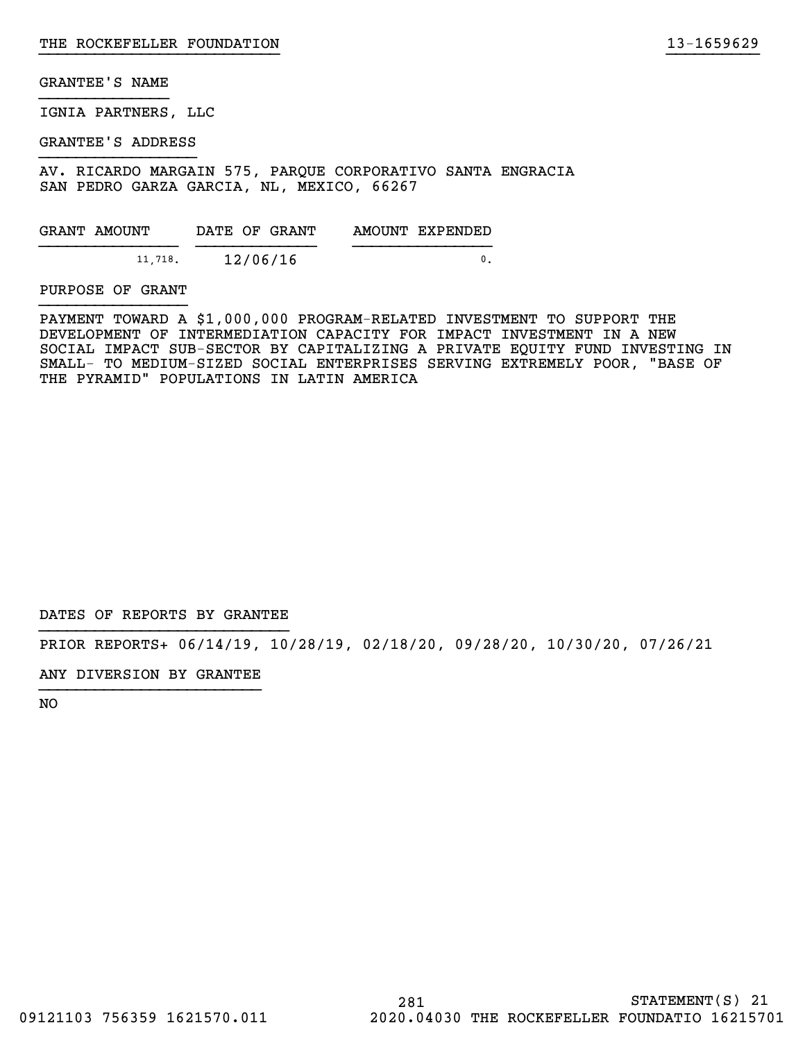GRANTEE'S NAME

IGNIA PARTNERS, LLC

GRANTEE'S ADDRESS

AV. RICARDO MARGAIN 575, PARQUE CORPORATIVO SANTA ENGRACIA
SAN PEDRO GARZA GARCIA, NL, MEXICO, 66267

| GRANT AMOUNT | DATE OF GRANT | AMOUNT EXPENDED |
|---|---|---|
| 11,718. | 12/06/16 | 0. |

PURPOSE OF GRANT

PAYMENT TOWARD A $1,000,000 PROGRAM-RELATED INVESTMENT TO SUPPORT THE DEVELOPMENT OF INTERMEDIATION CAPACITY FOR IMPACT INVESTMENT IN A NEW SOCIAL IMPACT SUB-SECTOR BY CAPITALIZING A PRIVATE EQUITY FUND INVESTING IN SMALL- TO MEDIUM-SIZED SOCIAL ENTERPRISES SERVING EXTREMELY POOR, "BASE OF THE PYRAMID" POPULATIONS IN LATIN AMERICA

DATES OF REPORTS BY GRANTEE

PRIOR REPORTS+ 06/14/19, 10/28/19, 02/18/20, 09/28/20, 10/30/20, 07/26/21

ANY DIVERSION BY GRANTEE

NO

STATEMENT(S) 21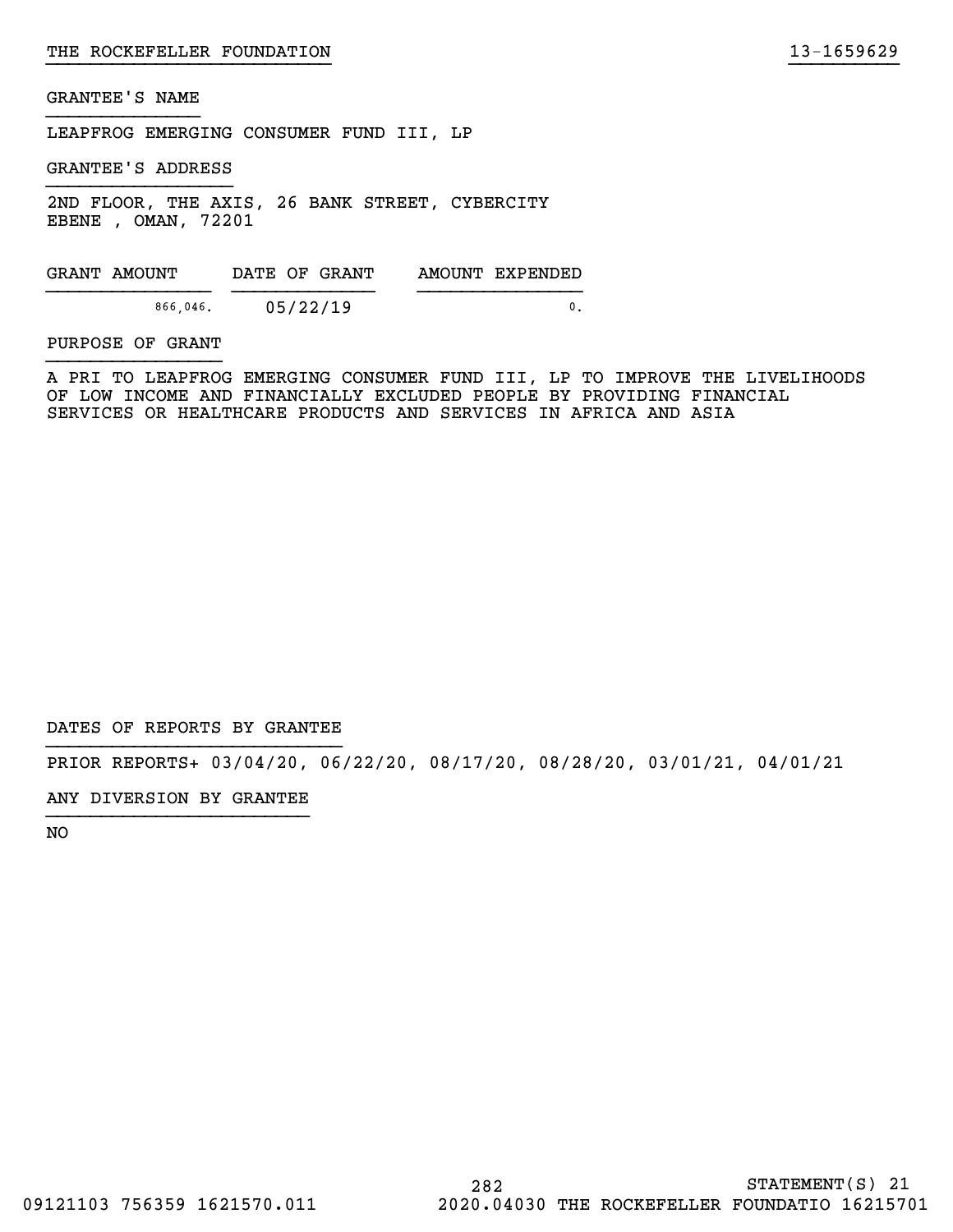THE ROCKEFELLER FOUNDATION 13-1659629

GRANTEE'S NAME

LEAPFROG EMERGING CONSUMER FUND III, LP

GRANTEE'S ADDRESS

2ND FLOOR, THE AXIS, 26 BANK STREET, CYBERCITY
EBENE , OMAN, 72201

| GRANT AMOUNT | DATE OF GRANT | AMOUNT EXPENDED |
| --- | --- | --- |
| 866,046. | 05/22/19 | 0. |

PURPOSE OF GRANT

A PRI TO LEAPFROG EMERGING CONSUMER FUND III, LP TO IMPROVE THE LIVELIHOODS OF LOW INCOME AND FINANCIALLY EXCLUDED PEOPLE BY PROVIDING FINANCIAL SERVICES OR HEALTHCARE PRODUCTS AND SERVICES IN AFRICA AND ASIA

DATES OF REPORTS BY GRANTEE

PRIOR REPORTS+ 03/04/20, 06/22/20, 08/17/20, 08/28/20, 03/01/21, 04/01/21

ANY DIVERSION BY GRANTEE

NO

STATEMENT(S) 21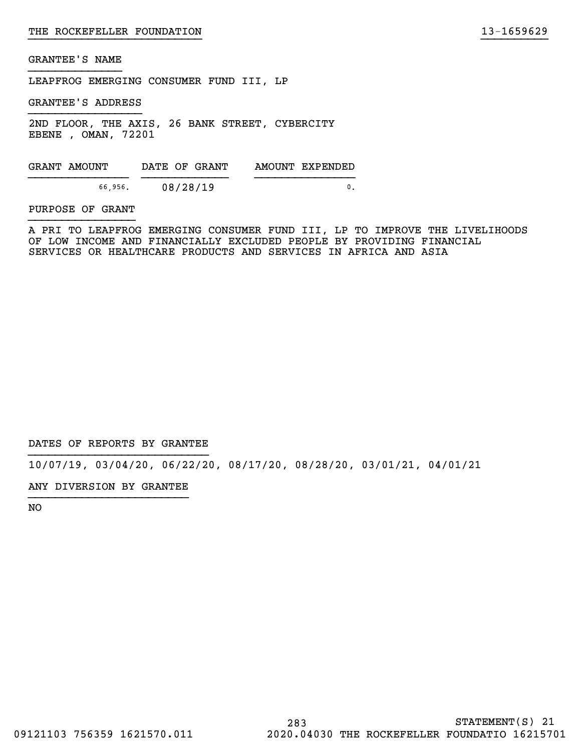GRANTEE'S NAME

LEAPFROG EMERGING CONSUMER FUND III, LP

GRANTEE'S ADDRESS

2ND FLOOR, THE AXIS, 26 BANK STREET, CYBERCITY
EBENE , OMAN, 72201

| GRANT AMOUNT | DATE OF GRANT | AMOUNT EXPENDED |
|---|---|---|
| 66,956. | 08/28/19 | 0. |

PURPOSE OF GRANT

A PRI TO LEAPFROG EMERGING CONSUMER FUND III, LP TO IMPROVE THE LIVELIHOODS OF LOW INCOME AND FINANCIALLY EXCLUDED PEOPLE BY PROVIDING FINANCIAL SERVICES OR HEALTHCARE PRODUCTS AND SERVICES IN AFRICA AND ASIA

DATES OF REPORTS BY GRANTEE

10/07/19, 03/04/20, 06/22/20, 08/17/20, 08/28/20, 03/01/21, 04/01/21

ANY DIVERSION BY GRANTEE

NO

STATEMENT(S) 21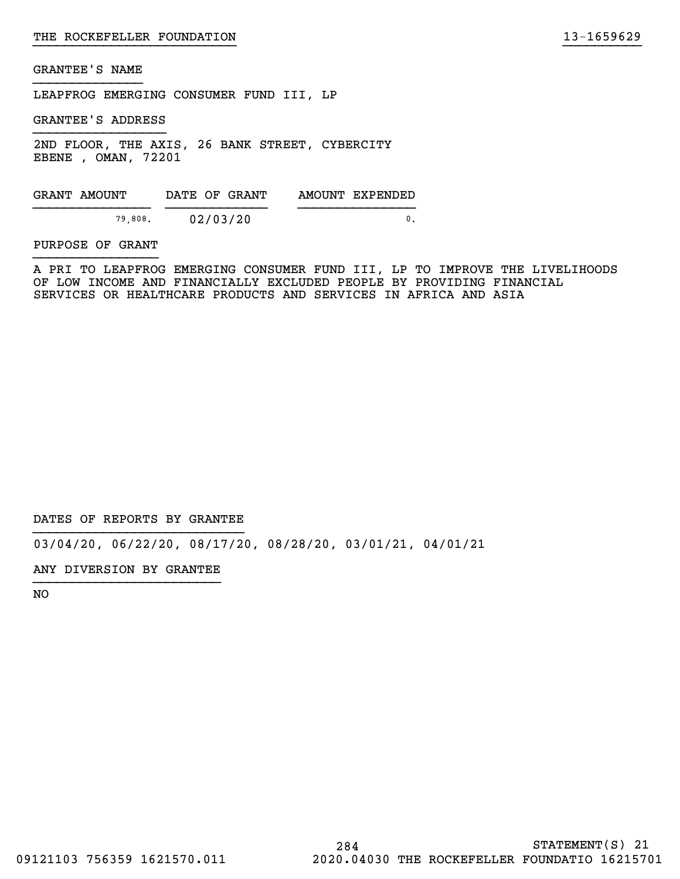GRANTEE'S NAME

LEAPFROG EMERGING CONSUMER FUND III, LP

GRANTEE'S ADDRESS

2ND FLOOR, THE AXIS, 26 BANK STREET, CYBERCITY
EBENE , OMAN, 72201

| GRANT AMOUNT | DATE OF GRANT | AMOUNT EXPENDED |
|---|---|---|
| 79,808. | 02/03/20 | 0. |

PURPOSE OF GRANT

A PRI TO LEAPFROG EMERGING CONSUMER FUND III, LP TO IMPROVE THE LIVELIHOODS OF LOW INCOME AND FINANCIALLY EXCLUDED PEOPLE BY PROVIDING FINANCIAL SERVICES OR HEALTHCARE PRODUCTS AND SERVICES IN AFRICA AND ASIA

DATES OF REPORTS BY GRANTEE

03/04/20, 06/22/20, 08/17/20, 08/28/20, 03/01/21, 04/01/21

ANY DIVERSION BY GRANTEE

NO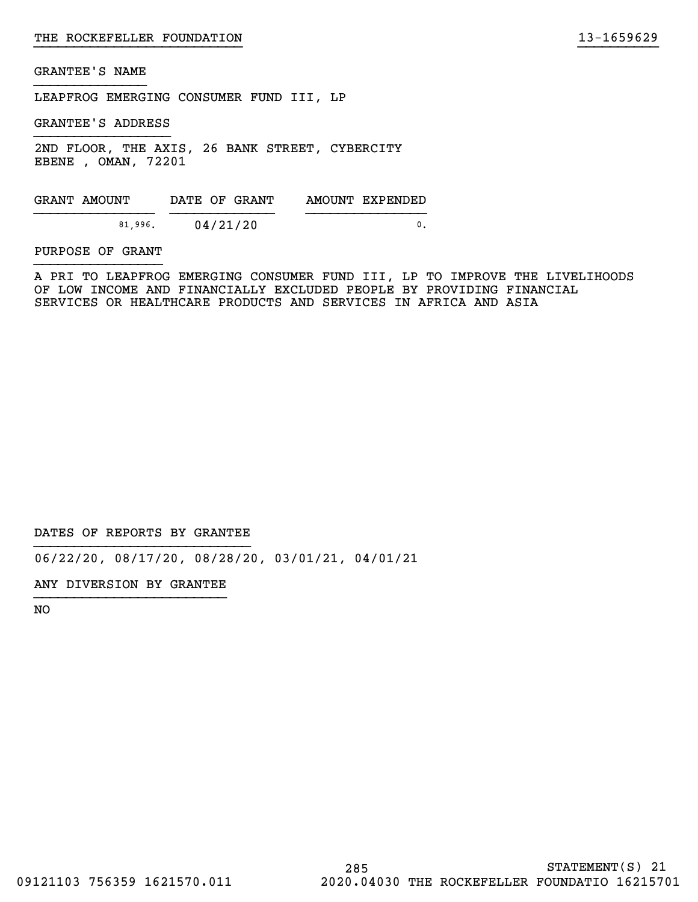THE ROCKEFELLER FOUNDATION 13-1659629

GRANTEE'S NAME

LEAPFROG EMERGING CONSUMER FUND III, LP

GRANTEE'S ADDRESS

2ND FLOOR, THE AXIS, 26 BANK STREET, CYBERCITY
EBENE , OMAN, 72201

| GRANT AMOUNT | DATE OF GRANT | AMOUNT EXPENDED |
| --- | --- | --- |
| 81,996. | 04/21/20 | 0. |

PURPOSE OF GRANT

A PRI TO LEAPFROG EMERGING CONSUMER FUND III, LP TO IMPROVE THE LIVELIHOODS OF LOW INCOME AND FINANCIALLY EXCLUDED PEOPLE BY PROVIDING FINANCIAL SERVICES OR HEALTHCARE PRODUCTS AND SERVICES IN AFRICA AND ASIA

DATES OF REPORTS BY GRANTEE

06/22/20, 08/17/20, 08/28/20, 03/01/21, 04/01/21

ANY DIVERSION BY GRANTEE

NO

STATEMENT(S) 21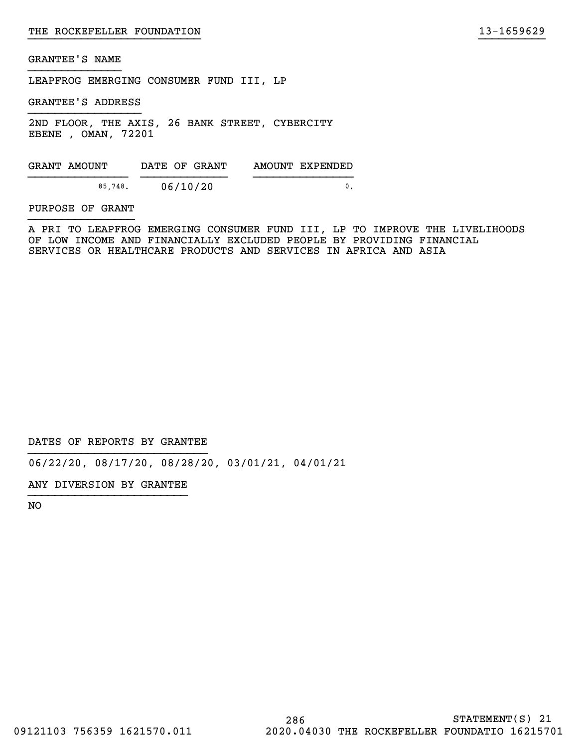GRANTEE'S NAME

LEAPFROG EMERGING CONSUMER FUND III, LP

GRANTEE'S ADDRESS

2ND FLOOR, THE AXIS, 26 BANK STREET, CYBERCITY
EBENE , OMAN, 72201

| GRANT AMOUNT | DATE OF GRANT | AMOUNT EXPENDED |
| --- | --- | --- |
| 85,748. | 06/10/20 | 0. |

PURPOSE OF GRANT

A PRI TO LEAPFROG EMERGING CONSUMER FUND III, LP TO IMPROVE THE LIVELIHOODS OF LOW INCOME AND FINANCIALLY EXCLUDED PEOPLE BY PROVIDING FINANCIAL SERVICES OR HEALTHCARE PRODUCTS AND SERVICES IN AFRICA AND ASIA

DATES OF REPORTS BY GRANTEE

06/22/20, 08/17/20, 08/28/20, 03/01/21, 04/01/21

ANY DIVERSION BY GRANTEE

NO

STATEMENT(S) 21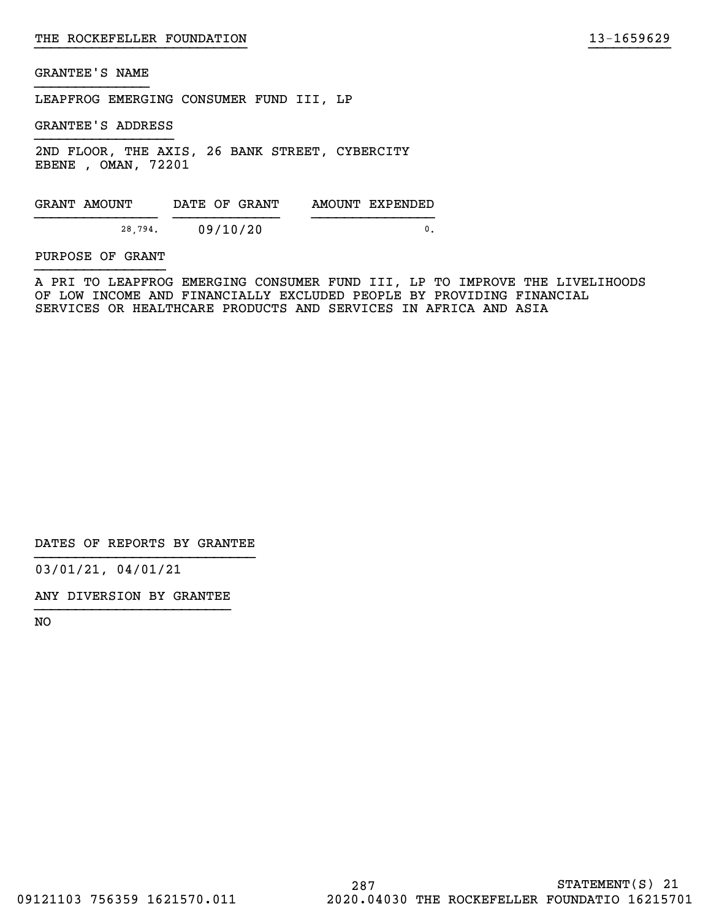THE ROCKEFELLER FOUNDATION 13-1659629

GRANTEE'S NAME

LEAPFROG EMERGING CONSUMER FUND III, LP

GRANTEE'S ADDRESS

2ND FLOOR, THE AXIS, 26 BANK STREET, CYBERCITY
EBENE , OMAN, 72201

| GRANT AMOUNT | DATE OF GRANT | AMOUNT EXPENDED |
|---|---|---|
| 28,794. | 09/10/20 | 0. |

PURPOSE OF GRANT

A PRI TO LEAPFROG EMERGING CONSUMER FUND III, LP TO IMPROVE THE LIVELIHOODS OF LOW INCOME AND FINANCIALLY EXCLUDED PEOPLE BY PROVIDING FINANCIAL SERVICES OR HEALTHCARE PRODUCTS AND SERVICES IN AFRICA AND ASIA

DATES OF REPORTS BY GRANTEE

03/01/21, 04/01/21

ANY DIVERSION BY GRANTEE

NO

STATEMENT(S) 21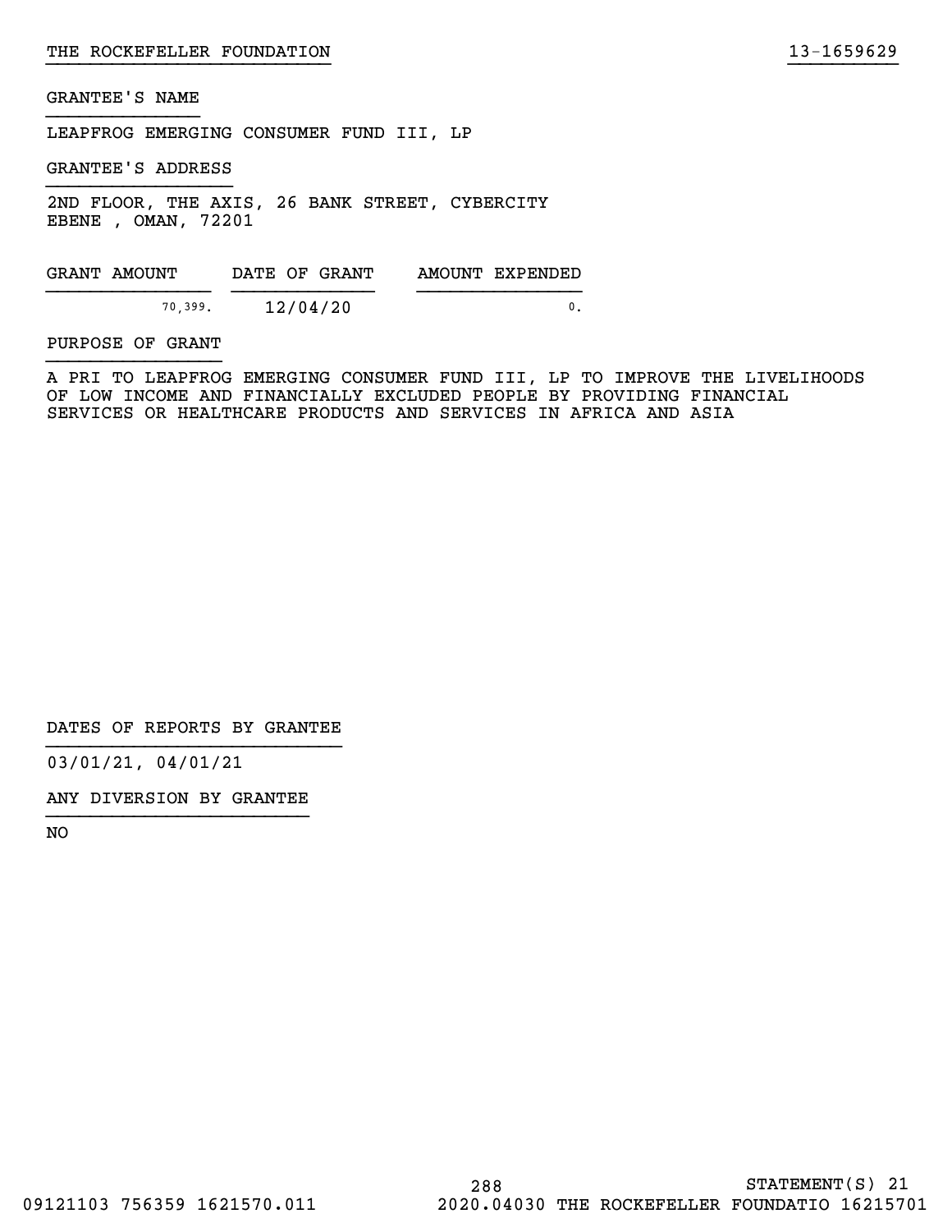GRANTEE'S NAME

LEAPFROG EMERGING CONSUMER FUND III, LP

GRANTEE'S ADDRESS

2ND FLOOR, THE AXIS, 26 BANK STREET, CYBERCITY
EBENE , OMAN, 72201

| GRANT AMOUNT | DATE OF GRANT | AMOUNT EXPENDED |
|---|---|---|
| 70,399. | 12/04/20 | 0. |

PURPOSE OF GRANT

A PRI TO LEAPFROG EMERGING CONSUMER FUND III, LP TO IMPROVE THE LIVELIHOODS OF LOW INCOME AND FINANCIALLY EXCLUDED PEOPLE BY PROVIDING FINANCIAL SERVICES OR HEALTHCARE PRODUCTS AND SERVICES IN AFRICA AND ASIA

DATES OF REPORTS BY GRANTEE

03/01/21, 04/01/21

ANY DIVERSION BY GRANTEE

NO

STATEMENT(S) 21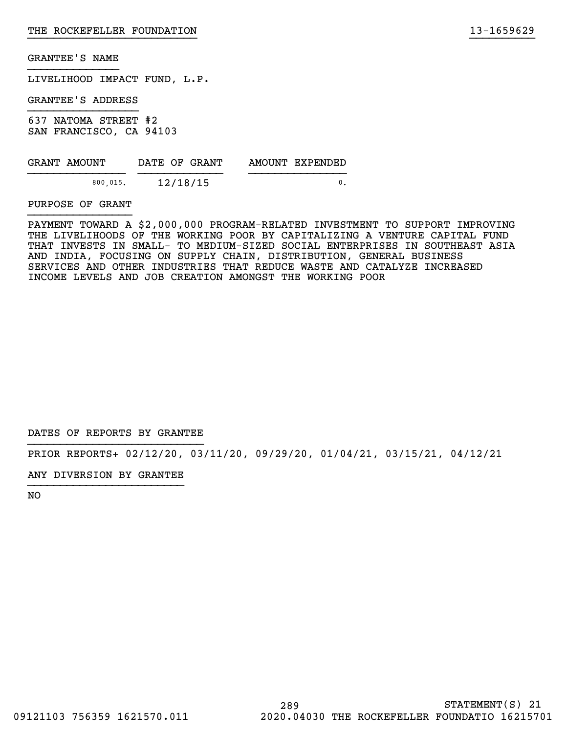THE ROCKEFELLER FOUNDATION 13-1659629

GRANTEE'S NAME

LIVELIHOOD IMPACT FUND, L.P.

GRANTEE'S ADDRESS

637 NATOMA STREET #2
SAN FRANCISCO, CA 94103

| GRANT AMOUNT | DATE OF GRANT | AMOUNT EXPENDED |
| --- | --- | --- |
| 800,015. | 12/18/15 | 0. |

PURPOSE OF GRANT

PAYMENT TOWARD A $2,000,000 PROGRAM-RELATED INVESTMENT TO SUPPORT IMPROVING THE LIVELIHOODS OF THE WORKING POOR BY CAPITALIZING A VENTURE CAPITAL FUND THAT INVESTS IN SMALL- TO MEDIUM-SIZED SOCIAL ENTERPRISES IN SOUTHEAST ASIA AND INDIA, FOCUSING ON SUPPLY CHAIN, DISTRIBUTION, GENERAL BUSINESS SERVICES AND OTHER INDUSTRIES THAT REDUCE WASTE AND CATALYZE INCREASED INCOME LEVELS AND JOB CREATION AMONGST THE WORKING POOR

DATES OF REPORTS BY GRANTEE

PRIOR REPORTS+ 02/12/20, 03/11/20, 09/29/20, 01/04/21, 03/15/21, 04/12/21

ANY DIVERSION BY GRANTEE

NO

STATEMENT(S) 21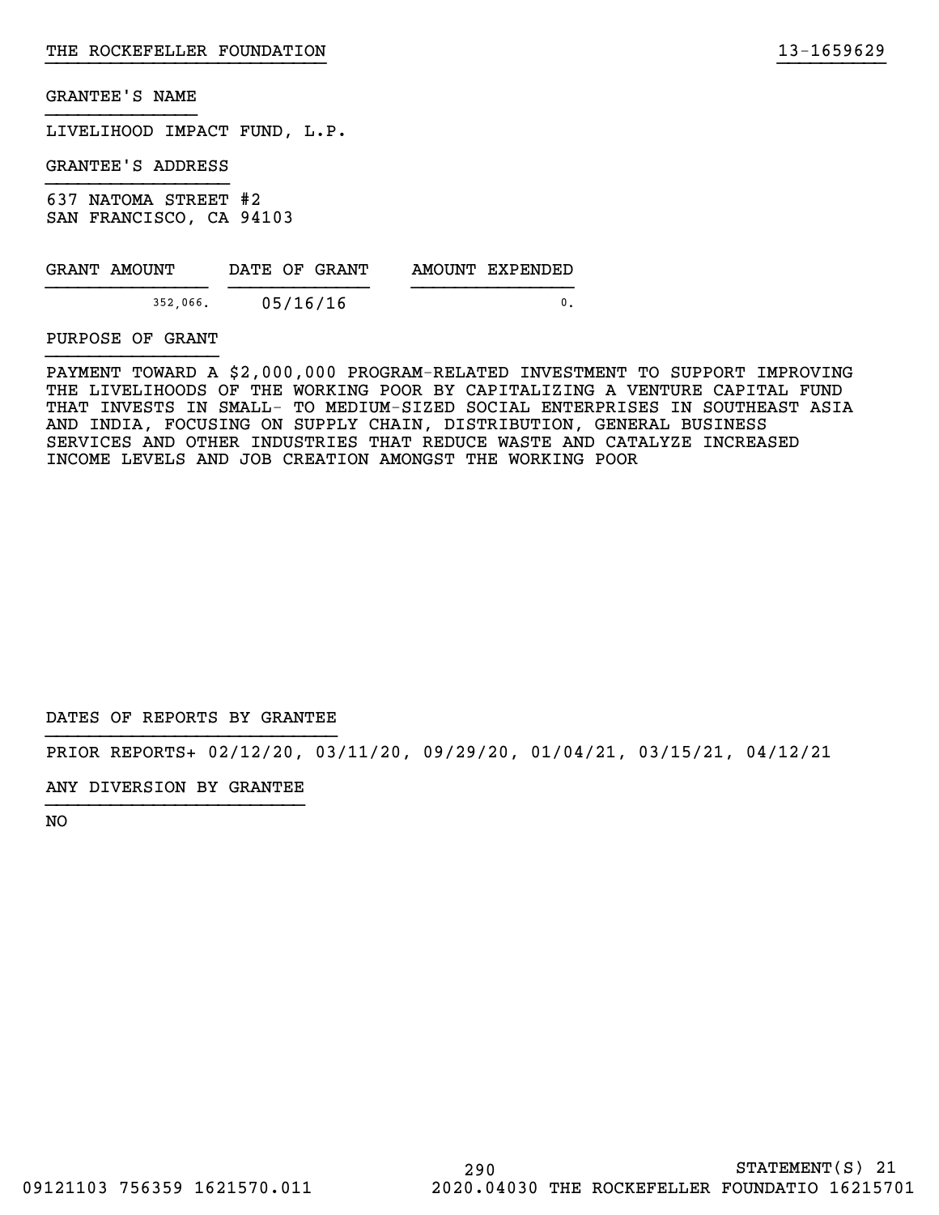GRANTEE'S NAME

LIVELIHOOD IMPACT FUND, L.P.

GRANTEE'S ADDRESS

637 NATOMA STREET #2
SAN FRANCISCO, CA 94103

| GRANT AMOUNT | DATE OF GRANT | AMOUNT EXPENDED |
| --- | --- | --- |
| 352,066. | 05/16/16 | 0. |

PURPOSE OF GRANT

PAYMENT TOWARD A $2,000,000 PROGRAM-RELATED INVESTMENT TO SUPPORT IMPROVING THE LIVELIHOODS OF THE WORKING POOR BY CAPITALIZING A VENTURE CAPITAL FUND THAT INVESTS IN SMALL- TO MEDIUM-SIZED SOCIAL ENTERPRISES IN SOUTHEAST ASIA AND INDIA, FOCUSING ON SUPPLY CHAIN, DISTRIBUTION, GENERAL BUSINESS SERVICES AND OTHER INDUSTRIES THAT REDUCE WASTE AND CATALYZE INCREASED INCOME LEVELS AND JOB CREATION AMONGST THE WORKING POOR

DATES OF REPORTS BY GRANTEE

PRIOR REPORTS+ 02/12/20, 03/11/20, 09/29/20, 01/04/21, 03/15/21, 04/12/21

ANY DIVERSION BY GRANTEE

NO

STATEMENT(S) 21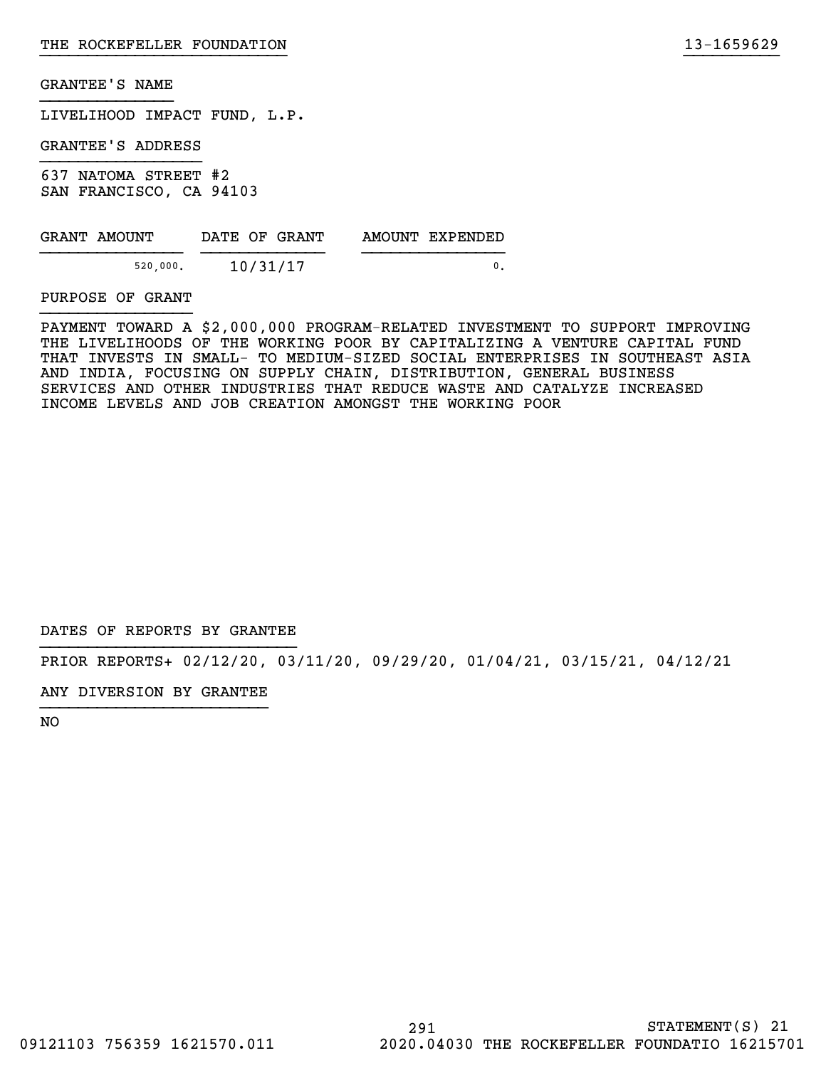THE ROCKEFELLER FOUNDATION 13-1659629

GRANTEE'S NAME

LIVELIHOOD IMPACT FUND, L.P.

GRANTEE'S ADDRESS

637 NATOMA STREET #2
SAN FRANCISCO, CA 94103

| GRANT AMOUNT | DATE OF GRANT | AMOUNT EXPENDED |
| --- | --- | --- |
| 520,000. | 10/31/17 | 0. |

PURPOSE OF GRANT

PAYMENT TOWARD A $2,000,000 PROGRAM-RELATED INVESTMENT TO SUPPORT IMPROVING THE LIVELIHOODS OF THE WORKING POOR BY CAPITALIZING A VENTURE CAPITAL FUND THAT INVESTS IN SMALL- TO MEDIUM-SIZED SOCIAL ENTERPRISES IN SOUTHEAST ASIA AND INDIA, FOCUSING ON SUPPLY CHAIN, DISTRIBUTION, GENERAL BUSINESS SERVICES AND OTHER INDUSTRIES THAT REDUCE WASTE AND CATALYZE INCREASED INCOME LEVELS AND JOB CREATION AMONGST THE WORKING POOR

DATES OF REPORTS BY GRANTEE

PRIOR REPORTS+ 02/12/20, 03/11/20, 09/29/20, 01/04/21, 03/15/21, 04/12/21

ANY DIVERSION BY GRANTEE

NO

STATEMENT(S) 21

09121103 756359 1621570.011 2020.04030 THE ROCKEFELLER FOUNDATIO 16215701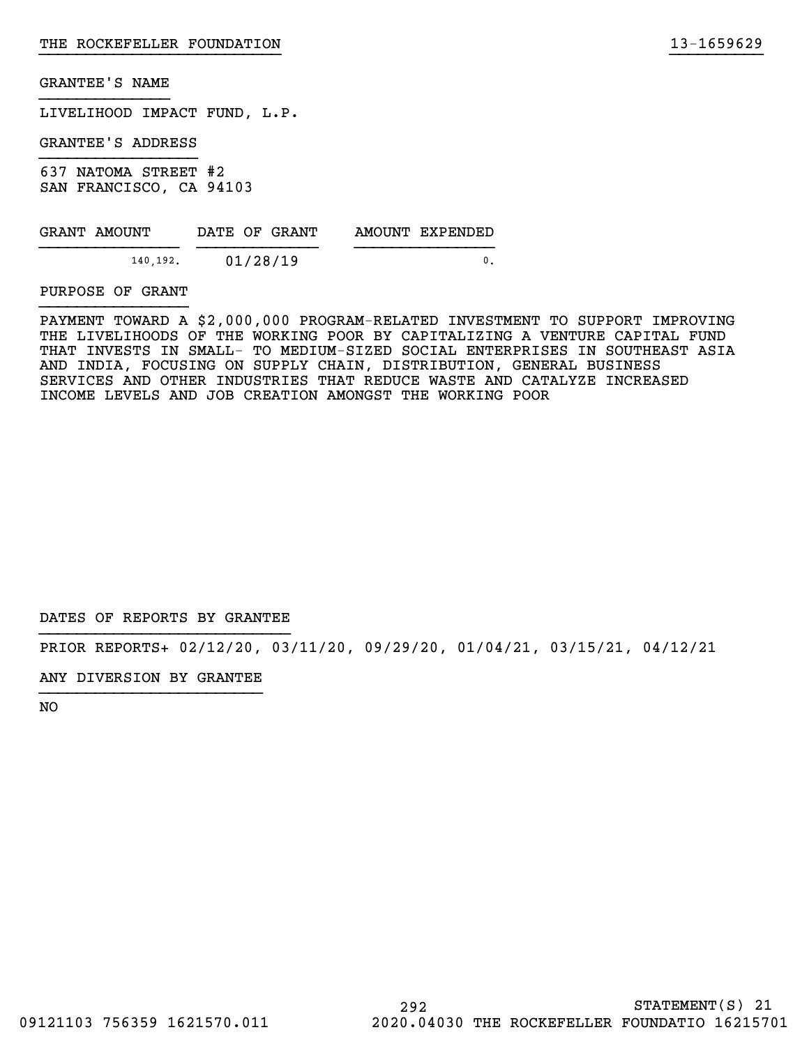THE ROCKEFELLER FOUNDATION 13-1659629

GRANTEE'S NAME

LIVELIHOOD IMPACT FUND, L.P.

GRANTEE'S ADDRESS

637 NATOMA STREET #2
SAN FRANCISCO, CA 94103

| GRANT AMOUNT | DATE OF GRANT | AMOUNT EXPENDED |
|---|---|---|
| 140,192. | 01/28/19 | 0. |

PURPOSE OF GRANT

PAYMENT TOWARD A $2,000,000 PROGRAM-RELATED INVESTMENT TO SUPPORT IMPROVING THE LIVELIHOODS OF THE WORKING POOR BY CAPITALIZING A VENTURE CAPITAL FUND THAT INVESTS IN SMALL- TO MEDIUM-SIZED SOCIAL ENTERPRISES IN SOUTHEAST ASIA AND INDIA, FOCUSING ON SUPPLY CHAIN, DISTRIBUTION, GENERAL BUSINESS SERVICES AND OTHER INDUSTRIES THAT REDUCE WASTE AND CATALYZE INCREASED INCOME LEVELS AND JOB CREATION AMONGST THE WORKING POOR

DATES OF REPORTS BY GRANTEE

PRIOR REPORTS+ 02/12/20, 03/11/20, 09/29/20, 01/04/21, 03/15/21, 04/12/21

ANY DIVERSION BY GRANTEE

NO

STATEMENT(S) 21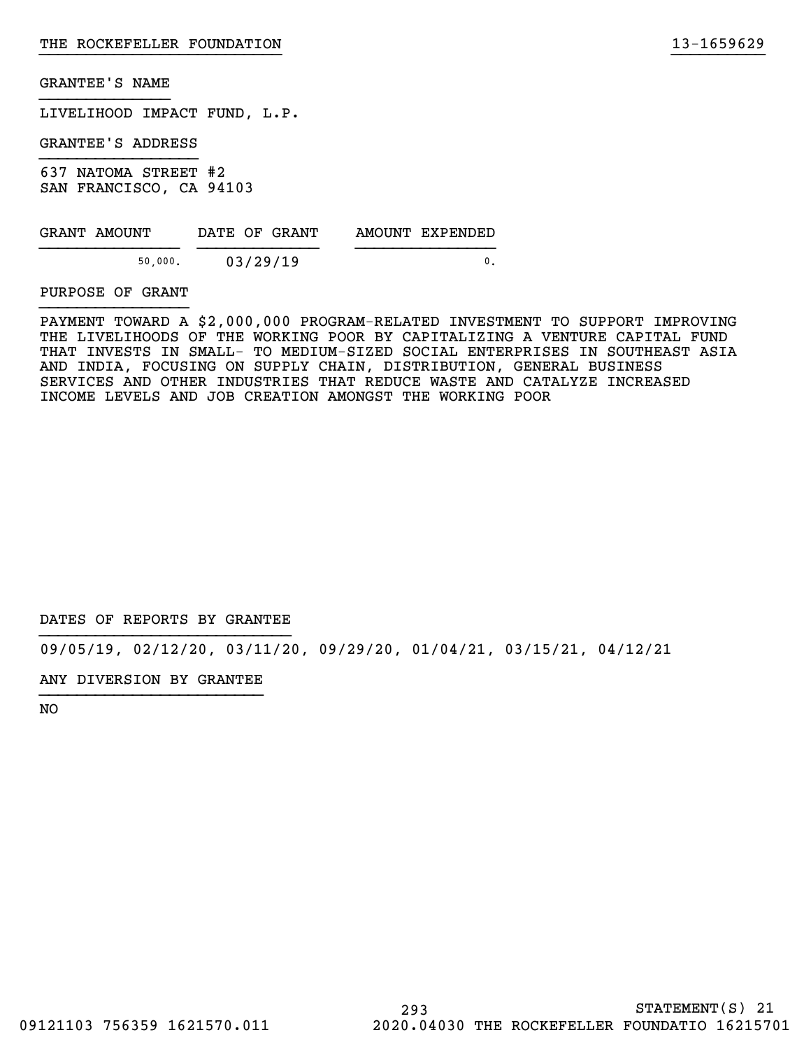THE ROCKEFELLER FOUNDATION 13-1659629

GRANTEE'S NAME

LIVELIHOOD IMPACT FUND, L.P.

GRANTEE'S ADDRESS

637 NATOMA STREET #2
SAN FRANCISCO, CA 94103

| GRANT AMOUNT | DATE OF GRANT | AMOUNT EXPENDED |
|---|---|---|
| 50,000. | 03/29/19 | 0. |

PURPOSE OF GRANT

PAYMENT TOWARD A $2,000,000 PROGRAM-RELATED INVESTMENT TO SUPPORT IMPROVING THE LIVELIHOODS OF THE WORKING POOR BY CAPITALIZING A VENTURE CAPITAL FUND THAT INVESTS IN SMALL- TO MEDIUM-SIZED SOCIAL ENTERPRISES IN SOUTHEAST ASIA AND INDIA, FOCUSING ON SUPPLY CHAIN, DISTRIBUTION, GENERAL BUSINESS SERVICES AND OTHER INDUSTRIES THAT REDUCE WASTE AND CATALYZE INCREASED INCOME LEVELS AND JOB CREATION AMONGST THE WORKING POOR

DATES OF REPORTS BY GRANTEE

09/05/19, 02/12/20, 03/11/20, 09/29/20, 01/04/21, 03/15/21, 04/12/21

ANY DIVERSION BY GRANTEE

NO

STATEMENT(S) 21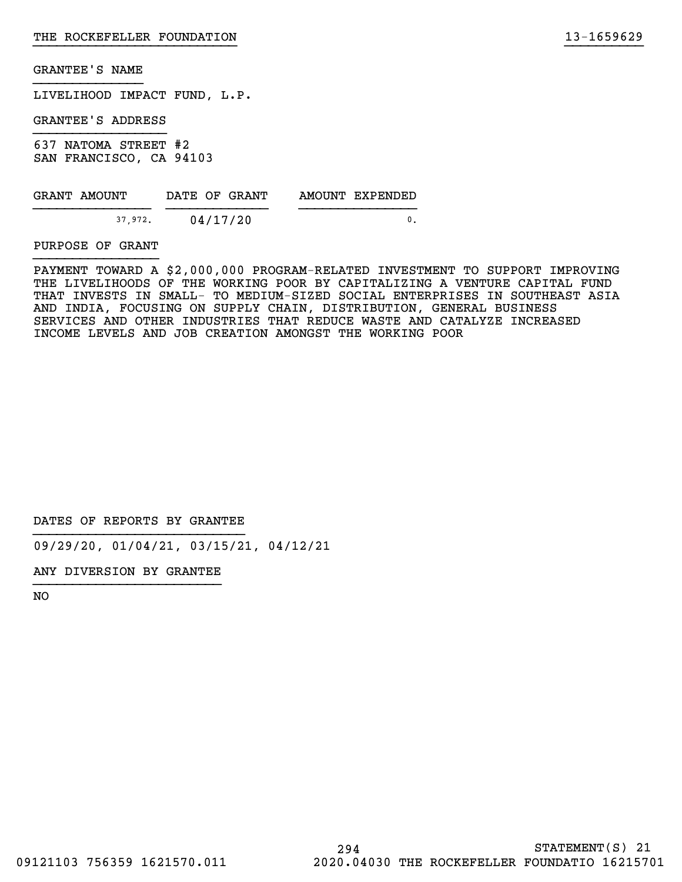THE ROCKEFELLER FOUNDATION 13-1659629

GRANTEE'S NAME

LIVELIHOOD IMPACT FUND, L.P.

GRANTEE'S ADDRESS

637 NATOMA STREET #2
SAN FRANCISCO, CA 94103

| GRANT AMOUNT | DATE OF GRANT | AMOUNT EXPENDED |
|---|---|---|
| 37,972. | 04/17/20 | 0. |

PURPOSE OF GRANT

PAYMENT TOWARD A $2,000,000 PROGRAM-RELATED INVESTMENT TO SUPPORT IMPROVING THE LIVELIHOODS OF THE WORKING POOR BY CAPITALIZING A VENTURE CAPITAL FUND THAT INVESTS IN SMALL- TO MEDIUM-SIZED SOCIAL ENTERPRISES IN SOUTHEAST ASIA AND INDIA, FOCUSING ON SUPPLY CHAIN, DISTRIBUTION, GENERAL BUSINESS SERVICES AND OTHER INDUSTRIES THAT REDUCE WASTE AND CATALYZE INCREASED INCOME LEVELS AND JOB CREATION AMONGST THE WORKING POOR

DATES OF REPORTS BY GRANTEE

09/29/20, 01/04/21, 03/15/21, 04/12/21

ANY DIVERSION BY GRANTEE

NO

STATEMENT(S) 21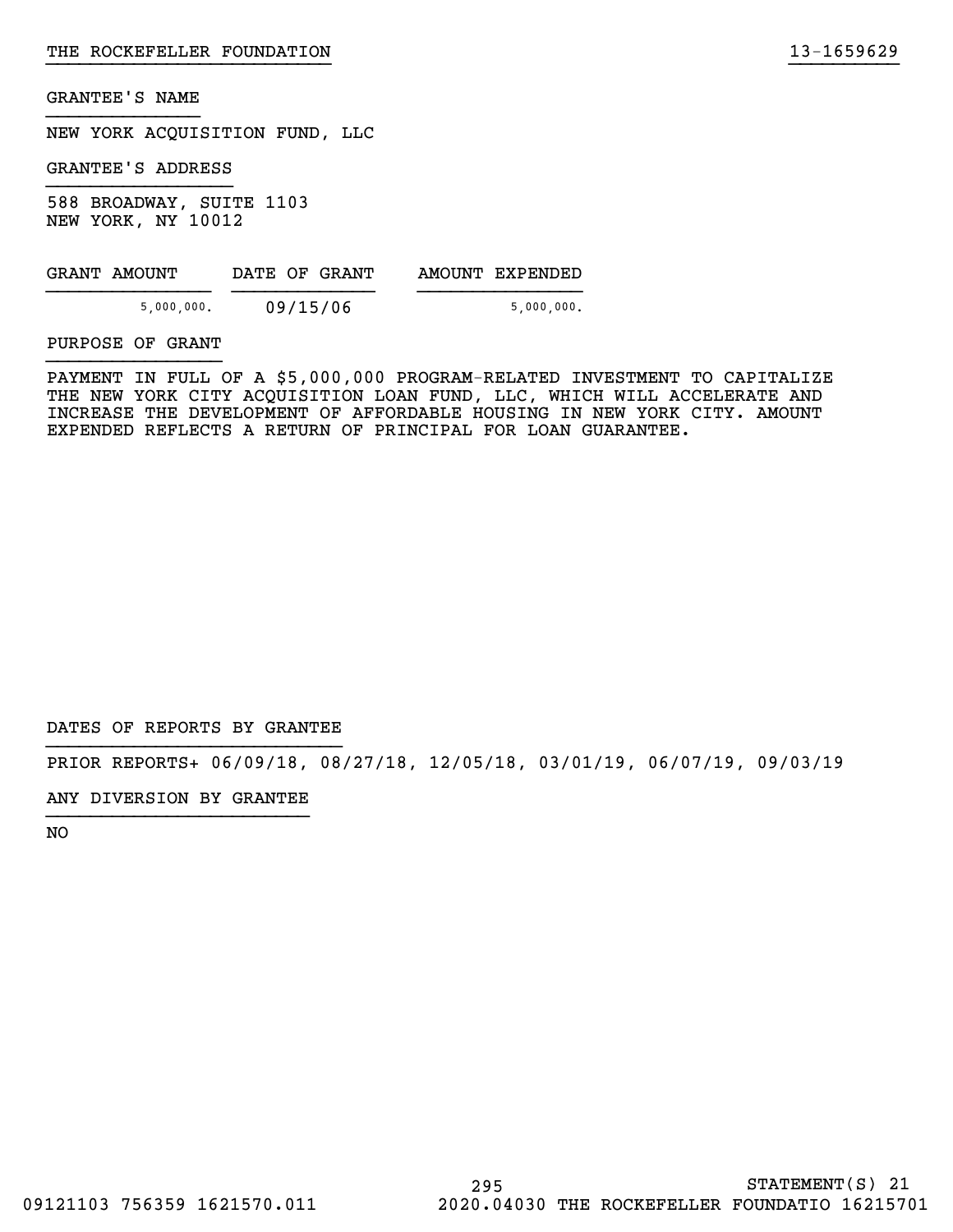GRANTEE'S NAME

NEW YORK ACQUISITION FUND, LLC

GRANTEE'S ADDRESS

588 BROADWAY, SUITE 1103
NEW YORK, NY 10012

| GRANT AMOUNT | DATE OF GRANT | AMOUNT EXPENDED |
|---|---|---|
| 5,000,000. | 09/15/06 | 5,000,000. |

PURPOSE OF GRANT

PAYMENT IN FULL OF A $5,000,000 PROGRAM-RELATED INVESTMENT TO CAPITALIZE THE NEW YORK CITY ACQUISITION LOAN FUND, LLC, WHICH WILL ACCELERATE AND INCREASE THE DEVELOPMENT OF AFFORDABLE HOUSING IN NEW YORK CITY. AMOUNT EXPENDED REFLECTS A RETURN OF PRINCIPAL FOR LOAN GUARANTEE.

DATES OF REPORTS BY GRANTEE

PRIOR REPORTS+ 06/09/18, 08/27/18, 12/05/18, 03/01/19, 06/07/19, 09/03/19

ANY DIVERSION BY GRANTEE

NO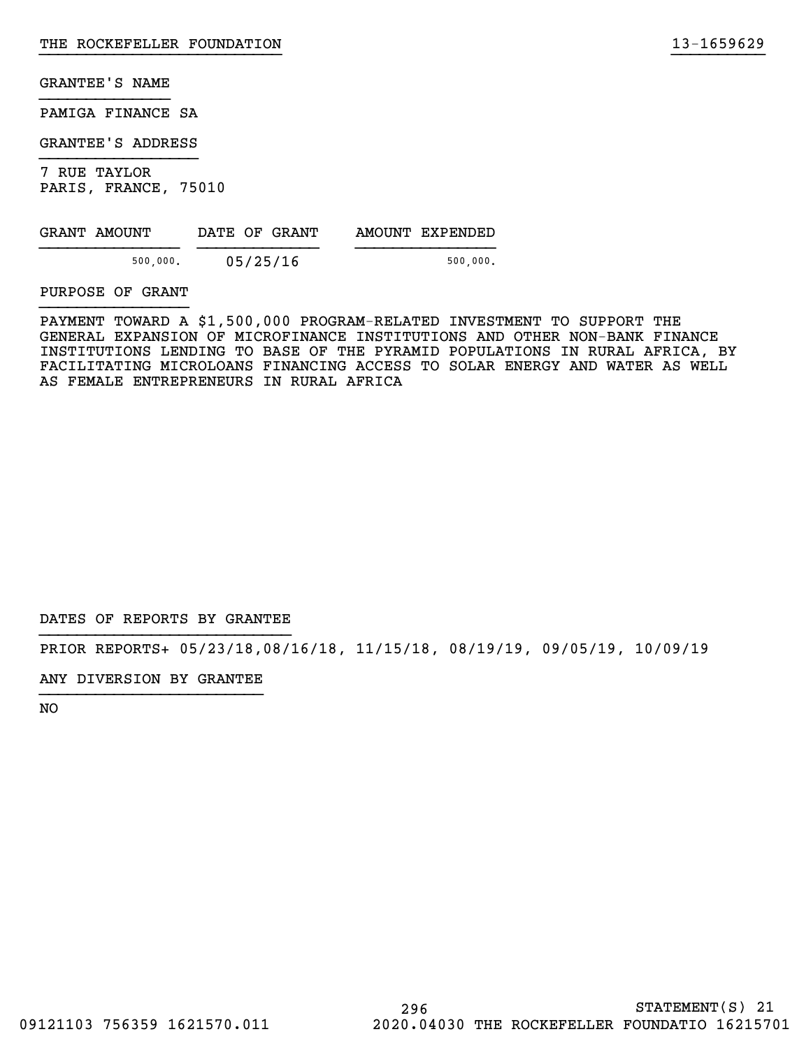GRANTEE'S NAME

PAMIGA FINANCE SA

GRANTEE'S ADDRESS

7 RUE TAYLOR
PARIS, FRANCE, 75010

| GRANT AMOUNT | DATE OF GRANT | AMOUNT EXPENDED |
|---|---|---|
| 500,000. | 05/25/16 | 500,000. |

PURPOSE OF GRANT

PAYMENT TOWARD A $1,500,000 PROGRAM-RELATED INVESTMENT TO SUPPORT THE GENERAL EXPANSION OF MICROFINANCE INSTITUTIONS AND OTHER NON-BANK FINANCE INSTITUTIONS LENDING TO BASE OF THE PYRAMID POPULATIONS IN RURAL AFRICA, BY FACILITATING MICROLOANS FINANCING ACCESS TO SOLAR ENERGY AND WATER AS WELL AS FEMALE ENTREPRENEURS IN RURAL AFRICA

DATES OF REPORTS BY GRANTEE

PRIOR REPORTS+ 05/23/18,08/16/18, 11/15/18, 08/19/19, 09/05/19, 10/09/19

ANY DIVERSION BY GRANTEE

NO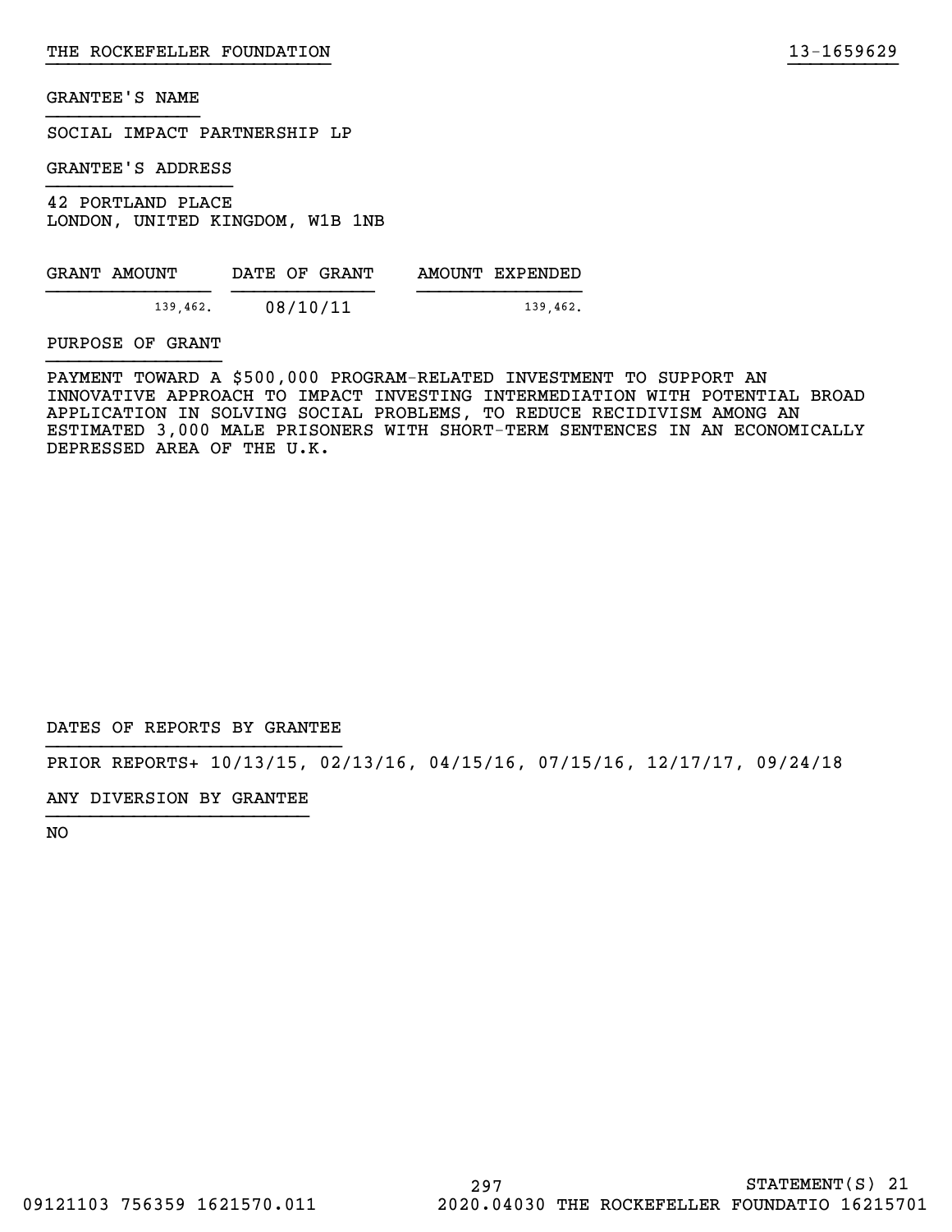GRANTEE'S NAME

SOCIAL IMPACT PARTNERSHIP LP

GRANTEE'S ADDRESS

42 PORTLAND PLACE
LONDON, UNITED KINGDOM, W1B 1NB

| GRANT AMOUNT | DATE OF GRANT | AMOUNT EXPENDED |
| --- | --- | --- |
| 139,462. | 08/10/11 | 139,462. |

PURPOSE OF GRANT

PAYMENT TOWARD A $500,000 PROGRAM-RELATED INVESTMENT TO SUPPORT AN INNOVATIVE APPROACH TO IMPACT INVESTING INTERMEDIATION WITH POTENTIAL BROAD APPLICATION IN SOLVING SOCIAL PROBLEMS, TO REDUCE RECIDIVISM AMONG AN ESTIMATED 3,000 MALE PRISONERS WITH SHORT-TERM SENTENCES IN AN ECONOMICALLY DEPRESSED AREA OF THE U.K.

DATES OF REPORTS BY GRANTEE

PRIOR REPORTS+ 10/13/15, 02/13/16, 04/15/16, 07/15/16, 12/17/17, 09/24/18

ANY DIVERSION BY GRANTEE

NO

STATEMENT(S) 21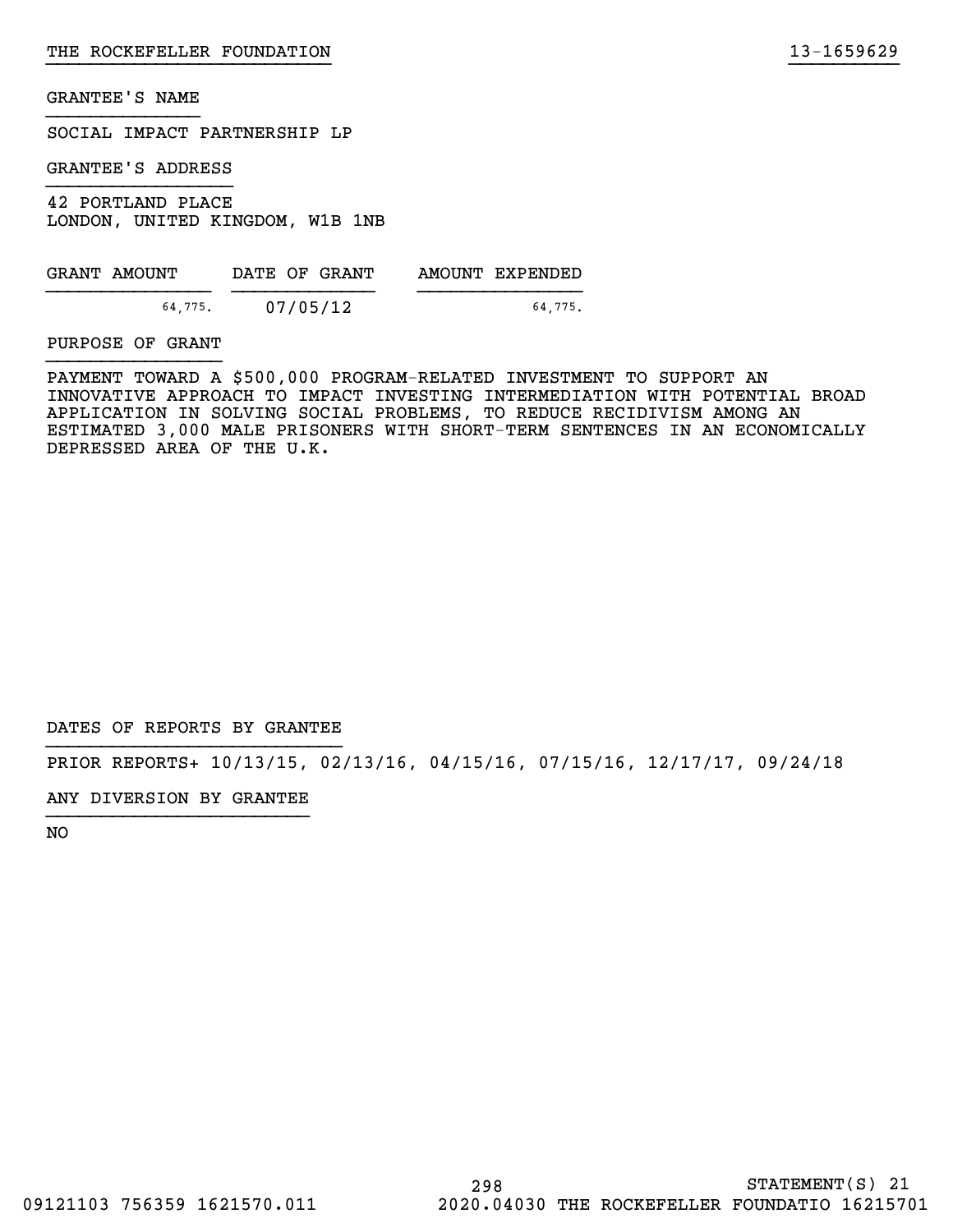THE ROCKEFELLER FOUNDATION 13-1659629

GRANTEE'S NAME

SOCIAL IMPACT PARTNERSHIP LP

GRANTEE'S ADDRESS

42 PORTLAND PLACE
LONDON, UNITED KINGDOM, W1B 1NB

| GRANT AMOUNT | DATE OF GRANT | AMOUNT EXPENDED |
|---|---|---|
| 64,775. | 07/05/12 | 64,775. |

PURPOSE OF GRANT

PAYMENT TOWARD A $500,000 PROGRAM-RELATED INVESTMENT TO SUPPORT AN INNOVATIVE APPROACH TO IMPACT INVESTING INTERMEDIATION WITH POTENTIAL BROAD APPLICATION IN SOLVING SOCIAL PROBLEMS, TO REDUCE RECIDIVISM AMONG AN ESTIMATED 3,000 MALE PRISONERS WITH SHORT-TERM SENTENCES IN AN ECONOMICALLY DEPRESSED AREA OF THE U.K.

DATES OF REPORTS BY GRANTEE

PRIOR REPORTS+ 10/13/15, 02/13/16, 04/15/16, 07/15/16, 12/17/17, 09/24/18

ANY DIVERSION BY GRANTEE

NO

STATEMENT(S) 21

09121103 756359 1621570.011 2020.04030 THE ROCKEFELLER FOUNDATIO 16215701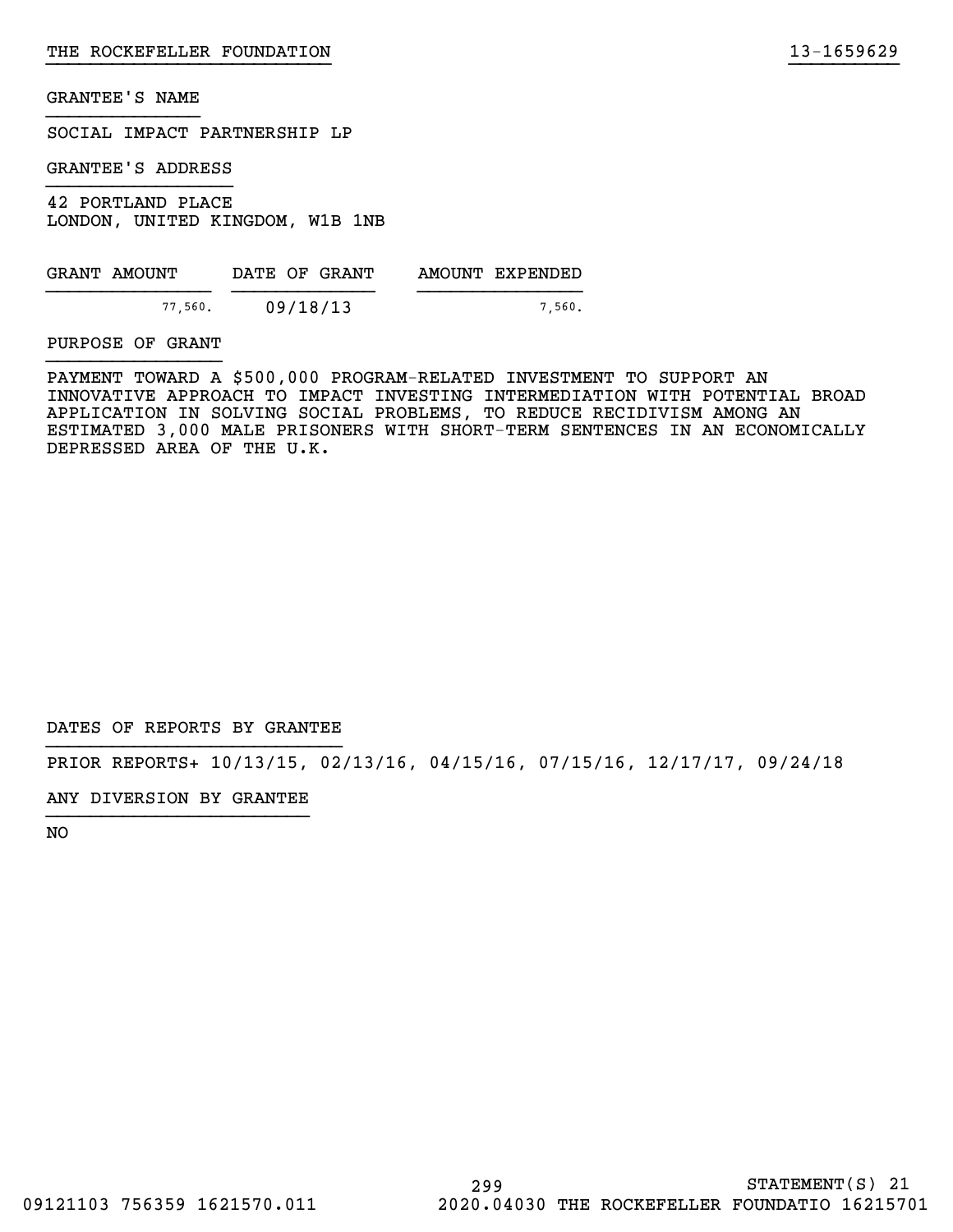THE ROCKEFELLER FOUNDATION 13-1659629

GRANTEE'S NAME

SOCIAL IMPACT PARTNERSHIP LP

GRANTEE'S ADDRESS

42 PORTLAND PLACE
LONDON, UNITED KINGDOM, W1B 1NB

| GRANT AMOUNT | DATE OF GRANT | AMOUNT EXPENDED |
| --- | --- | --- |
| 77,560. | 09/18/13 | 7,560. |

PURPOSE OF GRANT

PAYMENT TOWARD A $500,000 PROGRAM-RELATED INVESTMENT TO SUPPORT AN INNOVATIVE APPROACH TO IMPACT INVESTING INTERMEDIATION WITH POTENTIAL BROAD APPLICATION IN SOLVING SOCIAL PROBLEMS, TO REDUCE RECIDIVISM AMONG AN ESTIMATED 3,000 MALE PRISONERS WITH SHORT-TERM SENTENCES IN AN ECONOMICALLY DEPRESSED AREA OF THE U.K.

DATES OF REPORTS BY GRANTEE

PRIOR REPORTS+ 10/13/15, 02/13/16, 04/15/16, 07/15/16, 12/17/17, 09/24/18

ANY DIVERSION BY GRANTEE

NO

STATEMENT(S) 21

09121103 756359 1621570.011 2020.04030 THE ROCKEFELLER FOUNDATIO 16215701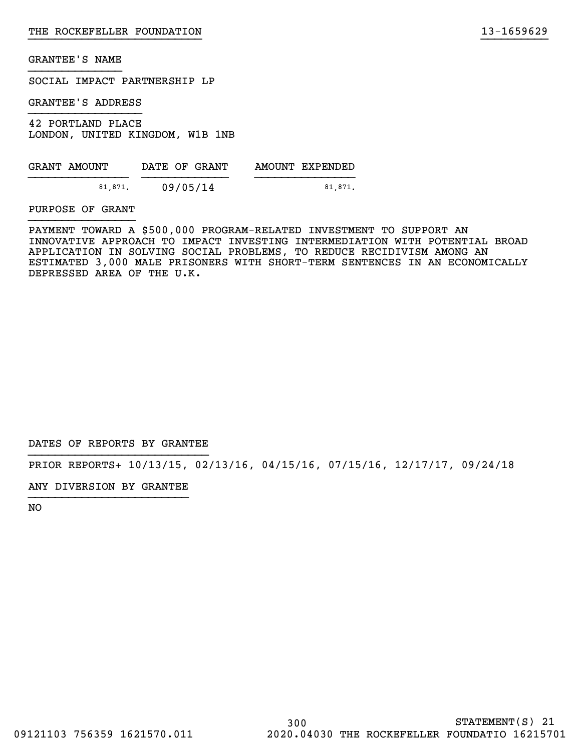GRANTEE'S NAME

SOCIAL IMPACT PARTNERSHIP LP

GRANTEE'S ADDRESS

42 PORTLAND PLACE
LONDON, UNITED KINGDOM, W1B 1NB

| GRANT AMOUNT | DATE OF GRANT | AMOUNT EXPENDED |
|---|---|---|
| 81,871. | 09/05/14 | 81,871. |

PURPOSE OF GRANT

PAYMENT TOWARD A $500,000 PROGRAM-RELATED INVESTMENT TO SUPPORT AN INNOVATIVE APPROACH TO IMPACT INVESTING INTERMEDIATION WITH POTENTIAL BROAD APPLICATION IN SOLVING SOCIAL PROBLEMS, TO REDUCE RECIDIVISM AMONG AN ESTIMATED 3,000 MALE PRISONERS WITH SHORT-TERM SENTENCES IN AN ECONOMICALLY DEPRESSED AREA OF THE U.K.

DATES OF REPORTS BY GRANTEE

PRIOR REPORTS+ 10/13/15, 02/13/16, 04/15/16, 07/15/16, 12/17/17, 09/24/18

ANY DIVERSION BY GRANTEE

NO

STATEMENT(S) 21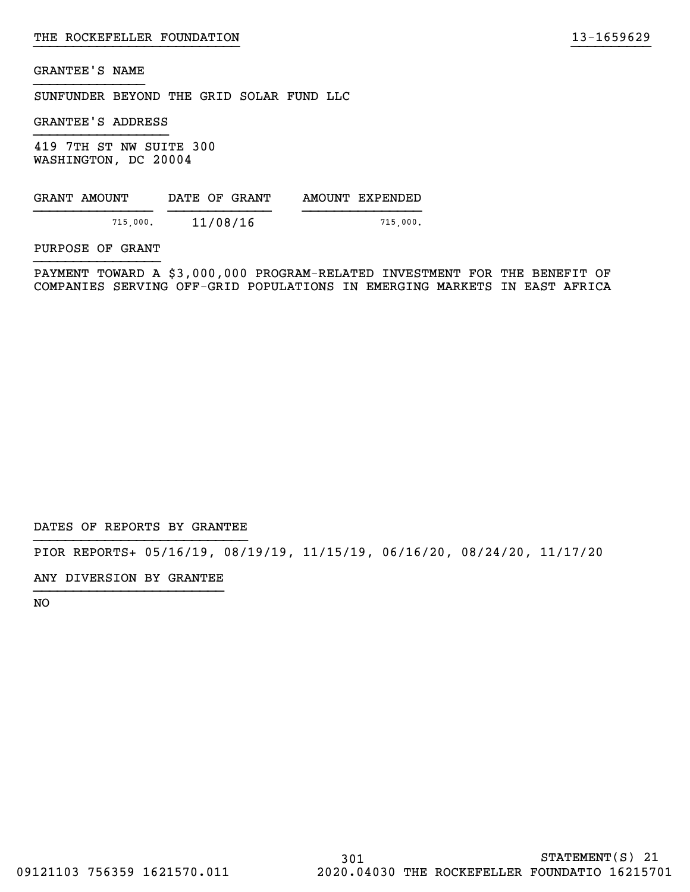THE ROCKEFELLER FOUNDATION 13-1659629

GRANTEE'S NAME

SUNFUNDER BEYOND THE GRID SOLAR FUND LLC

GRANTEE'S ADDRESS

419 7TH ST NW SUITE 300
WASHINGTON, DC 20004

| GRANT AMOUNT | DATE OF GRANT | AMOUNT EXPENDED |
| --- | --- | --- |
| 715,000. | 11/08/16 | 715,000. |

PURPOSE OF GRANT

PAYMENT TOWARD A $3,000,000 PROGRAM-RELATED INVESTMENT FOR THE BENEFIT OF COMPANIES SERVING OFF-GRID POPULATIONS IN EMERGING MARKETS IN EAST AFRICA

DATES OF REPORTS BY GRANTEE

PIOR REPORTS+ 05/16/19, 08/19/19, 11/15/19, 06/16/20, 08/24/20, 11/17/20

ANY DIVERSION BY GRANTEE

NO

STATEMENT(S) 21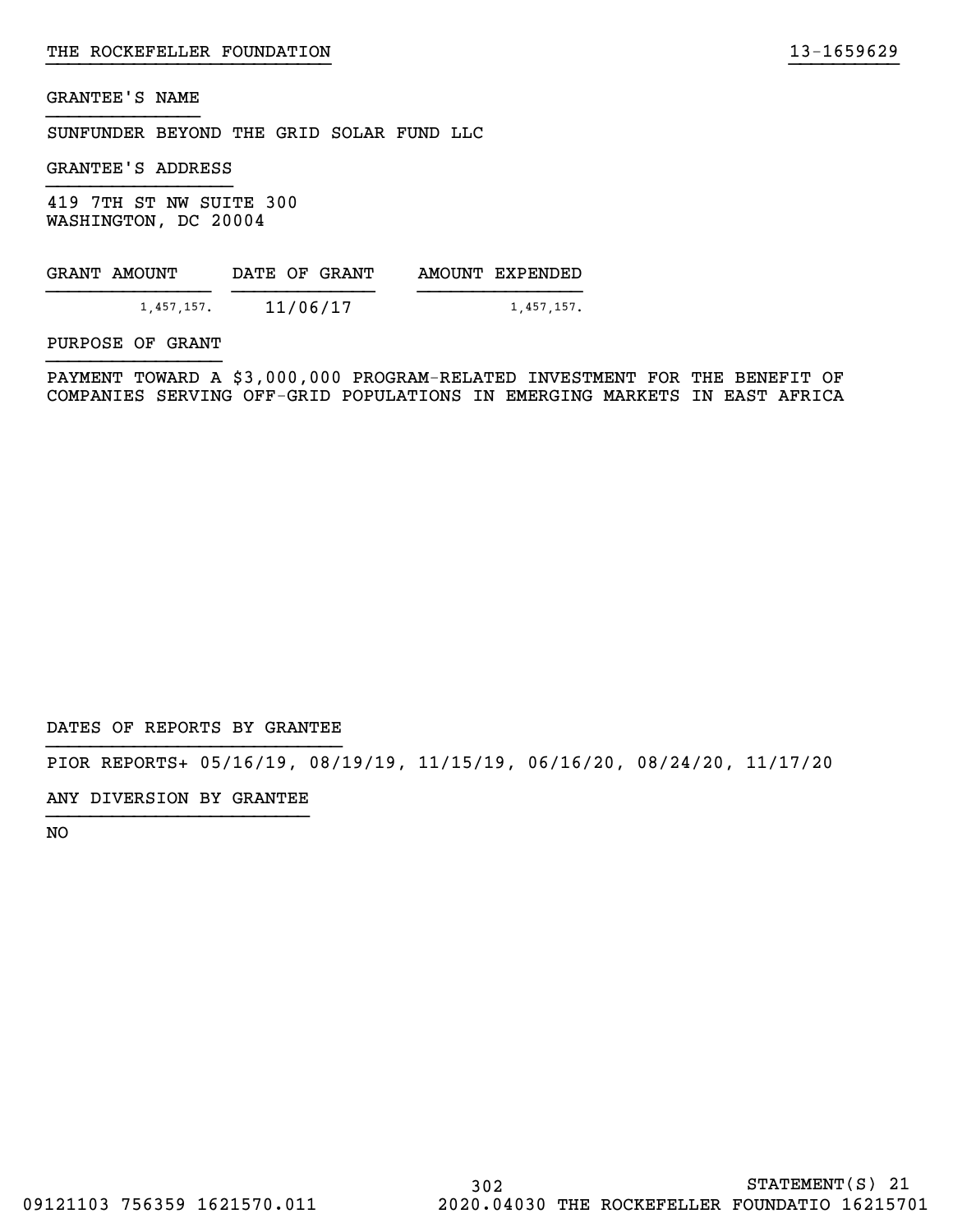THE ROCKEFELLER FOUNDATION 13-1659629

GRANTEE'S NAME

SUNFUNDER BEYOND THE GRID SOLAR FUND LLC

GRANTEE'S ADDRESS

419 7TH ST NW SUITE 300
WASHINGTON, DC 20004

| GRANT AMOUNT | DATE OF GRANT | AMOUNT EXPENDED |
|---|---|---|
| 1,457,157. | 11/06/17 | 1,457,157. |

PURPOSE OF GRANT

PAYMENT TOWARD A $3,000,000 PROGRAM-RELATED INVESTMENT FOR THE BENEFIT OF COMPANIES SERVING OFF-GRID POPULATIONS IN EMERGING MARKETS IN EAST AFRICA

DATES OF REPORTS BY GRANTEE

PIOR REPORTS+ 05/16/19, 08/19/19, 11/15/19, 06/16/20, 08/24/20, 11/17/20

ANY DIVERSION BY GRANTEE

NO

STATEMENT(S) 21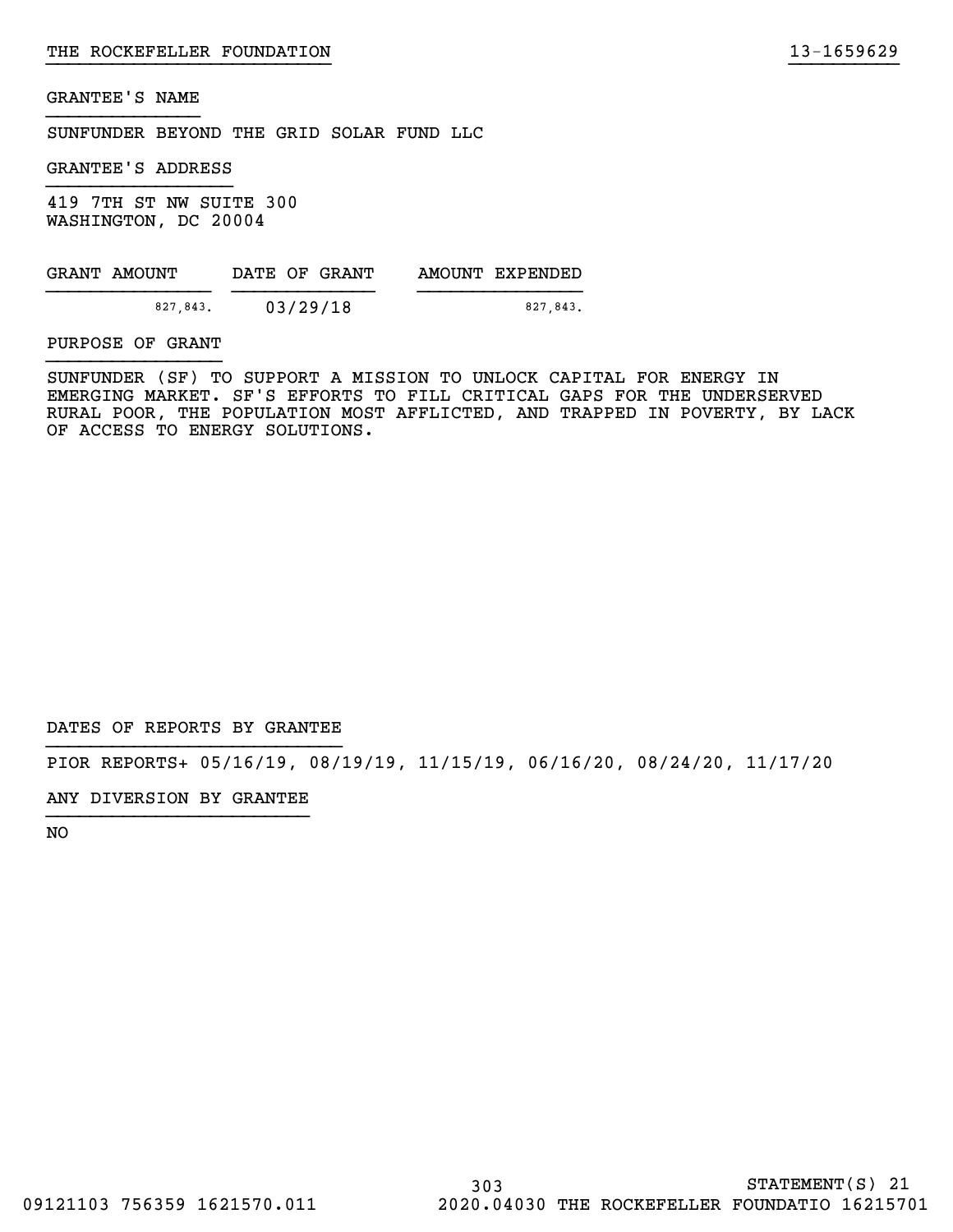GRANTEE'S NAME

SUNFUNDER BEYOND THE GRID SOLAR FUND LLC

GRANTEE'S ADDRESS

419 7TH ST NW SUITE 300
WASHINGTON, DC 20004

| GRANT AMOUNT | DATE OF GRANT | AMOUNT EXPENDED |
|---|---|---|
| 827,843. | 03/29/18 | 827,843. |

PURPOSE OF GRANT

SUNFUNDER (SF) TO SUPPORT A MISSION TO UNLOCK CAPITAL FOR ENERGY IN EMERGING MARKET. SF'S EFFORTS TO FILL CRITICAL GAPS FOR THE UNDERSERVED RURAL POOR, THE POPULATION MOST AFFLICTED, AND TRAPPED IN POVERTY, BY LACK OF ACCESS TO ENERGY SOLUTIONS.

DATES OF REPORTS BY GRANTEE

PIOR REPORTS+ 05/16/19, 08/19/19, 11/15/19, 06/16/20, 08/24/20, 11/17/20

ANY DIVERSION BY GRANTEE

NO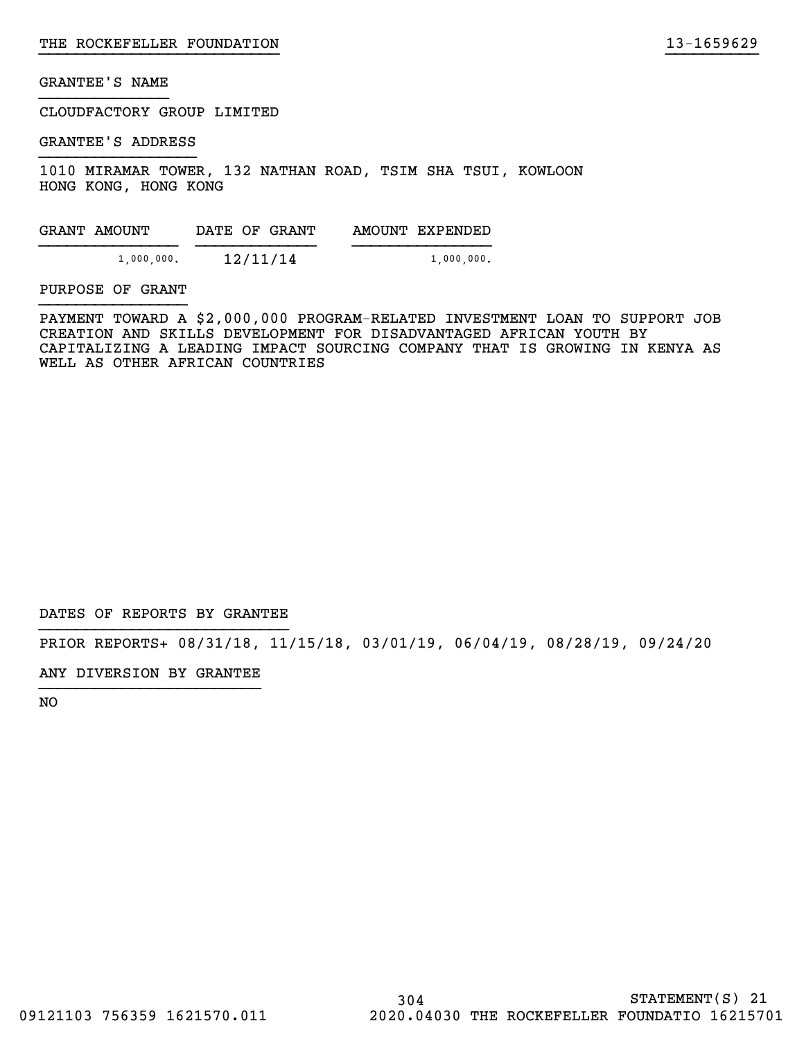GRANTEE'S NAME

CLOUDFACTORY GROUP LIMITED

GRANTEE'S ADDRESS

1010 MIRAMAR TOWER, 132 NATHAN ROAD, TSIM SHA TSUI, KOWLOON
HONG KONG, HONG KONG

| GRANT AMOUNT | DATE OF GRANT | AMOUNT EXPENDED |
| --- | --- | --- |
| 1,000,000. | 12/11/14 | 1,000,000. |

PURPOSE OF GRANT

PAYMENT TOWARD A $2,000,000 PROGRAM-RELATED INVESTMENT LOAN TO SUPPORT JOB CREATION AND SKILLS DEVELOPMENT FOR DISADVANTAGED AFRICAN YOUTH BY CAPITALIZING A LEADING IMPACT SOURCING COMPANY THAT IS GROWING IN KENYA AS WELL AS OTHER AFRICAN COUNTRIES

DATES OF REPORTS BY GRANTEE

PRIOR REPORTS+ 08/31/18, 11/15/18, 03/01/19, 06/04/19, 08/28/19, 09/24/20

ANY DIVERSION BY GRANTEE

NO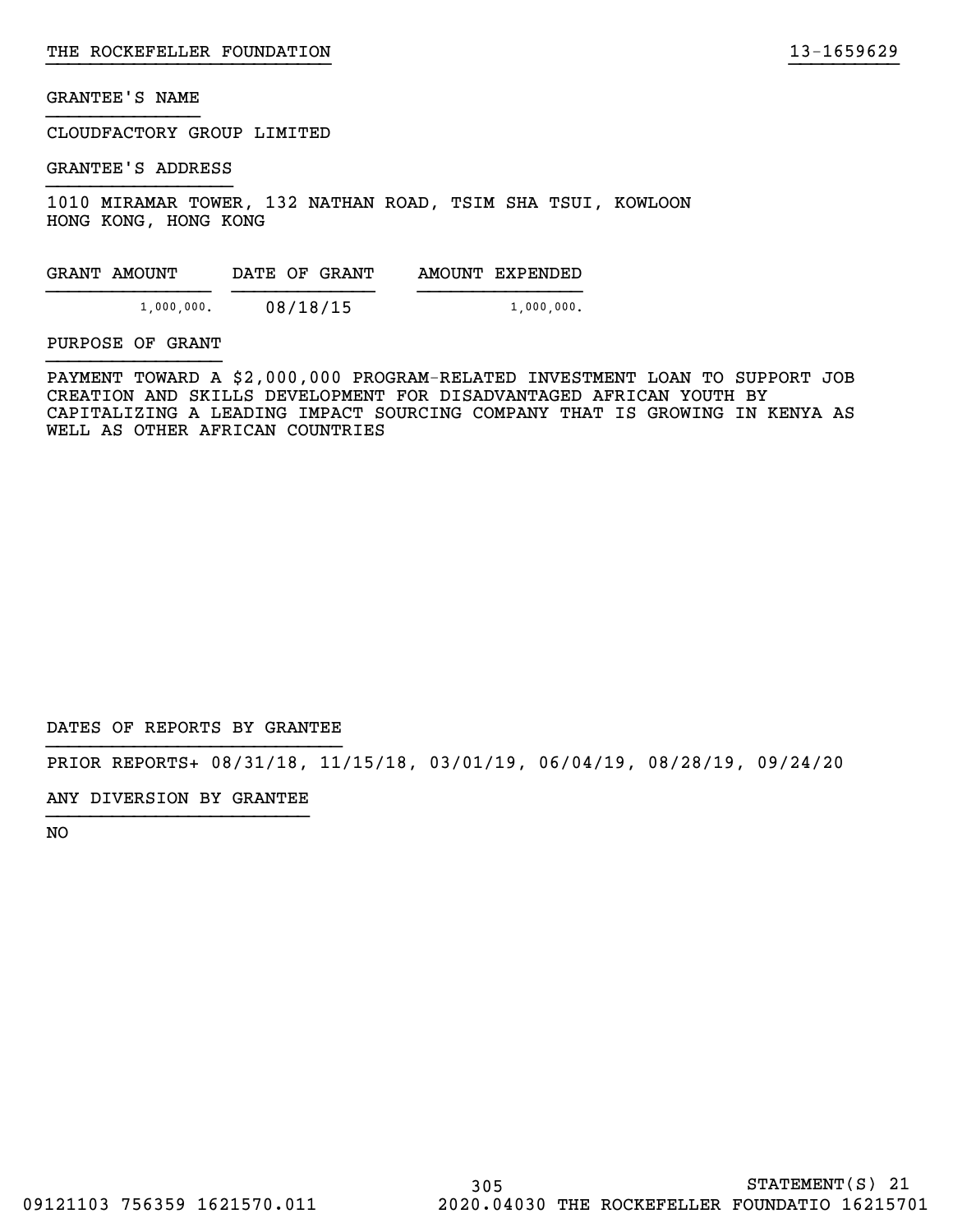THE ROCKEFELLER FOUNDATION 13-1659629

GRANTEE'S NAME

CLOUDFACTORY GROUP LIMITED

GRANTEE'S ADDRESS

1010 MIRAMAR TOWER, 132 NATHAN ROAD, TSIM SHA TSUI, KOWLOON
HONG KONG, HONG KONG

| GRANT AMOUNT | DATE OF GRANT | AMOUNT EXPENDED |
|---|---|---|
| 1,000,000. | 08/18/15 | 1,000,000. |

PURPOSE OF GRANT

PAYMENT TOWARD A $2,000,000 PROGRAM-RELATED INVESTMENT LOAN TO SUPPORT JOB CREATION AND SKILLS DEVELOPMENT FOR DISADVANTAGED AFRICAN YOUTH BY CAPITALIZING A LEADING IMPACT SOURCING COMPANY THAT IS GROWING IN KENYA AS WELL AS OTHER AFRICAN COUNTRIES

DATES OF REPORTS BY GRANTEE

PRIOR REPORTS+ 08/31/18, 11/15/18, 03/01/19, 06/04/19, 08/28/19, 09/24/20

ANY DIVERSION BY GRANTEE

NO

STATEMENT(S) 21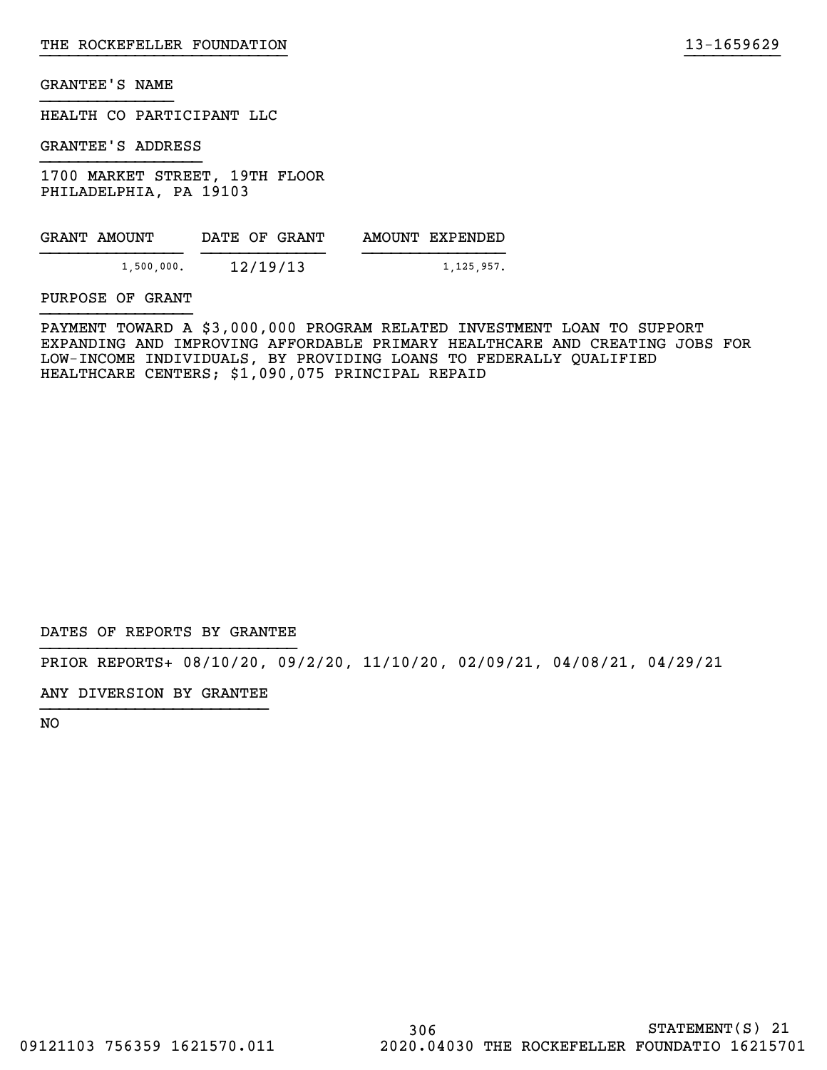THE ROCKEFELLER FOUNDATION 13-1659629

GRANTEE'S NAME

HEALTH CO PARTICIPANT LLC

GRANTEE'S ADDRESS

1700 MARKET STREET, 19TH FLOOR
PHILADELPHIA, PA 19103

| GRANT AMOUNT | DATE OF GRANT | AMOUNT EXPENDED |
| --- | --- | --- |
| 1,500,000. | 12/19/13 | 1,125,957. |

PURPOSE OF GRANT

PAYMENT TOWARD A $3,000,000 PROGRAM RELATED INVESTMENT LOAN TO SUPPORT EXPANDING AND IMPROVING AFFORDABLE PRIMARY HEALTHCARE AND CREATING JOBS FOR LOW-INCOME INDIVIDUALS, BY PROVIDING LOANS TO FEDERALLY QUALIFIED HEALTHCARE CENTERS; $1,090,075 PRINCIPAL REPAID

DATES OF REPORTS BY GRANTEE

PRIOR REPORTS+ 08/10/20, 09/2/20, 11/10/20, 02/09/21, 04/08/21, 04/29/21

ANY DIVERSION BY GRANTEE

NO

STATEMENT(S) 21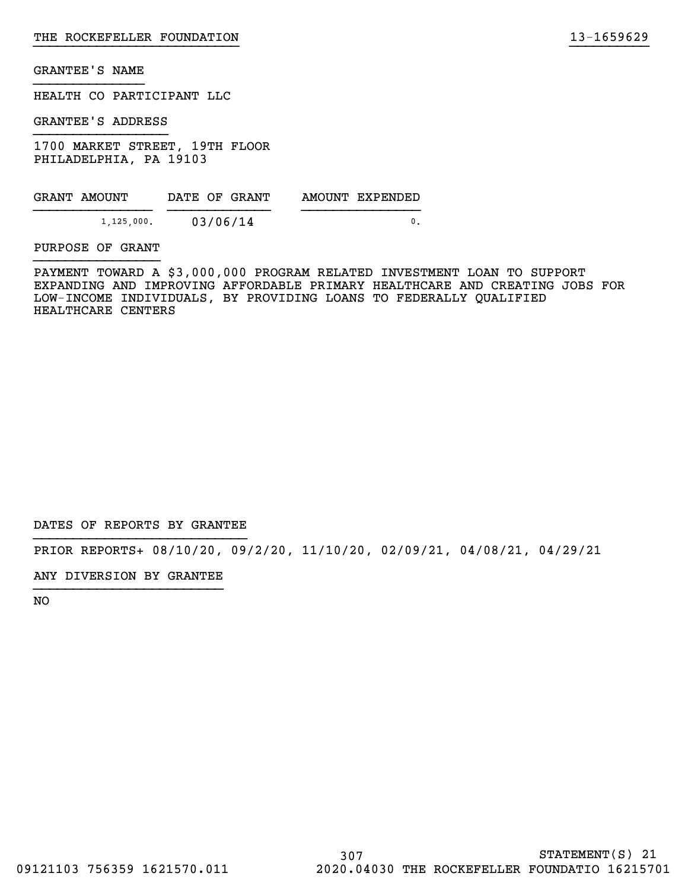THE ROCKEFELLER FOUNDATION 13-1659629

GRANTEE'S NAME

HEALTH CO PARTICIPANT LLC

GRANTEE'S ADDRESS

1700 MARKET STREET, 19TH FLOOR
PHILADELPHIA, PA 19103

| GRANT AMOUNT | DATE OF GRANT | AMOUNT EXPENDED |
|---|---|---|
| 1,125,000. | 03/06/14 | 0. |

PURPOSE OF GRANT

PAYMENT TOWARD A $3,000,000 PROGRAM RELATED INVESTMENT LOAN TO SUPPORT EXPANDING AND IMPROVING AFFORDABLE PRIMARY HEALTHCARE AND CREATING JOBS FOR LOW-INCOME INDIVIDUALS, BY PROVIDING LOANS TO FEDERALLY QUALIFIED HEALTHCARE CENTERS

DATES OF REPORTS BY GRANTEE

PRIOR REPORTS+ 08/10/20, 09/2/20, 11/10/20, 02/09/21, 04/08/21, 04/29/21

ANY DIVERSION BY GRANTEE

NO

STATEMENT(S) 21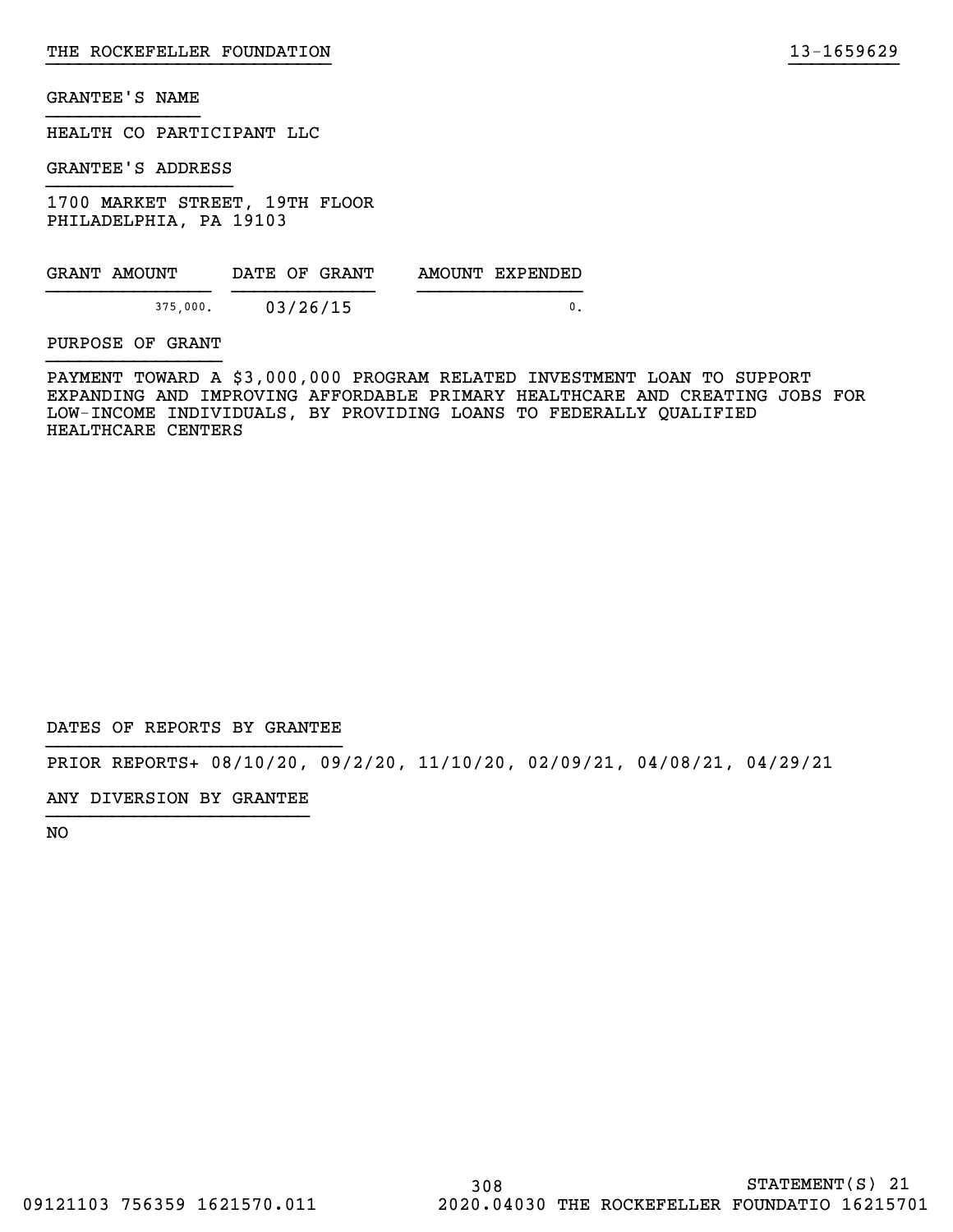GRANTEE'S NAME

HEALTH CO PARTICIPANT LLC

GRANTEE'S ADDRESS

1700 MARKET STREET, 19TH FLOOR
PHILADELPHIA, PA 19103

| GRANT AMOUNT | DATE OF GRANT | AMOUNT EXPENDED |
|---|---|---|
| 375,000. | 03/26/15 | 0. |

PURPOSE OF GRANT

PAYMENT TOWARD A $3,000,000 PROGRAM RELATED INVESTMENT LOAN TO SUPPORT EXPANDING AND IMPROVING AFFORDABLE PRIMARY HEALTHCARE AND CREATING JOBS FOR LOW-INCOME INDIVIDUALS, BY PROVIDING LOANS TO FEDERALLY QUALIFIED HEALTHCARE CENTERS

DATES OF REPORTS BY GRANTEE

PRIOR REPORTS+ 08/10/20, 09/2/20, 11/10/20, 02/09/21, 04/08/21, 04/29/21

ANY DIVERSION BY GRANTEE

NO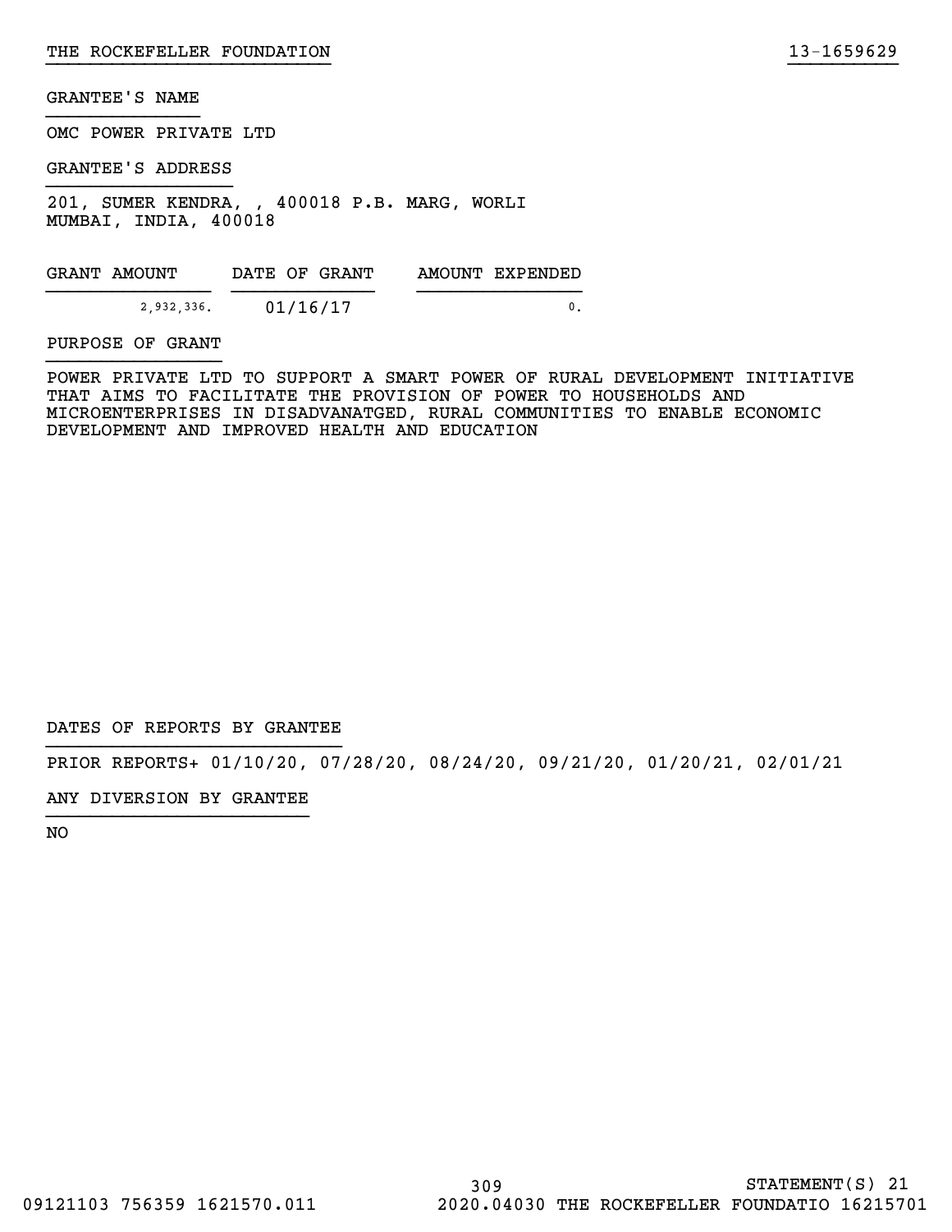GRANTEE'S NAME

OMC POWER PRIVATE LTD

GRANTEE'S ADDRESS

201, SUMER KENDRA, , 400018 P.B. MARG, WORLI
MUMBAI, INDIA, 400018

| GRANT AMOUNT | DATE OF GRANT | AMOUNT EXPENDED |
|---|---|---|
| 2,932,336. | 01/16/17 | 0. |

PURPOSE OF GRANT

POWER PRIVATE LTD TO SUPPORT A SMART POWER OF RURAL DEVELOPMENT INITIATIVE THAT AIMS TO FACILITATE THE PROVISION OF POWER TO HOUSEHOLDS AND MICROENTERPRISES IN DISADVANATGED, RURAL COMMUNITIES TO ENABLE ECONOMIC DEVELOPMENT AND IMPROVED HEALTH AND EDUCATION

DATES OF REPORTS BY GRANTEE

PRIOR REPORTS+ 01/10/20, 07/28/20, 08/24/20, 09/21/20, 01/20/21, 02/01/21

ANY DIVERSION BY GRANTEE

NO

STATEMENT(S) 21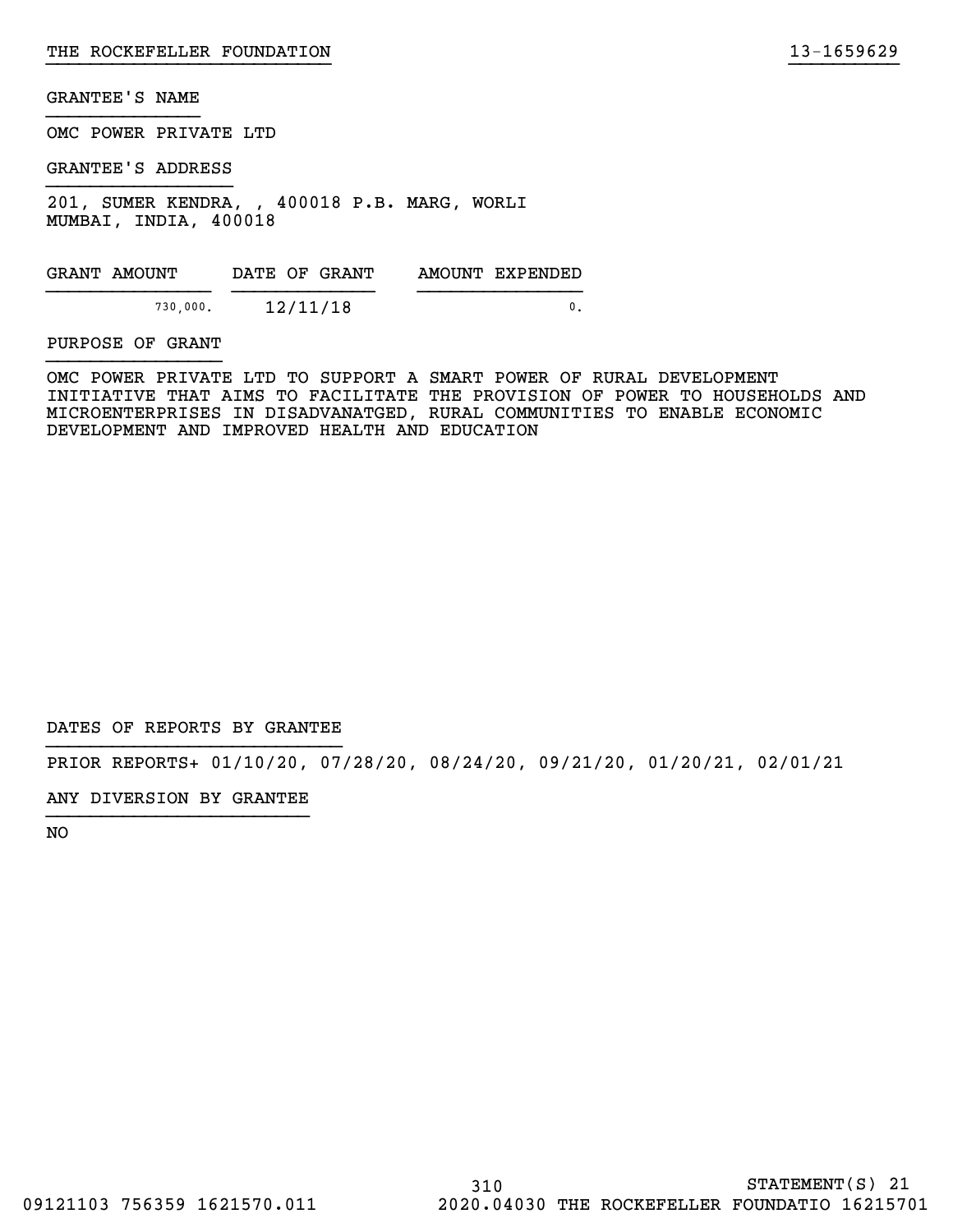THE ROCKEFELLER FOUNDATION 13-1659629

GRANTEE'S NAME

OMC POWER PRIVATE LTD

GRANTEE'S ADDRESS

201, SUMER KENDRA, , 400018 P.B. MARG, WORLI
MUMBAI, INDIA, 400018

| GRANT AMOUNT | DATE OF GRANT | AMOUNT EXPENDED |
|---|---|---|
| 730,000. | 12/11/18 | 0. |

PURPOSE OF GRANT

OMC POWER PRIVATE LTD TO SUPPORT A SMART POWER OF RURAL DEVELOPMENT INITIATIVE THAT AIMS TO FACILITATE THE PROVISION OF POWER TO HOUSEHOLDS AND MICROENTERPRISES IN DISADVANATGED, RURAL COMMUNITIES TO ENABLE ECONOMIC DEVELOPMENT AND IMPROVED HEALTH AND EDUCATION

DATES OF REPORTS BY GRANTEE

PRIOR REPORTS+ 01/10/20, 07/28/20, 08/24/20, 09/21/20, 01/20/21, 02/01/21

ANY DIVERSION BY GRANTEE

NO

STATEMENT(S) 21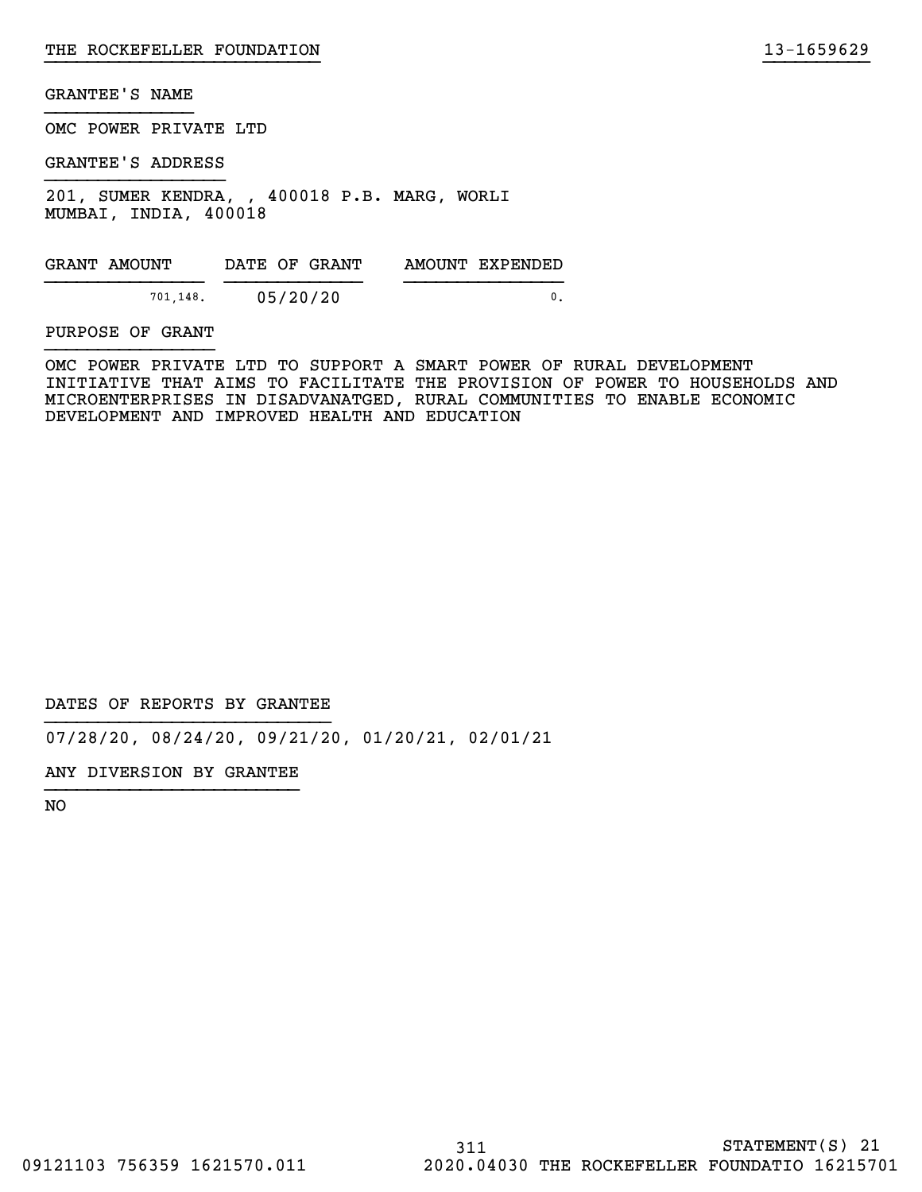GRANTEE'S NAME

OMC POWER PRIVATE LTD

GRANTEE'S ADDRESS

201, SUMER KENDRA, , 400018 P.B. MARG, WORLI
MUMBAI, INDIA, 400018

| GRANT AMOUNT | DATE OF GRANT | AMOUNT EXPENDED |
| --- | --- | --- |
| 701,148. | 05/20/20 | 0. |

PURPOSE OF GRANT

OMC POWER PRIVATE LTD TO SUPPORT A SMART POWER OF RURAL DEVELOPMENT INITIATIVE THAT AIMS TO FACILITATE THE PROVISION OF POWER TO HOUSEHOLDS AND MICROENTERPRISES IN DISADVANATGED, RURAL COMMUNITIES TO ENABLE ECONOMIC DEVELOPMENT AND IMPROVED HEALTH AND EDUCATION

DATES OF REPORTS BY GRANTEE

07/28/20, 08/24/20, 09/21/20, 01/20/21, 02/01/21

ANY DIVERSION BY GRANTEE

NO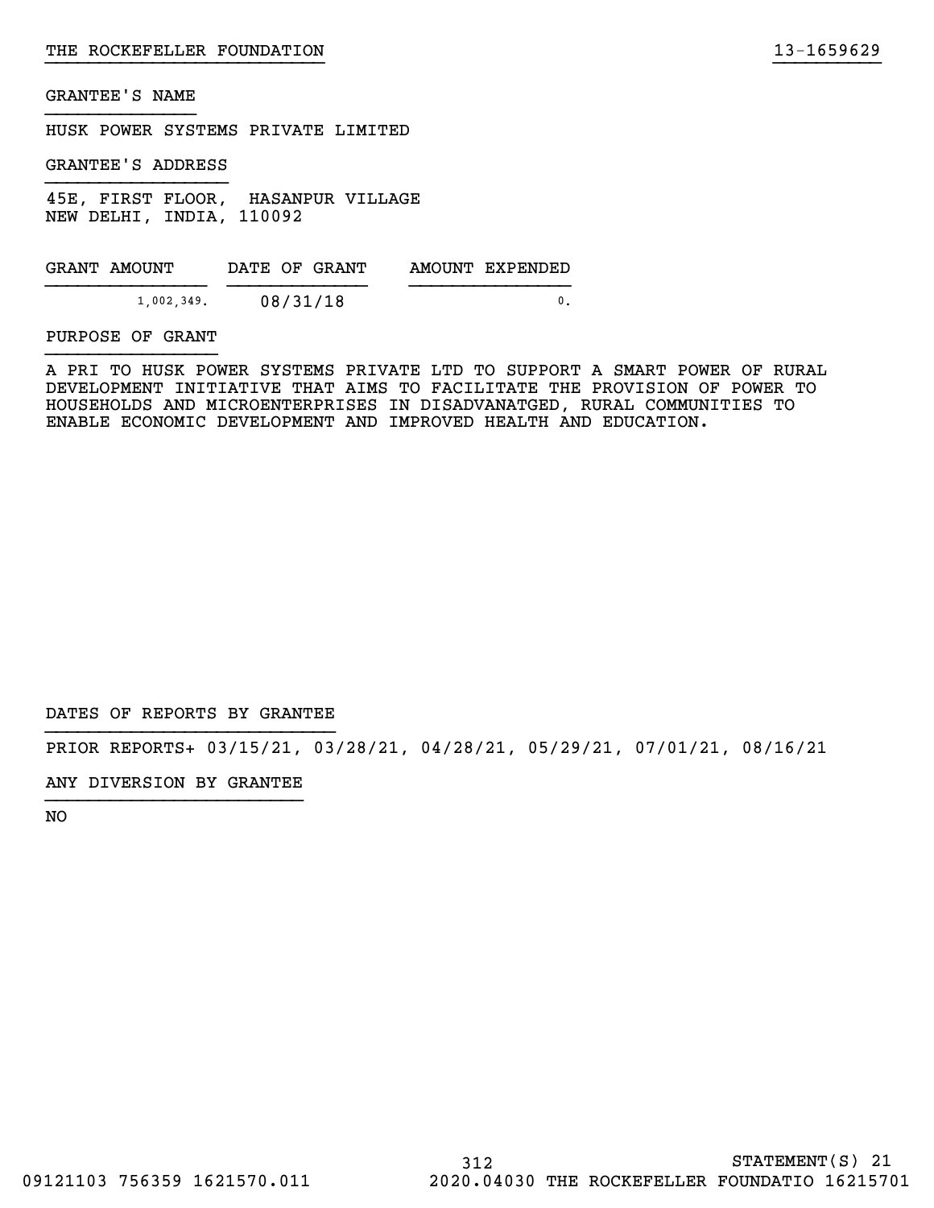THE ROCKEFELLER FOUNDATION 13-1659629

GRANTEE'S NAME

HUSK POWER SYSTEMS PRIVATE LIMITED

GRANTEE'S ADDRESS

45E, FIRST FLOOR, HASANPUR VILLAGE
NEW DELHI, INDIA, 110092

| GRANT AMOUNT | DATE OF GRANT | AMOUNT EXPENDED |
|---|---|---|
| 1,002,349. | 08/31/18 | 0. |

PURPOSE OF GRANT

A PRI TO HUSK POWER SYSTEMS PRIVATE LTD TO SUPPORT A SMART POWER OF RURAL DEVELOPMENT INITIATIVE THAT AIMS TO FACILITATE THE PROVISION OF POWER TO HOUSEHOLDS AND MICROENTERPRISES IN DISADVANATGED, RURAL COMMUNITIES TO ENABLE ECONOMIC DEVELOPMENT AND IMPROVED HEALTH AND EDUCATION.

DATES OF REPORTS BY GRANTEE

PRIOR REPORTS+ 03/15/21, 03/28/21, 04/28/21, 05/29/21, 07/01/21, 08/16/21

ANY DIVERSION BY GRANTEE

NO

STATEMENT(S) 21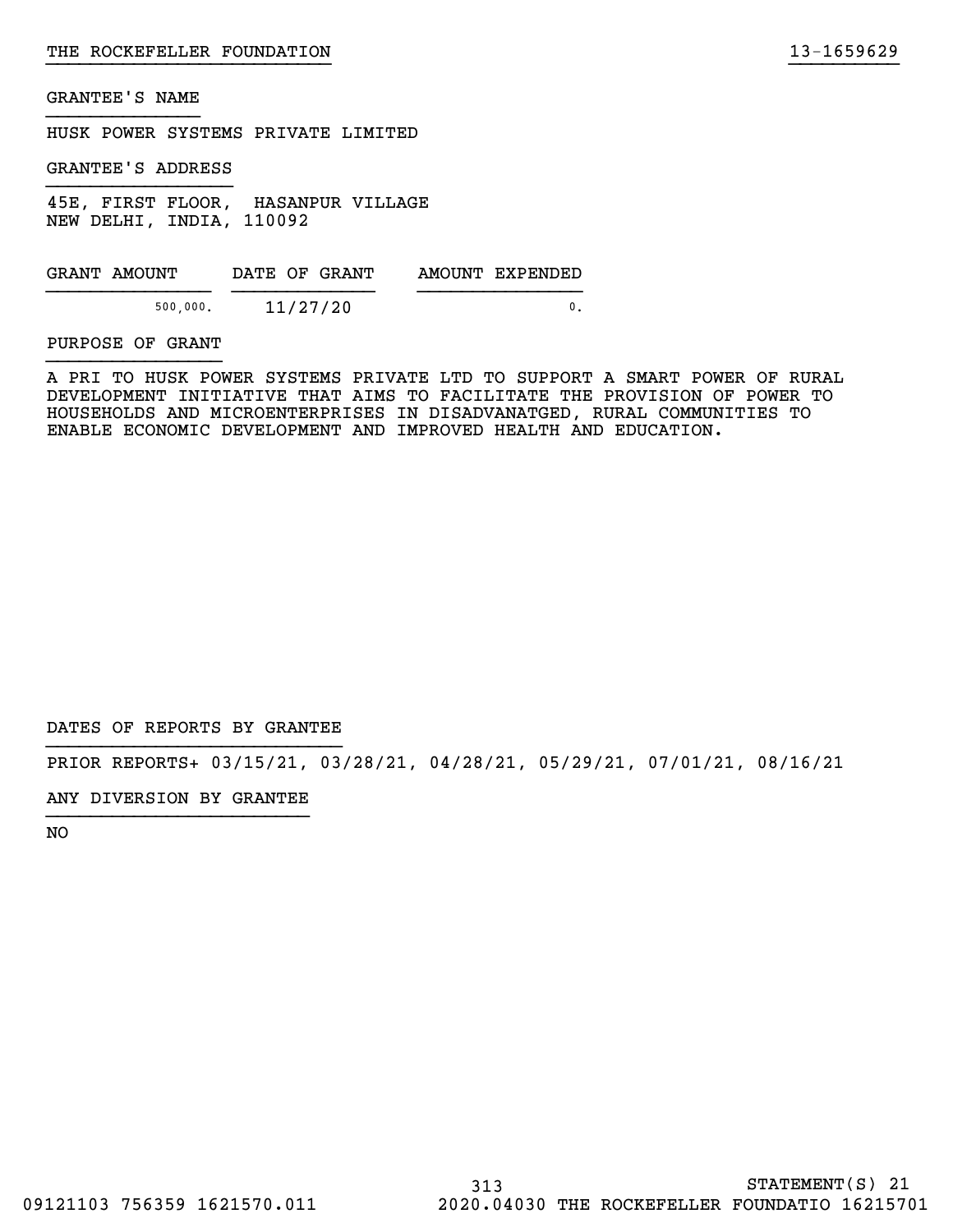THE ROCKEFELLER FOUNDATION 13-1659629

GRANTEE'S NAME

HUSK POWER SYSTEMS PRIVATE LIMITED

GRANTEE'S ADDRESS

45E, FIRST FLOOR, HASANPUR VILLAGE
NEW DELHI, INDIA, 110092

| GRANT AMOUNT | DATE OF GRANT | AMOUNT EXPENDED |
|---|---|---|
| 500,000. | 11/27/20 | 0. |

PURPOSE OF GRANT

A PRI TO HUSK POWER SYSTEMS PRIVATE LTD TO SUPPORT A SMART POWER OF RURAL DEVELOPMENT INITIATIVE THAT AIMS TO FACILITATE THE PROVISION OF POWER TO HOUSEHOLDS AND MICROENTERPRISES IN DISADVANATGED, RURAL COMMUNITIES TO ENABLE ECONOMIC DEVELOPMENT AND IMPROVED HEALTH AND EDUCATION.

DATES OF REPORTS BY GRANTEE

PRIOR REPORTS+ 03/15/21, 03/28/21, 04/28/21, 05/29/21, 07/01/21, 08/16/21

ANY DIVERSION BY GRANTEE

NO

STATEMENT(S) 21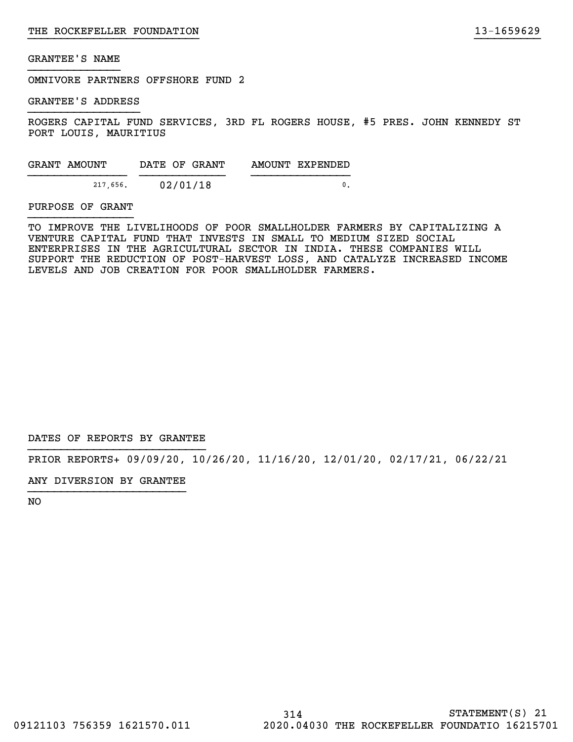GRANTEE'S NAME

OMNIVORE PARTNERS OFFSHORE FUND 2

GRANTEE'S ADDRESS

ROGERS CAPITAL FUND SERVICES, 3RD FL ROGERS HOUSE, #5 PRES. JOHN KENNEDY ST
PORT LOUIS, MAURITIUS

| GRANT AMOUNT | DATE OF GRANT | AMOUNT EXPENDED |
|---|---|---|
| 217,656. | 02/01/18 | 0. |

PURPOSE OF GRANT

TO IMPROVE THE LIVELIHOODS OF POOR SMALLHOLDER FARMERS BY CAPITALIZING A VENTURE CAPITAL FUND THAT INVESTS IN SMALL TO MEDIUM SIZED SOCIAL ENTERPRISES IN THE AGRICULTURAL SECTOR IN INDIA. THESE COMPANIES WILL SUPPORT THE REDUCTION OF POST-HARVEST LOSS, AND CATALYZE INCREASED INCOME LEVELS AND JOB CREATION FOR POOR SMALLHOLDER FARMERS.

DATES OF REPORTS BY GRANTEE

PRIOR REPORTS+ 09/09/20, 10/26/20, 11/16/20, 12/01/20, 02/17/21, 06/22/21

ANY DIVERSION BY GRANTEE

NO

STATEMENT(S) 21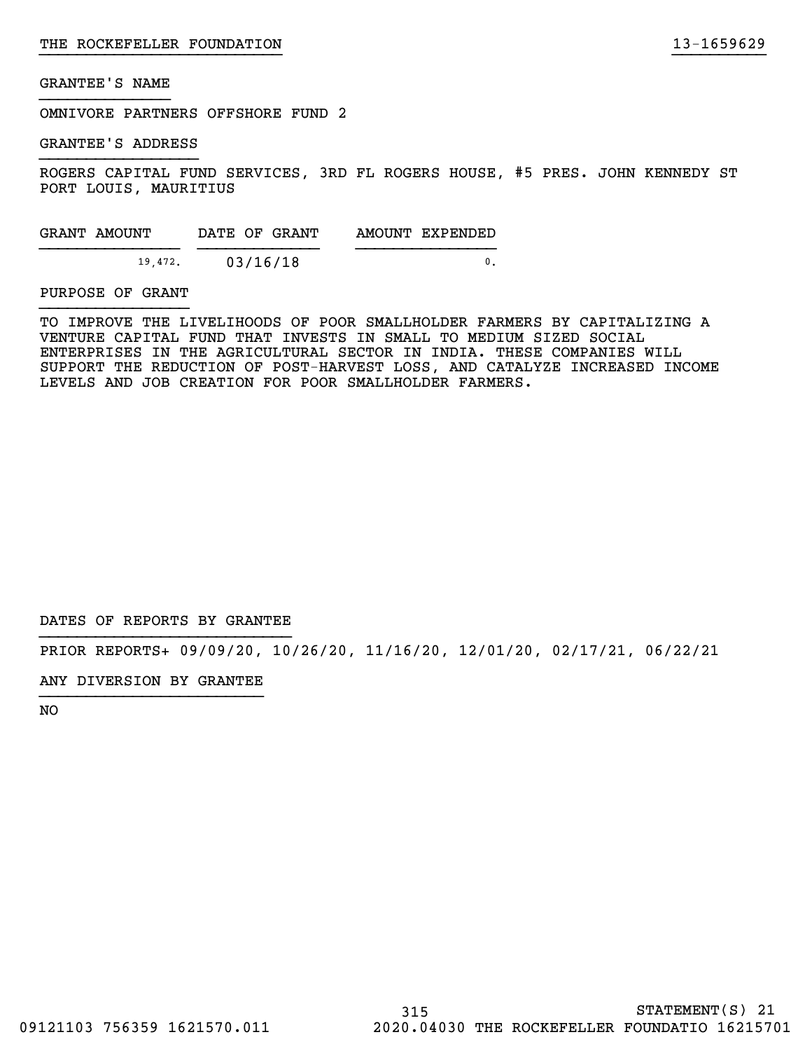THE ROCKEFELLER FOUNDATION 13-1659629

GRANTEE'S NAME

OMNIVORE PARTNERS OFFSHORE FUND 2

GRANTEE'S ADDRESS

ROGERS CAPITAL FUND SERVICES, 3RD FL ROGERS HOUSE, #5 PRES. JOHN KENNEDY ST
PORT LOUIS, MAURITIUS

| GRANT AMOUNT | DATE OF GRANT | AMOUNT EXPENDED |
|---|---|---|
| 19,472. | 03/16/18 | 0. |

PURPOSE OF GRANT

TO IMPROVE THE LIVELIHOODS OF POOR SMALLHOLDER FARMERS BY CAPITALIZING A VENTURE CAPITAL FUND THAT INVESTS IN SMALL TO MEDIUM SIZED SOCIAL ENTERPRISES IN THE AGRICULTURAL SECTOR IN INDIA. THESE COMPANIES WILL SUPPORT THE REDUCTION OF POST-HARVEST LOSS, AND CATALYZE INCREASED INCOME LEVELS AND JOB CREATION FOR POOR SMALLHOLDER FARMERS.

DATES OF REPORTS BY GRANTEE

PRIOR REPORTS+ 09/09/20, 10/26/20, 11/16/20, 12/01/20, 02/17/21, 06/22/21

ANY DIVERSION BY GRANTEE

NO

STATEMENT(S) 21

09121103 756359 1621570.011 2020.04030 THE ROCKEFELLER FOUNDATIO 16215701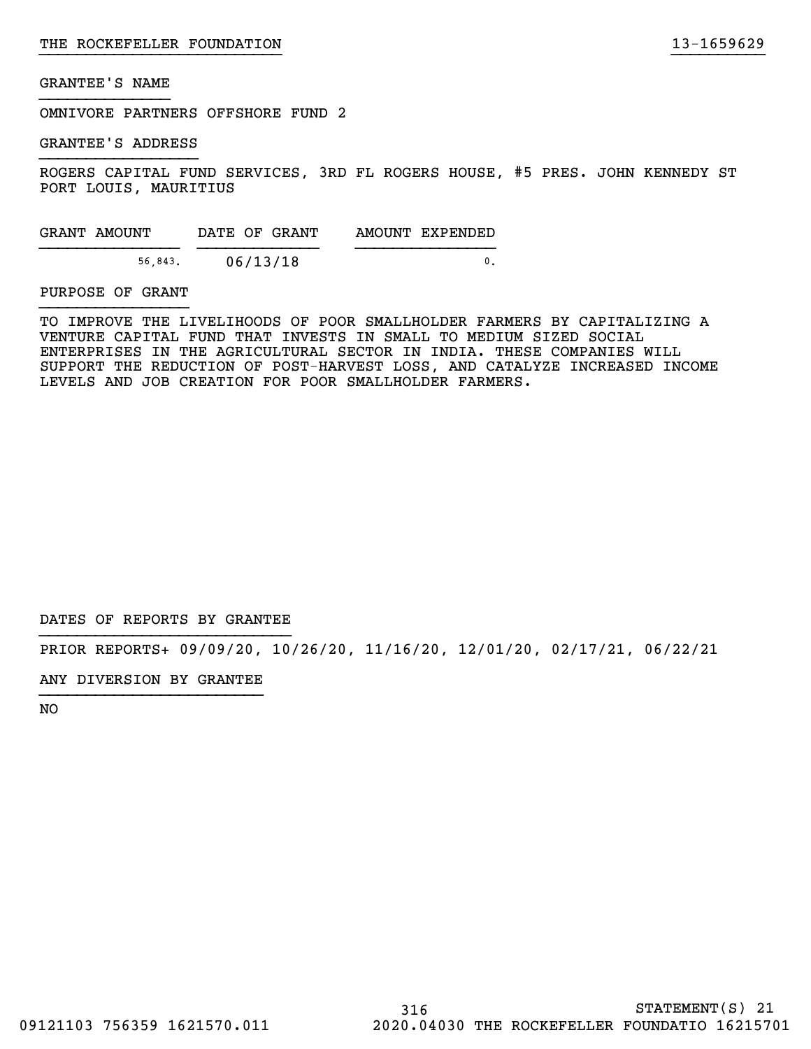THE ROCKEFELLER FOUNDATION 13-1659629

GRANTEE'S NAME

OMNIVORE PARTNERS OFFSHORE FUND 2

GRANTEE'S ADDRESS

ROGERS CAPITAL FUND SERVICES, 3RD FL ROGERS HOUSE, #5 PRES. JOHN KENNEDY ST
PORT LOUIS, MAURITIUS

| GRANT AMOUNT | DATE OF GRANT | AMOUNT EXPENDED |
|---|---|---|
| 56,843. | 06/13/18 | 0. |

PURPOSE OF GRANT

TO IMPROVE THE LIVELIHOODS OF POOR SMALLHOLDER FARMERS BY CAPITALIZING A VENTURE CAPITAL FUND THAT INVESTS IN SMALL TO MEDIUM SIZED SOCIAL ENTERPRISES IN THE AGRICULTURAL SECTOR IN INDIA. THESE COMPANIES WILL SUPPORT THE REDUCTION OF POST-HARVEST LOSS, AND CATALYZE INCREASED INCOME LEVELS AND JOB CREATION FOR POOR SMALLHOLDER FARMERS.

DATES OF REPORTS BY GRANTEE

PRIOR REPORTS+ 09/09/20, 10/26/20, 11/16/20, 12/01/20, 02/17/21, 06/22/21

ANY DIVERSION BY GRANTEE

NO

STATEMENT(S) 21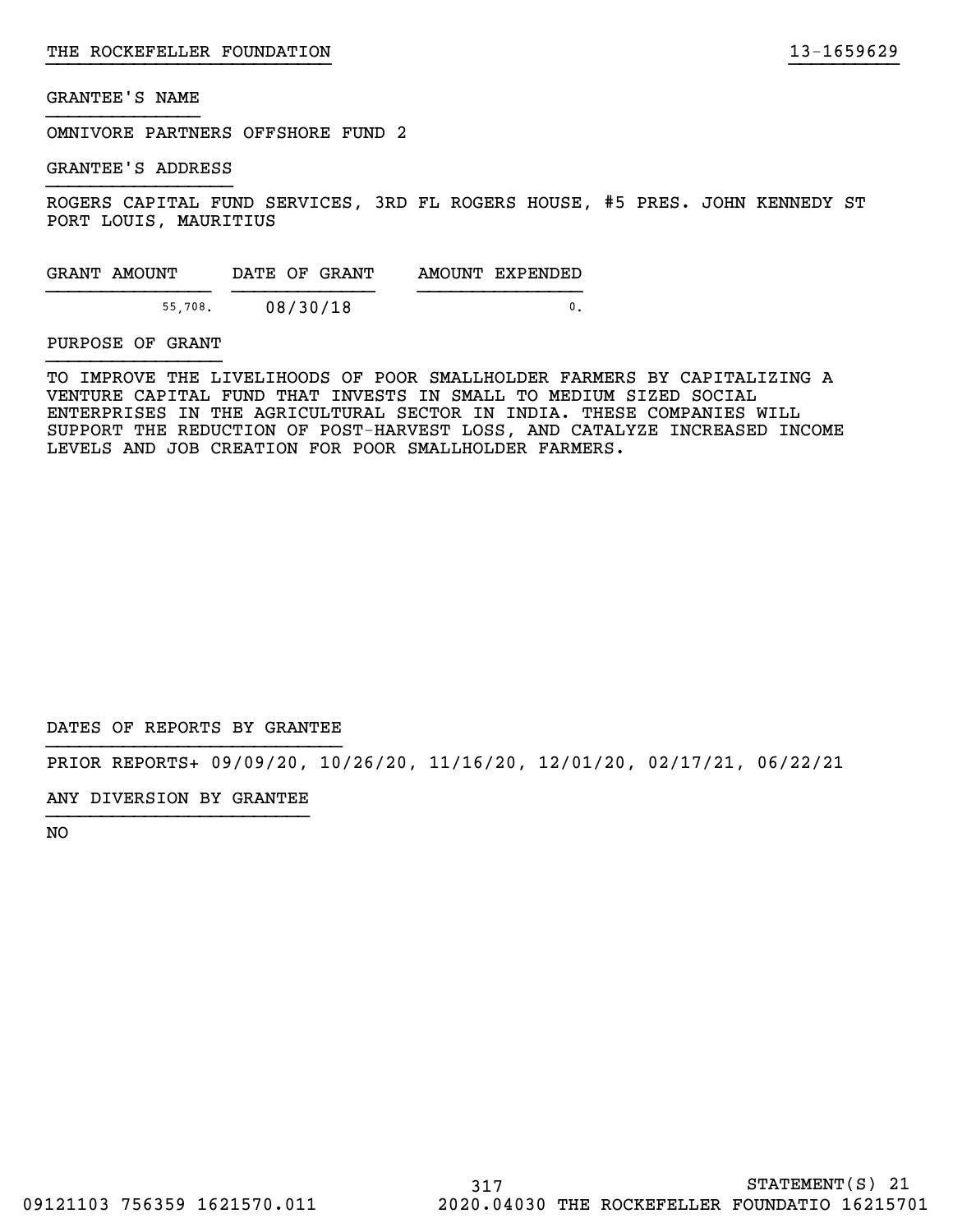THE ROCKEFELLER FOUNDATION 13-1659629

GRANTEE'S NAME

OMNIVORE PARTNERS OFFSHORE FUND 2

GRANTEE'S ADDRESS

ROGERS CAPITAL FUND SERVICES, 3RD FL ROGERS HOUSE, #5 PRES. JOHN KENNEDY ST
PORT LOUIS, MAURITIUS

| GRANT AMOUNT | DATE OF GRANT | AMOUNT EXPENDED |
|---|---|---|
| 55,708. | 08/30/18 | 0. |

PURPOSE OF GRANT

TO IMPROVE THE LIVELIHOODS OF POOR SMALLHOLDER FARMERS BY CAPITALIZING A VENTURE CAPITAL FUND THAT INVESTS IN SMALL TO MEDIUM SIZED SOCIAL ENTERPRISES IN THE AGRICULTURAL SECTOR IN INDIA. THESE COMPANIES WILL SUPPORT THE REDUCTION OF POST-HARVEST LOSS, AND CATALYZE INCREASED INCOME LEVELS AND JOB CREATION FOR POOR SMALLHOLDER FARMERS.

DATES OF REPORTS BY GRANTEE

PRIOR REPORTS+ 09/09/20, 10/26/20, 11/16/20, 12/01/20, 02/17/21, 06/22/21

ANY DIVERSION BY GRANTEE

NO

STATEMENT(S) 21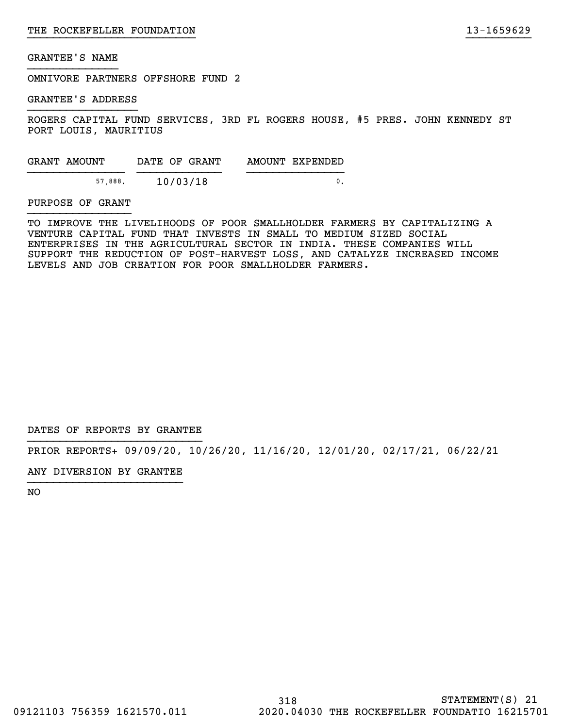THE ROCKEFELLER FOUNDATION 13-1659629

GRANTEE'S NAME

OMNIVORE PARTNERS OFFSHORE FUND 2

GRANTEE'S ADDRESS

ROGERS CAPITAL FUND SERVICES, 3RD FL ROGERS HOUSE, #5 PRES. JOHN KENNEDY ST
PORT LOUIS, MAURITIUS

| GRANT AMOUNT | DATE OF GRANT | AMOUNT EXPENDED |
|---|---|---|
| 57,888. | 10/03/18 | 0. |

PURPOSE OF GRANT

TO IMPROVE THE LIVELIHOODS OF POOR SMALLHOLDER FARMERS BY CAPITALIZING A VENTURE CAPITAL FUND THAT INVESTS IN SMALL TO MEDIUM SIZED SOCIAL ENTERPRISES IN THE AGRICULTURAL SECTOR IN INDIA. THESE COMPANIES WILL SUPPORT THE REDUCTION OF POST-HARVEST LOSS, AND CATALYZE INCREASED INCOME LEVELS AND JOB CREATION FOR POOR SMALLHOLDER FARMERS.

DATES OF REPORTS BY GRANTEE

PRIOR REPORTS+ 09/09/20, 10/26/20, 11/16/20, 12/01/20, 02/17/21, 06/22/21

ANY DIVERSION BY GRANTEE

NO

STATEMENT(S) 21

09121103 756359 1621570.011 2020.04030 THE ROCKEFELLER FOUNDATIO 16215701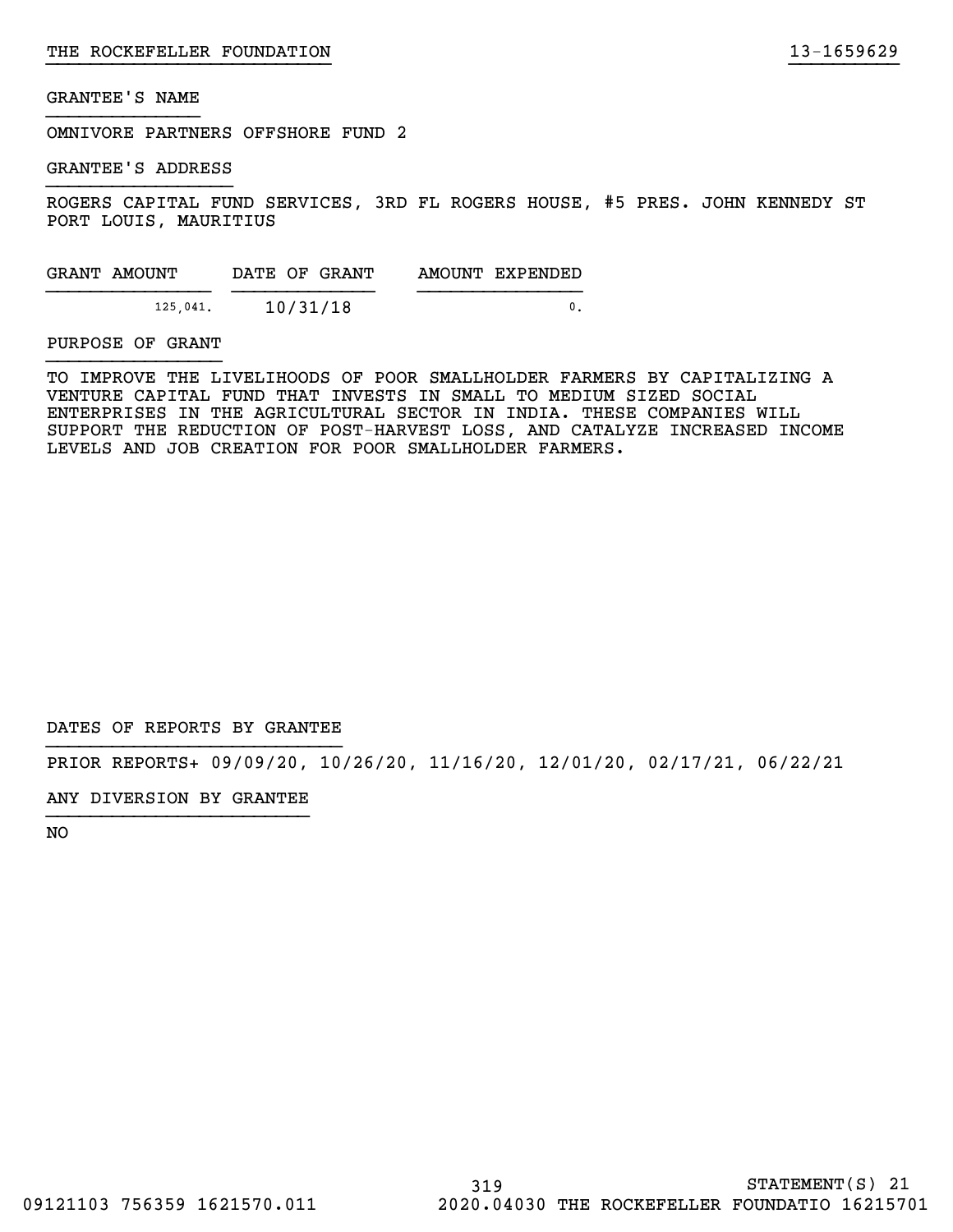GRANTEE'S NAME

OMNIVORE PARTNERS OFFSHORE FUND 2

GRANTEE'S ADDRESS

ROGERS CAPITAL FUND SERVICES, 3RD FL ROGERS HOUSE, #5 PRES. JOHN KENNEDY ST
PORT LOUIS, MAURITIUS

| GRANT AMOUNT | DATE OF GRANT | AMOUNT EXPENDED |
| --- | --- | --- |
| 125,041. | 10/31/18 | 0. |

PURPOSE OF GRANT

TO IMPROVE THE LIVELIHOODS OF POOR SMALLHOLDER FARMERS BY CAPITALIZING A VENTURE CAPITAL FUND THAT INVESTS IN SMALL TO MEDIUM SIZED SOCIAL ENTERPRISES IN THE AGRICULTURAL SECTOR IN INDIA. THESE COMPANIES WILL SUPPORT THE REDUCTION OF POST-HARVEST LOSS, AND CATALYZE INCREASED INCOME LEVELS AND JOB CREATION FOR POOR SMALLHOLDER FARMERS.

DATES OF REPORTS BY GRANTEE

PRIOR REPORTS+ 09/09/20, 10/26/20, 11/16/20, 12/01/20, 02/17/21, 06/22/21

ANY DIVERSION BY GRANTEE

NO

STATEMENT(S) 21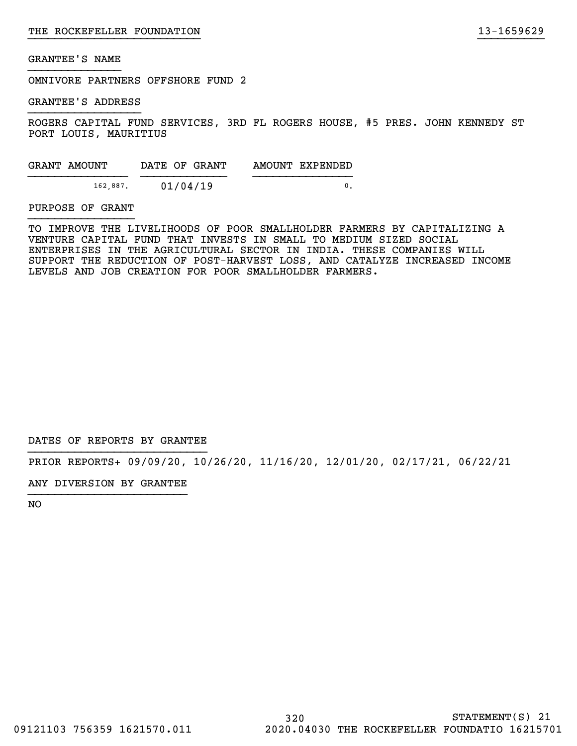GRANTEE'S NAME

OMNIVORE PARTNERS OFFSHORE FUND 2

GRANTEE'S ADDRESS

ROGERS CAPITAL FUND SERVICES, 3RD FL ROGERS HOUSE, #5 PRES. JOHN KENNEDY ST
PORT LOUIS, MAURITIUS

| GRANT AMOUNT | DATE OF GRANT | AMOUNT EXPENDED |
| --- | --- | --- |
| 162,887. | 01/04/19 | 0. |

PURPOSE OF GRANT

TO IMPROVE THE LIVELIHOODS OF POOR SMALLHOLDER FARMERS BY CAPITALIZING A VENTURE CAPITAL FUND THAT INVESTS IN SMALL TO MEDIUM SIZED SOCIAL ENTERPRISES IN THE AGRICULTURAL SECTOR IN INDIA. THESE COMPANIES WILL SUPPORT THE REDUCTION OF POST-HARVEST LOSS, AND CATALYZE INCREASED INCOME LEVELS AND JOB CREATION FOR POOR SMALLHOLDER FARMERS.

DATES OF REPORTS BY GRANTEE

PRIOR REPORTS+ 09/09/20, 10/26/20, 11/16/20, 12/01/20, 02/17/21, 06/22/21

ANY DIVERSION BY GRANTEE

NO

STATEMENT(S) 21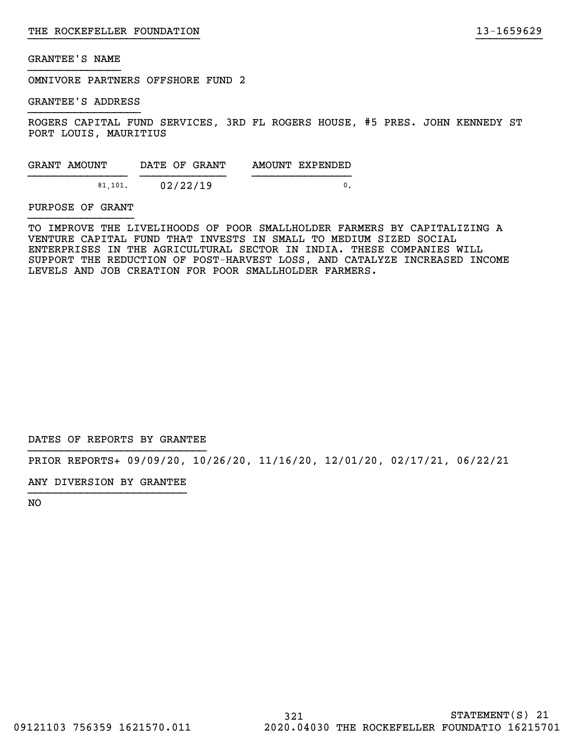THE ROCKEFELLER FOUNDATION 13-1659629

GRANTEE'S NAME

OMNIVORE PARTNERS OFFSHORE FUND 2

GRANTEE'S ADDRESS

ROGERS CAPITAL FUND SERVICES, 3RD FL ROGERS HOUSE, #5 PRES. JOHN KENNEDY ST
PORT LOUIS, MAURITIUS

| GRANT AMOUNT | DATE OF GRANT | AMOUNT EXPENDED |
|---|---|---|
| 81,101. | 02/22/19 | 0. |

PURPOSE OF GRANT

TO IMPROVE THE LIVELIHOODS OF POOR SMALLHOLDER FARMERS BY CAPITALIZING A VENTURE CAPITAL FUND THAT INVESTS IN SMALL TO MEDIUM SIZED SOCIAL ENTERPRISES IN THE AGRICULTURAL SECTOR IN INDIA. THESE COMPANIES WILL SUPPORT THE REDUCTION OF POST-HARVEST LOSS, AND CATALYZE INCREASED INCOME LEVELS AND JOB CREATION FOR POOR SMALLHOLDER FARMERS.

DATES OF REPORTS BY GRANTEE

PRIOR REPORTS+ 09/09/20, 10/26/20, 11/16/20, 12/01/20, 02/17/21, 06/22/21

ANY DIVERSION BY GRANTEE

NO

STATEMENT(S) 21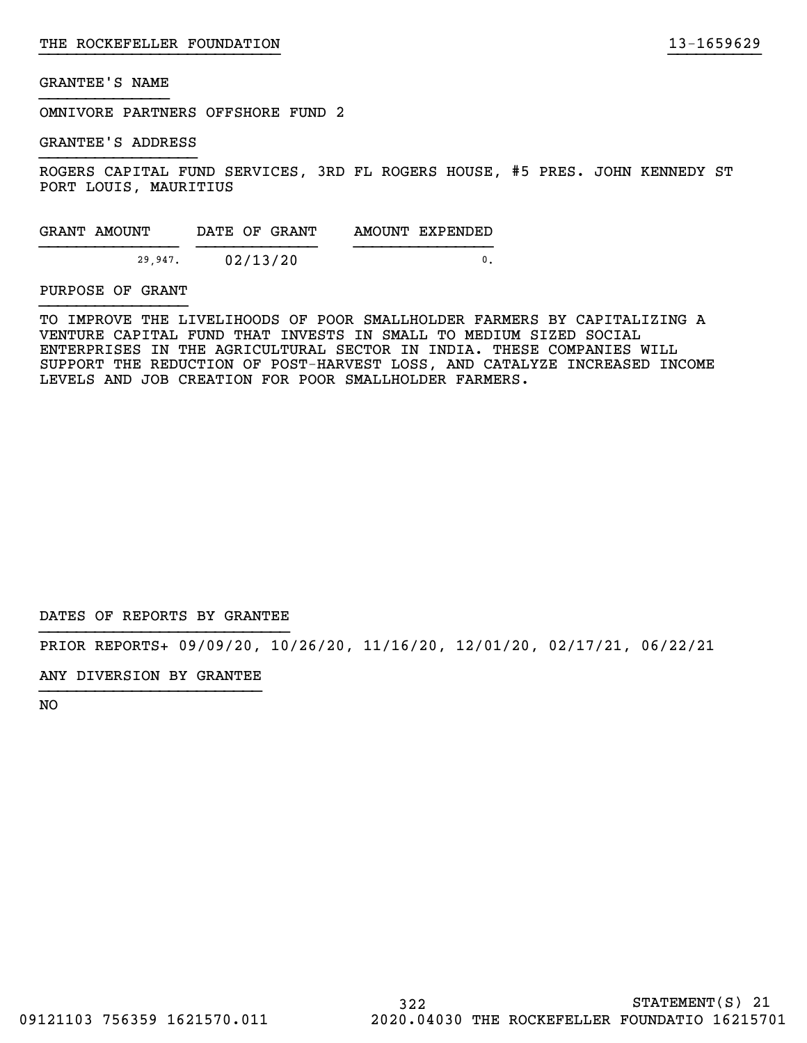THE ROCKEFELLER FOUNDATION 13-1659629

GRANTEE'S NAME

OMNIVORE PARTNERS OFFSHORE FUND 2

GRANTEE'S ADDRESS

ROGERS CAPITAL FUND SERVICES, 3RD FL ROGERS HOUSE, #5 PRES. JOHN KENNEDY ST
PORT LOUIS, MAURITIUS

| GRANT AMOUNT | DATE OF GRANT | AMOUNT EXPENDED |
| --- | --- | --- |
| 29,947. | 02/13/20 | 0. |

PURPOSE OF GRANT

TO IMPROVE THE LIVELIHOODS OF POOR SMALLHOLDER FARMERS BY CAPITALIZING A VENTURE CAPITAL FUND THAT INVESTS IN SMALL TO MEDIUM SIZED SOCIAL ENTERPRISES IN THE AGRICULTURAL SECTOR IN INDIA. THESE COMPANIES WILL SUPPORT THE REDUCTION OF POST-HARVEST LOSS, AND CATALYZE INCREASED INCOME LEVELS AND JOB CREATION FOR POOR SMALLHOLDER FARMERS.

DATES OF REPORTS BY GRANTEE

PRIOR REPORTS+ 09/09/20, 10/26/20, 11/16/20, 12/01/20, 02/17/21, 06/22/21

ANY DIVERSION BY GRANTEE

NO

STATEMENT(S) 21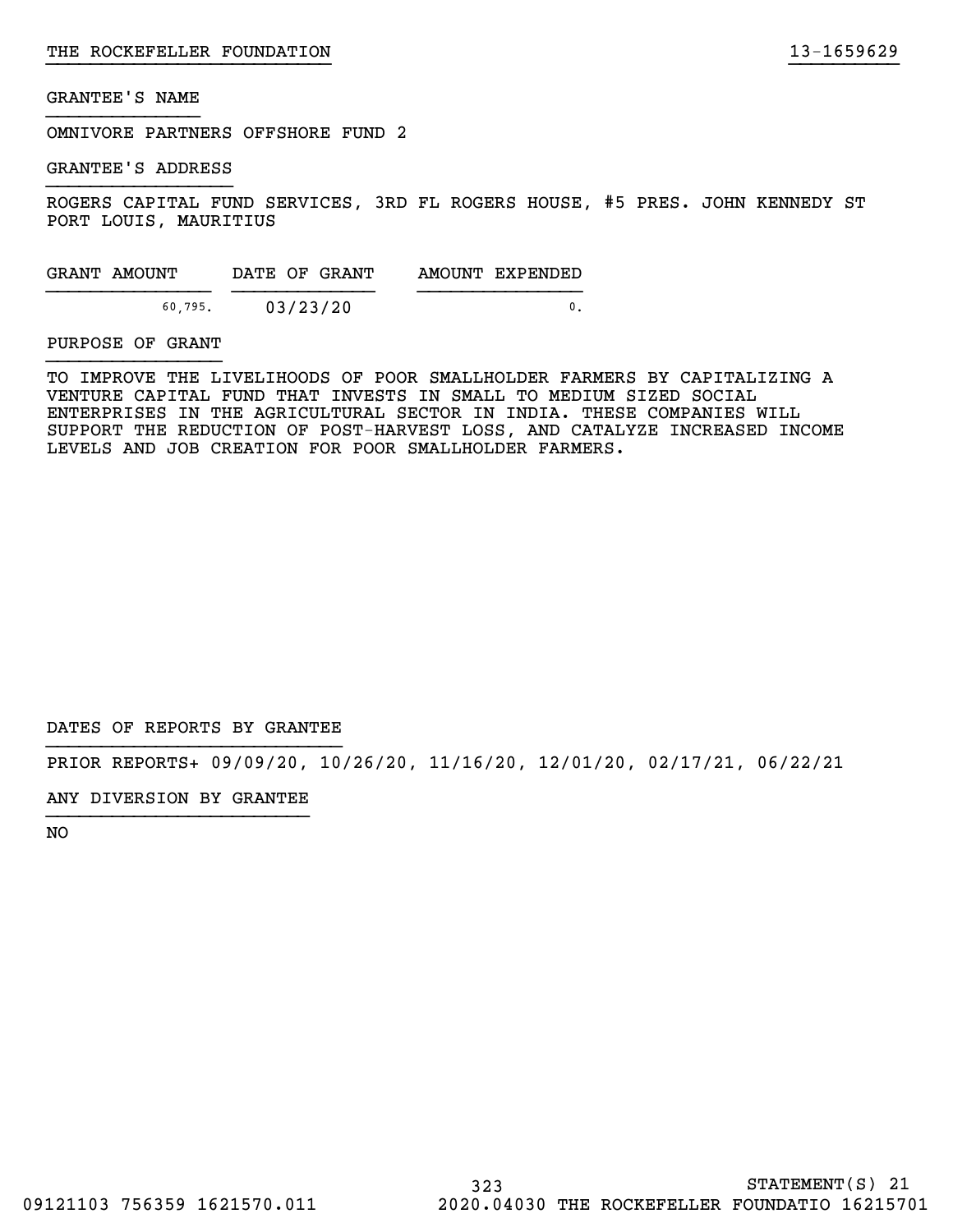GRANTEE'S NAME

OMNIVORE PARTNERS OFFSHORE FUND 2

GRANTEE'S ADDRESS

ROGERS CAPITAL FUND SERVICES, 3RD FL ROGERS HOUSE, #5 PRES. JOHN KENNEDY ST
PORT LOUIS, MAURITIUS

| GRANT AMOUNT | DATE OF GRANT | AMOUNT EXPENDED |
| --- | --- | --- |
| 60,795. | 03/23/20 | 0. |

PURPOSE OF GRANT

TO IMPROVE THE LIVELIHOODS OF POOR SMALLHOLDER FARMERS BY CAPITALIZING A VENTURE CAPITAL FUND THAT INVESTS IN SMALL TO MEDIUM SIZED SOCIAL ENTERPRISES IN THE AGRICULTURAL SECTOR IN INDIA. THESE COMPANIES WILL SUPPORT THE REDUCTION OF POST-HARVEST LOSS, AND CATALYZE INCREASED INCOME LEVELS AND JOB CREATION FOR POOR SMALLHOLDER FARMERS.

DATES OF REPORTS BY GRANTEE

PRIOR REPORTS+ 09/09/20, 10/26/20, 11/16/20, 12/01/20, 02/17/21, 06/22/21

ANY DIVERSION BY GRANTEE

NO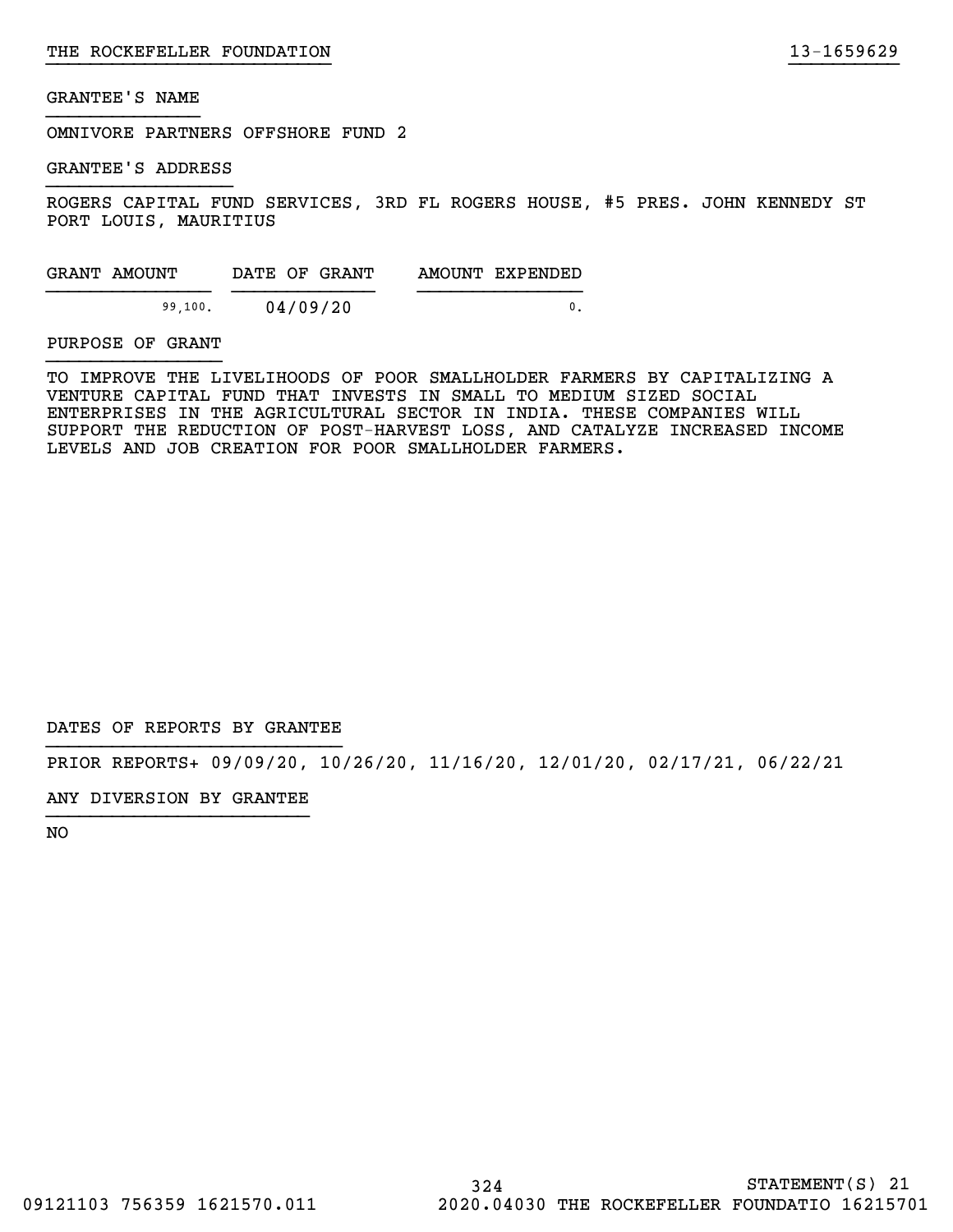GRANTEE'S NAME

OMNIVORE PARTNERS OFFSHORE FUND 2

GRANTEE'S ADDRESS

ROGERS CAPITAL FUND SERVICES, 3RD FL ROGERS HOUSE, #5 PRES. JOHN KENNEDY ST
PORT LOUIS, MAURITIUS

| GRANT AMOUNT | DATE OF GRANT | AMOUNT EXPENDED |
|---|---|---|
| 99,100. | 04/09/20 | 0. |

PURPOSE OF GRANT

TO IMPROVE THE LIVELIHOODS OF POOR SMALLHOLDER FARMERS BY CAPITALIZING A VENTURE CAPITAL FUND THAT INVESTS IN SMALL TO MEDIUM SIZED SOCIAL ENTERPRISES IN THE AGRICULTURAL SECTOR IN INDIA. THESE COMPANIES WILL SUPPORT THE REDUCTION OF POST-HARVEST LOSS, AND CATALYZE INCREASED INCOME LEVELS AND JOB CREATION FOR POOR SMALLHOLDER FARMERS.

DATES OF REPORTS BY GRANTEE

PRIOR REPORTS+ 09/09/20, 10/26/20, 11/16/20, 12/01/20, 02/17/21, 06/22/21

ANY DIVERSION BY GRANTEE

NO

STATEMENT(S) 21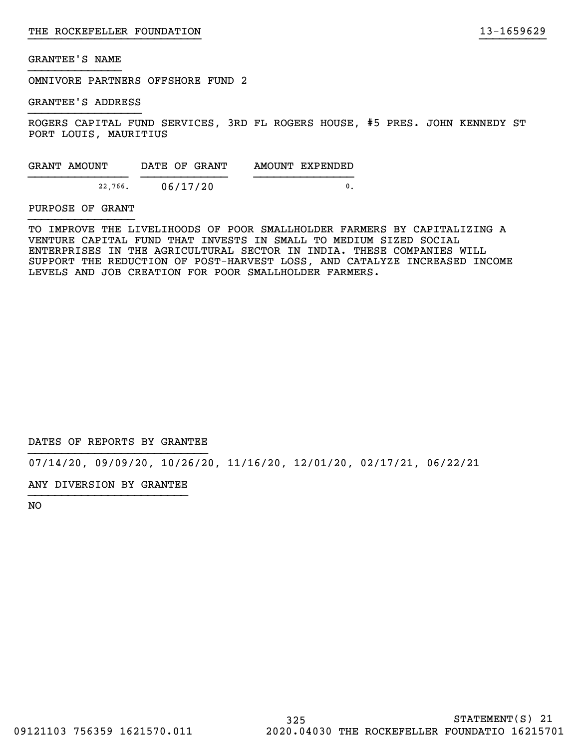GRANTEE'S NAME

OMNIVORE PARTNERS OFFSHORE FUND 2

GRANTEE'S ADDRESS

ROGERS CAPITAL FUND SERVICES, 3RD FL ROGERS HOUSE, #5 PRES. JOHN KENNEDY ST
PORT LOUIS, MAURITIUS

| GRANT AMOUNT | DATE OF GRANT | AMOUNT EXPENDED |
|---|---|---|
| 22,766. | 06/17/20 | 0. |

PURPOSE OF GRANT

TO IMPROVE THE LIVELIHOODS OF POOR SMALLHOLDER FARMERS BY CAPITALIZING A VENTURE CAPITAL FUND THAT INVESTS IN SMALL TO MEDIUM SIZED SOCIAL ENTERPRISES IN THE AGRICULTURAL SECTOR IN INDIA. THESE COMPANIES WILL SUPPORT THE REDUCTION OF POST-HARVEST LOSS, AND CATALYZE INCREASED INCOME LEVELS AND JOB CREATION FOR POOR SMALLHOLDER FARMERS.

DATES OF REPORTS BY GRANTEE

07/14/20, 09/09/20, 10/26/20, 11/16/20, 12/01/20, 02/17/21, 06/22/21

ANY DIVERSION BY GRANTEE

NO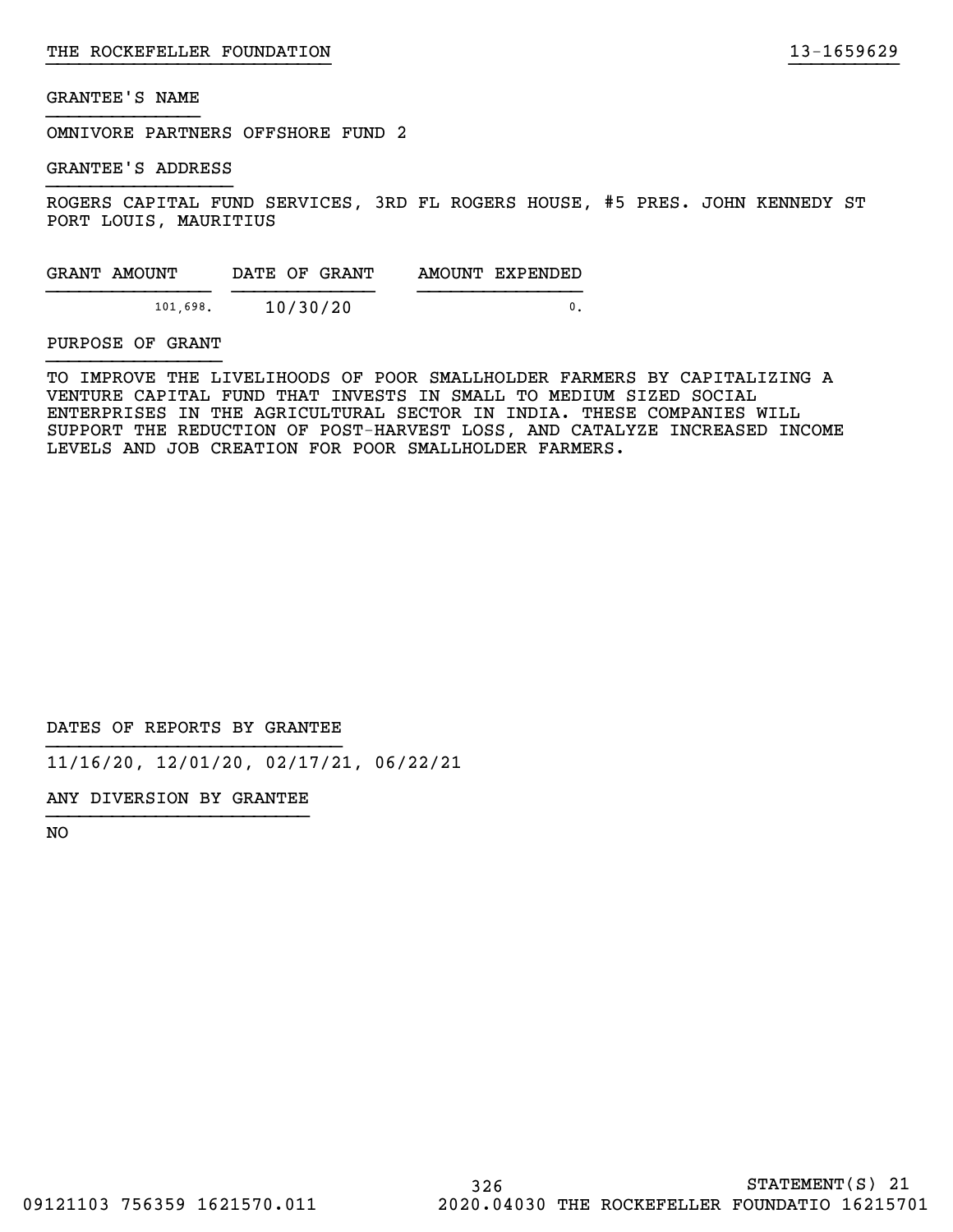GRANTEE'S NAME

OMNIVORE PARTNERS OFFSHORE FUND 2

GRANTEE'S ADDRESS

ROGERS CAPITAL FUND SERVICES, 3RD FL ROGERS HOUSE, #5 PRES. JOHN KENNEDY ST
PORT LOUIS, MAURITIUS

| GRANT AMOUNT | DATE OF GRANT | AMOUNT EXPENDED |
| --- | --- | --- |
| 101,698. | 10/30/20 | 0. |

PURPOSE OF GRANT

TO IMPROVE THE LIVELIHOODS OF POOR SMALLHOLDER FARMERS BY CAPITALIZING A VENTURE CAPITAL FUND THAT INVESTS IN SMALL TO MEDIUM SIZED SOCIAL ENTERPRISES IN THE AGRICULTURAL SECTOR IN INDIA. THESE COMPANIES WILL SUPPORT THE REDUCTION OF POST-HARVEST LOSS, AND CATALYZE INCREASED INCOME LEVELS AND JOB CREATION FOR POOR SMALLHOLDER FARMERS.

DATES OF REPORTS BY GRANTEE

11/16/20, 12/01/20, 02/17/21, 06/22/21

ANY DIVERSION BY GRANTEE

NO

STATEMENT(S) 21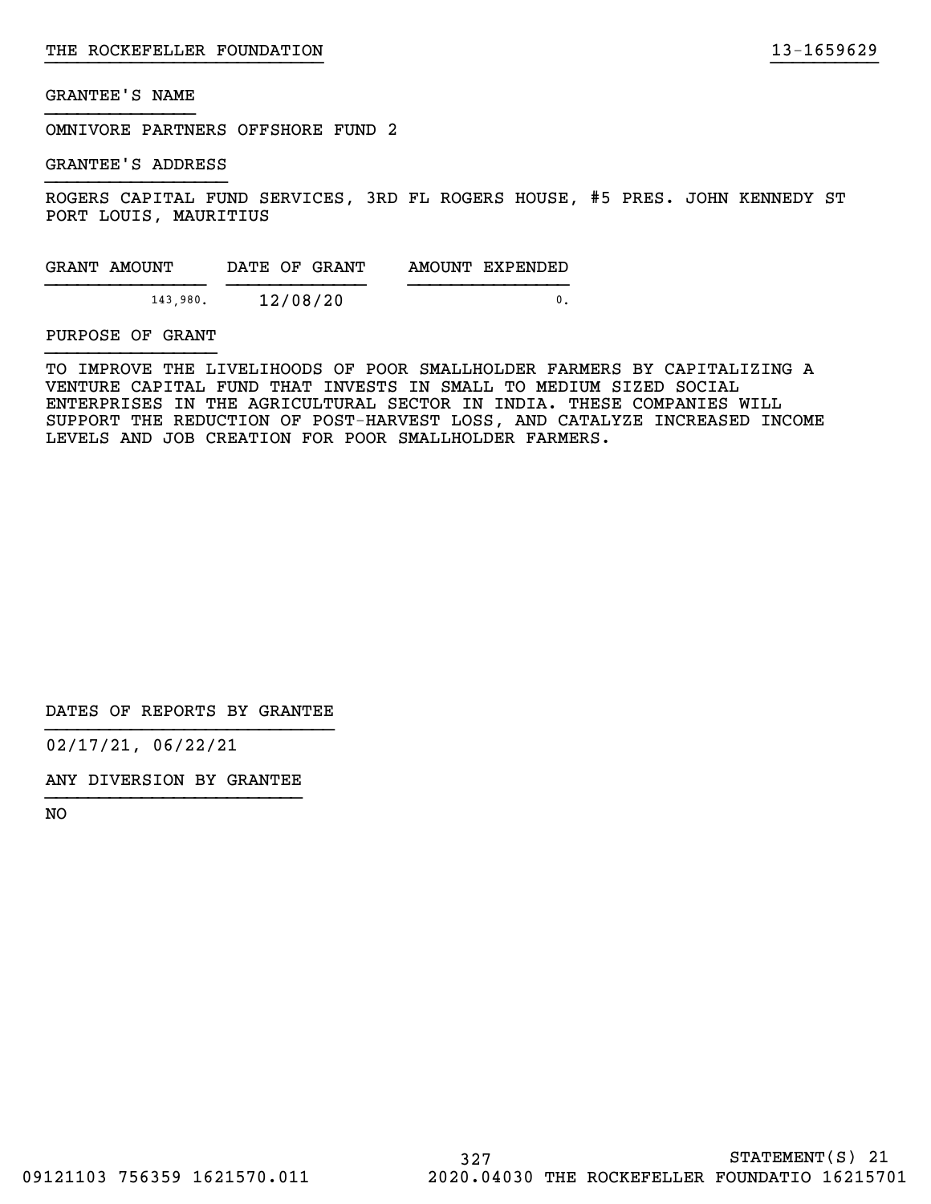GRANTEE'S NAME

OMNIVORE PARTNERS OFFSHORE FUND 2

GRANTEE'S ADDRESS

ROGERS CAPITAL FUND SERVICES, 3RD FL ROGERS HOUSE, #5 PRES. JOHN KENNEDY ST
PORT LOUIS, MAURITIUS

| GRANT AMOUNT | DATE OF GRANT | AMOUNT EXPENDED |
| --- | --- | --- |
| 143,980. | 12/08/20 | 0. |

PURPOSE OF GRANT

TO IMPROVE THE LIVELIHOODS OF POOR SMALLHOLDER FARMERS BY CAPITALIZING A VENTURE CAPITAL FUND THAT INVESTS IN SMALL TO MEDIUM SIZED SOCIAL ENTERPRISES IN THE AGRICULTURAL SECTOR IN INDIA. THESE COMPANIES WILL SUPPORT THE REDUCTION OF POST-HARVEST LOSS, AND CATALYZE INCREASED INCOME LEVELS AND JOB CREATION FOR POOR SMALLHOLDER FARMERS.

DATES OF REPORTS BY GRANTEE

02/17/21, 06/22/21

ANY DIVERSION BY GRANTEE

NO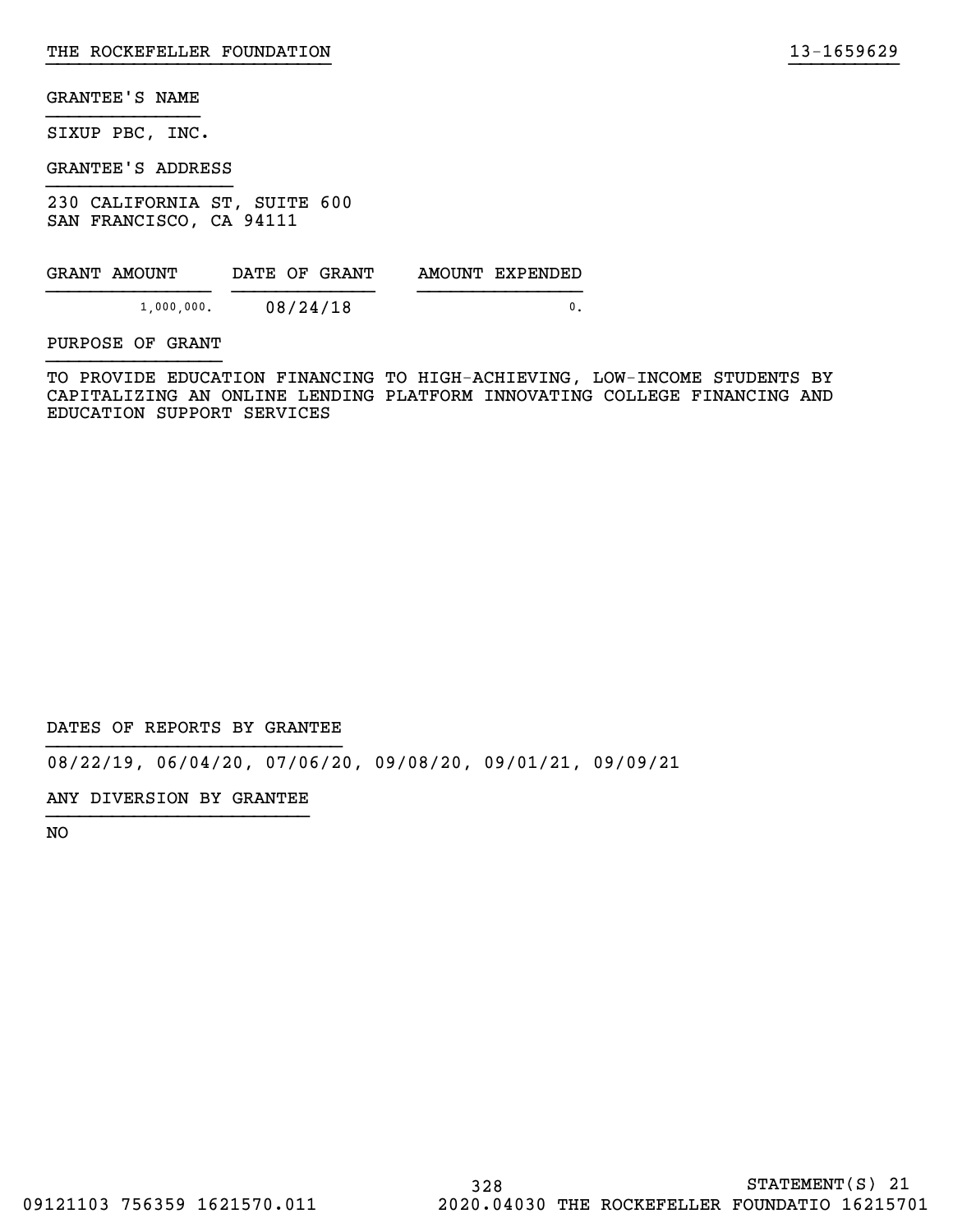THE ROCKEFELLER FOUNDATION 13-1659629

GRANTEE'S NAME

SIXUP PBC, INC.

GRANTEE'S ADDRESS

230 CALIFORNIA ST, SUITE 600
SAN FRANCISCO, CA 94111

| GRANT AMOUNT | DATE OF GRANT | AMOUNT EXPENDED |
|---|---|---|
| 1,000,000. | 08/24/18 | 0. |

PURPOSE OF GRANT

TO PROVIDE EDUCATION FINANCING TO HIGH-ACHIEVING, LOW-INCOME STUDENTS BY CAPITALIZING AN ONLINE LENDING PLATFORM INNOVATING COLLEGE FINANCING AND EDUCATION SUPPORT SERVICES

DATES OF REPORTS BY GRANTEE

08/22/19, 06/04/20, 07/06/20, 09/08/20, 09/01/21, 09/09/21

ANY DIVERSION BY GRANTEE

NO

STATEMENT(S) 21

09121103 756359 1621570.011 2020.04030 THE ROCKEFELLER FOUNDATIO 16215701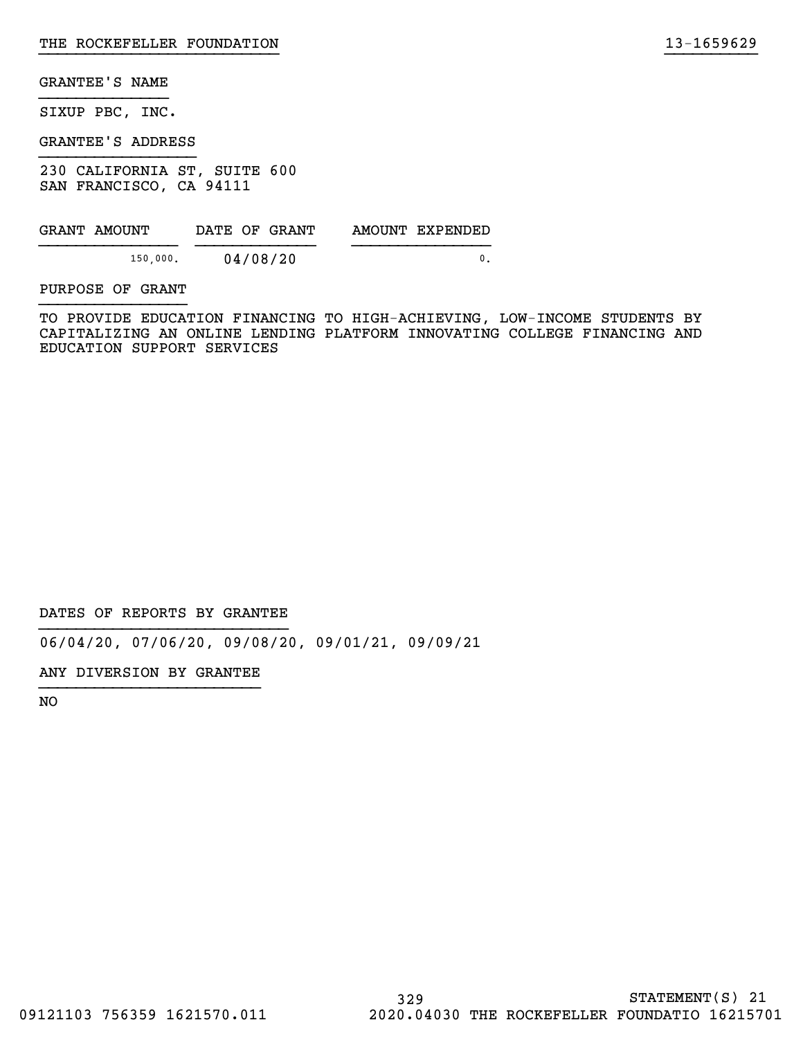GRANTEE'S NAME

SIXUP PBC, INC.

GRANTEE'S ADDRESS

230 CALIFORNIA ST, SUITE 600
SAN FRANCISCO, CA 94111

| GRANT AMOUNT | DATE OF GRANT | AMOUNT EXPENDED |
|---|---|---|
| 150,000. | 04/08/20 | 0. |

PURPOSE OF GRANT

TO PROVIDE EDUCATION FINANCING TO HIGH-ACHIEVING, LOW-INCOME STUDENTS BY CAPITALIZING AN ONLINE LENDING PLATFORM INNOVATING COLLEGE FINANCING AND EDUCATION SUPPORT SERVICES

DATES OF REPORTS BY GRANTEE

06/04/20, 07/06/20, 09/08/20, 09/01/21, 09/09/21

ANY DIVERSION BY GRANTEE

NO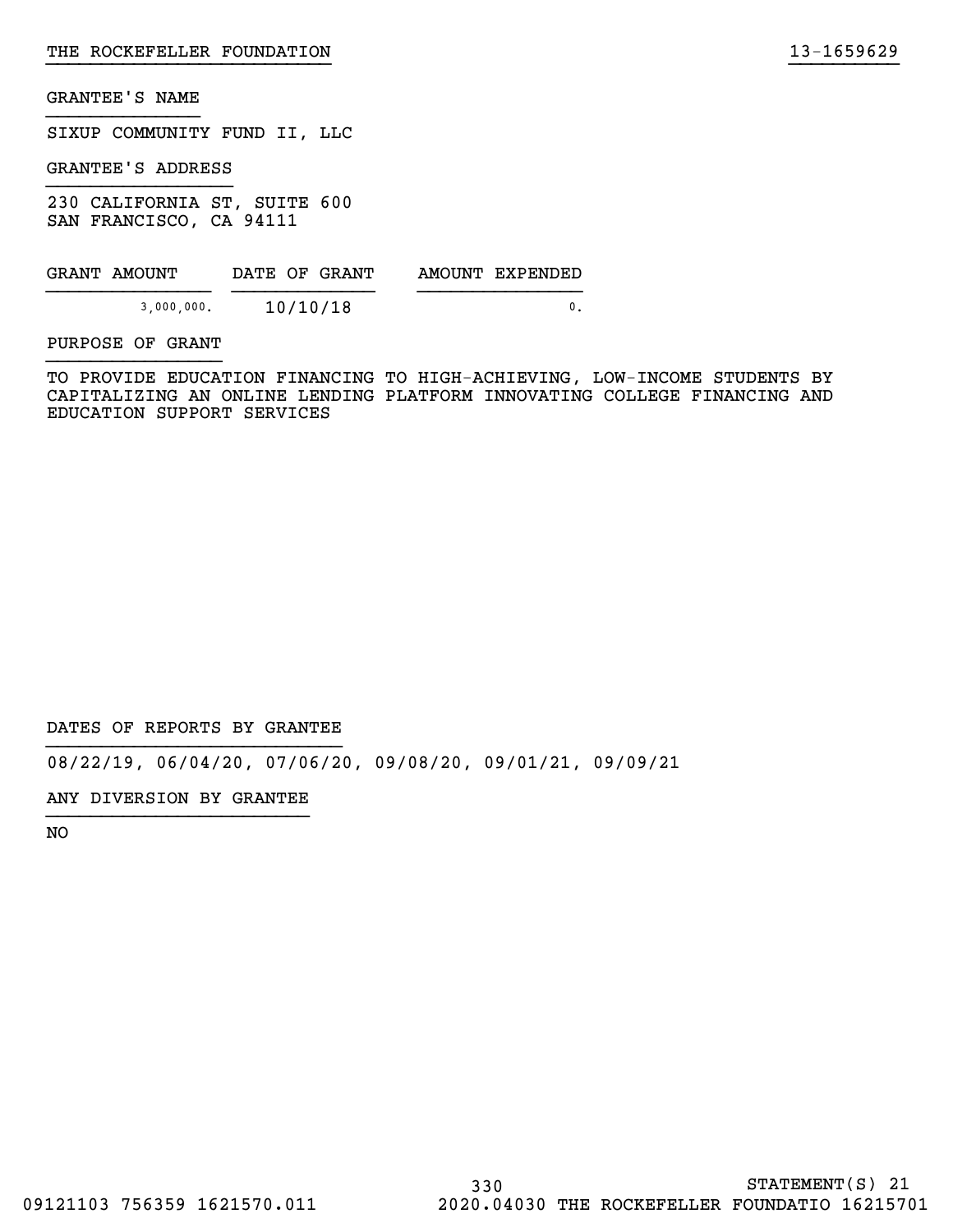GRANTEE'S NAME

SIXUP COMMUNITY FUND II, LLC

GRANTEE'S ADDRESS

230 CALIFORNIA ST, SUITE 600
SAN FRANCISCO, CA 94111

| GRANT AMOUNT | DATE OF GRANT | AMOUNT EXPENDED |
| --- | --- | --- |
| 3,000,000. | 10/10/18 | 0. |

PURPOSE OF GRANT

TO PROVIDE EDUCATION FINANCING TO HIGH-ACHIEVING, LOW-INCOME STUDENTS BY CAPITALIZING AN ONLINE LENDING PLATFORM INNOVATING COLLEGE FINANCING AND EDUCATION SUPPORT SERVICES

DATES OF REPORTS BY GRANTEE

08/22/19, 06/04/20, 07/06/20, 09/08/20, 09/01/21, 09/09/21

ANY DIVERSION BY GRANTEE

NO

STATEMENT(S) 21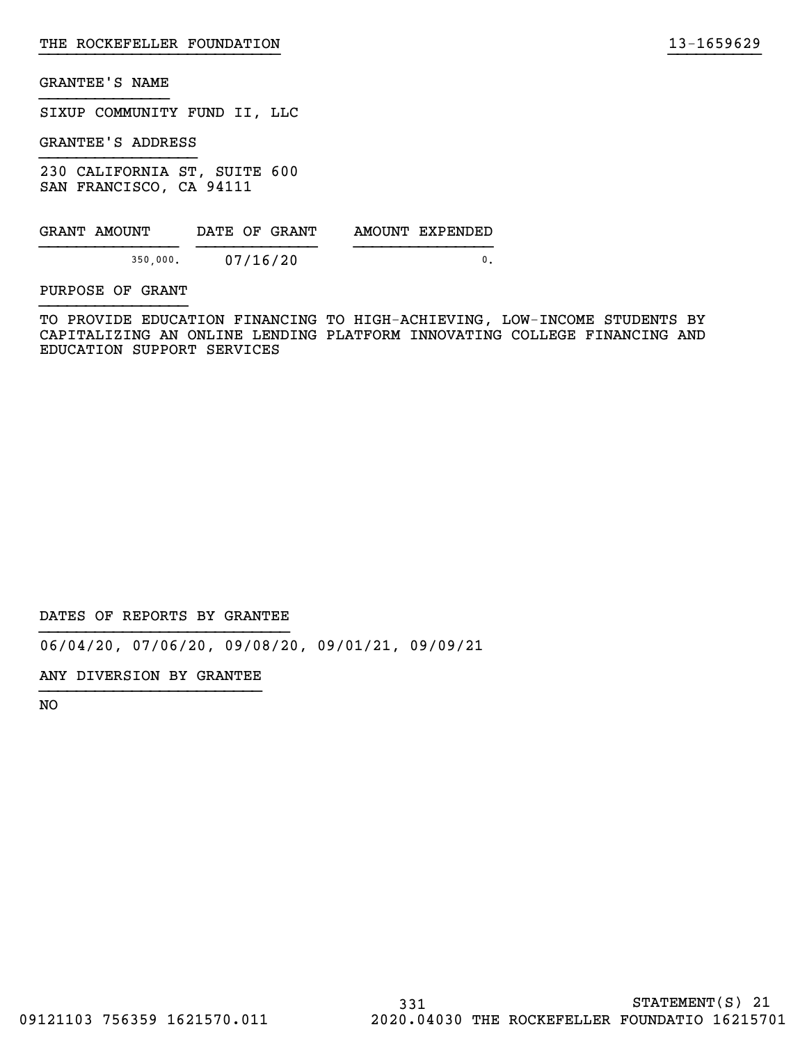GRANTEE'S NAME

SIXUP COMMUNITY FUND II, LLC

GRANTEE'S ADDRESS

230 CALIFORNIA ST, SUITE 600
SAN FRANCISCO, CA 94111

| GRANT AMOUNT | DATE OF GRANT | AMOUNT EXPENDED |
|---|---|---|
| 350,000. | 07/16/20 | 0. |

PURPOSE OF GRANT

TO PROVIDE EDUCATION FINANCING TO HIGH-ACHIEVING, LOW-INCOME STUDENTS BY CAPITALIZING AN ONLINE LENDING PLATFORM INNOVATING COLLEGE FINANCING AND EDUCATION SUPPORT SERVICES

DATES OF REPORTS BY GRANTEE

06/04/20, 07/06/20, 09/08/20, 09/01/21, 09/09/21

ANY DIVERSION BY GRANTEE

NO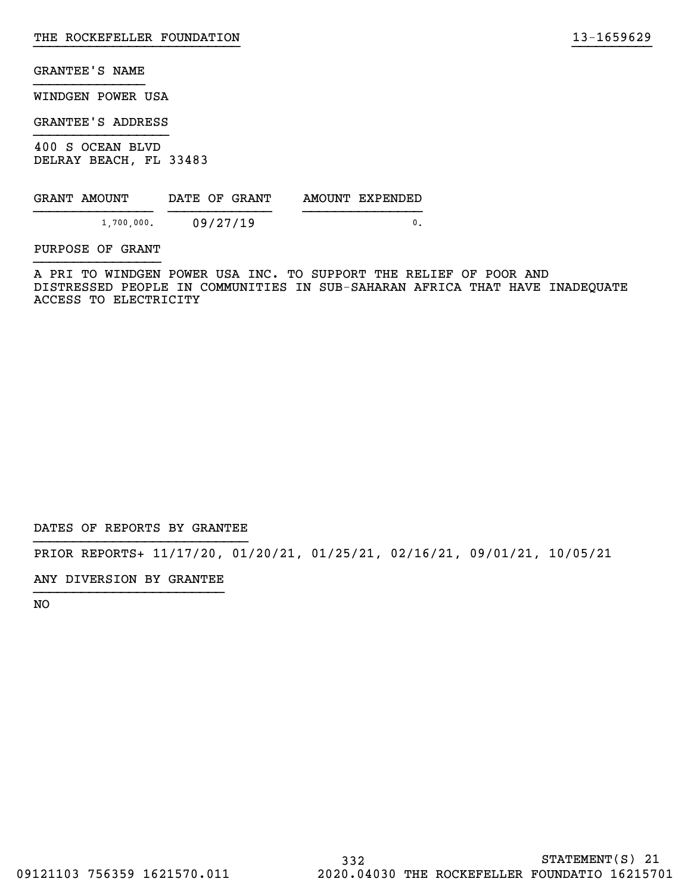GRANTEE'S NAME

WINDGEN POWER USA

GRANTEE'S ADDRESS

400 S OCEAN BLVD
DELRAY BEACH, FL 33483

| GRANT AMOUNT | DATE OF GRANT | AMOUNT EXPENDED |
| --- | --- | --- |
| 1,700,000. | 09/27/19 | 0. |

PURPOSE OF GRANT

A PRI TO WINDGEN POWER USA INC. TO SUPPORT THE RELIEF OF POOR AND DISTRESSED PEOPLE IN COMMUNITIES IN SUB-SAHARAN AFRICA THAT HAVE INADEQUATE ACCESS TO ELECTRICITY

DATES OF REPORTS BY GRANTEE

PRIOR REPORTS+ 11/17/20, 01/20/21, 01/25/21, 02/16/21, 09/01/21, 10/05/21

ANY DIVERSION BY GRANTEE

NO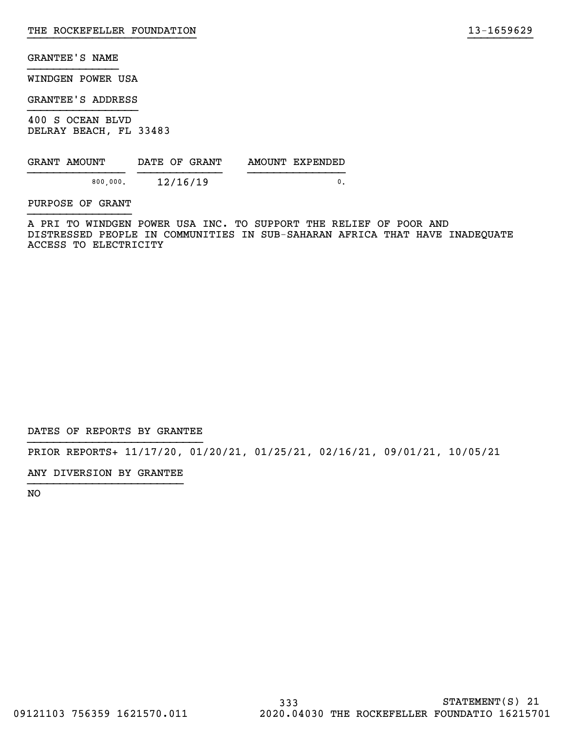THE ROCKEFELLER FOUNDATION 13-1659629

GRANTEE'S NAME

WINDGEN POWER USA

GRANTEE'S ADDRESS

400 S OCEAN BLVD
DELRAY BEACH, FL 33483

| GRANT AMOUNT | DATE OF GRANT | AMOUNT EXPENDED |
| --- | --- | --- |
| 800,000. | 12/16/19 | 0. |

PURPOSE OF GRANT

A PRI TO WINDGEN POWER USA INC. TO SUPPORT THE RELIEF OF POOR AND DISTRESSED PEOPLE IN COMMUNITIES IN SUB-SAHARAN AFRICA THAT HAVE INADEQUATE ACCESS TO ELECTRICITY

DATES OF REPORTS BY GRANTEE

PRIOR REPORTS+ 11/17/20, 01/20/21, 01/25/21, 02/16/21, 09/01/21, 10/05/21

ANY DIVERSION BY GRANTEE

NO

STATEMENT(S) 21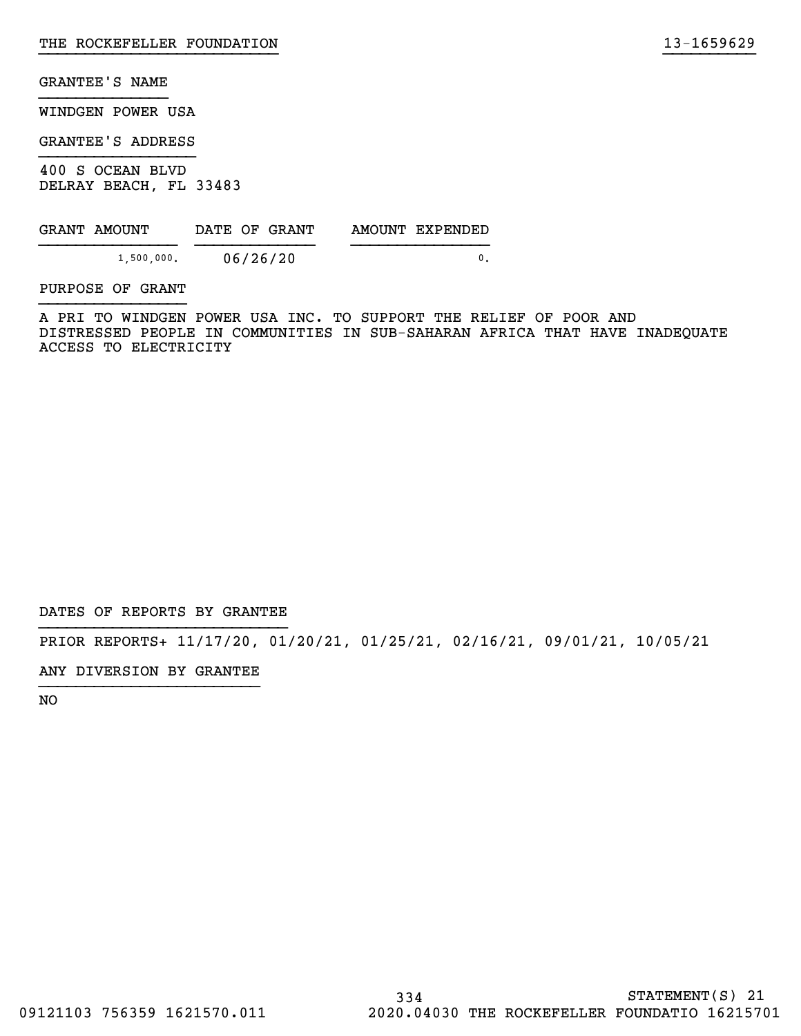GRANTEE'S NAME

WINDGEN POWER USA

GRANTEE'S ADDRESS

400 S OCEAN BLVD
DELRAY BEACH, FL 33483

| GRANT AMOUNT | DATE OF GRANT | AMOUNT EXPENDED |
|---|---|---|
| 1,500,000. | 06/26/20 | 0. |

PURPOSE OF GRANT

A PRI TO WINDGEN POWER USA INC. TO SUPPORT THE RELIEF OF POOR AND DISTRESSED PEOPLE IN COMMUNITIES IN SUB-SAHARAN AFRICA THAT HAVE INADEQUATE ACCESS TO ELECTRICITY

DATES OF REPORTS BY GRANTEE

PRIOR REPORTS+ 11/17/20, 01/20/21, 01/25/21, 02/16/21, 09/01/21, 10/05/21

ANY DIVERSION BY GRANTEE

NO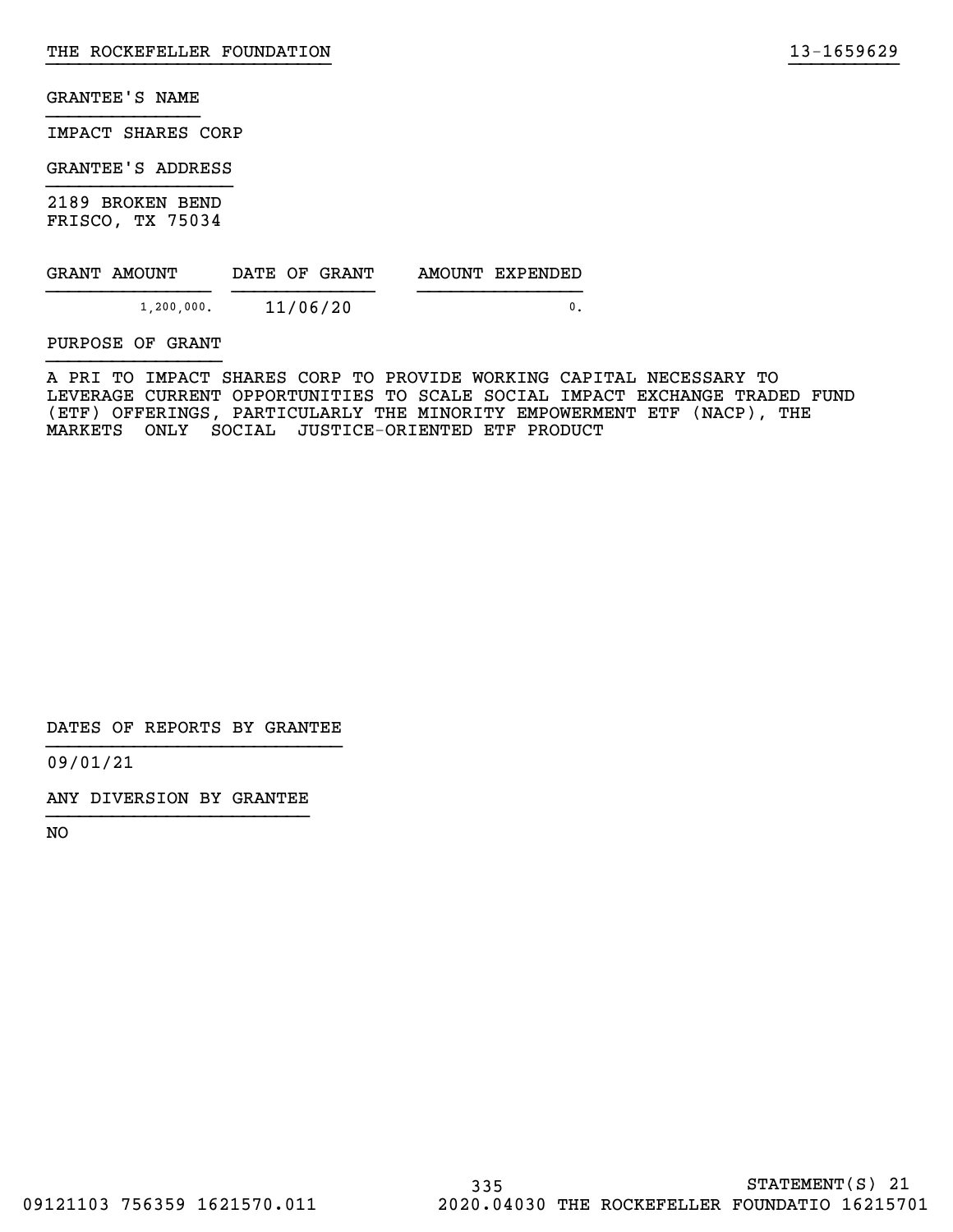GRANTEE'S NAME

IMPACT SHARES CORP

GRANTEE'S ADDRESS

2189 BROKEN BEND
FRISCO, TX 75034

| GRANT AMOUNT | DATE OF GRANT | AMOUNT EXPENDED |
|---|---|---|
| 1,200,000. | 11/06/20 | 0. |

PURPOSE OF GRANT

A PRI TO IMPACT SHARES CORP TO PROVIDE WORKING CAPITAL NECESSARY TO LEVERAGE CURRENT OPPORTUNITIES TO SCALE SOCIAL IMPACT EXCHANGE TRADED FUND (ETF) OFFERINGS, PARTICULARLY THE MINORITY EMPOWERMENT ETF (NACP), THE MARKETS ONLY SOCIAL JUSTICE-ORIENTED ETF PRODUCT

DATES OF REPORTS BY GRANTEE

09/01/21

ANY DIVERSION BY GRANTEE

NO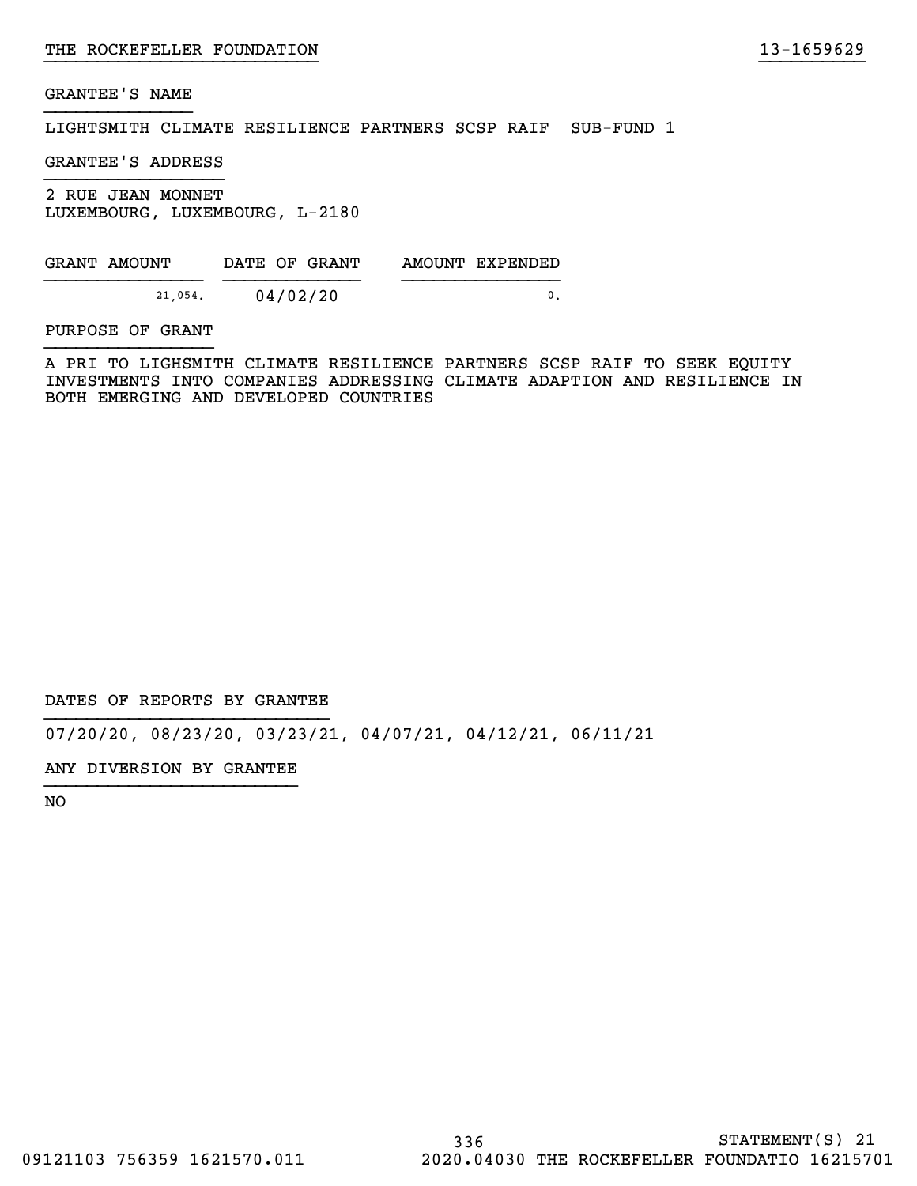THE ROCKEFELLER FOUNDATION 13-1659629

GRANTEE'S NAME

LIGHTSMITH CLIMATE RESILIENCE PARTNERS SCSP RAIF SUB-FUND 1

GRANTEE'S ADDRESS

2 RUE JEAN MONNET
LUXEMBOURG, LUXEMBOURG, L-2180

| GRANT AMOUNT | DATE OF GRANT | AMOUNT EXPENDED |
|---|---|---|
| 21,054. | 04/02/20 | 0. |

PURPOSE OF GRANT

A PRI TO LIGHSMITH CLIMATE RESILIENCE PARTNERS SCSP RAIF TO SEEK EQUITY INVESTMENTS INTO COMPANIES ADDRESSING CLIMATE ADAPTION AND RESILIENCE IN BOTH EMERGING AND DEVELOPED COUNTRIES

DATES OF REPORTS BY GRANTEE

07/20/20, 08/23/20, 03/23/21, 04/07/21, 04/12/21, 06/11/21

ANY DIVERSION BY GRANTEE

NO

STATEMENT(S) 21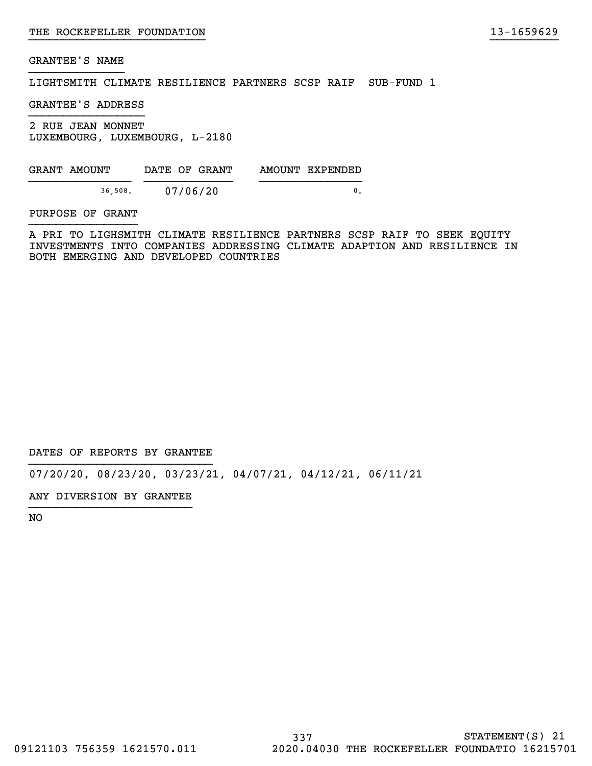GRANTEE'S NAME

LIGHTSMITH CLIMATE RESILIENCE PARTNERS SCSP RAIF  SUB-FUND 1

GRANTEE'S ADDRESS

2 RUE JEAN MONNET
LUXEMBOURG, LUXEMBOURG, L-2180

| GRANT AMOUNT | DATE OF GRANT | AMOUNT EXPENDED |
|---|---|---|
| 36,508. | 07/06/20 | 0. |

PURPOSE OF GRANT

A PRI TO LIGHSMITH CLIMATE RESILIENCE PARTNERS SCSP RAIF TO SEEK EQUITY INVESTMENTS INTO COMPANIES ADDRESSING CLIMATE ADAPTION AND RESILIENCE IN BOTH EMERGING AND DEVELOPED COUNTRIES

DATES OF REPORTS BY GRANTEE

07/20/20, 08/23/20, 03/23/21, 04/07/21, 04/12/21, 06/11/21

ANY DIVERSION BY GRANTEE

NO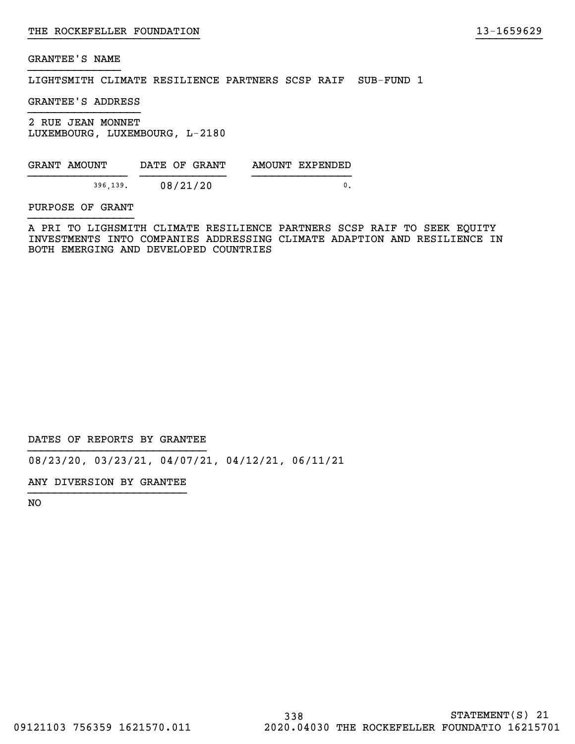GRANTEE'S NAME

LIGHTSMITH CLIMATE RESILIENCE PARTNERS SCSP RAIF  SUB-FUND 1

GRANTEE'S ADDRESS

2 RUE JEAN MONNET
LUXEMBOURG, LUXEMBOURG, L-2180

| GRANT AMOUNT | DATE OF GRANT | AMOUNT EXPENDED |
| --- | --- | --- |
| 396,139. | 08/21/20 | 0. |

PURPOSE OF GRANT

A PRI TO LIGHSMITH CLIMATE RESILIENCE PARTNERS SCSP RAIF TO SEEK EQUITY INVESTMENTS INTO COMPANIES ADDRESSING CLIMATE ADAPTION AND RESILIENCE IN BOTH EMERGING AND DEVELOPED COUNTRIES

DATES OF REPORTS BY GRANTEE

08/23/20, 03/23/21, 04/07/21, 04/12/21, 06/11/21

ANY DIVERSION BY GRANTEE

NO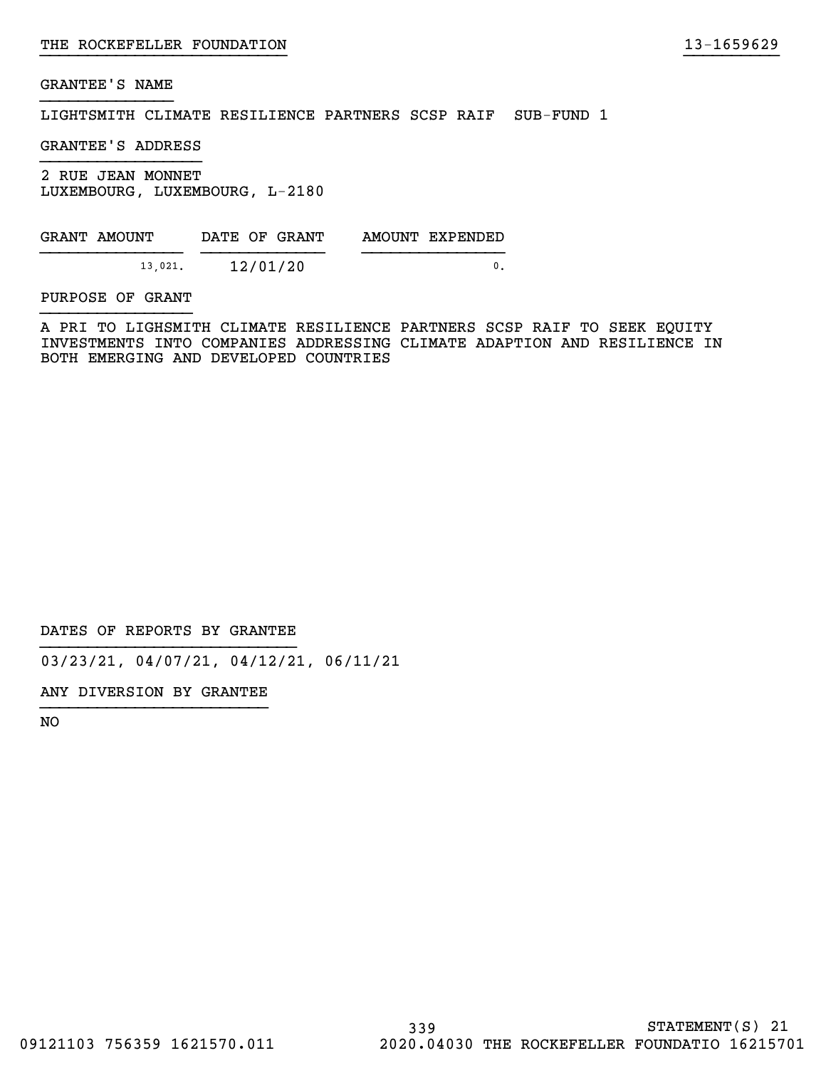GRANTEE'S NAME

LIGHTSMITH CLIMATE RESILIENCE PARTNERS SCSP RAIF SUB-FUND 1

GRANTEE'S ADDRESS

2 RUE JEAN MONNET
LUXEMBOURG, LUXEMBOURG, L-2180

| GRANT AMOUNT | DATE OF GRANT | AMOUNT EXPENDED |
| --- | --- | --- |
| 13,021. | 12/01/20 | 0. |

PURPOSE OF GRANT

A PRI TO LIGHSMITH CLIMATE RESILIENCE PARTNERS SCSP RAIF TO SEEK EQUITY INVESTMENTS INTO COMPANIES ADDRESSING CLIMATE ADAPTION AND RESILIENCE IN BOTH EMERGING AND DEVELOPED COUNTRIES

DATES OF REPORTS BY GRANTEE

03/23/21, 04/07/21, 04/12/21, 06/11/21

ANY DIVERSION BY GRANTEE

NO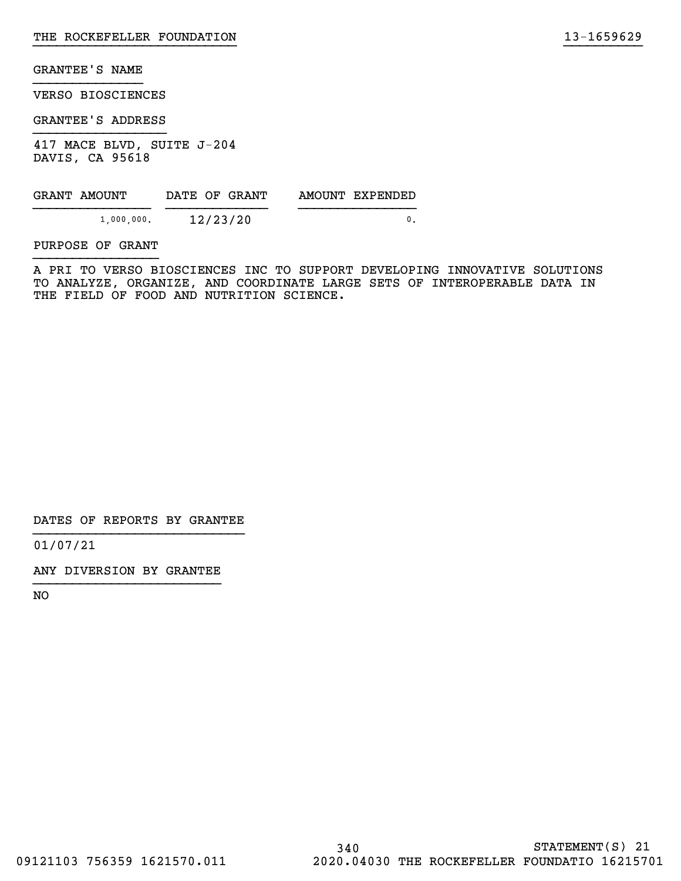GRANTEE'S NAME

VERSO BIOSCIENCES

GRANTEE'S ADDRESS

417 MACE BLVD, SUITE J-204
DAVIS, CA 95618

| GRANT AMOUNT | DATE OF GRANT | AMOUNT EXPENDED |
|---|---|---|
| 1,000,000. | 12/23/20 | 0. |

PURPOSE OF GRANT

A PRI TO VERSO BIOSCIENCES INC TO SUPPORT DEVELOPING INNOVATIVE SOLUTIONS TO ANALYZE, ORGANIZE, AND COORDINATE LARGE SETS OF INTEROPERABLE DATA IN THE FIELD OF FOOD AND NUTRITION SCIENCE.

DATES OF REPORTS BY GRANTEE

01/07/21

ANY DIVERSION BY GRANTEE

NO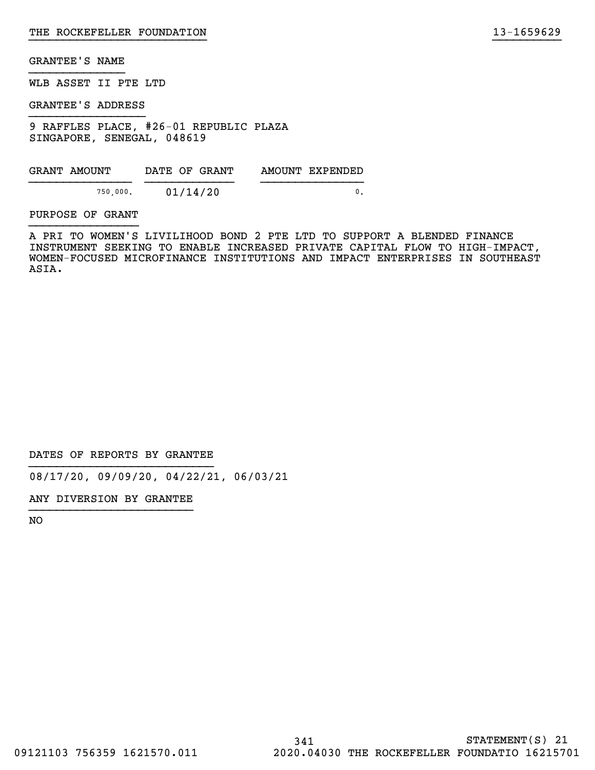GRANTEE'S NAME

WLB ASSET II PTE LTD

GRANTEE'S ADDRESS

9 RAFFLES PLACE, #26-01 REPUBLIC PLAZA
SINGAPORE, SENEGAL, 048619

| GRANT AMOUNT | DATE OF GRANT | AMOUNT EXPENDED |
| --- | --- | --- |
| 750,000. | 01/14/20 | 0. |

PURPOSE OF GRANT

A PRI TO WOMEN'S LIVILIHOOD BOND 2 PTE LTD TO SUPPORT A BLENDED FINANCE INSTRUMENT SEEKING TO ENABLE INCREASED PRIVATE CAPITAL FLOW TO HIGH-IMPACT, WOMEN-FOCUSED MICROFINANCE INSTITUTIONS AND IMPACT ENTERPRISES IN SOUTHEAST ASIA.

DATES OF REPORTS BY GRANTEE

08/17/20, 09/09/20, 04/22/21, 06/03/21

ANY DIVERSION BY GRANTEE

NO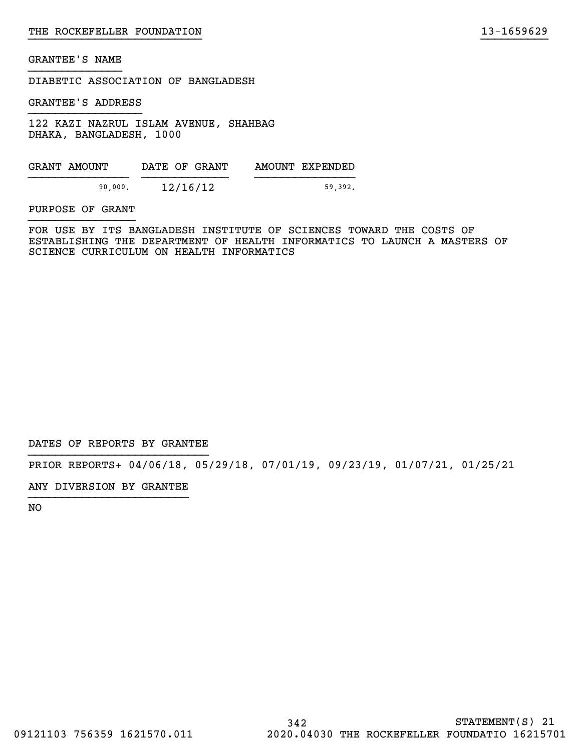GRANTEE'S NAME

DIABETIC ASSOCIATION OF BANGLADESH

GRANTEE'S ADDRESS

122 KAZI NAZRUL ISLAM AVENUE, SHAHBAG
DHAKA, BANGLADESH, 1000

| GRANT AMOUNT | DATE OF GRANT | AMOUNT EXPENDED |
|---|---|---|
| 90,000. | 12/16/12 | 59,392. |

PURPOSE OF GRANT

FOR USE BY ITS BANGLADESH INSTITUTE OF SCIENCES TOWARD THE COSTS OF ESTABLISHING THE DEPARTMENT OF HEALTH INFORMATICS TO LAUNCH A MASTERS OF SCIENCE CURRICULUM ON HEALTH INFORMATICS

DATES OF REPORTS BY GRANTEE

PRIOR REPORTS+ 04/06/18, 05/29/18, 07/01/19, 09/23/19, 01/07/21, 01/25/21

ANY DIVERSION BY GRANTEE

NO

STATEMENT(S) 21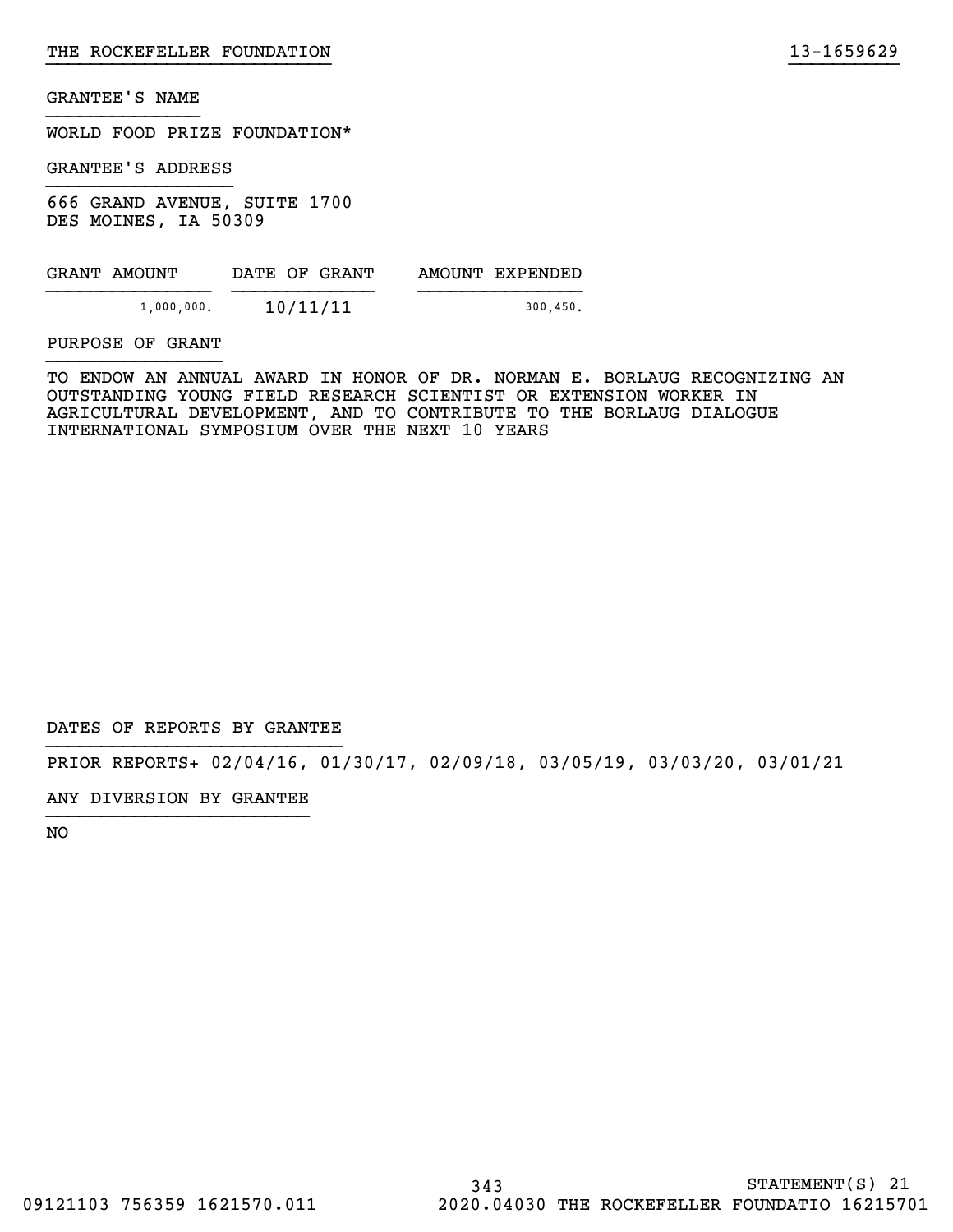GRANTEE'S NAME

WORLD FOOD PRIZE FOUNDATION*

GRANTEE'S ADDRESS

666 GRAND AVENUE, SUITE 1700
DES MOINES, IA 50309

| GRANT AMOUNT | DATE OF GRANT | AMOUNT EXPENDED |
| --- | --- | --- |
| 1,000,000. | 10/11/11 | 300,450. |

PURPOSE OF GRANT

TO ENDOW AN ANNUAL AWARD IN HONOR OF DR. NORMAN E. BORLAUG RECOGNIZING AN OUTSTANDING YOUNG FIELD RESEARCH SCIENTIST OR EXTENSION WORKER IN AGRICULTURAL DEVELOPMENT, AND TO CONTRIBUTE TO THE BORLAUG DIALOGUE INTERNATIONAL SYMPOSIUM OVER THE NEXT 10 YEARS

DATES OF REPORTS BY GRANTEE

PRIOR REPORTS+ 02/04/16, 01/30/17, 02/09/18, 03/05/19, 03/03/20, 03/01/21

ANY DIVERSION BY GRANTEE

NO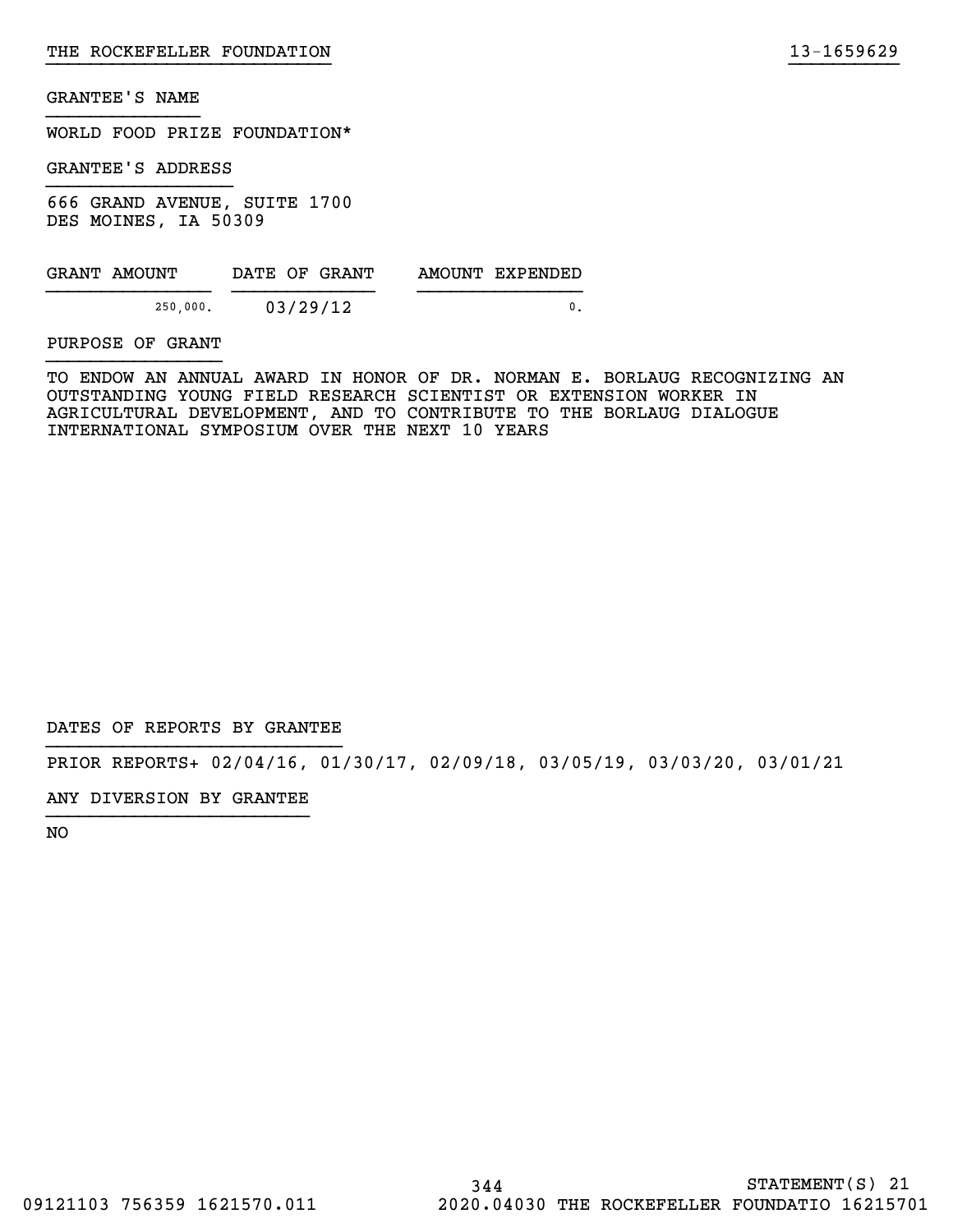THE ROCKEFELLER FOUNDATION 13-1659629

GRANTEE'S NAME

WORLD FOOD PRIZE FOUNDATION*

GRANTEE'S ADDRESS

666 GRAND AVENUE, SUITE 1700
DES MOINES, IA 50309

| GRANT AMOUNT | DATE OF GRANT | AMOUNT EXPENDED |
| --- | --- | --- |
| 250,000. | 03/29/12 | 0. |

PURPOSE OF GRANT

TO ENDOW AN ANNUAL AWARD IN HONOR OF DR. NORMAN E. BORLAUG RECOGNIZING AN OUTSTANDING YOUNG FIELD RESEARCH SCIENTIST OR EXTENSION WORKER IN AGRICULTURAL DEVELOPMENT, AND TO CONTRIBUTE TO THE BORLAUG DIALOGUE INTERNATIONAL SYMPOSIUM OVER THE NEXT 10 YEARS

DATES OF REPORTS BY GRANTEE

PRIOR REPORTS+ 02/04/16, 01/30/17, 02/09/18, 03/05/19, 03/03/20, 03/01/21

ANY DIVERSION BY GRANTEE

NO

STATEMENT(S) 21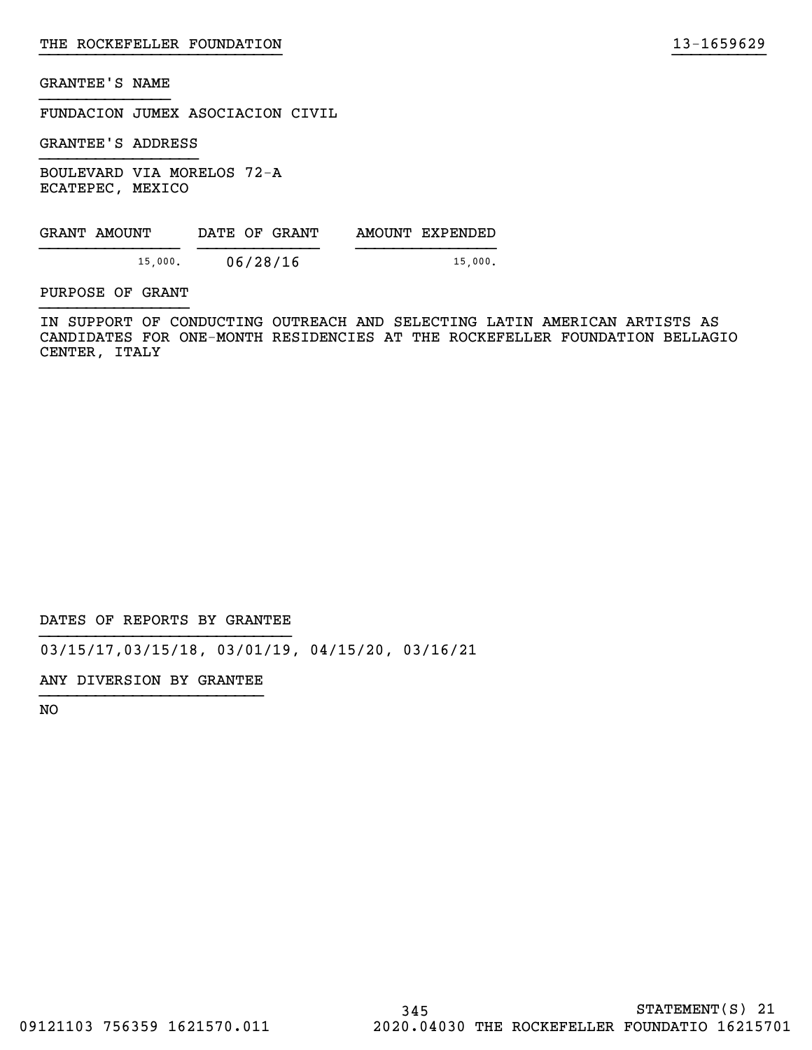GRANTEE'S NAME

FUNDACION JUMEX ASOCIACION CIVIL

GRANTEE'S ADDRESS

BOULEVARD VIA MORELOS 72-A
ECATEPEC, MEXICO

| GRANT AMOUNT | DATE OF GRANT | AMOUNT EXPENDED |
|---|---|---|
| 15,000. | 06/28/16 | 15,000. |

PURPOSE OF GRANT

IN SUPPORT OF CONDUCTING OUTREACH AND SELECTING LATIN AMERICAN ARTISTS AS CANDIDATES FOR ONE-MONTH RESIDENCIES AT THE ROCKEFELLER FOUNDATION BELLAGIO CENTER, ITALY

DATES OF REPORTS BY GRANTEE

03/15/17,03/15/18, 03/01/19, 04/15/20, 03/16/21

ANY DIVERSION BY GRANTEE

NO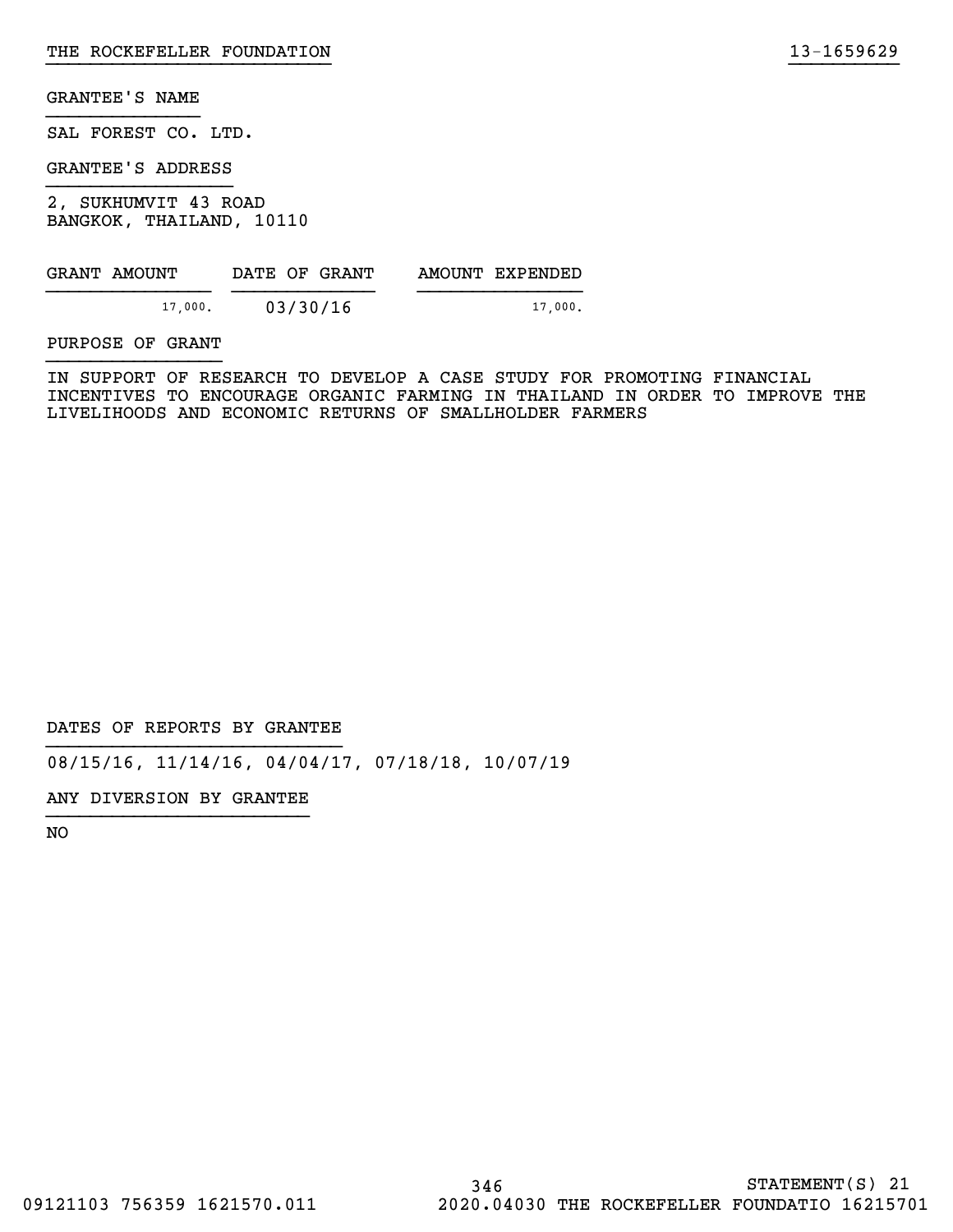GRANTEE'S NAME

SAL FOREST CO. LTD.

GRANTEE'S ADDRESS

2, SUKHUMVIT 43 ROAD
BANGKOK, THAILAND, 10110

| GRANT AMOUNT | DATE OF GRANT | AMOUNT EXPENDED |
|---|---|---|
| 17,000. | 03/30/16 | 17,000. |

PURPOSE OF GRANT

IN SUPPORT OF RESEARCH TO DEVELOP A CASE STUDY FOR PROMOTING FINANCIAL INCENTIVES TO ENCOURAGE ORGANIC FARMING IN THAILAND IN ORDER TO IMPROVE THE LIVELIHOODS AND ECONOMIC RETURNS OF SMALLHOLDER FARMERS

DATES OF REPORTS BY GRANTEE

08/15/16, 11/14/16, 04/04/17, 07/18/18, 10/07/19

ANY DIVERSION BY GRANTEE

NO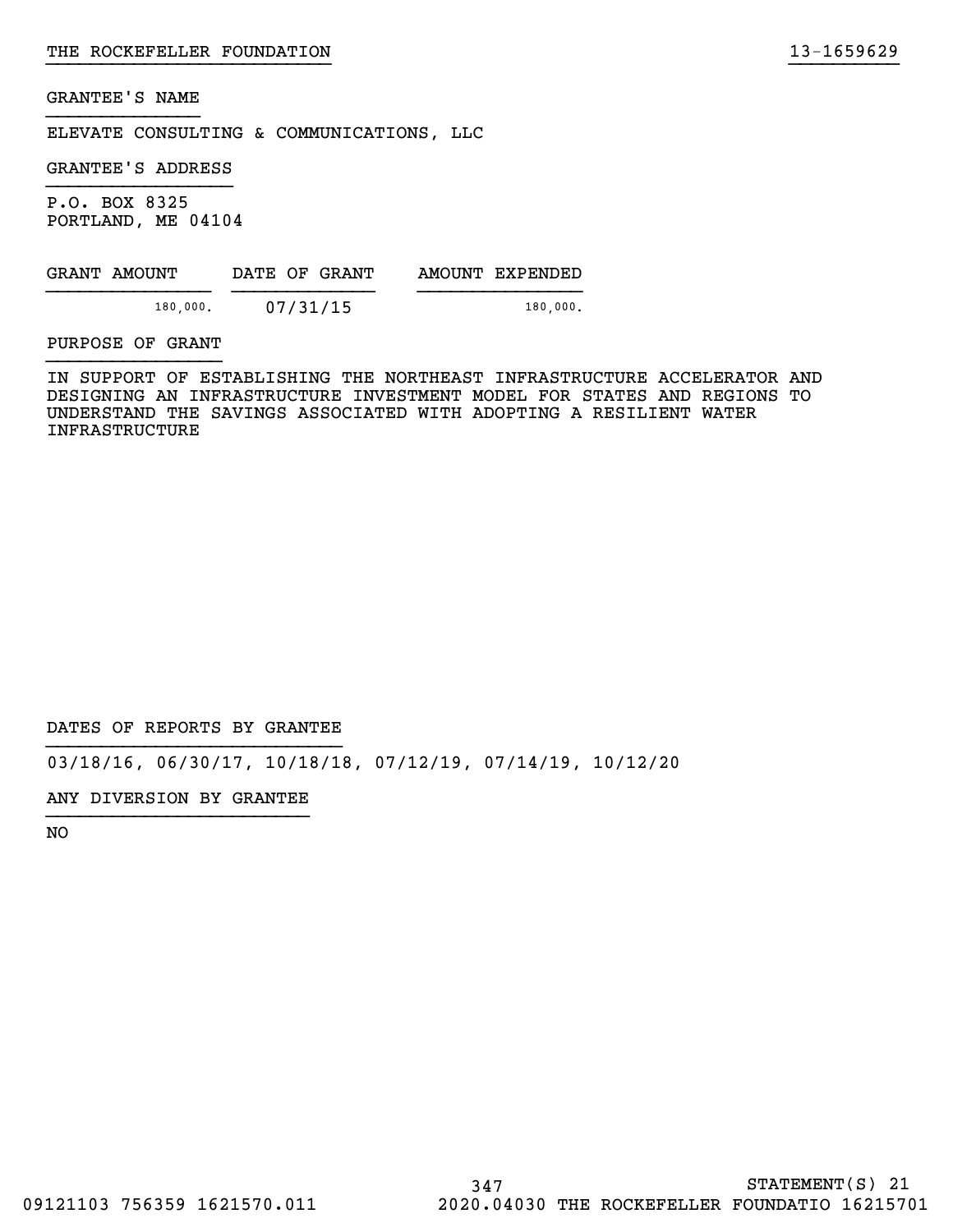THE ROCKEFELLER FOUNDATION 13-1659629

GRANTEE'S NAME

ELEVATE CONSULTING & COMMUNICATIONS, LLC

GRANTEE'S ADDRESS

P.O. BOX 8325
PORTLAND, ME 04104

| GRANT AMOUNT | DATE OF GRANT | AMOUNT EXPENDED |
|---|---|---|
| 180,000. | 07/31/15 | 180,000. |

PURPOSE OF GRANT

IN SUPPORT OF ESTABLISHING THE NORTHEAST INFRASTRUCTURE ACCELERATOR AND DESIGNING AN INFRASTRUCTURE INVESTMENT MODEL FOR STATES AND REGIONS TO UNDERSTAND THE SAVINGS ASSOCIATED WITH ADOPTING A RESILIENT WATER INFRASTRUCTURE

DATES OF REPORTS BY GRANTEE

03/18/16, 06/30/17, 10/18/18, 07/12/19, 07/14/19, 10/12/20

ANY DIVERSION BY GRANTEE

NO

STATEMENT(S) 21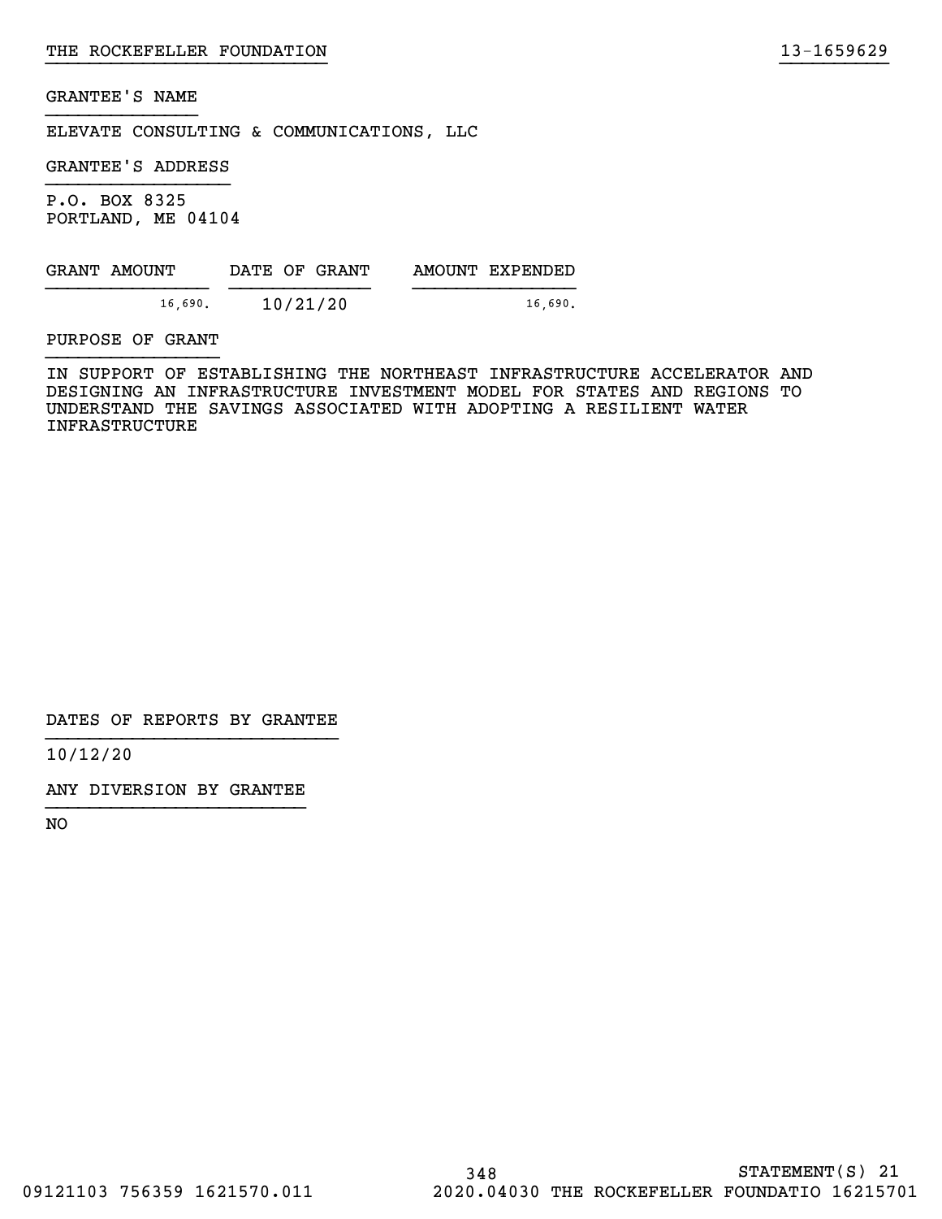GRANTEE'S NAME

ELEVATE CONSULTING & COMMUNICATIONS, LLC

GRANTEE'S ADDRESS

P.O. BOX 8325
PORTLAND, ME 04104

| GRANT AMOUNT | DATE OF GRANT | AMOUNT EXPENDED |
|---|---|---|
| 16,690. | 10/21/20 | 16,690. |

PURPOSE OF GRANT

IN SUPPORT OF ESTABLISHING THE NORTHEAST INFRASTRUCTURE ACCELERATOR AND DESIGNING AN INFRASTRUCTURE INVESTMENT MODEL FOR STATES AND REGIONS TO UNDERSTAND THE SAVINGS ASSOCIATED WITH ADOPTING A RESILIENT WATER INFRASTRUCTURE

DATES OF REPORTS BY GRANTEE

10/12/20

ANY DIVERSION BY GRANTEE

NO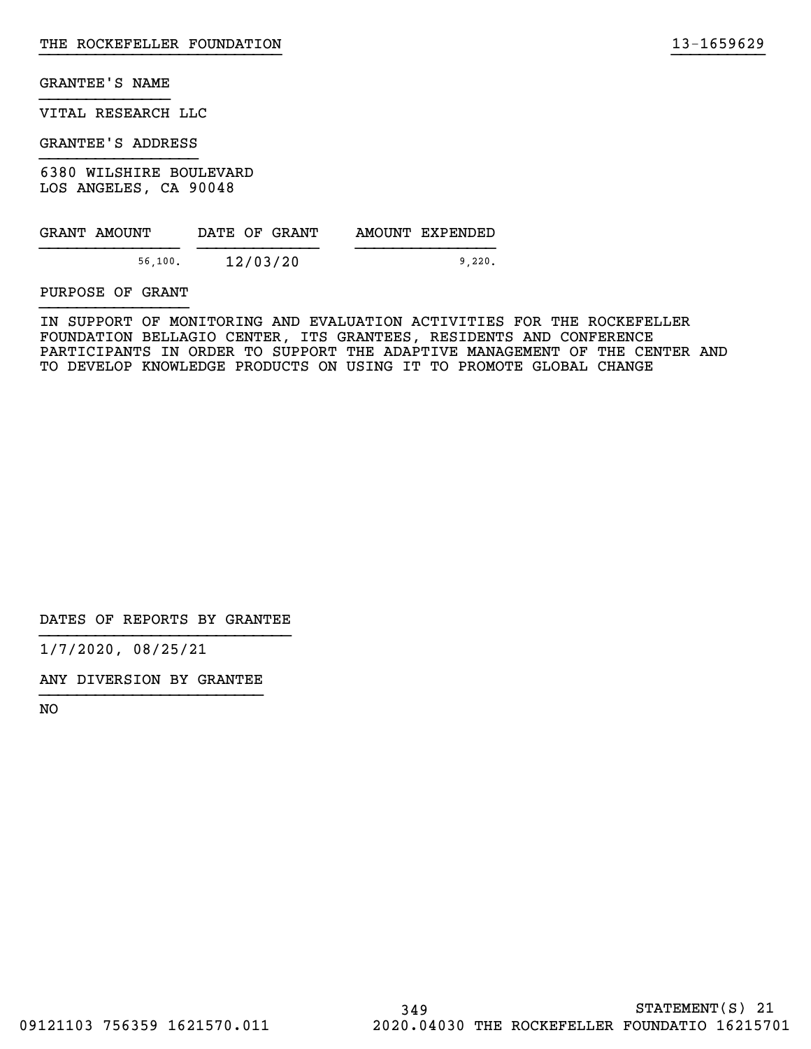GRANTEE'S NAME

VITAL RESEARCH LLC

GRANTEE'S ADDRESS

6380 WILSHIRE BOULEVARD
LOS ANGELES, CA 90048

| GRANT AMOUNT | DATE OF GRANT | AMOUNT EXPENDED |
| --- | --- | --- |
| 56,100. | 12/03/20 | 9,220. |

PURPOSE OF GRANT

IN SUPPORT OF MONITORING AND EVALUATION ACTIVITIES FOR THE ROCKEFELLER FOUNDATION BELLAGIO CENTER, ITS GRANTEES, RESIDENTS AND CONFERENCE PARTICIPANTS IN ORDER TO SUPPORT THE ADAPTIVE MANAGEMENT OF THE CENTER AND TO DEVELOP KNOWLEDGE PRODUCTS ON USING IT TO PROMOTE GLOBAL CHANGE

DATES OF REPORTS BY GRANTEE

1/7/2020, 08/25/21

ANY DIVERSION BY GRANTEE

NO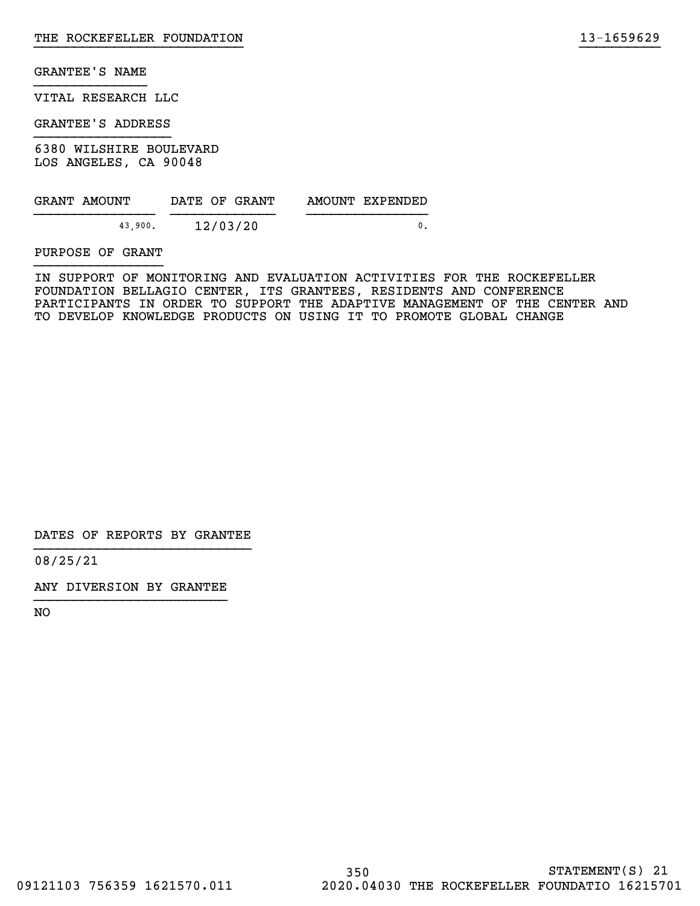GRANTEE'S NAME

VITAL RESEARCH LLC

GRANTEE'S ADDRESS

6380 WILSHIRE BOULEVARD
LOS ANGELES, CA 90048

| GRANT AMOUNT | DATE OF GRANT | AMOUNT EXPENDED |
|---|---|---|
| 43,900. | 12/03/20 | 0. |

PURPOSE OF GRANT

IN SUPPORT OF MONITORING AND EVALUATION ACTIVITIES FOR THE ROCKEFELLER FOUNDATION BELLAGIO CENTER, ITS GRANTEES, RESIDENTS AND CONFERENCE PARTICIPANTS IN ORDER TO SUPPORT THE ADAPTIVE MANAGEMENT OF THE CENTER AND TO DEVELOP KNOWLEDGE PRODUCTS ON USING IT TO PROMOTE GLOBAL CHANGE

DATES OF REPORTS BY GRANTEE

08/25/21

ANY DIVERSION BY GRANTEE

NO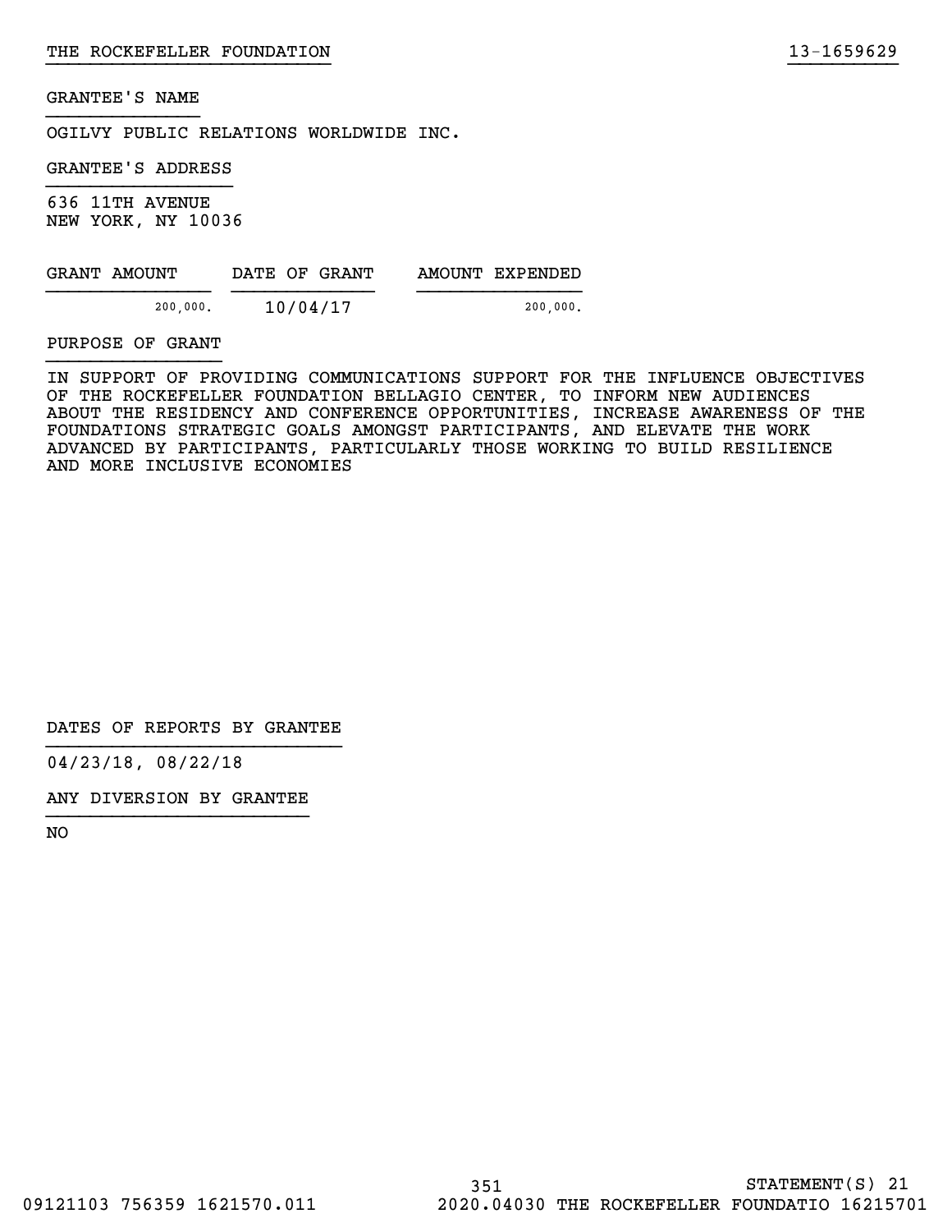THE ROCKEFELLER FOUNDATION 13-1659629

GRANTEE'S NAME

OGILVY PUBLIC RELATIONS WORLDWIDE INC.

GRANTEE'S ADDRESS

636 11TH AVENUE
NEW YORK, NY 10036

| GRANT AMOUNT | DATE OF GRANT | AMOUNT EXPENDED |
|---|---|---|
| 200,000. | 10/04/17 | 200,000. |

PURPOSE OF GRANT

IN SUPPORT OF PROVIDING COMMUNICATIONS SUPPORT FOR THE INFLUENCE OBJECTIVES OF THE ROCKEFELLER FOUNDATION BELLAGIO CENTER, TO INFORM NEW AUDIENCES ABOUT THE RESIDENCY AND CONFERENCE OPPORTUNITIES, INCREASE AWARENESS OF THE FOUNDATIONS STRATEGIC GOALS AMONGST PARTICIPANTS, AND ELEVATE THE WORK ADVANCED BY PARTICIPANTS, PARTICULARLY THOSE WORKING TO BUILD RESILIENCE AND MORE INCLUSIVE ECONOMIES

DATES OF REPORTS BY GRANTEE

04/23/18, 08/22/18

ANY DIVERSION BY GRANTEE

NO

STATEMENT(S) 21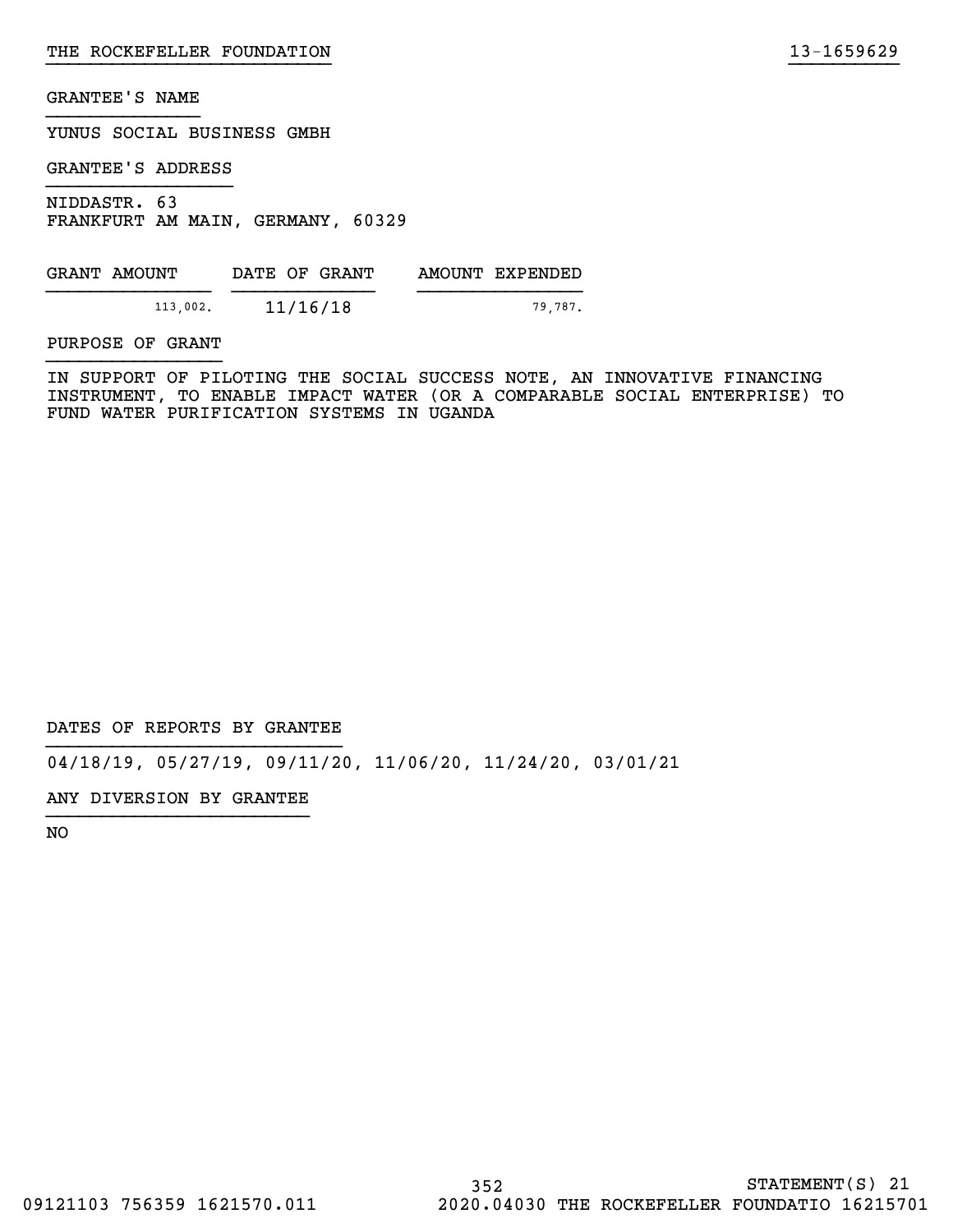GRANTEE'S NAME

YUNUS SOCIAL BUSINESS GMBH

GRANTEE'S ADDRESS

NIDDASTR. 63
FRANKFURT AM MAIN, GERMANY, 60329

| GRANT AMOUNT | DATE OF GRANT | AMOUNT EXPENDED |
|---|---|---|
| 113,002. | 11/16/18 | 79,787. |

PURPOSE OF GRANT

IN SUPPORT OF PILOTING THE SOCIAL SUCCESS NOTE, AN INNOVATIVE FINANCING INSTRUMENT, TO ENABLE IMPACT WATER (OR A COMPARABLE SOCIAL ENTERPRISE) TO FUND WATER PURIFICATION SYSTEMS IN UGANDA

DATES OF REPORTS BY GRANTEE

04/18/19, 05/27/19, 09/11/20, 11/06/20, 11/24/20, 03/01/21

ANY DIVERSION BY GRANTEE

NO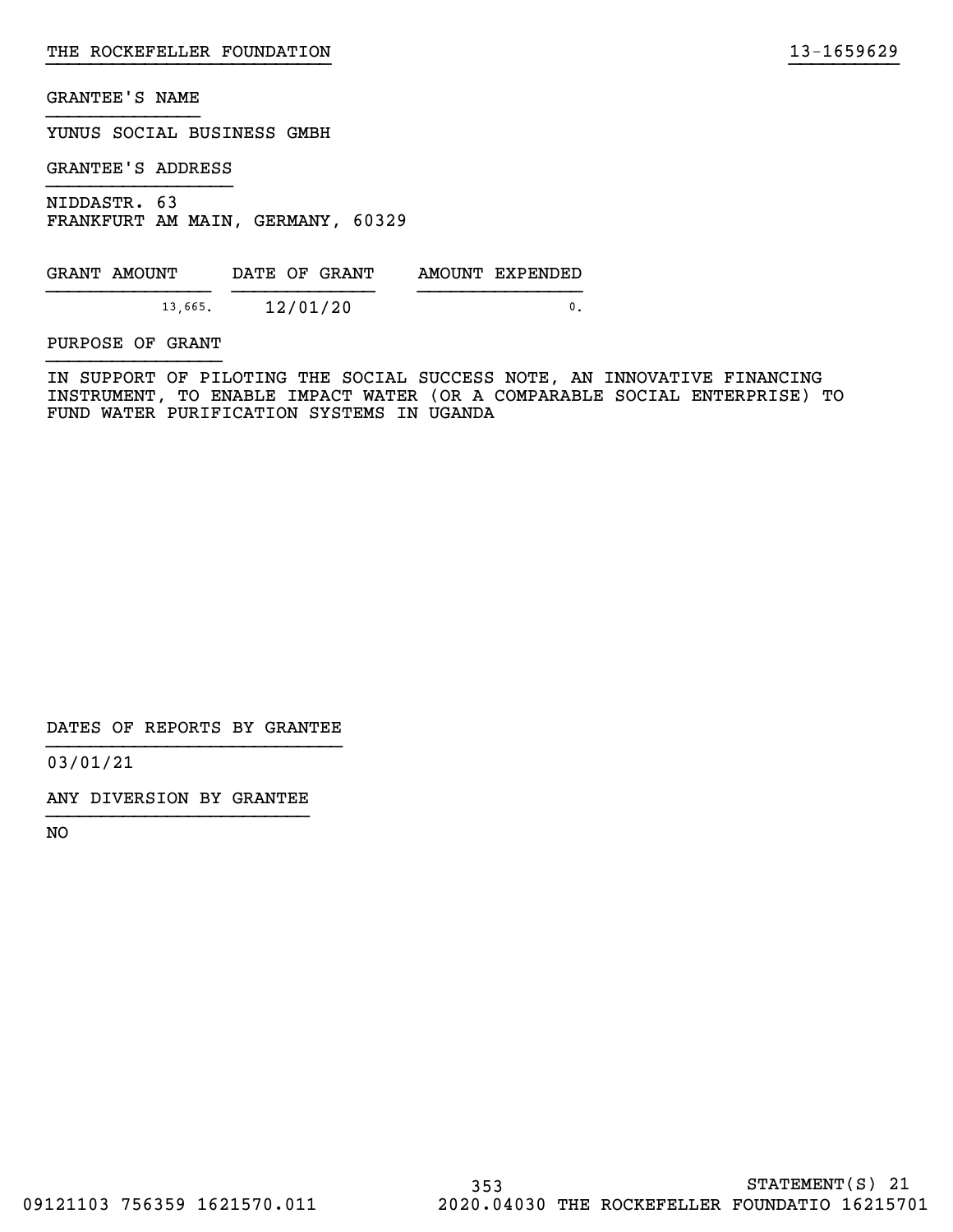GRANTEE'S NAME

YUNUS SOCIAL BUSINESS GMBH

GRANTEE'S ADDRESS

NIDDASTR. 63
FRANKFURT AM MAIN, GERMANY, 60329

| GRANT AMOUNT | DATE OF GRANT | AMOUNT EXPENDED |
|---|---|---|
| 13,665. | 12/01/20 | 0. |

PURPOSE OF GRANT

IN SUPPORT OF PILOTING THE SOCIAL SUCCESS NOTE, AN INNOVATIVE FINANCING INSTRUMENT, TO ENABLE IMPACT WATER (OR A COMPARABLE SOCIAL ENTERPRISE) TO FUND WATER PURIFICATION SYSTEMS IN UGANDA

DATES OF REPORTS BY GRANTEE

03/01/21

ANY DIVERSION BY GRANTEE

NO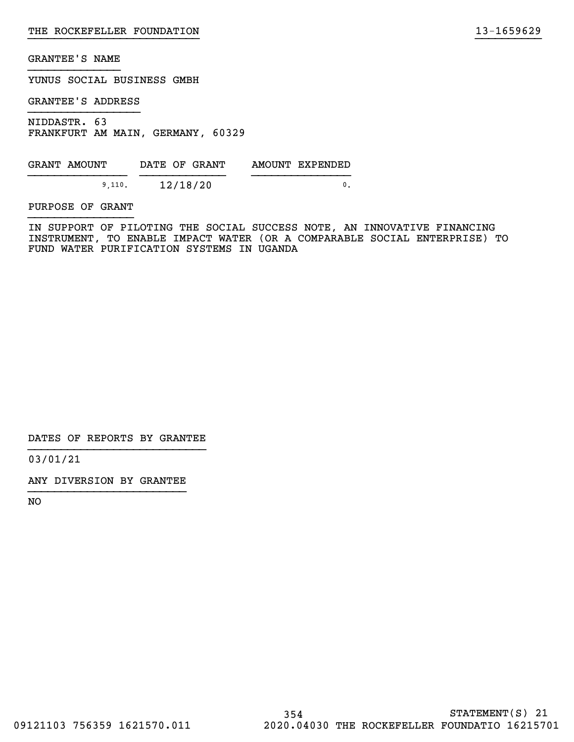GRANTEE'S NAME

YUNUS SOCIAL BUSINESS GMBH

GRANTEE'S ADDRESS

NIDDASTR. 63
FRANKFURT AM MAIN, GERMANY, 60329

| GRANT AMOUNT | DATE OF GRANT | AMOUNT EXPENDED |
|---|---|---|
| 9,110. | 12/18/20 | 0. |

PURPOSE OF GRANT

IN SUPPORT OF PILOTING THE SOCIAL SUCCESS NOTE, AN INNOVATIVE FINANCING INSTRUMENT, TO ENABLE IMPACT WATER (OR A COMPARABLE SOCIAL ENTERPRISE) TO FUND WATER PURIFICATION SYSTEMS IN UGANDA

DATES OF REPORTS BY GRANTEE

03/01/21

ANY DIVERSION BY GRANTEE

NO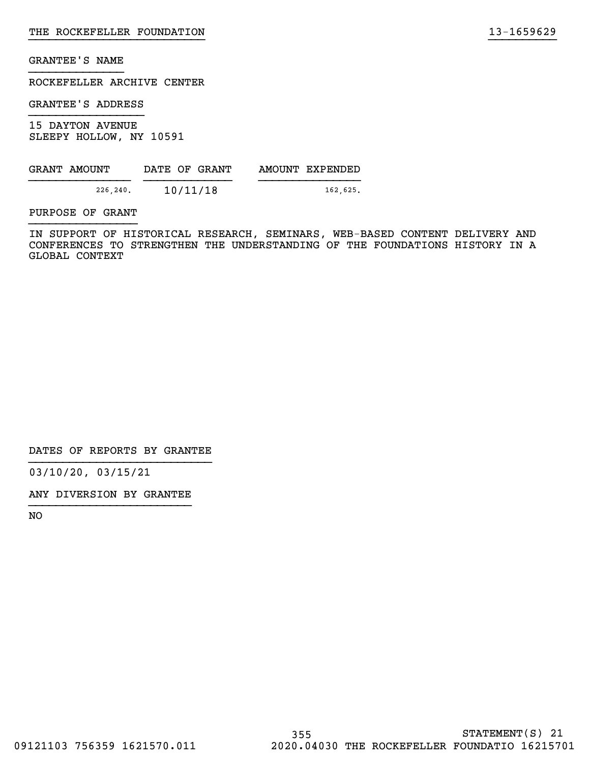THE ROCKEFELLER FOUNDATION 13-1659629

GRANTEE'S NAME

ROCKEFELLER ARCHIVE CENTER

GRANTEE'S ADDRESS

15 DAYTON AVENUE
SLEEPY HOLLOW, NY 10591

| GRANT AMOUNT | DATE OF GRANT | AMOUNT EXPENDED |
| --- | --- | --- |
| 226,240. | 10/11/18 | 162,625. |

PURPOSE OF GRANT

IN SUPPORT OF HISTORICAL RESEARCH, SEMINARS, WEB-BASED CONTENT DELIVERY AND CONFERENCES TO STRENGTHEN THE UNDERSTANDING OF THE FOUNDATIONS HISTORY IN A GLOBAL CONTEXT

DATES OF REPORTS BY GRANTEE

03/10/20, 03/15/21

ANY DIVERSION BY GRANTEE

NO

STATEMENT(S) 21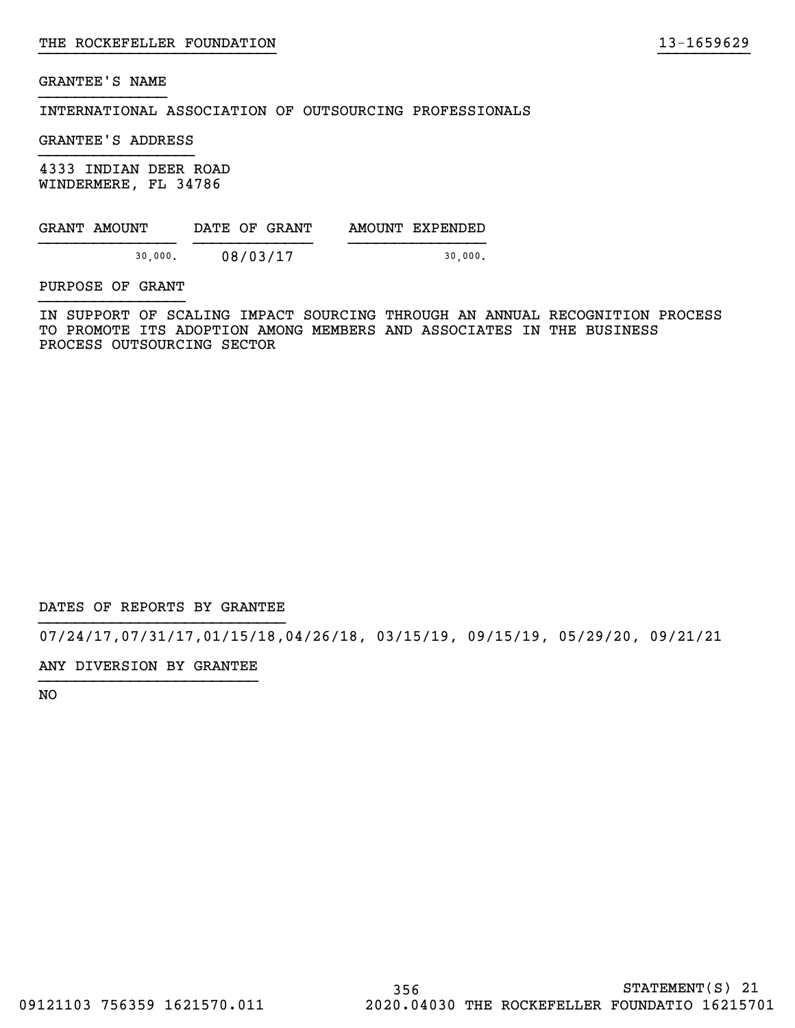GRANTEE'S NAME

INTERNATIONAL ASSOCIATION OF OUTSOURCING PROFESSIONALS

GRANTEE'S ADDRESS

4333 INDIAN DEER ROAD
WINDERMERE, FL 34786

| GRANT AMOUNT | DATE OF GRANT | AMOUNT EXPENDED |
|---|---|---|
| 30,000. | 08/03/17 | 30,000. |

PURPOSE OF GRANT

IN SUPPORT OF SCALING IMPACT SOURCING THROUGH AN ANNUAL RECOGNITION PROCESS TO PROMOTE ITS ADOPTION AMONG MEMBERS AND ASSOCIATES IN THE BUSINESS PROCESS OUTSOURCING SECTOR

DATES OF REPORTS BY GRANTEE

07/24/17,07/31/17,01/15/18,04/26/18, 03/15/19, 09/15/19, 05/29/20, 09/21/21

ANY DIVERSION BY GRANTEE

NO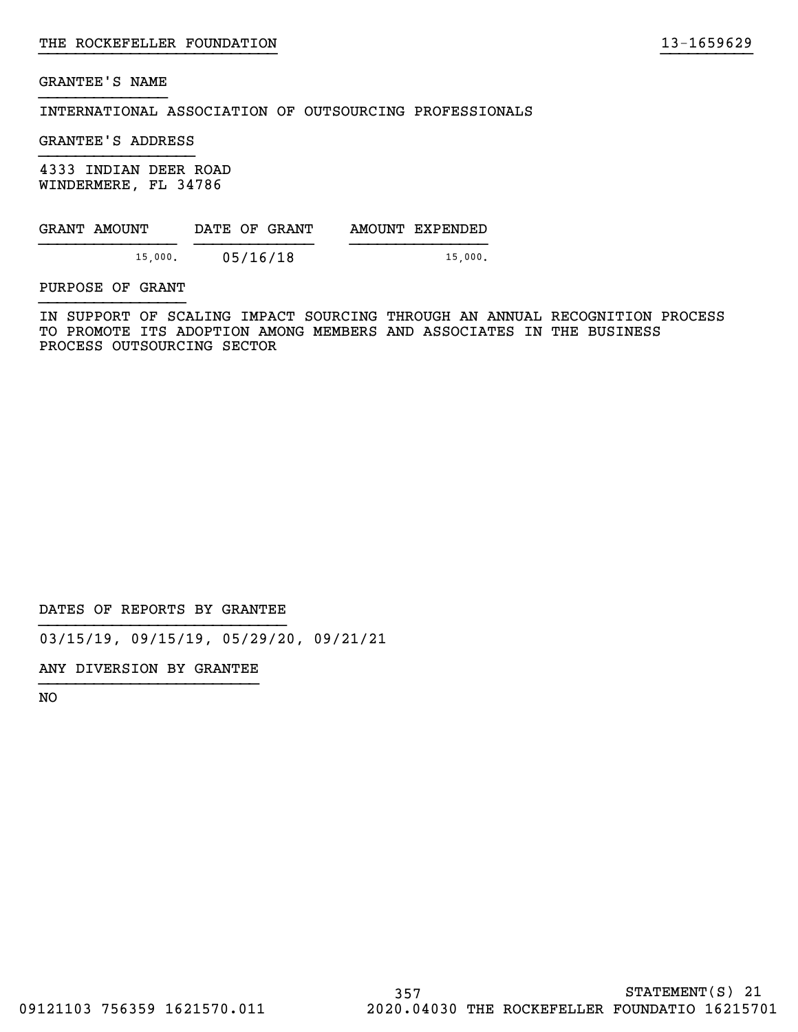GRANTEE'S NAME

INTERNATIONAL ASSOCIATION OF OUTSOURCING PROFESSIONALS

GRANTEE'S ADDRESS

4333 INDIAN DEER ROAD
WINDERMERE, FL 34786

| GRANT AMOUNT | DATE OF GRANT | AMOUNT EXPENDED |
| --- | --- | --- |
| 15,000. | 05/16/18 | 15,000. |

PURPOSE OF GRANT

IN SUPPORT OF SCALING IMPACT SOURCING THROUGH AN ANNUAL RECOGNITION PROCESS TO PROMOTE ITS ADOPTION AMONG MEMBERS AND ASSOCIATES IN THE BUSINESS PROCESS OUTSOURCING SECTOR

DATES OF REPORTS BY GRANTEE

03/15/19, 09/15/19, 05/29/20, 09/21/21

ANY DIVERSION BY GRANTEE

NO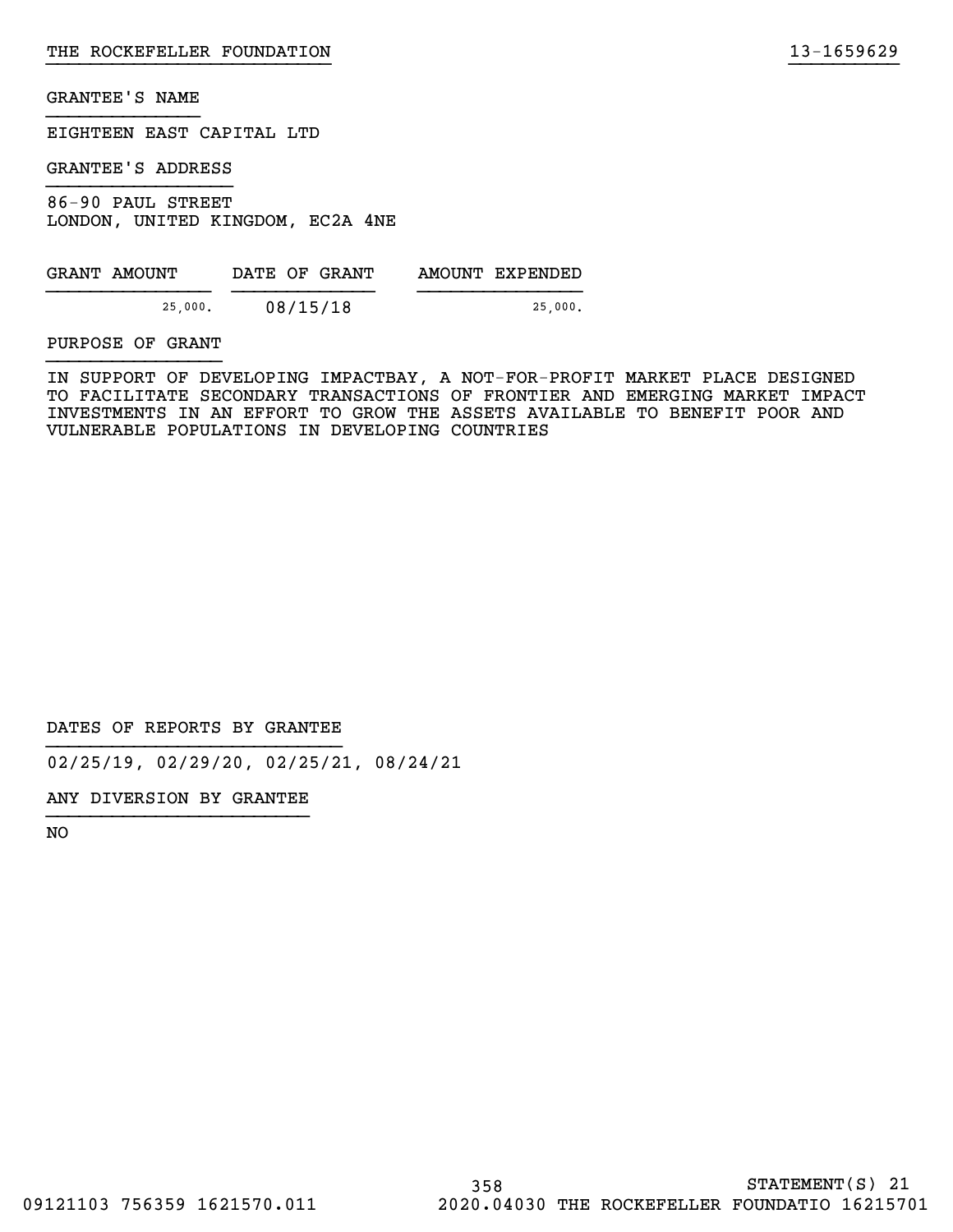GRANTEE'S NAME

EIGHTEEN EAST CAPITAL LTD

GRANTEE'S ADDRESS

86-90 PAUL STREET
LONDON, UNITED KINGDOM, EC2A 4NE

| GRANT AMOUNT | DATE OF GRANT | AMOUNT EXPENDED |
|---|---|---|
| 25,000. | 08/15/18 | 25,000. |

PURPOSE OF GRANT

IN SUPPORT OF DEVELOPING IMPACTBAY, A NOT-FOR-PROFIT MARKET PLACE DESIGNED TO FACILITATE SECONDARY TRANSACTIONS OF FRONTIER AND EMERGING MARKET IMPACT INVESTMENTS IN AN EFFORT TO GROW THE ASSETS AVAILABLE TO BENEFIT POOR AND VULNERABLE POPULATIONS IN DEVELOPING COUNTRIES

DATES OF REPORTS BY GRANTEE

02/25/19, 02/29/20, 02/25/21, 08/24/21

ANY DIVERSION BY GRANTEE

NO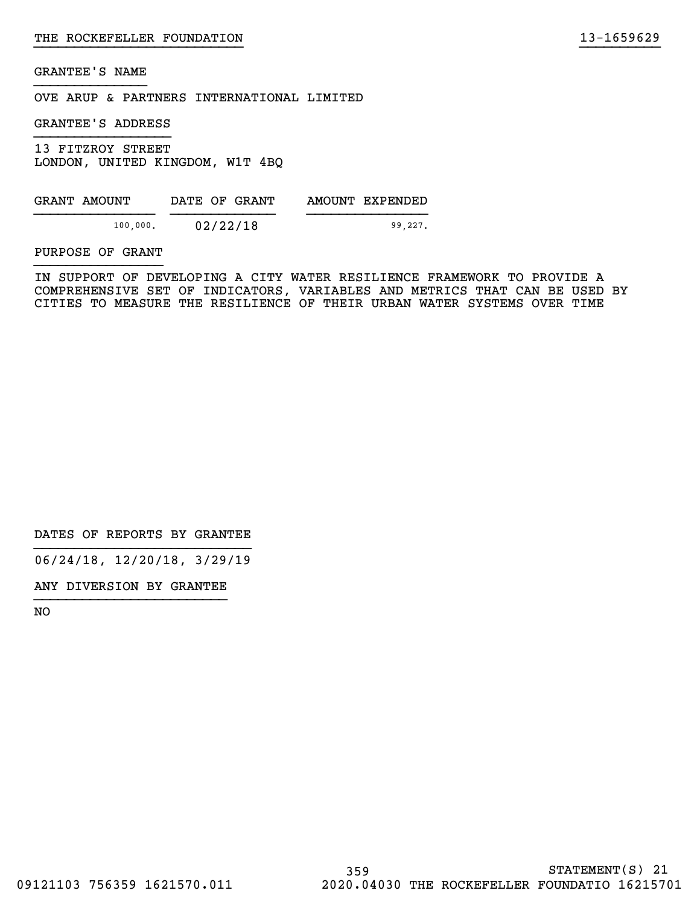GRANTEE'S NAME

OVE ARUP & PARTNERS INTERNATIONAL LIMITED

GRANTEE'S ADDRESS

13 FITZROY STREET
LONDON, UNITED KINGDOM, W1T 4BQ

| GRANT AMOUNT | DATE OF GRANT | AMOUNT EXPENDED |
| --- | --- | --- |
| 100,000. | 02/22/18 | 99,227. |

PURPOSE OF GRANT

IN SUPPORT OF DEVELOPING A CITY WATER RESILIENCE FRAMEWORK TO PROVIDE A COMPREHENSIVE SET OF INDICATORS, VARIABLES AND METRICS THAT CAN BE USED BY CITIES TO MEASURE THE RESILIENCE OF THEIR URBAN WATER SYSTEMS OVER TIME

DATES OF REPORTS BY GRANTEE

06/24/18, 12/20/18, 3/29/19

ANY DIVERSION BY GRANTEE

NO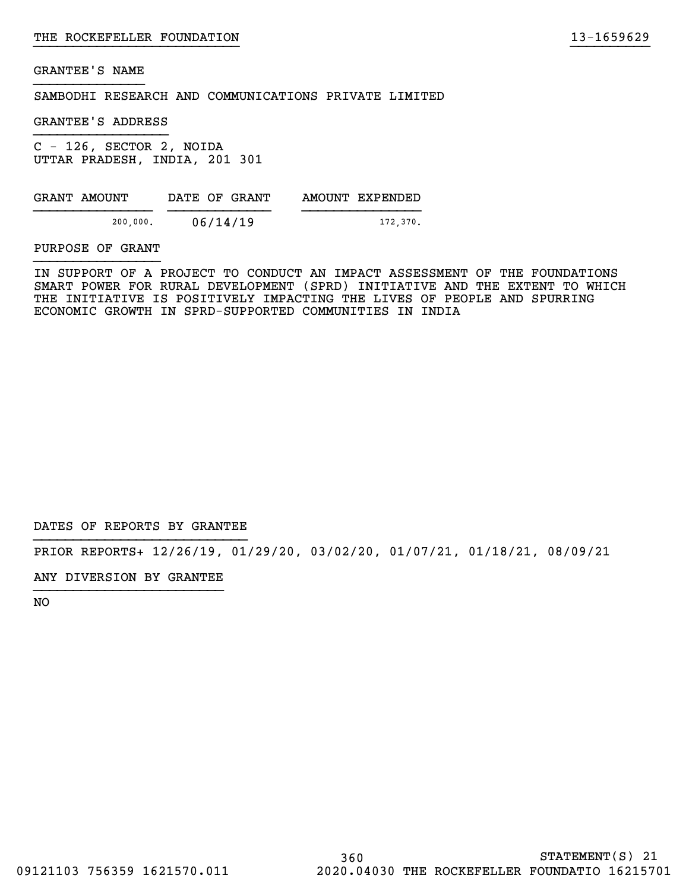GRANTEE'S NAME

SAMBODHI RESEARCH AND COMMUNICATIONS PRIVATE LIMITED

GRANTEE'S ADDRESS

C - 126, SECTOR 2, NOIDA
UTTAR PRADESH, INDIA, 201 301

| GRANT AMOUNT | DATE OF GRANT | AMOUNT EXPENDED |
|---|---|---|
| 200,000. | 06/14/19 | 172,370. |

PURPOSE OF GRANT

IN SUPPORT OF A PROJECT TO CONDUCT AN IMPACT ASSESSMENT OF THE FOUNDATIONS SMART POWER FOR RURAL DEVELOPMENT (SPRD) INITIATIVE AND THE EXTENT TO WHICH THE INITIATIVE IS POSITIVELY IMPACTING THE LIVES OF PEOPLE AND SPURRING ECONOMIC GROWTH IN SPRD-SUPPORTED COMMUNITIES IN INDIA

DATES OF REPORTS BY GRANTEE

PRIOR REPORTS+ 12/26/19, 01/29/20, 03/02/20, 01/07/21, 01/18/21, 08/09/21

ANY DIVERSION BY GRANTEE

NO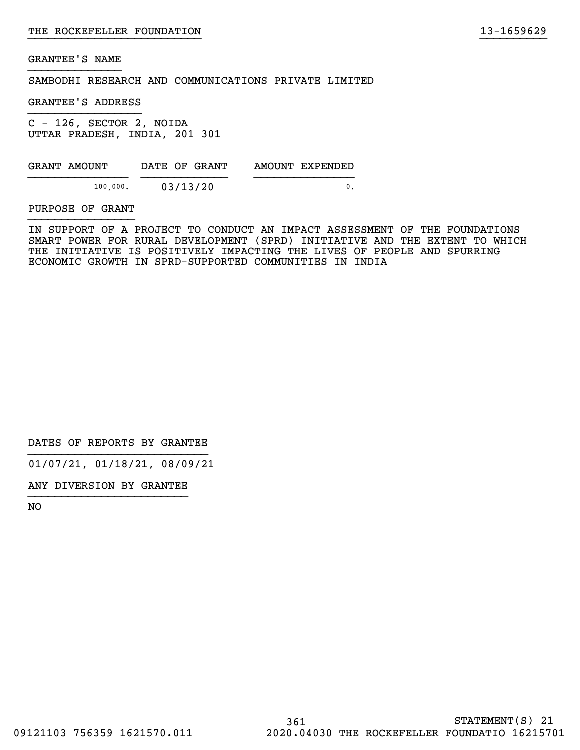GRANTEE'S NAME

SAMBODHI RESEARCH AND COMMUNICATIONS PRIVATE LIMITED

GRANTEE'S ADDRESS

C - 126, SECTOR 2, NOIDA
UTTAR PRADESH, INDIA, 201 301

| GRANT AMOUNT | DATE OF GRANT | AMOUNT EXPENDED |
|---|---|---|
| 100,000. | 03/13/20 | 0. |

PURPOSE OF GRANT

IN SUPPORT OF A PROJECT TO CONDUCT AN IMPACT ASSESSMENT OF THE FOUNDATIONS SMART POWER FOR RURAL DEVELOPMENT (SPRD) INITIATIVE AND THE EXTENT TO WHICH THE INITIATIVE IS POSITIVELY IMPACTING THE LIVES OF PEOPLE AND SPURRING ECONOMIC GROWTH IN SPRD-SUPPORTED COMMUNITIES IN INDIA

DATES OF REPORTS BY GRANTEE

01/07/21, 01/18/21, 08/09/21

ANY DIVERSION BY GRANTEE

NO

STATEMENT(S) 21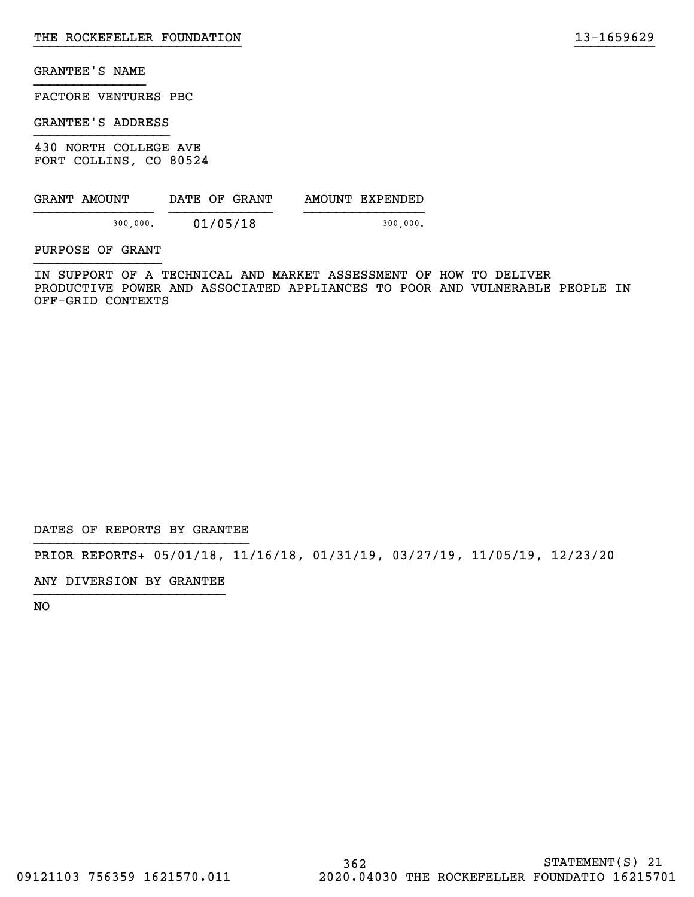GRANTEE'S NAME

FACTORE VENTURES PBC

GRANTEE'S ADDRESS

430 NORTH COLLEGE AVE
FORT COLLINS, CO 80524

| GRANT AMOUNT | DATE OF GRANT | AMOUNT EXPENDED |
|---|---|---|
| 300,000. | 01/05/18 | 300,000. |

PURPOSE OF GRANT

IN SUPPORT OF A TECHNICAL AND MARKET ASSESSMENT OF HOW TO DELIVER PRODUCTIVE POWER AND ASSOCIATED APPLIANCES TO POOR AND VULNERABLE PEOPLE IN OFF-GRID CONTEXTS

DATES OF REPORTS BY GRANTEE

PRIOR REPORTS+ 05/01/18, 11/16/18, 01/31/19, 03/27/19, 11/05/19, 12/23/20

ANY DIVERSION BY GRANTEE

NO

STATEMENT(S) 21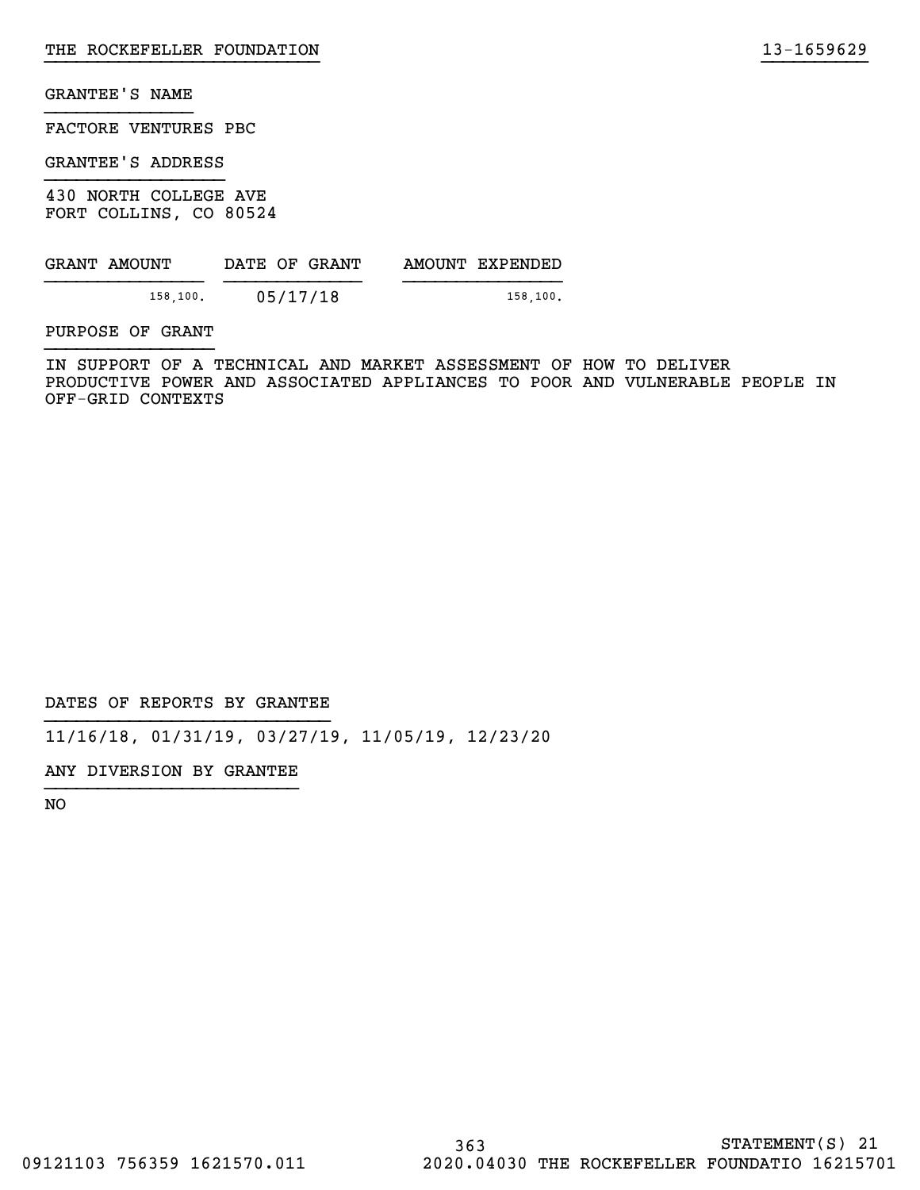GRANTEE'S NAME

FACTORE VENTURES PBC

GRANTEE'S ADDRESS

430 NORTH COLLEGE AVE
FORT COLLINS, CO 80524

| GRANT AMOUNT | DATE OF GRANT | AMOUNT EXPENDED |
|---|---|---|
| 158,100. | 05/17/18 | 158,100. |

PURPOSE OF GRANT

IN SUPPORT OF A TECHNICAL AND MARKET ASSESSMENT OF HOW TO DELIVER PRODUCTIVE POWER AND ASSOCIATED APPLIANCES TO POOR AND VULNERABLE PEOPLE IN OFF-GRID CONTEXTS

DATES OF REPORTS BY GRANTEE

11/16/18, 01/31/19, 03/27/19, 11/05/19, 12/23/20

ANY DIVERSION BY GRANTEE

NO

STATEMENT(S) 21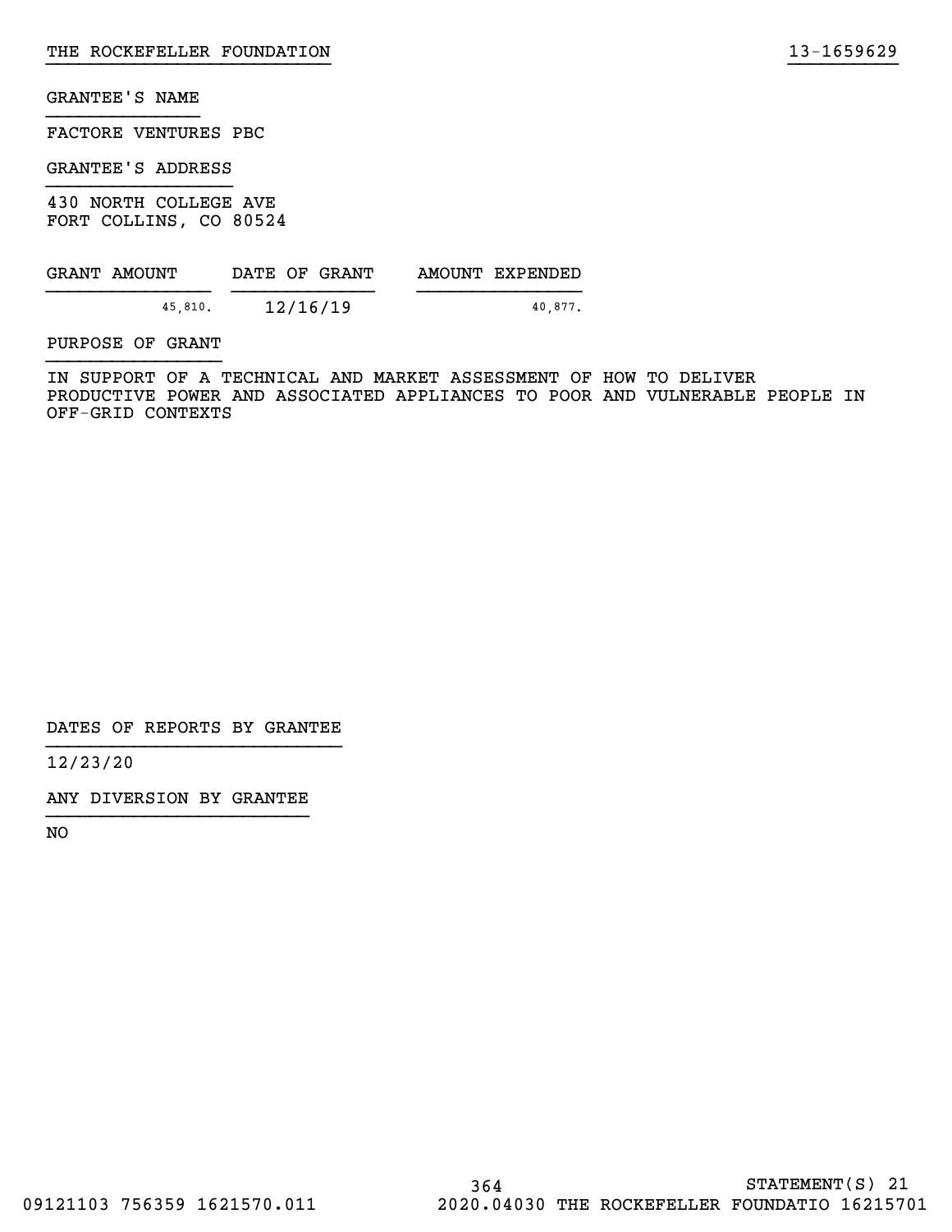GRANTEE'S NAME

FACTORE VENTURES PBC

GRANTEE'S ADDRESS

430 NORTH COLLEGE AVE
FORT COLLINS, CO 80524

| GRANT AMOUNT | DATE OF GRANT | AMOUNT EXPENDED |
|---|---|---|
| 45,810. | 12/16/19 | 40,877. |

PURPOSE OF GRANT

IN SUPPORT OF A TECHNICAL AND MARKET ASSESSMENT OF HOW TO DELIVER PRODUCTIVE POWER AND ASSOCIATED APPLIANCES TO POOR AND VULNERABLE PEOPLE IN OFF-GRID CONTEXTS

DATES OF REPORTS BY GRANTEE

12/23/20

ANY DIVERSION BY GRANTEE

NO

STATEMENT(S) 21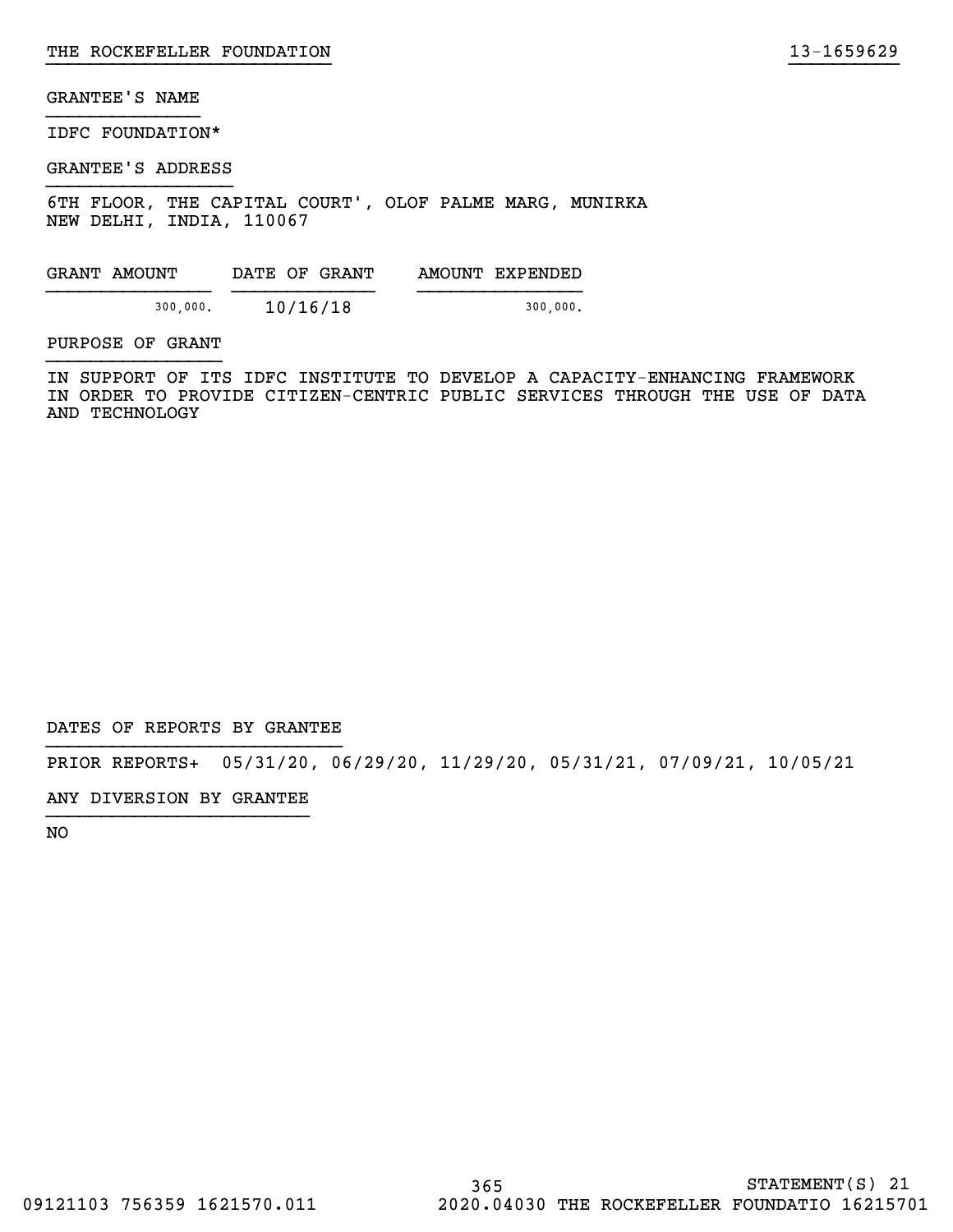GRANTEE'S NAME

IDFC FOUNDATION*

GRANTEE'S ADDRESS

6TH FLOOR, THE CAPITAL COURT', OLOF PALME MARG, MUNIRKA
NEW DELHI, INDIA, 110067

| GRANT AMOUNT | DATE OF GRANT | AMOUNT EXPENDED |
|---|---|---|
| 300,000. | 10/16/18 | 300,000. |

PURPOSE OF GRANT

IN SUPPORT OF ITS IDFC INSTITUTE TO DEVELOP A CAPACITY-ENHANCING FRAMEWORK IN ORDER TO PROVIDE CITIZEN-CENTRIC PUBLIC SERVICES THROUGH THE USE OF DATA AND TECHNOLOGY

DATES OF REPORTS BY GRANTEE

PRIOR REPORTS+ 05/31/20, 06/29/20, 11/29/20, 05/31/21, 07/09/21, 10/05/21

ANY DIVERSION BY GRANTEE

NO

STATEMENT(S) 21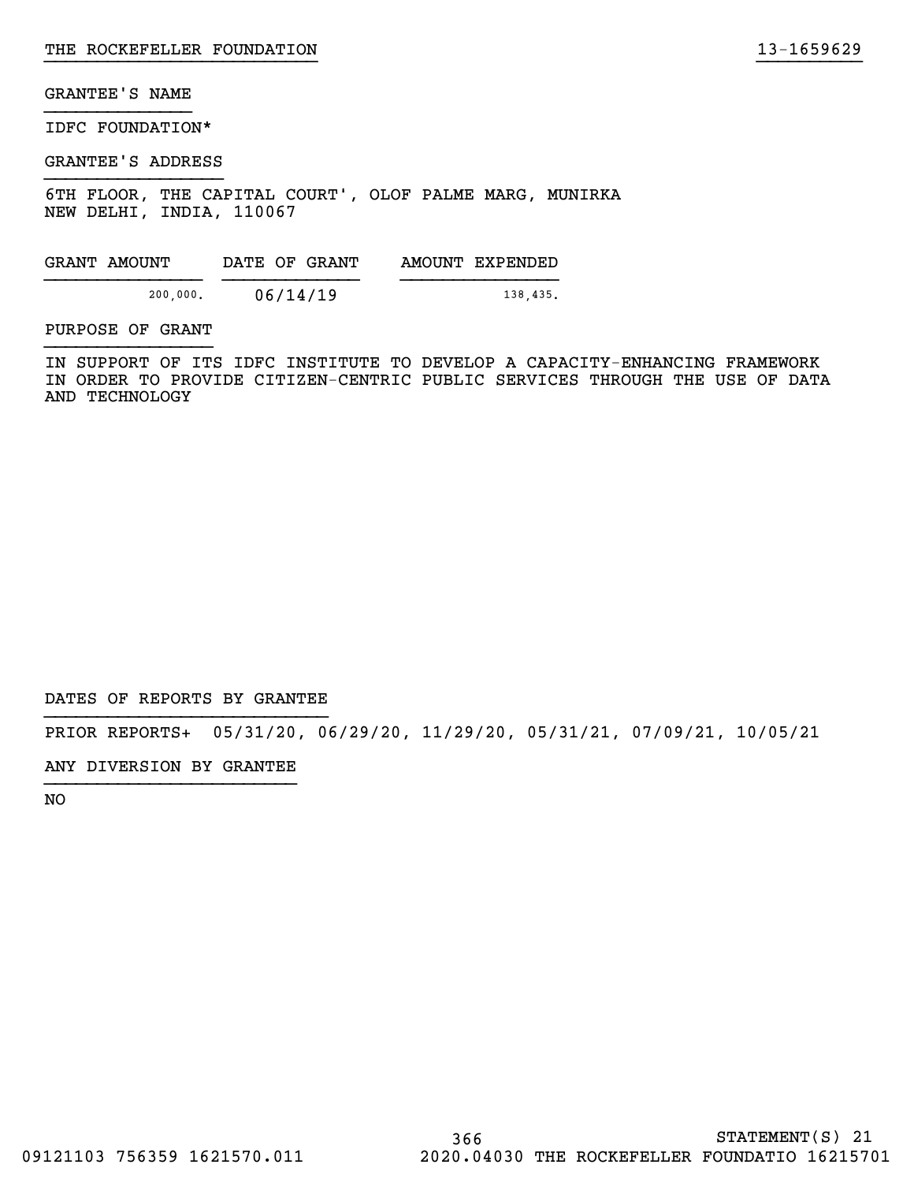GRANTEE'S NAME

IDFC FOUNDATION*

GRANTEE'S ADDRESS

6TH FLOOR, THE CAPITAL COURT', OLOF PALME MARG, MUNIRKA
NEW DELHI, INDIA, 110067

| GRANT AMOUNT | DATE OF GRANT | AMOUNT EXPENDED |
| --- | --- | --- |
| 200,000. | 06/14/19 | 138,435. |

PURPOSE OF GRANT

IN SUPPORT OF ITS IDFC INSTITUTE TO DEVELOP A CAPACITY-ENHANCING FRAMEWORK IN ORDER TO PROVIDE CITIZEN-CENTRIC PUBLIC SERVICES THROUGH THE USE OF DATA AND TECHNOLOGY

DATES OF REPORTS BY GRANTEE

PRIOR REPORTS+ 05/31/20, 06/29/20, 11/29/20, 05/31/21, 07/09/21, 10/05/21

ANY DIVERSION BY GRANTEE

NO

STATEMENT(S) 21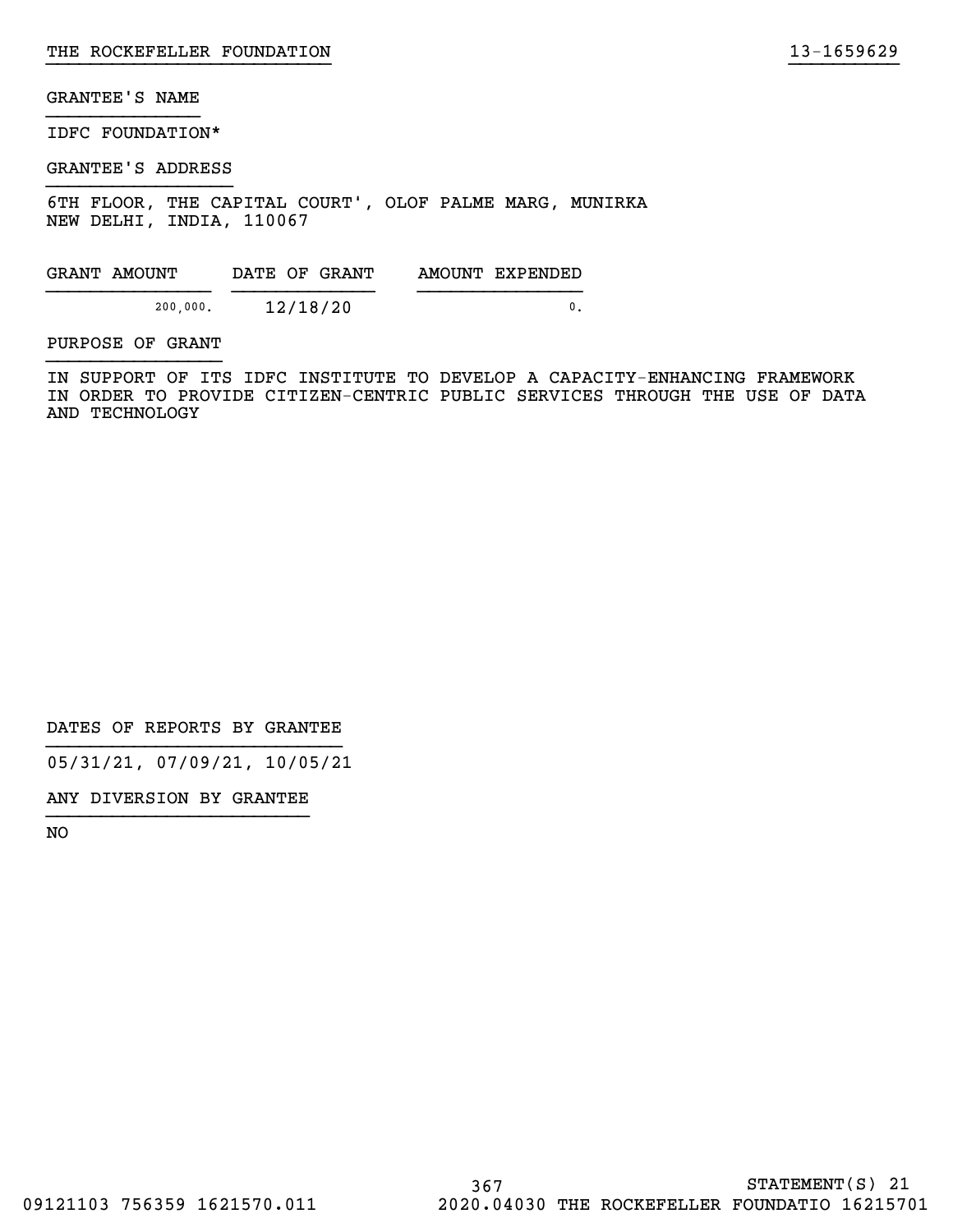GRANTEE'S NAME

IDFC FOUNDATION*

GRANTEE'S ADDRESS

6TH FLOOR, THE CAPITAL COURT', OLOF PALME MARG, MUNIRKA
NEW DELHI, INDIA, 110067

| GRANT AMOUNT | DATE OF GRANT | AMOUNT EXPENDED |
| --- | --- | --- |
| 200,000. | 12/18/20 | 0. |

PURPOSE OF GRANT

IN SUPPORT OF ITS IDFC INSTITUTE TO DEVELOP A CAPACITY-ENHANCING FRAMEWORK IN ORDER TO PROVIDE CITIZEN-CENTRIC PUBLIC SERVICES THROUGH THE USE OF DATA AND TECHNOLOGY

DATES OF REPORTS BY GRANTEE

05/31/21, 07/09/21, 10/05/21

ANY DIVERSION BY GRANTEE

NO

STATEMENT(S) 21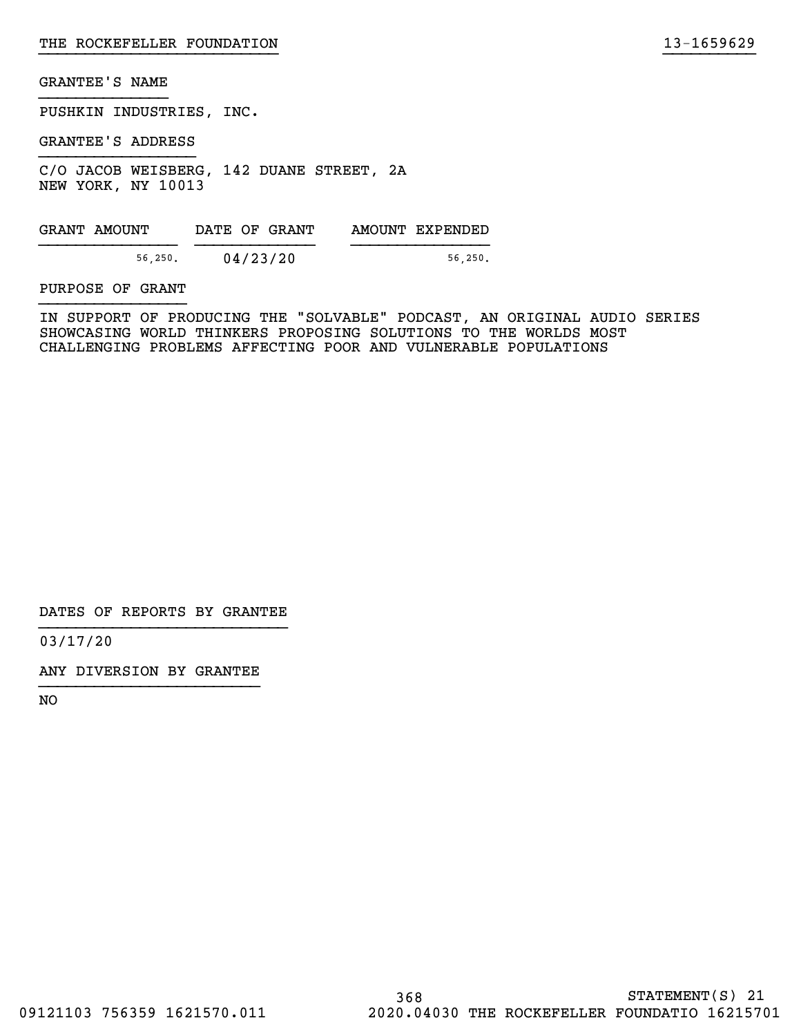THE ROCKEFELLER FOUNDATION 13-1659629

GRANTEE'S NAME

PUSHKIN INDUSTRIES, INC.

GRANTEE'S ADDRESS

C/O JACOB WEISBERG, 142 DUANE STREET, 2A
NEW YORK, NY 10013

| GRANT AMOUNT | DATE OF GRANT | AMOUNT EXPENDED |
| --- | --- | --- |
| 56,250. | 04/23/20 | 56,250. |

PURPOSE OF GRANT

IN SUPPORT OF PRODUCING THE "SOLVABLE" PODCAST, AN ORIGINAL AUDIO SERIES SHOWCASING WORLD THINKERS PROPOSING SOLUTIONS TO THE WORLDS MOST CHALLENGING PROBLEMS AFFECTING POOR AND VULNERABLE POPULATIONS

DATES OF REPORTS BY GRANTEE

03/17/20

ANY DIVERSION BY GRANTEE

NO

STATEMENT(S) 21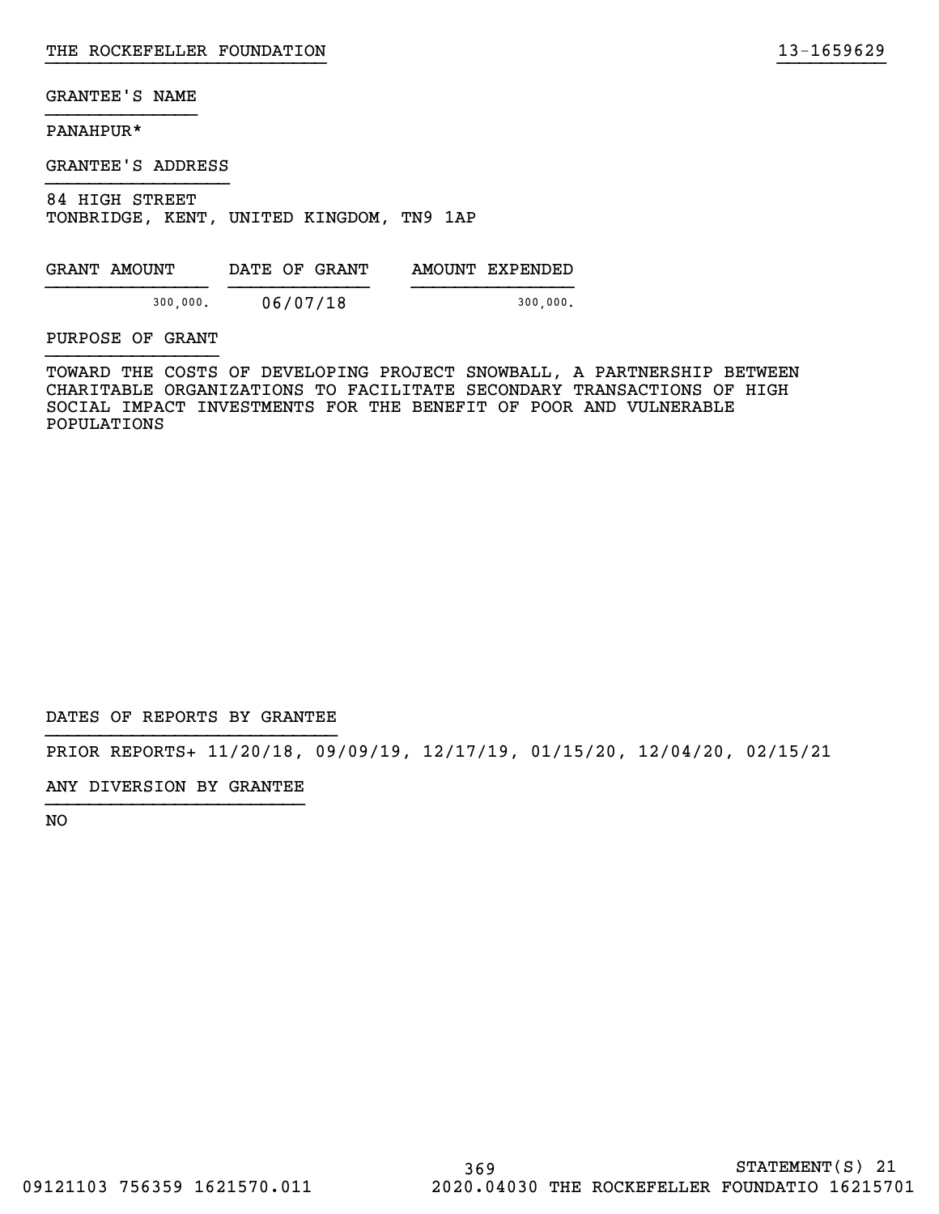GRANTEE'S NAME

PANAHPUR*

GRANTEE'S ADDRESS

84 HIGH STREET
TONBRIDGE, KENT, UNITED KINGDOM, TN9 1AP

| GRANT AMOUNT | DATE OF GRANT | AMOUNT EXPENDED |
|---|---|---|
| 300,000. | 06/07/18 | 300,000. |

PURPOSE OF GRANT

TOWARD THE COSTS OF DEVELOPING PROJECT SNOWBALL, A PARTNERSHIP BETWEEN CHARITABLE ORGANIZATIONS TO FACILITATE SECONDARY TRANSACTIONS OF HIGH SOCIAL IMPACT INVESTMENTS FOR THE BENEFIT OF POOR AND VULNERABLE POPULATIONS

DATES OF REPORTS BY GRANTEE

PRIOR REPORTS+ 11/20/18, 09/09/19, 12/17/19, 01/15/20, 12/04/20, 02/15/21

ANY DIVERSION BY GRANTEE

NO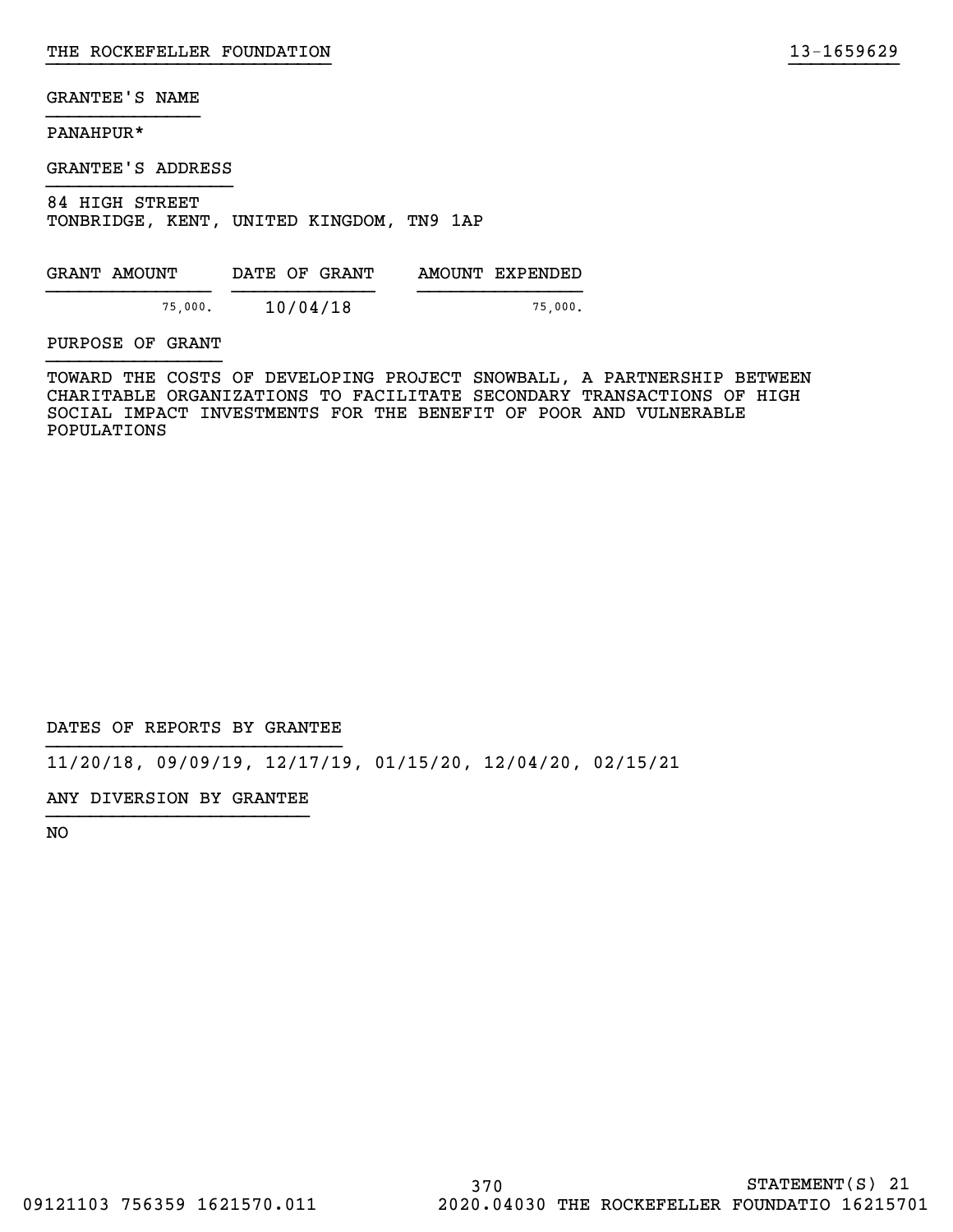GRANTEE'S NAME

PANAHPUR*

GRANTEE'S ADDRESS

84 HIGH STREET
TONBRIDGE, KENT, UNITED KINGDOM, TN9 1AP

| GRANT AMOUNT | DATE OF GRANT | AMOUNT EXPENDED |
|---|---|---|
| 75,000. | 10/04/18 | 75,000. |

PURPOSE OF GRANT

TOWARD THE COSTS OF DEVELOPING PROJECT SNOWBALL, A PARTNERSHIP BETWEEN CHARITABLE ORGANIZATIONS TO FACILITATE SECONDARY TRANSACTIONS OF HIGH SOCIAL IMPACT INVESTMENTS FOR THE BENEFIT OF POOR AND VULNERABLE POPULATIONS

DATES OF REPORTS BY GRANTEE

11/20/18, 09/09/19, 12/17/19, 01/15/20, 12/04/20, 02/15/21

ANY DIVERSION BY GRANTEE

NO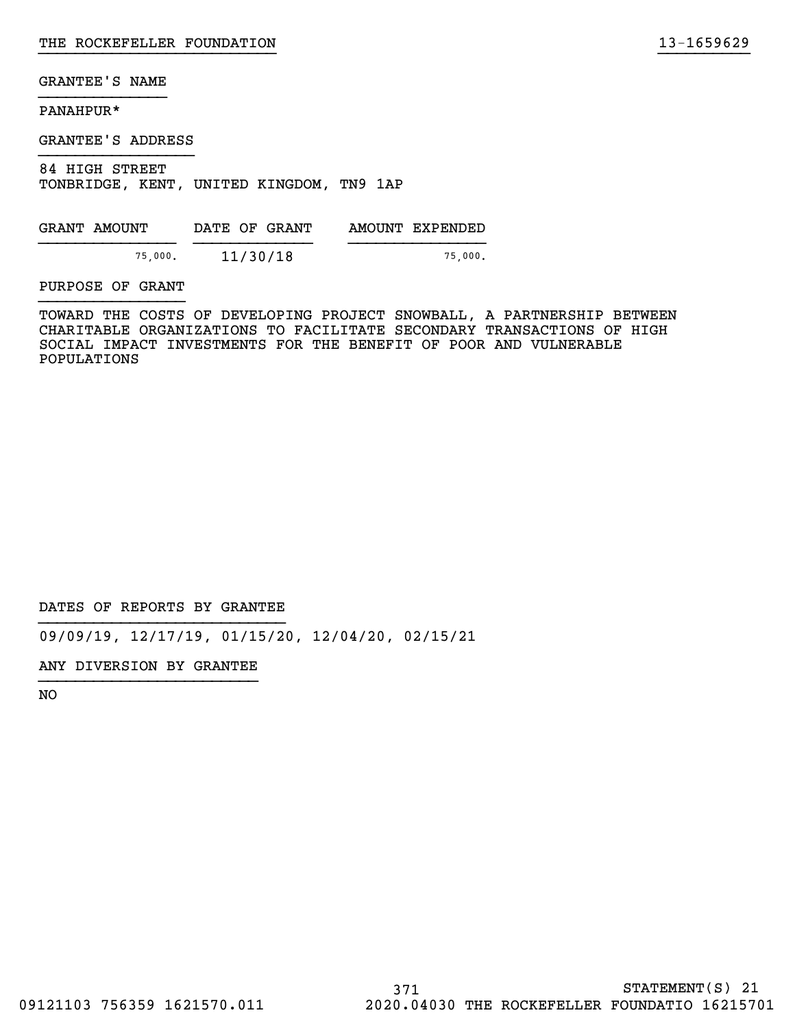GRANTEE'S NAME

PANAHPUR*

GRANTEE'S ADDRESS

84 HIGH STREET
TONBRIDGE, KENT, UNITED KINGDOM, TN9 1AP

| GRANT AMOUNT | DATE OF GRANT | AMOUNT EXPENDED |
| --- | --- | --- |
| 75,000. | 11/30/18 | 75,000. |

PURPOSE OF GRANT

TOWARD THE COSTS OF DEVELOPING PROJECT SNOWBALL, A PARTNERSHIP BETWEEN CHARITABLE ORGANIZATIONS TO FACILITATE SECONDARY TRANSACTIONS OF HIGH SOCIAL IMPACT INVESTMENTS FOR THE BENEFIT OF POOR AND VULNERABLE POPULATIONS

DATES OF REPORTS BY GRANTEE

09/09/19, 12/17/19, 01/15/20, 12/04/20, 02/15/21

ANY DIVERSION BY GRANTEE

NO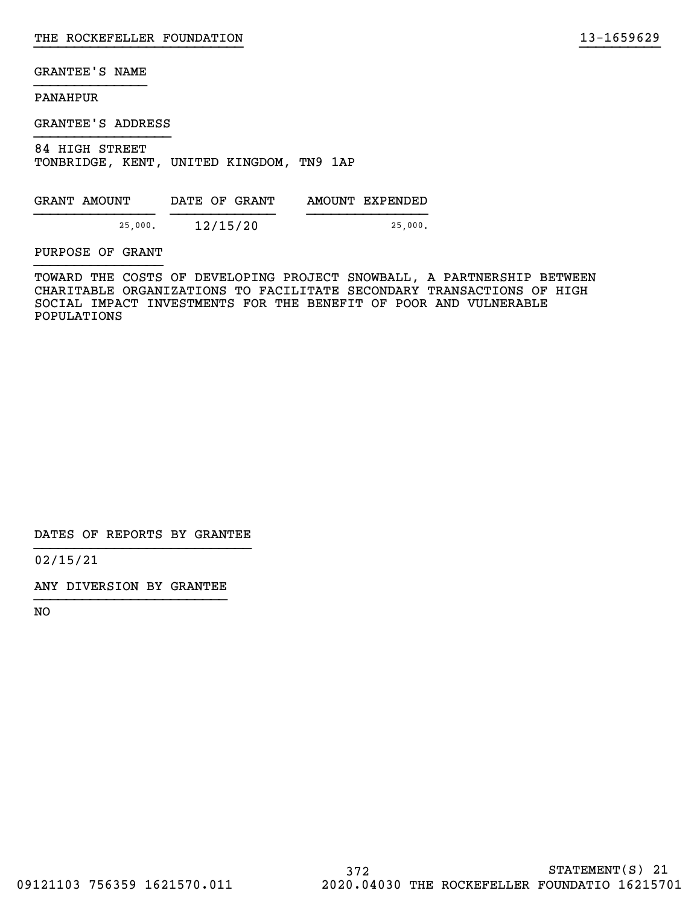GRANTEE'S NAME

PANAHPUR

GRANTEE'S ADDRESS

84 HIGH STREET
TONBRIDGE, KENT, UNITED KINGDOM, TN9 1AP

| GRANT AMOUNT | DATE OF GRANT | AMOUNT EXPENDED |
|---|---|---|
| 25,000. | 12/15/20 | 25,000. |

PURPOSE OF GRANT

TOWARD THE COSTS OF DEVELOPING PROJECT SNOWBALL, A PARTNERSHIP BETWEEN CHARITABLE ORGANIZATIONS TO FACILITATE SECONDARY TRANSACTIONS OF HIGH SOCIAL IMPACT INVESTMENTS FOR THE BENEFIT OF POOR AND VULNERABLE POPULATIONS

DATES OF REPORTS BY GRANTEE

02/15/21

ANY DIVERSION BY GRANTEE

NO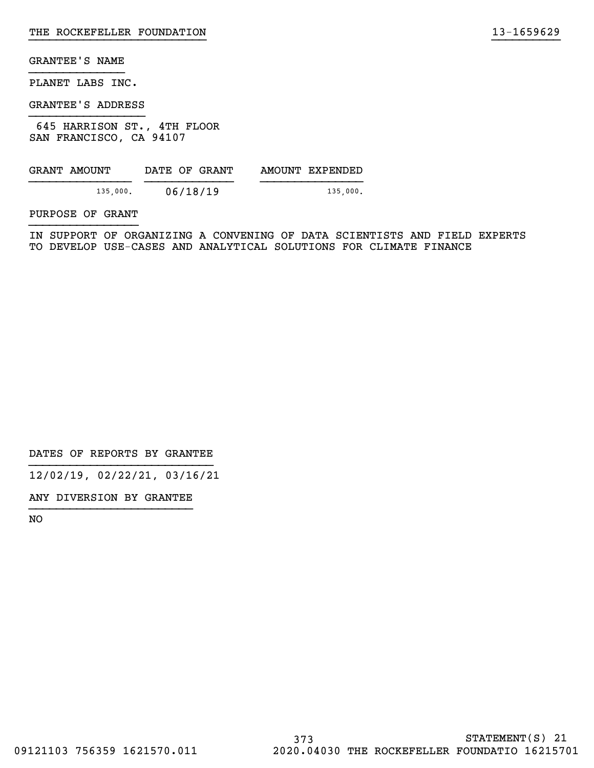GRANTEE'S NAME

PLANET LABS INC.

GRANTEE'S ADDRESS

645 HARRISON ST., 4TH FLOOR
SAN FRANCISCO, CA 94107

| GRANT AMOUNT | DATE OF GRANT | AMOUNT EXPENDED |
| --- | --- | --- |
| 135,000. | 06/18/19 | 135,000. |

PURPOSE OF GRANT

IN SUPPORT OF ORGANIZING A CONVENING OF DATA SCIENTISTS AND FIELD EXPERTS TO DEVELOP USE-CASES AND ANALYTICAL SOLUTIONS FOR CLIMATE FINANCE

DATES OF REPORTS BY GRANTEE

12/02/19, 02/22/21, 03/16/21

ANY DIVERSION BY GRANTEE

NO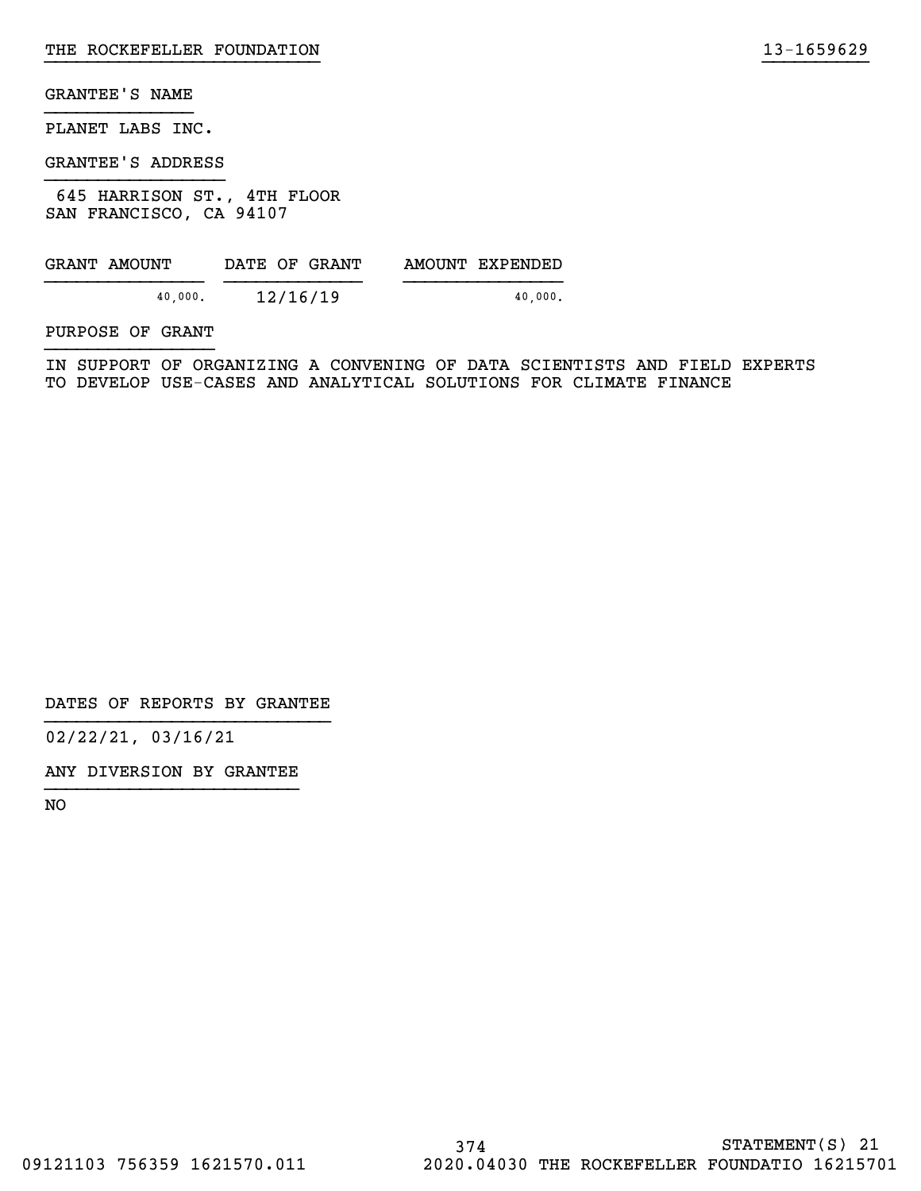GRANTEE'S NAME

PLANET LABS INC.

GRANTEE'S ADDRESS

645 HARRISON ST., 4TH FLOOR
SAN FRANCISCO, CA 94107

| GRANT AMOUNT | DATE OF GRANT | AMOUNT EXPENDED |
|---|---|---|
| 40,000. | 12/16/19 | 40,000. |

PURPOSE OF GRANT

IN SUPPORT OF ORGANIZING A CONVENING OF DATA SCIENTISTS AND FIELD EXPERTS TO DEVELOP USE-CASES AND ANALYTICAL SOLUTIONS FOR CLIMATE FINANCE

DATES OF REPORTS BY GRANTEE

02/22/21, 03/16/21

ANY DIVERSION BY GRANTEE

NO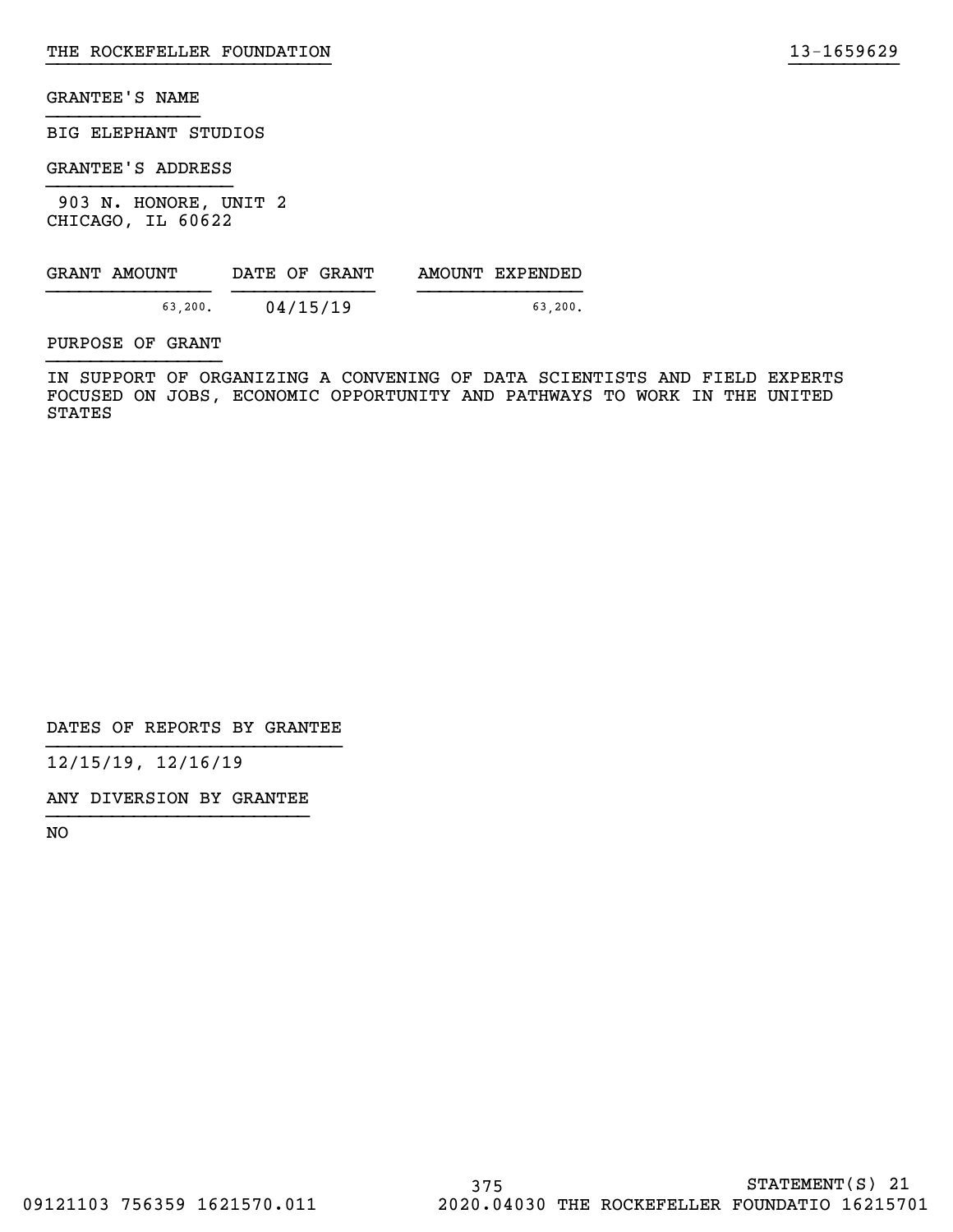THE ROCKEFELLER FOUNDATION 13-1659629

GRANTEE'S NAME

BIG ELEPHANT STUDIOS

GRANTEE'S ADDRESS

903 N. HONORE, UNIT 2
CHICAGO, IL 60622

| GRANT AMOUNT | DATE OF GRANT | AMOUNT EXPENDED |
| --- | --- | --- |
| 63,200. | 04/15/19 | 63,200. |

PURPOSE OF GRANT

IN SUPPORT OF ORGANIZING A CONVENING OF DATA SCIENTISTS AND FIELD EXPERTS FOCUSED ON JOBS, ECONOMIC OPPORTUNITY AND PATHWAYS TO WORK IN THE UNITED STATES

DATES OF REPORTS BY GRANTEE

12/15/19, 12/16/19

ANY DIVERSION BY GRANTEE

NO

STATEMENT(S) 21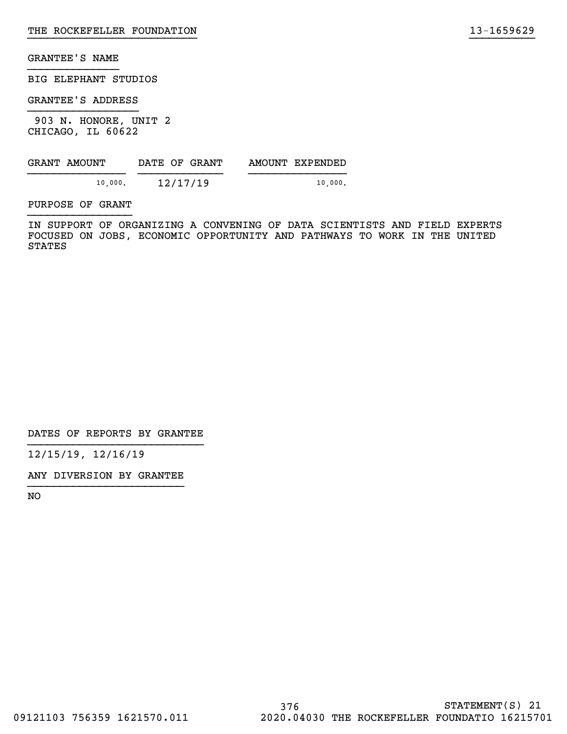GRANTEE'S NAME

BIG ELEPHANT STUDIOS

GRANTEE'S ADDRESS

903 N. HONORE, UNIT 2
CHICAGO, IL 60622

| GRANT AMOUNT | DATE OF GRANT | AMOUNT EXPENDED |
|---|---|---|
| 10,000. | 12/17/19 | 10,000. |

PURPOSE OF GRANT

IN SUPPORT OF ORGANIZING A CONVENING OF DATA SCIENTISTS AND FIELD EXPERTS FOCUSED ON JOBS, ECONOMIC OPPORTUNITY AND PATHWAYS TO WORK IN THE UNITED STATES

DATES OF REPORTS BY GRANTEE

12/15/19, 12/16/19

ANY DIVERSION BY GRANTEE

NO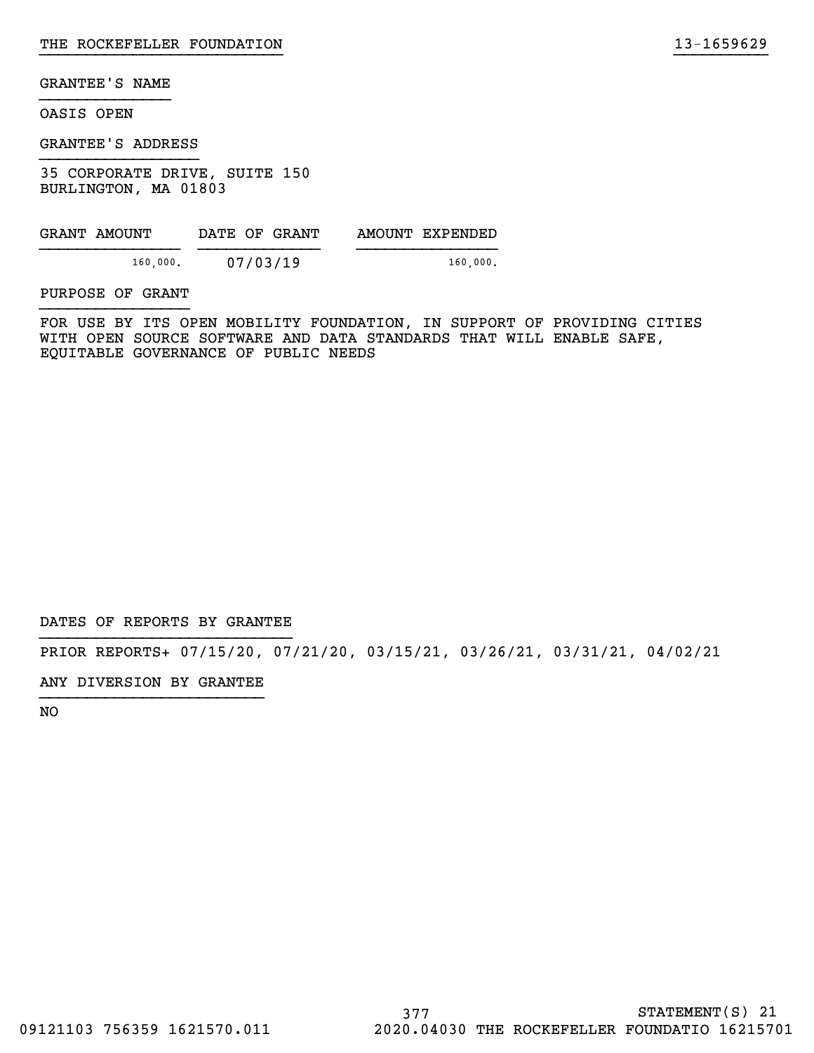GRANTEE'S NAME

OASIS OPEN

GRANTEE'S ADDRESS

35 CORPORATE DRIVE, SUITE 150
BURLINGTON, MA 01803

| GRANT AMOUNT | DATE OF GRANT | AMOUNT EXPENDED |
| --- | --- | --- |
| 160,000. | 07/03/19 | 160,000. |

PURPOSE OF GRANT

FOR USE BY ITS OPEN MOBILITY FOUNDATION, IN SUPPORT OF PROVIDING CITIES WITH OPEN SOURCE SOFTWARE AND DATA STANDARDS THAT WILL ENABLE SAFE, EQUITABLE GOVERNANCE OF PUBLIC NEEDS

DATES OF REPORTS BY GRANTEE

PRIOR REPORTS+ 07/15/20, 07/21/20, 03/15/21, 03/26/21, 03/31/21, 04/02/21

ANY DIVERSION BY GRANTEE

NO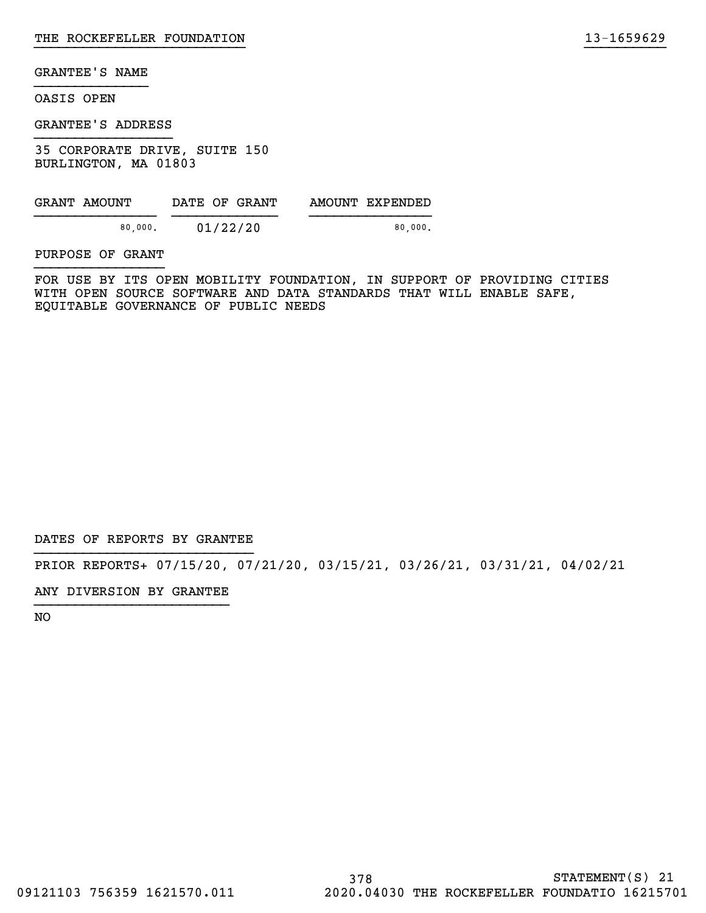THE ROCKEFELLER FOUNDATION 13-1659629

GRANTEE'S NAME

OASIS OPEN

GRANTEE'S ADDRESS

35 CORPORATE DRIVE, SUITE 150
BURLINGTON, MA 01803

| GRANT AMOUNT | DATE OF GRANT | AMOUNT EXPENDED |
|---|---|---|
| 80,000. | 01/22/20 | 80,000. |

PURPOSE OF GRANT

FOR USE BY ITS OPEN MOBILITY FOUNDATION, IN SUPPORT OF PROVIDING CITIES WITH OPEN SOURCE SOFTWARE AND DATA STANDARDS THAT WILL ENABLE SAFE, EQUITABLE GOVERNANCE OF PUBLIC NEEDS

DATES OF REPORTS BY GRANTEE

PRIOR REPORTS+ 07/15/20, 07/21/20, 03/15/21, 03/26/21, 03/31/21, 04/02/21

ANY DIVERSION BY GRANTEE

NO

STATEMENT(S) 21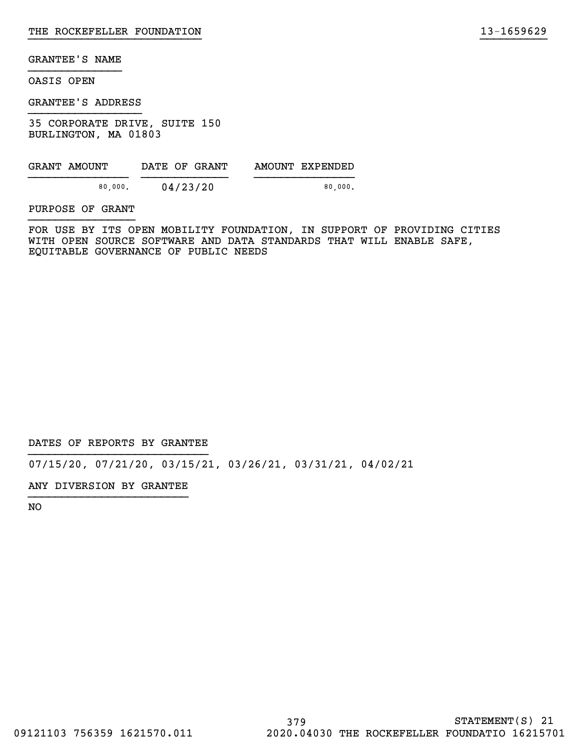GRANTEE'S NAME

OASIS OPEN

GRANTEE'S ADDRESS

35 CORPORATE DRIVE, SUITE 150
BURLINGTON, MA 01803

| GRANT AMOUNT | DATE OF GRANT | AMOUNT EXPENDED |
|---|---|---|
| 80,000. | 04/23/20 | 80,000. |

PURPOSE OF GRANT

FOR USE BY ITS OPEN MOBILITY FOUNDATION, IN SUPPORT OF PROVIDING CITIES WITH OPEN SOURCE SOFTWARE AND DATA STANDARDS THAT WILL ENABLE SAFE, EQUITABLE GOVERNANCE OF PUBLIC NEEDS

DATES OF REPORTS BY GRANTEE

07/15/20, 07/21/20, 03/15/21, 03/26/21, 03/31/21, 04/02/21

ANY DIVERSION BY GRANTEE

NO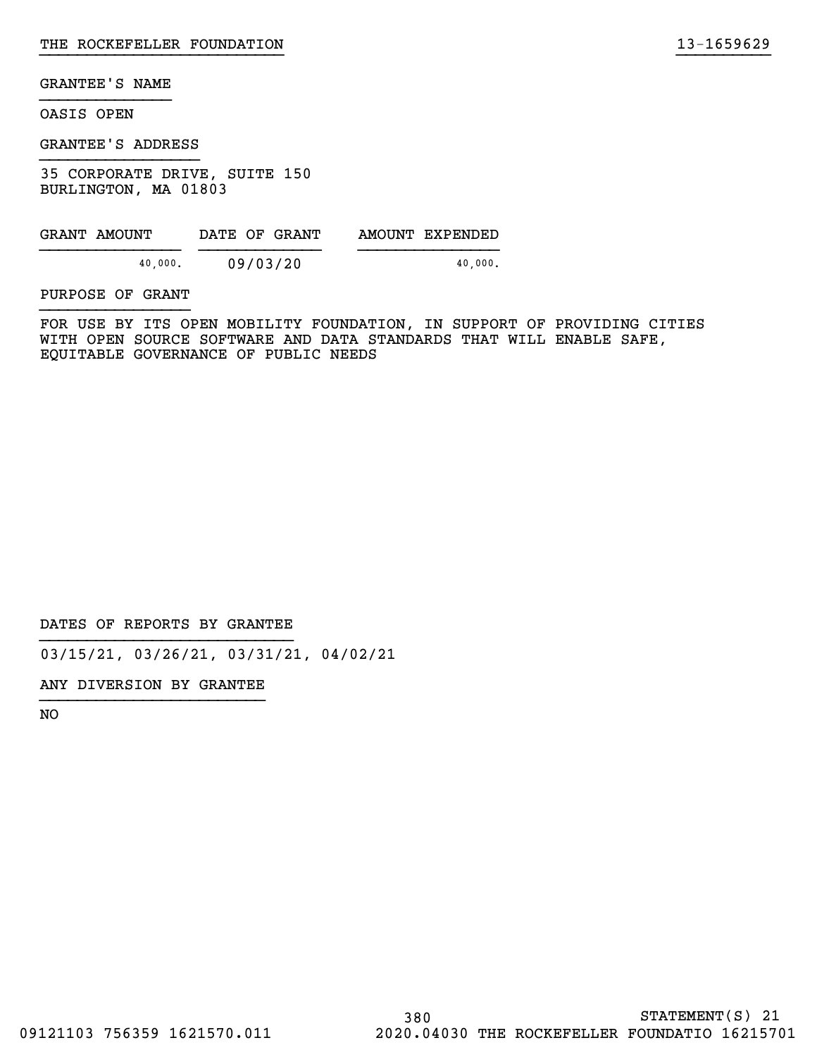GRANTEE'S NAME

OASIS OPEN

GRANTEE'S ADDRESS

35 CORPORATE DRIVE, SUITE 150
BURLINGTON, MA 01803

| GRANT AMOUNT | DATE OF GRANT | AMOUNT EXPENDED |
| --- | --- | --- |
| 40,000. | 09/03/20 | 40,000. |

PURPOSE OF GRANT

FOR USE BY ITS OPEN MOBILITY FOUNDATION, IN SUPPORT OF PROVIDING CITIES WITH OPEN SOURCE SOFTWARE AND DATA STANDARDS THAT WILL ENABLE SAFE, EQUITABLE GOVERNANCE OF PUBLIC NEEDS

DATES OF REPORTS BY GRANTEE

03/15/21, 03/26/21, 03/31/21, 04/02/21

ANY DIVERSION BY GRANTEE

NO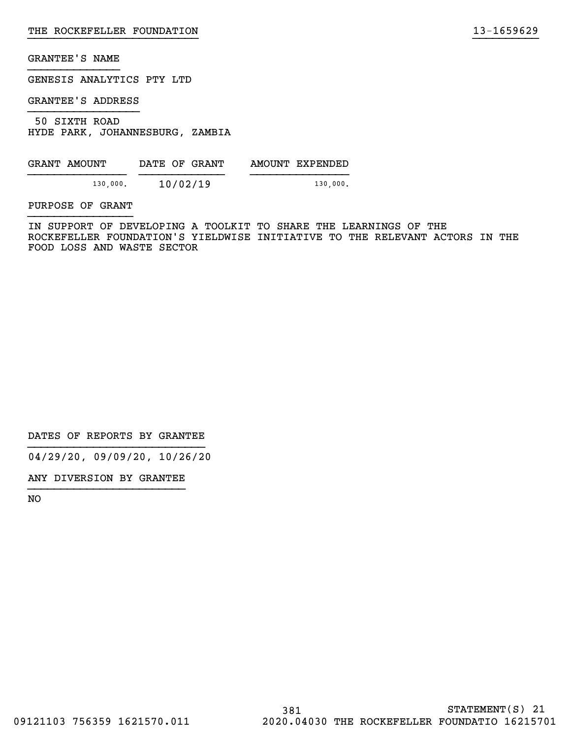GRANTEE'S NAME

GENESIS ANALYTICS PTY LTD

GRANTEE'S ADDRESS

50 SIXTH ROAD
HYDE PARK, JOHANNESBURG, ZAMBIA

| GRANT AMOUNT | DATE OF GRANT | AMOUNT EXPENDED |
|---|---|---|
| 130,000. | 10/02/19 | 130,000. |

PURPOSE OF GRANT

IN SUPPORT OF DEVELOPING A TOOLKIT TO SHARE THE LEARNINGS OF THE ROCKEFELLER FOUNDATION'S YIELDWISE INITIATIVE TO THE RELEVANT ACTORS IN THE FOOD LOSS AND WASTE SECTOR

DATES OF REPORTS BY GRANTEE

04/29/20, 09/09/20, 10/26/20

ANY DIVERSION BY GRANTEE

NO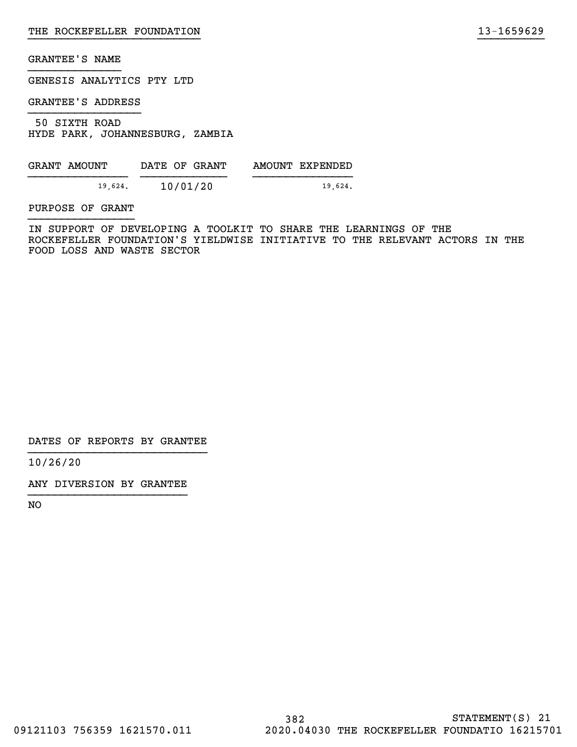THE ROCKEFELLER FOUNDATION 13-1659629

GRANTEE'S NAME

GENESIS ANALYTICS PTY LTD

GRANTEE'S ADDRESS

50 SIXTH ROAD
HYDE PARK, JOHANNESBURG, ZAMBIA

| GRANT AMOUNT | DATE OF GRANT | AMOUNT EXPENDED |
| --- | --- | --- |
| 19,624. | 10/01/20 | 19,624. |

PURPOSE OF GRANT

IN SUPPORT OF DEVELOPING A TOOLKIT TO SHARE THE LEARNINGS OF THE ROCKEFELLER FOUNDATION'S YIELDWISE INITIATIVE TO THE RELEVANT ACTORS IN THE FOOD LOSS AND WASTE SECTOR

DATES OF REPORTS BY GRANTEE

10/26/20

ANY DIVERSION BY GRANTEE

NO

STATEMENT(S) 21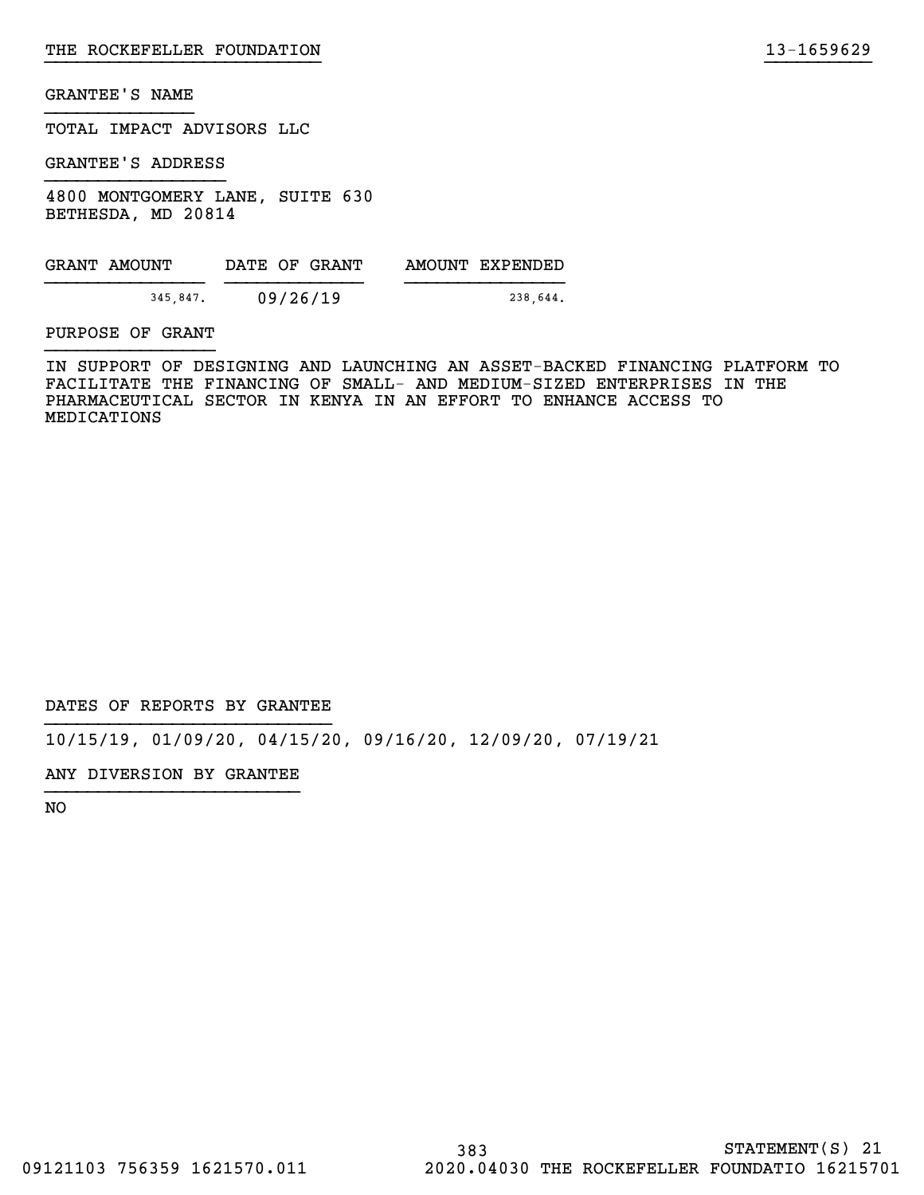GRANTEE'S NAME

TOTAL IMPACT ADVISORS LLC

GRANTEE'S ADDRESS

4800 MONTGOMERY LANE, SUITE 630
BETHESDA, MD 20814

| GRANT AMOUNT | DATE OF GRANT | AMOUNT EXPENDED |
| --- | --- | --- |
| 345,847. | 09/26/19 | 238,644. |

PURPOSE OF GRANT

IN SUPPORT OF DESIGNING AND LAUNCHING AN ASSET-BACKED FINANCING PLATFORM TO FACILITATE THE FINANCING OF SMALL- AND MEDIUM-SIZED ENTERPRISES IN THE PHARMACEUTICAL SECTOR IN KENYA IN AN EFFORT TO ENHANCE ACCESS TO MEDICATIONS

DATES OF REPORTS BY GRANTEE

10/15/19, 01/09/20, 04/15/20, 09/16/20, 12/09/20, 07/19/21

ANY DIVERSION BY GRANTEE

NO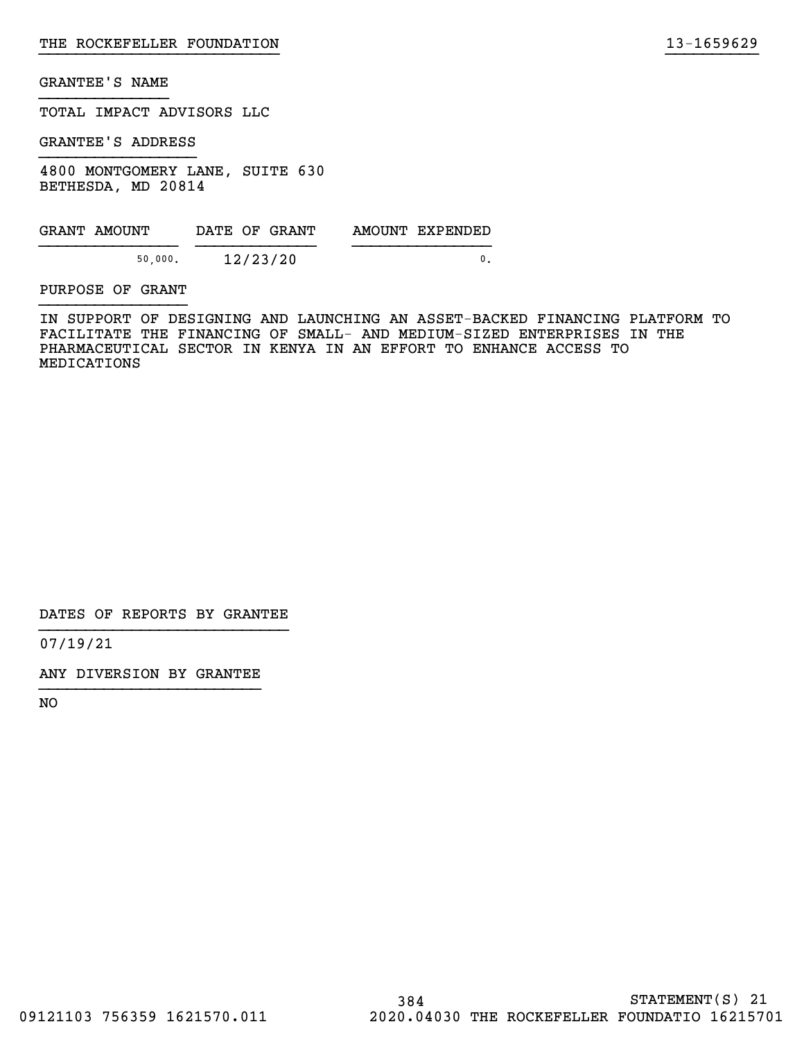GRANTEE'S NAME

TOTAL IMPACT ADVISORS LLC

GRANTEE'S ADDRESS

4800 MONTGOMERY LANE, SUITE 630
BETHESDA, MD 20814

| GRANT AMOUNT | DATE OF GRANT | AMOUNT EXPENDED |
| --- | --- | --- |
| 50,000. | 12/23/20 | 0. |

PURPOSE OF GRANT

IN SUPPORT OF DESIGNING AND LAUNCHING AN ASSET-BACKED FINANCING PLATFORM TO FACILITATE THE FINANCING OF SMALL- AND MEDIUM-SIZED ENTERPRISES IN THE PHARMACEUTICAL SECTOR IN KENYA IN AN EFFORT TO ENHANCE ACCESS TO MEDICATIONS

DATES OF REPORTS BY GRANTEE

07/19/21

ANY DIVERSION BY GRANTEE

NO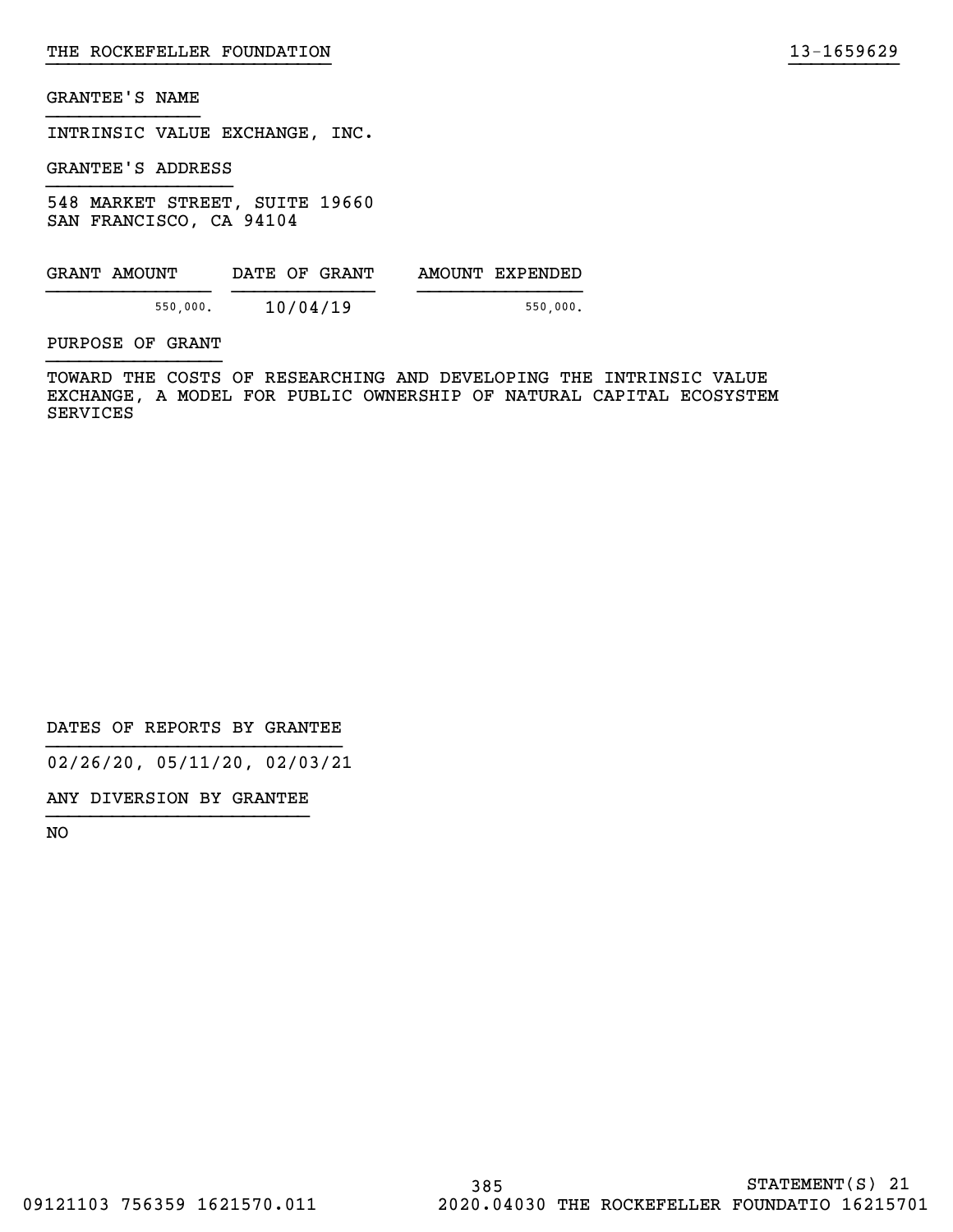GRANTEE'S NAME

INTRINSIC VALUE EXCHANGE, INC.

GRANTEE'S ADDRESS

548 MARKET STREET, SUITE 19660
SAN FRANCISCO, CA 94104

| GRANT AMOUNT | DATE OF GRANT | AMOUNT EXPENDED |
| --- | --- | --- |
| 550,000. | 10/04/19 | 550,000. |

PURPOSE OF GRANT

TOWARD THE COSTS OF RESEARCHING AND DEVELOPING THE INTRINSIC VALUE EXCHANGE, A MODEL FOR PUBLIC OWNERSHIP OF NATURAL CAPITAL ECOSYSTEM SERVICES

DATES OF REPORTS BY GRANTEE

02/26/20, 05/11/20, 02/03/21

ANY DIVERSION BY GRANTEE

NO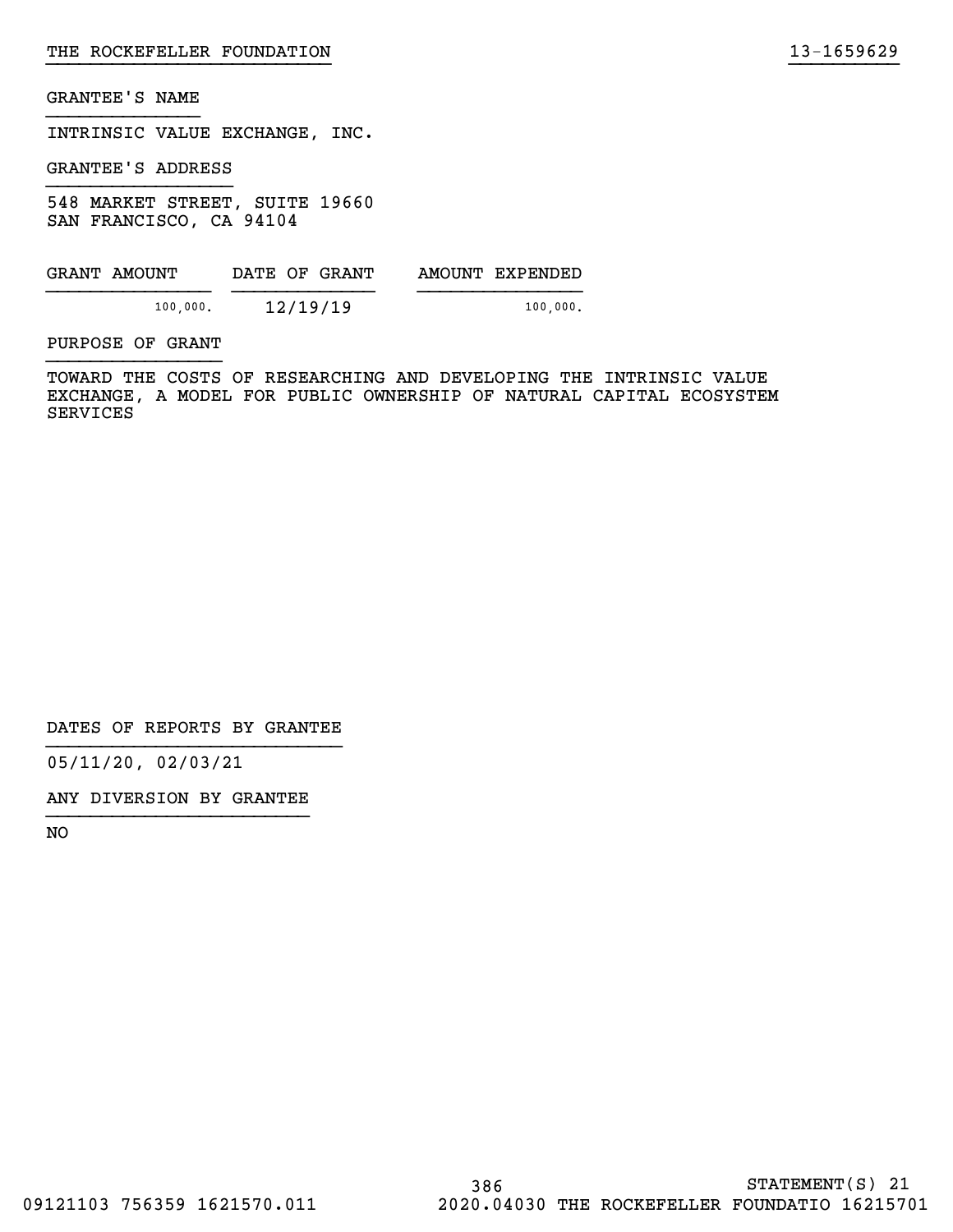GRANTEE'S NAME

INTRINSIC VALUE EXCHANGE, INC.

GRANTEE'S ADDRESS

548 MARKET STREET, SUITE 19660
SAN FRANCISCO, CA 94104

| GRANT AMOUNT | DATE OF GRANT | AMOUNT EXPENDED |
|---|---|---|
| 100,000. | 12/19/19 | 100,000. |

PURPOSE OF GRANT

TOWARD THE COSTS OF RESEARCHING AND DEVELOPING THE INTRINSIC VALUE EXCHANGE, A MODEL FOR PUBLIC OWNERSHIP OF NATURAL CAPITAL ECOSYSTEM SERVICES

DATES OF REPORTS BY GRANTEE

05/11/20, 02/03/21

ANY DIVERSION BY GRANTEE

NO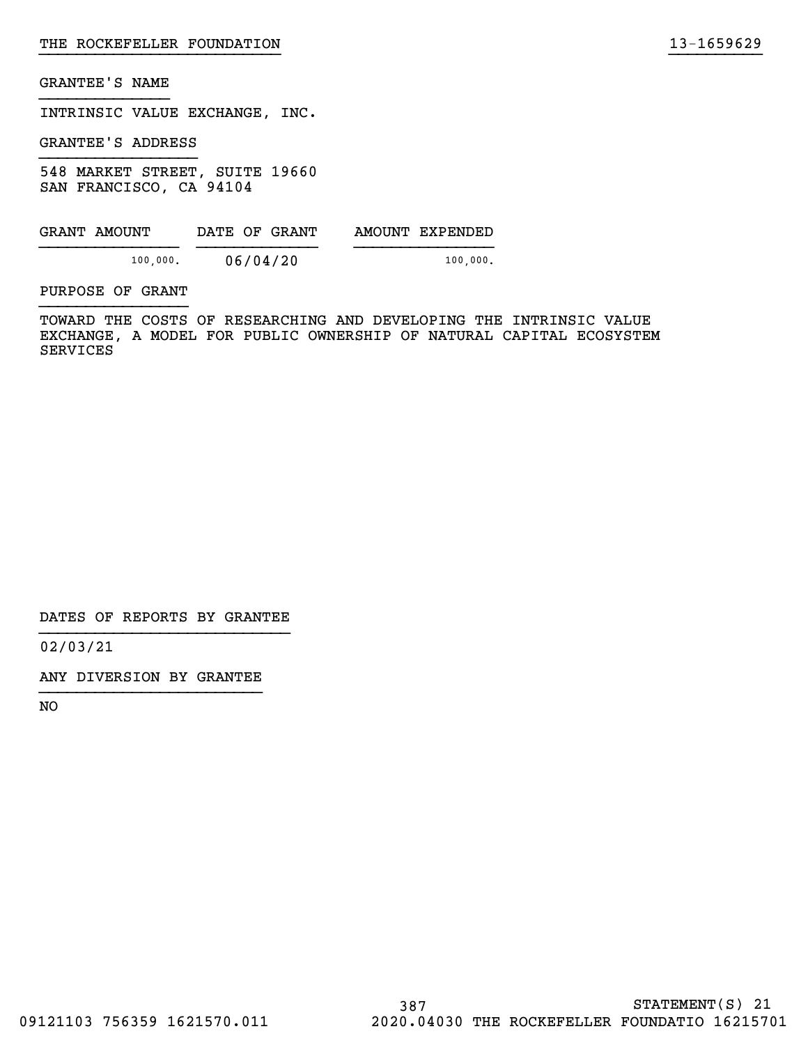GRANTEE'S NAME

INTRINSIC VALUE EXCHANGE, INC.

GRANTEE'S ADDRESS

548 MARKET STREET, SUITE 19660
SAN FRANCISCO, CA 94104

| GRANT AMOUNT | DATE OF GRANT | AMOUNT EXPENDED |
|---|---|---|
| 100,000. | 06/04/20 | 100,000. |

PURPOSE OF GRANT

TOWARD THE COSTS OF RESEARCHING AND DEVELOPING THE INTRINSIC VALUE EXCHANGE, A MODEL FOR PUBLIC OWNERSHIP OF NATURAL CAPITAL ECOSYSTEM SERVICES

DATES OF REPORTS BY GRANTEE

02/03/21

ANY DIVERSION BY GRANTEE

NO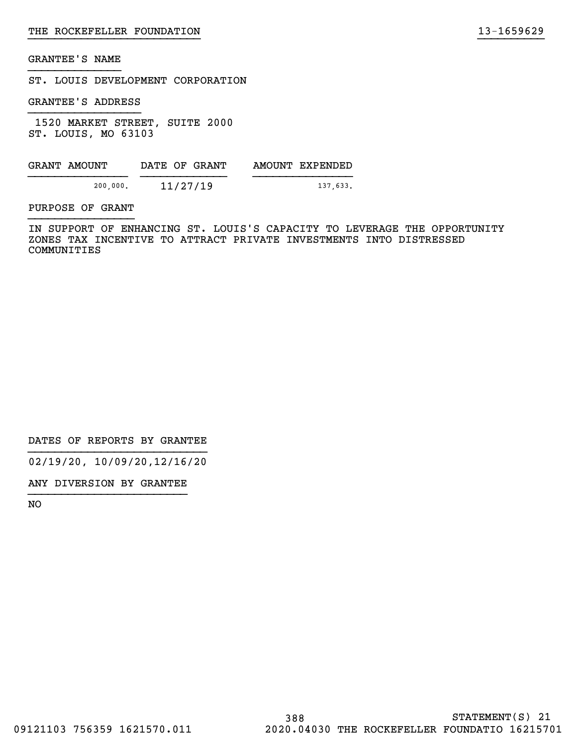GRANTEE'S NAME

ST. LOUIS DEVELOPMENT CORPORATION

GRANTEE'S ADDRESS

1520 MARKET STREET, SUITE 2000
ST. LOUIS, MO 63103

| GRANT AMOUNT | DATE OF GRANT | AMOUNT EXPENDED |
|---|---|---|
| 200,000. | 11/27/19 | 137,633. |

PURPOSE OF GRANT

IN SUPPORT OF ENHANCING ST. LOUIS'S CAPACITY TO LEVERAGE THE OPPORTUNITY ZONES TAX INCENTIVE TO ATTRACT PRIVATE INVESTMENTS INTO DISTRESSED COMMUNITIES

DATES OF REPORTS BY GRANTEE

02/19/20, 10/09/20,12/16/20

ANY DIVERSION BY GRANTEE

NO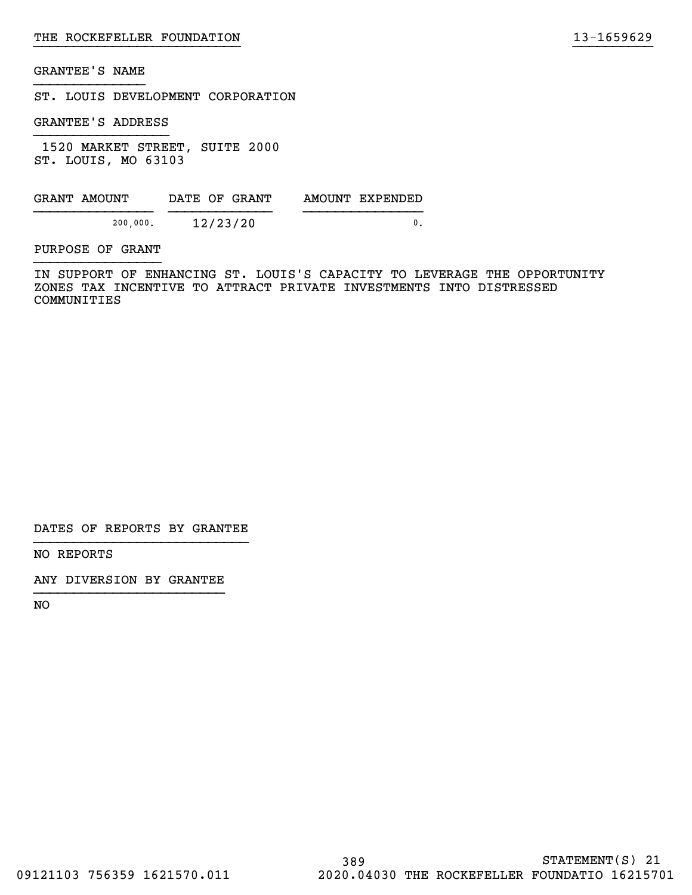THE ROCKEFELLER FOUNDATION 13-1659629

GRANTEE'S NAME

ST. LOUIS DEVELOPMENT CORPORATION

GRANTEE'S ADDRESS

1520 MARKET STREET, SUITE 2000
ST. LOUIS, MO 63103

| GRANT AMOUNT | DATE OF GRANT | AMOUNT EXPENDED |
|---|---|---|
| 200,000. | 12/23/20 | 0. |

PURPOSE OF GRANT

IN SUPPORT OF ENHANCING ST. LOUIS'S CAPACITY TO LEVERAGE THE OPPORTUNITY ZONES TAX INCENTIVE TO ATTRACT PRIVATE INVESTMENTS INTO DISTRESSED COMMUNITIES

DATES OF REPORTS BY GRANTEE

NO REPORTS

ANY DIVERSION BY GRANTEE

NO

STATEMENT(S) 21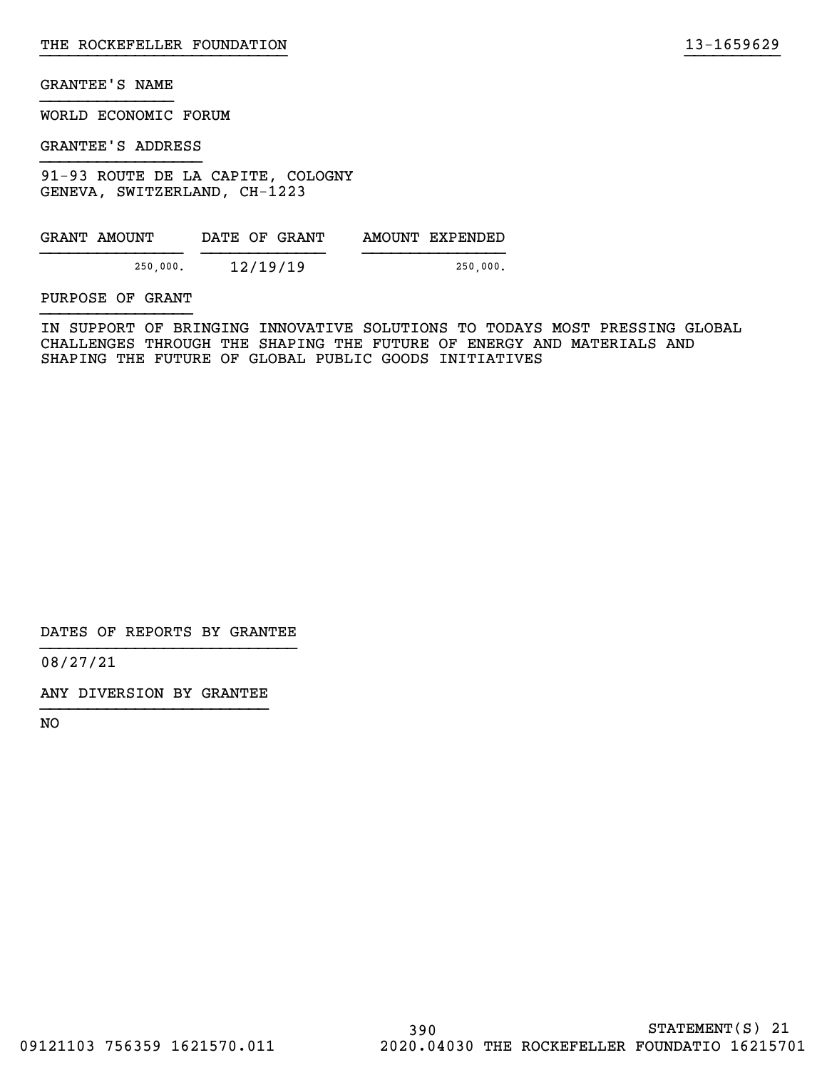GRANTEE'S NAME

WORLD ECONOMIC FORUM

GRANTEE'S ADDRESS

91-93 ROUTE DE LA CAPITE, COLOGNY
GENEVA, SWITZERLAND, CH-1223

| GRANT AMOUNT | DATE OF GRANT | AMOUNT EXPENDED |
|---|---|---|
| 250,000. | 12/19/19 | 250,000. |

PURPOSE OF GRANT

IN SUPPORT OF BRINGING INNOVATIVE SOLUTIONS TO TODAYS MOST PRESSING GLOBAL CHALLENGES THROUGH THE SHAPING THE FUTURE OF ENERGY AND MATERIALS AND SHAPING THE FUTURE OF GLOBAL PUBLIC GOODS INITIATIVES

DATES OF REPORTS BY GRANTEE

08/27/21

ANY DIVERSION BY GRANTEE

NO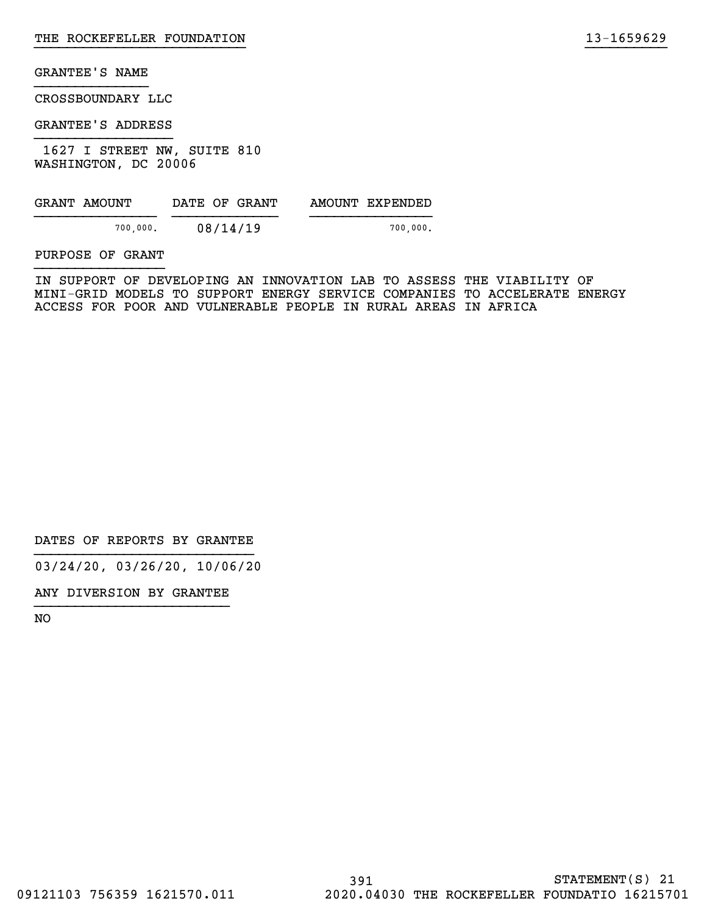GRANTEE'S NAME

CROSSBOUNDARY LLC

GRANTEE'S ADDRESS

1627 I STREET NW, SUITE 810
WASHINGTON, DC 20006

| GRANT AMOUNT | DATE OF GRANT | AMOUNT EXPENDED |
| --- | --- | --- |
| 700,000. | 08/14/19 | 700,000. |

PURPOSE OF GRANT

IN SUPPORT OF DEVELOPING AN INNOVATION LAB TO ASSESS THE VIABILITY OF MINI-GRID MODELS TO SUPPORT ENERGY SERVICE COMPANIES TO ACCELERATE ENERGY ACCESS FOR POOR AND VULNERABLE PEOPLE IN RURAL AREAS IN AFRICA

DATES OF REPORTS BY GRANTEE

03/24/20, 03/26/20, 10/06/20

ANY DIVERSION BY GRANTEE

NO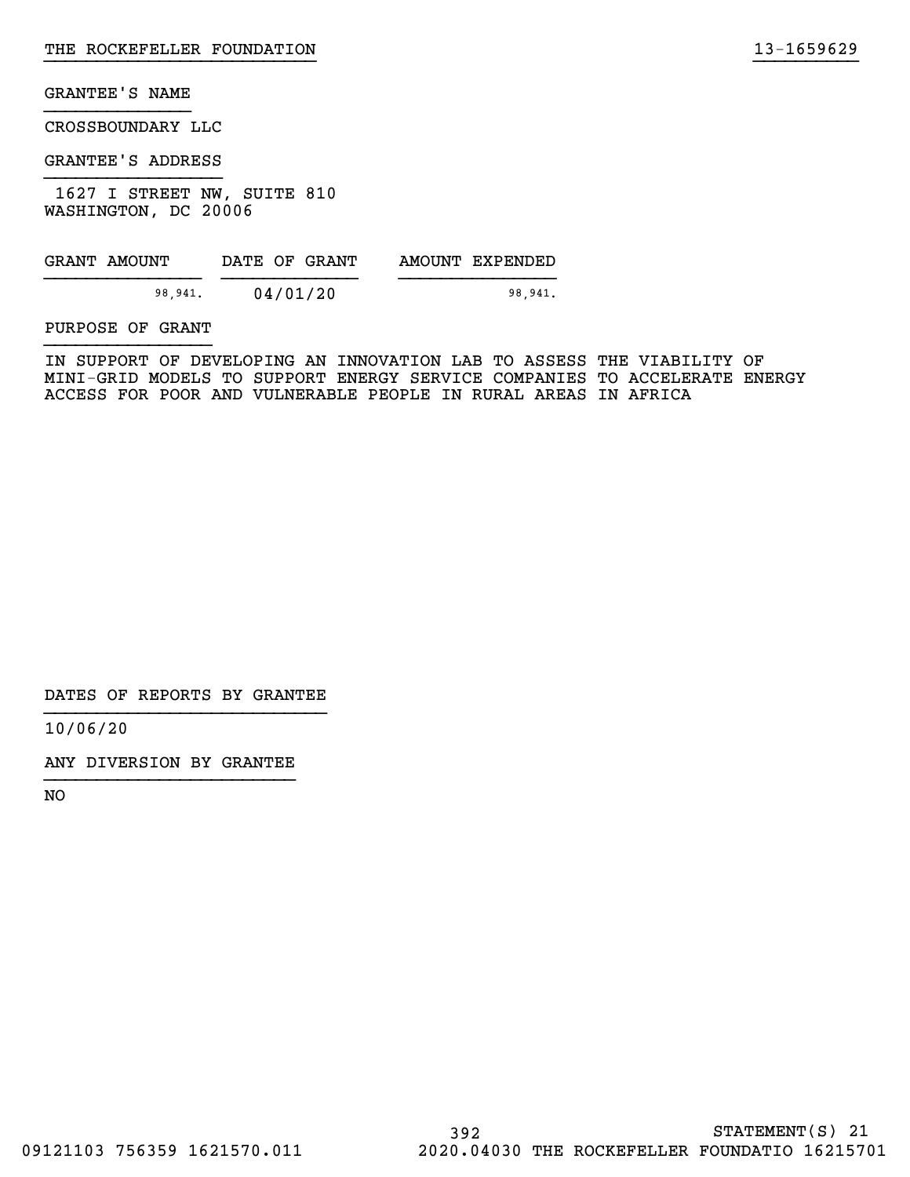GRANTEE'S NAME

CROSSBOUNDARY LLC

GRANTEE'S ADDRESS

1627 I STREET NW, SUITE 810
WASHINGTON, DC 20006

| GRANT AMOUNT | DATE OF GRANT | AMOUNT EXPENDED |
|---|---|---|
| 98,941. | 04/01/20 | 98,941. |

PURPOSE OF GRANT

IN SUPPORT OF DEVELOPING AN INNOVATION LAB TO ASSESS THE VIABILITY OF MINI-GRID MODELS TO SUPPORT ENERGY SERVICE COMPANIES TO ACCELERATE ENERGY ACCESS FOR POOR AND VULNERABLE PEOPLE IN RURAL AREAS IN AFRICA

DATES OF REPORTS BY GRANTEE

10/06/20

ANY DIVERSION BY GRANTEE

NO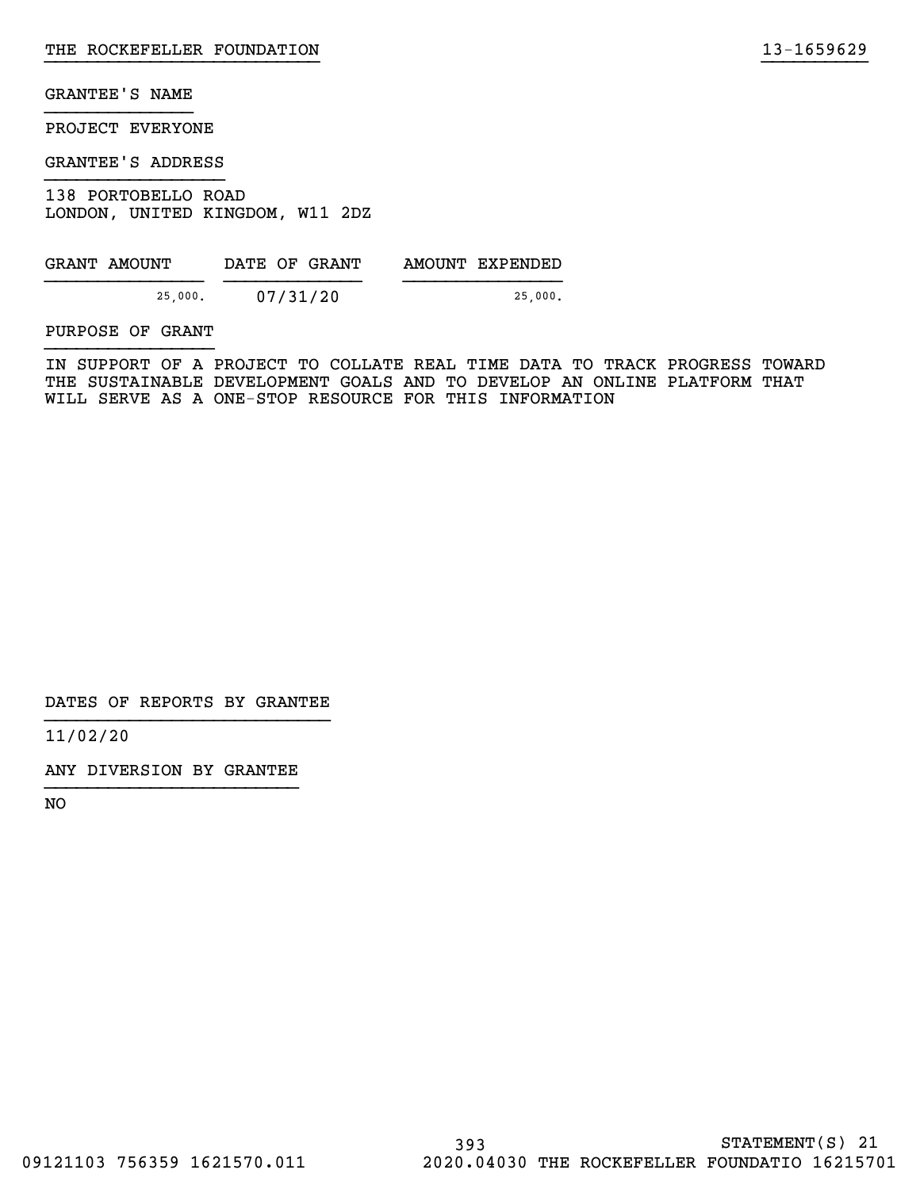GRANTEE'S NAME

PROJECT EVERYONE

GRANTEE'S ADDRESS

138 PORTOBELLO ROAD
LONDON, UNITED KINGDOM, W11 2DZ

| GRANT AMOUNT | DATE OF GRANT | AMOUNT EXPENDED |
| --- | --- | --- |
| 25,000. | 07/31/20 | 25,000. |

PURPOSE OF GRANT

IN SUPPORT OF A PROJECT TO COLLATE REAL TIME DATA TO TRACK PROGRESS TOWARD THE SUSTAINABLE DEVELOPMENT GOALS AND TO DEVELOP AN ONLINE PLATFORM THAT WILL SERVE AS A ONE-STOP RESOURCE FOR THIS INFORMATION

DATES OF REPORTS BY GRANTEE

11/02/20

ANY DIVERSION BY GRANTEE

NO

STATEMENT(S) 21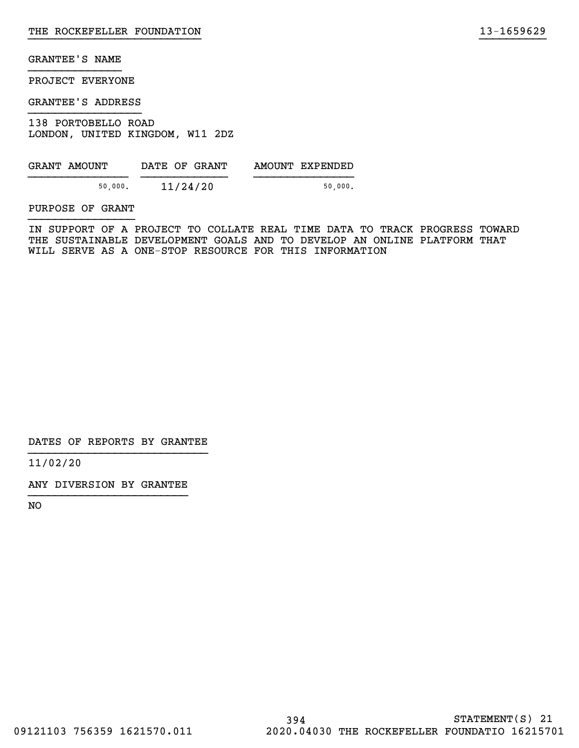GRANTEE'S NAME

PROJECT EVERYONE

GRANTEE'S ADDRESS

138 PORTOBELLO ROAD
LONDON, UNITED KINGDOM, W11 2DZ

| GRANT AMOUNT | DATE OF GRANT | AMOUNT EXPENDED |
|---|---|---|
| 50,000. | 11/24/20 | 50,000. |

PURPOSE OF GRANT

IN SUPPORT OF A PROJECT TO COLLATE REAL TIME DATA TO TRACK PROGRESS TOWARD THE SUSTAINABLE DEVELOPMENT GOALS AND TO DEVELOP AN ONLINE PLATFORM THAT WILL SERVE AS A ONE-STOP RESOURCE FOR THIS INFORMATION

DATES OF REPORTS BY GRANTEE

11/02/20

ANY DIVERSION BY GRANTEE

NO

STATEMENT(S) 21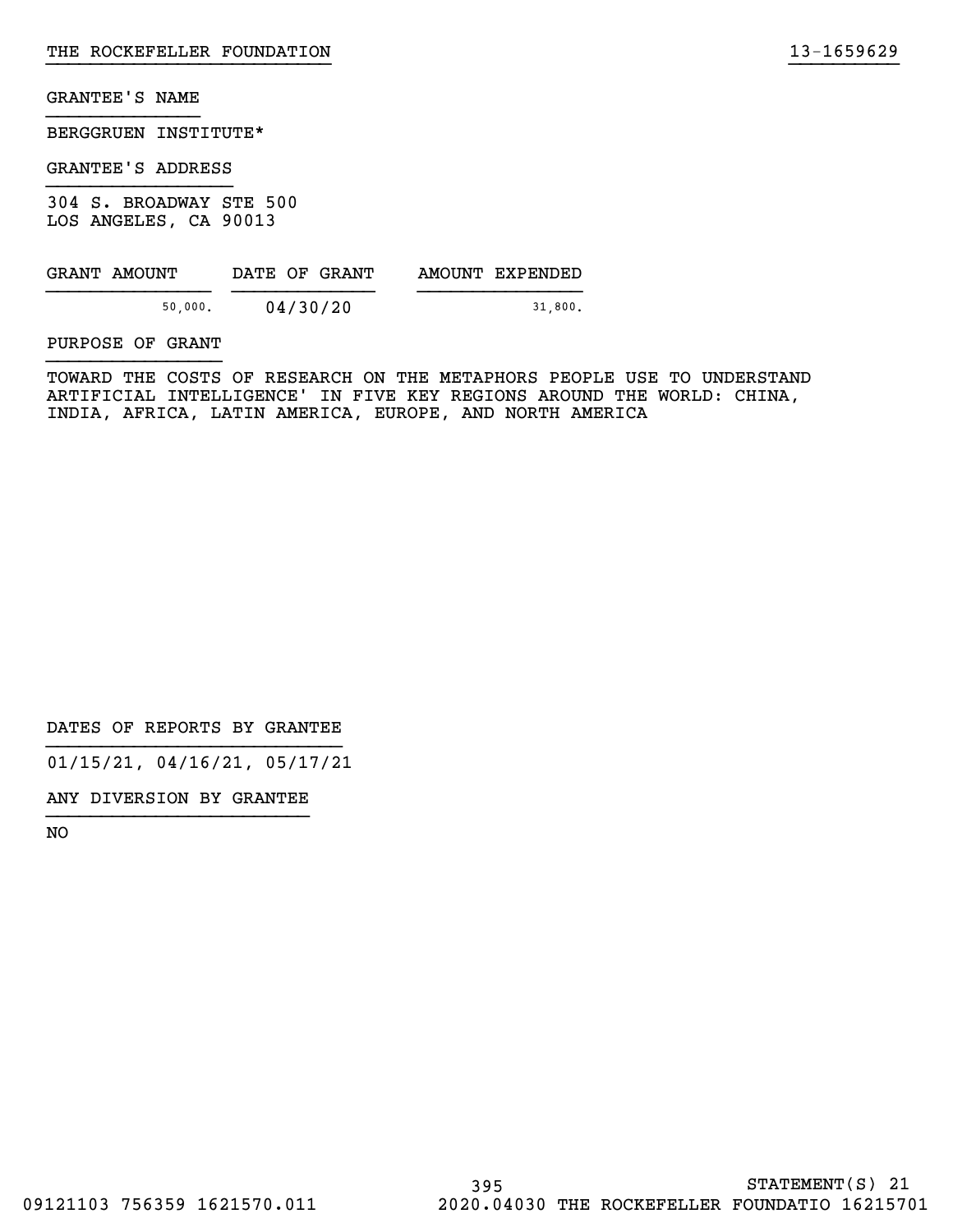GRANTEE'S NAME

BERGGRUEN INSTITUTE*

GRANTEE'S ADDRESS

304 S. BROADWAY STE 500
LOS ANGELES, CA 90013

| GRANT AMOUNT | DATE OF GRANT | AMOUNT EXPENDED |
|---|---|---|
| 50,000. | 04/30/20 | 31,800. |

PURPOSE OF GRANT

TOWARD THE COSTS OF RESEARCH ON THE METAPHORS PEOPLE USE TO UNDERSTAND ARTIFICIAL INTELLIGENCE' IN FIVE KEY REGIONS AROUND THE WORLD: CHINA, INDIA, AFRICA, LATIN AMERICA, EUROPE, AND NORTH AMERICA

DATES OF REPORTS BY GRANTEE

01/15/21, 04/16/21, 05/17/21

ANY DIVERSION BY GRANTEE

NO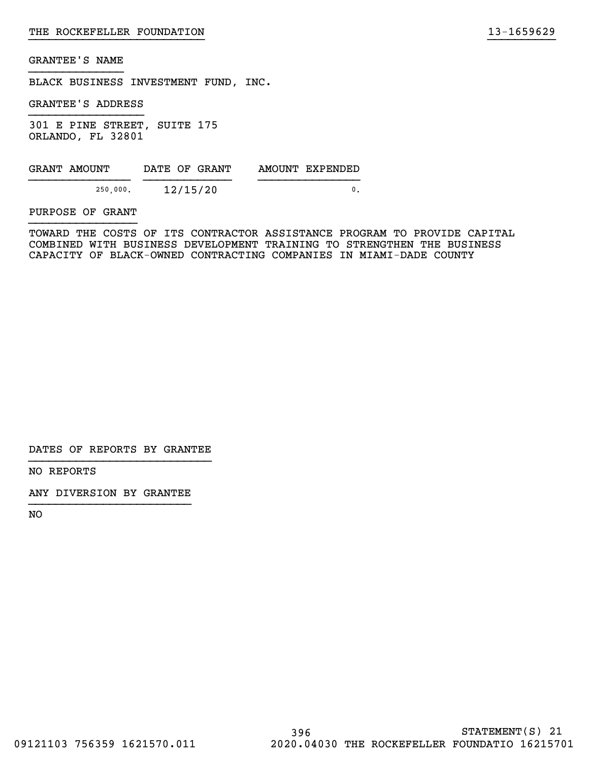GRANTEE'S NAME

BLACK BUSINESS INVESTMENT FUND, INC.

GRANTEE'S ADDRESS

301 E PINE STREET, SUITE 175
ORLANDO, FL 32801

| GRANT AMOUNT | DATE OF GRANT | AMOUNT EXPENDED |
| --- | --- | --- |
| 250,000. | 12/15/20 | 0. |

PURPOSE OF GRANT

TOWARD THE COSTS OF ITS CONTRACTOR ASSISTANCE PROGRAM TO PROVIDE CAPITAL COMBINED WITH BUSINESS DEVELOPMENT TRAINING TO STRENGTHEN THE BUSINESS CAPACITY OF BLACK-OWNED CONTRACTING COMPANIES IN MIAMI-DADE COUNTY

DATES OF REPORTS BY GRANTEE

NO REPORTS

ANY DIVERSION BY GRANTEE

NO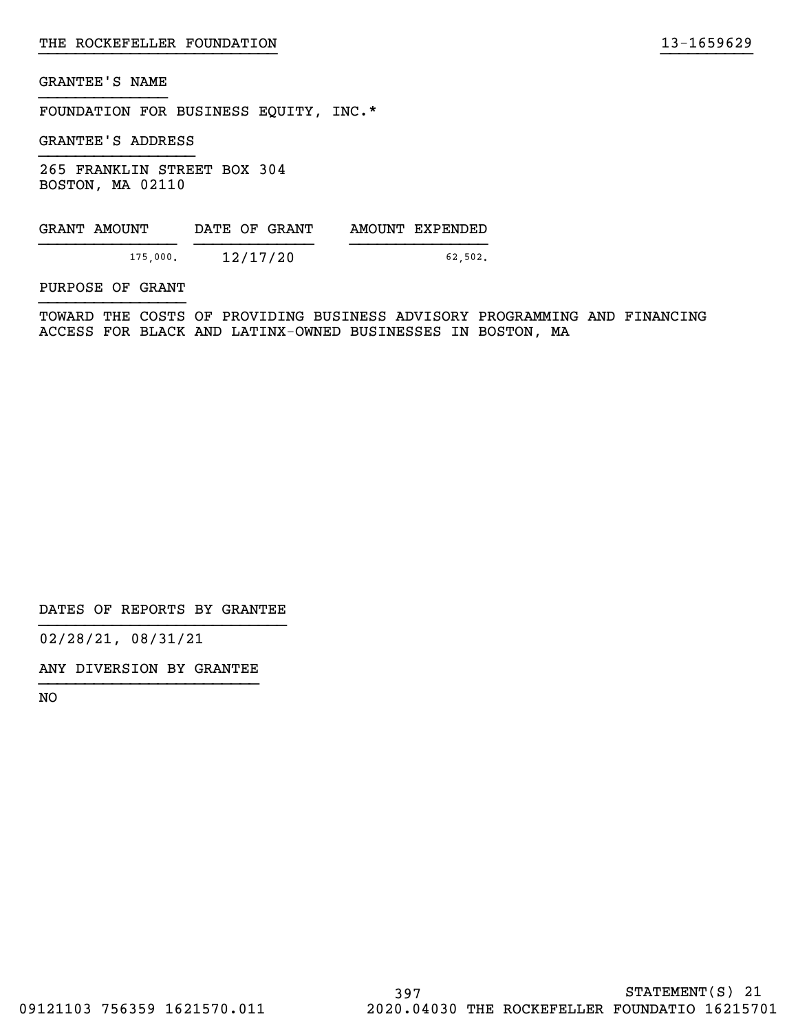GRANTEE'S NAME

FOUNDATION FOR BUSINESS EQUITY, INC.*

GRANTEE'S ADDRESS

265 FRANKLIN STREET BOX 304
BOSTON, MA 02110

| GRANT AMOUNT | DATE OF GRANT | AMOUNT EXPENDED |
|---|---|---|
| 175,000. | 12/17/20 | 62,502. |

PURPOSE OF GRANT

TOWARD THE COSTS OF PROVIDING BUSINESS ADVISORY PROGRAMMING AND FINANCING ACCESS FOR BLACK AND LATINX-OWNED BUSINESSES IN BOSTON, MA

DATES OF REPORTS BY GRANTEE

02/28/21, 08/31/21

ANY DIVERSION BY GRANTEE

NO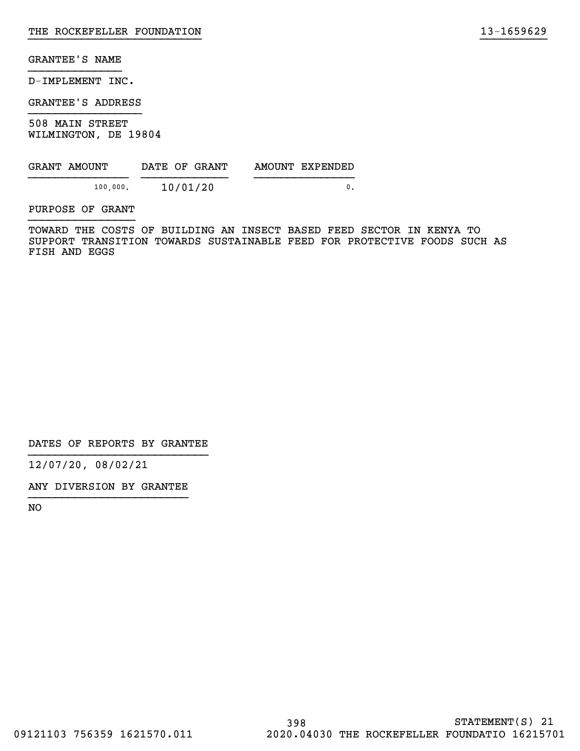GRANTEE'S NAME

D-IMPLEMENT INC.

GRANTEE'S ADDRESS

508 MAIN STREET
WILMINGTON, DE 19804

| GRANT AMOUNT | DATE OF GRANT | AMOUNT EXPENDED |
|---|---|---|
| 100,000. | 10/01/20 | 0. |

PURPOSE OF GRANT

TOWARD THE COSTS OF BUILDING AN INSECT BASED FEED SECTOR IN KENYA TO SUPPORT TRANSITION TOWARDS SUSTAINABLE FEED FOR PROTECTIVE FOODS SUCH AS FISH AND EGGS

DATES OF REPORTS BY GRANTEE

12/07/20, 08/02/21

ANY DIVERSION BY GRANTEE

NO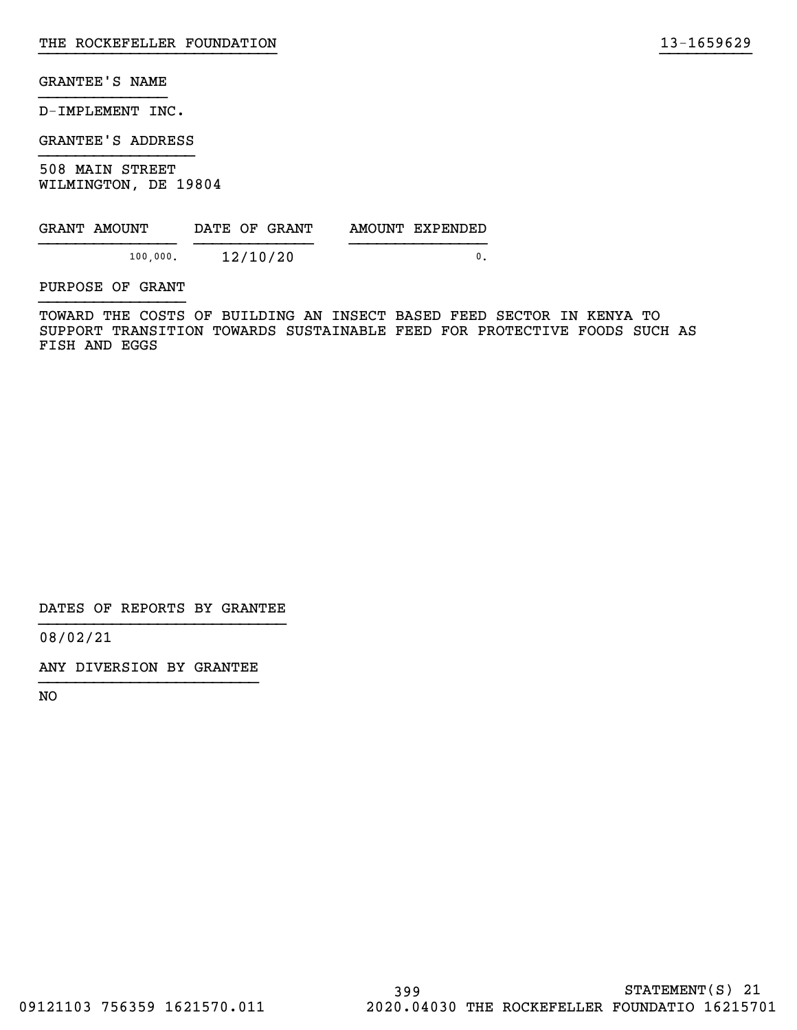GRANTEE'S NAME

D-IMPLEMENT INC.

GRANTEE'S ADDRESS

508 MAIN STREET
WILMINGTON, DE 19804

| GRANT AMOUNT | DATE OF GRANT | AMOUNT EXPENDED |
|---|---|---|
| 100,000. | 12/10/20 | 0. |

PURPOSE OF GRANT

TOWARD THE COSTS OF BUILDING AN INSECT BASED FEED SECTOR IN KENYA TO SUPPORT TRANSITION TOWARDS SUSTAINABLE FEED FOR PROTECTIVE FOODS SUCH AS FISH AND EGGS

DATES OF REPORTS BY GRANTEE

08/02/21

ANY DIVERSION BY GRANTEE

NO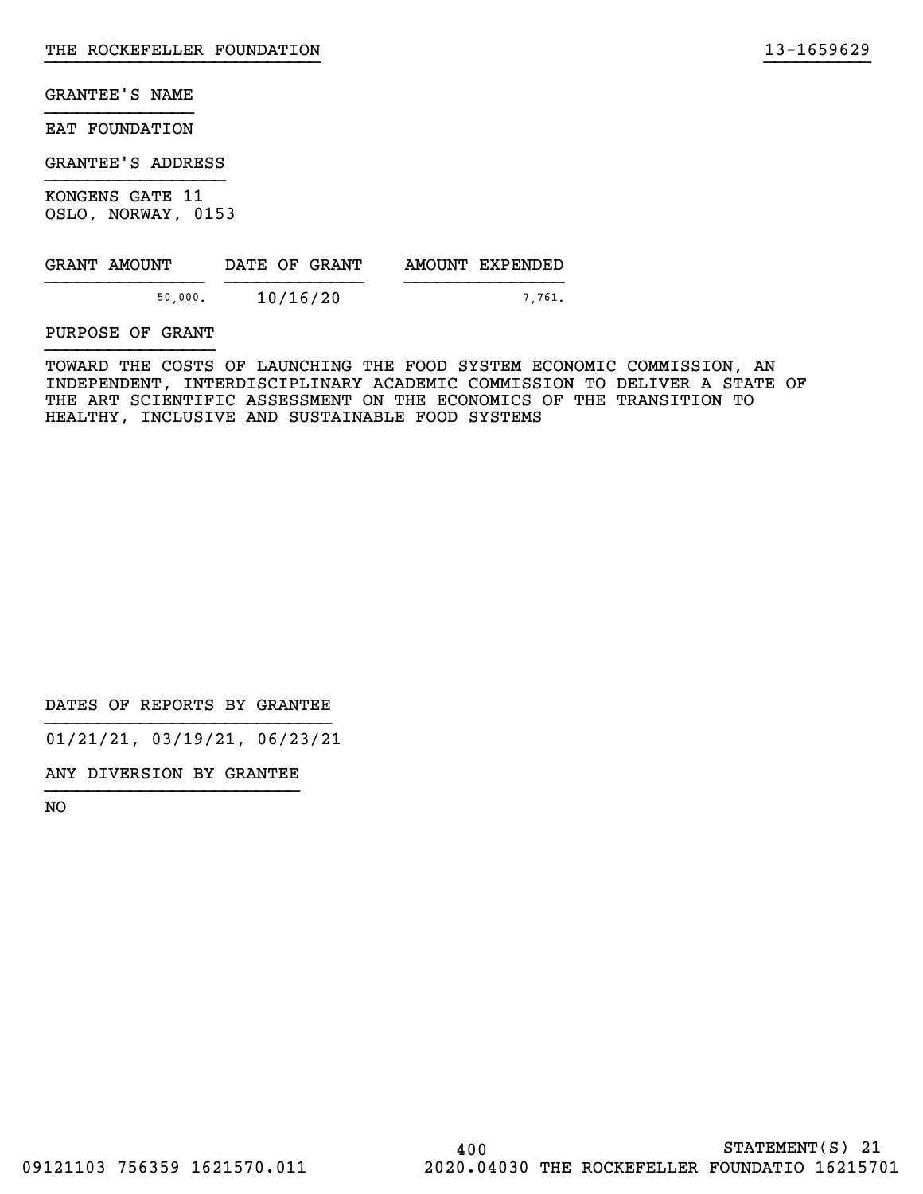THE ROCKEFELLER FOUNDATION 13-1659629

GRANTEE'S NAME

EAT FOUNDATION

GRANTEE'S ADDRESS

KONGENS GATE 11
OSLO, NORWAY, 0153

| GRANT AMOUNT | DATE OF GRANT | AMOUNT EXPENDED |
| --- | --- | --- |
| 50,000. | 10/16/20 | 7,761. |

PURPOSE OF GRANT

TOWARD THE COSTS OF LAUNCHING THE FOOD SYSTEM ECONOMIC COMMISSION, AN INDEPENDENT, INTERDISCIPLINARY ACADEMIC COMMISSION TO DELIVER A STATE OF THE ART SCIENTIFIC ASSESSMENT ON THE ECONOMICS OF THE TRANSITION TO HEALTHY, INCLUSIVE AND SUSTAINABLE FOOD SYSTEMS

DATES OF REPORTS BY GRANTEE

01/21/21, 03/19/21, 06/23/21

ANY DIVERSION BY GRANTEE

NO

STATEMENT(S) 21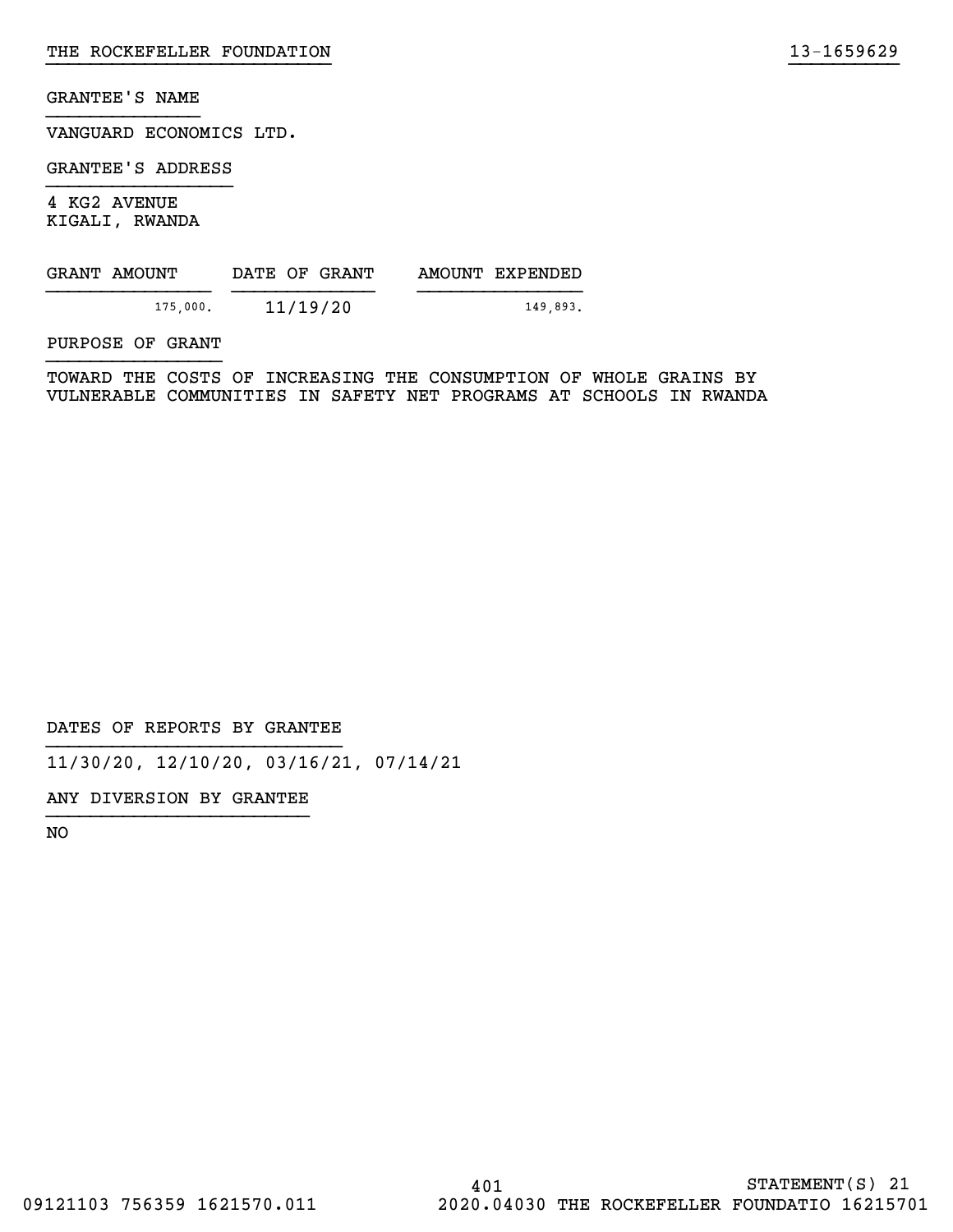GRANTEE'S NAME

VANGUARD ECONOMICS LTD.

GRANTEE'S ADDRESS

4 KG2 AVENUE
KIGALI, RWANDA

| GRANT AMOUNT | DATE OF GRANT | AMOUNT EXPENDED |
|---|---|---|
| 175,000. | 11/19/20 | 149,893. |

PURPOSE OF GRANT

TOWARD THE COSTS OF INCREASING THE CONSUMPTION OF WHOLE GRAINS BY VULNERABLE COMMUNITIES IN SAFETY NET PROGRAMS AT SCHOOLS IN RWANDA

DATES OF REPORTS BY GRANTEE

11/30/20, 12/10/20, 03/16/21, 07/14/21

ANY DIVERSION BY GRANTEE

NO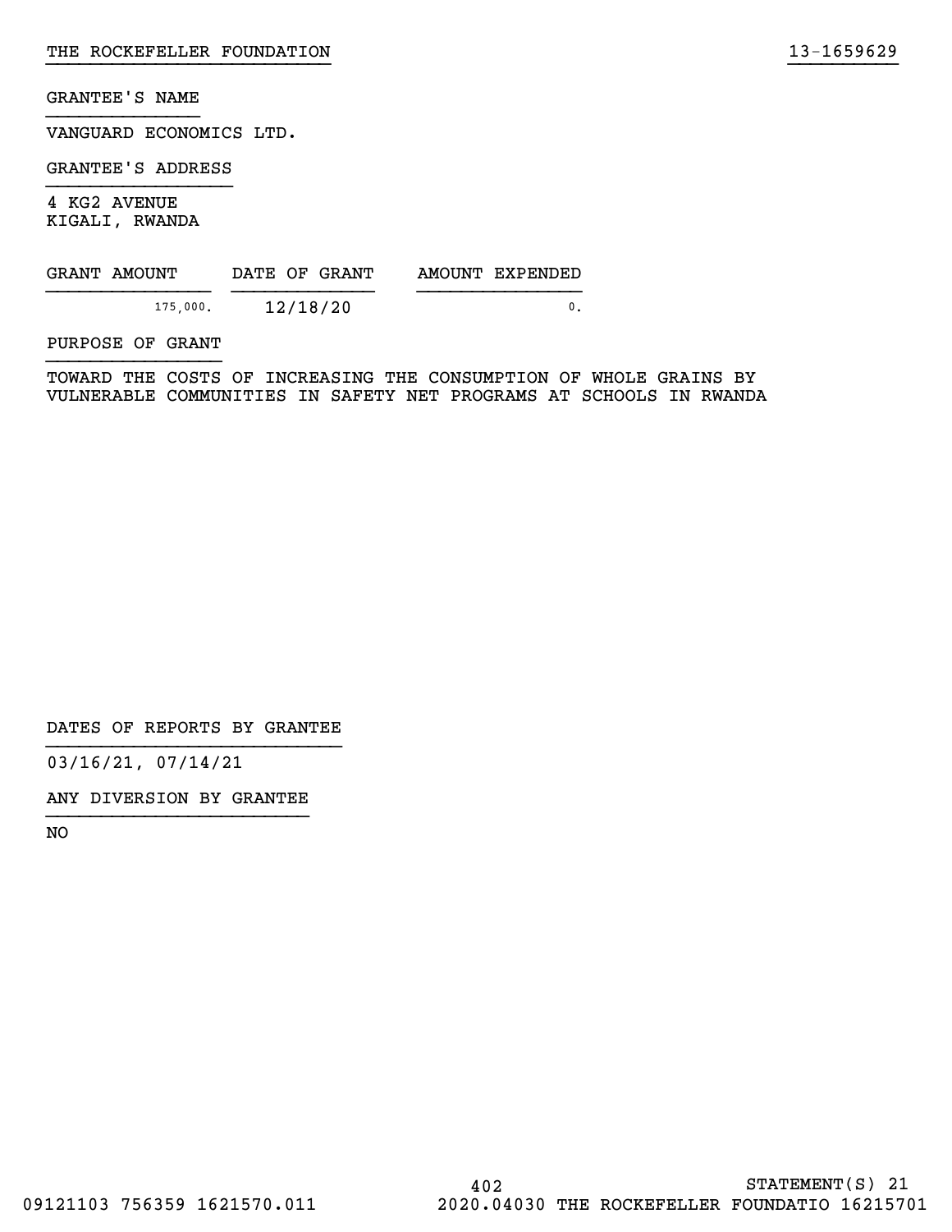THE ROCKEFELLER FOUNDATION 13-1659629

GRANTEE'S NAME

VANGUARD ECONOMICS LTD.

GRANTEE'S ADDRESS

4 KG2 AVENUE
KIGALI, RWANDA

| GRANT AMOUNT | DATE OF GRANT | AMOUNT EXPENDED |
|---|---|---|
| 175,000. | 12/18/20 | 0. |

PURPOSE OF GRANT

TOWARD THE COSTS OF INCREASING THE CONSUMPTION OF WHOLE GRAINS BY VULNERABLE COMMUNITIES IN SAFETY NET PROGRAMS AT SCHOOLS IN RWANDA

DATES OF REPORTS BY GRANTEE

03/16/21, 07/14/21

ANY DIVERSION BY GRANTEE

NO

STATEMENT(S) 21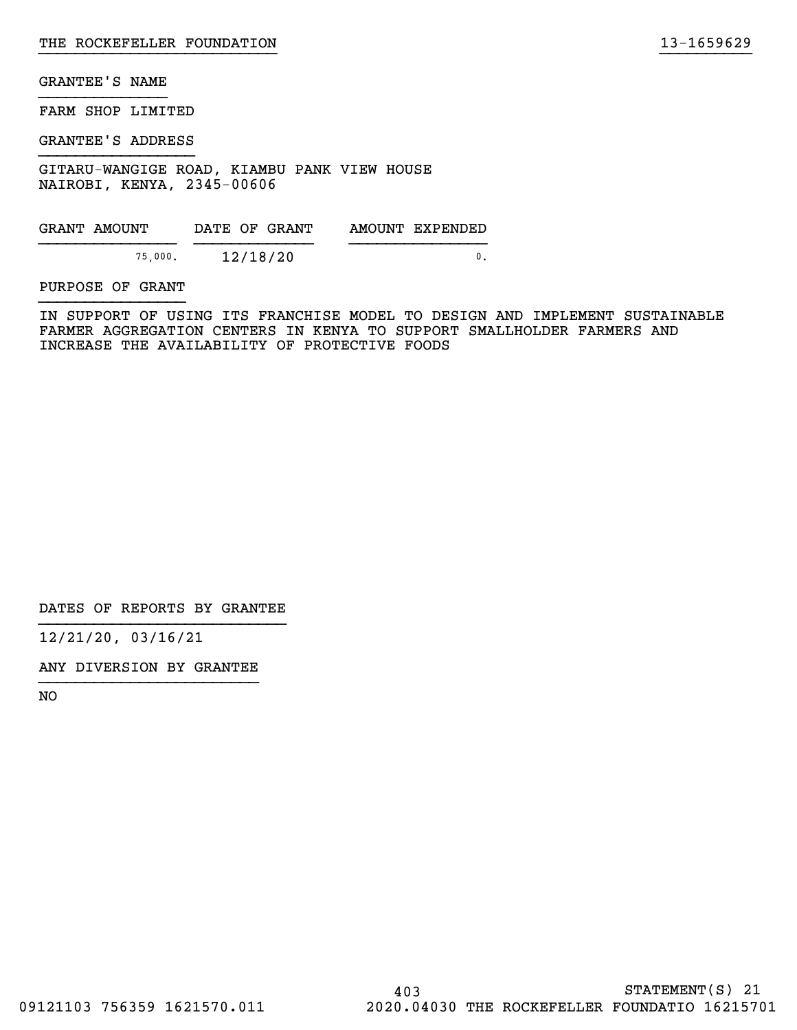GRANTEE'S NAME

FARM SHOP LIMITED

GRANTEE'S ADDRESS

GITARU-WANGIGE ROAD, KIAMBU PANK VIEW HOUSE
NAIROBI, KENYA, 2345-00606

| GRANT AMOUNT | DATE OF GRANT | AMOUNT EXPENDED |
|---|---|---|
| 75,000. | 12/18/20 | 0. |

PURPOSE OF GRANT

IN SUPPORT OF USING ITS FRANCHISE MODEL TO DESIGN AND IMPLEMENT SUSTAINABLE FARMER AGGREGATION CENTERS IN KENYA TO SUPPORT SMALLHOLDER FARMERS AND INCREASE THE AVAILABILITY OF PROTECTIVE FOODS

DATES OF REPORTS BY GRANTEE

12/21/20, 03/16/21

ANY DIVERSION BY GRANTEE

NO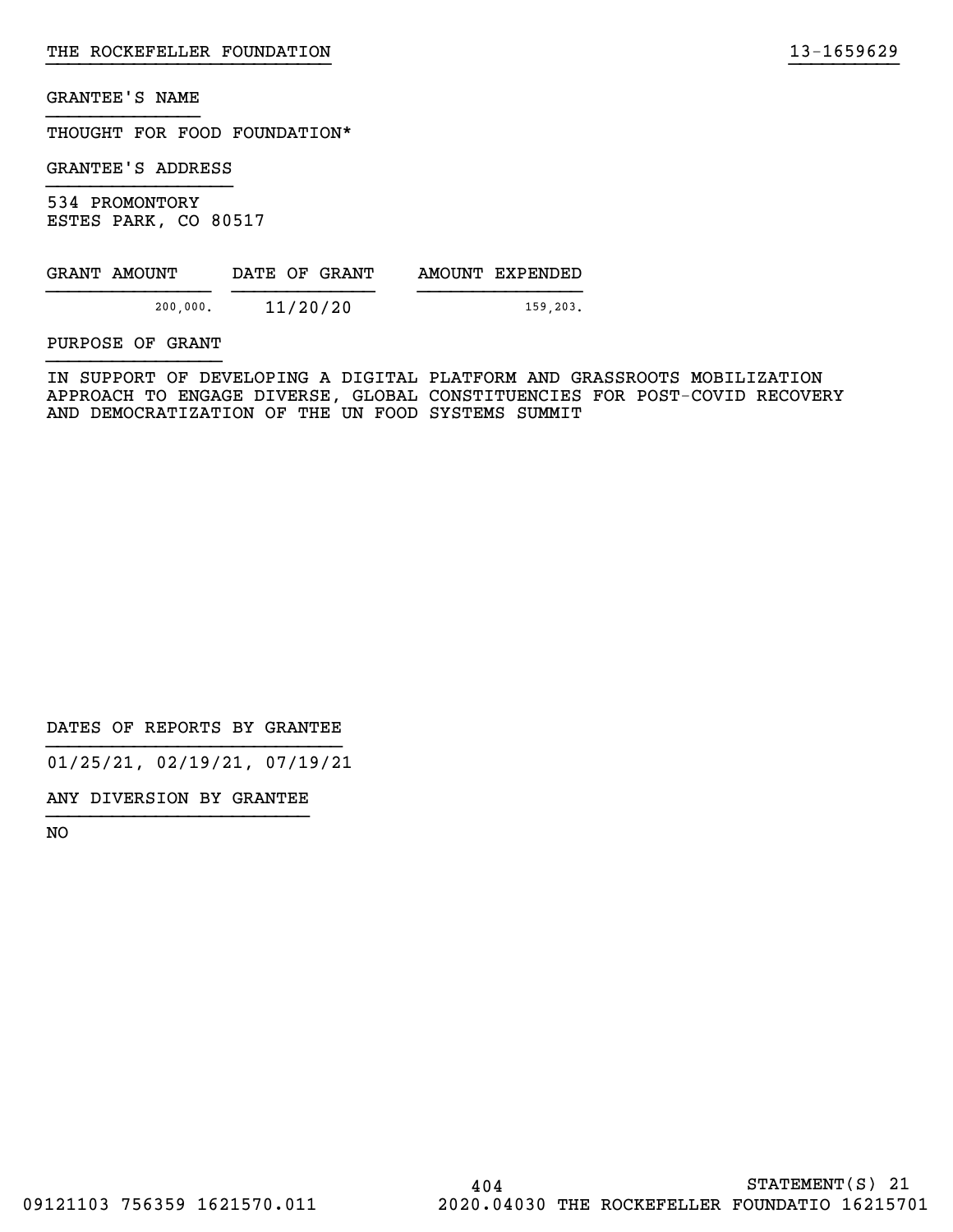GRANTEE'S NAME

THOUGHT FOR FOOD FOUNDATION*

GRANTEE'S ADDRESS

534 PROMONTORY
ESTES PARK, CO 80517

| GRANT AMOUNT | DATE OF GRANT | AMOUNT EXPENDED |
|---|---|---|
| 200,000. | 11/20/20 | 159,203. |

PURPOSE OF GRANT

IN SUPPORT OF DEVELOPING A DIGITAL PLATFORM AND GRASSROOTS MOBILIZATION APPROACH TO ENGAGE DIVERSE, GLOBAL CONSTITUENCIES FOR POST-COVID RECOVERY AND DEMOCRATIZATION OF THE UN FOOD SYSTEMS SUMMIT

DATES OF REPORTS BY GRANTEE

01/25/21, 02/19/21, 07/19/21

ANY DIVERSION BY GRANTEE

NO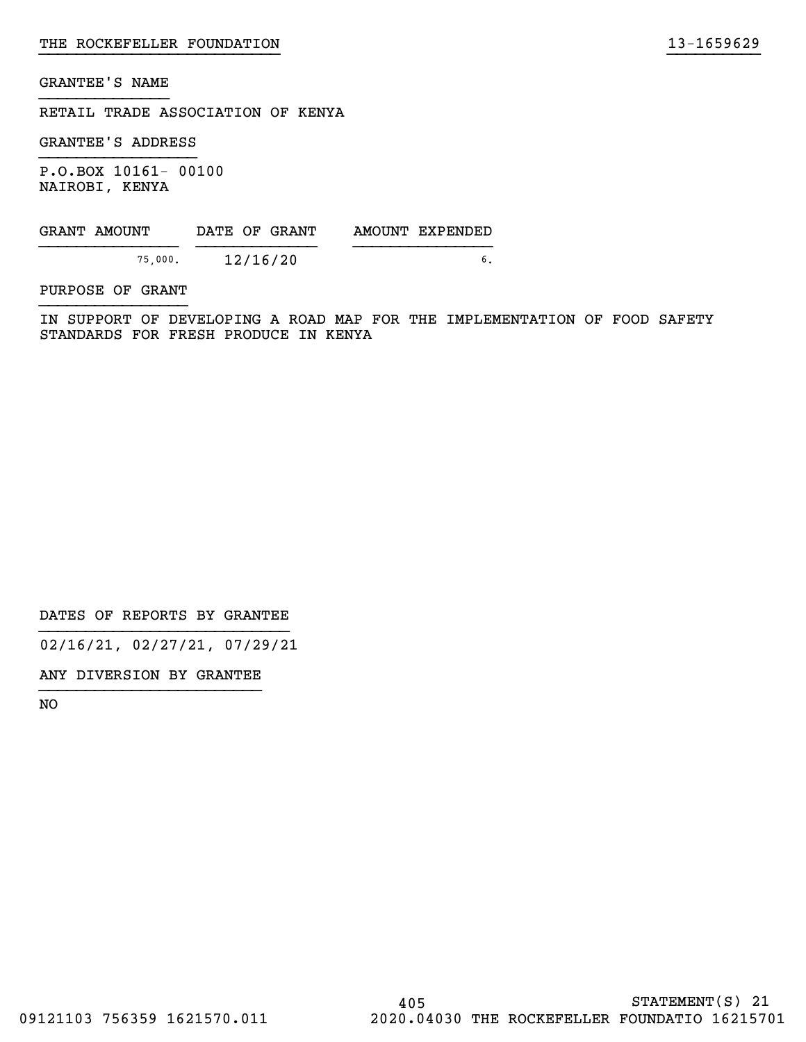GRANTEE'S NAME

RETAIL TRADE ASSOCIATION OF KENYA

GRANTEE'S ADDRESS

P.O.BOX 10161- 00100
NAIROBI, KENYA

| GRANT AMOUNT | DATE OF GRANT | AMOUNT EXPENDED |
|---|---|---|
| 75,000. | 12/16/20 | 6. |

PURPOSE OF GRANT

IN SUPPORT OF DEVELOPING A ROAD MAP FOR THE IMPLEMENTATION OF FOOD SAFETY STANDARDS FOR FRESH PRODUCE IN KENYA

DATES OF REPORTS BY GRANTEE

02/16/21, 02/27/21, 07/29/21

ANY DIVERSION BY GRANTEE

NO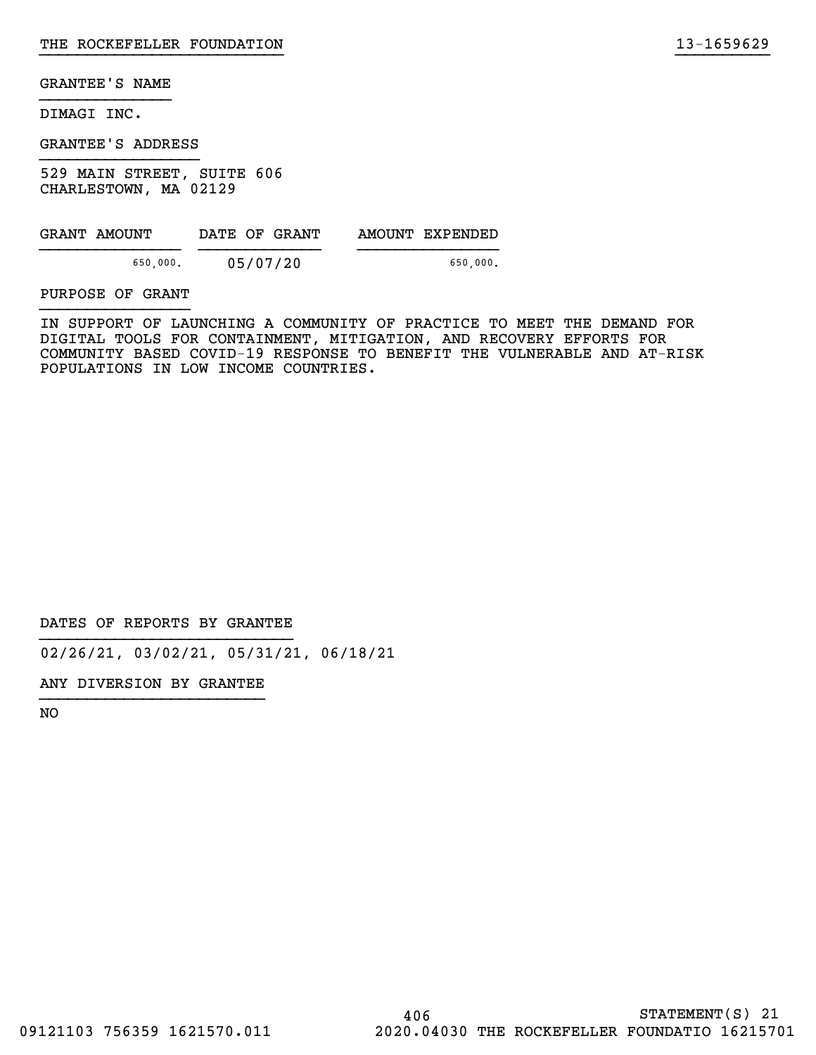GRANTEE'S NAME

DIMAGI INC.

GRANTEE'S ADDRESS

529 MAIN STREET, SUITE 606
CHARLESTOWN, MA 02129

| GRANT AMOUNT | DATE OF GRANT | AMOUNT EXPENDED |
| --- | --- | --- |
| 650,000. | 05/07/20 | 650,000. |

PURPOSE OF GRANT

IN SUPPORT OF LAUNCHING A COMMUNITY OF PRACTICE TO MEET THE DEMAND FOR DIGITAL TOOLS FOR CONTAINMENT, MITIGATION, AND RECOVERY EFFORTS FOR COMMUNITY BASED COVID-19 RESPONSE TO BENEFIT THE VULNERABLE AND AT-RISK POPULATIONS IN LOW INCOME COUNTRIES.

DATES OF REPORTS BY GRANTEE

02/26/21, 03/02/21, 05/31/21, 06/18/21

ANY DIVERSION BY GRANTEE

NO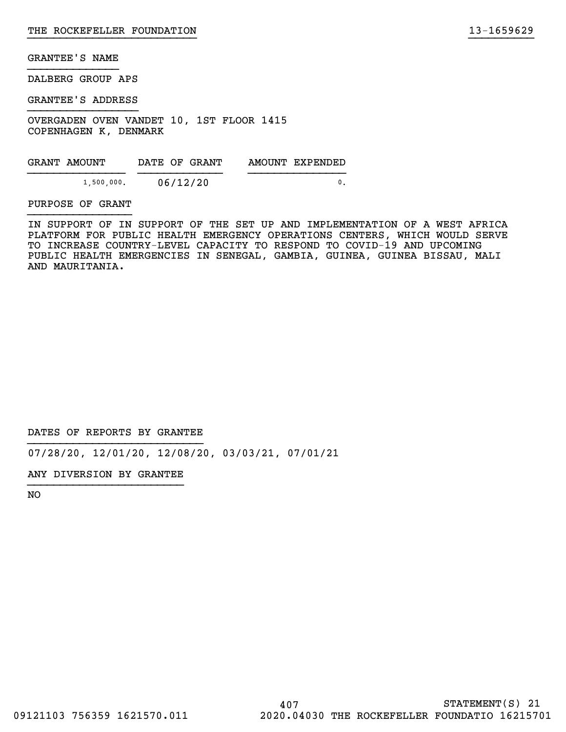GRANTEE'S NAME

DALBERG GROUP APS

GRANTEE'S ADDRESS

OVERGADEN OVEN VANDET 10, 1ST FLOOR 1415
COPENHAGEN K, DENMARK

| GRANT AMOUNT | DATE OF GRANT | AMOUNT EXPENDED |
| --- | --- | --- |
| 1,500,000. | 06/12/20 | 0. |

PURPOSE OF GRANT

IN SUPPORT OF IN SUPPORT OF THE SET UP AND IMPLEMENTATION OF A WEST AFRICA PLATFORM FOR PUBLIC HEALTH EMERGENCY OPERATIONS CENTERS, WHICH WOULD SERVE TO INCREASE COUNTRY-LEVEL CAPACITY TO RESPOND TO COVID-19 AND UPCOMING PUBLIC HEALTH EMERGENCIES IN SENEGAL, GAMBIA, GUINEA, GUINEA BISSAU, MALI AND MAURITANIA.

DATES OF REPORTS BY GRANTEE

07/28/20, 12/01/20, 12/08/20, 03/03/21, 07/01/21

ANY DIVERSION BY GRANTEE

NO

STATEMENT(S) 21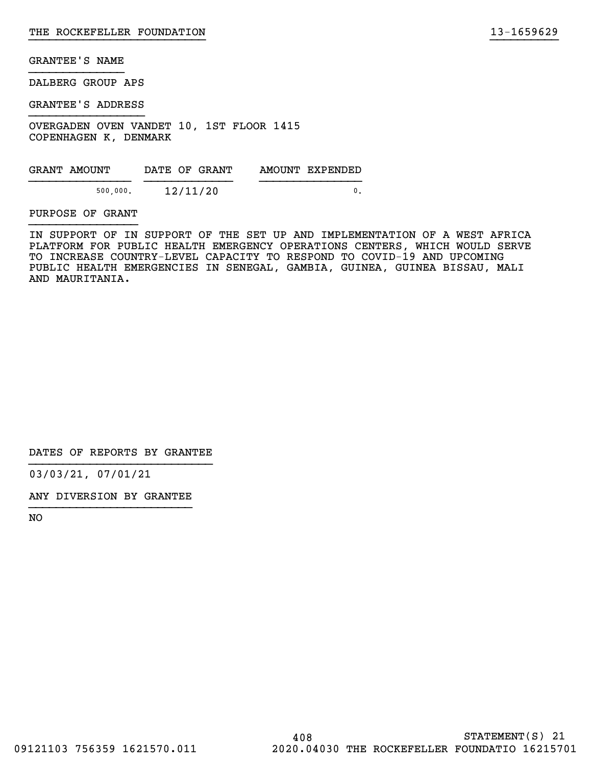GRANTEE'S NAME

DALBERG GROUP APS

GRANTEE'S ADDRESS

OVERGADEN OVEN VANDET 10, 1ST FLOOR 1415
COPENHAGEN K, DENMARK

| GRANT AMOUNT | DATE OF GRANT | AMOUNT EXPENDED |
|---|---|---|
| 500,000. | 12/11/20 | 0. |

PURPOSE OF GRANT

IN SUPPORT OF IN SUPPORT OF THE SET UP AND IMPLEMENTATION OF A WEST AFRICA PLATFORM FOR PUBLIC HEALTH EMERGENCY OPERATIONS CENTERS, WHICH WOULD SERVE TO INCREASE COUNTRY-LEVEL CAPACITY TO RESPOND TO COVID-19 AND UPCOMING PUBLIC HEALTH EMERGENCIES IN SENEGAL, GAMBIA, GUINEA, GUINEA BISSAU, MALI AND MAURITANIA.

DATES OF REPORTS BY GRANTEE

03/03/21, 07/01/21

ANY DIVERSION BY GRANTEE

NO

STATEMENT(S) 21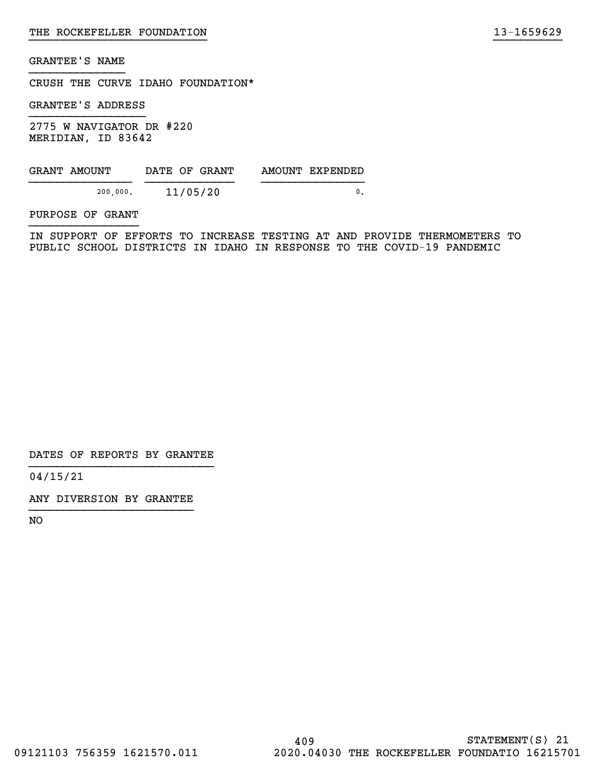GRANTEE'S NAME

CRUSH THE CURVE IDAHO FOUNDATION*

GRANTEE'S ADDRESS

2775 W NAVIGATOR DR #220
MERIDIAN, ID 83642

| GRANT AMOUNT | DATE OF GRANT | AMOUNT EXPENDED |
| --- | --- | --- |
| 200,000. | 11/05/20 | 0. |

PURPOSE OF GRANT

IN SUPPORT OF EFFORTS TO INCREASE TESTING AT AND PROVIDE THERMOMETERS TO PUBLIC SCHOOL DISTRICTS IN IDAHO IN RESPONSE TO THE COVID-19 PANDEMIC

DATES OF REPORTS BY GRANTEE

04/15/21

ANY DIVERSION BY GRANTEE

NO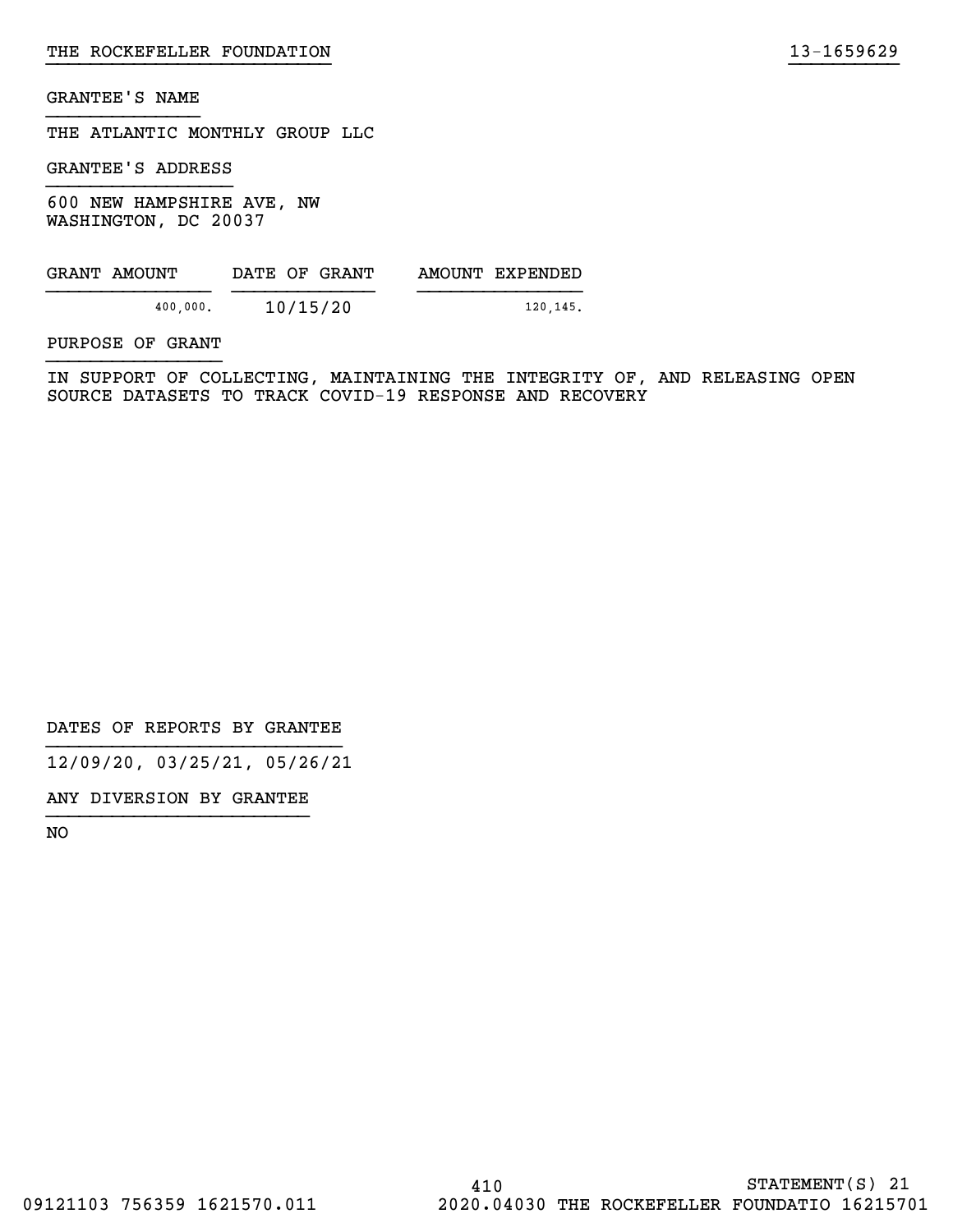GRANTEE'S NAME

THE ATLANTIC MONTHLY GROUP LLC

GRANTEE'S ADDRESS

600 NEW HAMPSHIRE AVE, NW
WASHINGTON, DC 20037

| GRANT AMOUNT | DATE OF GRANT | AMOUNT EXPENDED |
| --- | --- | --- |
| 400,000. | 10/15/20 | 120,145. |

PURPOSE OF GRANT

IN SUPPORT OF COLLECTING, MAINTAINING THE INTEGRITY OF, AND RELEASING OPEN SOURCE DATASETS TO TRACK COVID-19 RESPONSE AND RECOVERY

DATES OF REPORTS BY GRANTEE

12/09/20, 03/25/21, 05/26/21

ANY DIVERSION BY GRANTEE

NO

STATEMENT(S) 21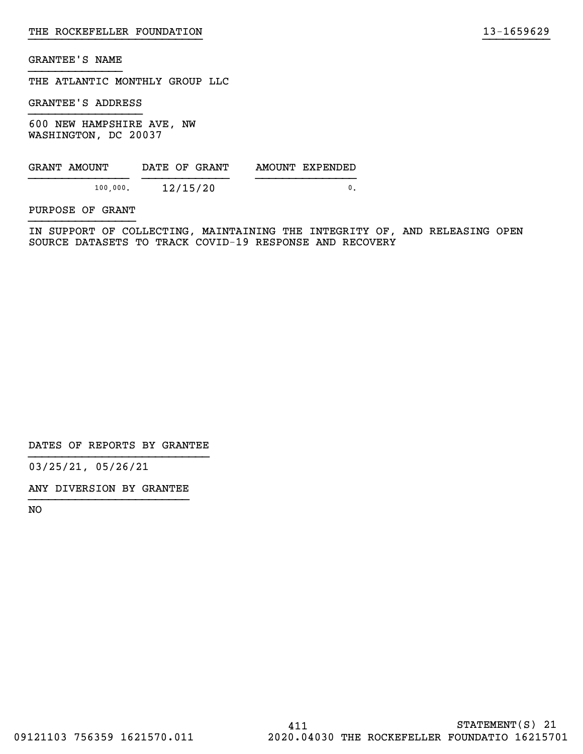THE ROCKEFELLER FOUNDATION 13-1659629

GRANTEE'S NAME

THE ATLANTIC MONTHLY GROUP LLC

GRANTEE'S ADDRESS

600 NEW HAMPSHIRE AVE, NW
WASHINGTON, DC 20037

| GRANT AMOUNT | DATE OF GRANT | AMOUNT EXPENDED |
|---|---|---|
| 100,000. | 12/15/20 | 0. |

PURPOSE OF GRANT

IN SUPPORT OF COLLECTING, MAINTAINING THE INTEGRITY OF, AND RELEASING OPEN SOURCE DATASETS TO TRACK COVID-19 RESPONSE AND RECOVERY

DATES OF REPORTS BY GRANTEE

03/25/21, 05/26/21

ANY DIVERSION BY GRANTEE

NO

STATEMENT(S) 21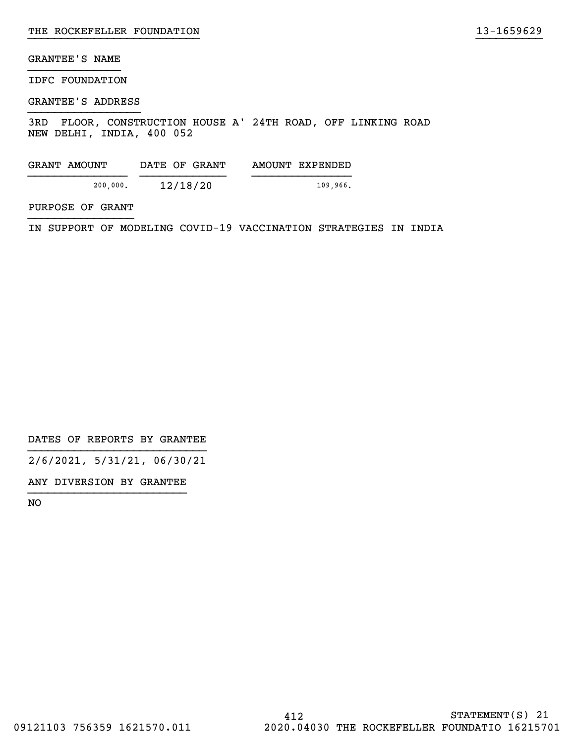THE ROCKEFELLER FOUNDATION 13-1659629

GRANTEE'S NAME

IDFC FOUNDATION

GRANTEE'S ADDRESS

3RD FLOOR, CONSTRUCTION HOUSE A' 24TH ROAD, OFF LINKING ROAD
NEW DELHI, INDIA, 400 052

| GRANT AMOUNT | DATE OF GRANT | AMOUNT EXPENDED |
| --- | --- | --- |
| 200,000. | 12/18/20 | 109,966. |

PURPOSE OF GRANT

IN SUPPORT OF MODELING COVID-19 VACCINATION STRATEGIES IN INDIA

DATES OF REPORTS BY GRANTEE

2/6/2021, 5/31/21, 06/30/21

ANY DIVERSION BY GRANTEE

NO

STATEMENT(S) 21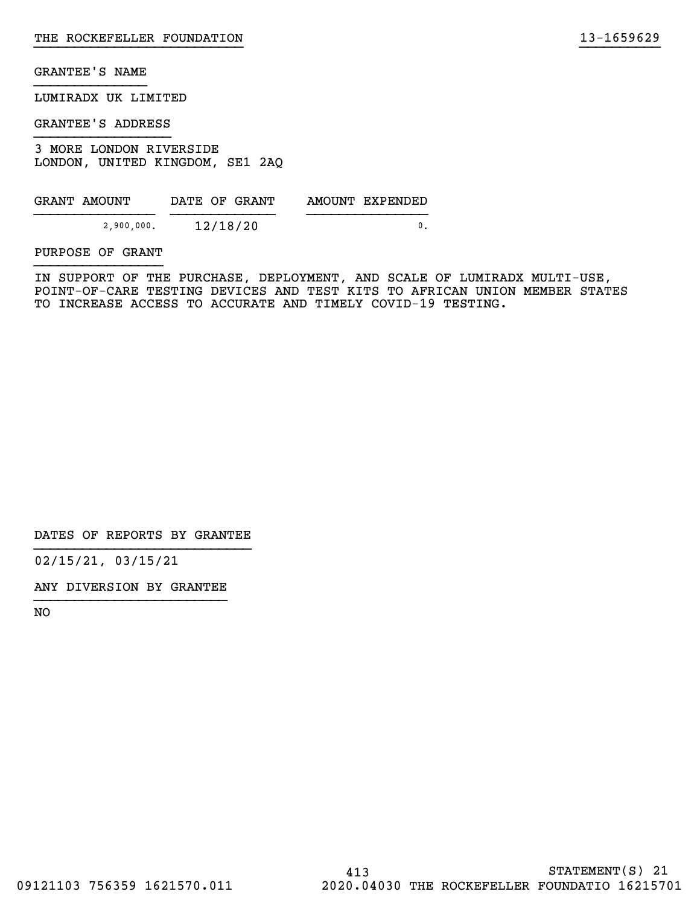GRANTEE'S NAME

LUMIRADX UK LIMITED

GRANTEE'S ADDRESS

3 MORE LONDON RIVERSIDE
LONDON, UNITED KINGDOM, SE1 2AQ

| GRANT AMOUNT | DATE OF GRANT | AMOUNT EXPENDED |
|---|---|---|
| 2,900,000. | 12/18/20 | 0. |

PURPOSE OF GRANT

IN SUPPORT OF THE PURCHASE, DEPLOYMENT, AND SCALE OF LUMIRADX MULTI-USE, POINT-OF-CARE TESTING DEVICES AND TEST KITS TO AFRICAN UNION MEMBER STATES TO INCREASE ACCESS TO ACCURATE AND TIMELY COVID-19 TESTING.

DATES OF REPORTS BY GRANTEE

02/15/21, 03/15/21

ANY DIVERSION BY GRANTEE

NO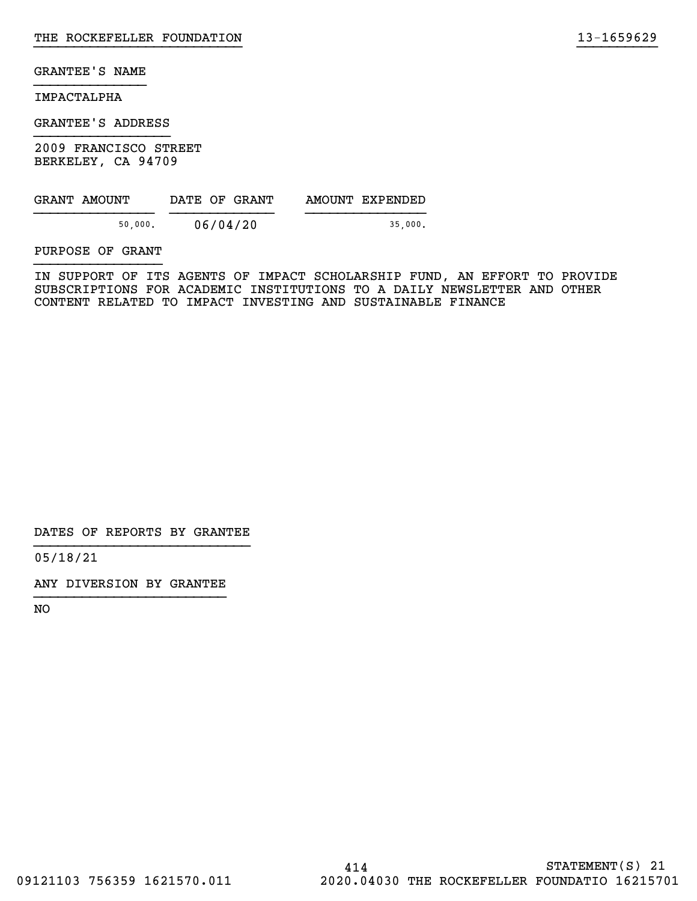GRANTEE'S NAME

IMPACTALPHA

GRANTEE'S ADDRESS

2009 FRANCISCO STREET
BERKELEY, CA 94709

| GRANT AMOUNT | DATE OF GRANT | AMOUNT EXPENDED |
| --- | --- | --- |
| 50,000. | 06/04/20 | 35,000. |

PURPOSE OF GRANT

IN SUPPORT OF ITS AGENTS OF IMPACT SCHOLARSHIP FUND, AN EFFORT TO PROVIDE SUBSCRIPTIONS FOR ACADEMIC INSTITUTIONS TO A DAILY NEWSLETTER AND OTHER CONTENT RELATED TO IMPACT INVESTING AND SUSTAINABLE FINANCE

DATES OF REPORTS BY GRANTEE

05/18/21

ANY DIVERSION BY GRANTEE

NO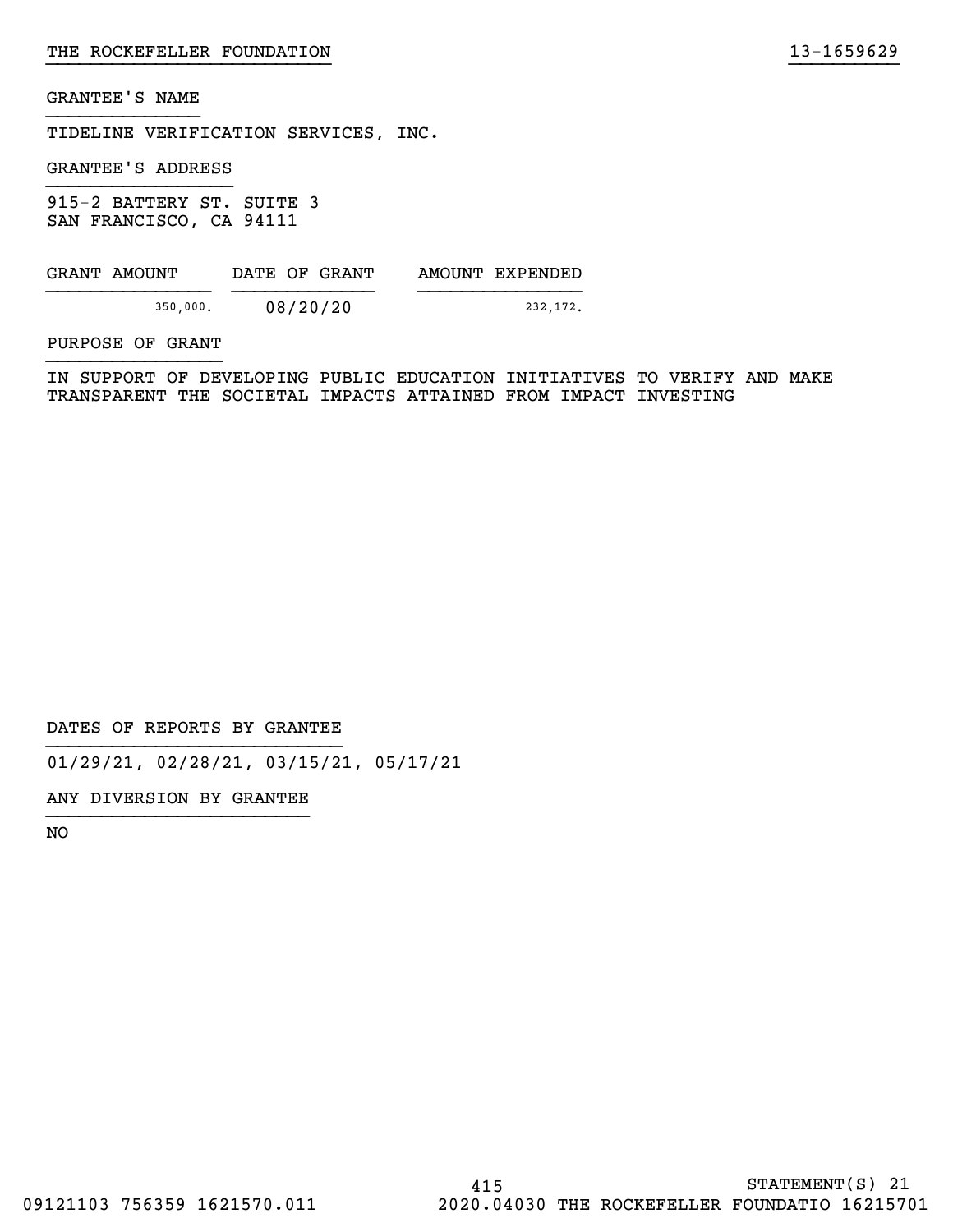GRANTEE'S NAME

TIDELINE VERIFICATION SERVICES, INC.

GRANTEE'S ADDRESS

915-2 BATTERY ST. SUITE 3
SAN FRANCISCO, CA 94111

| GRANT AMOUNT | DATE OF GRANT | AMOUNT EXPENDED |
|---|---|---|
| 350,000. | 08/20/20 | 232,172. |

PURPOSE OF GRANT

IN SUPPORT OF DEVELOPING PUBLIC EDUCATION INITIATIVES TO VERIFY AND MAKE TRANSPARENT THE SOCIETAL IMPACTS ATTAINED FROM IMPACT INVESTING

DATES OF REPORTS BY GRANTEE

01/29/21, 02/28/21, 03/15/21, 05/17/21

ANY DIVERSION BY GRANTEE

NO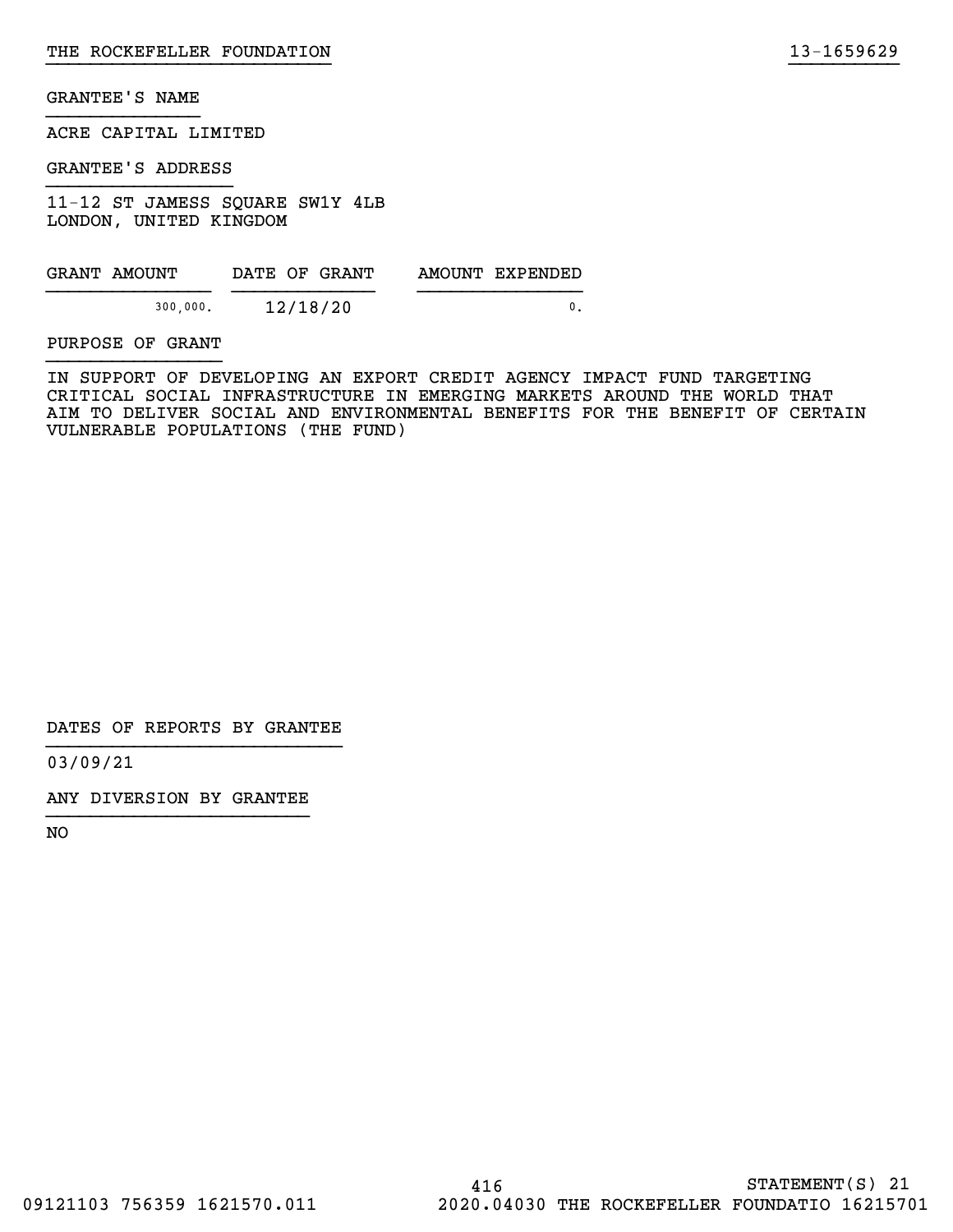GRANTEE'S NAME

ACRE CAPITAL LIMITED

GRANTEE'S ADDRESS

11-12 ST JAMESS SQUARE SW1Y 4LB
LONDON, UNITED KINGDOM

| GRANT AMOUNT | DATE OF GRANT | AMOUNT EXPENDED |
| --- | --- | --- |
| 300,000. | 12/18/20 | 0. |

PURPOSE OF GRANT

IN SUPPORT OF DEVELOPING AN EXPORT CREDIT AGENCY IMPACT FUND TARGETING CRITICAL SOCIAL INFRASTRUCTURE IN EMERGING MARKETS AROUND THE WORLD THAT AIM TO DELIVER SOCIAL AND ENVIRONMENTAL BENEFITS FOR THE BENEFIT OF CERTAIN VULNERABLE POPULATIONS (THE FUND)

DATES OF REPORTS BY GRANTEE

03/09/21

ANY DIVERSION BY GRANTEE

NO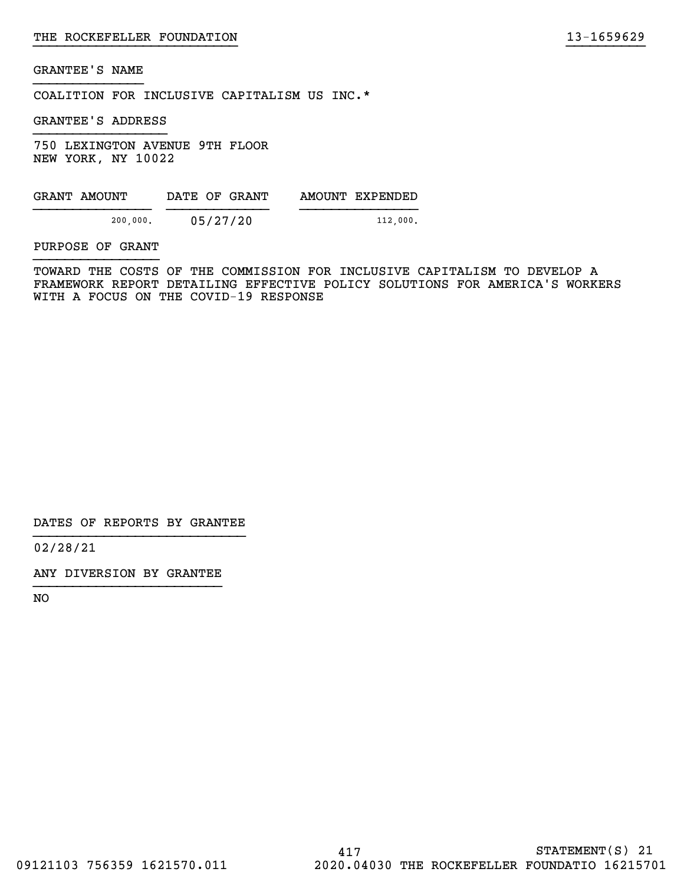GRANTEE'S NAME

COALITION FOR INCLUSIVE CAPITALISM US INC.*

GRANTEE'S ADDRESS

750 LEXINGTON AVENUE 9TH FLOOR
NEW YORK, NY 10022

| GRANT AMOUNT | DATE OF GRANT | AMOUNT EXPENDED |
| --- | --- | --- |
| 200,000. | 05/27/20 | 112,000. |

PURPOSE OF GRANT

TOWARD THE COSTS OF THE COMMISSION FOR INCLUSIVE CAPITALISM TO DEVELOP A FRAMEWORK REPORT DETAILING EFFECTIVE POLICY SOLUTIONS FOR AMERICA'S WORKERS WITH A FOCUS ON THE COVID-19 RESPONSE

DATES OF REPORTS BY GRANTEE

02/28/21

ANY DIVERSION BY GRANTEE

NO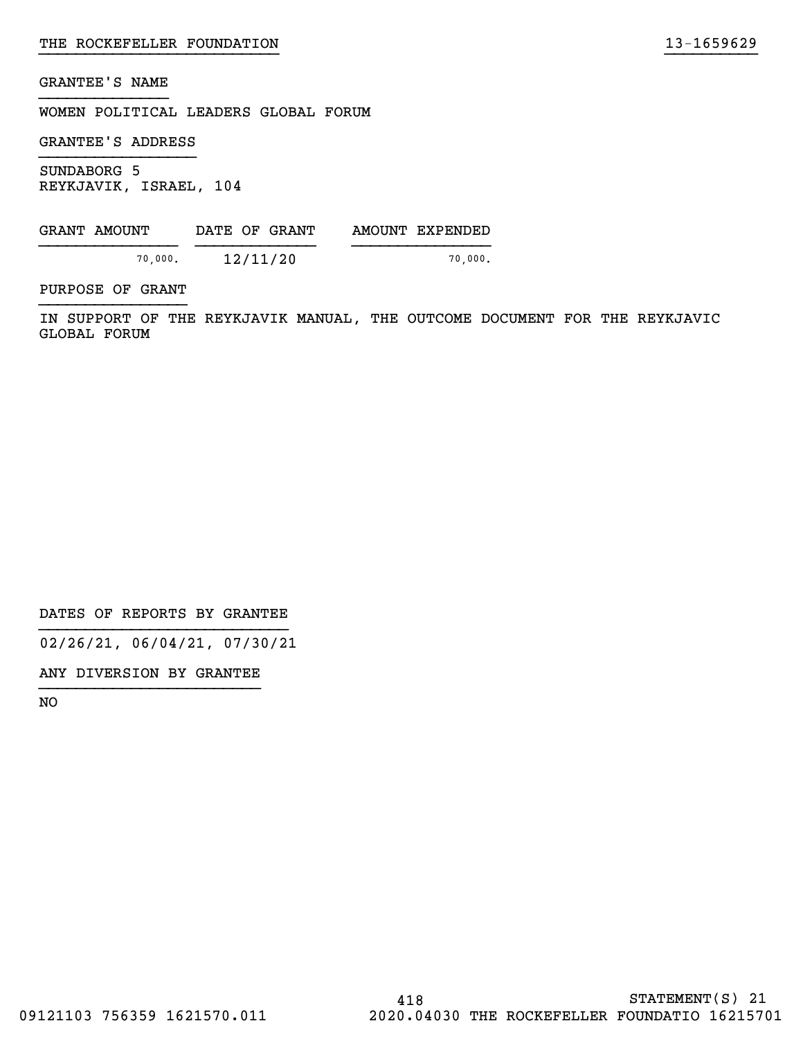GRANTEE'S NAME

WOMEN POLITICAL LEADERS GLOBAL FORUM

GRANTEE'S ADDRESS

SUNDABORG 5
REYKJAVIK, ISRAEL, 104

| GRANT AMOUNT | DATE OF GRANT | AMOUNT EXPENDED |
|---|---|---|
| 70,000. | 12/11/20 | 70,000. |

PURPOSE OF GRANT

IN SUPPORT OF THE REYKJAVIK MANUAL, THE OUTCOME DOCUMENT FOR THE REYKJAVIC GLOBAL FORUM

DATES OF REPORTS BY GRANTEE

02/26/21, 06/04/21, 07/30/21

ANY DIVERSION BY GRANTEE

NO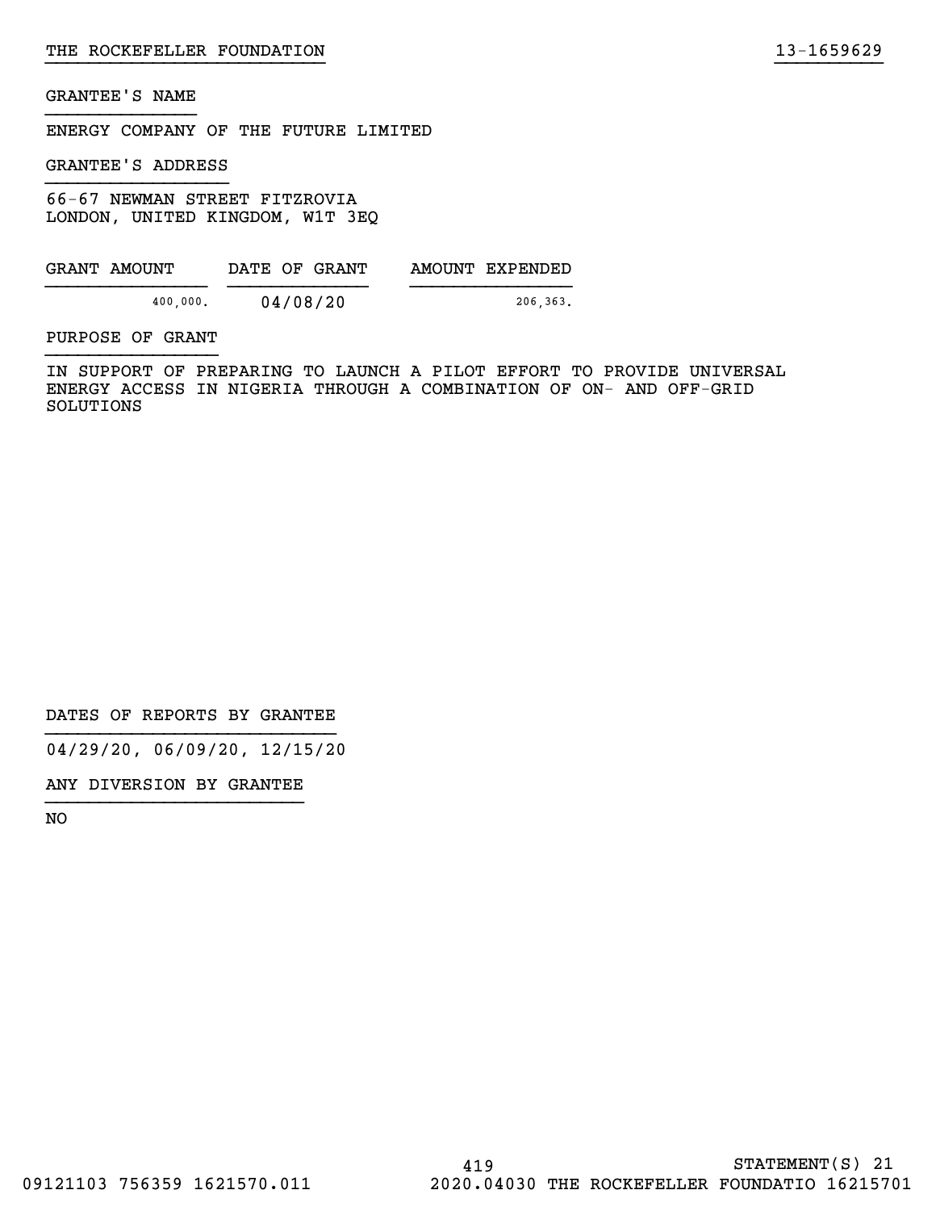GRANTEE'S NAME

ENERGY COMPANY OF THE FUTURE LIMITED

GRANTEE'S ADDRESS

66-67 NEWMAN STREET FITZROVIA
LONDON, UNITED KINGDOM, W1T 3EQ

| GRANT AMOUNT | DATE OF GRANT | AMOUNT EXPENDED |
|---|---|---|
| 400,000. | 04/08/20 | 206,363. |

PURPOSE OF GRANT

IN SUPPORT OF PREPARING TO LAUNCH A PILOT EFFORT TO PROVIDE UNIVERSAL ENERGY ACCESS IN NIGERIA THROUGH A COMBINATION OF ON- AND OFF-GRID SOLUTIONS

DATES OF REPORTS BY GRANTEE

04/29/20, 06/09/20, 12/15/20

ANY DIVERSION BY GRANTEE

NO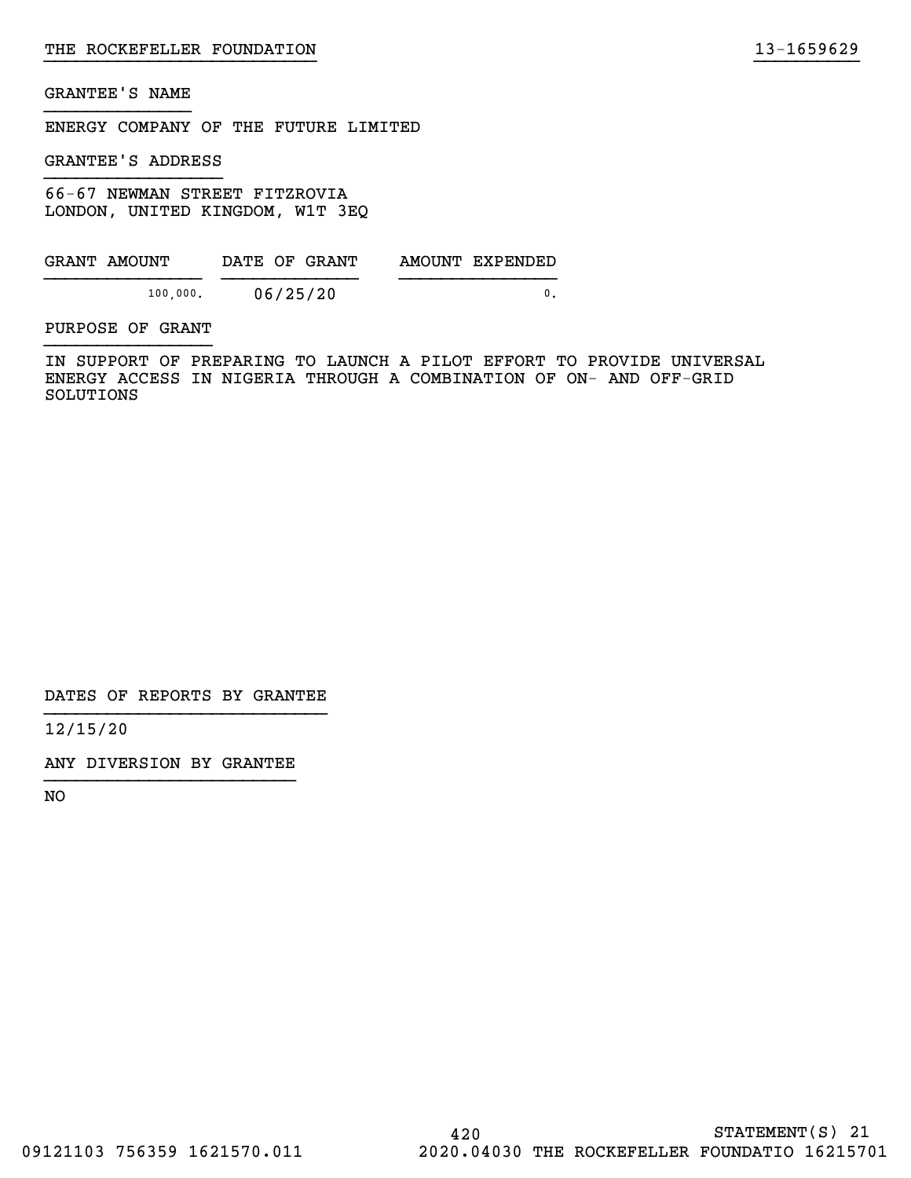THE ROCKEFELLER FOUNDATION 13-1659629

GRANTEE'S NAME

ENERGY COMPANY OF THE FUTURE LIMITED

GRANTEE'S ADDRESS

66-67 NEWMAN STREET FITZROVIA
LONDON, UNITED KINGDOM, W1T 3EQ

| GRANT AMOUNT | DATE OF GRANT | AMOUNT EXPENDED |
|---|---|---|
| 100,000. | 06/25/20 | 0. |

PURPOSE OF GRANT

IN SUPPORT OF PREPARING TO LAUNCH A PILOT EFFORT TO PROVIDE UNIVERSAL ENERGY ACCESS IN NIGERIA THROUGH A COMBINATION OF ON- AND OFF-GRID SOLUTIONS

DATES OF REPORTS BY GRANTEE

12/15/20

ANY DIVERSION BY GRANTEE

NO

STATEMENT(S) 21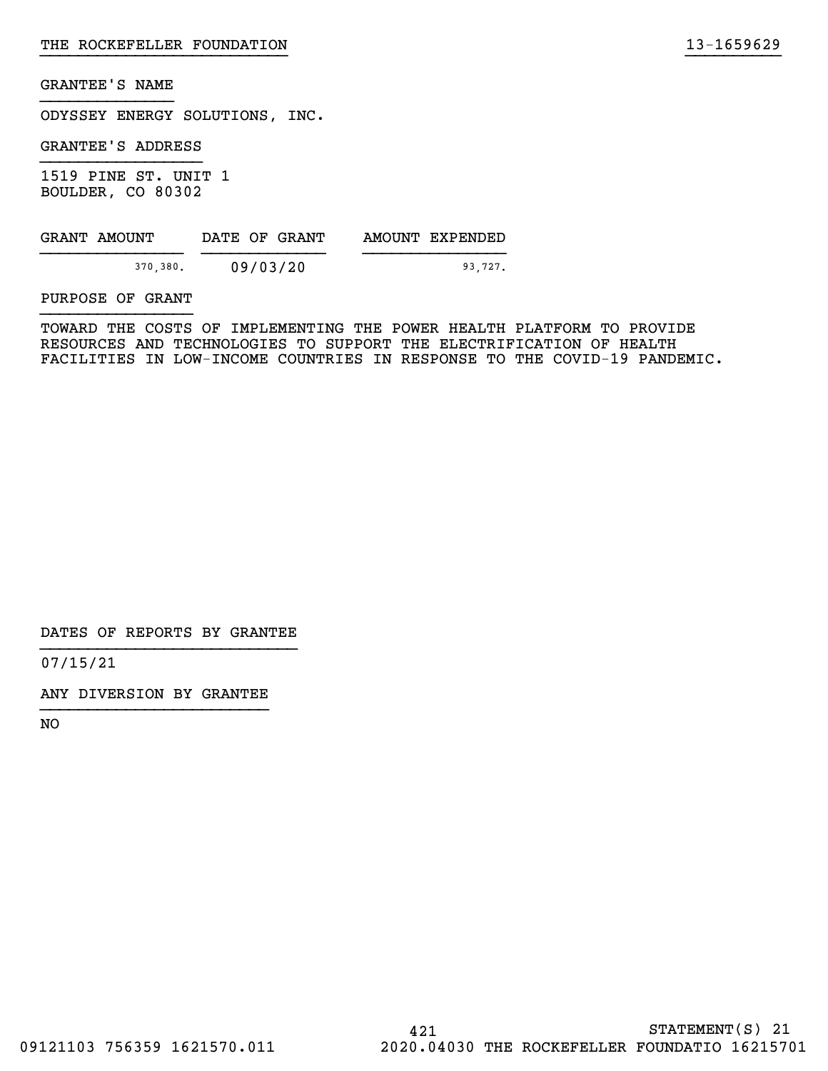GRANTEE'S NAME

ODYSSEY ENERGY SOLUTIONS, INC.

GRANTEE'S ADDRESS

1519 PINE ST. UNIT 1
BOULDER, CO 80302

| GRANT AMOUNT | DATE OF GRANT | AMOUNT EXPENDED |
|---|---|---|
| 370,380. | 09/03/20 | 93,727. |

PURPOSE OF GRANT

TOWARD THE COSTS OF IMPLEMENTING THE POWER HEALTH PLATFORM TO PROVIDE RESOURCES AND TECHNOLOGIES TO SUPPORT THE ELECTRIFICATION OF HEALTH FACILITIES IN LOW-INCOME COUNTRIES IN RESPONSE TO THE COVID-19 PANDEMIC.

DATES OF REPORTS BY GRANTEE

07/15/21

ANY DIVERSION BY GRANTEE

NO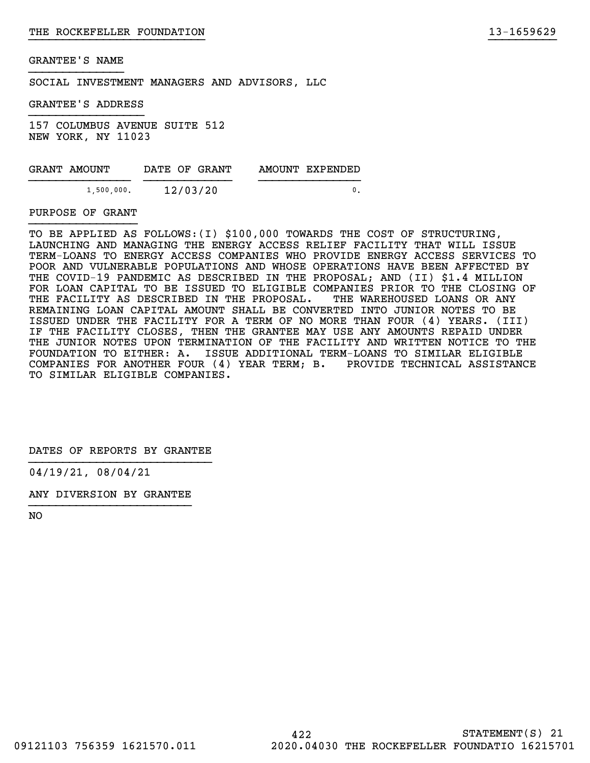GRANTEE'S NAME

SOCIAL INVESTMENT MANAGERS AND ADVISORS, LLC

GRANTEE'S ADDRESS

157 COLUMBUS AVENUE SUITE 512
NEW YORK, NY 11023

| GRANT AMOUNT | DATE OF GRANT | AMOUNT EXPENDED |
| --- | --- | --- |
| 1,500,000. | 12/03/20 | 0. |

PURPOSE OF GRANT

TO BE APPLIED AS FOLLOWS:(I) $100,000 TOWARDS THE COST OF STRUCTURING, LAUNCHING AND MANAGING THE ENERGY ACCESS RELIEF FACILITY THAT WILL ISSUE TERM-LOANS TO ENERGY ACCESS COMPANIES WHO PROVIDE ENERGY ACCESS SERVICES TO POOR AND VULNERABLE POPULATIONS AND WHOSE OPERATIONS HAVE BEEN AFFECTED BY THE COVID-19 PANDEMIC AS DESCRIBED IN THE PROPOSAL; AND (II) $1.4 MILLION FOR LOAN CAPITAL TO BE ISSUED TO ELIGIBLE COMPANIES PRIOR TO THE CLOSING OF THE FACILITY AS DESCRIBED IN THE PROPOSAL. THE WAREHOUSED LOANS OR ANY REMAINING LOAN CAPITAL AMOUNT SHALL BE CONVERTED INTO JUNIOR NOTES TO BE ISSUED UNDER THE FACILITY FOR A TERM OF NO MORE THAN FOUR (4) YEARS. (III) IF THE FACILITY CLOSES, THEN THE GRANTEE MAY USE ANY AMOUNTS REPAID UNDER THE JUNIOR NOTES UPON TERMINATION OF THE FACILITY AND WRITTEN NOTICE TO THE FOUNDATION TO EITHER: A. ISSUE ADDITIONAL TERM-LOANS TO SIMILAR ELIGIBLE COMPANIES FOR ANOTHER FOUR (4) YEAR TERM; B. PROVIDE TECHNICAL ASSISTANCE TO SIMILAR ELIGIBLE COMPANIES.

DATES OF REPORTS BY GRANTEE

04/19/21, 08/04/21

ANY DIVERSION BY GRANTEE

NO

STATEMENT(S) 21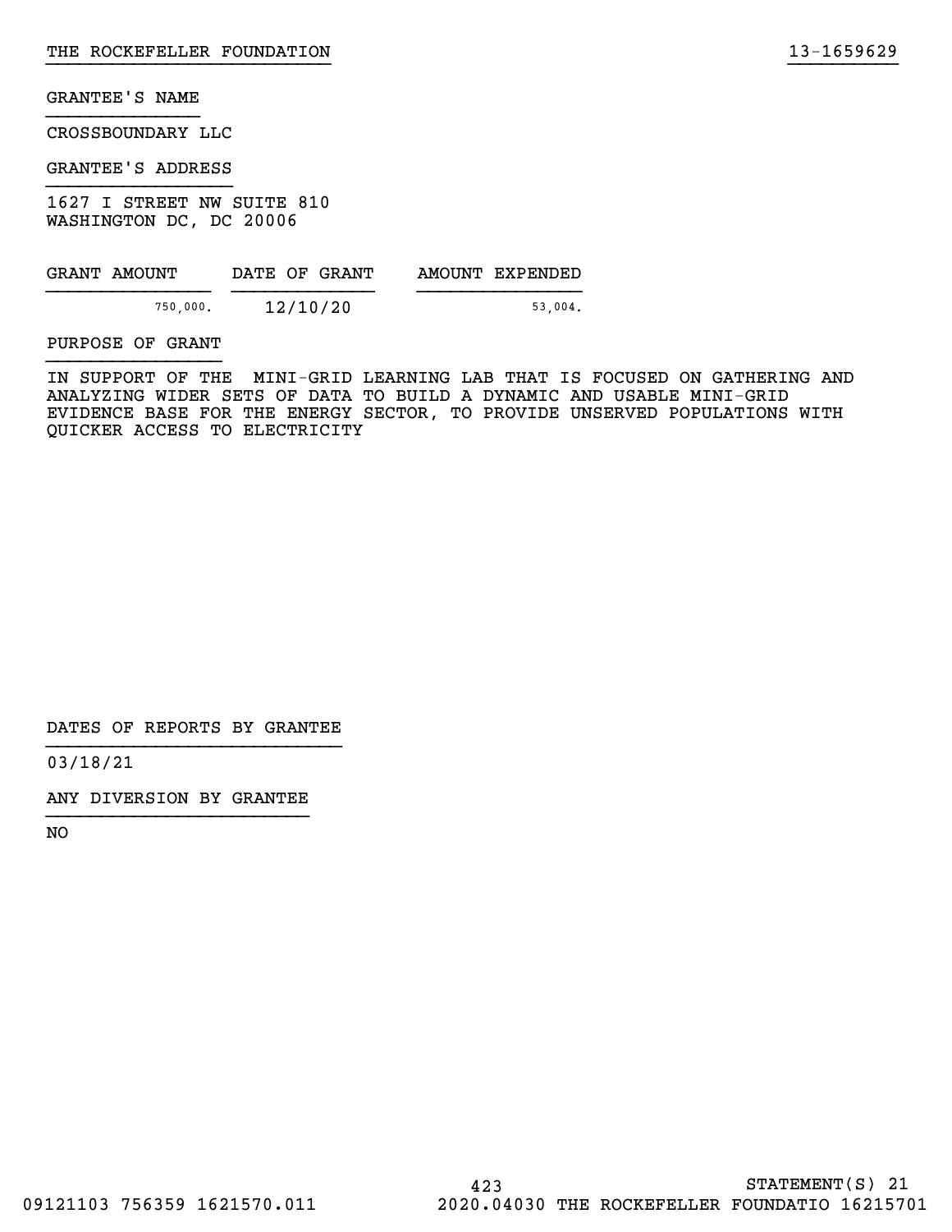GRANTEE'S NAME

CROSSBOUNDARY LLC

GRANTEE'S ADDRESS

1627 I STREET NW SUITE 810
WASHINGTON DC, DC 20006

| GRANT AMOUNT | DATE OF GRANT | AMOUNT EXPENDED |
|---|---|---|
| 750,000. | 12/10/20 | 53,004. |

PURPOSE OF GRANT

IN SUPPORT OF THE MINI-GRID LEARNING LAB THAT IS FOCUSED ON GATHERING AND ANALYZING WIDER SETS OF DATA TO BUILD A DYNAMIC AND USABLE MINI-GRID EVIDENCE BASE FOR THE ENERGY SECTOR, TO PROVIDE UNSERVED POPULATIONS WITH QUICKER ACCESS TO ELECTRICITY

DATES OF REPORTS BY GRANTEE

03/18/21

ANY DIVERSION BY GRANTEE

NO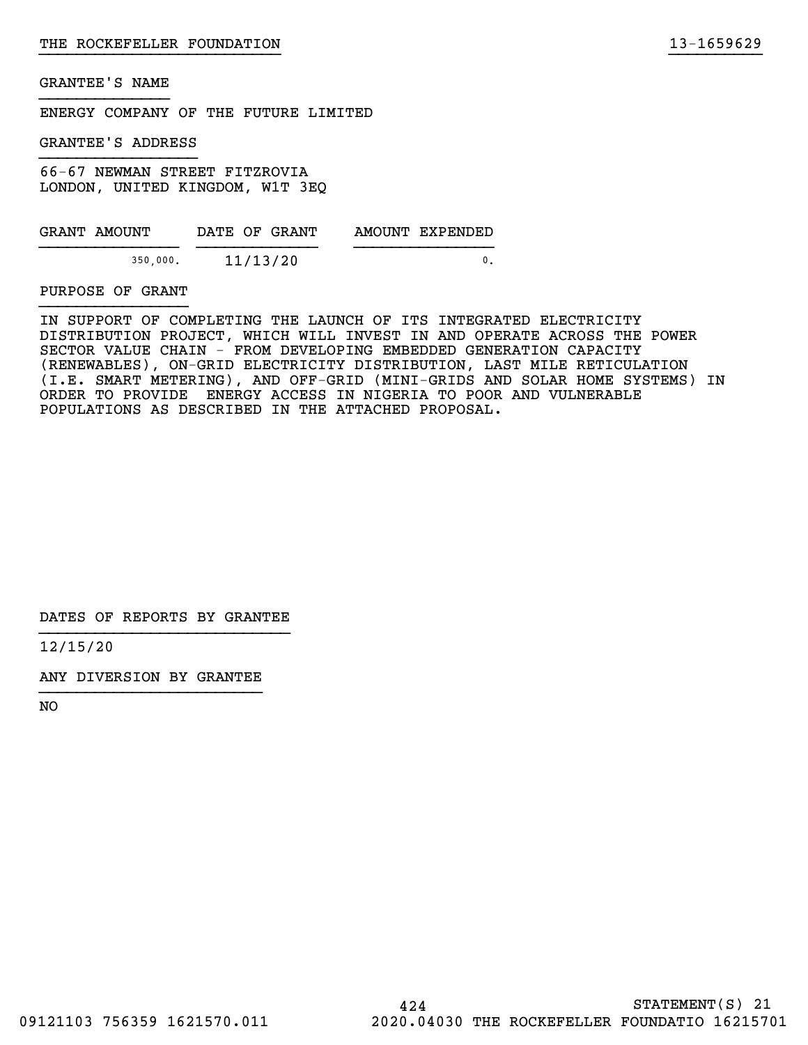GRANTEE'S NAME

ENERGY COMPANY OF THE FUTURE LIMITED

GRANTEE'S ADDRESS

66-67 NEWMAN STREET FITZROVIA
LONDON, UNITED KINGDOM, W1T 3EQ

| GRANT AMOUNT | DATE OF GRANT | AMOUNT EXPENDED |
|---|---|---|
| 350,000. | 11/13/20 | 0. |

PURPOSE OF GRANT

IN SUPPORT OF COMPLETING THE LAUNCH OF ITS INTEGRATED ELECTRICITY DISTRIBUTION PROJECT, WHICH WILL INVEST IN AND OPERATE ACROSS THE POWER SECTOR VALUE CHAIN - FROM DEVELOPING EMBEDDED GENERATION CAPACITY (RENEWABLES), ON-GRID ELECTRICITY DISTRIBUTION, LAST MILE RETICULATION (I.E. SMART METERING), AND OFF-GRID (MINI-GRIDS AND SOLAR HOME SYSTEMS) IN ORDER TO PROVIDE ENERGY ACCESS IN NIGERIA TO POOR AND VULNERABLE POPULATIONS AS DESCRIBED IN THE ATTACHED PROPOSAL.

DATES OF REPORTS BY GRANTEE

12/15/20

ANY DIVERSION BY GRANTEE

NO

STATEMENT(S) 21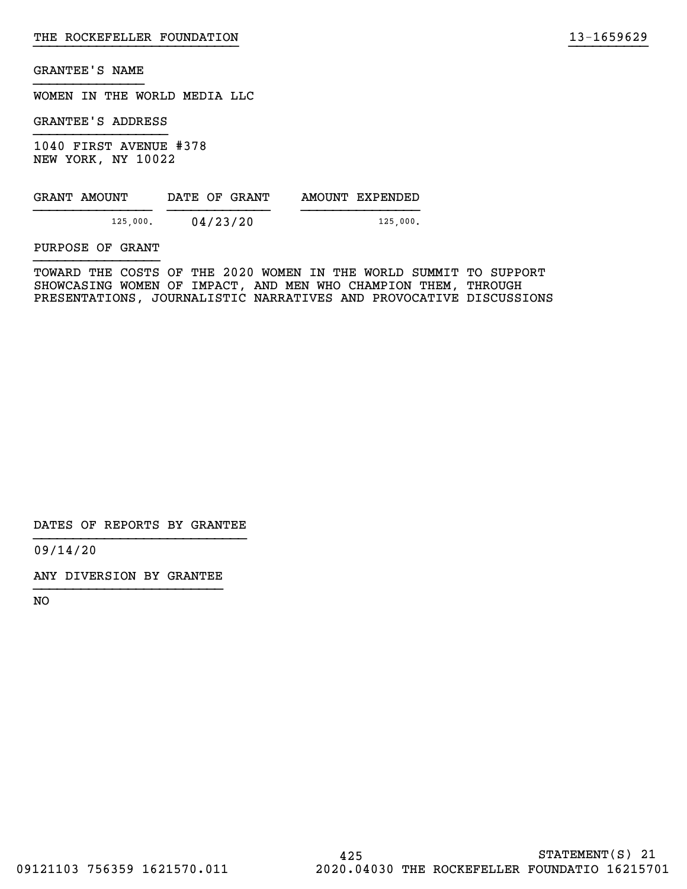GRANTEE'S NAME

WOMEN IN THE WORLD MEDIA LLC

GRANTEE'S ADDRESS

1040 FIRST AVENUE #378
NEW YORK, NY 10022

| GRANT AMOUNT | DATE OF GRANT | AMOUNT EXPENDED |
| --- | --- | --- |
| 125,000. | 04/23/20 | 125,000. |

PURPOSE OF GRANT

TOWARD THE COSTS OF THE 2020 WOMEN IN THE WORLD SUMMIT TO SUPPORT SHOWCASING WOMEN OF IMPACT, AND MEN WHO CHAMPION THEM, THROUGH PRESENTATIONS, JOURNALISTIC NARRATIVES AND PROVOCATIVE DISCUSSIONS

DATES OF REPORTS BY GRANTEE

09/14/20

ANY DIVERSION BY GRANTEE

NO

STATEMENT(S) 21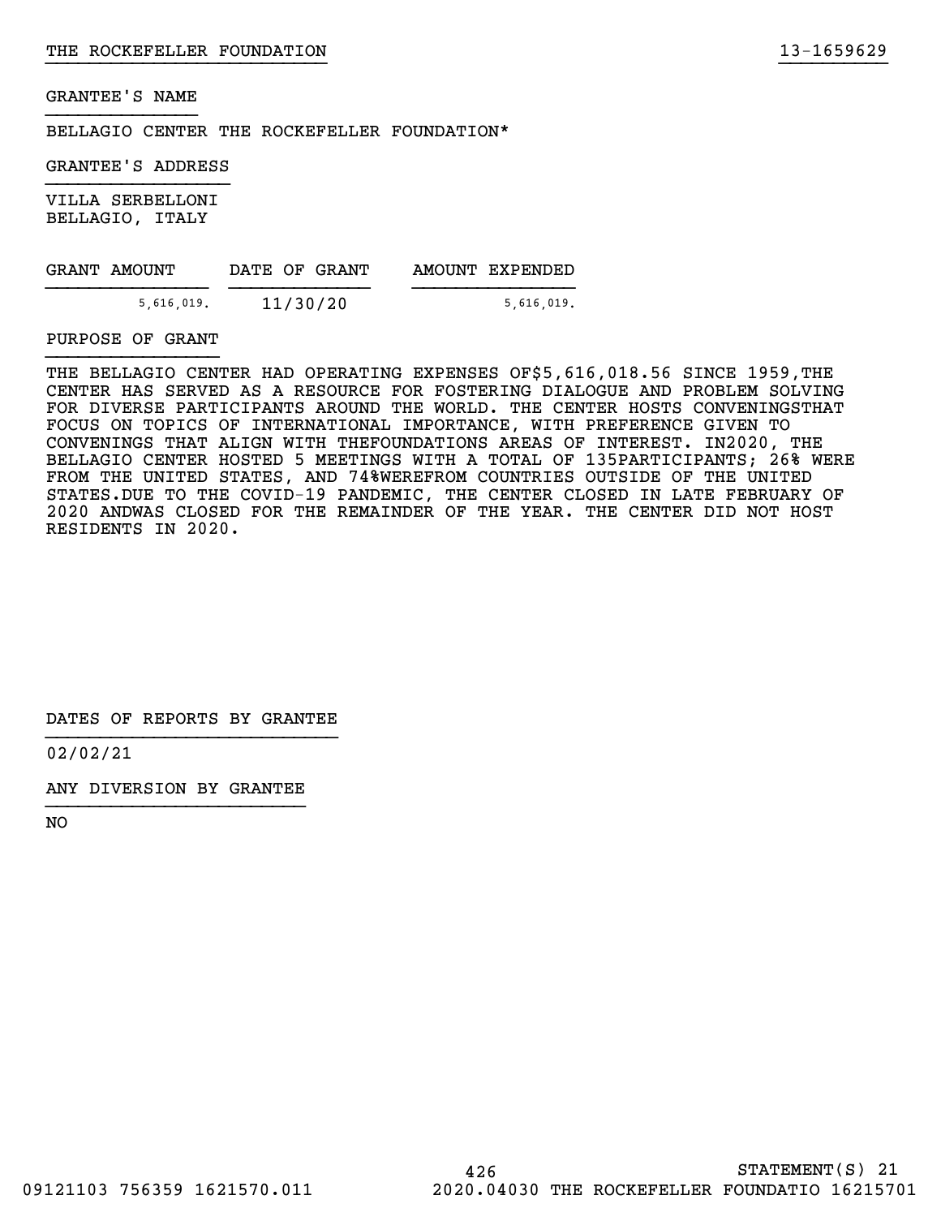THE ROCKEFELLER FOUNDATION 13-1659629

GRANTEE'S NAME

BELLAGIO CENTER THE ROCKEFELLER FOUNDATION*

GRANTEE'S ADDRESS

VILLA SERBELLONI
BELLAGIO, ITALY

| GRANT AMOUNT | DATE OF GRANT | AMOUNT EXPENDED |
| --- | --- | --- |
| 5,616,019. | 11/30/20 | 5,616,019. |

PURPOSE OF GRANT

THE BELLAGIO CENTER HAD OPERATING EXPENSES OF$5,616,018.56 SINCE 1959,THE CENTER HAS SERVED AS A RESOURCE FOR FOSTERING DIALOGUE AND PROBLEM SOLVING FOR DIVERSE PARTICIPANTS AROUND THE WORLD. THE CENTER HOSTS CONVENINGSTHAT FOCUS ON TOPICS OF INTERNATIONAL IMPORTANCE, WITH PREFERENCE GIVEN TO CONVENINGS THAT ALIGN WITH THEFOUNDATIONS AREAS OF INTEREST. IN2020, THE BELLAGIO CENTER HOSTED 5 MEETINGS WITH A TOTAL OF 135PARTICIPANTS; 26% WERE FROM THE UNITED STATES, AND 74%WEREFROM COUNTRIES OUTSIDE OF THE UNITED STATES.DUE TO THE COVID-19 PANDEMIC, THE CENTER CLOSED IN LATE FEBRUARY OF 2020 ANDWAS CLOSED FOR THE REMAINDER OF THE YEAR. THE CENTER DID NOT HOST RESIDENTS IN 2020.

DATES OF REPORTS BY GRANTEE

02/02/21

ANY DIVERSION BY GRANTEE

NO

STATEMENT(S) 21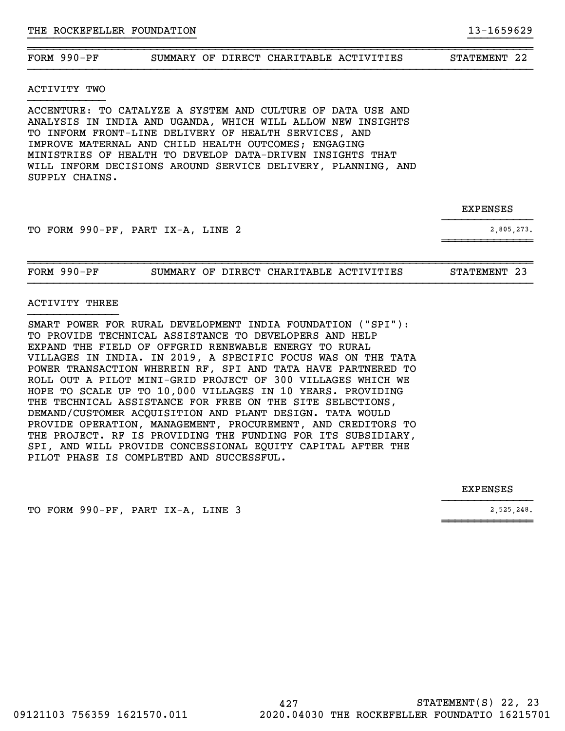## FORM 990-PF SUMMARY OF DIRECT CHARITABLE ACTIVITIES STATEMENT 22

### ACTIVITY TWO

ACCENTURE: TO CATALYZE A SYSTEM AND CULTURE OF DATA USE AND ANALYSIS IN INDIA AND UGANDA, WHICH WILL ALLOW NEW INSIGHTS TO INFORM FRONT-LINE DELIVERY OF HEALTH SERVICES, AND IMPROVE MATERNAL AND CHILD HEALTH OUTCOMES; ENGAGING MINISTRIES OF HEALTH TO DEVELOP DATA-DRIVEN INSIGHTS THAT WILL INFORM DECISIONS AROUND SERVICE DELIVERY, PLANNING, AND SUPPLY CHAINS.

| | EXPENSES |
|---|---|
| TO FORM 990-PF, PART IX-A, LINE 2 | 2,805,273. |

## FORM 990-PF SUMMARY OF DIRECT CHARITABLE ACTIVITIES STATEMENT 23

### ACTIVITY THREE

SMART POWER FOR RURAL DEVELOPMENT INDIA FOUNDATION ("SPI"): TO PROVIDE TECHNICAL ASSISTANCE TO DEVELOPERS AND HELP EXPAND THE FIELD OF OFFGRID RENEWABLE ENERGY TO RURAL VILLAGES IN INDIA. IN 2019, A SPECIFIC FOCUS WAS ON THE TATA POWER TRANSACTION WHEREIN RF, SPI AND TATA HAVE PARTNERED TO ROLL OUT A PILOT MINI-GRID PROJECT OF 300 VILLAGES WHICH WE HOPE TO SCALE UP TO 10,000 VILLAGES IN 10 YEARS. PROVIDING THE TECHNICAL ASSISTANCE FOR FREE ON THE SITE SELECTIONS, DEMAND/CUSTOMER ACQUISITION AND PLANT DESIGN. TATA WOULD PROVIDE OPERATION, MANAGEMENT, PROCUREMENT, AND CREDITORS TO THE PROJECT. RF IS PROVIDING THE FUNDING FOR ITS SUBSIDIARY, SPI, AND WILL PROVIDE CONCESSIONAL EQUITY CAPITAL AFTER THE PILOT PHASE IS COMPLETED AND SUCCESSFUL.

| | EXPENSES |
|---|---|
| TO FORM 990-PF, PART IX-A, LINE 3 | 2,525,248. |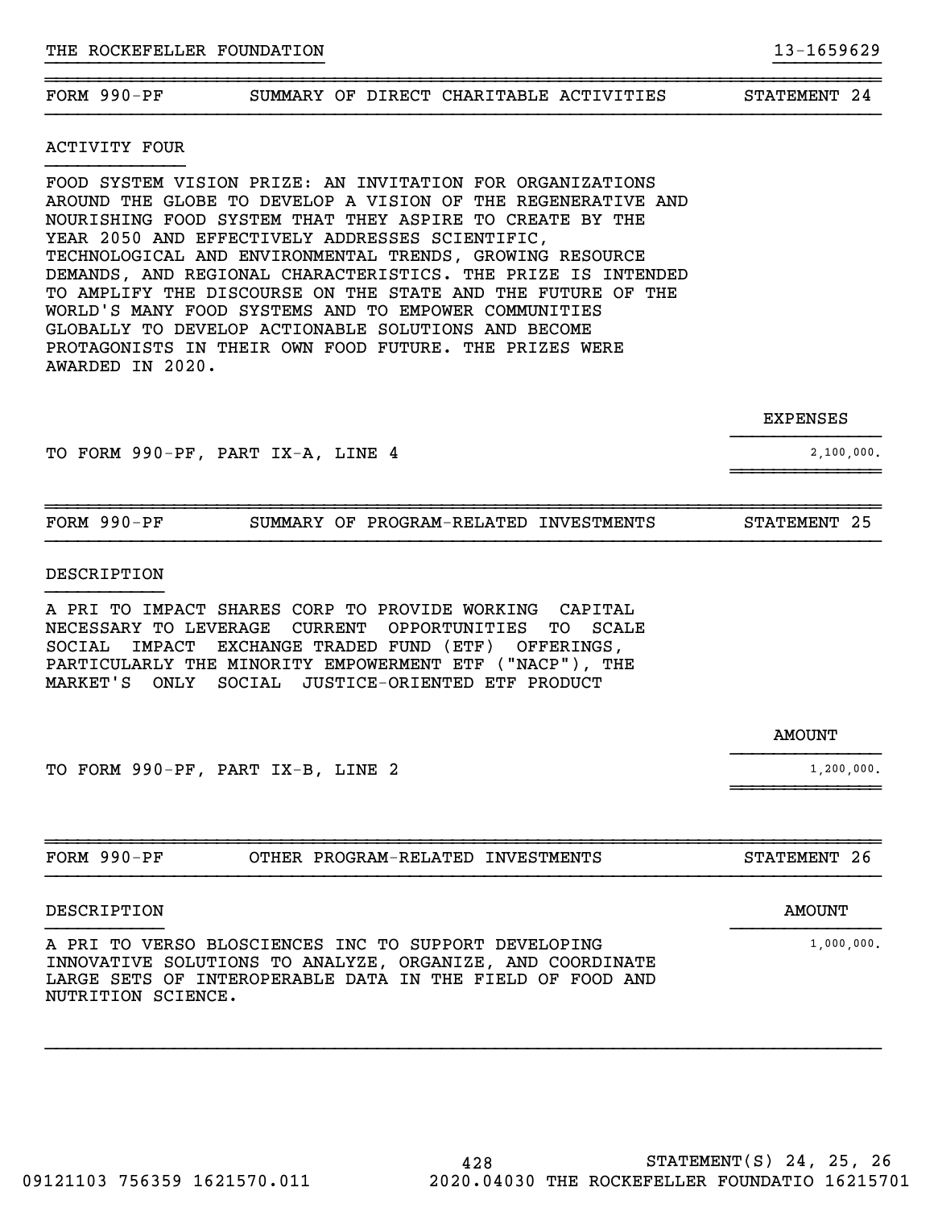## FORM 990-PF — SUMMARY OF DIRECT CHARITABLE ACTIVITIES — STATEMENT 24

### ACTIVITY FOUR

FOOD SYSTEM VISION PRIZE: AN INVITATION FOR ORGANIZATIONS AROUND THE GLOBE TO DEVELOP A VISION OF THE REGENERATIVE AND NOURISHING FOOD SYSTEM THAT THEY ASPIRE TO CREATE BY THE YEAR 2050 AND EFFECTIVELY ADDRESSES SCIENTIFIC, TECHNOLOGICAL AND ENVIRONMENTAL TRENDS, GROWING RESOURCE DEMANDS, AND REGIONAL CHARACTERISTICS. THE PRIZE IS INTENDED TO AMPLIFY THE DISCOURSE ON THE STATE AND THE FUTURE OF THE WORLD'S MANY FOOD SYSTEMS AND TO EMPOWER COMMUNITIES GLOBALLY TO DEVELOP ACTIONABLE SOLUTIONS AND BECOME PROTAGONISTS IN THEIR OWN FOOD FUTURE. THE PRIZES WERE AWARDED IN 2020.

| | EXPENSES |
|---|---|
| TO FORM 990-PF, PART IX-A, LINE 4 | 2,100,000. |

## FORM 990-PF — SUMMARY OF PROGRAM-RELATED INVESTMENTS — STATEMENT 25

### DESCRIPTION

A PRI TO IMPACT SHARES CORP TO PROVIDE WORKING CAPITAL NECESSARY TO LEVERAGE CURRENT OPPORTUNITIES TO SCALE SOCIAL IMPACT EXCHANGE TRADED FUND (ETF) OFFERINGS, PARTICULARLY THE MINORITY EMPOWERMENT ETF ("NACP"), THE MARKET'S ONLY SOCIAL JUSTICE-ORIENTED ETF PRODUCT

| | AMOUNT |
|---|---|
| TO FORM 990-PF, PART IX-B, LINE 2 | 1,200,000. |

## FORM 990-PF — OTHER PROGRAM-RELATED INVESTMENTS — STATEMENT 26

| DESCRIPTION | AMOUNT |
|---|---|
| A PRI TO VERSO BLOSCIENCES INC TO SUPPORT DEVELOPING INNOVATIVE SOLUTIONS TO ANALYZE, ORGANIZE, AND COORDINATE LARGE SETS OF INTEROPERABLE DATA IN THE FIELD OF FOOD AND NUTRITION SCIENCE. | 1,000,000. |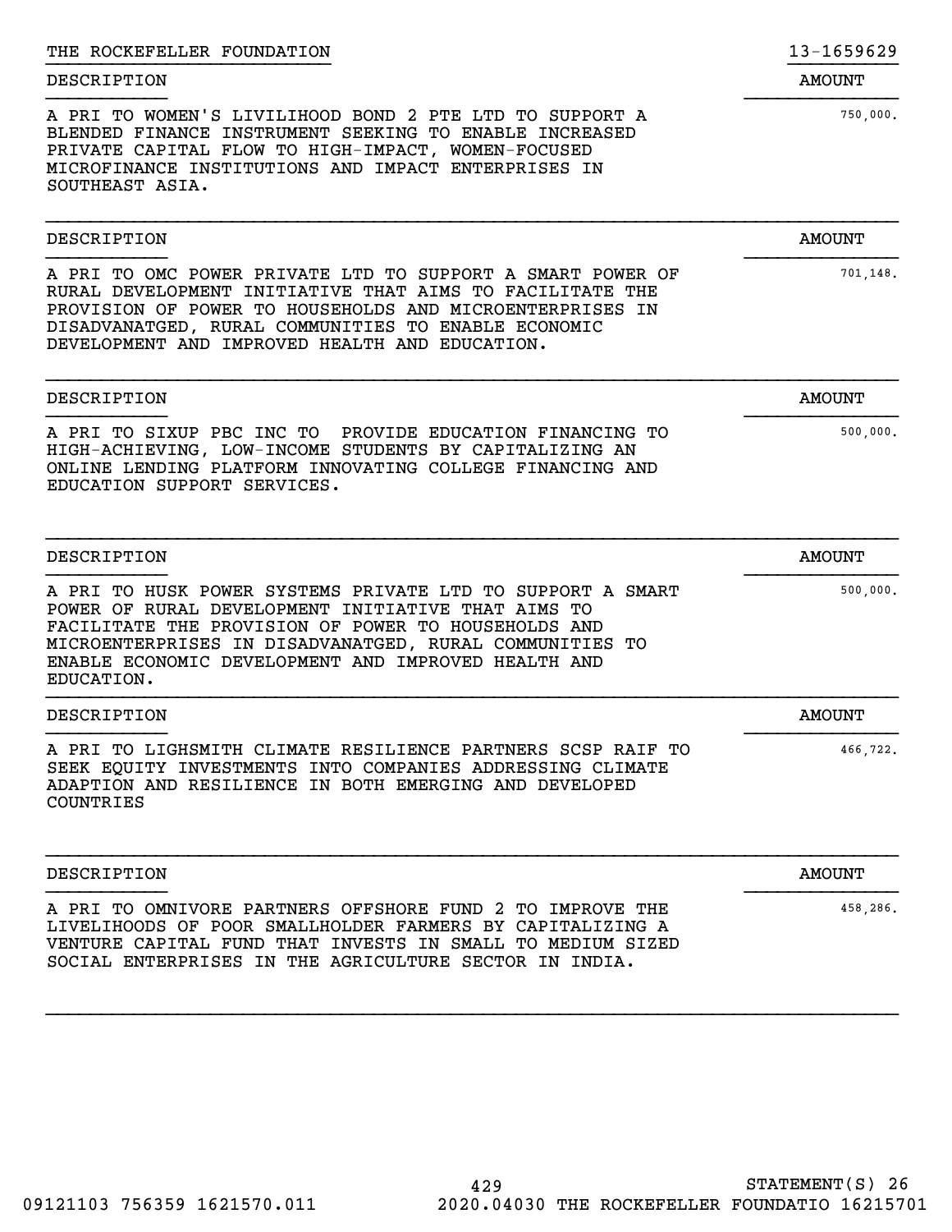THE ROCKEFELLER FOUNDATION 13-1659629

| DESCRIPTION | AMOUNT |
| --- | --- |
| A PRI TO WOMEN'S LIVILIHOOD BOND 2 PTE LTD TO SUPPORT A BLENDED FINANCE INSTRUMENT SEEKING TO ENABLE INCREASED PRIVATE CAPITAL FLOW TO HIGH-IMPACT, WOMEN-FOCUSED MICROFINANCE INSTITUTIONS AND IMPACT ENTERPRISES IN SOUTHEAST ASIA. | 750,000. |

| DESCRIPTION | AMOUNT |
| --- | --- |
| A PRI TO OMC POWER PRIVATE LTD TO SUPPORT A SMART POWER OF RURAL DEVELOPMENT INITIATIVE THAT AIMS TO FACILITATE THE PROVISION OF POWER TO HOUSEHOLDS AND MICROENTERPRISES IN DISADVANATGED, RURAL COMMUNITIES TO ENABLE ECONOMIC DEVELOPMENT AND IMPROVED HEALTH AND EDUCATION. | 701,148. |

| DESCRIPTION | AMOUNT |
| --- | --- |
| A PRI TO SIXUP PBC INC TO PROVIDE EDUCATION FINANCING TO HIGH-ACHIEVING, LOW-INCOME STUDENTS BY CAPITALIZING AN ONLINE LENDING PLATFORM INNOVATING COLLEGE FINANCING AND EDUCATION SUPPORT SERVICES. | 500,000. |

| DESCRIPTION | AMOUNT |
| --- | --- |
| A PRI TO HUSK POWER SYSTEMS PRIVATE LTD TO SUPPORT A SMART POWER OF RURAL DEVELOPMENT INITIATIVE THAT AIMS TO FACILITATE THE PROVISION OF POWER TO HOUSEHOLDS AND MICROENTERPRISES IN DISADVANATGED, RURAL COMMUNITIES TO ENABLE ECONOMIC DEVELOPMENT AND IMPROVED HEALTH AND EDUCATION. | 500,000. |

| DESCRIPTION | AMOUNT |
| --- | --- |
| A PRI TO LIGHSMITH CLIMATE RESILIENCE PARTNERS SCSP RAIF TO SEEK EQUITY INVESTMENTS INTO COMPANIES ADDRESSING CLIMATE ADAPTION AND RESILIENCE IN BOTH EMERGING AND DEVELOPED COUNTRIES | 466,722. |

| DESCRIPTION | AMOUNT |
| --- | --- |
| A PRI TO OMNIVORE PARTNERS OFFSHORE FUND 2 TO IMPROVE THE LIVELIHOODS OF POOR SMALLHOLDER FARMERS BY CAPITALIZING A VENTURE CAPITAL FUND THAT INVESTS IN SMALL TO MEDIUM SIZED SOCIAL ENTERPRISES IN THE AGRICULTURE SECTOR IN INDIA. | 458,286. |

STATEMENT(S) 26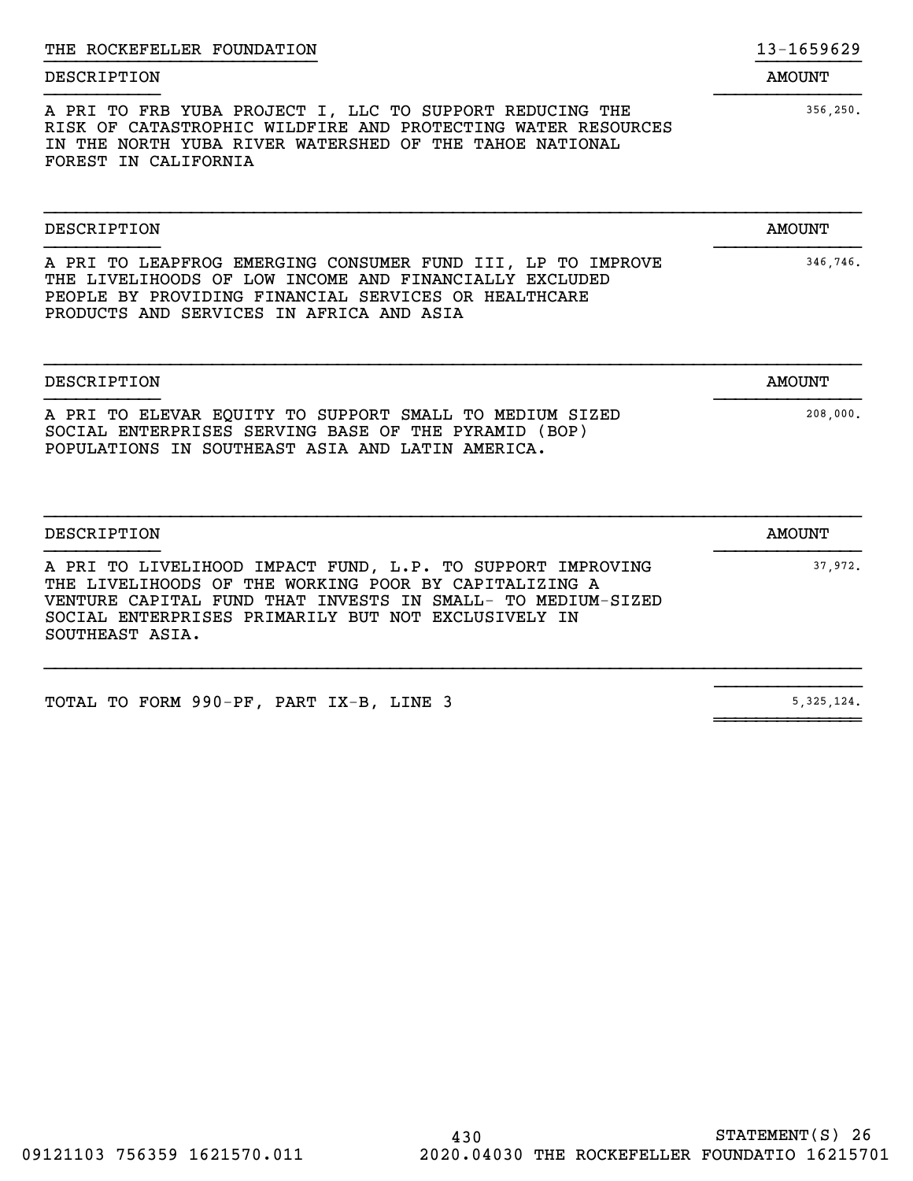THE ROCKEFELLER FOUNDATION 13-1659629

| DESCRIPTION | AMOUNT |
| --- | --- |
| A PRI TO FRB YUBA PROJECT I, LLC TO SUPPORT REDUCING THE RISK OF CATASTROPHIC WILDFIRE AND PROTECTING WATER RESOURCES IN THE NORTH YUBA RIVER WATERSHED OF THE TAHOE NATIONAL FOREST IN CALIFORNIA | 356,250. |

| DESCRIPTION | AMOUNT |
| --- | --- |
| A PRI TO LEAPFROG EMERGING CONSUMER FUND III, LP TO IMPROVE THE LIVELIHOODS OF LOW INCOME AND FINANCIALLY EXCLUDED PEOPLE BY PROVIDING FINANCIAL SERVICES OR HEALTHCARE PRODUCTS AND SERVICES IN AFRICA AND ASIA | 346,746. |

| DESCRIPTION | AMOUNT |
| --- | --- |
| A PRI TO ELEVAR EQUITY TO SUPPORT SMALL TO MEDIUM SIZED SOCIAL ENTERPRISES SERVING BASE OF THE PYRAMID (BOP) POPULATIONS IN SOUTHEAST ASIA AND LATIN AMERICA. | 208,000. |

| DESCRIPTION | AMOUNT |
| --- | --- |
| A PRI TO LIVELIHOOD IMPACT FUND, L.P. TO SUPPORT IMPROVING THE LIVELIHOODS OF THE WORKING POOR BY CAPITALIZING A VENTURE CAPITAL FUND THAT INVESTS IN SMALL- TO MEDIUM-SIZED SOCIAL ENTERPRISES PRIMARILY BUT NOT EXCLUSIVELY IN SOUTHEAST ASIA. | 37,972. |

| | |
| --- | --- |
| TOTAL TO FORM 990-PF, PART IX-B, LINE 3 | 5,325,124. |

STATEMENT(S) 26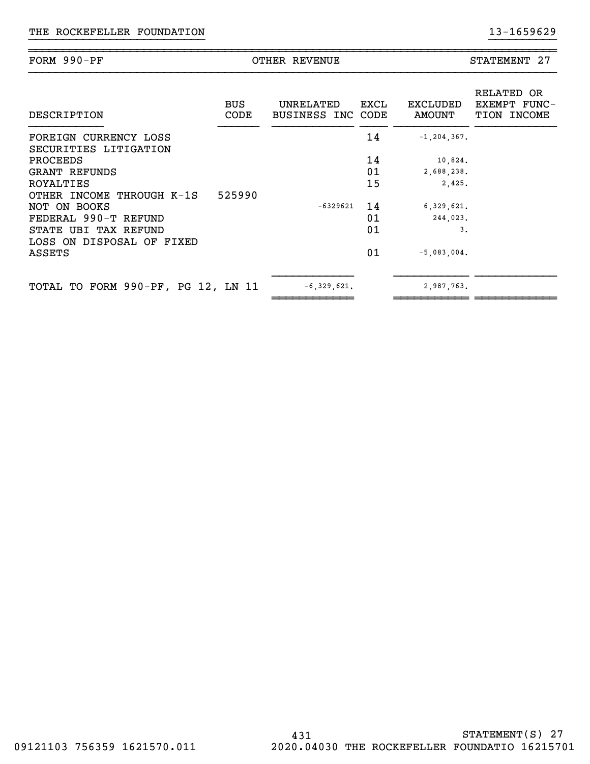THE ROCKEFELLER FOUNDATION 13-1659629

| FORM 990-PF | OTHER REVENUE | STATEMENT 27 |
|---|---|---|

| DESCRIPTION | BUS CODE | UNRELATED BUSINESS INC | EXCL CODE | EXCLUDED AMOUNT | RELATED OR EXEMPT FUNCTION INCOME |
|---|---|---|---|---|---|
| FOREIGN CURRENCY LOSS | | | 14 | -1,204,367. | |
| SECURITIES LITIGATION PROCEEDS | | | 14 | 10,824. | |
| GRANT REFUNDS | | | 01 | 2,688,238. | |
| ROYALTIES | | | 15 | 2,425. | |
| OTHER INCOME THROUGH K-1S NOT ON BOOKS | 525990 | -6329621 | 14 | 6,329,621. | |
| FEDERAL 990-T REFUND | | | 01 | 244,023. | |
| STATE UBI TAX REFUND | | | 01 | 3. | |
| LOSS ON DISPOSAL OF FIXED ASSETS | | | 01 | -5,083,004. | |
| TOTAL TO FORM 990-PF, PG 12, LN 11 | | -6,329,621. | | 2,987,763. | |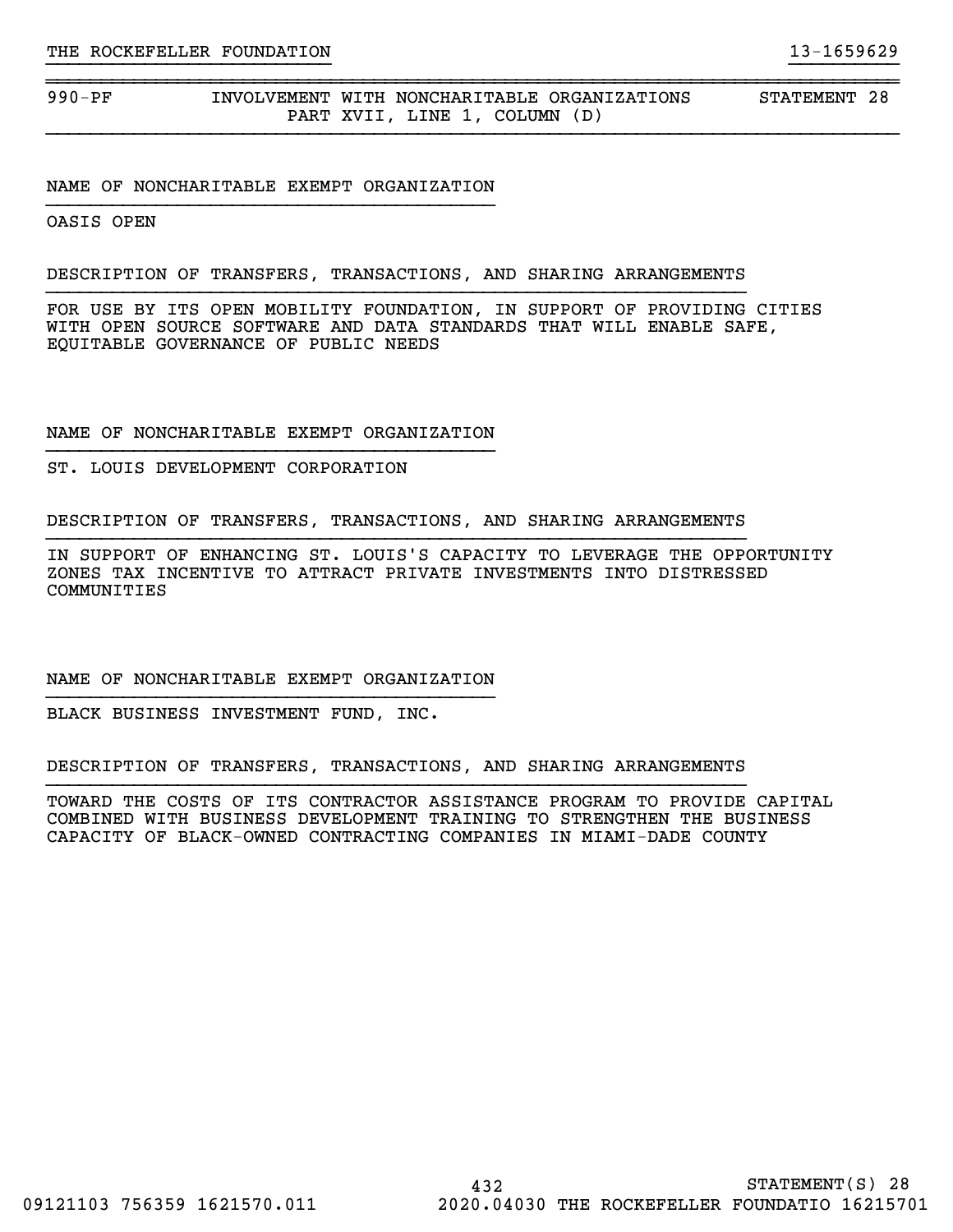| 990-PF | INVOLVEMENT WITH NONCHARITABLE ORGANIZATIONS<br>PART XVII, LINE 1, COLUMN (D) | STATEMENT 28 |
|---|---|---|

NAME OF NONCHARITABLE EXEMPT ORGANIZATION

OASIS OPEN

DESCRIPTION OF TRANSFERS, TRANSACTIONS, AND SHARING ARRANGEMENTS

FOR USE BY ITS OPEN MOBILITY FOUNDATION, IN SUPPORT OF PROVIDING CITIES WITH OPEN SOURCE SOFTWARE AND DATA STANDARDS THAT WILL ENABLE SAFE, EQUITABLE GOVERNANCE OF PUBLIC NEEDS

NAME OF NONCHARITABLE EXEMPT ORGANIZATION

ST. LOUIS DEVELOPMENT CORPORATION

DESCRIPTION OF TRANSFERS, TRANSACTIONS, AND SHARING ARRANGEMENTS

IN SUPPORT OF ENHANCING ST. LOUIS'S CAPACITY TO LEVERAGE THE OPPORTUNITY ZONES TAX INCENTIVE TO ATTRACT PRIVATE INVESTMENTS INTO DISTRESSED COMMUNITIES

NAME OF NONCHARITABLE EXEMPT ORGANIZATION

BLACK BUSINESS INVESTMENT FUND, INC.

DESCRIPTION OF TRANSFERS, TRANSACTIONS, AND SHARING ARRANGEMENTS

TOWARD THE COSTS OF ITS CONTRACTOR ASSISTANCE PROGRAM TO PROVIDE CAPITAL COMBINED WITH BUSINESS DEVELOPMENT TRAINING TO STRENGTHEN THE BUSINESS CAPACITY OF BLACK-OWNED CONTRACTING COMPANIES IN MIAMI-DADE COUNTY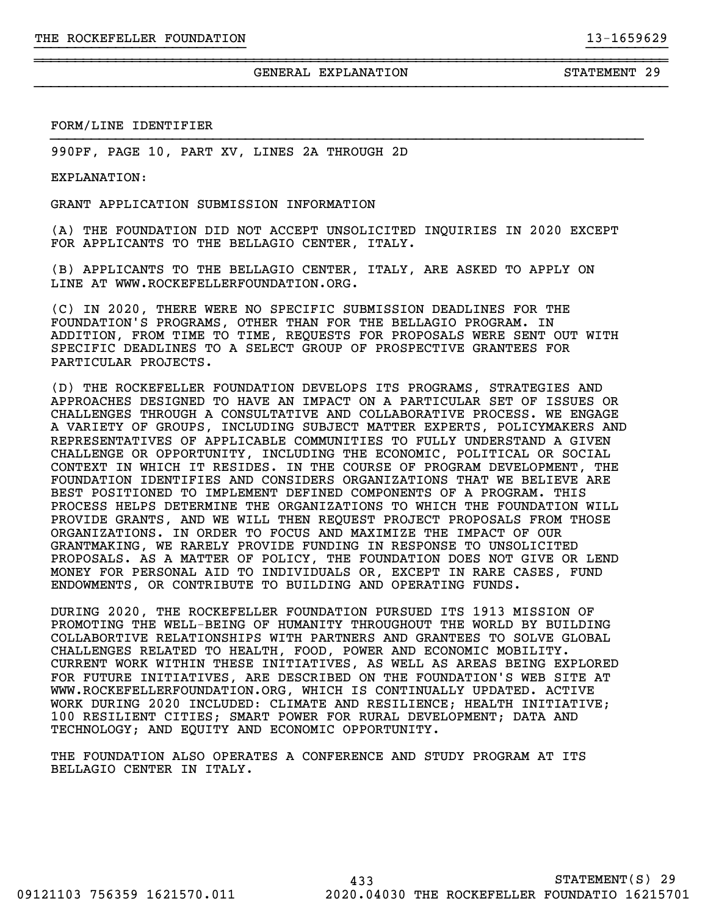## GENERAL EXPLANATION — STATEMENT 29

FORM/LINE IDENTIFIER

990PF, PAGE 10, PART XV, LINES 2A THROUGH 2D

EXPLANATION:

GRANT APPLICATION SUBMISSION INFORMATION

(A) THE FOUNDATION DID NOT ACCEPT UNSOLICITED INQUIRIES IN 2020 EXCEPT FOR APPLICANTS TO THE BELLAGIO CENTER, ITALY.

(B) APPLICANTS TO THE BELLAGIO CENTER, ITALY, ARE ASKED TO APPLY ON LINE AT WWW.ROCKEFELLERFOUNDATION.ORG.

(C) IN 2020, THERE WERE NO SPECIFIC SUBMISSION DEADLINES FOR THE FOUNDATION'S PROGRAMS, OTHER THAN FOR THE BELLAGIO PROGRAM. IN ADDITION, FROM TIME TO TIME, REQUESTS FOR PROPOSALS WERE SENT OUT WITH SPECIFIC DEADLINES TO A SELECT GROUP OF PROSPECTIVE GRANTEES FOR PARTICULAR PROJECTS.

(D) THE ROCKEFELLER FOUNDATION DEVELOPS ITS PROGRAMS, STRATEGIES AND APPROACHES DESIGNED TO HAVE AN IMPACT ON A PARTICULAR SET OF ISSUES OR CHALLENGES THROUGH A CONSULTATIVE AND COLLABORATIVE PROCESS. WE ENGAGE A VARIETY OF GROUPS, INCLUDING SUBJECT MATTER EXPERTS, POLICYMAKERS AND REPRESENTATIVES OF APPLICABLE COMMUNITIES TO FULLY UNDERSTAND A GIVEN CHALLENGE OR OPPORTUNITY, INCLUDING THE ECONOMIC, POLITICAL OR SOCIAL CONTEXT IN WHICH IT RESIDES. IN THE COURSE OF PROGRAM DEVELOPMENT, THE FOUNDATION IDENTIFIES AND CONSIDERS ORGANIZATIONS THAT WE BELIEVE ARE BEST POSITIONED TO IMPLEMENT DEFINED COMPONENTS OF A PROGRAM. THIS PROCESS HELPS DETERMINE THE ORGANIZATIONS TO WHICH THE FOUNDATION WILL PROVIDE GRANTS, AND WE WILL THEN REQUEST PROJECT PROPOSALS FROM THOSE ORGANIZATIONS. IN ORDER TO FOCUS AND MAXIMIZE THE IMPACT OF OUR GRANTMAKING, WE RARELY PROVIDE FUNDING IN RESPONSE TO UNSOLICITED PROPOSALS. AS A MATTER OF POLICY, THE FOUNDATION DOES NOT GIVE OR LEND MONEY FOR PERSONAL AID TO INDIVIDUALS OR, EXCEPT IN RARE CASES, FUND ENDOWMENTS, OR CONTRIBUTE TO BUILDING AND OPERATING FUNDS.

DURING 2020, THE ROCKEFELLER FOUNDATION PURSUED ITS 1913 MISSION OF PROMOTING THE WELL-BEING OF HUMANITY THROUGHOUT THE WORLD BY BUILDING COLLABORTIVE RELATIONSHIPS WITH PARTNERS AND GRANTEES TO SOLVE GLOBAL CHALLENGES RELATED TO HEALTH, FOOD, POWER AND ECONOMIC MOBILITY. CURRENT WORK WITHIN THESE INITIATIVES, AS WELL AS AREAS BEING EXPLORED FOR FUTURE INITIATIVES, ARE DESCRIBED ON THE FOUNDATION'S WEB SITE AT WWW.ROCKEFELLERFOUNDATION.ORG, WHICH IS CONTINUALLY UPDATED. ACTIVE WORK DURING 2020 INCLUDED: CLIMATE AND RESILIENCE; HEALTH INITIATIVE; 100 RESILIENT CITIES; SMART POWER FOR RURAL DEVELOPMENT; DATA AND TECHNOLOGY; AND EQUITY AND ECONOMIC OPPORTUNITY.

THE FOUNDATION ALSO OPERATES A CONFERENCE AND STUDY PROGRAM AT ITS BELLAGIO CENTER IN ITALY.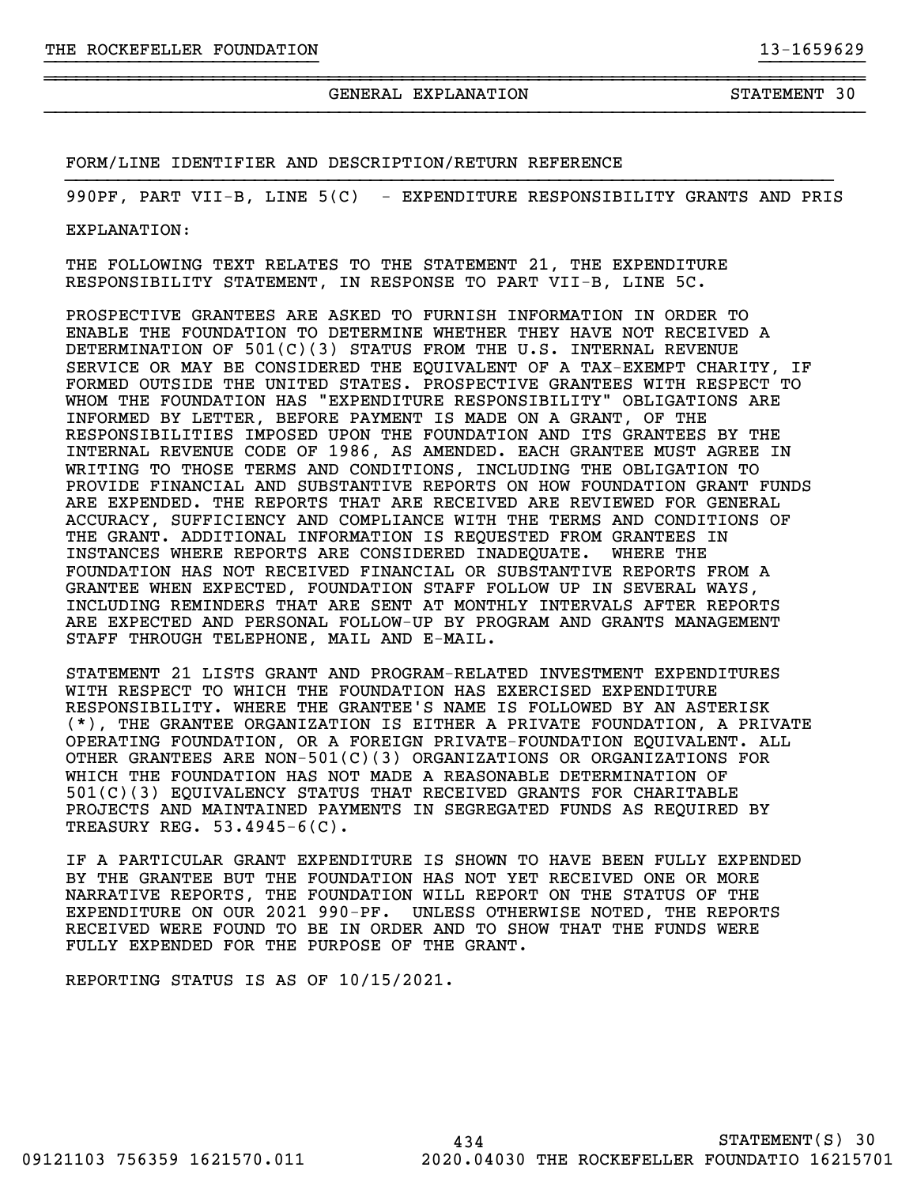## GENERAL EXPLANATION — STATEMENT 30

FORM/LINE IDENTIFIER AND DESCRIPTION/RETURN REFERENCE

990PF, PART VII-B, LINE 5(C) - EXPENDITURE RESPONSIBILITY GRANTS AND PRIS

EXPLANATION:

THE FOLLOWING TEXT RELATES TO THE STATEMENT 21, THE EXPENDITURE RESPONSIBILITY STATEMENT, IN RESPONSE TO PART VII-B, LINE 5C.

PROSPECTIVE GRANTEES ARE ASKED TO FURNISH INFORMATION IN ORDER TO ENABLE THE FOUNDATION TO DETERMINE WHETHER THEY HAVE NOT RECEIVED A DETERMINATION OF 501(C)(3) STATUS FROM THE U.S. INTERNAL REVENUE SERVICE OR MAY BE CONSIDERED THE EQUIVALENT OF A TAX-EXEMPT CHARITY, IF FORMED OUTSIDE THE UNITED STATES. PROSPECTIVE GRANTEES WITH RESPECT TO WHOM THE FOUNDATION HAS "EXPENDITURE RESPONSIBILITY" OBLIGATIONS ARE INFORMED BY LETTER, BEFORE PAYMENT IS MADE ON A GRANT, OF THE RESPONSIBILITIES IMPOSED UPON THE FOUNDATION AND ITS GRANTEES BY THE INTERNAL REVENUE CODE OF 1986, AS AMENDED. EACH GRANTEE MUST AGREE IN WRITING TO THOSE TERMS AND CONDITIONS, INCLUDING THE OBLIGATION TO PROVIDE FINANCIAL AND SUBSTANTIVE REPORTS ON HOW FOUNDATION GRANT FUNDS ARE EXPENDED. THE REPORTS THAT ARE RECEIVED ARE REVIEWED FOR GENERAL ACCURACY, SUFFICIENCY AND COMPLIANCE WITH THE TERMS AND CONDITIONS OF THE GRANT. ADDITIONAL INFORMATION IS REQUESTED FROM GRANTEES IN INSTANCES WHERE REPORTS ARE CONSIDERED INADEQUATE. WHERE THE FOUNDATION HAS NOT RECEIVED FINANCIAL OR SUBSTANTIVE REPORTS FROM A GRANTEE WHEN EXPECTED, FOUNDATION STAFF FOLLOW UP IN SEVERAL WAYS, INCLUDING REMINDERS THAT ARE SENT AT MONTHLY INTERVALS AFTER REPORTS ARE EXPECTED AND PERSONAL FOLLOW-UP BY PROGRAM AND GRANTS MANAGEMENT STAFF THROUGH TELEPHONE, MAIL AND E-MAIL.

STATEMENT 21 LISTS GRANT AND PROGRAM-RELATED INVESTMENT EXPENDITURES WITH RESPECT TO WHICH THE FOUNDATION HAS EXERCISED EXPENDITURE RESPONSIBILITY. WHERE THE GRANTEE'S NAME IS FOLLOWED BY AN ASTERISK (*), THE GRANTEE ORGANIZATION IS EITHER A PRIVATE FOUNDATION, A PRIVATE OPERATING FOUNDATION, OR A FOREIGN PRIVATE-FOUNDATION EQUIVALENT. ALL OTHER GRANTEES ARE NON-501(C)(3) ORGANIZATIONS OR ORGANIZATIONS FOR WHICH THE FOUNDATION HAS NOT MADE A REASONABLE DETERMINATION OF 501(C)(3) EQUIVALENCY STATUS THAT RECEIVED GRANTS FOR CHARITABLE PROJECTS AND MAINTAINED PAYMENTS IN SEGREGATED FUNDS AS REQUIRED BY TREASURY REG. 53.4945-6(C).

IF A PARTICULAR GRANT EXPENDITURE IS SHOWN TO HAVE BEEN FULLY EXPENDED BY THE GRANTEE BUT THE FOUNDATION HAS NOT YET RECEIVED ONE OR MORE NARRATIVE REPORTS, THE FOUNDATION WILL REPORT ON THE STATUS OF THE EXPENDITURE ON OUR 2021 990-PF. UNLESS OTHERWISE NOTED, THE REPORTS RECEIVED WERE FOUND TO BE IN ORDER AND TO SHOW THAT THE FUNDS WERE FULLY EXPENDED FOR THE PURPOSE OF THE GRANT.

REPORTING STATUS IS AS OF 10/15/2021.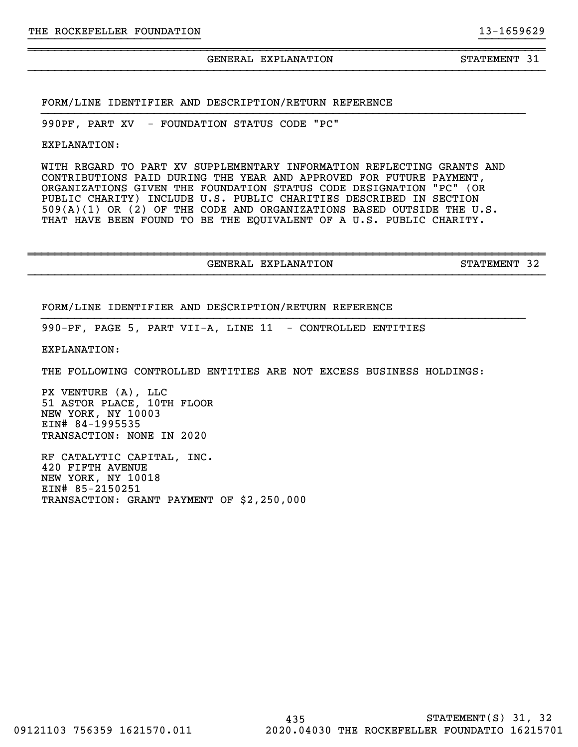## GENERAL EXPLANATION — STATEMENT 31

FORM/LINE IDENTIFIER AND DESCRIPTION/RETURN REFERENCE

990PF, PART XV - FOUNDATION STATUS CODE "PC"

EXPLANATION:

WITH REGARD TO PART XV SUPPLEMENTARY INFORMATION REFLECTING GRANTS AND CONTRIBUTIONS PAID DURING THE YEAR AND APPROVED FOR FUTURE PAYMENT, ORGANIZATIONS GIVEN THE FOUNDATION STATUS CODE DESIGNATION "PC" (OR PUBLIC CHARITY) INCLUDE U.S. PUBLIC CHARITIES DESCRIBED IN SECTION 509(A)(1) OR (2) OF THE CODE AND ORGANIZATIONS BASED OUTSIDE THE U.S. THAT HAVE BEEN FOUND TO BE THE EQUIVALENT OF A U.S. PUBLIC CHARITY.

## GENERAL EXPLANATION — STATEMENT 32

FORM/LINE IDENTIFIER AND DESCRIPTION/RETURN REFERENCE

990-PF, PAGE 5, PART VII-A, LINE 11 - CONTROLLED ENTITIES

EXPLANATION:

THE FOLLOWING CONTROLLED ENTITIES ARE NOT EXCESS BUSINESS HOLDINGS:

PX VENTURE (A), LLC
51 ASTOR PLACE, 10TH FLOOR
NEW YORK, NY 10003
EIN# 84-1995535
TRANSACTION: NONE IN 2020

RF CATALYTIC CAPITAL, INC.
420 FIFTH AVENUE
NEW YORK, NY 10018
EIN# 85-2150251
TRANSACTION: GRANT PAYMENT OF $2,250,000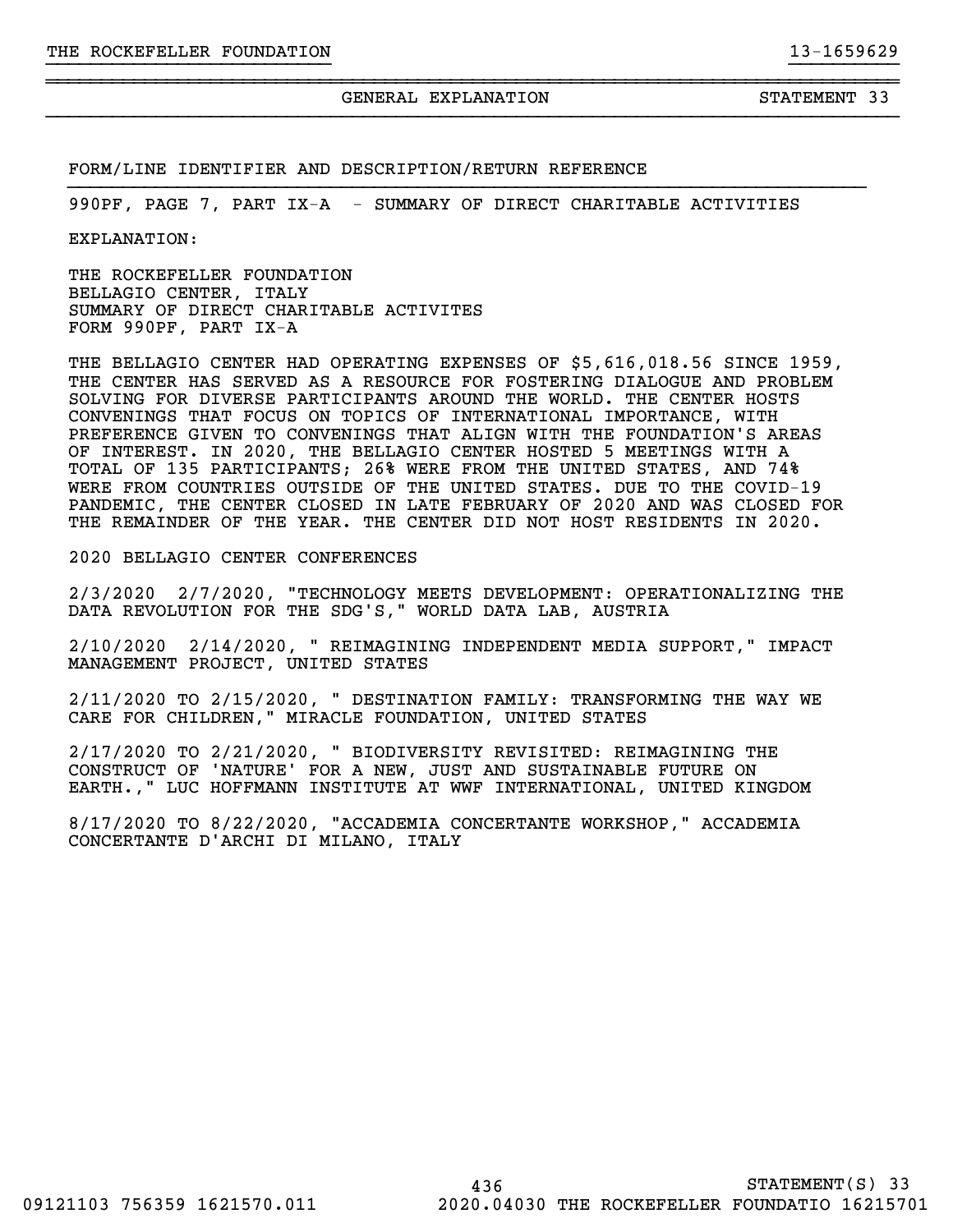## GENERAL EXPLANATION — STATEMENT 33

FORM/LINE IDENTIFIER AND DESCRIPTION/RETURN REFERENCE

990PF, PAGE 7, PART IX-A - SUMMARY OF DIRECT CHARITABLE ACTIVITIES

EXPLANATION:

THE ROCKEFELLER FOUNDATION
BELLAGIO CENTER, ITALY
SUMMARY OF DIRECT CHARITABLE ACTIVITES
FORM 990PF, PART IX-A

THE BELLAGIO CENTER HAD OPERATING EXPENSES OF $5,616,018.56 SINCE 1959, THE CENTER HAS SERVED AS A RESOURCE FOR FOSTERING DIALOGUE AND PROBLEM SOLVING FOR DIVERSE PARTICIPANTS AROUND THE WORLD. THE CENTER HOSTS CONVENINGS THAT FOCUS ON TOPICS OF INTERNATIONAL IMPORTANCE, WITH PREFERENCE GIVEN TO CONVENINGS THAT ALIGN WITH THE FOUNDATION'S AREAS OF INTEREST. IN 2020, THE BELLAGIO CENTER HOSTED 5 MEETINGS WITH A TOTAL OF 135 PARTICIPANTS; 26% WERE FROM THE UNITED STATES, AND 74% WERE FROM COUNTRIES OUTSIDE OF THE UNITED STATES. DUE TO THE COVID-19 PANDEMIC, THE CENTER CLOSED IN LATE FEBRUARY OF 2020 AND WAS CLOSED FOR THE REMAINDER OF THE YEAR. THE CENTER DID NOT HOST RESIDENTS IN 2020.

2020 BELLAGIO CENTER CONFERENCES

2/3/2020 2/7/2020, "TECHNOLOGY MEETS DEVELOPMENT: OPERATIONALIZING THE DATA REVOLUTION FOR THE SDG'S," WORLD DATA LAB, AUSTRIA

2/10/2020 2/14/2020, " REIMAGINING INDEPENDENT MEDIA SUPPORT," IMPACT MANAGEMENT PROJECT, UNITED STATES

2/11/2020 TO 2/15/2020, " DESTINATION FAMILY: TRANSFORMING THE WAY WE CARE FOR CHILDREN," MIRACLE FOUNDATION, UNITED STATES

2/17/2020 TO 2/21/2020, " BIODIVERSITY REVISITED: REIMAGINING THE CONSTRUCT OF 'NATURE' FOR A NEW, JUST AND SUSTAINABLE FUTURE ON EARTH.," LUC HOFFMANN INSTITUTE AT WWF INTERNATIONAL, UNITED KINGDOM

8/17/2020 TO 8/22/2020, "ACCADEMIA CONCERTANTE WORKSHOP," ACCADEMIA CONCERTANTE D'ARCHI DI MILANO, ITALY